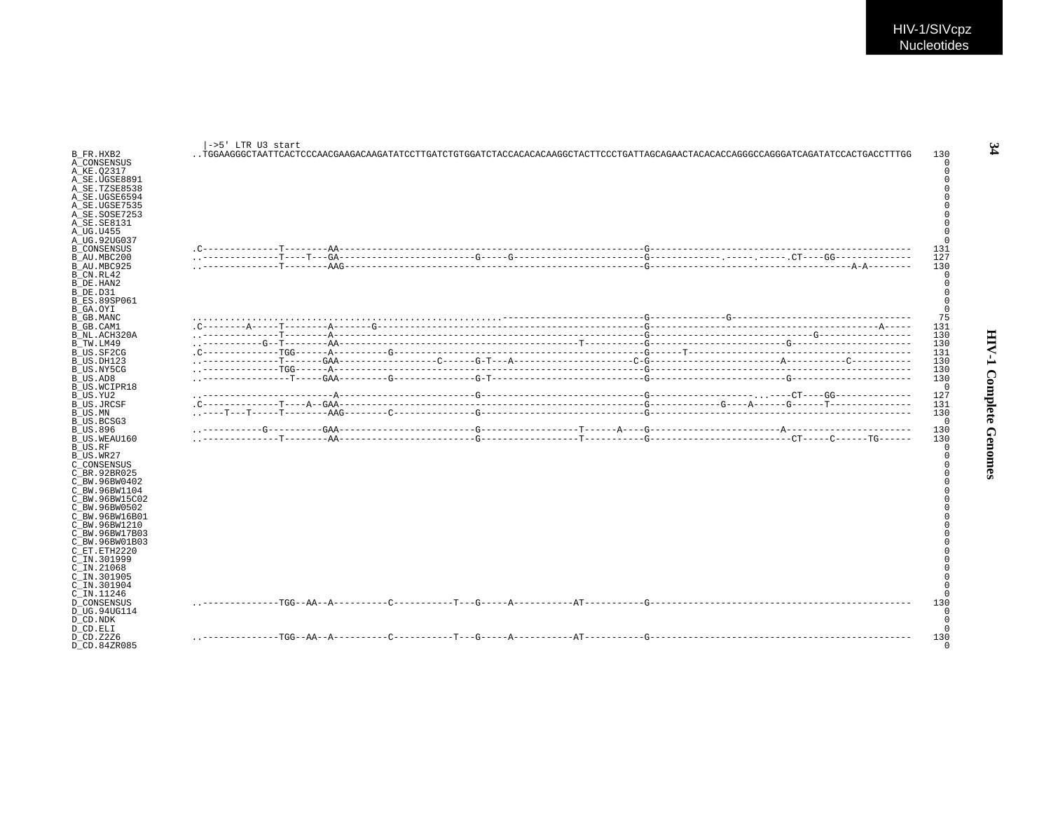```
                 |->5' LTR U3 start
B_FR.HXB2       ..TGGAAGGGCTAATTCACTCCCAACGAAGACAAGATATCCTTGATCTGTGGATCTACCACACACAAGGCTACTTCCCTGATTAGCAGAACTACACACCAGGGCCAGGGATCAGATATCCACTGACCTTTGG   130
A_CONSENSUS                                                                                                                                                0
A_KE.Q2317                                                                                                                                                 0
A_SE.UGSE8891                                                                                                                                              0
A_SE.TZSE8538                                                                                                                                              0
A_SE.UGSE6594                                                                                                                                              0
A_SE.UGSE7535                                                                                                                                              0
A_SE.SOSE7253                                                                                                                                              0
A_SE.SE8131                                                                                                                                                0
A_UG.U455                                                                                                                                                  0
A_UG.92UG037                                                                                                                                               0
B_CONSENSUS     .C--------------T--------AA--------------------------------------------------------G-------------------------------------------------   131
B_AU.MBC200     ..--------------T----T---GA-------------------------G-----G-----------------------G-------------.-----.------.CT----GG--------------   127
B_AU.MBC925     ..--------------T--------AAG-------------------------------------------------------G-------------------------------------A-A--------   130
B_CN.RL42                                                                                                                                                  0
B_DE.HAN2                                                                                                                                                  0
B_DE.D31                                                                                                                                                   0
B_ES.89SP061                                                                                                                                               0
B_GA.OYI                                                                                                                                                   0
B_GB.MANC       ..........................................................------------------------G--------------G--------------------------------    75
B_GB.CAM1       .C--------A-----T--------A-------G-------------------------------------------------G-----------------------------------------A-----   131
B_NL.ACH320A    ..--------------T--------A---------------------------------------------------------G------------------------------G-----------------   130
B_TW.LM49       ..-----------G--T--------AA-------------------------------------------T------------G--------------------------G---------------------   130
B_US.SF2CG      .C--------------TGG------A----------G----------------------------------------------G------T------------------------------------------   131
B_US.DH123      ..--------------T-------GAA------------------C------G-T---A----------------------C-G-------------------------A-----------C-----------   130
B_US.NY5CG      ..--------------TGG------A---------------------------------------------------------G-------------------------------------------------   130
B_US.AD8        ..----------------T-----GAA---------G---------------G-T----------------------------G-------------------------G---------------------   130
B_US.WCIPR18                                                                                                                                               0
B_US.YU2        ..-------------------------A------------------------G-----------------------------G--------------------...----CT----GG--------------   127
B_US.JRCSF      .C--------------T----A--GAA--------------------------------------------------------G-------------G----A------G------T---------------   131
B_US.MN         ..----T---T-----T--------AAG--------C---------------G------------------------------G-------------------------------------------------   130
B_US.BCSG3                                                                                                                                                 0
B_US.896        ..-----------G----------GAA-------------------------G------------------T------A----G-------------------------A-----------------------   130
B_US.WEAU160    ..--------------T--------AA-------------------------G------------------T-----------G--------------------------CT-----C------TG------   130
B_US.RF                                                                                                                                                    0
B_US.WR27                                                                                                                                                  0
C_CONSENSUS                                                                                                                                                0
C_BR.92BR025                                                                                                                                               0
C_BW.96BW0402                                                                                                                                              0
C_BW.96BW1104                                                                                                                                              0
C_BW.96BW15C02                                                                                                                                             0
C_BW.96BW0502                                                                                                                                              0
C_BW.96BW16B01                                                                                                                                             0
C_BW.96BW1210                                                                                                                                              0
C_BW.96BW17B03                                                                                                                                             0
C_BW.96BW01B03                                                                                                                                             0
C_ET.ETH2220                                                                                                                                               0
C_IN.301999                                                                                                                                                0
C_IN.21068                                                                                                                                                 0
C_IN.301905                                                                                                                                                0
C_IN.301904                                                                                                                                                0
C_IN.11246                                                                                                                                                 0
D_CONSENSUS     ..--------------TGG--AA--A----------C-----------T---G-----A-----------AT-----------G-------------------------------------------------   130
D_UG.94UG114                                                                                                                                               0
D_CD.NDK                                                                                                                                                   0
D_CD.ELI                                                                                                                                                   0
D_CD.Z2Z6       ..--------------TGG--AA--A----------C-----------T---G-----A-----------AT-----------G-------------------------------------------------   130
D_CD.84ZR085                                                                                                                                               0
```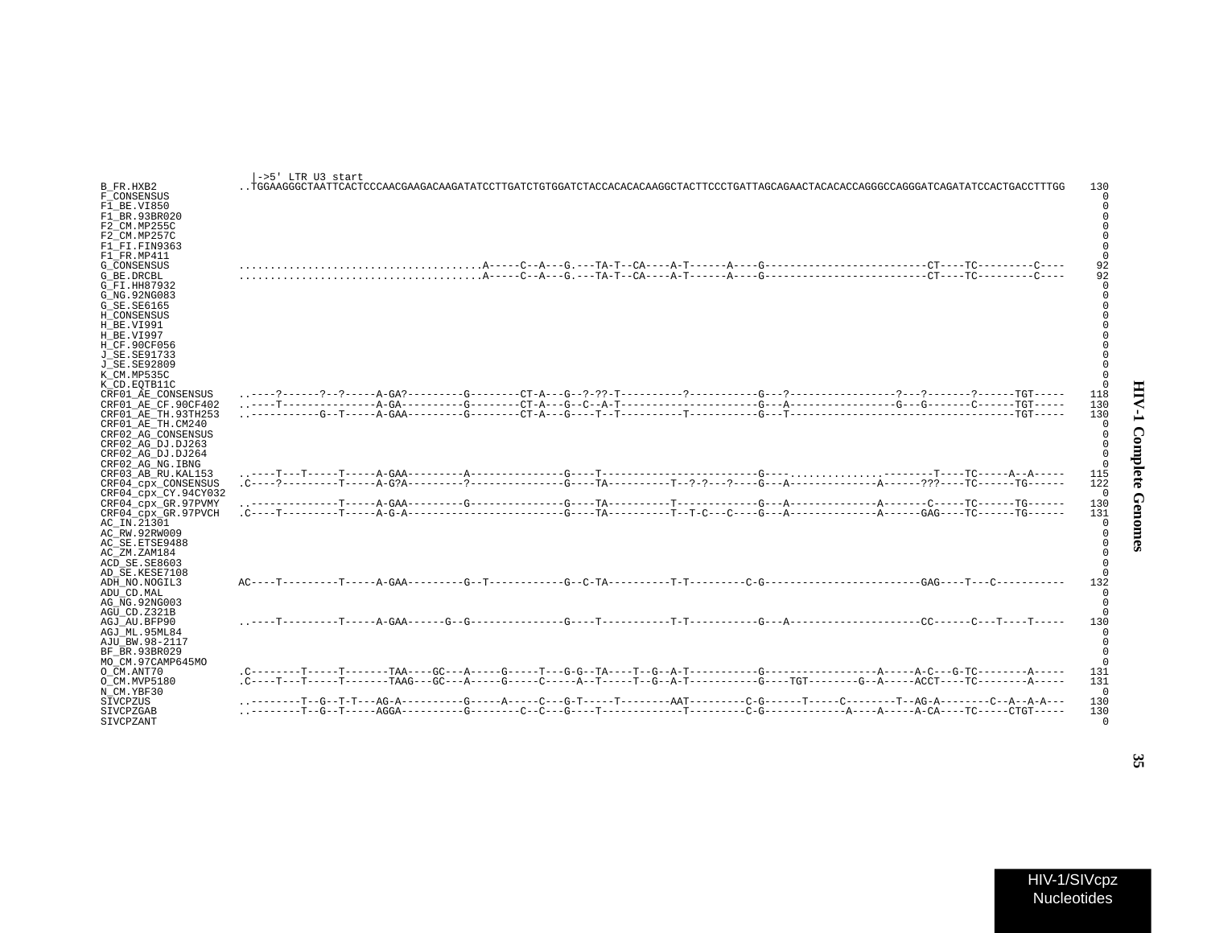```
                      |->5' LTR U3 start
B_FR.HXB2             ..TGGAAGGGCTAATTCACTCCCAACGAAGACAAGATATCCTTGATCTGTGGATCTACCACACACAAGGCTACTTCCCTGATTAGCAGAACTACACACCAGGGCCAGGGATCAGATATCCACTGACCTTTGG   130
F_CONSENSUS                                                                                                                                                   0
F1_BE.VI850                                                                                                                                                   0
F1_BR.93BR020                                                                                                                                                 0
F2_CM.MP255C                                                                                                                                                  0
F2_CM.MP257C                                                                                                                                                  0
F1_FI.FIN9363                                                                                                                                                 0
F1_FR.MP411                                                                                                                                                   0
G_CONSENSUS           .....................................A-----C--A---G.---TA-T--CA----A-T------A----G-------------------------CT----TC---------C----    92
G_BE.DRCBL            .....................................A-----C--A---G.---TA-T--CA----A-T------A----G-------------------------CT----TC---------C----    92
G_FI.HH87932                                                                                                                                                  0
G_NG.92NG083                                                                                                                                                  0
G_SE.SE6165                                                                                                                                                   0
H_CONSENSUS                                                                                                                                                   0
H_BE.VI991                                                                                                                                                    0
H_BE.VI997                                                                                                                                                    0
H_CF.90CF056                                                                                                                                                  0
J_SE.SE91733                                                                                                                                                  0
J_SE.SE92809                                                                                                                                                  0
K_CM.MP535C                                                                                                                                                   0
K_CD.EQTB11C                                                                                                                                                  0
CRF01_AE_CONSENSUS    ..----?------?--?-----A-GA?---------G--------CT-A---G--?-??-T----------?----------G---?----------------?---?-------?------TGT-----   118
CRF01_AE_CF.90CF402   ..----T---------------A-GA----------G--------CT-A---G--C--A-T---------------------G---A-----------------G---G-------C------TGT-----   130
CRF01_AE_TH.93TH253   ..-----------G--T-----A-GAA---------G--------CT-A---G----T--T----------T----------G---T------------------------------------TGT-----   130
CRF01_AE_TH.CM240                                                                                                                                             0
CRF02_AG_CONSENSUS                                                                                                                                            0
CRF02_AG_DJ.DJ263                                                                                                                                             0
CRF02_AG_DJ.DJ264                                                                                                                                             0
CRF02_AG_NG.IBNG                                                                                                                                              0
CRF03_AB_RU.KAL153    ..----T---T-----T-----A-GAA---------A--------------G----T------------------------G----...............--------T----TC-----A--A-----   115
CRF04_cpx_CONSENSUS   .C----?---------T-----A-G?A---------?--------------G----TA----------T--?-?---?----G---A-------------A------???----TC------TG------   122
CRF04_cpx_CY.94CY032                                                                                                                                          0
CRF04_cpx_GR.97PVMY   ..--------------T-----A-GAA---------G--------------G----TA----------T------------G---A--------------A-------C-----TC------TG------   130
CRF04_cpx_GR.97PVCH   .C----T---------T-----A-G-A------------------------G----TA----------T--T-C---C----G---A-------------A------GAG----TC------TG------   131
AC_IN.21301                                                                                                                                                   0
AC_RW.92RW009                                                                                                                                                 0
AC_SE.ETSE9488                                                                                                                                                0
AC_ZM.ZAM184                                                                                                                                                  0
ACD_SE.SE8603                                                                                                                                                 0
AD_SE.KESE7108                                                                                                                                                0
ADH_NO.NOGIL3         AC----T---------T-----A-GAA---------G--T-----------G--C-TA----------T-T---------C-G-------------------------GAG----T---C-----------   132
ADU_CD.MAL                                                                                                                                                    0
AG_NG.92NG003                                                                                                                                                 0
AGU_CD.Z321B                                                                                                                                                  0
AGJ_AU.BFP90          ..----T---------T-----A-GAA------G--G--------------G----T----------T-T----------G---A--------------------CC------C---T----T-----   130
AGJ_ML.95ML84                                                                                                                                                 0
AJU_BW.98-2117                                                                                                                                                0
BF_BR.93BR029                                                                                                                                                 0
MO_CM.97CAMP645MO                                                                                                                                             0
O_CM.ANT70            .C--------T-----T-------TAA----GC---A-----G-----T---G-G--TA----T--G--A-T-----------G------------------A-----A-C---G-TC--------A-----   131
O_CM.MVP5180          .C----T---T-----T-------TAAG---GC---A-----G-----C-----A--T-----T--G--A-T-----------G----TGT--------G--A-----ACCT----TC--------A-----   131
N_CM.YBF30                                                                                                                                                    0
SIVCPZUS              ..--------T--G--T-T---AG-A----------G-----A-----C---G-T-----T--------AAT---------C-G------T-----C--------T--AG-A--------C--A--A-A---   130
SIVCPZGAB             ..--------T--G--T-----AGGA----------G--------C--C---G----T-------------T---------C-G-------------A----A-----A-CA----TC-----CTGT-----   130
SIVCPZANT                                                                                                                                                     0
```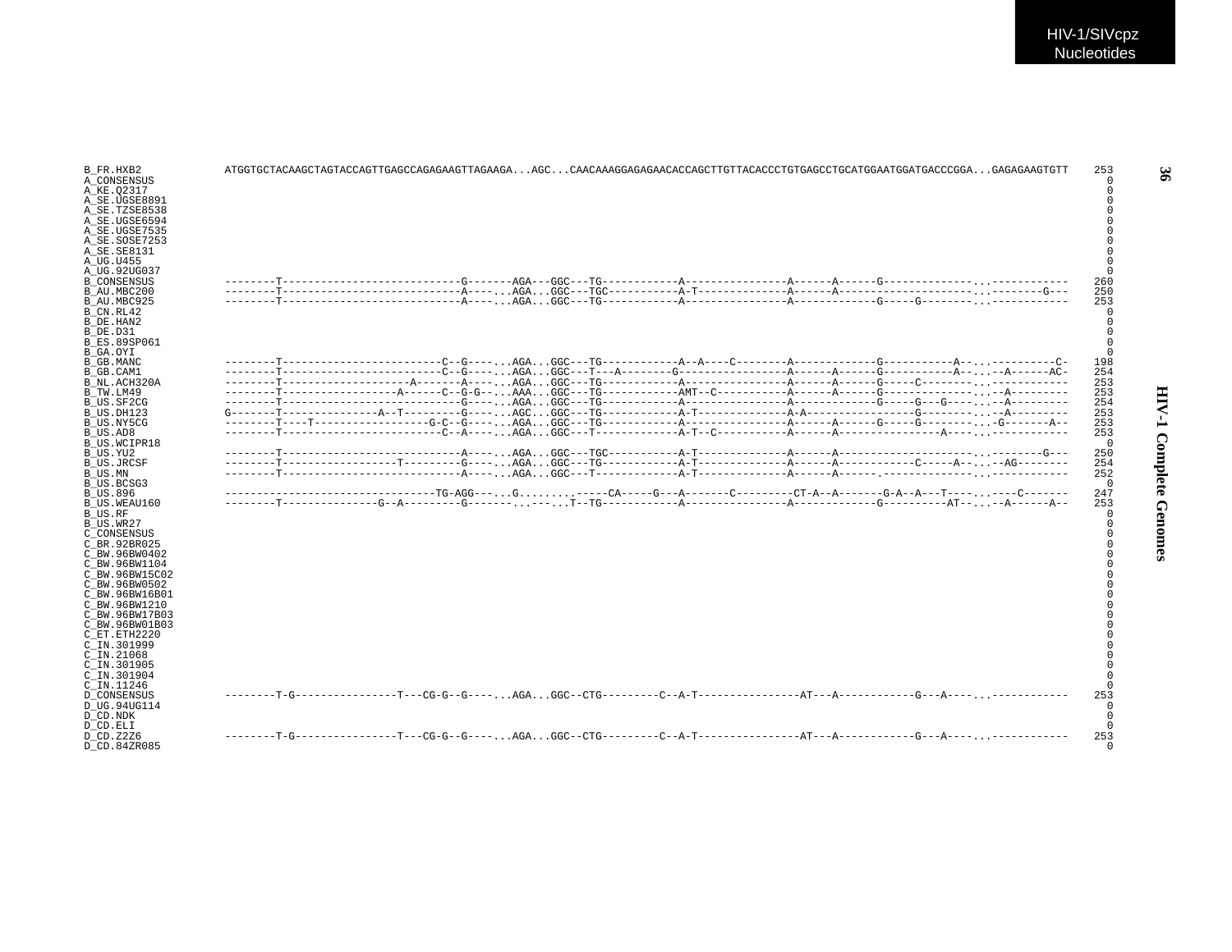```
B_FR.HXB2         ATGGTGCTACAAGCTAGTACCAGTTGAGCCAGAGAAGTTAGAAGA...AGC...CAACAAAGGAGAGAACACCAGCTTGTTACACCCTGTGAGCCTGCATGGAATGGATGACCCGGA...GAGAGAAGTGTT   253
A_CONSENSUS                                                                                                                                              0
A_KE.Q2317                                                                                                                                               0
A_SE.UGSE8891                                                                                                                                            0
A_SE.TZSE8538                                                                                                                                            0
A_SE.UGSE6594                                                                                                                                            0
A_SE.UGSE7535                                                                                                                                            0
A_SE.SOSE7253                                                                                                                                            0
A_SE.SE8131                                                                                                                                              0
A_UG.U455                                                                                                                                                0
A_UG.92UG037                                                                                                                                             0
B_CONSENSUS       --------T---------------------------G-------AGA---GGC---TG-----------A---------------A------A------G-------------...------------   260
B_AU.MBC200       --------T---------------------------A----...AGA...GGC---TGC----------A-T-------------A------A--------------------...--------G---   250
B_AU.MBC925       --------T---------------------------A----...AGA...GGC---TG-----------A---------------A------------G-----G--------...------------   253
B_CN.RL42                                                                                                                                                0
B_DE.HAN2                                                                                                                                                0
B_DE.D31                                                                                                                                                 0
B_ES.89SP061                                                                                                                                             0
B_GA.OYI                                                                                                                                                 0
B_GB.MANC         --------T------------------------C--G----...AGA...GGC---TG-----------A--A----C--------A------------G-----------A--...----------C-   198
B_GB.CAM1         --------T------------------------C--G----...AGA...GGC---T---A--------G---------------A------A------G-----------A--...--A------AC-   254
B_NL.ACH320A      --------T-------------------A-------A----...AGA...GGC---TG-----------A---------------A------A------G-----C--------...------------   253
B_TW.LM49         --------T-----------------A------C--G-G--...AAA...GGC---TG-----------AMT--C----------A------A------G-------------...--A---------   253
B_US.SF2CG        --------T---------------------------G----...AGA...GGC---TG-----------A---------------A------------G-----G---G----...--A---------   254
B_US.DH123        G-------T--------------A--T---------G----...AGC...GGC---TG-----------A-T-------------A-A----------------G--------...--A---------   253
B_US.NY5CG        --------T----T-----------------G-C--G----...AGA...GGC---TG-----------A---------------A------A------G-----G--------...-G-------A--   253
B_US.AD8          --------T------------------------C--A----...AGA...GGC---T------------A-T--C----------A------A----------------A----...------------   253
B_US.WCIPR18                                                                                                                                             0
B_US.YU2          --------T---------------------------A----...AGA...GGC---TGC----------A-T-------------A------A--------------------...--------G---   250
B_US.JRCSF        --------T-----------------T---------G----...AGA...GGC---TG-----------A-T-------------A------A-----------C-----A--...--AG--------   254
B_US.MN           --------T---------------------------A----...AGA...GGC---T------------A-T-------------A------A------.-------------...------------   252
B_US.BCSG3                                                                                                                                               0
B_US.896          --------------------------------TG-AGG---...G........-----CA-----G---A-------C---------CT-A--A-------G-A--A---T----...----C-------   247
B_US.WEAU160      --------T---------------G--A---------G-------...----...T--TG-----------A---------------A------------G----------AT--...--A------A--   253
B_US.RF                                                                                                                                                  0
B_US.WR27                                                                                                                                                0
C_CONSENSUS                                                                                                                                              0
C_BR.92BR025                                                                                                                                             0
C_BW.96BW0402                                                                                                                                            0
C_BW.96BW1104                                                                                                                                            0
C_BW.96BW15C02                                                                                                                                           0
C_BW.96BW0502                                                                                                                                            0
C_BW.96BW16B01                                                                                                                                           0
C_BW.96BW1210                                                                                                                                            0
C_BW.96BW17B03                                                                                                                                           0
C_BW.96BW01B03                                                                                                                                           0
C_ET.ETH2220                                                                                                                                             0
C_IN.301999                                                                                                                                              0
C_IN.21068                                                                                                                                               0
C_IN.301905                                                                                                                                              0
C_IN.301904                                                                                                                                              0
C_IN.11246                                                                                                                                               0
D_CONSENSUS       --------T-G---------------T---CG-G--G----...AGA...GGC--CTG---------C--A-T----------------AT---A-----------G---A----...------------   253
D_UG.94UG114                                                                                                                                             0
D_CD.NDK                                                                                                                                                 0
D_CD.ELI                                                                                                                                                 0
D_CD.Z2Z6         --------T-G---------------T---CG-G--G----...AGA...GGC--CTG---------C--A-T----------------AT---A-----------G---A----...------------   253
D_CD.84ZR085                                                                                                                                             0
```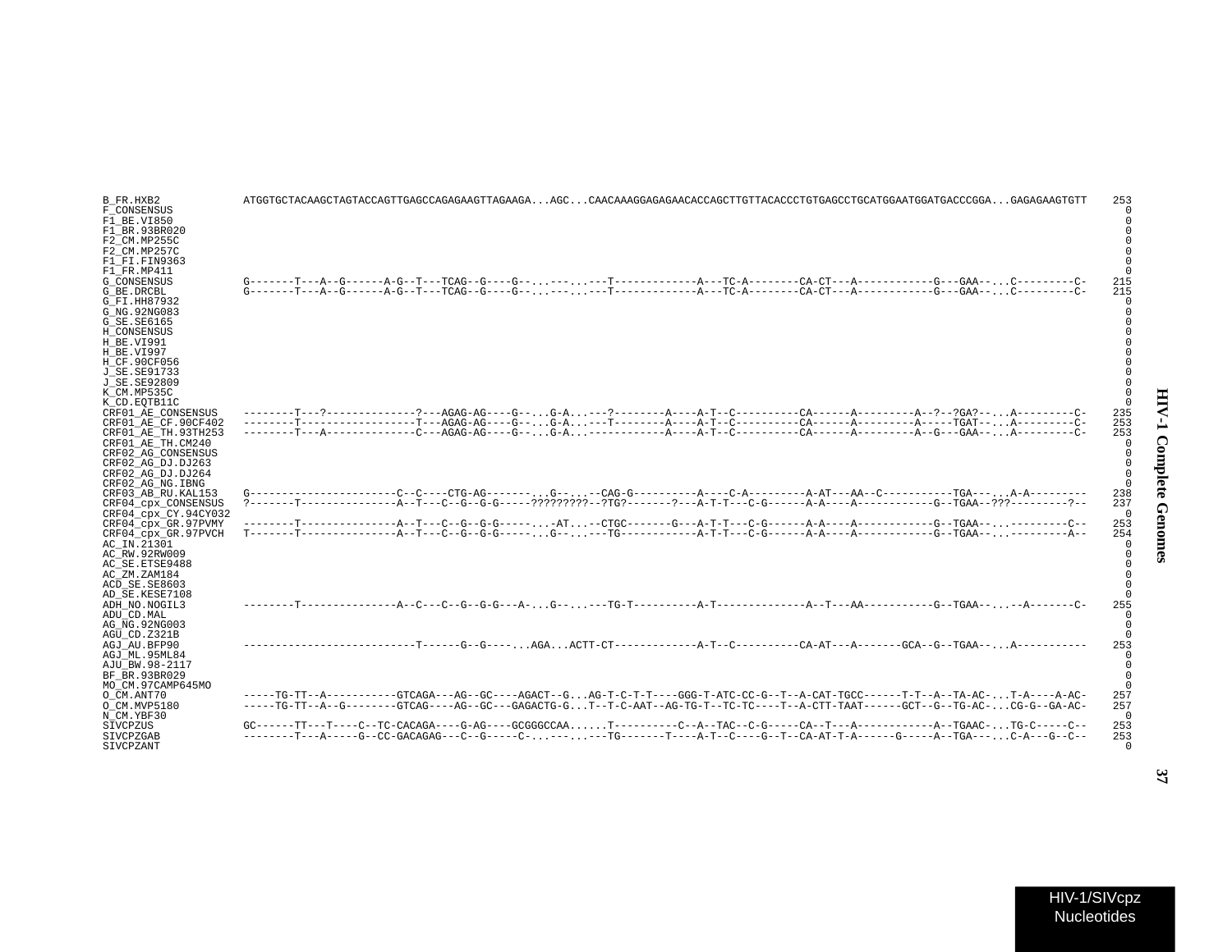```
B_FR.HXB2             ATGGTGCTACAAGCTAGTACCAGTTGAGCCAGAGAAGTTAGAAGA...AGC...CAACAAAGGAGAGAACACCAGCTTGTTACACCCTGTGAGCCTGCATGGAATGGATGACCCGGA...GAGAGAAGTGTT    253
F_CONSENSUS                                                                                                                                              0
F1_BE.VI850                                                                                                                                              0
F1_BR.93BR020                                                                                                                                            0
F2_CM.MP255C                                                                                                                                             0
F2_CM.MP257C                                                                                                                                             0
F1_FI.FIN9363                                                                                                                                            0
F1_FR.MP411                                                                                                                                              0
G_CONSENSUS           G-------T---A--G------A-G--T---TCAG--G----G--...---...---T------------A---TC-A--------CA-CT---A------------G---GAA--...C---------C-  215
G_BE.DRCBL            G-------T---A--G------A-G--T---TCAG--G----G--...---...---T------------A---TC-A--------CA-CT---A------------G---GAA--...C---------C-  215
G_FI.HH87932                                                                                                                                             0
G_NG.92NG083                                                                                                                                             0
G_SE.SE6165                                                                                                                                              0
H_CONSENSUS                                                                                                                                              0
H_BE.VI991                                                                                                                                               0
H_BE.VI997                                                                                                                                               0
H_CF.90CF056                                                                                                                                             0
J_SE.SE91733                                                                                                                                             0
J_SE.SE92809                                                                                                                                             0
K_CM.MP535C                                                                                                                                              0
K_CD.EQTB11C                                                                                                                                             0
CRF01_AE_CONSENSUS    --------T---?-------------?---AGAG-AG----G--...G-A...---?--------A----A-T--C----------CA------A---------A--?--?GA?--...A---------C-  235
CRF01_AE_CF.90CF402   --------T-----------------T---AGAG-AG----G--...G-A...---T--------A----A-T--C----------CA------A---------A-----TGAT--...A---------C-  253
CRF01_AE_TH.93TH253   --------T---A-------------C---AGAG-AG----G--...G-A...------------A----A-T--C----------CA------A---------A--G---GAA--...A---------C-  253
CRF01_AE_TH.CM240                                                                                                                                        0
CRF02_AG_CONSENSUS                                                                                                                                       0
CRF02_AG_DJ.DJ263                                                                                                                                        0
CRF02_AG_DJ.DJ264                                                                                                                                        0
CRF02_AG_NG.IBNG                                                                                                                                         0
CRF03_AB_RU.KAL153    G----------------------C--C----CTG-AG-------...G--...--CAG-G----------A----C-A---------A-AT---AA--C-----------TGA---...A-A---------  238
CRF04_cpx_CONSENSUS   ?-------T--------------A--T---C--G--G-G-----?????????--?TG?-------?---A-T-T---C-G------A-A----A------------G--TGAA--???---------?--  237
CRF04_cpx_CY.94CY032                                                                                                                                     0
CRF04_cpx_GR.97PVMY   --------T--------------A--T---C--G--G-G-----...-AT...--CTGC-------G---A-T-T---C-G------A-A----A------------G--TGAA--...---------C--  253
CRF04_cpx_GR.97PVCH   T-------T--------------A--T---C--G--G-G-----...G--...---TG-----------A-T-T---C-G------A-A----A------------G--TGAA--...---------A--  254
AC_IN.21301                                                                                                                                              0
AC_RW.92RW009                                                                                                                                            0
AC_SE.ETSE9488                                                                                                                                           0
AC_ZM.ZAM184                                                                                                                                             0
ACD_SE.SE8603                                                                                                                                            0
AD_SE.KESE7108                                                                                                                                           0
ADH_NO.NOGIL3         --------T--------------A--C---C--G--G-G---A-...G--...---TG-T----------A-T--------------A--T---AA-----------G--TGAA--...--A-------C-  255
ADU_CD.MAL                                                                                                                                               0
AG_NG.92NG003                                                                                                                                            0
AGU_CD.Z321B                                                                                                                                             0
AGJ_AU.BFP90          ---------------------------T------G--G----...AGA...ACTT-CT------------A-T--C----------CA-AT---A-------GCA--G--TGAA--...A-----------  253
AGJ_ML.95ML84                                                                                                                                            0
AJU_BW.98-2117                                                                                                                                           0
BF_BR.93BR029                                                                                                                                            0
MO_CM.97CAMP645MO                                                                                                                                        0
O_CM.ANT70            -----TG-TT--A-----------GTCAGA---AG--GC----AGACT--G...AG-T-C-T-T----GGG-T-ATC-CC-G--T--A-CAT-TGCC------T-T--A--TA-AC-...T-A----A-AC-  257
O_CM.MVP5180          -----TG-TT--A--G--------GTCAG----AG--GC---GAGACTG-G...T--T-C-AAT--AG-TG-T--TC-TC----T--A-CTT-TAAT------GCT--G--TG-AC-...CG-G--GA-AC-  257
N_CM.YBF30                                                                                                                                               0
SIVCPZUS              GC------TT---T----C--TC-CACAGA----G-AG----GCGGGCCAA......T----------C--A--TAC--C-G-----CA--T---A------------A--TGAAC-...TG-C-----C--  253
SIVCPZGAB             --------T---A-----G--CC-GACAGAG---C--G-----C-...---...---TG-------T----A-T--C----G--T--CA-AT-T-A------G-----A--TGA---...C-A---G--C--  253
SIVCPZANT                                                                                                                                                0
```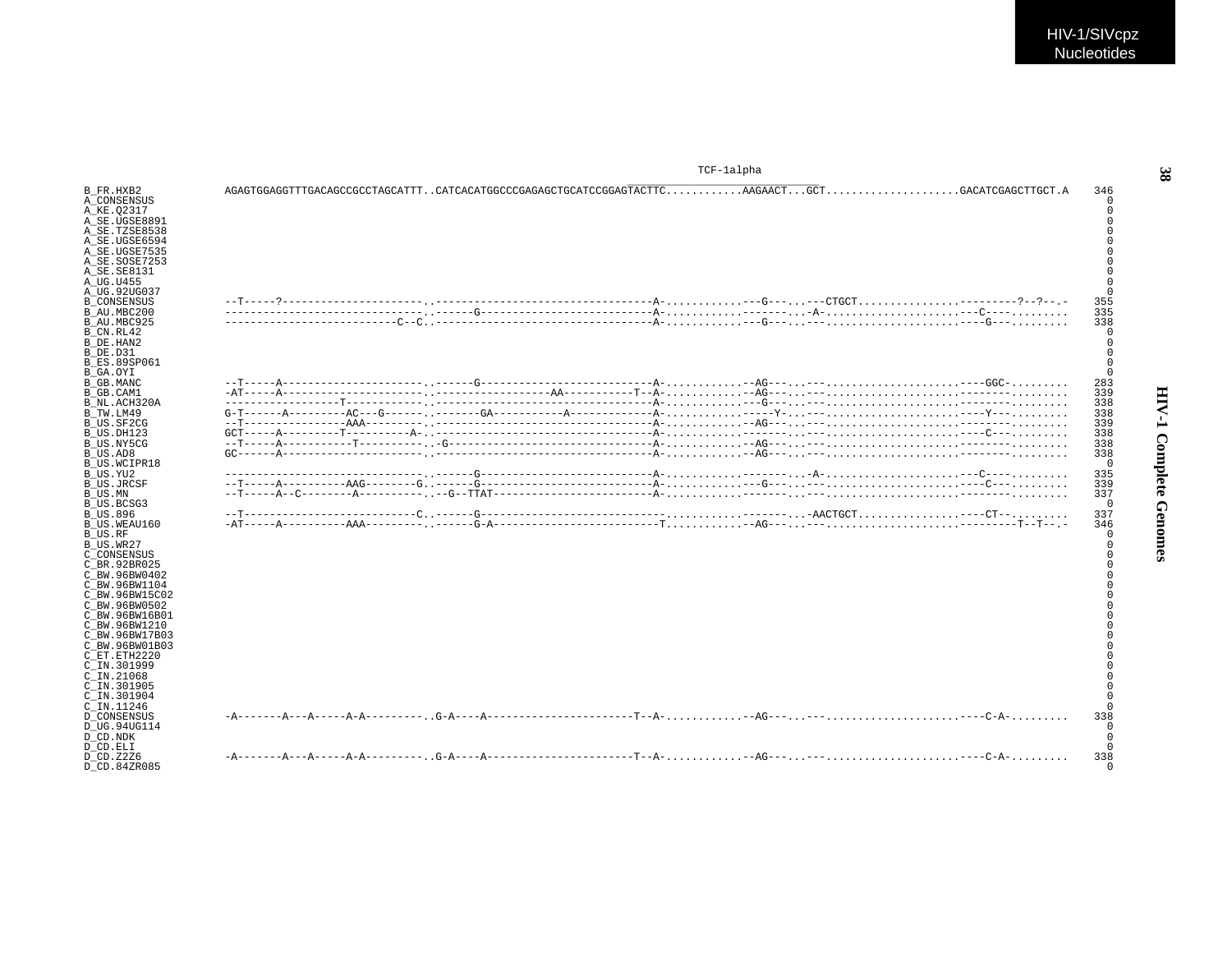```
                                                                                    TCF-1alpha
                                                                             ____________________________
B_FR.HXB2           AGAGTGGAGGTTTGACAGCCGCCTAGCATTT..CATCACATGGCCCGAGAGCTGCATCCGGAGTACTTC............AAGAACT...GCT....................GACATCGAGCTTGCT.A    346
A_CONSENSUS                                                                                                                                           0
A_KE.Q2317                                                                                                                                            0
A_SE.UGSE8891                                                                                                                                         0
A_SE.TZSE8538                                                                                                                                         0
A_SE.UGSE6594                                                                                                                                         0
A_SE.UGSE7535                                                                                                                                         0
A_SE.SOSE7253                                                                                                                                         0
A_SE.SE8131                                                                                                                                           0
A_UG.U455                                                                                                                                             0
A_UG.92UG037                                                                                                                                          0
B_CONSENSUS         --T-----?---------------------.----------------------------------A-............---G---...---CTGCT................---------?--?--.-   355
B_AU.MBC200         ------------------------------..------G--------------------------A-............-------...-A-.....................---C---.........   335
B_AU.MBC925         --------------------------C--C..---------------------------------A-............---G---...---.....................----G---.........   338
B_CN.RL42                                                                                                                                             0
B_DE.HAN2                                                                                                                                             0
B_DE.D31                                                                                                                                              0
B_ES.89SP061                                                                                                                                          0
B_GA.OYI                                                                                                                                              0
B_GB.MANC           --T-----A---------------------..------G--------------------------A-............--AG---...---.....................----GGC-.........   283
B_GB.CAM1           -AT-----A---------------------..------------------AA----------T--A-............--AG---...---.....................-------.........   339
B_NL.ACH320A        -----------------T------------..---------------------------------A-............---G---...---.....................-------.........   338
B_TW.LM49           G-T------A---------AC---G-----..-------GA----------A-------------A-............-----Y-...---.....................----Y---.........   338
B_US.SF2CG          --T----------------AAA--------..---------------------------------A-............--AG---...---.....................-------.........   339
B_US.DH123          GCT-----A---------T----------A-..--------------------------------A-............-------...---.....................----C---.........   338
B_US.NY5CG          --T-----A-----------T----------..-G------------------------------A-............--AG---...---.....................-------.........   338
B_US.AD8            GC------A---------------------..---------------------------------A-............--AG---...---.....................-------.........   338
B_US.WCIPR18                                                                                                                                          0
B_US.YU2            ------------------------------..------G--------------------------A-............-------...-A-.....................---C---.........   335
B_US.JRCSF          --T-----A----------AAG--------G..------G-------------------------A-............---G---...---.....................----C---.........   339
B_US.MN             --T-----A--C--------A----------..--G--TTAT-----------------------A-............-------...---.....................-------.........   337
B_US.BCSG3                                                                                                                                            0
B_US.896            --T---------------------------C..------G-------------------------...............-------...-AACTGCT................----CT--.........   337
B_US.WEAU160        -AT-----A----------AAA---------..------G-A-----------------------T-............--AG---...---.....................---------T--T--.-   346
B_US.RF                                                                                                                                               0
B_US.WR27                                                                                                                                             0
C_CONSENSUS                                                                                                                                           0
C_BR.92BR025                                                                                                                                          0
C_BW.96BW0402                                                                                                                                         0
C_BW.96BW1104                                                                                                                                         0
C_BW.96BW15C02                                                                                                                                        0
C_BW.96BW0502                                                                                                                                         0
C_BW.96BW16B01                                                                                                                                        0
C_BW.96BW1210                                                                                                                                         0
C_BW.96BW17B03                                                                                                                                        0
C_BW.96BW01B03                                                                                                                                        0
C_ET.ETH2220                                                                                                                                          0
C_IN.301999                                                                                                                                           0
C_IN.21068                                                                                                                                            0
C_IN.301905                                                                                                                                           0
C_IN.301904                                                                                                                                           0
C_IN.11246                                                                                                                                            0
D_CONSENSUS         -A-------A---A-----A-A---------..G-A----A----------------------T--A-............--AG---...---.....................----C-A-.........   338
D_UG.94UG114                                                                                                                                          0
D_CD.NDK                                                                                                                                              0
D_CD.ELI                                                                                                                                              0
D_CD.Z2Z6           -A-------A---A-----A-A---------..G-A----A----------------------T--A-............--AG---...---.....................----C-A-.........   338
D_CD.84ZR085                                                                                                                                          0
```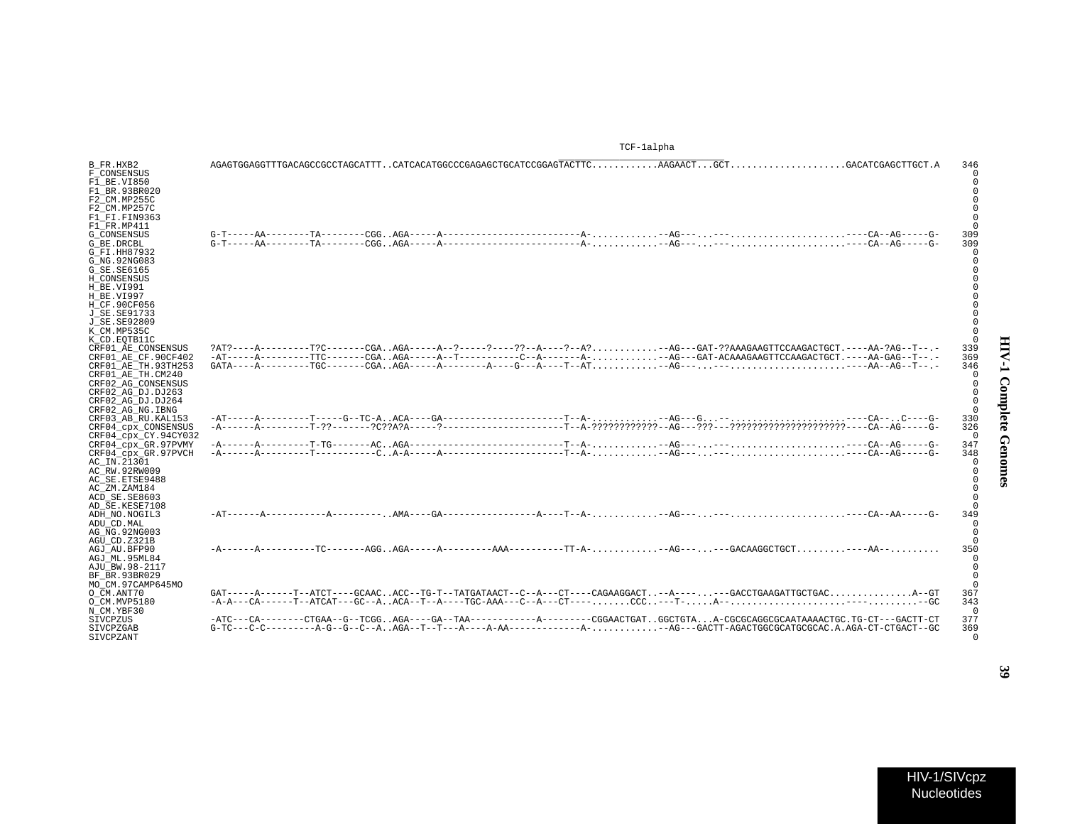```
                                                                                                    TCF-1alpha
B_FR.HXB2             AGAGTGGAGGTTTGACAGCCGCCTAGCATTT..CATCACATGGCCCGAGAGCTGCATCCGGAGTACTTC............AAGAACT...GCT.....................GACATCGAGCTTGCT.A    346
F_CONSENSUS                                                                                                                                                  0
F1_BE.VI850                                                                                                                                                  0
F1_BR.93BR020                                                                                                                                                0
F2_CM.MP255C                                                                                                                                                 0
F2_CM.MP257C                                                                                                                                                 0
F1_FI.FIN9363                                                                                                                                                0
F1_FR.MP411                                                                                                                                                  0
G_CONSENSUS           G-T-----AA--------TA--------CGG..AGA-----A------------------------A-............--AG---...---.........................----CA--AG-----G-    309
G_BE.DRCBL            G-T-----AA--------TA--------CGG..AGA-----A------------------------A-............--AG---...---.........................----CA--AG-----G-    309
G_FI.HH87932                                                                                                                                                 0
G_NG.92NG083                                                                                                                                                 0
G_SE.SE6165                                                                                                                                                  0
H_CONSENSUS                                                                                                                                                  0
H_BE.VI991                                                                                                                                                   0
H_BE.VI997                                                                                                                                                   0
H_CF.90CF056                                                                                                                                                 0
J_SE.SE91733                                                                                                                                                 0
J_SE.SE92809                                                                                                                                                 0
K_CM.MP535C                                                                                                                                                  0
K_CD.EQTB11C                                                                                                                                                 0
CRF01_AE_CONSENSUS    ?AT?----A---------T?C-------CGA..AGA-----A--?-----?----??--A----?--A?............--AG---GAT-??AAAGAAGTTCCAAGACTGCT.----AA-?AG--T--.-    339
CRF01_AE_CF.90CF402   -AT-----A---------TTC-------CGA..AGA-----A--T-----------C--A-------A-............--AG---GAT-ACAAAGAAGTTCCAAGACTGCT.----AA-GAG--T--.-    369
CRF01_AE_TH.93TH253   GATA----A---------TGC-------CGA..AGA-----A--------A----G---A----T--AT............--AG---...---.........................----AA--AG--T--.-    346
CRF01_AE_TH.CM240                                                                                                                                            0
CRF02_AG_CONSENSUS                                                                                                                                           0
CRF02_AG_DJ.DJ263                                                                                                                                            0
CRF02_AG_DJ.DJ264                                                                                                                                            0
CRF02_AG_NG.IBNG                                                                                                                                             0
CRF03_AB_RU.KAL153    -AT-----A---------T-----G--TC-A..ACA----GA---------------------T--A-............--AG---G...--.........................----CA--..C----G-    330
CRF04_cpx_CONSENSUS   -A------A---------T-??-------?C??A?A-----?---------------------T--A-????????????--AG---???---?????????????????????----CA--AG-----G-    326
CRF04_cpx_CY.94CY032                                                                                                                                         0
CRF04_cpx_GR.97PVMY   -A------A---------T-TG-------AC..AGA---------------------------T--A-............--AG---...---.........................----CA--AG-----G-    347
CRF04_cpx_GR.97PVCH   -A------A---------T-----------C..A-A-----A---------------------T--A-............--AG---...---.........................----CA--AG-----G-    348
AC_IN.21301                                                                                                                                                  0
AC_RW.92RW009                                                                                                                                                0
AC_SE.ETSE9488                                                                                                                                               0
AC_ZM.ZAM184                                                                                                                                                 0
ACD_SE.SE8603                                                                                                                                                0
AD_SE.KESE7108                                                                                                                                               0
ADH_NO.NOGIL3         -AT------A-----------A---------..AMA----GA-----------------A----T--A-............--AG---...---.........................----CA--AA-----G-    349
ADU_CD.MAL                                                                                                                                                   0
AG_NG.92NG003                                                                                                                                                0
AGU_CD.Z321B                                                                                                                                                 0
AGJ_AU.BFP90          -A------A----------TC-------AGG..AGA-----A---------AAA----------TT-A-............--AG---...---GACAAGGCTGCT...........----AA--.........    350
AGJ_ML.95ML84                                                                                                                                                0
AJU_BW.98-2117                                                                                                                                               0
BF_BR.93BR029                                                                                                                                                0
MO_CM.97CAMP645MO                                                                                                                                            0
O_CM.ANT70            GAT-----A------T--ATCT----GCAAC..ACC--TG-T--TATGATAACT--C--A---CT----CAGAAGGACT..--A------...---GACCTGAAGATTGCTGAC...............A--GT    367
O_CM.MVP5180          -A-A---CA------T--ATCAT---GC--A..ACA--T--A----TGC-AAA---C--A---CT----.......CCC..---T-.....A--.......................----.........--GC    343
N_CM.YBF30                                                                                                                                                   0
SIVCPZUS              -ATC---CA--------CTGAA--G--TCGG..AGA----GA--TAA------------A---------CGGAACTGAT..GGCTGTA...A-CGCGCAGGCGCAATAAAACTGC.TG-CT---GACTT-CT    377
SIVCPZGAB             G-TC---C-C---------A-G--G--C--A..AGA--T--T---A----A-AA-------------A-............--AG---GACTT-AGACTGGCGCATGCGCAC.A.AGA-CT-CTGACT--GC    369
SIVCPZANT                                                                                                                                                    0
```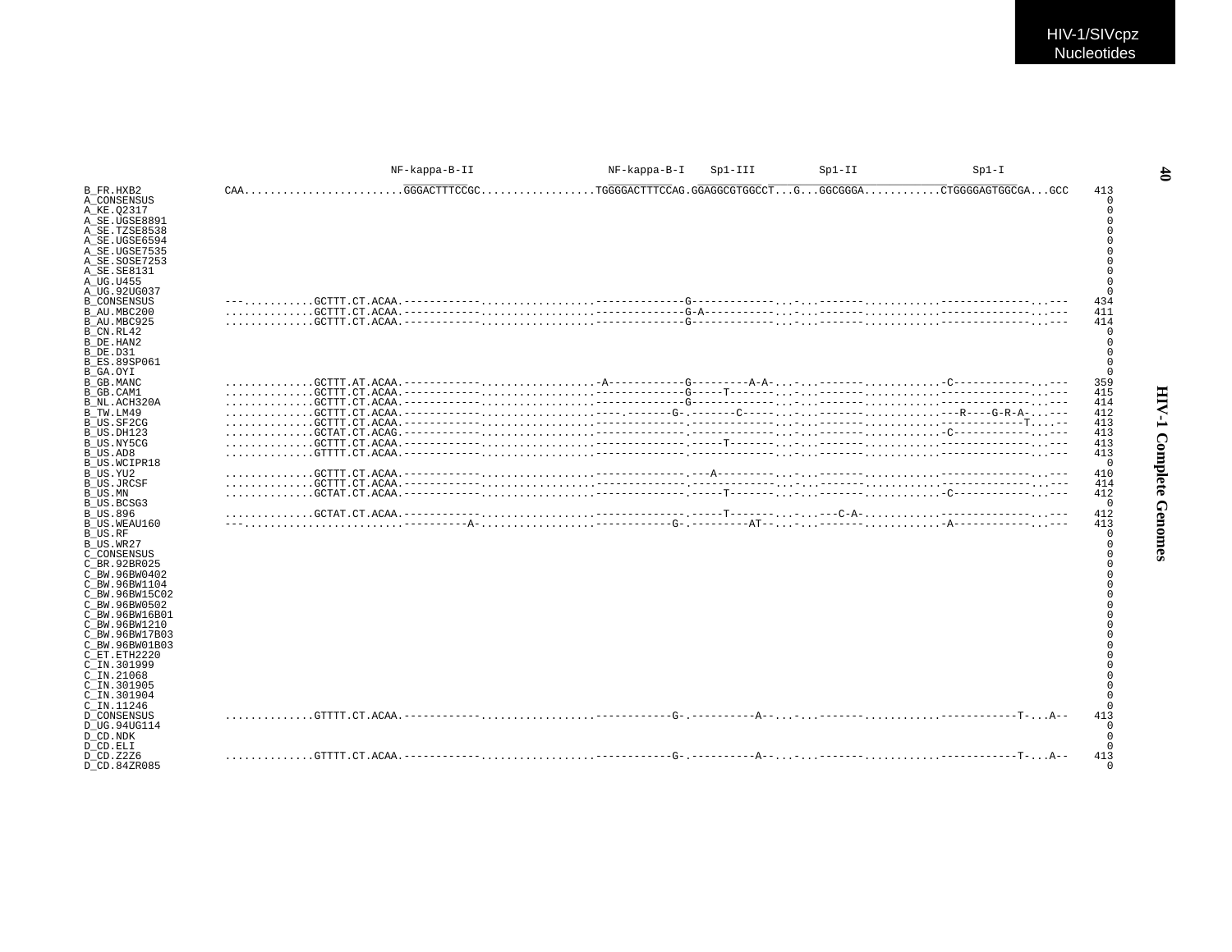```
                            NF-kappa-B-II                  NF-kappa-B-I    Sp1-III         Sp1-II               Sp1-I
B_FR.HXB2        CAA.........................GGGACTTTCCGC.................TGGGGACTTTCCAG.GGAGGCGTGGCCT...G...GGCGGGA...........CTGGGGAGTGGCGA...GCC   413
A_CONSENSUS                                                                                                                                            0
A_KE.Q2317                                                                                                                                             0
A_SE.UGSE8891                                                                                                                                          0
A_SE.TZSE8538                                                                                                                                          0
A_SE.UGSE6594                                                                                                                                          0
A_SE.UGSE7535                                                                                                                                          0
A_SE.SOSE7253                                                                                                                                          0
A_SE.SE8131                                                                                                                                            0
A_UG.U455                                                                                                                                              0
A_UG.92UG037                                                                                                                                           0
B_CONSENSUS      ---...........GCTTT.CT.ACAA.------------.................-------------G------------...-...-----.............-------------...---   434
B_AU.MBC200      ..............GCTTT.CT.ACAA.------------.................-------------G-A----------...-...-----.............-------------...---   411
B_AU.MBC925      ..............GCTTT.CT.ACAA.------------.................-------------G------------...-...-----.............-------------...---   414
B_CN.RL42                                                                                                                                              0
B_DE.HAN2                                                                                                                                              0
B_DE.D31                                                                                                                                               0
B_ES.89SP061                                                                                                                                           0
B_GA.OYI                                                                                                                                               0
B_GB.MANC        ..............GCTTT.AT.ACAA.------------.................-A-----------G---------A-A-...-...-----.............-C------------...---   359
B_GB.CAM1        ..............GCTTT.CT.ACAA.------------.................-------------G-----T-------...-...-----.............-------------...---   415
B_NL.ACH320A     ..............GCTTT.CT.ACAA.------------.................-------------G------------...-...-----.............-------------...---   414
B_TW.LM49        ..............GCTTT.CT.ACAA.------------.................----.-------G-.------C-----...-...-----.............---R----G-R-A-...---   412
B_US.SF2CG       ..............GCTTT.CT.ACAA.------------.................-------------.------------...-...-----.............------------T....--   413
B_US.DH123       ..............GCTAT.CT.ACAG.------------.................-------------.------------...-...-----.............-C------------...---   413
B_US.NY5CG       ..............GCTTT.CT.ACAA.------------.................-------------.-----T-------...-...-----.............-------------...---   413
B_US.AD8         ..............GTTTT.CT.ACAA.------------.................-------------.------------...-...-----.............-------------...---   413
B_US.WCIPR18                                                                                                                                           0
B_US.YU2         ..............GCTTT.CT.ACAA.------------.................-------------.---A---------...-...-----.............-------------...---   410
B_US.JRCSF       ..............GCTTT.CT.ACAA.------------.................-------------.------------...-...-----.............-------------...---   414
B_US.MN          ..............GCTAT.CT.ACAA.------------.................-------------.-----T-------...-...-----.............-C------------...---   412
B_US.BCSG3                                                                                                                                             0
B_US.896         ..............GCTAT.CT.ACAA.------------.................-------------.-----T-------...-...---C-A-............-------------...---   412
B_US.WEAU160     ---.........................----------A-.................-----------G-.---------AT--...-...-----.............-A------------...---   413
B_US.RF                                                                                                                                                0
B_US.WR27                                                                                                                                              0
C_CONSENSUS                                                                                                                                            0
C_BR.92BR025                                                                                                                                           0
C_BW.96BW0402                                                                                                                                          0
C_BW.96BW1104                                                                                                                                          0
C_BW.96BW15C02                                                                                                                                         0
C_BW.96BW0502                                                                                                                                          0
C_BW.96BW16B01                                                                                                                                         0
C_BW.96BW1210                                                                                                                                          0
C_BW.96BW17B03                                                                                                                                         0
C_BW.96BW01B03                                                                                                                                         0
C_ET.ETH2220                                                                                                                                           0
C_IN.301999                                                                                                                                            0
C_IN.21068                                                                                                                                             0
C_IN.301905                                                                                                                                            0
C_IN.301904                                                                                                                                            0
C_IN.11246                                                                                                                                             0
D_CONSENSUS      ..............GTTTT.CT.ACAA.------------.................-----------G-.----------A--...-...-----.............-----------T-...A--   413
D_UG.94UG114                                                                                                                                           0
D_CD.NDK                                                                                                                                               0
D_CD.ELI                                                                                                                                               0
D_CD.Z2Z6        ..............GTTTT.CT.ACAA.------------.................-----------G-.----------A--...-...-----.............-----------T-...A--   413
D_CD.84ZR085                                                                                                                                           0
```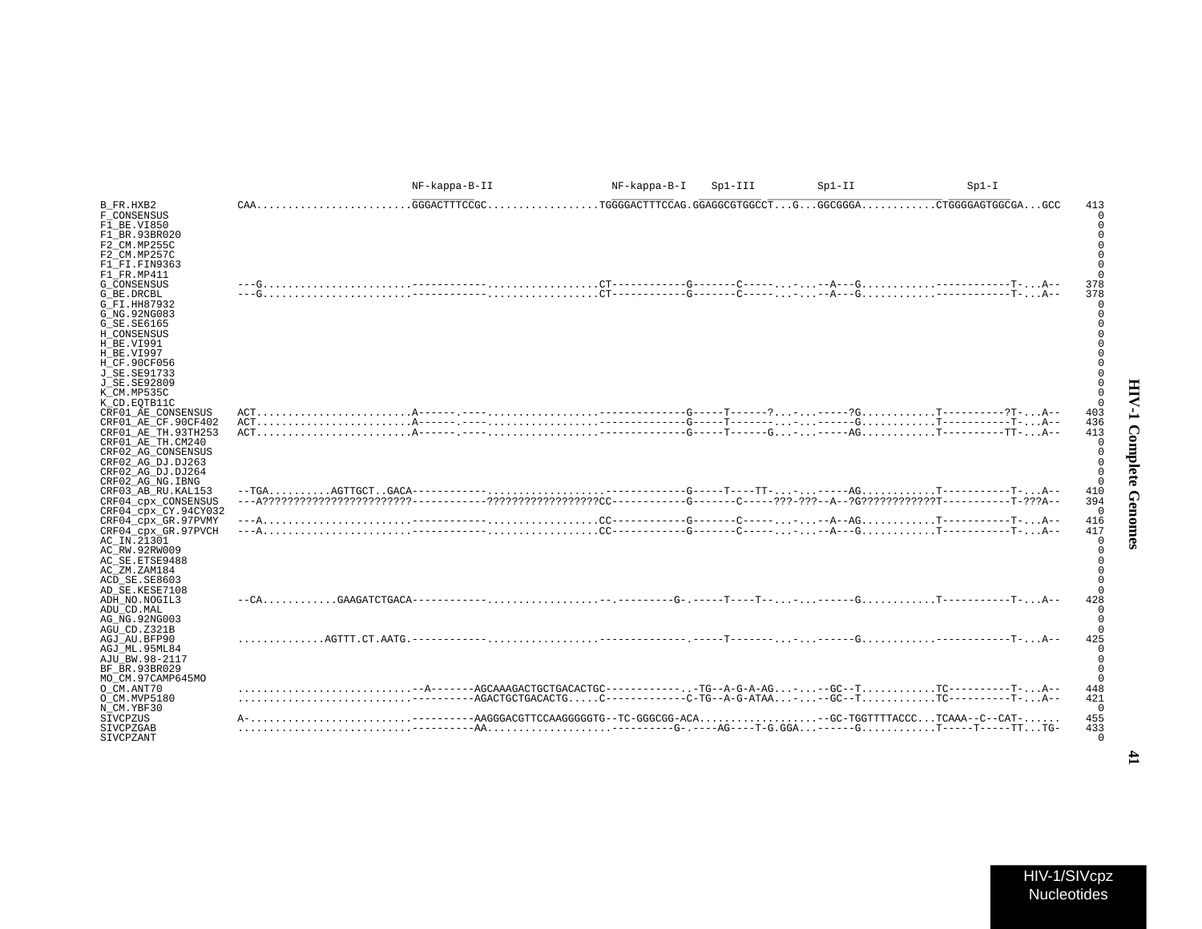```
                              NF-kappa-B-II                  NF-kappa-B-I    Sp1-III          Sp1-II                Sp1-I

B_FR.HXB2             CAA.........................GGGACTTTCCGC.................TGGGGACTTTCCAG.GGAGGCGTGGCCT...G...GGCGGGA............CTGGGGAGTGGCGA...GCC    413
F_CONSENSUS                                                                                                                                                         0
F1_BE.VI850                                                                                                                                                         0
F1_BR.93BR020                                                                                                                                                       0
F2_CM.MP255C                                                                                                                                                        0
F2_CM.MP257C                                                                                                                                                        0
F1_FI.FIN9363                                                                                                                                                       0
F1_FR.MP411                                                                                                                                                         0
G_CONSENSUS           ---G........................------------.................CT-----------G-------C-----...-...--A---G............------------T-...A--    378
G_BE.DRCBL            ---G........................------------.................CT-----------G-------C-----...-...--A---G............------------T-...A--    378
G_FI.HH87932                                                                                                                                                        0
G_NG.92NG083                                                                                                                                                        0
G_SE.SE6165                                                                                                                                                         0
H_CONSENSUS                                                                                                                                                         0
H_BE.VI991                                                                                                                                                          0
H_BE.VI997                                                                                                                                                          0
H_CF.90CF056                                                                                                                                                        0
J_SE.SE91733                                                                                                                                                        0
J_SE.SE92809                                                                                                                                                        0
K_CM.MP535C                                                                                                                                                         0
K_CD.EQTB11C                                                                                                                                                        0
CRF01_AE_CONSENSUS    ACT.........................A------.----.................-------------G-----T------?...-...-----?G............T----------?T-...A--    403
CRF01_AE_CF.90CF402   ACT.........................A------.----.................-------------G-----T-------...-...------G............T-----------T-...A--    436
CRF01_AE_TH.93TH253   ACT.........................A------.----.................-------------G-----T------G...-...-----AG............T----------TT-...A--    413
CRF01_AE_TH.CM240                                                                                                                                                   0
CRF02_AG_CONSENSUS                                                                                                                                                  0
CRF02_AG_DJ.DJ263                                                                                                                                                   0
CRF02_AG_DJ.DJ264                                                                                                                                                   0
CRF02_AG_NG.IBNG                                                                                                                                                    0
CRF03_AB_RU.KAL153    --TGA..........AGTTGCT..GACA------------.................-------------G-----T----TT-...-...-----AG............T-----------T-...A--    410
CRF04_cpx_CONSENSUS   ---A????????????????????????------------??????????????????CC-----------G-------C-----???-???--A--?G????????????T-----------T-???A--    394
CRF04_cpx_CY.94CY032                                                                                                                                                0
CRF04_cpx_GR.97PVMY   ---A........................------------.................CC-----------G-------C-----...-...--A--AG............T-----------T-...A--    416
CRF04_cpx_GR.97PVCH   ---A........................------------.................CC-----------G-------C-----...-...--A---G............T-----------T-...A--    417
AC_IN.21301                                                                                                                                                         0
AC_RW.92RW009                                                                                                                                                       0
AC_SE.ETSE9488                                                                                                                                                      0
AC_ZM.ZAM184                                                                                                                                                        0
ACD_SE.SE8603                                                                                                                                                       0
AD_SE.KESE7108                                                                                                                                                      0
ADH_NO.NOGIL3         --CA............GAAGATCTGACA------------.................--.---------G-.-----T----T--...-...------G............T-----------T-...A--    428
ADU_CD.MAL                                                                                                                                                          0
AG_NG.92NG003                                                                                                                                                       0
AGU_CD.Z321B                                                                                                                                                        0
AGJ_AU.BFP90          ..............AGTTT.CT.AATG.------------.................-------------.-----T-------...-...------G............------------T-...A--    425
AGJ_ML.95ML84                                                                                                                                                       0
AJU_BW.98-2117                                                                                                                                                      0
BF_BR.93BR029                                                                                                                                                       0
MO_CM.97CAMP645MO                                                                                                                                                   0
O_CM.ANT70            ............................--A-------AGCAAAGACTGCTGACACTGC------------..-TG--A-G-A-AG...-...--GC--T............TC----------T-...A--    448
O_CM.MVP5180          ............................----------AGACTGCTGACACTG.....C------------C-TG--A-G-ATAA...-...--GC--T............TC----------T-...A--    421
N_CM.YBF30                                                                                                                                                          0
SIVCPZUS              A-..........................----------AAGGGACGTTCCAAGGGGGTG--TC-GGGCGG-ACA....................--GC-TGGTTTTACCC...TCAAA--C--CAT-......    455
SIVCPZGAB             ............................----------AA....................----------G-.----AG----T-G.GGA...------G............T-----T-----TT...TG-    433
SIVCPZANT                                                                                                                                                           0
```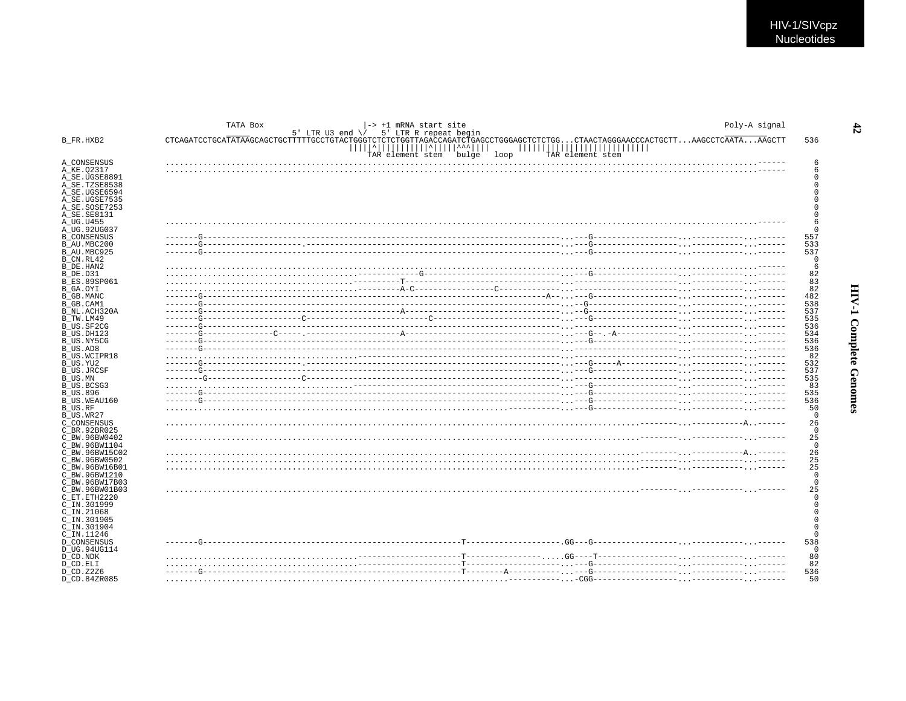```
                            TATA Box                    |-> +1 mRNA start site                                                                         Poly-A signal
                                            5' LTR U3 end \/   5' LTR R repeat begin
B_FR.HXB2          CTCAGATCCTGCATATAAGCAGCTGCTTTTTGCCTGTACTGGGTCTCTCTGGTTAGACCAGATCTGAGCCTGGGAGCTCTCTGG...CTAACTAGGGAACCCACTGCTT...AAGCCTCAATA...AAGCTT   536
                                                        |||||^|||||||||||^|||||^^^||||       ||||||||||||||||||||||||||
                                                           TAR element stem   bulge   loop       TAR element stem

A_CONSENSUS        ........................................................................................................................------     6
A_KE.Q2317         ........................................................................................................................------     6
A_SE.UGSE8891                                                                                                                                          0
A_SE.TZSE8538                                                                                                                                          0
A_SE.UGSE6594                                                                                                                                          0
A_SE.UGSE7535                                                                                                                                          0
A_SE.SOSE7253                                                                                                                                          0
A_SE.SE8131                                                                                                                                            0
A_UG.U455          ........................................................................................................................------     6
A_UG.92UG037                                                                                                                                           0
B_CONSENSUS        -------G-------------------------------------------------------------------------...---G-----------------...-----------...------   557
B_AU.MBC200        -------G--------------------.----------------------------------------------------...---G-----------------...-----------...------   533
B_AU.MBC925        -------G-------------------------------------------------------------------------...---G-----------------...-----------...------   537
B_CN.RL42                                                                                                                                              0
B_DE.HAN2          ........................................................................................................................------     6
B_DE.D31           ......................................-------------G----------------------------...---G-----------------...-----------...------    82
B_ES.89SP061       ......................................----------T-------------------------------...---------------------...-----------...------    83
B_GA.OYI           ......................................---------A-C-----------------C-------------...---------------------...-----------...------    82
B_GB.MANC          -------G-----------------------------------------------------------------A--...---G-----------------...-----------...------   482
B_GB.CAM1          -------G-------------------------------------------------------------------------...---G-----------------...-----------...------   538
B_NL.ACH320A       -------G------------------------------------------A------------------------------...---G-----------------...-----------...------   537
B_TW.LM49          -------G--------------------C-------------------------C--------------------------...---G-----------------...-----------...------   535
B_US.SF2CG         -------G-------------------------------------------------------------------------...---------------------...-----------...------   536
B_US.DH123         -------G--------------C-----.-------------------A--------------------------------...---G--.-A------------...-----------...------   534
B_US.NY5CG         -------G-------------------------------------------------------------------------...---G-----------------...-----------...------   536
B_US.AD8           -------G-------------------------------------------------------------------------...---------------------...-----------...------   536
B_US.WCIPR18       ......................................-------------------------------------------...---------------------...-----------...------    82
B_US.YU2           -------G--------------------.----------------------------------------------------...---G-----A-----------...-----------...------   532
B_US.JRCSF         -------G-------------------------------------------------------------------------...---G-----------------...-----------...------   537
B_US.MN            --------G-------------------C----------------------------------------------------...---------------------...-----------...------   535
B_US.BCSG3         ......................................-------------------------------------------...---G-----------------...-----------...------    83
B_US.896           -------G-------------------------------------------------------------------------...---G-----------------...-----------...------   535
B_US.WEAU160       -------G-------------------------------------------------------------------------...---G-----------------...-----------...------   536
B_US.RF            ......................................................................-----------...---G-----------------...-----------...------    50
B_US.WR27                                                                                                                                              0
C_CONSENSUS        ........................................................................................---------...-----------A..------    26
C_BR.92BR025                                                                                                                                           0
C_BW.96BW0402      ........................................................................................---------...-----------...------    25
C_BW.96BW1104                                                                                                                                          0
C_BW.96BW15C02     ........................................................................................---------...-----------A..------    26
C_BW.96BW0502      ........................................................................................---------...-----------...------    25
C_BW.96BW16B01     ........................................................................................---------...-----------...------    25
C_BW.96BW1210                                                                                                                                          0
C_BW.96BW17B03                                                                                                                                         0
C_BW.96BW01B03     ........................................................................................---------...-----------...------    25
C_ET.ETH2220                                                                                                                                           0
C_IN.301999                                                                                                                                            0
C_IN.21068                                                                                                                                             0
C_IN.301905                                                                                                                                            0
C_IN.301904                                                                                                                                            0
C_IN.11246                                                                                                                                             0
D_CONSENSUS        -------G---------------------------------------------------T-------------------.GG---G-----------------...-----------...------   538
D_UG.94UG114                                                                                                                                           0
D_CD.NDK           ......................................---------------------T-----------------.....GG----T-----------------...-----------...------    80
D_CD.ELI           ......................................---------------------T-------------------...---G-----------------...-----------...------    82
D_CD.Z2Z6          -------G---------------------------------------------------T--------A-----------...---G-----------------...-----------...------   536
D_CD.84ZR085       ......................................................................-----------...-CGG-----------------...-----------...------    50
```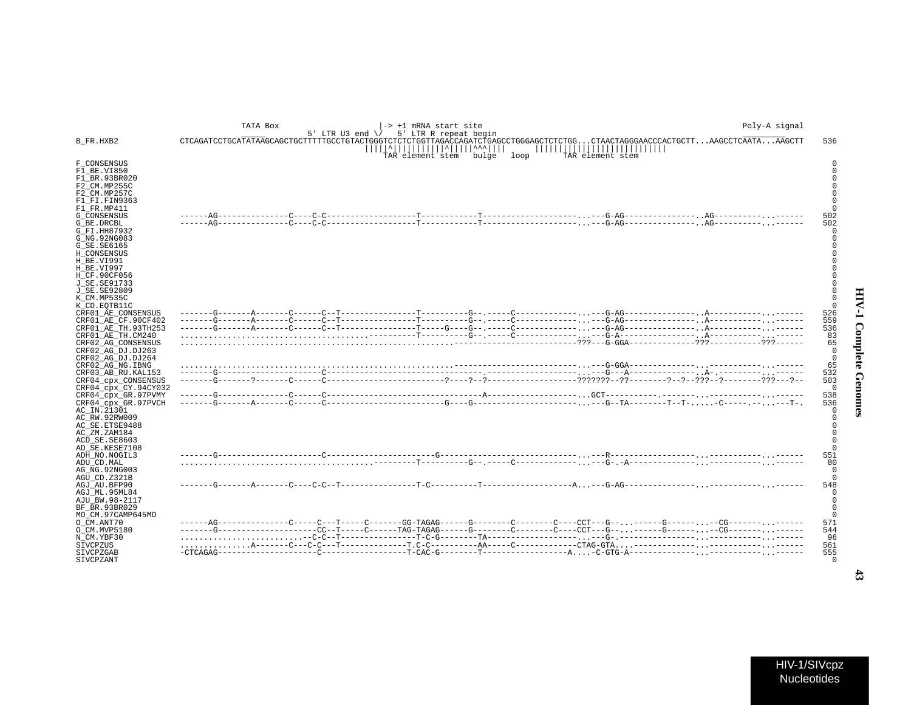```
                         TATA Box                    |-> +1 mRNA start site                                                          Poly-A signal
                                        5' LTR U3 end \/   5' LTR R repeat begin
B_FR.HXB2            CTCAGATCCTGCATATAAGCAGCTGCTTTTTGCCTGTACTGGGTCTCTCTGGTTAGACCAGATCTGAGCCTGGGAGCTCTCTGG...CTAACTAGGGAACCCACTGCTT...AAGCCTCAATA...AAGCTT   536
                                                             |||||^||||||||||^|||||^^^||||      ||||||||||||||||||||||||||
                                                               TAR element stem   bulge   loop       TAR element stem

F_CONSENSUS                                                                                                                                        0
F1_BE.VI850                                                                                                                                        0
F1_BR.93BR020                                                                                                                                      0
F2_CM.MP255C                                                                                                                                       0
F2_CM.MP257C                                                                                                                                       0
F1_FI.FIN9363                                                                                                                                      0
F1_FR.MP411                                                                                                                                        0
G_CONSENSUS          ------AG---------------C----C-C-------------------T------------T--------------------...---G-AG---------------..AG----------...------   502
G_BE.DRCBL           ------AG---------------C----C-C-------------------T------------T--------------------...---G-AG---------------..AG----------...------   502
G_FI.HH87932                                                                                                                                       0
G_NG.92NG083                                                                                                                                       0
G_SE.SE6165                                                                                                                                        0
H_CONSENSUS                                                                                                                                        0
H_BE.VI991                                                                                                                                         0
H_BE.VI997                                                                                                                                         0
H_CF.90CF056                                                                                                                                       0
J_SE.SE91733                                                                                                                                       0
J_SE.SE92809                                                                                                                                       0
K_CM.MP535C                                                                                                                                        0
K_CD.EQTB11C                                                                                                                                       0
CRF01_AE_CONSENSUS   -------G-------A-------C------C--T----------------T----------G--.-----C-------------...---G-AG---------------..A-----------...------   526
CRF01_AE_CF.90CF402  -------G-------A-------C------C--T----------------T----------G--.-----C-------------...---G-AG---------------..A-----------...------   559
CRF01_AE_TH.93TH253  -------G-------A-------C------C--T----------------T-----G----G--.-----C-------------...---G-AG---------------..A-----------...------   536
CRF01_AE_TH.CM240    ......................................----------T----------G--.-----C-------------...---G-A----------------..A-----------...------    83
CRF02_AG_CONSENSUS   ....................................................-------------------------???---G-GGA-------------???----------???------    65
CRF02_AG_DJ.DJ263                                                                                                                                  0
CRF02_AG_DJ.DJ264                                                                                                                                  0
CRF02_AG_NG.IBNG     ....................................................-------------------------...---G-GGA-------------...-----------...------    65
CRF03_AB_RU.KAL153   -------G---------------------C--------------------------------.-------------------...---G---A--------------..A-.---------...------   532
CRF04_cpx_CONSENSUS  -------G-------?-------C------C------------------------?----?--?------------------???????--??--------?--?--???--?--------???---?--   503
CRF04_cpx_CY.94CY032                                                                                                                               0
CRF04_cpx_GR.97PVMY  -------G---------------C------C--------------------------------A-------------------...GCT-----------.-------...-----------...------   538
CRF04_cpx_GR.97PVCH  -------G-------A-------C------C------------------------G----G----------------------...---G--TA--------T--T-.....-C-----.--...---T-.   536
AC_IN.21301                                                                                                                                        0
AC_RW.92RW009                                                                                                                                      0
AC_SE.ETSE9488                                                                                                                                     0
AC_ZM.ZAM184                                                                                                                                       0
ACD_SE.SE8603                                                                                                                                      0
AD_SE.KESE7108                                                                                                                                     0
ADH_NO.NOGIL3        -------G---------------------C-----------------------G-----------------------------...---R------------------...-----------...------   551
ADU_CD.MAL           ......................................----------T----------G--.-----C-------------...---G-.-A-------------...-----------...------    80
AG_NG.92NG003                                                                                                                                      0
AGU_CD.Z321B                                                                                                                                       0
AGJ_AU.BFP90         -------G-------A-------C----C-C--T----------------T-C----------T-------------------A...---G-AG---------------...-----------...------   548
AGJ_ML.95ML84                                                                                                                                      0
AJU_BW.98-2117                                                                                                                                     0
BF_BR.93BR029                                                                                                                                      0
MO_CM.97CAMP645MO                                                                                                                                  0
O_CM.ANT70           ------AG---------------C-----C---T-----C-------GG-TAGAG------G--------C--------C----CCT---G--...------G------...--CG-------...------   571
O_CM.MVP5180         -------G----------------------CC--T-----C------TAG-TAGAG------G--------C--------C----CCT---G--...------G------...--CG-------...------   544
N_CM.YBF30           .........................--C-C--T----------------T-C-G--------TA--------------------...---G-.----------------...-----------...------    96
SIVCPZUS             ...............A-------C---C-C---T--------------T.C-C----------AA-----C-------------CTAG-GTA....-------------...-----------...------   561
SIVCPZGAB            -CTCAGAG---------------------C-------------------T-CAC-G--------T------------------A....-C-GTG-A-------------...-----------...------   555
SIVCPZANT                                                                                                                                          0
```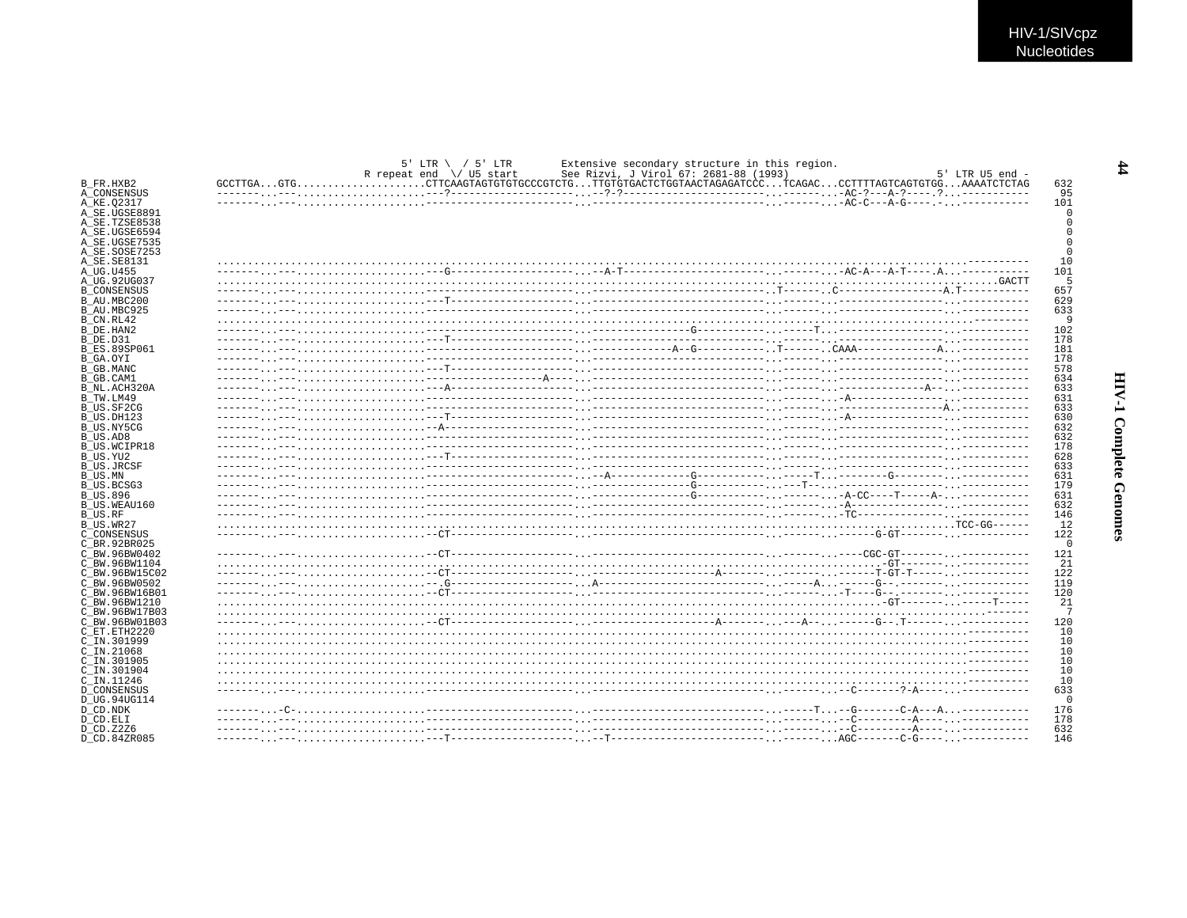```
                                  5' LTR \  / 5' LTR        Extensive secondary structure in this region.
                               R repeat end  \/ U5 start       See Rizvi, J Virol 67: 2681-88 (1993)                        5' LTR U5 end -
B_FR.HXB2         GCCTTGA...GTG....................CTTCAAGTAGTGTGTGCCCGTCTG...TTGTGTGACTCTGGTAACTAGAGATCCC...TCAGAC...CCTTTTAGTCAGTGTGG...AAAATCTCTAG   632
A_CONSENSUS       -------...---....................---?---------------------...--?-?-------------------------...--------...-AC-?---A-?-----?...-----------    95
A_KE.Q2317        -------...---....................-------------------------...-----------------------------...--------...-AC-C---A-G----.-...-----------   101
A_SE.UGSE8891                                                                                                                                            0
A_SE.TZSE8538                                                                                                                                            0
A_SE.UGSE6594                                                                                                                                            0
A_SE.UGSE7535                                                                                                                                            0
A_SE.SOSE7253                                                                                                                                            0
A_SE.SE8131       ..............................................................................................................................----------    10
A_UG.U455         -------...---....................---G---------------------...--A-T------------------------...--------...-AC-A---A-T-----A...-----------   101
A_UG.92UG037      ..........................................................................................................................................GACTT     5
B_CONSENSUS       -------...---....................-------------------------...---------------------------.T--------.C-----------------A.T-----------   657
B_AU.MBC200       -------...---....................---T---------------------...-----------------------------...--------...------------------...-----------   629
B_AU.MBC925       -------...---....................-------------------------...-----------------------------...--------...------------------...-----------   633
B_CN.RL42         ..........................................................................................................................-----------     9
B_DE.HAN2         -------...---....................-------------------------...---------------G-------------...-----T--...------------------...-----------   102
B_DE.D31          -------...---....................---T---------------------...-----------------------------...--------...------------------...-----------   178
B_ES.89SP061      -------...---....................-------------------------...-------------A--G------------.T--------.CAAA-------------A...-----------   181
B_GA.OYI          -------...---....................-------------------------...-----------------------------...--------...------------------...-----------   178
B_GB.MANC         -------...---....................---T---------------------...-----------------------------...--------...------------------...-----------   578
B_GB.CAM1         -------...---....................-------------------A-----...-----------------------------...--------...------------------...-----------   634
B_NL.ACH320A      -------...---....................---A---------------------...-----------------------------...--------...--------------A--...-----------   633
B_TW.LM49         -------...---....................-------------------------...-----------------------------...--------...-A----------------...-----------   631
B_US.SF2CG        -------...---....................-------------------------...-----------------------------...--------...-----------------A...-----------   633
B_US.DH123        -------...---....................---T---------------------...-----------------------------...--------...-A----------------...-----------   630
B_US.NY5CG        -------...---....................--A----------------------...-----------------------------...--------...------------------...-----------   632
B_US.AD8          -------...---....................-------------------------...-----------------------------...--------...------------------...-----------   632
B_US.WCIPR18      -------...---....................-------------------------...-----------------------------...--------...------------------...-----------   178
B_US.YU2          -------...---....................---T---------------------...-----------------------------...--------...------------------...-----------   628
B_US.JRCSF        -------...---....................-------------------------...-----------------------------...--------...------------------...-----------   633
B_US.MN           -------...---....................-------------------------...--A-------------G-------------...-----T--...--------G---------...-----------   631
B_US.BCSG3        -------...---....................-------------------------...---------------G-------------...---T----...------------------...-----------   179
B_US.896          -------...---....................-------------------------...---------------G-------------...--------...-A-CC----T-----A-...-----------   631
B_US.WEAU160      -------...---....................-------------------------...-----------------------------...--------...-A----------------...-----------   632
B_US.RF           -------...---....................-------------------------...-----------------------------...--------...-TC---------------...-----------   146
B_US.WR27         ..........................................................................................................................TCC-GG------    12
C_CONSENSUS       -------...---....................--CT---------------------...-----------------------------...--------...------G-GT--------...-----------   122
C_BR.92BR025                                                                                                                                             0
C_BW.96BW0402     -------...---....................--CT---------------------...-----------------------------...--------...----CGC-GT--------...-----------   121
C_BW.96BW1104     .........................................................................................................-GT--------...-----------    21
C_BW.96BW15C02    -------...---....................--CT---------------------...--------------------A--------...--------...------T-GT-T------...-----------   122
C_BW.96BW0502     -------...---....................--.G---------------------...A----------------------------...-----A...------G--.---------...-----------   119
C_BW.96BW16B01    -------...---....................--CT---------------------...-----------------------------...--------...-T----G--.---------...-----------   120
C_BW.96BW1210     ........................................................................................................-GT---------...-----T-----    21
C_BW.96BW17B03    ..............................................................................................................................-------     7
C_BW.96BW01B03    -------...---....................--CT---------------------...--------------------A--------...---A--...------G--.T--------...-----------   120
C_ET.ETH2220      ..............................................................................................................................----------    10
C_IN.301999       ..............................................................................................................................----------    10
C_IN.21068        ..............................................................................................................................----------    10
C_IN.301905       ..............................................................................................................................----------    10
C_IN.301904       ..............................................................................................................................----------    10
C_IN.11246        ..............................................................................................................................----------    10
D_CONSENSUS       -------...---....................-------------------------...-----------------------------...--------...--C-------?-A-----...-----------   633
D_UG.94UG114                                                                                                                                             0
D_CD.NDK          -------...-C-....................-------------------------...-----------------------------...-----T...--G-------C-A---A...-----------   176
D_CD.ELI          -------...---....................-------------------------...-----------------------------...--------...--C---------A------...-----------   178
D_CD.Z2Z6         -------...---....................-------------------------...-----------------------------...--------...--C---------A------...-----------   632
D_CD.84ZR085      -------...---....................---T---------------------...--T--------------------------...--------...AGC-------C-G-----...-----------   146
```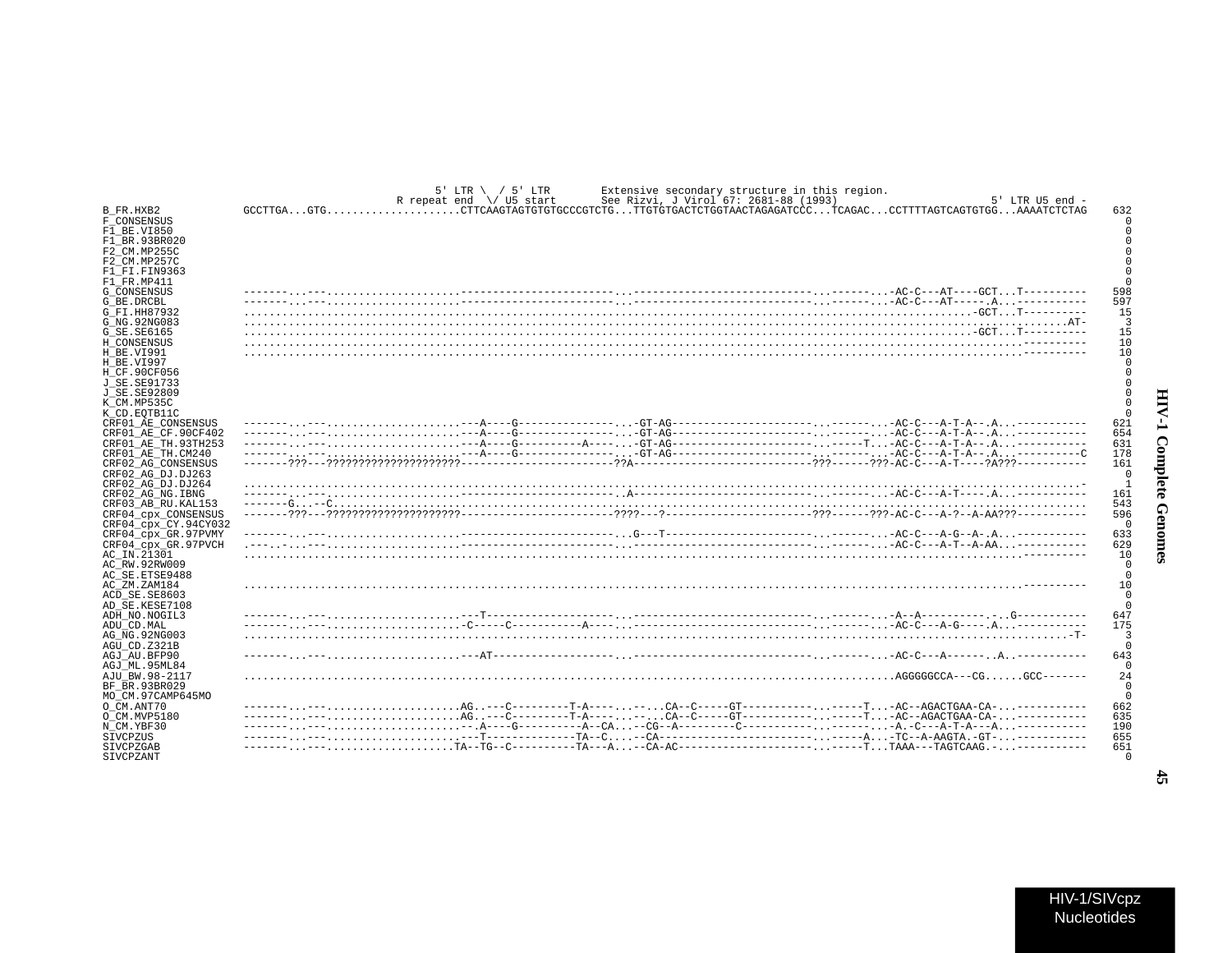```
                                           5' LTR \  / 5' LTR        Extensive secondary structure in this region.
                                       R repeat end  \/ U5 start      See Rizvi, J Virol 67: 2681-88 (1993)                 5' LTR U5 end -
B_FR.HXB2             GCCTTGA...GTG....................CTTCAAGTAGTGTGTGCCCGTCTG...TTGTGTGACTCTGGTAACTAGAGATCCC...TCAGAC...CCTTTTAGTCAGTGTGG...AAAATCTCTAG    632
F_CONSENSUS                                                                                                                                            0
F1_BE.VI850                                                                                                                                            0
F1_BR.93BR020                                                                                                                                          0
F2_CM.MP255C                                                                                                                                           0
F2_CM.MP257C                                                                                                                                           0
F1_FI.FIN9363                                                                                                                                          0
F1_FR.MP411                                                                                                                                            0
G_CONSENSUS           -------...---..................-----------------------...---------------------------...------...-AC-C---AT----GCT...T----------   598
G_BE.DRCBL            -------...---..................-----------------------...---------------------------...------...-AC-C---AT-----.A...-----------  597
G_FI.HH87932          ...........................................................................................................-GCT...T----------    15
G_NG.92NG083          .................................................................................................................................AT-     3
G_SE.SE6165           ...........................................................................................................-GCT...T----------    15
H_CONSENSUS           ...........................................................................................................................----------    10
H_BE.VI991            ...........................................................................................................................----------    10
H_BE.VI997                                                                                                                                             0
H_CF.90CF056                                                                                                                                           0
J_SE.SE91733                                                                                                                                           0
J_SE.SE92809                                                                                                                                           0
K_CM.MP535C                                                                                                                                            0
K_CD.EQTB11C                                                                                                                                           0
CRF01_AE_CONSENSUS    -------...---......................---A----G---------------...-GT-AG----------------------...------...-AC-C---A-T-A--.A...-----------  621
CRF01_AE_CF.90CF402   -------...---......................---A----G---------------...-GT-AG----------------------...------...-AC-C---A-T-A--.A...-----------  654
CRF01_AE_TH.93TH253   -------...---......................---A----G----------A----...-GT-AG----------------------...-----T...-AC-C---A-T-A--.A...-----------  631
CRF01_AE_TH.CM240     -------...---......................---A----G---------------...-GT-AG----------------------...------...-AC-C---A-T-A--.A...----------C  178
CRF02_AG_CONSENSUS    -------???---?????????????????????-----------------------??A---------------------------???------???-AC-C---A-T----?A???-----------  161
CRF02_AG_DJ.DJ263                                                                                                                                      0
CRF02_AG_DJ.DJ264     ...............................................................................................................................-     1
CRF02_AG_NG.IBNG      -------...---..................................................A---------------------------...------...-AC-C---A-T----.A...-----------  161
CRF03_AB_RU.KAL153    -------G...-C........................................................................................................................  543
CRF04_cpx_CONSENSUS   -------???---?????????????????????-----------------------????---?-----------------------???------???-AC-C---A-?--A-AA???-----------  596
CRF04_cpx_CY.94CY032                                                                                                                                   0
CRF04_cpx_GR.97PVMY   -------...---..................-----------------------...G---T--------------------------...------...-AC-C---A-G--A-.A...-----------  633
CRF04_cpx_GR.97PVCH   .---.-...---..................-----------------------...---------------------------...------...-AC-C---A-T--A-AA...-----------  629
AC_IN.21301           ...........................................................................................................................----------    10
AC_RW.92RW009                                                                                                                                          0
AC_SE.ETSE9488                                                                                                                                         0
AC_ZM.ZAM184          ...........................................................................................................................----------    10
ACD_SE.SE8603                                                                                                                                          0
AD_SE.KESE7108                                                                                                                                         0
ADH_NO.NOGIL3         -------...---......................---T--------------------...---------------------------...------...-A--A----------.-..G-----------  647
ADU_CD.MAL            -------...---....................-C-----C-----------A----...---------------------------...------...-AC-C---A-G----.A...-----------  175
AG_NG.92NG003         ...................................................................................................................................-T-     3
AGU_CD.Z321B                                                                                                                                           0
AGJ_AU.BFP90          -------...---......................---AT-------------------...---------------------------...------...-AC-C---A------..A..-----------  643
AGJ_ML.95ML84                                                                                                                                          0
AJU_BW.98-2117        .............................................................................................AGGGGGCCA---CG......GCC-------    24
BF_BR.93BR029                                                                                                                                          0
MO_CM.97CAMP645MO                                                                                                                                      0
O_CM.ANT70            -------...---...................AG..---C---------T-A----...-...CA--C-----GT-----------...-----T...-AC--AGACTGAA-CA-...-----------  662
O_CM.MVP5180          -------...---...................AG..---C---------T-A----...-...CA--C-----GT-----------...-----T...-AC--AGACTGAA-CA-...-----------  635
N_CM.YBF30            -------...---.....................---.A----G----------A--CA...--CG--A---------C-----------...------...-A.-C---A-T-A---A...-----------  190
SIVCPZUS              -------...---.....................---T--------------TA--C......CA-----------------------...-----A...-TC--A-AAGTA.-GT-...-----------  655
SIVCPZGAB             -------...---...................TA--TG--C----------TA---A...--CA-AC--------------------...-----T...TAAA---TAGTCAAG.-...-----------  651
SIVCPZANT                                                                                                                                              0
```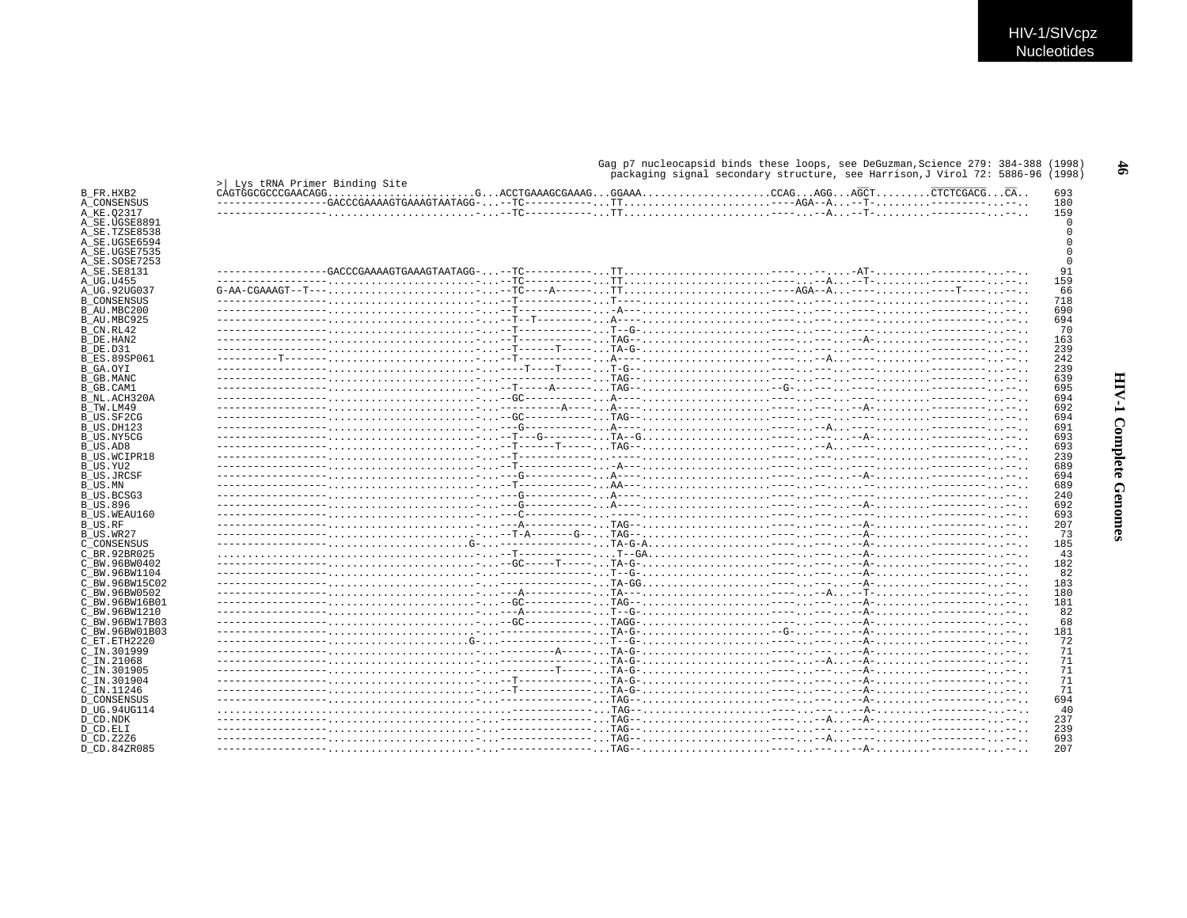```
                                                                                  Gag p7 nucleocapsid binds these loops, see DeGuzman,Science 279: 384-388 (1998)
                                                                                  packaging signal secondary structure, see Harrison,J Virol 72: 5886-96 (1998)
                >| Lys tRNA Primer Binding Site
B_FR.HXB2       CAGTGGCGCCCGAACAGG.........................G...ACCTGAAAGCGAAAG...GGAAA....................CCAG...AGG...AGCT.........CTCTCGACG...CA..   693
A_CONSENSUS     -----------------GACCCGAAAAGTGAAAGTAATAGG-...--TC-----------...TT.........................----AGA--A...--T-........-----------...--..   180
A_KE.Q2317      -----------------.........................-...--TC-----------...TT.........................----...--A...--T-........-----------...--..   159
A_SE.UGSE8891                                                                                                                                             0
A_SE.TZSE8538                                                                                                                                             0
A_SE.UGSE6594                                                                                                                                             0
A_SE.UGSE7535                                                                                                                                             0
A_SE.SOSE7253                                                                                                                                             0
A_SE.SE8131     -----------------GACCCGAAAAGTGAAAGTAATAGG-...--TC-----------...TT.........................----...--....-AT-........-----------...--..    91
A_UG.U455       -----------------.........................-...--TC-----------...TT.........................----...--A...--T-........-----------...--..   159
A_UG.92UG037    G-AA-CGAAAGT--T---........................-...--TC----A------...TT.........................----AGA--A...----........----T------...--..    66
B_CONSENSUS     -----------------.........................-...--T------------...T-.........................----...----...----........-----------...--..   718
B_AU.MBC200     -----------------.........................-...--T------------...-A-........................----...----...----........-----------...--..   690
B_AU.MBC925     -----------------.........................-...--T--T---------...A--........................----...----...----........-----------...--..   694
B_CN.RL42       -----------------.........................-...--T------------...T--G-......................----...----...----........-----------...--..    70
B_DE.HAN2       -----------------.........................-...--T------------...TAG--......................----...----...--A-........-----------...--..   163
B_DE.D31        -----------------.........................-...--T------T-----...TA-G-......................----...----...----........-----------...--..   239
B_ES.89SP061    ----------T------.........................-...--T------------...A----......................----...--A...----........-----------...--..   242
B_GA.OYI        -----------------.........................-...-----T----T-----...T-G-.......................----...----...----........-----------...--..   239
B_GB.MANC       -----------------.........................-...---------------...TAG--......................----...----...----........-----------...--..   639
B_GB.CAM1       -----------------.........................-...--T-----A------...TAG--......................--G-...----...----........-----------...--..   695
B_NL.ACH320A    -----------------.........................-...--GC-----------...A----......................----...----...----........-----------...--..   694
B_TW.LM49       -----------------.........................-...-------------A----...A----....................----...----...--A-........-----------...--..   692
B_US.SF2CG      -----------------.........................-...--GC-----------...TAG--......................----...----...----........-----------...--..   694
B_US.DH123      -----------------.........................-...---G-----------...A----......................----...--A...----........-----------...--..   691
B_US.NY5CG      -----------------.........................-...--T---G--------...TA--G......................----...----...--A-........-----------...--..   693
B_US.AD8        -----------------.........................-...--T------T-----...TAG--......................----...--A...----........-----------...--..   693
B_US.WCIPR18    -----------------.........................-...--T------------...-----......................----...----...----........-----------...--..   239
B_US.YU2        -----------------.........................-...--T------------...-A---......................----...----...----........-----------...--..   689
B_US.JRCSF      -----------------.........................-...---G-----------...A----......................----...----...--A-........-----------...--..   694
B_US.MN         -----------------.........................-...--T------------...AA---......................----...----...----........-----------...--..   689
B_US.BCSG3      -----------------.........................-...---G-----------...A----......................----...----...----........-----------...--..   240
B_US.896        -----------------.........................-...---G-----------...A----......................----...----...--A-........-----------...--..   692
B_US.WEAU160    -----------------.........................-...---C-----------...-----......................----...----...----........-----------...--..   693
B_US.RF         -----------------.........................-...---A-----------...TAG--......................----...----...--A-........-----------...--..   207
B_US.WR27       -----------------.........................-...--T-A-------G--...TAG--......................----...----...--A-........-----------...--..    73
C_CONSENSUS     -----------------........................G-...---------------...TA-G-A.....................----...----...--A-........-----------...--..   185
C_BR.92BR025    ..........................................-...--T------------....T--GA.....................----...----...--A-........-----------...--..    43
C_BW.96BW0402   -----------------.........................-...--GC-----T-----...TA-G-......................----...----...--A-........-----------...--..   182
C_BW.96BW1104   -----------------.........................-...---------------...T--G-......................----...----...--A-........-----------...--..    82
C_BW.96BW15C02  -----------------.........................-...---------------...TA-GG......................----...----...--A-........-----------...--..   183
C_BW.96BW0502   -----------------.........................-...---A-----------...TA---......................----...--A...--T-........-----------...--..   180
C_BW.96BW16B01  -----------------.........................-...--GC-----------...TAG--......................----...----...--A-........-----------...--..   181
C_BW.96BW1210   -----------------.........................-...---A-----------...T--G-......................----...----...--A-........-----------...--..    82
C_BW.96BW17B03  -----------------.........................-...--GC-----------...TAGG-......................----...----...--A-........-----------...--..    68
C_BW.96BW01B03  -----------------.........................-...---------------...TA-G-......................--G-...----...--A-........-----------...--..   181
C_ET.ETH2220    -----------------........................G-...---------------...T--G-......................----...----...--A-........-----------...--..    72
C_IN.301999     -----------------.........................-...----------A----...TA-G-......................----...----...--A-........-----------...--..    71
C_IN.21068      -----------------.........................-...---------------...TA-G-......................----...--A...--A-........-----------...--..    71
C_IN.301905     -----------------.........................-...-----------T-----...TA-G-....................----...----...--A-........-----------...--..    71
C_IN.301904     -----------------.........................-...--T------------...TA-G-......................----...----...--A-........-----------...--..    71
C_IN.11246      -----------------.........................-...--T------------...TA-G-......................----...----...--A-........-----------...--..    71
D_CONSENSUS     -----------------.........................-...---------------...TAG--......................----...----...--A-........-----------...--..   694
D_UG.94UG114    ..........................................-...---------------...TAG--......................----...----...--A-........-----------...--..    40
D_CD.NDK        -----------------.........................-...---------------...TAG--......................----...--A...--A-........-----------...--..   237
D_CD.ELI        -----------------.........................-...---------------...TAG--......................----...----...----........-----------...--..   239
D_CD.Z2Z6       -----------------.........................-...---------------...TAG--......................----...--A...----........-----------...--..   693
D_CD.84ZR085    -----------------.........................-...---------------...TAG--......................----...----...--A-........-----------...--..   207
```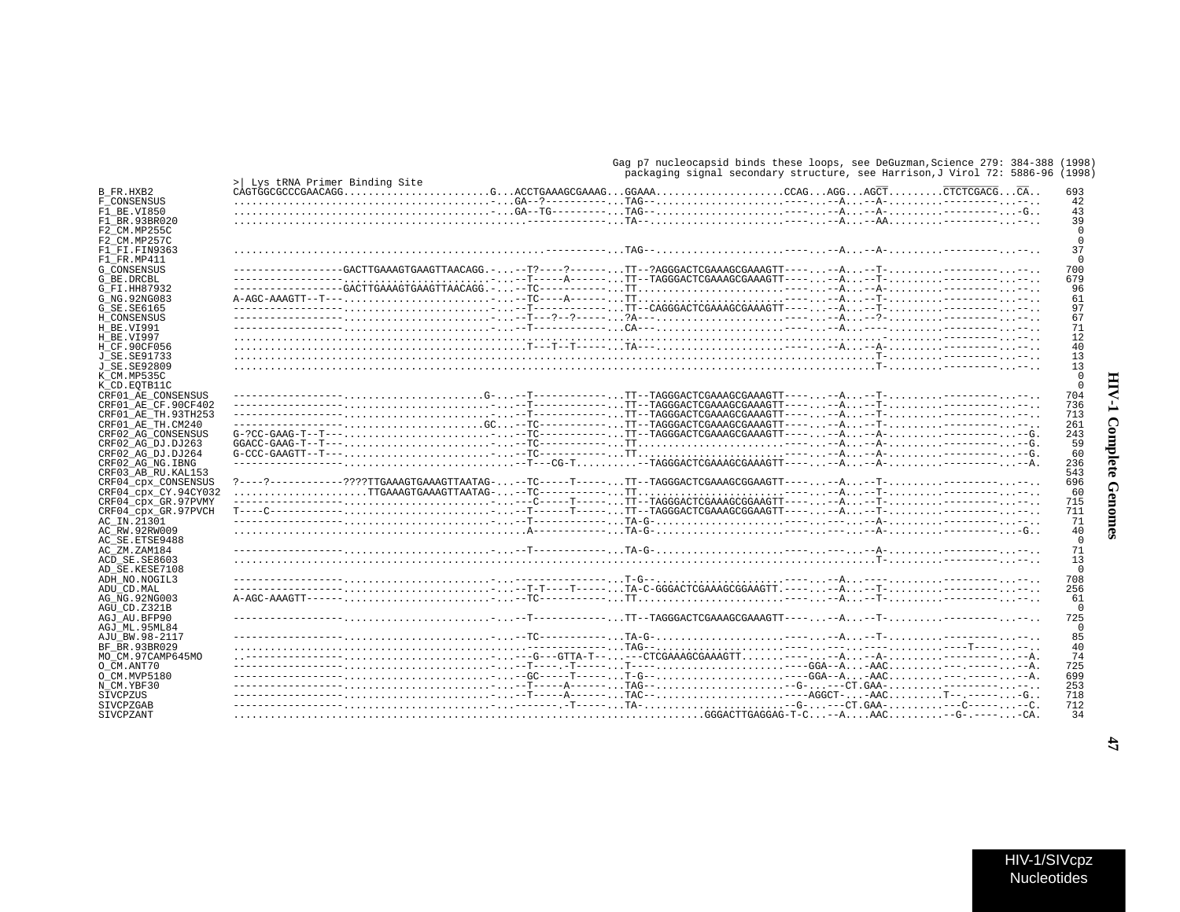```
                                                                                     Gag p7 nucleocapsid binds these loops, see DeGuzman,Science 279: 384-388 (1998)
                                                                                       packaging signal secondary structure, see Harrison,J Virol 72: 5886-96 (1998)
                     >| Lys tRNA Primer Binding Site
B_FR.HXB2            CAGTGGCGCCCGAACAGG........................G...ACCTGAAAGCGAAAG...GGAAA.....................CCAG...AGG...AGCT.........CTCTCGACG...CA..   693
F_CONSENSUS          ..........................................-...GA--?-----------...TAG--.....................----...--A...--A-.........---------...--..    42
F1_BE.VI850          ..........................................-...GA--TG----------...TAG--.....................----...--A...--A-.........---------...-G..    43
F1_BR.93BR020        ...............................................--------------...TA--......................----...--A...--AA.........---------...--..    39
F2_CM.MP255C                                                                                                                                                   0
F2_CM.MP257C                                                                                                                                                   0
F1_FI.FIN9363        ................................................------------...TAG--.....................----...--A...--A-.........---------...--..    37
F1_FR.MP411                                                                                                                                                    0
G_CONSENSUS          -----------------GACTTGAAAGTGAAGTTAACAGG.-...--T?----?-------...TT--?AGGGACTCGAAAGCGAAAGTT----...--A...--T-.........---------...--..   700
G_BE.DRCBL           -----------------........................-...--T-----A-------...TT--TAGGGACTCGAAAGCGAAAGTT----...--A...--T-.........---------...--..   679
G_FI.HH87932         -----------------GACTTGAAAGTGAAGTTAACAGG.-...--TC------------...TT......................----...--A...--A-.........---------...--..    96
G_NG.92NG083         A-AGC-AAAGTT--T---........................-...--TC----A-------...TT......................----...--A...--T-.........---------...--..    61
G_SE.SE6165          -----------------........................-...--T-------------...TT--CAGGGACTCGAAAGCGAAAGTT----...--A...--T-.........---------...--..    97
H_CONSENSUS          -----------------........................-...--T---?--?------...?A---....................----...--A...--?-.........---------...--..    67
H_BE.VI991           -----------------........................-...--T-------------...CA--.....................----...--A...----.........---------...--..    71
H_BE.VI997           .............................................................................................................---------...--..    12
H_CF.90CF056         ..........................................T---T--T-------...TA---....................----...--A...--A-.........---------...--..    40
J_SE.SE91733         ......................................................................................................T-.........---------...--..    13
J_SE.SE92809         ......................................................................................................T-.........---------...--..    13
K_CM.MP535C                                                                                                                                                    0
K_CD.EQTB11C                                                                                                                                                   0
CRF01_AE_CONSENSUS   -----------------.......................G-...--T-------------...TT--TAGGGACTCGAAAGCGAAAGTT----...--A...--T-.........---------...--..   704
CRF01_AE_CF.90CF402  -----------------........................-...--T-------------...TT--TAGGGACTCGAAAGCGAAAGTT----...--A...--T-.........---------...--..   736
CRF01_AE_TH.93TH253  -----------------........................-...--T-------------...TT--TAGGGACTCGAAAGCGAAAGTT----...--A...--T-.........---------...--..   713
CRF01_AE_TH.CM240    -----------------.......................GC...--TC------------...TT--TAGGGACTCGAAAGCGAAAGTT----...--A...--T-.........---------...--..   261
CRF02_AG_CONSENSUS   G-?CC-GAAG-T--T---........................-...--TC------------...TT--TAGGGACTCGAAAGCGAAAGTT----...--A...--A-.........---------...-G.   243
CRF02_AG_DJ.DJ263    GGACC-GAAG-T--T---........................-...--TC------------...TT......................----...--A...--A-.........---------...-G.    59
CRF02_AG_DJ.DJ264    G-CCC-GAAGTT--T---........................-...--TC------------...TT......................----...--A...--A-.........---------...-G.    60
CRF02_AG_NG.IBNG     -----------------........................-...--T---CG-T..........--TAGGGACTCGAAAGCGAAAGTT----...--A...--A-.........---------...--A.   236
CRF03_AB_RU.KAL153                                                                                                                                           543
CRF04_cpx_CONSENSUS  ?----?-----------????TTGAAAGTGAAAGTTAATAG-...--TC-----T-------...TT--TAGGGACTCGAAAGCGGAAGTT----...--A...--T-.........---------...--..   696
CRF04_cpx_CY.94CY032 .....................TTGAAAGTGAAAGTTAATAG-...--TC------------...TT......................----...--A...--T-.........---------...--..    60
CRF04_cpx_GR.97PVMY  -----------------........................-...---C-----T-------...TT--TAGGGACTCGAAAGCGGAAGTT----...--A...--T-.........---------...--..   715
CRF04_cpx_GR.97PVCH  T----C-----------........................-...--T------T-------...TT--TAGGGACTCGAAAGCGGAAGTT----...--A...--T-.........---------...--..   711
AC_IN.21301          -----------------........................-...--T-------------...TA-G-....................----...----...--A-.........---------...--..    71
AC_RW.92RW009        ..........................................A-------------...TA-G-....................----...----...--A-.........---------...-G..    40
AC_SE.ETSE9488                                                                                                                                                 0
AC_ZM.ZAM184         -----------------........................-...--T-------------...TA-G-....................----...----...--A-.........---------...--..    71
ACD_SE.SE8603        ......................................................................................................T-.........---------...--..    13
AD_SE.KESE7108                                                                                                                                                 0
ADH_NO.NOGIL3        -----------------........................-...-----------------...T-G--....................----...--A...----.........---------...--..   708
ADU_CD.MAL           -----------------........................-...--T-T----T-------...TA-C-GGGACTCGAAAGCGGAAGTT.----...--A...--T-.........---------...--..   256
AG_NG.92NG003        A-AGC-AAAGTT-----........................-...--TC------------...TT......................----...--A...--T-.........---------...--..    61
AGU_CD.Z321B                                                                                                                                                   0
AGJ_AU.BFP90         -----------------........................-...--T-------------...TT--TAGGGACTCGAAAGCGAAAGTT----...--A...--T-.........---------...--..   725
AGJ_ML.95ML84                                                                                                                                                  0
AJU_BW.98-2117       -----------------........................-...--TC------------...TA-G-....................----...--A...--T-.........---------...--..    85
BF_BR.93BR029        ...............................................-------------...TAG--.....................----...----...----.........----T----...--..    40
MO_CM.97CAMP645MO    ..-----------------........................-...---G---GTTA-T---...---CTCGAAAGCGAAAGTT......----...--A...--A-.........---------...--A.    74
O_CM.ANT70           -----------------........................-...--T----.-T-------...T----....................----GGA--A...-AAC.........---.------...--A.   725
O_CM.MVP5180         -----------------........................-...--GC-----T-------...T-G--....................----GGA--A...-AAC.........---.------...--A.   699
N_CM.YBF30           -----------------........................-...--T-----A-------...TAG--.....................--G-.-----CT.GAA-.........---------...--..   253
SIVCPZUS             -----------------........................-...--T-----A-------...TAC--....................----AGGCT-...-AAC.........T--.------...-G..   718
SIVCPZGAB            -----------------........................-...-------.-T-------...TA-......................--G-.-----CT.GAA-.........---C------...--C.   712
SIVCPZANT            ..................................................................GGGACTTGAGGAG-T-C...--A....AAC.........--G-.----...-CA.    34
```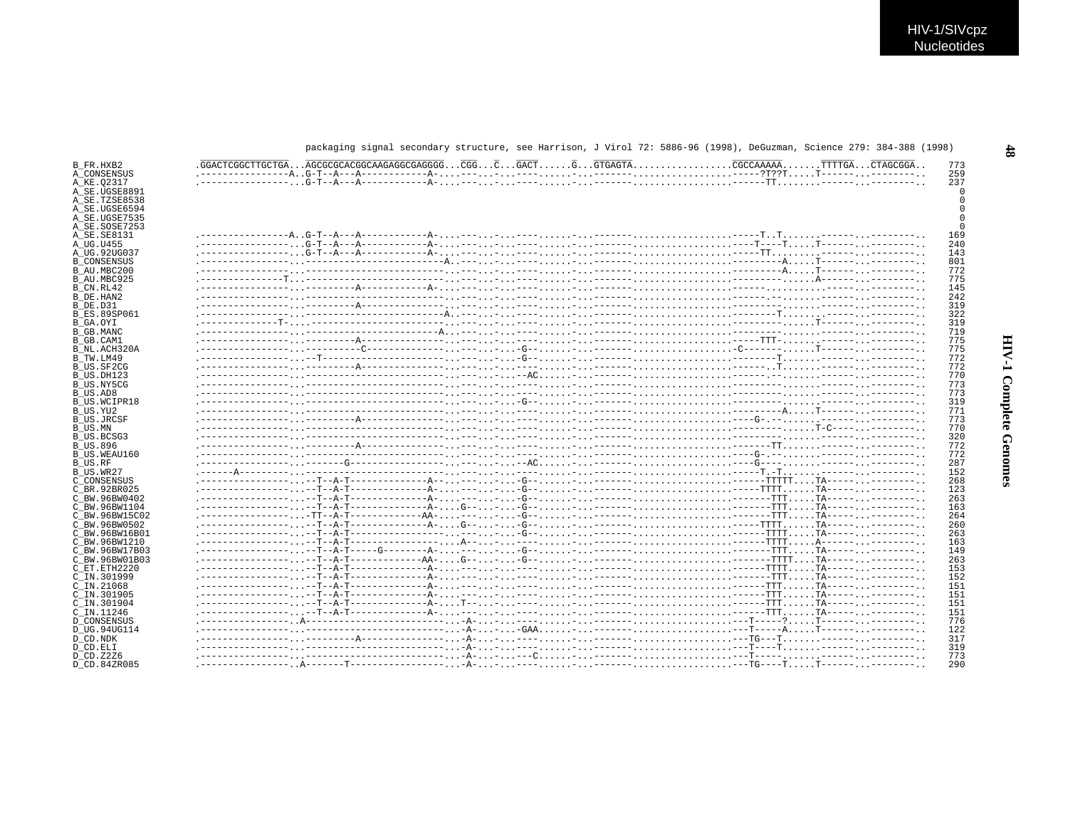```
                         packaging signal secondary structure, see Harrison, J Virol 72: 5886-96 (1998), DeGuzman, Science 279: 384-388 (1998)

B_FR.HXB2      .GGACTCGGCTTGCTGA...AGCGCGCACGGCAAGAGGCGAGGGG...CGG...C...GACT......G...GTGAGTA.................CGCCAAAAA.......TTTTGA...CTAGCGGA..   773
A_CONSENSUS    .----------------A..G-T--A---A------------A-....---...-...---......-...-------.................-----?T??T.....T------...---------..   259
A_KE.Q2317     .-----------------...G-T--A---A------------A-....---...-...---......-...-------.................------TT........------...---------..   237
A_SE.UGSE8891                                                                                                                                      0
A_SE.TZSE8538                                                                                                                                      0
A_SE.UGSE6594                                                                                                                                      0
A_SE.UGSE7535                                                                                                                                      0
A_SE.SOSE7253                                                                                                                                      0
A_SE.SE8131    .----------------A..G-T--A---A------------A-....---...-...---......-...-------.................-----T..T.......------...---------..   169
A_UG.U455      .-----------------...G-T--A---A------------A-....---...-...---......-...-------.................----T----T.....T------...---------..   240
A_UG.92UG037   .-----------------...G-T--A---A------------A-....---...-...---......-...-------.................-----TT........------...---------..   143
B_CONSENSUS    .-----------------...-----------------------A..---...-...---......-...-------.................---------A.....T------...---------..   801
B_AU.MBC200    .-----------------...------------------------..---...-...---......-...-------.................---------A.....T------...---------..   772
B_AU.MBC925    .--------------T...------------------------..---...-...---......-...-------.................---------......A------...---------..   775
B_CN.RL42      .-----------------...---------A------------A-..---...-...---......-...-------.................---------......------...---------..   145
B_DE.HAN2      .-----------------...------------------------..---...-...---......-...-------.................---------......------...---------..   242
B_DE.D31       .-----------------...---------A--------------..---...-...---......-...-------.................---------......------...---------..   319
B_ES.89SP061   .-----------------...-----------------------A..---...-...---......-...-------.................--------T......------...---------..   322
B_GA.OYI       .--------------T-...------------------------..---...-...---......-...-------.................---------......T------...---------..   319
B_GB.MANC      .-----------------...-----------------------A..---...-...---......-...-------.................---------......------...---------..   719
B_GB.CAM1      .-----------------...---------A--------------..---...-...---......-...-------.................----TTT-......------...---------..   775
B_NL.ACH320A   .-----------------...---------C--------------..---...-...-G-......-...-------.................-C------......T------...---------..   775
B_TW.LM49      .-----------------...--T---------------------..---...-...-G-......-...-------.................--------T......------...---------..   772
B_US.SF2CG     .-----------------...---------A--------------..---...-...---......-...-------.................---------.T.....------...---------..   772
B_US.DH123     .-----------------...------------------------..---...-...--AC......-...-------.................---------......------...---------..   770
B_US.NY5CG     .-----------------...------------------------..---...-...---......-...-------.................---------......------...---------..   773
B_US.AD8       .-----------------...------------------------..---...-...---......-...-------.................---------......------...---------..   773
B_US.WCIPR18   .-----------------...------------------------..---...-...-G-......-...-------.................---------......------...---------..   319
B_US.YU2       .-----------------...------------------------..---...-...---......-...-------.................---------A.....T------...---------..   771
B_US.JRCSF     .-----------------...---------A--------------..---...-...---......-...-------.................----G----......------...---------..   773
B_US.MN        .-----------------...------------------------..---...-...---......-...-------.................---------......T-C----...---------..   770
B_US.BCSG3     .-----------------...------------------------..---...-...---......-...-------.................---------......------...---------..   320
B_US.896       .-----------------...---------A--------------..---...-...---......-...-------.................-------TT......------...---------..   772
B_US.WEAU160   .-----------------...------------------------..---...-...---......-...-------.................----G----......------...---------..   772
B_US.RF        .-----------------...-------G----------------..---...-...--AC......-...-------.................----G----......------...---------..   287
B_US.WR27      .------A----------...------------------------..---...-...---......-...-------.................-----T.-T.......------...---------..   152
C_CONSENSUS    .-----------------...--T--A-T--------------A-..---...-...-G-......-...-------.................------TTTTT....TA-----...---------..   268
C_BR.92BR025   .-----------------...--T--A-T--------------A-..---...-...-G-......-...-------.................------TTTT......TA-----...---------..   123
C_BW.96BW0402  .-----------------...--T--A-T--------------A-..---...-...-G-......-...-------.................-------TTT.....TA-----...---------..   263
C_BW.96BW1104  .-----------------...--T--A-T--------------A-....G--...-...-G-......-...-------.................-------TTT.....TA-----...---------..   163
C_BW.96BW15C02 .-----------------...-TT--A-T-------------AA-..---...-...-G-......-...-------.................-------TTT.....TA-----...---------..   264
C_BW.96BW0502  .-----------------...--T--A-T--------------A-....G--...-...-G-......-...-------.................------TTTT.....TA-----...---------..   260
C_BW.96BW16B01 .-----------------...--T--A-T----------------..---...-...-G-......-...-------.................-------TTTT.....TA-----...---------..   263
C_BW.96BW1210  .-----------------...--T--A-T----------------...A--...-...---......-...-------.................-------TTTT.....A------...---------..   163
C_BW.96BW17B03 .-----------------...--T--A-T-----G--------A-..---...-...-G-......-...-------.................-------TTT.....TA-----...---------..   149
C_BW.96BW01B03 .-----------------...--T--A-T-------------AA-....G--...-...-G-......-...-------.................-------TTTT....TA-----...---------..   263
C_ET.ETH2220   .-----------------...--T--A-T--------------A-..---...-...---......-...-------.................------TTTT.....TA-----...---------..   153
C_IN.301999    .-----------------...--T--A-T--------------A-..---...-...---......-...-------.................-------TTT.....TA-----...---------..   152
C_IN.21068     .-----------------...--T--A-T--------------A-..---...-...---......-...-------.................------TTT......TA-----...---------..   151
C_IN.301905    .-----------------...--T--A-T--------------A-..---...-...---......-...-------.................------TTT......TA-----...---------..   151
C_IN.301904    .-----------------...--T--A-T--------------A-....T--...-...---......-...-------.................------TTT......TA-----...---------..   151
C_IN.11246     .-----------------...--T--A-T--------------A-..---...-...---......-...-------.................------TTT......TA-----...---------..   151
D_CONSENSUS    .-----------------..A-----------------------...-A-...-...---......-...-------.................---T-----?.....T------...---------..   776
D_UG.94UG114   .-----------------...------------------------...-A-...-...-GAA......-...-------.................---T-----A.....T------...---------..   122
D_CD.NDK       .-----------------...---------A--------------...-A-...-...---......-...-------.................---TG---T......------...---------..   317
D_CD.ELI       .-----------------...------------------------...-A-...-...---......-...-------.................---T----T......------...---------..   319
D_CD.Z2Z6      .-----------------...------------------------...-A-...-...---C......-...-------.................---T-----......------...---------..   773
D_CD.84ZR085   .-----------------..A-------T----------------...-A-...-...---......-...-------.................---TG----T.....T------...---------..   290
```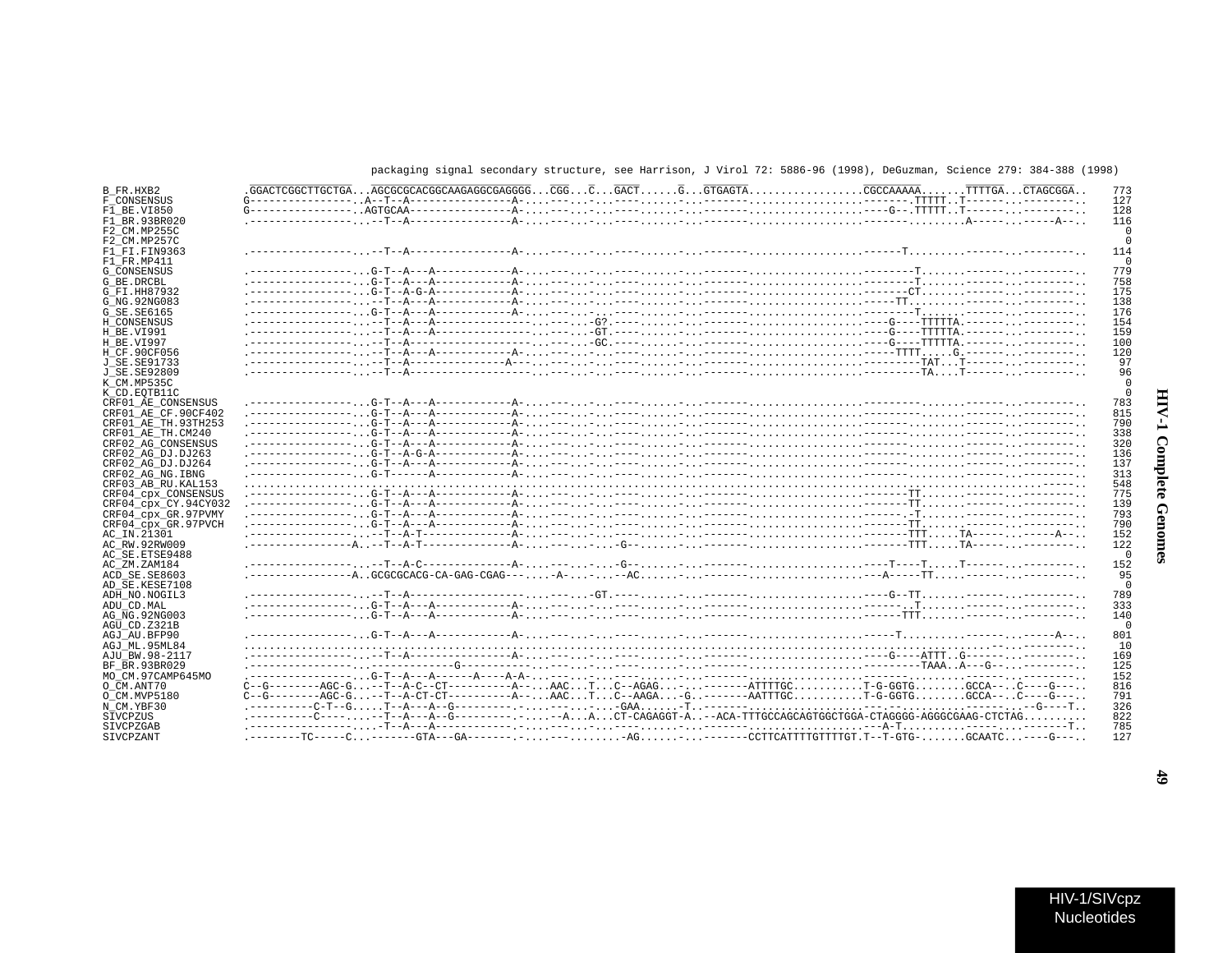packaging signal secondary structure, see Harrison, J Virol 72: 5886-96 (1998), DeGuzman, Science 279: 384-388 (1998)

```
B_FR.HXB2            .GGACTCGGCTTGCTGA...AGCGCGCACGGCAAGAGGCGAGGGG...CGG...C...GACT......G...GTGAGTA.................CGCCAAAAA.......TTTTGA...CTAGCGGA..   773
F_CONSENSUS          G----------------..A--T--A----------------A-....---...-...----......-..-------------------------------------.TTTTT..T------..---------..   127
F1_BE.VI850          G----------------..AGTGCAA----------------A-....---...-...----......-..--------------------------------G--.TTTTT..T------..---------..   128
F1_BR.93BR020        .----------------...--T--A----------------A-....---...-...----......-..-----------------------------------------.........A-----..------A--..   116
F2_CM.MP255C                                                                                                                                                    0
F2_CM.MP257C                                                                                                                                                    0
F1_FI.FIN9363        .----------------...--T--A----------------A-....---...-...----......-..-------------------------------------T........------..---------..   114
F1_FR.MP411                                                                                                                                                     0
G_CONSENSUS          .----------------...G-T--A---A------------A-....---...-...----......-..-------------------------------------T.......------..---------..   779
G_BE.DRCBL           .----------------...G-T--A---A------------A-....---...-...----......-..-------------------------------------T.......------..---------..   758
G_FI.HH87932         .----------------...G-T--A-G-A------------A-....---...-...----......-..-----------------------------------CT.......------..---------..   175
G_NG.92NG083         .----------------...--T--A---A------------A-....---...-...----......-..----------------------------------TT........------..---------..   138
G_SE.SE6165          .----------------...G-T--A---A------------A-....---...-...----......-..-------------------------------------T.......------..---------..   176
H_CONSENSUS          .----------------...--T--A---A----------------...---...G?.----......-..--------------------------------G----TTTTTA.------..---------..   154
H_BE.VI991           .----------------...--T--A---A----------------...---...GT.----......-..--------------------------------G----TTTTTA.------..---------..   159
H_BE.VI997           .----------------...--T--A--------------------...---...GC.----......-..--------------------------------G----TTTTTA.------..---------..   100
H_CF.90CF056         .----------------...--T--A---A------------A-....---...-...----......-..-------------------------------------TTTT.....G.------..---------..   120
J_SE.SE91733         .----------------...--T--A----------------A---....---...-...----......-..----------------------------------TAT...T------..---------..    97
J_SE.SE92809         .----------------...--T--A--------------------...---...-...----......-..----------------------------------TA....T------..---------..    96
K_CM.MP535C                                                                                                                                                     0
K_CD.EQTB11C                                                                                                                                                    0
CRF01_AE_CONSENSUS   .----------------...G-T--A---A------------A-....---...-...----......-..--------------------------------------------------..---------..   783
CRF01_AE_CF.90CF402  .----------------...G-T--A---A------------A-....---...-...----......-..--------------------------------------------------..---------..   815
CRF01_AE_TH.93TH253  .----------------...G-T--A---A------------A-....---...-...----......-..--------------------------------------------------..---------..   790
CRF01_AE_TH.CM240    .----------------...G-T--A---A------------A-....---...-...----......-..--------------------------------------------------..---------..   338
CRF02_AG_CONSENSUS   .----------------...G-T--A---A------------A-....---...-...----......-..--------------------------------------------------..---------..   320
CRF02_AG_DJ.DJ263    .----------------...G-T--A-G-A------------A-....---...-...----......-..--------------------------------------------------..---------..   136
CRF02_AG_DJ.DJ264    .----------------...G-T--A---A------------A-....---...-...----......-..--------------------------------------------------..---------..   137
CRF02_AG_NG.IBNG     .----------------...G-T------A------------A-....---...-...----......-..--------------------------------------------------..---------..   313
CRF03_AB_RU.KAL153   ...........................................................................................................................-----..   548
CRF04_cpx_CONSENSUS  .----------------...G-T--A---A------------A-....---...-...----......-..----------------------------------TT.............---------..   775
CRF04_cpx_CY.94CY032 .----------------...G-T--A---A------------A-....---...-...----......-..----------------------------------TT.............---------..   139
CRF04_cpx_GR.97PVMY  .----------------...G-T--A---A------------A-....---...-...----......-..----------------------------------.-T............---------..   793
CRF04_cpx_GR.97PVCH  .----------------...G-T--A---A------------A-....---...-...----......-..----------------------------------TT.............---------..   790
AC_IN.21301          .----------------...--T--A-T--------------A-....---...-...----......-..-------------------------------TTT.....TA-----..------A--..   152
AC_RW.92RW009        .---------------A..--T--A-T--------------A-....---...-...-G--......-..-------------------------------TTT.....TA-----..---------..   122
AC_SE.ETSE9488                                                                                                                                                  0
AC_ZM.ZAM184         .----------------...--T--A-C--------------A-....---...-...-G--......-..-------------------------------T----T.....T------..---------..   152
ACD_SE.SE8603        .---------------A..GCGCGCACG-CA-GAG-CGAG---....-A-...-...--AC......-..-------------------------A-----TT........------..---------..    95
AD_SE.KESE7108                                                                                                                                                  0
ADH_NO.NOGIL3        .----------------...--T--A------------------...---...-GT.----......-..--------------------------------G--TT.............---------..   789
ADU_CD.MAL           .----------------...G-T--A---A------------A-....---...-...----......-..----------------------------------.T..........------..---------..   333
AG_NG.92NG003        .----------------...G-T--A---A------------A-....---...-...----......-..----------------------------------TTT...........------..---------..   140
AGU_CD.Z321B                                                                                                                                                    0
AGJ_AU.BFP90         .----------------...G-T--A---A------------A-....---...-...----......-..-------------------------------T...............---------A--..   801
AGJ_ML.95ML84        ..........................................................................................................---------..   10
AJU_BW.98-2117       .----------------...--T--A----------------A-....---...-...----......-..--------------------------------G----ATTT..G------..---------..   169
BF_BR.93BR029        .----------------...-------------G-----------....---...-...----......-..--------------------------------------TAAA..A---G--..---------..   125
MO_CM.97CAMP645MO    .----------------...G-T--A---A------A----A-A-....---...-...----......-..--------------------------------------------------..---------..   152
O_CM.ANT70           C--G--------AGC-G...--T--A-C--CT----------A--...AAC...T...C--AGAG...-..--------ATTTTGC...........T-G-GGTG........GCCA--..C----G---..   816
O_CM.MVP5180         C--G--------AGC-G...--T--A-CT-CT----------A--...AAC...T...C--AAGA...-G..--------AATTTGC...........T-G-GGTG........GCCA--..C----G---..   791
N_CM.YBF30           .----------C-T--G.....T--A---A--G---------.-....---...-...-GAA.......-T..---------------------------.-..................---G----T..   326
SIVCPZUS             .----------C-----....--T--A---A--G---------.-....---A...A...CT-CAGAGGT-A..--ACA-TTTGCCAGCAGTGGCTGGA-CTAGGGG-AGGGCGAAG-CTCTAG..........   822
SIVCPZGAB            .----------------....-T--A---A------------A-....---...-...----......-..-------------------------A-T..........................T..   785
SIVCPZANT            .---------TC-----C...-------GTA---GA-------.-....---.........-AG......-..--------CCTTCATTTTGTTTTGT.T--T-GTG-........GCAATC..-----G---..   127
```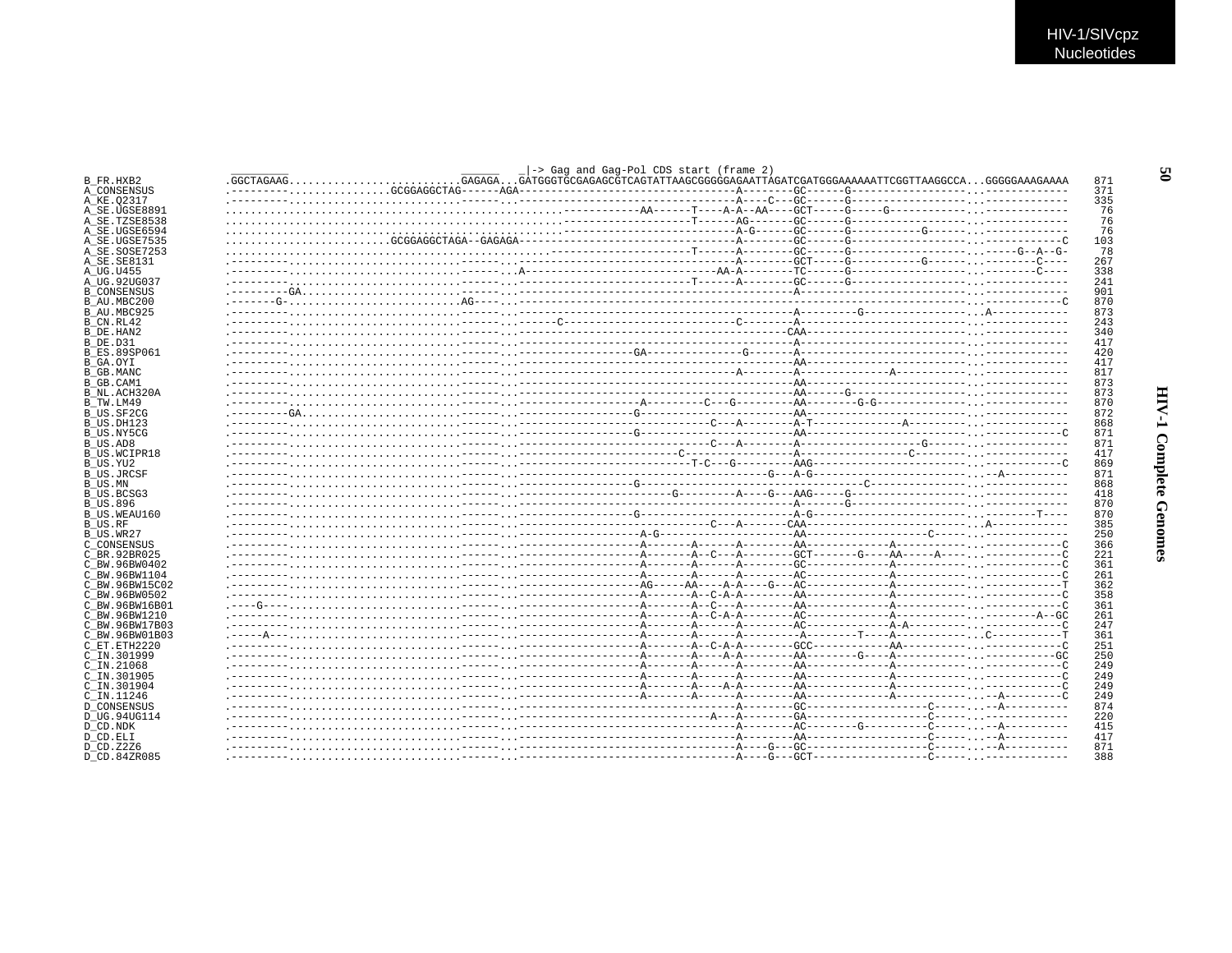```
                ________                  ______   _|-> Gag and Gag-Pol CDS start (frame 2)
B_FR.HXB2       .GGCTAGAAG...........................GAGAGA...GATGGGTGCGAGAGCGTCAGTATTAAGCGGGGGAGAATTAGATCGATGGGAAAAAATTCGGTTAAGGCCA...GGGGGAAAGAAAA   871
A_CONSENSUS     .---------...............GCGGAGGCTAG------AGA-----------------------------------A--------GC------G------------------...------------   371
A_KE.Q2317      .---------..................................------..----------------------------A----C---GC------G------------------...------------   335
A_SE.UGSE8891   ...............................................................------------AA------T----A-A--AA----GCT-----G-----G------------...------------    76
A_SE.TZSE8538   ..........................................................................-------------T------AG-------GC------G------------------...------------    76
A_SE.UGSE6594   ..............................................................................----------A-G------GC------G----------G-------...------------    76
A_SE.UGSE7535   .........................GCGGAGGCTAGA--GAGAGA-------------------------------------A--------GC------G------------------...-----------C   103
A_SE.SOSE7253   ..........................................................................----------T------A--------GC------G------------------...-----G--A--G-    78
A_SE.SE8131     .---------..................................------..----------------------------A--------GCT-----G----------G-------...--------C----   267
A_UG.U455       .---------..................................------...A----------------------------AA-A--------TC------G------------------...--------C----   338
A_UG.92UG037    .---------..................................------..--------------------------T------A--------GC------G------------------...------------   241
B_CONSENSUS     .---------GA................................------..----------------------------------A-----------------------------...------------   901
B_AU.MBC200     .-------G-..........................AG----..----------------------------------------------------------------------...-----------C   870
B_AU.MBC925     .---------..................................------..----------------------------------A---------G-----------------...A-----------   873
B_CN.RL42       .---------..................................------..-------C-------------------------C--------A-----------------------------...------------   243
B_DE.HAN2       .---------..................................------..----------------------------------CAA---------------------------...------------   340
B_DE.D31        .---------..................................------..----------------------------------A-----------------------------...------------   417
B_ES.89SP061    .---------..................................------..-----------------GA--------------G-------A-----------------------------...------------   420
B_GA.OYI        .---------..................................------..----------------------------------AA----------------------------...------------   417
B_GB.MANC       .---------..................................------..----------------------------A--------A-------------A-----------------...------------   817
B_GB.CAM1       .---------..................................------..----------------------------------AA----------------------------...------------   873
B_NL.ACH320A    .---------..................................------..----------------------------------AA------G---------------------...------------   873
B_TW.LM49       .---------..................................------..-----------------A---------C---G---------AA--------G-G------------------...------------   870
B_US.SF2CG      .---------GA................................------..-----------------G-------------------------AA----------------------------...------------   872
B_US.DH123      .---------..................................------..----------------------------C---A--------A-T-------------A-----------------...------------   868
B_US.NY5CG      .---------..................................------..-----------------G------------------------AA----------------------------...-----------C   871
B_US.AD8        .---------..................................------..----------------------------C---A--------A------------------G-------...------------   871
B_US.WCIPR18    .---------..................................------..-----------------------C-----------------A----------------C---------...------------   417
B_US.YU2        .---------..................................------..--------------------------T-C---G---------AAG---------------------------...-----------C   869
B_US.JRCSF      .---------..................................------..--------------------------------------G---A-G---------------------------...--A---------   871
B_US.MN         .---------..................................------..-----------------G----------------------------------C---------------...------------   868
B_US.BCSG3      .---------..................................------..---------------------G---------A----G---AAG-----G---------------------...------------   418
B_US.896        .---------..................................------..----------------------------------A------G---------------------------...------------   870
B_US.WEAU160    .---------..................................------..-----------------G---------------------A-G---------------------------...--------T----   870
B_US.RF         .---------..................................------..----------------------------C---A-------CAA---------------------------...A-----------   385
B_US.WR27       .---------..................................------..--------------------A-G--------------------AA-----------------C-------...------------   250
C_CONSENSUS     .---------..................................------..-----------------A-------A------A--------AA-------------A-------------...-----------C   366
C_BR.92BR025    .---------..................................------..-----------------A-------A--C---A--------GCT-------G----AA-----A------...-----------C   221
C_BW.96BW0402   .---------..................................------..-----------------A-------A------A--------GC-------------A-------------...-----------C   361
C_BW.96BW1104   .---------..................................------..-----------------A-------A------A--------AC-------------A-------------...-----------C   261
C_BW.96BW15C02  .---------..................................------..-----------------AG-----AA----A-A----G---AC-------------A-------------...-----------T   362
C_BW.96BW0502   .---------..................................------..-----------------A-------A--C-A-A--------AA-------------A-------------...-----------C   358
C_BW.96BW16B01  .----G----..................................------..-----------------A-------A--C---A--------AA-------------A-------------...-----------C   361
C_BW.96BW1210   .---------..................................------..-----------------A-------A--C-A-A--------AC-------------A-------------...--------A--GC   261
C_BW.96BW17B03  .---------..................................------..-----------------A-------A------A--------AC-------------A-A-----------...-----------C   247
C_BW.96BW01B03  .-----A---..................................------..-----------------A-------A------A----------A--------T----A-------------...C-----------T   361
C_ET.ETH2220    .---------..................................------..-----------------A-------A--C-A-A--------GCC------------AA------------...-----------C   251
C_IN.301999     .---------..................................------..-----------------A-------A----A-A--------AA-------G----A-------------...----------GC   250
C_IN.21068      .---------..................................------..-----------------A-------A------A--------AA-------------A-------------...-----------C   249
C_IN.301905     .---------..................................------..-----------------A-------A------A--------AA-------------A-------------...-----------C   249
C_IN.301904     .---------..................................------..-----------------A-------A----A-A--------AA-------------A-------------...-----------C   249
C_IN.11246      .---------..................................------..-----------------A-------A------A--------AA-------------A-------------...--A--------C   249
D_CONSENSUS     .---------..................................------..----------------------------A--------GC-------------------C-------...--A---------   874
D_UG.94UG114    .---------..................................------..--------------------------A---A--------GA-------------------C-------...------------   220
D_CD.NDK        .---------..................................------..----------------------------A--------AC--------G----------C-------...--A---------   415
D_CD.ELI        .---------..................................------..----------------------------A--------AA-------------------C-------...--A---------   417
D_CD.Z2Z6       .---------..................................------..----------------------------A----G---GC-------------------C-------...--A---------   871
D_CD.84ZR085    .---------..................................------..----------------------------A----G---GCT------------------C-------...------------   388
```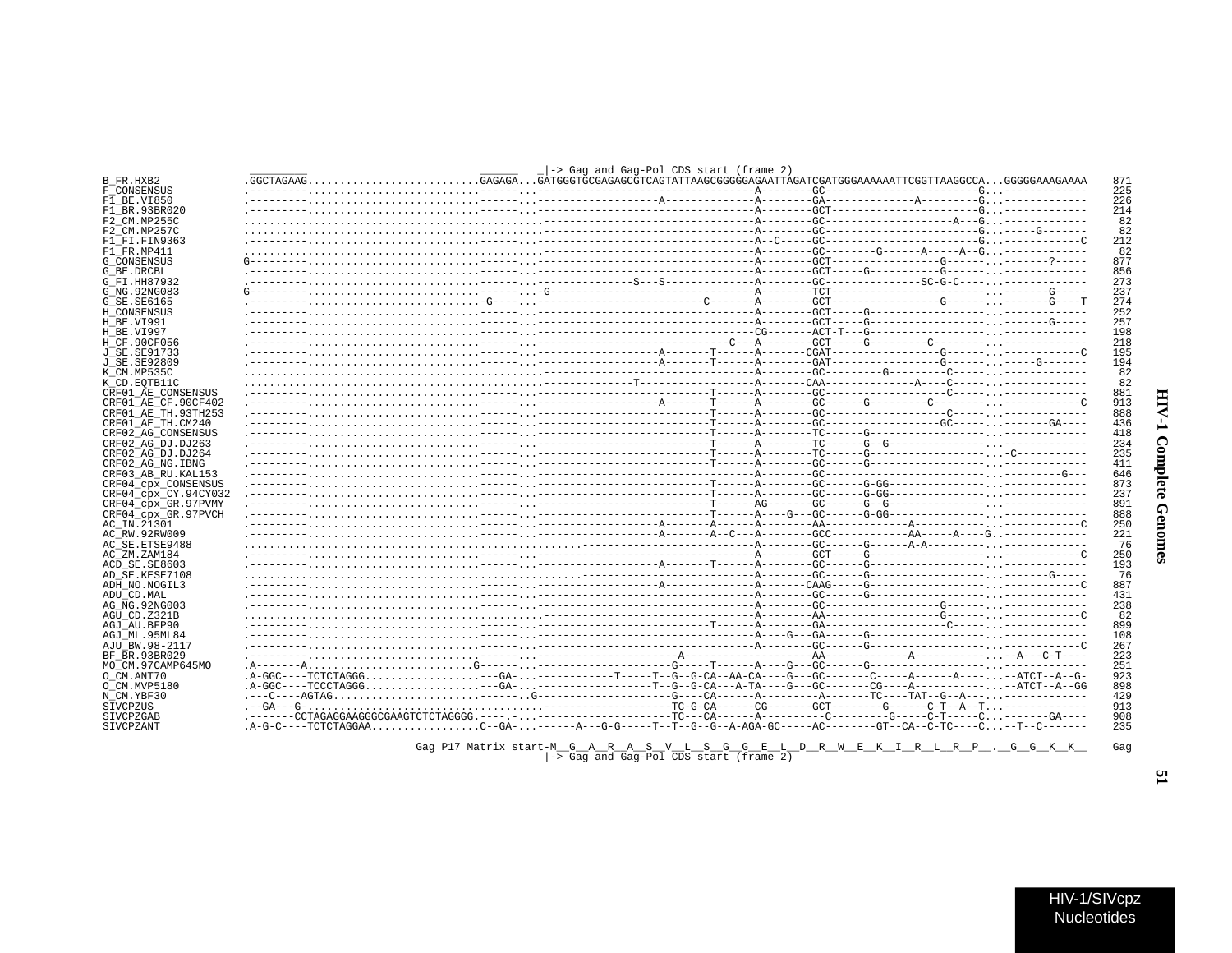```
                    _________                          ______    _|-> Gag and Gag-Pol CDS start (frame 2)
B_FR.HXB2           .GGCTAGAAG..........................GAGAGA...GATGGGTGCGAGAGCGTCAGTATTAAGCGGGGGAGAATTAGATCGATGGGAAAAAATTCGGTTAAGGCCA...GGGGGAAAGAAAA   871
F_CONSENSUS         .---------..........................------...-------------------------------A--------GC-----------------------G...-------------   225
F1_BE.VI850         .---------..........................------...------------------A-------------A--------GA-------------A---------G...-------------   226
F1_BR.93BR020       .---------..........................------...-------------------------------A--------GCT----------------------G...-------------   214
F2_CM.MP255C        ..............................................-------------------------------A--------GC-------------------A---G...-------------    82
F2_CM.MP257C        ..............................................-------------------------------A--------GC-----------------------G...-----G-------    82
F1_FI.FIN9363       .---------..........................------...-------------------------------A--C-----GC-----------------------G...------------C   212
F1_FR.MP411         ..............................................-------------------------------A--------GC--------G------A-----A--G...-------------    82
G_CONSENSUS         G---------..........................------...-------------------------------A--------GCT---------------G------...------?-----   877
G_BE.DRCBL          .---------..........................------...-------------------------------A--------GCT-----G-----------G------...-------------   856
G_FI.HH87932        .---------..........................------...--------------S---S------------A--------GC--------------SC-G-C----...-------------   273
G_NG.92NG083        G---------..........................------...-G-----------------------------A--------TCT-----------------------...------G-----   237
G_SE.SE6165         .---------..........................-G----...-----------------------C-------A--------GCT---------------G------...------G----T   274
H_CONSENSUS         .---------..........................------...-------------------------------A--------GCT-----G-----------------...-------------   252
H_BE.VI991          .---------..........................------...-------------------------------A--------GCT-----G-----------------...------G------   257
H_BE.VI997          .---------..........................------...-------------------------------CG-------ACT-T---G-----------------...-------------   198
H_CF.90CF056        .---------..........................------...----------------------------C---A--------GCT-----G---------C-------...-------------   218
J_SE.SE91733        .---------..........................------...------------------A-------T------A-------CGAT----------------G------...------------C   195
J_SE.SE92809        .---------..........................------...------------------A-------T------A--------GAT----------------G------...-----G-------   194
K_CM.MP535C         ..............................................-------------------------------A--------GC---------G---------C-----...-------------    82
K_CD.EQTB11C        ..............................................--------------T----------------A-------CAA--------------A----C-----...-------------    82
CRF01_AE_CONSENSUS  .---------..........................------...-------------------------T------A--------GC-----------------C------...-------------   881
CRF01_AE_CF.90CF402 .---------..........................------...------------------A-------T------A--------GC------G---------C--------...------------C   913
CRF01_AE_TH.93TH253 .---------..........................------...-------------------------T------A--------GC-----------------C------...-------------   888
CRF01_AE_TH.CM240   .---------..........................------...-------------------------T------A--------GC------------------GC-----...------GA----   436
CRF02_AG_CONSENSUS  .---------..........................------...-------------------------T------A--------TC------G-----------------...-------------   418
CRF02_AG_DJ.DJ263   .---------..........................------...-------------------------T------A--------TC------G--G--------------...-------------   234
CRF02_AG_DJ.DJ264   .---------..........................------...-------------------------T------A--------TC------G-----------------...-C-----------   235
CRF02_AG_NG.IBNG    .---------..........................------...-------------------------T------A--------GC------G-----------------...-------------   411
CRF03_AB_RU.KAL153  .---------..........................------...-------------------------------A--------GC-----------------------...---------G---   646
CRF04_cpx_CONSENSUS .---------..........................------...-------------------------T------A--------GC------G-GG------------...-------------   873
CRF04_cpx_CY.94CY032 .---------..........................------...-------------------------T------A--------GC------G-GG------------...-------------   237
CRF04_cpx_GR.97PVMY .---------..........................------...-------------------------T------AG-------GC------G--G------------...-------------   891
CRF04_cpx_GR.97PVCH .---------..........................------...-------------------------T------A----G---GC------G-GG------------...-------------   888
AC_IN.21301         .---------..........................------...------------------A-------A------A--------AA-------------A-----------...------------C   250
AC_RW.92RW009       .---------..........................------...-------------------------A-------A--C---A--------GCC------------AA-----A----G..-------------   221
AC_SE.ETSE9488      ......................................................-----------------------A--------GC------G-------A-A---------...-------------    76
AC_ZM.ZAM184        .---------..........................------...-------------------------------A--------GCT-----G-----------------...------------C   250
ACD_SE.SE8603       .---------..........................------...------------------A-------T------A--------GC------G-----------------...-------------   193
AD_SE.KESE7108      ......................................................-----------------------A--------GC------G-----------------...------G-----    76
ADH_NO.NOGIL3       .---------..........................------...------------------A-------------A-------CAAG-----G-----------------...------------C   887
ADU_CD.MAL          .---------..........................------...-------------------------------A--------GC------G-----------------...-------------   431
AG_NG.92NG003       .---------..........................------...-------------------------------A--------GC------------------G------...-------------   238
AGU_CD.Z321B        ..............................................-------------------------------A--------AA------------------G------...------------C    82
AGJ_AU.BFP90        .---------..........................------...-------------------------T------A--------GA-------------------C------...-------------   899
AGJ_ML.95ML84       .---------..........................------...-------------------------------A----G---GA------G-----------------...-------------   108
AJU_BW.98-2117      .---------..........................------...-------------------------------A--------GC------G-----------------...------------C   267
BF_BR.93BR029       .---------..........................------...-------------------A------------------AA-------------A-------------...--A---C-T----   223
MO_CM.97CAMP645MO   .A-------A..........................G-----...-------------------G-----T------A----G---GC------G-----------------...-------------   251
O_CM.ANT70          .A-GGC----TCTCTAGGG.................---GA-...-----------T-----T--G--G-CA--AA-CA----G---GC-------C-----A------A-----...--ATCT--A--G-   923
O_CM.MVP5180        .A-GGC----TCCCTAGGG.................---GA-...-----------------T--G--G-CA---A-TA----G---GC-------CG----A------------...--ATCT--A--GG   898
N_CM.YBF30          .---C----AGTAG......................------.G-------------------G----CA------A---------A-------TC----TAT--G--A---...-------------   429
SIVCPZUS            .--GA---G-.......................................-------------------TC-G-CA------CG-------GCT--------G------C-T--A--T...-------------   913
SIVCPZGAB           .-------CCTAGAGGAAGGGCGAAGTCTCTAGGGG.-----...-------------------TC---CA------A----------C---------G-----C-T-----C...-------GA----   908
SIVCPZANT           .A-G-C----TCTCTAGGAA.................C--GA-...------A---G-G-----T--T--G--G--A-AGA-GC-----AC--------GT--CA--C-TC----C...--T--C-------   235

                                    Gag P17 Matrix start-M__G__A__R__A__S__V__L__S__G__G__E__L__D__R__W__E__K__I__R__L__R__P__.__G__G__K__K__   Gag
                                                         |-> Gag and Gag-Pol CDS start (frame 2)
```

HIV-1 Complete Genomes

HIV-1/SIVcpz Nucleotides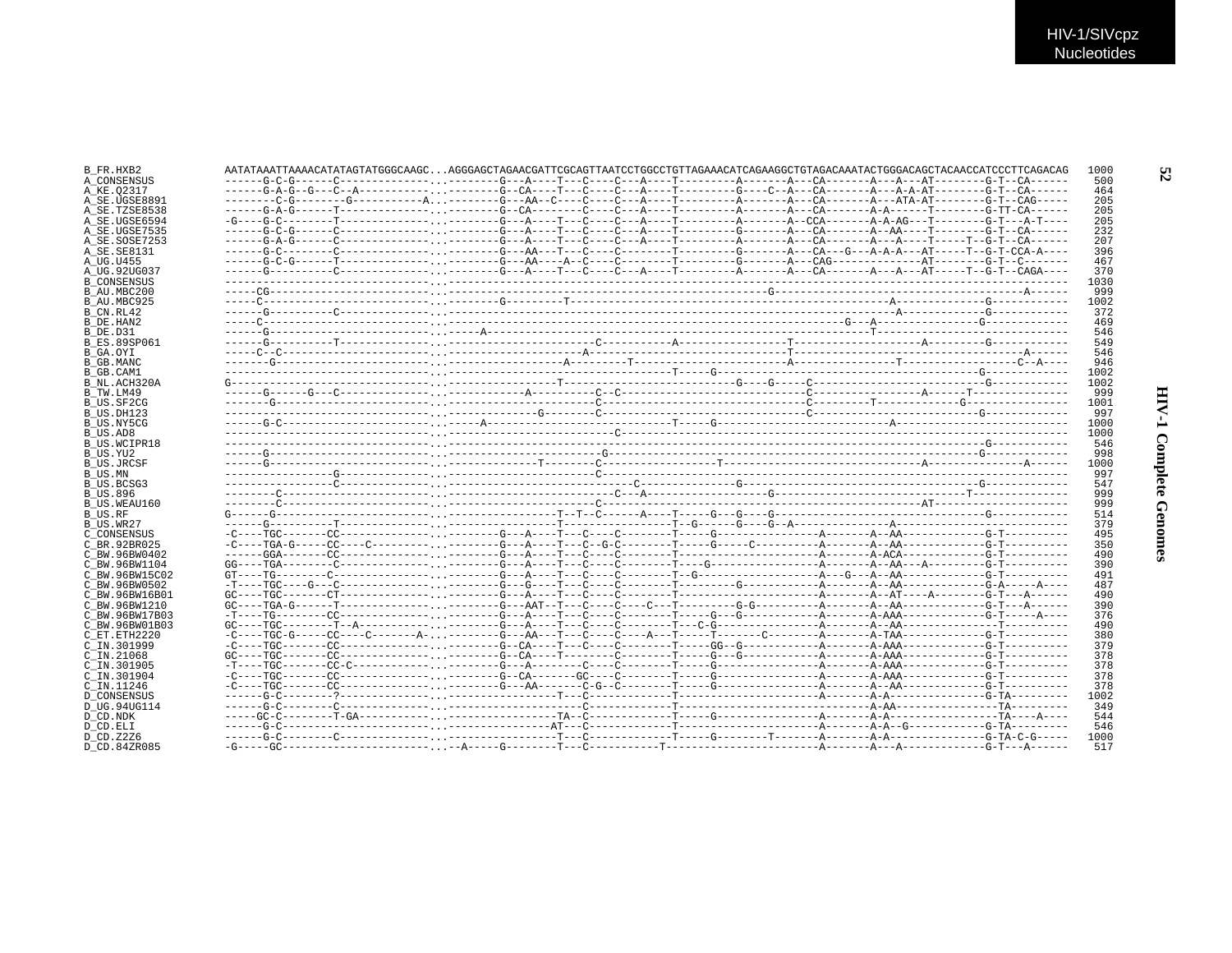```
B_FR.HXB2        AATATAAATTAAAACATATAGTATGGGCAAGC...AGGGAGCTAGAACGATTCGCAGTTAATCCTGGCCTGTTAGAAACATCAGAAGGCTGTAGACAAATACTGGGACAGCTACAACCATCCCTTCAGACAG   1000
A_CONSENSUS      ------G-C-G------C--------------..---------G---A----T---C----C---A----T---------A-------A---CA-------A---A---AT--------G-T--CA------    500
A_KE.Q2317       ------G-A-G--G---C--A-----------..---------G--CA----T---C----C---A----T---------G----C--A---CA-------A---A-A-AT--------G-T--CA------    464
A_SE.UGSE8891    --------C-G--------G-----------A...--------G---AA--C----C----C---A----T---------A-------A---CA-------A---ATA-AT--------G-T--CAG-----    205
A_SE.TZSE8538    ------G-A-G------T--------------..---------G--CA--------C----C---A----T---------A-------A---CA-------A-A------T--------G-TT-CA------    205
A_SE.UGSE6594    -G----G-C--------T--------------..---------G---A----T---C----C---A----T---------A-------A--CCA-------A-A-AG---T--------G-T---A-T----    205
A_SE.UGSE7535    ------G-C-G------C--------------..---------G---A----T---C----C---A----T---------G-------A---CA-------A--AA----T--------G-T--CA------    232
A_SE.SOSE7253    ------G-A-G------C--------------..---------G---A----T---C----C---A----T---------A-------A---CA-------A---A----T-----T--G-T--CA------    207
A_SE.SE8131      ------G-C--------C--------------..---------G---AA---T---C----C--------T---------G-------A---CA---G---A-A-A---AT-----T--G-T-CCA-A----    396
A_UG.U455        ------G-C-G------T--------------..---------G---AA----A--C----C--------T---------G-------A---CAG-------------AT--------G-T--C-------    467
A_UG.92UG037     ------G----------C--------------..---------G---A----T---C----C---A----T---------A-------A---CA-------A---A---AT-----T--G-T--CAGA----    370
B_CONSENSUS      --------------------------------..-------------------------------------------------------------------------------------------------   1030
B_AU.MBC200      -----CG-------------------------..---------------------------------------------------G----------------------------------------A------    999
B_AU.MBC925      -----C--------------------------..---------G---------T--------------------------------------------------A-------------G------------   1002
B_CN.RL42        ------G----------C--------------..-------------------------------------------------------------------------A-----------G------------    372
B_DE.HAN2        -----C--------------------------..-----------------------------------------------------------------G---A----------------G------------    469
B_DE.D31         ------G-------------------------..------A-----------------------------------------------------------T------------------------------    546
B_ES.89SP061     ------G----------T--------------..-------------------------C-----------A----------------T-------------------A---------G------------    549
B_GA.OYI         -----C--C-----------------------..---------------------A------------------------------T---------------------------------------A------    546
B_GB.MANC        -------G------------------------..---------------------A---------T------------------------A----------------T------------------C--A----    946
B_GB.CAM1        --------------------------------..------------------------------------T-----G------------------------------------------G------------   1002
B_NL.ACH320A     G-------------------------------..-------------------T---------------------------G---G-----C---------------------------G------------   1002
B_TW.LM49        ------G------G---C--------------..-------------A-----------C--C-----------------------------C----------------A------T---------------    999
B_US.SF2CG       -------G------------------------..-------------------------C------------------------------------C---------T--------------G-----------   1001
B_US.DH123       --------------------------------..-----------------G-------C------------------------------------C-------------------------G------------    997
B_US.NY5CG       ------G-C-----------------------..------A-------------------------------T-----G--------------------------A-------------------------   1000
B_US.AD8         --------------------------------..-------------------------------C-------------------------------------------------------------------   1000
B_US.WCIPR18     --------------------------------..-------------------------------------------------------------------------------------G------------    546
B_US.YU2         ------G-------------------------..------------------------G----------------------------------------------------------G------------    998
B_US.JRCSF       ------G-------------------------..----------------T--------C-----------------T-------------------------------A---------------A------   1000
B_US.MN          -----------------G--------------..-------------------------C-------------------------------------------------------------------------    997
B_US.BCSG3       -----------------C--------------..-------------------------------C---------------G------------------------------------G------------    547
B_US.896         -------C------------------------..---------------------------C---A------------------------G----------------------------T--------------    999
B_US.WEAU160     --------C-----------------------..-------------------------C----------------------------------------------------AT-------------------    999
B_US.RF          G------G------------------------..-------------------T--T--C------A----T-----G---G-----G---------------------------------G------------    514
B_US.WR27        ------G----------T--------------..-------------------T------------------T--G------G----G--A---------------A--------------------------    379
C_CONSENSUS      -C----TGC-------CC--------------..---------G---A----T---C----C---------T-----G-----------------A-------A--AA------------G-T----------    495
C_BR.92BR025     -C----TGA-G-----CC----C---------..---------G---A----T---C--G-C---------T-----G-----C------------A-------A--AA------------G-T----------    350
C_BW.96BW0402    ------GGA-------CC--------------..---------G---A----T---C----C---------T------------------------A-------A-ACA------------G-T----------    490
C_BW.96BW1104    GG----TGA--------C--------------..---------G---A----T---C----C---------T-----G------------------A-------A--AA---A---------G-T----------    390
C_BW.96BW15C02   GT----TG--------C---------------..---------G---A----T---C----C---------T--G-----------------------A---G---A--AA------------G-T----------    491
C_BW.96BW0502    -T----TGC----G--C---------------..---------G---G----T---C----C---------T-------------G----------A-------A--AA------------G-A-----A----    487
C_BW.96BW16B01   GC----TGC-------CT--------------..---------G---A----T---C----C---------T------------------------A-------A--AT----A--------G-T---A-----    490
C_BW.96BW1210    GC----TGA-G-----T---------------..---------G---AAT--T---C----C----C---T---------G-G-------------A-------A--AA------------G-T---A------    390
C_BW.96BW17B03   -T----TG--------CC--------------..---------G---A----T---C----C---------T-----G---G--------------A-------A-AAA------------G-T-----A----    376
C_BW.96BW01B03   GC----TGC--------T--A-----------..---------G---A----T---C----C---------T---C-G------------------A-------A--AA----------------T----------    490
C_ET.ETH2220     -C----TGC-G-----CC----C-------A-..---------G---AA---T---C----C----A---T-----T-------C-----------A-------A-TAA------------G-T----------    380
C_IN.301999      -C----TGC-------CC--------------..---------G--CA----T---C----C---------T-----GG--G-------------A-------A-AAA------------G-T----------    379
C_IN.21068       GC----TGC-------CC--------------..---------G--CA----T--------C---------T-----G---G--------------A-------A-AAA------------G-T----------    378
C_IN.301905      -T----TGC-------CC-C------------..---------G---A--------C----C---------T-----G------------------A-------A-AAA------------G-T----------    378
C_IN.301904      -C----TGC-------CC--------------..---------G--CA-------GC----C---------T-----G------------------A-------A-AAA------------G-T----------    378
C_IN.11246       -C----TGC-------CC--------------..---------G---AA-------C-G--C---------T-----G------------------A-------A--AA------------G-T----------    378
D_CONSENSUS      ------G-C--------?--------------..-------------------T---C-------------T------------------------A-------A-A--------------G-TA---------   1002
D_UG.94UG114     ------G-C--------C--------------..-------------------------C-------------T-------------------------------A-AA-----------------TA---------    349
D_CD.NDK         -----GC-C--------T-GA-----------..-------------------TA--C-------------T-----G------------------A-------A-A-----------------TA----A-----    544
D_CD.ELI         ------G-C-----------------------..------------------AT---C-------------T------------------------A-------A-A--G------------G-TA---------    546
D_CD.Z2Z6        ------G-C--------C--------------..-------------------T---C-------------T-----G--------T---------A-------A-A--------------G-TA-C-G-----   1000
D_CD.84ZR085     -G-----GC-----------------------..--A------G--------T---C------------T--------------------------A-------A---A-------------G-T---A------    517
```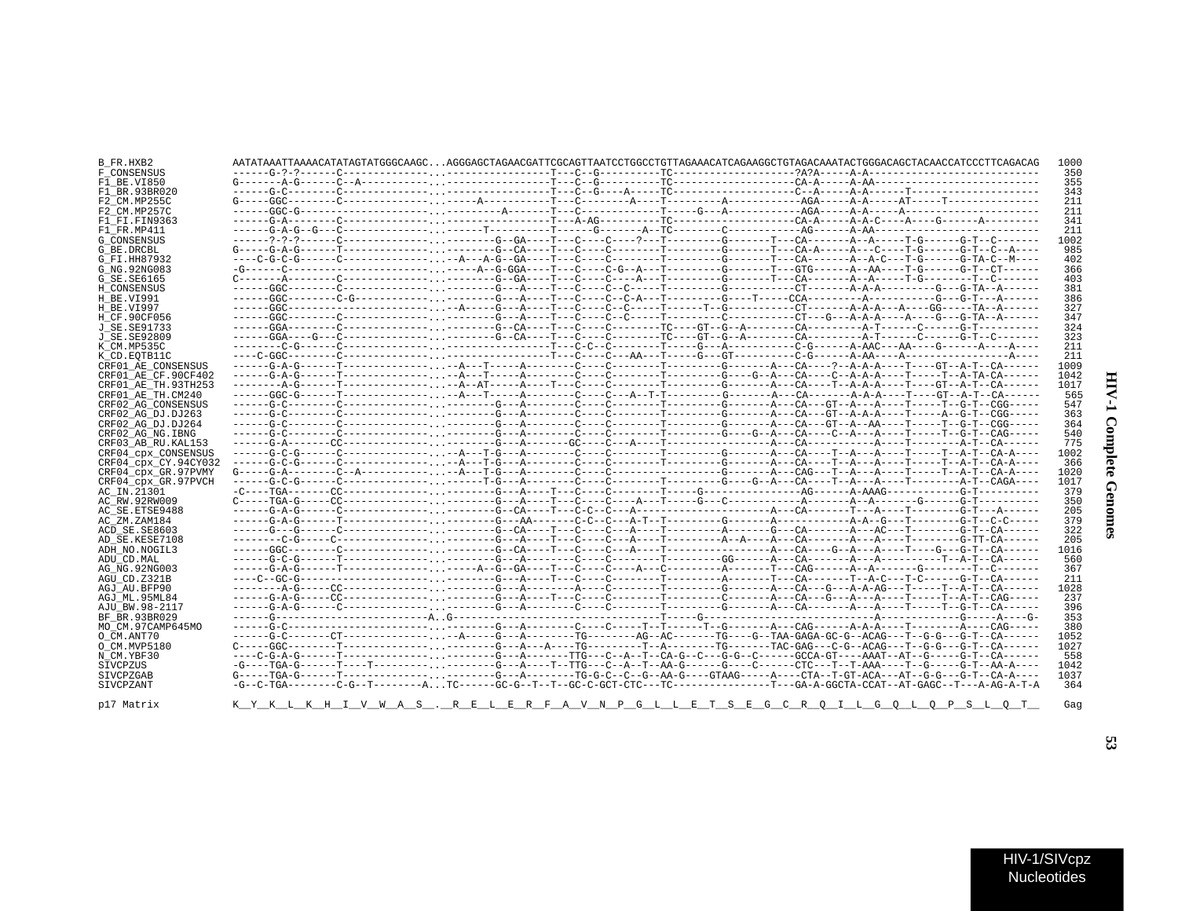```
B_FR.HXB2            AATATAAATTAAAACATATAGTATGGGCAAGC...AGGGAGCTAGAACGATTCGCAGTTAATCCTGGCCTGTTAGAAACATCAGAAGGCTGTAGACAAATACTGGGACAGCTACAACCATCCCTTCAGACAG  1000
F_CONSENSUS          ------G-?-?------C--------------...----------------T---C--G---------TC--------------------?A?A-----A-A----------------------------  350
F1_BE.VI850          G-------A-G------C--A-----------...----------------T---C--G---------TC--------------------CA-A-----A-AA---------------------------  355
F1_BR.93BR020        ------G-C--------C--------------...----------------T---C--G----A----TC--------------------C--A-----A-A------T--------------------  343
F2_CM.MP255C         G-----GGC--------C--------------...-----A----------T---C--------A---T---------A-----------AGA-----A-A-----AT-----T---------------  211
F2_CM.MP257C         ------GGC-G---------------------...---------A-------T---C------------T-----G---A-----------AGA-----A-A-----A---------------------  211
F1_FI.FIN9363        ------G-A--------C--------------...----------------T---A-AG---------TC--------------------CA-A-----A-A-C----A----G------A--------  341
F1_FR.MP411          ------G-A-G--G--C---------------...------T---------T------G------A--TC--------C-----------AG------A-AA---------------------------  211
G_CONSENSUS          ------?-?-?------C--------------...--------G--GA----T---C----C----?---T---------G-------T---CA-------A--A-----T-G------G-T--C-------  1002
G_BE.DRCBL           G-----G-A-G------T--------------...--------G--CA----T---C----C--------T---------G-------T---CA-A-----A---C----T-G------G-T--C--A----  985
G_FI.HH87932         ----C-G-C-G------C--------------...--A---A-G--GA----T---C----C--------T---------G-------T---CA-------A--A-C---T-G------G-TA-C--M----  402
G_NG.92NG083         -G------C-----------------------...-----A--G-GGA----T---C----C-G--A---T---------G-------T---GTG------A--AA----T-G------G-T--CT------  366
G_SE.SE6165          C-------A--------C--------------...--------G--GA----T---C----C----A---T---------G-------T---CA-------A--A-----T-G--------T--C-------  403
H_CONSENSUS          ------GGC--------C--------------...--------G---A----T---C----C--C-----T---------G-----------CT-------A-A-A---------G---G-TA--A------  381
H_BE.VI991           ------GGC--------C-G------------...--------G---A----T---C----C--C-A---T---------G----T-----CCA------------A----------G---G-T---A------  386
H_BE.VI997           ------GGC-----------------------...-A------G---A----T---C----C--C-----T-----T--G-----------CT--------A-A-A---A----GG-----TA--A------  327
H_CF.90CF056         ------GGC--------C--------------...--------G---A----T---C----C--C-----T---------C-----------CT---G---A-A-A----A----G---G-TA--A------  347
J_SE.SE91733         ------GGA--------C--------------...--------G--CA----T---C----C--------TC----GT--G--A--------CA---------A-T------C------G-T----------  324
J_SE.SE92809         ------GGA----G---C--------------...--------G--CA----T---C----C--------TC----GT--G--A--------CA---------A-T------C------G-T--C-------  323
K_CM.MP535C          --------C-G------C--------------...----------------T---C-C--C--------T-----G---A-----------C-G-------A-AAC---AA----G------A----A----  211
K_CD.EQTB11C         ----C-GGC--------C--------------...----------------T---C-----AA---T-----G---GT----------C-G-------A-AA----A-------------------A----  211
CRF01_AE_CONSENSUS   ------G-A-G------T--------------...--A---T-----A-------C----C--------T---------G-------A---CA----?--A-A-A---T----GT--A-T--CA------  1009
CRF01_AE_CF.90CF402  ------G-A-G------T--------------...--A---T-----A-------C----C--------T---------G----G--A---CA----C--A-A-A---T----T--A-TA-CA------  1042
CRF01_AE_TH.93TH253  --------A-G------T--------------...--A--AT-----A----T---C----C--------T---------G-------A---CA----T--A-A-A---T----GT--A-T--CA------  1017
CRF01_AE_TH.CM240    ------GGC-G------T--------------...--A---T-----A-------C----C---A--T-T---------G-------A---CA-------A-A-A---T----GT--A-T--CA------  565
CRF02_AG_CONSENSUS   ------G-C--------C--------------...--------G---A-------C----C--------T---------G-------A---CA---GT--A---A---T-----T--G-T--CGG-----  547
CRF02_AG_DJ.DJ263    ------G-C--------C--------------...--------G---A-------C----C--------T---------G-------A---CA---GT--A-A-A---T------A--G-T--CGG-----  363
CRF02_AG_DJ.DJ264    ------G-C--------C--------------...--------G---A-------C----C--------T---------G-------A---CA---GT--A--AA---T-----T--G-T--CGG-----  364
CRF02_AG_NG.IBNG     ------G-C--------C--------------...--------G---A-------C----C--------T---------G----G--A---CA----C--A---A---T-----T--G-T--CAG-----  540
CRF03_AB_RU.KAL153   ------G-A-------CC--------------...--------G---A-------GC---C---A----T-----------------A---CA---------------A---T--------A-T--CA------  775
CRF04_cpx_CONSENSUS  ------G-C-G------C--------------...--A---T-G---A-------C----C--------T---------G-------A---CA----T--A---A---T-----T--A-T--CA-A----  1002
CRF04_cpx_CY.94CY032 ------G-C-G------C--------------...--A---T-G---A-------C----C--------T---------G-------A---CA----T--A---A---T-----T--A-T--CA-A----  366
CRF04_cpx_GR.97PVMY  G-----G-A--------C--A-----------...--A---T-G---A-------C----C--------T---------G-------A---CAG---T--A---A---T-----T--A-T--CA-A----  1020
CRF04_cpx_GR.97PVCH  ------G-C-G------C--------------...-------T-G---A-------C----C--------T---------G----G--A---CA----T--A---A---T--------A-T--CAGA----  1017
AC_IN.21301          -C----TGA-------CC--------------...--------G---A----T---C----C--------T-----G--------------AG------A-AAAG-----------G-T----------  379
AC_RW.92RW009        C-----TGA-G-----CC--------------...--------G---A----T---C----C----A---T-----G---C-----------A-------A--A-------G------G-T----------  350
AC_SE.ETSE9488       ------G-A-G------C--------------...--------G--CA----T---C-C--C--A-----------------------A---CA-------T---A---T---------G-T---A------  205
AC_ZM.ZAM184         ------G-A-G------T--------------...--------G---AA-------C-C--C---A-T--T---------G-------A---------------A-A--G---T---------G-T--C-C----  379
ACD_SE.SE8603        ------G---G------C--------------...--------G--CA----T---C----C---A----T---------A-------G---CA-------A---AC---T---------G-T--CA------  322
AD_SE.KESE7108       --------C-G-----C---------------...--------G---A----T---C----C---A----T---------A--A----A---CA-------A---A---T---------G-TT-CA------  205
ADH_NO.NOGIL3        ------GGC--------C--------------...--------G--CA----T---C----C---A----T--------------------A---CA----G--A---A---T-----G---G-T--CA------  1016
ADU_CD.MAL           ------G-C-G------T--------------...--------G---A-------C----C--------T---------GG------A---CA-------A---A---------T--A-T--CA------  560
AG_NG.92NG003        ------G-A-G------T--------------...-----A--G--GA----T---C----C----A---C---------A-------T---CAG------A--A-------G-------T--C-------  367
AGU_CD.Z321B         ----C--GC-G---------------------...--------G---A----T---C----C--------T---------A-------T---CA-------T--A-C---T-C-----G-T--CA------  211
AGJ_AU.BFP90         --------A-G-----CC--------------...--------G---A-------A----C--------T---------G-------A---CA---G--A-A-AG---T-----T--A-T--CA------  1028
AGJ_ML.95ML84        ------G-A-G-----CC--------------...--------G---A----T---C----C--------T---------C-------A---CA---G---A---A---T-----T--A-T--CAG-----  237
AJU_BW.98-2117       ------G-A-G------C--------------...--------G---A-------C----C--------T---------G-------A---CA-------A---A---T-----T--G-T--CA------  396
BF_BR.93BR029        ------G------------------------A..G----------------------------------T-----G-------------------------------A-----------G-----A----G-  353
MO_CM.97CAMP645MO    ------G-C--------------------- ...--------G---A-------C----C----T--T-----T--G-------A---CAG------A-A-A---T--------A----CAG-----  380
O_CM.ANT70           ------G-C-------CT--------------...--A-----G---A--------TG--------AG--AC-------TG----G--TAA-GAGA-GC-G--ACAG---T--G-G---G-T--CA------  1052
O_CM.MVP5180         C-----GGC--------T--------------...--------G---A---A----TG---------T--A-------TG-------TAC-GAG---C-G--ACAG---T--G-G---G-T--CA------  1027
N_CM.YBF30           ----C-G-A-G------T--------------...--------G---A-------TTG---C--A--T--CA-G--C---G-G--C------GCCA-GT----AAAT--AT--G-----G-T--CA------  558
SIVCPZUS             -G----TGA-G------T----T---------...--------G---A----T--TTG---C--A--T--AA-G------G----C------CTC---T--T-AAA----T--G-----G-T--AA-A----  1042
SIVCPZGAB            G-----TGA-G------T--------------...--------G---A--------TG-G-C--C--G--AA-G----GTAAG-----A----CTA--T-GT-ACA---AT--G-G---G-T--CA-A----  1037
SIVCPZANT            -G--C-TGA--------C-G--T--------A...TC------GC-G--T--T--GC-C-GCT-CTC---TC----------------T---GA-A-GGCTA-CCAT--AT-GAGC--T---A-AG-A-T-A  364

p17 Matrix           K__Y__K__L__K__H__I__V__W__A__S__.__R__E__L__E__R__F__A__V__N__P__G__L__L__E__T__S__E__G__C__R__Q__I__L__G__Q__L__Q__P__S__L__Q__T__  Gag
```

HIV-1/SIVcpz Nucleotides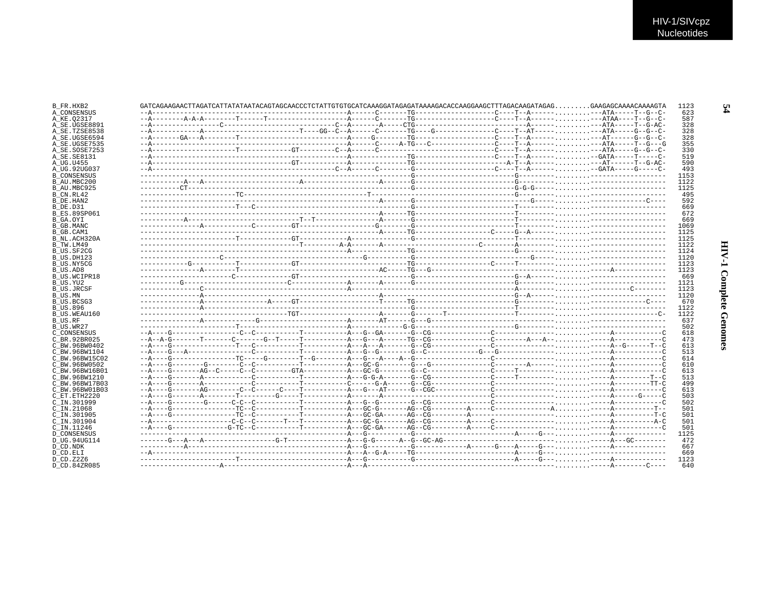HIV-1/SIVcpz Nucleotides

```
B_FR.HXB2        GATCAGAAGAACTTAGATCATTATATAATACAGTAGCAACCCTCTATTGTGTGCATCAAAGGATAGAGATAAAAGACACCAAGGAAGCTTTAGACAAGATAGAG.........GAAGAGCAAAACAAAAGTA  1123
A_CONSENSUS      --A------------------------------------------------A------C-------TG-------------------C----T--A------.........---ATA-----T--G--C-   623
A_KE.Q2317       --A--------A-A-A--------T------T-------------------A------C-------TG-------------------C----T--A------.........---ATAA----T--G--C-   587
A_SE.UGSE8891    --A-----------------C----------------------------C--A-------A-----CTG---------------------------A------.........---ATA-----T--G-AC-   328
A_SE.TZSE8538    --A------------A-----------------------T----GG--C--A------C-------TG----G--------------C----T--AT-----.........---ATA-----G--G--C-   328
A_SE.UGSE6594    --A-------GA---A--------T--------------------------A-----G--------TG-------------------C----T--A------.........---AT------G--G--C-   328
A_SE.UGSE7535    --A------------------------------------------------A------C----A-TG---C----------------C----T--A------.........---ATA-----T--G---G   355
A_SE.SOSE7253    --A---------------------T-------------GT---------C--A------C--------------------------C----T--A------.........---ATA-----G--G--C-   330
A_SE.SE8131      --A------------------------------------------------A--------------TG-------------------C----T--A------.........--GATA-----T-----C-   519
A_UG.U455        --A------------------------------------GT----------A--------------TG---------------------A-T--A------.........---AT------T--G-AC-   590
A_UG.92UG037     --A----------------------------------------------C--A------C-------G-------------------C----T--A------.........--GATA-----G-----C-   493
B_CONSENSUS      ------------------------------------------------------------------G-------------------------G---------.........------------------  1153
B_AU.MBC200      ----------A---A-----------------------A-------------------A-------G-------------------------G---------.........------------------  1122
B_AU.MBC925      ----------CT------------------------------------------------------G-------------------------G-G-G-----.........------------------  1125
B_CN.RL42        -----------------------TC------------------------------T----------------------------------G---------.........------------------   495
B_DE.HAN2        ----------------------------------------------------------A-------G-------------------------G---------.........--------------C---   592
B_DE.D31         -----------------------T---C-----------------------------------------G-----------------------T---------.........------------------   669
B_ES.89SP061     ----------------------------------------------------------A------TG-------------------------T---------.........------------------   672
B_GA.OYI         -----------A-------------------------------T--T--------------------A--------------------------T---------.........------------------   669
B_GB.MANC        ---------------A-----------C---------GT-------------------G-------G-------------------------T---------.........------------------  1069
B_GB.CAM1        ----------------------------------------------------------A------TG------------------C------G--A-------.........------------------  1125
B_NL.ACH320A     -----------------------T------------GT-----------A----------------G--------------------------T---------.........------------------  1125
B_TW.LM49        ---------------------------------------T---------A-A-------A-------------------------C--------A---------.........------------------  1122
B_US.SF2CG       -------------------------------------------------A----------------TG-------------------------G---------.........------------------  1124
B_US.DH123       ------------------C--------------------------------------G--------G-----------------------------G------.........------------------  1120
B_US.NY5CG       ------------G----------T------------GT-----------------------------TG-----------------C-----T---------.........------------------  1123
B_US.AD8         ---------------A--------T-------------------------------------AC-----TG---G-------------------------------.........-----A------------  1123
B_US.WCIPR18     -----------------------C------------GT----------------------------G-------------------------G--A-------.........------------------   669
B_US.YU2         ----------G-------------------------C---------------A-------A-------G-------------------------G---------.........------------------  1121
B_US.JRCSF       ---------------C--------------------------------------A-----------------------------------A---------.........---------C--------  1123
B_US.MN          ---------------A--------------------------------------------A---------------------------------G--A-------.........------------------  1120
B_US.BCSG3       ---------------A---------------A-----GT-------------------T------TG-------------------------G---------.........-------------C----   670
B_US.896         ---------------A----------------------------------------------------G-------------------------T---------.........------------------  1122
B_US.WEAU160     ------------------------------------TGT------------------A-------G------T--------------------T---------.........----------------C-  1122
B_US.RF          ---------------A-------------G--------------------------A-------AT------G---G----------------------------.........------------------   637
B_US.WR27        -----------------------T--------------------------A---------------G-G-------------------------G---------.........------------------   502
C_CONSENSUS      --A----G-----------------C--C------------T-----------A---G--GA------G--CG---------------C----------------.........-----A------------C   618
C_BR.92BR025     --A--A-G--------T-------C-------G--T-----T-----------A---G---A------TG--CG--------------C--------A---A--.........-----A------------C   473
C_BW.96BW0402    --A----G----------------T---C-----------T-----------A---A---A-------G--CG---------------C----------------.........-----A--G------T--C   613
C_BW.96BW1104    --A----G---A-----------------C-----------T-----------A---G--G-------G--C------------G---G----------------.........-----A------------C   513
C_BW.96BW15C02   --A----G---------------TC-----G--------T--G---------A---G---A---A--G------------------C----------------.........-----A------------C   614
C_BW.96BW0502    --A----G--------G-------C--C------------T-----------A---GC-G--------G---G--------------C-------A--------.........-----A------------C   610
C_BW.96BW16B01   --A----G-------AG--C-----C--C---------GTA-----------A---GC-G--------G--C---------------C-----T----------.........-----A------------C   613
C_BW.96BW1210    --A----G-------A------------C-----------T-----------A---G-G-A-------G--CG---------------C-----T----------.........-----A---------T--C   513
C_BW.96BW17B03   --A----G-------A------------C-----------T-----------C------G-A------G--CG---------------C----------------.........-----A---------TT-C   499
C_BW.96BW01B03   --A----G-------AG-------C--C------C----T-----------A---G---AT------G--CGC---------------C----------------.........-----A------------C   613
C_ET.ETH2220     --A----G-------A--------T---------G-----T-----------A-------A----------------------------C----------------.........-----A------G-----C   503
C_IN.301999      --A----G--------G------C-C--C-----------T-----------A---G--G--------G--CG---------------C----------------.........-----A------------C   502
C_IN.21068       --A----G---------------TC--C-----------T-----------A---GC-G-------AG--CG---------A-----C---------------A.........-----A-----------T--   501
C_IN.301905      --A----G---------------TC--C-----------T-----------A---GC-GA------AG--CG---------A-----------------------.........-----A-----------T-C   501
C_IN.301904      --A--------------------C-C--C-------T---T-----------A---GC-G-------AG--CG---------A-----C----------------.........-----A-----------A-C   501
C_IN.11246       --A----G--------------G-TC--C-----------T-----------A---GC-GA------AG--CG---------A-----C----------------.........-----A------------C   501
D_CONSENSUS      ----------------------------------------------------A---G-----------G--------------------------A-----G---.........-----A-------------  1125
D_UG.94UG114     -------G---A---A-----------------G-T---------------A---G-G------A--G--GC-AG-------------------------------.........-----A---GC--------   472
D_CD.NDK         -----------A----------------------------------------A---G-----------G-------------A------G----A-----G---.........-----A-------------   667
D_CD.ELI         --A-------------------------------------------------A---A--G-A-----TG-------------------------A-----G---.........------------------   669
D_CD.Z2Z6        -----------------------T----------------------------A---G-----------G--------------------------A-----G---.........-----A-------------  1123
D_CD.84ZR085     ---------------------A------------------------------A---A-------------------------------------------------.........-----A---------C----   640
```

HIV-1 Complete Genomes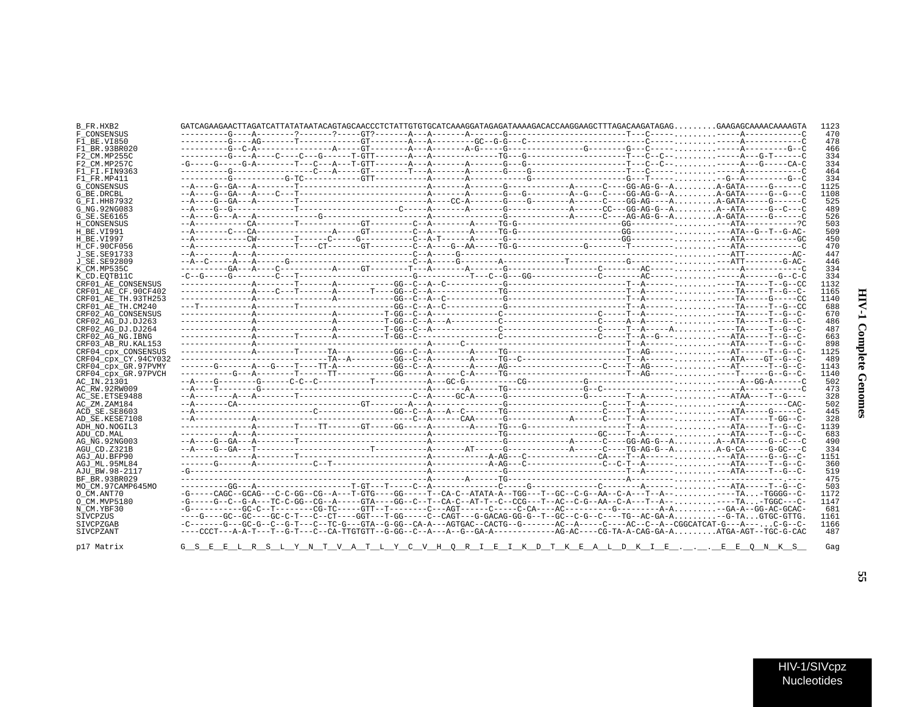```
B_FR.HXB2            GATCAGAAGAACTTAGATCATTATATAATACAGTAGCAACCCTCTATTGTGTGCATCAAAGGATAGAGATAAAAGACACCAAGGAAGCTTTAGACAAGATAGAG.........GAAGAGCAAAACAAAAGTA  1123
F_CONSENSUS          ----------G----A--------?-------?-----GT?-------A---A-------A-------G-------------------------T---C-----...............-A------------C   470
F1_BE.VI850          ----------G----AG-------T-------------GT--------A---A---------GC--G-G---C------------------------C-----...............-A------------C   478
F1_BR.93BR020        ----------G--C-A----------------A-----GT--------A---A-------A-G-----G----------------G-------G---C-----...............-A---------G--C   466
F2_CM.MP255C         ----------G----A----C----C---G------T-GTT-------A---A-------------TG--G------------------------T---C--C-...............-A---G-T------C   334
F2_CM.MP257C         -G-----G-----G-A--------T---C---A---T-GTT-------A---A-------A-------G---G---------------------T---C--C-...............-A---G-----CA-C   334
F1_FI.FIN9363        ----------G-----------------C---A-----GT--------T---A-------A-------G---G---------------------T---C-----...............-A------------C   464
F1_FR.MP411          ----------G-------------G-TC----------GTT-----------A-------A------------G--------------------G---T-----...............-G--A---------G--C   334
G_CONSENSUS          --A----G--GA---A--------T---------------------------A-------A-------G---G-----------A------C----GG-AG-G--A.........A-GATA-----G------C  1125
G_BE.DRCBL           --A----G--GA---A----C---T---------------------------A-------A-------G---G---------A--G---C----GG-AG-G--A.........A-GATA-----G--G---C  1108
G_FI.HH87932         --A----G--GA---A--------T---------------------------A----CC-A-------G----G---------A------C----GG-AG----A.........A-GATA-----G------C   525
G_NG.92NG083         --A----G--G-------------T---------------------C-----A-------A-------G---------------A------CC---GG-AG-G--A.........A--ATA-----G--C---C   489
G_SE.SE6165          --A----G---A---A----------------G-------------------A---------------G---------------A------C----AG-AG-G--A.........A-GATA-----G------C   526
H_CONSENSUS          --A-----------CA--------T-------------GT---------C--A--------A-----TG-G--------------------------GG-------...............-ATA----------?C   503
H_BE.VI991           --A-------C---CA-------------A-----GT---------C--A--------A-----TG-G--------------------------GG-------...............-ATA--G--T--G-AC-   509
H_BE.VI997           --A-----------CW--------T------C-----G-----------C--A-T-------A-----G--------------------------GG-------...............-ATA-----------GC   450
H_CF.90CF056         --A-----------A--------T-----CT-------GT---------C--A----G--AA-----TG-G--------------G----------T-------...............-ATA------------C   470
J_SE.SE91733         --A--------A---A-----------------------------------C--A-----G----------------------------------------------...............-ATT----------AC-   447
J_SE.SE92809         --A--C-----A---A------G-------------------------C--A-----G--------A-----------T-----------G---------------...............-ATT--------G-AC-   446
K_CM.MP535C          ----------GA---A----C------------A-----GT--------T---A-------A-------G--------------------C--------AC-----...............-A------------C   334
K_CD.EQTB11C         -C--G-----G--------C---T-------------------------G------------T---C--G---GG----------------C--------AC-----...............-A-------G--C-C   334
CRF01_AE_CONSENSUS   ---------------A--------T-------A-----------GG--C--A--C-------------G-------------------------T--A--------...............-TA-----T--G--CC  1132
CRF01_AE_CF.90CF402  ---------------A----C---T-------A------T----GG--C--A--------------TG------------------------T--A--------...............-TA-----T--G--C-  1165
CRF01_AE_TH.93TH253  ---------------A----------------A-----------GG--C--A--C-------------G-------------------------T--A--------...............-TA-----G-----CC  1140
CRF01_AE_TH.CM240    ---T-----------A--------T-------------------GG--C--A--C-------------G-------------------------T--A--------...............-TA-----T--G--CC   688
CRF02_AG_CONSENSUS   ---------------A-----------------A----------T-GG--C--A-------------C------------------C-----T--A-------...............-TA-----T--G--C-   670
CRF02_AG_DJ.DJ263    ---------------A-----------------A----------T-GG--C--A---A---------C------------------C-----A--A-------...............-TA-----T--G--C-   486
CRF02_AG_DJ.DJ264    ---------------A-----------------A----------T-GG--C--A-------------C------------------C-----T--A-----A...............-TA-----T--G--C-   487
CRF02_AG_NG.IBNG     ---------------A--------T-------A----------T-GG--C-----------------C------------------C-----T--A--G--...............-ATA-----T--G--C-   663
CRF03_AB_RU.KAL153   ---------------A---------------------------------A------C-----------------------------------T--A--------...............-ATA-----T--G--C-   898
CRF04_cpx_CONSENSUS  ---------------A--------T------TA-----------GG--C--A--------A-----TG-------------------------T--AG-------...............-AT------T--G--C-  1125
CRF04_cpx_CY.94CY032 ---------------------------------TA--A------GG--C--A--------A-----TG--C---------------------T--A--------...............-ATA----GT--G--C-   489
CRF04_cpx_GR.97PVMY  -------G-------A---G----T----TT-A-----------GG--C--A--------A-----AG------------------C-----T--AG-------...............-AT------T--G--C-  1143
CRF04_cpx_GR.97PVCH  -----------G---A--------T------TT-----------GG------A-------C-A-----TG-------------------------T--AG-------...............-T------G--G--C-  1140
AC_IN.21301          --A----G--------G------C-C--C-----------T----------A---GC-G-----------CG-----------G---------------------...............-A--GG-A------C   502
AC_RW.92RW009        --A----T--------G-----------------------------------A-------A-----TG----------------G--C-----------------...............-A------------C   473
AC_SE.ETSE9488       --A-------A---A--------T-----------------------C--A-----GC-A------G-------------------G-------T--A--------...............-ATAA-----T--G----   328
AC_ZM.ZAM184         --A-------CA--------------------------GT--------A---A-------------G---------------------C----T--A--------...............-A---------CAC-   502
ACD_SE.SE8603        --A-------------------------C---------------GG--C--A---A--C-------TG---------------------C----T--A--------...............-ATA-----G-----C-   445
AD_SE.KESE7108       --A------------A----------------------------------C--A-------CAA------G-------------A------C----T--A--------...............-AT------T-GG--C-   328
ADH_NO.NOGIL3        ---------------A--------T----TT-------GT-----GG-----A-------A-----TG--G-------------------T--A--------...............-ATA-----T--G--C-  1139
ADU_CD.MAL           -----------A---A--------------------------------------A-----------TG------------------GC---T--A--------...............-ATA-----T--G--C-   683
AG_NG.92NG003        --A----G--GA---A--------T---------------------------A---------------G-------------A------C----GG-AG-G--A.........A--ATA-----G--C---C   490
AGU_CD.Z321B         --A----G--GA---T-----------------------T------------A-------AT------G-------------A------C----TG-AG-G--A.........A-G-CA-----G-GC---C   334
AGJ_AU.BFP90         ---------------A--------T---------------------------A------------A-AG---C---------------CA----T--A--------...............-ATA-----G--G--C-  1151
AGJ_ML.95ML84        -------G-------A-------------C--T-------------------A------------A-AG---C----------------C--C-T--A--------...............-ATA-----T--G--C-   360
AJU_BW.98-2117       -G--------------------------------------------------A---------------G-------------------------T--A--------...............-ATA-----T--G--C-   519
BF_BR.93BR029        -----------------------------------------------------A-------A-----TG-------------------------A-----------...............-----------------   475
MO_CM.97CAMP645MO    ----------GG---A--------------------T-GT---T-----C--A--------------C------G-----------------C--------A-----...............-ATA-----T--G--C-   503
O_CM.ANT70           -G-----CAGC--GCAG---C-C-GG--CG--A---T-GTG----GG-----T--CA-C--ATATA-A--TGG---T--GC--C-G--AA--C-A---T--A--...............-TA...-TGGGG--C-  1172
O_CM.MVP5180         -G-----G--C--G-A---TC-C-GG--CG--A-----GTA----GG--C--T--CA-C--AT-T--C--CCG---T--AC--C-G--AA--C-A---T--A--...............-TA...-TGGC---C-  1147
N_CM.YBF30           -G-----------GC-C--T--------CG-TC-----GTT--T--------C---AGT------C-----C-CA----AC----------G---------A-A..........-GA-A--GG-AC-GCAC-   681
SIVCPZUS             ----G----GC--GC----GC-C-T---C--CT----GGT---T-GG-----C--CAGT---G-GACAG-GG-G--T--GC--C-G--C----TG--AC-GA-A..........-G-TA...GTGC-GTTG.  1161
SIVCPZGAB            -C-------G---GC-G--C--G-T---C--TC-G---GTA--G-GG--CA-A---AGTGAC--CACTG--G-------AC--A-----C----AC--C--A--CGGCATCAT-G---A----...C-G--C-  1166
SIVCPZANT            ----CCCT---A-A-T---T--G-T---C--CA-TTGTGTT--G-GG--C--A---A--G--GA-A------------AG-AC----CG-TA-A-CAG-GA-A.........ATGA-AGT--TGC-G-CAC   487

p17 Matrix           G__S__E__E__L__R__S__L__Y__N__T__V__A__T__L__Y__C__V__H__Q__R__I__E__I__K__D__T__K__E__A__L__D__K__I__E__.__.__.__E__E__Q__N__K__S__   Gag
```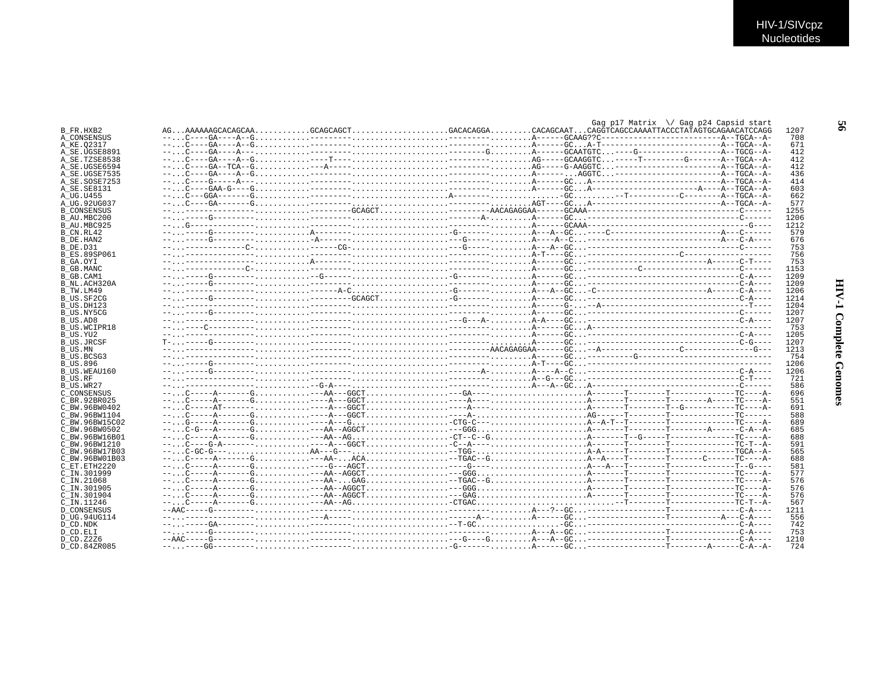```
                                                                                                  Gag p17 Matrix  \/ Gag p24 Capsid start
B_FR.HXB2          AG...AAAAAAGCACAGCAA...........GCAGCAGCT....................GACACAGGA.........CACAGCAAT...CAGGTCAGCCAAAATTACCCTATAGTGCAGAACATCCAGG  1207
A_CONSENSUS        --...C----GA----A--G...........---------.......................-------.........A------GCAAG??C-------------------------A--TGCA--A-   708
A_KE.Q2317         --...C----GA----A--G...........---------.......................-------.........A------GC...A-T-------------------------A--TGCA--A-   671
A_SE.UGSE8891      --...C----GA----A---...........---------.......................--------G.......A------GCAATGTC...----G-----------------A--TGCG--A-   412
A_SE.TZSE8538      --...C----GA----A--G...........----T----.......................-------.........AG-----GCAAGGTC...-----T---------G-------A--TGCA--A-   412
A_SE.UGSE6594      --...C----GA--TCA--G...........---A-----.......................-------.........AG-----G-AAGGTC...-----------------------A--TGCA--A-   412
A_SE.UGSE7535      --...C----GA----A--G...........---------.......................-------.........A--------..AGGTC...----------------------A--TGCA--A-   436
A_SE.SOSE7253      --...C----G-----A---...........---------.......................-------.........A------GC...A-------------------------A--TGCA--A-   414
A_SE.SE8131        --...C----GAA-G----G...........---------.......................-------.........A------GC...A--------------------A----A--TGCA--A-   603
A_UG.U455          --...C---GGA-------G...........---------...................A-------.................-GC..........-T-----------C--------A--TGCA--A-   662
A_UG.92UG037       --...C----GA-------G...........---------.......................-------.........AGT----GC...A-------------------------A--TGCA--A-   577
B_CONSENSUS        --...--------------............--------GCAGCT......................AACAGAGGAA------GCAAA--------------------------------C------  1255
B_AU.MBC200        --...-----G---------...........---------...........................-A..........A------GC...--------------------------------C------  1206
B_AU.MBC925        --...G--------------...........---------.......................-------.........A------GCAAA--------------------------------G----  1212
B_CN.RL42          --...-----G---------...........A--------.......................-G-------........A----A--GC...---C-----------------------A----C------   579
B_DE.HAN2          --...-----G---------...........-A-------.......................--G-------.......A----A--C...-----------------------------A----C-A----   676
B_DE.D31           --...-------------C-...........-------CG.......................-G-------........A----A--GC...--------------------------------C------   753
B_ES.89SP061       --...---------------...........---------.......................-------.........A-T----GC...-------------------C-------------------   756
B_GA.OYI           --...---------------...........A--------.......................-------.........A------GC...-------------------------A------C-T----   753
B_GB.MANC          --...------------C--...........---------.......................-------.........A------GC...-----------C------------------C------  1153
B_GB.CAM1          --...-----G---------...........--G------.......................-G-------........A------GC...--------------------------------C-A----  1209
B_NL.ACH320A       --...-----G---------...........---------.......................-------.........A------GC...--------------------------------C-A----  1209
B_TW.LM49          --...---------------...........------A-C.......................-G-------........A----A--GC...-C----------------------A------C-A----  1206
B_US.SF2CG         --...-----G---------...........--------GCAGCT..................-G-------........A------GC...--------------------------------C-A----  1214
B_US.DH123         --...---------------...........---------.......................-------.........A------G-...-A-----------------------------T----  1204
B_US.NY5CG         --...-----G---------...........---------.......................-------.........A------GC...--------------------------------C------  1207
B_US.AD8           --...---------------...........---------......................--G---A-.........A-A----GC...--------------------------------C-A----  1207
B_US.WCIPR18       --...----C----------...........---------.......................-------.........A------GC...A----------------------------------------   753
B_US.YU2           --...---------------...........---------.......................-------.........A------GC...--------------------------------C-A----  1205
B_US.JRCSF         T-...-----G---------...........---------.......................-------.........A------GC...--------------------------------C-G----  1207
B_US.MN            --...---------------...........---------......................AACAGAGGAA------GC...--A----------------C---------------G---  1213
B_US.BCSG3         --...---------------...........---------.......................-------.........A------GC...-----------G----------------------------   754
B_US.896           --...-----G---------...........---------.......................-------.........A-T----GC...----------------------------------------  1206
B_US.WEAU160       --...-----G---------...........---------.....................-A..........A----A--C...--------------------------------C-A----  1206
B_US.RF            --...---------------...........---------.......................-------.........A--G---GC...--------------------------------C-T----   721
B_US.WR27          --...---------------...........-G-A-----.......................-------.........A---A--GC...A------------------------------C------   586
C_CONSENSUS        --...C-----A-------G...........---AA---GGCT....................-GA-----.........................A-------T--------T--------------TC----A-   696
C_BR.92BR025       --...C-----A-------G...........----A---GGCT....................--A-----.........................A-------T--------T--------A-----TC----A-   551
C_BW.96BW0402      --...C-----AT-------...........----A---GGCT....................--A-----.........................A-------T--------T--G-----------TC----A-   691
C_BW.96BW1104      --...C-----A-------G...........----A---GGCT....................----A---.........................AG------T--------T--------------TC------   588
C_BW.96BW15C02     --...G-----A-------G...........----A---G.......................-CTG-C---.........................A--A-T--T--------T--------------TC----A-   689
C_BW.96BW0502      --...C-G---A-------G...........---AA--AGGCT....................--GGG.........................A-------T--------T--------A------C-A--A-   685
C_BW.96BW16B01     --...C-----A-------G...........---AA--AG.......................-CT--C--G.....................A-------T--G-----T--------------TC----A-   688
C_BW.96BW1210      --...C----G-A-------...........----A---GGCT....................-C--A---.........................A-------T--------T--------------TC-T--A-   591
C_BW.96BW17B03     --...C-GC-G---.................AA---G---.......................-TGG-..........................A-A-----T--------T--------------TGCA--A-   565
C_BW.96BW01B03     --...C-----A-------G...........---AA-...ACA....................-TGAC--G.......................A--A----T--------T-------C------TC----A-   688
C_ET.ETH2220       --...C-----A-------G...........----G---AGCT....................----G---........................A---A---T--------T--------------T--G----   581
C_IN.301999        --...C-----A-------G...........---AA--AGGCT....................--GGG.........................A-------T--------T--------------TC----A-   577
C_IN.21068         --...C-----A-------G...........---AA-...GAG....................-TGAC--G.......................A-------T--------T--------------TC----A-   576
C_IN.301905        --...C-----A-------G...........---AA--AGGCT....................--GGG.........................A-------T--------T--------------TC----A-   576
C_IN.301904        --...C-----A-------G...........---AA--AGGCT....................--GAG.........................A-------T--------T--------------TC----A-   576
C_IN.11246         --...C-----A-------G...........---AA--AG.......................-CTGAC..........................--------T--------T--------------TC-T--A-   567
D_CONSENSUS        --AAC-----G---------...........---------.......................-------.........A---?--GC...-----------------T---------------C-A----  1211
D_UG.94UG114       --...---------------...........---A-----.......................------A-.........A------GC...-----------------T-----------A---C-A----   556
D_CD.NDK           --...-----GA--------...........---------.......................-T-GC...................-GC...--------------------------------C-A----   742
D_CD.ELI           --...-----G---------...........---------.......................-------.........A---A--GC...-----------------T---------------C-A----   753
D_CD.Z2Z6          --AAC-----G---------...........---------......................--G----G.........A---A--GC...-----------------T---------------C-A----  1210
D_CD.84ZR085       --...----GG---------...........---------.......................-G------.........A------GC...-----------------T--------A------C-A--A-   724
```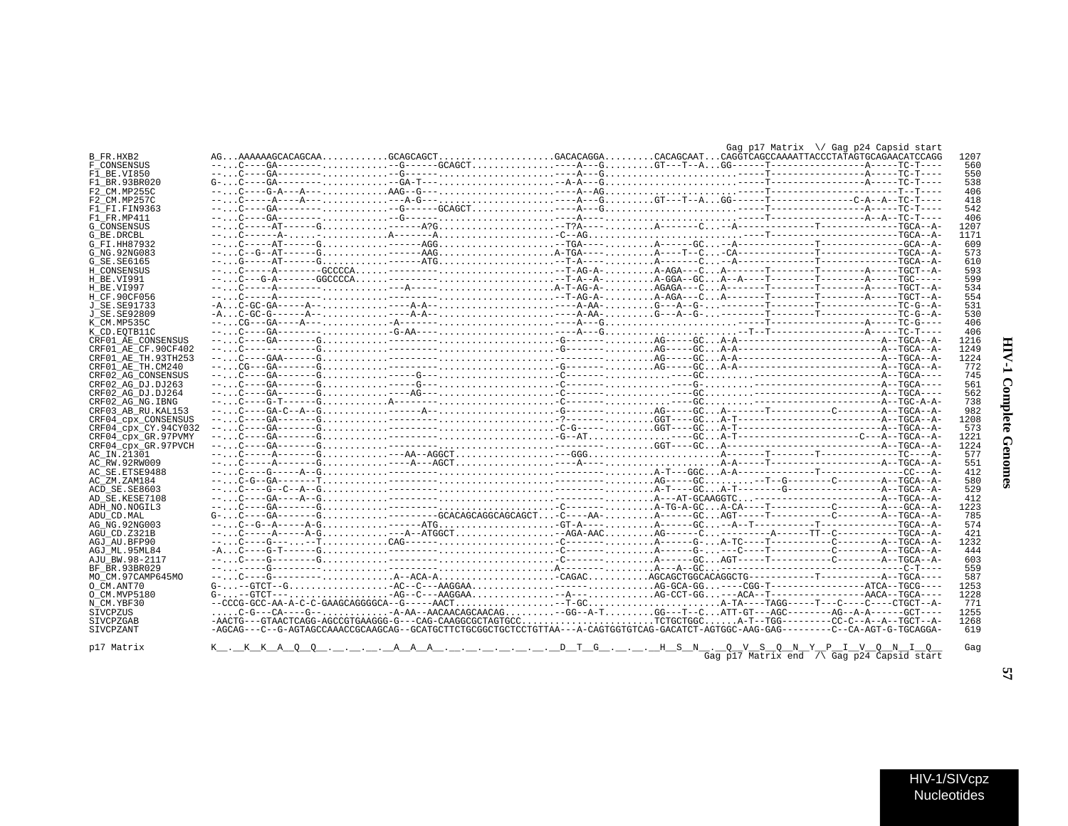```
                                                                                                                          Gag p17 Matrix  \/ Gag p24 Capsid start
B_FR.HXB2           AG...AAAAAAGCACAGCAA...........GCAGCAGCT....................GACACAGGA.........CACAGCAAT...CAGGTCAGCCAAAATTACCCTATAGTGCAGAACATCCAGG   1207
F_CONSENSUS         --...C----GA--------............-G-----GCAGCT..............----A---G.........GT---T--A...GG------T-----------------A-----TC-T----    560
F1_BE.VI850         --...C----GA--------............-G-------------------------.----A---G................................-----T-----------------A-----TC-T----    550
F1_BR.93BR020       G-...C----GA--------............-GA-T----.................-A-A---G................................-----T-----------------A-----TC-T----    538
F2_CM.MP255C        --...C----G-A---A---............AAG--G--------------------.----A--AG................................-----T-----------------------T--T----    406
F2_CM.MP257C        --...C-----A----A---............-A-G---------------------.----A---G.........GT---T--A...GG------T--------------C-A--A--TC-T----    418
F1_FI.FIN9363       --...C----GA--------............-G-----GCAGCT..............----A---G................................-----T-----------------A-----TC-T----    542
F1_FR.MP411         --...C----GA--------............-G------------------------.----A----................................-----T-----------------A--A--TC-T----    406
G_CONSENSUS         --...C-----AT------G............------A?G.................--T?A----.........A-------C...--A-------------T--------------TGCA--A-   1207
G_BE.DRCBL          --...C------A-.....-............A-------A.................-C--AG...........................----T-----------------------TGCA--A-   1171
G_FI.HH87932        --...C-----AT------G............------AGG.................--TGA----.........A------GC...--A-------------T--------------GCA--A-    609
G_NG.92NG083        --...C--G--AT------G............------AAG.................A-TGA----.........A----T--C...-CA-------------T--------------TGCA--A-    573
G_SE.SE6165         --...G-----AT------G............------ATG.................--T-A----.........A-------C...--A-------------T--------------TGCA--A-    610
H_CONSENSUS         --...C-----A-------GCCCCA.................................--T-AG-A-.........A-AGA---C...A-------T--------T--------A-----TGCT--A-    593
H_BE.VI991          --...C---G-A-------GGCCCCA................................--T-A--A-.........A-GGA--GC...A--A---T--------T--------A-----TGC-----    599
H_BE.VI997          --...C-----A-------...................A-..................A-T-AG-A-.........AGAGA---C...A-------T--------T--------A-----TGCT--A-    534
H_CF.90CF056        --...C-----A-------.......................................--T-AG-A-.........A-AGA---C...A-------T--------T--------A-----TGCT--A-    554
J_SE.SE91733        -A...C-GC-GA-----A--............-A-A--....................----A-AA-.........G---A--G-...--------T--------T-------------TC-G--A-    531
J_SE.SE92809        -A...C-GC-G------A--............-A-A--....................----A-AA-.........G---A--G-...--------T--------T-------------TC-G--A-    530
K_CM.MP535C         --...CG---GA----A---............-A-------.................----A---G................................-------T-------------A-----TC-G----    406
K_CD.EQTB11C        --...C----GA--------............-G-AA-----................----A---G...........................-T--T----------------A-----TC-T----    406
CRF01_AE_CONSENSUS  --...C----GA-------G......................................-G--------.........AG-----GC...A-A-----------------------------A--TGCA--A-   1216
CRF01_AE_CF.90CF402 --...C-------------G......................................-G--------.........AG-----GC...A-A-----------------------------A--TGCA--A-   1249
CRF01_AE_TH.93TH253 --...C----GAA------G......................................-G--------.........AG-----GC...A-A-----------------------------A--TGCA--A-   1224
CRF01_AE_TH.CM240   --...CG---GA-------G......................................-G--------.........AG-----GC...A-A-----------------------------A--TGCA--A-    772
CRF02_AG_CONSENSUS  --...C----GA-------G................G-....................-C--------...........----GC.........--------------------------A--TGCA----    745
CRF02_AG_DJ.DJ263   --...C----GA-------G................G-....................-C--------...........----G-.........--------------------------A--TGCA----    561
CRF02_AG_DJ.DJ264   --...C----GA-------G................AG-...................-C--------...........----GC.........--------------------------A--TGCA----    562
CRF02_AG_NG.IBNG    --...C----G-T------G............A---......................-C--------...........----GC.........--------------------------A--TGC-A-A-    738
CRF03_AB_RU.KAL153  --...C----GA-C--A--G................A-....................-G--------.........AG-----GC...A-------T-----------C--------A--TGCA--A-    982
CRF04_cpx_CONSENSUS --...C----GA-------G......................................-?--------.........GGT----GC...A-T-----------------------------A--TGCA--A-   1208
CRF04_cpx_CY.94CY032 --...C----GA-------G.....................................-C-G--------.........GGT----GC...A-T-----------------------------A--TGCA--A-    573
CRF04_cpx_GR.97PVMY --...C----GA-------G......................................-G--AT..................----GC...A-T--------------------C---A--TGCA--A-   1221
CRF04_cpx_GR.97PVCH --...C----GA-------G......................................---------.........GGT----GC...A-----------------------------A--TGCA--A-   1224
AC_IN.21301         --...C-----A-------G................--AA--AGGCT...........---GGG.......................A-------T--------T-------------TC----A-    577
AC_RW.92RW009       --...C-----A-------G................-A---AGCT.............----A----.....................A-A----T--------------------A--TGCA--A-    551
AC_SE.ETSE9488      --...C----G-----A--G......................................---------.........A-T---GGC...A-A-------------T----------------CC---A-    412
AC_ZM.ZAM184        --...C-G--GA-------T......................................---------.........AG-----GC.........--T--G-------C--------A--TGCA--A-    580
ACD_SE.SE8603       --...C----G--C--A--G......................................---------.........A-T----GC...A-T--------G------------------A--TGCA--A-    529
AD_SE.KESE7108      --...C----GA----A--G......................................---------.........A---AT-GCAAGGTC...------------------------A--TGCA--A-    412
ADH_NO.NOGIL3       --...C----GA-------G......................................-C--------.........A-TG-A-GC...A-CA----T-----------C--------A--GCA--A-   1223
ADU_CD.MAL          G-...C----GA-------G......................GCACAGCAGGCAGCAGCT...-C----AA-.........A------GC...AGT-----T-----------C--------A--TGCA--A-    785
AG_NG.92NG003       --...C--G--A-----A-G............------ATG.................-GT-A----.........A------GC...--A--T-------------T-------------TGCA--A-    574
AGU_CD.Z321B        --...C-----A-----A-G................--A--ATGGCT...........--AGA-AAC.........AG------C...--------A------TT--C-----------TGCA--A-    421
AGJ_AU.BFP90        --...C----G-----.--T...........CAG--------------..........-C--------.........A------G-...A-TC----T-----------C--------A--TGCA--A-   1232
AGJ_ML.95ML84       -A...C----G-T------G......................................-C--------.........A------G-...--C----T-----------C--------A--TGCA--A-    444
AJU_BW.98-2117      --...C----G--------G......................................-C--------.........A------GC...AGT-----T-----------C--------A--TGCA--A-    603
BF_BR.93BR029       --...-----G--------.......................................A--------.........A---A--GC...-----------------------------------C-T----    559
MO_CM.97CAMP645MO   --...C----G-------............A--ACA-A....................-CAGAC...........AGCAGCTGGCACAGGCTG-----------T----------A--TGCA----    587
O_CM.ANT70          G-...--GTCT--G..................-AC--C---AAGGAA...............-----............AG-GCA-GG...----CGG-T-----------------ATCA--TGCG----   1253
O_CM.MVP5180        G-...--GTCT---...................-AG--C---AAGGAA..............--A--.............AG-CCT-GG...---ACA--T-----------------AACA--TGCA----   1228
N_CM.YBF30          --CCCG-GCC-AA-A-C-C-GAAGCAGGGGCA--G-----AACT..................--T-GC.......................A-TA----TAGG-----T---C----C----CTGCT--A-    771
SIVCPZUS            .....C-G---CA----G--............-A-AA--AACAACAGCAACAG.........--GG--A-T.........GG---T--C...ATT-GT---AGC--------AG--A-A------GCT----   1255
SIVCPZGAB           -AACTG---GTAACTCAGG-AGCCGTGAAGGG-G---CAG-CAAGGCGCTAGTGCC.........................TCTGCTGGC......A-T--TGG---------CC-C--A--A--TGCT--A-   1268
SIVCPZANT           -AGCAG---C--G-AGTAGCCAAACCGCAAGCAG--GCATGCTTCTGCGGCTGCTCCTGTTAA---A-CAGTGGTGTCAG-GACATCT-AGTGGC-AAG-GAG---------C--CA-AGT-G-TGCAGGA-    619

p17 Matrix          K__.__K__K__A__Q__Q__.__.__.__.__A__A__A__.__.__.__.__.__.__.__D__T__G__.__.__.__H__S__N__.__Q__V__S__Q__N__Y__P__I__V__Q__N__I__Q__   Gag
                                                                                                                          Gag p17 Matrix end  /\ Gag p24 Capsid start
```

HIV-1 Complete Genomes

HIV-1/SIVcpz Nucleotides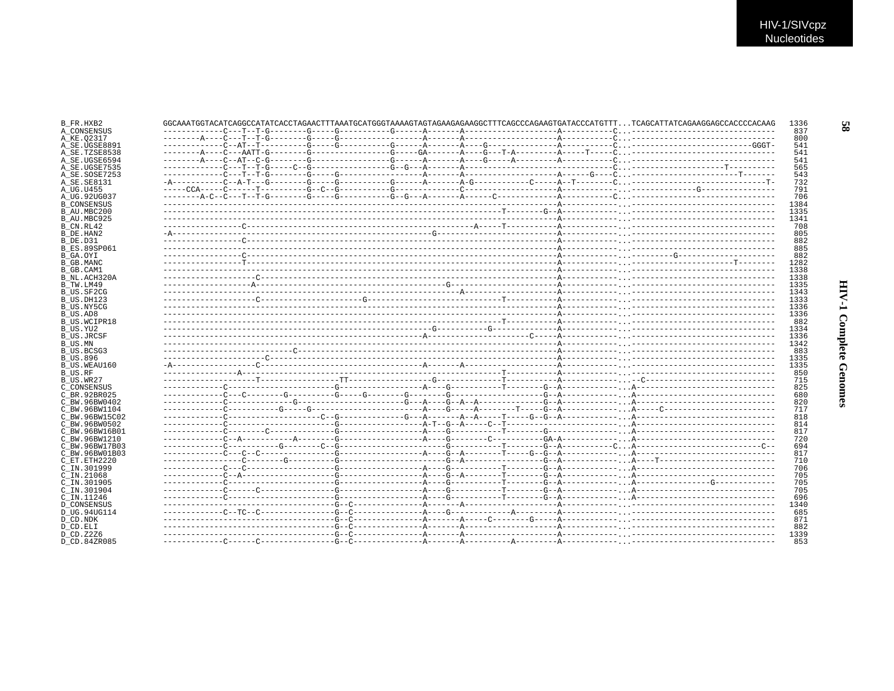```
B_FR.HXB2        GGCAAATGGTACATCAGGCCATATCACCTAGAACTTTAAATGCATGGGTAAAAGTAGTAGAAGAGAAGGCTTTCAGCCCAGAAGTGATACCCATGTTT...TCAGCATTATCAGAAGGAGCCACCCCACAAG  1336
A_CONSENSUS      -------------C---T--T-G--------G-----G-----------G------A-------A-------------------A-----------C...-------------------------------   837
A_KE.Q2317       --------A----C---T--T-G--------G-----G-----------------A-------A-------------------A-----------C...-------------------------------   800
A_SE.UGSE8891    -------------C--AT--T----------G-----G-----------G------A-------A----G--------------A-----------C...---------------------------GGGT-   541
A_SE.TZSE8538    --------A----C---AATT-G--------G-----------------G-----GA-------A----G---T-A---------A-----T-----C...-------------------------------   541
A_SE.UGSE6594    --------A----C--AT--C-G--------G-----------------G------A-------A----G-----A---------A-----------C...-------------------------------   541
A_SE.UGSE7535    -------------C---T--T-G-----C--G-----------------G--G---A-------A-------------------------------C...---------------------T---------   565
A_SE.SOSE7253    -------------C---T--T-G--------G-----G-----------------A-------A------------------A-----G-----C...-------------------------T------   543
A_SE.SE8131      -A-----------C--A-T---G--------G-----G-----------G------A-------A-G-----------C-----A--T-------C...------------------------------T-   732
A_UG.U455        -----CCA-----C------T----------G--C--G-----------G-------------C-------------------A-----------...-------------G-----------------   791
A_UG.92UG037     --------A-C--C---T--T-G--------G-----G-----------G--G---A-------A------C-------------A-----------C...-------------------------------   706
B_CONSENSUS      -----------------------------------------------------------------------------------A------------...-------------------------------  1384
B_AU.MBC200      ----------------------------------------------------------------------T--------G--A------------...-------------------------------  1335
B_AU.MBC925      -----------------------------------------------------------------------------------A------------...-------------------------------  1341
B_CN.RL42        -----------------C----------------------------------------A-----T-----------A------------...-------------------------------   708
B_DE.HAN2        -A-----------------------------------------------------G--------------------------A------------...-------------------------------   805
B_DE.D31         -----------------C---------------------------------------------------------------A------------...-------------------------------   882
B_ES.89SP061     -----------------------------------------------------------------------------------A------------...-------------------------------   885
B_GA.OYI         -----------------C---------------------------------------------------------------A------------...---------G----------------------   882
B_GB.MANC        -----------------T---------------------------------------------------------------A------------...----------------------T---------  1282
B_GB.CAM1        -----------------------------------------------------------------------------------A------------...-------------------------------  1338
B_NL.ACH320A     -------------------C-------------------------------------------------------------A------------...-------------------------------  1338
B_TW.LM49        -------------------A------------------------------------G-------------------------A------------...-------------------------------  1335
B_US.SF2CG       ---------------------------------------------------------A-----------------------A------------...-------------------------------  1343
B_US.DH123       -------------------C-----------------G-------------------------T-----------------A------------...-------------------------------  1333
B_US.NY5CG       -----------------------------------------------------------------------------------A------------...-------------------------------  1336
B_US.AD8         -----------------------------------------------------------------------------------A------------...-------------------------------  1336
B_US.WCIPR18     ----------------------------------------------------------------T-----------------A------------...-------------------------------   882
B_US.YU2         ------------------------------------------------G----------G--------------------A------------...-------------------------------  1334
B_US.JRCSF       -----------------------------------------------A--------------------C-----A------------...-------------------------------  1336
B_US.MN          -----------------------------------------------------------------------------------A------------...-------------------------------  1342
B_US.BCSG3       ---------------------------C-------------------------------------------------------A------------...-------------------------------   883
B_US.896         --------------------C------------------------------------------------------------A------------...-------------------------------  1335
B_US.WEAU160     -A-----------------C---------------------------A-------A-------------------------A------------...-------------------------------  1335
B_US.RF          ----------------A-----------------------------------------------T-----------A------------...-------------------------------   850
B_US.WR27        -------------------T-----------------TT------------------G--------------T-----------A------------...--C----------------------------   715
C_CONSENSUS      -------------C-----------------------G-----------------A----G-----------T--------G--A------------...A------------------------------   825
C_BR.92BR025     -------------C---C--------G----------G-----G--------G--------G-------------------G--A------------...A------------------------------   680
C_BW.96BW0402    -------------C--------------G----------------------G--A----G--A--A---------------G--A------------...A------------------------------   820
C_BW.96BW1104    -------------C-----------G-----G------------------------A----G-----A--------T-----G--A------------...A-----C------------------------   717
C_BW.96BW15C02   -------------C---------------------C--G--------------G--A-------A--A-----T-----G--G--A------------...A------------------------------   818
C_BW.96BW0502    -------------C-----------------------G-----------------A-T--G--A-----C--T-----------------------...A------------------------------   814
C_BW.96BW16B01   -------------C--------C--------------G-----------------A----G-----------T--------G--------------...A------------------------------   817
C_BW.96BW1210    -------------C--A-----------A--------G-----------------A----G--------C---------GA-A-------------...A------------------------------   720
C_BW.96BW17B03   -------------C-----------G--------C--G---------------------G-----------T--------G--A-----------C...A---------------------------C--   694
C_BW.96BW01B03   -------------C---C--C----------------G-----------------A----G--A--------T-----G--G--A------------...A------------------------------   817
C_ET.ETH2220     -----------------C--------G----------G---------------------G--A-----------------G--A------------...A----T-------------------------   710
C_IN.301999      -------------C---C-------------------G-----------------A----G-----------T--------G--A------------...A------------------------------   706
C_IN.21068       -------------C--A--------------------G-----------------A----G--A--------T--------G--A------------...A------------------------------   705
C_IN.301905      -------------C-----------------------G-----------------A----G-----------T--------G--A------------...A---------------G--------------   705
C_IN.301904      -------------C------C----------------G-----------------A----G-----------T--------G--A------------...A------------------------------   705
C_IN.11246       -------------C-----------------------G-----------------A----G-----------T--------G--A------------...A------------------------------   696
D_CONSENSUS      -----------------------------------G--C---------------A-------A-------------------A------------...-------------------------------  1340
D_UG.94UG114     -------------C--TC--C--------------G--C---------------A----G-------------A--------A------------...-------------------------------   685
D_CD.NDK         -----------------------------------G--C---------------A-------A-----C--------G-----A------------...-------------------------------   871
D_CD.ELI         -----------------------------------G--C---------------A-------A-------------------A------------...-------------------------------   882
D_CD.Z2Z6        -----------------------------------G--C---------------A-------A-------------------A------------...-------------------------------  1339
D_CD.84ZR085     -------------C------C--------------G--C---------------A-------A----------A---------A------------...-------------------------------   853
```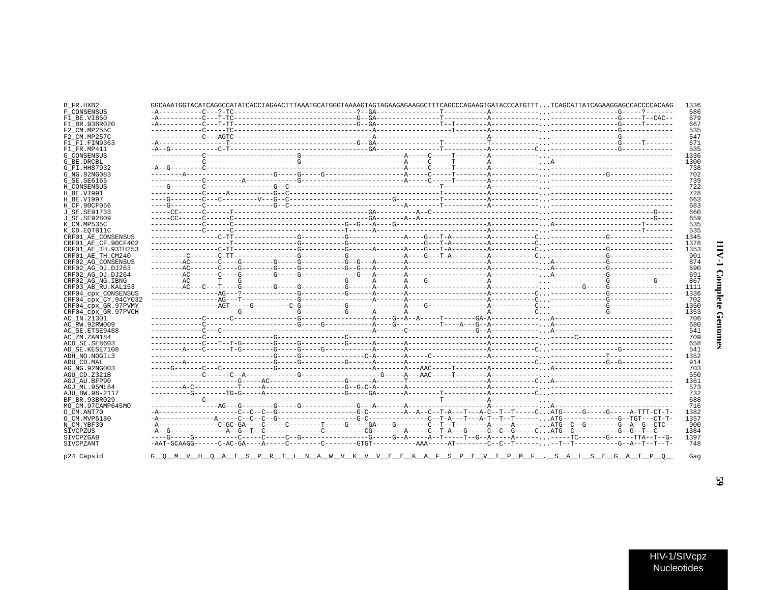```
B_FR.HXB2            GGCAAATGGTACATCAGGCCATATCACCTAGAACTTTAAATGCATGGGTAAAAGTAGTAGAAGAGAAGGCTTTCAGCCCAGAAGTGATACCCATGTTT...TCAGCATTATCAGAAGGAGCCACCCCACAAG  1336
F_CONSENSUS          -A-----------C---?-TC------------------------------?--GA----------------T-----------A-----------...-----------------G-----?-------   686
F1_BE.VI850          -A-----------C---T-TC-----------------------------G--GA----------------T-----------A-----------...-----------------G-----T--CAC--   679
F1_BR.93BR020        -A-----------C---T-TT-----------------------------G--GA----------------T--T--------A-----------...-----------------G-----T-------   667
F2_CM.MP255C         -------------C-----TC------------------------------A------------------T-------A-----------...-----------------G-------------   535
F2_CM.MP257C         -------------C---AGTC------------------------------A--------------------------A-----------...-----------------G-------------   547
F1_FI.FIN9363        -A----------------T-------------------------------G--GA----------------T-----------T-----------...-----------------G-----T-------   671
F1_FR.MP411          -A--G--------------C-T------------------------------GA----------------T-----------A-----------C...-----------------G-------------   535
G_CONSENSUS          -------------C----------------------G-------------------------A-----C-----T--------A-----------...-----------------------------  1336
G_BE.DRCBL           -------------C----------------------G-------------------------A-----C-----T--------A-----------...A----------------------------  1300
G_FI.HH87932         -A--G--------C------------------------------------------------A-----C-----T--------A-----------...-----------------------------   738
G_NG.92NG083         --------A------------------------G-----G-----G-------------------A-----C-----T--------A-----------...-------------G---------------   702
G_SE.SE6165          -------------C---------A------------G-------------------------A-----C-----T--------A-----------...-----------------------------   739
H_CONSENSUS          ----G--------C-----------------G--C---------------------------------T-----------A-----------...-----------------------------   722
H_BE.VI991           -------------C-----A-----------G--C---------------------------------T-----------A-----------...-----------------------------   728
H_BE.VI997           ----G--------C---C---------V---G--C-------------------------G-------T-----------A-----------...-----------------------------   663
H_CF.90CF056         ----G--------C-----------------G--C--------------------------A------T-----------A-----------...-----------------------------   683
J_SE.SE91733         -----CC------C-----T-------------------------------GA---------A--C------------------------...-------------------------G----   660
J_SE.SE92809         -----CC------C-----C-------------------------------GA------A--A----------------------------...-------------------------G----   659
K_CM.MP535C          -------------C------C---------------------------G--G---A---G-----------------------A-----------...A---------------------T-------   535
K_CD.EQTB11C         -------------C------C------------------------------T------A-------------------------A-----------...-----------------------T-------   535
CRF01_AE_CONSENSUS   ----------------C-TT---------------G-----------G-------------A----G---T-A---------A-----------C...-------------G---------------  1345
CRF01_AE_CF.90CF402  -----------------T-----------------G-----------G-----------------G---T-A---------A-----------C...-----------------------------  1378
CRF01_AE_TH.93TH253  ----------------C-TT---------------G-----------G------A------A----G---T-A---------A-----------C...-------------G---------------  1353
CRF01_AE_TH.CM240    ---------C-------C-TT---------------G-----------G-------------A----G---T-A---------A-----------C...-------------G---------------   901
CRF02_AG_CONSENSUS   --------AC-------C----G---------G-----G-----------G--G---A------A------------------A-----------...A------------G---------------   874
CRF02_AG_DJ.DJ263    --------AC-------C----G---------G-----G-----------G--G---A------A------------------A-----------...A------------G---------------   690
CRF02_AG_DJ.DJ264    --------AC-------C----G---------G-----G-----------G---A------A------------------A-----------...A------------G---------------   691
CRF02_AG_NG.IBNG     --------AC-------T----G----------------------------G------A------A----G------------A-----------...-------------G------------G----   867
CRF03_AB_RU.KAL153   --------AC---C---T----G---------G-----G-----------G------A------A------------------A-----------...--------G-----G---------------  1111
CRF04_cpx_CONSENSUS  ----------------AG--?--------------G-----------G------A------A------------------A-----------C...-------------G---------------  1336
CRF04_cpx_CY.94CY032 ----------------AG--T--------------G-----------------A------A------------------A-----------C...-------------G---------------   702
CRF04_cpx_GR.97PVMY  ----------------AGT-----G-------C-G-----------G------A------A----G-------------A-----------C...-------------G---------------  1350
CRF04_cpx_GR.97PVCH  ---------------------G--------------G-----------G------A------A------------------A-----------C...-------------G---------------  1353
AC_IN.21301          -------------C------C---------------G-----------------A----G--A--A-----T--------GA-A-----------...A----------------------------   706
AC_RW.92RW009        -------------C----------------------G-----G-----------A----G----------T----A---G--A-----------...A----------------------------   680
AC_SE.ETSE9488       -------------C---C--------------------------------------A------C----------------G--A-----------...A----------------------------   541
AC_ZM.ZAM184         -------------C------------------G-----------------C-------------------------------A-----------...-----C-----------------------   709
ACD_SE.SE8603        -------------C---T--T-G--------G-----G-----------G------A------A------------------A-----------...-----------------------------   658
AD_SE.KESE7108       --------A----C-------T-G--------G-----G-----G-----------A------A------------------A-----------C...-------------G------------   541
ADH_NO.NOGIL3        ------------------------------G-----G----------------C-A------A-----C-------------A-----------...-------------T--------------  1352
ADU_CD.MAL           ---------A--------------------------G-----G-----------G-----A------A------------------------------C...-------------G--G-------   914
AG_NG.92NG003        -----G-------C---C-------------G-------------------------A------A---AAC-----T--------A-----------...A----------------------------   703
AGU_CD.Z321B         -------------C------C--A------------G------------------G-----A---AAC-----T--------A-----------...-----------------------------   550
AGJ_AU.BFP90         ----------------------G-----AC------------------G------A------T------------------A-----------C...A----------------------------  1361
AGJ_ML.95ML84        --------A-C-----------T-----A-------------------G--G-C-A------A------------------A-----------...-----------------------------   573
AJU_BW.98-2117       ----------G---------TG-G-----A-------------------G-----GA------A--------T-----------A-----------C...-----------------------------   732
BF_BR.93BR029        -------------C---------------------------------------------------T-----------A-----------...-----------------------------   688
MO_CM.97CAMP645MO    ----------------AG--G-------G-----G------------G---A------A------------------A-----------...A----------------------------   716
O_CM.ANT70           -A-------------------C--C--C--G------------------G-C---------A--A--C--T-A---T---A-C--T--T-----C...ATG-----G-----G-----A-TTT-CT-T-  1382
O_CM.MVP5180         -A--------------A-----C--C--C--G------------------G-C---------------C--T-A---T---A-T--T--T-------...ATG--------------G--TGT---CT-T-  1357
N_CM.YBF30           -A---------------C-GC-GA----C-----C--------T-----G-----GA----G--------C--T--T--------A-----A-------...ATG--C--G--------G--A--G--CTC--   900
SIVCPZUS             -A--G--------------A--G--T--C--------------C----------CG--------A-----C--T-A---G-----C--C--G-----C...ATG--C-----------G--G--T--C----  1384
SIVCPZGAB            ----G-----G-----------C-----C-----C--G-----------------G-----G--A-----A--T-----T--G--A-----A-------...-----TC-------G------TTA--T--G-  1397
SIVCPZANT            -AAT-GCAAGG------C-AC-GA----A-----C--------C--------GTGT-----------AAA-----AT--------C--C--T-------...--T--T-----------G--A--T--T--T-   748

p24 Capsid           G__Q__M__V__H__Q__A__I__S__P__R__T__L__N__A__W__V__K__V__V__E__E__K__A__F__S__P__E__V__I__P__M__F__.__S__A__L__S__E__G__A__T__P__Q__  Gag
```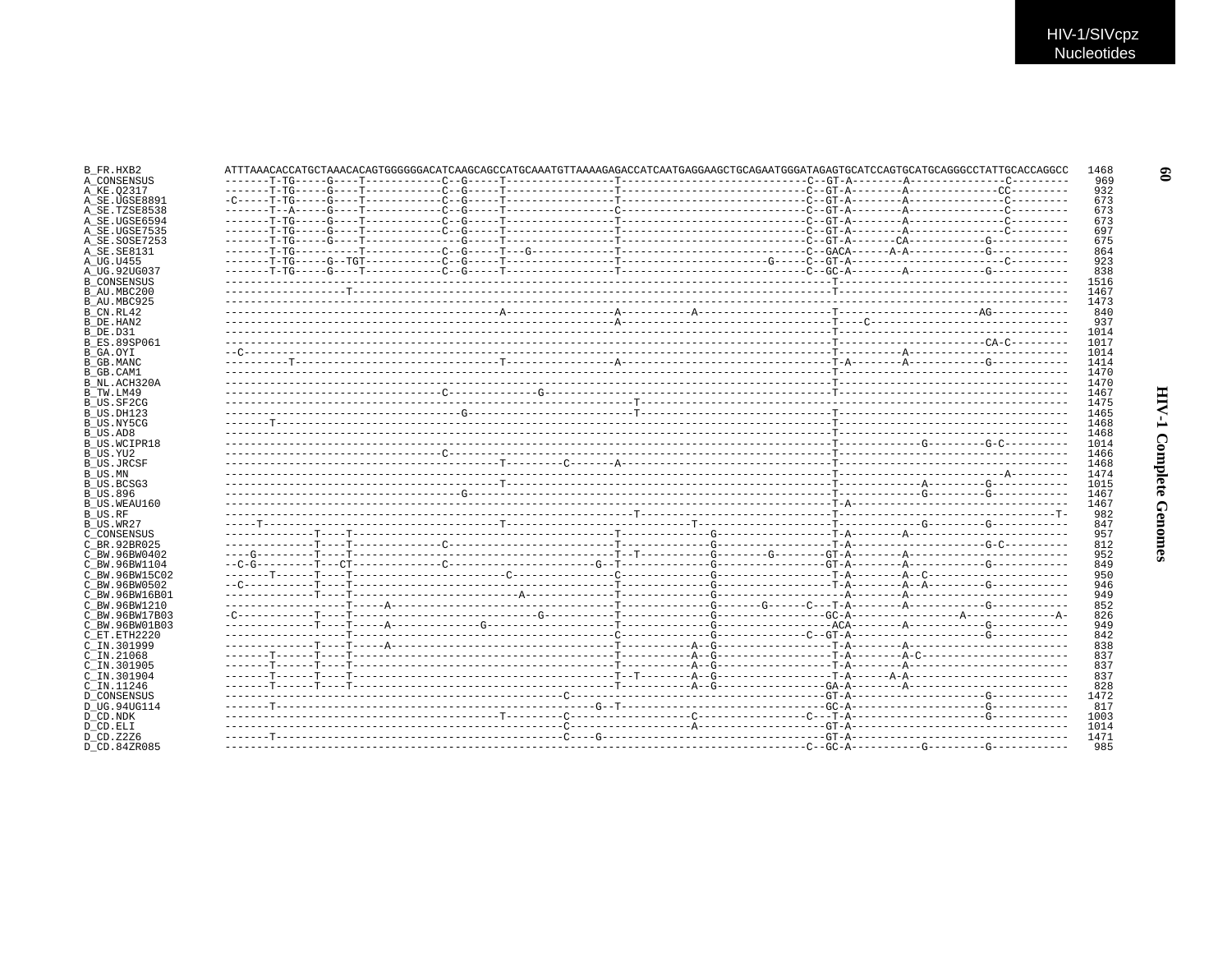```
B_FR.HXB2        ATTTAAACACCATGCTAAACACAGTGGGGGGACATCAAGCAGCCATGCAAATGTTAAAAGAGACCATCAATGAGGAAGCTGCAGAATGGGATAGAGTGCATCCAGTGCATGCAGGGCCTATTGCACCAGGCC  1468
A_CONSENSUS      -------T-TG-----G----T-----------C--G-----T----------------T----------------------------C--GT-A-------A--------------C---------   969
A_KE.Q2317       -------T-TG-----G----T-----------C--G-----T----------------T----------------------------C--GT-A-------A-------------CC---------   932
A_SE.UGSE8891    -C-----T-TG-----G----T-----------C--G-----T----------------T----------------------------C--GT-A-------A--------------C---------   673
A_SE.TZSE8538    -------T--A-----G----T-----------C--G-----T----------------C----------------------------C--GT-A-------A--------------C---------   673
A_SE.UGSE6594    -------T-TG-----G----T-----------C--G-----T----------------T----------------------------C--GT-A-------A--------------C---------   673
A_SE.UGSE7535    -------T-TG-----G----T-----------C--G-----T----------------T----------------------------C--GT-A-------A--------------C---------   697
A_SE.SOSE7253    -------T-TG-----G----T-----------G-----T-------------------T----------------------------C--GT-A-------CA----------G------------   675
A_SE.SE8131      -------T-TG----------T-----------C--G-----T---G------------T----------------------------C--GACA------A-A-----------G------------   864
A_UG.U455        -------T-TG-----G--TGT-----------C--G-----T----------------T---------------------G-----C--GT-A--------------------------C---------   923
A_UG.92UG037     -------T-TG-----G----T-----------C--G-----T----------------T----------------------------C--GC-A--------A-----------G------------   838
B_CONSENSUS      ---------------------------------------------------------------------------------------------T-----------------------------------  1516
B_AU.MBC200      ------------------T--------------------------------------------------------------------------T-----------------------------------  1467
B_AU.MBC925      ---------------------------------------------------------------------------------------------------------------------------------  1473
B_CN.RL42        ------------------------------------------A----------------A----------A-------------------T---------------------AG------------   840
B_DE.HAN2        -----------------------------------------------------------A---------------------------------T----C------------------------------   937
B_DE.D31         ---------------------------------------------------------------------------------------------T-----------------------------------  1014
B_ES.89SP061     ---------------------------------------------------------------------------------------------T---------------------CA-C---------  1017
B_GA.OYI         --C------------------------------------------------------------------------------------------T----------A-------------------------  1014
B_GB.MANC        ----------T-------------------------------T----------------A-----------------------------T-A--------A-----------G------------  1414
B_GB.CAM1        ---------------------------------------------------------------------------------------------T-----------------------------------  1470
B_NL.ACH320A     ---------------------------------------------------------------------------------------------T-----------------------------------  1470
B_TW.LM49        ---------------------------------C--------------G--------------------------------------------T-----------------------------------  1467
B_US.SF2CG       --------------------------------------------------------------T-----------------------------------------------------------------  1475
B_US.DH123       ------------------------------------G-----------------------T--------------------------------T-----------------------------------  1465
B_US.NY5CG       -------T-------------------------------------------------------------------------------------T-----------------------------------  1468
B_US.AD8         ---------------------------------------------------------------------------------------------T-----------------------------------  1468
B_US.WCIPR18     ---------------------------------------------------------------------------------------------T------------G---------G-C----------  1014
B_US.YU2         ---------------------------------C-------------------------------------------------------------T-----------------------------------  1466
B_US.JRCSF       -------------------------------------------T---------C-------A-------------------------------T-----------------------------------  1468
B_US.MN          ---------------------------------------------------------------------------------------------T-------------------------A---------  1474
B_US.BCSG3       -------------------------------------------T-------------------------------------------------T------------A---------G------------  1015
B_US.896         ------------------------------------G------------------------------------------------------------T------------G---------G------------  1467
B_US.WEAU160     ---------------------------------------------------------------------------------------------T-A-----------------------------------  1467
B_US.RF          --------------------------------------------------------------T------------------------------------------------------------------T-   982
B_US.WR27        -----T-------------------------------------T----------------------------T-------------------T------------G---------G------------   847
C_CONSENSUS      --------------T----T-----------------------------------------T-------------G----------------T-A-------A-----------------------------   957
C_BR.92BR025     --------------T----T-----------C--------------------------T-------------G----------------T-A-----------------------G-C----------   812
C_BW.96BW0402    ----G---------T----T-----------------------------------------T--T----------G--------G-------GT-A-------A-------------------------   952
C_BW.96BW1104    --C-G---------T---CT-----------C-----------------------G--T-------------G----------------GT-A-------A-----------G------------   849
C_BW.96BW15C02   -------T------T----T----------------------C---------------C-------------G----------------T-A-------A--C-------------------------   950
C_BW.96BW0502    --C-----------T----T-----------------------------------------T-------------G----------------T-A-------A--A--------G------------   946
C_BW.96BW16B01   --------------T----T-----------------------A-----------------T-------------G------------------A-------A-----------------------------   949
C_BW.96BW1210    -------------------T-----A------------------------------------T-------------G-------G------C---T-A-------A-----------G------------   852
C_BW.96BW17B03   -C------------T----T-------------------------G---------------T-------------G----------------GC-A----------------A-------------A-   826
C_BW.96BW01B03   --------------T----T-----A------------G------------------T-------------G----------------ACA-------A-----------G------------   949
C_ET.ETH2220     -------------------T-----------------------------------------C-------------G-------------C--GT-A-----------------------G------------   842
C_IN.301999      --------------T----T-----A----------------------------------T----------A--G----------------T-A-------A-----------------------------   838
C_IN.21068       -------T------T----T----------------------------------------T----------A--G----------------T-A-------A-C-------------------------   837
C_IN.301905      -------T------T----T----------------------------------------T----------A--G----------------T-A-------A-----------------------------   837
C_IN.301904      -------T------T----T----------------------------------------T--T-------A--G----------------T-A------A-A-------------------------   837
C_IN.11246       -------T------T----T----------------------------------------T----------A--G----------------GA-A-------A-----------------------------   828
D_CONSENSUS      -----------------------------------------------C---------------------------------------------GT-A-------------------G------------  1472
D_UG.94UG114     -------T-------------------------------------------------G--T-----------------------------GC-A-------------------G------------   817
D_CD.NDK         -------------------------------------------T---------C-------------------C----------------C---T-A-------------------G------------  1003
D_CD.ELI         -----------------------------------------------C-------------------A--------------------GT-A-----------------------------------  1014
D_CD.Z2Z6        -------T---------------------------------------C----G---------------------------------------GT-A-----------------------------------  1471
D_CD.84ZR085     -------------------------------------------------------------------------------------------C--GC-A-----------G---------G------------   985
```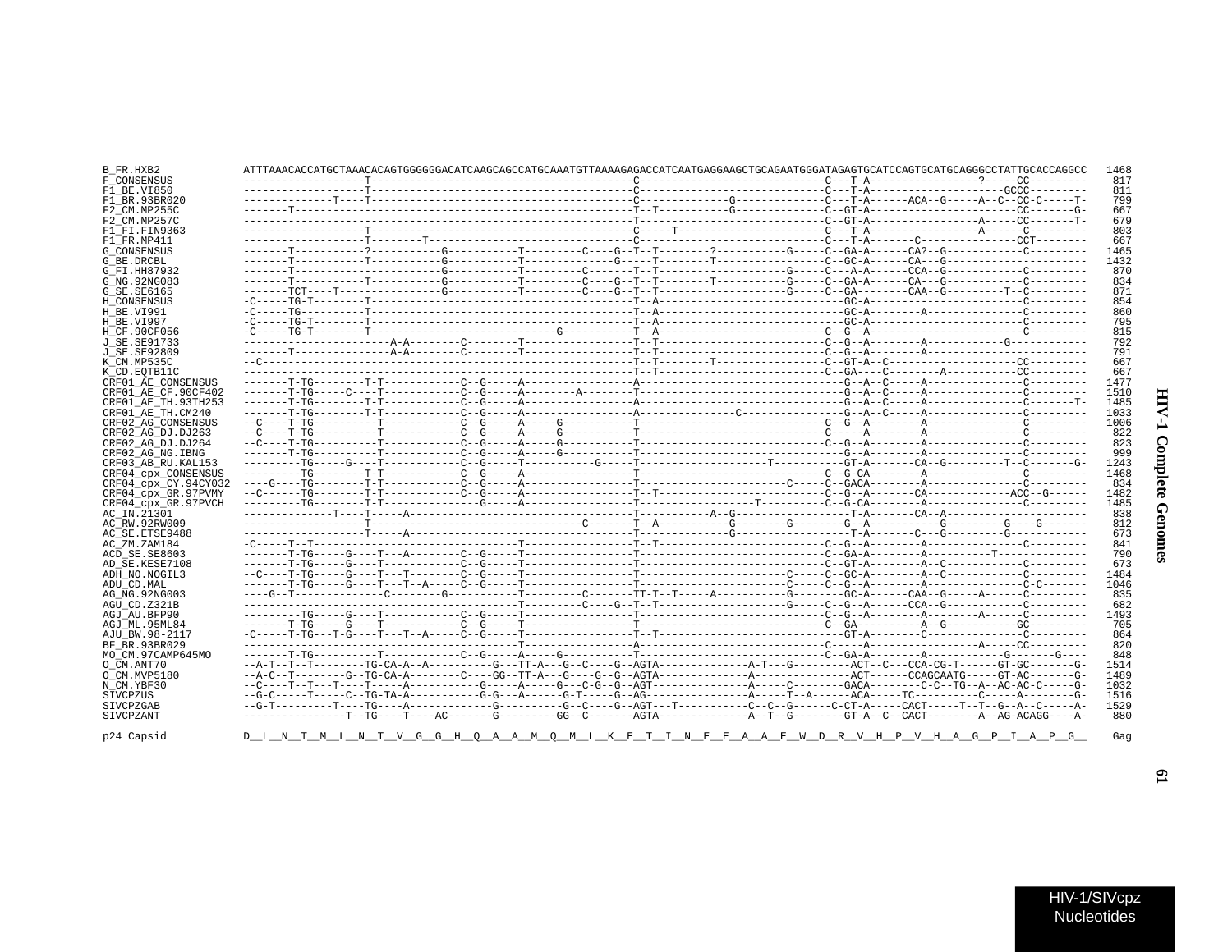```
B_FR.HXB2            ATTTAAACACCATGCTAAACACAGTGGGGGGACATCAAGCAGCCATGCAAATGTTAAAAGAGACCATCAATGAGGAAGCTGCAGAATGGGATAGAGTGCATCCAGTGCATGCAGGGCCTATTGCACCAGGCC  1468
F_CONSENSUS          -------------------T-----------------------------------------C-----------------------------C---T-A-----------------?-----CC---------   817
F1_BE.VI850          -------------------T-----------------------------------------C-----------------------------C---T-A---------------------GCCC--------   811
F1_BR.93BR020        --------------T----T-----------------------------------------C--------------G--------------C---T-A------ACA--G-----A--C--CC-C-----T-   799
F2_CM.MP255C         -------T-----------------------------------------------------T--T----------G---------------C--GT-A----------------------CC-------G-   667
F2_CM.MP257C         -------------------------------------------------------------T-----------------------------C--GT-A-----------------A-----CC-------T-   679
F1_FI.FIN9363        -------------------T-----------------------------------------C-----T-----------------------C---T-A-----------------A------C---------   803
F1_FR.MP411          -------------------T--------T--------------------------------C-----------------------------C---T-A------C---------------CCT--------   667
G_CONSENSUS          -------T-----------?-----------G-----------T---------C----G--T--T--------?----------G-----C--GA-A------CA?--G-------------C---------  1465
G_BE.DRCBL           -------T-----------T-----------G-----------T--------------G-----T--------T-----------------C--GC-A------CA---G-----------------------  1432
G_FI.HH87932         -------T-----------------------G-----------T---------C-------T--T-------------------G-----C---A-A------CCA--G-------------C---------   870
G_NG.92NG083         -------T-----------T-----------G-----------T---------C----G--T--T--------T----------G-----C--GA-A------CA---G-------------C---------   834
G_SE.SE6165          -------TCT----T----------------G-----------T---------C----G--T--T-------------------G-----C--GA--------CAA--G---------T--C---------   871
H_CONSENSUS          -C-----TG-T--------T-----------------------------------------T--A-------------------------GC-A-------------------------------C---------   854
H_BE.VI991           -C-----TG----------T-----------------------------------------T--A-------------------------GC-A--------A---------------C---------   860
H_BE.VI997           -C-----TG-T--------T-----------------------------------------T--A-------------------------GC-A-----------------------------C---------   795
H_CF.90CF056         -C-----TG-T--------T---------------------------G-------------T--A--------------------------C--G--A-------------------------C---------   815
J_SE.SE91733         ---------------------A-A--------C--------T-------------------T--T------------------------C--G--A--------A------------G--------------   792
J_SE.SE92809         -------T---------------A-A--------C--------T-----------------T--T------------------------C--G--A--------A---------------------------   791
K_CM.MP535C          --C----------------------------------------------------------T--T--------T---------------C--GT-A--C--------------------CC---------   667
K_CD.EQTB11C         -------------------------------------------------------------T--T------------------------C--GA----C--------A----------CC---------   667
CRF01_AE_CONSENSUS   -------T-TG--------T-T-----------C--G-----A-----------------A-------------------------------G--A--C-----A---------------C---------  1477
CRF01_AE_CF.90CF402  -------T-TG-----C----T------------C--G-----A--------A-------T-------------------------------G--A--C-----A---------------C---------  1510
CRF01_AE_TH.93TH253  -------T-TG--------T-T------------C--G-----A-----------------A-------------------------------G--A--C-----A---------------C-------T-  1485
CRF01_AE_TH.CM240    -------T-TG--------T-T------------C--G-----A-----------------A----------------C-------------G--A--C-----A---------------C---------  1033
CRF02_AG_CONSENSUS   --C----T-TG----------T------------C--G-----A-----G----------T----------------------------C--G--A--------A---------------C---------  1006
CRF02_AG_DJ.DJ263    --C----T-TG----------T------------C--G-----A-----G----------T----------------------------C-----A--------A---------------C---------   822
CRF02_AG_DJ.DJ264    --C----T-TG----------T------------C--G-----A-----G----------T----------------------------C--G--A--------A---------------C---------   823
CRF02_AG_NG.IBNG     -------T-TG----------T------------C--G-----A-----G----------T-------------------------------G--A--------A---------------C---------   999
CRF03_AB_RU.KAL153   ---------TG-----G----T------------C--G-----T-----------G-----T-------------------T----------GT-A-------CA--G---------T--C-------G-  1243
CRF04_cpx_CONSENSUS  ---------TG--------T-T------------C--G-----A-----------------T----------------------------C--G-CA--------A---------------C---------  1468
CRF04_cpx_CY.94CY032 ---G----TG--------T-T------------C--G-----A-----------------T---------------------C-----C--GACA--------A---------------C---------   834
CRF04_cpx_GR.97PVMY  --C-----TG--------T-T------------C--G-----A-----------------T--T-------------------------C--G--A------CA---------------ACC--G------  1482
CRF04_cpx_GR.97PVCH  --------TG--------T-T----------------G-----A-----------------T------------------T---------C--G-CA--------A---------------C---------  1485
AC_IN.21301          --------------T----T-----A-----------------------------------T-----------A--G-----------------T-A-------CA--A-----------------------   838
AC_RW.92RW009        -------------------T-------------------------------C--------T--A-----------G--------G--------G--A------------G---------G----G-------   812
AC_SE.ETSE9488       -------------------T-----A-----------------------------------T--------------G------------------T-A-------C---G---------G-------------   673
AC_ZM.ZAM184         -C-----T--T---------------------------------T----------------T--T------------------------C--G--A--------A---------------C---------   841
ACD_SE.SE8603        -------T-TG-----G----T---A--------C--G-----T-----------------T----------------------------C--GA-A--------A----------T----------------   790
AD_SE.KESE7108       -------T-TG-----G----T------------C--G-----T-----------------T----------------------------C--GT-A--------A--C------------C---------   673
ADH_NO.NOGIL3        --C----T-TG-----G----T---T--------C--G-----T-----------------T-----------------------C-----C--GC-A--------A--C------------C---------  1484
ADU_CD.MAL           -------T-TG-----G----T---T--A-----C--G-----T-----------------T-----------------------C-----C--G--A--------A---------------C-C-------  1046
AG_NG.92NG003        ----G--T-------------C--------G-----------T---------C-------TT-T--T-----A-----------G--------GC-A------CAA--G-----A------C---------   835
AGU_CD.Z321B         -------------------------------------------T---------C----G--T--T-------------------G-----C--G--A------CCA--G-------------C---------   682
AGJ_AU.BFP90         ---------TG-----G----T------------C--G-----T-----------------T----------------------------C--G--A--------A--------A------C---------  1493
AGJ_ML.95ML84        -------T-TG-----G----T------------C--G-----T-----------------T----------------------------C--GA---------A--G-----------GC---------   705
AJU_BW.98-2117       -C-----T-TG---T-G----T---T--A-----C--G-----T-----------------T--T------------------------GT-A--------C---------------C---------   864
BF_BR.93BR029        ------------------------------------------T-----------------A-----------------------------C-----A-----------------A-----C---------   820
MO_CM.97CAMP645MO    -------T-TG-----------T------------C--G-----A-----G----------T----------------------------C--GA-A--------A------------G-------G----   848
O_CM.ANT70           --A-T--T--T--------TG-CA-A--A-----------G---TT-A---G--C----G--AGTA--------------A-T---G----------ACT--C---CCA-CG-T------GT-GC-------G-  1514
O_CM.MVP5180         --A-C--T--------G--TG-CA-A--------C----GG--TT-A---G----G--G--AGTA--------------A---------------ACT------CCAGCAATG-----GT-AC-------G-  1489
N_CM.YBF30           --C----T--T---T----T-----A-----------G-----A-----G---C-G--G--AGT---------------A-----C--------GACA--------C-C--TG--A--AC-AC-C-----G-  1032
SIVCPZUS             --G-C-----T-----C--TG-TA-A-----------G-G---A------G-T-----G--AG----------------A-----T--A-----ACA-----TC----------C-----A-------G-  1516
SIVCPZGAB            --G-T---------T----TG----A-------------G----------G--C----G--AGT---T------------C--C--G------C-CT-A-----CACT-----T--T--G--A--C-----A-  1529
SIVCPZANT            ----------------T--TG----T----AC-------G---------GG--C--------AGTA--------------A--T--G--------GT-A--C--CACT--------A--AG-ACAGG----A-   880

p24 Capsid           D__L__N__T__M__L__N__T__V__G__G__H__Q__A__A__M__Q__M__L__K__E__T__I__N__E__E__A__A__E__W__D__R__V__H__P__V__H__A__G__P__I__A__P__G__  Gag
```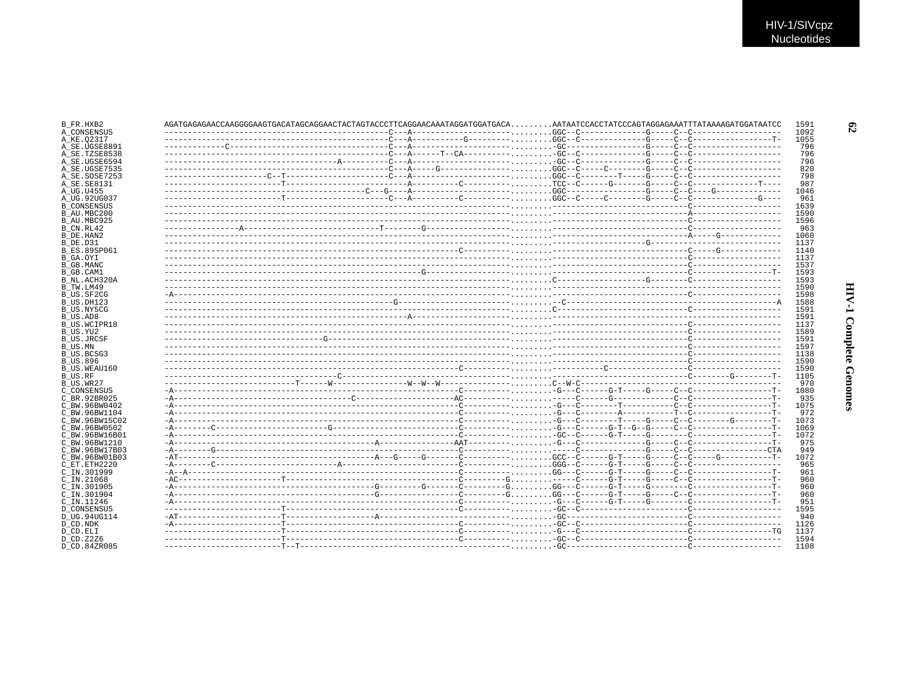```
B_FR.HXB2          AGATGAGAGAACCAAGGGGAAGTGACATAGCAGGAACTACTAGTACCCTTCAGGAACAAATAGGATGGATGACA.........AATAATCCACCTATCCCAGTAGGAGAAATTTATAAAAGATGGATAATCC  1591
A_CONSENSUS        -------------------------------------------------C---A---------------------.........GGC--C--------------G-----C--C-------------------  1092
A_KE.Q2317         -------------------------------------------------C---A-----------G---------.........GGC--C--------------G-----C--C------------------T-  1055
A_SE.UGSE8891      -------------C-----------------------------------C---A---------------------.........-GC-----------------G-----C--C-------------------   796
A_SE.TZSE8538      -------------------------------------------------C---A------T--CA----------.........-GC--C--------------G-----C--C-------------------   796
A_SE.UGSE6594      -------------------------------------A-----------C---A---------------------.........-GC--C--------------G-----C--C-------------------   796
A_SE.UGSE7535      -------------------------------------------------C---A-----G---------------.........GGC--C-----C--------G-----C--C-------------------   820
A_SE.SOSE7253      ---------------------C--T------------------------C---A---------------------.........GGC--C---------T----G-----C--C-------------------   798
A_SE.SE8131        ------------------------T----------------------------A---------C-----------.........TCC--C------G-------G-----C--C--------------T----   987
A_UG.U455          -------------------------------------------C---G----A---------------------.........GGC-----------------G-----C--C----G--------------  1046
A_UG.92UG037       ------------------------T------------------------C---A---------C-----------.........GGC--C-----C--------G-----C--C--------------G----   961
B_CONSENSUS        ---------------------------------------------------------------------------.........----------------------------C-------------------  1639
B_AU.MBC200        ---------------------------------------------------------------------------.........----------------------------A-------------------  1590
B_AU.MBC925        ---------------------------------------------------------------------------.........----------------------------C-------------------  1596
B_CN.RL42          ----------------A----------------------------T--------G--------------------.........----------------------------C-------------------   963
B_DE.HAN2          ---------------------------------------------------------------------------.........----------------------------A-----G-------------  1060
B_DE.D31           ---------------------------------------------------------------------------.........--------------------G-----------------------------  1137
B_ES.89SP061       ---------------------------------------------------------------C-----------.........----------------------------C-----G-------------  1140
B_GA.OYI           ---------------------------------------------------------------------------.........----------------------------C-------------------  1137
B_GB.MANC          ---------------------------------------------------------------------------.........----------------------------C-------------------  1537
B_GB.CAM1          -------------------------------------------------------G-------------------.........----------------------------C------------------T-  1593
B_NL.ACH320A       ---------------------------------------------------------------------------.........C-------------------G--------C-------------------  1593
B_TW.LM49          ---------------------------------------------------------------------------.........------------------------------------------------  1590
B_US.SF2CG         -A-------------------------------------------------------------------------.........----------------------------C-------------------  1598
B_US.DH123         -------------------------------------------------G-------------------------.........--C----------------------------------------------A  1588
B_US.NY5CG         ---------------------------------------------------------------------------.........C---------------------------C-------------------  1591
B_US.AD8           ----------------------------------------------------A----------------------.........------------------------------------------------  1591
B_US.WCIPR18       ---------------------------------------------------------------------------.........----------------------------C-------------------  1137
B_US.YU2           ---------------------------------------------------------------------------.........----------------------------C-------------------  1589
B_US.JRCSF         ----------------------------------G----------------------------------------.........----------------------------C-------------------  1591
B_US.MN            ---------------------------------------------------------------------------.........----------------------------C-------------------  1597
B_US.BCSG3         ---------------------------------------------------------------------------.........----------------------------C-------------------  1138
B_US.896           ---------------------------------------------------------------------------.........----------------------------C-------------------  1590
B_US.WEAU160       ---------------------------------------------------------------C-----------.........-----------C----------------C-------------------  1590
B_US.RF            -------------------------------------C-------------------------------------.........----------------------------C--------G--------T-  1105
B_US.WR27          ----------------------------T------W---------------W--W--W-----------------.........C--W-C---------------------------------------------   970
C_CONSENSUS        -A-------------------------------------------------------------C-----------.........-G---C------G-T-----G-----C--C------------------T-  1080
C_BR.92BR025       -A------------------------------------C--------------------AC--------------.........-----C------G-----------C--C------------------T-   935
C_BW.96BW0402      -A-------------------------------------------------------------C-----------.........-G---C--------T-----------C--C------------------T-  1075
C_BW.96BW1104      -A-------------------------------------------------------------C-----------.........-G---C---------A-----------T--C------------------T-   972
C_BW.96BW15C02     -A-------------------------------------------------------------C-----------.........-G---C--------T-----G-----C--C--------G--------T-  1073
C_BW.96BW0502      -A--------C--------------------G------------------------------C-----------.........-G---C------G-T--G--G-----C--C------------------T-  1069
C_BW.96BW16B01     -A-------------------------------------------------------------C-----------.........-GC--C------G-T-----G--------C------------------T-  1072
C_BW.96BW1210      -A--------------------------------------A----------------AAT---------------.........-G---C--------------G-----C--C------------------T-   975
C_BW.96BW17B03     -A--------G----------------------------------------------------C-----------.........-----C--------------G-----C--C-----------------CTA   949
C_BW.96BW01B03     -AT-------------------------------------A---G-----G-------C-----------.........GCC--C------G-T-----G-----C--C-----G-----------T-  1072
C_ET.ETH2220       -A--------C-------------------------A--------------------------C-----------.........GGG--C------G-T-----G-----C--C-------------------   965
C_IN.301999        -A--A----------------------------------------------------------C-----------.........GG---C------G-T-----G-----C--C------------------T-   961
C_IN.21068         -AC---------------------T--------------------------------------C----------G.........-----C------G-T-----G-----C--C------------------T-   960
C_IN.301905        -A--------------------------------------G---------G-----------C----------G.........GG---C------G-T-----G-----C--C------------------T-   960
C_IN.301904        -A--------------------------------------G---------------------C----------G.........GG---C------G-T-----G-----C--C------------------T-   960
C_IN.11246         -A-------------------------------------------------------------C-----------.........-G---C------G-T-----G--------C------------------T-   951
D_CONSENSUS        ------------------------T--------------------------------------C-----------.........-GC--C-------------------------C-------------------  1595
D_UG.94UG114       -AT---------------------T-------------------A-------------------------------.........-GC---------------------------C-------------------   940
D_CD.NDK           -A----------------------T--------------------------------------C-----------.........-GC--C-------------------------C-------------------  1126
D_CD.ELI           ------------------------T--------------------------------------C-----------.........-G---C-------------------------C------------------TG  1137
D_CD.Z2Z6          ------------------------T--------------------------------------C-----------.........-GC--C-------------------------C-------------------  1594
D_CD.84ZR085       ------------------------T--T------------------------------------------------.........-GC---------------------------C-------------------  1108
```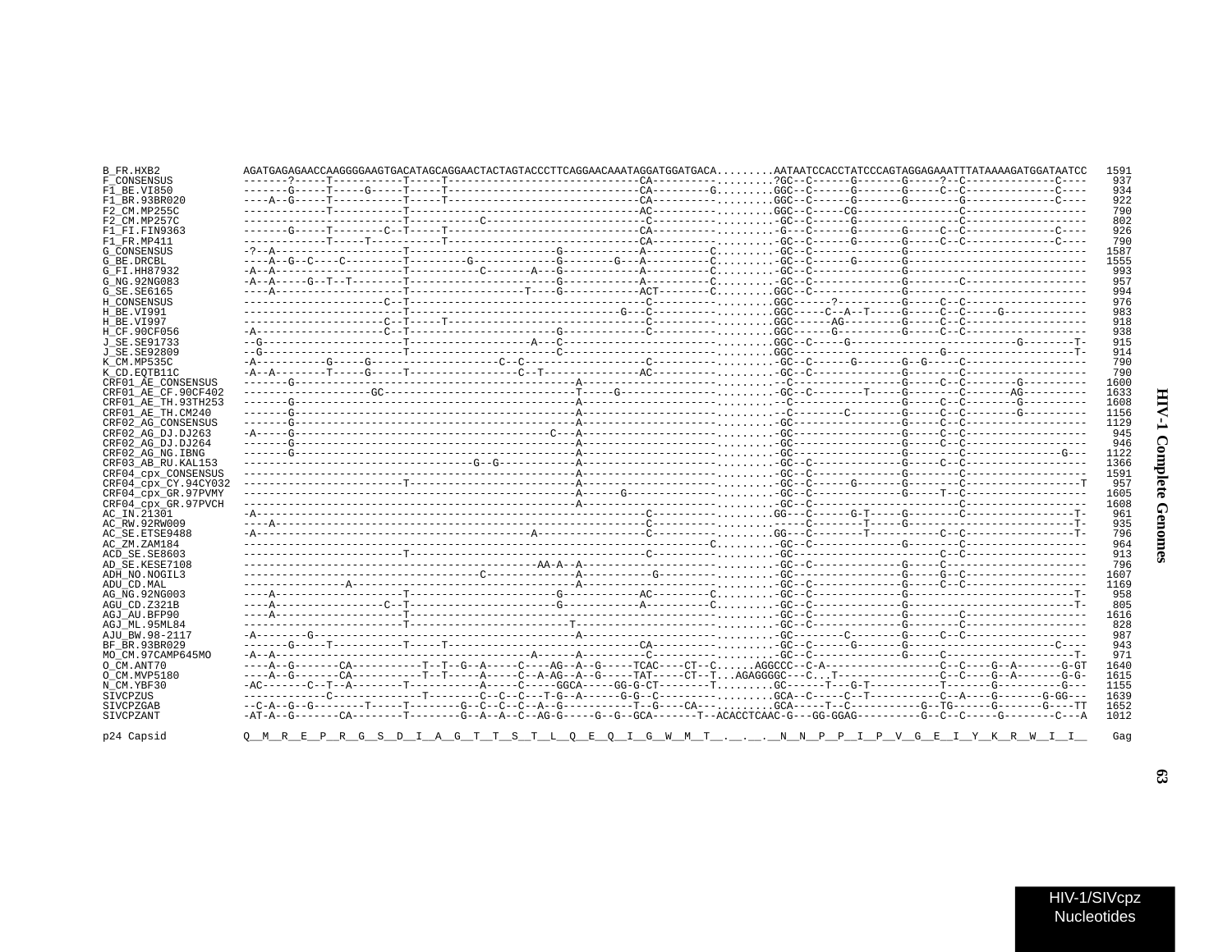```
B_FR.HXB2            AGATGAGAGAACCAAGGGGAAGTGACATAGCAGGAACTACTAGTACCCTTCAGGAACAAATAGGATGGATGACA.........AATAATCCACCTATCCCAGTAGGAGAAATTTATAAAAGATGGATAATCC   1591
F_CONSENSUS          -------?-----T----------T-----T-----------------------------CA----------.........?GC--C------G-------G-----?--C-------------C----    937
F1_BE.VI850          -------G-----T-----G-----T-----T-----------------------------CA---------G.........GGC--C------G-------G-----C--C-------------C----    934
F1_BR.93BR020        ----A--G-----T----------T-----T-----------------------------CA----------.........GGC--C------G-------G-------G-------------C----    922
F2_CM.MP255C         ------------T----------T-------------------------------------AC----------.........GGC--C-----CG---------------C-------------------    790
F2_CM.MP257C         -----------------------T-----------C-------------------------C----------.........-GC--C------G---------------C-------------------    802
F1_FI.FIN9363        -------G-----T-------C--T-----T-----------------------------CA----------.........-G--C------G-------G-----C--C-------------C----    926
F1_FR.MP411          ------------T-----T-----------T-----------------------------CA----------.........-GC--C------G-------G-----C--C-------------C----    790
G_CONSENSUS          -?--A------------------T----------------------G-----------A----------C.........-GC--C--------------G---------------------------   1587
G_BE.DRCBL           ----A--G--C----C--------T---------G------------G--------G---A----------C.........-GC--C------G-------G---------------------------   1555
G_FI.HH87932         -A--A------------------T-----------C-------A---G-----------A----------C.........-GC--C--------------G---------------------------    993
G_NG.92NG083         -A--A-----G--T--T-------T-----------------------G-----------A----------C.........-GC--C--------------G-------C-------------------    957
G_SE.SE6165          ----A------------------T-----------------T----G-----------ACT--------C.........GGC--C--------------G---------------------------    994
H_CONSENSUS          ---------------------C--T-------------------------------------C----------.........GGC------?---------G-----C--C-------------------    976
H_BE.VI991           -----------------------T-------------------------------G---C----------.........GGC-----C--A--T-----G-----C--C-----G-------------    983
H_BE.VI997           ---------------------C--T-----T-------------------------------C----------.........GGC------AG--------G-----C--C-------------------    918
H_CF.90CF056         -A--------------------C--T----------------------G-------------C----------.........GGC-----G---------G-----C--C-------------------    938
J_SE.SE91733         --G--------------------T------------------A---C-----------------------.........GGC--C----G------------------------G--------T-    915
J_SE.SE92809         --G--------------------T--------------------C-----------------------.........GGC-------------------------G--------------------T-    914
K_CM.MP535C          -A-----------G-----G--------------------C--C-------------------C----------.........-GC--C------G-------G--G-----C-------------------    790
K_CD.EQTB11C         -A--A-------T-----G-----T---------------C--T---------------AC----------.........-GC--C--------------G-------C-------------------    790
CRF01_AE_CONSENSUS   -------G-----------------------------------------A---------------------.........-C-----------------G-----C--C--------G----------   1600
CRF01_AE_CF.90CF402  -------------------GC-------------------------T-----G----------------.........-GC--C--------T-----G-----C-------AG----------   1633
CRF01_AE_TH.93TH253  -------G-----------------------------------------A---------------------.........-C-----------------G-----C--C--------G----------   1608
CRF01_AE_TH.CM240    -------G-----------------------------------------A---------------------.........-C--------C--------G-----C--C--------G----------   1156
CRF02_AG_CONSENSUS   -------G-----------------------------------------A---------------------.........-GC-----------------G-----C--C-------------------   1129
CRF02_AG_DJ.DJ263    -A-----G------------------------------------C---A---------------------.........-GC-----------------G-----C--C-------------------    945
CRF02_AG_DJ.DJ264    -------G-----------------------------------------A---------------------.........-GC-----------------G-----C--C-------------------    946
CRF02_AG_NG.IBNG     -------G-----------------------------------------A---------------------.........-GC-----------------G-------C------------------G---   1122
CRF03_AB_RU.KAL153   ------------------------------------G--G-----------A---------------------.........-GC--C--------------G-----C--C-------------------   1366
CRF04_cpx_CONSENSUS  -------------------------------------------------A---------------------.........-GC--C--------------G-------C-------------------   1591
CRF04_cpx_CY.94CY032 -----------------------T-------------------------A---------------------.........-GC--C------G-------G-------C-------------------T    957
CRF04_cpx_GR.97PVMY  -------------------------------------------------A------G--------------.........-GC--C--------------G------T--C-------------------   1605
CRF04_cpx_GR.97PVCH  -------------------------------------------------A---------------------.........-GC--C--------------------------C-------------------   1608
AC_IN.21301          -A------------------------------------------------------------C----------.........GG---C------G-T-----G-------C-------------------T-    961
AC_RW.92RW009        ----A---------------------------------------------------------C----------.........-----C--------T-----G-----------------------T-    935
AC_SE.ETSE9488       -A--------------------------------------A----------------------C----------.........GG--C--------T----------C--C-------------------T-    796
AC_ZM.ZAM184         ------------------------------------------------------------------------C.........-GC--C--------------G-------C-------------------    964
ACD_SE.SE8603        -----------------------T--------------------------------------C----------.........-GC--------------------------C--C-------------------    913
AD_SE.KESE7108       --------------------------------------------AA-A--A--------------------.........-GC--C--------------G-----C--------------------    796
ADH_NO.NOGIL3        -----------------------------------C----------A-----------G------------.........-GC-----------------G-----G--C-------------------   1607
ADU_CD.MAL           ---------------A-----------------------------------A---------------------.........-GC--C--------------G-----C--C-------------------   1169
AG_NG.92NG003        ----A------------------T-----------------------G-----------AC---------C.........-GC--C--------------G---------------------------T-    958
AGU_CD.Z321B         ----A-----------------C--T-----------------------G-----------A----------C.........-GC--C--------------G---------------------------T-    805
AGJ_AU.BFP90         ----A------------------T---------------------------------------------.........-GC--C--------------G-------C-------------------   1616
AGJ_ML.95ML84        -----------------------T-------------------------T---------------------.........-GC--C--------------G-------C-------------------    828
AJU_BW.98-2117       -A--------G--------------------------------------A---------------------.........-GC--------C--------G-----C--C-------------------    987
BF_BR.93BR029        -------G-----T----------T-----T-----------------------------CA----------.........-GC--C------G-------G-------------------------C----    943
MO_CM.97CAMP645MO    -A--A--------------------------------------A------A-----------C----------.........-GC--C--------------G-------C-------------------T-    971
O_CM.ANT70           ----A--G-------CA-----------T--T--G--A-----C----AG--A--G-----TCAC----CT--C.......AGGCCC--C-A-----------------C--C----G--A-------G-GT   1640
O_CM.MVP5180         ----A--G-------CA-----------T--T-----A-----C--A-AG--A--G-----TAT-----CT--T...AGAGGGGC---C..T---------------C--C----G--A-------G-G-   1615
N_CM.YBF30           -AC-------C--T--A--------T-----------A-----C-----GGCA-----GG-G-CT--------T.........GC------T---G-T-----------T-------G----------G---   1155
SIVCPZUS             ------------C------------T--------C--C--C---T-G--A------G-G--C---------.........GCA--C-----C--T-----------C--A----G-------G-GG---   1639
SIVCPZGAB            --C-A--G--G--------T-----T--------G--C--C--C--A--G-----------T--G-----CA---.........GCA-----T--C-----------G--TG------G-------G----TT   1652
SIVCPZANT            -AT-A--G-------CA--------T--------G--A--A--C--AG-G-----G--G--GCA-------T--ACACCTCAAC-G---GG-GGAG----------G--C--C-----G--------C---A   1012

p24 Capsid           Q__M__R__E__P__R__G__S__D__I__A__G__T__T__S__T__L__Q__E__Q__I__G__W__M__T__.__.__.__N__N__P__P__I__P__V__G__E__I__Y__K__R__W__I__I__   Gag
```

HIV-1 Complete Genomes

HIV-1/SIVcpz Nucleotides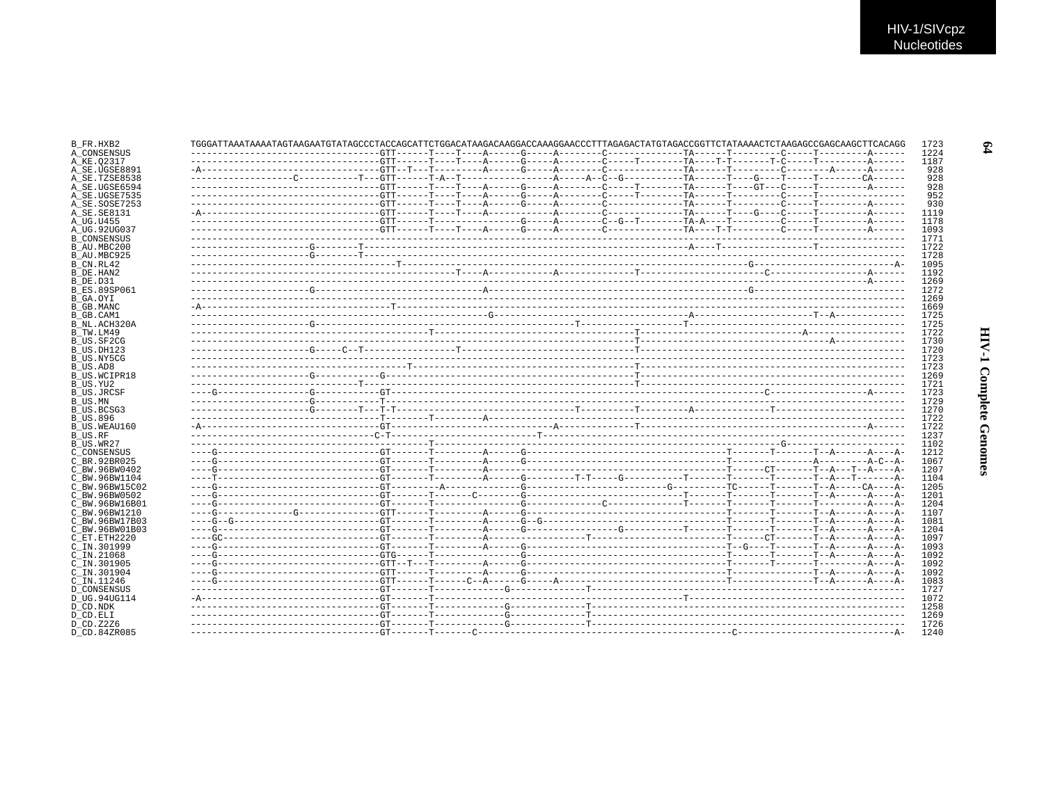```
B_FR.HXB2         TGGGATTAAATAAAATAGTAAGAATGTATAGCCCTACCAGCATTCTGGACATAAGACAAGGACCAAAGGAACCCTTTAGAGACTATGTAGACCGGTTCTATAAAACTCTAAGAGCCGAGCAAGCTTCACAGG  1723
A_CONSENSUS       ------------------------------------GTT------T----T----A------G-----A--------C-------------TA------T---------C-----T---------A------  1224
A_KE.Q2317        ------------------------------------GTT------T----T----A------G-----A--------C-----T--------TA----T-T-------T-C-----T---------A------  1187
A_SE.UGSE8891     -A----------------------------------GTT--T---T---------A------G-----A--------C-------------TA------T---------C--------A------A------   928
A_SE.TZSE8538     ------------------C-----------T---GTT------T-A--T----------------A-----A--C--G------------TA------T----G----T-----T--------CA------   928
A_SE.UGSE6594     ------------------------------------GTT------T----T----A------G-----A--------C-----T--------TA------T----GT---C-----T---------A------   928
A_SE.UGSE7535     ------------------------------------GTT------T----T----A------G-----A--------C-----T--------TA------T---------C-----T----------------   952
A_SE.SOSE7253     ------------------------------------GTT------T----T----A------G-----A--------C-------------TA------T---------C-----T---------A------   930
A_SE.SE8131       -A----------------------------------GTT------T----T----A-------------A--------C-------------TA------T----G----C-----T---------A------  1119
A_UG.U455         ------------------------------------GTT------T----T----A------G-----A--------C--G--T--------TA-A----T---------C-----T---------A------  1178
A_UG.92UG037      ------------------------------------GTT------T----T----A------G-----A--------C-------------TA----T-T---------C-----T---------A------  1093
B_CONSENSUS       ------------------------------------------------------------------------------------------------------------------------------------  1771
B_AU.MBC200       ----------------------G--------T---------------------------------------------------------A----T----------------T---------------  1722
B_AU.MBC925       ----------------------G--------T--------------------------------------------------------------------------------------------------  1728
B_CN.RL42         --------------------------------------T---------------------------------------------------------------G--------------------------A-  1095
B_DE.HAN2         ---------------------------------------------------T----A------------A-------------T----------------------C------------------A------  1192
B_DE.D31          --------------------------------------------------------------------------------------------------------------------------A------  1269
B_ES.89SP061      ----------------------G-------------------------------A-----------------------------------------------G--------------------------  1272
B_GA.OYI          ------------------------------------------------------------------------------------------------------------------------------------  1269
B_GB.MANC         -A------------------------------------T---------------------------------------------------------------------------------------------  1669
B_GB.CAM1         -----------------------------------------------------------G------------------------------------A--------------------T--A------------  1725
B_NL.ACH320A      ----------------------G-------------------------------------------------T------------------T----------------------------------------  1725
B_TW.LM49         ----------------------------------------------T-----------------------------------T----------------------------A-------------------  1722
B_US.SF2CG        ------------------------------------------------------------------------------------------------------------------------A-----------  1730
B_US.DH123        ----------------------G-----C--T----------------T-----------------------------------T-----------------------------------------------  1720
B_US.NY5CG        ------------------------------------------------------------------------------------------------------------------------------------  1723
B_US.AD8          ----------------------------------------T-------------------------------------------T-----------------------------------------------  1723
B_US.WCIPR18      ----------------------G-----------G-----------------------------------------------T-----------------------------------------------  1269
B_US.YU2          -------------------------------T----------------------------------------------------T-----------------------------------------------  1721
B_US.JRCSF        ----G-----------------G-----------GT---------------------------------------------------------------------C-----------------A------  1723
B_US.MN           ----------------------G-----------T-------------------------------------------------------------------------------------------------  1729
B_US.BCSG3        ----------------------G--------T---T-T--------------------------------T---------T---------A--------------T-------------------------  1270
B_US.896          -----------------------------------T--------T----------A--------------------------------------------------------------------------  1722
B_US.WEAU160      -A----------------------------------GT--------------------------A------------T-----------------------------------------------A------  1722
B_US.RF           -----------------------------------C-T------------------------T---------------------------------------------------------------------  1237
B_US.WR27         ----------------------------------------------T--------------------------------------------------------------G----------------------  1102
C_CONSENSUS       ----G-------------------------------GT-------T---------A------G------------------------------------T-------T-------T--A------A----A-  1212
C_BR.92BR025      ----G-------------------------------GT-------T---------A------G------------------------------------T---------------A---------A-C--A-  1067
C_BW.96BW0402     ----G-------------------------------GT-------T---------A---------------------------------------------T-----CT-------T--A---T--A----A-  1207
C_BW.96BW1104     ----T-------------------------------GT-------T---------A------G---------T-T-----G-----------T-------T-------T-------T--A---T------A-  1104
C_BW.96BW15C02    ----G-------------------------------GT---------A--------------G-------------------------G----------TC-------T-------T--A-----CA----A-  1205
C_BW.96BW0502     ----G-------------------------------GT-------T-------C--------G------------------------------T-------T-------T-------T--A------A----A-  1201
C_BW.96BW16B01    ----G-------------------------------GT-------T----------------G-------------C-------------T-------T-------T-------T---------A----A-  1204
C_BW.96BW1210     ----G-------------G-----------------GTT------T---------A------G-----------------------------------T-------T-------T--A------A----A-  1107
C_BW.96BW17B03    ----G--G----------------------------GT-------T---------A------G--G--------------------------------T-------T-------T--A------A----A-  1081
C_BW.96BW01B03    ----G-------------------------------GT-------T---------A------G---------------G-----------T-------T-------T-------T--A------A----A-  1204
C_ET.ETH2220      ----GC------------------------------GT-------T---------A-------------------T------------------------T-----CT-------T--A------A----A-  1097
C_IN.301999       ----G-------------------------------GT-------T---------A------G-----------------------------------T--G----T-------T--A------A----A-  1093
C_IN.21068        ----G-------------------------------GTG------T----------------G-----------------------------------T-------T-------T--A------A----A-  1092
C_IN.301905       ----G-------------------------------GTT--T---T---------A------G-----------------------------------T-------T-------T---------A----A-  1092
C_IN.301904       ----G-------------------------------GTT------T---------A------G-----------------------------------T---------------T--A------A----A-  1092
C_IN.11246        ----G-------------------------------GTT------T------C--A------G-----A------------------------------T---------------T--A------A----A-  1083
D_CONSENSUS       ------------------------------------GT-------T-------------G-------------T-------------------------------------------------------  1727
D_UG.94UG114      -A----------------------------------GT-------T---------------------------------------------T-----------------------------------------  1072
D_CD.NDK          ------------------------------------GT-------T-------------G-------------T-------------------------------------------------------  1258
D_CD.ELI          ------------------------------------GT-------T-------------G-------------T-------------------------------------------------------  1269
D_CD.Z2Z6         ------------------------------------GT-------T-------------G-------------T-------------------------------------------------------  1726
D_CD.84ZR085      ------------------------------------GT-------T-------C-----------------------------------------------C------------------------------A-  1240
```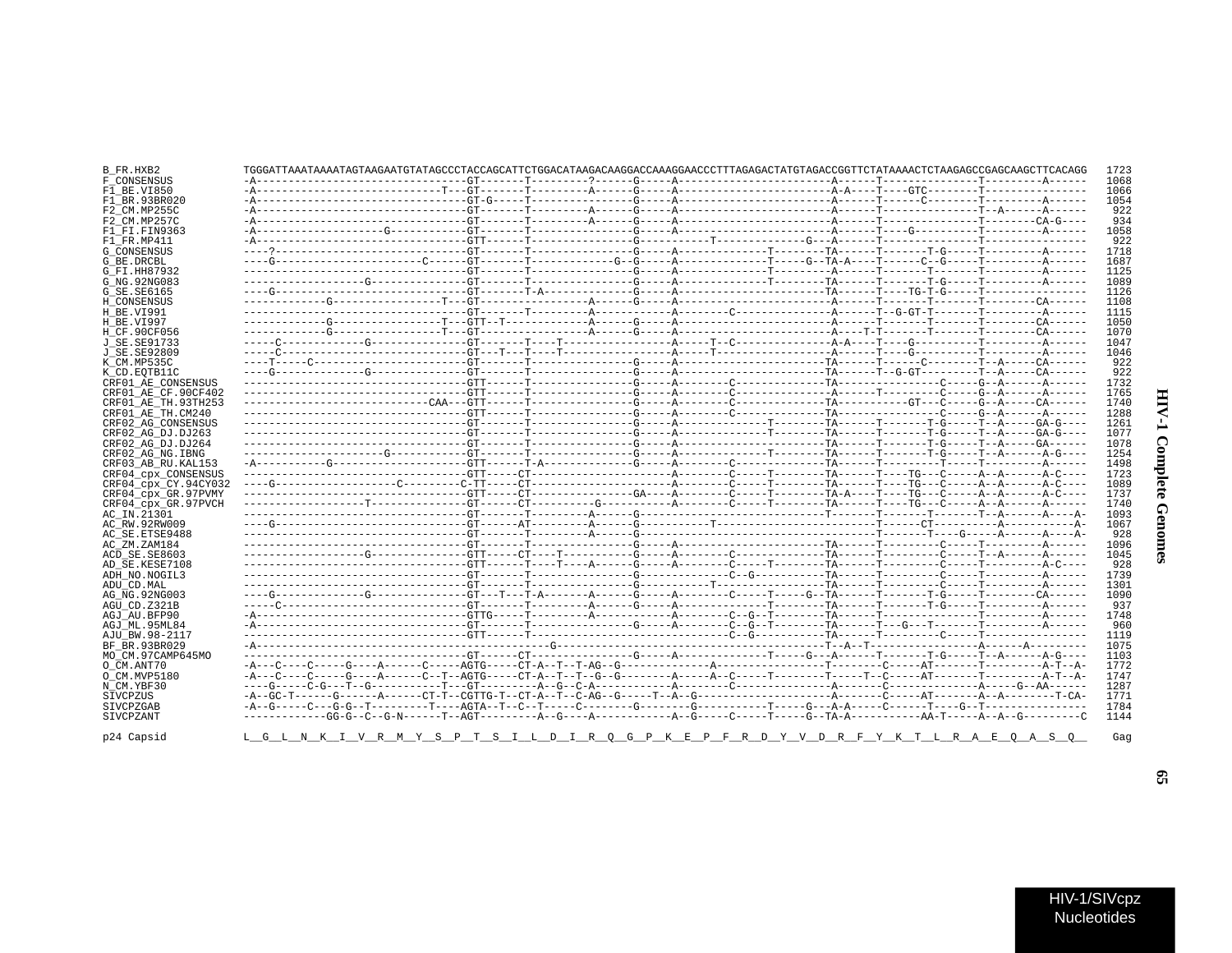```
B_FR.HXB2              TGGGATTAAATAAAATAGTAAGAATGTATAGCCCTACCAGCATTCTGGACATAAGACAAGGACCAAAGGAACCCTTTAGAGACTATGTAGACCGGTTCTATAAAACTCTAAGAGCCGAGCAAGCTTCACAGG  1723
F_CONSENSUS            -A---------------------------------GT-------T---------?------G-----A-----------------------A------T---------------T---------A------  1068
F1_BE.VI850            -A-----------------------------T---GT-------T---------A------G-----A-----------------------A-A----T----GTC--------T----------------  1066
F1_BR.93BR020          -A---------------------------------GT-G-----T----------------G-----A-----------------------A------T------C--------T---------A------  1054
F2_CM.MP255C           -A---------------------------------GT-------T---------A------G-----A-----------------------A------T---------------T--A------A------   922
F2_CM.MP257C           -A---------------------------------GT-------T---------A------G-----A-----------------------A------T---------------T--------CA-G----   934
F1_FI.FIN9363          -A------------------G--------------GT-------T----------------G-----A-----------------------A------T----G----------T---------A------  1058
F1_FR.MP411            -A---------------------------------GTT------T----------------G----------T----------G--A----A------T---------------T---------A------   922
G_CONSENSUS            ----?------------------------------GT-------T----------------G-----A-------------T--------TA------T-------T-G-----T---------A------  1718
G_BE.DRCBL             ----G-----------------------C------GT-------T------------G--G-----A-------------T-----G--TA-A----T------C--G-----T---------A------  1687
G_FI.HH87932           -----------------------------------GT-------T----------------G-----A-------------T---------A------T-------T-------T---------A------  1125
G_NG.92NG083           -------------------G---------------GT-------T----------------G-----A-------------T--------TA------T-------T-G-----T---------A------  1089
G_SE.SE6165            ----G------------------------------GT-------T-A--------------G-----A----------------------TA------T----TG-T-G-----T----------------  1126
H_CONSENSUS            -------------G------------------T--GT---------------A--------G-----A-----------------------A------T-------T-------T--------CA------  1108
H_BE.VI991             -----------------------------------GT-------T---------A------------A-------C---------------A------T--G-GT-T-------T---------A------  1115
H_BE.VI997             -------------G------------------T--GTT--T------------A-------G-----A-----------------------A------T-------T-------T--------CA------  1050
H_CF.90CF056           -------------G------------------T--GT---------------A--------G-----A-----------------------A----T-T------T-------T--------CA------  1070
J_SE.SE91733           -----C-------------G---------------GT-------T----T---------------A-----T--C---------------A-A----T----G----------T---------A------  1047
J_SE.SE92809           -----C-----------------------------GT---T---T----T---------------A-----T-------------------A------T----G----------T---------A------  1046
K_CM.MP535C            ----T-----C------------------------GT-------T----------------G-----A----------------------TA------T------C--------T--A-----CA------   922
K_CD.EQTB11C           ----G--------------G---------------GT-------T----------------G-----A----------------------TA------T--G-GT---------T--A-----CA------   922
CRF01_AE_CONSENSUS     -----------------------------------GTT------T----------------G-----A-------C---------------TA----------------C-----G--A------A------  1732
CRF01_AE_CF.90CF402    -----------------------------------GTT------T----------------G-----A-------C---------------A------T---------C-----G--A------A------  1765
CRF01_AE_TH.93TH253    ----------------------------CAA---GTT------T----------------G-----A-------C---------------TA-----------GT---C-----G--A-----CA------  1740
CRF01_AE_TH.CM240      -----------------------------------GTT------T----------------G-----A-------C---------------TA----------------C-----G--A------A------  1288
CRF02_AG_CONSENSUS     -----------------------------------GT-------T----------------G-----A-------------T--------TA------T-------T-G-----T--A-----GA-G----  1261
CRF02_AG_DJ.DJ263      -----------------------------------GT-------T----------------G-----A----------------------TA------T-------T-G-----T--A-----GA-G----  1077
CRF02_AG_DJ.DJ264      -----------------------------------GT-------T----------------G-----A----------------------TA------T-------T-G-----T--A-----GA------  1078
CRF02_AG_NG.IBNG       ----------------------G------------GT-------T----------------G-----A-------------T--------TA------T-------T-G-----T--A------A-G----  1254
CRF03_AB_RU.KAL153     -A-----------G---------------------GTT------T-A--------------G-----A-------C---------------TA------T---------T-----T---------A------  1498
CRF04_cpx_CONSENSUS    -----------------------------------GTT-----CT-------------------A-------C-----T--------TA------T----TG---C-----A--A------A-C----  1723
CRF04_cpx_CY.94CY032   ----G-------------------C----------C-TT-----CT--------------------A-------C-----T--------TA------T----TG---C-----A--A------A-C----  1089
CRF04_cpx_GR.97PVMY    -----------------------------------GTT-----CT----------------GA----A-------C-----T--------TA-A----T----TG---C-----A--A------A-C----  1737
CRF04_cpx_GR.97PVCH    --------------------T--------------GT------CT---------G----------A-------C-----T--------TA------T----TG---C-----A--A------A------  1740
AC_IN.21301            -----------------------------------GT-------T---------A------G--------------------------T------T-------T-------T--A------A----A-  1093
AC_RW.92RW009          ----G------------------------------GT------AT---------A------G-----------T----------------------------CT----------A-----------A-  1067
AC_SE.ETSE9488         -----------------------------------GT-------T---------A------G----------------------------------T-------T----G-----A------A----A-   928
AC_ZM.ZAM184           -----------------------------------GT-------T----------------G-----A----------------------TA------T---------C-----T---------A------  1096
ACD_SE.SE8603          ---------------------G-------------GT------CT----T-----------G-----A-------C---------------TA------T---------C-----T--A------A------  1045
AD_SE.KESE7108         -----------------------------------GTT------T----T----A------G-----A-------C-----T--------TA------T---------C-----T---------A-C----   928
ADH_NO.NOGIL3          -----------------------------------GT-------T----------------G-----------C--G-------------TA------T---------C-----T---------A------  1739
ADU_CD.MAL             -----------------------------------GT-------T----------------G---------T------------------TA------T---------C-----T---------A------  1301
AG_NG.92NG003          ----G-------------G----------------GT---T---T-A-------A------G-----A-------C-----T-----G--TA------T-------T-G-----T--------CA------  1090
AGU_CD.Z321B           -----C-----------------------------GT-------T---------A------G-----A-------------T--------TA------T-------T-G-----T---------A------   937
AGJ_AU.BFP90           -A---------------------------------GTTG-----T---------A------------A-------C--G--T--------TA------T---------------T---------A------  1748
AGJ_ML.95ML84          -A---------------------------------GT-------T----------------G-----A-------C--G--T--------TA------T---G--T-------T---------A------   960
AJU_BW.98-2117         -----------------------------------GTT------T-------------------------------C--G-----------TA------T---------C-----T----------------  1119
BF_BR.93BR029          -A-----------------------------------------------G-----------------------------------T--A--T---------------A-------A---------  1075
MO_CM.97CAMP645MO      -----------------------------------GT------CT----------------G-----A-------------T-----G--A------T-------T-G-----T--A------A-G----  1103
O_CM.ANT70             -A---C----C-----G----A------C-----AGTG-----CT-A--T--T-AG--G-------------A------------------T--------C-----AT-------T---------A-T--A-  1772
O_CM.MVP5180           -A---C----C-----G----A------C--T--AGTG-----CT-A--T--T--G--G--------A-----A--C-----T--------T-----T--C-----AT-------T---------A-T--A-  1747
N_CM.YBF30             ----G-----C-G---T--G----------T---GT---------A--G--C-A------------A-------C---------------A-------C--------------A-----G--AA------  1287
SIVCPZUS               -A--GC-T------G------A------CT-T--CGTTG-T--CT-A--T--C-AG--G-----T--A--G--------------------A-------C-----AT-------A--A---------T-CA-  1771
SIVCPZGAB              -A--G-----C---G-G--T---------T----AGTA--T--C--T-----C--------G--------G-----------T-----G---A-A-----C------T----G--T----------------  1784
SIVCPZANT              ------------GG-G--C--G-N------T--AGT---------A--G----A------------A--G-----C-----T-----G--TA-A-----------AA-T-----A--A--G---------C  1144

p24 Capsid             L__G__L__N__K__I__V__R__M__Y__S__P__T__S__I__L__D__I__R__Q__G__P__K__E__P__F__R__D__Y__V__D__R__F__Y__K__T__L__R__A__E__Q__A__S__Q__   Gag
```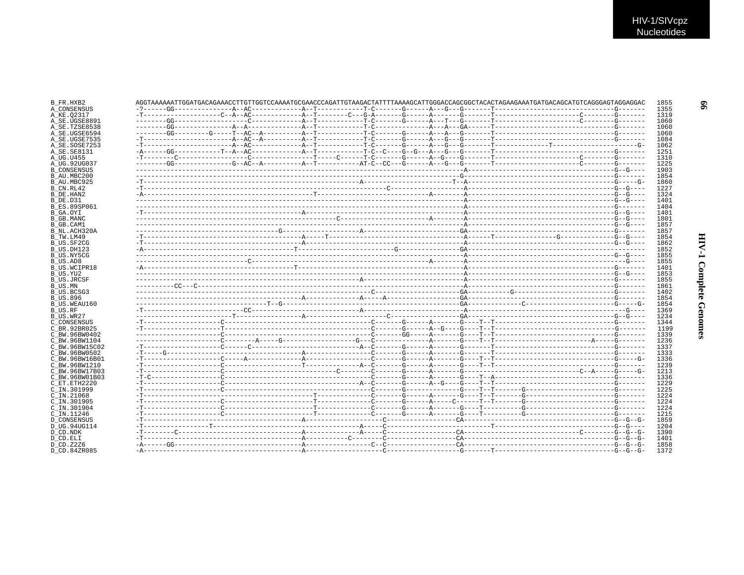```
B_FR.HXB2          AGGTAAAAAATTGGATGACAGAAACCTTGTTGGTCCAAAATGCGAACCCAGATTGTAAGACTATTTTAAAAGCATTGGGACCAGCGGCTACACTAGAAGAAATGATGACAGCATGTCAGGGAGTAGGAGGAC   1855
A_CONSENSUS        -?------GG---------------A--AC-------------A--T------------T-C-------G------A---G---G-------T------------------------------G-------   1355
A_KE.Q2317         -T--------------------C--A--AC-------------A--T--------C---G-A-------G------A-------G-------T---------------------C--------G-------   1319
A_SE.UGSE8891      --------GG-------------------C-------------A--T------------T-C-------G------A---T---G-------T---------------------C--------G-------   1060
A_SE.TZSE8538      --------GG---------------A--A--------------A--T------------T-C--------------A---A---GA------T------------------------------G-------   1060
A_SE.UGSE6594      --------GG---------G-----T--AC--A----------A--T------------T-C-------G------A---A---G-------T------------------------------G-------   1060
A_SE.UGSE7535      -T-----------------------A--AC--A----------A--T------------T-C-------G------A---G---G-------T------------------------------G-------   1084
A_SE.SOSE7253      -T-----------------------A--AC-------------A--T------------T-C-------G------A---G---G-------T---------------T------------------G-   1062
A_SE.SE8131        -A------GG------------T--A--AC-------------A--T------------T-C--C----G--G---A---G---G-------T------------------------------G-------   1251
A_UG.U455          -T--------C------------------C-------------T-----C------T-C-------G------A--G---G-------T---------------------C--------G-------   1310
A_UG.92UG037       --------GG---------------G--AC--A----------A--T-----------AT-C--CC---G------A---G---G-------T---------------------C--------G-------   1225
B_CONSENSUS        ----------------------------------------------------------------------------------A----------------------------------------G--G----   1903
B_AU.MBC200        ----------------------------------------------------------------------------------G----------------------------------------G-------   1854
B_AU.MBC925        -T--------------------------------------------------------A---------------------T--A----------------------------------------G-----G-   1860
B_CN.RL42          -T---------------------------------------------------------------C-----------------A----------------------------------------G--G----   1227
B_DE.HAN2          -A----------------------------------------T--------------------------A--------A----------------------------------------G--G----   1324
B_DE.D31           -----------------------------------------------------------------------------------A----------------------------------------G--G----   1401
B_ES.89SP061       -----------------------------------------------------------------------------------A----------------------------------------G-------   1404
B_GA.OYI           -T----------------------------------------A----------------------------------------A----------------------------------------G--G----   1401
B_GB.MANC          ----------------------------------------------------C----------------------A--------A----------------------------------------G--G----   1801
B_GB.CAM1          -----------------------------------------------------------------------------------A----------------------------------------G--G----   1857
B_NL.ACH320A       ------------------------------------G---------------------A-------------------------GA----------------------------------------G-------   1857
B_TW.LM49          -T----------------------------------------A-----T----------------------------------A------T----------------G-------------G--G----   1854
B_US.SF2CG         -T----------------------------------------A----------------------------------------A----------------------------------------G--G----   1862
B_US.DH123         -A--------------------------------------T------------------------G----------------GA-------------------------------------------------   1852
B_US.NY5CG         -----------------------------------------------------------------------------------A----------------------------------------G--G----   1855
B_US.AD8           ---------------------------C------------------------------------------A--------A-----------------------------------------------G----   1855
B_US.WCIPR18       -A--------------------------------------T------------------------------------------A----------------------------------------G-------   1401
B_US.YU2           -----------------------------------------------------------------------------------A----------------------------------------G--G----   1853
B_US.JRCSF         ----------------------------------------------------------A------------------------A----------------------------------------G-------   1855
B_US.MN            ----------CC---C-------------------------------------------------------------------A----------------------------------------G-------   1861
B_US.BCSG3         ------------------------------------------------------------------C---------------GA----------G-----------------------------G-------   1402
B_US.896           ------------------------------------------A--------------A-----A-----------------GA----------------------------------------G-------   1854
B_US.WEAU160       ----------------------------------T--G---------------------------------------------GA-------------C-----------------------------G-----G-   1854
B_US.RF            -T-------------------------CC-----------------------------A-----------------------A-----------------------------------------------G----   1369
B_US.WR27          ------------------------T----------------A---------------------C-----------------GA----------------------------------------G--G----   1234
C_CONSENSUS        -T--------------------C-------------------------------------C-------G------A-------G----T--T-------------------------------G-------   1344
C_BR.92BR025       -T--------------------T-------------------------------------C-------G------A--G----G----T--T---------------------------------G-------   1199
C_BW.96BW0402      ----------------------C-------------------------------------C-------GG-----A-------G----T--T-------------------------------G-------   1339
C_BW.96BW1104      ----------------------C--------A-----G---------------------G---C-------------A-------G----T--T------------------------A-----G-------   1236
C_BW.96BW15C02     -T--------------------C------C-----------------------------A--C-------G------A-------G-------T--------------------------------G-------   1337
C_BW.96BW0502      -T-----G--------------------------------A-------------------C-------G------A-------G-------T---------------------------------G-------   1333
C_BW.96BW16B01     -T--------------------C-----A-------------A-----------------C-------G------A-------G----T--T-------------------------------G-----G-   1336
C_BW.96BW1210      -T--------------------C---------------------T-------------A--C-------G------A-------G----T--T-------------------------------G-------   1239
C_BW.96BW17B03     -T--------------------C-----------------------------C--------C-------G------A-------G------------------------------C--A-----G-----G-   1213
C_BW.96BW01B03     -T-C------------------C--------------------------------------C-------G------A-------G----T--A--------------------------------G-------   1336
C_ET.ETH2220       -T--------------------C------------------------------------A--C-------G------A--G----G----T--T-------------------------------G-------   1229
C_IN.301999        -T--------------------C-------------------------------------C-------G------A-------G----T--T-------G--------------------------G-------   1225
C_IN.21068         -T-----------------------------------------T---------------C-------G------A-------G----T--T-------G--------------------------G-------   1224
C_IN.301905        -T--------------------C-------------------T----------------C-------G------A------C------T--T-------G--------------------------G-------   1224
C_IN.301904        -T--------------------C-------------------T----------------C-------G------A-------G----T-----------G--------------------------G-------   1224
C_IN.11246         -T--------------------C-------------------T----------------C-------G------A-------G----T-----------G--------------------------G-------   1215
D_CONSENSUS        -T----------------------------------------A---------------------C----------------CA----------------------------------------G--G--G-   1859
D_UG.94UG114       -T------------------T-----------------------------A-----C-------------------------------T-----------------------------------G--G----   1204
D_CD.NDK           -T-------C--------------------------------A------------A-----C------------------CA-----------------------------C--------G--G--G-   1390
D_CD.ELI           -T----------------------------------------A-----------C--------C----------------CA----------------------------------------G--G--G-   1401
D_CD.Z2Z6          -A------GG--------------------------------A------------------C--C----------------CA----------------------------------------G--G--G-   1858
D_CD.84ZR085       -A----------------------------------------A---------------------C-------------------G-------T--------------------------------G--G--G-   1372
```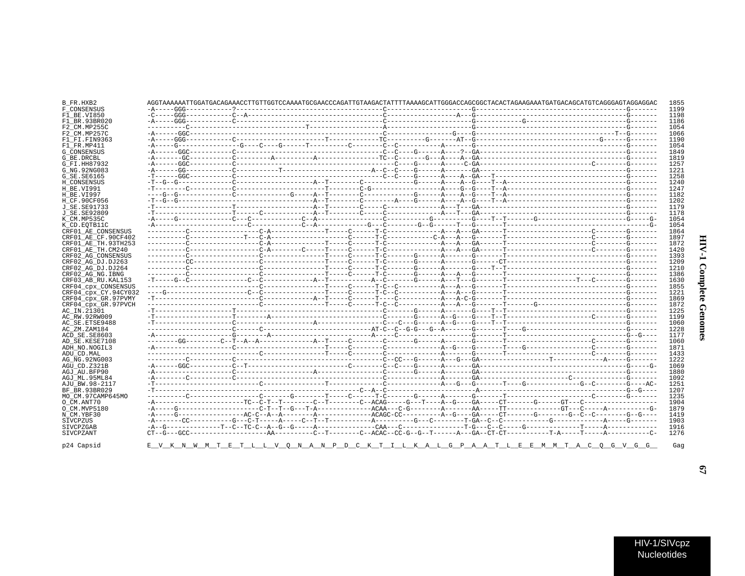```
B_FR.HXB2              AGGTAAAAAATTGGATGACAGAAACCTTGTTGGTCCAAAATGCGAACCCAGATTGTAAGACTATTTTAAAAGCATTGGGACCAGCGGCTACACTAGAAGAAATGATGACAGCATGTCAGGGAGTAGGAGGAC  1855
F_CONSENSUS            -A-----GGG-----------?--------------------------------------C---------------------G---------------------------------------G-------  1199
F1_BE.VI850            -C-----GGG-----------C--A-----------------------------------C-----------------A---G---------------------------------------G-------  1198
F1_BR.93BR020          -A-----GGG-----------C--------------------------------------C---------------------G-----------G---------------------------G-------  1186
F2_CM.MP255C           ----------C------------------------T------------------------A---------------------G---------------------------------------G-------  1054
F2_CM.MP257C           -A------GGC-------------------------------------------------C---------------G-----G-----------------------------------T--G-------  1066
F1_FI.FIN9363          -A-----GGG-----------C-----------------------T--------------TC----------G-------AT--G-------------------------------G------G-------  1190
F1_FR.MP411            -A-----G----------------G----C-----G-----T--------------C---------C--C---------A--------G---------------------------------------G-------  1054
G_CONSENSUS            -A------GGC----------C--------------------------------------C--C-----G------A----?--GA-----------------------------------G-------  1849
G_BE.DRCBL             -A-------GC----------C---------A-----------A----------------TC--C-------G---A---A--GA-----------------------------------G-------  1819
G_FI.HH87932           -A------GGC----------C-----------------------------------------C-----G------A-----C-GA-----------------------------C--------G-------  1257
G_NG.92NG083           -A------GG-----------C-----------T----------------------A--C--C-----G------A------GA-----------------------------------G-------  1221
G_SE.SE6165            -T------GGC----------C--------------------------------------C--C-----G------A----A--GA--T--------------------------------G-------  1258
H_CONSENSUS            -T--G--G-------------C-------------------A--T--------C------------G------A----A--G----T--A-------------------------------G-------  1240
H_BE.VI991             -T--------C----------C-----------------------T--------C-G-----------------A----G--G----T--A-------------------------------G-------  1247
H_BE.VI997             ----G--G-------------C--------------G-----A--T--------C---------------G------A----A--G----T--A-------------------------------G-------  1182
H_CF.90CF056           -T--G--G---------------------------------A--T--------C----------A----G------A----A--G----T--A-------------------------------G-------  1202
J_SE.SE91733           -T-------------------T-------------------A--T--------C-----C-------------A---T---GA----------------------------------------G-------  1179
J_SE.SE92809           -T-------------------T------C------------A--T--------C-----C-------------A---T---GA----------------------------------------G-------  1178
K_CM.MP535C            -A-----G-------------C---C-------------C--A-----------------C-----------G---------G-----T--T-------G-------------------------G-----G-  1054
K_CD.EQTB11C           -A---------------------------C-----------C--A------------G---C---------G--G------T---G-------T------------------------------------G-  1054
CRF01_AE_CONSENSUS     ----------C------------------C-A--------------T-----C------T-C-------------A---A---GA------T-------------------------C--------G-------  1864
CRF01_AE_CF.90CF402    ----------C--------------T---C-A-------------------C------T-C-----------C-A---A---G-------T-------------------------C--------G-------  1897
CRF01_AE_TH.93TH253    ----------C------------------C-A--------------T-----C------T-C-------------A---A---GA------T-------------------------C--------G-------  1872
CRF01_AE_TH.CM240      ----------C------------------C-A---------C----T-----C------T-C-------------A---A---GA------T-------------------------C--------G-------  1420
CRF02_AG_CONSENSUS     ----------C------------------C----------------T-----C------T-C------G------A-------G-------T-----------------------------------G-------  1393
CRF02_AG_DJ.DJ263      ----------CC-----------------C----------------T-----C------T-C-------G------A-------G------CT-----------------------------------G-------  1209
CRF02_AG_DJ.DJ264      ----------C------------------C----------------T-----C------T-C-------G------A-------G----T--T-----------------------------------G-------  1210
CRF02_AG_NG.IBNG       ----------C------------------C----------------T-----C------T-C-------G------A---A---G-------T-----------------------------------G-------  1386
CRF03_AB_RU.KAL153     -T-----G--C--------------C--C-------------A--T-----------A--C------G------A---T---G-------T--------------------T---C--------G-------  1630
CRF04_cpx_CONSENSUS    -----------------------------C----------------T-----C------T-C--C----------A---A---G-------T-----------------------------------G-------  1855
CRF04_cpx_CY.94CY032   ----G--------------------C--C----------------T-----C------T-C--C----------A---A---G-------T-----------------------------------G-------  1221
CRF04_cpx_GR.97PVMY    -T---------------------------C-------------A--T-----C------T----C----------A---A-C-G-------T-----------------------------------G-------  1869
CRF04_cpx_GR.97PVCH    -----------------------------C----------------T-----C------T-C--C----------A---A---G-------T--------G-------------------------G-------  1872
AC_IN.21301            -T-------------------T--------------------------------------C-------G------A-------G----T--T-----------------------------------G-------  1225
AC_RW.92RW009          -T-------------------T--------A-----------------------------C-------G------A--G----G----T--T----------------------C--------G-------  1199
AC_SE.ETSE9488         -T-------------------C-----------------------A--------------C---C---G------A--G----G----T--T-----------------------------------G-------  1060
AC_ZM.ZAM184           ---------------------C------C-----------------------------AT-C--C--G-G---G--A------G-------T----G-----------------------------G-------  1228
ACD_SE.SE8603          -A-------------------G--------A-----------------------------A-----C---------------------G-------T---------------------------------G--G----  1177
AD_SE.KESE7108         --------GG---------C--T--A--A-------------A--T-----C-------------C-------G------A------G-------T---------------------C--------G-------  1060
ADH_NO.NOGIL3          -A-------------------C--------------------------T-----C-------C-----------A--G----G-------T-----G------------------C--------G-------  1871
ADU_CD.MAL             ---------------------C--------------------------T-----C-------C-----------A-------G-------T-----------------------C--------G-------  1433
AG_NG.92NG003          ----------C----------C--------------------------------------C--CC---G------A---G---GA---------------T------------A-----G-------  1222
AGU_CD.Z321B           -A------GGC----------C--T-----------------------C---------C--C----G------A-------GA--------------------------------------G------G-  1069
AGJ_AU.BFP90           -A-------------------C--------------------A-----------------C-------G------A-------GA--------------------------------------G-------  1880
AGJ_ML.95ML84          -A--------C----------C--------------------------------------C---------------A-------GA---------------------------C---------G-------  1092
AJU_BW.98-2117         -T---------------------------C---------------T--------------C--------------A---G---G-------T----G-------------G--C---------G----AC-  1251
BF_BR.93BR029          -T-------------------------------------------------------C--A--C-------------------A--------------------------------------G--G----  1207
MO_CM.97CAMP645MO      ----------C------------------C-------G--------T-----C------T-C-------G------A-------G-------T-----------------------C--------G-------  1235
O_CM.ANT70             -A-----------------------TC--C-T--T--------C--T---------C--ACAG-----G---T----A--G----GA-----CT-------G------GT---C-----------------  1904
O_CM.MVP5180           -A-----G--------------------C-T--T--G---T-A---------------ACAA---C-G--------A-------AA-----TT--------------GT---C-----A-----------G-  1879
N_CM.YBF30             -A-----G----------------AC-C--A--A--------A---------------ACAGC-CC----------A--G----GA-----CT-------G---------G--C--C---------G--G----  1419
SIVCPZUS               -A------CC------------G---C-T-----A-----C--T--T-----------A-----------G---C---------T-GA--C--C------------G-------------A-----G-------  1903
SIVCPZGAB              -A--G-------------T--C--TC-C--A--G--G-----A---------------CAA---C-----------------T-G---C--C-----G---------------T-----A-------------  1916
SIVCPZANT              CT--G---GCC--------------------AA-----------C--T---------C--ACAC--CC-G--G--T------A---GA--CT-CT------------T-A------T-----A-----------C-  1276

p24 Capsid             E__V__K__N__W__M__T__E__T__L__L__V__Q__N__A__N__P__D__C__K__T__I__L__K__A__L__G__P__A__A__T__L__E__E__M__M__T__A__C__Q__G__V__G__G__  Gag
```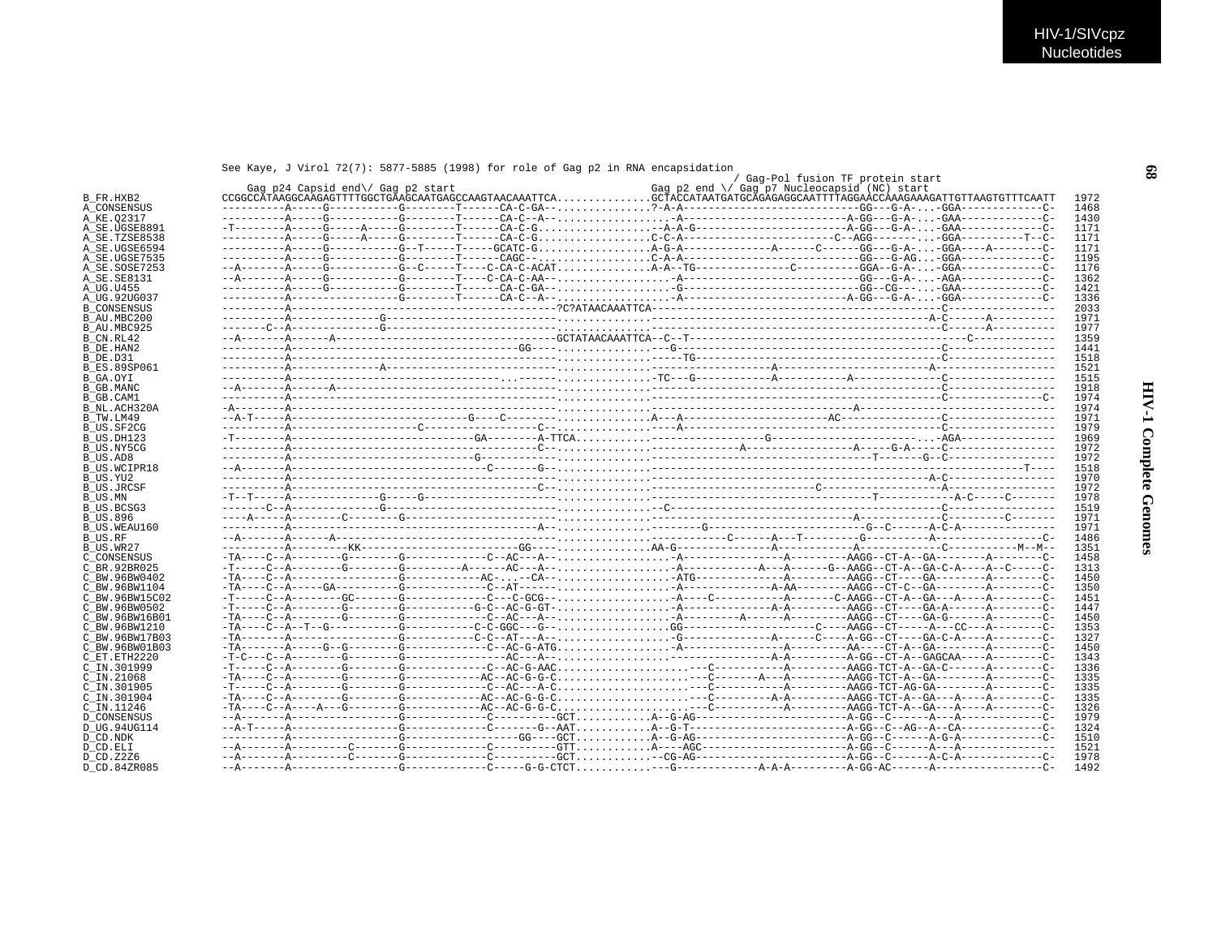```
See Kaye, J Virol 72(7): 5877-5885 (1998) for role of Gag p2 in RNA encapsidation
                                                                               / Gag-Pol fusion TF protein start
    Gag p24 Capsid end\/ Gag p2 start                                   Gag p2 end \/ Gag p7 Nucleocapsid (NC) start
B_FR.HXB2         CCGGCCATAAGGCAAGAGTTTTGGCTGAAGCAATGAGCCAAGTAACAAATTCA...............GCTACCATAATGATGCAGAGAGGCAATTTTAGGAACCAAAGAAAGATTGTTAAGTGTTTCAATT  1972
A_CONSENSUS       ----------A-----G-----------G--------T------CA-C-GA--...............?-A-A---------------------------GG---G-A-...-GGA-------------C-  1468
A_KE.Q2317        ----------A-----G-----------G--------T------CA-C--A-..................-A-------------------------A-GG---G-A-...-GAA-------------C-  1430
A_SE.UGSE8891     -T--------A-----G-----A-----G--------T------CA-C-G..................--A-A-G-------------------------A-GG---G-A-...-GAA-------------C-  1171
A_SE.TZSE8538     ----------A-----G-----A-----G--------T------CA-C-G.................C-C-A---------------------C--AGG---------...-GGA----------T--C-  1171
A_SE.UGSE6594     ----------A-----G-----------G--T-----T-----GCATC-G.................A-G-A-------------A------C------GG---G-A-...-GGA----A--------C-  1171
A_SE.UGSE7535     ----------A-----G-----------G--------T------CAGC--.................C-A-A---------------------------GG---G-AG...-GGA-------------C-  1195
A_SE.SOSE7253     --A-------A-----G-----------G--C-----T----C-CA-C-ACAT..............A-A--TG--------------C----------GGA--G-A-...-GGA-------------C-  1176
A_SE.SE8131       --A-------A-----G-----------G--------T----C-CA-C-AA--..................-A---------------------------GG---G-A-...-AGA-------------C-  1362
A_UG.U455         ----------A-----G-----------G--------T------CA-C-GA--..................-G---------------------------GG--CG---...-GAA-------------C-  1421
A_UG.92UG037      ----------A-----------------G--------T------CA-C--A-..................-A-------------------------A-GG---G-A-...-GGA-------------C-  1336
B_CONSENSUS       ----------A------------------------------------------?C?ATAACAAATTCA---------------------------------------------C-----------------  2033
B_AU.MBC200       ----------A-----------G----------------------------...............-----------------------------------------A-C------A-----------  1971
B_AU.MBC925       -------C--A-----------G----------------------------...............------------------------------------------C------A-----------  1977
B_CN.RL42         --A-------A------A------------------------------GCTATAACAAATTCA--C--T------------------------------------------C-------------  1359
B_DE.HAN2         ----------A----------------------------------GG----...............---G-------------------------------------------C-----------------  1441
B_DE.D31          ----------A----------------------------------------...............-----TG------------------------------------------C-----------------  1518
B_ES.89SP061      ----------A-------------A--------------------------...............--------------------A----------------------------A-----------------  1521
B_GA.OYI          ----------A---------------------------------...----...............-TC---G------------A-----------A--------------C-----------------  1515
B_GB.MANC         --A-------A------A---------------------------------...............-----------------------------------------------C-----------------  1918
B_GB.CAM1         ----------A----------------------------------------...............-----------------------------------------------C----------------C-  1974
B_NL.ACH320A      -A-------------------------------------------------...............---------------------------------A------------------------------  1974
B_TW.LM49         --A-T-----A-----------------------G----C-----------...............A---A-----------------------AC---------------C-----------------  1971
B_US.SF2CG        ----------A--------------------C-----------------C--...............----A--------------------------------------------C-----------------  1979
B_US.DH123        -T--------A-----------------------GA--------A-TTCA...............-----------------G-----------------------...-AGA---------------  1969
B_US.NY5CG        ----------A----------------------------------------C--...............---------------A-----------------A-----G-A-----C-----------------  1972
B_US.AD8          ----------A-----------------------G----------------...............---------------------------------T-------G--C-----------------  1972
B_US.WCIPR18      --A-------A----------------------C--------G--------...............-----------------------------------------------------------T----  1518
B_US.YU2          ----------A----------------------------------------...............------------------------------------------A-C-----------------  1970
B_US.JRCSF        ----------A----------------------------------------C--...............---------------------------C----------------A-----------------  1972
B_US.MN           -T--T-----A--------------G-----G-------------------...............------------------------------------T------------A-C-----C-------  1978
B_US.BCSG3        -------C--A-----------G----------------------------...............--C-----------------------------------------------C-----------------  1519
B_US.896          ----A-----A--------C--------G----------------------...............-----------------------------------A--------------C---------C-------  1971
B_US.WEAU160      ----------A-------------------------------------A--...............--------G-------------------------G--C------A-C-A---------------  1971
B_US.RF           --A-------A------A---------------------------------...............-----------C------A---T----------G----------A-----------------C-  1486
B_US.WR27         ----------A---------KK----------------------GG----...............AA-G---------------A-------------A-------------C-----------M--M--  1351
C_CONSENSUS       -TA----C--A--------G--------G-------------C--AC---A-..................-A----------------A----------AAGG--CT-A--GA--------A--------C-  1458
C_BR.92BR025      -T-----C--A--------G--------G---------A------AC---A-..................-A------------A---A-------G--AAGG--CT-A--GA-C-A----A--C-----C-  1313
C_BW.96BW0402     -TA----C--A-----------------G-------------AC-...--CA-..................-ATG-------------A----------AAGG--CT-----GA---------A--------C-  1450
C_BW.96BW1104     -TA----C--A-----GA----------G-------------C--AT-------..................-A---------------A-AA--------AAGG--CT-C--GA---------A--------C-  1350
C_BW.96BW15C02    -T-----C--A--------GC-------G-------------C---GCG--..................-A----C-----------A--------C-AAGG--CT-A--GA---A----A--------C-  1451
C_BW.96BW0502     -T-----C--A--------G--------G------------G-C--AC-G-GT-..................-A---------------A-A----------AAGG--CT----GA-A-------A--------C-  1447
C_BW.96BW16B01    -TA----C--A--------G--------G-------------C--AC---A-..................-A---------A------A----------AAGG--CT----GA-G-------A--------C-  1450
C_BW.96BW1210     -TA----C--A--T--G-----------G-------------C-C-GGC---G--..................GG---------------------C-----AAGG--CT-----A---CC---A--------C-  1353
C_BW.96BW17B03    -TA-------A----------------G-------------C-C--AT---A--..................-G----------------A------C----A-GG--CT----GA-C-A-----A--------C-  1327
C_BW.96BW01B03    -TA-------A-----G--G--------G-------------C--AC-G-ATG..................-A----------------A---------AA----CT-A--GA---------A--------C-  1450
C_ET.ETH2220      -T-C---C--A--------G--------G---------------AC---A--..................------------------A-A----------A-GG--CT-A--GAGCAA----A--------C-  1343
C_IN.301999       -T-----C--A--------G--------G-------------C--AC-G-AAC.....................---C-----------A----------AAGG-TCT-A--GA-C-------A--------C-  1336
C_IN.21068        -TA----C--A--------G--------G------------AC--AC-G-G-C.....................---C-------A---A----------AAGG-TCT-A--GA---------A--------C-  1335
C_IN.301905       -T-----C--A--------G--------G-------------C--AC---A-C.....................---C-----------A----------AAGG-TCT-AG-GA---------A--------C-  1335
C_IN.301904       -TA----C--A--------G--------G------------AC--AC-G-G-C.....................---C----------A-A----------AAGG-TCT-A--GA---A----A--------C-  1335
C_IN.11246        -TA----C--A----A---G--------G------------AC--AC-G-G-C.....................---C-----------A----------AAGG-TCT-A--GA---A----A--------C-  1326
D_CONSENSUS       --A-------A-----------------G-------------C----------GCT............A--G-AG-----------------------A-GG--C------A---A--------------C-  1979
D_UG.94UG114      --A-T-----A-----------------G-------------C---------G--AAT............A--G-T-----------------------A-GG--C--AG--A--CA-------------C-  1324
D_CD.NDK          ----------A-----------------G-------------------GG----GCT............A--G-AG-----------------------A-GG--C------A-G-A--------------C-  1510
D_CD.ELI          --A-------A---------C-------G-------------C----------GTT............A----AGC-----------------------A-GG--C------A---A-------------  1521
D_CD.Z2Z6         --A-------A---------C-------G-------------C----------GCT............-CG-AG------------------------A-GG--C------A-C-A-------------C-  1978
D_CD.84ZR085      --A-------A-----------------G-------------C-----G-G-CTCT............---G-------------A-A-A----------A-GG-AC------A-----------------C-  1492
```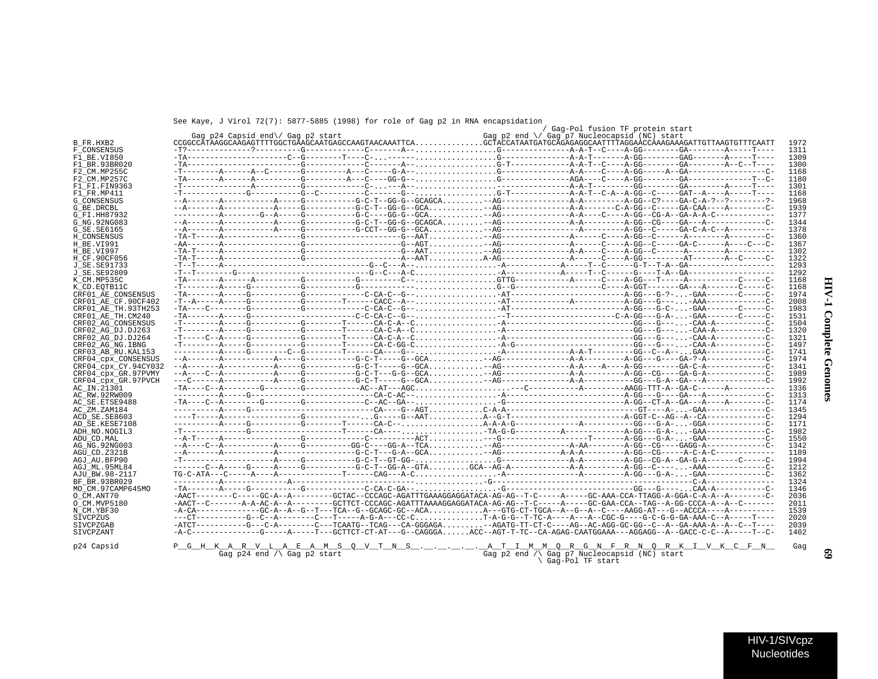See Kaye, J Virol 72(7): 5877-5885 (1998) for role of Gag p2 in RNA encapsidation

```
                                                                                  / Gag-Pol fusion TF protein start
                    Gag p24 Capsid end\/ Gag p2 start                          Gag p2 end \/ Gag p7 Nucleocapsid (NC) start
B_FR.HXB2            CCGGCCATAAGGCAAGAGTTTTGGCTGAAGCAATGAGCCAAGTAACAAATTCA...............GCTACCATAATGATGCAGAGAGGCAATTTTAGGAACCAAAGAAAGATTGTTAAGTGTTTCAATT  1972
F_CONSENSUS          -T?--------------?----------G------------C------A--.................G---------------A-A-T--C----A-GG--------GA-------A-----T----  1311
F1_BE.VI850          -TA---------------------C--G--------T----C-...-----.................G---------------A-A-T-------A-GG--------GAG-------A-----T----  1309
F1_BR.93BR020        -TA--------------------------G------------C------A--.................G-T-------------A-A-T--C----A-GG--------GA--------A--C--T----  1300
F2_CM.MP255C         -T--------A------A--C--------G---------A---C-----G-A--..............G---------------A-A----C----A-GG------A--GA-----------------C-  1168
F2_CM.MP257C         -TA-------A------A----------G---------A---C----GG-G--................G---------------AGA----C----A-GG--------GA---------------T--C-  1180
F1_FI.FIN9363        -T----------------A----------G------------C-..---A--................----------------A-A-T---------GG--------GA-------A-----T----  1301
F1_FR.MP411          -T--------------G-----------G--C---------C-------G--.................G-T-------------A-A-T--C-A--A-GG--C-----GAT--A----A-----T----  1168
G_CONSENSUS          --A-------A-----------A-----G-----------G-C-T--GG-G--GCAGCA..........-AG---------------A-A---------A-GG--C?----GA-C-A-?--?--------?-  1968
G_BE.DRCBL           --A-------A-----------A-----G-----------G-C-T--GG-G--GCA.............-AG---------------A-A-------C-A-GG--C-----GA-CAA----A--------C-  1939
G_FI.HH87932         ----------A--------G--A-----G-----------G-C----GG-G--GCA.............-AG---------------A-A----C----A-GG--CG-A--GA-A-A-C------------  1377
G_NG.92NG083         --A-------A-----------A-----G-----------G-C-T--GG-G--GCAGCA..........-AG---------------A-A---------A-GG--CG----GA---A-------------C-  1344
G_SE.SE6165          --A-------A-----------A-----G-----------G-CCT--GG-G--GCA.............-AG---------------A-A---------A-GG--C-----GA-C-A-C--A----------  1378
H_CONSENSUS          -TA-T-----A-----------------G----------------------G--AAT.............-AG---------------A------C----A-GG--C------A-------A--------C-  1360
H_BE.VI991           -AA-------A-----------------G----------------------G--AGT.............-AG---------------A------C----A-GG--C-----GA-C------A----C---C-  1367
H_BE.VI997           -TA-T-----A-----------------G----------------------G--AAT.............-AG---------------A-A----C----A-GG--C------A-------A--------  1302
H_CF.90CF056         -TA-T-----A-----------------G----------------------A--AAT............A-AG---------------A------C----A-GG---------AT-------A--C-----C-  1322
J_SE.SE91733         -T--T-----A-------------------------------G--C---A--.................-A-----------A-----T--C------G-T--T-A--GA----------------  1293
J_SE.SE92809         -T--T--------G-----------------------------G--C---A-C................-A-----------A-----T--C------G----T-A--GA------------------  1292
K_CM.MP535C          -TA-------A------A----------G------------G------C--..................GTTG-----------A------C-----A-GG---T-----A-----------C-----C-  1168
K_CD.EQTB11C         -T--------A-----G----------G------------G-------A--..................G--G-----------------------C----A-GGT-------GA---A--------C---C-  1168
CRF01_AE_CONSENSUS   -TA-------A-----G-----------G------------C-CA-C--G--.................-AT---------------------------A-GG---G-?-...-GAA-------C-----C-  1974
CRF01_AE_CF.90CF402  -T--A-----A-----G-----------G--------T-----CACC--A--.................-AT-------------A-----------A-GG---G----...-AAA------------C-  2008
CRF01_AE_TH.93TH253  -TA----C--------G-----------G------------C-CA-C--G--.................-AT---------------------------A-GG---G-C-...-GAA-------C-----C-  1983
CRF01_AE_TH.CM240    -TA-------A-----G-----------------------C-C-CA-C--G--................--T---------------------C-A-GG---G-A-...-GAA-------C-----C-  1531
CRF02_AG_CONSENSUS   -T--------A-----G-----------G--------T------CA-C-A--C.................-A---------------------------GG---G----...-CAA-A-----------C-  1504
CRF02_AG_DJ.DJ263    -T--------A-----G-----------G--------T------CA-C-A--C.................-A---------------------------GG---G----...-CAA-A-----------C-  1320
CRF02_AG_DJ.DJ264    -T-----C--A-----G-----------G--------T------CA-C-A--C.................-A---------------------------GG---G----...-CAA-A-----------C-  1321
CRF02_AG_NG.IBNG     -T--------A-----G-----------G--------T------CA-C-GG-C.................-A-G-------------------------GG---G----...-CAA-A-----------C-  1497
CRF03_AB_RU.KAL153   ---------A-----G--------C--G--------T-----CA----G--.................-A-------------A-A-T---------GG---C--A-...-GAA-------------C-  1741
CRF04_cpx_CONSENSUS  --A-------A-----------A-----G-----------G-C-T-----G--GCA.............-AG---------------A-A---------A-GG---G----GA-?-A------------C-  1974
CRF04_cpx_CY.94CY032 --A-------A-----------A-----G-----------G-C-T-----G--GCA.............-AG---------------A-A----A----A-GG-------GA-C-A-------------C-  1341
CRF04_cpx_GR.97PVMY  --A----C--A-----------A-----G-----------G-C-T---G-G--GCA.............-AG---------------A-A---------A-GG--CG----GA-G-A-------------C-  1989
CRF04_cpx_GR.97PVCH  ---C------A-----------A-----G-----------G-C-T-----G--GCA.............-AG---------------A-A-----------GG---G-A--GA---A-------------C-  1992
AC_IN.21301          -TA----C--A---------G---------G-----------AC--AT---AGC.....................---C-----------A----------AAGG-TTT-A--GA-C------A----------  1336
AC_RW.92RW009        ----------A-----G---------------------------CA-C-AC--.................-A---------------------------A-GG---G----GA---A-------------C-  1313
AC_SE.ETSE9488       -TA----C--A---------G---------G-----------C--AC--GA--.................-G---------------------------A-GG--CT-A--GA---A----A--------C-  1174
AC_ZM.ZAM184         ----------A-----G-----------------------------CA----G--AGT............C-A-A-----------------------------GT----A-...-GAA-------------C-  1345
ACD_SE.SE8603        ----T-----A-----------------G-------------.....G-----G--AAT...........A--G-T--------------------------A-GGT-C--AG--A--CA--------------C-  1294
AD_SE.KESE7108       ----------A-----G-----------G--------T------CA-C--.................A-A-A-G-------------A-----------GG---G-A-...-GGA-------------C-  1171
ADH_NO.NOGIL3        -T--------------G-------------------T------CA---....................-TA-G-G---------A-------------A-GG---G-A-...-GAA-------------C-  1982
ADU_CD.MAL           --A-T-----A-----------------G------------C--------ACT................--G------------------T-------A-GG---G-A-...-GAA-------------C-  1550
AG_NG.92NG003        --A----C--A-----------A-----G-----------GG-C----GG-A--TCA.............-AG-----------------A-AA--------A-GG--CG----GAGG-A-------------C-  1342
AGU_CD.Z321B         --A-------A-----------A-----------------G-C-T---G-A--GCA.............-AG---------------A-A-A---------A-GG--CG-----A-C-A-C------------  1189
AGJ_AU.BFP90         -T--------------------A-----G-----------G-C-T--GT-GG-.................G---------------A-A---------A-GG--CG-A--GA-G-A-------C-----C-  1994
AGJ_ML.95ML84        -------C--A-----G-----A-----G-----------G-C-T--GG-A--GTA.........GCA--AG-A-------------A-A---------A-GG--C----...-AAA-------------C-  1212
AJU_BW.98-2117       TG-C-ATA---C-----A-----A-------------T------CAG---A-C.................-A------------------A---------A-GG---G-A-...-GAA-------------C-  1362
BF_BR.93BR029        ----------A-------------A-------------------------.................-G--------------------------------------------C-A---------------  1324
MO_CM.97CAMP645MO    -TA-------A-----G-----------G------------C-CA-C-GA--.................-G---------------------------GG---G-----...CAA-A-----------C-  1346
O_CM.ANT70           -AACT--------C-----GC-A--A---------GCTAC--CCCAGC-AGATTTGAAAGGAGGATACA-AG-AG--T-C-----A-----GC-AAA-CCA-TTAGG-A-GGA-C-A-A--A-------C-  2036
O_CM.MVP5180         -AACT--C-------A-A-AC-A--A---------GCTTCT-CCCAGC-AGATTTAAAAGGAGGATACA-AG-AG--T-C-----A-----GC-GAA-CCA--TAG--A-GG-CCCA-A--A--C-------  2011
N_CM.YBF30           -A-CA-------------GC-A--A--G--T---TCA--G--GCAGC-GC--ACA............A---GTG-CT-TGCA--A--G--A--C----AAGG-AT---G--ACCCA----A----------  1539
SIVCPZUS             ---CT----------G--C--A--------C---T-----A-G-A---CC-C...............T-A-G-G--T-TC-A-----A---A--CGC-G-----G-C-G-G-GA-AAA-C--A-----T----  2020
SIVCPZGAB            -ATCT----------G---C-A--------C---TCAATG--TCAG---CA-GGGAGA..........-AGATG-TT-CT-C----AG--AC-AGG-GC-GG--C--A--GA-AAA-A--A--C--T----  2039
SIVCPZANT            -A-C---------------G-----A-----T---GCTTCT-CT-AT---G--CAGGGA......ACC--AGT-T-TC--CA-AGAG-CAATGGAAA---AGGAGG--A--GACC-C-C--A-----T--C-  1402

p24 Capsid           P__G__H__K__A__R__V__L__A__E__A__M__S__Q__V__T__N__S__.__.__.__.__.__A__T__I__M__M__Q__R__G__N__F__R__N__Q__R__K__I__V__K__C__F__N__  Gag
                              Gag p24 end /\ Gag p2 start                       Gag p2 end /\ Gag p7 Nucleocapsid (NC) start
                                                                                     \ Gag-Pol TF start
```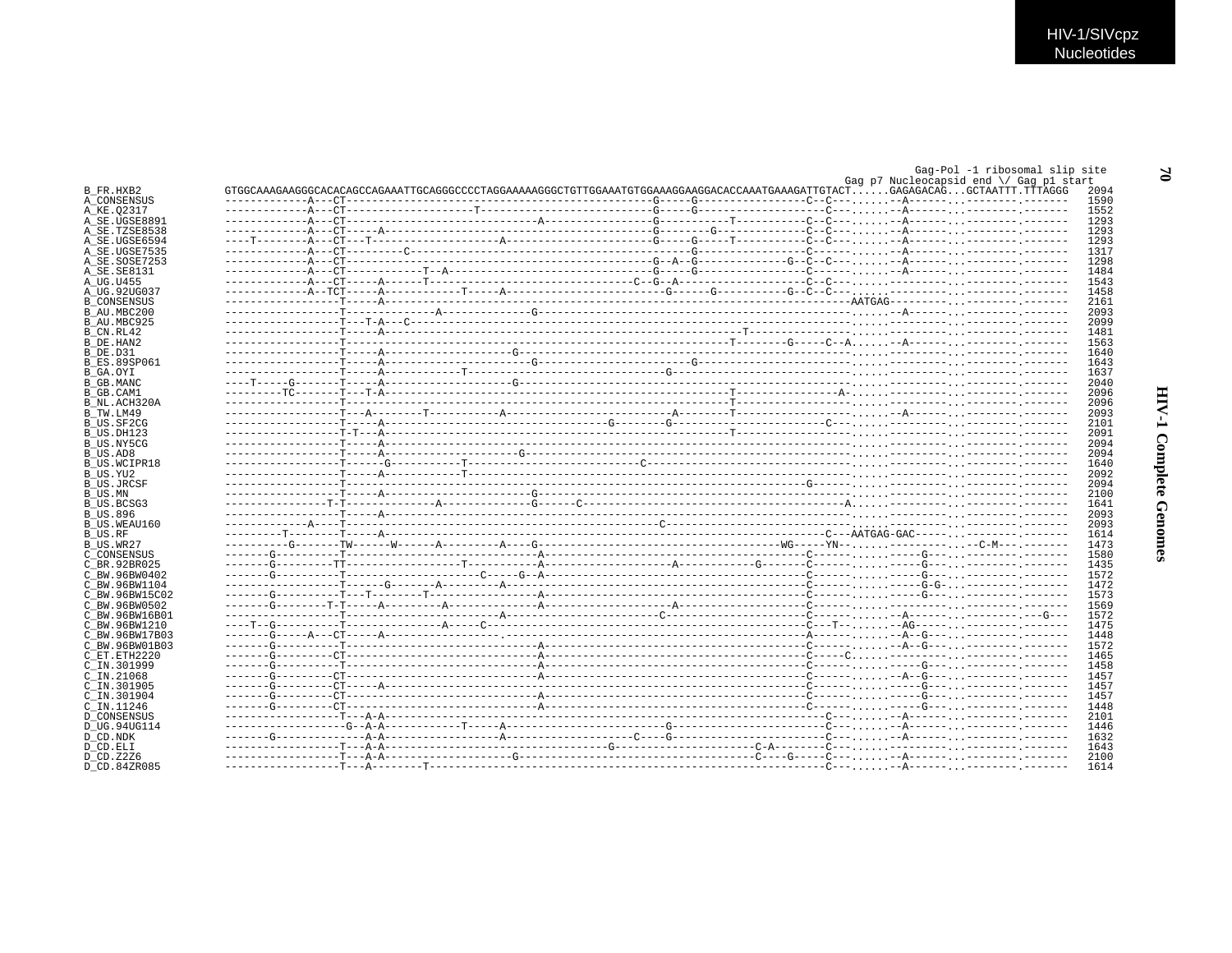```
                                                                                                                        Gag-Pol -1 ribosomal slip site
                                                                                                              Gag p7 Nucleocapsid end \/ Gag p1 start
B_FR.HXB2          GTGGCAAAGAAGGGCACACAGCCAGAAATTGCAGGGCCCCTAGGAAAAAGGGCTGTTGGAAATGTGGAAAGGAAGGACACCAAATGAAAGATTGTACT......GAGAGACAG...GCTAATTT.TTTAGGG   2094
A_CONSENSUS        -------------A---CT------------------------------------------------G-----G-----------------C--C--......--A------..---------.-------   1590
A_KE.Q2317         -------------A---CT--------------------T---------------------------G-----G-----------------C--C--......--A------..---------.-------   1552
A_SE.UGSE8891      -------------A---CT-----------------------------A-----------------G-----------T-----------C--C--......--A------..---------.-------   1293
A_SE.TZSE8538      -------------A---CT------A-----------------------------------------G--------G--------------C--C--......--A------..---------.-------   1293
A_SE.UGSE6594      ----T--------A---CT---T---------------------A---------------------G-----G-----T-----------C--C--......--A------..---------.-------   1293
A_SE.UGSE7535      -------------A---CT--------C---------------------------------------------G-----------------C-----......--A------..---------.-------   1317
A_SE.SOSE7253      -------------A---CT------------------------------------------------G--A--G--------------G--C--C--......--A------..---------.-------   1298
A_SE.SE8131        -------------A---CT-----------T--A---------------------------------G-----G-----------------C-----......--A------..---------.-------   1484
A_UG.U455          -------------A---CT-----A------T--------------------------------C--G--A-------------------C--C--......--A------..---------.-------   1543
A_UG.92UG037       -------------A--TCT-----A------------T-----A-------------------------G------G-----------G--C--C--......--A------..---------.-------   1458
B_CONSENSUS        ------------------T-----A------------------------------------------------------------------------AATGAG---------..---------.-------   2161
B_AU.MBC200        ------------------T--------------A-------------G-----------------------------------------------......--A------..---------.-------   2093
B_AU.MBC925        ------------------T---T-A---C------------------------------------------------------------------......---------..---------.-------   2099
B_CN.RL42          ------------------T-----A------------------------------------------------T---------------------......---------..---------.-------   1481
B_DE.HAN2          ------------------T-----------------------------------------------------------T--------G-----C--A......--A------..---------.-------   1563
B_DE.D31           ------------------T-----A--------------------G-----------------------------------------------------......---------..---------.-------   1640
B_ES.89SP061       ------------------T-----A-----------------------G-----------------------G--------------------------......---------..---------.-------   1643
B_GA.OYI           ------------------T-----A------------T-------------------------G-----------------------------------......---------..---------.-------   1637
B_GB.MANC          ----T-----G-------T-----A--------------------G-----------------------------------------------------......---------..---------.-------   2040
B_GB.CAM1          ---------TC-------T---T-A----------------------------------------------T---------------A-----------......---------..---------.-------   2096
B_NL.ACH320A       ------------------T--------------------------------------------------T-----------------------------......---------..---------.-------   2096
B_TW.LM49          ------------------T---A-------T-----------A------------------A---------T---------------------------......--A------..---------.-------   2093
B_US.SF2CG         ------------------T-----A-------------------------------G--------G--------------------C-----------......---------..---------.-------   2101
B_US.DH123         ------------------T-T---A----------------------------------------------T---------------------------......---------..---------.-------   2091
B_US.NY5CG         ------------------T-----A--------------------------------------------------------------------------......---------..---------.-------   2094
B_US.AD8           ------------------T-----A---------------------G----------------------------------------------------......---------..---------.-------   2094
B_US.WCIPR18       ------------------T------G-----------T--------------------C-----------------------------------------......---------..---------.-------   1640
B_US.YU2           ------------------T-----A------------T-------------------------------------------------------------......---------..---------.-------   2092
B_US.JRCSF         ------------------T-----------------------------------------------------------------G--------------......---------..---------.-------   2094
B_US.MN            ------------------T-----A--------------------G-----------------------------------------------------......---------..---------.-------   2100
B_US.BCSG3         ----------------T-T--------------A-------------G------C-------------------------------A------------......---------..---------.-------   1641
B_US.896           ------------------T-----A--------------------------------------------------------------------------......---------..---------.-------   2093
B_US.WEAU160       -------------A----T-----------------------------------------C---------------------------------------......---------..---------.-------   2093
B_US.RF            ---------T--------T-----A------------------------------------------------------------------C---AATGAG-GAC------..---------.-------   1614
B_US.WR27          ----------G-------TW------W------A---------A----G-------------------------------------WG-----YN-......---------....-C-M---.-------   1473
C_CONSENSUS        -------G----------T-----------------------------A--------------------------------------C--------......-----G---..---------.-------   1580
C_BR.92BR025       -------G---------TT-----------------T-----------A-------------------A-----------G-------C--------......-----G---..---------.-------   1435
C_BW.96BW0402      -------G----------T--------------------C-----G--A--------------------------------------C--------......-----G---..---------.-------   1572
C_BW.96BW1104      ------------------T------G-------A--------A--------------------------------------------C--------......-----G-G-..---------.-------   1472
C_BW.96BW15C02     -------G----------T---T--------T-----------------A--------------------------------------C--------......-----G---..---------.-------   1573
C_BW.96BW0502      -------G--------T-T-----A---------A------------A-------------------A-------------------C--------......---------..---------.-------   1569
C_BW.96BW16B01     ------------------T--------------------------A---------------------C--------------------C--------......--A------..---------.---G---   1572
C_BW.96BW1210      ----T--G----------T---------------A-----C---------------------------------------------C---T-----......-AG------..---------.-------   1475
C_BW.96BW17B03     -------G-----A---CT-----A------------------.------------------------------------------A----------......--A--G---..---------.-------   1448
C_BW.96BW01B03     -------G----------T-----------------------------A--------------------------------------C--------......--A--G---..---------.-------   1572
C_ET.ETH2220       -------G---------CT-----------------------------A--------------------------------------C-----C...---------..---------.-------   1465
C_IN.301999        -------G----------T-----------------------------A--------------------------------------C--------......-----G---..---------.-------   1458
C_IN.21068         -------G---------CT-----------------------------A--------------------------------------C--------......--A--G---..---------.-------   1457
C_IN.301905        -------G---------CT-----A-----------------------A--------------------------------------C--------......-----G---..---------.-------   1457
C_IN.301904        -------G---------CT-----------------------------A--------------------------------------C--------......-----G---..---------.-------   1457
C_IN.11246         -------G---------CT-----------------------------A--------------------------------------C--------......-----G---..---------.-------   1448
D_CONSENSUS        ------------------T---A-A--------------------------------------------------------------C---......--A------..---------.-------   2101
D_UG.94UG114       -------------------G--A-A------------T-----A------------------------G--------------------C---......--A------..---------.-------   1446
D_CD.NDK           -------G-------------A-A------------------A------------------C-----G---------------------C---......--A------..---------.-------   1632
D_CD.ELI           ------------------T---A-A------------------------------------G------------------C-A---------C---......--A------..---------.-------   1643
D_CD.Z2Z6          ------------------T---A-A----------------G-------------------------------------C----G-----C---......--A------..---------.-------   2100
D_CD.84ZR085       ------------------T---A--------T-----------------------------------------------------------C---......--A------..---------.-------   1614
```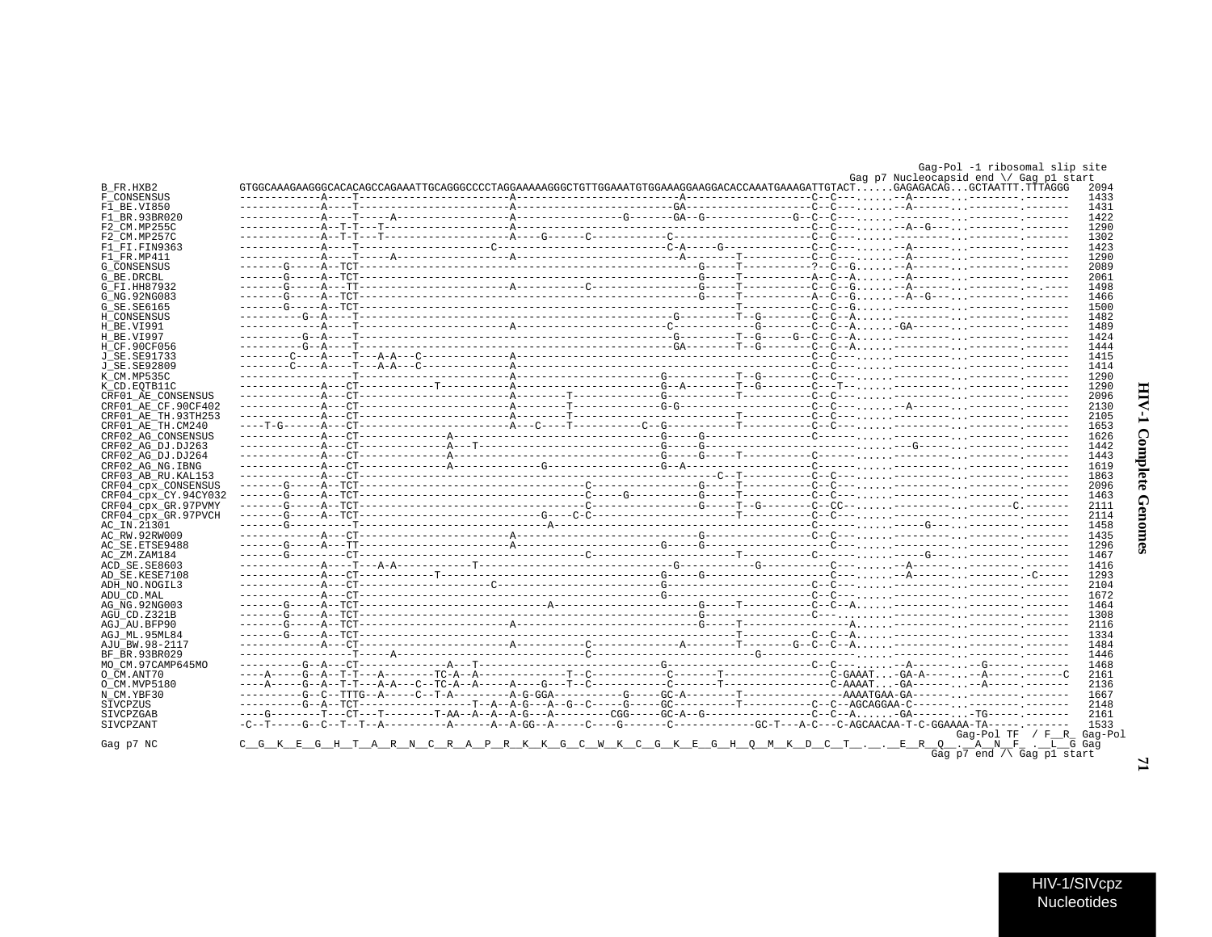```
                                                                                                                              Gag-Pol -1 ribosomal slip site
                                                                                                                    Gag p7 Nucleocapsid end \/ Gag p1 start
B_FR.HXB2           GTGGCAAAGAAGGGCACACAGCCAGAAATTGCAGGGCCCCTAGGAAAAAGGGCTGTTGGAAATGTGGAAAGGAAGGACACCAAATGAAAGATTGTACT......GAGAGACAG...GCTAATTT.TTTAGGG   2094
F_CONSENSUS         -------------A----T-----------------------A--------------------------A--------------------C--C---.......-A-------...--------.-------   1433
F1_BE.VI850         -------------A----T-----------------------A-------------------------GA--------------------C--C---.......-A-------...--------.-------   1431
F1_BR.93BR020       -------------A----T-----A-----------------A-----------------G-------GA--G-------------G--C--C---...................--------.-------   1422
F2_CM.MP255C        -------------A--T-T---T-------------------A-------------------------------------------C--C---.......-A--G----...--------.-------   1290
F2_CM.MP257C        -------------A--T-T---T-------------------A-----G------C-------------C--------------------C--C---...................--------.-------   1302
F1_FI.FIN9363       -------------A----T-------------------C-------------------------C-A-----G-------------C--C---.......-A-------...--------.-------   1423
F1_FR.MP411         -------------A----T-----A-----------------A--------------------------A--------T-----------C--C---.......-A-------...--------.-------   1290
G_CONSENSUS         -------G-----A--TCT-------------------------------------------------G-----T-----------?--C--G.......-A-------...--------.-------   2089
G_BE.DRCBL          -------G-----A--TCT-------------------------------------------------G-----T-----------A--C--A.......-A-------...--------.-------   2061
G_FI.HH87932        -------G-----A---TT-----------------------A-----------C-------------G-----T-----------C--C--G.......-A-------...--------.--.----   1498
G_NG.92NG083        -------G-----A--TCT-------------------------------------------------G-----T-----------A--C--G.......-A--G----...--------.-------   1466
G_SE.SE6165         -------G-----A--TCT-------------------------------------------------------T-----------C--C--G...................--------.-------   1500
H_CONSENSUS         ----------G--A----T-------------------------------------------G---------T--G--------C--C--A.........-----------...--------.-------   1482
H_BE.VI991          -------------A----T-----------------------A------------------------C-----------G--------C--C--A.......-GA-------...--------.-------   1489
H_BE.VI997          ----------G--A----T-----------------------------------------------G---------T--G-----G--C--C--A...................--------.-------   1424
H_CF.90CF056        ----------G--A----T-----------------------------------------------GA--------T--G--------C--C--A...................--------.-------   1444
J_SE.SE91733        --------C----A----T---A-A---C-------------A-------------------------------------------C--C---...................--------.-------   1415
J_SE.SE92809        --------C----A----T---A-A---C-------------A-------------------------------------------C--C---...................--------.-------   1414
K_CM.MP535C         ------------------T-----------------------A---------------------G-----------T--G--------C--C---...................--------.-------   1290
K_CD.EQTB11C        -------------A---CT-----------T-----------A---------------------G--A--------T--G--------C---T--.................--------.-------   1290
CRF01_AE_CONSENSUS  -------------A---CT-----------------------A-------T-------------G-----------T-----------C--C---...................--------.-------   2096
CRF01_AE_CF.90CF402 -------------A---CT-----------------------A-------T-------------G-G---------T-----------C--C---.......-A-------...--------.-------   2130
CRF01_AE_TH.93TH253 -------------A---CT-----------------------A-------T-------------------------T-----------C--C---...................--------.-------   2105
CRF01_AE_TH.CM240   ----T-G------A---CT-----------------------A---C----T-----------C--G-----------T-----------C--C---...................--------.-------   1653
CRF02_AG_CONSENSUS  -------------A---CT-------------A-------------------------------G-----G-----------------C------...................--------.-------   1626
CRF02_AG_DJ.DJ263   -------------A---CT-------------A---T---------------------------G-----G-----------------------------.........-G------...--------.-------   1442
CRF02_AG_DJ.DJ264   -------------A---CT-------------A-------------------------------G-----G-----T-----------C------...................--------.-------   1443
CRF02_AG_NG.IBNG    -------------A---CT-------------A-------------G-----------------G--A--------------------C------...................--------.-------   1619
CRF03_AB_RU.KAL153  -------------A---CT-------------------------------------------------------C--T-----------C--C---...................--------.-------   1863
CRF04_cpx_CONSENSUS -------G-----A--TCT--------------------------------C-------------------G-----T-----------C--C---...................--------.-------   2096
CRF04_cpx_CY.94CY032 -------G-----A--TCT--------------------------------C-----G-----------G-----T-----------C--C---...................--------.-------   1463
CRF04_cpx_GR.97PVMY -------G-----A--TCT--------------------------------C-----------------G-----T--G--------C--CC--...................--------C.-------   2111
CRF04_cpx_GR.97PVCH -------G-----A--TCT-------------------------G----C-C---------------------T-----------C--C---...................--------.-------   2114
AC_IN.21301         -------G----------T-----------------------------A-------------------------------------C------...........-G-----...--------.-------   1458
AC_RW.92RW009       -------------A---CT-----------------------A-------------------------G-----------------C--C---...................--------.-------   1435
AC_SE.ETSE9488      -------G-----A---TT-----------------------A---------------------G-----G-----------------C------...................--------.-------   1296
AC_ZM.ZAM184        -------G---------CT--------------------------------C--------------------------T-----------C--C---...........-G-----...--------.-------   1467
ACD_SE.SE8603       -------------A----T---A-A-----------T-----------------------------G-----------G-----------C---.......-A-------...--------.-------   1416
AD_SE.KESE7108      -------------A---CT-----------T---------------------------------G-----G-----------------C---.......-A-------...--------.-C-----   1293
ADH_NO.NOGIL3       -------------A---CT-------------------C-------------------------G-----------------------C--C---...................--------.-------   2104
ADU_CD.MAL          -------------A---CT---------------------------------------------G-----------------------C--C---...................--------.-------   1672
AG_NG.92NG003       -------G-----A--TCT----------------------------A--------------------G-----T-----------C--C--A...................--------.-------   1464
AGU_CD.Z321B        -------G-----A--TCT-------------------------------------------------G-----T-----------C---.......................--------.-------   1308
AGJ_AU.BFP90        -------G-----A--TCT-----------------------A-------------------------G-----T-----------------A...................--------.-------   2116
AGJ_ML.95ML84       -------G-----A--TCT-------------------------------------------------------T-----------C--C--A...................--------.-------   1334
AJU_BW.98-2117      -------------A---CT-----------------------A------------C---------------A-------T-------G--C--C--A...................--------.-------   1484
BF_BR.93BR029       -----------------T-----A-------------------------C----------------------------G-----------------.........--------...--------.-------   1446
MO_CM.97CAMP645MO   ----------G--A---CT-------------A---T---------------------------G-----------------------C--C---.......-A-------.--G-----.-------   1468
O_CM.ANT70          ----A-----G--A--T-T---A--------TC-A--A-------------T--C------------C-------T----------------C-GAAAT...-GA-A-----.--A------.------C   2161
O_CM.MVP5180        ----A-----G--A--T-T---A-A---C--TC-A--A-----A-----G---T--C------------C-------T----------------C-AAAAT...-GA--------.--A-----.-------   2136
N_CM.YBF30          ----------G--C--TTTG--A-----C--T-A---------A-G-GGA-----------G-----GC-A--------T----------------AAAATGAA-GA-------...--------.-------   1667
SIVCPZUS            ----------G--A--TCT-------------------T--A--A-G---A--G--C-----G-----GC----------T-----------C--C--AGCAGGAA-C-------...--------.-------   2148
SIVCPZGAB           ----G--------T---CT---T--------T-AA--A--A--A-G---A---------CGG-----GC-A--G----------------C--C--A.......-GA--------.-TG-----.-------   2161
SIVCPZANT           -C--T-----G--C--T--T--A----------A------A--A-GG--A-----C----G--------C--------------GC-T---A-C---C-AGCAACAA-T-C-GGAAAA-TA-------.-------   1533
                                                                                                                              Gag-Pol TF  / F__R_ Gag-Pol
Gag p7 NC           C__G__K__E__G__H__T__A__R__N__C__R__A__P__R__K__K__G__C__W__K__C__G__K__E__G__H__Q__M__K__D__C__T__.__.__E__R__Q__.__A__N__F_ .__L__G Gag
                                                                                                                         Gag p7 end /\ Gag p1 start
```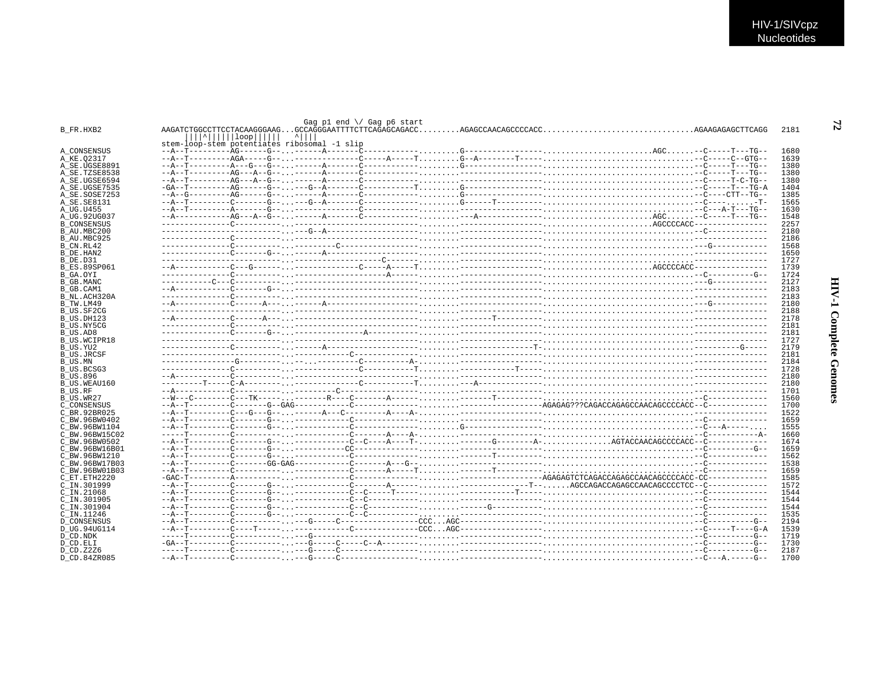```
                              Gag p1 end \/ Gag p6 start
B_FR.HXB2          AAGATCTGGCCTTCCTACAAGGGAAG...GCCAGGGAATTTTCTTCAGAGCAGACC.........AGAGCCAACAGCCCCACC................................AGAAGAGAGCTTCAGG   2181
                       ||||^||||||loop||||||   ^||||
                   stem-loop-stem potentiates ribosomal -1 slip
A_CONSENSUS        --A--T---------AG------G--...------A-------C-----------.........G----------------......................AGC.......-C-----T---TG--   1680
A_KE.Q2317         --A--T---------AGA-----G--...-------------C-----A-----T.........G--A--------T-----...............................-C-----C--GTG--   1639
A_SE.UGSE8891      --A--T---------A---G--G--...------A-------C-----------.........G----------------.................................-C-----T---TG--   1380
A_SE.TZSE8538      --A--T---------AG---A--G--...------A-------C-----------.........----------------.................................-C-----T---TG--   1380
A_SE.UGSE6594      --A--T---------AG---A--G--...------A-------C-----------.........----------------.................................-C-----T-C-TG--   1380
A_SE.UGSE7535      -GA--T---------AG------G--...---G--A-------C-----------T.........G----------------.................................-C-----T---TG-A   1404
A_SE.SOSE7253      --A--G---------AG------G--...------A-------C-----------.........G----------------.................................-C----CTT--TG--   1385
A_SE.SE8131        --A--T---------C-------G--...---G--A-------C-----------.........G------T---------.................................-C---.......-T-   1565
A_UG.U455          --A--T---------A-------G--...-------------C-----------.........----------------.................................-C---A-T---TG--   1630
A_UG.92UG037       --A------------AG---A--G--...------A-------C-----------.........---A-------------......................AGC.......-C-----T---TG--   1548
B_CONSENSUS        --------------C-----------...--------------------------.........----------------......................AGCCCCACC----------------   2257
B_AU.MBC200        --------------------------...--G--A--------------------.........----------------.................................-C---------------   2180
B_AU.MBC925        --------------C-----------...--------------------------.........----------------.................................----------------   2186
B_CN.RL42          --------------C-----------...--------C-----------------.........----------------.................................-G---------------   1568
B_DE.HAN2          --------------C-------G---...------A-------------------.........----------------.................................----------------   1650
B_DE.D31           --------------------------...------------------C-------.........----------------.................................----------------   1727
B_ES.89SP061       --A------------C---G------...-------------C-----A-----T.........----------------......................AGCCCCACC----------------   1739
B_GA.OYI           --------------C-----------...------------------A-------.........----------------.................................-C----------G--   1724
B_GB.MANC          ----------C---C-----------...--------------------------.........----------------.................................-G---------------   2127
B_GB.CAM1          --A-----------C-------G---...--------------------------.........----------------.................................----------------   2183
B_NL.ACH320A       --------------C-----------...--------------------------.........----------------.................................----------------   2183
B_TW.LM49          --A-----------C------A----...------A-------------------.........----------------.................................-G---------------   2180
B_US.SF2CG         --------------------------...--------------------------.........----------------.................................----------------   2188
B_US.DH123         --A-----------C------A----...--------------------------.........-------T--------.................................----------------   2178
B_US.NY5CG         --------------C-----------...--------------------------.........----------------.................................----------------   2181
B_US.AD8           --------------C-------G---...-------------A------------.........----------------.................................----------------   2181
B_US.WCIPR18       --------------------------...--------------------------.........----------------.................................----------------   1727
B_US.YU2           --------------C-----------...------A-------------------.........---------------T-.................................-----------G-----   2179
B_US.JRCSF         --------------------------...----------C---------------.........----------------.................................----------------   2181
B_US.MN            ---------------G----------...-..-------C----------A-...........----------------.................................----------------   2184
B_US.BCSG3         --------------C-----------...-------------C-----------T.........-----------T-----.................................----------------   1728
B_US.896           --A-----------C-----------...--------------------------.........----------------.................................----------------   2180
B_US.WEAU160       ---------T-----C-A--------...-------------C-----------T.........---A-------------.................................----------------   2180
B_US.RF            --A-----------C-----------...--------C-----------------.........----------------.................................----------------   1701
B_US.WR27          --W---C--------C---TK-----...-------R---C-------A------.........-------T---------.................................-C---------------   1560
C_CONSENSUS        --A--T---------C-------G--GAG----------C-------------.........----------------AGAGAG???CAGACCAGAGCCAACAGCCCCACC--C-------------   1700
C_BR.92BR025       --A--T---------C---G--G--...-----A---C---------A----A-.........----------------.................................----------------   1522
C_BW.96BW0402      --A--T---------C-------G--...-----------C--------------.........----------------.................................-C-------------   1659
C_BW.96BW1104      --A--T---------C-------G--...-----------C--------------.........G----------------.................................-C---A-----....   1555
C_BW.96BW15C02     -----T---------C----------...-----------C-------A----A-.........----------------.................................-C----------A-   1660
C_BW.96BW0502      --A--T---------C-------G--...-----------C--C----A----T-.........-------G--------A-...............AGTACCAACAGCCCCACC--C-------------   1674
C_BW.96BW16B01     --A--T---------C-------G--...----------CC--------------.........----------------.................................-C----------G--   1659
C_BW.96BW1210      --A--T---------C-------G--...-----------C--------------.........-------T---------.................................-C-------------   1562
C_BW.96BW17B03     --A--T---------C-------GG-GAG-----------C-------A---G--.........----------------.................................-C-------------   1538
C_BW.96BW01B03     --A--T---------C----------...-----------C-------A-----T.........-------T---------.................................-C-------------   1659
C_ET.ETH2220       -GAC-T---------A----------...-----------C--------------.........----------------AGAGAGTCTCAGACCAGAGCCAACAGCCCCACC-CC-------------   1585
C_IN.301999        --A--T---------C-------G--...-----------C-------A------.........-------------T--......AGCCAGACCAGAGCCAACAGCCCCTCC--C-------------   1572
C_IN.21068         --A--T---------C-------G--...-----------C--C-----T-----.........-----------T-----.................................-C-------------   1544
C_IN.301905        --A--T---------C-------G--...-----------C--C-----------.........----------------.................................-C-------------   1544
C_IN.301904        --A--T---------C-------G--...-----------C--C-----------.........------G----------.................................-C-------------   1544
C_IN.11246         --A--T---------C-------G--...-----------C--C-----------.........----------------.................................-C-------------   1535
D_CONSENSUS        --A--T---------C----------...---G-----C----------------CCC...AGC----------------.................................-C----------G--   2194
D_UG.94UG114       --A--T---------C----T-----...-----------C--------------CCC...AGC----------------.................................-C-----T----G-A   1539
D_CD.NDK           -----T---------C----------...---G----------------------.........----------------.................................-C----------G--   1719
D_CD.ELI           -GA--T---------C----------...---G-----C-----C--A-------.........----------------.................................-C----------G--   1730
D_CD.Z2Z6          -----T---------C----------...---G-----C----------------.........----------------.................................-C----------G--   2187
D_CD.84ZR085       --A--T---------C----------...---G-----C----------------.........----------------.................................-C---A.-----G--   1700
```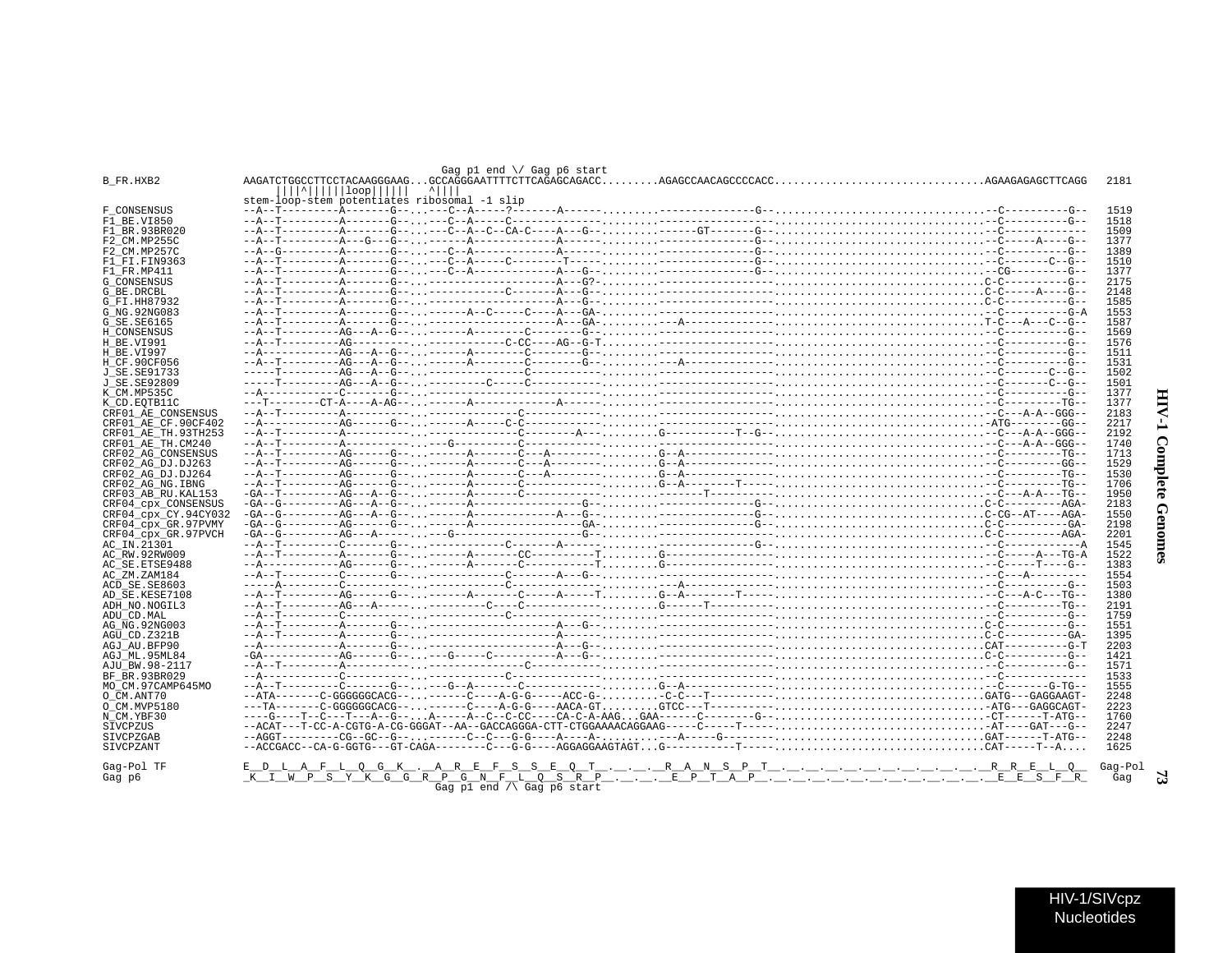```
                                         Gag p1 end \/ Gag p6 start
B_FR.HXB2            AAGATCTGGCCTTCCTACAAGGGAAG...GCCAGGGAATTTTCTTCAGAGCAGACC........AGAGCCAACAGCCCCACC................................AGAAGAGAGCTTCAGG   2181
                          ||||^||||||loop||||||   ^||||
                     stem-loop-stem potentiates ribosomal -1 slip
F_CONSENSUS          --A--T---------A-------G--...---C--A-----?-------A------.........--------------G--.................................--C----------G--   1519
F1_BE.VI850          --A--T---------A-------G--...---C--A-----C-------------.........-----------------.................................--C----------G--   1518
F1_BR.93BR020        --A--T---------A-------G--...---C--A--C--CA-C----A---G--.........-----GT-------G--.................................--C-------------   1509
F2_CM.MP255C         --A--T---------A---G---G--...------A-----------A------.........--------------G--.................................--C-----A----G--   1377
F2_CM.MP257C         --A--G---------A-------G--...---C--A-----------A------.........--------------G--.................................--C----------G--   1389
F1_FI.FIN9363        --A--T---------A-------G--...---C--A-----C--------T-----.........--------------G--.................................--C-------C--G--   1510
F1_FR.MP411          --A--T---------A-------G--...---C--A-----------A---G--.........--------------G--.................................--CG---------G--   1377
G_CONSENSUS          --A--T---------A-------G--...------------------A---G?-.........-----------------.................................C-C----------G--   2175
G_BE.DRCBL           --A--T---------A-------G--...-----------C-------A---G--.........-----------------.................................C-C-----A----G--   2148
G_FI.HH87932         --A--T---------A-------G--...------------------A---G--.........-----------------.................................C-C----------G--   1585
G_NG.92NG083         --A--T---------A-------G--...------A--C-----C----A---GA-.........-----------------.................................--C----------G-A   1553
G_SE.SE6165          --A--T---------A-------G--...------------------A---GA-.........---A-------------.................................T-C----A---C--G--   1587
H_CONSENSUS          --A--T---------AG---A--G--...------A--------C--------G--.........-----------------.................................--C----------G--   1569
H_BE.VI991           --A--T---------AG---------...-----------C-CC----AG--G-T.........-----------------.................................--C----------G--   1576
H_BE.VI997           --A------------AG---A--G--...------A--------C--------G--.........-----------------.................................--C----------G--   1511
H_CF.90CF056         --A--T---------AG---A--G--...------A--------C--------G--.........---A-------------.................................--C----------G--   1531
J_SE.SE91733         -----T---------AG---A--G--...------------C-----------.........-----------------.................................--C-------C--G--   1502
J_SE.SE92809         -----T---------AG---A--G--...---------C-----C-----------.........-----------------.................................--C-------C--G--   1501
K_CM.MP535C          --A------------C-------G--...-------------------------.........-----------------.................................--C----------G--   1377
K_CD.EQTB11C         ---T-------CT-A----A-AG---...------A-----------A------.........-----------------.................................--C----------TG--   1377
CRF01_AE_CONSENSUS   --A--T---------A-------G--...-----------C-------------.........-----------------.................................--C---A-A--GGG--   2183
CRF01_AE_CF.90CF402  --A-----------AG------G--...------A-----C-C-----------.........-----------------.................................-ATG---------GG--   2217
CRF01_AE_TH.93TH253  --A--T---------A----------...-----------C--------A---.........G----------T--G--.................................--C---A-A--GGG--   2192
CRF01_AE_TH.CM240    --A--T---------A----------...---G-------C-------------.........-----------------.................................--C---A-A--GGG--   1740
CRF02_AG_CONSENSUS   --A--T---------AG------G--...------A-------C---A-------.........G--A-------------.................................--C---------TG--   1713
CRF02_AG_DJ.DJ263    --A--T---------AG------G--...------A-------C---A-------.........G--A-------------.................................--C---------GG--   1529
CRF02_AG_DJ.DJ264    --A--T---------AG------G--...------A-------C---A-------.........G--A-------------.................................--C---------TG--   1530
CRF02_AG_NG.IBNG     --A--T---------AG------G--...------A-------C-----------.........G--A-------T-----.................................--C---------TG--   1706
CRF03_AB_RU.KAL153   -GA--T---------AG---A--G--...------A-------C-----------.........-------T---------.................................--C---A-A---TG--   1950
CRF04_cpx_CONSENSUS  -GA--G---------AG---A--G--...------A-----------------G--.........--------------G--.................................C-C---------AGA-   2183
CRF04_cpx_CY.94CY032 -GA--G---------AG---A--G--...------A-------------A---G--.........--------------G--.................................C-CG--AT----AGA-   1550
CRF04_cpx_GR.97PVMY  -GA--G---------AG------G--...------A-----------------GA-.........--------------G--.................................C-C----------GA-   2198
CRF04_cpx_GR.97PVCH  -GA--G---------AG---A-----...---G--------------------G--.........-----------------.................................C-C---------AGA-   2201
AC_IN.21301          --A--T---------C-------G--...-----------C-------A------.........--------------G--.................................--C-------------A   1545
AC_RW.92RW009        --A--T---------A-------G--...------A-------CC----------T.........G-----------------.................................--C-----A---TG-A   1522
AC_SE.ETSE9488       --A------------AG------G--...------A-------C-----------T.........G-----------------.................................--C-----T----G--   1383
AC_ZM.ZAM184         --A--T---------C-------G--...-----------C-------A---G--.........-----------------.................................--C---A----------   1554
ACD_SE.SE8603        -----A---------C----------...-----------C-------------.........---A-------------.................................--C----------G--   1503
AD_SE.KESE7108       --A--T---------AG------G--...------A-------C-----A-----T.........G--A--------T------.................................--C---A-C---TG--   1380
ADH_NO.NOGIL3        --A--T---------AG---A-----...---------C----C-----------.........G------T------------.................................--C---------TG--   2191
ADU_CD.MAL           --A--T---------C----------...-----------C-------------.........-----------------.................................--C----------G--   1759
AG_NG.92NG003        --A--T---------A-------G--...------------------A---G--.........-----------------.................................C-C----------G--   1551
AGU_CD.Z321B         --A--T---------A-------G--...------------------A------.........-----------------.................................C-C----------GA-   1395
AGJ_AU.BFP90         --A------------A-------G--...------------------A---G--.........-----------------.................................CAT----------G-T   2203
AGJ_ML.95ML84        -GA------------AG------G--...---G-----C-----------A---G--.........-----------------.................................C-C----------G--   1421
AJU_BW.98-2117       --A--T---------A----------...-----------C-------------.........-----------------.................................--C----------G--   1571
BF_BR.93BR029        --A------------C----------...-----------C-------------.........-----------------.................................--C-------------   1533
MO_CM.97CAMP645MO    --A--T---------C-------G--...---G--A-------C-----------.........G--A-------------.................................--C-------G-TG--   1555
O_CM.ANT70           --ATA-------C-GGGGGGCACG--...------C----A-G-G-----ACC-G-.........-C-C---T---------.................................GATG---GAGGAAGT-   2248
O_CM.MVP5180         ---TA-------C-GGGGGGCACG--...------C----A-G-G----AACA-GT.........GTCC---T---------.................................-ATG---GAGGCAGT-   2223
N_CM.YBF30           ----G----T--C---T---A--G--...A-----A--C--C-CC----CA-C-A-AAG...GAA------C--------G--.................................-CT------T-ATG--   1760
SIVCPZUS             --ACAT---T-CC-A-CGTG-A-CG-GGGAT--AA--GACCAGGGA-CTT-CTGGAAAACAGGAAG-----C-----T-----.................................-AT----GAT---G--   2247
SIVCPZGAB            --AGGT---------CG--GC--G--...------C--C---G-G----A----A-.........A-----G---------.................................GAT------T-ATG--   2248
SIVCPZANT            --ACCGACC--CA-G-GGTG---GT-CAGA--------C---G-G----AGGAGGAAGTAGT...G-----------T-----.................................CAT-----T--A....   1625

Gag-Pol TF           E__D__L__A__F__L__Q__G__K__.__A__R__E__F__S__S__E__Q__T__.__.__.__R__A__N__S__P__T__.__.__.__.__.__.__.__.__.__.__.__.__R__R__E__L__Q__  Gag-Pol
Gag p6               _K__I__W__P__S__Y__K__G__G__R__P__G__N__F__L__Q__S__R__P__.__.__.__E__P__T__A__P__.__.__.__.__.__.__.__.__.__.__.__.__E__E__S__F__R_   Gag
                                         Gag p1 end /\ Gag p6 start
```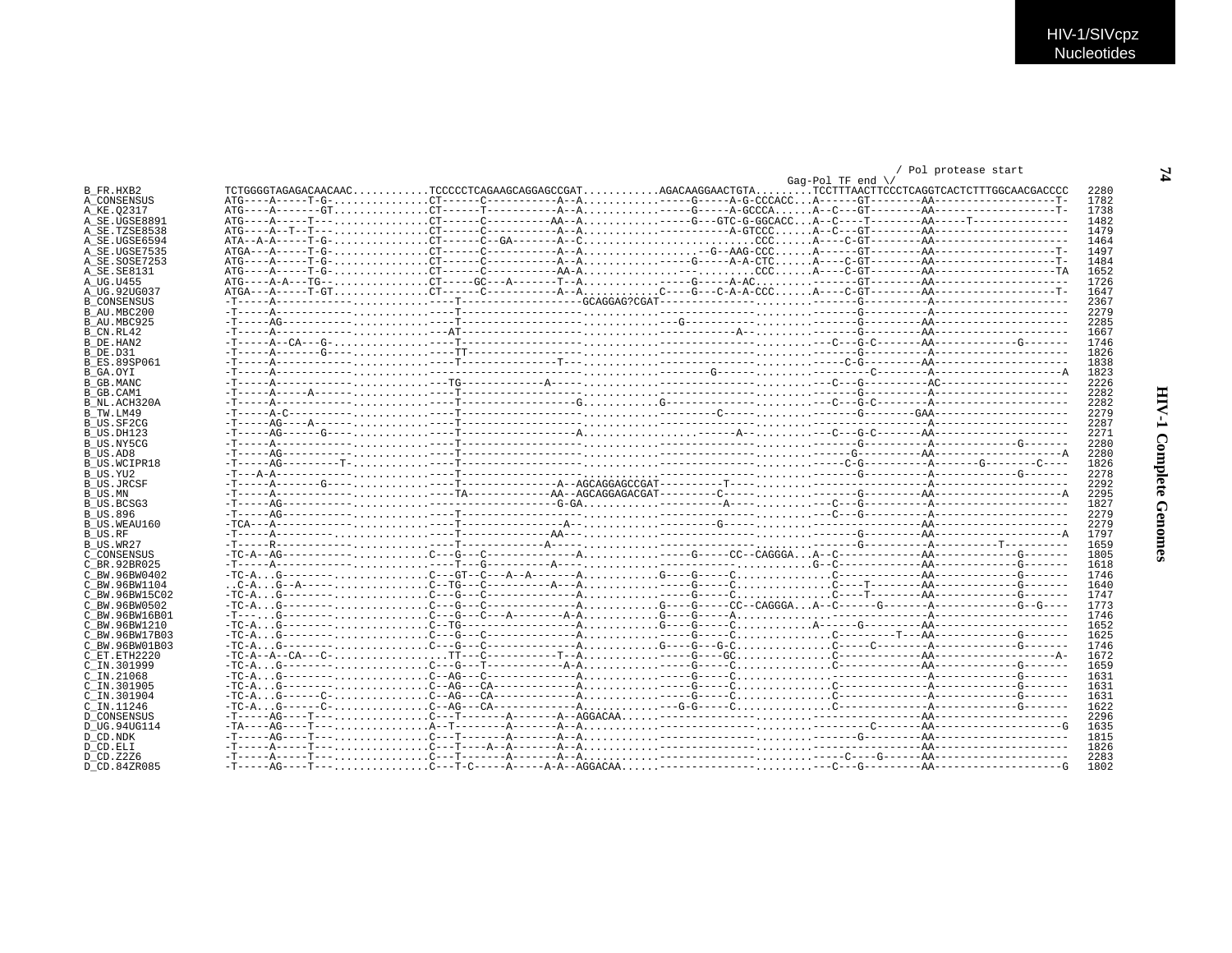```
                                                                                                         / Pol protease start
                                                                                              Gag-Pol TF end \/
B_FR.HXB2         TCTGGGGTAGAGACAACAAC...........TCCCCCTCAGAAGCAGGAGCCGAT...........AGACAAGGAACTGTA........TCCTTTAACTTCCCTCAGGTCACTCTTTGGCAACGACCCC  2280
A_CONSENSUS       ATG----A-----T-G-..............CT------C----------A--A...........-----G-----A-G-CCCACC...A------GT--------AA------------------T-  1782
A_KE.Q2317        ATG----A-------GT..............CT------T----------A--A...........-----G-----A-GCCCA......A--C---GT--------AA------------------T-  1738
A_SE.UGSE8891     ATG----A-----T---..............CT------C---------AA--A...........-----G---GTC-G-GGCACC...A--C----T--------AA-----T--------------  1482
A_SE.TZSE8538     ATG----A--T--T---..............CT------C----------A--A...........----------A-GTCCC......A--C---GT--------AA--------------------  1479
A_SE.UGSE6594     ATA--A-A-----T-G-..............CT------C--GA------A--C...........................CCC......A----C-GT--------AA--------------------  1464
A_SE.UGSE7535     ATGA---A-----T-G-..............CT------C----------A--A..................--G--AAG-CCC......A------GT--------AA------------------T-  1497
A_SE.SOSE7253     ATG----A-----T-G-..............CT------C----------A--A...........-----G-----A-A-CTC......A----C-GT--------AA------------------T-  1484
A_SE.SE8131       ATG----A-----T-G-..............CT------C---------AA-A...........................CCC......A----C-GT--------AA------------------TA  1652
A_UG.U455         ATG----A-A---TG--..............CT-----GC---A-------T--A...........-----G-----A-AC........------GT--------AA--------------------  1726
A_UG.92UG037      ATGA---A-----T-GT..............CT------C----------A--A...........C----G---C-A-A-CCC......A----C-GT--------AA------------------T-  1647
B_CONSENSUS       -T-----A-----------...........----T------------------GCAGGAG?CGAT-------------........-------G----------A--------------------  2367
B_AU.MBC200       -T-----A-----------...........----T-----------------...........-------------........-------G----------A--------------------  2279
B_AU.MBC925       -T-----AG----------...........----T-----------------...........---G---------........-------G----------AA-------------------  2285
B_CN.RL42         -T-----A-----------...........---AT-----------------...........-----------A--........-------G----------AA-------------------  1667
B_DE.HAN2         -T-----A--CA---G---...........----T-----------------...........-------------........---C---G-C-------AA------------G-------  1746
B_DE.D31          -T-----A-------G---...........----TT----------------...........-------------........-------G----------A--------------------  1826
B_ES.89SP061      -T-----A-----------...........----T--------------T---...........-------------........-----C-G---------AA-------------------  1838
B_GA.OYI          -T-----A-----------...........----------------------...........------G------........---------C--------A-------------------A  1823
B_GB.MANC         -T-----A-----------...........---TG------------A-----...........-------------........---C---G---------AC-------------------  2226
B_GB.CAM1         -T-----A-----A-----...........----T-----------------...........-------------........-------G----------A--------------------  2282
B_NL.ACH320A      -T-----A-----------...........----T-----------------G...........G------------........---C---G-C--------A--------------------  2282
B_TW.LM49         -T-----A-C---------...........----T-----------------...........--------C----........-------G---------GAA------------------  2279
B_US.SF2CG        -T-----AG----A-----...........----T-----------------...........-------------........------------------A--------------------  2287
B_US.DH123        -T-----AG------G---...........----T-----------------A...............------A--........---C---G-C-------AA-------------------  2271
B_US.NY5CG        -T-----A-----------...........----T-----------------...........-------------........-------G----------A------------G-------  2280
B_US.AD8          -T-----AG----------...........----T-----------------...........-------------........------G---------AA-------------------A  2280
B_US.WCIPR18      -T-----AG--------T-...........----T-----------------...........-------------........-----C-G----------A-------G--------C----  1826
B_US.YU2          -T---A-A-----------...........----T-----------------...........-------------........-------G----------A------------G-------  2278
B_US.JRCSF        -T-----A-------G---...........----T-------------A--AGCAGGAGCCGAT---------T----........------------------A--------------------  2292
B_US.MN           -T-----A-----------...........----TA-----------AA--AGCAGGAGACGAT---------C----........-------G---------AA-------------------A  2295
B_US.BCSG3        -T-----AG----------...........------------------G-GA...........----------A---........---C---G----------A--------------------  1827
B_US.896          -T-----AG----------...........----T-----------------...........-------------........---C---G----------A--------------------  2279
B_US.WEAU160      -TCA---A-----------...........----T--------------A--...........--------G-----........------------------AA-------------------  2279
B_US.RF           -T-----A-----------...........----T-------------AA---...........-------------........-------G---------AA-------------------A  1797
B_US.WR27         -T-----R-----------...........----T------------A-----...........-------------........-------G----------A----------T----------  1659
C_CONSENSUS       -TC-A--AG----------...........C---G---C--------------A...........-----G-----CC--CAGGGA...A--C-----------AA------------G-------  1805
C_BR.92BR025      -T-----A-----------...........----T---G-----------A-----...........-----------------------G--C-----------AA------------G-------  1618
C_BW.96BW0402     -TC-A...G--------..............C---GT--C---A--A-------A...........G----G-----C...............C-----------AA------------G-------  1746
C_BW.96BW1104     ..C-A...G--A-----..............C--TG---C----------A---A...........-----G-----C...............C----T-------AA------------G-------  1640
C_BW.96BW15C02    -TC-A...G--------..............C---G---C-------------A...........-----G-----C...............C----T-------AA------------G-------  1747
C_BW.96BW0502     -TC-A...G--------..............C---G---C-------------A...........G----G-----CC--CAGGGA...A--C------G-------A------------G--G----  1773
C_BW.96BW16B01    -T---...G--------..............C---G---C---A--------A-A...........G----G-----A...........-------------------A--------------------  1746
C_BW.96BW1210     -TC-A...G--------..............C--TG-----------------A...........G----G-----C...........A------G---------AA-------------------  1652
C_BW.96BW17B03    -TC-A...G--------..............C---G---C-------------A...........-----G-----C...............C---------T---AA------------G-------  1625
C_BW.96BW01B03    -TC-A...G--------..............C---G---C-------------A...........G----G---G-C...............C-----C--------A------------G-------  1746
C_ET.ETH2220      -TC-A--A--CA---C-..............TT---C----------T--A...........-----G-----GC...............C-----------AA-------------------A-  1672
C_IN.301999       -TC-A...G--------..............C---G---T-----------A-A...........-----G-----C...............C-----------AA------------G-------  1659
C_IN.21068        -TC-A...G--------..............C--AG---C-------------A...........-----G-----C...............------------A------------G-------  1631
C_IN.301905       -TC-A...G--------..............C--AG---CA------------A...........-----G-----C...............C------------A------------G-------  1631
C_IN.301904       -TC-A...G------C-..............C--AG---CA------------A...........-----G-----C...............C------------A------------G-------  1631
C_IN.11246        -TC-A...G------C-..............C--AG---CA------------A...........---G-G-----C...............C------------A------------G-------  1622
D_CONSENSUS       -T-----AG----T---..............C---T-------A-------A--AGGACAA......-------------........-----------------AA-------------------  2296
D_UG.94UG114      -TA----AG----T---..............A--T--------A-------A--A...........-------------........---------C-------AA-------------------G  1635
D_CD.NDK          -T-----AG----T---..............C---T-------A-------A--A...........-------------........-------G---------AA-------------------  1815
D_CD.ELI          -T-----A-----T---..............C---T-----A--A-------A--A...........-------------........-----------------AA-------------------  1826
D_CD.Z2Z6         -T-----A-----T---..............C---T-------A-------A--A...........-------------........-----C----G-------AA-------------------  2283
D_CD.84ZR085      -T-----AG----T---..............C---T-C-----A-----A-A--AGGACAA......-------------........---C---G---------AA-------------------G  1802
```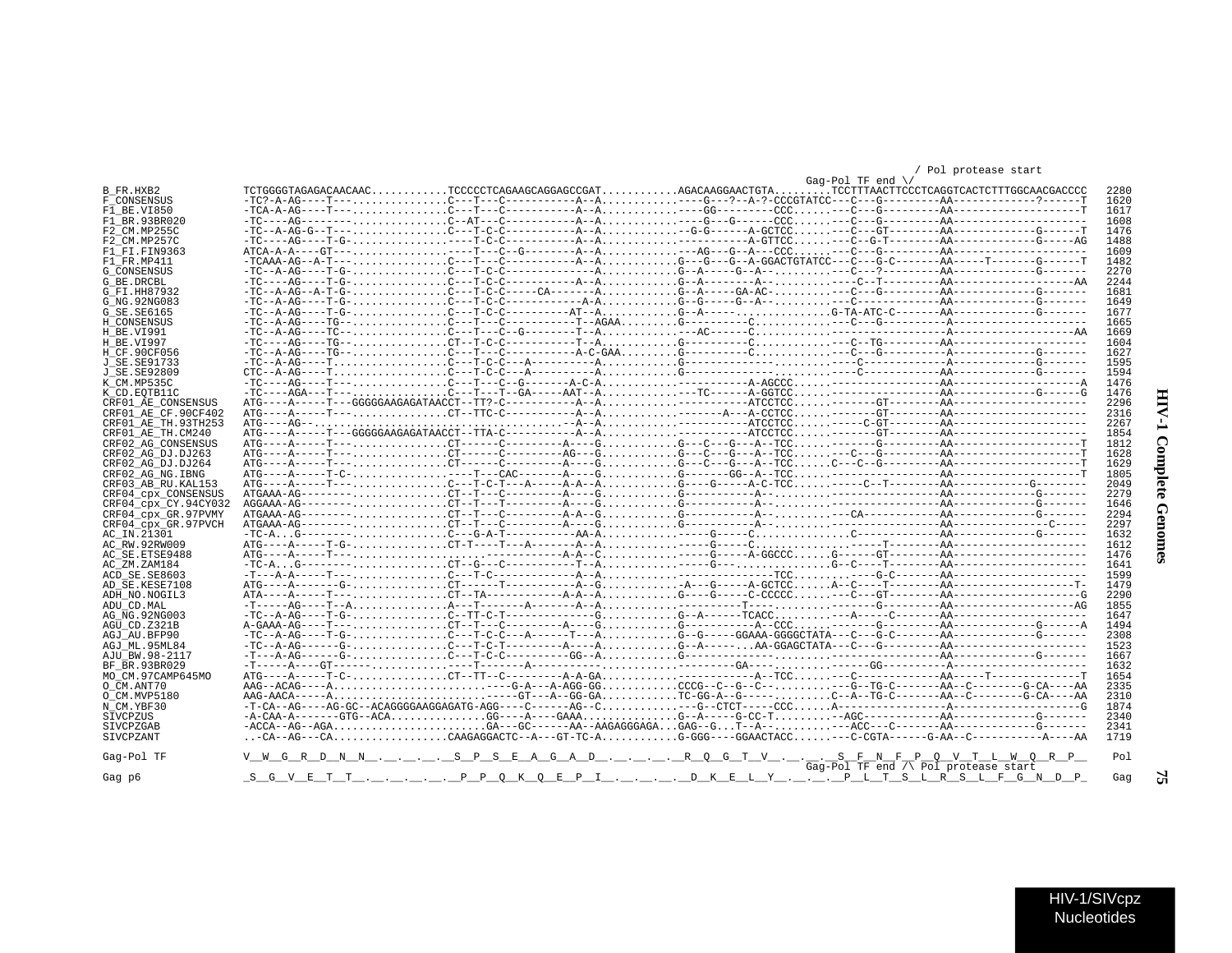```
                                                                                                            / Pol protease start
                                                                                                  Gag-Pol TF end \/
B_FR.HXB2            TCTGGGGTAGAGACAACAAC............TCCCCCTCAGAAGCAGGAGCCGAT...........AGACAAGGAACTGTA........TCCTTTAACTTCCCTCAGGTCACTCTTTGGCAACGACCCC  2280
F_CONSENSUS          -TC?-A-AG----T---..............C---T---C-----------A--A..................G---?--A-?-CCCGTATCC---C---G---------AA-------------?------T  1620
F1_BE.VI850          -TCA-A-AG----T---..............C---T---C-----------A--A..............---GG---------CCC......---C---G---------AA--------------------T  1617
F1_BR.93BR020        -TC----AG--------..............C--AT---C-----------A--A..................G---G------CCC......---C---G---------AA--------------------  1608
F2_CM.MP255C         -TC--A-AG-G--T--...............C---T-C-C-----------A--A.............-G-G------A-GCTCC......---C---GT--------AA-------------G------T  1476
F2_CM.MP257C         -TC----AG----T-G-..............---T-C-C-----------A--A..................A-GTTCC......---C--G-T--------AA----------------G-----AG  1488
F1_FI.FIN9363        ATCA-A-A----GT---..............---T---C--G--------A--A................AG---G---G--A---CCC......---C---G---------AA--------------------  1609
F1_FR.MP411          -TCAAA-AG--A-T---..............C---T---C-----------A--A..............G---G---G--A-GGACTGTATCC---C---G-C-------AA-----T-------G------T  1482
G_CONSENSUS          -TC--A-AG----T-G-..............C---T-C-C-------------A.............G--A-----G--A--.........---C---?---------AA-------------G-------  2270
G_BE.DRCBL           -TC----AG----T-G-..............C---T-C-C-------------A.............G--A---------A--.........---C--T---------AA-------------------AA  2244
G_FI.HH87932         -TC--A-AG--A-T-G-..............C---T-C-C-----CA-------A.............G--A-----GA-AC-.........---C---G---------AA-------------G-------  1681
G_NG.92NG083         -TC--A-AG----T-G-..............C---T-C-C-----------A-A.............G--G-----G--A--.........---C-------------AA-------------G-------  1649
G_SE.SE6165          -TC--A-AG----T-G-..............C---T-C-C-----------AT--A............G--A-------............G-TA-ATC-C-------AA-------------G-------  1677
H_CONSENSUS          -TC--A-AG----TG--..............C---T---C-----------T--AGAA.........G----------C............---C---G---------A---------------------  1665
H_BE.VI991           -TC--A-AG----TC--..............C---T---C--G--------T--A..............AC-------C............---------------------------------------AA  1669
H_BE.VI997           -TC----AG----TG--..............CT--T-C-C-----------T--A............G----------C............---C--TG---------AA--------------------  1604
H_CF.90CF056         -TC--A-AG----TG--..............C---T---C-----------A-C-GAA.........G----------C............---C---G---------A-------------G-------  1627
J_SE.SE91733         -TC--A-AG----T...................C---T-C-C---A----------A.............G------------.........---C-------------A-------------G-------  1595
J_SE.SE92809         CTC--A-AG----T...................C---T-C-C---A----------A.............G------------.........---C-------------AA------------G-------  1594
K_CM.MP535C          -TC----AG----T---..............C---T---C--G--------A-C-A...................A-AGCCC......-------------------AA--------------------A  1476
K_CD.EQTB11C         -TC----AGA---T---..............C---T---T--GA-----AAT--A............TC-------A-GGTCC......-------------------AA-------------G------G  1476
CRF01_AE_CONSENSUS   ATG----A-----T---GGGGGAAGAGATAACCT--TT?-C-----------A--A................ATCCTCC......--------GT--------AA--------------------  2296
CRF01_AE_CF.90CF402  ATG----A-----T---..............CT--TTC-C-----------A--A........A----A-CCTCC......--------GT--------AA--------------------  2316
CRF01_AE_TH.93TH253  ATG----AG--.....................................A--A................ATCCTCC......------C-GT--------AA--------------------  2267
CRF01_AE_TH.CM240    ATG----A-----T---GGGGGAAGAGATAACCT--TTA-C-----------A--A................ATCCTCC......--------GT--------AA--------------------  1854
CRF02_AG_CONSENSUS   ATG----A-----T---..............CT------C---------A----G............G---C---G---A--TCC......---------G---------AA--------------------T  1812
CRF02_AG_DJ.DJ263    ATG----A-----T---..............CT------C---------AG---G............G---C---G---A--TCC......---C---G---------AA--------------------T  1628
CRF02_AG_DJ.DJ264    ATG----A-----T---..............CT------C---------A----G............G---C---G---A--TCC......C---C--G---------AA--------------------T  1629
CRF02_AG_NG.IBNG     ATG----A-----T-C-..................---T---CAC-------A----G............G-------GG--A--TCC......-------------------AA--------------------T  1805
CRF03_AB_RU.KAL153   ATG----A-----T---..............C---T-C-T---A------A-A--A............G----G-----A-C-TCC......-----C--T---------AA-------------G-------  2049
CRF04_cpx_CONSENSUS  ATGAAA-AG--------..............CT--T---C---------A----G............G-----------A--.........-----------------AA-------------G-------  2279
CRF04_cpx_CY.94CY032 AGGAAA-AG--------..............CT--T---T---------A----G............G-----------A--.........-----------------AA-------------G-------  1646
CRF04_cpx_GR.97PVMY  ATGAAA-AG--------..............CT--T---C---------A-A--G............G-----------A--.........---CA------------AA-------------G-------  2294
CRF04_cpx_GR.97PVCH  ATGAAA-AG--------..............CT--T---C---------A----G............G-----------A--.........-----------------AA---------------C-----  2297
AC_IN.21301          -TC-A...G--------..............C--T-G-A-T-----------AA-A..................G-----C..................C---------------AA-------------G-------  1632
AC_RW.92RW009        ATG----A-----T-G-..............CT-T----T---A--------A--A..................G-----C.................--T---------AA--------------------  1612
AC_SE.ETSE9488       ATG----A-----T---..................-----------A-A--C..................G-----A-GGCCC......G-----GT---------AA--------------------  1476
AC_ZM.ZAM184         -TC-A...G--------..............CT--G---C-----------T--A..................G-----------------G--C----T---------AA--------------------  1641
ACD_SE.SE8603        -T---A-A-----T---..............C---T-C-----------A--A.......................TCC......-----G-C--------AA--------------------  1599
AD_SE.KESE7108       ATG----A-------G-..............CT------T-----------A--G...........-A---G-----A-GCTCC......A--C----T---------AA-------------------T-  1479
ADH_NO.NOGIL3        ATA----A-----T---..............CT--TA------------A-A--A............G----G-----C-CCCCC......---C---GT--------AA--------------------G  2290
ADU_CD.MAL           -T-----AG----T--A..............A---T-------A-------A--A.......................T----..............G---------AA-------------------AG  1855
AG_NG.92NG003        -TC--A-AG----T-G-..............C--TT-C-T-------------G............G--A------TCACC.........---A-----C--------AA--------------------  1647
AGU_CD.Z321B         A-GAAA-AG----T---..............CT--T---C---------A----G............G---------A--CCC.........------G---------AA-------------G------A  1494
AGJ_AU.BFP90         -TC--A-AG----T-G-..............C---T-C-C---A------T---A............G--G-----GGAAA-GGGGCTATA---C---G-C-------AA-------------G-------  2308
AGJ_ML.95ML84        -TC--A-AG------G-..............C---T-C-T---------A----A............G--A------.AA-GGAGCTATA---C---G---------AA--------------------  1523
AJU_BW.98-2117       -T---A-AG------G-..............C---T-C-C----------GG--A............G-------------.........---------------AA------------G-------  1667
BF_BR.93BR029        -T-----A----GT---..................---T-------A-------------------------GA----.........----GG---------A--------------------  1632
MO_CM.97CAMP645MO    ATG----A-----T-C-..............CT--TT--C---------A-A-GA........................A--TCC......---C------------AA-----T-------------T  1654
O_CM.ANT70           AAG--ACAG----A.........................----G-A---A-AGG-GG............CCCG--C--G--C--..........---G--TG-C-------AA--C--------G-CA----AA  2335
O_CM.MVP5180         AAG-AACA-----A.........................-----GT---A--GG-GA............TC-GG-A--G-----.........C--A--TG-C-------AA--C--------G-CA----AA  2310
N_CM.YBF30           -T-CA--AG----AG-GC--ACAGGGGAAGGAGATG-AGG----C------AG--C...............--G--CTCT-----CCC......A-----------------A--------------------G  1874
SIVCPZUS             -A-CAA-A-------GTG--ACA..............GG----A----GAAA...............G--A-----G-CC-T.........--AGC-----------AA-------------G-------  2340
SIVCPZGAB            -ACCA--AG--AGA.......................GA---GC------AA--AAGAGGGAGA...GAG--G...T--A--..........---ACC---C-------AA-------------G-------  2341
SIVCPZANT            ..-CA--AG---CA..................CAAGAGGACTC--A---GT-TC-A............G-GGG----GGAACTACC......---C-CGTA------G-AA--C-----------A----AA  1719

Gag-Pol TF           V__W__G__R__D__N__N__.__.__.__.__S__P__S__E__A__G__A__D__.__.__.__.__R__Q__G__T__V__.__.__.__S__F__N__F__P__Q__V__T__L__W__Q__R__P__  Pol
                                                                                                  Gag-Pol TF end /\ Pol protease start
Gag p6               _S__G__V__E__T__T__.__.__.__.__.__P__P__Q__K__Q__E__P__I__.__.__.__.__D__K__E__L__Y__.__.__.__P__L__T__S__L__R__S__L__F__G__N__D__P_  Gag
```

HIV-1 Complete Genomes

HIV-1/SIVcpz Nucleotides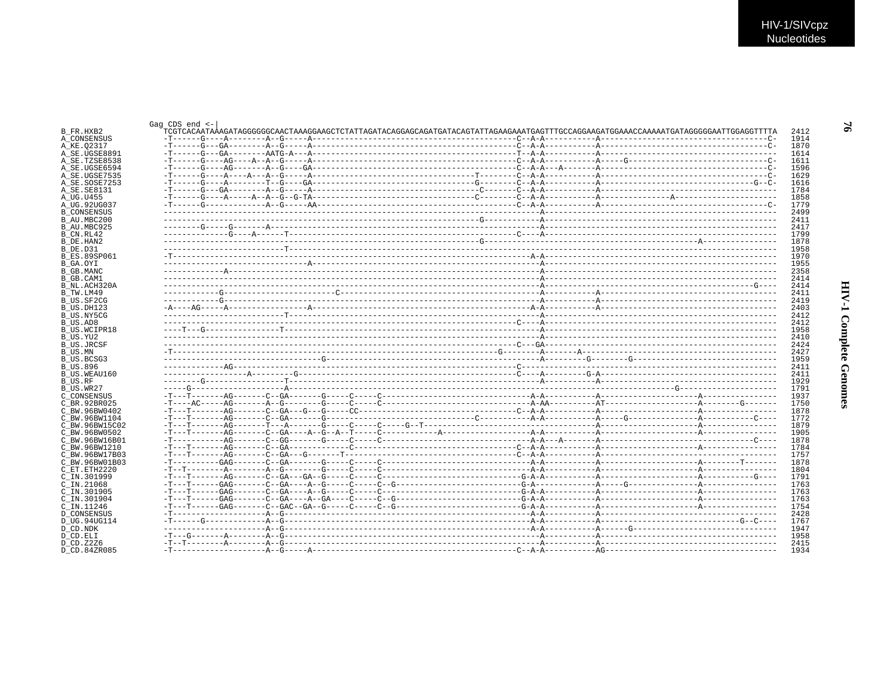```
                     Gag CDS end <-|
B_FR.HXB2            TCGTCACAATAAAGATAGGGGGGCAACTAAAGGAAGCTCTATTAGATACAGGAGCAGATGATACAGTATTAGAAGAAATGAGTTTGCCAGGAAGATGGAAACCAAAAATGATAGGGGGAATTGGAGGTTTTA  2412
A_CONSENSUS          -T------G----A--------A--G-----A--------------------------------------------C--A-A-----------A------------------------------------C-  1914
A_KE.Q2317           -T------G---GA--------A--G-----A--------------------------------------------C--A-A-----------A------------------------------------C-  1870
A_SE.UGSE8891        -T------G---GA--------AATG-A---A--------------------------------------------T--A-A-----------A--------------------------------------  1614
A_SE.TZSE8538        -T------G----AG----A--A--G-----A--------------------------------------------C--A-A-----------A-----G------------------------------C-  1611
A_SE.UGSE6594        -T------G----AG-------A--G----GA--------------------------------------------C--A-A---A-------A------------------------------------C-  1596
A_SE.UGSE7535        -T------G----A----A---A--G-----A-----------------------------------T--------C--A-A-----------A------------------------------------C-  1629
A_SE.SOSE7253        -T------G----A--------T--G----GA-----------------------------------G--------C--A-A-----------A---------------------------------G--C-  1616
A_SE.SE8131          -T------G---GA--------A--G-----A-----------------------------------C--------C--A-A-----------A--------------------------------------  1784
A_UG.U455            -T------G----A-----A--A--G--G-TA-----------------------------------C--------C--A-A-----------A---------------A----------------------  1858
A_UG.92UG037         -T------G-------------A--G----AA--------------------------------------------C--A-A-----------A------------------------------------C-  1779
B_CONSENSUS          ---------------------------------------------------------------------------------A--------------------------------------------------  2499
B_AU.MBC200          -------------------------------------------------------------------G-------------A--------------------------------------------------  2411
B_AU.MBC925          --------G-----G-------A----------------------------------------------------------A--------------------------------------------------  2417
B_CN.RL42            -------------G----A------T--------------------------------------------------C----A--------------------------------------------------  1799
B_DE.HAN2            -------------------------------------------------------------------G-------------A--------------------------------A-----------------  1878
B_DE.D31             -------------------------T-------------------------------------------------------A--------------------------------------------------  1958
B_ES.89SP061         -T-----------------------------------------------------------------------------A-A--------------------------------------------------  1970
B_GA.OYI             ------------------------------A--------------------------------------------------A--------------------------------------------------  1955
B_GB.MANC            ------------A--------------------------------------------------------------------A--------------------------------------------------  2358
B_GB.CAM1            ---------------------------------------------------------------------------------A--------------------------------------------------  2414
B_NL.ACH320A         ---------------------------------------------------------------------------------A---------------------------------------------G----  2414
B_TW.LM49            ------------G------------------------C-------------------------------------------A-----------A--------------------------------------  2411
B_US.SF2CG           ------------G--------------------------------------------------------------------A-----------A--------------------------------------  2419
B_US.DH123           -A----AG-----A----------------A------------------------------------------------A-A-----------A--------------------------------------  2403
B_US.NY5CG           -------------------------T-------------------------------------------------------A--------------------------------------------------  2412
B_US.AD8             ----------------------------------------------------------------------------C----A--------------------------------------------------  2412
B_US.WCIPR18         ----T---G---------------T--------------------------------------------------------A--------------------------------------------------  1958
B_US.YU2             ---------------------------------------------------------------------------------A--------------------------------------------------  2410
B_US.JRCSF           ----------------------------------------------------------------------------C---GA--------------------------------------------------  2424
B_US.MN              -T---------------------------------------------------------------------G---------A-------A------------------------------------------  2427
B_US.BCSG3           ----------------------------------G----------------------------------------------A---------G--------G-------------------------------  1959
B_US.896             ------------AG--------------------------------------------------------------C-------------------------------------------------------  2411
B_US.WEAU160         ------------------A---------G-----------------------------------------------C----A-------G-A----------------------------------------  2411
B_US.RF              --------G----------------T-------------------------------------------------------A-----------A--------------------------------------  1929
B_US.WR27            -----G-------------------A------------------------------------------------------------------------------------------G---------------  1791
C_CONSENSUS          -T---T-------AG-------C--GA-------G-----C-----C--------------------------------A-A-----------A--------------------A-----------------  1937
C_BR.92BR025         -T----AC-----AG-------A--G--------G-----C-----C--------------------------------A-AA----------AT-------------------A--------G-------  1750
C_BW.96BW0402        -T---T-------AG-------C--GA--G---G-----CC-----------------------------------C--A-A-----------A--------------------A-----------------  1878
C_BW.96BW1104        -T---T-------AG-------C--GA-------G--------------------------------C-----------A-A-----------A-----G--------------A-----------C----  1772
C_BW.96BW15C02       -T---T-------AG-------T---A-------G-----C-----C-----G--T-------------------------------------A--------------------A-----------------  1879
C_BW.96BW0502        -T---T-------AG-------C--GA----A--G--A--T-----C------------A-------------------A-A-----------A--------------------A-----------------  1905
C_BW.96BW16B01       -T-----------AG-------C--GG-------G-----C-----C--------------------------------A-A---A-------A---------------------------------C----  1878
C_BW.96BW1210        -T---T-------AG-------C--GA-------------C-----------------------------------C--A-A-----------A--------------------A-----------------  1784
C_BW.96BW17B03       -T---T-------AG-------C--GA---G------T--------------------------------------C--A-A-----------A--------------------------------------  1757
C_BW.96BW01B03       -T----------GAG-------C--GA-------G-----C-----C--------------------------------A-A-----------A--------------------A--------T--------  1878
C_ET.ETH2220         -T--T--------A--------A--G--------G-----C-----C--------------------------------A-A-----------A--------------------A-----------------  1804
C_IN.301999          -T---T-------AG-------C--GA---GA--G-----C-----C------------------------------G-A-A-----------A--------------------A-----------G----  1791
C_IN.21068           -T---T------GAG-------C--GA----A--G-----C--G---------------------------------G-A-------------A-----G--------------A-----------------  1763
C_IN.301905          -T---T------GAG-------C--GA----A--G-----C-----C------------------------------G-A-A-----------A--------------------A-----------------  1763
C_IN.301904          -T---T------GAG-------C--GA----A--GA----C-----C--G---------------------------G-A-A-----------A--------------------A-----------------  1763
C_IN.11246           -T---T------GAG-------C--GAC--GA--G-----C-----C--G---------------------------G-A-A-----------A--------------------A-----------------  1754
D_CONSENSUS          -T--------------------A--G-----------------------------------------------------A-A-----------A--------------------------------------  2428
D_UG.94UG114         -T------G-------------A--G-----------------------------------------------------A-A-----------A------------------------------G--C----  1767
D_CD.NDK             ----------------------A--G-----------------------------------------------------A-A-----------A-----G--------------------------------  1947
D_CD.ELI             -T---G-------A--------A--G-------------------------------------------------------A-----------A--------------------------------------  1958
D_CD.Z2Z6            -T--T--------A--------A--G-------------------------------------------------------A-----------A--------------------------------------  2415
D_CD.84ZR085         -T--------------------A--G-----A--------------------------------------------C--A-A-----------AG-------------------------------------  1934
```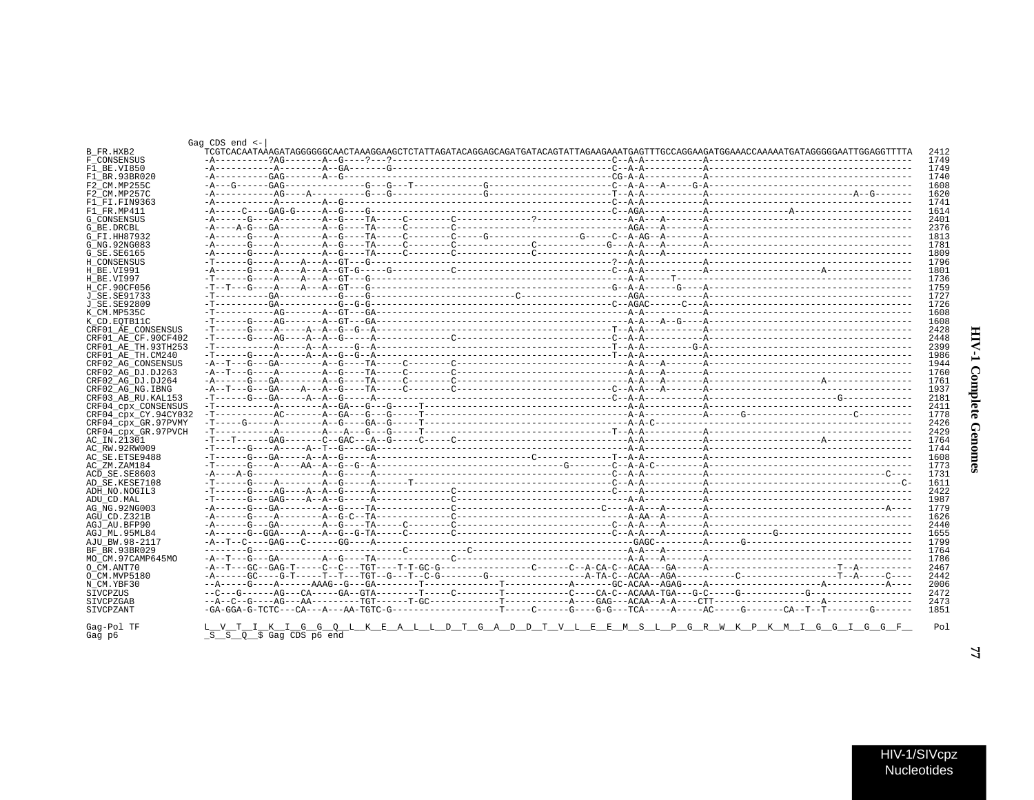```
                 Gag CDS end <-|
B_FR.HXB2           TCGTCACAATAAAGATAGGGGGGCAACTAAAGGAAGCTCTATTAGATACAGGAGCAGATGATACAGTATTAGAAGAAATGAGTTTGCCAGGAAGATGGAAACCAAAAATGATAGGGGGAATTGGAGGTTTTA   2412
F_CONSENSUS         -A----------?AG-------A--G----?---?----------------------------------------C--A-A-----------A-----------------------------------------   1749
F1_BE.VI850         -A-----------A--------A--GA-------G------------------------------------------C--A-A-----------A-----------------------------------------   1749
F1_BR.93BR020       -A----------GAG-------A--G-------------------------------------------------CG-A-A-----------A-----------------------------------------   1740
F2_CM.MP255C        -A---G------GAG---------------G---G---T------------G----------------------C--A-A---A-----G-A----------------------------------------   1608
F2_CM.MP257C        -A-----------AG----A----------G---G------------------G----------------------T--A-A-----------A---------------------------A--G-------   1620
F1_FI.FIN9363       -A-----------A--------A--G-------------------------------------------------C--A-A-----------A-----------------------------------------   1741
F1_FR.MP411         -A-----C----GAG-G-----A--G----G--------------------------------------------C--AGA-----------A---------------A---------------------   1614
G_CONSENSUS         -A------G----A--------A--G----TA-----C--------C------------?----------------A-A---A-------A-----------------------------------------   2401
G_BE.DRCBL          -A----A-G---GA--------A--G----TA-----C--------C-----------------------------AGA---A-------A-----------------------------------------   2376
G_FI.HH87932        -A------G----A--------A--G----TA-----C--------C-----G-----------------G-----C--A-AG--A-------A-----------------------------------------   1813
G_NG.92NG083        -A------G----A--------A--G----TA-----C--------C--------------C-------------G---A-A---A-------A-----------------------------------------   1781
G_SE.SE6165         -A------G----A--------A--G----TA-----C--------C--------------C----------------A-A---A-----------------------------------------------   1809
H_CONSENSUS         -T------G----A----A---A--GT---G--------------------------------------------?--A-A-----------A-----------------------------------------   1796
H_BE.VI991          -A------G----A----A---A--GT-G-----G-----------C-----------------------------C--A-A-----------A----------------------A---------------   1801
H_BE.VI997          -T------G----A----A---A--GT---G-----------------------------------------------A-A-----T-----------------------------------------------   1736
H_CF.90CF056        -T--T---G----A----A---A--GT---G--------------------------------------------G--A-A-----G----A-----------------------------------------   1759
J_SE.SE91733        -T-----------GA-----------G-----G-----------------------C--------------------AGA-----------A-----------------------------------------   1727
J_SE.SE92809        -T-----------GA-----------G-G-G------------------------------------------C--AGAC------C---A-----------------------------------------   1726
K_CM.MP535C         -T-----------AG-------A--GT---GA--------------------------------------------A-A-----------A-----------------------------------------   1608
K_CD.EQTB11C        -T------G----AG-------A--GT---GA--------------------------------------------A-A---A--G----A-----------------------------------------   1608
CRF01_AE_CONSENSUS  -T------G----A-----A--A--G--G--A---------------------------------------------T--A-A-----------A-----------------------------------------   2428
CRF01_AE_CF.90CF402 -T------G----AG----A--A--G-----A-------------C---------------------------------C--A-A-----------A-----------------------------------------   2448
CRF01_AE_TH.93TH253 -T-----------A-----A--A-----G--A----------------------------------------------T--A-A----------G-A-----------------------------------------   2399
CRF01_AE_TH.CM240   -T------G----A-----A--A--G--G--A---------------------------------------------T--A-A-----------A-----------------------------------------   1986
CRF02_AG_CONSENSUS  -A--T---G---GA--------A--G----TA-----C--------C---------------------------------A-A---A-------A-----------------------------------------   1944
CRF02_AG_DJ.DJ263   -A--T---G----A--------A--G----TA-----C--------C---------------------------------A-A---A-------A-----------------------------------------   1760
CRF02_AG_DJ.DJ264   -A------G---GA--------A--G----TA-----C--------C---------------------------------A-A---A-------A---------------------A-----------------   1761
CRF02_AG_NG.IBNG    -A--T---G---GA----A---A--G----TA-----C--------C------------------------------C--A-A---A-------A-----------------------------------------   1937
CRF03_AB_RU.KAL153  -T------G---GA-----A--A--G-----A-----------------------------------------------C--A-A-----------A--------------------------G-------------   2181
CRF04_cpx_CONSENSUS -T-----------A--------A--GA---G---G-----T---------------------------------------A-A-----------A-----------------------------------------   2411
CRF04_cpx_CY.94CY032 -T-----------AC-------A--GA---G---G-----T---------------------------------------A-A-----------A------G-------------------C-----------   1778
CRF04_cpx_GR.97PVMY -T-----G-----A--------A--G----GA--G-----T---------------------------------------A-A-C---------------------------------------------------   2426
CRF04_cpx_GR.97PVCH -T-----------A--------A---A---G---G-----T------------------------------------T--A-A-----------A-----------------------------------------   2429
AC_IN.21301         -T---T------GAG-------C--GAC---A--G-----C-----C---------------------------------A-A-----------A---------------------A-----------------   1764
AC_RW.92RW009       -T------G----A-----A--T--G----GA------------------------------------------------A-A-----------A-----------------------------------------   1744
AC_SE.ETSE9488      -T------G---GA-----A--A--G-----A--------------------------C--------------T--A-A-----------A-----------------------------------------   1608
AC_ZM.ZAM184        -T------G----A----AA--A--G--G--A-------------------------------G---------C--A-A-C---------A-----------------------------------------   1773
ACD_SE.SE8603       -A----A-G-------------A--G-----A-----------------------------------------------C--A-A-----------A-------------------------------C----   1731
AD_SE.KESE7108      -T------G----A--------A--G-----A------T---------------------------------------C--A-A-----------A----------------------------------C-   1611
ADH_NO.NOGIL3       -T------G----AG-----A--A--G-----A-------------C---------------------------------C---A-----------A-----------------------------------------   2422
ADU_CD.MAL          -T------G---GAG----A--A--G-----A-------------C------------------------------------A-A-----------A-----------------------------------------   1987
AG_NG.92NG003       -A------G---GA--------A--G----TA-------------C---------------------------C----A-A---A-------A-----------------------------------A-----   1779
AGU_CD.Z321B        -A------G----A--------A--G-C--TA-------------C----------------------------------AA--A-------A-----------------------------------------   1626
AGJ_AU.BFP90        -A------G---GA--------A--G----TA-----C--------C------------------------------C--A-A---A-------A-----------------------------------------   2440
AGJ_ML.95ML84       -A------G--GGA----A---A--G--G-TA-----C--------C------------------------------C--A-A---A-------A------------G---------------------------   1655
AJU_BW.98-2117      -A--T--C----GAG---C------GG----A---------------------------------------------------GAGC--------A------G------------------------------   1799
BF_BR.93BR029       -------G--------------------------------C-----------C---------------------------A-A---A-----------------------------------------------   1764
MO_CM.97CAMP645MO   -A--T---G---GA--------A--G----TA-------------C----------------------------------A-A---A-------A-----------------------------------------   1786
O_CM.ANT70          -A--T---GC--GAG-T-----C--C---TGT----T-T-GC-G----------------C------C--A-CA-C--ACAA---GA-----A------------------------T--A----------   2467
O_CM.MVP5180        -A------GC----G-T-----T--T---TGT--G---T--C-G--------G------------------A-TA-C--ACAA--AGA-----------C------------------T--A-----C----   2442
N_CM.YBF30          --A-----G----A------AAAG--G---GA--------T--------------T------------A-------GC-ACAA--AGAG----A---------------------A-----------A----   2006
SIVCPZUS            --C---G------AG---CA-----GA--GTA--------T-----C--------T------------C----CA-C--ACAAA-TGA---G-C-----G------------G------------------   2472
SIVCPZGAB           --A--C--G----AG---AA---------TGT------T-GC-------------T------------A----GAG---ACAA--A-A----CTT--------------------A----------------   2473
SIVCPZANT           -GA-GGA-G-TCTC---CA---A---AA-TGTC-G--------------------T-----C------G----G-G---TCA-----A-----AC-----G-------CA--T--T--------G-------   1851

Gag-Pol TF          L__V__T__I__K__I__G__G__Q__L__K__E__A__L__L__D__T__G__A__D__D__T__V__L__E__E__M__S__L__P__G__R__W__K__P__K__M__I__G__G__I__G__G__F__   Pol
Gag p6              _S__S__Q__$ Gag CDS p6 end
```

HIV-1 Complete Genomes

HIV-1/SIVcpz Nucleotides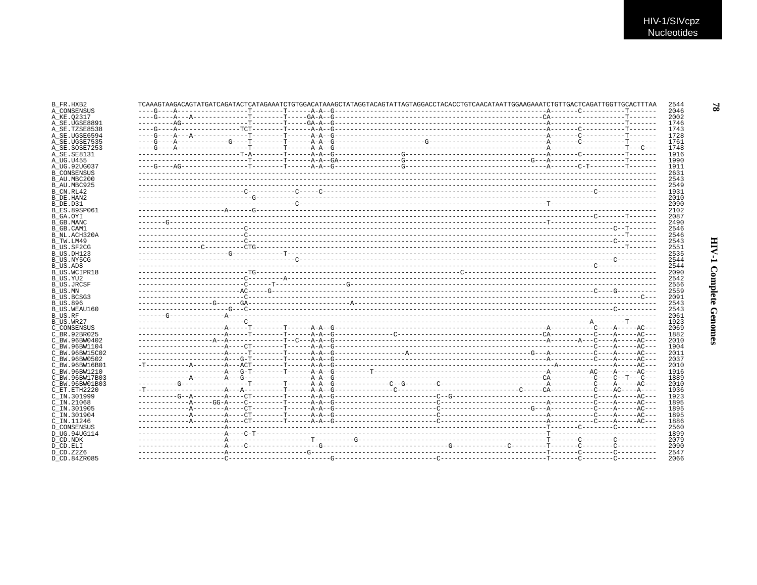```
B_FR.HXB2          TCAAAGTAAGACAGTATGATCAGATACTCATAGAAATCTGTGGACATAAAGCTATAGGTACAGTATTAGTAGGACCTACACCTGTCAACATAATTGGAAGAAATCTGTTGACTCAGATTGGTTGCACTTTAA  2544
A_CONSENSUS        ----G----A------------------T--------T------A-A--G------------------------------------------------------A-------C-----------T-------  2046
A_KE.Q2317         ----G----A---A--------------T--------T------A-A--G-----------------------------------------------------CA-------------------T-------  2002
A_SE.UGSE8891      ---------AG-----------------T--------T-----GA-A--G------------------------------------------------------A-------------------T-------  1746
A_SE.TZSE8538      ----G----A----------------TCT--------T------A-A--G------------------------------------------------------A-------C-----------T-------  1743
A_SE.UGSE6594      ----G----A---A--------------T--------T------A-A--G------------------------------------------------------A-------C-----------T-------  1728
A_SE.UGSE7535      ----G----A------------G-----T--------T------A-A--G-----------------------G------------------------------A-------C-----------T-------  1761
A_SE.SOSE7253      ----G----A------------------T--------T------A-A--G------------------------------------------------------A-------------------T---C---  1748
A_SE.SE8131        -------------------------T-A--------T------A-A--G----------------G-------------------------------------A-------C-----------T-------  1916
A_UG.U455          ----------------------------T--------T------A-A--GA---------------G---------------------------G---A-------------------------T-------  1990
A_UG.92UG037       ----G----AG-----------------T--------T------A-A--G----------------G-------------------------------------A-------C-T---------T-------  1911
B_CONSENSUS        -----------------------------------------------------------------------------------------------------------------------------------  2631
B_AU.MBC200        -----------------------------------------------------------------------------------------------------------------------------------  2543
B_AU.MBC925        -----------------------------------------------------------------------------------------------------------------------------------  2549
B_CN.RL42          --------------------------C-----------C-----C-----------------------------------------------------------------C--------------  1931
B_DE.HAN2          -----------------------------G-----------------------------------------------------------------------------------------------------  2010
B_DE.D31           ---------------------------------------C------------------------------------------------------------T------------------------------  2090
B_ES.89SP061       ----------------------A------G-----------------------------------------------------------------------------------------------------  2102
B_GA.OYI           ------------------------------------------------------------------------------------------------------------------C-------T-------  2087
B_GB.MANC          -------G--------------------------------------------------------------------------------------------T------------------------------  2490
B_GB.CAM1          --------------------------C-----------------------------------------------------------------------------------------------C--T-------  2546
B_NL.ACH320A       --------------------------C-----------------------------------------------------------------------------------------------T-------  2546
B_TW.LM49          --------------------------C-----------------------------------------------------------------------------------------------C----------  2543
B_US.SF2CG         ----------------C---------CTG---------------------------------------------------------------------------------------------T-------  2551
B_US.DH123         ----------------------G------------T-----------------------------------------------------------------------------------------------  2535
B_US.NY5CG         ---------------------------------------C-----------------------------------------------------------------------------------C----------  2544
B_US.AD8           ------------------------------------------------------------------------------------------------------------------C---------------  2544
B_US.WCIPR18       ---------------------------TG-----------------------------------------------C--------------------------------------------------------  2090
B_US.YU2           --------------------------C---------A----------------------------------------------------------------------------------------------  2542
B_US.JRCSF         --------------------------C------T----------------G------------------------------------------------------------------------------------  2556
B_US.MN            -------------------------AC-----G--------------------------------------------------------------------------------------C----G----------  2559
B_US.BCSG3         --------------------------C--------------------------------------------------------------------------------------------------------C---  2091
B_US.896           -------------------G------GA-------------------------A------------------------------------------------------------------------------  2543
B_US.WEAU160       ----------------------G---C-----------------------------------------------------------------------------------------------C----------  2543
B_US.RF            -------G--------------A-------------------------------------------------------------------------------------------------------------  2061
B_US.WR27          --------------------------C---------------------------------------------------------------------------------------A---------T-------  1923
C_CONSENSUS        ----------------------A-----T--------T------A-A--G------------------------------------------------------A----------C----A-----AC---  2069
C_BR.92BR025       ----------------------A-----T--------T------A-A--G----------------C----------------------------------CA----------C----A-----AC---  1882
C_BW.96BW0402      -------------------A--A-------------T--C---A-A--G------------------------------------------------------A-------A---C----A-----AC---  2010
C_BW.96BW1104      ----------------------A----CT--------T------A-A--G---------------------------------------------------------------C----A-----AC---  1904
C_BW.96BW15C02     ----------------------A-----T--------T------A-A--G-----------------A------------------------------G---A----------C----A-----AC---  2011
C_BW.96BW0502      ----------------------A---G-T--------T------A-A--G------------------------------------------------------A----------C----A-----AC---  2037
C_BW.96BW16B01     -T-----------A--------A---ACT--------T------A-A--G--------------------------------------------------------A--------------A-----AC---  2010
C_BW.96BW1210      ----------------------A---G-T--------T------A-A--G---------T--------------------------------------------A---------AC----A-----AC---  1916
C_BW.96BW17B03     -------------A--------A---G-----------------A-A--G-----------------------------------------------------CA----------C----C--T---C---  1889
C_BW.96BW01B03     ----------G-----------------T--------T------A-A--G-------------C--G---------C-----------------------------A----------C----A-----AC---  2010
C_ET.ETH2220       -T--------------------A---A----------T------A-A--G---------------C------------------------------C-----CA----------C----AC----A----  1936
C_IN.301999        ----------G--A--------A----CT--------T------A-A--G-------------------------C--G----------------------------------C----A-----AC---  1923
C_IN.21068         -------------A-----GG-A----C---------T------A-A--G--------------------------C------------------------A----------C----A-----AC---  1895
C_IN.301905        -------------A--------A----CT--------T------A-A--G--------------------------C-----------------------G---A----------C----A-----AC---  1895
C_IN.301904        -------------A--------A----CT--------T------A-A--G--------------------------C-----------------------------A----------C----A-----AC---  1895
C_IN.11246         -------------A--------A----CT--------T------A-A--G--------------------------C-----------------------------A----------C----A-----AC---  1886
D_CONSENSUS        ----------------------A-----------------------------------------------------------------------------T-------C---------C----------  2560
D_UG.94UG114       ----------------------A----C-T-----------------------------------------------------------------------T------------------------------  1899
D_CD.NDK           ----------------------A--------------------T---------G----------------------------------------------T-------C---------C----------  2079
D_CD.ELI           ----------------------A----C------------------G-------------------------------G-------------C---------T-------C---------C----------  2090
D_CD.Z2Z6          ----------------------A--------------------G----------------------------------------------------------T-------C---------C----------  2547
D_CD.84ZR085       ----------------------C--------------------------G----------------------------C-----------------------T-------C---------C----------  2066
```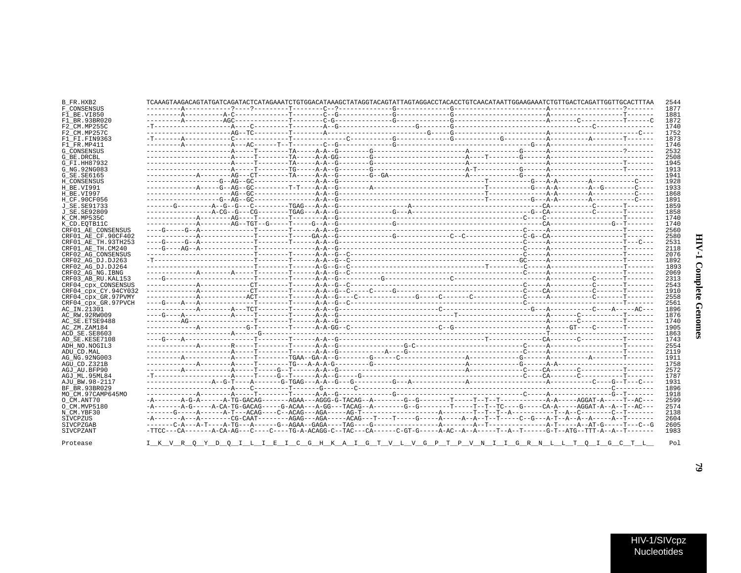```
B_FR.HXB2            TCAAAGTAAGACAGTATGATCAGATACTCATAGAAATCTGTGGACATAAAGCTATAGGTACAGTATTAGTAGGACCTACACCTGTCAACATAATTGGAAGAAATCTGTTGACTCAGATTGGTTGCACTTTAA  2544
F_CONSENSUS          ---------A------------?----?---------T--------C--?-------------G-------------G-----------------------A-------------------?-------  1877
F1_BE.VI850          ---------A----------A-C--------------T--------C--G-------------G-------------G-----------------------A-------------------T-------  1881
F1_BR.93BR020        ---------A----------AGC--------------T--------C-G--------------G-------------G-----------------------A-------C-----------T------C  1872
F2_CM.MP255C         -T--------------------A----C---------T--------A--G-------------------G-------G------------------------------------C--------------  1740
F2_CM.MP257C         ----------------------AG--TC---------T--------A-------------------------G-----G-----------------------A-----------------------C---  1752
F1_FI.FIN9363        -T-------A-----------C---------------T--------------C----------G-------------G-------------G---------A----------A--------T-------  1873
F1_FR.MP411          ---------A------------A---AC------T--T--------C--G-------------G-----------------------------G-----A---------------------------  1746
G_CONSENSUS          ----------------------A-----T--------TA-----A-A--G--------G-----------------------A------------G------A-------------------?-------  2532
G_BE.DRCBL           ----------------------A-----T--------TA-----A-A--GG-------G-----------------------A----T--------G------A---------------------------  2508
G_FI.HH87932         ----------------------A-----T--------TA-----A-A--G--------G-----------------------A------------------A-------------------T-------  1945
G_NG.92NG083         ----------------------A-----T--------TG-----A-A--G--------G-----------------------A-T-----------G------A-------------------T-------  1913
G_SE.SE6165          -------------A--------AG---CT--------TA-----A-A--G--------G--GA-------------------A------------G------A---------------------------  1941
H_CONSENSUS          ------------------G--AG--GC----------------A-A--G-------------------------------------T-----------G---A-A--------A-----------C----  1928
H_BE.VI991           -------------A-----G--AG--GC---------T-T-----A-A--G--------A---------------------------T-----------G---A-A--------A--G--------C----  1933
H_BE.VI997           ----------------------AG--GC---------------A-A--G-------------------------------------T--------------A-A--------A-----------C----  1868
H_CF.90CF056         ------------------G--AG--GC----------------A-A--G-------------------------------------T-----------G---A-A--------A-----------C----  1891
J_SE.SE91733         -------G---------A--G--G---C---------TGAG---A-A--G-----------------A----------------------------------CA----------C-------T-------  1859
J_SE.SE92809         -----------------A-CG--G---CG--------TGAG---A-A--G-------------G---A-------------------------------G--CA----------C-------T-------  1858
K_CM.MP535C          -------------A--------AG----T--------T-------A--G---------------------------------------------------C----C--------------------T-------  1740
K_CD.EQTB11C         -------------A--------AG--TGT--G-----T------G--A--G-------------G------------------------------------CA-----------------G--T-------  1740
CRF01_AE_CONSENSUS   ----G-----G--A-------------T--------T------A-A--G--------------------------------------------------C-----A-------------------T-------  2560
CRF01_AE_CF.90CF402  -------------A-------------T--------T------GA-A--G-------------G-------------C--C--------------C-G--CA-------------------T-------  2580
CRF01_AE_TH.93TH253  ----G-----G--A-------------T--------T------A-A--G--------------------------------------------------C-----A-------------------T---C--  2531
CRF01_AE_TH.CM240    ----G----AG--A-------------T--------T------A-A--G--------------------------------------------------C-----A-------------------T-------  2118
CRF02_AG_CONSENSUS   ---------------------------T--------T------A-A--G--C-----------------------------------------------C-----A-------------------T-------  2076
CRF02_AG_DJ.DJ263    -T-------------------------T--------T------A-A--G--C-----------------------------------------------GC-----A-------------------T-------  1892
CRF02_AG_DJ.DJ264    ---------------------------T--------T------A-G--G--C--------------------------------------T--------C-----A-------------------T-------  1893
CRF02_AG_NG.IBNG     -------------A--------A-----T--------T------A-A--G--C-----------------------------------------------C-----A-------------------T-------  2069
CRF03_AB_RU.KAL153   ----G----------------------T--------T------A-A--G-------------G-------------C-------------------------A-----------C-------T-------  2313
CRF04_cpx_CONSENSUS  -------------A-------------CT--------T------A-A--G--C-----------------------------------------------C-----A-----------C-------T-------  2543
CRF04_cpx_CY.94CY032 -------------A-------------CT--------T------A-A--G--C----C-----G------------------------------------C----CA-----------C-------T-------  1910
CRF04_cpx_GR.97PVMY  -------------A-------------ACT--------T------A-A--G--C----C---------------G----C-------C-----------C-----A-----------C-------T-------  2558
CRF04_cpx_GR.97PVCH  ----G----A---A-------------T--------T------A-A--G--C-----------------------------------------------C-----A-------------------T-------  2561
AC_IN.21301          -------------A--------A---TCT--------T------A-A--G-------------------------C----------------------G---A-----------C-----A-----AC---  1896
AC_RW.92RW009        ----G----A------------A-----T--------T------A-A--G-------------------------------T-----------------------A-------C-----------T-------  1876
AC_SE.ETSE9488       ---------AG----------------T--------T------A-A--G--------------------------------------------------------A--------C----------T-------  1740
AC_ZM.ZAM184         -------------A-----------G-T--------T------A-A-GG--C----------------------C-G------------------------A-----GT----C---------T-------  1905
ACD_SE.SE8603        ----------------------A------G------------------------------------------------------------------------T--------------------------  1863
AD_SE.KESE7108       ----G----A-----------------T--------T------A-A--G---------------------------------------T-------------CA-------C-----------T-------  1743
ADH_NO.NOGIL3        -------------A--------R-----T--------T------A-A--G---------------G-C---------------------------------C-----A-------------------T-------  2554
ADU_CD.MAL           ----------------------A-----T--------T------A-A--G-----------A----G----------------------------------C-----A-------------------T-------  2119
AG_NG.92NG003        ---------A------------A-----T--------TGAA--GA-A--G--------G------C---------------A-----------G------A---------A--------T-------  1911
AGU_CD.Z321B         -------------A--------A-----T--------TG---A-A-A-G---------G-----------------------A-----------G------A-A-----------------------  1758
AGJ_AU.BFP90         ---------A------------A-----T-----G--T------A-A--G--------------------------------A-------------C----CA-------C-----------T-------  2572
AGJ_ML.95ML84        -T--------------------A-----T-----G--T------A-A--G-----G---------------------------------------C----CA-------C-----------T-------  1787
AJU_BW.98-2117       ----------------A--G-T----A-------G-TGAG---A-A--G---G----------G---A--------------A-------------------A-----------C----G--T---C---  1931
BF_BR.93BR029        ----------------------A-----C--------T------G--------C----------------------------------------------------------------C---------  1896
MO_CM.97CAMP645MO    -------------A--------A-----T--------T------A-A--G-------------G-----------------------------------C-----A-------------------G--T-------  1918
O_CM.ANT70           -A-------A-G-A------A-TG-GACAG-------AGAA---AGGG-G-TACAG--A--------G--G--------T-----T--T--T----------A-A-----AGGAT-A-----T--AC---  2599
O_CM.MVP5180         -A-------A-G-----A-CA-TG-GACAG-----G-ACAA---A-GG---TACAG--A--------G--G--------T-----T--T--TC----G-----CA-A-----AGGAT-A--A--T--AC---  2574
N_CM.YBF30           -------G-----A------A-T---ACAG----C--ACAG---AGA-----AG-T-------------------A--------T--T--T--A-----------T--A--C--------C--T-------  2138
SIVCPZUS             -A-------A---A--------CG-CAAT--------AGAG---AGA-----ACAG---T----T-----G-----A-----A--A--T--T-----C--G---A-T--A--A--A-----A--T-------  2604
SIVCPZGAB            -------C-A---A-T----A-TG---A------G--AGAA--GAGA----TAG----G----------------A--------A--T---------------A-T-----A--AT-G-----T---C--G  2605
SIVCPZANT            -TTCC---CA-------A-CA-AG---C----C----TG-A-ACAGG-C--TAC---CA------C-GT-G-----A-AC--A--A-----T--A--T------G-T--ATG--TTT-A--A--T-------  1983

Protease             I__K__V__R__Q__Y__D__Q__I__L__I__E__I__C__G__H__K__A__I__G__T__V__L__V__G__P__T__P__V__N__I__I__G__R__N__L__L__T__Q__I__G__C__T__L__   Pol
```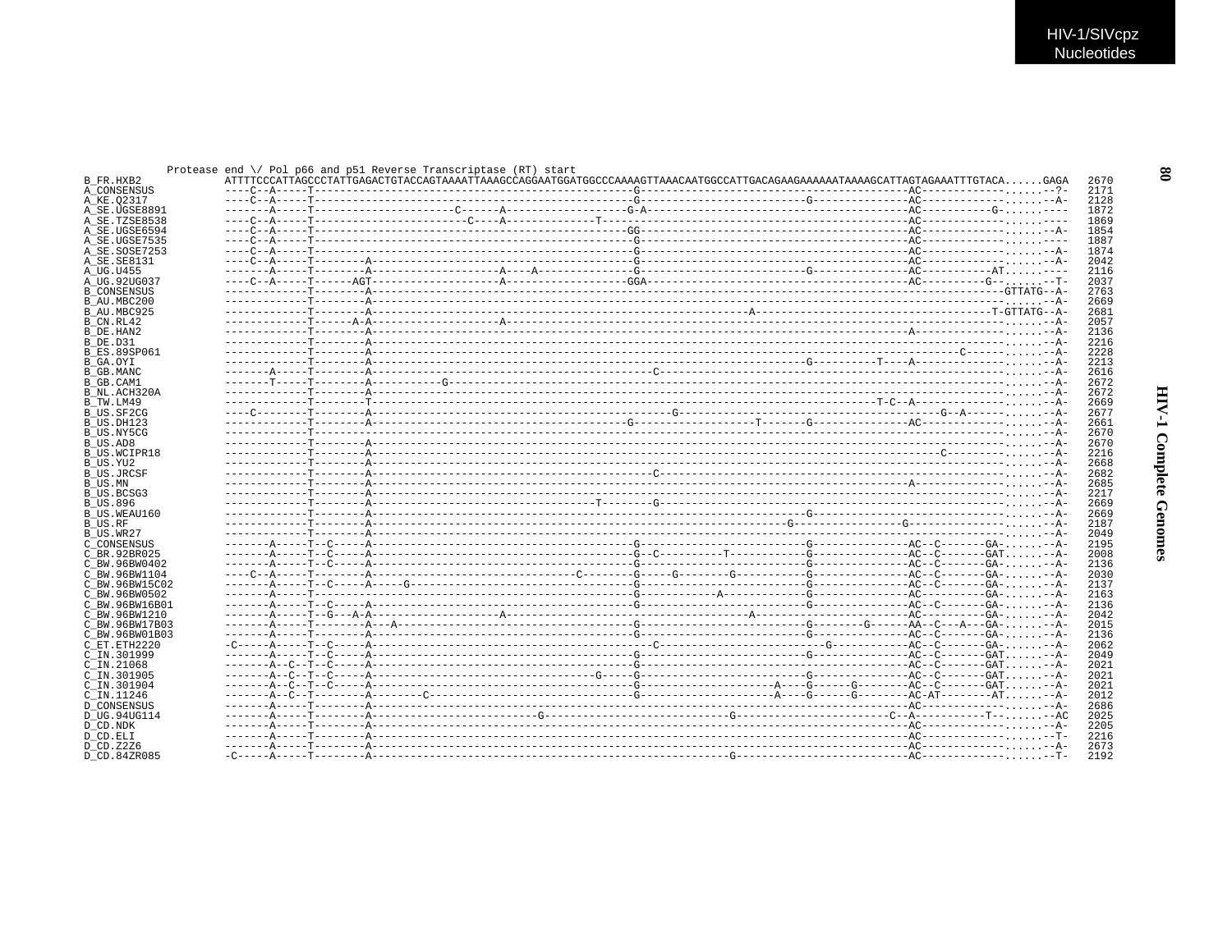```
           Protease end \/ Pol p66 and p51 Reverse Transcriptase (RT) start
B_FR.HXB2      ATTTTCCCATTAGCCCTATTGAGACTGTACCAGTAAAATTAAAGCCAGGAATGGATGGCCCAAAAGTTAAACAATGGCCATTGACAGAAGAAAAAATAAAAGCATTAGTAGAAATTTGTACA......GAGA  2670
A_CONSENSUS    ----C--A-----T-------------------------------------------------G-----------------------------------------AC-------------......--?-  2171
A_KE.Q2317     ----C--A-----T-------------------------------------------------G-------------------------G---------------AC-------------......--A-  2128
A_SE.UGSE8891  -------A-----T---------------------C------A----------------G-A-----------------------------------------AC----------G-......----  1872
A_SE.TZSE8538  ----C--A-----T-----------------------C----A-------------T-----------------------------------------------AC-------------......----  1869
A_SE.UGSE6594  ----C--A-----T-------------------------------------------------GG----------------------------------------AC-------------......--A-  1854
A_SE.UGSE7535  ----C--A-----T-------------------------------------------------G-----------------------------------------AC-------------......----  1887
A_SE.SOSE7253  ----C--A-----T-------------------------------------------------G-----------------------------------------AC-------------......--A-  1874
A_SE.SE8131    ----C--A-----T--------A----------------------------------------G-----------------------------------------AC-------------......--A-  2042
A_UG.U455      -------A-----T--------A--------------------A----A--------------G-----------------------G---------------AC-----------AT......----  2116
A_UG.92UG037   ----C--A-----T------AGT--------------------A------------------GGA----------------------------------------AC---------G--......--T-  2037
B_CONSENSUS    -------------T--------A--------------------------------------------------------------------------------------------GTTATG--A-  2763
B_AU.MBC200    -------------T--------A-----------------------------------------------------------------------------------------------......--A-  2669
B_AU.MBC925    -------------T--------A----------------------------------------------------A-------------------------------------T-GTTATG--A-  2681
B_CN.RL42      -------------T------A-A-------------------A---------------------------------------------------------------------------......--A-  2057
B_DE.HAN2      -------------T--------A-------------------------------------------------------------------------------A-----------......--A-  2136
B_DE.D31       -------------T--------A-----------------------------------------------------------------------------------------------......--A-  2216
B_ES.89SP061   -------------T--------A--------------------------------------------------------------------------------------C------......--A-  2228
B_GA.OYI       -------------T--------A-----------------------------------------------------------G----------T----A---------------......--A-  2213
B_GB.MANC      -------A-----T--------A------------------------------------------C--------------------------------------------------......--A-  2616
B_GB.CAM1      -------T-----T--------A----------G------------------------------------------------------------------------------------......--A-  2672
B_NL.ACH320A   -------------T--------A-----------------------------------------------------------------------------------------------......--A-  2672
B_TW.LM49      -------------T--------T-----------------------------------------------------------------------T-C--A---------------......--A-  2669
B_US.SF2CG     ----C--------T--------A-----------------------------------------------G----------------------------------G--A--------......--A-  2677
B_US.DH123     -------------T--------A----------------------------------------G------------------T-------G---------------AC----------......--A-  2661
B_US.NY5CG     -------------T--------------------------------------------------------------------------------------------------------......--A-  2670
B_US.AD8       -------------T--------A-----------------------------------------------------------------------------------------------......--A-  2670
B_US.WCIPR18   -------------T--------A------------------------------------------------------------------------------------C---------......--A-  2216
B_US.YU2       -------------T--------A-----------------------------------------------------------------------------------------------......--A-  2668
B_US.JRCSF     -------------T--------A-------------------------------------------C---------------------------------------------------......--A-  2682
B_US.MN        -------------T--------A-------------------------------------------------------------------------------A-------------......--A-  2685
B_US.BCSG3     -------------T--------A-----------------------------------------------------------------------------------------------......--A-  2217
B_US.896       -------------T--------A------------------------------T-------G---------------------------------------------------------......--A-  2669
B_US.WEAU160   -------------T--------A-----------------------------------------------------------G-----------------------------------......--A-  2669
B_US.RF        -------------T--------A-------------------------------------------------------------G----------------G---------------......--A-  2187
B_US.WR27      -------------T--------A-----------------------------------------------------------------------------------------------......--A-  2049
C_CONSENSUS    -------A-----T--C-----A-------------------------------------------G-----------------------G---------------AC--C-------GA-......--A-  2195
C_BR.92BR025   -------A-----T--C-----A-------------------------------------------G--C---------T-----------G---------------AC--C-------GAT......--A-  2008
C_BW.96BW0402  -------A-----T--C-----A-------------------------------------------G-----------------------G---------------AC--C-------GA-......--A-  2136
C_BW.96BW1104  ----C--A-----T--------A------------------------------C-------G-----G-------G-----------G---------------AC--C-------GA-......--A-  2030
C_BW.96BW15C02 -------A-----T--C-----A-----G-------------------------------------G-----------------------G---------------AC--C-------GA-......--A-  2137
C_BW.96BW0502  -------A-----T--------------------------------------------------G------------A------------G---------------AC----------GA-......--A-  2163
C_BW.96BW16B01 -------A-----T--C-----A--------------------------------------------G-----------------------G---------------AC--C-------GA-......--A-  2136
C_BW.96BW1210  -------A-----T--G---A-A--------------------A-----------------------------------A-----------------------AC----------GA-......--A-  2042
C_BW.96BW17B03 -------A-----T--------A---A-----------------------------------------G-----------------------G--------G------AA--C---A---GA-......--A-  2015
C_BW.96BW01B03 -------A-----T--------A--------------------------------------------G-----------------------G---------------AC--C-------GA-......--A-  2136
C_ET.ETH2220   -C-----A-----T--C-----A-----------------------------------------------C-------------------------G-----------AC--C-------GA-......--A-  2062
C_IN.301999    -------A-----T--C-----A-------------------------------------------G-----------------------G---------------AC--C-------GAT......--A-  2049
C_IN.21068     -------A--C--T--C-----A-------------------------------------------G-------------------------------------------AC--C-------GAT......--A-  2021
C_IN.301905    -------A--C--T--C-----A-------------------------------G-----G-----------------------G---------------AC--C-------GAT......--A-  2021
C_IN.301904    -------A--C--T--C-----A-------------------------------------------G---------------------A----G------G--------AC--C-------GAT......--A-  2021
C_IN.11246     -------A--C--T--------A--------C----------------------------------G---------------------A----G------G--------AC-AT--------AT......--A-  2012
D_CONSENSUS    -------A-----T--------A---------------------------------------------------------------------------------------AC-------------......--A-  2686
D_UG.94UG114   -------A-----T--------A-------------------------G---------------------------G-----------------------C--A-----------T--......--AC  2025
D_CD.NDK       -------A-----T--------A---------------------------------------------------------------------------------------AC-------------......--A-  2205
D_CD.ELI       -------A-----T--------A---------------------------------------------------------------------------------------AC-------------......--T-  2216
D_CD.Z2Z6      -------A-----T--------A---------------------------------------------------------------------------------------AC-------------......--A-  2673
D_CD.84ZR085   -C-----A-----T--------A----------------------------------------------------------G-------------------------AC-------------......--T-  2192
```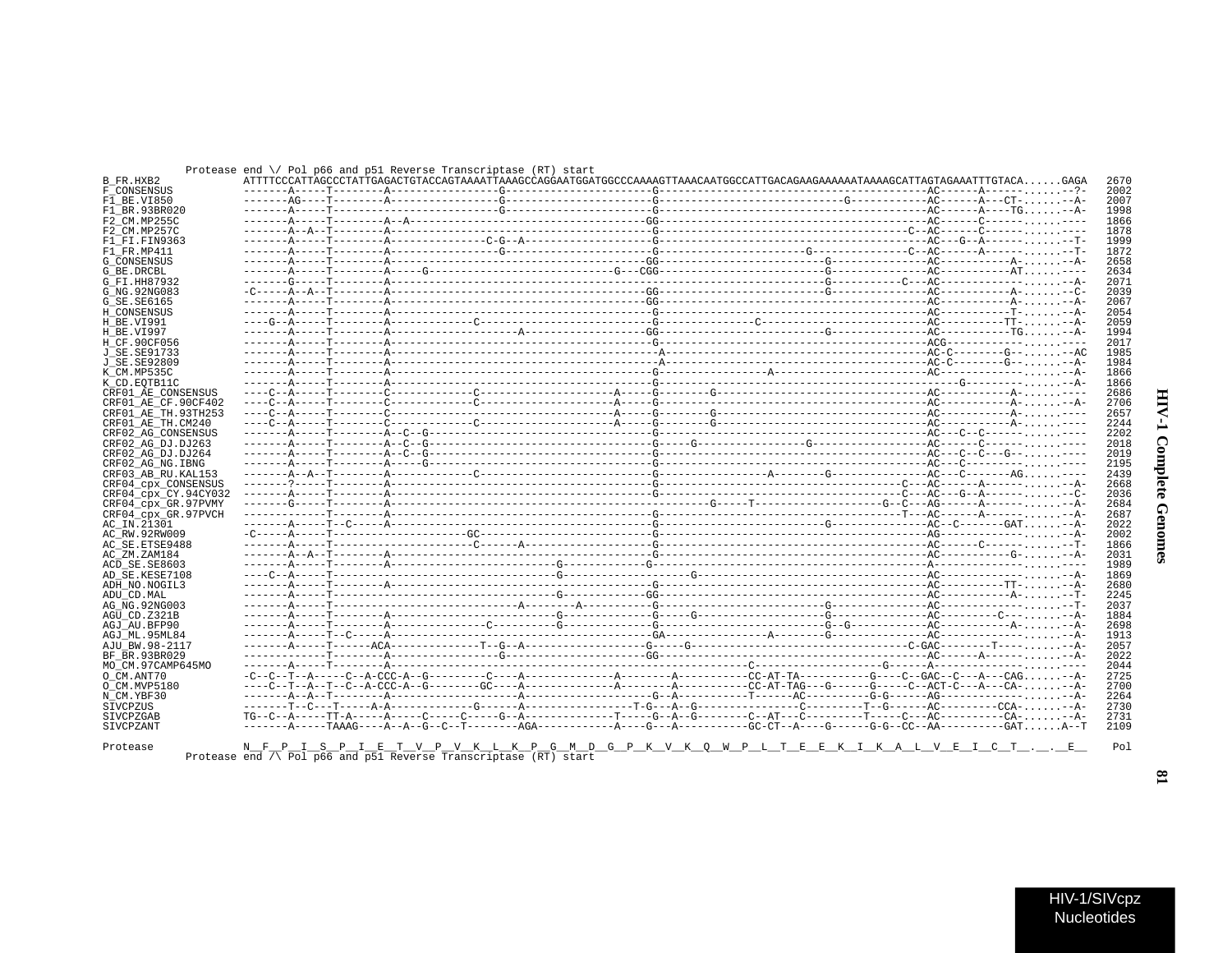```
          Protease end \/ Pol p66 and p51 Reverse Transcriptase (RT) start
B_FR.HXB2            ATTTTCCCATTAGCCCTATTGAGACTGTACCAGTAAAATTAAAGCCAGGAATGGATGGCCCAAAAGTTAAACAATGGCCATTGACAGAAGAAAAAATAAAAGCATTAGTAGAAATTTGTACA......GAGA   2670
F_CONSENSUS          -------A-----T--------A----------------G----------------------G------------------------------------------AC------A------......-?-   2002
F1_BE.VI850          -------AG----T--------A----------------G----------------------G----------------------------G-----------AC------A---CT-......--A-   2007
F1_BR.93BR020        -------A-----T--------------------------G----------------------G------------------------------------------AC------A----TG......--A-   1998
F2_CM.MP255C         -------A-----T--------A--A-------------------------------------GG-----------------------------------------AC------C------......----   1866
F2_CM.MP257C         -------A--A--T--------A-----------------------------------------G---------------------------------------C--AC------C------......----   1878
F1_FI.FIN9363        -------A-----T--------A--------------C-G--A--------------------G------------------------------------------AC---G--A------......--T-   1999
F1_FR.MP411          -------A-----T--------A----------------G----------------------G----------------------G--------------C--AC------A------......--T-   1872
G_CONSENSUS          -------A-----T--------A----------------------------------------GG----------------------G-----------------AC-----------A-......--A-   2658
G_BE.DRCBL           -------A-----T--------A-----G---------------------------G---CGG-----------------------G-----------------AC-----------AT......----   2634
G_FI.HH87932         -------G-----T--------A-----------------------------------------------------------------G-----------C---AC------------------......--A-   2071
G_NG.92NG083         -C-----A--A--T--------A----------------------------------------GG----------------------G-----------------AC-----------A-......--C-   2039
G_SE.SE6165          -------A-----T--------A----------------------------------------GG-----------------------------------------AC-----------A-......--A-   2067
H_CONSENSUS          -------A-----T--------A-----------------------------------------G-----------------------------------------AC-----------T-......--A-   2054
H_BE.VI991           ----G--A-----T--------A------------C--------------------------G--------------C--------------------------AC-----------TT-......--A-   2059
H_BE.VI997           -------A-----T--------A----------------A-----------------------GG----------------------G-----------------AC-----------TG......--A-   1994
H_CF.90CF056         -------A-----T--------A-----------------------------------------G-----------------------------------------ACG-----------------......----   2017
J_SE.SE91733         -------A-----T--------A------------------------------------------A----------------------------------------AC-C--------G--......--AC   1985
J_SE.SE92809         -------A-----T--------A------------------------------------------A----------------------------------------AC-C--------G--......--A-   1984
K_CM.MP535C          -------A-----T--------A-----------------------------------------G-----------------A-----------------------AC------------------......--A-   1866
K_CD.EQTB11C         -------A-----T--------A-----------------------------------------G------------------------------------------------G-----------......--A-   1866
CRF01_AE_CONSENSUS   ----C--A-----T--------C------------C--------------------A------G--------G--------------------------------AC-----------A-......----   2686
CRF01_AE_CF.90CF402  ----C--A-----T--------C------------C--------------------A------G--------------------------------------AC-----------A-......--A-   2706
CRF01_AE_TH.93TH253  ----C--A-----T--------C------------------------------------A------G--------G--------------------------------AC-----------A-......----   2657
CRF01_AE_TH.CM240    ----C--A-----T--------C------------C--------------------A------G--------G--------------------------------AC-----------A-......----   2244
CRF02_AG_CONSENSUS   -------A-----T--------A--C--G-----------------------------------G-----------------------------------------AC---C--C------......----   2202
CRF02_AG_DJ.DJ263    -------A-----T--------A--C--G-----------------------------------G-----G----------------G------------------AC------C------......----   2018
CRF02_AG_DJ.DJ264    -------A-----T--------A--C--G-----------------------------------G-----------------------------------------AC---C--C---G--......----   2019
CRF02_AG_NG.IBNG     -------A-----T--------A-----G-----------------------------------G-----------------------------------------AC---C----------......----   2195
CRF03_AB_RU.KAL153   -------A--A--T--------A------------C----------------------------G-----------------A--------G--------------AC---C--------AG......----   2439
CRF04_cpx_CONSENSUS  -------?-----T--------A-----------------------------------------G-------------------------------------C---AC------A------......--A-   2668
CRF04_cpx_CY.94CY032 -------A-----T--------A-----------------------------------------G-------------------------------------C---AC---G--A------......--C-   2036
CRF04_cpx_GR.97PVMY  -------G-----T--------A-----------------------------------------------G-----T------------------G--C---AG------A------......--A-   2684
CRF04_cpx_GR.97PVCH  -------------T--------A-----------------------------------------G---------------------------------------T---AC------A------......--A-   2687
AC_IN.21301          -------A-----T--C-----A-----------------------------------------G----------------------G-----------------AC--C-------GAT......--A-   2022
AC_RW.92RW009        -C-----A-----T-------------------GC----------------------------G-----------------------------------------AG------------------......--A-   2002
AC_SE.ETSE9488       -------A-----T-------------------------C------A----------------G-----------------------------------------AC------C------......--T-   1866
AC_ZM.ZAM184         -------A--A--T--------A-----------------------------------------G-----------------------------------------AC-----------G-......--A-   2031
ACD_SE.SE8603        -------A-----T--------A------------------------G------------G-----------------------------------------A------------------......----   1989
AD_SE.KESE7108       ----C--A-----T---------------------------------G-----------------G------------------------------------AC------------------......--A-   1869
ADH_NO.NOGIL3        -------A-----T--------A-----------------------------------------G-----------------------------------------AC-----------TT-......--A-   2680
ADU_CD.MAL           -------A-----T-----------------------------------G------------GG-----------------------------------------AC-----------A-......--T-   2245
AG_NG.92NG003        -------A-----T------------------------A--------A---------------G----------------------G-----------------AC------------------......--T-   2037
AGU_CD.Z321B         -------A-----T--------A-----------------------------G-----------G-----G------------------G-----------------AC---------C------......--A-   1884
AGJ_AU.BFP90         -------A-----T--------A------------C----------G-----------------G-----------------------G--G------------AC-----------A-......--A-   2698
AGJ_ML.95ML84        -------A-----T--C-----A-----------------------------------------GA----------------A--------G-----------------AC------------------......--A-   1913
AJU_BW.98-2117       -------A-----T------ACA-------------T--G--A------------------G-----G----------------------------C-GAC--------T------......--A-   2057
BF_BR.93BR029        -------------T--------A------------------G---------------------GG-----------------------------------------AC------A------......--A-   2022
MO_CM.97CAMP645MO    -------A-----T--------A-----------------------------------------------C------------------------G-----A------------------......----   2044
O_CM.ANT70           -C--C--T--A-----C--A-CCC-A--G---------C----A-------------A--------A----------CC-AT-TA----------G----C--GAC--C---A---CAG......--A-   2725
O_CM.MVP5180         ----C--T--A--T--C--A-CCC-A--G--------GC----A-------------A--------A----------CC-AT-TAG---G------G-----C--ACT-C---A---CA-......--A-   2700
N_CM.YBF30           -------A--A--T--------A------------------------A-----------------G--A---------T------AC---------G-G------AG-----------------......--A-   2264
SIVCPZUS             -------T--C---T-----A-A------------G------A----------------T-G---A--G----------------C---------T--G------AC---------CCA-......--A-   2730
SIVCPZGAB            TG--C--A-----TT-A-----C-----C-----G--A--------------T-----G--A--G--------C--AT---C---------T-----C---AC----------CA-......--A-   2731
SIVCPZANT            -------A-----TAAAG----A--A--G--C--T--------AGA------------A----G---A-----------GC-CT--A----G------G-G--CC--AA----------GAT......A--T   2109

Protease             N__F__P__I__S__P__I__E__T__V__P__V__K__L__K__P__G__M__D__G__P__K__V__K__Q__W__P__L__T__E__E__K__I__K__A__L__V__E__I__C__T__.__.__E__   Pol
          Protease end /\ Pol p66 and p51 Reverse Transcriptase (RT) start
```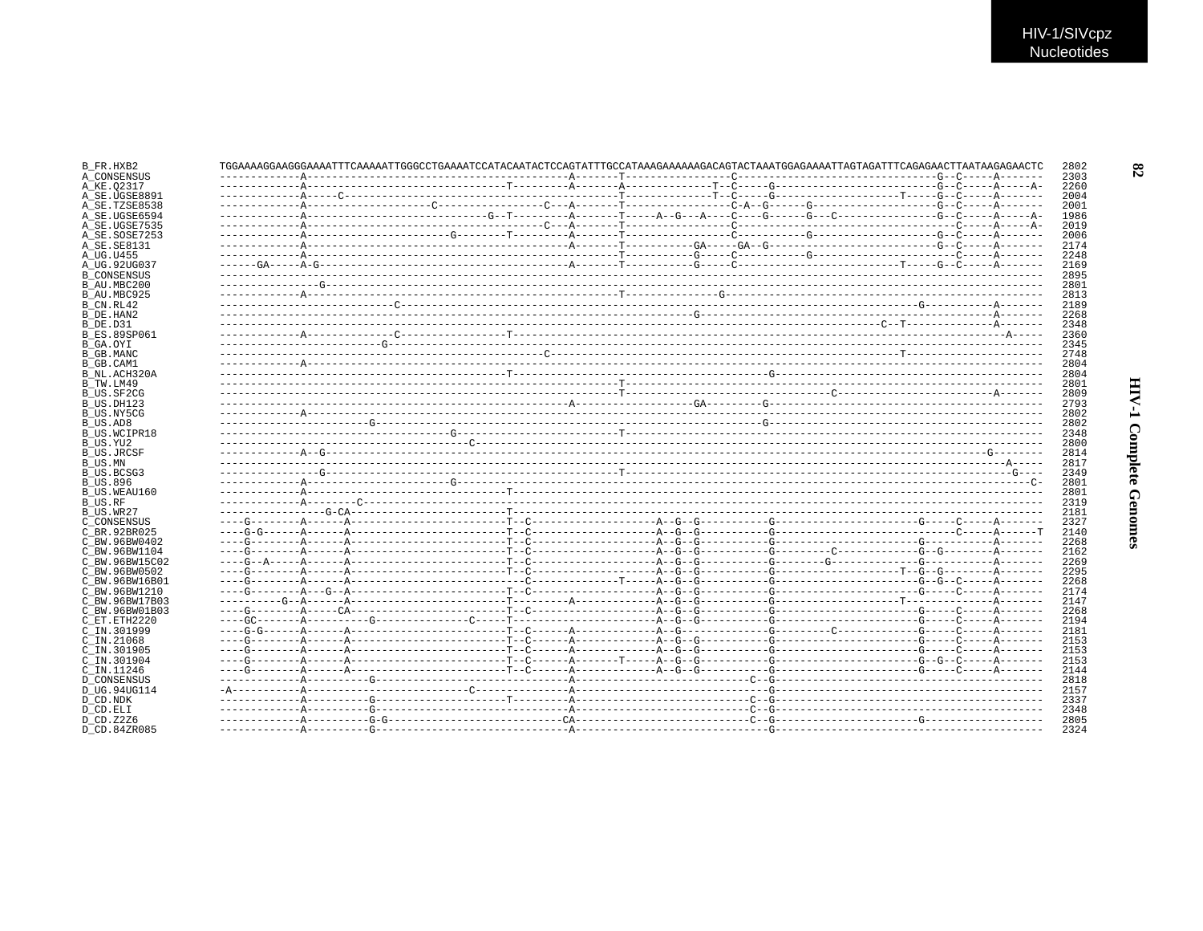```
B_FR.HXB2        TGGAAAAGGAAGGGAAAATTTCAAAAATTGGGCCTGAAAATCCATACAATACTCCAGTATTTGCCATAAAGAAAAAAGACAGTACTAAATGGAGAAAATTAGTAGATTTCAGAGAACTTAATAAGAGAACTC  2802
A_CONSENSUS      -------------A------------------------------------------A-------T-----------------C--------------------------------G--C-----A-------  2303
A_KE.Q2317       -------------A--------------------------------T---------A-------A--------------T--C-----G--------------------------G--C-----A-----A-  2260
A_SE.UGSE8891    -------------A-----C--------------------------------------------T--------------T--C-----G--------------------T-----G--C-----A-------  2004
A_SE.TZSE8538    -------------A--------------------C-----------------C---A-------T-----------------C-A--G------G--------------------G--C-----A-------  2001
A_SE.UGSE6594    -------------A-----------------------------G--T---------A-------T-----A--G---A----C----G------G---C----------------G--C-----A-----A-  1986
A_SE.UGSE7535    -------------A--------------------------------------C---A-------T-----------------C-----------------------------------C-----A-----A-  2019
A_SE.SOSE7253    -------------A-----------------------G--------T---------A-------T-----------------C-----------G--------------------G--C-----A-------  2006
A_SE.SE8131      -------------A------------------------------------------A-------T----------GA-----GA--G----------------------------G--C-----A-------  2174
A_UG.U455        -------------A--------------------------------------------------T-----------G-----C-----------G-----------------------C-----A-------  2248
A_UG.92UG037     ------GA-----A-G----------------------------------------A-------T-----------G-----C--------------------------T-----G--C-----A-------  2169
B_CONSENSUS      ------------------------------------------------------------------------------------------------------------------------------------  2895
B_AU.MBC200      ----------------G-------------------------------------------------------------------------------------------------------------------  2801
B_AU.MBC925      -------------A--------------------------------------------------T----------------G--------------------------------------------------  2813
B_CN.RL42        ----------------------------C-----------------------------------------------------------------------------------G-----------A-------  2189
B_DE.HAN2        ----------------------------------------------------------------------------G-----------------------------------------------A-------  2268
B_DE.D31         ----------------------------------------------------------------------------------------------------------C--T--------------A-------  2348
B_ES.89SP061     -------------A--------------C-----------------T-------------------------------------------------------------------------------A-----  2360
B_GA.OYI         --------------------------G---------------------------------------------------------------------------------------------------------  2345
B_GB.MANC        ----------------------------------------------------C--------------------------------------------------------T----------------------  2748
B_GB.CAM1        -------------A----------------------------------------------------------------------------------------------------------------------  2804
B_NL.ACH320A     ----------------------------------------------T----------------------------------------G--------------------------------------------  2804
B_TW.LM49        ----------------------------------------------------------------T-------------------------------------------------------------------  2801
B_US.SF2CG       ----------------------------------------------------------------T---------------------------------C-------------------------A-------  2809
B_US.DH123       --------------------------------------------------------A------------------GA----------G--------------------------------------------  2793
B_US.NY5CG       -------------A----------------------------------------------------------------------------------------------------------------------  2802
B_US.AD8         ------------------------G--------------------------------------------------------------G--------------------------------------------  2802
B_US.WCIPR18     -------------------------------------G--------------------------T-------------------------------------------------------------------  2348
B_US.YU2         ----------------------------------------C-------------------------------------------------------------------------------------------  2800
B_US.JRCSF       -------------A--G----------------------------------------------------------------------------------------------------------G--------  2814
B_US.MN          ------------------------------------------------------------------------------------------------------------------------------A-----  2817
B_US.BCSG3       ----------------G-----------------------------------------------T--------------------------------------------------------------G----  2349
B_US.896         -------------A-----------------------G--------------------------------------------------------------------------------------------C-  2801
B_US.WEAU160     -------------A--------------------------------T-------------------------------------------------------------------------------------  2801
B_US.RF          -------------A--------C-------------------------------------------------------------------------------------------------------------  2319
B_US.WR27        -----------------G-CA-------------------------T-------------------------------------------------------------------------------------  2181
C_CONSENSUS      ----G--------A------A-------------------------T--C--------------------A--G--G-----------G-----------------------G-----C-----A-------  2327
C_BR.92BR025     ----G-G------A------A-------------------------T--C--------------------A--G--G-----------G-----------------------------C-----A-----T-  2140
C_BW.96BW0402    ----G--------A------A-------------------------T--C--------------------A--G--G-----------G-----------------------G-----------A-------  2268
C_BW.96BW1104    ----G--------A------A-------------------------T--C--------------------A--G--G-----------G---------C-------------G--G--------A-------  2162
C_BW.96BW15C02   ----G--A-----A------A-------------------------T--C--------------------A--G--G-----------G-------G---------------G-----------A-------  2269
C_BW.96BW0502    ----G--------A------A-------------------------T--C--------------------A--G--G-----------G--------------------T--G--G--------A-------  2295
C_BW.96BW16B01   ----G--------A------A----------------------------C--------------T-----A--G--G-----------G-----------------------G--G--C-----A-------  2268
C_BW.96BW1210    ----G--------A---G--A-------------------------T--C--------------------A--G--G-----------G-----------------------G-----C-----A-------  2174
C_BW.96BW17B03   ----------G--A------A-----------------------------------A-------------A--G--G-----------G--------------------T--------------A-------  2147
C_BW.96BW01B03   ----G--------A-----CA-------------------------T--C--------------------A--G--G-----------G-----------------------G-----C-----A-------  2268
C_ET.ETH2220     ----GC-------A----------G---------------C-----T-----------------------A--G--G-----------G-----------------------G-----C-----A-------  2194
C_IN.301999      ----G-G------A------A-------------------------T--C------A-------------A--G--------------G---------C-------------G-----C-----A-------  2181
C_IN.21068       ----G--------A------A-------------------------T--C------A-------------A--G--G-----------G-----------------------G-----C-----A-------  2153
C_IN.301905      ----G--------A------A-------------------------T--C------A-------------A--G--G-----------G-----------------------G-----C-----A-------  2153
C_IN.301904      ----G--------A------A-------------------------T--C------A-------T-----A--G--G-----------G-----------------------G--G--C-----A-------  2153
C_IN.11246       ----G--------A------A-------------------------T--C------A-------------A--G--G-----------G-----------------------G-----C-----A-------  2144
D_CONSENSUS      -------------A----------G-------------------------------A----------------------------C-G--------------------------------------------  2818
D_UG.94UG114     -A-----------A--------------------------C---------------A------------------------------G--------------------------------------------  2157
D_CD.NDK         -------------A----------G---------------------T---------A----------------------------C-G--------------------------------------------  2337
D_CD.ELI         -------------A----------G-------------------------------A----------------------------C-G--------------------------------------------  2348
D_CD.Z2Z6        -------------A----------G-G----------------------------CA----------------------------C-G------------------------G-------------------  2805
D_CD.84ZR085     -------------A----------G-------------------------------A------------------------------G--------------------------------------------  2324
```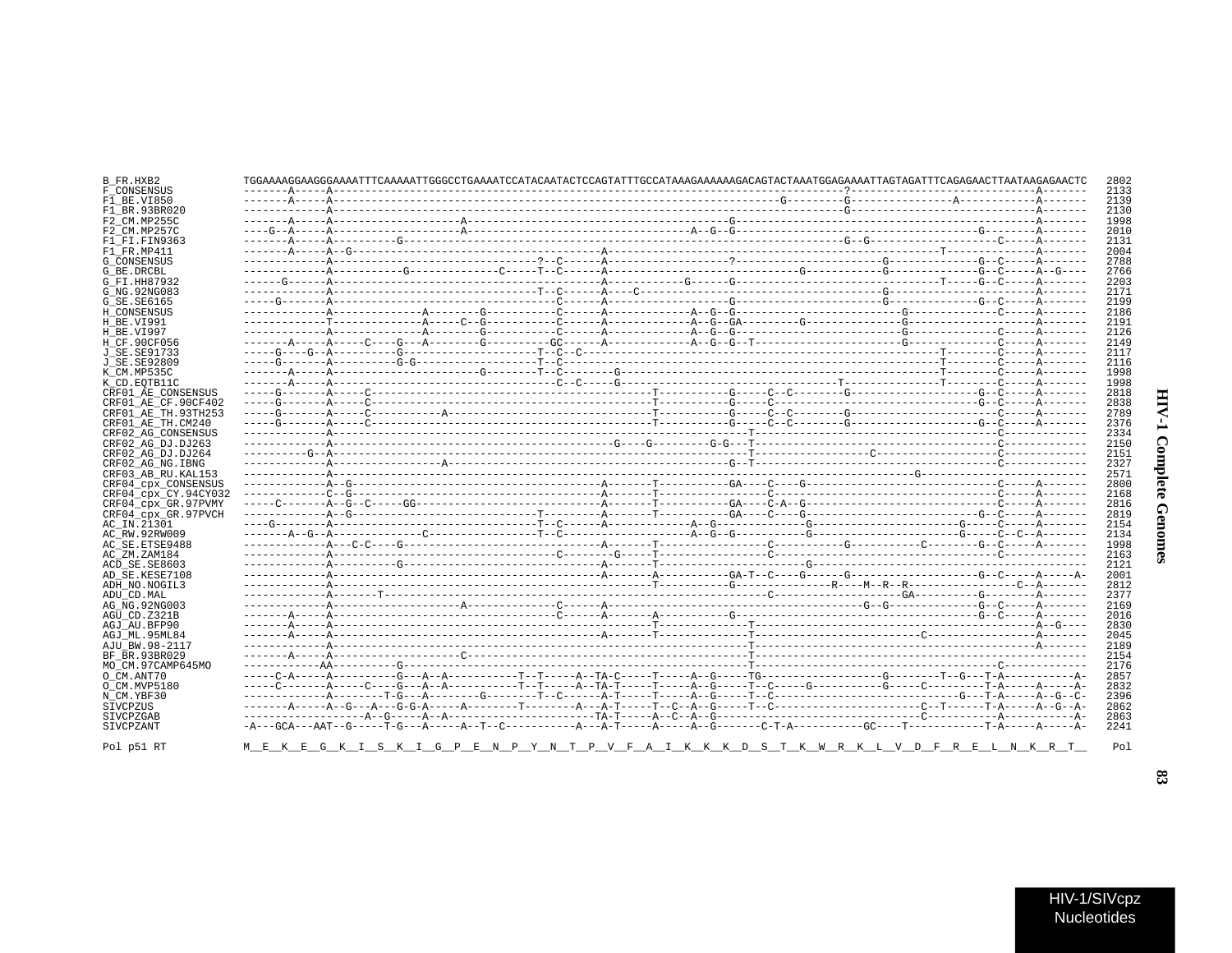```
B_FR.HXB2              TGGAAAAGGAAGGGAAAATTTCAAAAATTGGGCCTGAAAATCCATACAATACTCCAGTATTTGCCATAAAGAAAAAAGACAGTACTAAATGGAGAAAATTAGTAGATTTCAGAGAACTTAATAAGAGAACTC  2802
F_CONSENSUS            -------A-----A---------------------------------------------------------------------------?------------------------------A-------  2133
F1_BE.VI850            -------A-----A--------------------------------------------------------------------G---------G---------------A------------A-------  2139
F1_BR.93BR020          -------------A---------------------------------------------------------------------------G------------------------------A-------  2130
F2_CM.MP255C           -------A-----A-------------------A---------------------------------------G----------------------------------------------A-------  1998
F2_CM.MP257C           ----G--A-----A-------------------A---------------------------------A--G--G----------------------------------------G-------A-------  2010
F1_FI.FIN9363          -------A-----A---------G----------------------------------------------------------------------G--G--------------------C-----A-------  2131
F1_FR.MP411            -------A-----A--G----------------------------------A----------------------------------------------------T--------------A-------  2004
G_CONSENSUS            -------------A--------------------------------?--C------A-----------------?---------------------G-------------G--C-----A-------  2788
G_BE.DRCBL             -------------A-----------G--------------C-----T--C------A----------------------------G-----------G-------------G--C-----A--G----  2766
G_FI.HH87932           ------G------A---------------------------------------------A-----------G------G---------------------------T-----G--C-----A-------  2203
G_NG.92NG083           -------------A--------------------------------T--C------A----C-------------------------------------G--------------------A-------  2171
G_SE.SE6165            -----G-------A-------------------------------------------A--------------------G-------------------G------------G--C-----A-------  2199
H_CONSENSUS            -------------A-------------A--------G----------C------A------------A--G--G--------------------------G-------------C-----A-------  2186
H_BE.VI991             -------------T-------------A-----C--G----------C------A------------A--G--GA--------G-------------G------------------------A-------  2191
H_BE.VI997             -------------A-------------A--------G----------C------A------------A--G--G---------------------------G-------------C-----A-------  2126
H_CF.90CF056           -------A-----A-----C----G---A--------G---------GC------A------------A--G--G--T-----------------------G-------------C-----A-------  2149
J_SE.SE91733           -----G----G--A------------G--------------------T--C--C-------------------------------------------------T--------C-----A-------  2117
J_SE.SE92809           -----G-------A----------G-G--------------------T--C-------------------------------------------------------T--------C-----A-------  2116
K_CM.MP535C            -------A-----A-----------------------G---------T--C--------G-----------------------------------------------T--------C-----A-------  1998
K_CD.EQTB11C           -------A-----A--------------------------------C--C-----G-------------------------------T----------------T--------C-----A-------  1998
CRF01_AE_CONSENSUS     -----G-------A-----C-----------------------------------------T----------G-----C--C-------G------------------G--C-----A-------  2818
CRF01_AE_CF.90CF402    -----G-------A-----C-----------------------------------------T----------G-----C-------------------------------G--C-----A-------  2838
CRF01_AE_TH.93TH253    -----G-------A-----C-----------A-----------------------------T----------G-----C--C-------G-----------------------C-----A-------  2789
CRF01_AE_TH.CM240      -----G-------A-----C-----------------------------------------T----------G-----C--C-------G------------------G--C-----A-------  2376
CRF02_AG_CONSENSUS     -------------A----------------------------------------------------------T--------------------------------------C------------  2334
CRF02_AG_DJ.DJ263      -------------A-------------------------------------------G----G---------G-G---T--------------------------------C------------  2150
CRF02_AG_DJ.DJ264      ----------G--A----------------------------------------------------------T-------------------C--------------------C------------  2151
CRF02_AG_NG.IBNG       -------------A-------------------A------------------------------------G--T--------------------------------------C------------  2327
CRF03_AB_RU.KAL153     -------------A-----------------------------------------------------------------------------------------G--------------------------  2571
CRF04_cpx_CONSENSUS    -------------A--G--------------------------------A-------T------------GA----C----G------------------------------C-----A-------  2800
CRF04_cpx_CY.94CY032   -------------C--G--------------------------------A-------T------------------C----------------------------------C-----A-------  2168
CRF04_cpx_GR.97PVMY    -----C-------A--G--C-----GG----------------------A-------T------------GA----C-A--G------------------------------C-----A-------  2816
CRF04_cpx_GR.97PVCH    -------------A--G------------------------T--------A-------T------------GA----C----G-------------------------G--C-----A-------  2819
AC_IN.21301            ----G--------A--------------------------------T--C------A------------A--G----------------G----------------------G-----C-----A-------  2154
AC_RW.92RW009          -------A--G--A---------------C----------------T--C-----------------------A--G--G----------G--------------------G-----C--C-A-------  2134
AC_SE.ETSE9488         -------------A---C-C----G-----------------------------A-------T------------------C-----------G-----------C-------G--C-----A-------  1998
AC_ZM.ZAM184           -------------A--------------------------------C--------G-----T------------------C------------------------------------C------------  2163
ACD_SE.SE8603          -------------A---------G-----------------------------A-------T---------------------------G----------------------------------------  2121
AD_SE.KESE7108         -------------A---------------------------------------A-------A------------GA-T--C----G------G-------------------G--C-----A-----A-  2001
ADH_NO.NOGIL3          -------------A------------------------------------------------T------------G------------------R---M--R--R---------------C--A-------  2812
ADU_CD.MAL             -------------A-------T----------------------------------------------------------C---------------------GA----------G--------A-------  2377
AG_NG.92NG003          -------------A-------------------A--------------C------A-------------------------------------------G--G-------------G--C-----A-------  2169
AGU_CD.Z321B           -------A-----A-----------------------------------C------A-------A----------G----------------------------------------G--C-----A-------  2016
AGJ_AU.BFP90           -------A-----A-----------------------------------------------T-------------T----------------------------------------------A--G----  2830
AGJ_ML.95ML84          -------A-----A-----------------------------------A-------T-------------T-------------------------C-----------------A-------  2045
AJU_BW.98-2117         -------------A-------------------------------------------------------------T----------------------------------------------A-------  2189
BF_BR.93BR029          -------A-----A-------------------C----------------------------------------T---------------------------------------------------------  2154
MO_CM.97CAMP645MO      ------------AA-----------G-------------------------------------------------T----------------------------------------C------------  2176
O_CM.ANT70             -----C-A-----A-----------G---A--A----------T--T-----A--TA-C-----T-----A--G-----TG-------------------G--------T--G---T-A-----------A-  2857
O_CM.MVP5180           -----C-------A-----C----G---A--A----------T--T-----A--TA-T-----T-----A--G-----T--C-----G-----------G-----C---------T-A-----A-----A-  2832
N_CM.YBF30             -------------A--------T-G---A--------G--------T--C------A-----T-----T-----A--G-----T--C----------------------------G---T-A-----A--G--C-  2396
SIVCPZUS               -------A-----A--G---A---G-G-A-----A--------T--------A---A-T-----T--C--A--G-----T--C-----------------------C--T------T-A-----A--G--A-  2862
SIVCPZGAB              -------------------A--G-----A--A------------------------TA-T-----A--C--A--G---------------------------------------C-----------A-----------A-  2863
SIVCPZANT              -A---GCA---AAT--G-----T-G---A-----A--T--C-----------A---A-T-----A-----A--G-------C-T-A-----------GC----T-----------T-A-----A-----A-  2241

Pol p51 RT            M__E__K__E__G__K__I__S__K__I__G__P__E__N__P__Y__N__T__P__V__F__A__I__K__K__K__D__S__T__K__W__R__K__L__V__D__F__R__E__L__N__K__R__T__   Pol
```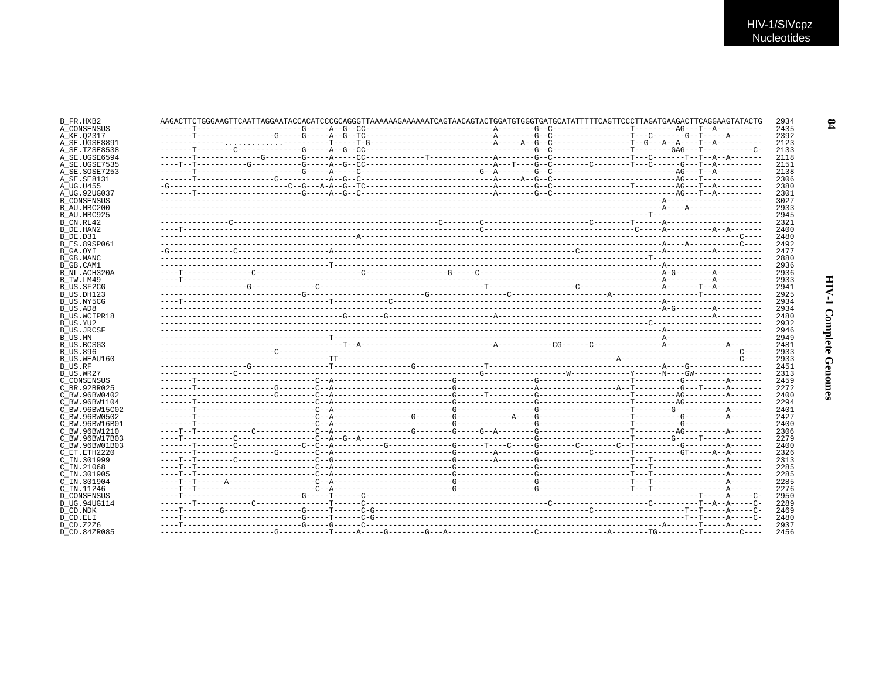```
B_FR.HXB2         AAGACTTCTGGGAAGTTCAATTAGGAATACCACATCCCGCAGGGTTAAAAAAGAAAAAATCAGTAACAGTACTGGATGTGGGTGATGCATATTTTTCAGTTCCCTTAGATGAAGACTTCAGGAAGTATACTG  2934
A_CONSENSUS       -------T-----------------------G-----A--G--CC----------------------------A--------G--C-----------------T---------AG---T--A----------  2435
A_KE.Q2317        -------T----------------G-----G-----A--G--TC----------------------------A--------G--C-----------------T---C-------G--T-----A-------  2392
A_SE.UGSE8891     -------------............----------T-----T-G----------------------------A-----A--G--C-----------------T--G---A--A----T--A----------  2123
A_SE.TZSE8538     -------T-------C-------------G-----A--G--CC----------------------------------G--C-----------------T--------GAG---T-----------C-  2133
A_SE.UGSE6594     -------T-------------G--------G-----A-----CC------------T--------------A--------G--C-----------------T---C-------T--T--A--A-------  2118
A_SE.UGSE7535     ----T--T----------G----------G-----A--G--CC----------------------------A---T----G--C--------C--------T---C------G---T--A----------  2151
A_SE.SOSE7253     -------T-----------------------G-----A-----C---------------------------G-A--------G--C--------------------------AG---T--A----------  2138
A_SE.SE8131       -------T----------------G-----------A--G--C----------------------------A-----A--G--C--------------------------AG---T-------------  2306
A_UG.U455         -G-----------------------C--G---A-A--G--TC----------------------------A--------G--C-----------------T---------AG---T--A----------  2380
A_UG.92UG037      -------T-----------------------G-----A--G--C----------------------------A--------G--C--------------------------AG---T--A----------  2301
B_CONSENSUS       ----------------------------------------------------------------------------------------------------------------A---------------------  3027
B_AU.MBC200       ----------------------------------------------------------------------------------------------------------------A----A----------------  2933
B_AU.MBC925       ---------------------------------------------------------------------------------------------------------------T-----------------------  2945
B_CN.RL42         --------------C-----------------------------------------------C--------C---------------------C--------T------A----------------------  2321
B_DE.HAN2         ----T----------------------------------------------------------------C-----------------------------------C-----A----------A--A-------  2400
B_DE.D31          ----------------------------------------A---------------------------------------------------------------------------------------C----  2480
B_ES.89SP061      ----------------------------------------------------------------------------------------------------------------A----A----------C----  2492
B_GA.OYI          -G-------------C--------------------A-----------------------------------------------------C-----------------A----------A----------  2477
B_GB.MANC         -----------------------------------------------------------------------------------------------------------T-----------------------  2880
B_GB.CAM1         ------------------------------------T----------------------------------------------------------------------A----------------------  2936
B_NL.ACH320A      ----T--------------C---------------------C----------------G-----C--------------------------------------------A-G--------A----------  2936
B_TW.LM49         ----T-----------------------------------------------------------------------------------------------------A----------A----------  2933
B_US.SF2CG        ------------------G------------C-------------------------------------T-------------------C-----------------A-------T--A----------  2941
B_US.DH123        -------------------------------G------------------------G---------------C-----------------------A------------------T-------------  2925
B_US.NY5CG        ----T---------------------------------T-----------C----------------------------------------------------------A----------------------  2934
B_US.AD8          --------------------------------------------------------------------------------------------------------------A-G--------A----------  2934
B_US.WCIPR18      ----------------------------------------G--------G----------------------A--------------------------------------------------A----------  2480
B_US.YU2          -----------------------------------------------------------------------------------------------------------C-----------------------  2932
B_US.JRCSF        ----------------------------------------------------------------------------------------------------------------A---------------------  2946
B_US.MN           -------------------------------------T--------------------------------------------------------------------------A---------------------  2949
B_US.BCSG3        --------------------------------------T--A---------------------------A-----------CG------C---------------A------------A--------  2481
B_US.896          -------------------------C-------------------------------------------------------------------------------------------------C----  2933
B_US.WEAU160      -------------------------------------TT-----------------------------------------------------------A-------------------------C----  2933
B_US.RF           -------------------G-----------------T----------------G--------------T-------------------------------------A----G------------------  2451
B_US.WR27         ---------------C-----------------------------------------------G-----------------W-------------Y------N----GW---------------  2313
C_CONSENSUS       -------T------------------------C--A-----------------------G-----------------G--------------------T---------G---------A-------  2459
C_BR.92BR025      -------T--------------------G--------C--A------------------------G------------------G-------------------A--T----------G---T-----A-------  2272
C_BW.96BW0402     ------------------------G--------C--A-----------------------G-----T---------G--------------------T---------AG---------A-------  2400
C_BW.96BW1104     -------T------------------------C--A-----------------------G-----------------G--------------------T---------AG-----------------  2294
C_BW.96BW15C02    -------T------------------------C--A-----------------------G-----------------G--------------------T---------G---------A-------  2401
C_BW.96BW0502     -------T------------------------C--A------------------G----------G-----------A-----G--------------------T---------G---------A-------  2427
C_BW.96BW16B01    -------T------------------------C--A-----------------------G-----------------G--------------------T---------G-----------------  2400
C_BW.96BW1210     ----T--T-----------C-------------C--A-----------------G--------G-----G--A--------G--------------------T---------AG---------A-------  2306
C_BW.96BW17B03    ----T-----------C-----------------C--A--G--A-------------------------------------G--------------------T---------G-----T-------------  2279
C_BW.96BW01B03    -------T--------C----------------C--C--A-----------G---------------G------T----C-----G----------C----------C--T---------G---------A-------  2400
C_ET.ETH2220      -------T--------------------G--------C--A-----------------------G---------A-------G-----------C--------T---------GT------A--A-------  2326
C_IN.301999       ----T--T--------C-----------------C--G-----------------------G--------A-------G--------------------T---T---------------A-------  2313
C_IN.21068        ----T--T--------------------------C--A-----------------------G-----------------G--------------------T---T---------------A-------  2285
C_IN.301905       ----T--T--------------------------C--A-----------------------G-----------------G--------------------T---T---------------A-------  2285
C_IN.301904       ----T--T------A-------------------C--A-----------------------G-----------------G--------------------T---T---------------A-------  2285
C_IN.11246        ----T--T--------------------------C--A-----------------------G-----------------G--------------------T---T---------------A-------  2276
D_CONSENSUS       ----T------------------------G-----T------C-------------------------------------------------------------------------------T-----A-----C-  2950
D_UG.94UG114      -------T-----------C-----------------T------C-----------------------------------------C--------------------C----------T--A--A-----C-  2289
D_CD.NDK          ----T--------G-----------------G-----T------C-G-----------------------------------------C-------------------T--T-----A-----C-  2469
D_CD.ELI          ----T------------------------G-----T------C-G-----------------------------------------------------------------T--T-----A-----C-  2480
D_CD.Z2Z6         ----T------------------------G-----G-----C------------------------------------------------------------A-------T-----A-------  2937
D_CD.84ZR085      ------------------------G-----------T-----A-----G--------G---A------------------C---------------A--------TG---------T--------C----  2456
```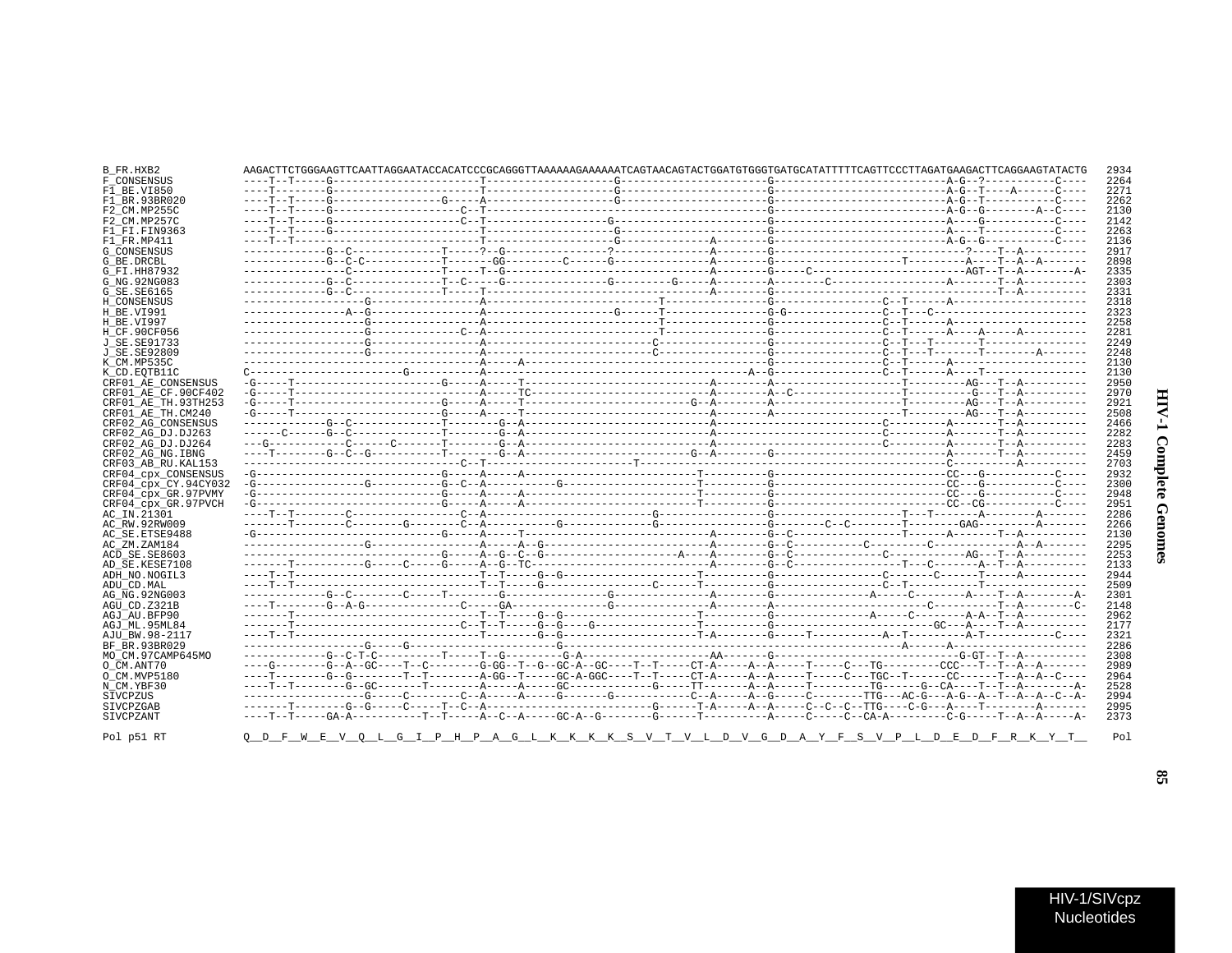```
B_FR.HXB2             AAGACTTCTGGGAAGTTCAATTAGGAATACCACATCCCGCAGGGTTAAAAAAGAAAAAATCAGTAACAGTACTGGATGTGGGTGATGCATATTTTTCAGTTCCCTTAGATGAAGACTTCAGGAAGTATACTG  2934
F_CONSENSUS           ----T--T-----G-----------------------T--------------------G-----------------------G---------------------------A-G--?-----------C----  2264
F1_BE.VI850           ----T--------G-----------------------T--------------------G-----------------------G---------------------------A-G--T----A------C----  2271
F1_BR.93BR020         ----T--T-----G-----------------G-----A--------------------G-----------------------G---------------------------A-G--T-----------C----  2262
F2_CM.MP255C          ----T--T-----G--------------------C--T--------------------------------------------G---------------------------A-G--G--------A--C----  2130
F2_CM.MP257C          ----T--T-----G--------------------C--T------------------G-------------------------G---------------------------A----G-----------C----  2142
F1_FI.FIN9363         ----T--T-----G-----------------------T--------------------G-----------------------G---------------------------A----T-----------C----  2263
F1_FR.MP411           ----T--T-----------------------------T--------------------G-------------A---------G---------------------------A-G--G-----------C----  2136
G_CONSENSUS           -------------G--C--------------T-----?--G---------------?--------------A---------G-----------------------------?----T--A----------  2917
G_BE.DRCBL            -------------G--C-C------------T-------GG---------C------G--------------A---------G---------------------T---------A----T--A--A-------  2898
G_FI.HH87932          ----------------C--------------T-----T--G-------------------------------A---------G-----C-------------------------AGT--T--A--------A-  2335
G_NG.92NG083          -------------G--C--------------T--C-----G---------------G---------G-----A---------G--------C--------------------A-------T--A----------  2303
G_SE.SE6165           -------------G--C--------------T-----T----------------------------------A---------G-------------------------------------T--A----------  2331
H_CONSENSUS           ------------------G------------------A-------------------------T----------------G------------------C--T------A----------------------  2318
H_BE.VI991            ----------------A--G-----------------A-------------------G------T----------------G-G----------------C--T---C------------------------  2323
H_BE.VI997            ------------------G------------------A-------------------------T----------------G------------------C--T------A----------------------  2258
H_CF.90CF056          ------------------G------------------C--A----------------------T----------------G------------------C--T------A-----A-----A----------  2281
J_SE.SE91733          ------------------G------------------A------------------------C-----------------G------------------C--T---T------T------------------  2249
J_SE.SE92809          ------------------G------------------A------------------------C-----------------G------------------C--T---T-------T---------A-------  2248
K_CM.MP535C           -------------------------------------A-----A--------------------------------------G------------------C--T------A----------------------  2130
K_CD.EQTB11C          C---------------------G--------------A-------------------------------------A--G--------------------C--T------A----T------------------  2130
CRF01_AE_CONSENSUS    -G-----T-------------------------G-----A-----T-------------------------A---------A---------------------T---------AG---T--A----------  2950
CRF01_AE_CF.90CF402   -G-----T-------------------------------A-----TC------------------------A---------A--C------------------T----------G---T--A----------  2970
CRF01_AE_TH.93TH253   -G-----T-------------------------G-----A-----T---------------------G--A---------A---------------------T---------AG---T--A----------  2921
CRF01_AE_TH.CM240     -G-----T-------------------------G-----A-----T-------------------------A---------A---------------------T---------AG---T--A----------  2508
CRF02_AG_CONSENSUS    -------------G--C--------------T--------G--A---------------------------A----------------------------C----------A-------T--A----------  2466
CRF02_AG_DJ.DJ263     ------C------G--C--------------T--------G--A---------------------------A----------------------------C----------A-------T--A----------  2282
CRF02_AG_DJ.DJ264     ---G------------C------C-------T--------G--A---------------------------A----------------------------C----------A-------T--A----------  2283
CRF02_AG_NG.IBNG      ----T--------G--C--G-----------T--------G--A-----------------------G--A---------G-------------------------------A-------T--A----------  2459
CRF03_AB_RU.KAL153    ----------------------------------C--T-------------------T----------------------------------------------C-----------A----------------  2703
CRF04_cpx_CONSENSUS   -G-----------------------------G-----A-----A--------------------------T---------G--------------------------CC---G-----------C----  2932
CRF04_cpx_CY.94CY032  -G----------------G------------G--C--A-----------G--------------------T---------G--------------------------CC---G-----------C----  2300
CRF04_cpx_GR.97PVMY   -G-----------------------------G-----A-----A--------------------------T---------G--------------------------CC---G-----------C----  2948
CRF04_cpx_GR.97PVCH   -G-----------------------------G-----A-----A--------------------------T---------G--------------------------CC--CG-----------C----  2951
AC_IN.21301           ----T--T--------C------------------C--A--------------------------G---------------G---------------------T---T-------A--------A-------  2286
AC_RW.92RW009         -------T--------C--------G--------C--A-----------G--------------G-----------------G--------C--C--------T--------GAG---------A-------  2266
AC_SE.ETSE9488        -G-----------------------------G-----A-----T--------------------------A---------G--C-------------------T------A-------T--A----------  2130
AC_ZM.ZAM184          ------------------G------------------A-----A--G------------------------A---------G--C----------C---------C-------------A--A-------  2295
ACD_SE.SE8603         -------------------------------G-----A--G--C--G--------------------A----A---------G--C-------------C-------------AG---T--A----------  2253
AD_SE.KESE7108        -------T-----------G-----C-----G-----A--G--TC--------------------------A---------G--C------------------T---C-------A--T--A----------  2133
ADH_NO.NOGIL3         ----T--T-----------------------------T--T-----G--G--------------------T---------G-----------------------C-------C------T------A--------  2944
ADU_CD.MAL            ----T--T-----------------------------T--T-----G--------------------C------T--------G--------------------C--T------------T---------------  2509
AG_NG.92NG003         -------------G--C--------C-----T--------G--------------G---------------A---------G--------------A-----C--------A----T--A--------A-  2301
AGU_CD.Z321B          ----T--------G--A-G------------------C-----GA---------------G---------------A--------A---------------------------C----------T--A-------C-  2148
AGJ_AU.BFP90          -------T-----------------------------T--T-----G--G-----------------------T---------G---------------A------C--------A-A--T--A----------  2962
AGJ_ML.95ML84         -------T---------------------------C--T--T-----G--G----G-----------------T---------G-----------------------GC---A----T--A----------  2177
AJU_BW.98-2117        ----T--T-----------------------------T--------G--G-----------------------T-A---------G-----T-----------A--T---------A-T-----------C----  2321
BF_BR.93BR029         ------------------G-----G--------------------------G-------------------------------------------------------A------A------------------  2286
MO_CM.97CAMP645MO     -------------G--C-T-C----------T-----T--G---------G-A---------------------AA--------G--------------------------------G-GT--T--A----------  2308
O_CM.ANT70            ----G--------G--A--GC----T--C----------G-GG--T--G--GC-A--GC----T--T-----CT-A-----A--A-----T-----C---TG---------CCC---T--T--A--A-------  2989
O_CM.MVP5180          ----T--------G--G--------T--T----------A-GG--T-----GC-A-GGC----T--T-----CT-A-----A--A-----T-----C---TGC--T------CC------T--A--A--C----  2964
N_CM.YBF30            ----T--T--------G--GC-------T--------A-----A-----GC--------------G-----TT-------A--A-----T---------TG------G--CA----T--T--A--------A-  2528
SIVCPZUS              ------------------G------C--------C--A-----A-----G-------G-------------C--A-----A--G-----C--------TTG---AC-G---A-G--A--T--A--A--C--A-  2994
SIVCPZGAB             -------T--------G--G-----C-----T--C--A-------------------------G-------T-A-----A--A-----C--C--C--TTG----C-G---A----T--------A-------  2995
SIVCPZANT             ----T--T-----GA-A-------------T--T-----A--C--A-----GC-A--G---------G------T------------A-----C-----C--CA-A---------C-G-----T--A--A-----A-  2373

Pol p51 RT           Q__D__F__W__E__V__Q__L__G__I__P__H__P__A__G__L__K__K__K__S__V__T__V__L__D__V__G__D__A__Y__F__S__V__P__L__D__E__D__F__R__K__Y__T__   Pol
```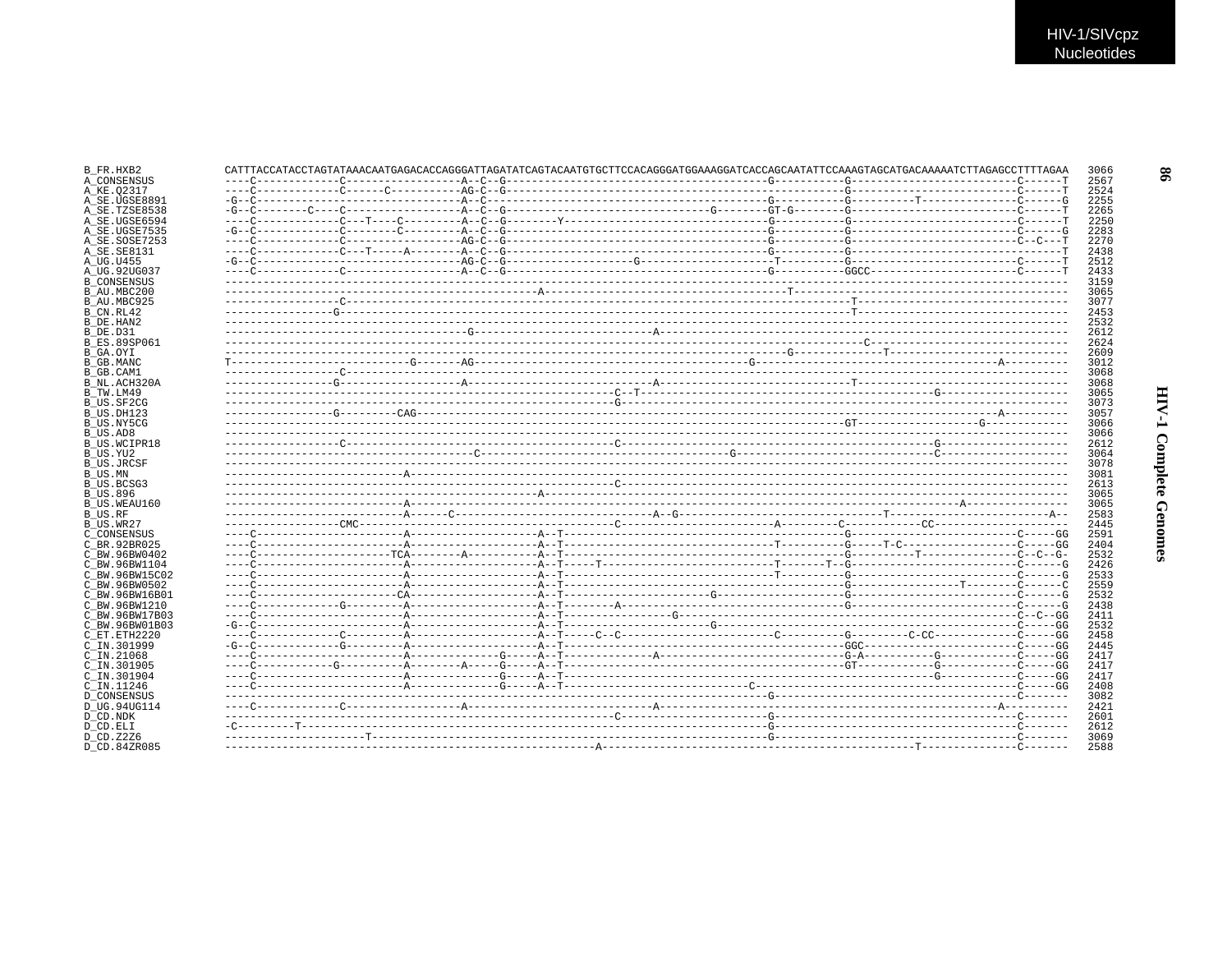HIV-1/SIVcpz Nucleotides

```
B_FR.HXB2         CATTTACCATACCTAGTATAAACAATGAGACACCAGGGATTAGATATCAGTACAATGTGCTTCCACAGGGATGGAAAGGATCACCAGCAATATTCCAAAGTAGCATGACAAAAATCTTAGAGCCTTTTAGAA  3066
A_CONSENSUS       ----C-------------C------------------A--C--G------------------------------------------G-----------G--------------------------C------T  2567
A_KE.Q2317        ----C-------------C------C-----------AG-C--G-----------------------------------------------------G--------------------------C------T  2524
A_SE.UGSE8891     -G--C--------------------------------A--C-----------------------------------------G-----------G---------T--------------C------G  2255
A_SE.TZSE8538     -G--C--------C----C------------------A--C--G-----------------------------GT-G--------G--------------------------C------T  2265
A_SE.UGSE6594     ----C-------------C---T----C---------A--C--G--------Y-----------------------------G-----------G--------------------------C------T  2250
A_SE.UGSE7535     -G--C-------------C--------C---------A--C--G--------------------------------------G-----------G--------------------------C------G  2283
A_SE.SOSE7253     ----C-------------C------------------AG-C--G--------------------------------------G-----------G--------------------------C--C---T  2270
A_SE.SE8131       ----C-------------C---T-----A--------A--C--G--------------------------------------G-----------G---------------------------------T  2438
A_UG.U455         -G--C--------------------------------AG-C--G-------------------G--------------------T---------G--------------------------C------T  2512
A_UG.92UG037      ----C-------------C------------------A--C--G------------------------------------------G-----------GGCC-----------------------C------T  2433
B_CONSENSUS       ------------------------------------------------------------------------------------------------------------------------------------  3159
B_AU.MBC200       --------------------------------------------------A---------------------------------------T-----------------------------------------  3065
B_AU.MBC925       ------------------C-------------------------------------------------------------------------------T-----------------------------------  3077
B_CN.RL42         ------------------G-------------------------------------------------------------------------------T-----------------------------------  2453
B_DE.HAN2         ------------------------------------------------------------------------------------------------------------------------------------  2532
B_DE.D31          ---------------------------------------G-----------------------------A------------------------------------------------------------------  2612
B_ES.89SP061      ----------------------------------------------------------------------------------------------------C-------------------------------  2624
B_GA.OYI          --------------------------------------------------------------------------------------------G---------------T--------------------------  2609
B_GB.MANC         T----------------------------G-------AG-----------------------------------------------G-------------------------------------------A----------  3012
B_GB.CAM1         ------------------C-------------------------------------------------------------------------------------------------------------------  3068
B_NL.ACH320A      ------------------G------------------A------------------------------A------------------------------T-----------------------------------  3068
B_TW.LM49         --------------------------------------------------------------C--T----------------------------------------------G-------------------  3065
B_US.SF2CG        --------------------------------------------------------------G-------------------------------------------------------------------------  3073
B_US.DH123        ------------------G---------CAG-------------------------------------------------------------------------------------------A----------  3057
B_US.NY5CG        ------------------------------------------------------------------------------------------------GT------------------G------------  3066
B_US.AD8          ------------------------------------------------------------------------------------------------------------------------------------  3066
B_US.WCIPR18      ------------------C-------------------------------------------C-----------------------------------------------G-------------------  2612
B_US.YU2          ----------------------------------------C-----------------------------------------G-------------------------------C-------------------  3064
B_US.JRCSF        ------------------------------------------------------------------------------------------------------------------------------------  3078
B_US.MN           -----------------------------A------------------------------------------------------------------------------------------------------  3081
B_US.BCSG3        --------------------------------------------------------------C-------------------------------------------------------------------------  2613
B_US.896          --------------------------------------------------A---------------------------------------------------------------------------------  3065
B_US.WEAU160      -----------------------------A----------------------------------------------------------------------------------------A---------------  3065
B_US.RF           -----------------------------A------C----------------------------A--G------------------------------------T------------------------A--  2583
B_US.WR27         ------------------CMC-----------------------------------------C-------------------------A---------C-----------CC--------------------  2445
C_CONSENSUS       ----C-----------------------A--------------------A--T------------------------------------------G--------------------------C-----GG  2591
C_BR.92BR025      ----C-----------------------A--------------------A--T-------------------------------------T---------G-----T-C------------------C-----GG  2404
C_BW.96BW0402     ----C--------------------TCA--------A-----------A--T------------------------------------------G----------T--------------C--C--G-  2532
C_BW.96BW1104     ----C-----------------------A--------------------A--T-----T-------------------------------T------T--G--------------------------C------G  2426
C_BW.96BW15C02    ----C-----------------------A--------------------A--T-------------------------------------T---------G--------------------------C------G  2533
C_BW.96BW0502     ----C-----------------------A--------------------A--T------------------------------------------G------------------T---------C------C  2559
C_BW.96BW16B01    ----C--------------------CA--------------------A--T----------------------G-------------------G--------------------------C------G  2532
C_BW.96BW1210     ----C-------------G---------A--------------------A--T---------A-------------------------------G--------------------------C------G  2438
C_BW.96BW17B03    ----C-----------------------A--------------------A--T----------------G-----------------------------------------------------C--C--GG  2411
C_BW.96BW01B03    -G--C-----------------------A--------------------A--T-----------------------G-----------------------------------------------C-----GG  2532
C_ET.ETH2220      ----C-------------C---------A--------------------A--T-----C--C------------------------C---------G---------C-CC-------------C-----GG  2458
C_IN.301999       -G--C-------------G---------A--------------------A--T------------------------------------------GGC------------------------C-----GG  2445
C_IN.21068        ----C-----------------------A--------------G-----A--T--------------A-----------------------------G-A----------G------------C-----GG  2417
C_IN.301905       ----C-------------G---------A--------A-----G-----A--T------------------------------------------GT-----------G------------C-----GG  2417
C_IN.301904       ----C-----------------------A--------------G-----A--T---------------------------------------------------------G------------C-----GG  2417
C_IN.11246        ----C-----------------------A--------------G-----A--T----------------------------C------------------------------------------C-----GG  2408
D_CONSENSUS       ------------------------------------------------------------------------------------G--------------------------------------C-------  3082
D_UG.94UG114      ----C-------------C------------------A------------------------------A----------------------------------------------------A----------  2421
D_CD.NDK          --------------------------------------------------------------C-----------------------G--------------------------------------C-------  2601
D_CD.ELI          -C---------T--------------------------------------------------------------------------G--------------------------------------C-------  2612
D_CD.Z2Z6         ----------------------T-------------------------------------------------------------G--------------------------------------C-------  3069
D_CD.84ZR085      ----------------------------------------------------------A-----------------------------------------------T---------------C-------  2588
```

HIV-1 Complete Genomes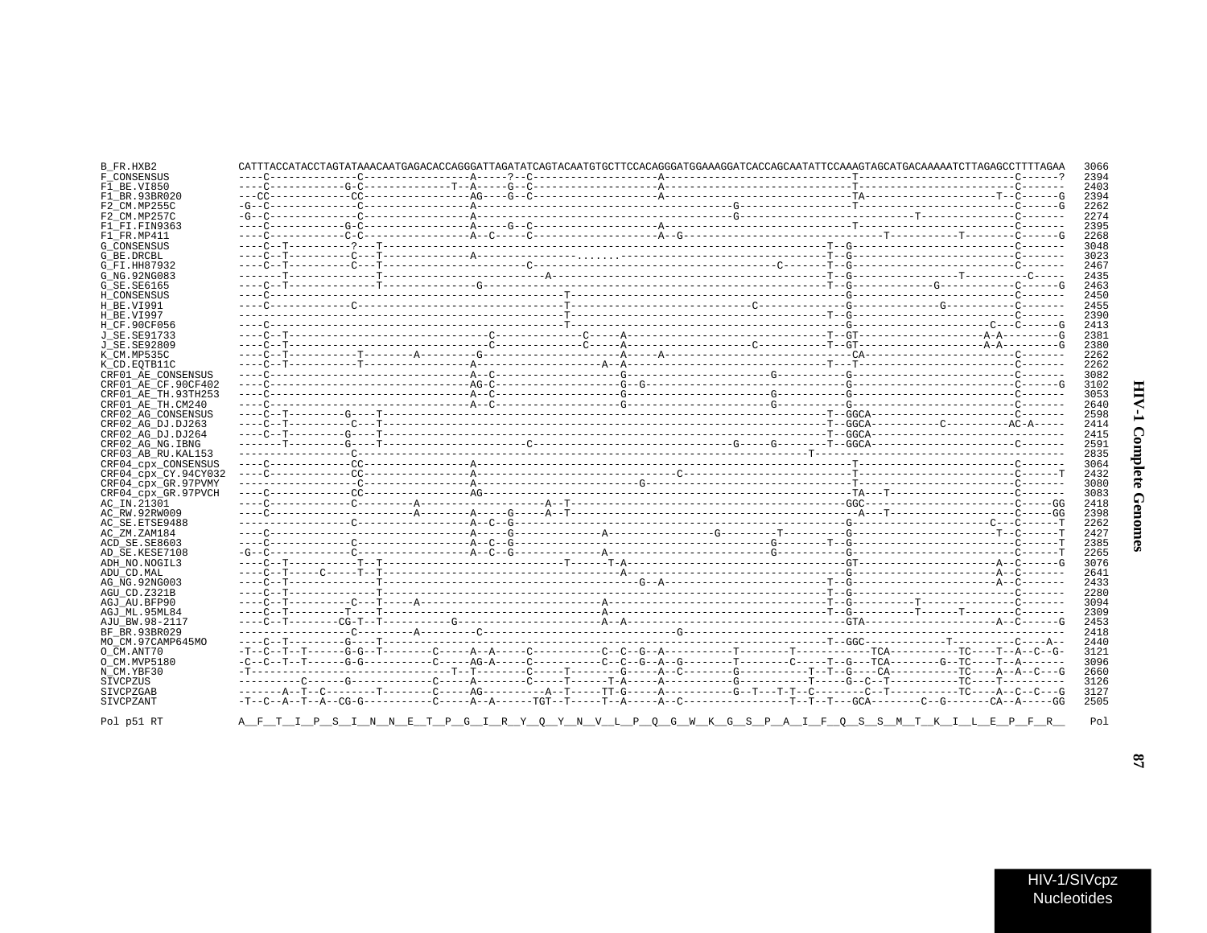```
B_FR.HXB2              CATTTACCATACCTAGTATAAACAATGAGACACCAGGGATTAGATATCAGTACAATGTGCTTCCACAGGGATGGAAAGGATCACCAGCAATATTCCAAAGTAGCATGACAAAAATCTTAGAGCCTTTTAGAA  3066
F_CONSENSUS            ----C--------------C-----------------A-----?--C-------------------A------------------------------T-------------------------C------?  2394
F1_BE.VI850            ----C-----------G-C--------------T--A-----G--C--------------------A------------------------------T-------------------------C-------  2403
F1_BR.93BR020          ---CC-------------CC-----------------AG----G--C-------------------A------------------------------TA---------------------T--C------G  2394
F2_CM.MP255C           -G--C--------------C-----------------A------------------------------------G--------------------T-------------------------C------G  2262
F2_CM.MP257C           -G--C--------------C-----------------A------------------------------------G---------------------------T--------------C-------  2274
F1_FI.FIN9363          ----C-----------G-C------------------A-----G--C-------------------A------------------------------T-------------------------C-------  2395
F1_FR.MP411            ----C-------------C-C----------------A--C-----C-------------------A--G---------------------------------T----------T--------C------G  2268
G_CONSENSUS            ----C--T----------?---T--------------------------------------------------------------------T--G--------------------------C-------  3048
G_BE.DRCBL             ----C--T----------C---T--------------A--------------......---------------------------------T--G--------------------------C-------  3023
G_FI.HH87932           ----C--T----------C---T---------------------C-----------------------------------C-------T--G--------------------------C-------  2467
G_NG.92NG083           -------T--------------T------------------------A--------------------------------------------T--G----------------T----------C-----  2435
G_SE.SE6165            ----C--T--------------T-------------G------------------------------------------------------T--G-------------G-----------C------G  2463
H_CONSENSUS            ----C--------------------------------------------------T-------------------------------------G--------------------------C-------  2450
H_BE.VI991             ----C-------------C------------------------------------T---------------------------C-------------G--------------G----------C-------  2455
H_BE.VI997             -------------------------------------------------------T--------------------------------------T--G-------------------------C-------  2390
H_CF.90CF056           ----C--------------------------------------------------T-------------------------------------G--------------------C---C------G  2413
J_SE.SE91733           ----C--T-----------------------------C--------------C-----A------------------------------T--GT--------------------A-A---------G  2381
J_SE.SE92809           ----C--T-----------------------------C--------------C-----A------------------C-----------T--GT--------------------A-A---------G  2380
K_CM.MP535C            ----C--T----------T--------A----------G--------------------A-----A-------------------------------CA------------------------C-------  2262
K_CD.EQTB11C           ----C--T----------T------------------A---------------------A--A----------------------------T--T----------------------------C-------  2262
CRF01_AE_CONSENSUS     ----C--------------------------------A--C-------------------G----------------------G-----------G---------------------------C-------  3082
CRF01_AE_CF.90CF402    ----C--------------------------------AG-C-------------------G--G--------------------------------G---------------------------C------G  3102
CRF01_AE_TH.93TH253    ----C--------------------------------A--C-------------------G----------------------G-----------G---------------------------C-------  3053
CRF01_AE_TH.CM240      ----C--------------------------------A--C-------------------G----------------------G-----------G---------------------------C-------  2640
CRF02_AG_CONSENSUS     ----C--T---------G----T-----------------------------------------------------------------T--GGCA-------------------------C-------  2598
CRF02_AG_DJ.DJ263      ----C--T----------C---T-----------------------------------------------------------------T--GGCA-----------C----------AC-A-----  2414
CRF02_AG_DJ.DJ264      ----C--T---------G----T-----------------------------------------------------------------T--GGCA--------------------------------  2415
CRF02_AG_NG.IBNG       -------T---------G----T-----------------------C--------------------------G-----G--------T--GGCA-------------------------C-------  2591
CRF03_AB_RU.KAL153     -------------------C-------------------------------------------------------------------T------------------------------------  2835
CRF04_cpx_CONSENSUS    ----C-------------CC-----------------A-----------------------------------------------------T-------------------------C-------  3064
CRF04_cpx_CY.94CY032   ----C-------------CC-----------------A------------------------------C-----------------------T-------------------------C------T  2432
CRF04_cpx_GR.97PVMY    ----C-------------C------------------A--------------------G--------------------------------T-------------------------C-------  3080
CRF04_cpx_GR.97PVCH    ----C-------------CC-----------------AG----------------------------------------------------TA---T----------------------C-------  3083
AC_IN.21301            ----C-------------C---------A-------------------A--T---------------------------------------GGC-------------------------C-----GG  2418
AC_RW.92RW009          ----C--------------------A--------A-----G-----A--T------------------------------------------A---T-----------------------C-----GG  2398
AC_SE.ETSE9488         ------------------C------------------A--C--G------------------------------------------------G---------------------C---C------T  2262
AC_ZM.ZAM184           ----C--------------------------------A-----G---------------A---------------G---------T----------G-----------------------T--C------T  2427
ACD_SE.SE8603          ----C-------------C------------------A--C--G---------------------------------------G-------T--G---------------------------C------T  2385
AD_SE.KESE7108         -G--C-------------C------------------A--C--G--------------A--------------------------G-----------G---------------------------C------T  2265
ADH_NO.NOGIL3          ----C--T-----------T--T-------------------------T-----T-A----------------------------------GT-------------------------A--C------G  3076
ADU_CD.MAL             ----C--T-----C-----T--T--------------------------------A------------------------------------G-------------------------A--C-------  2641
AG_NG.92NG003          ----C--T--------------T--------------------------------G--A---------------------------T--G-------------------------A--C-------  2433
AGU_CD.Z321B           ----C--T--------------T------------------------------------------------------------------T--G--------------------------C-------  2280
AGJ_AU.BFP90           ----C--T----------C---T-----A--------------------------A------------------------------------T--G----------T---------------C-------  3094
AGJ_ML.95ML84          ----C--T---------T----T--------------------------------A------------------------------------T--G----------T------T--------C-------  2309
AJU_BW.98-2117         ----C--T--------CG-T--T-----------G---------------------A--A----------------------------------GTA---------------------A--C------G  2453
BF_BR.93BR029          ------------------C---------A---------C-------------------------------G-----------------------------------------------------------  2418
MO_CM.97CAMP645MO      ----C--T---------G----T-------------------------------------------------------------------T--GGC------------T----------C----A--  2440
O_CM.ANT70             -T--C--T--T------G-G--T--------C-----A--A-----C-----------C--C--G--A----------T--------T-----------TCA----------TC----T--A--C--G-  3121
O_CM.MVP5180           -C--C--T--T------G-G-----------C-----AG-A-----C-----------C--C--G--A--G--------T--------C-----T--G---TCA--------G--TC----T--A-------  3096
N_CM.YBF30             -T-------------------------------T--T--------C-----T--------G-----A--C--------G-----------T--T--G----CA-----------TC----A--A--C---G  2660
SIVCPZUS               ----------C------G-------------C-----A--------C-----T------T-A-----A-----------G-----------T------G--C--T----------TC----T---------  3126
SIVCPZGAB              -------A--T--C--------T--------C-----AG----------A--T-----TT-G-----A-----------G--T---T-T--C---------C--T----------TC----A--C--C---G  3127
SIVCPZANT              -T--C--A--T--A--CG-G-----------C-----A--A-----TGT--T-----T--A-----A--C------------------T--T--T---GCA---------C--G-------CA--A-----GG  2505

Pol p51 RT            A__F__T__I__P__S__I__N__N__E__T__P__G__I__R__Y__Q__Y__N__V__L__P__Q__G__W__K__G__S__P__A__I__F__Q__S__S__M__T__K__I__L__E__P__F__R__   Pol
```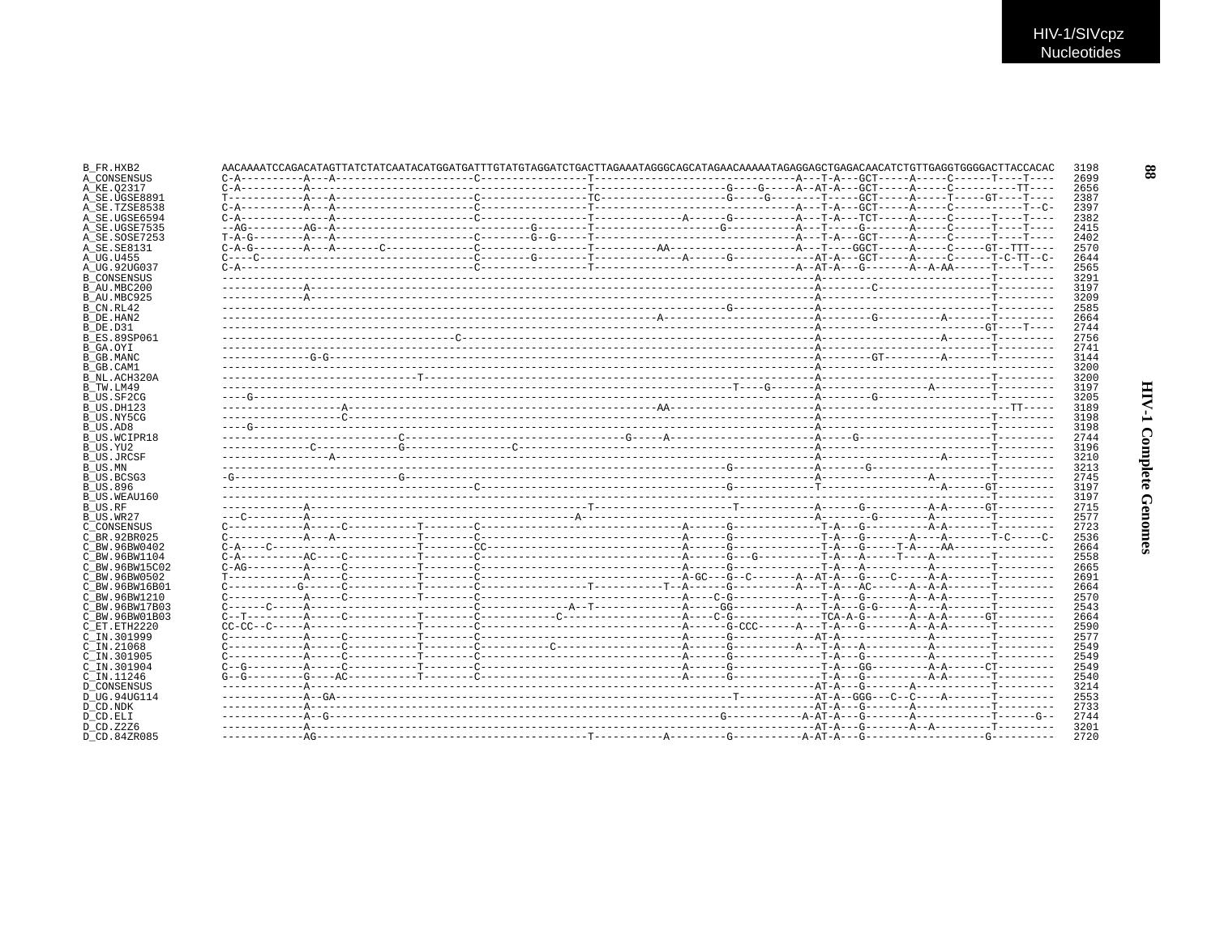```
B_FR.HXB2          AACAAAATCCAGACATAGTTATCTATCAATACATGGATGATTTGTATGTAGGATCTGACTTAGAAATAGGGCAGCATAGAACAAAAATAGAGGAGCTGAGACAACATCTGTTGAGGTGGGGACTTACCACAC   3198
A_CONSENSUS        C-A----------A---A---------------------C-----------------T--------------------------------A---T-A---GCT-----A-----C------T----T----   2699
A_KE.Q2317         C-A----------A------------------------------------------T--------------------G----G-----A--AT-A---GCT-----A-----C----------TT----   2656
A_SE.UGSE8891      T------------A---A---------------------C-----------------TC-------------------G-----G--------T-----GCT-----A-----T-----GT----T----   2387
A_SE.TZSE8538      C-A----------A---A---------------------C-----------------T--------------------------------A---T-A---GCT-----A-----C-----------T--C-   2397
A_SE.UGSE6594      C-A--------------A---------------------C-----------------T-------------A------G----------A---T-A---TCT-----A-----C------T----T----   2382
A_SE.UGSE7535      --AG---------AG--A------------------------G--------T-----------------G-----------A---T-----G-------A-----C------T----T----   2415
A_SE.SOSE7253      T-A-G--------A---A---------------------C--------G--G-----T--------------------------------A---T-A---GCT-----A-----C------T----T----   2402
A_SE.SE8131        C-A-G--------A---A-------C-------------C-----------------T---------AA------------------A---T----GGCT-----A-----C-----GT--TTT----   2570
A_UG.U455          C----C---------------------------------C--------G--------T-------------A------G------------AT-A---GCT-----A-----C-----T-C-TT--C-   2644
A_UG.92UG037       C-A------------------------------------C-----------------T-------------------------------A--AT-A---G-------A--A-AA------T----T----   2565
B_CONSENSUS        ------------------------------------------------------------------------------------------A---------------------------T---------   3291
B_AU.MBC200        -------------A----------------------------------------------------------------------------A--------C------------------T---------   3197
B_AU.MBC925        -------------A----------------------------------------------------------------------------A---------------------------T---------   3209
B_CN.RL42          ------------------------------------------------------------------------------G-----------A---------------------------T---------   2585
B_DE.HAN2          --------------------------------------------------------------------A---------------------A--------G---------A--------T---------   2664
B_DE.D31           ------------------------------------------------------------------------------------------A------------------------GT----T----   2744
B_ES.89SP061       -----------------------------------C------------------------------------------------------A------------------A--------T---------   2756
B_GA.OYI           ------------------------------------------------------------------------------------------A---------------------------T---------   2741
B_GB.MANC          --------------G-G-------------------------------------------------------------------------A--------GT---------A-------T---------   3144
B_GB.CAM1          ------------------------------------------------------------------------------------------A------------------------------------   3200
B_NL.ACH320A       ------------------------------T-----------------------------------------------------------A---------------------------T---------   3200
B_TW.LM49          -------------------------------------------------------------------------------T----G------A-----------------A--------T---------   3197
B_US.SF2CG         ----G-------------------------------------------------------------------------------------A--------G------------------T---------   3205
B_US.DH123         -------------------A-------------------------------------------------AA-------------------A------------------------------TT-----   3189
B_US.NY5CG         -------------------C----------------------------------------------------------------------A---------------------------T---------   3198
B_US.AD8           ----G-------------------------------------------------------------------------------------A---------------------------T---------   3198
B_US.WCIPR18       ---------------------------C--------------------------------G-----A-----------------------A-----G---------------------T---------   2744
B_US.YU2           --------------C-------------G----------------C---------------------------------------------A---------------------------T---------   3196
B_US.JRCSF         -----------------A------------------------------------------------------------------------A------------------A--------T---------   3210
B_US.MN            ------------------------------------------------------------------------------G-----------A-------G-------------------T---------   3213
B_US.BCSG3         -G--------------------------G--------------------------------------------------------------A-----------------A--------T---------   2745
B_US.896           --------------------------------------C---------------------------------------G-----------T--------------------A------GT---------   3197
B_US.WEAU160       ------------------------------------------------------------------------------------------------------------------------T---------   3197
B_US.RF            -------------A-----------------------------------------T--------------------T-------------A------G----------A-A------GT---------   2715
B_US.WR27          ---C---------A--------------------------------------A-------------------------------------A--------G---------A--------T---------   2577
C_CONSENSUS        C------------A-----C-----------T---------C------------------------------A------G-------------T-A---G----------A-A-------T---------   2723
C_BR.92BR025       C------------A---A-------------T---------C------------------------------A------G-------------T-A---G-------A----A-------T-C-----C-   2536
C_BW.96BW0402      C-A----C-----------------------T---------CC-----------------------------A------G-------------T-A---G-----T-A----AA---------------   2664
C_BW.96BW1104      C-A----------AC----C-----------T---------C------------------------------A------G---G----------T-A---A-----T----A---------T---------   2558
C_BW.96BW15C02     C-AG---------A-----C-----------T---------C------------------------------A------G-------------T-A---A----------A---------T---------   2665
C_BW.96BW0502      T------------A-----C-----------T---------C------------------------------A-GC---G--C-------A--AT-A---G----C------A-A------T---------   2691
C_BW.96BW16B01     C-----------G------C-----------T---------C-----------------T-----------T--A------G----------A---T-A---AC------A--A-A-------T---------   2664
C_BW.96BW1210      C------------A-----C-----------T---------C------------------------------A-----C-G-------------T-A---G--------A--A-A-------T---------   2570
C_BW.96BW17B03     C------C-----A-----------------T---------C--------------A--T-------------A-----GG----------A---T-A---G-G-----A----A-------T---------   2543
C_BW.96BW01B03     C--T---------A-----C-----------T---------C-------------C-----------------A-----C-G-------------TCA-A-G-------A--A-A------GT---------   2664
C_ET.ETH2220       CC-CC--C-----A-----------------T---------C------------------------------A------G-CCC------A---T-A---G-------A--A-A-------T---------   2590
C_IN.301999        C------------A-----C-----------T---------C------------------------------A------G-------------AT-A-------------A----------T---------   2577
C_IN.21068         C------------A-----C-----------T---------C---------C--------------------A------G------------A---T-A---A---------A---------T---------   2549
C_IN.301905        C------------A-----C-----------T---------C------------------------------A------G-------------T-A---G---------A----------T---------   2549
C_IN.301904        C--G---------A-----C-----------T---------C------------------------------A------G-------------T-A---GG--------A-A------CT---------   2549
C_IN.11246         G--G---------G----AC-----------T---------C------------------------------A------G-------------T-A---G----------A-A-------T---------   2540
D_CONSENSUS        -------------A-------------------------------------------------------------------------------AT-A---G-------A-----------T---------   3214
D_UG.94UG114       -------------A--GA---------------------------------------------------------T------------AT-A--GGG--C--C----A-------T---------   2553
D_CD.NDK           -------------A-------------------------------------------------------------------------------AT-A---G-------A-----------T---------   2733
D_CD.ELI           -------------A--G--------------------------------------------------------------G------------A-AT-A---G-------A------------T------G--   2744
D_CD.Z2Z6          -------------A-------------------------------------------------------------------------------AT-A---G-------A--A---------T---------   3201
D_CD.84ZR085       -------------AG--------------------------------------T-----------A---------G-----------A-AT-A---G-------------------G----------   2720
```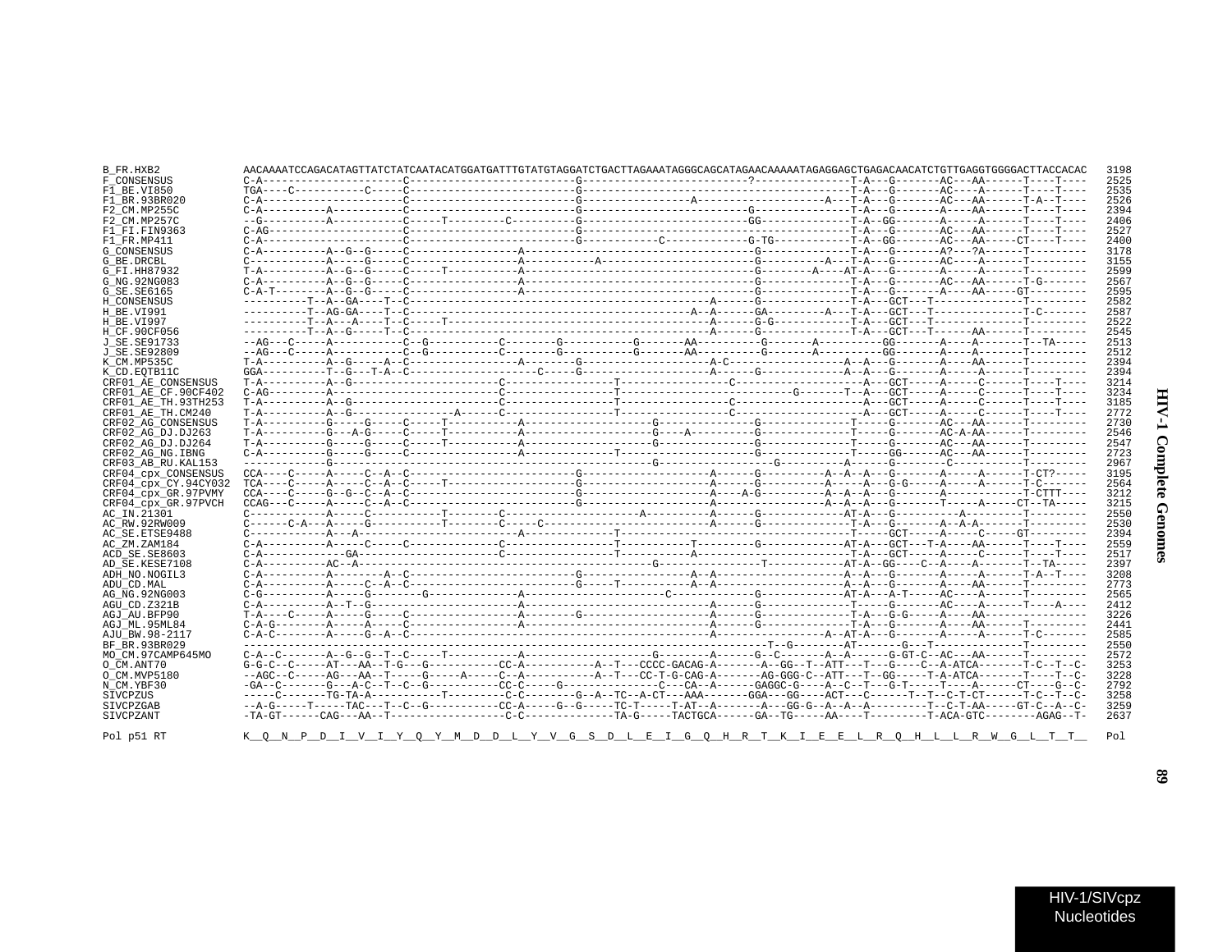```
B_FR.HXB2              AACAAAATCCAGACATAGTTATCTATCAATACATGGATGATTTGTATGTAGGATCTGACTTAGAAATAGGGCAGCATAGAACAAAAATAGAGGAGCTGAGACAACATCTGTTGAGGTGGGGACTTACCACAC  3198
F_CONSENSUS            C-A---------------------C---------------------------G---------------------------?----------------T-A---G-------AC---AA------T----T----  2525
F1_BE.VI850            TGA----C-----------C-----C--------------------------G------------------------------------------T-A---G-------AC----A------T----T----  2535
F1_BR.93BR020          C-A---------------------C---------------------------G-----------------A--------------------A---T-A---G-------AC---AA------T-A--T----  2526
F2_CM.MP255C           C-A----------A----------C---------------------------G--------------------------G---------------T-A---G-------A----AA------T----T----  2394
F2_CM.MP257C           --G----------A----------C-----T--------C------------G---------------------------GG-------------T-A--GG-------A-----A------T----T----  2406
F1_FI.FIN9363          C-AG--------------------C---------------------------G------------------------------------------T-A---G-------AC---AA------T----T----  2527
F1_FR.MP411            C-A---------------------C---------------------------G-----------C---------------G-TG-----------T-A--GG-------AC---AA-----CT----T----  2400
G_CONSENSUS            C-A----------A--G--G-----C------------------A---------------------------------G---------------T-A---G-------A?---?A------T---------  3178
G_BE.DRCBL             C-------------A-----G-----C-----------------A-----------A---------------------G---------------T-A---G-------AC----A------T---------  3155
G_FI.HH87932           T-A----------A--G--G-----C-----T------------A---------------------------------G---------A----AT-A---G-------A-----A------T---------  2599
G_NG.92NG083           C-A----------A--G--G-----C------------------A---------------------------------G---------------T-A---G-------AC---AA------T-G-------  2567
G_SE.SE6165            C-A-T--------A--G--G-----C------------------A---------------------------------G---------------T-A---G-------A----AA-----GT---------  2595
H_CONSENSUS            ----------T--A--GA----T--C---------------------------------------------A------G---------------T-A---GCT---T-------------T---------  2582
H_BE.VI991             ----------T--AG-GA----T--C------------------------------------------A--A------GA---------A---T-A---GCT---T-------------T-C-------  2587
H_BE.VI997             ----------T--A---A----T--C-----T---------------------------------------A------G-G------------T-A---GCT---T-------------T---------  2522
H_CF.90CF056           ----------T--A--G-----T--C---------------------------------------------A------G---------------T-A---GCT---T------AA------T---------  2545
J_SE.SE91733           --AG---C-----A-----------C--G----------C--------G----------G-------AA----------G-------A----------GG-------A----A-------T--TA-----  2513
J_SE.SE92809           --AG---C-----A-----------C--G----------C--------G----------G-------AA----------G-------A----------GG-------A----A-------T---------  2512
K_CM.MP535C            T-A----------A--G-----A--C------------------A--------G--------------------A-C-----------------A--A---G-------A----AA------T---------  2394
K_CD.EQTB11C           GGA----------T--G---T-A--C----------------------C-----G--------------------A------G-----------A--A---G-------A-----A------T---------  2394
CRF01_AE_CONSENSUS     T-A----------A--G------------------------C-----------------T----------------------C-------------------A---GCT-----A-----C------T----T----  3214
CRF01_AE_CF.90CF402    C-AG---------A--------------------------C-----------------T---------------------------G-------T--A---GCT-----A-----C------T----T----  3234
CRF01_AE_TH.93TH253    T-A----------A--G------------------------C-----------------T----------------------C-------------------A---GCT-----A-----C------T----T----  3185
CRF01_AE_TH.CM240      T-A----------A--G-------------------A-------C-----------------T----------------------C-------------------A---GCT-----A-----C------T----T----  2772
CRF02_AG_CONSENSUS     T-A----------G-----G-----C-----T------------A-------------------G-------------G---------------T-----G-------AC---AA------T---------  2730
CRF02_AG_DJ.DJ263      T-A----------G---A-G-----C-----T------------A-------------------G----A--------G---------------T-----G-------AC-A-AA------T---------  2546
CRF02_AG_DJ.DJ264      T-A----------G-----G-----C-----T------------A-------------------G-------------G---------------T-----G-------AC---AA------T---------  2547
CRF02_AG_NG.IBNG       C-A----------G-----G-----C------------------A--------------T-------------------G---------------T-----GG------AC---AA------T---------  2723
CRF03_AB_RU.KAL153     ------------G------------------------------------------------G----------------------G---------A------G-------C-----------T---------  2967
CRF04_cpx_CONSENSUS    CCA----C-----A-----C--A--C--------------------------G-------------------A------G----------A--A--A---G-------A-----A------T-CT?-----  3195
CRF04_cpx_CY.94CY032   TCA----C-----A-----C--A--C-----T--------------------G-------------------A------G----------A-----A---G-G-----A-----A------T-C-------  2564
CRF04_cpx_GR.97PVMY    CCA----C-----G--G--C--A--C--------------------------G-------------------A----A-G----------A--A--A---G-------A------------T-CTTT----  3212
CRF04_cpx_GR.97PVCH    CCAG---C-----A-----C--A--C--------------------------G-------------------A------------------A--A--A---G-------T-----A-----CT--TA-----  3215
AC_IN.21301            C------------A-----C------------T--------C--------------------A---------A------G-------------AT-A---G-----------A--------T---------  2550
AC_RW.92RW009          C------C-A---A-----G-----------T--------C-----C---------------------------A------G---------------T-A---G-------A--A-A-------T---------  2530
AC_SE.ETSE9488         C------------A---A-----------------------A---------------T---------------------------------------T----GCT-----A-----C-----GT---------  2394
AC_ZM.ZAM184           C-A----------A-----C-----C-----------------C-----------------T----------T---------G-------------AT-A---GCT---T-A-----AA------T----T----  2559
ACD_SE.SE8603          C-A------------GA-----------------------C-----------------T----------A--------------------------T-A---GCT-----A-----C------T----T----  2517
AD_SE.KESE7108         C-A----------AC-A-----------------------------------------------G----------------T-------------AT-A--GG----C--A-----A-------T--TA-----  2397
ADH_NO.NOGIL3          C-A----------A--------A--C--------------------------G---------------A--A----------------------A--A---G-------A-----A-------T-A--T----  3208
ADU_CD.MAL             C-A----------A-----C--A--C--------------------------G-----T---------A--A----------------------A--A---G-------A----AA------T---------  2773
AG_NG.92NG003          C-G----------A-----G--------G---------------A---------------------C-------------G-------------AT-A---A-T-----AC----A------T---------  2565
AGU_CD.Z321B           C-A----------A--T--G------------------------A-------------------------A------G---------------T-----G-------AC----A------T-----A----  2412
AGJ_AU.BFP90           T-A----C-----A-----G-----C------------------A--------G------------------A------G---------------T-A---G-G-----A----AA----------------  3226
AGJ_ML.95ML84          C-A-G--------A-----A-----C------------------A-----------------------------A------G---------------T-A---G-------A----AA------T---------  2441
AJU_BW.98-2117         C-A-C--------A-----G--A--C-----------------------------------------------A----------------A--AT-A---G-------A-----A------T-C-------  2585
BF_BR.93BR029          ------------------------------------------------------------------------------T--G---------AT-------G---T---------------T---------  2550
MO_CM.97CAMP645MO      C-A--C-------A--G--G--T--C-----T------------A-------------------G--------A------G--C-------A--A------G-GT-C--AC---AA------T---------  2572
O_CM.ANT70             G-G-C--C-----AT---AA--T-G---G----------CC-A-----------A--T---CCCC-GACAG-A-------A--GG--T--ATT---T---G----C--A-ATCA-------T-C--T--C-  3253
O_CM.MVP5180           --AGC--C-----AG---AA--T-----G-----A-----C--A-----------A--T---CC-T-G-CAG-A-------AG-GGG-C--ATT---T--GG-----T-A-ATCA-------T----T--C-  3228
N_CM.YBF30             -GA--C-------G---A-C--T--C--G----------CC-C-----G---------------C---CA--A------GAGGC-G----A--C--T---G-T-----T----A------CT----G--C-  2792
SIVCPZUS               -----C-------TG-TA-A-----------T---------C-C--------G--A--TC--A-CT---AAA-------GGA---GG----ACT---C-------T--T--C-T-CT------T-C--T--C-  3258
SIVCPZGAB              --A-G-----T-----TAC---T--C--G----------CC-A-----G--G-----TC-T-----T-AT--A-------A---GG-G--A--A--A----------T--C-T-AA-----GT-C--A--C-  3259
SIVCPZANT              -TA-GT------CAG---AA--T------------------C-C--------------TA-G-----TACTGCA------GA--TG-----AA----T---------T-ACA-GTC--------AGAG--T-  2637

Pol p51 RT             K__Q__N__P__D__I__V__I__Y__Q__Y__M__D__D__L__Y__V__G__S__D__L__E__I__G__Q__H__R__T__K__I__E__E__L__R__Q__H__L__L__R__W__G__L__T__T__  Pol
```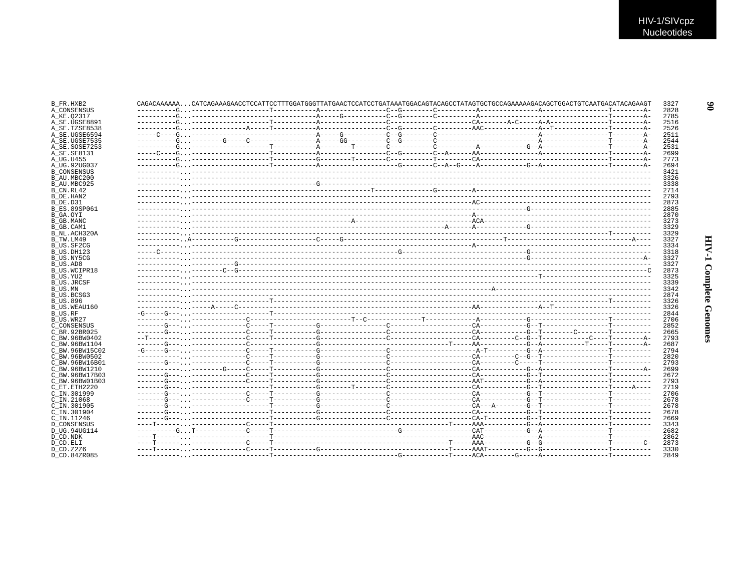```
B_FR.HXB2          CAGACAAAAAA...CATCAGAAAGAACCTCCATTCCTTTGGATGGGTTATGAACTCCATCCTGATAAATGGACAGTACAGCCTATAGTGCTGCCAGAAAAAGACAGCTGGACTGTCAATGACATACAGAAGT  3327
A_CONSENSUS        ----------G...--------------------T-----------A-----------------C--G--------C----------A---------------A-----------------T--------A-  2828
A_KE.Q2317         ----------G...--------------------------------A-----G-----------C--G--------C----------A---------------------------------T--------A-  2785
A_SE.UGSE8891      ----------G...--------------------T-----------A-----------------C--------------------CA-------A-C-----A-A---------------T--------A-  2516
A_SE.TZSE8538      ----------G...--------------A-----T-----------A-----------------C--G--------C---------AAC-------------A--T--------------T--------A-  2526
A_SE.UGSE6594      -----C----G...--------------------------------A-----G-----------C--G--------C----------------------------A---------------T--------A-  2511
A_SE.UGSE7535      ----------G...--------G-----C-----------------A-----GG----------C--G--------C----------------------------A---------------T--------A-  2544
A_SE.SOSE7253      ----------G...--------------------T-----------A--------T--------C-----------C----------A-----------G--A-----------------T--------A-  2531
A_SE.SE8131        -----C----G...--------------------T-----------A-----------------C--G--------C--A------AA---------------A-----------------T--------A-  2699
A_UG.U455          ----------G...--------------------T-----------G--------T--------C-----------T---------CA--------------------------------T--------A-  2773
A_UG.92UG037       ----------G...--------------------T-----------A--------------------G--------C--A--G----A------------G--A-----------------T--------A-  2694
B_CONSENSUS        -----------...-------------------------------------------------------------------------------------------------------------------  3421
B_AU.MBC200        -----------...-------------------------------------------------------------------------------------------------------------------  3326
B_AU.MBC925        -----------...--------------------------------G----------------------------------------------------------------------------------  3338
B_CN.RL42          -----------...-----------------------------------------T--------------G---------A------------------------------------------------  2714
B_DE.HAN2          -----------...-------------------------------------------------------------------------------------------------------------------  2793
B_DE.D31           -----------...---------------------------------------------------------------------AC--------------------------------------------  2873
B_ES.89SP061       -----------...------------------------------------------------------------------------------------G------------------------------  2885
B_GA.OYI           -----------...---------------------------------------------------------------------A---------------------------------------------  2870
B_GB.MANC          -----------...---------------------------------------A-----------------------------ACA-------------------------------------------  3273
B_GB.CAM1          -----------...------------------------------------------------------------A------A------------G------------------------------  3329
B_NL.ACH320A       -----------...---------------------------------------------------------------------------------------------------T----------  3329
B_TW.LM49          -----------..A-----------G-------------------C-----G-----------------------------------T--------------------------------A----  3327
B_US.SF2CG         -----------...---------------------------------------------------------------------A---------------------------------------------  3334
B_US.DH123         -----C-----...------------------------------------------------------G-----------------------------G------------------------------  3318
B_US.NY5CG         -----------...------------------------------------------------------------------------------------G-----------------------------A-  3327
B_US.AD8           -----------...----------G----------------------------------------------------------------------------------------------------  3327
B_US.WCIPR18       -----------...--------C--G-------------------------------------------------------------------------------------------------C  2873
B_US.YU2           -----------...---------------------------------------------------------------------------------T--------------------------  3325
B_US.JRCSF         -----------...-------------------------------------------------------------------------------------------------------------------  3339
B_US.MN            -----------...--------------------------------------------------------------------A-----------------------------------------  3342
B_US.BCSG3         -----------...-------------------------------------------------------------------------------------------------------------------  2874
B_US.896           -----------...--------------------T---------------------------------------------------------------------------T----------  3326
B_US.WEAU160       -----------...-----A-----C-----------------------------------------------AA--------------A--T------------------------  3326
B_US.RF            -G-----G---...--------------------T-------------------------------------------------------------------------------------  2844
B_US.WR27          -----------...-------------C--------------------------T--C-------------T-------------A------------G-------------------T----------  2706
C_CONSENSUS        -------G---...-------------C-----T-----------G-----------------C---------------------CA-----------G--T------------------T----------  2852
C_BR.92BR025       -------G---...-------------C-----T-----------G-----------------C---------------------CA-----------G--T--------C----------T----------  2665
C_BW.96BW0402      --T--------...-------------C-----T-----------G-----------------C------------------------CA--------C--G--T-----------C-----T--------A-  2793
C_BW.96BW1104      -------G---...-------------C-----------------G-----------------------------------T-----AA-----------G--A-----------T-----T--------A-  2687
C_BW.96BW15C02     -G-----G---...-------------C-----T-----------G-----------------C---------------------A-T-----------G--A------------------T----------  2794
C_BW.96BW0502      -----------...-------------C-----T-----------G-----------------C---------------------CA---------C--G--T------------------T----------  2820
C_BW.96BW16B01     -------G---...-------------C-----T-----------G-----------------C---------------------CA---------C-----T------------------T----------  2793
C_BW.96BW1210      -----------...--------G-----C-----T-----------G-----------------C---------------------CA-----------G--A------------------T--------A-  2699
C_BW.96BW17B03     -------G---...-------------C-----T-----------G-----------------C---------------------CA-----------G--T------------------T----------  2672
C_BW.96BW01B03     -------G---...-------------C-----T-----------G-----------------C---------------------AAT-----------G--A------------------T----------  2793
C_ET.ETH2220       -------G---...-------------------T-----------G--------T--------C---------------------CA-----------G--T------------------T-----A----  2719
C_IN.301999        -------G---...-------------C-----T-----------G-----------------C---------------------CA-----------G--T------------------T----------  2706
C_IN.21068         -------G---...-------------C-----T-----------G-----------------C---------------------CA-----------G--T------------------T----------  2678
C_IN.301905        -------G---...-------------------T-----------G-----------------C---------------------CA---A--------G--T------------------T----------  2678
C_IN.301904        -------G---...-------------------T-----------G-----------------C---------------------CA-----------G--T------------------T----------  2678
C_IN.11246         -------G---...-------------------T-----------G-----------------C---------------------CA-T----------G--T------------------T----------  2669
D_CONSENSUS        ----T------...-------------C-----T------------------------------------------T-----AAA-----------G--A------------------T----------  3343
D_UG.94UG114       ----------G...T------------C-----T-------------------------------G-------------------CAT-----------G--A------------------T----------  2682
D_CD.NDK           ----T------...-------------------T------------------------------------------------AAC-------------A------------------T----------  2862
D_CD.ELI           ----T------...-------------C-----T------------------------------------------T-----AAA-----------G--G------------------T--------C-  2873
D_CD.Z2Z6          ----T------...-------------C-----T-----------G------------------------------T-----AAAT-----------G--G------------------T----------  3330
D_CD.84ZR085       -----------...-------------------T-------------------------------G-------------T-----ACA---------G-----A------------------T----------  2849
```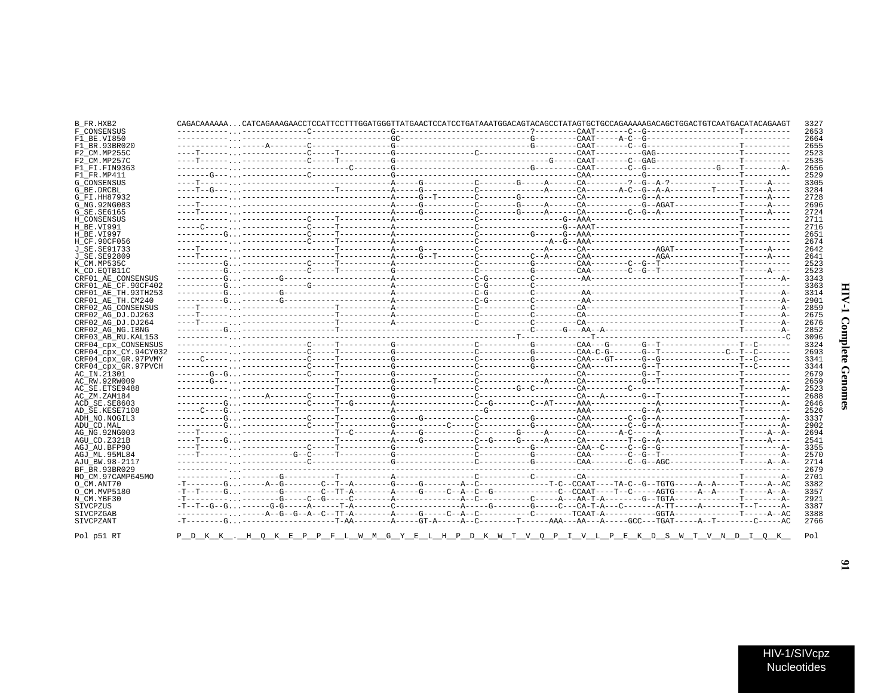```
B_FR.HXB2            CAGACAAAAAA...CATCAGAAAGAACCTCCATTCCTTTGGATGGGTTATGAACTCCATCCTGATAAATGGACAGTACAGCCTATAGTGCTGCCAGAAAAAGACAGCTGGACTGTCAATGACATACAGAAGT  3327
F_CONSENSUS          -----------...--------------C-----------------G----------------------------?---------CAAT-------C--G--------------------T----------  2653
F1_BE.VI850          -----------...--------------------------------GC---------------------------G---------CAAT-----A-C--G-------------------------------  2664
F1_BR.93BR020        -----------...-----A--------C-----------------G----------------------------G---------CAAT-------C--G--------------------T----------  2655
F2_CM.MP255C         ----T------...--------------C-----T-----------G-----------------C--------------------CAAT----------GAG------------------T----------  2523
F2_CM.MP257C         ----T------...--------------C-----T-----------G-------------------------------G------CAAT-------C--GAG------------------T----------  2535
F1_FI.FIN9363        -----------...-----------------------C--------G----------------------------G---------CAAT-------C--G--------------G----T--------A-  2656
F1_FR.MP411          ------G----...--------------C-----------------G----------------------------G---------CAA---------G----------------------T----------  2529
G_CONSENSUS          ----T------...--------------------------------A-----G-----------C--------G-----A------CA---------?--G--A-?--------------T-----A----  3305
G_BE.DRCBL           ----T--G---...--------------------T-----------A-----G-----------C-------------A------CA-------A-C--G--A-A---------T-----T-----A----  3284
G_FI.HH87932         -----------...--------------------------------A-----G--T--------C--------G------------CA------------G--A-----------------T-----A----  2728
G_NG.92NG083         ----T------...--------------------------------A-----G-----------C--------G-----A------CA-----------G--AGAT--------------T-----A----  2696
G_SE.SE6165          ----T------...--------------------------------A-----G-----------C--------G-----A------CA---------C--G--A-----------------T-----A----  2724
H_CONSENSUS          -----------...--------------C-----T-----------A-----------------C-----------------G--AAA----------------------------------T----------  2711
H_BE.VI991           -----C-----...--------------C-----T-----------A-----------------C-----------------G--AAAT---------------------------------T----------  2716
H_BE.VI997           ---------G-...--------------C-----T-----------A-----------------C-----------G-----G--AAA----------------------------------T----------  2651
H_CF.90CF056         -----------...--------------C-----T-----------A-----------------C---------------A-G--AAA----------------------------------T----------  2674
J_SE.SE91733         ----T------...--------------------T-----------A-----G-----------C-------------A------CA---------------AGAT--------------T-----A----  2642
J_SE.SE92809         ----T------...--------------------T-----------A-----G--T--------C----------C--A------CAA-------------AGA---------------T-----A----  2641
K_CM.MP535C          ----------G...--------------C-----T-----------A-----------------C-----------G--------CAA--------C--G--T------------------T----------  2523
K_CD.EQTB11C         ----------G...--------------C-----T-----------A-----------------C-----------G--------CAA--------C--G--T------------------T-----A----  2523
CRF01_AE_CONSENSUS   ----------G...--------G-----------------------A-----------------C-G---------C----------AA---------------------------------T--------A-  3343
CRF01_AE_CF.90CF402  ----------G...----------------G---------------A-----------------C-G---------C-------------------------------------------T----------  3363
CRF01_AE_TH.93TH253  ----------G...--------G-----------------------A-----------------C-G---------C----------AA---------------------------------T--------A-  3314
CRF01_AE_TH.CM240    ----------G...--------G-----------------------A-----------------C-G---------C----------AA---------------------------------T--------A-  2901
CRF02_AG_CONSENSUS   ----T------...--------------------T-----------A-----------------C-----------C---------CA-----------------------------------T--------A-  2859
CRF02_AG_DJ.DJ263    ----T------...--------------------T-----------A-----------------C-----------C---------CA-----------------------------------T--------A-  2675
CRF02_AG_DJ.DJ264    ----T------...--------------------T-----------A-----------------C-----------C---------CA-----------------------------------T--------A-  2676
CRF02_AG_NG.IBNG     ----------G...--------------------T------------------------------------------C------G---AA--A-----------------------------T--------A-  2852
CRF03_AB_RU.KAL153   -----------...-------------------------------------------------------T---------------T-------------------------------------------C  3096
CRF04_cpx_CONSENSUS  -----------...--------------C-----T-----------G-----------------C-----------G--------CAA---G-------G--T------------------T--C-------  3324
CRF04_cpx_CY.94CY032 -----------...--------------C-----T-----------G-----------------C-----------G--------CAA-C-G-------G--T--------------C--T--C-------  2693
CRF04_cpx_GR.97PVMY  -----C-----...--------------C-----T-----------G-----------------C-----------G--------CAA---GT------G--G------------------T--C-------  3341
CRF04_cpx_GR.97PVCH  -----------...--------------C-----T-----------G-----------------C-----------G--------CAA-----------G--T------------------T--C-------  3344
AC_IN.21301          -------G--G...--------------C-----T-----------G-----------------C--------------------CA------------G--T------------------T----------  2679
AC_RW.92RW009        -------G---...--------------------T-----------G--------T--------C-------------A------CA------------G--T------------------T----------  2659
AC_SE.ETSE9488       -----------...--------------------T-----------G-----------------C--------G--C---------CA-------C----------------------------T--------A-  2523
AC_ZM.ZAM184         -----------...-----A--------C-----T-----------G-----------------C--------------------CA---A--------G--T------------------T----------  2688
ACD_SE.SE8603        ----------G...--------------C-----T--G--------A-----------------C--G--------C--AT-----AAA-------------------A-----------------T--------A-  2646
AD_SE.KESE7108       -----C----G...--------------------T-----------A-------------------G------------------AAA----------G--A-----------------T----------  2526
ADH_NO.NOGIL3        ----------G...--------------C-----T-----------G-----G-----------C-----------G--------CAA--------C--G--A-----------------T--------A-  3337
ADU_CD.MAL           ----------G...--------------C-----T-----------G-----------C-----C-----------G--------CAA--------C--G--A-----------------T--------A-  2902
AG_NG.92NG003        ----T------...--------------------T--C--------A-----G-----------C--------G-----A------CA-------A-C-----A-----------------T-----A--A-  2694
AGU_CD.Z321B         ----T-----G...--------------------T-----------A-----G-----------C--G-----G-----A------CA---------T--G--A-----------------T-----A----  2541
AGJ_AU.BFP90         ----T------...--------------C-----T-----------G-----------------C-----------G--------CAA--C-----C--G--G------------------T--------A-  3355
AGJ_ML.95ML84        ----T------...------------G--C-----T-----------G-----------------C-----------G--------CAA--------C--G--T------------------T--------A-  2570
AJU_BW.98-2117       -----------...--------------C-----------------G-----------------C-----------G--------CAA--------C--G--AGC---------------T-----A--A-  2714
BF_BR.93BR029        -----------...-----------------------------------------------------------------------------------------------------------------------  2679
MO_CM.97CAMP645MO    -----------...--------G-----------T-----------A-----------------C-----------C---------CA-----------------------------------T--------A-  2701
O_CM.ANT70           -T--------G...-----A--G--------C--T--A--------G-----G--------A--C---------------T-C--CCAAT----TA-C--G--TGTG-----A--A-----T-----A--AC  3382
O_CM.MVP5180         -T--T-----G...--------G--------C--TT-A--------A-----G-----C--A--C--G-------------C--CCAAT----T--C-----AGTG-----A--A-----T-----A--A-  3357
N_CM.YBF30           -T---------G...--------G-----C--G-----C-------A-------------A--C-----------C-----A---AA-T-A--------G--TGTA--------------T--------A-  2921
SIVCPZUS             -T--T--G--G...------G-G-----A------T-A--------C-------------A-----G--------G-----C---CA-T-A---C-------A-TT-----A--------T--T-----A-  3387
SIVCPZGAB            -----------...-----A--G--G--A--C--TT-A--------A-----G-----C--A--C-----------C--------TCAAT-A-----------GGTA--------------T-----A--AC  3388
SIVCPZANT            -T--------G...--------------------T-AA--------A-----GT-A-----A--C---------T------AAA---AA---A-----GCC--TGAT-----A--T--------C-----AC  2766

Pol p51 RT           P__D__K__K__.__H__Q__K__E__P__P__F__L__W__M__G__Y__E__L__H__P__D__K__W__T__V__Q__P__I__V__L__P__E__K__D__S__W__T__V__N__D__I__Q__K__  Pol
```

HIV-1/SIVcpz Nucleotides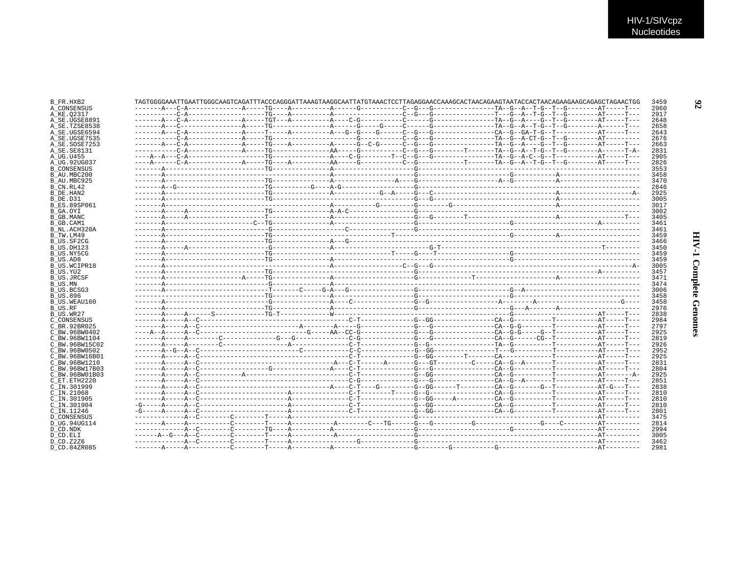```
B_FR.HXB2         TAGTGGGGAAATTGAATTGGGCAAGTCAGATTTACCCAGGGATTAAAGTAAGGCAATTATGTAAACTCCTTAGAGGAACCAAAGCACTAACAGAAGTAATACCACTAACAGAAGAAGCAGAGCTAGAACTGG  3459
A_CONSENSUS       -------A---C-A--------------A-----TG----A----------A------G----------C--G---G----------------TA--G--A--T-G--T--G--------AT-----T---  2960
A_KE.Q2317        -----------C-A--------------------TG----A----------A-------------------C--G---G----------------T---G--A--T-G--T--G--------AT-----T---  2917
A_SE.UGSE8891     -------A---C-A--------------A-----TGT---A----------A----C-G----------C------G----------------TA--G--A----G--T--G--------AT-----T---  2648
A_SE.TZSE8538     -------A---C----------------A-----TG---------------A------G-----C------G----------------TA--G--A--T-G--T--G--------A------T---  2658
A_SE.UGSE6594     -------A---C-A--------------A-----T-----A----------A---G--G----G------C--G---G----------------CA--G--GA-T-G--T-----------AT-----T---  2643
A_SE.UGSE7535     -----------C-A--------------A-----TG-----------------------G-----------C--G---G----------------TA--G--A-CT-G--T--G--------AT---------  2676
A_SE.SOSE7253     -------A---C-A--------------A-----TG----A----------A------G--C-G-----C--G---G----------------TA--G--A----G--T--G--------AT-----T---  2663
A_SE.SE8131       -----------C-A--------------A-----TG---------------AA-----G----------C--G---G--------T-------TA--G--A--T-G--T--G--------A------T-A-  2831
A_UG.U455         ----A--A---C-A--------------------TG---------------A----C-G--------T--C--G---G----------------TA--G--A-C--G--T-----------AT-----T---  2905
A_UG.92UG037      ----A------C-A--------------A-----TG----A----------AA-----G----------C--G---G------------T-------TA--G--A--T-G--T--G--------AT-----T---  2826
B_CONSENSUS       -------A--------------------------TG---------------A-----------------------G--------------------------------------------------------  3553
B_AU.MBC200       -------A-------------------------------------------A-----------------------G-----------------------G-----------A---------------------  3458
B_AU.MBC925       -------A--------------------------TG---------------A---------------A----G------------------------A--G-----------A---------------------  3470
B_CN.RL42         -------A--G-----------------------TG----------G----A-G---------------------G--------------------------------------------------------  2846
B_DE.HAN2         -------A--------------------------TG---------------A------------G--A-----G--C------------------------------------A-------------------A-  2925
B_DE.D31          -------A--------------------------TG---------------A----------------------G--G------------------------------------A---------------------  3005
B_ES.89SP061      -------A-------------------------------------------A-----------G--------G--------G--------------------------------A---------------------  3017
B_GA.OYI          -------A-----A--------------------TG---------------A-A-C-------------------G--------------------------------------------------------  3002
B_GB.MANC         -------A-----A--------------------T----------------A---------------------G---G--------T------------------------A------------------T---  3405
B_GB.CAM1         -------A-----------------------C--TG---------------A-----------------------G-----------------------G-------------------------A----------  3461
B_NL.ACH320A      -------A---------------------------G--------------------C-------------------G--------------------------------------------------------  3461
B_TW.LM49         -------A--------------------------TG------------------------------T---------------------------------G-----------A---------------------  3459
B_US.SF2CG        -------A--------------------------TG---------------A---G-----------------------------------------------------------------------------------  3466
B_US.DH123        -------A-----A---------------------G---------------A-----------------------G-T-------------------------------------------T---------  3450
B_US.NY5CG        -------A--------------------------TG------------------------------T-----G----T-----------------G------------------------------------  3459
B_US.AD8          -------A--------------------------TG---------------A----------------------------------------------G------------------------------------  3459
B_US.WCIPR18      -------A-------------------------------------------A----------------C--G---G------------------------------------------------------A-  3005
B_US.YU2          -------A--------------------------TG-------------------------------------G------------------------------------------------A----------  3457
B_US.JRCSF        -------A-------------------A------TG---------------A-----------------------G--------------T----------------------A---------------------  3471
B_US.MN           -------A---------------------------G---------------A-----------------------------------------------------------------------------------  3474
B_US.BCSG3        -------A-------------------------T-------C-----G-A---G--------------------G-----------------------G--A-----------------------------------  3006
B_US.896          -------A--------------------------TG---------------A-----------------------G-----------------------G------------------------------------  3458
B_US.WEAU160      -------A---------------------------G---------------A----C-----------------G--G------------------A--------A-----------------------G----  3458
B_US.RF           -------A--------------------------TG---------------A-----------------------G-----------------------G---A------A---------------------  2976
B_US.WR27         -------A-----A------S-------------TG-T-------------W-----------------------------------------------G-----------------------AT-----T---  2838
C_CONSENSUS       -------A-----A--C---------------------------------------C-T-------------G--GG----------------CA--G-----------T-----------AT-----T---  2984
C_BR.92BR025      -------A-----A--C-------------------------A--------A-----G--------------G---G----------------CA--G-G---------T-----------AT-----T---  2797
C_BW.96BW0402     ----A--A-----A--C--------------------------G------AA--CC-G--------------G---G----------------CA--G-G-----G--T-----------AT-----T---  2925
C_BW.96BW1104     -------A-----A--------C--------------G---G--------------C-G--------------G---G----------------CA--G-------CG--T-----------AT-----T---  2819
C_BW.96BW15C02    -------A-----A--------C--------------------A--------------C-T-------------G--G----------------TA--G-----------T-----------AT-----T---  2926
C_BW.96BW0502     -------A--G--A--C-------------------------C--------------C-C--------------G--GG----------------T---G-----------T-----------AT-----T---  2952
C_BW.96BW16B01    -------A-----A--C---------------------------------------C-T-------------G--GG--------T-------CA--------------T-----------AT-----T---  2925
C_BW.96BW1210     -------A-----A--C---------------------------------A---C-T------A-------G---GT---------C-----CA--G--A-------T-----------AT-----T---  2831
C_BW.96BW17B03    -------A-----A--C------------------G---------------A---C-T-------------G---G----------------CA--G-----------T-----------AT-----T---  2804
C_BW.96BW01B03    -------A-----A--C-----------A---------------------------C-T-------------G--GG----------------CA--G-----------T-----------------A-  2925
C_ET.ETH2220      -------A-----A--C---------------------------------------C-G-------------G---G----------------CA--G--A-------T-----------AT-----T---  2851
C_IN.301999       -------A-----A--C---------------------------------A---C-T----G---------G--GG------T---------CA--G-------G--T-----------AT-G---T---  2838
C_IN.21068        -------A-----A--C-----------------------A---------------C-T-------T-----G--G-----------------CA--G-----------T-----------AT-----T---  2810
C_IN.301905       -------A-----A--C-----------------------A---------------C-T-------------G--GG-----A----------CA--G-----------T-----------AT-----T---  2810
C_IN.301904       -G-----A-----A--C-----------------------A---------------C-T-------------G--GG----------------CA--G-----------T-----------AT-----T---  2810
C_IN.11246        -G-----A-----A--C-----------------------A---------------C-T-------------G--GG----------------CA--G-----------T-----------AT-----T---  2801
D_CONSENSUS       -------------A--C--------C--------T-----A------------------------------G-------------------------------------------------AT---------  3475
D_UG.94UG114      -------A-----A-----------C--------T-----A----------A--------C---TG------G--G----------G-----------------G----C---------AT---------  2814
D_CD.NDK          -------------A--C--------C--------TG----A----------A----------------------G-------------------------G-------------------AT---------  2994
D_CD.ELI          ------A--G---A--C--------C--------T-----A----------A----------------------G--------------------------------------------AT---------  3005
D_CD.Z2Z6         -------------A--C--------C--------T-----A------------------G-------------G--------------------------------------------AT---------  3462
D_CD.84ZR085      -------A-----A-----------C--------T-----A----------A----------------------G--------G-----------G--------------------------AT---------  2981
```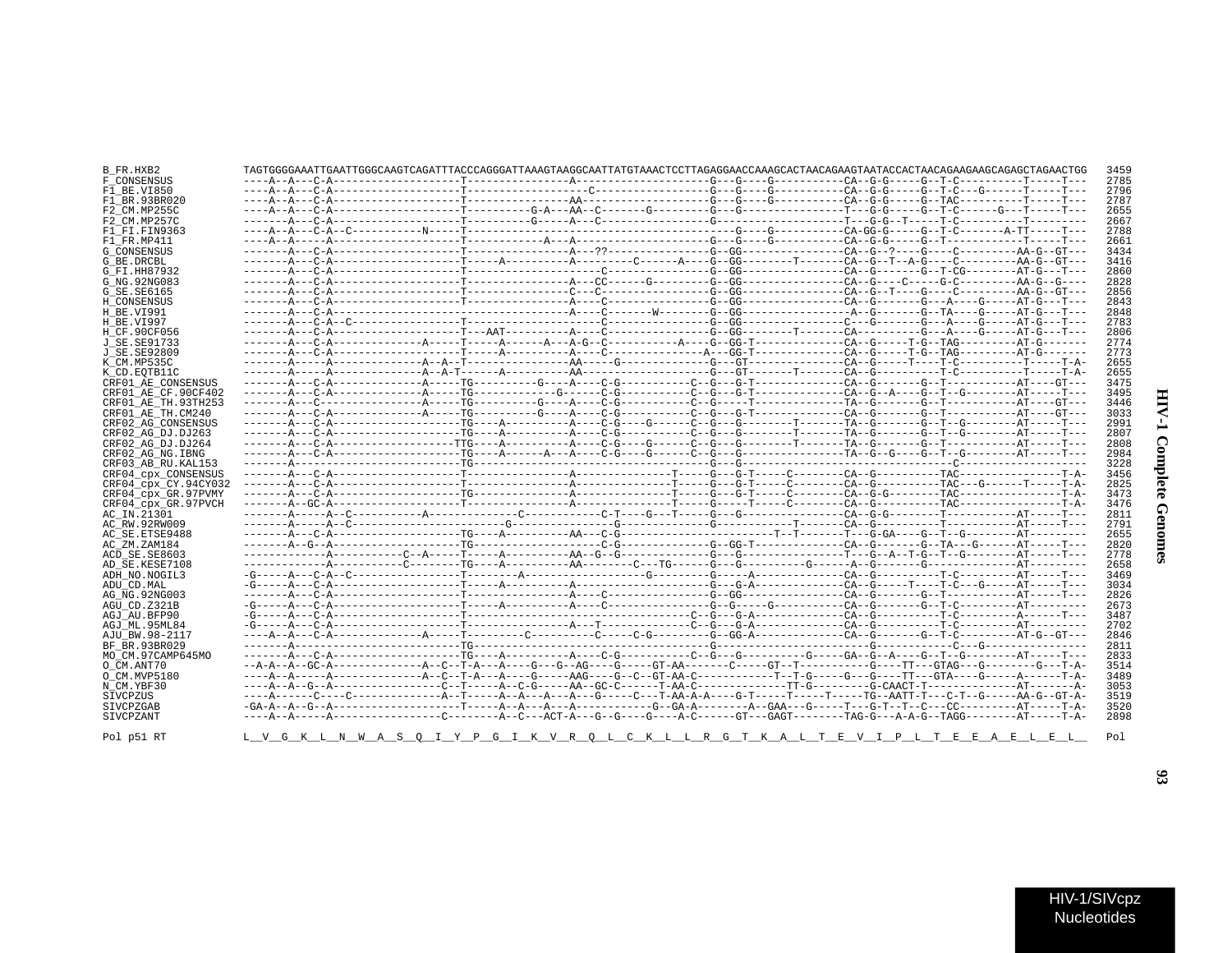```
B_FR.HXB2             TAGTGGGGAAATTGAATTGGGCAAGTCAGATTTACCCAGGGATTAAAGTAAGGCAATTATGTAAACTCCTTAGAGGAACCAAAGCACTAACAGAAGTAATACCACTAACAGAAGAAGCAGAGCTAGAACTGG  3459
F_CONSENSUS           ----A--A---C-A--------------------T----------------A---------------------G---G----G-----------CA--G-G-----G--T-C----------T-----T---  2785
F1_BE.VI850           ----A--A---C-A--------------------T------------------C-------------------G---G----G-----------CA--G-G-----G--T-C---G------T-----T---  2796
F1_BR.93BR020         ----A--A---C-A--------------------T----------------AA--------------------G---G----G-----------CA--G-G-----G--TAC----------T-----T---  2787
F2_CM.MP255C          ----A--A---C-A--------------------T----------G-A---AA--C-------G---------G---G----------------T---G-G-----G--T-C------G---T-----T---  2655
F2_CM.MP257C          -------A---C-A--------------------T----------G-----A---C-----------------G-------------------T---G-G--T-----T-C----------T---------  2667
F1_FI.FIN9363         ----A--A---C-A--C-----------N-----T----------------------------------------G---G----------CA-GG-G-----G--T-C--------A-TT-----T---  2788
F1_FR.MP411           ----A--A-----A--------------------T-----------A---A--------------------G---G----G-----------CA--G-G-----G--T------------T-----T---  2661
G_CONSENSUS           -------A---C-A--------------------T----------------A---??----------------G-GG----------------CA--G--?----G----C---------AA-G--GT---  3434
G_BE.DRCBL            -------A---C-A--------------------T-----A----------A---------C------A----G-GG--------T-------CA--G--T--A-G----C---------AA-G--GT---  3416
G_FI.HH87932          -------A---C-A--------------------T----------------------C---------------G-GG----------------CA--G-------G--T-CG--------AT-G---T---  2860
G_NG.92NG083          -------A---C-A--------------------T----------------A---CC------G---------G-GG----------------CA--G----C-----G-C---------AA-G--G----  2828
G_SE.SE6165           -------A---C-A--------------------T----------------C---C-----------------G-GG----------------CA--G--T----G----C---------AA-G--GT---  2856
H_CONSENSUS           -------A---C-A--------------------T----------------A---C-----------------G-GG----------------CA--G-------G---A----G-----AT-G---T---  2843
H_BE.VI991            -------A---C-A-------------------------------------A---C-------W---------G-GG-----------------A--G-------G--TA----G-----AT-G---T---  2848
H_BE.VI997            -------A---C-A--C-----------------T----------------------C---------------G-GG----------------C---G-------G---A----G-----AT-G---T---  2783
H_CF.90CF056          -------A---C-A--------------------T---AAT----------A---C-----------------G-GG-------T--------CA----------G---A----G-----AT-G---T---  2806
J_SE.SE91733          -------A---C-A--------------A-----T-----A------A---A-G--C-----------A----G-GG-T--------------CA--G-----T-G--TAG---------AT-G-------  2774
J_SE.SE92809          -------A---C-A--------------------T-----A----------A---C---------------A---GG-T--------------CA--G-----T-G--TAG---------AT-G-------  2773
K_CM.MP535C           -------A-----A--------------A--A--T----------------AA-----G--------------G---GT--------------CA--G-----T----T-C----------T-----T-A-  2655
K_CD.EQTB11C          -------A-----A--------------A--A-T------A----------AA--------------------G---GT-------T------CA--G----------T-C----------T-----T-A-  2655
CRF01_AE_CONSENSUS    -------A---C-A--------------A-----TG----------G----A---C-G----------C--G---G-T---------------CA--G-------G--T-----------AT----GT---  3475
CRF01_AE_CF.90CF402   -------A---C-A--------------A-----TG------------G------A---C-G------C--G---G-T---------------CA--G--A----G--T--G--------AT----GT---  3495
CRF01_AE_TH.93TH253   -------A---C----------------A-----TG----------G----A---C-G----------C--G-----T---------------TA--G-------G--T-----------AT----GT---  3446
CRF01_AE_TH.CM240     -------A---C-A--------------A-----TG----------G----A---C-G----------C--G---G-T---------------CA--G-------G--T-----------AT----GT---  3033
CRF02_AG_CONSENSUS    -------A---C-A--------------------TG----A----------A---C-G----G-----C--G---G--------T--------TA--G-------G--T--G--------AT-----T---  2991
CRF02_AG_DJ.DJ263     -------A---C-A--------------------TG----A----------A---C-G----------C--G---G--------T--------TA--G-------G--T--G--------AT-----T---  2807
CRF02_AG_DJ.DJ264     -------A---C-A------------------TTG-----A----------A---C-G----G-----C--G---G--------T--------TA--G-------G--T-----------AT-----T---  2808
CRF02_AG_NG.IBNG      -------A---C-A--------------------TG----A------A---A---C-G----G-----C--G---G-----------------TA--G--G----G--T--G--------AT-----T---  2984
CRF03_AB_RU.KAL153    -------A--------------------------TG-------------------------------------G---G----------------------------------C-------------------  3228
CRF04_cpx_CONSENSUS   -------A---C-A--------------------T----------------A---------------T-----G---G-T-----C--------CA--G----------TAC----------------T-A-  3456
CRF04_cpx_CY.94CY032  -------A---C-A--------------------T----------------A---------------T-----G---G-T-----C--------CA--G----------TAC---G------T-----T-A-  2825
CRF04_cpx_GR.97PVMY   -------A---C-A--------------------TG---------------A---------------T-----G---G-T-----C--------CA--G-G--------TAC----------------T-A-  3473
CRF04_cpx_GR.97PVCH   -------A--GC-A--------------------T----------------A---------------T-----G---G-T-----C--------CA--G----------TAC----------------T-A-  3476
AC_IN.21301           -------A-----A--C-----------A-------------C----------C-T----G---T-----G---G-----------------CA--G-G--------T-----------AT-----T---  2811
AC_RW.92RW009         -------A-----A--C----------------------G-----------------G-----------------G--------T---------CA--G----------T-----------AT-----T---  2791
AC_SE.ETSE9488        -------A---C-A--------------------TG----A----------AA--C-G------------------------T--T-------T---G-GA----G--T--G--------AT--------  2655
AC_ZM.ZAM184          -------A--G--A--------------------TG---------------------C-G-------------G-GG-T--------------CA--G-------G--TA---G------AT-----T---  2820
ACD_SE.SE8603         -------------A-----------C--A-----T-----A----------AA--G--G--------------G---G-----------------T---G--A--T-G--T--G--------AT-----T---  2778
AD_SE.KESE7108        -------------A------------C-------TG----A----------AA--------C---TG------G---G----------G-------A--G--------G--------------AT--------  2658
ADH_NO.NOGIL3         -G-----A---C-A--C-----------------T---------A-------------------G-------G------A-------------CA--G-----------T-C---------AT-----T---  3469
ADU_CD.MAL            -G-----A---C-A--------------------T-----A----------A---------------------G---G-A-------------CA--G-----T----T-C---G------AT-----T---  3034
AG_NG.92NG003         -------A---C-A--------------------T----------------A---C-----------------G-GG----------------CA--G-------G--T-----------AT-----T---  2826
AGU_CD.Z321B          -G-----A---C-A--------------------T-----A----------A---C-----------------G-G----G-----------CA--G-------G--T-C---------AT--------  2673
AGJ_AU.BFP90          -G-----A---C-A--------------------T--------------------------------C--G---G-A---------------CA--G----------T-C---------A------T---  3487
AGJ_ML.95ML84         -G-----A---C-A--------------------T----------------A---T-----------C--G---G-A---------------CA--G----------T-C---------AT--------  2702
AJU_BW.98-2117        ----A--A---C-A--------------A-----T---------C----------C-----C-G---------G-GG-A--------------CA--G-------G--T-C---------AT-G--GT---  2846
BF_BR.93BR029         -------A--------------------------TG------------------------------------------G---------------------------G--------C---G------------  2811
MO_CM.97CAMP645MO     -------A---C-A--------------------TG----A----------A---C-G----------C--G---G---------G-------GA--G--A----G--T--G--------AT-----T---  2833
O_CM.ANT70            --A-A--A--GC-A--------------A--C--T-A---A----G---G--AG----G-----GT-AA-------C-----GT--T-----------G----TT---GTAG---G--------G---T-A-  3514
O_CM.MVP5180          ----A--A-----A--------------A--C--T-A---A----G-----AAG----G--C--GT-AA-C------------T--T-G-----G---G----TT---GTA---G-----A------T-A-  3489
N_CM.YBF30            ----A--A--G--A------------------C--T-----A--C-G-----AA--GC-C------T-AA-C--------------TT-G----------G-CAACT-T----------------AT-------A-  3053
SIVCPZUS              ----A------C----C---------------A--T-----A--A---A---A---G-----C---T-AA-A-A----G-T-----T-----T-----TG--AATT-T---C-T--G-----AA-G--GT-A-  3519
SIVCPZGAB             -GA-A--A--G--A--------------------T-----A--A---A---A------------G--GA-A--------A--GAA---G-----T---G-T--T--C----CC---------AT-----T-A-  3520
SIVCPZANT             ----A--A-----A--------------------C-----------A--C---ACT-A---G--G----G----A-C------GT---GAGT--------TAG-G---A-A-G--TAGG--------AT-----T-A-  2898

Pol p51 RT            L__V__G__K__L__N__W__A__S__Q__I__Y__P__G__I__K__V__R__Q__L__C__K__L__L__R__G__T__K__A__L__T__E__V__I__P__L__T__E__E__A__E__L__E__L__  Pol
```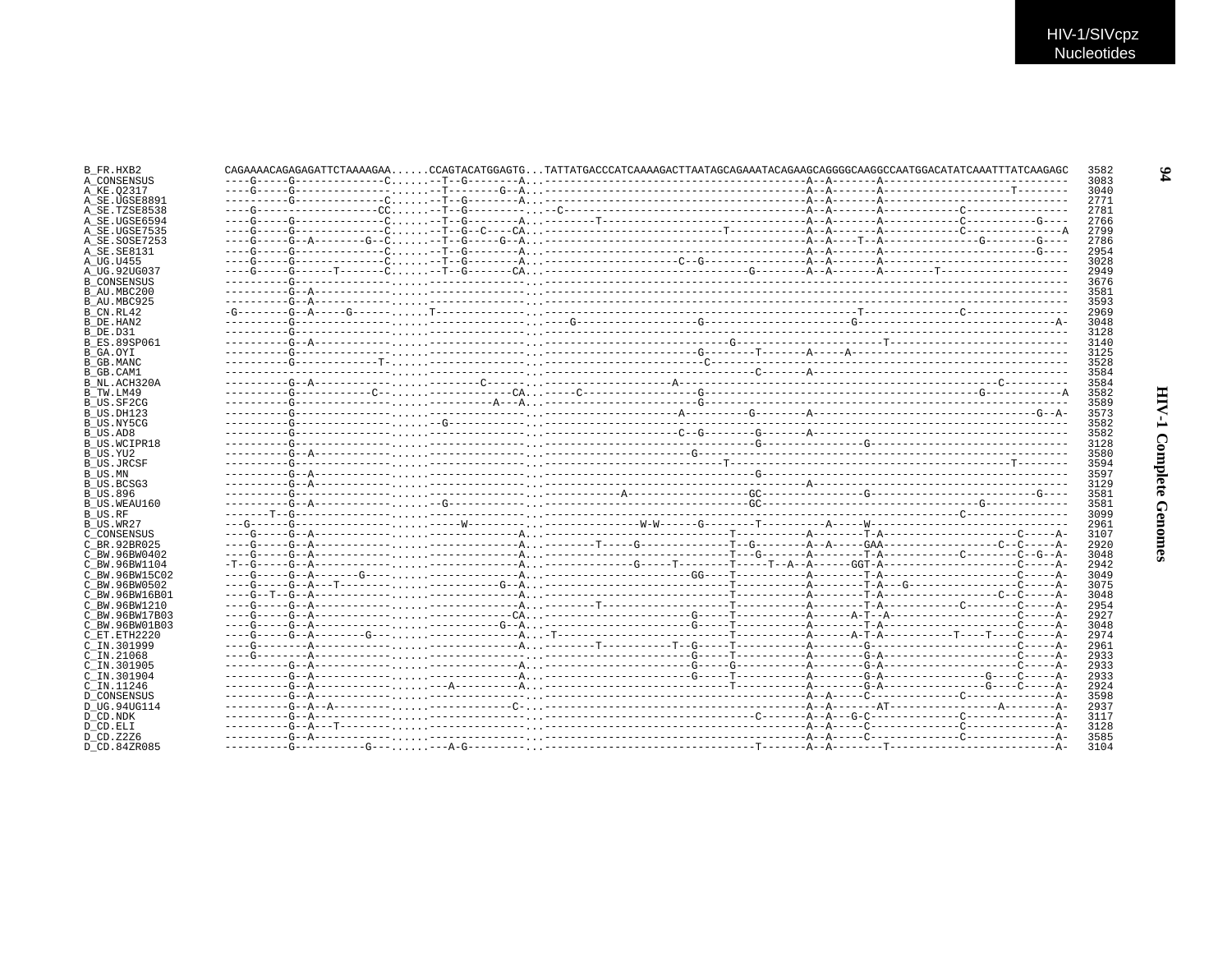```
B_FR.HXB2          CAGAAAACAGAGAGATTCTAAAAGAA......CCAGTACATGGAGTG...TATTATGACCCATCAAAAGACTTAATAGCAGAAATACAGAAGCAGGGGCAAGGCCAATGGACATATCAAATTTATCAAGAGC  3582
A_CONSENSUS        ----G-----G--------------C......--T--G---------A...-----------------------------------------A--A-------A-----------------------------  3083
A_KE.Q2317         ----G-----G--------------......--T--------G--A...-----------------------------------------A--A-------A-------------------T--------  3040
A_SE.UGSE8891      ----------G--------------C......--T--G---------A...-----------------------------------------A--A-------A-----------------------------  2771
A_SE.TZSE8538      ----G-------------------CC......--T--G---------...--C-------------------------------------A--A-------A-----------C----------------  2781
A_SE.UGSE6594      ----G-----G--------------C......--T--G---------A...---------T-------------------------------A--A-------A-----------C-----------G----  2766
A_SE.UGSE7535      ----G-----G--------------C......--T--G--C----CA...----------------------------T-------------A--A-------A-----------C--------------A  2799
A_SE.SOSE7253      ----G-----G--A--------G--C......--T--G-----G--A...-----------------------------------------A--A----T--A-----------------G-------G---  2786
A_SE.SE8131        ----G-----G--------------C......--T--G---------A...-----------------------------------------A--A-------A-----------------------G----  2954
A_UG.U455          ----G-----G--------------C......--T--G---------A...---------------------C--G---------------A--A-------A-----------------------------  3028
A_UG.92UG037       ----G-----G------T-------C......--T--G--------CA...-------------------------------G--------A--A-------A--------T-------------------  2949
B_CONSENSUS        ----------G--------------......---------------...-----------------------------------------------------------------------------------  3676
B_AU.MBC200        ----------G--A-----------......---------------...-----------------------------------------------------------------------------------  3581
B_AU.MBC925        ----------G--A-----------......---------------...-----------------------------------------------------------------------------------  3593
B_CN.RL42          -G--------G--A-----G-----......T--------------...------------------------------------------T--------------C---------------  2969
B_DE.HAN2          ----------G--------------......---------------...----G----------------------G-------------------G-------------------------------A-  3048
B_DE.D31           ----------G--------------......---------------...-----------------------------------------------------------------------------------  3128
B_ES.89SP061       ----------G--A-----------......---------------...--------------------------G--------------------T---------------------------  3140
B_GA.OYI           ----------G--------------......---------------...-----------------------G---------T-------A-----A-------------------------------  3125
B_GB.MANC          ----------G------------T-......---------------...-----------------------C-----------------------------------------------------  3528
B_GB.CAM1          ----------G--------------......---------------...-----------------------------------C-------A------------------------------------  3584
B_NL.ACH320A       ----------G--A-----------......---------C-----...-------------------A----------------------------------------------C---------  3584
B_TW.LM49          ----------G-----------C--......-------------CA...-----C--------------------G----------------------------------------------G------------A  3582
B_US.SF2CG         ----------G--------------......--------A---A...-----------------------G-----------------------------------------------------------  3589
B_US.DH123         ----------G--------------......---------------...--------------------A----------G-------A-------------------------------------G--A-  3573
B_US.NY5CG         ----------G--------------......-G-------------...----------------------------------------------------------------------------------  3582
B_US.AD8           ----------G--------------......---------------...--------------------C--G--------G-------A-------------------------------------------  3582
B_US.WCIPR18       ----------G--------------......---------------...-----------------------------------G----------------G------------------------------  3128
B_US.YU2           ----------G--A-----------......---------------...-----------------------G----------------------------------------------------------  3580
B_US.JRCSF         ----------G--------------......---------------...-----------------------------T------------------------------------------T--------  3594
B_US.MN            ----------G--A-----------......---------------...-----------------------------------G-------------------------------------------------  3597
B_US.BCSG3         ----------G--A-----------......---------------...--------------------------------------------A---------------------------------------  3129
B_US.896           ----------G--------------......---------------...-----------A--------------------GC------------------G-----------------------------G---  3581
B_US.WEAU160       ----------G--A-----------......-G-------------...--------------------------------GC-----------------------------------G-------------  3581
B_US.RF            -------T--G--------------......---------------...----------------------------------------------------------------------C----------------  3099
B_US.WR27          ---G------G--------------......-----W---------...---------------W-W------G--------T----------A-----W---------------------------------  2961
C_CONSENSUS        ----G-----G--A-----------......-------------A...-----------------------------T-----------A--------T-A-------------------C-----A-  3107
C_BR.92BR025       ----G-----G--A-----------......-------------A...--------T-----G-------------T--G--------A--A-----GAA-------------------C--C-----A-  2920
C_BW.96BW0402      ----G-----G--A-----------......-------------A...-----------------------------T--G-------A--------T-A-----------C--------C--G--A-  3048
C_BW.96BW1104      -T--G-----G--A-----------......-------------A...---------------G-----T-------T-----T--A--A------GGT-A-------------------C-----A-  2942
C_BW.96BW15C02     ----G-----G--A-------G---......-------------A...----------------------GG-----T-----------A--------T-A-------------------C-----A-  3049
C_BW.96BW0502      ----G-----G--A---T-------......-----------G-A...-----------------------------T-----------A--------T-A---G------------------C-----A-  3075
C_BW.96BW16B01     ----G--T--G--A-----------......-------------A...-----------------------------T-----------A--------T-A------------------C--C-----A-  3048
C_BW.96BW1210      ----G-----G--A-----------......-------------A...--------T--------------------T-----------A--------T-A-----------C--------C-----A-  2954
C_BW.96BW17B03     ----G-----G--A-----------......------------CA...----------------------G-----T-----------A------A-T--A-------------------C-----A-  2927
C_BW.96BW01B03     ----G-----G--A-----------......-----------G--A...----------------------G-----T-----------A--------T-A-------------------C-----A-  3048
C_ET.ETH2220       ----G-----G--A--------G---......-------------A...-T---------------------------T-----------A------A-T-A-----------T----T----C-----A-  2974
C_IN.301999        ----G--------A-----------......-------------A...--------T----------T--G-----T-----------A--------G----------------------C-----A-  2961
C_IN.21068         ----G--------A-----------......---------------...----------------------G-----T-----------A--------G-A-------------------C-----A-  2933
C_IN.301905        ----------G--A-----------......-------------A...----------------------G-----G-----------A--------G-A-------------------C-----A-  2933
C_IN.301904        ----------G--A-----------......-------------A...----------------------G-----T-----------A--------G-A----------------G----C-----A-  2933
C_IN.11246         ----------G--A-----------......---A---------A...-----------------------------T-----------A--------G-A----------------G----C-----A-  2924
D_CONSENSUS        ----------G--A-----------......---------------...-----------------------------------------A--A-------C-------------C--------------A-  3598
D_UG.94UG114       ----------G--A--A--------......-------------C-...-----------------------------------------A--A-------AT-----------------A--------A-  2937
D_CD.NDK           ----------G--A-----------......---------------...-----------------------------------C-------A--A---G-C--------------C--------------A-  3117
D_CD.ELI           ----------G--A---T-------......---------------...-----------------------------------------A--A-------C--------------C--------------A-  3128
D_CD.Z2Z6          ----------G--A-----------......---------------...-----------------------------------------A--A-------C--------------C--------------A-  3585
D_CD.84ZR085       ----------G------------G---......---A-G---------...-----------------------------------T-------A--A--------T----------------------------A-  3104
```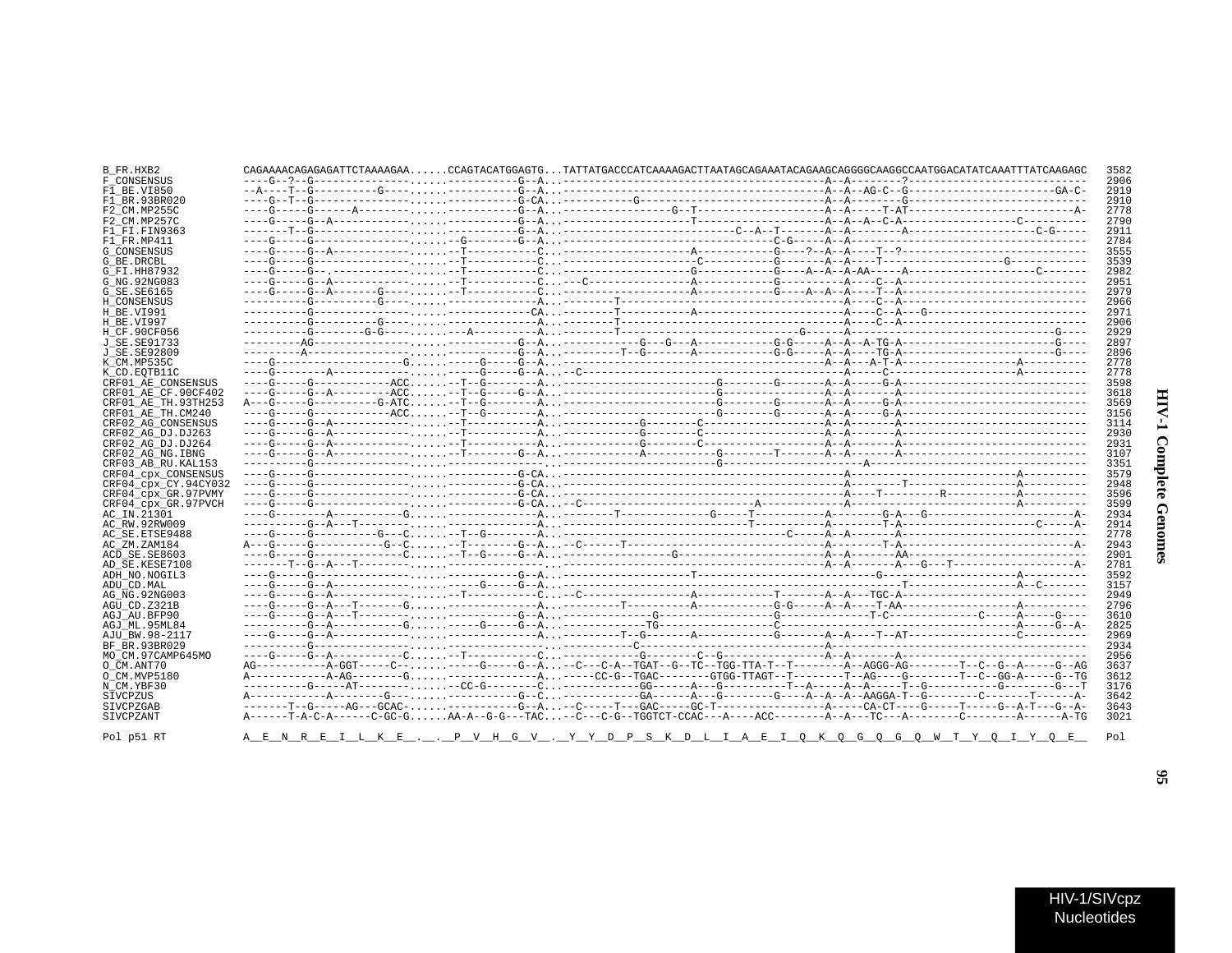```
B_FR.HXB2             CAGAAAACAGAGAGATTCTAAAAGAA......CCAGTACATGGAGTG...TATTATGACCCATCAAAAGACTTAATAGCAGAAATACAGAAGCAGGGGCAAGGCCAATGGACATATCAAATTTATCAAGAGC  3582
F_CONSENSUS           ----G--?--G---------------.....-----------G--A...------------------------------------------A--A--------?---------------------------  2906
F1_BE.VI850           --A----T--G----------G----.....-----------G--A...------------------------------------------A--A--AG-C--G-----------------------GA-C-  2919
F1_BR.93BR020         ----G--T--G---------------.....-----------G-CA...-----------G------------------------------A--A--------G---------------------------  2910
F2_CM.MP255C          ----G-----G------A--------.....-----------G--A...-----------------G--T---------------------A--A-----T-AT---------------------------A-  2778
F2_CM.MP257C          ----G-----G--A------------.....-----------G--A...------------------T-----------------------A--A--A--C-A-----------------C----------  2790
F1_FI.FIN9363         -------T--G---------------.....-----------G--A...-------------------------------C--A--T------A--A--------A---------------------C-G-----  2911
F1_FR.MP411           ----G-----G---------------.......-G-------G--A...----------------------------------C-G-----A--A----------------------------------  2784
G_CONSENSUS           ----G-----G--A------------.......-T----------C...-------------------A-----------G----?--A--A----T--?------------------------------  3555
G_BE.DRCBL            ----G-----G---------------.......-T----------C...--------------------C----------G-------A--A----T-----------------G-------------  3539
G_FI.HH87932          ----G-----G--.------------.......-T----------C...------------------G-----------G----A--A--A-AA-----A--------------------C-------  2982
G_NG.92NG083          ----G-----G--A------------.......-T----------C...--C--------------A-----------G---------A----C--A------------------------------  2951
G_SE.SE6165           ----G-----G--A--------G---.......-T----------C...-----------------A-----------G----A--A--A----T--A------------------------------  2979
H_CONSENSUS           ----------G----------G----.....-------------A...--------T--------------------------------A----C--A------------------------------  2966
H_BE.VI991            ----------G---------------.....-------------CA...--------T----------A---------------------A----C--A---G------------------------  2971
H_BE.VI997            ----------G----------G----.....-------------A...--------T--------------------------------A----C--A------------------------------  2906
H_CF.90CF056          ----------G---------G-G---.....--A----------A...--------T---------------------------G------A--A-------------------------------G----  2929
J_SE.SE91733          ---------AG---------------.....-----------G--A...------------G---G---A-----------G-G-----A--A--A-TG-A------------------------G----  2897
J_SE.SE92809          ---------A----------------.....-----------G--A...---------T--G-------A-----------G-G-----A--A----TG-A------------------------G----  2896
K_CM.MP535C           ----G-------------------G.........-G------G--A...------------------------------------------A--A---A-T-A------------------A---------  2778
K_CD.EQTB11C          ----G--------A------------..........-G------G--A...-C----------------------------------------A----C----------------------A---------  2778
CRF01_AE_CONSENSUS    ----G-----G------------ACC.......-T--G-------A...---------------------G---------G-------A--A-----G-A--------------------------------  3598
CRF01_AE_CF.90CF402   ----G-----G--A---------ACC.......-T--G------G--A...---------------------G---------G-------A--A-----A----------------------------------  3618
CRF01_AE_TH.93TH253   A---G-----G-----------G-ATC.......-T--G-------A...---------------------G---------G-------A--A-----G-A--------------------------------  3569
CRF01_AE_TH.CM240     ----G-----G------------ACC.......-T--G-------A...---------------------G---------G-------A--A-----G-A--------------------------------  3156
CRF02_AG_CONSENSUS    ----G-----G--A------------.......-T----------A...-----------G--------C----------------A--A-------A-------------------------------  3114
CRF02_AG_DJ.DJ263     ----G-----G--A------------.......-T----------A...-----------G--------C----------------A--A-------A-------------------------------  2930
CRF02_AG_DJ.DJ264     ----G-----G--A------------.......-T----------A...-----------G--------C----------------A--A-------A-------------------------------  2931
CRF02_AG_NG.IBNG      ----G-----G--A------------.......-T--------G--A...-----------A-----------G---------T-------A--A-------A-------------------------------  3107
CRF03_AB_RU.KAL153    ----------G---------------..........---------..........--------------------G-----------------------A--------------------------------  3351
CRF04_cpx_CONSENSUS   ----G-----G---------------.....-----------G-CA...------------------------------------------A-------------------------A---------  3579
CRF04_cpx_CY.94CY032  ----G-----G---------------.....-----------G-CA...------------------------------------------A--------T-----------------A---------  2948
CRF04_cpx_GR.97PVMY   ----G-----G---------------.....-----------G-CA...------------------------------------------A-------T----------R----------A---------  3596
CRF04_cpx_GR.97PVCH   ----G-----G---------------.....-----------G-CA...-C------------------------A------------A------------------------------A---------  3599
AC_IN.21301           ----G--------A----------G.....--------------A...--------T-------------G-----T-----------A--------G-A---G-----------------------A-  2934
AC_RW.92RW009         ----------G--A---T--------.....-------------A...----------------------------T-----------A--------T-A---------------------C-----A-  2914
AC_SE.ETSE9488        ----G-----G----------G---C.......-T--G-------A...--------------------------------C-----A--A-------A-------------------------------  2778
AC_ZM.ZAM184          A---G-----G-----------G--C.......-T--------G--A...-C-------T---------------------------------A--------T-A---------------------------A-  2943
ACD_SE.SE8603         ----G-----G--------------C.......-T--G------G--A...------------------G----------------------A--A-------AA--------------------------------  2901
AD_SE.KESE7108        -------T--G--A---T--------.....-------------........--------------------------------------A--A-------A---G---T-------------------A-  2781
ADH_NO.NOGIL3         ----G-----G---------------.....-----------G--A...-------------------T---------------------------------G-------------------A---------  3592
ADU_CD.MAL            ----G-----G--A------------.......-------G----G--A...------------------------------------------------------T-------------------A--C-------  3157
AG_NG.92NG003         ----G-----G--A------------.......-T----------C...-C----------------A-----------T-------A--A---TGC-A--------------------------------  2949
AGU_CD.Z321B          ----G-----G--A---T-------G.....-------------A...---------T----------A-----------G-G-----A--A----T-AA------------------A----------  2796
AGJ_AU.BFP90          ----G-----G--A---T--------.....-----------G--A...---------------G----------------------G-------------T-C--------------C-----A-----G----  3610
AGJ_ML.95ML84         ----------G--A-----------G.........-G------G--A...-----------TG-------------------------C-------------------------------------A-----G--A-  2825
AJU_BW.98-2117        ----G-----G--A------------.....-------------A...---------T--G-------A-----------G-------A--A----T--AT-----------------C----------  2969
BF_BR.93BR029         ----------G---------------.....-------------..........------C-------------------------A---------------------------------------------  2934
MO_CM.97CAMP645MO     ----G-----G--A-----------C.......-T----------C...------------G-------C--G--------------A--A-------A--------------------------------  2956
O_CM.ANT70            AG-----------A-GGT-----C--........-----G-----G--A...-C---C-A--TGAT--G--TC--TGG-TTA-T--T---------A--AGGG-AG---------T--C--G--A------G--AG  3637
O_CM.MVP5180          A------------A-AG---------G........-----------A...-----CC-G--TGAC---------GTGG-TTAGT--T---------T--AG----G--------T--C--GG-A------G--TG  3612
N_CM.YBF30            ----------G-----AT--------.......-CC-G--------C...-------------GG------A---G----------T--A------A--A-----T--G-----------G---------G---T  3176
SIVCPZUS              A-----------A--------G---.........----------G--C...------------GA------A---G---------G----A--A--A--AAGGA-T--G---------C-------T------A-  3642
SIVCPZGAB             -------T--G-----AG---GCAC-.......-----------G--A...-C-----T---GAC------GC-T-----------------A------CA-CT----G-----T-----G--A-T---G--A-  3643
SIVCPZANT             A------T-A-C-A------C-GC-G......AA-A--G-G---TAC...-C---C-G--TGGTCT-CCAC---A----ACC---------A--A---TC---A-------C--------A-------A-TG  3021

Pol p51 RT            A__E__N__R__E__I__L__K__E__.__.__P__V__H__G__V__.__Y__Y__D__P__S__K__D__L__I__A__E__I__Q__K__Q__G__Q__G__Q__W__T__Y__Q__I__Y__Q__E__  Pol
```

HIV-1 Complete Genomes

HIV-1/SIVcpz Nucleotides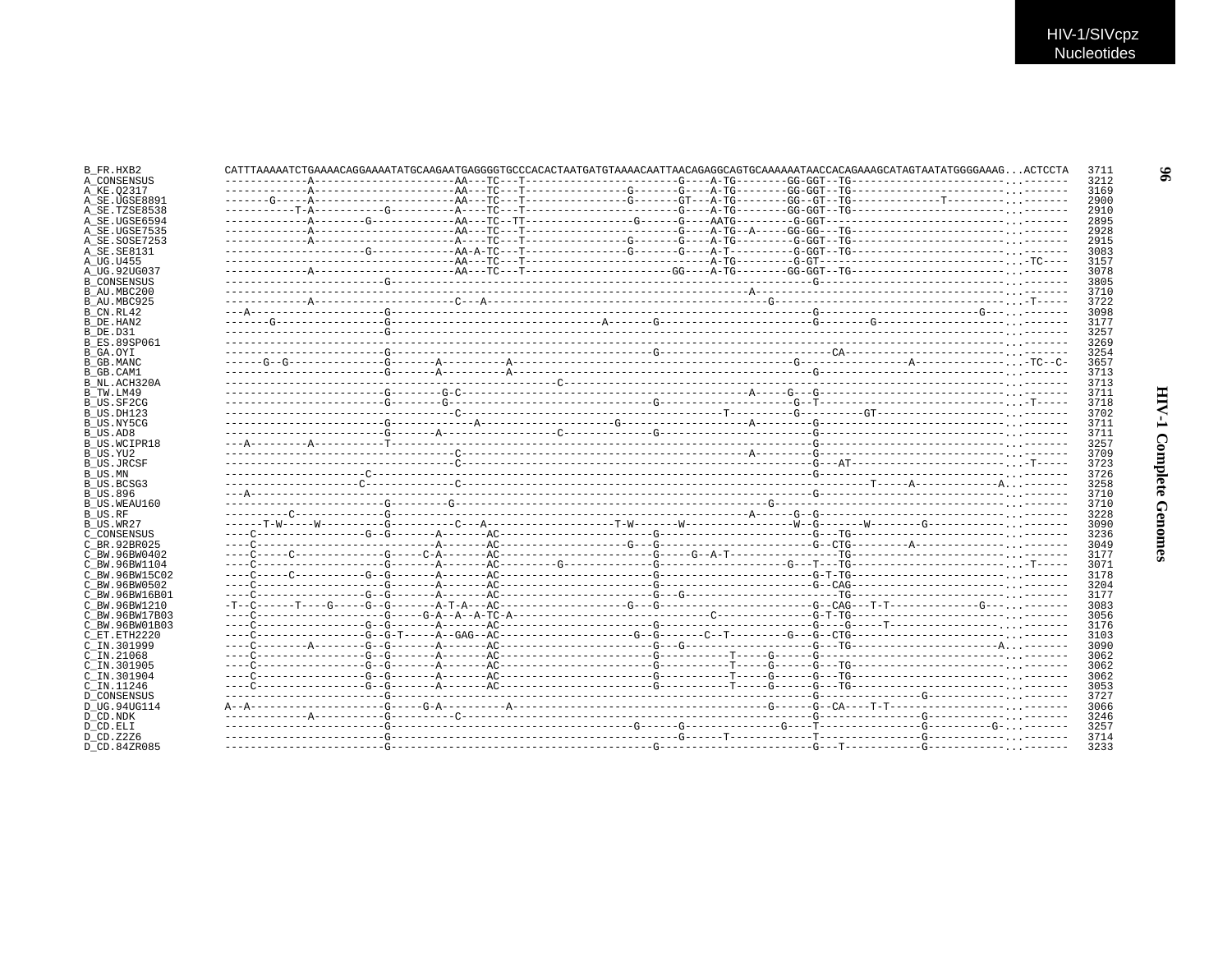```
B_FR.HXB2          CATTTAAAAATCTGAAAACAGGAAAATATGCAAGAATGAGGGGTGCCCACACTAATGATGTAAAACAATTAACAGAGGCAGTGCAAAAAATAACCACAGAAAGCATAGTAATATGGGGAAAG...ACTCCTA  3711
A_CONSENSUS        -------------A----------------------AA---TC---T------------------------G----A-TG--------GG-GGT--TG------------------------...-------  3212
A_KE.Q2317         -------------A----------------------AA---TC---T----------------G-------G----A-TG--------GG-GGT--TG------------------------...-------  3169
A_SE.UGSE8891      -------G-----A----------------------AA---TC---T----------------G-------GT---A-TG--------GG--GT--TG-------------T----------...-------  2900
A_SE.TZSE8538      -----------T-A----------G-----------A----TC---T------------------------G----A-TG--------GG-GGT--TG------------------------...-------  2910
A_SE.UGSE6594      -------------A--------G-------------AA---TC--TT----------------G-------G----AATG---------G-GGT----------------------------...-------  2895
A_SE.UGSE7535      -------------A----------------------AA---TC---T------------------------G----A-TG--A-----GG-GG---TG------------------------...-------  2928
A_SE.SOSE7253      -------------A----------------------A----TC---T----------------G-------G----A-TG--------G-GGT--TG-------------------------...-------  2915
A_SE.SE8131        ----------------------G-------------AA-A-TC---T----------------G-------G----A-T---------G-GGT--TG-------------------------...-------  3083
A_UG.U455          ------------------------------------AA---TC---T----------------------------A-TG---------G-GT-------------------------------...-TC----  3157
A_UG.92UG037       -------------A----------------------AA---TC---T-----------------------GG----A-TG--------GG-GGT--TG------------------------...-------  3078
B_CONSENSUS        -------------------------G-------------------------------------------------------------G-----------------------------------...-------  3805
B_AU.MBC200        ------------------------------------------------------------------------------A--------------------------------------------...-------  3710
B_AU.MBC925        -------------A----------------------C---A-----------------------------------------G---------------------------------------...-T-----  3722
B_CN.RL42          ---A---------------------G-------------------------------------------------------------G-------------------------G---...-------  3098
B_DE.HAN2          -------G-----------------G------------------------------------A--------G--------------------G--------G--------------------...-------  3177
B_DE.D31           -------------------------G-------------------------------------------------------------------------------------------------...-------  3257
B_ES.89SP061       -----------------------------------------------------------------------------------------------------------------------------...-------  3269
B_GA.OYI           -------------------------G-----------------------------------------G-----------------------CA------------------------------...-------  3254
B_GB.MANC          ------G--G---------------G-------A----------A-----------------------------------------G-----------------A-----------------...-TC--C-  3657
B_GB.CAM1          -------------------------G-------A----------A-------------------------------------------G---------------------------------...-------  3713
B_NL.ACH320A       ----------------------------------------------------C----------------------------------------------------------------------...-------  3713
B_TW.LM49          -------------------------G--------G-C---------------------------------------A-----G--G------------------------------------...-------  3711
B_US.SF2CG         -------------------------G--------G--------------------------------------G---------------G--T------------------------------...-T-----  3718
B_US.DH123         -----------------------------------C------------------------------------------------T-----------G--------GT-----------------...-------  3702
B_US.NY5CG         -------------------------G-------------A--------------------G-------------------A---------G---------------------------------...-------  3711
B_US.AD8           -------------------------G-------A------------------C-------------G-----------------------G---------------------------------...-------  3711
B_US.WCIPR18       ---A---------A-----------T----------------------------------------------------------------G---------------------------------...-------  3257
B_US.YU2           -----------------------------------C--------------------------------------------A---------G---------------------------------...-------  3709
B_US.JRCSF         -----------------------------------C------------------------------------------------------G---AT----------------------------...-T-----  3723
B_US.MN            ----------------------C--------------------------------------------------------------------G---------------------------------...-------  3726
B_US.BCSG3         ---------------------C------------C----------------------------------------------------------------T------A-------------A...-------  3258
B_US.896           --A--------------------------------------------------------------------------------------------G---------------------------...-------  3710
B_US.WEAU160       -------------------------G---------G-------------------------------------------------G--------------------------------------...-------  3710
B_US.RF            ----------C--------------G-------------------------------------------------------A------G--G---------------------------------...-------  3228
B_US.WR27          ------T-W-----W----------G---------C---A-------------------T-W-------W-----------------W--G-------W--------G-----------------...-------  3090
C_CONSENSUS        ----C-----------------G--G-------A-------AC------------------------G----------------------G---TG-----------------------------...-------  3236
C_BR.92BR025       ----C-----------------------------A-------AC----------------------G--G--------------------G--CTG---------A------------------...-------  3049
C_BW.96BW0402      ----C-----C--------------G-----C-A-------AC------------------------G------G--A-T-------------TG------------------------------...-------  3177
C_BW.96BW1104      ----C--------------------G-------A-------AC---------G--------------G------------------G---T---TG-----------------------------...-T-----  3071
C_BW.96BW15C02     ----C-----C-----------G--G-------A-------AC------------------------G----------------------G-T-TG------------------------------...-------  3178
C_BW.96BW0502      ----C-----------------G--G-------A-------AC------------------------G----------------------G--CAG-----------------------------...-------  3204
C_BW.96BW16B01     ----C-----------------G--G-------A-------AC------------------------G--G-------------------------TG----------------------------...-------  3177
C_BW.96BW1210      -T--C------T----G-----G--G-------A-T-A---AC------------------G--G-------------------------G--CAG---T-T--------------G------...-------  3083
C_BW.96BW17B03     ----C--------------------G-----G-A--A--A-TC-A-----------------------------C------------------G-T-TG-------------------------...-------  3056
C_BW.96BW01B03     ----C-----------------G--G-------A-------AC------------------------G----------------------G----G-----T-----------------------...-------  3176
C_ET.ETH2220       ----C-----------------G--G-T-----A--GAG--AC--------------------G--G-------C--T-----------G---G--CTG---------------------------...-------  3103
C_IN.301999        ----C--------A--------G--G-------A-------AC-----------------------G---G-------------------G---TG---------------------------A...-------  3090
C_IN.21068         ----C-----------------G--G-------A-------AC------------------------G-----------T------G--------G-----------------------------...-------  3062
C_IN.301905        ----C-----------------G--G-------A-------AC------------------------G-----------T------G--------G---TG------------------------...-------  3062
C_IN.301904        ----C-----------------G--G-------A-------AC------------------------G-----------T------G--------G---TG------------------------...-------  3062
C_IN.11246         ----C-----------------G--G-------A-------AC------------------------G-----------T------G--------G---TG------------------------...-------  3053
D_CONSENSUS        -------------------------G-------------------------------------------------------------------G---------------G--------------...-------  3727
D_UG.94UG114       A--A---------------------G-----G-A----------A---------------------------------------------G------G--CA----T-T------------------...-------  3066
D_CD.NDK           -------------A-----------G----------C-------------------------------------------------------G----------------G--------------...-------  3246
D_CD.ELI           -------------------------G-------------------------------------G------G----------------G----T----------------G----------G-...-------  3257
D_CD.Z2Z6          -------------------------G----------------------------------------------G-------T-------------T----------------G-------------...-------  3714
D_CD.84ZR085       -------------------------G--------------------------------------------G-----------------------G---T-----------G-------------...-------  3233
```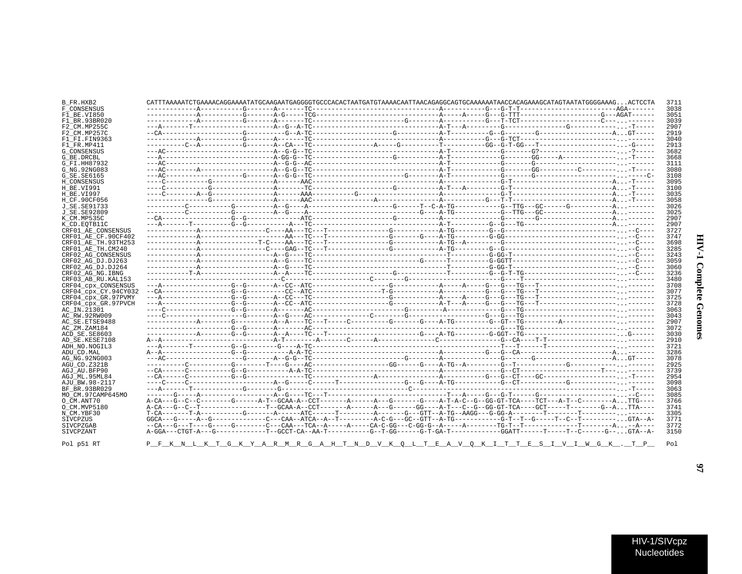```
B_FR.HXB2            CATTTAAAAATCTGAAAACAGGAAAATATGCAAGAATGAGGGGTGCCCACACTAATGATGTAAAACAATTAACAGAGGCAGTGCAAAAAATAACCACAGAAAGCATAGTAATATGGGGAAAG...ACTCCTA  3711
F_CONSENSUS          -------------A-----------G-------A-------TC--------------------------------A-----------G---G-T-T-------------------------AGA-------  3038
F1_BE.VI850          -------------A-----------G-------A-G-----TCG-------------------------------A----A-----G---G-TTT---------------------G---AGAT------  3051
F1_BR.93BR020        -------------A-----------G-------A-------TC-----------------------G--------A-----------G---T-TCT--------------------C----...-------  3039
F2_CM.MP255C         ---A-------T-------------------A--G--A-TC-----------------------------------A-T---A---------G----------------G------------...-T-----  2907
F2_CM.MP257C         --CA---------------------G----------G--A-TC--------------------G-----------A-T-----------G--G--------G-------------------A...GT-----  2919
F1_FI.FIN9363        -------------A-----------G-------A-------TC--------------------------------A-----------G---G-TCT--------------------------...-------  3040
F1_FR.MP411          ---------C--A-----------G-------A--CA---TC--------------A-----G----------T-----------GG--G-T-GG---T------------------------...-G-----  2913
G_CONSENSUS          ---AC---------------------------A--G-G--TC---------------------------------A-T-----------------G-------G?---------------------...-?-----  3682
G_BE.DRCBL           ---A----------------------------A-GG-G--TC--------------------G-----------A-T-----------------G-------GG-----A-----------------...-T-----  3668
G_FI.HH87932         ---AC---------------------------A--G-G--AC---------------------------------A-T-----------------G-------G-----------------------...-------  3111
G_NG.92NG083         ---AC--------A------------------A--G-G--TC---------------------------------A-T-----------------G-------GG----------C-----------...-T-----  3080
G_SE.SE6165          ---AC--------------------G-------A--G-G--TC--------------------------G-------A-T-----------------G-------G--------------------------...-----C-  3108
H_CONSENSUS          ----C-----------G---------------A------AAC----------------------------------A------------------G-T--------------------------A...-T-----  3095
H_BE.VI991           ----C-----------G---------------A-------TC--------------------G-----------A-T---A----------G-T--------------------------A...-T-----  3100
H_BE.VI997           ----C-------A--G----------------A------AAA-----------G--------------------A------------------G-T--------------------------A...-T-----  3035
H_CF.90CF056         ----------------G---------------A------AAC---------------A----------------A-------------G---T-T--------------------------A...-T-----  3058
J_SE.SE91733         ----------C-----------G---------A--G----A---------------------G------T--C-A-TG------------G--TTG---GC------G-----------A...-------  3026
J_SE.SE92809         ----------C-----------G---------A--G----A-------------------------G----A-TG------------G--TTG---GC-------------------A...-------  3025
K_CM.MP535C          --CA------------------G--G---------------ATC--------------------G-----------A------------------G--------G-----------------A...-------  2907
K_CD.EQTB11C         ---A-------T----------G--G-----------A---TC---------------------------------A-T-----------G--G---TG------------------------A...-------  2907
CRF01_AE_CONSENSUS   -------------A--------------------C----AA---TC---T-----------------G-----------A-TG---------G--G----------------------------...--C----  3727
CRF01_AE_CF.90CF402  -------------A--------------------------AA---TC---T----------------G-------G----A-TG---------G-GG--------------------------...--C----  3747
CRF01_AE_TH.93TH253  -------------A----------------T-C----AA---TC---T-----------------G-----------A-TG--A---------G--------------------------------...--C----  3698
CRF01_AE_TH.CM240    -------------A--------------------C----GAG--TC---T-----------------G-----------A-TG---------G--G----------------------------...--C----  3285
CRF02_AG_CONSENSUS   -------------A------------------A--G----TC-----------------------------------T----------G-GG-T------------------------------...--C----  3243
CRF02_AG_DJ.DJ263    -------------A------------------A--G----TC-------------------------G------T----------G-GGTT----------------------------------...--C----  3059
CRF02_AG_DJ.DJ264    -------------A------------------A--G----TC-----------------------------------T----------G-GG-T------------------------------...--C----  3060
CRF02_AG_NG.IBNG     -----------T-A------------------A--A----TC--------------------G-------------T----------G--G-T-TG-----------------------------...--C----  3236
CRF03_AB_RU.KAL153   -----------------------------------C---------------------------C-------G-----------------------G----T--------------------------...-------  3480
CRF04_cpx_CONSENSUS  ---A-----------------G--G-------A--CC--ATC-------------------G-------------A-----A-----G---G---TG---T---------------------...-------  3708
CRF04_cpx_CY.94CY032 --CA-----------------G--G-----------CC--ATC------------------T-G-------------A-----------G---G---TG---T---------------------...-------  3077
CRF04_cpx_GR.97PVMY  ---A-----------------G--G-------A--CC---TC-------------------G-------------A-----A-----G---G---TG---T---------------------...-------  3725
CRF04_cpx_GR.97PVCH  ---A-----------------G--G-------A--CC--ATC-------------------G-------------A-T---A-----G---G---TG---T---------------------...-------  3728
AC_IN.21301          ----C----------------G--G-------A-------AC-------------------------G---------A-------------G---TG-----------------------------...-------  3063
AC_RW.92RW009        ----C--------------------G-------A--G----AC----------------C-------G--------------------G---G---TG-----------------------------...-------  3043
AC_SE.ETSE9488       -------------A-------G----------A--A----TC---T-----C---------G-------G----A-TG---------G--GT--TG---------A------------------...-------  2907
AC_ZM.ZAM184         ---------------------G--G-------A-------AC-----------------------------------------------------G---TG-----------------------------...-------  3072
ACD_SE.SE8603        -------------A-------G--G-------A--A----TC---T-----------------------G----A-TG---------G-GGT--TG----------------------------...G------  3030
AD_SE.KESE7108       A--A-----------------------------A-T--------A-------C------A---------------C----------------G--CA----T-T-------------------...-------  2910
ADH_NO.NOGIL3        ---A-------T---------G--G---------G----A-TC--------------------------------------------T---T------T------------------------...-------  3721
ADU_CD.MAL           A--A-----------------G--G------------A-A-TC----------------------------------A-----------G---G--CA-----------------------A...-------  3286
AG_NG.92NG003        ---AC--------------------G-------A--G-G--TC-----------------------G--------A-----------------G-------G---------------------A...GT-----  3078
AGU_CD.Z321B         ----------C-----------G--------T----G----AC--------------------GG------G----A-TG--A---------G--T-------------G-------------...-------  2925
AGJ_AU.BFP90         --CA------C-----------G--G-----------A-A-TC--------------------------------------A--------------G--CT---------------------T----...-------  3739
AGJ_ML.95ML84        --CA------C-----------G--G---------------TC----------------A----------------A-----------G---G--CT----GC-----------------------...-T-----  2954
AJU_BW.98-2117       ----C-----C----------------------A--G----C------T-----------------G---G----A-TG------------G--CT-------------G---------------...-------  3098
BF_BR.93BR029        ---A-------T----------------G---------G---------------------------C------------------------------------------------------------...-T-----  3063
MO_CM.97CAMP645MO    -------G-----A--------------------A--G----TC---T-----------------------------------T---A-----G---G-T-----G---------------------...--C----  3085
O_CM.ANT70           A-CA---G--C--C---------G-------A-T--GCAA-A--CCT-------A------A---G-------G----A-T-A-C--G--GG-GT-TCA----TCT---A-T--C---------A...TTG----  3766
O_CM.MVP5180         A-CA---G--C--T----------------T--GCAA-A--CCT-------A------A---G------GG----A-T---C--G--GG-GT-TCA----GCT-----T---------G--A...TTA----  3741
N_CM.YBF30           T-CA-------T-A----------G-------A------ATC------T---------A-------G---GTT--A-TG--AAGG---G-GG-A---------T--------T----------...-------  3305
SIVCPZUS             GGCA---G-----A--G--------------C---CAA--ATCA--A--T---------A-C-G---GC--GTT--A-TG-----------G-T--T--G-----T--C--T-----------...GTA--A-  3771
SIVCPZGAB            --CA---G---T----G-----G---------C---CAA---TCA--A-----A-----CA-C-GG---C-GG-G--A-----A---------TG-T--T---------------T---------A...--A----  3772
SIVCPZANT            A-GGA---CTGT-A---G--------------T--GCCT-CA--AA-T-----------G--T-GG------G-T-GA-T-------------GGATT------T-----T--C------G---...GTA--A-  3150

Pol p51 RT           P__F__K__N__L__K__T__G__K__Y__A__R__M__R__G__A__H__T__N__D__V__K__Q__L__T__E__A__V__Q__K__I__T__T__E__S__I__V__I__W__G__K__.__T__P__  Pol
```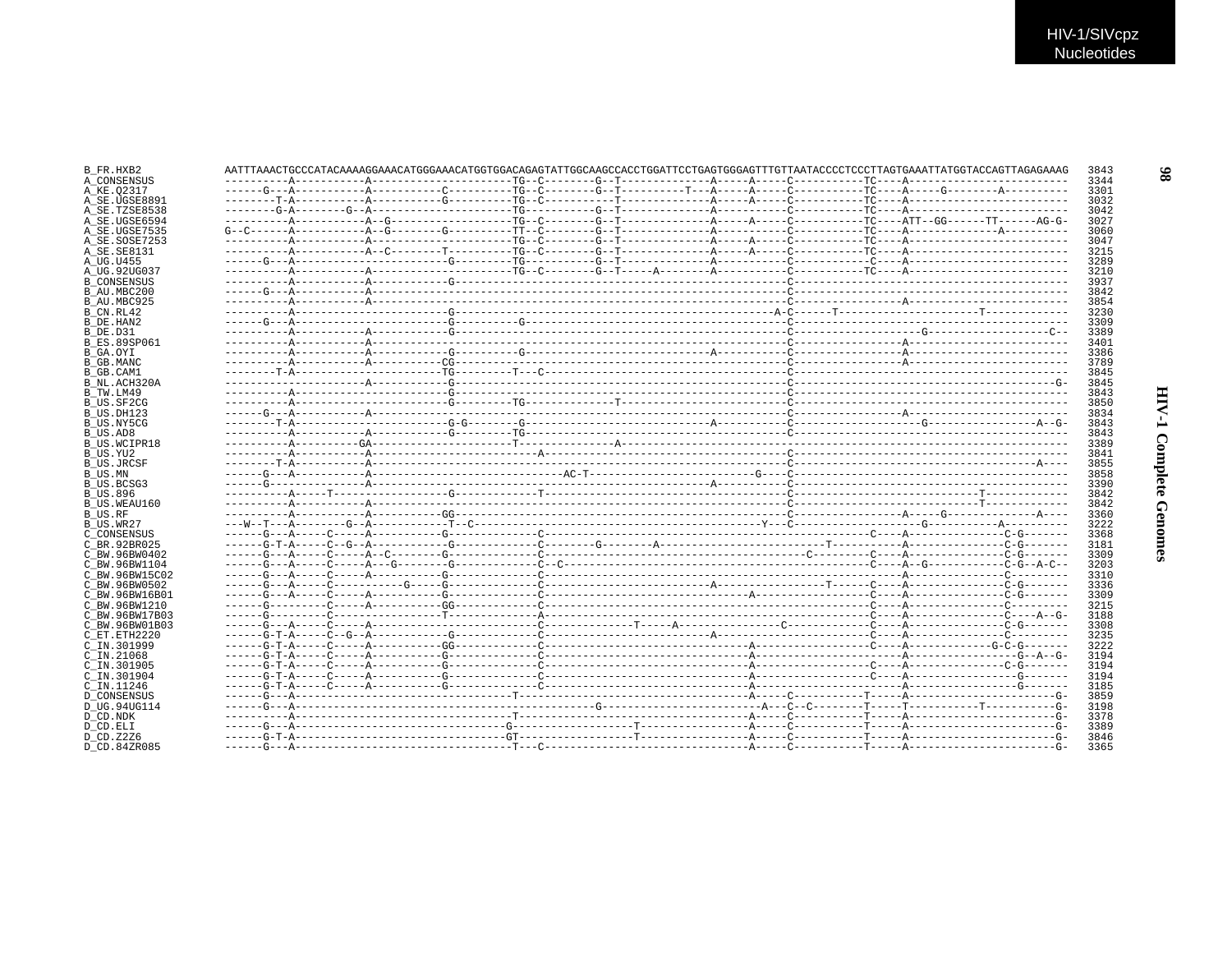```
B_FR.HXB2          AATTTAAACTGCCCATACAAAAGGAAACATGGGAAACATGGTGGACAGAGTATTGGCAAGCCACCTGGATTCCTGAGTGGGAGTTTGTTAATACCCCTCCCTTAGTGAAATTATGGTACCAGTTAGAGAAAG   3843
A_CONSENSUS        ----------A-----------A---------------------TG--C--------G--T-------------A-----A-----C-----------TC----A--------------------------   3344
A_KE.Q2317         ------G---A-----------A-----------C----------TG--C--------G--T---------T---A-----A-----C-----------TC----A-----G--------A----------   3301
A_SE.UGSE8891      --------T-A-----------A-----------G----------TG--C-----------T-------------A-----A-----C-----------TC----A--------------------------   3032
A_SE.TZSE8538      --------G-A--------G--A---------------------TG-----------G--T-------------A-----------C-----------TC----A--------------------------   3042
A_SE.UGSE6594      ----------A-----------A--G-------------------TG--C--------G--T-------------A-----A-----C-----------TC----ATT--GG------TT------AG-G-   3027
A_SE.UGSE7535      G--C------A-----------A--G--------G----------TT--C--------G--T-------------A-----------C-----------TC----A--------------A----------   3060
A_SE.SOSE7253      ----------A-----------A---------------------TG--C--------G--T-------------A-----A-----C-----------TC----A--------------------------   3047
A_SE.SE8131        ----------A-----------A--C--------T----------TG--C--------G--T-------------A-----A-----C-----------TC----A--------------------------   3215
A_UG.U455          ------G---A------------------------G---------TG----------G--T-------------A-----------C-----------C-----A--------------------------   3289
A_UG.92UG037       ----------A-----------A---------------------TG--C--------G--T-----A--------A-----------C-----------TC----A--------------------------   3210
B_CONSENSUS        ----------A-----------A------------G---------------------------------------------------C--------------------------------------------   3937
B_AU.MBC200        ------G---A-----------A----------------------------------------------------------------C--------------------------------------------   3842
B_AU.MBC925        ----------A-----------A----------------------------------------------------------------C------------------A-------------------------   3854
B_CN.RL42          ----------A-----------------------G------------------------------------------------A-C------T----------------------T-------------   3230
B_DE.HAN2          ------G---A------------------------G----------G---------------------------------------C--------------------------------------------   3309
B_DE.D31           ----------A-----------A-----------G-----------------------------------------------------C-----------------------G----------------------C--   3389
B_ES.89SP061       ----------A-----------A----------------------------------------------------------------C------------------A-------------------------   3401
B_GA.OYI           ----------A-----------A-----------G----------G----------------------------A-----------C------------------A-------------------------   3386
B_GB.MANC          ----------A-----------A-----------CG---------------------------------------------------C------------------A-------------------------   3789
B_GB.CAM1          --------T-A-----------------------TG--------T--C----------------------------------------C--------------------------------------------   3845
B_NL.ACH320A       ----------------------A-----------G-----------------------------------------------------C-------------------------------------------G-   3845
B_TW.LM49          ----------A------------------------G---------------------------------------------------C--------------------------------------------   3843
B_US.SF2CG         ----------A-----------------------G---------TG-------------T---------------------------C--------------------------------------------   3850
B_US.DH123         ------G---A-----------A----------------------------------------------------------------C------------------A-------------------------   3834
B_US.NY5CG         --------T-A-----------------------G-G--------G-----------------------------A-----------C-----------------------G-----------------A--G-   3843
B_US.AD8           ----------A-----------A-----------G---------TG-----------------------------------------C--------------------------------------------   3843
B_US.WCIPR18       ----------A----------GA---------------------T---------------A-------------------------------------------------------------------------   3389
B_US.YU2           ----------A-----------A-----------------------------A-----------------------------------C--------------------------------------------   3841
B_US.JRCSF         --------T-A-----------A----------------------------------------------------------------C--------------------------------------A-----   3855
B_US.MN            ------G---A-----------A----------------------------AC-T-------------------------G----C--------------------------------------------   3858
B_US.BCSG3         ------G---------------A----------------------------------------------------A-----------C--------------------------------------------   3390
B_US.896           ----------A----T------------------G---------------T------------------------------------C----------------------------T-------------   3842
B_US.WEAU160       ----------A-----------A----------------------------------------------------------------C----------------------------T-------------   3842
B_US.RF            ----------A-----------A-----------GG---------------------------------------------------C-----------------A-----G-------------A-----   3360
B_US.WR27          ---W--T---A--------G--A-----------T--C--------------------------------------Y---C-----------------G----------A-----------   3222
C_CONSENSUS        ------G---A-----C-----A-----------G------------C--------------------------------------------------C-----A--------------C-G-------   3368
C_BR.92BR025       ------G-T-A-----C--G--A-----------G------------C--------G-------A--------------------------T-----------A--------------C-G-------   3181
C_BW.96BW0402      ------G---A-----C-----A--C--------G------------C------------------------------------C-----------C-----A--------------C-G-------   3309
C_BW.96BW1104      ------G---A-----C-----A---G-------G------------C--C------------------------------------------------C-----A--G------------C-G--A-C--   3203
C_BW.96BW15C02     ------G---A-----C-----A-----------G------------C-------------------------------------------------------A--------------C-----------   3310
C_BW.96BW0502      ------G---A-----C------------G-----G------------C--------------------------A-----------------T-----C-----A--------------C-G-------   3336
C_BW.96BW16B01     ------G---A-----C-----A-----------G------------C-------------------------------A-------------------C-----A--------------C-G-------   3309
C_BW.96BW1210      ------G---------C-----A-----------GG-----------C---------------------------------------------------C-----A--------------C---------   3215
C_BW.96BW17B03     ------G---------C-----------------T------------A---------------------------------------------------C-----A--------------C----A--G-   3188
C_BW.96BW01B03     ------G---A-----C-----A------------------------C-------------T-----A---------------C-----------C-----A--------------C-G-------   3308
C_ET.ETH2220       ------G-T-A-----C--G--A-----------G------------C---------------------------A-----------------------C-----A--------------C---------   3235
C_IN.301999        ------G-T-A-----C-----A-----------GG-----------C-------------------------------A-------------------C-----A-------------G-C-G-------   3222
C_IN.21068         ------G-T-A-----C-----A-----------G------------C-------------------------------A-----------------------------A---------------G--A--G-   3194
C_IN.301905        ------G-T-A-----C-----A-----------G------------C-------------------------------A-------------------C-----A--------------C-G-------   3194
C_IN.301904        ------G-T-A-----C-----A-----------G------------C-------------------------------A-------------------C-----A----------------G-------   3194
C_IN.11246         ------G-T-A-----C-----A-----------G------------C-------------------------------A-------------------------A----------------G-------   3185
D_CONSENSUS        ------G---A----------------------------T--------------------------------------A-----C-----------T-----A-----------------------G-   3859
D_UG.94UG114       ------G---A-------------------------------------------G-------------------------A--C--C--------T-----T----------T-----------G-   3198
D_CD.NDK           ----------A----------------------------T--------------------------------------A-----C-----------T-----A-----------------------G-   3378
D_CD.ELI           ------G---A--------------------------G--------------------T--------------------A-----C-----------T-----A-----------------------G-   3389
D_CD.Z2Z6          ------G-T-A--------------------------GT-------------------T--------------------A-----C-----------T-----A-----------------------G-   3846
D_CD.84ZR085       ------G---A----------------------------T---C--------------------------------------A-----C-----------T-----A-----------------------G-   3365
```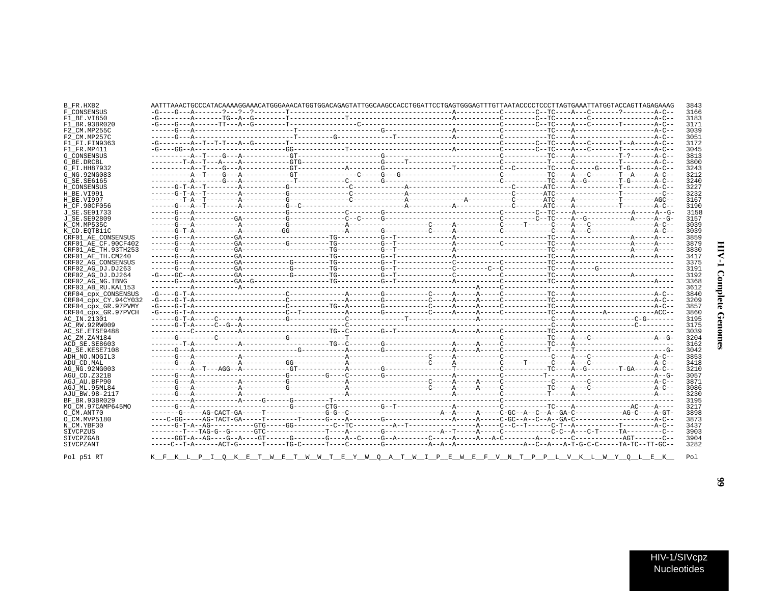```
B_FR.HXB2             AATTTAAACTGCCCATACAAAAGGAAACATGGGAAACATGGTGGACAGAGTATTGGCAAGCCACCTGGATTCCTGAGTGGGAGTTTGTTAATACCCCTCCCTTAGTGAAATTATGGTACCAGTTAGAGAAAG  3843
F_CONSENSUS           -G----G---A-------?---?--?--------T-----------------------------------------A-----------C--------C--TC----A---C-------?--------A-C--  3166
F1_BE.VI850           -G---------A-------TG--A--G--------T--------------T-------------------------A-----------C--------C--TC--------C----------------A-C--  3183
F1_BR.93BR020         -G----G---A------TT---A--G--------T-----------------C-----------------------------------C--------C--TC----A---C-------T--------A-C--  3171
F2_CM.MP255C          ------G---A--------------------------T--------------------G-----------------A-----------C-----------TC----A--------------------A-C--  3039
F2_CM.MP257C          ------G---A--------------------------T---------G--------------T-------------A-----------C-----------TC----A--------------------A-C--  3051
F1_FI.FIN9363         -G--------A--T--T-T---A--G--------T-----------------------------------------------------C--------C--TC----A---C-------T--A-----A-C--  3172
F1_FR.MP411           -G----GG--A-------------------GG-----------T--------------------------------A-----------C--------C--TC----A---C-------T--------A-C--  3045
G_CONSENSUS           ----------A--T----G---A-----------GT--------------------G-----------------------------------------TC----A-----------T-?------A-C--  3813
G_BE.DRCBL            ---------T-A--T---A----A-----------GTG------------------G-----T---------------------------T-----C-----------T--------A-C--  3800
G_FI.HH87932          ----------A--T----G---A-----------GT-----------A-------G----------------T-----------C--C--------TC----A-----G-----T-G------A-C--  3243
G_NG.92NG083          ----------A--T----G---A-----------GT--------------C-----G---G-------------------------------C-----------TC----A---C-------T--A-----A-C--  3212
G_SE.SE6165           ----------A-------G---A------------T-----------C-------G-----------------------------------C-----------TC----A--G-------T-G------A-C--  3240
H_CONSENSUS           ------G-T-A--T--------A-----------G---------------C------------A-------------------------C-------ATC----A-----------T--------A-C--  3227
H_BE.VI991            ------G-T-A--T--------A-----------G---------------C------------A-------------------------C-------ATC----------------T----------C--  3232
H_BE.VI997            ---------T-A--T--------A-----------G---------------C------------A-------------A-----------C-------ATC----A-----------T--------AGC--  3167
H_CF.90CF056          ------G---A--T--------A-----------G--C-----------------------------A-------------A-----------C-------ATC----A-----------T--------A-C--  3190
J_SE.SE91733          ------G---A-----------------------G---------------C-------G---------------------------------C--------C--TC----A--------------A-----A--G-  3158
J_SE.SE92809          ------G---A----------GA-----------G---------------C--C-----G---------------------------------C--------C--TC----A--G-----------A-----A--G-  3157
K_CM.MP535C           ------G---A-----------A-----------G---------------A--------------------C-----A-----------C-----T------C----A---C----------------A-C--  3039
K_CD.EQTB11C          ------G-T-A-----------A----------GG---------------A--------G-----------C-----A-----------C-----------C----A---C----------------A-C--  3039
CRF01_AE_CONSENSUS    ------G---A----------GA---------------------TG-----------G--T-------------A-----------------------TC----A---------------A-----A----  3859
CRF01_AE_CF.90CF402   ------G---A----------GA-----------G---------TG-----------G--T-------------A-----------C-----------TC----A---------------A-----A----  3879
CRF01_AE_TH.93TH253   ------G---A----------GA---------------------TG-----------G--T-------------A-----------------------TC----A---------------A-----A----  3830
CRF01_AE_TH.CM240     ------G---A----------GA---------------------TG-----------G--T-------------A-----------------------TC----A---------------A-----A----  3417
CRF02_AG_CONSENSUS    ------G---A----------GA-----------G---------TG-----------G--T-------------C-----------C-----------TC----A------------------------  3375
CRF02_AG_DJ.DJ263     ------G---A----------GA-----------G---------TG-----------G--T-------------C--------C--C-----------TC----A-----G------------------  3191
CRF02_AG_DJ.DJ264     -G----GC--A----------GA-----------G---------TG-----------G--T-------------C-----------C-----------TC----A---------------A----------  3192
CRF02_AG_NG.IBNG      ------G---A----------GA--G------------------TG-----------G--T-------------A-----------C-----------TC----A-------------------A----  3368
CRF03_AB_RU.KAL153    ----------A-----------A------------------------------------------------------A-----C-----------------------A--------------------------  3612
CRF04_cpx_CONSENSUS   -G----G-T-A-----------------------C---------------A-------G----------C-----A-----A-----C-----------TC----A--------------------A-C--  3840
CRF04_cpx_CY.94CY032  -G----G-T-A-----------------------C---------------A-------G----------C-----A-----A-----C-----------TC----A--------------------A-C--  3209
CRF04_cpx_GR.97PVMY   -G----G-T-A-----------------------C----------TG--A-------G----------C-----A-----A-----C-----------TC----A--------------------A-C--  3857
CRF04_cpx_GR.97PVCH   -G----G-T-A-----------------------C--T------------A-------G----------C-----A-----A-----C-----------TC----A-------A------------ACC--  3860
AC_IN.21301           ------G-T-A-----C-----A-----------G---------------C-------------T-----------------A-----------------C----A---------------C-G-------  3195
AC_RW.92RW009         ------G-T-A-----C--G--A---------------------------C----------------------------------------------C----A---------------C---------  3175
AC_SE.ETSE9488        ----------C-----------A---------------------TG--C--------G--T-------------A-----A-----C-----------TC----A------------------------  3039
AC_ZM.ZAM184          ------G---------C-----------------G---------------T-------------------------------------C-----------TC----A---C-----------------A--G-  3204
ACD_SE.SE8603         --------T-A-----------A---------------------TG--C--------G----------------A-----A-----C-----------TC----A------------------------  3162
AD_SE.KESE7108        ------G---A--------------------------G------------A-------G----------------A-----A-----C-----------T-----T-------------------------G-  3042
ADH_NO.NOGIL3         ------G---A-----------A---------------------------A--------------------C-----A-----------C-----------C----A---C----------------A-C--  3853
ADU_CD.MAL            ------G---A-----------A-----------GG--------------A--------------------C-----A-----------C-----T------C----A---C----------------A-C--  3418
AG_NG.92NG003         ----------A--T---AGG--A-----------GT--------------A-------G----------------T-----------C-----------TC----A--G--------T-GA-----A-C--  3210
AGU_CD.Z321B          ------G---A-----------------------G---------G----C--------G----------------A-----------C---------T-----A----------------------A--G-  3057
AGJ_AU.BFP90          ------G---A-----------A-----------G---------------A--------------------C-----A-----A-----C------------C--------C----------------A-C--  3871
AGJ_ML.95ML84         ------G---A-----------A-----------G---------------A--------------------C-----A-----A-----C-----------TC----A---C----------------A-C--  3086
AJU_BW.98-2117        ------G---A-----------A---------------------------A--------------------------A-----------C-----------T-----A----------------------A----  3230
BF_BR.93BR029         ----------A-----------A-----G------G---------T-----------------------------------------C-------------------------------------------  3195
MO_CM.97CAMP645MO     ------G---A-----------------------G---------CTG-----------G--T-------------A-----------C-----------TC----A---------------AC-----A----  3217
O_CM.ANT70            -------G-----AG-CACT-GA-----T--------------G-G--C--------------------A--A-----A-----C-GC--A--C--A--GA-C------------AG-C-----A-GT-  3898
O_CM.MVP5180          ----C-GG-----AG-TACT-GA-----T--------T------G----A-------G----------------A-----A-----C-GC--A--C--A--GA-C--------------------A-C--  3873
N_CM.YBF30            ------G-T-A--AG-----------GTG-----GG----------C--TC---------A--T-----------------A-----C--C--T------C-T--A-----------T--------A-C--  3437
SIVCPZUS              ---------T---TAG-G--G------GTC---------------T----A-------G-------------A--T-----A-----C------------C-C--A---C-T-----TA---------C--  3903
SIVCPZGAB             ------GGT-A--AG----G--A----GT------G--------G----A--C-----G--A--------C-----A-----A---A-C--------A--------C------------AGT-------C--  3904
SIVCPZANT             -----C--T-A------ACT-G------T-----TG-C------T----C--------G----------A--A--A------------------A--C--A---A-T-G-C-C-----TA-TC--TT-GC--  3282

Pol p51 RT            K__F__K__L__P__I__Q__K__E__T__W__E__T__W__W__T__E__Y__W__Q__A__T__W__I__P__E__W__E__F__V__N__T__P__P__L__V__K__L__W__Y__Q__L__E__K__  Pol
```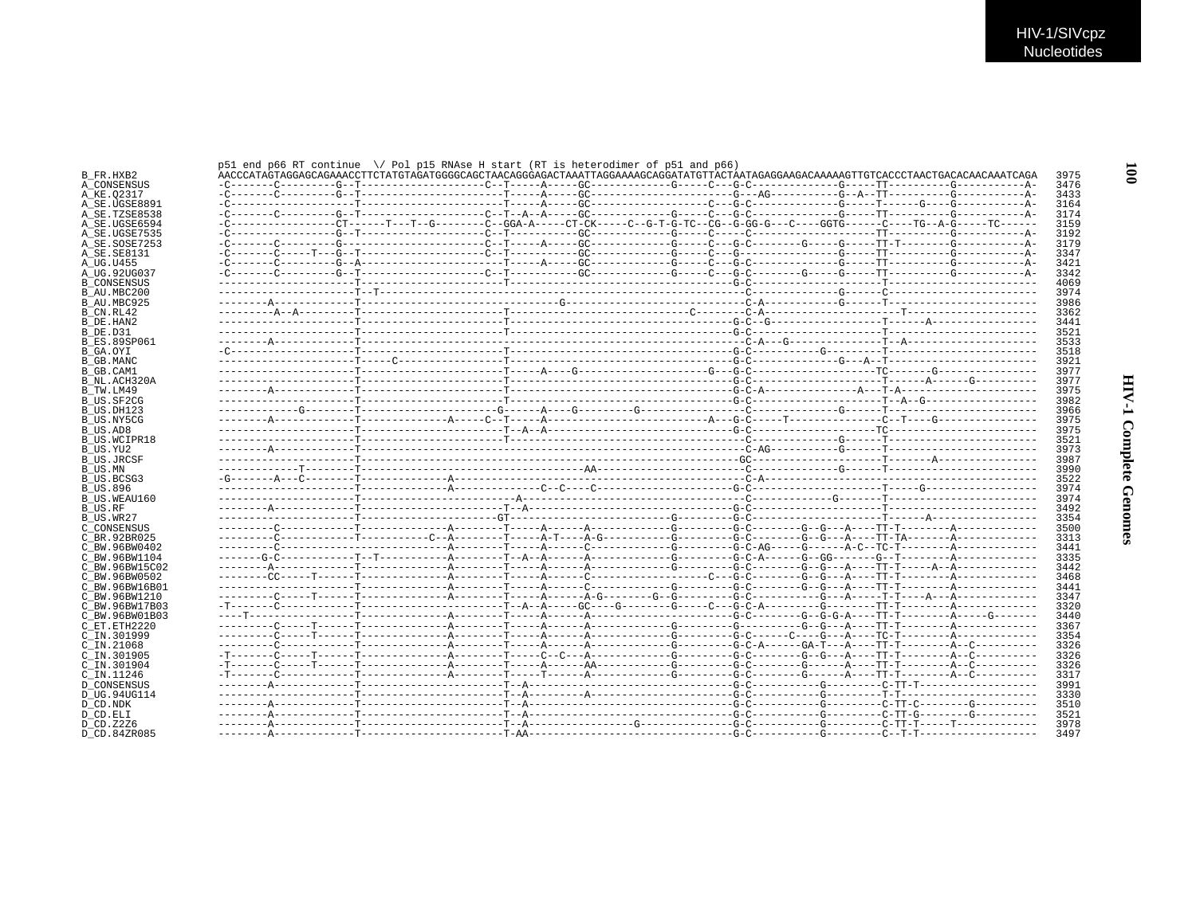```
           p51 end p66 RT continue  \/ Pol p15 RNAse H start (RT is heterodimer of p51 and p66)
B_FR.HXB2      AACCCATAGTAGGAGCAGAAACCTTCTATGTAGATGGGGCAGCTAACAGGGAGACTAAATTAGGAAAAGCAGGATATGTTACTAATAGAGGAAGACAAAAAGTTGTCACCCTAACTGACACAACAAATCAGA  3975
A_CONSENSUS    -C-------C---------G--T--------------------C--T-----A-----GC------------G-----C---G-C-------------G-----TT----------G-----------A-  3476
A_KE.Q2317     -C-------C---------G--T----------------------T-----A-----GC----------------------G---AG-----------G--A--TT----------G-----------A-  3433
A_SE.UGSE8891  -C--------------------T----------------------T-----A-----GC-----------------C---G-C-------------G-----T------G----G-----------A-  3164
A_SE.TZSE8538  -C-------C---------G--T--------------------C--T--A--A-----GC------------G-----C---G-C-------------G-----TT----------G-----------A-  3174
A_SE.UGSE6594  -C-----------------CT------T---T--G--------C--GGA-A-----CT-CK-----C--G-T-G-TC--CG--G-GG-G---C----GGTG------C----TG--A-G-----TC------  3159
A_SE.UGSE7535  -C-----------------G--T--------------------C--T-----------GC------------G-----C---C-------------------TT----------G-----------A-  3192
A_SE.SOSE7253  -C-------C---------G-----------------------C--T-----A-----GC------------G-----C---G-C--------G-----G-----TT-T--------G-----------A-  3179
A_SE.SE8131    -C-------C-----T---G--T--------------------C--T-----------GC------------G-----C---G---------------G-----TT----------G-----------A-  3347
A_UG.U455      -C-------C---------G--A----------------------T-----A-----GC------------G-----C---G-C-------------G-----TT----------G-----------A-  3421
A_UG.92UG037   -C-------C---------G--T--------------------C--T-----------GC------------G-----C---G-C--------G-----G-----TT----------G-----------A-  3342
B_CONSENSUS    ----------------------T----------------------T---------------------------------G-C-------------------T-----------------------  4069
B_AU.MBC200    ----------------------T--T----------------------------------------------------C-------------G------C-----------------------  3974
B_AU.MBC925    --------A-------------T-----------------------------G--------------------------C-A-----------G------T-----------------------  3986
B_CN.RL42      ---------A--A---------T----------------------T---------------------------C-----C-A-------------------T-----------------------  3362
B_DE.HAN2      ----------------------T----------------------T---------------------------------G-C--G----------------T-------A---------------  3441
B_DE.D31       ----------------------T----------------------T---------------------------------G-C-------------------T-----------------------  3521
B_ES.89SP061   --------A-------------T--------------------------------------------------------C-A---G---------------T--A--------------------  3533
B_GA.OYI       -C--------------------T----------------------T---------------------------------G-C-----------G-------T-----------------------  3518
B_GB.MANC      ----------------------T------C---------------T---------------------------------G-C-------------G--A--T-----------------------  3921
B_GB.CAM1      ----------------------T----------------------T-----A----G-------------------G--G-C-------------------TC-------G---------------  3977
B_NL.ACH320A   ----------------------T----------------------T---------------------------------G-C-------------------T------A------G----------  3977
B_TW.LM49      --------A-------------T----------------------T---------------------------------G-C-A--------------A---T-A---------------------  3975
B_US.SF2CG     ----------------------T----------------------T---------------------------------G-C-------------------T--A-G-------------------  3982
B_US.DH123     ------------G---------T--------------------G------A----G---------G-------------C-------------G-------T-----------------------  3966
B_US.NY5CG     --------A-------------T--------------A-----C--T-----A-----------------------A---G-C-----T--------------C--T----G---------------  3975
B_US.AD8       ----------------------T----------------------T--A--A---------------------------G-C-------------------TC----------------------  3975
B_US.WCIPR18   ----------------------T----------------------T---------------------------------C-------------G------T-----------------------  3521
B_US.YU2       --------A-------------T--------------------------------------------------------C-AG----------G------T-----------------------  3973
B_US.JRCSF     ----------------------T-------------------------------------------------------GC---------------------T-------A---------------  3987
B_US.MN        ------------T---------T-----------------------------------AA-------------------C-------------G------T-----------------------  3990
B_US.BCSG3     -G-------A---C--------T--------------A-----------------------------------------C-A-----------------------------------------  3522
B_US.896       ----------------------T--------------A-------------C--C----C-------------------G-C-------------------T-----G-----------------  3974
B_US.WEAU160   ----------------------T-----------------------A--------------------------------C------------G-------T-----------------------  3974
B_US.RF        --------A-------------T----------------------T--A------------------------------G-C-------------------T-----------------------  3492
B_US.WR27      ----------------------T------------------------GT-----------------------G------G-C-------------------T------A----------------  3354
C_CONSENSUS    ---------C------------T--------------A--------T-----A------A------------G--------G-C--------G--G---A----TT-T--------A-------------  3500
C_BR.92BR025   ---------C------------T-----------C--A--------T-----A-T----A-G----------G--------G-C--------G--G---A----TT-TA-------A-------------  3313
C_BW.96BW0402  ---------C---------------------------A--------T-----A------C------------G--------G-C-AG-----G------A-C--TC-T---------A-------------  3441
C_BW.96BW1104  -------G-C------------T--T-----------A--------T--A--A------A------------G--------G-C-A------G--GG-------G--T---------A-------------  3335
C_BW.96BW15C02 --------A-------------T--------------A--------T-----A------A------------G--------G-C--------G--G---A----TT-T-----A--A-------------  3442
C_BW.96BW0502  --------CC-----T------T--------------A--------T-----A------C------------------C---G-C--------G--G---A----TT-T---------A-------------  3468
C_BW.96BW16B01 ----------------------T--------------A--------T-----A------C------------G--------G-C--------G--G---A----TT-T---------A-------------  3441
C_BW.96BW1210  ---------C-----T------T--------------A--------T-----A------A-G--------G--G---------G-C-----------G---A-----T-T----A---A-------------  3347
C_BW.96BW17B03 -T-------C------------T-----------------------T--A--A-----GC----G--------G-----C---G-C-A---------G--------TT-T---------A-------------  3320
C_BW.96BW01B03 ----T-----------------T--------------A--------T-----A------A--------------------G-C--------G--G-G-A----TT-T--------A------G--------  3440
C_ET.ETH2220   ---------C-----T------T--------------A--------T-----A------A------------G--------G---------G------A----TT-T---------A-------------  3367
C_IN.301999    ---------C-----T------T--------------A--------T-----A------A------------G--------G-C------C----G---A----TC-T---------A-------------  3354
C_IN.21068     ---------C------------T--------------A--------T-----A------A------------G--------G-C-A------GA-T---A----TT-T--------A--C----------  3326
C_IN.301905    -T-------C-----T------T--------------A--------T---C--C---A------------G--------G-C--------G--G---A----TT-T--------A--C----------  3326
C_IN.301904    -T-------C-----T------T--------------A--------T-----A------AA-----------G--------G-C--------G------A----TT-T--------A--C----------  3326
C_IN.11246     -T-------C------------T--------------A--------T-----T------A------------G--------G-C--------G------A----TT-T--------A--C----------  3317
D_CONSENSUS    --------A-------------T----------------------T--A---------------------------------G-C-----------G---------C-TT-T------------------  3991
D_UG.94UG114   ----------------------T----------------------T--A---------A-----------------------G-C-----------G---------T-T--------------------  3330
D_CD.NDK       --------A-------------T----------------------T--A---------------------------------G-C-----------G---------C-TT-C--------G----------  3510
D_CD.ELI       --------A-------------T----------------------T--A---------------------------------G-C-----------G---------C-TT-G--------G----------  3521
D_CD.Z2Z6      --------A-------------T----------------------T--A-----------------G--------------G-C-----------G---------C-TT-T-----T-------------  3978
D_CD.84ZR085   --------A-------------T----------------------T-AA---------------------------------G-C-----------G---------C--T-T------------------  3497
```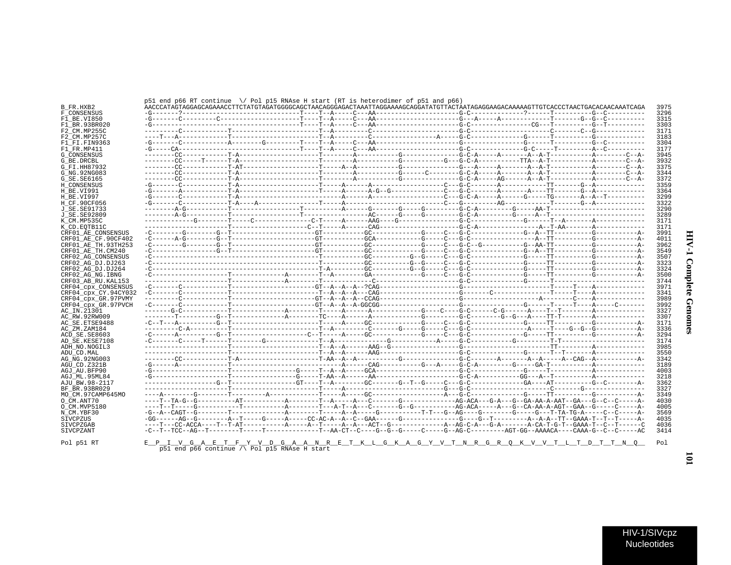```
                     p51 end p66 RT continue  \/ Pol p15 RNAse H start (RT is heterodimer of p51 and p66)
B_FR.HXB2            AACCCATAGTAGGAGCAGAAACCTTCTATGTAGATGGGGCAGCTAACAGGGAGACTAAATTAGGAAAAGCAGGATATGTTACTAATAGAGGAAGACAAAAAGTTGTCACCCTAACTGACACAACAAATCAGA  3975
F_CONSENSUS          -G-------?------------------------------T----T--A-----C---AA---------------------G-C--------------?------T----------G--C----------  3296
F1_BE.VI850          -G-------C---------C--------------------T----T--A-----C---AA---------------------G---A-----A-------------T-------G--G--C----------  3315
F1_BR.93BR020        -G--------------------------------------T----T--A-----C---AA---------------------G-C----------------CG---T----------G--T----------  3303
F2_CM.MP255C         ---------C------------T---------------------T--A-------C---------------------G-C--------------------C-------C--G-------------  3171
F2_CM.MP257C         ----T---A-------------T---------------------T--A-------C----------------A-----G-C--------------G------T-----------G-------------  3183
F1_FI.FIN9363        -G-------C------------A--------G-------T----T--A-----C---AA---------------------G-C--------------G------T----------G--C----------  3304
F1_FR.MP411          -G-----CA-------------------------------T----T--A-----C---AA---------------------G-C--------------G-C-----T---------A--C----------  3177
G_CONSENSUS          --------CC------------T-A---------------------T--------A-----------G---------------G-C-A-----A-------A--A-T-----------A--------C--A-  3945
G_BE.DRCBL           --------CC-----T------T-A---------------------T--------A-----------G-----------G---G-C-A-----------TTA--A-T-----------A--------C--A-  3932
G_FI.HH87932         --------CC------------T-AT--------------------T-----A--A-----------G---------------G---A-----A-------A--A-T-----------A--------C--A-  3375
G_NG.92NG083         --------CC------------T-A---------------------T--------A-----------G------C--------G-C-A-----A-------A--A-T-----------A--------C--A-  3344
G_SE.SE6165          --------CC------------T-A---------------------T--------A-----------G---------------G-C-A-----AG------A--A-T-----------A--------C--A-  3372
H_CONSENSUS          -G-------C------------T-A---------------------T-----A------A-------------------C---G-C-------A-------------TT-------G--A-------------  3359
H_BE.VI991           -G-------A------------T-A---------------------T-----A------A-G--G--------------C---G-C-------A-------A----TT-------G--A-------------  3364
H_BE.VI997           -G-------C------------T-A---------------------------A------A-------------------C---G-C-A-----A-------G-----TG-------A--A--T----------  3299
H_CF.90CF056         -G-------C------------T-A----A----------------T-----A------------------------C---G----------AG-----------T-------G--A-------------  3322
J_SE.SE91733         --------A-G-----------T-------------------T-----------A------G-------G-----G---------G-C-A---------G-----AA-T-----------------------  3290
J_SE.SE92809         --------A-G-----------T-------------------T-----------------AC------G-----G---------G-C-A---------G-----A--T-----------------------  3289
K_CM.MP535C          -------------G--------T-----C-----------------C-T-----A------AAG----G-------------G-C------------------G------T--A-------A-------------  3171
K_CD.EQTB11C         -----------------------T-------------------C--T-----A------CAG--------------------G-C-A-----------------A--T-AA-------A-------------  3171
CRF01_AE_CONSENSUS   -C--------G--------G--T---------------------GT-----------GC-------------G-----C---G-C--------------G--A--TT----------G-----------A-  3991
CRF01_AE_CF.90CF402  -C------A-G--------G--T---------------------GT-----------GCA------------G-----C---G-C---------------------A--TT----------G-----------A-  4011
CRF01_AE_TH.93TH253  -C--------G--------G--T---------------------GT-----------GC-------------G-----C---G-C--G----------G--AA-TT----------G-----------A-  3962
CRF01_AE_TH.CM240    -C-----------------G--T---------------------GT-----------GC-------------G-----C---G-C--------------G--A--TT----------G-----------A-  3549
CRF02_AG_CONSENSUS   -C--------------------------------------------T-----------GC----------G--G-----C---G-C--------------G-----TT----------G-----------A-  3507
CRF02_AG_DJ.DJ263    -C--------------------------------------------T-----------GC----------G--G-----C---G-C--------------G-----TT----------G-----------A-  3323
CRF02_AG_DJ.DJ264    -C--------------------------------------------T-A---------GC----------G--G-----C---G-C--------------G-----TT----------G-----------A-  3324
CRF02_AG_NG.IBNG     -C--------------------T------------A---------T--A-------GA-------------G-----C---G-C--------------G-----TT----------G-----------A-  3500
CRF03_AB_RU.KAL153   ----------------------T-------------A---------T---------------C--------------------G-C--------------G------T-------------------------  3744
CRF04_cpx_CONSENSUS  -C-------C------------T---------------------GT--A--A--A--?CAG---------------------G------------------------T-----T----A-------------  3971
CRF04_cpx_CY.94CY032 -C-------C------------T---------------------T--A--A--A---CAG---------------------G--------C-----------------T-----T----A-------------  3341
CRF04_cpx_GR.97PVMY  ---------C------------T---------------------GT--A--A--A--CCAG---------------------G-------------------A---------C----A-------------  3989
CRF04_cpx_GR.97PVCH  -C-------C------------T---------------------GT--A--A--A-GGCGG---------------------G------------------G------T-----T----A------C-------  3992
AC_IN.21301          -------G-C------------T-------------A---------T-----A------A-------------G-----C----G-C------C-G------A----T--T---------A-------------  3327
AC_RW.92RW009        --------T----------G--T-------------A---------TC----A------A-------------G---------G-C--------G--G---A----TT-T---------A-------------  3307
AC_SE.ETSE9488       -C--T---A----------G--T-----------------------T-----A-----GC-------------G-----C---G-C--------------G-----TT----------G-----------A-  3171
AC_ZM.ZAM184         ---------C-A----------T---------------------T--A-------C-------G-----G-----C---G-C----------------A-----T----G--G--G-----------A-  3336
ACD_SE.SE8603        -C------A----------G--T-------------------C--T-----A-----GC-------------G-----C---G-C--------------G-----TT----------G-----------A-  3294
AD_SE.KESE7108       -C-------C-----T------T-------G------------------T--A------------G----------A-----G-C------------G----------T-T---------------------  3174
ADH_NO.NOGIL3        ----------------------T---------------------T--A--A------AAG--G-------------------G------------------------TT-----------A-------------  3985
ADU_CD.MAL           ----------------------T---------------------T--A--A------AAG---------------------G-C--------------G------T--T-------A-------------  3550
AG_NG.92NG003        --------CC------------T-A---------------------T-AA--A--A-----------G---------------G-C-------A-------A--A-----A--CAG--A-----------A-  3342
AGU_CD.Z321B         -G------A-------------T-----------------------------A------CAG-----------G---A-----G-C-A----------G-----GA-T-----------A-------------  3189
AGJ_AU.BFP90         -G--------------------T-----------------G-----T--A--A-----GCA---------------------G-C--------------G------T-----------A-------------  4003
AGJ_ML.95ML84        -G--------------------T-----------------G-----T--AA--A------AA---------------------G-C-A-----------GG---A--T-----------A-------------  3218
AJU_BW.98-2117       -------------------G--T-----------------GT----T--A-------GC-------G--T--G-----C---G-C--------------GA----AT----------G--C--------A-  3362
BF_BR.93BR029        ----------------------T---------------------T-----A----------------------------G--G-C-------------------------C-------G----------------  3327
MO_CM.97CAMP645MO    ----A--------G--------T---------A-------------T-----A-----GC--------------------A---G-C--------------G-----TT----------G-----------A-  3349
O_CM.ANT70           ----T--TA-G--G----------AT-----------A--------T--A-----A---C-------G--------------AG-ACA---G-A---G--GA-AA-A-AAT--GA---G--C--C-----A-  4030
O_CM.MVP5180         ----T--T-----G-----------T-----------A--------T---A-T--A---C-------G--G------------AG-ACA-----A---G--CA-AA-A-AGT--GAA--G-----C-----A-  4005
N_CM.YBF30           -G--A--CAGT--G--------T--------------A--------T-----A--A-----G-----------T-T---G--AG----G-------G-----G---T-TA-TG-A-----C--C-----A-  3569
SIVCPZUS             -GG------AG--G--------A--T-----G-----A-----CC-AC-A--A--C--GAA-----G-------------G----G--T---------A--A-A--TT--GAAA-T--T--T-----A-  4035
SIVCPZGAB            ----T---CC-ACCA----T--T-AT-----------A-----A--T-----A--A---ACT--G---------------A--AG-C-A---G-A-------A-CA-T-G-T--GAAA-T--C--T------C  4036
SIVCPZANT            -C--T--TCC--AG--T--------T-----T--------------T--AA-CT--C----G--G--G-----C-----G--AG-C---------AGT-GG--AAAACA----CAAA-G--C--C-----AC  3414

Pol p51 RT          E__P__I__V__G__A__E__T__F__Y__V__D__G__A__A__N__R__E__T__K__L__G__K__A__G__Y__V__T__N__R__G__R__Q__K__V__V__T__L__T__D__T__T__N__Q__  Pol
                         p51 end p66 continue /\ Pol p15 RNAse H start
```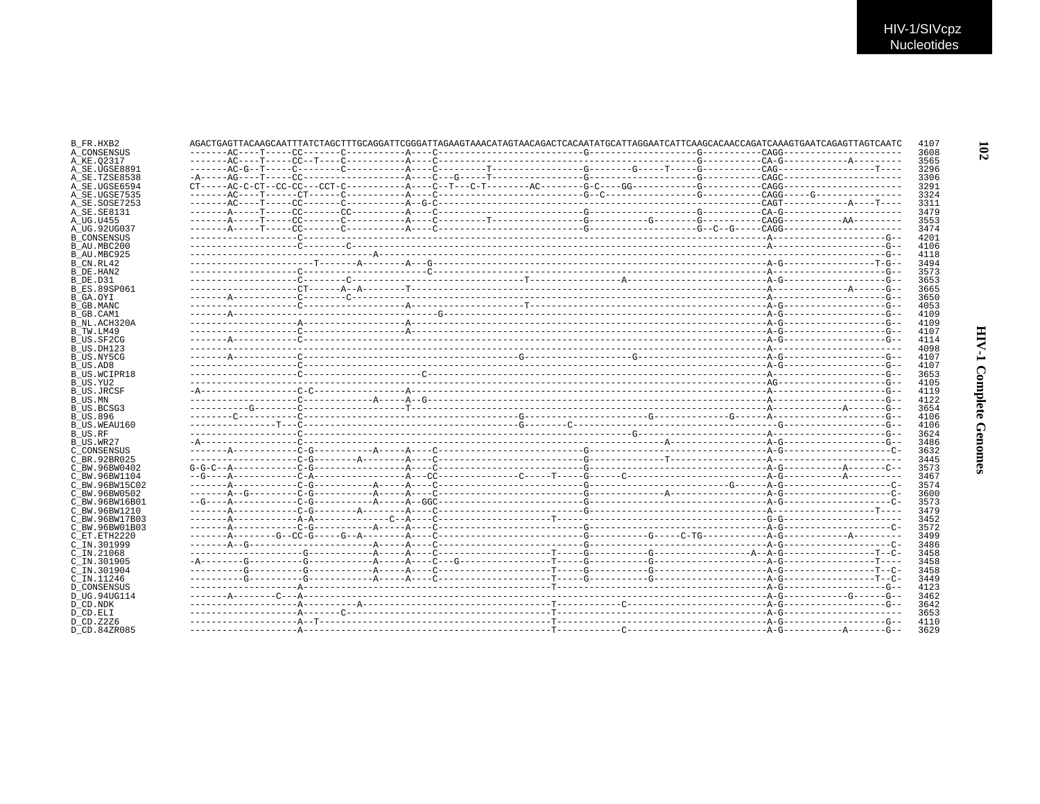```
B_FR.HXB2          AGACTGAGTTACAAGCAATTTATCTAGCTTTGCAGGATTCGGGATTAGAAGTAAACATAGTAACAGACTCACAATATGCATTAGGAATCATTCAAGCACAACCAGATCAAAGTGAATCAGAGTTAGTCAATC  4107
A_CONSENSUS        -------AC----T-----CC-------C-----------A----C--------------------------G--------------------G----------CAGG----------------------  3608
A_KE.Q2317         -------AC----T-----CC--T----C-----------A----C-----------------------------------------------G----------CA-G------------A---------  3565
A_SE.UGSE8891      -------AC-G--T-----C--------C-----------A----C---------T----------------G--------G-----T-----G----------CAG------------------T----  3296
A_SE.TZSE8538      -A-----AG----T-----CC-------------------A----C---G-----T----------------G--------------------G----------CAGC---------------------  3306
A_SE.UGSE6594      CT-----AC-C-CT--CC-CC---CCT-C-----------A----C--T---C-T--------AC--------G-C----GG------------G----------CAGG----------------------  3291
A_SE.UGSE7535      -------AC----T------CT------C-----------A----C--------------------------G--C-----------------G----------CAGG-----G----------------  3324
A_SE.SOSE7253      -------AC----T-----CC-------C-----------A--G-C-----------------------------------------------------------CAGT-------------A----T---  3311
A_SE.SE8131        -------A-----T-----CC-------CC----------A----C--------------------------G--------------------G----------CA-G----------------------  3479
A_UG.U455          -------A-----T-----CC-------C-----------A----C---------T----------------G-----------G--------G----------CAGG-----------AA---------  3553
A_UG.92UG037       -------A-----T-----CC-------C-----------A----C--------------------------G--------------------G--C--G-----CAGG----------------------  3474
B_CONSENSUS        --------------------C-----------------------------------------------------------------------------------------A------------------G--  4201
B_AU.MBC200        --------------------C--------C--------------------------------------------------------------------------------A------------------G--  4106
B_AU.MBC925        ----------------------------------A-------------------------------------------------------------------------------------------------G--  4118
B_CN.RL42          ---------------------T-------A--------A---G-------------------------------------------------------------------A-G-----------------T-G--  3494
B_DE.HAN2          --------------------C-----------------------C-----------------------------------------------------------------A------------------G--  3573
B_DE.D31           --------------------C-------C--------------------------------T-----------------A------------------------------A-G----------------G--  3653
B_ES.89SP061       --------------------CT------A--A--------T-----------------------------------------------------------------------A-------------A------G--  3665
B_GA.OYI           -------A------------C--------C------------------------------------------------------------------------------A--------------------G--  3650
B_GB.MANC          --------------------C-------------------A---------------------T------------------------------------------------A-G----------------G--  4053
B_GB.CAM1          -------A------------------------------------------G-------------------------------------------------------------A-G----------------G--  4109
B_NL.ACH320A       --------------------A-------------------A-----------------------------------------------------------------------A-G----------------G--  4109
B_TW.LM49          --------------------C-------------------A-----------------------------------------------------------------------A-G----------------G--  4107
B_US.SF2CG         -------A------------C-------------------------------------------------------------------------------------------A-G----------------G--  4114
B_US.DH123         ---------------------------------------------------------------------------------------------------------------A-----------------------  4098
B_US.NY5CG         -------A------------C--------------------------------G--------------------G------------------------------------A-G----------------G--  4107
B_US.AD8           --------------------C-------------------------------------------------------------------------------------------A-G----------------G--  4107
B_US.WCIPR18       --------------------C----------------------C---------------------------------------------------------------------A------------------G--  3653
B_US.YU2           ----------------------------------------------------------------------------------------------------------------AG-------------------G--  4105
B_US.JRCSF         -A------------------C-C------------------A----------------------------------------------------------------------A------------------G--  4119
B_US.MN            --------------------C-------------A-----A--G--------------------------------------------------------------------A------------------G--  4122
B_US.BCSG3         -----------G--------C--------------------T-------------------------------------------------------------------------A-----------A-------G--  3654
B_US.896           -------C------------C--------------------------------G-------------------------G------------G------A-----------------------------G--  4106
B_US.WEAU160       ----------------T---C--------------------------------G-------C--------------------------------------------------G------------------G--  4106
B_US.RF            --------------------C-----------------------------------------------------------G--------------------------------A------------------G--  3624
B_US.WR27          -A------------------C---------------------------------------------------------A-------------------------A-G-------------------G--  3486
C_CONSENSUS        -------A------------C-G-----------A-----A----C------------------------G--------------------------------------A-G------------------C-  3632
C_BR.92BR025       --------------------C-G--------A--------A----C------------------------G--------------T-------------------A------------------------  3445
C_BW.96BW0402      G-G-C--A------------C-G-----------------A----C------------------------G------------------------------------------A-G----------A--------C--  3573
C_BW.96BW1104      --G----A------------C-A-----------------A----CC--------------C-----T-----G--------C--------------------------A-G-----------A----------  3467
C_BW.96BW15C02     -------A------------C-G-----------A-----A----C------------------------G------------------------G--------------A-G------------------C-  3574
C_BW.96BW0502      -------A--G---------C-G-----------A-----A----C------------------------G--------------A-------------------------A-G------------------C-  3600
C_BW.96BW16B01     --G----A------------C-G-----------A-----A--GGC------------------------G----------------------------------------A-G------------------C-  3573
C_BW.96BW1210      -------A------------C-G--------A--------A----C------------------------G--------------------------------------A------------------T----  3479
C_BW.96BW17B03     -------A------------A-A-------------C--A----C--------------------T----------------------------------------------G-G-------------------  3452
C_BW.96BW01B03     -------A------------C-G-----------A-----A----C------------------------G----------------------------------------A-G------------------C-  3572
C_ET.ETH2220       -------A--------G--CC-G-----G--A--------A----C------------------------G-----------G-----C-TG-----------A-G------------A---------  3499
C_IN.301999        -------A--G----------------------A-----A----C------------------------G--------------------------------------A-G------------------C-  3486
C_IN.21068         --------------------G------------A-----A----C--------------------T-----G-----------G-----------------A--A-G----------------T--C-  3458
C_IN.301905        -A---------G---------G------------A-----A----C---G---------------T-----G-----------G--------------------A-G-----------------T----  3458
C_IN.301904        ----------G----------G------------A-----A----C--------------------T-----G-----------G--------------------A-G-----------------T--C-  3458
C_IN.11246         ----------G----------G------------A-----A----C--------------------T-----G-----------G--------------------A-G-----------------T--C-  3449
D_CONSENSUS        --------------------A------------------------------------------T-------------------------------------------A-G------------------G--  4123
D_UG.94UG114       -------A--------C---A-------------------------------------------------------------------------------------A-G------------G------G--  3462
D_CD.NDK           --------------------A---------A--------------------------------T-----------C----------------------------A-G------------------G--  3642
D_CD.ELI           --------------------A-------C----------------------------------T----------------------------------------A-G---------------------  3653
D_CD.Z2Z6          --------------------A--T---------------------------------------T----------------------------------------A-G------------------G--  4110
D_CD.84ZR085       --------------------A------------------------------------------T------------C----------------------------A-G-----------A-------G--  3629
```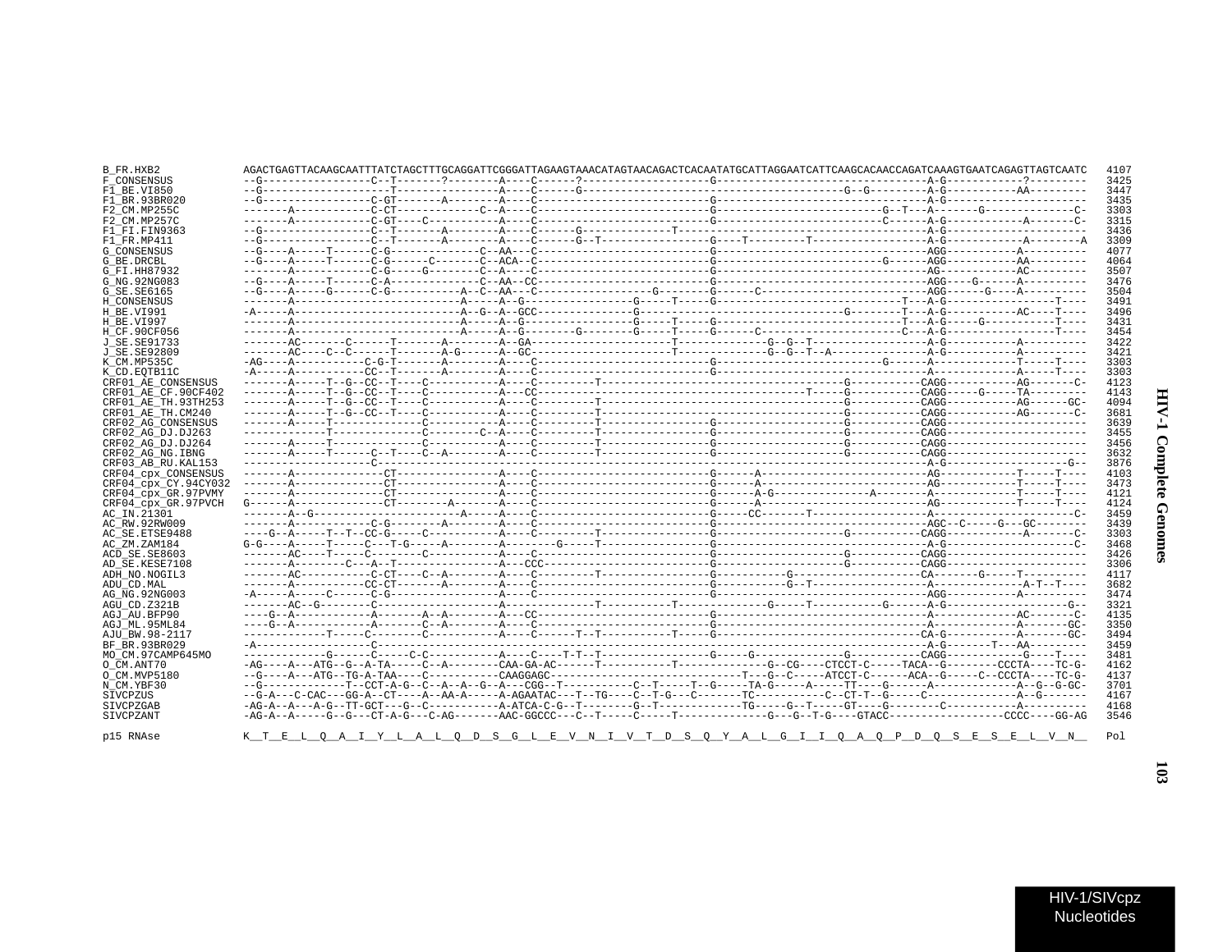```
B_FR.HXB2              AGACTGAGTTACAAGCAATTTATCTAGCTTTGCAGGATTCGGGATTAGAAGTAAACATAGTAACAGACTCACAATATGCATTAGGAATCATTCAAGCACAACCAGATCAAAGTGAATCAGAGTTAGTCAATC  4107
F_CONSENSUS            --G-----------------C--T-------?--------A----C------?--------------------G---------------------------------A-G------------?---------  3425
F1_BE.VI850            --G--------------------T----------------A----C------G-----------------------------------------G--G---------A-G-----------AA---------  3447
F1_BR.93BR020          --G-----------------C-GT-------A--------A----C-------------------------G-----------------------------------A-G----------------------  3435
F2_CM.MP255C           -------A------------C-CT------------C--A----C--ACA--C------------------G-----------------------G--T---A-------G--------------C-  3303
F2_CM.MP257C           -------A------------C-GT----C-----------A----C-------------------------G------------------------C------A-G-----------A-------C-  3315
F1_FI.FIN9363          --G-----------------C--T-------A--------A----C------G-----------T-----------------------------------A-G----------------------  3436
F1_FR.MP411            --G-----------------C--T-------A--------A----C------G--T--------------------G------T---------T-------------A-G-----------A--------A  3309
G_CONSENSUS            --G----A-----T------C-G--------------C--AA--C-------------------------G-----------------------------------AGG-----------A----------  4077
G_BE.DRCBL             --G----A-----T------C-G------C-------C--A----C-------------------------G-----------------------G------AGG-----------AA---------  4064
G_FI.HH87932           -------A------------C-G-----G--------C--A----C-------------------------G-----------------------------------AG------------AC---------  3507
G_NG.92NG083           --G----A-----T------C-A--------------C--AA--CC------------------------G-----------------------------------AGG----G------A----------  3476
G_SE.SE6165            --G----A-----G------C-G------------A--C--AA--C----------------G--------G------C---------------------------AGG------G----A----------  3504
H_CONSENSUS            -------A---------------------------A-----A--G----------------G-----T-----G---------------------------T---A-G------------------T----  3491
H_BE.VI991             -A-----A---------------------------A--G--A--GCC--------------G------------------------------G--------T---A-G------------AC----T----  3496
H_BE.VI997             -------A---------------------------A-----A--G----------------G-----T-----G---------------------------T---A-G----G-----------T----  3431
H_CF.90CF056           -------A---------------------------A-----A--G--------G-------G-----T-----G------C---------------------C---A-G------------------T----  3454
J_SE.SE91733           -------AC-------C------T-------A--------A--GA---------------------T-------------G--G--T------------------A-G-----------A----------  3422
J_SE.SE92809           -------AC---C--C-------T-------A-G------A--GC---------------------T-------------G--G--T--A---------------A-G-----------A----------  3421
K_CM.MP535C            -AG----A------------C-G-T-------A--------A----C-------------------------G-----------------------G------A-------------T-----T----  3303
K_CD.EQTB11C           -A-----A------------CC--T-------A--------A----C-------------------------G-----------------------------------A-------------A-----T----  3303
CRF01_AE_CONSENSUS     -------A-----T--G--CC--T----C-----------A----C---------T-------------------------------------G-----------CAGG------------AG-------C-  4123
CRF01_AE_CF.90CF402    -------A-----T--G--CC--T----C-----------A---CC-----------------------------------------T------G-----------CAGG-----G-----TA---------  4143
CRF01_AE_TH.93TH253    -------A-----T--G--CC--T----C-----------A----C---------T-------------------------------------G-----------CAGG------------AG------GC-  4094
CRF01_AE_TH.CM240      -------A-----T--G--CC--T----C-----------A----C---------T-------------------------------------G-----------CAGG------------AG-------C-  3681
CRF02_AG_CONSENSUS     -------A-----T-------------C-----------A----C---------T-------------------G-------------------G-----------CAGG----------------------  3639
CRF02_AG_DJ.DJ263      -------------T-------------C--------C--A----C---------T-------------------G-------------------G-----------CAGG----------------------  3455
CRF02_AG_DJ.DJ264      -------A-----T-------------C-----------A----C---------T-------------------G-------------------G-----------CAGG----------------------  3456
CRF02_AG_NG.IBNG       -------A-----T------C--T----C--A--------A----C---------T-------------------G-------------------G-----------CAGG----------------------  3632
CRF03_AB_RU.KAL153     --------------------C--------------------------------------------------------------------------------------A-G-------------------G--  3876
CRF04_cpx_CONSENSUS    -------A-------------CT----------------A----C-------------------------G------A-------------------------AG------------T-----T----  4103
CRF04_cpx_CY.94CY032   -------A-------------CT----------------A----C-------------------------G------A-------------------------AG------------T-----T----  3473
CRF04_cpx_GR.97PVMY    -------A-------------CT----------------A----C-------------------------G------A-G------------A----------A-------------T-----T----  4121
CRF04_cpx_GR.97PVCH    G------A-------------CT-------A--------A----C-------------------------G------A-------------------------AG------------T-----T----  4124
AC_IN.21301            -------A--G----------------------A-----A----C-------------------------G-----CC-------T-----------------A-----------------------C-  3459
AC_RW.92RW009          -------A------------C-G--------A--------A----C-------------------------G-----------------------------------AGC--C------G---GC---------  3439
AC_SE.ETSE9488         ----G--A-----T--T--CC-G-----C-----------A----C---------T-------------------G-------------------G-----------CAGG------------A-------C-  3303
AC_ZM.ZAM184           G-G----A-----T------C---T-G-----A--------A--------G-----T-------------------G-------------------------------A-G-----------------------C-  3468
ACD_SE.SE8603          -------AC----T------C-------------C-----------A----C-------------------------G-------------------G-----------CAGG----------------------  3426
AD_SE.KESE7108         -------A--------C---A--T----------------A---CCC-----------------------G-------------------G-----------CAGG----------------------  3306
ADH_NO.NOGIL3          -------AC-----------C-CT----C--A--------A----C---------T-------------------G------------G--------------------CA-------G------T----------  4117
ADU_CD.MAL             -------A------------CC-CT-------A--------A----C-------------------------G-----------G--T------------------A--------------A-T--T----  3682
AG_NG.92NG003          -A-----A-----C------C-G----------------A----C-------------------------G-----------------------------------AGG-----------A----------  3474
AGU_CD.Z321B           -------AC--G--------C------------------A----------------T-----------T-------------G------T------------G------A-G-------------------G--  3321
AGJ_AU.BFP90           ----G--A------------A-------A--A--------A---CC-------------------------G-----------------------------------A-------------AC-------C-  4135
AGJ_ML.95ML84          ----G--A------------A-------C--A--------A----C-------------------------G-----------------------------------A-------------A-------GC-  3350
AJU_BW.98-2117         -------------T------C--------C-----------A----C------T--T-----------T-----G-----------------------------------CA-G-----------A-------GC-  3494
BF_BR.93BR029          -A------------------C--------------------------------------------------------------------------------------A-G-------T---AA---------  3459
MO_CM.97CAMP645MO      ------------G------C------C-C----------A----C-----T-T--T-------------------G------G------------------G-------------CAGG-------------G----T----  3481
O_CM.ANT70             -AG----A---ATG--G--A-TA-----C--A--------CAA-GA-AC------T-----------T-----------G--CG----CTCCT-C-----TACA--G--------CCCTA----TC-G-  4162
O_CM.MVP5180           --G----A---ATG--TG-A-TAA----C-----------CAAGGAGC--------------------------T---G--C-----ATCCT-C------ACA--G-----C--CCCTA----TC-G-  4137
N_CM.YBF30             --G------------T--CCT-A-G--C--A--A--G--A---CGG--T-----------C--T-----T--G-----TA-G-----A-----TT----G------A-------------A--G--G-GC-  3701
SIVCPZUS               --G-A---C-CAC---GG-A--CT----A--AA-A-----A-AGAATAC---T--TG----C--T-G---C-------TC-----------C--CT-T--G-----C-------------A--G-------  4167
SIVCPZGAB              -AG-A--A---A-G--TT-GCT---G--C-----------A-ATCA-C-G--T--------G--T------------TG-----G--T-----GT----G--------C------------A----------  4168
SIVCPZANT              -AG-A--A-----G--G---CT-A-G---C-AG-------AAC-GGCCC---C--T-----C-----T-------------G---G--T-G----GTACC------------------CCCC----GG-AG  3546

p15 RNAse              K__T__E__L__Q__A__I__Y__L__A__L__Q__D__S__G__L__E__V__N__I__V__T__D__S__Q__Y__A__L__G__I__I__Q__A__Q__P__D__Q__S__E__S__E__L__V__N__  Pol
```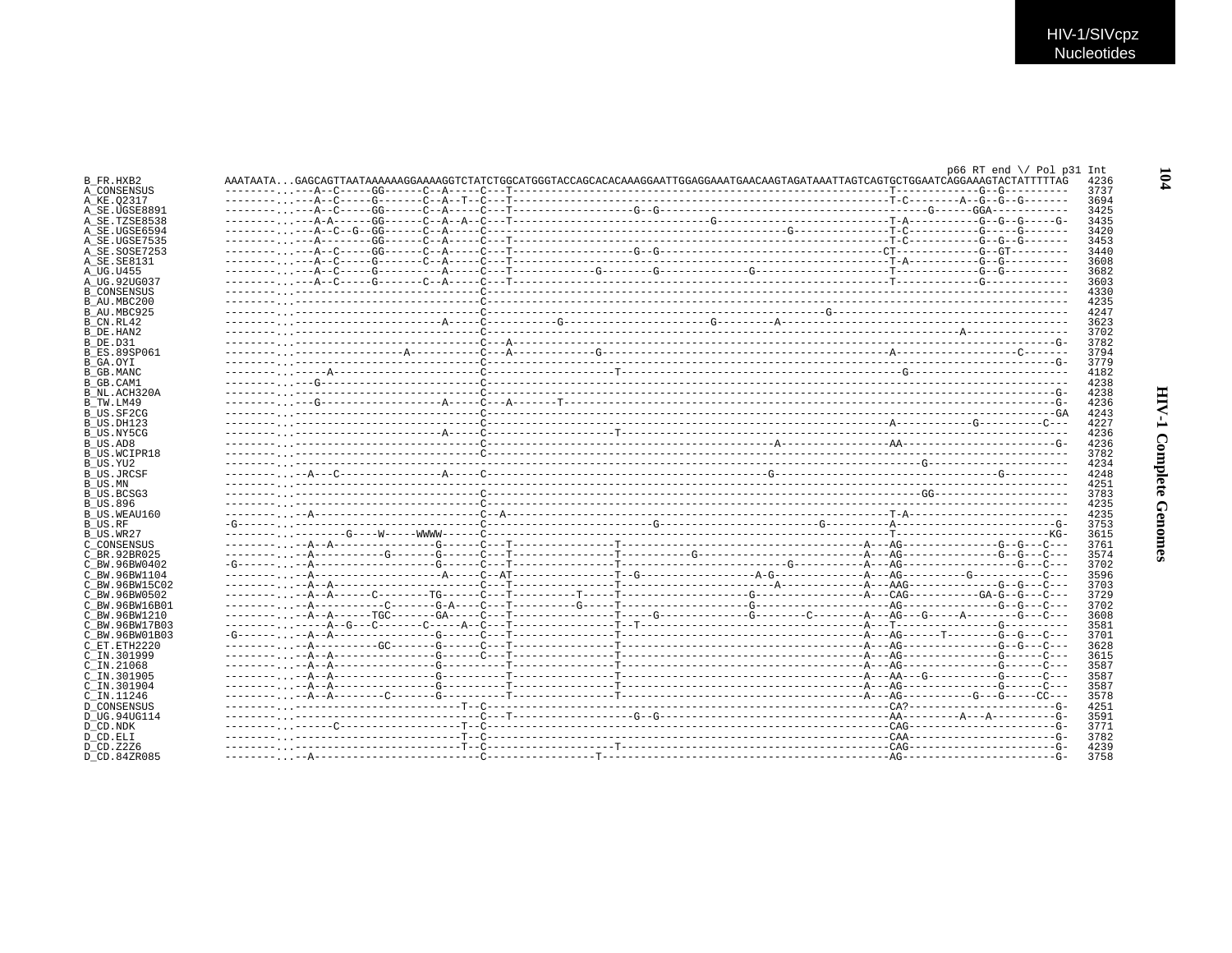```
                                                                                                                                                  p66 RT end \/ Pol p31 Int
B_FR.HXB2         AAATAATA...GAGCAGTTAATAAAAAAGGAAAAGGTCTATCTGGCATGGGTACCAGCACACAAAGGAATTGGAGGAAATGAACAAGTAGATAAATTAGTCAGTGCTGGAATCAGGAAAGTACTATTTTTAG   4236
A_CONSENSUS       --------...---A--C-----GG------C--A-----C---T------------------------------------------------------------T------------G--G---------   3737
A_KE.Q2317        --------...---A--C-----G-------C--A--T--C---T------------------------------------------------------------T-C--------A--G--G--G-------   3694
A_SE.UGSE8891     --------...---A--C-----GG------C--A-----C---T------------------G--G------------------------------------------G------GGA-----------   3425
A_SE.TZSE8538     --------...---A-A------GG------C--A--A--C---T-------------------------------G---------------------------T-A----------G--G--G-----G-   3435
A_SE.UGSE6594     --------...---A--C--G--GG------C--A-----C---T----------------------------------------G---------------T-C-----------G-----G-------   3420
A_SE.UGSE7535     --------...---A--------GG------C--A-----C---T------------------------------------------------------------T-C-----------G--G--G-------   3453
A_SE.SOSE7253     --------...---A--C-----GG------C--A-----C---T------------------G--G------------------------------------CT------------G--GT--------   3440
A_SE.SE8131       --------...---A--C-----G-------C--A-----C---T------------------------------------------------------------T-A----------G--G---------   3608
A_UG.U455         --------...---A--C-----G-----------A-----C---T------------G--------G------------G--------------------T------------G--G---------   3682
A_UG.92UG037      --------...---A--C-----G-------C--A-----C---T------------------------------------------------------------T------------G------------   3603
B_CONSENSUS       --------...----------------------C-------------------------------------------------------------------------------------------------   4330
B_AU.MBC200       --------...----------------------C-------------------------------------------------------------------------------------------------   4235
B_AU.MBC925       --------...----------------------C----------------------------------------------G------------------------------------------------   4247
B_CN.RL42         --------...----------------A-----C----------G--------------------G---------A---------------------------------------------------   3623
B_DE.HAN2         --------...----------------------C--------------------------------------------------------------------------A------------------   3702
B_DE.D31          --------...----------------------C---A---------------------------------------------------------------------------------------G-   3782
B_ES.89SP061      --------...-----------A----------C---A-----------G------------------------------------------A-----------------C-------   3794
B_GA.OYI          --------...----------------------C-----------------------------------------------------------------------------------------G-   3779
B_GB.MANC         --------...----A-----------------C------------------T--------------------------------------------G-------------------------   4182
B_GB.CAM1         --------...---G------------------C-------------------------------------------------------------------------------------------------   4238
B_NL.ACH320A      --------...----------------------C-----------------------------------------------------------------------------------------G-   4238
B_TW.LM49         --------...---G------------------A-----C---A-------T---------------------------------------------------------------------G-   4236
B_US.SF2CG        --------...----------------------C------------------------------------------------------------------------------------------GA   4243
B_US.DH123        --------...----------------------C-------------------------------------------------------A-----------G----------C---   4227
B_US.NY5CG        --------...----------------------A-----C-------------------T-------------------------------------------------------------------   4236
B_US.AD8          --------...----------------------C---------------------------------------------A---------------AA-----------------------G-   4236
B_US.WCIPR18      --------...----------------------C-------------------------------------------------------------------------------------------------   3782
B_US.YU2          --------...----------------------------------------------------------------------------------G----------------------------   4234
B_US.JRCSF        --------...--A---C---------------A-----C-----------------------------------------G--------------------------------G----------   4248
B_US.MN           --------...----------------------------------------------------------------------------------------------------------------------   4251
B_US.BCSG3        --------...----------------------C----------------------------------------------------------------------GG-------------------------   3783
B_US.896          --------...----------------------C-------------------------------------------------------------------------------------------------   4235
B_US.WEAU160      --------...--A-------------------C--A------------------------------------------------------------T-A-----------------------------   4235
B_US.RF           -G------...----------------------C--------------------------G-----------------------G----------A------------------------G-   3753
B_US.WR27         --------...-------G----W-----WWWW------C-----------------------------------------------------------T--------------------------KG-   3615
C_CONSENSUS       --------...--A--A-----------------G------C---T---------------T---------------------------------A---AG--------------G--G---C---   3761
C_BR.92BR025      --------...--A----------G-------G------C---T---------------T----------G-------------------------A---AG--------------G--G---C---   3574
C_BW.96BW0402     -G------...--A--------------------G------C---T---------------T---------------------------G-----------A---AG-----------------G---C---   3702
C_BW.96BW1104     --------...--A--------------------A-----C--AT---------------T--G---------------A-G------------A---AG-----------G-----------C---   3596
C_BW.96BW15C02    --------...--A--A----------------------C---T---------------T---------------------------A--------------A---AAG--------------G--G---C---   3703
C_BW.96BW0502     --------...--A--A------C--------TG------C---T----------T-----T------------------G---------------A---CAG-----------GA-G--G---C---   3729
C_BW.96BW16B01    --------...--A-----------C-------G-A-----C---T----------G-----T------------------G-------------------AG--------------G--G---C---   3702
C_BW.96BW1210     --------...--A--A------TGC-------GA-----C---T---------------T-----G-------------G--------C--------A---AG---G-----A-------G---C---   3608
C_BW.96BW17B03    --------...-----A--G---C-------C-----A--C---T---------------T--T-------------------------------------A---T-----------------G---------   3581
C_BW.96BW01B03    -G------...--A--A-----------------G------C---T---------------T---------------------------------A---AG------T---------G--G---C---   3701
C_ET.ETH2220      --------...--A----------GC-------G------C---T---------------T---------------------------------A---AG--------------G--G---C---   3628
C_IN.301999       --------...--A--A-----------------G------C---T---------------T---------------------------------A---AG-----------------G------C---   3615
C_IN.21068        --------...--A--A-----------------G----------T---------------T---------------------------------A---AG-----------------G------C---   3587
C_IN.301905       --------...--A--A-----------------G----------T---------------T---------------------------------A---AA---G-----------G------C---   3587
C_IN.301904       --------...--A--A-----------------G----------T---------------T---------------------------------A---AG-----------------G------C---   3587
C_IN.11246        --------...--A--A--------C-------G----------T---------------T---------------------------------A---AG------------G---G-----CC---   3578
D_CONSENSUS       --------...---------------------T--C-----------------------------------------------------------------CA?------------------------G-   4251
D_UG.94UG114      --------...------------------------C---T------------------G--G---------------------------------AA---------A---A------------G-   3591
D_CD.NDK          --------...------C-------------------T--C-----------------------------------------------------------CAG-------------------------G-   3771
D_CD.ELI          --------...---------------------T--C-----------------------------------------------------------------CAA-------------------------G-   3782
D_CD.Z2Z6         --------...---------------------T--C------------------T-------------------------------------------CAG-------------------------G-   4239
D_CD.84ZR085      --------...--A-------------------C------------------T-------------------------------------------------AG--------------------------G-   3758
```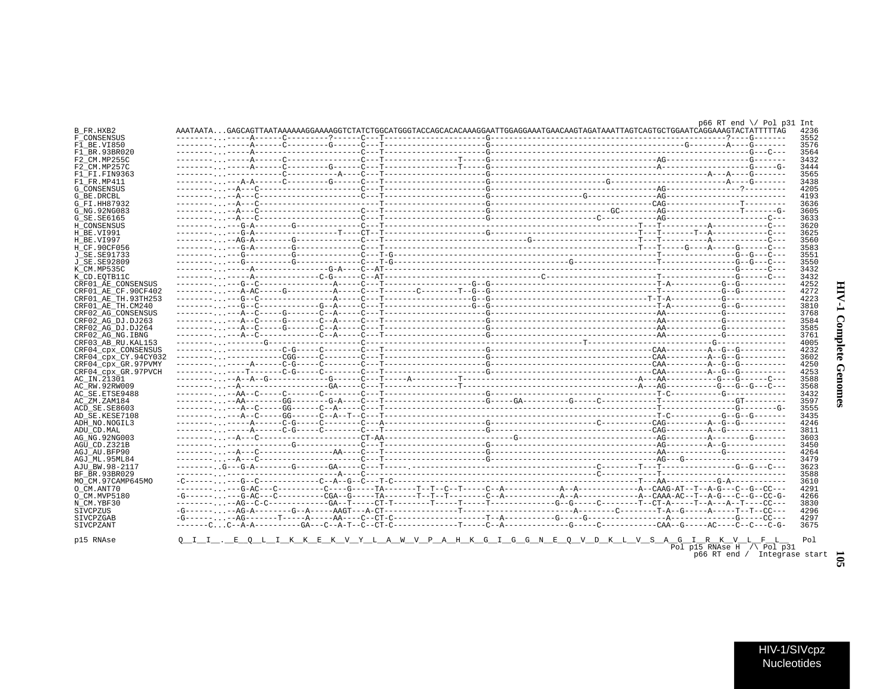```
                                                                                                                                          p66 RT end \/ Pol p31 Int
B_FR.HXB2           AAATAATA...GAGCAGTTAATAAAAAAGGAAAAGGTCTATCTGGCATGGGTACCAGCACACAAAGGAATTGGAGGAAATGAACAAGTAGATAAATTAGTCAGTGCTGGAATCAGGAAAGTACTATTTTTAG   4236
F_CONSENSUS         --------...-----A------C--------?------C---T---------------------G-----------------------------------------------------?----G-------   3552
F1_BE.VI850         --------...-----A------C---------G-----C---T---------------------G-----------------------------------------G--------A----G-------   3576
F1_BR.93BR020       --------...-----A----------------------C---T---------------------G-------------------------------------------------------G---C---   3564
F2_CM.MP255C        --------...-----A------C---------------C---T---------------T-----G-----------------------------------AG------------------G-------   3432
F2_CM.MP257C        --------...-----A------C---------G-----C---T---------------T-----G-----------------------------------A-------------------G-----G-   3444
F1_FI.FIN9363       --------...-------------C------------A-----C---T---------------------G--------------------------------------------------A---A----G-------   3565
F1_FR.MP411         --------...---A-A------C---------G-----C---T---------------------G-----------------------G-------------------------A----G-------   3438
G_CONSENSUS         --------...--A---C---------------------C---T---------------------G-----------------------------------AG---------------?---------   4205
G_BE.DRCBL          --------...--A---C---------------------C---T---------------------G-------------------G--------------AG--------------------------   4193
G_FI.HH87932        --------...--A---C---------------------C---T---------------------G-----------------------------------CAG---------------T---------   3636
G_NG.92NG083        --------...--A---C---------------------C---T---------------------G-------------------------GC--------AG-----------------T-------G-   3605
G_SE.SE6165         --------...--A---C---------------------C---T---------------------G-------------------C-------------AG---------------------C---   3633
H_CONSENSUS         --------...---G-A--------G-------------C---T-------------------------------------------------------T---T----------A------------C---   3620
H_BE.VI991          --------...---G-A-----------------T----CT--T---------------------G-----------------------------------T---T-------T--A-----------C---   3625
H_BE.VI997          --------...--AG-A--------G-------------C---T------------------------------G------------------------T---T----------A-----------C---   3560
H_CF.90CF056        --------...---G-A--------G-------------C---T-------------------------------------------------------T---T-----G----A-----G------C---   3583
J_SE.SE91733        --------...---G----------G-------------C---T-G---------------------------------------------------T----------------G--G---C---   3551
J_SE.SE92809        --------...---G----------G-------------C---T-G--------------------------------------G-----------------T----------------G--G---C---   3550
K_CM.MP535C         --------...-----A---------------G-A----C--AT-----------------------------------------------------------------------------G-----C---   3432
K_CD.EQTB11C        --------...-----A-------------C-G------C--AT---------------------------------C-----------------------T----------------G-----C---   3432
CRF01_AE_CONSENSUS  --------...---G--C---------------A-----C---T------------------G--G---------------------------------T-A-----------G--G----------   4252
CRF01_AE_CF.90CF402 --------...---A-AC-----G---------A-----C---T-------C-------T--G--G---------------------------------T-----------G--G----------   4272
CRF01_AE_TH.93TH253 --------...---G--C---------------A-----C---T------------------G--G---------------------------------T-T-A-----------G---------   4223
CRF01_AE_TH.CM240   --------...---G--C------------G--A-----C---T------------------G--G---------------------------------T-A-----------G--G----------   3810
CRF02_AG_CONSENSUS  --------...---A--C-----G-------C--A-----C---T---------------------G-----------------------------------AA-----------G------------   3768
CRF02_AG_DJ.DJ263   --------...---A--C-----G-------C--A-----C---T---------------------G-----------------------------------AA-----------G------------   3584
CRF02_AG_DJ.DJ264   --------...---A--C-----G-------C--A-----C---T---------------------G-----------------------------------AA-----------G------------   3585
CRF02_AG_NG.IBNG    --------...---A--C-------------C--A-----C---T---------------------G-----------------------------------AA-----------G------------   3761
CRF03_AB_RU.KAL153  --------...--------G--------------------C-------------------------------------------------T--------------------------G--------------   4005
CRF04_cpx_CONSENSUS --------...------------C-G-----C--------C---T---------------------G-----------------------------------CAA---------A--G--G----------   4232
CRF04_cpx_CY.94CY032 -------...-----------CGG-----C---------C---T---------------------G-----------------------------------CAA---------A--G--G----------   3602
CRF04_cpx_GR.97PVMY --------...-----A------C-G-----C--------C---T---------------------G-----------------------------------CAA---------A--G--G----------   4250
CRF04_cpx_GR.97PVCH --------...----T-------C-G-----C--------C---T---------------------G-----------------------------------CAA---------A--G--G----------   4253
AC_IN.21301         --------...--A--A--G-------------G------C---T-----A----------T-----------------------------------A---AA-----------G---G------C---   3588
AC_RW.92RW009       --------...--A--------------------GA-----C---T---------------T-----------------------------------A---AG-----------G---G--G---C---   3568
AC_SE.ETSE9488      --------...--AA--C------C-------C-------C---T---------------------G-----------------------------------T-C-----------G------------   3432
AC_ZM.ZAM184        --------...--AA-------GG--------G-A----C---T---------------------G-----GA----------G-----C-------------T----------------GT---------   3597
ACD_SE.SE8603       --------...---A--C-----GG------C--A-----C---T-------------------------------------------------------T---------------------------G-   3555
AD_SE.KESE7108      --------...---A--C-----GG------C--A--T--C---T-------------------------------------------------------T-C-----------G--G--G------   3435
ADH_NO.NOGIL3       --------...-----A------C-G-----C--------C---A---------------------G-------------------C-------------CAG---------A--G--G----------   4246
ADU_CD.MAL          --------...-----A------C-G-----C--------C---T---------------------G-----------------------------------CAG---------A--G------------   3811
AG_NG.92NG003       --------...--A---C--------------------CT-AA--------------------------G-----------------------------------AG---------A--------G-------   3603
AGU_CD.Z321B        --------...-------------G--------------C---T---------------------G-----------------------------------AG---------A--G------------   3450
AGJ_AU.BFP90        --------...--A---C----------------AA----C---T---------------------G-----------------------------------AA-----------G------------   4264
AGJ_ML.95ML84       --------...--A---C---------------------C---T---------------------G-----------------------------------AG---G---------------------   3479
AJU_BW.98-2117      --------..G---G-A--------G-------GA----C---T-----.----------------------------------C--------T---T----------------G--G---C---   3623
BF_BR.93BR029       --------...--------------------------A---C-------------------------------------------------C---------T---------------------------   3588
MO_CM.97CAMP645MO   -C------...---G--C-------------C--A--G--C---T-C----------------------------------------------------T---AA-----------G-A------------   3610
O_CM.ANT70          --------...---G-AC---C----------C----G-----TA-------T--T--C--T-----C--A-----------A--A-----------A--CAAG-AT--T--A-G---C--G--CC---   4291
O_CM.MVP5180        -G------...---G-AC---C----------CGA--G-----TA-------T--T--T--------C--A-----------A--A-----------A--CAAA-AC--T--A-G---C--G--CC-G-   4266
N_CM.YBF30          --------...--AG--C-C------------GA--T-----CT-T--------T-----T-----T-----------G--G-----C--------T--CT-A-----T--A---A--T----CC---   3830
SIVCPZUS            -G------...--AG-A--------G--A-----AAGT---A-CT----------------T-----------------------A--------C--------T-A--G-----A-----T--T--CC---   4296
SIVCPZGAB           -G------...--AG-------T-----A-----AA----C--CT-C-------------------T--A---------G-----G---------------A-------------CC---   4297
SIVCPZANT           -------C...C--A-A----------GA---C--A-T--C--CT-C-------------T-----C--A-------------G-----C-----------CAA--G-----AC----C--C---C-G-   3675

p15 RNAse           Q__I__I__.__E__Q__L__I__K__K__E__K__V__Y__L__A__W__V__P__A__H__K__G__I__G__G__N__E__Q__V__D__K__L__V__S__A__G__I__R__K__V__L__F__L__   Pol
                                                                                                                       Pol p15 RNAse H  /\ Pol p31
                                                                                                                          p66 RT end /  Integrase start
```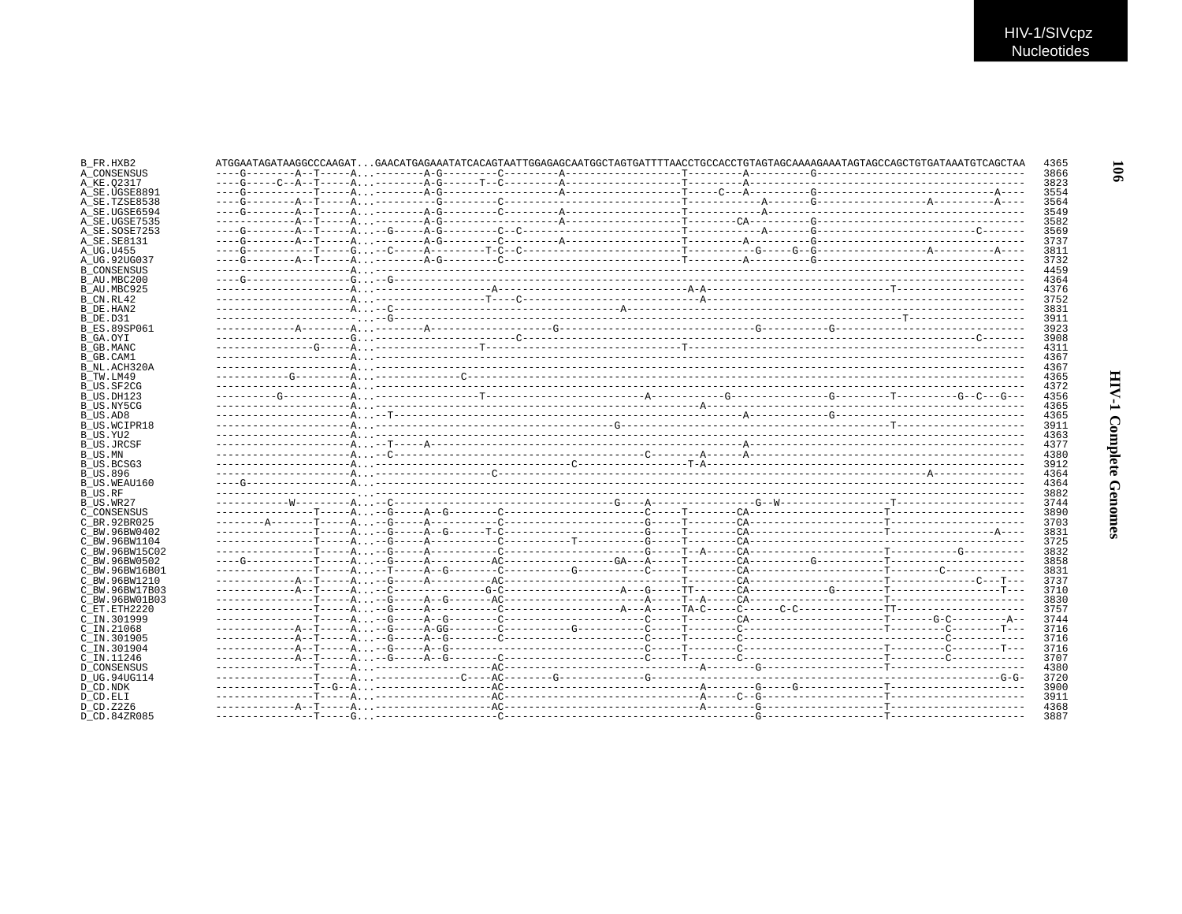HIV-1/SIVcpz Nucleotides

```
B_FR.HXB2        ATGGAATAGATAAGGCCCAAGAT...GAACATGAGAAATATCACAGTAATTGGAGAGCAATGGCTAGTGATTTTAACCTGCCACCTGTAGTAGCAAAAGAAATAGTAGCCAGCTGTGATAAATGTCAGCTAA  4365
A_CONSENSUS      ----G--------A--T-----A...--------A-G---------C---------A------------------T---------A---------G-----------------------------------  3866
A_KE.Q2317       ----G-----C--A--T-----A...--------A-G------T--C---------A------------------T---------A---------------------------------------------  3823
A_SE.UGSE8891    ----G----------T-----A...--------A-G------------------A------------------T-----C---A---------G-----------------------------A----  3554
A_SE.TZSE8538    ----G--------A--T-----A...----------G---------C----------------------------T-----------A------G-----------------A----------A----  3564
A_SE.UGSE6594    ----G--------A--T-----A...--------A-G---------C---------A------------------T-----------A-------------------------------------------  3549
A_SE.UGSE7535    -------------A--T-----A...--------A-G------------------A------------------T-------CA---------G-------------------------------------  3582
A_SE.SOSE7253    ----G--------A--T-----A...--G-----A-G--------C--C------------------------T-----------A------G-------------------------------C-------  3569
A_SE.SE8131      ----G--------A--T-----A...--------A-G---------C---------A------------------T---------A---------G-----------------------------------  3737
A_UG.U455        ----G-----------T-----G...--C-----A---------T-C--C----------------------T----------G-----G--G-----------------A----------A----  3811
A_UG.92UG037     ----G--------A--T-----A...--------A-G---------C---------------------------T---------A---------G-----------------------------------  3732
B_CONSENSUS      ----------------------A...--------------------------------------------------------------------------------------------------------  4459
B_AU.MBC200      ----G-----------------G...--G-----------------------------------------------------------------------------------------------------  4364
B_AU.MBC925      ----------------------A...--------------------A-------------------------------A-A----------------------------T-----------------------  4376
B_CN.RL42        ----------------------A...-------------------T----C----------------------------A-------------------------------------------------------  3752
B_DE.HAN2        ----------------------A...--C-----------------------------------A---------------------------------------------------------------------  3831
B_DE.D31         ----------------------...--G-------------------------------------------------------------------------T-------------------------------  3911
B_ES.89SP061     -------------A--------A...--------A-------------------G-------------------------------G----------G------------------------------------  3923
B_GA.OYI         ----------------------G...-----------------------C----------------------------------------------------------------------------C-------  3908
B_GB.MANC        ----------------G-----A...-------------------T------------------------------T-----------------------------------------------------------  4311
B_GB.CAM1        ----------------------A...--------------------------------------------------------------------------------------------------------  4367
B_NL.ACH320A     ----------------------A...--------------------------------------------------------------------------------------------------------  4367
B_TW.LM49        ------------G---------A...------------C-----------------------------------------------------------------------------------------------  4365
B_US.SF2CG       ----------------------A...--------------------------------------------------------------------------------------------------------  4372
B_US.DH123       ----------G-----------A...-------------------T--------------------------A-----------G---------------G--------T----------G--C---G---  4356
B_US.NY5CG       ----------------------A...------------------------------------------------------A-----------------------------------------------------  4365
B_US.AD8         ----------------------A...--T---------------------------------------------------------A------------G-----------------------------------  4365
B_US.WCIPR18     ----------------------A...---------------------------------------G-------------------------------------------T-----------------------  3911
B_US.YU2         ----------------------A...--------------------------------------------------------------------------------------------------------  4363
B_US.JRCSF       ----------------------A...--T-----A---------------------------------------------------A----------------------------------------------  4377
B_US.MN          ----------------------A...--C----------------------------------------C--------A------A----------------------------------------------  4380
B_US.BCSG3       ----------------------A...---------------------------------C----------------T-A------------------------------------------------------  3912
B_US.896         ----------------------A...-----------------C-----------------------------------------------------------------------A---------------  4364
B_US.WEAU160     ----G-----------------A...--------------------------------------------------------------------------------------------------------  4364
B_US.RF          ----------------------...---------------------------------------------------------------------------------------------------------  3882
B_US.WR27        ------------W---------A...--C---------------------------------G----A-----------------G--W------------------T-----------------------  3744
C_CONSENSUS      ----------------T-----A...--G-----A--G--------C-----------------------C-----T--------CA---------------------T------------------------  3890
C_BR.92BR025     --------A-------T-----A...--G-----A-----------C-----------------------G-----T--------CA---------------------T------------------------  3703
C_BW.96BW0402    ----------------T-----A...--G-----A--G------T-C-----------------------G-----T--------CA---------------------T-----------------A----  3831
C_BW.96BW1104    ----------------T-----A...--G-----A-----------C------------T----------G-----T--------CA------------------------------------------------  3725
C_BW.96BW15C02   ----------------T-----A...--G-----A-----------C-----------------------G-----T--A-----CA---------------------T----------G-----------  3832
C_BW.96BW0502    ----G-----------T-----A...--G-----A----------AC-----------------GA---A-----T--------CA----------G----------T------------------------  3858
C_BW.96BW16B01   ----------------T-----A...--T-----A--G--------C-----------G-----------C-----T--------CA---------------------T--------C--------------  3831
C_BW.96BW1210    -------------A--T-----A...--G-----A----------AC---------------------------T--------CA---------------------T--------------C---T---  3737
C_BW.96BW17B03   -------------A--T-----A...--C---------------G-C-------------------A---G-----TT-------CA------------G--------T------------------T---  3710
C_BW.96BW01B03   ----------------T-----A...--G-----A--G-------AC-----------------------A-----T--A-----CA---------------------T------------------------  3830
C_ET.ETH2220     ----------------T-----A...--G-----A-----------C-------------------A---A-----TA-C-----C------C-C-------------TT----------------------  3757
C_IN.301999      ----------------T-----A...--G-----A--G--------C-----------------------C-----T--------CA---------------------T-------G-C---------A--  3744
C_IN.21068       -------------A--T-----A...--G-----A-GG--------C-----------G-----------C-----T--------C-----------------------T---------C--------T---  3716
C_IN.301905      -------------A--T-----A...--G-----A--G--------C-----------------------C-----T--------C-------------------------------C--------------  3716
C_IN.301904      -------------A--T-----A...--G-----A--G--------------------------------C-----T--------C-----------------------T---------C--------T---  3716
C_IN.11246       -------------A--T-----A...--G-----A--G--------C-----------------------C-----T--------C-----------------------T---------C--------------  3707
D_CONSENSUS      ----------------T-----A...-------------------AC-------------------------------A-------G---------------------T------------------------  4380
D_UG.94UG114     ----------------T-----A...---------------C----AC--------G-------------G-------------------------------------------------------------G-G-  3720
D_CD.NDK         ----------------T--G--A...-------------------AC-------------------------------A-------G-----G------------T------------------------  3900
D_CD.ELI         ----------------T-----A...-------------------AC-------------------------------A-----C--G--------------------T------------------------  3911
D_CD.Z2Z6        -------------A--T-----A...-------------------AC-------------------------------A-------G---------------------T------------------------  4368
D_CD.84ZR085     ----------------T-----G...-------------------C----------------------------------------G---------------------T------------------------  3887
```

HIV-1 Complete Genomes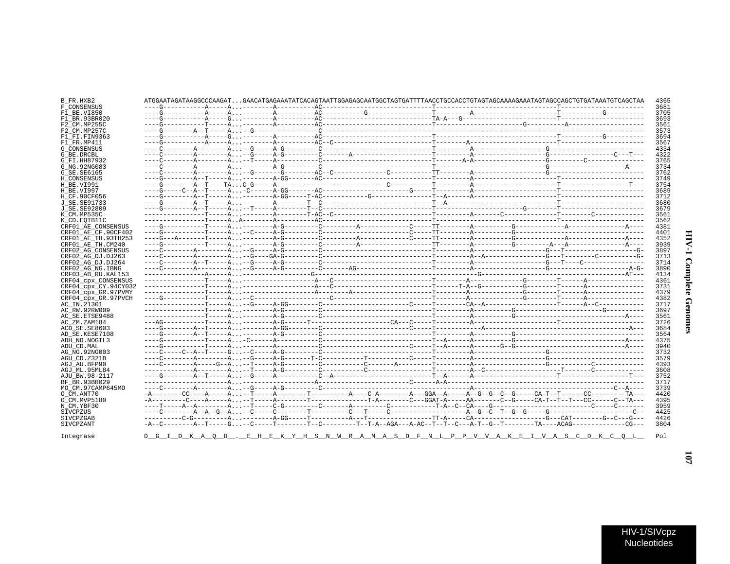```
B_FR.HXB2            ATGGAATAGATAAGGCCCAAGAT...GAACATGAGAAATATCACAGTAATTGGAGAGCAATGGCTAGTGATTTTAACCTGCCACCTGTAGTAGCAAAAGAAATAGTAGCCAGCTGTGATAAATGTCAGCTAA  4365
F_CONSENSUS          ----G-----------A-----A...--------A----------AC----------------------------T--------------------------------T----------------------  3681
F1_BE.VI850          ----G-----------A-----A...--------A----------AC-----------G----------------T---------A----------------------T-----------G---------  3705
F1_BR.93BR020        ----G-----------A-----G...--------A----------AC----------------------------TA-A---G-------------------------T----------------------  3693
F2_CM.MP255C         ----G-----------T-----A...--------A----------AC----------------------------T----------------------G----------A--------------------  3561
F2_CM.MP257C         ----G--------A--T-----A...--G-----------------C---------------------------------------------------------------------------------------  3573
F1_FI.FIN9363        ----G-----------A-----G...--------A----------AC----------------------------T--------------------------------T-----------G---------  3694
F1_FR.MP411          ----G-----------A-----A...--------A----------AC--C-------------------------T---------A----------------------T----------------------  3567
G_CONSENSUS          ----C--------A--------A...--G-----A-G---------C----------------------------T---------A------------------G------------------------  4334
G_BE.DRCBL           ----C--------A--------A...--G-----A-G---------C-------A--------------------T---------A------------------G----------------C---T---  4322
G_FI.HH87932         ----C--------A--------A...--T-----A-----------C----------------------------T-------A-A------------------G---------C---------------  3765
G_NG.92NG083         ----C--------A--------A...--------A-G---------C----------------------------T------------------------------G--------------------A----  3734
G_SE.SE6165          ----C--------A--------A...--G-------G---------AC--C--------------C-----------TT--------A------------------G------------------------  3762
H_CONSENSUS          ----G--------A--T-----A...--------A-GG-------AC----------------------------T---------A----------------------T----------------------  3749
H_BE.VI991           ----G--------A--T----TA...C-G-----A----------------------------C-----------T---------A----------------------T-----------------T---  3754
H_BE.VI997           ----G-----C--A--T-----A...-C------A-GG-------AC-----------------------G----T---------A----------------------T----------------------  3689
H_CF.90CF056         ----G--------A--T-----A...--------A-GG-----T-AC-----------G----------------T--A------A----------------------T----------------------  3712
J_SE.SE91733         ----G--------A--T-----A...--------A--------T--C----------------------------T--A-------------------------------T----------------------  3680
J_SE.SE92809         ----G--------A--T-----A...--T-----A--------T--C----------------------------T----------------------G---------T----------------------  3679
K_CM.MP535C          ----------------T-----A...--------A--------T-AC--C-------------------------T---------A-------C-------------T--------C-------------  3561
K_CD.EQTB11C         ----------------T-----A..A--------A----------AC----------------------------T--------------------------------T----------------------  3562
CRF01_AE_CONSENSUS   ----G-----------T-----A...--------A-G---------C---------A-----------C-----TT--------A----------G-------------A---------------A----  4381
CRF01_AE_CF.90CF402  ----G-----------T-----A...--C-----A-G---------C---------------------C-----TT--------A----------G------------------------------------  4401
CRF01_AE_TH.93TH253  ----G---A-------T-----A...--------A-G---------C---------A-----------C-----TT--------A----------G-------------A---------------A----  4352
CRF01_AE_TH.CM240    ----G-----------T-----A...--------A-G---------C---------A------------------TT--------A----------G---------A---A---------------A----  3939
CRF02_AG_CONSENSUS   ----C--------A--------A...--G-----A-G---------C----------------------------T---------A------------------G---T------------------G-  3897
CRF02_AG_DJ.DJ263    ----C--------A--------A...--G----GA-G---------C----------------------------T---------A--A---------------G---T--------C----------G-  3713
CRF02_AG_DJ.DJ264    ----C--------A--T-----A...--G-----A-G---------C----------------------------T---------A------------------G---T----C----------------  3714
CRF02_AG_NG.IBNG     ----C--------A--------A...--G-----A-G---------C-------AG-------------------T---------A------------------G----------------------A-G-  3890
CRF03_AB_RU.KAL153   ----------------A-----A...------------------G-----------------------------------------G---------------------------------------AT---  4134
CRF04_cpx_CONSENSUS  ----------------T-----A...------------------A---C--------------------------T--------A------------G--------T------A--------------  4361
CRF04_cpx_CY.94CY032 ----------------T-----A...------------------A---C--------------------------T-----T-A--G-----------G--------T------A--------------  3731
CRF04_cpx_GR.97PVMY  ----------------T-----A...------------------A--------A---------------------T---------A-------------G--------T------A--------------  4379
CRF04_cpx_GR.97PVCH  ----G-----------T-----A...--C-------------------C--------------------------T---------A-------------G--------T------A--------------  4382
AC_IN.21301          ----------------T-----A...--G-----A-GG--------C---------------------C-----T--------CA--A-------------------T------A--C------------  3717
AC_RW.92RW009        ----------------T-----A...--------A-G---------C----------------------------T---------A----------G------------------------G---------  3697
AC_SE.ETSE9488       ----------------T-----A...--------A-G---------C----------------------------T---------A----------G------------------------------A----  3561
AC_ZM.ZAM184         ---AG-----------T-----A...--------A-G------T--------------------CA---C-----T---------A----------------------T----------------------  3726
ACD_SE.SE8603        ----G--------A--T-----A...--------A-GG--------C---------------------C-----T-----------A-----------------------------------------A---  3684
AD_SE.KESE7108       ----G--------A--T-----A...--------A-G---------C----------------------------T---------A----------G-----------------------------------  3564
ADH_NO.NOGIL3        ----G-----------T-----A...-C------A-----------C----------------------------T--A------A----------G------------------------------A----  4375
ADU_CD.MAL           ----G-----------T-----A...--------A-----------C---------------------C-----T--A------A--------G--G------------------------------A----  3940
AG_NG.92NG003        ----C-----C--A--T-----G...--C-----A-G---------C----------------------------T---------A------------------G------------------------  3732
AGU_CD.Z321B         ----C--------A--------A...--G-----A-G-------T-C-----------T-----------C-----T---------A------------------G------------------------  3579
AGJ_AU.BFP90         ----C--------A-----G--A...--T-----A-G---------C-----------C-------A---------T---------A------------------G-----------C------------  4393
AGJ_ML.95ML84        ----C--------A--------A...--T-----A-G---------C-----------C-----------------T---------A--C---------------------T-------C------------  3608
AJU_BW.98-2117       ----G--------A--T-----A...--G-----A-----------C--A-------------------------T--A------A----------------------T------------------T---  3752
BF_BR.93BR029        ----------------------A...------------------A------------------------C------A-A--------------------------------------------------  3717
MO_CM.97CAMP645MO    ----C--------A--------A...--G-----A-G---------C----------------------------------------A------------------------------------C--A----  3739
O_CM.ANT70           -A---------CC----A----A...--T-----A--------T----------A----C-A--------A---GGA--A-----A--G--G--C--G-----CA-T--T------CC---------TA---  4420
O_CM.MVP5180         -A----------C----A----A...--T-----A--------T---------------T-A--------C---GGAT-A-----AA-------C--G-----CA-T--T--T---CC------C--TA---  4395
N_CM.YBF30           ----T-----A--A--------A...--T-----C-G---------C-------A---------C-----------T-A--C--CA----G---------------------------C-----C-------  3959
SIVCPZUS             ----C--------A--A--G--A...--C-----C--------T----------C---T-----C-------------------A--G--C--T--G--G-----G----------------------C--  4425
SIVCPZGAB            ----------C-G---------A...--------A-GG-----T----------A---T---------------TT-A-----CA-------------------G---CAT--------G--C---G---  4426
SIVCPZANT            -A--C--------A--T-----G...--C-----T--------T--C---------T--T-A--AGA---A-AC--T--T--C---A-T--G--T--------TA----ACAG-------------CG---  3804

Integrase            D__G__I__D__K__A__Q__D__.__E__H__E__K__Y__H__S__N__W__R__A__M__A__S__D__F__N__L__P__P__V__V__A__K__E__I__V__A__S__C__D__K__C__Q__L__  Pol
```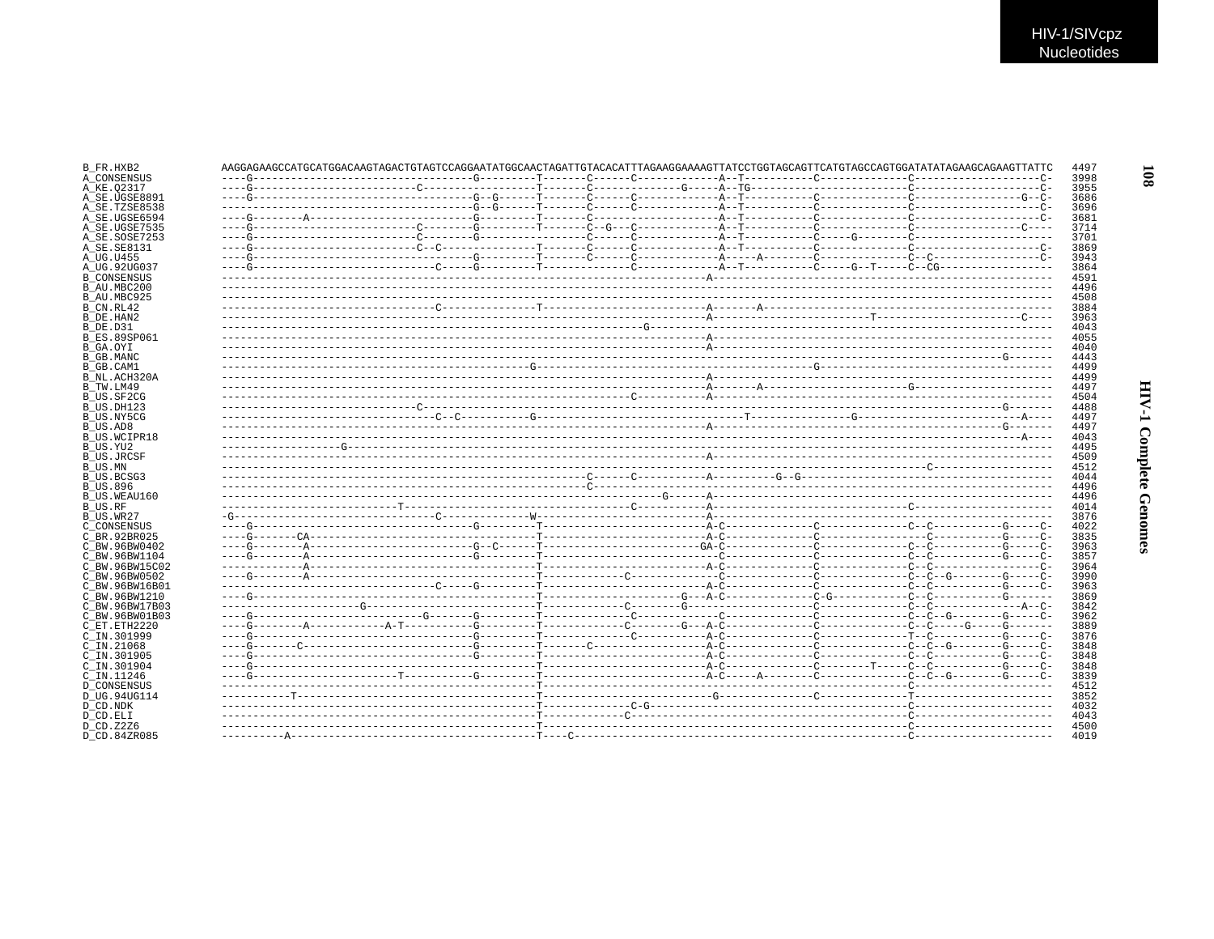```
B_FR.HXB2          AAGGAGAAGCCATGCATGGACAAGTAGACTGTAGTCCAGGAATATGGCAACTAGATTGTACACATTTAGAAGGAAAAGTTATCCTGGTAGCAGTTCATGTAGCCAGTGGATATATAGAAGCAGAAGTTATTC  4497
A_CONSENSUS        ----G----------------------------------G---------T-------C------C-------------A--T-----------C-------------C--------------------C-  3998
A_KE.Q2317         ----G-------------------------C------------------T-------C--------------G-----A--TG------------------------C--------------------C-  3955
A_SE.UGSE8891      ----G----------------------------------G--G------T-------C------C-------------A--T-----------C-------------C-----------------G--C-  3686
A_SE.TZSE8538      ---------------------------------------G--G------T-------C------C-------------A--T-----------C-------------C--------------------C-  3696
A_SE.UGSE6594      ----G--------A-------------------------G---------T-------C--------------------A--T-----------C-------------C--------------------C-  3681
A_SE.UGSE7535      ----G-------------------------C--------G---------T-------C--G---C-------------A--T-----------C-------------C-----------------C----  3714
A_SE.SOSE7253      ----G-------------------------C--------G-----------------C------C-------------A--T-----------C-----G-------C--------------------C-  3701
A_SE.SE8131        ----G-------------------------C--C---------------T-------C------C-------------A--T-----------C-------------C--------------------C-  3869
A_UG.U455          ----G----------------------------------G---------T-------C------C-------------A-----A--------C-------------C--C-----------------C-  3943
A_UG.92UG037       ----G----------------------------C-----G---------T--------------C-------------A--T-----------C-----G--T-----C--CG-----------------  3864
B_CONSENSUS        ------------------------------------------------------------------------------A---------------------------------------------------  4591
B_AU.MBC200        ----------------------------------------------------------------------------------------------------------------------------------  4496
B_AU.MBC925        ----------------------------------------------------------------------------------------------------------------------------------  4508
B_CN.RL42          ---------------------------------C---------------T----------------------------A-------A-------------------------------------------  3884
B_DE.HAN2          ----------------------------------------------------------------------------------------------T----------------------C-----------  3963
B_DE.D31           --------------------------------------------------------------------G-------------------------------------------------------------  4043
B_ES.89SP061       ------------------------------------------------------------------------------A---------------------------------------------------  4055
B_GA.OYI           ------------------------------------------------------------------------------A---------------------------------------------------  4040
B_GB.MANC          ------------------------------------------------------------------------------------------------------------------------G-------  4443
B_GB.CAM1          -----------------------------------------------G-----------------------------------------------G----------------------------------  4499
B_NL.ACH320A       ------------------------------------------------------------------------------A---------------------------------------------------  4499
B_TW.LM49          ------------------------------------------------------------------------------A-------A----------------------G--------------------  4497
B_US.SF2CG         --------------------------------------------------------------------C---------A---------------------------------------------------  4504
B_US.DH123         ------------------------------C-----------------------------------------------------------------------------------------G-------  4488
B_US.NY5CG         ---------------------------------C--C----------G------------------------------------T---------------G-------------------A----  4497
B_US.AD8           ------------------------------------------------------------------------------A-----------------------------------------G-------  4497
B_US.WCIPR18       ---------------------------------------------------------------------------------------------------------------------------A----  4043
B_US.YU2           ------------------G-------------------------------------------------------------------------------------------------------------  4495
B_US.JRCSF         ------------------------------------------------------------------------------A---------------------------------------------------  4509
B_US.MN            ----------------------------------------------------------------------------------------------------------------C-----------------  4512
B_US.BCSG3         -----------------------------------------------------------C------C-----------A---------G--G-------------------------------------  4044
B_US.896           -----------------------------------------------------------C-------------------------------------------------------------------  4496
B_US.WEAU160       -----------------------------------------------------------------------G-----A---------------------------------------------------  4496
B_US.RF            ---------------------------T----------------------------------------C---------A--------------------------------C-----------------  4014
B_US.WR27          -G-------------------------------C--------------W-----------------------------A---------------------------------------------------  3876
C_CONSENSUS        ----G-----------------------------------G--------T----------------------------A-C-------------C-------------C--C----------G-----C-  4022
C_BR.92BR025       ----G-------CA-----------------------------------T----------------------------A-C-------------C--------------C-----------G-----C-  3835
C_BW.96BW0402      ----G--------A-------------------------G--C------T---------------------------GA-C-------------C-------------C--C----------G-----C-  3963
C_BW.96BW1104      ----G--------A--------------------------G--------T----------------------------C-------------C-------------C--C----------G-----C-  3857
C_BW.96BW15C02     -------------A-----------------------------------T----------------------------A-C-------------C-------------C--C------------------C-  3964
C_BW.96BW0502      ----G--------A-----------------------------------T-----------C-----------------C-------------C-------------C--C--G--------G-----C-  3990
C_BW.96BW16B01     ---------------------------------C-----G---------T----------------------------A-C-------------C-------------C--C----------G-----C-  3963
C_BW.96BW1210      ----G--------------------------------------------T---------------------G---A-C--------------C-G-----------C--C-----------G-------  3869
C_BW.96BW17B03     ---------------------G---------------------------T------------C--------G-------------------C-------------C--C---------------A--C-  3842
C_BW.96BW01B03     ----G---------------------------G-------G--------T------------C---------------C-------------C-------------C--C--G--------G-----C-  3962
C_ET.ETH2220       ----G--------A-----------A-T-----------G---------T------------C--------G---A-C--------------C-------------C--C-----G-----G-------  3889
C_IN.301999        ----G----------------------------------G---------T------------C---------------A-C-------------C-------------T--C----------G-----C-  3876
C_IN.21068         ----G-------C--------------------------G---------T-------C--------------------A-C-------------C-------------C--C--G--------G-----C-  3848
C_IN.301905        ----G----------------------------------G---------T----------------------------A-C-------------C-------------C--C----------G-----C-  3848
C_IN.301904        ----G--------------------------------------------T----------------------------A-C-------------C--------T-----C--C----------G-----C-  3848
C_IN.11246         ----G----------------------T-----------G---------T----------------------------A-C-----A--------C-------------C--C--G--------G-----C-  3839
D_CONSENSUS        -------------------------------------------------T------------------------------------------------------------C-------------------  4512
D_UG.94UG114       -----------T-------------------------------------T----------------------------G---------------C-------------T--------------------  3852
D_CD.NDK           -------------------------------------------------T-------------C-G--------------------------------------------C-------------------  4032
D_CD.ELI           -------------------------------------------------T------------C-----------------------------------------------C-------------------  4043
D_CD.Z2Z6          -------------------------------------------------T------------------------------------------------------------C-------------------  4500
D_CD.84ZR085       ----------A--------------------------------------T----C---------------------------------------------------C-------------------  4019
```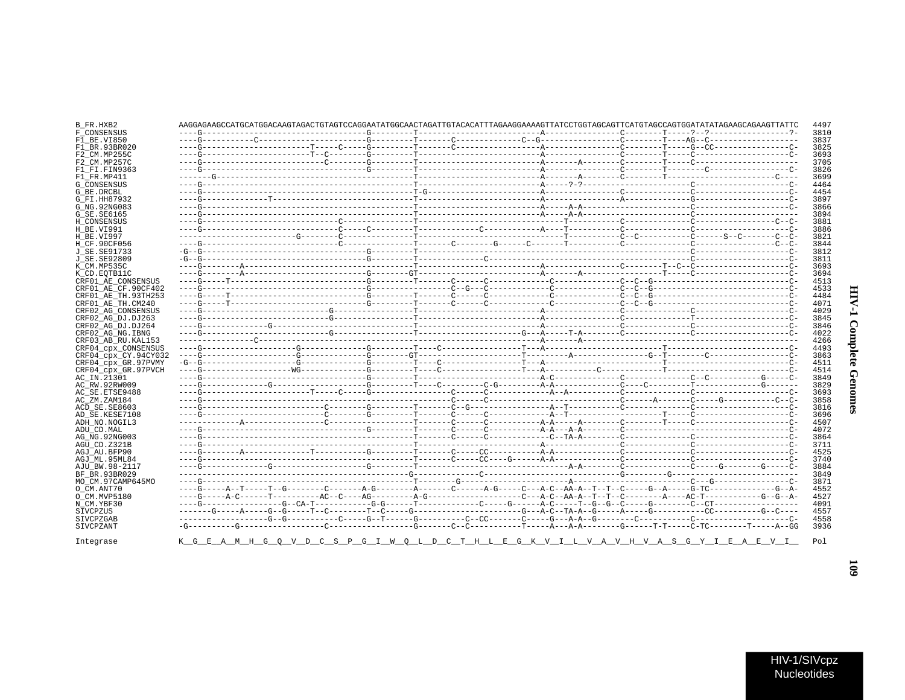```
B_FR.HXB2              AAGGAGAAGCCATGCATGGACAAGTAGACTGTAGTCCAGGAATATGGCAACTAGATTGTACACATTTAGAAGGAAAAGTTATCCTGGTAGCAGTTCATGTAGCCAGTGGATATATAGAAGCAGAAGTTATTC  4497
F_CONSENSUS            ----G-----------------------------------G---------T--------------------------A----------------C--------T-----?--?-----------------?-  3810
F1_BE.VI850            ----G-----------C-----------------------G---------T-------C-------------C--G----------------C--------T----AG--C------------------  3837
F1_BR.93BR020          ----G----------------------T-----C-----G---------T-------C-------------------A----------------C--------T-----G--CC----------------C-  3825
F2_CM.MP255C           ----G----------------------T--C--------G---------T---------------------------A----------------C--------T-----C--------------------C-  3693
F2_CM.MP257C           ----G---------------------------C--------G---------T---------------------------A-------A--------C--------T-----C--------------------  3705
F1_FI.FIN9363          ----G-----------------------------------G---------T---------------------------A----------------C--------T---------C---------------C-  3826
F1_FR.MP411            -------G------------------------------------------T---------------------------A-------A--------C--------T-----------------------C----  3699
G_CONSENSUS            ----G---------------------------------------------T---------------------------A-----?-?-------------------------C--------------------C-  4464
G_BE.DRCBL             ----G---------------------------------------------T-G-------------------------A----------------C--------------C--------------------C-  4454
G_FI.HH87932           ----G--------------T------------------------------T---------------------------A----------------A--------------G--------------------C-  3897
G_NG.92NG083           ----G---------------------------------------------T---------------------------A-----A-A-----------------------C--------------------C-  3866
G_SE.SE6165            ----G---------------------------------------------T---------------------------A-----A-A-----------------------C--------------------  3894
H_CONSENSUS            ----G-------------------------------C-------------T------------------------------T----------C-----------------C-----------------C--C-  3881
H_BE.VI991             ----G-------------------------------C-----C-------T-------------C-------------A----T----------C-----------------C-------------------C-  3886
H_BE.VI997             ----------------------G-------------C-------------T-------------------------------T----------C--C-------------C------S--C-------C--C-  3821
H_CF.90CF056           ----G-------------------------------C-------------T-------C--------G------C-------T----------C-----------------C-----------------C--C-  3844
J_SE.SE91733           -G--G-----------------------------------G---------T----------------------------------------------------------C--------------------C-  3812
J_SE.SE92809           -G--G-----------------------------------G---------T-------------C---------------------------------------------C--------------------C-  3811
K_CM.MP535C            ----G--------A------------------------------------T---------------------------A----------------C--------T--C--C--------------------C-  3693
K_CD.EQTB11C           ----G--------A--------------------------G---------GT--------------------------A-------A------------------T-----C--------------------C-  3694
CRF01_AE_CONSENSUS     ----G-----T-----------------------------G---------T-------C------C------------C--------------C--C--G-------------------------------C-  4513
CRF01_AE_CF.90CF402    ----G-----------------------------------G----------------C--G---C------------C--------------C--C--G-------------------------------C-  4533
CRF01_AE_TH.93TH253    ----G-----T-----------------------------G---------T-------C------C------------C--------------C--C--G-------------------------------C-  4484
CRF01_AE_TH.CM240      ----G-----T-----------------------------G---------T-------C------C------------C--------------C--C--G-------------------------------C-  4071
CRF02_AG_CONSENSUS     ----G---------------------------G-----------------T---------------------------A----------------C--------------C--------------------C-  4029
CRF02_AG_DJ.DJ263      ----G---------------------------G-----------------T---------------------------A----------------C--------------T--------------------C-  3845
CRF02_AG_DJ.DJ264      ----G------------G--------------------------------T---------------------------A----------------C--------------C--------------------C-  3846
CRF02_AG_NG.IBNG       ----G---------------------------G-----------------T-----------------------G---A-----T-A-------C--------------C--------------------C-  4022
CRF03_AB_RU.KAL153     ----------------C-----------------------------------------------------------A-------A---------------------------------------------  4266
CRF04_cpx_CONSENSUS    ----G---------------------G--------------G---------T----C------------------T---A------------------------T--------------------------C-  4493
CRF04_cpx_CY.94CY032   ----G---------------------G--------------G---------GT----------------------T---------A--------------G--T--------C-------------------C-  3863
CRF04_cpx_GR.97PVMY    -G--G---------------------G--------------G---------T----C------------------T---A------------------------T--------------------------C-  4511
CRF04_cpx_GR.97PVCH    ----G--------------------WG--------------G---------T----C------------------T---A-----------C-----------T--------------------------C-  4514
AC_IN.21301            ----G-----------------------------------G---------T---------------------------A-C-------------C-----------------C--C----------G-----C-  3849
AC_RW.92RW009          ----G------------G----------------------G---------T----C---------C-G----------A-A---------------C----C---------T-------------G-------  3829
AC_SE.ETSE9488         ----G---------------------T-----C-----G---------------C------C----------A--A-------------C--------------C--------------------C-  3693
AC_ZM.ZAM184           ----G-------------------------------------------------C------C---------------------------------C------A------C-----G------------C--C-  3858
ACD_SE.SE8603          ----G----------------------------C--------G---------T-------C--G-----------------A--T----------C--------------C--------------------C-  3816
AD_SE.KESE7108         ----G----------------------------C--------G---------T-------C------C-----------A--T-------------------T-----C--------------------C-  3696
ADH_NO.NOGIL3          ---------A---------------------C------------------T-------C------C-----------A-A-----A-------C--------T-----C--------------------C-  4507
ADU_CD.MAL             ----G-----------------------------------G---------T-------C------C-----------A-A---A-A--------C-------------------------------------C-  4072
AG_NG.92NG003          ----G---------------------------------------------T-------C------C------------C--TA-A--------C--------------C--------------------C-  3864
AGU_CD.Z321B           ----G---------------------------------------------T---------------------------A----------------C--------------C--------------------C-  3711
AGJ_AU.BFP90           ----G--------A--------------T-----------G---------T-------C-----CC-----------A-A--------------C--------------C--------------------C-  4525
AGJ_ML.95ML84          ----G---------------------------------------------T-------C-----CC----G------A-A--------------C--------------C--------------------C-  3740
AJU_BW.98-2117         ----G------------G----------------------G---------T------------------------------------A-A-------C--------------C-----G---------G-----C-  3884
BF_BR.93BR029          ------------------------------------------------G-------------C--------------------------------G--------G-----------------------------  3849
MO_CM.97CAMP645MO      ----G---------------------------------------------T--------G--------------------A-------------------------C---G--------------------C-  3871
O_CM.ANT70             ----G-----A--T-----T--G--------C-------A-G--------A-------C------A-G-----C---A-C--AA-A--T--T--C-----G--A-----G-TC--------------G--A-  4552
O_CM.MVP5180           ----G-----A-C------T---------AC--C----AG---------A-G------------------C---A-C--AA-A--T--T--C--------A----AC-T-----------G--G--A-  4527
N_CM.YBF30             ----G-----------------G--CA-T-----------G-G------T------------C-----G------A-C-----T--G--G--C-----G--------C--CT------------------  4091
SIVCPZUS               -------G-----A-----G--G-----T--C--------T--C-----G---------------------G---A-C--TA-A--G-----A-----G----------CC----------G--C----  4557
SIVCPZGAB              ------------------G--G-----------C-----G--T------G----------C--CC-------C-----G---A-A--G--------C-----------C--------------------C-  4558
SIVCPZANT              -G----------G------------------C------------------G-------C--C-----------T-----A---A-A--------G------T-T-----C-TC--------T-----A--GG  3936

Integrase              K__G__E__A__M__H__G__Q__V__D__C__S__P__G__I__W__Q__L__D__C__T__H__L__E__G__K__V__I__L__V__A__V__H__V__A__S__G__Y__I__E__A__E__V__I__  Pol
```

HIV-1/SIVcpz Nucleotides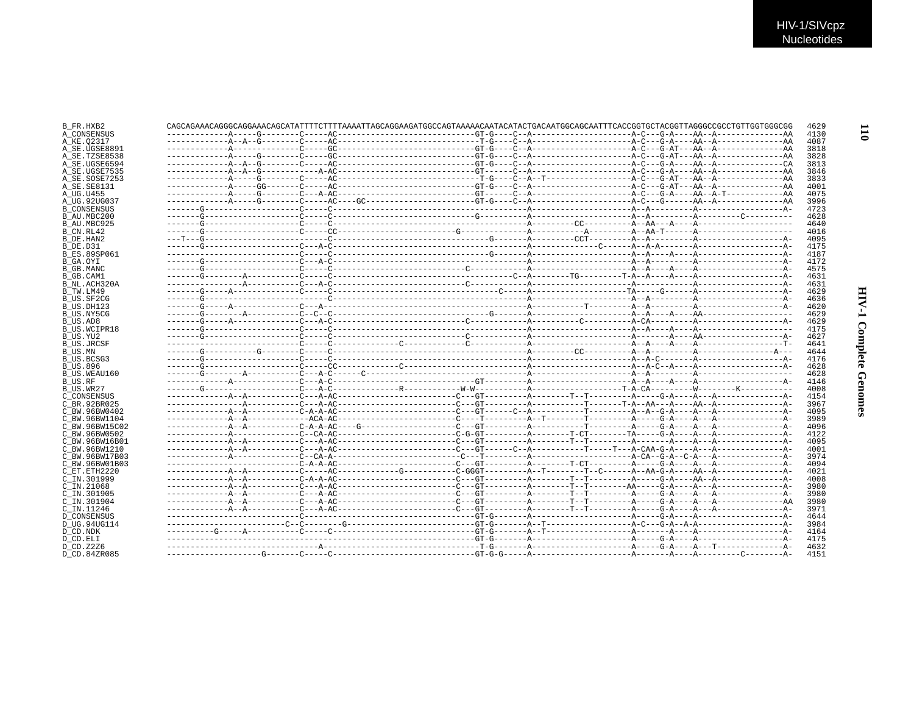```
B_FR.HXB2        CAGCAGAAACAGGGCAGGAAACAGCATATTTTCTTTTAAAATTAGCAGGAAGATGGCCAGTAAAAACAATACATACTGACAATGGCAGCAATTTCACCGGTGCTACGGTTAGGGCCGCCTGTTGGTGGGCGG  4629
A_CONSENSUS      -------------A-----G--------C-----AC-----------------------------GT-G----C--A---------------------A-C---G-A----AA--A--------------AA  4130
A_KE.Q2317       -------------A--A--G--------C-----AC------------------------------T-G----C--A---------------------A-C---G-A----AA--A--------------AA  4087
A_SE.UGSE8891    -------------A--------------C-----GC-----------------------------GT-G----C--A---------------------A-C---G-AT---AA--A--------------AA  3818
A_SE.TZSE8538    -------------A-----G--------C-----GC-----------------------------GT-G----C--A---------------------A-C---G-AT---AA--A--------------AA  3828
A_SE.UGSE6594    -------------A--A--G--------C-----AC-----------------------------GT-G----C--A---------------------A-C---G-A----AA--A--------------CA  3813
A_SE.UGSE7535    -------------A--A--G-----------A-AC-----------------------------GT------C--A---------------------A-C---G-A----AA--A--------------AA  3846
A_SE.SOSE7253    -------------A-----G--------C-----AC------------------------------T-G----C--A--T------------------A-C---G-AT---AA--A--------------AA  3833
A_SE.SE8131      -------------A-----GG-------C-----AC-----------------------------GT-G----C--A---------------------A-C---G-AT---AA--A--------------AA  4001
A_UG.U455        -------------A-----G--------C---A-AC-----------------------------GT------C--A---------------------A-C---G-A----AA--A-T------------AA  4075
A_UG.92UG037     -------------A-----G--------C-----AC----GC-----------------------GT-G----C--A---------------------A-C---G------AA--A--------------AA  3996
B_CONSENSUS      -------G--------------------C-----C------------------------------------------A---------------------A--A---------A------------------A-  4723
B_AU.MBC200      -------G--------------------C-----C----------------------------G-------------A---------------------A--A---------A---------C----------  4628
B_AU.MBC925      -------G--------------------C-----C------------------------------------------A---------CC----------A--AA---A----A-------------------  4640
B_CN.RL42        -------G--------------------C-----CC-------------------------G---------------A-----------A----------A--AA-T------A-------------------  4016
B_DE.HAN2        ---T---G--------------------------C---------------------------------G--------A---------CCT----------A--A---------A------------------A-  4095
B_DE.D31         -------G--------------------C---A-C------------------------------------------A----------------C-----A--A-A-------A------------------A-  4175
B_ES.89SP061     ----------------------------C-----C---------------------------------G--------A---------------------A--A----A----A------------------A-  4187
B_GA.OYI         -------G--------------------C---A-C------------------------------------------A---------------------A--A---------A------------------A-  4172
B_GB.MANC        -------G--------------------C-----C----------------------------C-------------A---------------------A--A----A----A------------------A-  4575
B_GB.CAM1        -------G--------A-----------C-----C------------------------------------C--A---------TG---------T-A--A----A----A------------------A-  4631
B_NL.ACH320A     ---------------A------------C---A-C----------------------------C-------------A---------------------A--------------A------------------A-  4631
B_TW.LM49        -------G-----A--------------C-----C-------------------------------------C-----A---------------------TA-----G------A------------------A-  4629
B_US.SF2CG       -------G----------------------------C------------------------------------------A---------------------A--A---------A------------------A-  4636
B_US.DH123       -------G-----A--------------C---A-C------------------------------------------A---------T-----------A--A---------A------------------A-  4620
B_US.NY5CG       -------G--------A-----------C--C--C-------------------------------G----------A---------------------A--A----A----AA------------------  4629
B_US.AD8         -------G-----A--------------C---A-C----------------------------C-------------A----------C----------A-CA---------A------------------A-  4629
B_US.WCIPR18     -------G--------------------C-----C------------------------------------------A---------------------A--A----A----A-------------------  4175
B_US.YU2         -------G--------------------C-----C----------------------------C-------------A---------------------A-------A----AA-----------------A-  4627
B_US.JRCSF       ----------------------------C-----C--------------C-------------C-------------A---------------------A--A----A----A------------------T-  4641
B_US.MN          -------G-----------G--------C-----C------------------------------------------A---------CC----------A--A---------A----------------A---  4644
B_US.BCSG3       -------G--------------------C-----C------------------------------------------A---------------------A--A-C-------A------------------A-  4176
B_US.896         -------G--------------------C-----CC------------C----------------------------A---------------------A--A-C--A-----A------------------A-  4628
B_US.WEAU160     -------G--------A-----------C---A-C------C-----------------------------------A---------------------A--A---------A-------------------  4628
B_US.RF          -------------A--------------C---A-C-----------------------------GT-----------A---------------------A--A----A----A------------------A-  4146
B_US.WR27        -------G--------------------C---A-C-------------R-----------W-W--------------A-------------------T-A-CA---------W--------K----------  4008
C_CONSENSUS      -------------A--A-----------C---A-AC-------------------------C---GT----------A--------T--T---------A-----G-A----A---A--------------A-  4154
C_BR.92BR025     ----------------A-----------C---A-AC-------------------------C---GT----------A--------------T-------T-A--AA---A----AA--A--------------A-  3967
C_BW.96BW0402    -------------A--A-----------C-A-A-AC-------------------------C---GT------C--A-----------T---------A--A--G-A----A---A--------------A-  4095
C_BW.96BW1104    -------------A--A-----------ACA-AC-------------------------C----T----------A--T---------T---------A-----G-A----A---A--------------A-  3989
C_BW.96BW15C02   -------------A--A-----------C-A-A-AC----G--------------------C---GT----------A-------------T---------A-----G-A----A---A--------------A-  4096
C_BW.96BW0502    -------------A--------------C--CA-AC-------------------------C-G-GT----------A---------T-CT---------TA-----G-A----A---A--------------A-  4122
C_BW.96BW16B01   -------------A--A-----------C---A-AC-------------------------C---GT----------A--------T--T---------A-----A----A---A--------------A-  4095
C_BW.96BW1210    -------------A--A-----------C---A-AC-------------------------C---GT------C--A------------T-----T---A-CAA-G-A----A---A--------------A-  4001
C_BW.96BW17B03   -------------A--------------C--CA-A--------------------------C---T-----------A-----------------------A-CA--G-A--C-A---A--------------A-  3974
C_BW.96BW01B03   ----------------------------C-A-A-AC-------------------------C---GT----------A--------T-CT---------A-----G-A----A---A--------------A-  4094
C_ET.ETH2220     -------------A--A-----------C-----AC-------------G-----------C-GGGT----------A--T-------T--C------A--AA-G-A----AA--A--------------A-  4021
C_IN.301999      -------------A--A-----------C-A-A-AC-------------------------C---GT----------A--------T--T---------A-----G-A----AA--A--------------A-  4008
C_IN.21068       -------------A--A-----------C---A-AC-------------------------C---GT----------A--------T--T--------AA-----G-A----A---A--------------A-  3980
C_IN.301905      -------------A--A-----------C---A-AC-------------------------C---GT----------A--------T--T---------A-----G-A----A---A--------------A-  3980
C_IN.301904      -------------A--A-----------C---A-AC-------------------------C---GT----------A--------T--T---------A-----G-A----A---A--------------AA  3980
C_IN.11246       -------------A--A-----------C---A-AC-------------------------C---GT----------A--------T--T---------A-----G-A----A---A--------------A-  3971
D_CONSENSUS      -----------------------------------------------------------------GT-G--------A---------------------A-----G-A----A------------------A-  4644
D_UG.94UG114     -------------------------C--C--------G---------------------------GT-G--------A--T------------------A-C---G-A--A-A------------------A-  3984
D_CD.NDK         ----------G-----A-----------C-----C------------------------------GT-G--------A--T------------------A-------A----A------------------A-  4164
D_CD.ELI         -----------------------------------------------------------------GT-G--------A---------------------A-----G-A----A------------------A-  4175
D_CD.Z2Z6        --------------------------------A------------------------------T-G----------A---------------------A-----G-A----A---T--------------A-  4632
D_CD.84ZR085     --------------------G-------C-----C------------------------------GT-G-G-----A---------------------A-------A----A---------C---------A-  4151
```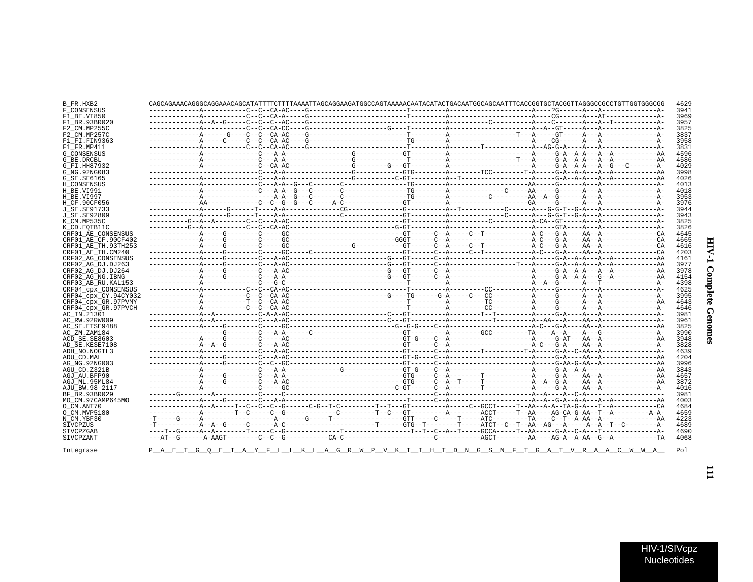```
B_FR.HXB2              CAGCAGAAACAGGGCAGGAAACAGCATATTTTCTTTTAAAATTAGCAGGAAGATGGCCAGTAAAAACAATACATACTGACAATGGCAGCAATTTCACCGGTGCTACGGTTAGGGCCGCCTGTTGGTGGGCGG  4629
F_CONSENSUS            -------------A-----------C--C--CA-AC----G-------------------------T---------A---------------------A----?G------A---A-------------A-  3941
F1_BE.VI850            -------------A-----------C--C--CA-A-----G-------------------------T---------A---------------------A----CG------A---AT------------A-  3969
F1_BR.93BR020          -------------A--A--G-----C--C--C--AC----G-----------------------------------A----------C----------A----C-------A---A--T-----------A-  3957
F2_CM.MP255C           -------------A-----------C--C--CA-CC----G------------------G----T---------A---------------------A--A--GT-----A---A--------------A-  3825
F2_CM.MP257C           -------------A------G----C--C--CA-AC----G-------------------------T---------A-----------------T---A-----GT-----A---A--------------A-  3837
F1_FI.FIN9363          -------------A-----C-----C--C--CA-AC----G-------------------------TG--------A---------------------A----CG------A---A--------------A-  3958
F1_FR.MP411            -------------A-----------C--C--CA-AC----G-------------------------T---------A--------T------------A--AG-G-A----A---A--------------A-  3831
G_CONSENSUS            -------------A-------------C---A-A-----------------G------------GT---------A---------------------A-----G-A--A-A---A--A-----------AA  4596
G_BE.DRCBL             -------------A-------------C---A-A-----------------G--------------T---------A-----------------T---A-----G-A--A-A---A--A-----------AA  4586
G_FI.HH87932           -------------A-------------C--CA-AC----------------G--------G---GT---------A---------------------A-----G-A--A-A---A--G---C-------A-  4029
G_NG.92NG083           ---------------------------C---A-A-----------------G------------GTG--------A--------TCC--------T-A-----G-A--A-A---A--A-----------AA  3998
G_SE.SE6165            -------------A-------------C---A-A-----------------G----------C-GT---------A--T-------------------A-----G-A--A-A---A--A-----------AA  4026
H_CONSENSUS            -------------A-------------C---A-A--G---C-------C---------------TG---------A---------------------AA-----G------A---A--------------A-  4013
H_BE.VI991             -------------A-------------C---A-A--G---C-------C---------------TG---------A--------------C-----AA-----G------A---A--------------A-  4018
H_BE.VI997             -------------A-----------------A-A--G---C-------C---------------TG---------A----------C---------AA--A--G------A---A--------------A-  3953
H_CF.90CF056           -------------AA------------C--C--G--G---C------A-C--------------GT---------A---------------------GA-----G------A---A--------------A-  3976
J_SE.SE91733           -------------A------G------T----A-A--------------CG-------------G----------A--T-----------C-------A---G-G-T--G-A---A--------------A-  3944
J_SE.SE92809           -------------A------G------T----A-A--------------C--------------GT---------A--------------C-------A---G-G-T--G-A---A--------------A-  3943
K_CM.MP535C            ----------G--A--A--------C--C---A-AC----------------------------GT---------A----------C-----------A-CA--GT-----A---A--------------A-  3825
K_CD.EQTB11C           ----------G--A-----------C--C--CA-AC----------------------------G-GT---------A---------------------A-----GTA----A---A--------------A-  3826
CRF01_AE_CONSENSUS     -------------A-----G-------C-----GC-----------------------------GT------C--A-----C--T------------A-C---G-A----AA--A---------------CA  4645
CRF01_AE_CF.90CF402    -------------A-----G-------C-----GC----------------------------GGGT------C--A--------------------A-C---G-A----AA--A---------------CA  4665
CRF01_AE_TH.93TH253    -------------A-----G-------C-----GC-----------------G-----------GT------C--A-----C--T------------A-C---G-A----AA--A---------------CA  4616
CRF01_AE_TH.CM240      -------------A-----G-------C-----GC-----C-----------------------GT------C--A-----C--T------------A-C---G-A----AA--A---------------CA  4203
CRF02_AG_CONSENSUS     -------------A-----G---------C---A-AC-------------------------G---GT------C--A---------------------A-----G-A--A-A---A--A-----------AA  4161
CRF02_AG_DJ.DJ263      -------------A-----G---------C---A-AC-------------------------G---GT------C--A-----------------T---A-----G-A--A-A---A--A-----------AA  3977
CRF02_AG_DJ.DJ264      -------------A-----G---------C---A-AC-------------------------G---GT------C--A---------------------A-----G-A--A-A---A--A-----------AA  3978
CRF02_AG_NG.IBNG       -------------A-----G---------C---A-A--------------------------G---GT------C--A---------------------A-----G-A--A-A---G--A-----------AA  4154
CRF03_AB_RU.KAL153     -------------A-------------C---G-C------------------------------T---------A-------------------A--A--G------A---T--------------A-  4398
CRF04_cpx_CONSENSUS    -------------A-----------C--C--CA-AC----------------------------T---------A---------CC----------A-----G------A---A--------------A-  4625
CRF04_cpx_CY.94CY032   -------------A-----------C--C--CA-AC--------------------------G----TG------G-A-----C---CC----------A-----G------A---A--------------A-  3995
CRF04_cpx_GR.97PVMY    -------------A-----------T--C--CA-AC----------------------------T---------A---------TC----------A-----G------A---A---------------AA  4643
CRF04_cpx_GR.97PVCH    -------------A-----------C--C--CA-AC----------------------------T---------A---------CC----------A-----G------A---A--------------A-  4646
AC_IN.21301            -------------A--A-----------C-A-A-AC--------------------------C---GT---------A--------T--T----------A-----G-A----A---A--------------A-  3981
AC_RW.92RW009          -------------A--A-------------C---A-AC------------------------C---GT---------A----------T----------A--AA---A----AA--A--------------A-  3961
AC_SE.ETSE9488         -------------A-----G---------C-----GC---------------------------G--G-G----C--A---------------------A-C---G-A----AA--A---------------AA  3825
AC_ZM.ZAM184           -------------------G---------C---A-A------C---------------------GT---------A--------GCC---------TA----A--A----A---G--------------A-  3990
ACD_SE.SE8603          -------------A-----G---------C-----AC---------------------------GT-G----C--A---------------------A-----G-AT---AA--A---------------AA  3948
AD_SE.KESE7108         -------------A--A--G---------C---A-AC---------------------------GT------C--A--------------------A-C---G-A----AA--A--------------A-  3828
ADH_NO.NOGIL3          -------------A-------------C---A-AC-----------------------------GT------C--A--------T----------T-A-----G-A--C-AA--A--------------A-  4639
ADU_CD.MAL             -------------A-----G---------C---A-AC---------------------------GT-G----C--A---------------------A-----G-A----AA--A---------------AA  4204
AG_NG.92NG003          -------------A-----G---------C--C--GC---------------------------GT------C--A---------------------A-----G-AA-G-AA--A---------------AA  3996
AGU_CD.Z321B           -------------A-------------C---A-A--------------G---------------GT-G----C--A---------------------A-----G-A--A-A-------------------AA  3843
AGJ_AU.BFP90           -------------A-----G---------C---A-A----------------------------GTG-----C--A--------T------------A-----G-A----AA--A---------------AA  4657
AGJ_ML.95ML84          -------------A-----G---------C---A-AC---------------------------GTG-----C--A--T-----T------------A--A--G-A----AA--A---------------AA  3872
AJU_BW.98-2117         -------------A-------------C-----GC--------------------------C-GT-----C--A--------T------------A-----G-A----AA--A--------------A-  4016
BF_BR.93BR029          -------G--------A-----------C-----C-----------------------------------C--A---------------------A--A----A--C-A---------------------  3981
MO_CM.97CAMP645MO      -------------A-----G---------C---A-A----------------------------T--------C--A---------------------A--A--G-A--A-A---A--A-----------AA  4003
O_CM.ANT70             -------------A--A-----T--C--C--C--G------C-G--T-C---------T--T---GT---------A-----C--GCCT-----T--AA--A-A--TA-G-A---T--A-----------CA  4684
O_CM.MVP5180           -------------A--------T--C-----C--G-------------C---------T--C---GT---------A--------ACCT-----T--AA---AG-CA-G-AA--T--A---------A-A-  4659
N_CM.YBF30             -T-----G-----A-------------------A-------G-----T------------------GTT-----C-----T-----ATC---------TA----C--T--A-AA--A-------------AA  4223
SIVCPZUS               -T-----------A--A--G-----C------A-C-----------------------T------GTG--T--------T-----ATCT--C--T--AA--AG---A-----A--A--T--C-------A-  4689
SIVCPZGAB              ----T--G-----A--A--------T-----C--G---------------T-----------------T--T--C--A--T-----GCCA-----T--AA-----G-A--C-A---T--------------A-  4690
SIVCPZANT              ---AT--G------A-AAGT--------C--C--G-----------CA-C----------------------C-----------AGCT--------AA----AG-A--A-AA--G--A-----------TA  4068

Integrase              P__A__E__T__G__Q__E__T__A__Y__F__L__L__K__L__A__G__R__W__P__V__K__T__I__H__T__D__N__G__S__N__F__T__G__A__T__V__R__A__A__C__W__W__A__  Pol
```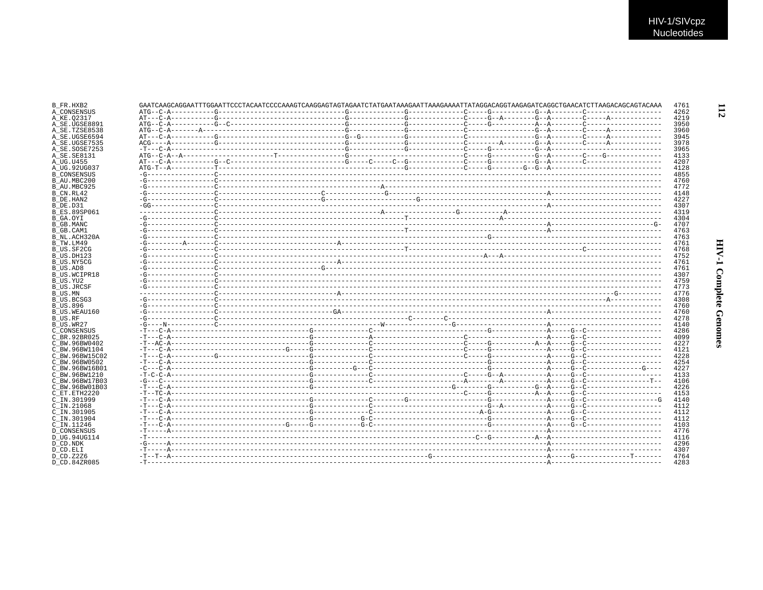```
B_FR.HXB2          GAATCAAGCAGGAATTTGGAATTCCCTACAATCCCCAAAGTCAAGGAGTAGTAGAATCTATGAATAAAGAATTAAAGAAAATTATAGGACAGGTAAGAGATCAGGCTGAACATCTTAAGACAGCAGTACAAA  4761
A_CONSENSUS        ATG--C-A-----------G---------------------------------G--------------G--------------C-----G-----------G--A--------C--------------------  4262
A_KE.Q2317         AT---C-A-----------G---------------------------------G--------------G--------------C-----G--A--------G--A--------C-----A-------------  4219
A_SE.UGSE8891      ATG--C-A-----------G--C------------------------------G--------------G--------------C-----G-----------A--A--------C--------------------  3950
A_SE.TZSE8538      ATG--C-A-------A--------------------------------------G--------------G--------------C-----------------G--A--------C-----A-------------  3960
A_SE.UGSE6594      AT---C-A-----------G---------------------------------G--G-----------G--------------C-----------------G--A--------C-----A-------------  3945
A_SE.UGSE7535      ACG---A------------G---------------------------------G--------------G--------------C--------A--------G--A--------C-----A-------------  3978
A_SE.SOSE7253      -T---C-A---------------------------------------------G--------------G--------------C-----G-----------G--A-----------------------------  3965
A_SE.SE8131        ATG--C-A--A----------------------T-------------------G-------------------------------C-----G-----------G--A--------C----G--------------  4133
A_UG.U455          AT---C-A-----------G--C------------------------------G-----C-----C--G--------------C-----G-----------G--A--------C--------------------  4207
A_UG.92UG037       ATG-T--A-----------T-------------------------------------------------G--------------C-----G--------G--G--A----------------------------  4128
B_CONSENSUS        -G-----------------C---------------------------------------------------------------------------------------------------------------  4855
B_AU.MBC200        -G-----------------C---------------------------------------------------------------------------------------------------------------  4760
B_AU.MBC925        -G-----------------C--------------------------------------------A------------------------------------------------------------------  4772
B_CN.RL42          -G-----------------C--------------------------C---------------G------------------------------------A---------------------------------  4148
B_DE.HAN2          -G-----------------C--------------------------G----------------------G-----------------------------------------------------------------  4227
B_DE.D31           -GG----------------C---------------------------------------------------------------------------------A---------------------------------  4307
B_ES.89SP061       -------------------C--------------------------------------------A------------------G-----------A--------------------------------------  4319
B_GA.OYI           -G-----------------C------------------------------------------------T--------------------A--------------------------------------------  4304
B_GB.MANC          -G-----------------C--------------------------------------------------------------------------------A--------------------------G-  4707
B_GB.CAM1          -G-----------------C------------------------------------------------T--------------------------------A---------------------------------  4763
B_NL.ACH320A       -G-----------------C------------------------------------------------------------------G--------------------------------------------------  4763
B_TW.LM49          -G---------A-------C------------------------------A----------------------------------------------------------------------------------  4761
B_US.SF2CG         -G-----------------C------------------------------------------------T--------------------------------------------C-------------------  4768
B_US.DH123         -G-----------------C---------------------------------------------------------------------A---A--------------------------------------  4752
B_US.NY5CG         -G-----------------C------------------------------A----------------------------------------------------------------------------------  4761
B_US.AD8           -G-----------------C--------------------------G---------------------------------------------------------------------------------------  4761
B_US.WCIPR18       -G-----------------C---------------------------------------------------------------------------------------------------------------  4307
B_US.YU2           -G-----------------C---------------------------------------------------------------------------------------------------------------  4759
B_US.JRCSF         -G-----------------C---------------------------------------------------------------------------------------------------------------  4773
B_US.MN            -------------------C------------------------------A--------------------------------------------------------------------G-----------  4776
B_US.BCSG3         -G-----------------C---------------------------------------------------------------------------------------------------A-------------  4308
B_US.896           -G-----------------C---------------------------------------------------------------------------------------------------------------  4760
B_US.WEAU160       -G-----------------C-----------------------------GA-------------------------------------------------A---------------------------------  4760
B_US.RF            -G-----------------C-------------------------------------------------C--------C-----------------------------------------------------  4278
B_US.WR27          -G----N------------C--------------------------------------------W-----------------G---------------------A---------------------------  4140
C_CONSENSUS        -T---C-A------------------------------------G--------------C-------------------------------G-------------A-----G--C-------------------  4286
C_BR.92BR025       -T---C-A------------------------------------G--------------A-------------------------C--------------------A-----G--C-------------------  4099
C_BW.96BW0402      -T--AC-A------------------------------------G--------------C-------------------------C-----G-----------A--A-----G--C-------------------  4227
C_BW.96BW1104      -T---C-A-----------------------------G------G--------------C-------------------------C-----G-------------A-----G--C-------------------  4121
C_BW.96BW15C02     -T---C-A-----------G------------------------G--------------C-------------------------C-----G-------------A-----G--C-------------------  4228
C_BW.96BW0502      -T---C-A------------------------------------G--------------C-------------------------------G-------------A-----G--C-------------------  4254
C_BW.96BW16B01     -C---C-A------------------------------------G----------G---C-------------------------------G-------------A-----G--C--------------G----  4227
C_BW.96BW1210      -T-C-C-A------------------------------------G--------------C-------------------------C-----G--A----------A-----G--C-------------------  4133
C_BW.96BW17B03     -G---C--------------------------------------G--------------C-------------------------A--------A----------A-----G--C-----------------T--  4106
C_BW.96BW01B03     -T---C-A------------------------------------G--------------------------------G-------G-----------G--A-----G--C-------------------  4226
C_ET.ETH2220       -T--TC-A---------------------------------------------------------------------------C-----G-----------A--A-----G--C-------------------  4153
C_IN.301999        -T---C-A------------------------------------G--------------C--------G------------------G-------------A-----G--C-------------------G  4140
C_IN.21068         -T---C-A------------------------------------G--------------C-------------------------------G--A----------A-----G--C-------------------  4112
C_IN.301905        -T---C-A------------------------------------G--------------C-----------------------------A-G-------------A-----G--C-------------------  4112
C_IN.301904        -T---C-A------------------------------------G-----------G-C-------------------------------G-------------A-----G--C-------------------  4112
C_IN.11246         -T---C-A-----------------------------G------G-----------G-C-------------------------------G-------------A-----G--C-------------------  4103
D_CONSENSUS        -T-----A--------------------------------------------------------------------------------------------------A----------------------------  4776
D_UG.94UG114       -T-----------------------------------------------------------------------------------C--G-----------A--A----------------------------  4116
D_CD.NDK           -G-----A--------------------------------------------------------------------------------------------------A----------------------------  4296
D_CD.ELI           -T-----A--------------------------------------------------------------------------------------------------A----------------------------  4307
D_CD.Z2Z6          -T--T--A---------------------------------------------------------------G---------------------------------A-----G--------------T-------  4764
D_CD.84ZR085       -T--------------------------------------------------------------------------------------------------------A----------------------------  4283
```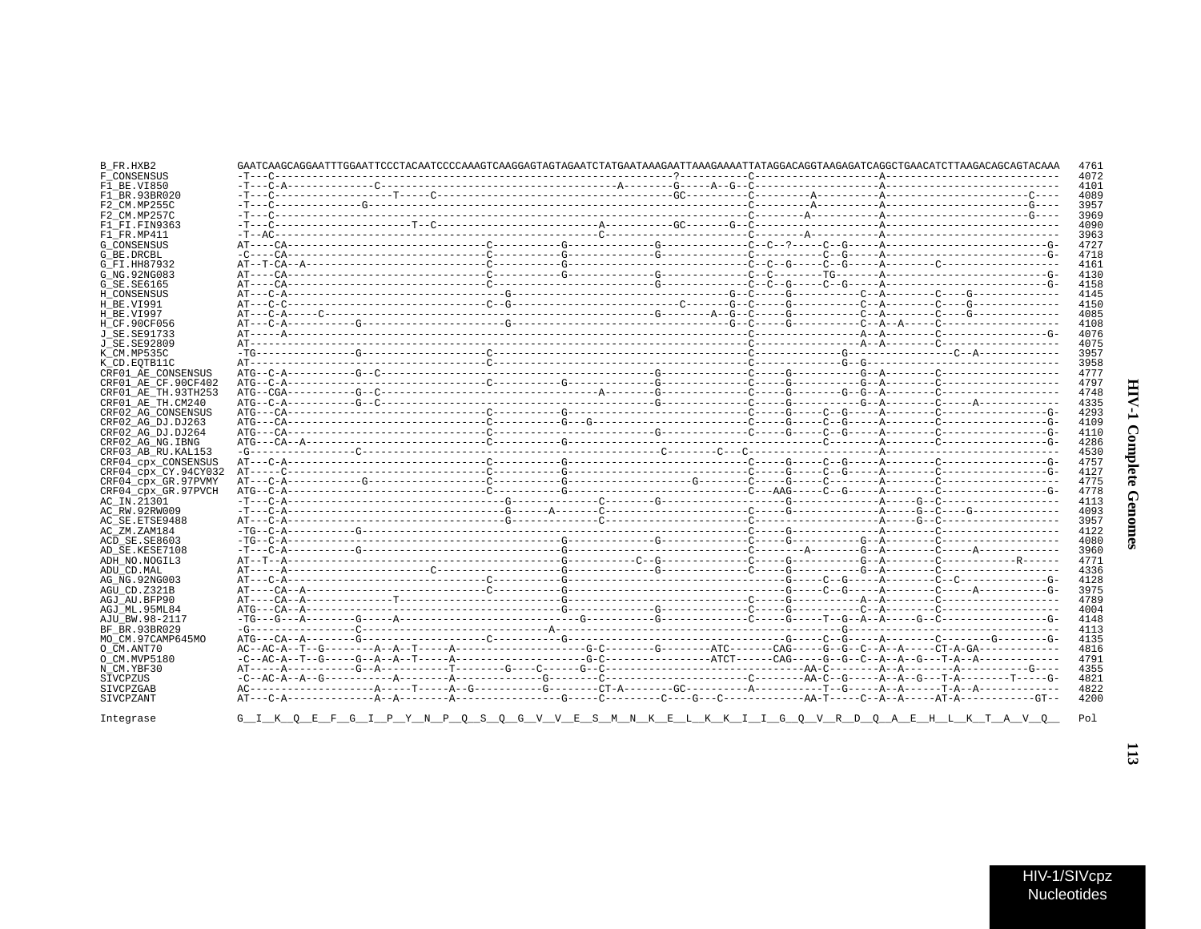```
B_FR.HXB2             GAATCAAGCAGGAATTTGGAATTCCCTACAATCCCCAAAGTCAAGGAGTAGTAGAATCTATGAATAAAGAATTAAAGAAAATTATAGGACAGGTAAGAGATCAGGCTGAACATCTTAAGACAGCAGTACAAA  4761
F_CONSENSUS           -T---C-------------------------------------------------------------?----------C--------------------A----------------------------  4072
F1_BE.VI850           -T---C-A-------------C-----------------------------------A--------G-----A--G--C--------------------A----------------------------  4101
F1_BR.93BR020         -T---C-------------------T-----C-----------------------------------GC---------C---------A----------A------------------------C----  4089
F2_CM.MP255C          -T---C-------------G------------------------------------------------------------C---------A---------A-----------------------G----  3957
F2_CM.MP257C          -T---C--------------------------------------------------------------------------C--------A----------A-----------------------G----  3969
F1_FI.FIN9363         -T---C-----------------------T--C-----------------------A----------GC-------G--C--------------------A----------------------------  4090
F1_FR.MP411           -T--AC-----------------------------------------C------------------------------C---------A----------A----------------------------  3963
G_CONSENSUS           AT----CA---------------------------C----------G--------------G-------------C--C--?----C--G-----A-------------------------G-  4727
G_BE.DRCBL            -C----CA---------------------------C----------G--------------G------------------------C--G-----A-------------------------G-  4718
G_FI.HH87932          AT--T-CA--A------------------------C----------G--------------------------------C--C--G-----C--G-----A--------C------------------  4161
G_NG.92NG083          AT----CA---------------------------C----------G--------------G-------------C--C--------TG-------A-------------------------G-  4130
G_SE.SE6165           AT----CA---------------------------C-------------------------G-------------C--C--G-----C--G-----A-------------------------G-  4158
H_CONSENSUS           AT---C-A----------------------------G----------------------------G--C-----G----------C--A--------C----G-------------  4145
H_BE.VI991            AT---C-C---------------------------C--G-----------------------C-------G--C-----G----------C--A--------C----G-------------  4150
H_BE.VI997            AT---C-A-----C----------------------------------------------G--------A--G--C-----G----------C--A--------C----G-------------  4085
H_CF.90CF056          AT---C-A-------------G----------------------G--------------------------G--C-----G----------C--A--A-----C---------------------  4108
J_SE.SE91733          AT-----A---------------------------------------------------------------------C------------------A--A--------C---------------------G-  4076
J_SE.SE92809          AT---------------------------------------------------------------------------C------------------A--A--------C-------------------  4075
K_CM.MP535C           -TG---------------G---------------------C------------------------------------C--------------G-----------------C--A----------  3957
K_CD.EQTB11C          AT---------------------------------------C-----------------------------------C-------------G--G------------------------------  3958
CRF01_AE_CONSENSUS    ATG--C-A----------G--C---------------------------------------G--------------C-----G-----------G--A--------C-----------------  4777
CRF01_AE_CF.90CF402   ATG--C-A---------------------------C----------G--------------G--------------C-----G-----------G--A--------C-----------------  4797
CRF01_AE_TH.93TH253   ATG--CGA-----------G--C-------------------------------A-------G--------------C-----G---------G--G--A--------C-----------------  4748
CRF01_AE_TH.CM240     ATG--C-A-----------G--C--------------------------------------G--------------C-----G-----------G--A--------C------A-----------  4335
CRF02_AG_CONSENSUS    ATG---CA---------------------------C----------G--------------------------C-----G-----C--G-----A--------C-----------------G-  4293
CRF02_AG_DJ.DJ263     ATG---CA---------------------------C----------G---G---------------------C-----G-----C--G-----A--------C-----------------G-  4109
CRF02_AG_DJ.DJ264     ATG---CA---------------------------C----------------------G-------------C-----G-----C--G-----A--------C-----------------G-  4110
CRF02_AG_NG.IBNG      ATG---CA--A------------------------C----------G-----------------------------------------------A--------C-----------------G-  4286
CRF03_AB_RU.KAL153    -G-----------------C-------------------------------------C--------C---C--------------------------A------------------------  4530
CRF04_cpx_CONSENSUS   AT---C-A---------------------------C----------G--------------------------C-----G-----C--G-----A--------C-----------------G-  4757
CRF04_cpx_CY.94CY032  AT----C----------------------------C----------G--------------------------C-----G-----C--G-----A--------C-----------------G-  4127
CRF04_cpx_GR.97PVMY   AT---C-A------------G--------------C----------G------------------G--------C-----G-----C--------A--------C-------------------  4775
CRF04_cpx_GR.97PVCH   ATG--C-A---------------------------C----------G--------------------------C---AAG-----C--G-----A--------C-----------------G-  4778
AC_IN.21301           -T---C-A--------------------------------G--------------C--------G-------------------G-------------A-----G--C-----------------  4113
AC_RW.92RW009         -T---C-A--------------------------------G------A-------C----------------------C-----G--------------A-----G--C----G-------------  4093
AC_SE.ETSE9488        AT---C-A--------------------------------G--------------C----------------------C-------------------A-----G--C------------------  3957
AC_ZM.ZAM184          -TG--C-A-----------G---------------------------------------------------------C-----G--------------A--------C------------------  4122
ACD_SE.SE8603         -TG--C-A-------------------------------------G--------------G-------------C-----G----------G--A--------C------------------  4080
AD_SE.KESE7108        -T---C-A-----------G----------------------------G--------------------------C---------A--------G--A--------C-----A------------  3960
ADH_NO.NOGIL3         AT--T--A-------------------------------------G----------C--G--------------C-----G----------G--A--------C-----------R-----  4771
ADU_CD.MAL            AT-----A-------------------C-------------------G--------------G------------C-----G----------G--A--------C------------------  4336
AG_NG.92NG003         AT---C-A---------------------------C----------G--------------------------------G-----C--G-----A--------C--C--------------G-  4128
AGU_CD.Z321B          AT----CA--A------------------------C----------G--------------------------------G-----C--G-----A--------C-----A-----------G-  3975
AGJ_AU.BFP90          AT----CA--A--------------T---------------------G--------------------------C-----G----------A--A--------C------------------  4789
AGJ_ML.95ML84         ATG---CA--A----------------------------------G--------------G-------------C-----G----------C--A--------C------------------  4004
AJU_BW.98-2117        -TG---G---A---------G-----A-------------------------G----------G-------------C-----G-----T--G--A--A-----G--C-----------------G-  4148
BF_BR.93BR029         -G-----------------C----------------------------A--------------------------------------G--------------------------------------  4113
MO_CM.97CAMP645MO     ATG---CA--A---------G--------------------C----------G-------------------------------------G-----C--G-----A-------C--------G---------G-  4135
O_CM.ANT70            AC--AC-A--T--G---------A--A--T-----A---------------------G-C--------G--------ATC-------CAG-----G--G--C--A--A-----CT-A-GA------------  4816
O_CM.MVP5180          -C--AC-A--T--G------G--A--A--T-----A---------------------G-C----------------ATCT------CAG-----G--G--C--A--A--G---T-A--A------------  4791
N_CM.YBF30            AT-----A------------G--A------------T--------G----C------G--C---------------------------------AA-C---------A--A--------A-----------G----  4355
SIVCPZUS              -C--AC-A--A--G------------A--------A---------------G--------C-------------------------AA-C--G------A--A--G---T-A--------T-----G-  4821
SIVCPZGAB             AC---------------------A-----T-----A--G------------G--------CT-A--------GC-----------A-----------T--G-----A--A------T-A--A----------  4822
SIVCPZANT             AT---C-A--------------A--A---------A------------------G-----C---------C----G---C---------------AA-T-----C--A--A-----AT-A------------GT--  4200

Integrase             G__I__K__Q__E__F__G__I__P__Y__N__P__Q__S__Q__G__V__V__E__S__M__N__K__E__L__K__K__I__I__G__Q__V__R__D__Q__A__E__H__L__K__T__A__V__Q__  Pol
```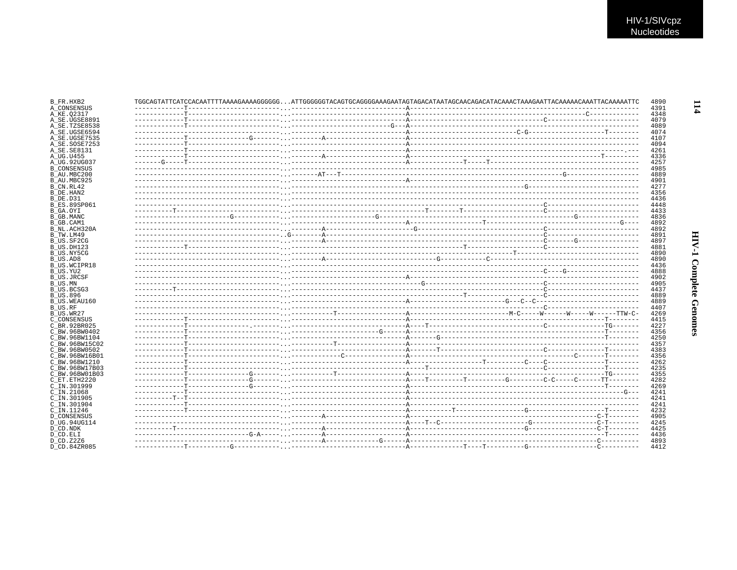```
B_FR.HXB2        TGGCAGTATTCATCCACAATTTTAAAAGAAAAGGGGGG...ATTGGGGGGTACAGTGCAGGGGAAAGAATAGTAGACATAATAGCAACAGACATACAAACTAAAGAATTACAAAAACAAATTACAAAAATTC  4890
A_CONSENSUS      -------------T-----------------------...-----------------------------A-------------------------------------------------------------  4391
A_KE.Q2317       -------------T-----------------------...-----------------------------A------------------------------------------------C------------  4348
A_SE.UGSE8891    -------------T-----------------------...-----------------------------A-------------------------------------C-----------------------  4079
A_SE.TZSE8538    -------------T-----------------------...--------------------------G---A-------------------------------------------------------------  4089
A_SE.UGSE6594    -------------------------------------...-----------------------------A-----------------------C-G--------------------T--------  4074
A_SE.UGSE7535    -------------T----------------G-------...--------A--------------------A-------------------------------------------------------------  4107
A_SE.SOSE7253    -------------T-----------------------...-----------------------------A-------------------------------------------------------------  4094
A_SE.SE8131      -------------T-----------------------...-----------------------------A-----------------------------------------------------------.---  4261
A_UG.U455        -------------T-----------------------...--------A--------------------A-----------------------------------------------T---------  4336
A_UG.92UG037     -------G-----T-----------------------...-----------------------------A-------------T-----T-------------------------------------------  4257
B_CONSENSUS      -------------------------------------...------------------------------------------------------------------------------------------  4985
B_AU.MBC200      -------------------------------------...-------AT---T--------------------------------------------------------G------------------  4889
B_AU.MBC925      -------------------------------------...-----------------------------A-------------------------------------------------------------  4901
B_CN.RL42        -------------------------------------...----------------------------------------------------G---------------------------  4277
B_DE.HAN2        -------------------------------------...------------------------------------------------------------------------------------------  4356
B_DE.D31         -------------------------------------...------------------------------------------------------------------------------------------  4436
B_ES.89SP061     -------------------------------------...-----------------------------------------------------------C-----------------------  4448
B_GA.OYI         ----------T--------------------------...--------------------------------T--------T--------------------C-----------------------  4433
B_GB.MANC        -------------------------G-----------...--------------------G------------------------------------------------G---------------  4836
B_GB.CAM1        -------------------------------------...-----------------------------A------------------T------------------------------------G----  4892
B_NL.ACH320A     -------------------------------------...--------A--------------------G-----------------------------C-----------------------  4892
B_TW.LM49        -------------------------------------.G--------A--------------------------------------------------C-----------------------  4891
B_US.SF2CG       -------------------------------------...--------A--------------------------------------------------C--------G---------------  4897
B_US.DH123       -------------T-----------------------...------------------------------------T-------------------C-----------------------  4881
B_US.NY5CG       -------------------------------------...-----------------------------------------------T-------------------------------  4890
B_US.AD8         -------------------------------------...--------A----------------------------G------------C-------------------------------  4890
B_US.WCIPR18     -------------------------------------...------------------------------------------------------------------------------------------  4436
B_US.YU2         -------------------------------------...-----------------------------------------------------------C----G------------------  4888
B_US.JRCSF       -------------------------------------...-----------------------------A-------------------------------------------------------------  4902
B_US.MN          -------------------------------------...----------------------------G-----------------------------C-----------------------  4905
B_US.BCSG3       ----------T--------------------------...-----------------------------------------------------------C-----------------------  4437
B_US.896         -------------------------------------...------------------------------------T--------------------C-----------------------  4889
B_US.WEAU160     -------------------------------------...-----------------------------A----------------------G---C--C-------------------------  4889
B_US.RF          -------------------------------------...-----------------------------------------------------------C-----------------------  4407
B_US.WR27        -------------------------------------...-----------T-----------------A--------------------------M-C-----W------W-----W------TTW-C-  4269
C_CONSENSUS      -------------T-----------------------...-----------------------------A-----------------------------------------------T--------  4415
C_BR.92BR025     -------------T----------------.-------...-----------------------------A----T----------------------------C---------------TG-------  4227
C_BW.96BW0402    -------------T-----------------------...------------------------G-----A-------------------------------------------------T--------  4356
C_BW.96BW1104    -------------T-----------------------...-----------------------------A-------G-----------------------------------------T--------  4250
C_BW.96BW15C02   -------------T-----------------------...-----------T-----------------A-------------------------------------------------------------  4357
C_BW.96BW0502    -------------T-----------------------...-----------------------------A------T---------------------------C---------------T--------  4383
C_BW.96BW16B01   -------------T-----------------------...------------C----------------A----------------------------------------C-------T--------  4356
C_BW.96BW1210    -------------T-----------------------...-----------------------------A-------------------T----------C----C---------------T--------  4262
C_BW.96BW17B03   -------------T-----------------------...-----------------------------------T-------------------------C---------------T--------  4235
C_BW.96BW01B03   -------------T----------------G-------...-----------T-----------------A-------------------------------------------------TG-------  4355
C_ET.ETH2220     -------------T----------------G-------...-----------------------------A----T---------T---------G---------C-C-----C------TT--------  4282
C_IN.301999      -------------T----------------G-------...-----------------------------A-----------------------------------------------T--------  4269
C_IN.21068       -------------T-----------------------...-----------------------------A------------------------------------------------------G---  4241
C_IN.301905      ----------T--T-----------------------...-----------------------------A-------------------------------------------------------------  4241
C_IN.301904      -------------T-----------------------...-----------------------------A-------------------------------------------------------------  4241
C_IN.11246       -------------T-----------------------...-----------------------------A-----------T-----------------G--------------------T--------  4232
D_CONSENSUS      -------------------------------------...--------A--------------------A-----------------------------------------------C-T--------  4905
D_UG.94UG114     -------------------------------------...--------A--------------------A----T--C-----------------------G-----------------C-T--------  4245
D_CD.NDK         ----------T--------------------------...--------A--------------------A----------------------------G-----------------C-T--------  4425
D_CD.ELI         ------------------------------G-A-----...--------A--------------------A-------------------------------------------------T--------  4436
D_CD.Z2Z6        -------------------------------------...--------A-------------G------A-----------------------------------------------C----------  4893
D_CD.84ZR085     -------------T-----------G-----------...-----------------------------A-------------T----T----------G------------------C----------  4412
```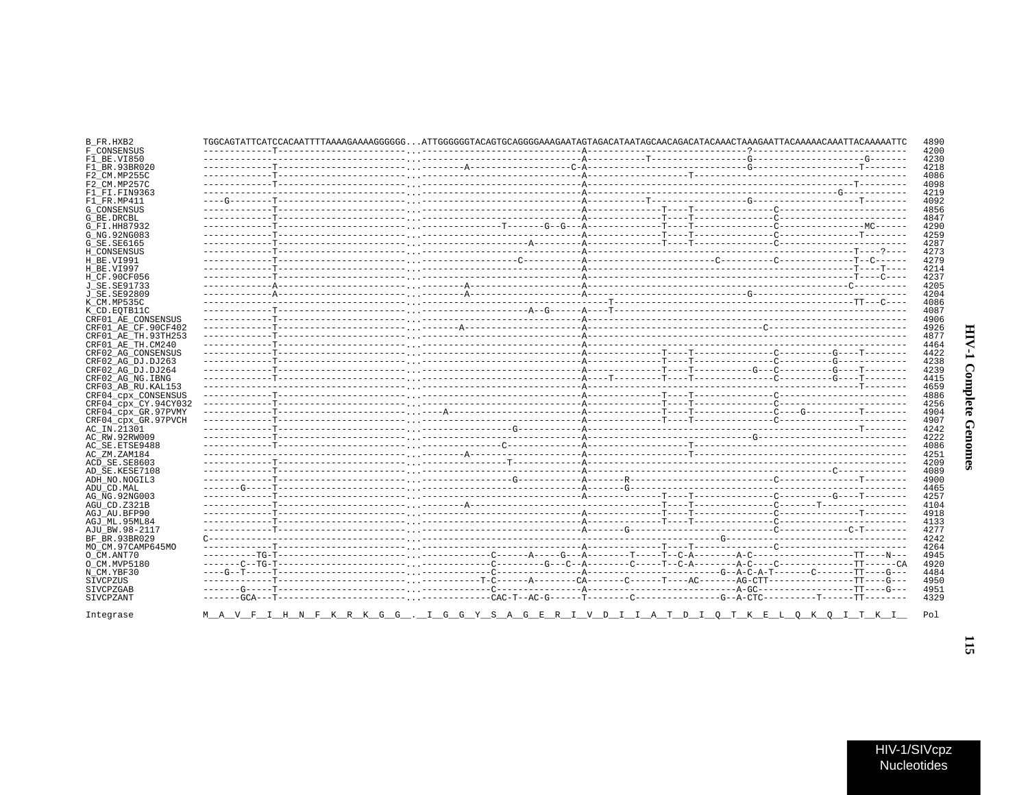```
B_FR.HXB2            TGGCAGTATTCATCCACAATTTTAAAAGAAAAGGGGGG...ATTGGGGGGTACAGTGCAGGGGAAAGAATAGTAGACATAATAGCAACAGACATACAAACTAAAGAATTACAAAAACAAATTACAAAAATTC  4890
F_CONSENSUS          -------------T------------------------...-------------------------------A------------------------------?-----------------------------  4200
F1_BE.VI850          --------------------------------------...-------------------------------A-----------T-----------------G---------------------G-------  4230
F1_BR.93BR020        -------------T------------------------...---------A------------------C-A------------------------------G--------------------T--------  4218
F2_CM.MP255C         -------------T------------------------...-------------------------------A-------------------T-----------------------------------------  4086
F2_CM.MP257C         -------------T------------------------...-------------------------------A--------------------------------------------------T---------  4098
F1_FI.FIN9363        --------------------------------------...-------------------------------A---------------------------------------------G-------------  4219
F1_FR.MP411          ---G---------T------------------------...-------------------------------A-----------T-----------------G------------------T---------  4092
G_CONSENSUS          -------------T------------------------...-------------------------------A--------------T----T--------------C------------------------  4856
G_BE.DRCBL           -------------T------------------------...-------------------------------A--------------T----T--------------C------------------------  4847
G_FI.HH87932         -------------T------------------------...---------------T-------G--G---A--------------T----T--------------C----------------MC------  4290
G_NG.92NG083         -------------T------------------------...-------------------------------A--------------T----T--------------C----------------T--------  4259
G_SE.SE6165          -------------T------------------------...---------------------A---------A--------------T----T--------------C------------------------  4287
H_CONSENSUS          -------------T------------------------...-------------------------------A---------------------------------------------------T----?----  4273
H_BE.VI991           -------------T------------------------...------------------C-----------A-----------------------C----------C--------------T--C------  4279
H_BE.VI997           -------------T------------------------...-------------------------------A---------------------------------------------------T----T----  4214
H_CF.90CF056         -------------T------------------------...-------------------------------A---------------------------------------------------T----C----  4237
J_SE.SE91733         -------------A------------------------...---------A---------------------A----------------------------------------------C----------  4205
J_SE.SE92809         -------------A------------------------...---------A---------------------A-----------------------------G----------------------------  4204
K_CM.MP535C          --------------------------------------...-------------------------------------T-----------------------------------------TT---C----  4086
K_CD.EQTB11C         -------------T------------------------...---------------------A--G------A----T-----------------------------------------------------  4087
CRF01_AE_CONSENSUS   -------------T------------------------...-------------------------------A-----------------------------------------------------------  4906
CRF01_AE_CF.90CF402  -------------T------------------------...-------A-----------------------A-------------------------------C--------------------------  4926
CRF01_AE_TH.93TH253  -------------T------------------------...-------------------------------A-----------------------------------------------------------  4877
CRF01_AE_TH.CM240    -------------T------------------------...-------------------------------A-----------------------------------------------------------  4464
CRF02_AG_CONSENSUS   -------------T------------------------...-------------------------------A--------------T----T--------------C----------G----T--------  4422
CRF02_AG_DJ.DJ263    -------------T------------------------...-------------------------------A--------------T----T--------------C----------G-------------  4238
CRF02_AG_DJ.DJ264    -------------T------------------------...-------------------------------A--------------T----T-----------G---C----------G----T--------  4239
CRF02_AG_NG.IBNG     -------------T------------------------...-------------------------------A----T---------T----T--------------C----------G----T--------  4415
CRF03_AB_RU.KAL153   --------------------------------------...-------------------------------A---------------------------------------------------T--------  4659
CRF04_cpx_CONSENSUS  -------------T------------------------...-------------------------------A--------------T----T--------------C------------------------  4886
CRF04_cpx_CY.94CY032 -------------T------------------------...-------------------------------A--------------T----T--------------C------------------------  4256
CRF04_cpx_GR.97PVMY  -------------T------------------------...----A--------------------------A--------------T----T--------------C----G---------T--------  4904
CRF04_cpx_GR.97PVCH  -------------T------------------------...-------------------------------A--------------T----T--------------C------------------------  4907
AC_IN.21301          -------------T------------------------...-----------------G-------------A---------------------------------------------------T--------  4242
AC_RW.92RW009        -------------T------------------------...-------------------------------A-------------------------------G----------------------------  4222
AC_SE.ETSE9488       -------------T------------------------...--------------------C----------A-------------------T-----------------------------------------  4086
AC_ZM.ZAM184         --------------------------------------...----------A--------------------A-------------------T-----------------------------------------  4251
ACD_SE.SE8603        -------------T------------------------...------------------T------------A-----------------------------------------------------------  4209
AD_SE.KESE7108       -------------T------------------------...-------------------------------A-----------------------------------------------C-------------  4089
ADH_NO.NOGIL3        -------------T------------------------...-----------------G-------------A-------R--------------------------C----------------T--------  4900
ADU_CD.MAL           --------G----T------------------------...-------------------------------A-------G-----------------------------------------------------  4465
AG_NG.92NG003        -------------T------------------------...-------------------------------A--------------T----T--------------C----------G----T--------  4257
AGU_CD.Z321B         -------------T------------------------...---------A------------------------------------T----T--------------C-------T----------------  4104
AGJ_AU.BFP90         -------------T------------------------...-------------------------------A--------------T----T--------------C----------------T--------  4918
AGJ_ML.95ML84        -------------T------------------------...-------------------------------A--------------T----T--------------C------------------------  4133
AJU_BW.98-2117       -------------T------------------------...-------------------------------A-------G---------------------------C-------------C-T--------  4277
BF_BR.93BR029        C-------------------------------------...------------------------------------------------------------G--------------------------------  4242
MO_CM.97CAMP645MO    -------------T------------------------...-------------------------------A--------------T----T--------------C------------------------  4264
O_CM.ANT70           ----------TG-T------------------------...-------------C------A-----G--A--------T-----T--C-A--------A-C-------------------TT----N---  4945
O_CM.MVP5180         -------C--TG-T------------------------...-------------C---------G---C--A--------C-----T--C-A--------A-C----C--------------TT------CA  4920
N_CM.YBF30           ----G--T-----T------------------------...-------------C-------------A------------------------G--A-C-A-T-------C-------TT----G---  4484
SIVCPZUS             -------------T------------------------...-----------T-C------A--------CA-------C------T----AC-------AG-CTT-----------------TT----G---  4950
SIVCPZGAB            -------G-----T------------------------...-------------C---------------A----------------------------A-GC-------------------TT----G---  4951
SIVCPZANT            -------GCA---T------------------------...-------------CAC-T--AC-G------T--------C-----------------G--A-CTC----------T------TT--------  4329

Integrase            M__A__V__F__I__H__N__F__K__R__K__G__G__.__I__G__G__Y__S__A__G__E__R__I__V__D__I__I__A__T__D__I__Q__T__K__E__L__Q__K__Q__I__T__K__I__   Pol
```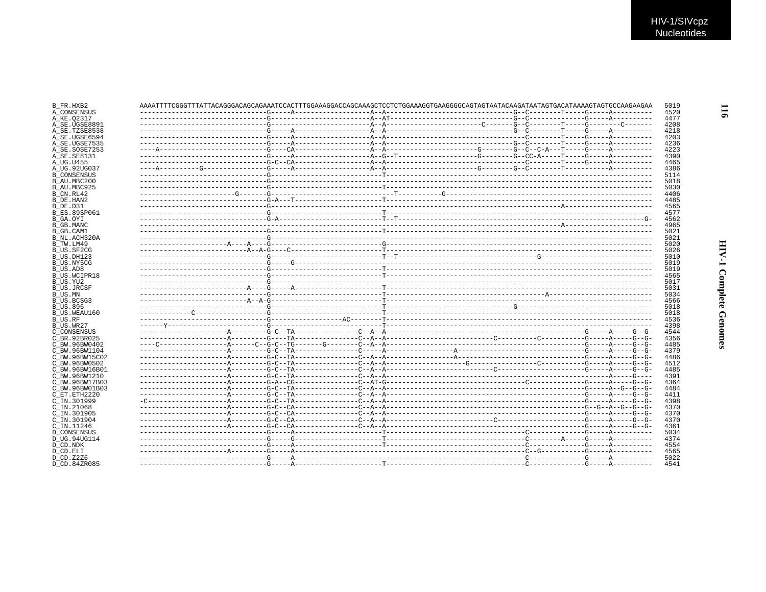```
B_FR.HXB2        AAAATTTTCGGGTTTATTACAGGGACAGCAGAAATCCACTTTGGAAAGGACCAGCAAAGCTCCTCTGGAAAGGTGAAGGGGCAGTAGTAATACAAGATAATAGTGACATAAAAGTAGTGCCAAGAAGAA  5019
A_CONSENSUS      --------------------------------G-----A------------------A--A-------------------------------G--C--------T-----G-----A----------  4520
A_KE.Q2317       --------------------------------G-------------------------A--AT------------------------------G--C---------------G-----A----------  4477
A_SE.UGSE8891    --------------------------------G-------------------------A--A-----------------------C-------G--C--------T-----G--------C-------  4208
A_SE.TZSE8538    --------------------------------G-----A------------------A--A-------------------------------G--C--------T-----G-----A----------  4218
A_SE.UGSE6594    --------------------------------G-----A------------------A--A----------------------------------C--------T-----G-----A----------  4203
A_SE.UGSE7535    --------------------------------G-----A------------------A--A-------------------------------G--C--------T-----G-----A----------  4236
A_SE.SOSE7253    ----A---------------------------G-----CA-----------------A--A-----------------------G--------G--C--C-A---T-----G-----A----------  4223
A_SE.SE8131      --------------------------------G-----A------------------A--G--T--------------------G--------G--CC-A-----T-----G-----A----------  4390
A_UG.U455        --------------------------------G-C--CA------------------A--A----------------------------------C--------T-----G-----A----------  4465
A_UG.92UG037     ----A----------G----------------G-----A------------------A--A-----------------------G--------G--C--------T-----------A----------  4386
B_CONSENSUS      --------------------------------G-----------------------------T--------------------------------------------------------------  5114
B_AU.MBC200      --------------------------------G-------------------------------------------------------------------------------------------------  5018
B_AU.MBC925      --------------------------------G-----------------------------T--------------------------------------------------------------  5030
B_CN.RL42        ------------------------G-------G-----------------------------T------------G-----------------------------------------------------  4406
B_DE.HAN2        --------------------------------G-A---T-----------------------T--------------------------------------------------------------  4485
B_DE.D31         --------------------------------G---------------------------------------------------------------------------A----------------------  4565
B_ES.89SP061     --------------------------------G-----------------------------T--------------------------------------------------------------  4577
B_GA.OYI         --------------------------------G-A---------------------------T--T----------------------------------------------------------G-  4562
B_GB.MANC        -----------------------------------------------------------------------------------------------------------A----------------------  4965
B_GB.CAM1        --------------------------------G-----------------------------T--------------------------------------------------------------  5021
B_NL.ACH320A     --------------------------------G-------------------------------------------------------------------------------------------------  5021
B_TW.LM49        ----------------------A----A----G-----------------------------G--------------------------------------------------------------  5020
B_US.SF2CG       ---------------------------A--A-G-----C-----------------------T--------------------------------------------------------------  5026
B_US.DH123       --------------------------------G-----------------------------T--T-------------------------------G---------------------------  5010
B_US.NY5CG       --------------------------------G-----G-------------------------------------------------------------------------------------------  5019
B_US.AD8         --------------------------------G-----------------------------T--------------------------------------------------------------  5019
B_US.WCIPR18     --------------------------------G-----------------------------T--------------------------------------------------------------  4565
B_US.YU2         --------------------------------G-------------------------------------------------------------------------------------------------  5017
B_US.JRCSF       -------------------------A----G-----A-------------------------T--------------------------------------------------------------  5031
B_US.MN          --------------------------------G-----------------------------T-----------------------------------------A-------------------------  5034
B_US.BCSG3       ---------------------------A--A-G-----------------------------T--------------------------------------------------------------  4566
B_US.896         --------------------------------G-----------------------------T-------------------------------G-----------------------------------  5018
B_US.WEAU160     -------------C------------------G-----------------------------T--------------------------------------------------------------  5018
B_US.RF          --------------------------------G-------------------AC--------T--------------------------------------------------------------  4536
B_US.WR27        ------Y-------------------------G-----------------------------T--------------------------------------------------------------  4398
C_CONSENSUS      ---------------------A----------G-C--TA---------------C--A--A--------------------------------------------G-----A-----G--G-  4544
C_BR.92BR025     ---------------------A----------G----TA---------------C--A--A----------------------------C-----------C-----------G-----A-----G--G-  4356
C_BW.96BW0402    ----C----------------A------C--G-C--TG-------G--------C--A--A--------------------------------------------G-----A-----G--G-  4485
C_BW.96BW1104    ---------------------A----------G-C--TA----------------C-----A----------------A--------------------------G-----A-----G--G-  4379
C_BW.96BW15C02   ---------------------A----------G-C--TA---------------C--A--A--------------A--------------------------G-----A-----G--G-  4486
C_BW.96BW0502    ---------------------A----------G-C--TA---------------C--A--A---------------------G------------------C-----------G-----A-----G--G-  4512
C_BW.96BW16B01   ---------------------A----------G-C--TA---------------C--A--A----------------------------C-----------------------G-----A-----G--G-  4485
C_BW.96BW1210    ---------------------A----------G-C--TA---------------C--A--A--------------------------------------------------A-----G--G-  4391
C_BW.96BW17B03   ---------------------A----------G-A--CG---------------C--AT-G---------------------------------C---------------G-----A-----G--G-  4364
C_BW.96BW01B03   ---------------------A----------G-C--TA---------------C--A--A--------------------------------------------G-----A--G--G--G-  4484
C_ET.ETH2220     ---------------------A----------G-C--TA---------------C--A--A--------------------------------------------G-----A-----G--G-  4411
C_IN.301999      -C-------------------A----------G-C--TA---------------C--A--A--------------------------------------------G-----A-----G--G-  4398
C_IN.21068       ---------------------A----------G-C--CA---------------C--A--A--------------------------------------------G--G--A--G--G--G-  4370
C_IN.301905      ---------------------A----------G-C--CA---------------C--A--A--------------------------------------------G-----A-----G--G-  4370
C_IN.301904      ---------------------A----------G-C--CA---------------C--A--A----------------------------C-----------------------G-----A-----G--G-  4370
C_IN.11246       ---------------------A----------G-C--CA---------------C--A--A--------------------------------------------G-----A-----G--G-  4361
D_CONSENSUS      --------------------------------G-----A-----------------------T---------------------------------C-------------G-----A----------  5034
D_UG.94UG114     --------------------------------G-----G-----------------------T---------------------------------C--------A-----G-----A----------  4374
D_CD.NDK         --------------------------------G-----A-----------------------T---------------------------------C-------------G-----A----------  4554
D_CD.ELI         ---------------------A----------G-----A-------------------------------------------------------C--G-----------G-----A----------  4565
D_CD.Z2Z6        --------------------------------G-----A-------------------------------------------------------C-------------G-----A----------  5022
D_CD.84ZR085     --------------------------------G-----A-----------------------T---------------------------------C-------------G-----A----------  4541
```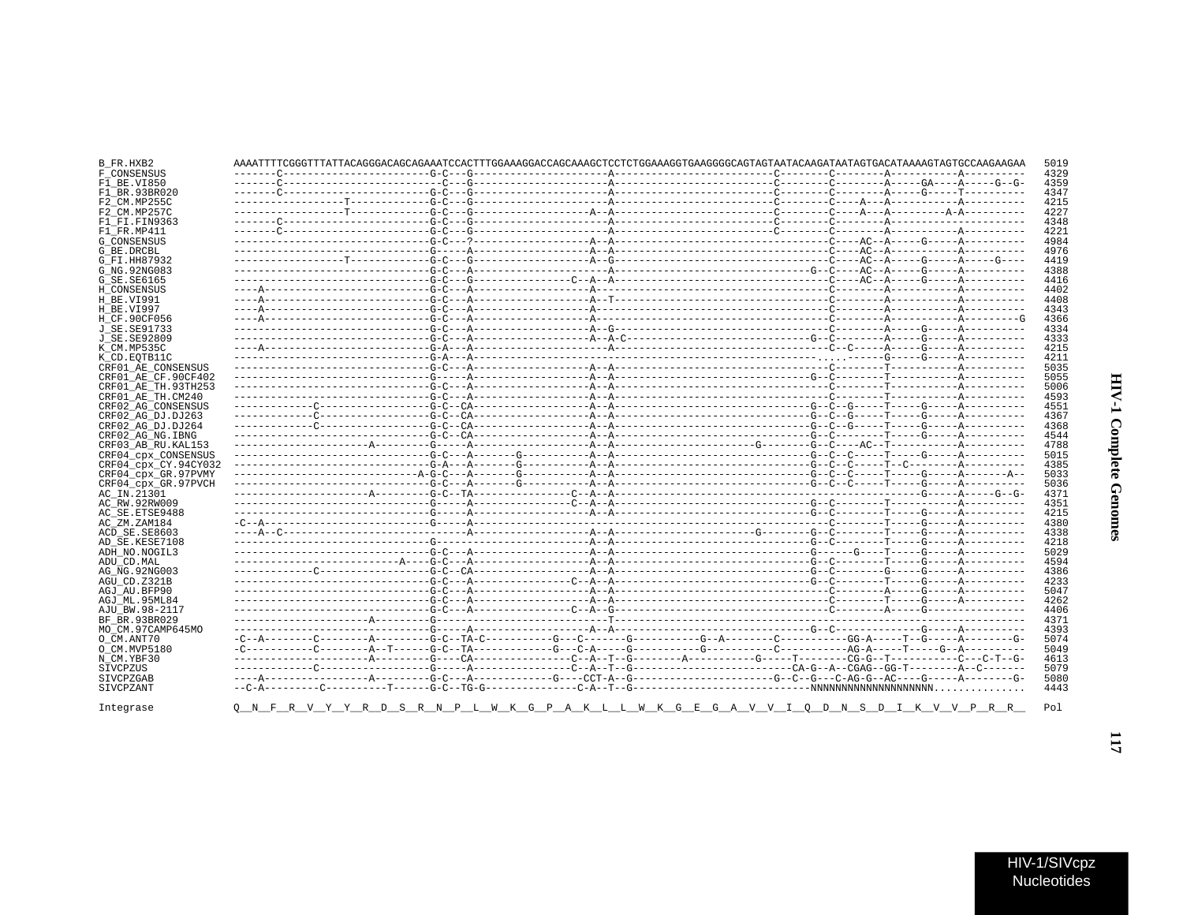```
B_FR.HXB2            AAAATTTTCGGGTTTATTACAGGGACAGCAGAAATCCACTTTGGAAAGGACCAGCAAAGCTCCTCTGGAAAGGTGAAGGGGCAGTAGTAATACAAGATAATAGTGACATAAAAGTAGTGCCAAGAAGAA  5019
F_CONSENSUS          -------C------------------------G-C---G---------------------A-------------------------C--------C--------A-----------A----------  4329
F1_BE.VI850          -------C--------------------------C---G---------------------A-------------------------C--------C--------A-----GA----A-----G--G-  4359
F1_BR.93BR020        -------C------------------------G-C---G---------------------A-------------------------C--------C--------A-----G-----T----------  4347
F2_CM.MP255C         -----------------T--------------G-C---G---------------------A-------------------------C--------C----A---A-----------A----------  4215
F2_CM.MP257C         -----------------T--------------G-C---G------------------A--A-------------------------C--------C----A---A---------A-A----------  4227
F1_FI.FIN9363        -------C------------------------G-C---G---------------------A-------------------------C--------C--------A----------------------  4348
F1_FR.MP411          -------C------------------------G-C---G---------------------A-------------------------C--------C--------A-----------A----------  4221
G_CONSENSUS          --------------------------------G-C---?------------------A--A----------------------------------C----AC--A-----G-----A----------  4984
G_BE.DRCBL           --------------------------------G-----A------------------A--A----------------------------------C----AC--A-----------A----------  4976
G_FI.HH87932         -----------------T--------------G-C---G------------------A--G----------------------------------C----AC--A-----G-----A-----G----  4419
G_NG.92NG083         --------------------------------G-C---A---------------------A---------------------------G--C----AC--A-----G-----A----------  4388
G_SE.SE6165          --------------------------------G-C---G---------------C--A--A----------------------------------C----AC--A-----G-----A----------  4416
H_CONSENSUS          ----A---------------------------G-C---A---------------------A----------------------------------C--------A-----------A----------  4402
H_BE.VI991           ----A---------------------------G-C---A------------------A--T----------------------------------C--------A-----------A----------  4408
H_BE.VI997           ----A---------------------------G-C---A---------------------A----------------------------------C--------A-----------A----------  4343
H_CF.90CF056         ----A---------------------------G-C---A---------------------A----------------------------------C--------A-----------A---------G  4366
J_SE.SE91733         --------------------------------G-C---A------------------A--G----------------------------------C--------A-----G-----A----------  4334
J_SE.SE92809         --------------------------------G-C---A------------------A--A-C-------------------------G--C--------A-----G-----A----------  4333
K_CM.MP535C          ----A---------------------------G-A---A---------------------A----------------------------------C--C-----A-----G-----A----------  4215
K_CD.EQTB11C         --------------------------------G-A---A-----------------------------------------------------.....------G-----G-----A----------  4211
CRF01_AE_CONSENSUS   --------------------------------G-C---A------------------A--A----------------------------------C--------T-----------A----------  5035
CRF01_AE_CF.90CF402  --------------------------------G-----A------------------A--A---------------------------G--C--------T-----------A----------  5055
CRF01_AE_TH.93TH253  --------------------------------G-C---A------------------A--A----------------------------------C--------T-----------A----------  5006
CRF01_AE_TH.CM240    --------------------------------G-C---A------------------A--A----------------------------------C--------T-----------A----------  4593
CRF02_AG_CONSENSUS   ------------C-------------------G-C--CA------------------A--A---------------------------G--C--G-----T-----G-----A----------  4551
CRF02_AG_DJ.DJ263    ------------C-------------------G-C--CA------------------A--A---------------------------G--C--G-----T-----G-----A----------  4367
CRF02_AG_DJ.DJ264    ------------C-------------------G-C--CA------------------A--A---------------------------G--C--G-----T-----G-----A----------  4368
CRF02_AG_NG.IBNG     --------------------------------G-C--CA------------------A--A---------------------------G--C--------T-----G-----A----------  4544
CRF03_AB_RU.KAL153   ---------------------A----------G-----A------------------A--A-----------------------G--------G--C----AC--T-----------A----------  4788
CRF04_cpx_CONSENSUS  --------------------------------G-C---A-------G-----------A--A---------------------------G--C--C-----T-----G-----A----------  5015
CRF04_cpx_CY.94CY032 ------------------------------G-A---A-------G-----------A--A---------------------------G--C--C-----T--C--------A----------  4385
CRF04_cpx_GR.97PVMY  ------------------------------A-G-C---A-------G-----------A--A---------------------------G--C--C-----T-----G-----A--------A--  5033
CRF04_cpx_GR.97PVCH  --------------------------------G-C---A-------G-----------A--A---------------------------G--C--C-----T-----G-----A----------  5036
AC_IN.21301          ---------------------A----------G-C--TA---------------C--A--A-----------------------------------------------G-----A-----G--G-  4371
AC_RW.92RW009        --------------------------------G-----A---------------C--A--A---------------------------G--C--------T-----------A----------  4351
AC_SE.ETSE9488       --------------------------------G-----A------------------A--A---------------------------G--C--------T-----G-----A----------  4215
AC_ZM.ZAM184         -C--A---------------------------G-----A---------------------------------------------------------C--------T-----G-----A----------  4380
ACD_SE.SE8603        ----A--C--------------------------------A------------------A--A--------------------G--------G--C--------T-----G-----A----------  4338
AD_SE.KESE7108       --------------------------------G------------------------A--A---------------------------G--C--------T-----G-----A----------  4218
ADH_NO.NOGIL3        --------------------------------G-C---A------------------A--A---------------------------G------G----T-----G-----A----------  5029
ADU_CD.MAL           -------------------------A------G-C---A------------------A--A---------------------------G--C--------T-----G-----A----------  4594
AG_NG.92NG003        ------------C-------------------G-C--CA------------------A--A---------------------------G--C--------G-----G-----A----------  4386
AGU_CD.Z321B         --------------------------------G-C---A---------------C--A--A---------------------------G--C--------T-----G-----A----------  4233
AGJ_AU.BFP90         --------------------------------G-C---A------------------A--A----------------------------------C--------A-----G-----A----------  5047
AGJ_ML.95ML84        --------------------------------G-C---A------------------A--A----------------------------------C--------T-----G-----A----------  4262
AJU_BW.98-2117       --------------------------------G-C---A---------------C--A--G----------------------------------C--------A-----G--------------  4406
BF_BR.93BR029        ---------------------A----------G---------------------------T------------------------------------------------------------------  4371
MO_CM.97CAMP645MO    --------------------------------G-----A------------------A--A---------------------------G--C--------------G-----A----------  4393
O_CM.ANT70           -C--A--------C--------A---------G-C--TA-C----------G---C-------G-----------G--A--------C-----------GG-A-----T--G-----A--------G-  5074
O_CM.MVP5180         -C-----------C--------A--T------G-C--TA-----------G---C-A-----G----------G-----------C----------AG-A-----T-----G--A----------  5049
N_CM.YBF30           ---------------------A----------G----CA---------------C--A--T--G--------A-----------G-----T--------CG-G--T-----------C---C-T--G-  4613
SIVCPZUS             ------------C-------------------G-----A---------------C--A--T--G-------------------------CA-G--A--CGAG--GG-T--------A--C-------  5079
SIVCPZGAB            ----A-----------------A---------G-C---A-------------G----CCT-A--G-----------------------G--C--G---C-AG-G--AC----G-----A--------G-  5080
SIVCPZANT            --C-A---------C----------T------G-C--TG-G--------------C-A--T--G----------------------------NNNNNNNNNNNNNNNNNNN..............  4443

Integrase            Q__N__F__R__V__Y__Y__R__D__S__R__N__P__L__W__K__G__P__A__K__L__L__W__K__G__E__G__A__V__V__I__Q__D__N__S__D__I__K__V__V__P__R__R__   Pol
```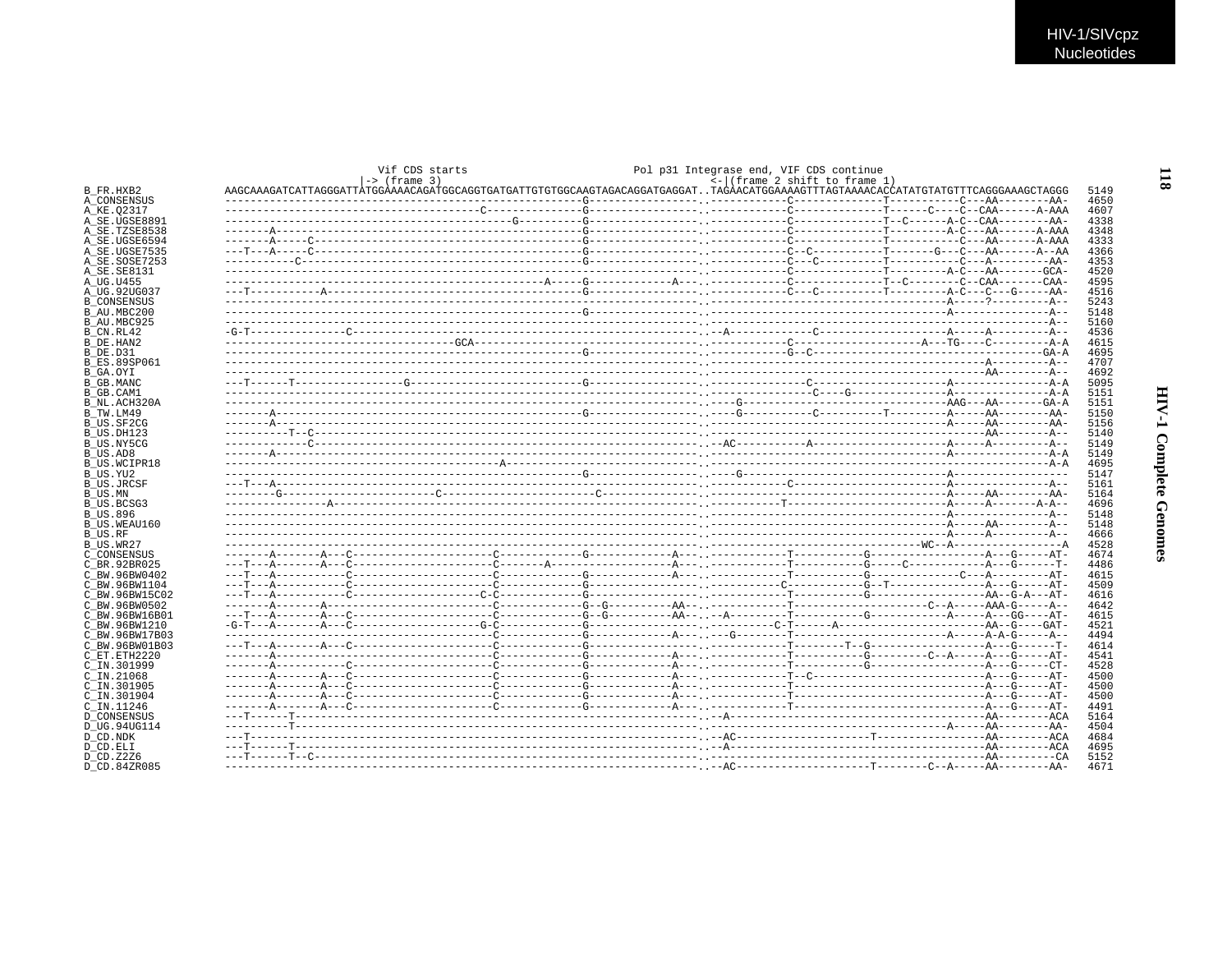```
                          Vif CDS starts                        Pol p31 Integrase end, VIF CDS continue
                        |-> (frame 3)                                      <-|(frame 2 shift to frame 1)
B_FR.HXB2         AAGCAAAGATCATTAGGGATTATGGAAAACAGATGGCAGGTGATGATTGTGTGGCAAGTAGACAGGATGAGGAT..TAGAACATGGAAAAGTTTAGTAAAACACCATATGTATGTTTCAGGGAAAGCTAGGG  5149
A_CONSENSUS       ------------------------------------------------------G-----------------..-----------C-------------T-----------C---AA--------AA-  4650
A_KE.Q2317        ---------------------------------------C--------------G-----------------..-----------C-------------T------C----C--CAA------A-AAA  4607
A_SE.UGSE8891     --------------------------------------------G---------G-----------------..-----------C-------------T--C------A-C--CAA--------AA-  4338
A_SE.TZSE8538     -------A----------------------------------------------G-----------------..-----------C-------------T---------A-C---AA------A-AAA  4348
A_SE.UGSE6594     -------A-----C----------------------------------------G-----------------..-----------C-------------T-----------C---AA------A-AAA  4333
A_SE.UGSE7535     ---T---A-----C----------------------------------------G-----------------..-----------C--C----------T-------G---C---AA------A--AA  4366
A_SE.SOSE7253     -----------C------------------------------------------G-----------------..-----------C---C---------T-----------C---A---------AA-  4353
A_SE.SE8131       ------------------------------------------------------G-----------------..-----------C-------------T---------A-C---AA-------GCA-  4520
A_UG.U455         -------------------------------------------------A-----G-------------A--..-----------C-------------T--C--------C--CAA-------CAA-  4595
A_UG.92UG037      ---T-----------A--------------------------------------G-----------------..-----------C---C---------T---------A-C---C---G-----AA-  4516
B_CONSENSUS       ------------------------------------------------------------------------..-----------------------------------A-----?---------A--  5243
B_AU.MBC200       ------------------------------------------------------G-----------------..-----------------------------------A---------------A--  5148
B_AU.MBC925       ------------------------------------------------------------------------..-----------------------------------A---------------A--  5160
B_CN.RL42         -G-T-------------C------------------------------------------------------..-A---------------C-----------------A-----A---------A--  4536
B_DE.HAN2         ----------------------------------GCA-----------------------------------..-----------C------------------A---TG----C---------A-A  4615
B_DE.D31          ------------------------------------------------------G-----------------..-----------G--C------------------------------------GA-A  4695
B_ES.89SP061      ------------------------------------------------------------------------..-------------------------------------------A---------A--  4707
B_GA.OYI          ------------------------------------------------------------------------..-------------------------------------------AA--------A--  4692
B_GB.MANC         ---T------T----------------G--------------------------G-----------------..-------------C-------------------A---------------A-A  5095
B_GB.CAM1         ------------------------------------------------------------------------..-------------C----G--------------A---------------A-A  5151
B_NL.ACH320A      ------------------------------------------------------------------------..---G---------------------------------AAG---AA-------GA-A  5151
B_TW.LM49         -------A----------------------------------------------G-----------------..---G----------C----------T---------A-----AA---------AA-  5150
B_US.SF2CG        -------A----------------------------------------------------------------..-----------------------------------A-----AA--------AA-  5156
B_US.DH123        ----------T--C----------------------------------------------------------..-------------------------------------------AA--------A--  5140
B_US.NY5CG        -------------C----------------------------------------------------------..--AC-----------A---------------------A-----A---------A--  5149
B_US.AD8          -------A----------------------------------------------------------------..-----------------------------------A---------------A-A  5149
B_US.WCIPR18      ------------------------------------------A-----------------------------..-----------------------------------------------------A-A  4695
B_US.YU2          ------------------------------------------------------G-----------------..---G-------------------------------A-----------------  5147
B_US.JRCSF        ---T---A----------------------------------------------------------------..-----------C-----------------------A---------------A--  5161
B_US.MN           --------G-----------------------C-----------------------C---------------..-----------------------------------A-----AA--------AA-  5164
B_US.BCSG3        ----------------A-------------------------------------------------------..----------T------------------------A-----A-------A-A--  4696
B_US.896          ------------------------------------------------------------------------..-----------------------------------A---------------A--  5148
B_US.WEAU160      ------------------------------------------------------------------------..-----------------------------------A-----AA--------A--  5148
B_US.RF           ------------------------------------------------------------------------..-----------------------------------A-----A---------A--  4666
B_US.WR27         ------------------------------------------------------------------------..---------------------------------WC--A-----------------A  4528
C_CONSENSUS       -------A-------A---C--------------------C-------------G-------------A---..-----------T-----------G-------------------A---G-----AT-  4674
C_BR.92BR025      ---T---A-------A---C--------------------C--------A------------------A---..-----------T-----------G-----C------------A---G------T-  4486
C_BW.96BW0402     ---T---A-----------C--------------------C-------------G-------------A---..-----------T-----------G--------------C---A---------AT-  4615
C_BW.96BW1104     ---T---A-----------C--------------------C-------------G-----------------..-----------C-----------G--T-----------------A---G-----AT-  4509
C_BW.96BW15C02    ---T---A-----------C-------------------C-C------------G-----------------..-----------T-----------G------------------AA--G-A---AT-  4616
C_BW.96BW0502     -------A-------A------------------------C-------------G--G----------AA--..-----------T--------------------C--A-----AAA-G-----A--  4642
C_BW.96BW16B01    ---T---A-------A---C--------------------C-------------G--G----------AA--..--A---------T-----------G-------------A-----A---GG----AT-  4615
C_BW.96BW1210     -G-T---A-------A---C-------------------G-C------------G-----------------..---------C-T------A--------------------AA--G-----GAT-  4521
C_BW.96BW17B03    ----------------------------------------C-------------G-------------A---..--G-------T-------------------------A-----A-A-G-----A--  4494
C_BW.96BW01B03    ---T---A-------A---C--------------------C-------------G-----------------..-----------T-------T--G------------------A---G------T-  4614
C_ET.ETH2220      -------A--------------------------------C-------------G-------------A---..-----------T-----------G---------C--A-----A---G-----AT-  4541
C_IN.301999       -------A-----------C--------------------C-------------G-------------A---..-----------T-----------G-------------------A---G-----CT-  4528
C_IN.21068        -------A-------A---C--------------------C-------------G-------------A---..-----------T--C------------------------------A---G-----AT-  4500
C_IN.301905       -------A-------A---C--------------------C-------------G-------------A---..-----------T-----------------------------------A---G-----AT-  4500
C_IN.301904       -------A-------A---C--------------------C-------------G-------------A---..-----------T-----------------------------------A---G-----AT-  4500
C_IN.11246        -------A-------A---C--------------------C-------------G-------------A---..-----------T-----------------------------------A---G-----AT-  4491
D_CONSENSUS       ---T------T-------------------------------------------------------------..--A-----------------------------------------AA--------ACA  5164
D_UG.94UG114      ----------T-------------------------------------------------------------..-----------------------------------A-----AA--------AA-  4504
D_CD.NDK          ---T--------------------------------------------------------------------..--AC--------------------T-----------------AA--------ACA  4684
D_CD.ELI          ---T------T-------------------------------------------------------------..--A-----------------------------------------AA--------ACA  4695
D_CD.Z2Z6         ---T------T--C----------------------------------------------------------..-------------------------------------------AA---------CA  5152
D_CD.84ZR085      ------------------------------------------------------------------------..--AC--------------------T--------C--A-----AA--------AA-  4671
```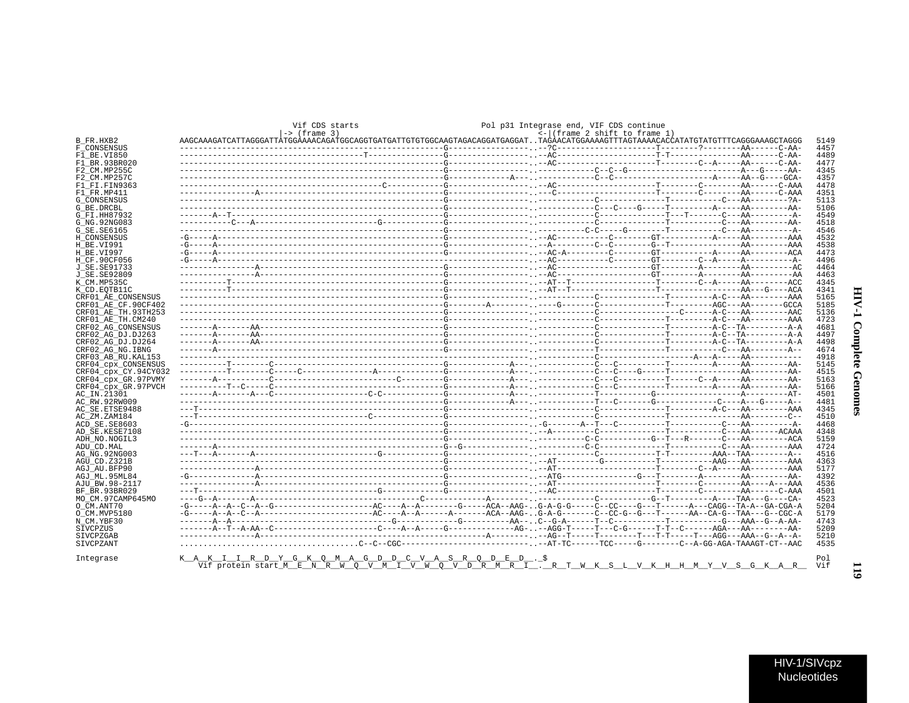```
                         Vif CDS starts                          Pol p31 Integrase end, VIF CDS continue
                         |-> (frame 3)                                   <-|(frame 2 shift to frame 1)
B_FR.HXB2              AAGCAAAGATCATTAGGGATTATGGAAAACAGATGGCAGGTGATGATTGTGTGGCAAGTAGACAGGATGAGGAT..TAGAACATGGAAAAGTTTAGTAAAACACCATATGTATGTTTCAGGGAAAGCTAGGG  5149
F_CONSENSUS            ---------------------------------------------------------G-----------------.--?C---------------------T--------?--------AA------C-AA-  4457
F1_BE.VI850            ---------------------------------------T-----------------G-----------------.--AC---------------------T-T---------------AA------C-AA-  4489
F1_BR.93BR020          ---------------------------------------------------------G-----------------.--AC---------------------T--------C--A-----AA------C-AA-  4477
F2_CM.MP255C           ---------------------------------------------------------G-----------------.------------C--C--G-------------------------A---G-----AA-  4345
F2_CM.MP257C           ---------------------------------------------------------G-----------A-----.------------C--C----------------------A-----AA--G----GCA-  4357
F1_FI.FIN9363          ------------------------------------------C--------------G-----------------.--AC---------------------T--------C--------AA------C-AAA  4478
F1_FR.MP411            ----------------A----------------------------------------G-----------------.---C---------------------T--------C--------AA------C-AAA  4351
G_CONSENSUS            ---------------------------------------------------------G-----------------.------------C--------------T----------C---AA--------?A-  5113
G_BE.DRCBL             ---------------------------------------------------------G-----------------.------------C---C---G-----T---------A-----AA--------AA-  5106
G_FI.HH87932           -------A--T----------------------------------------------G-----------------.------------C--------------T---T-------C---AA---------A-  4549
G_NG.92NG083           -----------C---A----------------------------G------------G-----------------.------------C--------------T----------C---AA--------AA-  4518
G_SE.SE6165            ---------------------------------------------------------G-----------------.----------C-C----G---------T----------C---AA---------A-  4546
H_CONSENSUS            -G-----A-------------------------------------------------G-----------------.--AC------------C--------GT-----------A-----AA--------AAA  4532
H_BE.VI991             -G-----A-------------------------------------------------G-----------------.--A---------C--C---------G--T--------------AA--------AAA  4538
H_BE.VI997             -G-----A-------------------------------------------------G-----------------.--AC-A---------C---------GT----------A-----AA--------ACA  4473
H_CF.90CF056           -G-----A-------------------------------------------------------------------.--AC-----------C---------GT--------C--A-----A----------A-  4496
J_SE.SE91733           ----------------A----------------------------------------G-----------------.--AC-------------------GT--------A--------AA---------AC  4464
J_SE.SE92809           ----------------A----------------------------------------G-----------------.--AC-------------------GT--------A--------AA---------AA  4463
K_CM.MP535C            ----------T----------------------------------------------G-----------------.--AT--T----------------T---------C--A-----AA--------ACC  4345
K_CD.EQTB11C           ----------T----------------------------------------------G-----------------.--AT--T----------------T----------------AA---G----ACA  4341
CRF01_AE_CONSENSUS     ---------------------------------------------------------G-----------------.------------C--------------T---------A-C---AA--------AAA  5165
CRF01_AE_CF.90CF402    ---------------------------------------------------------G-------A---------.-----G------C--------------T---------AGC---AA--------GCCA  5185
CRF01_AE_TH.93TH253    ---------------------------------------------------------G-----------------.------------C-----------------C------A-C---AA--------AAC  5136
CRF01_AE_TH.CM240      ---------------------------------------------------------G-----------------.------------C--------------T---------A-C---AA--------AAA  4723
CRF02_AG_CONSENSUS     -------A-------AA----------------------------------------G-----------------.------------C--------------T---------A-C--TA---------A-A  4681
CRF02_AG_DJ.DJ263      -------A-------AA----------------------------------------G-----------------.------------C--------------T---------A-C--TA---------A-A  4497
CRF02_AG_DJ.DJ264      -------A-------AA----------------------------------------G-----------------.------------C--------------T---------A-C--TA---------A-A  4498
CRF02_AG_NG.IBNG       -------A-------------------------------------------------G-----------------.------------T--------------T----------C---AA--------A--  4674
CRF03_AB_RU.KAL153     ---------------------------------------------------------------------------.------------C---------------------A---A-----AA-----------  4918
CRF04_cpx_CONSENSUS    ----------T--------C-------------------------------------G-----------A-----.------------C--C-----------T---------A-----AA--------AA-  5145
CRF04_cpx_CY.94CY032   ----------T--------C-----C---------------A---------------G-----------A-----.------------C--C----G------T----------------AA--------AA-  4515
CRF04_cpx_GR.97PVMY    -------A-----------C-------------------------C-----------G-----------A-----.------------C---C---------T--------C--A-----AA--------AA-  5163
CRF04_cpx_GR.97PVCH    ----------T--C-----C-------------------------------------G-----------A-----.------------C---C---------T---------A-----AA--------AA-  5166
AC_IN.21301            -------A-------A---C--------------------C-C--------------G-----------A-----.------------T----------G---------------------A---------AT-  4501
AC_RW.92RW009          ---------------------------------------------------------G-----------A-----.------------T---C------G-------------C----A---G-----A--  4481
AC_SE.ETSE9488         ---T-----------------------------------------------------G-----------------.------------C--------------T---------A-C---AA--------AAA  4345
AC_ZM.ZAM184           ---T-------------------------------------C---------------G-----------------.------------C--------------T---------------AA--------C--  4510
ACD_SE.SE8603          -G-------------------------------------------------------G-----------------.-G-------A--T---C----------T---------C-----AA---------A-  4468
AD_SE.KESE7108         ---------------------------------------------------------G-----------------.--A---------C--------------T----------C---AA--------ACAAA  4348
ADH_NO.NOGIL3          ---------------------------------------------------------G-----------------.----------C-C-----------G--T---R-------C---AA--------ACA  5159
ADU_CD.MAL             -------A-------------------------------------------------G--G--------------.----------C-C--------------T----------C---AA--------AAA  4724
AG_NG.92NG003          ---T---A-------A----------------------------G------------G-----------------.------------C--------------T-T---------AAA--TAA--------A--  4516
AGU_CD.Z321B           ---------------------------------------------------------G-----------------.--AT--------G--------------T----------AAG---AA--------AAA  4363
AGJ_AU.BFP90           ----------------A----------------------------------------G-----------------.--AT-------------------------T--------C--A-----AA--------AAA  5177
AGJ_ML.95ML84          -G--------------A----------------------------------------G-----------------.--ATG---------------G---T---------A-------AA--------AA-  4392
AJU_BW.98-2117         ----------------A----------------------------------------G-----------------.--AT-------------------------T--------C--------AA----A---AAA  4536
BF_BR.93BR029          ---T-------------------------------------G---------------G-----------------.--AC-------------------------T--------C--------AA------C-AAA  4501
MO_CM.97CAMP645MO      ----G--A-------A--------------------------------C-------------A--------.------------C-----------G--T---------A----TAA---G----CA-  4523
O_CM.ANT70             -G-----A--A--C--A--G---------------------AC----A--A--------G-----ACA--AAG-.G-A-G-G-----C--CC----G---T------A---CAGG--TA-A--GA-CGA-A  5204
O_CM.MVP5180           -G-----A--A--C--A------------------------AC----A--A------A-------ACA--AAG-.G-A-G-------C--CC-G--G---T------AA--CA-G--TAA---G--CGC-A  5179
N_CM.YBF30             -------A--A-----------------------------------G------------G-----------AA--.C--G-A------T--C-------------T----------G---AAA--G--A-AA-  4743
SIVCPZUS               -------A--T--A-AA--C-----------------------C----A--A------G---------------AG-.--AGG-T-----T---C-G------T-T--C------AGA---AA--------AA-  5209
SIVCPZGAB              ----------------A---------------------------------------------A--------.--AG--T-----T--------T---T-T-----T---AGG---AAA--G--A--A-  5210
SIVCPZANT              ...........................C--C--CGC---------------------------------.--AT-TC------TCC-----G--------C--A-GG-AGA-TAAAGT-CT--AAC  4535

Integrase              K__A__K__I__I__R__D__Y__G__K__Q__M__A__G__D__D__C__V__A__S__R__Q__D__E__D__._$                                                Pol
                           Vif protein start_M__E__N__R__W__Q__V__M__I__V__W__Q__V__D__R__M__R__I__.__R__T__W__K__S__L__V__K__H__H__M__Y__V__S__G__K__A__R__  Vif
```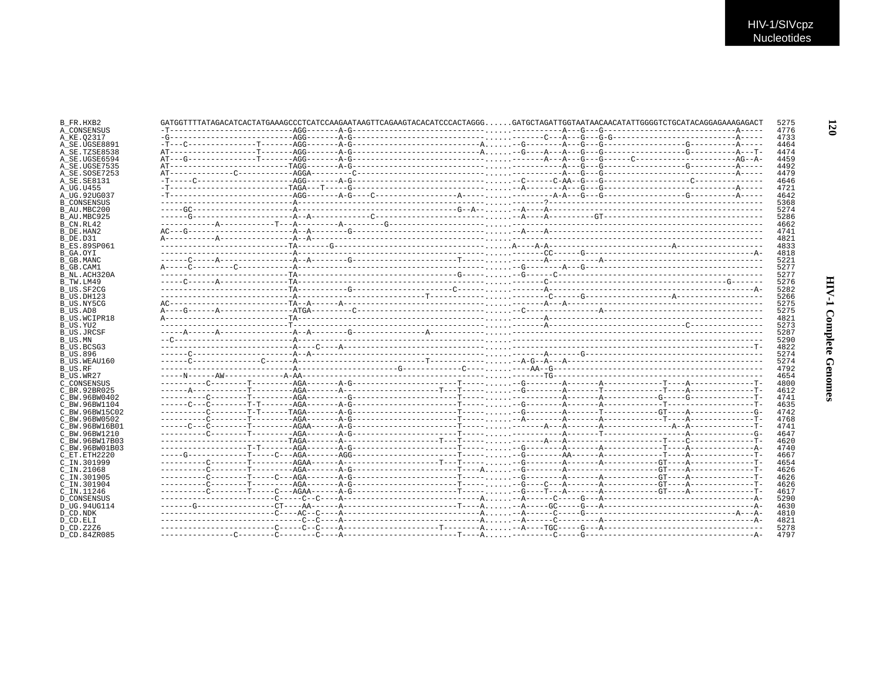```
B_FR.HXB2         GATGGTTTTATAGACATCACTATGAAAGCCCTCATCCAAGAATAAGTTCAGAAGTACACATCCCACTAGGG......GATGCTAGATTGGTAATAACAACATATTGGGGTCTGCATACAGGAGAAAGAGACT  5275
A_CONSENSUS       -T--------------------------AGG-------A-G-----------------------------......----------A---G---G----------------------------A-----  4776
A_KE.Q2317        -G--------------------------AGG-------A-G-----------------------------......-------C---A---G---G-G--------------------------A-----  4733
A_SE.UGSE8891     -T---C---------------T-------AGG-------A-G----------------------------A......-G--------A---G---G-----------------G----------A-----  4464
A_SE.TZSE8538     AT-------------------T-------AGG-------A-G----------------------------A......-G----A---A---G---G-----------------G----------A---T-  4474
A_SE.UGSE6594     AT---G---------------T-------AGG-------A-G-----------------------------......------A---A---G---G------C----------------------AG--A-  4459
A_SE.UGSE7535     AT--------------------------TAGG-------A-G-----------------------------......----------A---G---G-----------------G----------A-----  4492
A_SE.SOSE7253     AT--------------C------------AGGA--------C-----------------------------......----------A---G---G----------------------------A-----  4479
A_SE.SE8131       -T-----C---------------------AGG-------A-G-----------------------------......-C------C-AA--G---G-------------------C-----------  4646
A_UG.U455         -T--------------------------TAGA---T-----G-----------------------------......-A--------A---G---G----------------------------A-----  4721
A_UG.92UG037      -T--------------------------AGG-------A-G----C-----------------A-------......--------A-A---G---G-----------------G----------A-----  4642
B_CONSENSUS       ----------------------------A------------------------------------------......-------?--------------------------------------------------  5368
B_AU.MBC200       -----GC---------------------A-------------------------------------G--A-......-A----A------------------------------------------------  5274
B_AU.MBC925       ------G---------------------A--A-----------C---------------------------......-A----A----------GT-----------------------------------  5286
B_CN.RL42         ------------A-----------T---A---------A--------G-----------------------......-----------------------------------------------------  4662
B_DE.HAN2         AC---G----------------------A--A-------G-------------------------------......-A----A------------------------------------------------  4741
B_DE.D31          A-----------A---------------A--A---------------------------------------......-----------------------------------------------------  4821
B_ES.89SP061      ----------------------------TA--------G--------------------------------......A----A-A----------------------------A------------------  4833
B_GA.OYI          ----------------------------A------------------------------------------......-------CC-----G--------------------------------------A-  4818
B_GB.MANC         ------C-----A---------------A--A--------G-----------------------T------......------A-----------A----------------------------------  5221
B_GB.CAM1         A-----C---------C-----------A------------------------------------------......-G--------A---G---------------------------------------  5277
B_NL.ACH320A      ----------------------------TA------------------------------------G----......-G------C---------------------------------------------  5277
B_TW.LM49         -----C------A---------------TA-----------------------------------------......------C----------------------------------------G-------  5276
B_US.SF2CG        ----------------------------TA-----------G-------------------C---------......------A-------------------------------------------A-  5282
B_US.DH123        ----------------------------A-------------------------------T----------......-------C------G-----------------A------------------  5266
B_US.NY5CG        AC--------------------------TA--A-------A------------------------------......-----A---A----------------------------------------------  5275
B_US.AD8          A----G------A---------------ATGA--------C------------------------------......-C--------------A-----------------------------------------  5275
B_US.WCIPR18      A---------------------------TA-----------------------------------------......------A------------------------------------------------------  4821
B_US.YU2          ----------------------------T------------------------------------------......------A--------------------------C----------------  5273
B_US.JRCSF        -----A------A---------------A--A--------G---------------A--------------......-------------------------------------------------------  5287
B_US.MN           --C-------------------------A------------------------------------------......------------------------------------------------------  5290
B_US.BCSG3        ----------------------------A----C----A--------------------------------......---------------------------------------------------T-  4822
B_US.896          ------C---------------------A--A---------------------------------------......------A------G------------------------------------------  5274
B_US.WEAU160      ------C------------C--------A-----------------------------T------------......-A-G--A---A-------------------------------------------------  5274
B_US.RF           ----------------------------A---------------------G-------------C------......----AA--G---------------------------------------------------  4792
B_US.WR27         -----N------AW------------A-AA-----------------------------------------......-------TG-----------------------------------------------  4654
C_CONSENSUS       ----------C--------T---------AGA-------A-G----------------------T------......-G--------A-------A------------T----A-------------T-  4800
C_BR.92BR025      ------A------------T---------AGA-------A--------------------T---T------......-G--------A-------T------------T----A-------------T-  4612
C_BW.96BW0402     ----------C--------T---------AGA----------G---------------------T------......-----------A-------A-----------G-----G-------------T-  4741
C_BW.96BW1104     ------C---C--------T-T-------AGA-------A-G----------------------T------......-G--------A-------A------------T------------------T-  4635
C_BW.96BW15C02    ----------C--------T-T-------TAGA------A-G----------------------T------......-G--------A-------T-----------GT----A-------------G-  4742
C_BW.96BW0502     ----------C--------T---------AGA-------A-G----------------------T------......-A--------A-------A------------T----A-------------T-  4768
C_BW.96BW16B01    ------C---C--------T---------AGAA------A-G----------------------T------......-------A---A-------A-------------A--A-------------T-  4741
C_BW.96BW1210     ----------C--------T---------AGA-------A-G----------------------T------......-----------A-------T----------------A--------------G-  4647
C_BW.96BW17B03    -----------------------------TAGA-------A-------------------T---T------......------A---A--------------------T----C-------------T-  4620
C_BW.96BW01B03    -------------------T-T-------AGA-------A-G----------------------T------......-G--------A-------A------------T----A-------------A-  4740
C_ET.ETH2220      -----G-------------T-----C---AGA-------AGG----------------------T------......-G--------AA------A------------T----A-------------T-  4667
C_IN.301999       ----------C--------T---------AGAA------A--------------------T---T------......-G--------A-------A-----------GT----A-------------T-  4654
C_IN.21068        ----------C--------T---------AGA-------A-G----------------------T----A-......-G--------A--------------------GT----A-------------T-  4626
C_IN.301905       ----------C--------T-----C---AGA-------A-G----------------------T------......-G--------A-------A-----------GT----A-------------T-  4626
C_IN.301904       ----------C--------T---------AGA-------A-G----------------------T------......-G----C---A-------A-----------GT----A-------------T-  4626
C_IN.11246        ----------C--------T-----C---AGAA------A-G----------------------T------......-G----T---A-------A-----------GT----A-------------T-  4617
D_CONSENSUS       -------------------------C-----C--C----A-------------------------------A......-A------C-----G---A---------------------------------A-  5290
D_UG.94UG114      -------G-----------------CT----AA------A------------------------T----A-......-A-----GC-----G---A---------------------------------A-  4630
D_CD.NDK          -------------------------C----AC--C----A-------------------------------A......-A------C-----G-----------------------------A---A-  4810
D_CD.ELI          ------------------------------C--C----A--------------------------------A......-A------C---------A---------------------------------A-  4821
D_CD.Z2Z6         -------------------------C-----C--C----A--------------------T----------A......-A-----TGC-----G---A---------------------------------  5278
D_CD.84ZR085      ----------------C--------C--------C----A------------------------T----A-......-A------C-----G------------------------------------A-  4797
```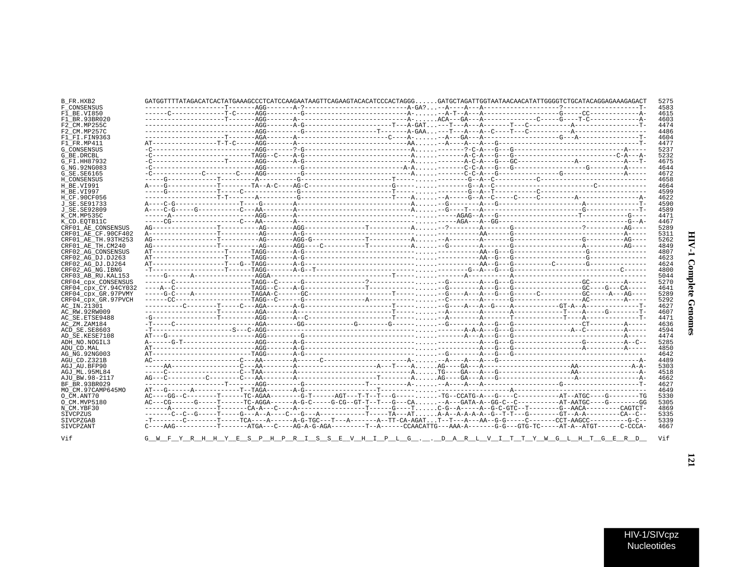```
B_FR.HXB2             GATGGTTTTATAGACATCACTATGAAAGCCCTCATCCAAGAATAAGTTCAGAAGTACACATCCCACTAGGG......GATGCTAGATTGGTAATAACAACATATTGGGGTCTGCATACAGGAGAAAGAGACT  5275
F_CONSENSUS           ---------------------T-------AGG-------A-?--------------------------A-GA?...--A----A---A--------------------?--------------------T-  4583
F1_BE.VI850           ------C--------------T-C-----AGG---------G--------------------------A-.......-A-T--A---A--------------------G-----CC-------------A-  4615
F1_BR.93BR020         ---------------------T-------AGG-------A----------------------------A-......ACA---GA---A--------------C-----G----T-C-------------A-  4603
F2_CM.MP255C          -----------------------------AGG-------A-G--------------------T---A-GAT....---T---A---A-------T---C-----------A-----------------T-  4474
F2_CM.MP257C          -----------------------------AGG---------G------------------T-------A-GAA....---T---A---A--C----T---C-----------A-------------------  4486
F1_FI.FIN9363         ---------------------T-------AGA-------A-----------------------C----A-......--A---GA---A--------------------G---A-----------------T-  4604
F1_FR.MP411           AT--------------------T-T-C----AGG-------A---------------------------AA......-A----A---A---G-------------------------------------T-  4477
G_CONSENSUS           -C---------------------------AGG-------?-G--------------------------A.......-------?-C-A---G---G--------------------------------A-----  5237
G_BE.DRCBL            -C---------------------------TAGG--C----A-G--------------------------A.......-------A-C-A---G---G-----------------------------C-A---A-  5232
G_FI.HH87932          -C--------------------T-------AGG-------A-G--------------------------A.......-------A-C-A---G---GC---------------A------------A---T-  4675
G_NG.92NG083          -C---------------------------AGG---------G------------------------A-A.......-------C-C-A---G---G-------------------G----------A-----  4644
G_SE.SE6165           -C-------------C--------C----AGG---------G--------------------------A.......-------C-C-A---G------------------G-----------------A-----  4672
H_CONSENSUS           -----G-------------T---------A---------G-----------------------T-----.......-----G--A--C-----------C-----------------------------  4658
H_BE.VI991            A----G-------------T---------TA--A-C----AG-C--------------------G-----.......-----G--A--C---------------------------C-------------  4664
H_BE.VI997            -----G-------------T-----C--------------G-----------------------T-----.......-----G--A--T-----------C-----------------------------  4599
H_CF.90CF056          ------------------T-T--------A---------G-----------------------T---A.......-A-----G--A--C------C-----C---------A-----------------A-  4622
J_SE.SE91733          A----C-G-----------------T----G--------A----------------------------A.......-G--------A---G-------------------------A--------------T-  4590
J_SE.SE92809          A----C-G-----G-----------C---AA--------A----------------------------A.......-G----T---A-----------------------------G--------------T-  4589
K_CM.MP535C           ------A----------------------AGG-------A-----------------------------.......-----AGAG--A---G----------------------T------------G----  4471
K_CD.EQTB11C          -----CG------------------C---AA--------A-----------------------------.......-----AGA---A--GG-------------------------------------G--A-  4467
CRF01_AE_CONSENSUS    AG-----------------T----------AG-------AGG-----------------T-----------A.......-?--------A-------G------------------?-----------AG----  5289
CRF01_AE_CF.90CF402   A------------------T----------AG-------A-G---------------------------.......-------------AA------G-------------------------------A-----  5311
CRF01_AE_TH.93TH253   AG-----------------T----------AG-------AGG-G--------------T-----------A.......-A---------A-------G-----------------G-----------AG----  5262
CRF01_AE_TH.CM240     AG-----------------T----------AG-------AGG---C------------T-----------A.......-G---------A-------G-----------------A-----------AG----  4849
CRF02_AG_CONSENSUS    AT-----------------T-------TAGG-------A-G----------------------------.......-----------AA--G---G-------------------G---------------  4807
CRF02_AG_DJ.DJ263     AT-----------------T-------TAGG-------A-G----------------------------.......-----------AA--G---G-------------------G---------------  4623
CRF02_AG_DJ.DJ264     AT-----------------T---G--TAGG-------A-G----------------------------.......-----------AA--G---G----------C---------G---------------  4624
CRF02_AG_NG.IBNG      -T-----------------T-------TAGG-------A-G--T-------------------------.......-----------G--A---G---G-----------------------------C-------  4800
CRF03_AB_RU.KAL153    -----G------A------------------AGGA--------------------------------T-----.......-----------A-------------A------------------------------  5044
CRF04_cpx_CONSENSUS   -------C-------------------TAGG--C------G----------------?------------.......-G---------A---G---G-------------------GC---------A-----  5270
CRF04_cpx_CY.94CY032  ----A--C-------------------TAGG--C----A-G----------------T------------.......-G---------A---G---G-------------------GC----G---CA-----  4641
CRF04_cpx_GR.97PVMY   -----G-C-----A--------------TAGAA-C------GC--------------------T--------.......-G----A---A---G---G--------C----------GC-----A---AG----  5289
CRF04_cpx_GR.97PVCH   -----CC--------------------TAGG--C------G---------------A-------------.......-C---------A-------G-------------------AC---------A-----  5292
AC_IN.21301           ----------C--------T-----C---AGA-------A-G----------------------T-----.......-G----A---A--G----A-----------GT-A--A-------------T-  4627
AC_RW.92RW009         -------------------T---------AGA-------A------------------------T-----.......-A---------A--------A-------------T----A------G---------T-  4607
AC_SE.ETSE9488        -G-----------------T---------AGG-------A--C---------------------T-----.......-A---------A--------T-------------T----A-----------------T-  4471
AC_ZM.ZAM184          -T-----C---------------------AGA--------GG------------G--------G------.......-G---------A---G---G-------------------CT-----------A-----  4636
ACD_SE.SE8603         -T---------------------S---C-AGG-------------------------------------.......----------A-A-A---G---G----------------A--C-----------A-----  4594
AD_SE.KESE7108        AT---G-----------------------AGG---------G---------------------------.......-----------A---A---G---G-------------------------------A-----  4474
ADH_NO.NOGIL3         A------G-T-------------------AGG-------A-G---------------------------.......-----------A---G---G-------------------G-----------A--C--  5285
ADU_CD.MAL            AT---------------------------AGG-------A-G---------------------------.......-----------A---G---G-------------------A-----------A-----  4850
AG_NG.92NG003         AT---------------------------TAGG-------A-G---------------------------.......-G---------A---G---G---------------------------------------  4642
AGU_CD.Z321B          AC-----------------------C---AA--------A------C----------------------A-.......-A----A---A---G-------------------------------------A-  4489
AGJ_AU.BFP90          -----AA------------------C---AA--------A--------------------A---T----A......AG----GA---A-----------------------AA--------------A-A-  5303
AGJ_ML.95ML84         -----C-------------------C--TAA--------A----------------------------A......TG----GA---A---G-----------------------AA-----------------A-  4518
AJU_BW.98-2117        AG---C----------C--------C---AA--------A--------------------T--------A......AG----GA---A---G-------------------A----------------A-  4662
BF_BR.93BR029         ---------------------T-------AGG---------G----------------T-----------A-.......-A----A---A--------------------G--------------------T-  4627
MO_CM.97CAMP645MO     AT---G------A------------T--TAGA-------A-G----------------------T--------.......---------------------A---------------------------------  4649
O_CM.ANT70            AC----GG--C--------T------TC-AGAA---------G-T------AGT---T-T--T---G--------.......-TG--CCATG-A---G----C-----------AT--ATGC----G---------TG  5330
O_CM.MVP5180          AC---CG------G-----T------TC-AGGA-------A-G-C------G-CG--GT-T--T---G---CA.......-A---GATA-A--GG-C--C-----------AT-AATGC----G---------GG  5305
N_CM.YBF30            ------A------------T-------CA-A---C----A-------------------T------G----T......C-G--A-----A--G-C-GTC--T---------G--AACA---------CAGTCT-  4869
SIVCPZUS              -------C--C--G-----T-----G---A--A----C---G---A-------------T-----TA---AT......A-A--A-A-A-A--G--T-T---G---------GT--A-A---------CA--C--  5335
SIVCPZGAB             -T--------C--------T-----TCA----A-------A-G-TGC---T---A-------A--TT-CA-AGAT...T--T---A---AA--G-G-----C--------CCT-AAGCC----------G-C--  5339
SIVCPZANT             C----AAG-----------T-------ATGA---C----AG-A-G-AGA----------T--A------CCAACATTG...AAA-A-------G-G---GTG-TC-----AT-A--ATGT------C-CCCA-  4667

Vif                   G__W__F__Y__R__H__H__Y__E__S__P__H__P__R__I__S__S__E__V__H__I__P__L__G__.__.__D__A__R__L__V__I__T__T__Y__W__G__L__H__T__G__E__R__D__  Vif
```

HIV-1 Complete Genomes

HIV-1/SIVcpz Nucleotides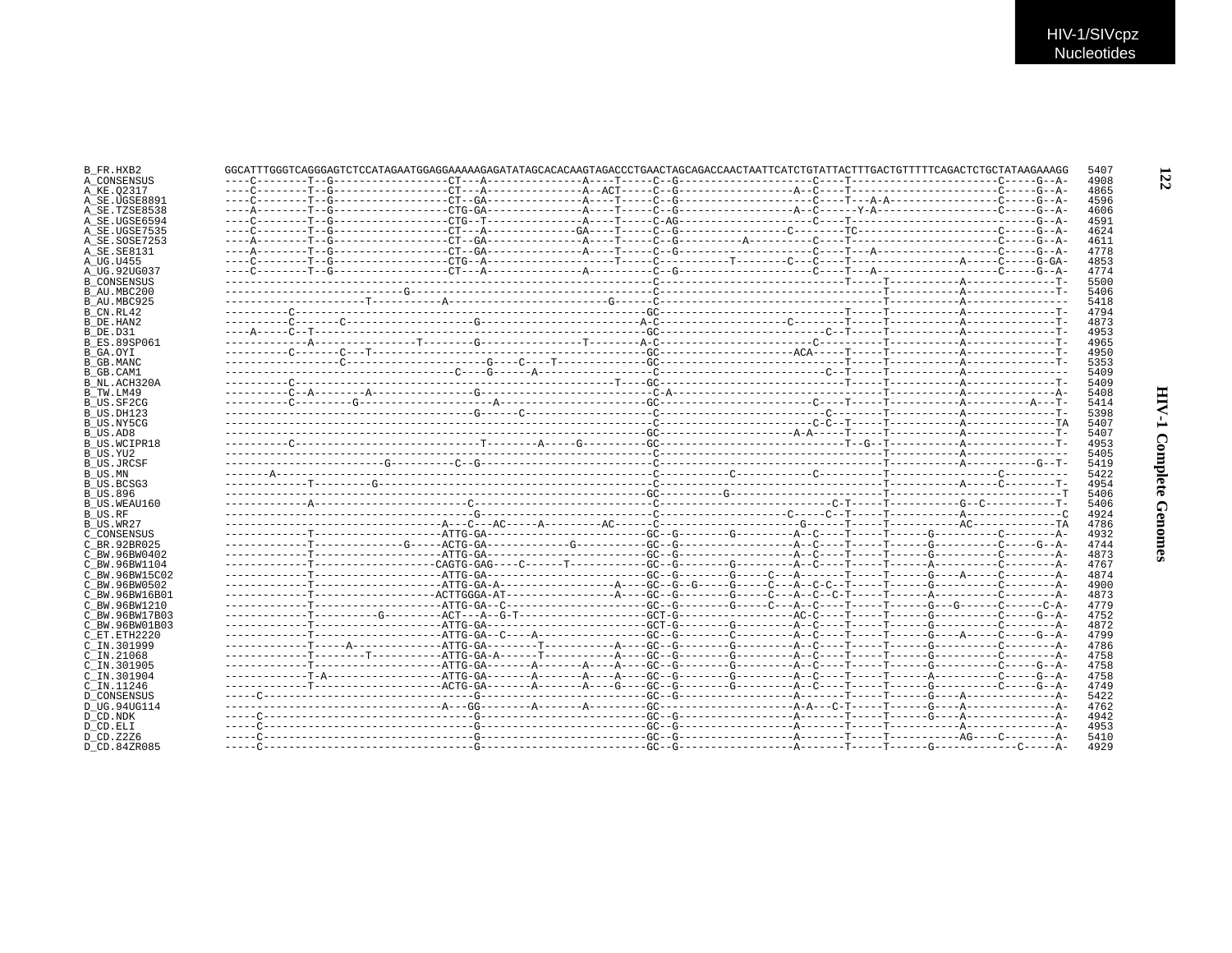```
B_FR.HXB2        GGCATTTGGGTCAGGGAGTCTCCATAGAATGGAGGAAAAAGAGATATAGCACACAAGTAGACCCTGAACTAGCAGACCAACTAATTCATCTGTATTACTTTGACTGTTTTTCAGACTCTGCTATAAGAAAGG  5407
A_CONSENSUS      ----C--------T--G------------------CT---A---------------A----T-----C--G---------------------C----T----------------------C-----G--A-  4908
A_KE.Q2317       ----C--------T--G------------------CT---A---------------A--ACT-----C--G-------------------A--C----T----------------------C-----G--A-  4865
A_SE.UGSE8891    ----C--------T--G------------------CT--GA---------------A----T-----C--G---------------------C----T---A-A-----------------C-----G--A-  4596
A_SE.TZSE8538    ----A--------T--G------------------CTG-GA---------------A----T-----C--G-------------------A--C------Y-A-------------------C-----G--A-  4606
A_SE.UGSE6594    ----C--------T--G------------------CTG--T---------------A----T-----C-AG---------------------C----T-------------------------------G--A-  4591
A_SE.UGSE7535    ----C--------T--G------------------CT---A--------------GA----T-----C--G------------------C-------TC----------------------C-----G--A-  4624
A_SE.SOSE7253    ----A--------T--G------------------CT--GA---------------A----T-----C--G-----------A-------C----T-------------------------C-----G--A-  4611
A_SE.SE8131      ----A--------T--G------------------CT--GA---------------A----T-----C--G---------------------C----T---A-------------------C-----G--A-  4778
A_UG.U455        ----C--------T--G------------------CTG--A--------------------T-----C-----------T--------C---C----T-----------------A-----C-----G-GA-  4853
A_UG.92UG037     ----C--------T--G------------------CT---A---------------A----------C--G---------------------C----T---A-------------------C-----G--A-  4774
B_CONSENSUS      -------------------------------------------------------------------C---------------------------T-----T-----------A--------------T-  5500
B_AU.MBC200      -----------------------------G-------------------------------------C---------------------------------T-----------A--------------T-  5406
B_AU.MBC925      ----------------------T-----------A-------------------------G------C---------------------------------T-----------A----------------  5418
B_CN.RL42        ----------C-------------------------------------------------------GC---------------------------T-----T-----------A--------------T-  4794
B_DE.HAN2        ----------C------C--------------------G-----------------------------A-C-------------------C--------T-----T-----------A--------------T-  4873
B_DE.D31         ----A-----C--T----------------------------------------------------GC------------------------C--T-----T-----------A--------------T-  4953
B_ES.89SP061     ------------A----------------T--------G----------------T--------A-C-----------------------C-----------T-----------A--------------T-  4965
B_GA.OYI         ----------C-------C---T-------------------------------------------GC--------------------ACA-----T-----T-----------A--------------T-  4950
B_GB.MANC        ------------------C----------------------G----C----T--------------GC---------------------------T-----T-----------A--------------T-  5353
B_GB.CAM1        ------------------------------------C----G------A------------------C---------------------------C--T-----T-----------A----------------  5409
B_NL.ACH320A     ----------C-------------------------------------------------T----GC---------------------------T-----T-----------A--------------T-  5409
B_TW.LM49        ----------C--A-------A----------------G---------------------------C-A---------------------------------T-----------A--------------A-  5408
B_US.SF2CG       ----------C---------G-------------------A-------------------------GC----------------------C----T-----T-----------A----------A---T-  5414
B_US.DH123       --------------------------------------G------C--------------------C--------------------------C--------T-----------A--------------T-  5398
B_US.NY5CG       ------------------------------------------------------------------C------------------------C-C--T-----T-----------A--------------TA  5407
B_US.AD8         -----------------------------------------------------------------GC--------------------A-A-----T-----T-----------A--------------T-  5407
B_US.WCIPR18     ----------C----------------------------T--------A-----G----------GC------------------------------T--G--T-----------A--------------T-  4953
B_US.YU2         ------------------------------------------------------------------C---------------------------------T-----------A----------------  5405
B_US.JRCSF       -------------------------G-----------C--G--------------------------C---------------------------------T-----------A-----------G--T-  5419
B_US.MN          -------A----------------------------------------------------------C-----------C------------C----------------------------C-----------  5422
B_US.BCSG3       -------------T---------G-------------------------------------------C---------------------------------T-----------A-----C---------T-  4954
B_US.896         -----------------------------------------------------------------GC------------G----------------------T-------------------------------T  5406
B_US.WEAU160     -------------A-----------------------C----------------------------C--------------------------C-T-----T-----------G--C-----------T-  5406
B_US.RF          -------------------------------------------------------------------C--------------------C-----C--T-----T-----------A---------------C  4924
B_US.WR27        -----------------------------------A---C---AC-----A----------AC------C--------------------G-----T-----T-----------AC-------------TA  4786
C_CONSENSUS      -------------T-------------------ATTG-GA-----------------------GC--G--------G---------A--C----T-----T------G----------C--------A-  4932
C_BR.92BR025     -------------T-------------G-----ACTG-GA-------------G----------GC--G--------G---------A--C----T-----T------G----------C-----G--A-  4744
C_BW.96BW0402    -------------T-------------------ATTG-GA-----------------------GC--G------------------A--C----T-----T------G----------C--------A-  4873
C_BW.96BW1104    -------------T-------------------CAGTG-GAG----C------T-----------GC--G--------G---------A--C----T-----T------A----------C--------A-  4767
C_BW.96BW15C02   -------------T-------------------ATTG-GA-----------------------GC--G--------G-----C---A--------T-----T------G----A-----C--------A-  4874
C_BW.96BW0502    -------------T-------------------ATTG-GA-A------------------A---GC--G--G-----G-----C---A--C-C--T-----T------G----------C--------A-  4900
C_BW.96BW16B01   -------------T-------------------ACTTGGGA-AT-----------------A---GC--G--------G-----C---A--C-C-T-----T------A----------C--------A-  4873
C_BW.96BW1210    -------------T-------------------ATTG-GA--C----------------------GC--G--------G-----C---A--C----T-----T------G---G------C------C-A-  4779
C_BW.96BW17B03   -------------T----------G---------ACT---A--G-T-------------------GCT-G-------------------AC-C----T-----T------G----------C-----G--A-  4752
C_BW.96BW01B03   -------------T-------------------ATTG-GA-----------------------GCT-G--------G---------A--C----T-----T------G----------C--------A-  4872
C_ET.ETH2220     -------------T-------------------ATTG-GA--C----A------------------GC--G--------C---------A--C----T-----T------G----A-----C-----G--A-  4799
C_IN.301999      -------------T-----A-------------ATTG-GA--------T----------A----GC--G--------G---------A--C----T-----T------G----------C--------A-  4786
C_IN.21068       -------------T--------T----------ATTG-GA-A------T----------A----GC--G--------G---------A--C----T-----T------G----------C--------A-  4758
C_IN.301905      -------------T-------------------ATTG-GA-------A-------A----A----GC--G--------G---------A--C----T-----T------G----------C-----G--A-  4758
C_IN.301904      -------------T-A-----------------ATTG-GA-------A-------A----A----GC--G--------G---------A--C----T-----T------A----------C-----G--A-  4758
C_IN.11246       -------------T-------------------ACTG-GA-------A-------A----G----GC--G--------G---------A--C----T-----T------G----------C-----G--A-  4749
D_CONSENSUS      -----C--------------------------------G--------------------------GC--G------------------A-------T-----T------G----A--------------A-  5422
D_UG.94UG114     -----------------------------------A---GG--------A-------A----------GC--------------------A-A---C-T-----T------G----A--------------A-  4762
D_CD.NDK         -----C--------------------------------G--------------------------GC--G------------------A-------T-----T------G----A--------------A-  4942
D_CD.ELI         -----C--------------------------------G--------------------------GC--G------------------A-------T-----T-----------A--------------A-  4953
D_CD.Z2Z6        -----C--------------------------------G--------------------------GC--G------------------A-------T-----T-----------AG----C-------A-  5410
D_CD.84ZR085     -----C--------------------------------G--------------------------GC--G------------------A-------T-----T------G-------------C-----A-  4929
```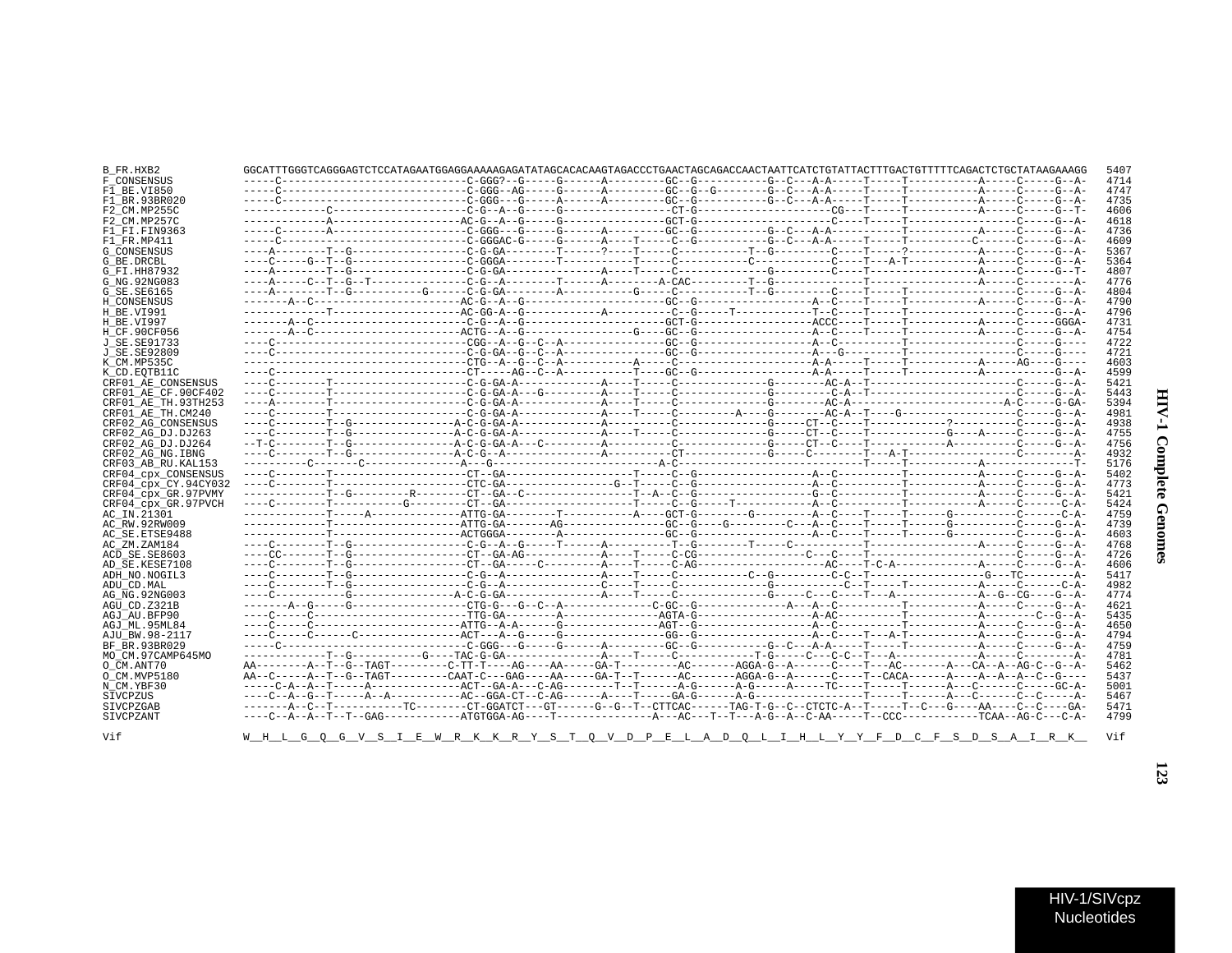```
B_FR.HXB2             GGCATTTGGGTCAGGGAGTCTCCATAGAATGGAGGAAAAAGAGATATAGCACACAAGTAGACCCTGAACTAGCAGACCAACTAATTCATCTGTATTACTTTGACTGTTTTTCAGACTCTGCTATAAGAAAGG  5407
F_CONSENSUS           -----C-----------------------------C-GGG?--G-----G------A---------GC--G-----------G--C---A-A-----T-----T-----------A-----C-----G--A-  4714
F1_BE.VI850           -----C-----------------------------C-GGG--AG-----G------A---------GC--G--G--------G--C---A-A-----T-----T-----------A-----C-----G--A-  4747
F1_BR.93BR020         -----C-----------------------------C-GGG---G-----A------A---------GC--G-----------G--C---A-A-----T-----T-----------A-----C-----G--A-  4735
F2_CM.MP255C          -------------C---------------------C-G--A--G-----G-----------------CT-G---------------------CG---T-----T-----------A-----C-----G--T-  4606
F2_CM.MP257C          -------------A---------------------AC-G--A--G-----G-----------------GCT-G--------------------C----T-----T-----------------C-----G--A-  4618
F1_FI.FIN9363         -----C-------A---------------------C-GGG---G-----G------A---------GC--G-----------G--C---A-A-----------T-----------A-----C-----G--A-  4736
F1_FR.MP411           -----C-----------------------------C-GGGAC-G-----G------A----T-----C--G-----------G--C---A-A-----T-----T--------C--------C-----G--A-  4609
G_CONSENSUS           ----A--------T--G------------------C-G-GA--------T------?----T-----C----------T--G----------C----T-----?-----------A-----C-----G--A-  5367
G_BE.DRCBL            ----C-----G--T--G------------------C-GGGA--------T----------T-----C----------C-----------C----T---A-T-----------A-----C-----G--A-  5364
G_FI.HH87932          ----A--------T--G------------------C-G-GA---------------A----T-----C-------------G--------C----T------------------A-----C-----G--T-  4807
G_NG.92NG083          ----A-----C--T--G--T---------------C-G--A--------T------A---------A-CAC---------T--G----------------T-----------------A-----C-------A-  4776
G_SE.SE6165           ----A--------T--G-----------G------C-G-GA--------A-----------G-----C----------T--G----------C----T-----T-----------------C-----G--A-  4804
H_CONSENSUS           -------A--C------------------------AC-G--A--G--------------------GC--G----------------A--C----T-----T-----------A-----C-----G--A-  4790
H_BE.VI991            ------------T----------------------AC-GG-A--G-------------A---------C--G-----T-----------T--C----T-----T-----------------C-----G--A-  4796
H_BE.VI997            -------A--C------------------------C-G--A--G---------------------GCT-G----------------ACCC----T-----T-----------A-----C-----GGGA-  4731
H_CF.90CF056          -------A--C------------------------ACTG--A--G-------------G------GC--G----------------A--C----T-----T-----------A-----C-----G--A-  4754
J_SE.SE91733          ----C------------------------------CGG--A--G--C--A---------------GC--G----------------A--C----------T-----------------C-----G----  4722
J_SE.SE92809          ----C------------------------------C-G-GA--G--C--A---------------GC--G----------------A---G---------T-----------------C-----G----  4721
K_CM.MP535C           -----------------------------------CTG--A--G--C--A-----------A-----C-------------------A-A-----T-----T-----------A------AG----G----  4603
K_CD.EQTB11C          ----C------------------------------CT-----AG--C--A----------T-----GC--G----------------A-A-----T-----T-----------A-----------G--A-  4599
CRF01_AE_CONSENSUS    ----C--------T---------------------C-G-GA-A-------------A----T-----C-------------G--------AC-A--T-----------------------C-----G--A-  5421
CRF01_AE_CF.90CF402   ----C--------T---------------------C-G-GA-A--G----------A----T-----C-------------G--------C-A--T-----------------------C-----G--A-  5443
CRF01_AE_TH.93TH253   ----A--------T---------------------C-G-GA-A-------------A----T-----C-------------G--------AC-A-----------------------A-C-----G-GA-  5394
CRF01_AE_TH.CM240     ----C--------T---------------------C-G-GA-A-------------A----T-----C-----------A---G--------AC-A--T----G-----------------C-----G--A-  4981
CRF02_AG_CONSENSUS    ----C--------T--G-----------------A-C-G-GA-A-------------A---------C-------------G-----CT--C----T-----------?---------C-----G--A-  4938
CRF02_AG_DJ.DJ263     ----C--------T--G-----------------A-C-G-GA-A-------------A----T-----C-------------G-----CT--C----T------------G----A-----C-----G--A-  4755
CRF02_AG_DJ.DJ264     --T-C--------T--G-----------------A-C-G-GA-A--C----------A---------C-------------G-----CT--C----T------------A---------C-----G--A-  4756
CRF02_AG_NG.IBNG      ----C--------T--G-----------------A-C-G--A--------------A----------CT-------------G-----C--------T---A-T-----------------C-------A-  4932
CRF03_AB_RU.KAL153    ----------C-------C----------------A---G---------------------------A-C----------------------------T-----T-----------A--------------T-  5176
CRF04_cpx_CONSENSUS   ----C--------T---------------------CT--GA-------------------T-----C--G----------------A--C----------T-----------A-----C-----G--A-  5402
CRF04_cpx_CY.94CY032  ----C--------T---------------------CTC-GA-----------------G--T-----C--G----------------A--C----------T-----------A-----C-----G--A-  4773
CRF04_cpx_GR.97PVMY   ----C--------T--G--------R---------CT--GA--C-------------------T--A--C--G----------------G--C----------T-----------A-----C-----G--A-  5421
CRF04_cpx_GR.97PVCH   ----C--------T-----------G---------CT--GA-------------------T-----C--G-----T----------A--C----------T-----------A-----C-----C-A-  5424
AC_IN.21301           -------------T-----A---------------ATTG-GA--------T----------A----GCT-G--------G---------A--C----T-----T------G---------C------C-A-  4759
AC_RW.92RW009         -------------T---------------------ATTG-GA-------AG---------------GC--G----G--------C---A--C----T-----T------G---------C-----G--A-  4739
AC_SE.ETSE9488        -------------T---------------------ACTGGGA--------A--------------GC--G-----------------A--C----T-----T------G---------C-----G--A-  4603
AC_ZM.ZAM184          ----C--------T--G------------------C-G--A--G-----T------A---------T--G----------T-----C------------T-----------A-----C-----G--A-  4768
ACD_SE.SE8603         ----CC-------T--G------------------CT--GA-AG-----------A----T-----C-CG------------------C---C----T-----------------------C-----G--A-  4726
AD_SE.KESE7108        ----C--------T--G------------------CT--GA-----C---------A----T-----C-AG----------------------AC---T-C-A-----------A-----C-----G--A-  4606
ADH_NO.NOGIL3         ----C--------T--G------------------C-G--A---------------A----T-----C------------C--G-----C-C--T-------------------G---TC------A-  5417
ADU_CD.MAL            ----C--------T--G------------------C-G--A---------------C----T-----C-------------G----------C--T-----T-----------A-----C-----C-A-  4982
AG_NG.92NG003         ----C-----------G-----------------A-C-G-GA--------------A----T-----C-------------G-----C---C----T---A-----------A--G--CG----G--A-  4774
AGU_CD.Z321B          -------A--G-----G------------------CTG-G---G--C--A------------C-GC--G-------------A---A--C----------T-----------A-----C-----G--A-  4621
AGJ_AU.BFP90          ----C-----C------------------------TTG-GA--------A---------------AGTA-G----------------A-AC----------T-----------A---------C--G--A-  5435
AGJ_ML.95ML84         ----C-----C------------------------ATTG--A-A------G--------------AGT--G----------------A--C----------T-----------A-----C-----G--A-  4650
AJU_BW.98-2117        ----C-----C------C-----------------ACT---A--G-----G--------------GG--G----------------A--C----T---A-T-----------A-----C-----G--A-  4794
BF_BR.93BR029         -----C-----------------------------C-GGG---G-----G------A---------GC--G-----------G--C---A-A-----T-----T-----------A-----C-----G--A-  4759
MO_CM.97CAMP645MO     ------------T--G-----------G----TAC-G-GA-------------A----T-----C-------------T-G-----C---C-C--T---A-----------A-----C-------A-  4781
O_CM.ANT70            AA--------A--T--G--TAGT-----------C-TT-T----AG----AA-----GA-T----------AC--------AGGA-G--A-------C----T---AC--------A---CA--A--AG-C--G--A-  5462
O_CM.MVP5180          AA--C-----A--T--G--TAGT-----------CAAT-C---GAG----AA-----GA-T--T-------AC--------AGGA-G--A-------C----T--CACA------A---A--A--A--C--G----  5437
N_CM.YBF30            -----C-A--A--T-----A---------------ACT--GA-A---C-AG--------T--T-------A-G-------A-G-----A-----TC----T-----T------A---C------C-----GC-A-  5001
SIVCPZUS              ----C--A--G--T-----A--A------------AC--GGA-CT--C-AG------A----T-----GA-G--------A-G-----------------T-----T------A---C------C--C-----A-  5467
SIVCPZGAB             -------A--C--T-----------TC--------CT-GGATCT---GT------G--G--T--CTTCAC------TAG-T-G--C--CTCTC-A--T------T--C---G----AA----C--C-----GA-  5471
SIVCPZANT             ----C--A--A--T--T--GAG-------------ATGTGGA-AG----T-------------A---AC---T--T---A-G--A--C-AA-----T--CCC-----------TCAA--AG-C----C-A-  4799

Vif                   W__H__L__G__Q__G__V__S__I__E__W__R__K__K__R__Y__S__T__Q__V__D__P__E__L__A__D__Q__L__I__H__L__Y__Y__F__D__C__F__S__D__S__A__I__R__K__  Vif
```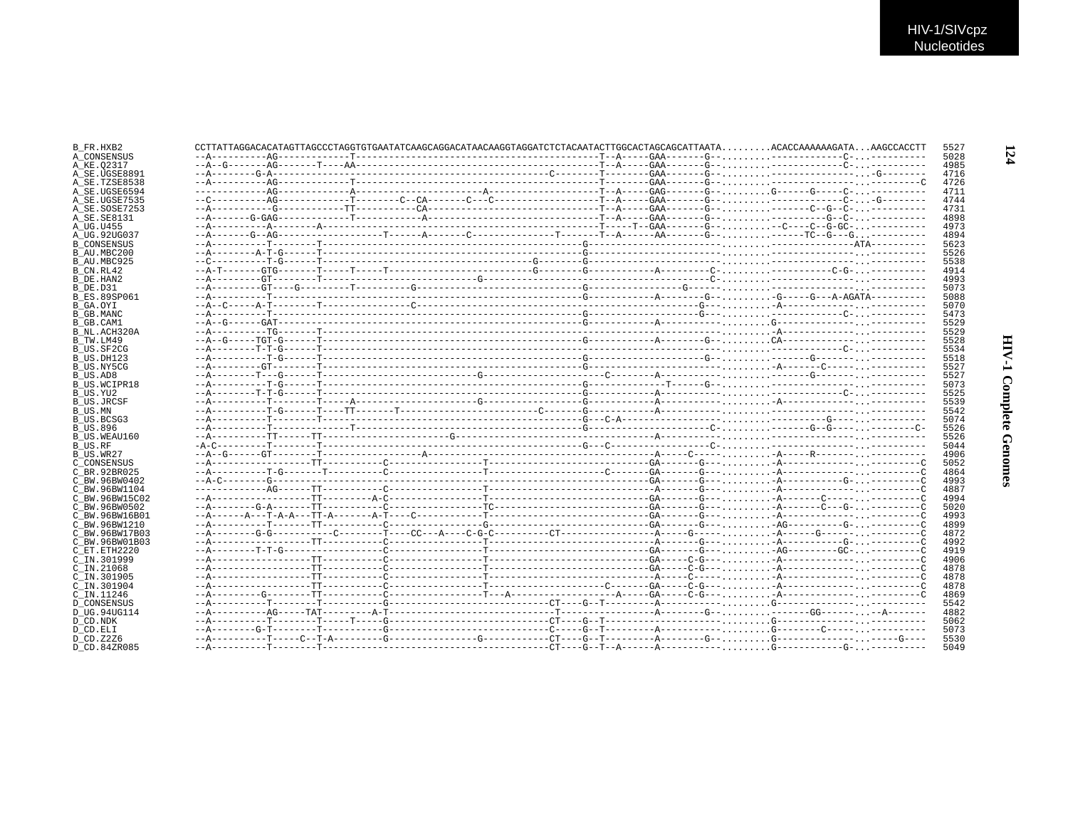```
B_FR.HXB2         CCTTATTAGGACACATAGTTAGCCCTAGGTGTGAATATCAAGCAGGACATAACAAGGTAGGATCTCTACAATACTTGGCACTAGCAGCATTAATA.........ACACCAAAAAAGATA...AAGCCACCTT  5527
A_CONSENSUS       --A----------AG------------T-------------------------------------------T--A-----GAA-------G--.........-------------C-...----------  5028
A_KE.Q2317        --A--G-------AG-------T----AA------------------------------------------T--A-----GAA-------G--.........-------------C-...----------  4985
A_SE.UGSE8891     --A--------G-A----------------------------------------C--------T--------GAA-------G--.........----------------...-G--------  4716
A_SE.TZSE8538     --A----------AG------------T-------------------------------------------T--------GAA-------G--.........----------------...---------C  4726
A_SE.UGSE6594     -------------AG------------A----------------------A--------------------T--A-----GAG-------G--.........G------G-----C-...----------  4711
A_SE.UGSE7535     --C----------AG------------T--------C--CA-------C---C------------------T--A-----GAA-------G--.........-------------C-...-G--------  4744
A_SE.SOSE7253     --A-----------G------------TT-----------CA-----------------------------T--A-----GAA-------G--.........--------C--G--C-...----------  4731
A_SE.SE8131       --A-------G-GAG------------T-----------A--------------------------------T--A-----GAA-------G--.........-----------G--C-...----------  4898
A_UG.U455         --A----------A--------A-----------------------------------------------T-----T--GAA-------G--.........-C----C--G-GC-...----------  4973
A_UG.92UG037      --A-------G--AG------------------T------A-------C--------------T-------T--A------AA-------G--.........-----TC--G---G...----------  4894
B_CONSENSUS       --A----------T--------T-------------------------------------G-------------------------.........---------------ATA----------  5623
B_AU.MBC200       --A--------A-T-G------T-------------------------------------G-------------------------.........----------------...----------  5526
B_AU.MBC925       --C----------T-G------T------------------------------G-------G-------------------------.........----------------...----------  5538
B_CN.RL42         --A-T-------GTG-------T-----T-----T-----------------------G-------G-----------A---------C-.........-----------C-G-...----------  4914
B_DE.HAN2         --A---------GT--------T----------------------G--------------------------------------C-.........----------------...----------  4993
B_DE.D31          --A---------GT----G-------T-----------G-------------------G-----------------G------.........----------------...----------  5073
B_ES.89SP061      --A----------T----------------------------------------------G-----------A---------G--.........-G-----G---A-AGATA----------  5088
B_GA.OYI          --A--C-----A-T--------T---------------C-----------------------------------------G---.........-A---------------...----------  5070
B_GB.MANC         --A----------T----------------------------------------------G-------------------G---.........-------------C-...----------  5473
B_GB.CAM1         --A--G------GAT---------------------------------------------G-----------A---------.........G---------------...----------  5529
B_NL.ACH320A      --A----------TG-------T--------------------------------------------------------------.........-A---------------...----------  5529
B_TW.LM49         --A--G-----TGT-G------T-------------------------------------G-----------A---------G--.........CA--------------...----------  5528
B_US.SF2CG        --A----------T-T-G------T---------------------------------------------------------.........-------------C-...----------  5534
B_US.DH123        --A----------T-G------T-------------------------------------G-------------------G--.........-------G-------...----------  5518
B_US.NY5CG        --A---------GT--------T-------------------------------------G---------------------------.........-A-------C-----...----------  5527
B_US.AD8          --A--------T---G------T---------------------------G--------------------C--------A----------.........------G-------...----------  5527
B_US.WCIPR18      --A----------T-G------T-------------------------------------G-------------T------G--.........----------------...----------  5073
B_US.YU2          --A--------T-T-G------T-------------------------------------G-----------A---------.........-------------C-...----------  5525
B_US.JRCSF        --A----------T--------T-----A---------------------G--------------------A----------.........-A---------------...----------  5539
B_US.MN           --A----------T-G------T----TT-------T------------------------C-------G-----------A---------.........----------------...----------  5542
B_US.BCSG3        --A----------T--------T-------------------------------------G--C-A-------------------.........-----------G-----...----------  5074
B_US.896          --A----------T--------------T-------------------------------G-----------------------C-.........-----G--G-----...---------C-  5526
B_US.WEAU160      --A----------TT------TT------------------------G----------------------------A----------.........----------------...----------  5526
B_US.RF           -A-C---------T--------T-------------------------------------G---C-----------------C-.........----------------...----------  5044
B_US.WR27         --A--G------GT--------T--------------------A------------------------------------A-----C-----.........-A-----R-------...----------  4906
C_CONSENSUS       --A------------------TT-----------C-----------------T---------------------------GA-------G---.........-A---------------...---------C  5052
C_BR.92BR025      --A----------T-G-------T----------C-----------------T-----------------------C-------GA-------G---.........-A---------------...---------C  4864
C_BW.96BW0402     --A-C--------G--------------------------------------------------------------------GA-------G---.........-A-----------G-...---------C  4993
C_BW.96BW1104     -------------AG------TT-----------C-----------------T---------------------------A-------G---.........-A---------------...---------C  4887
C_BW.96BW15C02    --A------------------TT---------A-C-----------------T---------------------------GA-------G---.........-A--------C-----...---------C  4994
C_BW.96BW0502     --A---------G-A------TT-----------C-----------------TC--------------------------GA-------G---.........-A--------C---G-...---------C  5020
C_BW.96BW16B01    --A------A---T-A-A---TT-A-------A-T-----C-----------T---------------------------GA-------G---.........-A---------------...---------C  4993
C_BW.96BW1210     --A----------T-------TT-----------C-----------------G---------------------------GA-------G---.........-AG-----------G-...---------C  4899
C_BW.96BW17B03    --A--------G-G-----------C--------T-----CC---A----C-G-C-----------CT-----------------A------G---.........-A-------G-------...---------C  4872
C_BW.96BW01B03    --A------------------TT-----------C-----------------T---------------------------A-------G---.........-A-----------G-...---------C  4992
C_ET.ETH2220      --A--------T-T-G------------------C-----------------T---------------------------GA-------G---.........-AG---------GC-...---------C  4919
C_IN.301999       --A------------------TT-----------C-----------------T---------------------------GA-----C-G---.........-A---------------...---------C  4906
C_IN.21068        --A------------------TT-----------C-----------------T---------------------------GA-----C-G---.........-A---------------...---------C  4878
C_IN.301905       --A------------------TT-----------C-----------------T---------------------------A-----C---.........-A---------------...---------C  4878
C_IN.301904       --A------------------TT-----------C-----------------T-------------------C-------GA-----C-G---.........-A---------------...---------C  4878
C_IN.11246        --A----------G-------TT-----------C-----------------T---A-------------------A-----GA-----C-G---.........-A---------------...---------C  4869
D_CONSENSUS       --A----------T--------T-----------G------------------------------CT----G--T----------A-----------.........G---------------...----------  5542
D_UG.94UG114      --A-----------AG-----TAT----------A-T------------------------------T-----------------A--------G--.........------GG-------...--A-------  4882
D_CD.NDK          --A----------T--------T------T-----G------------------------------CT----G--T--------------------------.........G---------------...----------  5062
D_CD.ELI          --A--------G-T--------T-----------G------------------------------C-----G--T----------A-----------.........G--------C--------...----------  5073
D_CD.Z2Z6         --A----------T-----C--T-A---------G-----------------G-------------CT----G--T----------A--------G--.........G-------------...-----G----  5530
D_CD.84ZR085      --A----------T--------T-----------------------------------------------CT----G--T--A------A-----------.........G-----------G-...----------  5049
```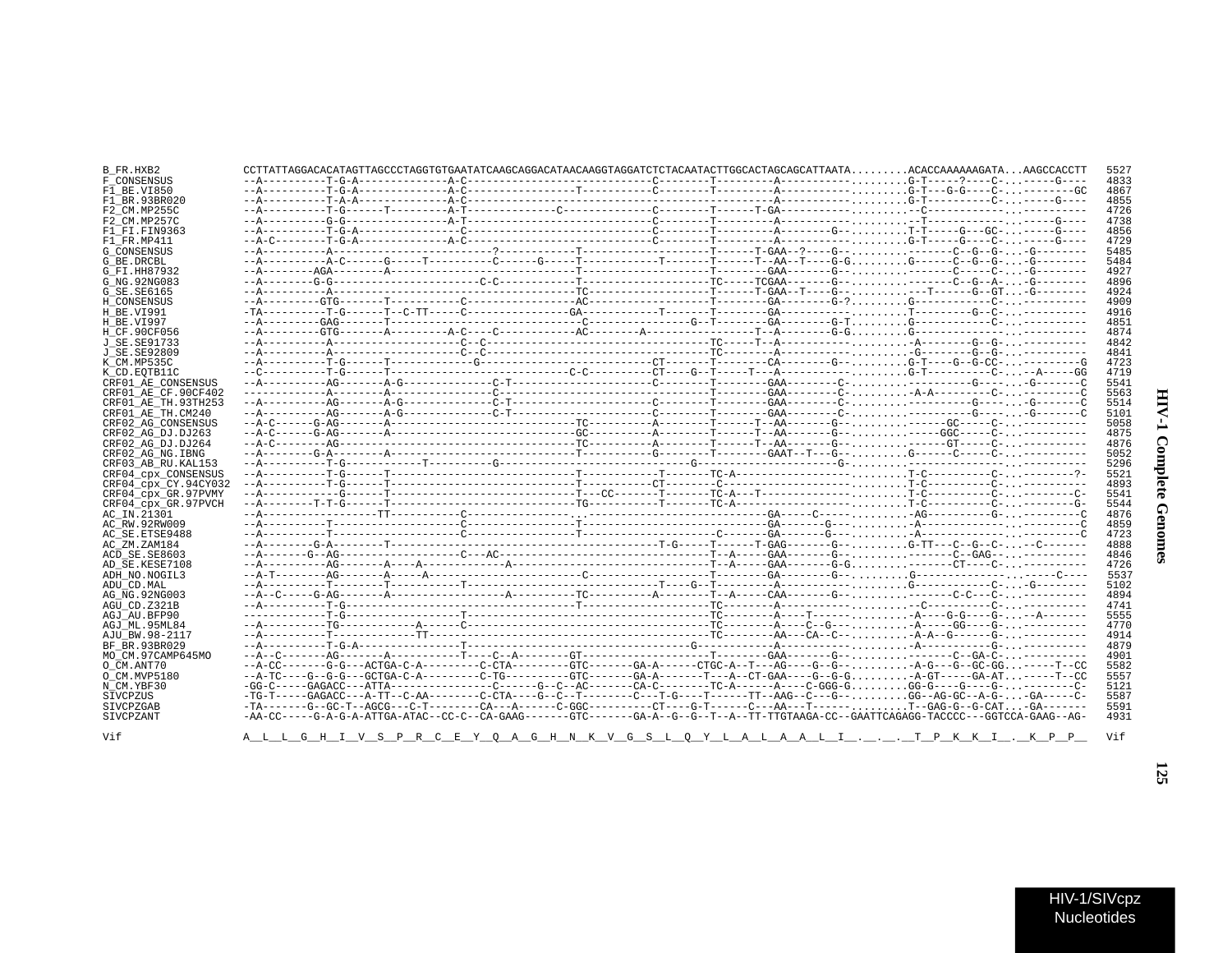```
B_FR.HXB2              CCTTATTAGGACACATAGTTAGCCCTAGGTGTGAATATCAAGCAGGACATAACAAGGTAGGATCTCTACAATACTTGGCACTAGCAGCATTAATA.........ACACCAAAAAAGATA...AAGCCACCTT  5527
F_CONSENSUS            --A----------T-G-A--------------A-C----------------------------C--------T---------A-------------------.........G-T-----?----C-..-------G----  4833
F1_BE.VI850            --A----------T-G-A--------------A-C-----------------T-----------C--------T---------A-------------------.........G-T---G-G----C-..----------GC  4867
F1_BR.93BR020          --A----------T-A-A--------------A-C-------------------------------------------------A-------------------.........G-T----------C-..-------G----  4855
F2_CM.MP255C           --A----------T-G-----T---------A-T-------------C----------------C--------T------T-GA-------------------.........-C------------..------------  4726
F2_CM.MP257C           --A----------G-G----------------A-T----------------------------C--------T---------A-------------------.........-T------------..------G----  4738
F1_FI.FIN9363          --A----------T-G-A---------------C-----------------------------C--------T---------A--------G---.........T-T-----G---GC-..-------G----  4856
F1_FR.MP411            --A-C--------T-G-A--------------A-C----------------------------C--------T---------A-------------------.........G-T-----G---C-..------G----  4729
G_CONSENSUS            --A----------A-----------------------?-----------T-------------------T------T-GAA--?----G-------------------C--G--G-...-G--------  5485
G_BE.DRCBL             --A----------A-C------G-----T----------C------G-----T-----------T-------T------T--AA--T----G-G.........G------C--G--G-...-G--------  5484
G_FI.HH87932           --A--------AGA--------A-------------------------T--------------------T--------GAA-------G----------------------C-----C-..-G--------  4927
G_NG.92NG083           --A--------G-G-------------------------C-C-------------------------TC-----TCGAA-------G-----------------C--G--A-..-G--------  4896
G_SE.SE6165            --A----------A-------------------------------------TC-------------------T------T-GAA--T----G-----------T------G--GT...-G--------  4924
H_CONSENSUS            --A---------GTG-------T-----------C-----------------AC------------------T--------GAA-------G-?.........G-----------C-..------------  4909
H_BE.VI991             -TA----------T-G------T--C-TT-----C----------------GA-----------T-------T--------GA-------------------.........T----------G--C-..------------  4916
H_BE.VI997             --A---------GAG-------T-----------C------------------C-----------------G--T--------GA--------G-T.........G-----------C-..------------  4851
H_CF.90CF056           --A---------GTG-------A-----------A-C-----C---------AC---------A---------T--------T--A--------G-G.........G-----------------..------------  4874
J_SE.SE91733           --A----------A---------------------C--C----------------------------TC-----T--A-------------------.........-A--------G--G-..------------  4842
J_SE.SE92809           --A----------A---------------------C--C----------------------------TC--------A-------------------.........-G--------G--G-..------------  4841
K_CM.MP535C            --A----------T-G------T-------------G--------------------------CT-------T--------CA--------G--.........G-T----G--G-CC-..-----------G  4723
K_CD.EQTB11C           --C----------T-G------T-------------------------------C-C------------CT---G--T-----T---A-------------------.........G-T----------C-..--A----GG  4719
CRF01_AE_CONSENSUS     --A----------AG-------A-G---------------C-T----------------------C--------T--------GAA--------C--------------------G-----..-G------C  5541
CRF01_AE_CF.90CF402    --------------A--------A---------------C------------------------------------------GAA--------C--.........-A-A----------C-..----------C  5563
CRF01_AE_TH.93TH253    --A----------AG-------A-G---------------C-T----------------------C--------T--------GAA--------C--------------------G-----..-G------C  5514
CRF01_AE_TH.CM240      --A----------AG-------A-G---------------C-T----------------------C--------T--------GAA--------C--------------------G-----..-G------C  5101
CRF02_AG_CONSENSUS     --A-C------G-AG-------A--------------------------TC-----------A--------T------T--AA-------G-----------------GC-----C-..------------  5058
CRF02_AG_DJ.DJ263      --A-C------G-AG-------A--------------------------GC-----------A--------T------T--AA-------G-------------GGC-----C-..------------  4875
CRF02_AG_DJ.DJ264      --A-C--------AG-------A--------------------------TC-----------A--------T------T--AA-------G-----------------GT-----C-..------------  4876
CRF02_AG_NG.IBNG       --A--------G-A--------A--------------------------T-----------G--------T--------GAAT--T---G-.........G------C------C-..------------  5052
CRF03_AB_RU.KAL153     --A----------T-G-----------T----------G-------------------------------G-------------------------G-.........------------------..------------  5296
CRF04_cpx_CONSENSUS    --A----------T-G------T--------------------------T----------T-------TC-A-------------------.........T-C----------C-..---------?-  5521
CRF04_cpx_CY.94CY032   --A----------T-G------T--------------------------T-----------CT---------C-------------------.........T-C----------C-..------------  4893
CRF04_cpx_GR.97PVMY    --A----------G--------T--------------------------T---CC--------T-------TC-A---T-------------------.........T-C----------C-..----------C-  5541
CRF04_cpx_GR.97PVCH    --A--------T-T-G------T--------------------------TG----------T-------TC-A-------------------.........T-C----------C-..----------G-  5544
AC_IN.21301            --A-------------------TT-----------C--------------..--------------------------GA-----C------------.........-AG----------G-..----------C  4876
AC_RW.92RW009          --A----------T--------------------C-------------------T-----------------------------GA-------G---.........-A------------..------------C  4859
AC_SE.ETSE9488         --A----------T--------------------C-------------------T-------------------C--------GA-------G---.........-A------------..------------C  4723
AC_ZM.ZAM184           --A--------G-A--------T-----------------------------------------T-G-----T------T-GAG-------G---.........G-TT---C--G--C-..--C-------  4888
ACD_SE.SE8603          --A-------G--AG-----------------C---AC--------------------------------T--A-----GAA-------G-------------------C--GAG--..------------  4846
AD_SE.KESE7108         --A----------AG-------A----A-------------A-------------------------------T--A-----GAA-------G-G.------------CT----C-..------------  4726
ADH_NO.NOGIL3          --A-T--------AG-------A-----A----------------------------C--------------------T--------GA-------G-......G---------------..-----C----  5537
ADU_CD.MAL             --A----------T---------T-----------T---------------------------T----G--T---------A--------------------------G---------C-..-G--------  5102
AG_NG.92NG003          --A--C-----G-AG-------A-------------------A-----------TC-----------A--------T--A----CAA-------G-------------------C-C---C-..------------  4894
AGU_CD.Z321B           --A----------T-G--------------------------------------T---------------TC-------A----------------------------C----------C-..------------  4741
AGJ_AU.BFP90           -------------T-G------------------T-----------------------------------TC-------A----T-------------------A---G-G----G-..--A-------  5555
AGJ_ML.95ML84          --A----------TG-------------A------C---------------------------------TC-------A----C--G---.........-A-----GG----G-..------------  4770
AJU_BW.98-2117         --A----------T-------------TT-------------------------------------------TC--------AA---CA--C-.........-A-A--G------G-..------------  4914
BF_BR.93BR029          --A----------T-G-A------------------T------------------------------G--------------A-------------------.........-A-----------G-..------------  4879
MO_CM.97CAMP645MO      --A--C-------AG-------A------------T----C--A---------GT-------------------T--------GAA-------G-------------------C--GA-C-..------------  4901
O_CM.ANT70             --A-CC-------G-G---ACTGA-C-A---------C-CTA---------GTC-------GA-A------CTGC-A--T---AG----G--G--.........-A-G---G--GC-GG..------T--CC  5582
O_CM.MVP5180           --A-TC----G--G-G---GCTGA-C-A---------C-TG----------GTC-------GA-A-------T---A--CT-GAA----G--G-G.........-A-GT-----GA-AT..------T--CC  5557
N_CM.YBF30             -GG-C-----GAGACC---ATTA----------------C------G--C--AC-------CA-C--------TC-A------A----C-GGG-G.........GG-G----G----G-..---------C-  5121
SIVCPZUS               -TG-T-----GAGACC---A-TT--C-AA--------C-CTA----G--C--T--------C---T-G----T------TT--AAG--C---G--.........GG--AG-GC--A-G-...-GA-----C-  5587
SIVCPZGAB              -TA-------G--GC-T--AGCG---C-T--------CA---A------C-GGC----------CT----G-T------C---AA---T-------------.........T--GAG-G--G-CAT...-GA-------  5591
SIVCPZANT              -AA-CC-----G-A-G-A-ATTGA-ATAC--CC-C--CA-GAAG-------GTC-------GA-A--G--G--T--A--TT-TTGTAAGA-CC--GAATTCAGAGG-TACCCC---GGTCCA-GAAG--AG-  4931

Vif                    A__L__L__G__H__I__V__S__P__R__C__E__Y__Q__A__G__H__N__K__V__G__S__L__Q__Y__L__A__L__A__A__L__I__.__.__.__T__P__K__K__I__.__K__P__P__   Vif
```

HIV-1/SIVcpz Nucleotides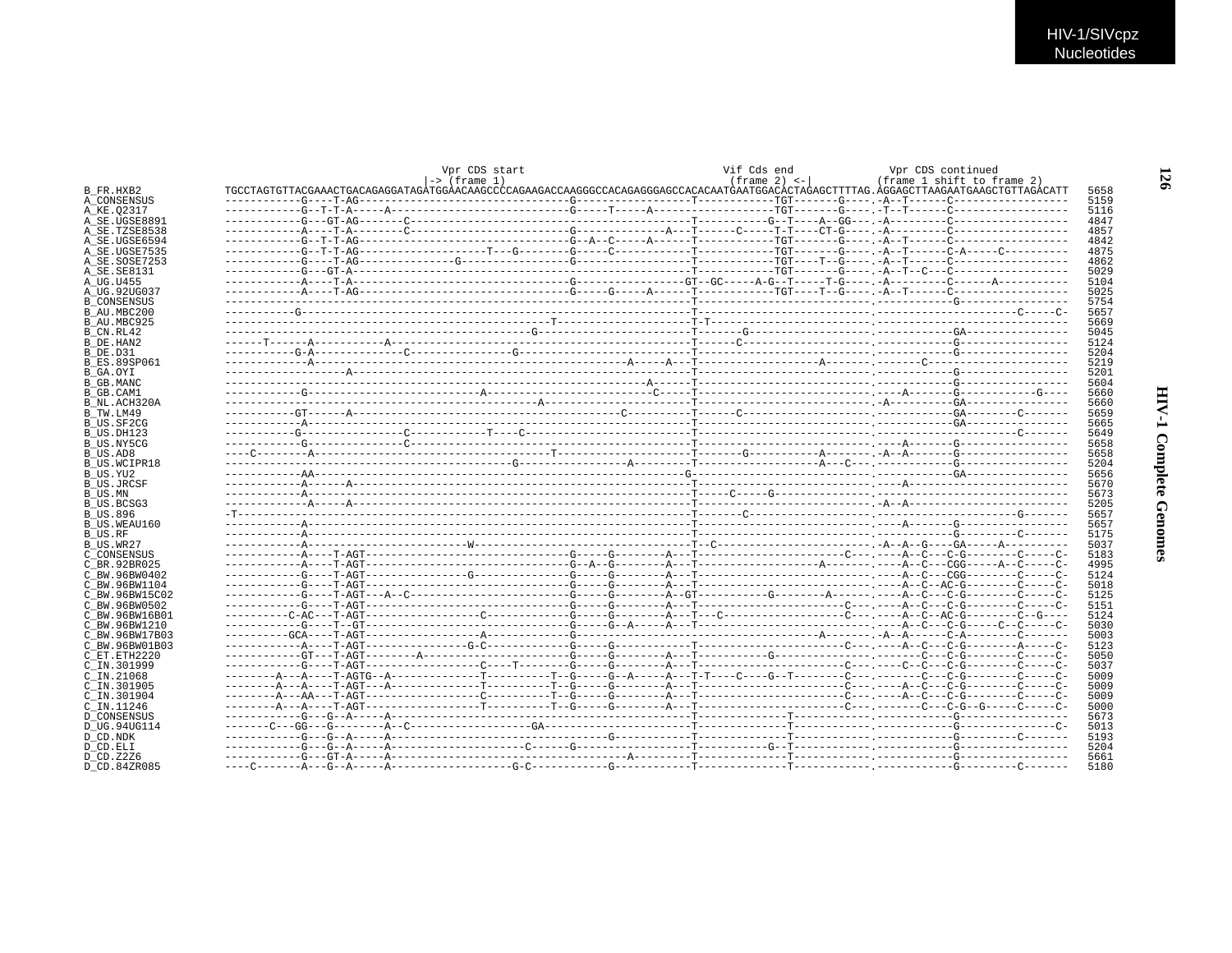```
                                Vpr CDS start                            Vif Cds end           Vpr CDS continued
                               |-> (frame 1)                            (frame 2) <-|        (frame 1 shift to frame 2)
B_FR.HXB2         TGCCTAGTGTTACGAAACTGACAGAGGATAGATGGAACAAGCCCCAGAAGACCAAGGGCCACAGAGGGAGCCACACAATGAATGGACACTAGAGCTTTTAG.AGGAGCTTAAGAATGAAGCTGTTAGACATT   5658
A_CONSENSUS       ------------G----T-AG---------------------------------G------------------T------------TGT-------G-----.-A--T------C------------------   5159
A_KE.Q2317        ------------G--T-T-A-----A----------------------------G-----T-----A------------------TGT-------G-----.-T--T------C------------------   5116
A_SE.UGSE8891     ------------G---GT-AG-------C------------------------------------------T-----------G--T----A--GG----.-A---------C------------------   4847
A_SE.TZSE8538     ------------A----T-A-------C--------------------------G--------------A---T------C-----T-T----CT-G-----.-A---------C------------------   4857
A_SE.UGSE6594     ------------G--T-T-AG---------------------------------G--A--C-----A-------T------------TGT-------G-----.-A--T------C------------------   4842
A_SE.UGSE7535     ------------G--T-T-AG-------------------T---G--------G-----C---------------T------------TGT-------G-----.-A--T------C-A-----C----------   4875
A_SE.SOSE7253     ------------G----T-AG---------------G-----------------G----------------------T------------TGT----T--G-----.-A--T------C------------------   4862
A_SE.SE8131       ------------G---GT-A---------------------------------------------------T------------TGT-------G-----.-A--T--C---C------------------   5029
A_UG.U455         ------------A----T-A----------------------------------G----------------GT--GC-----A-G--T-----T-G-----.-A---------C------A----------   5104
A_UG.92UG037      ------------A----T-AG---------------------------------G-----G-----A------T------------TGT----T--G-----.-A--T------C------------------   5025
B_CONSENSUS       -----------------------------------------------------------------------T---------------------------.------------G-----------------   5754
B_AU.MBC200       -----------G-----------------------------------------------------------T---------------------------.-----------------------C-----C-   5657
B_AU.MBC925       ------------------------------------------------T----------------------T-T-------------------------.-----------------------------   5669
B_CN.RL42         --------------------------------------------G--------------------------T-----G---------------------.------------GA---------------   5045
B_DE.HAN2         ------T------A-----------A---------------------------------------------T------C--------------------.------------G-----------------   5124
B_DE.D31          -----------G-A-------------C---------------G---------------------------T---------------------------.------------G-----------------   5204
B_ES.89SP061      -------------A-------------------------------------------A-----A-----T-------------------A--------.-------C----------------------   5219
B_GA.OYI          -------------------A---------------------------------------------------T---------------------------.----------------------------   5201
B_GB.MANC         --------------------------------------------------------A-----T---------------------------.------------G-----------------   5604
B_GB.CAM1         ------------G---------------------A--------------------------C-----T---------------------------.----A-------G------------G----   5660
B_NL.ACH320A      ---------------------------------------------A-------------------------T---------------------------.-A----------GA---------------   5660
B_TW.LM49         -----------GT------A---------------------------------C-----------------T------C--------------------.------------GA---------C------   5659
B_US.SF2CG        ------------A----------------------------------------------------------T---------------------------.------------GA---------------   5665
B_US.DH123        -----------G---------------C------------T----C-------------------------T---------------------------.-----------------------C-------   5649
B_US.NY5CG        ------------G--------------C-------------------------------------------T---------------------------.----A-------G-----------------   5658
B_US.AD8          ----C--------A----------------------------------T----------------------T-------G-----------A--------.-A--A-------G-----------------   5658
B_US.WCIPR18      ------------------------------------------G----------------A-----------T------------------A--C-----.------------G-----------------   5204
B_US.YU2          ------------AA--------------------------------------------------------G--------------------------.------------GA---------------   5656
B_US.JRCSF        ------------A-----A----------------------------------------------------T---------------------------.----A----------------------   5670
B_US.MN           ------------A----------------------------------------------------------T-----C-----G---------------.----------------------------   5673
B_US.BCSG3        -------------A-----A---------------------------------------------------T---------------------------.-A--A----------------------   5205
B_US.896          -T---------------------------------------------------------------------T-------C-------------------.-----------------------G-------   5657
B_US.WEAU160      ------------A----------------------------------------------------------T---------------------------.----A-------G-----------------   5657
B_US.RF           ------------A----------------------------------------------------------T---------------------------.------------G---------C-------   5175
B_US.WR27         ------------A-------------------------W--------------------------------T--C------------------------.-A--A--G----GA-----A----------   5037
C_CONSENSUS       ------------A----T-AGT--------------------------------G-----G---------A---T------------------------C---.----A--C---C-G---------C-----C-   5183
C_BR.92BR025      ------------A----T-AGT--------------------------------G--A--G---------A---T-------------------A--------.----A--C---CGG-----A--C-----C-   4995
C_BW.96BW0402     ------------G----T-AGT-------------------G------------G-----G---------A---T------------------------------.----A--C---CGG---------C-----C-   5124
C_BW.96BW1104     ------------G----T-AGT--------------------------------G-----G---------A---T------------------------------.----A--C--AC-G---------C-----C-   5018
C_BW.96BW15C02    ------------G----T-AGT---A--C-------------------------G-----G---------A--GT-----------G--------A--------.----A--C---C-G---------C-----C-   5125
C_BW.96BW0502     ------------G----T-AGT--------------------------------G-----G---------A---T------------------------C---.----A--C---C-G---------C-----C-   5151
C_BW.96BW16B01    ----------C-AC---T-AGT------------------C-------------G-----G---------A---T---C--------------------C---.----A--C--AC-G---------C--G----   5124
C_BW.96BW1210     ------------G----T--GT--------------------------------G-----G--A------A---T------------------------------.----A--C---C-G-----C--C-----C-   5030
C_BW.96BW17B03    ----------GCA----T-AGT------------------A-------------G---------------------------------------A--------.-A--A------C-A---------C-------   5003
C_BW.96BW01B03    ------------A----T-AGT-----------------G-C------------G-----G---------A---T------------------------C---.----A--C---C-G---------A-----C-   5123
C_ET.ETH2220      ------------GT---T-AGT--------A-----------------------G-----G---------A---T------------G-----------------.-------C---C-G---------C-----C-   5050
C_IN.301999       ------------G----T-AGT-------------------C----T-------G-----G---------A---T------------------------C---.----C--C---C-G---------C-----C-   5037
C_IN.21068        --------A---A----T-AGTG--A--------------T---------T--G-----G--A-----A---T-T----C----G--T--------C---.-------C---C-G---------C-----C-   5009
C_IN.301905       --------A---A----T-AGT---A--------------T---------T--G-----G---------A---T------------------------C---.----A--C---C-G---------C-----C-   5009
C_IN.301904       --------A---AA---T-AGT------------------C---------T--G-----G---------A---T------------------------C---.----A--C---C-G---------C-----C-   5009
C_IN.11246        --------A---A----T-AGT------------------T---------T--G-----G---------A---T------------------------C---.-------C---C-G--G-----C-----C-   5000
D_CONSENSUS       ------------G---G--A-----A---------------------------------------------T--------------T------------.------------G-----------------   5673
D_UG.94UG114      -------C---GG---G--------A--C-------------------GA---------------------T--------------T------------.------------G----------------C-   5013
D_CD.NDK          ------------G---G--A-----A------------------------------G--------------T--------------T------------.------------G---------C-------   5193
D_CD.ELI          ------------G---G--A-----A-------------------C------G-----------------T-----------G--T------------.------------G-----------------   5204
D_CD.Z2Z6         ------------G---GT-A-----A-------------------------------A-------------T--------------T------------.------------G-----------------   5661
D_CD.84ZR085      ----C-------A---G--A-----A------------------G-C--------------G--------T--------------T------------.------------G---------C-------   5180
```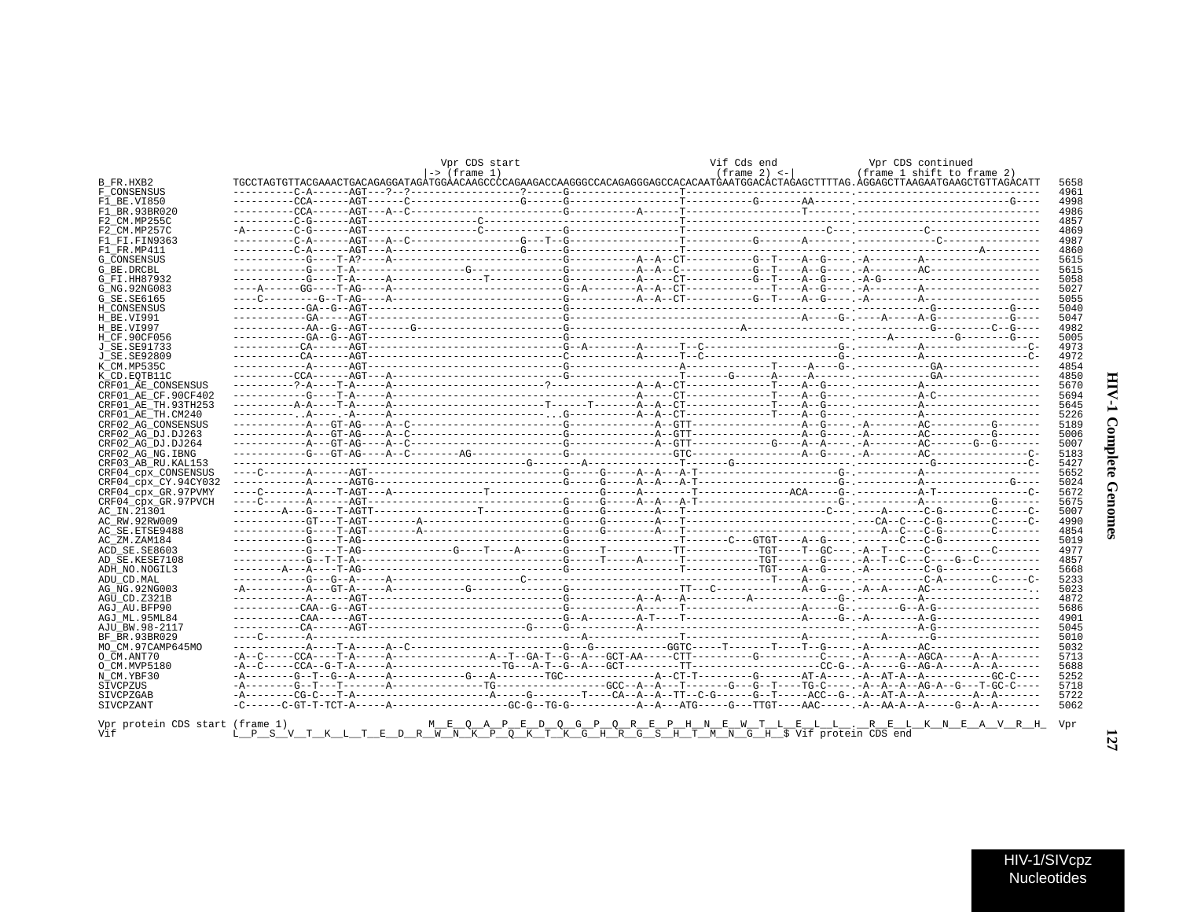```
                                          Vpr CDS start                              Vif Cds end            Vpr CDS continued
                                        |-> (frame 1)                                (frame 2) <-|         (frame 1 shift to frame 2)
B_FR.HXB2              TGCCTAGTGTTACGAAACTGACAGAGGATAGATGGAACAAGCCCCAGAAGACCAAGGGCCACAGAGGGAGCCACACAATGAATGGACACTAGAGCTTTTAG.AGGAGCTTAAGAATGAAGCTGTTAGACATT  5658
F_CONSENSUS            ----------C-A------AGT---?--?------------------?------G------------------T-------------------------------.-----------------------------  4961
F1_BE.VI850            ----------CCA------AGT------C------------------G------G------------------T-----------G-------AA------.--------------------------G----  4998
F1_BR.93BR020          ----------CCA------AGT---A--C------------------------G-----------A------T------------------T-------.-----------------------------  4986
F2_CM.MP255C           ----------C-G------AGT-----------------C-------------------------------T-------------------------------.-----------------------------  4857
F2_CM.MP257C           -A--------C-G------AGT-----------------C--------------G------------------T----------------------C---.--------C--------------------  4869
F1_FI.FIN9363          ----------C-A------AGT---A--C------------------G---T--G------------------T-----------G-------A-------.------------C----------------  4987
F1_FR.MP411            ----------C-A------AGT---A--C------------------G------G------------------T-------------------------------.--------------------A---------  4860
G_CONSENSUS            ------------G----T-A?----A----------------------------G-----------A--A--CT-----------G--T----A--G-----.-A--------A-------------------  5615
G_BE.DRCBL             ------------G----T-A-------------------G--------------G-----------A--A--C------------G--T----A--G-----.-A--------AC------------------  5615
G_FI.HH87932           ------------G----T-A-----A---------------T------------G-----------A-----CT-----------G--T----A--G-----.-A-G---------------------------  5058
G_NG.92NG083           ----A------GG----T-AG----A----------------------------G--A--------A--A--CT-----------T----A--G-----.-A--------A-------------------  5027
G_SE.SE6165            ----C---------G--T-AG----A----------------------------G-----------A--A--CT-----------G--T----A--G-----.-A--------A-------------------  5055
H_CONSENSUS            ------------GA--G--AGT--------------------------------G------------------------------------------------.---------------G-----------G----  5040
H_BE.VI991             ------------GA-----AGT--------------------------------G----------------------------------A--------G----A-----A-G------------G----  5047
H_BE.VI997             ------------AA--G--AGT-------G------------------------G---------------------------A----------------.---------------G---------C--G----  4982
H_CF.90CF056           ------------GA--G--AGT--------------------------------G----------------------------------------------.------A-----------G--------G----  5005
J_SE.SE91733           -----------CA------AGT--------------------------------G--A--------A------T--C---------------------G-.----------A-------------------C-  4973
J_SE.SE92809           -----------CA------AGT--------------------------------C-----------A------T--C---------------------G-.----------A-------------------C-  4972
K_CM.MP535C            ------------A------AGT--------------------------------G-----------------A--------------T-----A----G-.-----------GA----------------  4854
K_CD.EQTB11C           ----------CCA------AGT---A----------------------------G------------------T-------G------A------A------.-----------GA----------------  4850
CRF01_AE_CONSENSUS     ----------?-A----T-A-----A---------------------?------------------A--A--CT-------------T----A--G-----.----------A-------------------  5670
CRF01_AE_CF.90CF402    ------------G----T-A-----A----------------------------------------A--A--CT-------------T----A--G-----.----------A-C-----------------  5694
CRF01_AE_TH.93TH253    ----------A-A----T-A-----A--------------------T------T------------A--A--CT-------------T----A--G-----.----------A-------------------  5645
CRF01_AE_TH.CM240      -----------..A----.-A-----A--------------------...G-----------A--A--CT-------------T----A--G-----.----------A-------------------  5226
CRF02_AG_CONSENSUS     ------------A---GT-AG----A--C-------------------------G--------------A--GTT------------------A--G-----.-A--------AC----------G-------  5189
CRF02_AG_DJ.DJ263      ------------A---GT-AG----A--C-------------------------G--------------A--GTT------------------A--G-----.-A--------AC----------G-------  5006
CRF02_AG_DJ.DJ264      ------------A---GT-AG----A--C-------------------------G--------------A--GTT-----------G----A--A-----.-A--------AC-------G--G-------  5007
CRF02_AG_NG.IBNG       ------------G---GT-AG----A--C---------AG--------------G------------------GTC------------------A--G-----.-A--------AC------------------C-  5183
CRF03_AB_RU.KAL153     -------------------------------------------G---------A-------------------T-------G------------------.----------------G---------------C-  5427
CRF04_cpx_CONSENSUS    ---C-------A------AGT---------------------------------G-----G------A--A--A-T----------------------G-.----------A-------------------  5652
CRF04_cpx_CY.94CY032   ------------A------AGTG-------------------------------G-----G------A--A--A-T----------------------G-.----------A-----------------G----  5024
CRF04_cpx_GR.97PVMY    ----C-------A----T-AGT---A----------------T-----------G-----A--------T------------------ACA------G-.----------A-T------------------C-  5672
CRF04_cpx_GR.97PVCH    ----C-------A------AGT--------------------------------G-----G------A--A--A-T----------------------G-.----------A-------------G-------  5675
AC_IN.21301            --------A---G----T-AGTT-----------------T-------------G-----G-----------A---T-------------------C---.----A-------C-G---------C-----C-  5007
AC_RW.92RW009          ------------GT---T-AGT--------A-----------------------G-----G-----------A---T-------------------------.---CA--C---C-G---------C-----C-  4990
AC_SE.ETSE9488         ------------G----T-AGT--------A-----------------------G-----G-----------A---T-------------------------.----A--C---C-G---------C--------  4854
AC_ZM.ZAM184           ------------G----T-AG---------------------------------G------------------T-------C---GTGT----A--G-----.--------C---C-G------------------  5019
ACD_SE.SE8603          ------------G----T-AG-------------G-----T----A--------G-----T-----------TT-----------TGT----T--GC----.-A--T-------C------------C-------  4977
AD_SE.KESE7108         ------------G--T-T-A----------------------------------G-----T------A-------T-----------TGT-------G-----.-A--T--C---C----G--C-----------  4857
ADH_NO.NOGIL3          --------A---A----T-AG---------------------------------G------------------T-----------TGT----A--G-----.-A--------C-G------------------  5668
ADU_CD.MAL             ------------G---G--A-----A----------------------C------------------------------------T----A--------.-----------C-A---------C-----C-  5233
AG_NG.92NG003          -A----------A---GT-A-----A-------------G--------------G------------------TT---C---------------A--G-----.-A--A------AC-----------------..  5023
AGU_CD.Z321B           ------------A------AGT--------------------------------G-----------A--A---A-----------A--------------G-.----------A-------------------  4872
AGJ_AU.BFP90           -----------CAA--G--AGT--------------------------------G-----------A------T------------------A------G-.--------G--A-G-----------------  5686
AGJ_ML.95ML84          -----------CAA-----AGT--------------------------------G--A--------A-T----T------------------A------G-.-A--------A-G-----------------  4901
AJU_BW.98-2117         -----------CA------AGT--------------------------G-----G-----------A--------------------------------.-----------A-G-----------------  5045
BF_BR.93BR029          ----C-------A-------------------------------------------A------------------T---------------------A--------.----A-------G-----------------  5010
MO_CM.97CAMP645MO      ------------A----T-A-----A--C-------------------------G---G------------GGTC-----T-------T----T--G-----.-A--------AC------------------  5032
O_CM.ANT70             -A--C-----CCA-----T-A-----A-----------------A--T--GA-T--G--A---GCT-AA-----CTT----------G----------C----.-A-----A--AGCA-----A--A-------  5713
O_CM.MVP5180           -A--C-----CCA--G-T-A-----A-------------------TG---A-T--G--A---GCT-----------T---------------------CC-G-.-A-----G--AG-A-----A--A-------  5688
N_CM.YBF30             -A--------G--T--G--A-----A--------------G---A---------TGC---------------A--CT-T---------G-------AT-A----.-A--AT-A--A-----------GC-C----  5252
SIVCPZUS               -A--------G--T---T-------A----------------TG-------------------GCC--A--A---T-------G---G--T----TG-C----.-A--A--A--AG-A--G---T-GC-C----  5718
SIVCPZGAB              -A--------CG-C---T-A-----------------------A-----G--------T----CA--A--A--TT--C-G------G--T-----ACC--G-.-A--AT-A--A--------A--A-------  5722
SIVCPZANT              -C-------C-GT-T-TCT-A-----A-------------------GC-G--TG-G-----------A--A---ATG-----G---TTGT----AAC-----.-A--AA-A--A-----G--A--A-------  5062

Vpr protein CDS start (frame 1)                  M__E__Q__A__P__E__D__Q__G__P__Q__R__E__P__H__N__E__W__T__L__E__L__L__.__R__E__L__K__N__E__A__V__R__H_  Vpr
Vif                    L__P__S__V__T__K__L__T__E__D__R__W__N__K__P__Q__K__T__K__G__H__R__G__S__H__T__M__N__G__H__$ Vif protein CDS end
```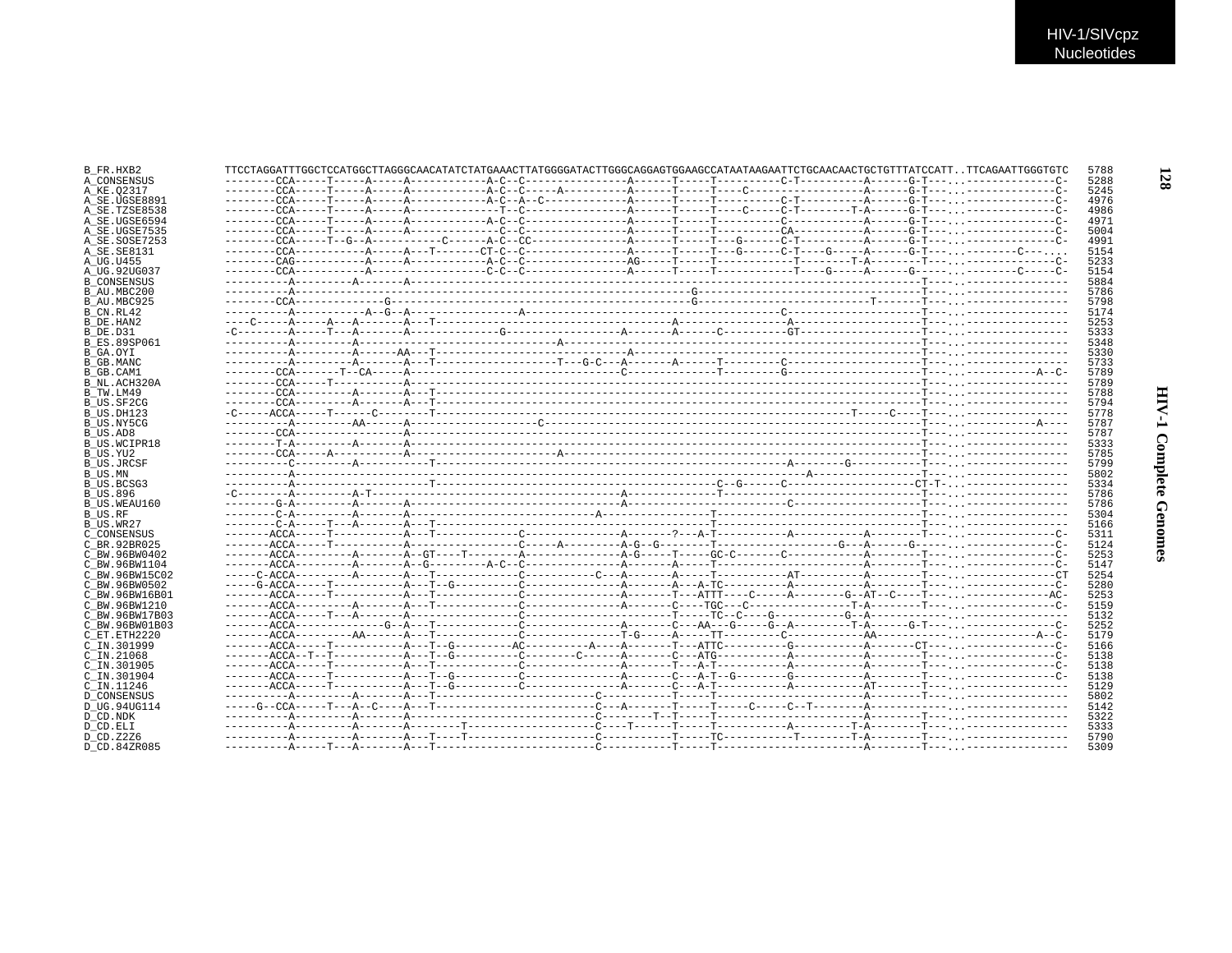```
B_FR.HXB2        TTCCTAGGATTTGGCTCCATGGCTTAGGGCAACATATCTATGAAACTTATGGGGATACTTGGGCAGGAGTGGAAGCCATAATAAGAATTCTGCAACAACTGCTGTTTATCCATT..TTCAGAATTGGGTGTC  5788
A_CONSENSUS      --------CCA-----T-----A-----A------------A-C--C---------------A------T-----T----------C-T----------A------G-T---...--------------C-  5288
A_KE.Q2317       --------CCA-----T-----A-----A------------A-C--C-----A---------A------T-----T----C-----------------A------G-T---...--------------C-  5245
A_SE.UGSE8891    --------CCA-----T-----A-----A------------A-C--A--C------------A------T-----T----------C-T----------A------G-T---...--------------C-  4976
A_SE.TZSE8538    --------CCA-----T-----A-----A-------------T--C---------------A------T-----T----C-----C-T--------T-A------G-T---...--------------C-  4986
A_SE.UGSE6594    --------CCA-----T-----A-----A------------A-C--C---------------A------T-----T----------C------------A------G-T---...--------------C-  4971
A_SE.UGSE7535    --------CCA-----T-----A-----A-------------C--C---------------A------T-----T----------CA-----------A------G-T---...--------------C-  5004
A_SE.SOSE7253    --------CCA-----T--G--A-----------C-----A-C--CC--------------A------T-----T---G-----C-T----------A------G-T---...--------------C-  4991
A_SE.SE8131      --------CCA-----------A-----A---T------CT-C--C---------------A------T-----T---G-----C-T----G-----A------G-T---...--------C---...  5154
A_UG.U455        --------CAG-----------A-----A------------A-C--C---------------AG-----T-----T-----------T--------T-A------T---...--------------C-  5233
A_UG.92UG037     --------CCA-----------A-----------------C-C--C---------------A------T-----T-----------T----G-----A------G-----...--------C-----C-  5154
B_CONSENSUS      ----------A---------A-------A---------------------------------------------------------------------------T---...----------------  5884
B_AU.MBC200      ----------A------------------------------------------------------G--------------------------------T---...----------------  5786
B_AU.MBC925      --------CCA-------------G-----------------------------------------G------------------------T-------T---...----------------  5798
B_CN.RL42        ----------A-----------A--G--A---------------A------------------------------C-------------------T---...----------------  5174
B_DE.HAN2        ----C-----A-----A---A-------A---T-------------------------------A------------A------------------T---...----------------  5253
B_DE.D31         -C--------A-----T-----A-----A-------------G-------------------A------A------C--------GT-------------T---...----------------  5333
B_ES.89SP061     ----------A---------A---------------------------A-------------------------------------------------T---...----------------  5348
B_GA.OYI         ----------A---------A------AA---T-----------------------------A-------------------------------------T---...----------------  5330
B_GB.MANC        ----------A---------A-------A---T------------------T---G-C---A-------A------T---------C--------------------T---...----------------  5733
B_GB.CAM1        --------CCA-------T--CA-----A-----------------------C-------------T--------G--------------------T---...-----------A--C-  5789
B_NL.ACH320A     --------CCA-----T-----------A----------------------------------------------------------------------T---...----------------  5789
B_TW.LM49        --------CCA---------A-------A---T---------------------------------------------------------------------T---...----------------  5788
B_US.SF2CG       --------CCA---------A-------A---T---------------------------------------------------------------------T---...----------------  5794
B_US.DH123       -C-----ACCA-----T------C--------T-------------------------------------------------------T-----C----T---...----------------  5778
B_US.NY5CG       ----------A---------AA------A-------------------C--------------------------------------------------T---...-----------A----  5787
B_US.AD8         --------CCA-----------------A----------------------------------------------------------------------T---...----------------  5787
B_US.WCIPR18     --------T-A---------A-------A----------------------------------------------------------------------T---...----------------  5333
B_US.YU2         --------CCA-----A-----------A----------------------A-------------------------------------------------T---...----------------  5785
B_US.JRCSF       ----------C---------A-----------T-------------------------------------------------A-------G----------T---...----------------  5799
B_US.MN          ----------A----------------------------------------------------------------------------A-----------------T---...----------------  5802
B_US.BCSG3       ----------A---------------------T--------------------------------------C--G------C-------------------CT-T-...----------------  5334
B_US.896         -C--------A---------A-T----------------------------A----------------T-----------------------------T---...----------------  5786
B_US.WEAU160     --------G-A---------A-------A-----------------------------A---------------------C-----------------T---...----------------  5786
B_US.RF          --------C-A---------A-------A---------------------------A-------------T-------------------------------T---...----------------  5304
B_US.WR27        --------C-A-----T---A-------A---T---------------------------------------T-------------------------------T---...----------------  5166
C_CONSENSUS      -------ACCA-----T-----------A---T------------C---------------A------?---A-T-----------A----------A--------T---...--------------C-  5311
C_BR.92BR025     -------ACCA-----T-----------A----------------C-----A----------A-G--G--------T-------------------G---A------G-----...--------------C-  5124
C_BW.96BW0402    -------ACCA---------A-------A--GT----T--------A--------------A-G-----T-----GC-C-------C------------A--------T---...--------------C-  5253
C_BW.96BW1104    -------ACCA---------A-------A--G---------A-C--C---------------A------A-----T-----------------------A--------T---...--------------C-  5147
C_BW.96BW15C02   -----C-ACCA---------A-------A---T------------C----------C---A------A-----T-----------AT----------A--------T---...---------------CT  5254
C_BW.96BW0502    -----G-ACCA-----T-----------A---T--G---------C---------------A------A---A-TC--------------A----------A--------T---...--------------C-  5280
C_BW.96BW16B01   ------ACCA-----T-----------A---T-------------C---------------A-------T---ATTT----C-----A--------G--AT--C----T---...--------------AC-  5253
C_BW.96BW1210    -------ACCA---------A-------A---T------------C---------------A-------C----TGC---C------------T-A--------T---...--------------C-  5159
C_BW.96BW17B03   -------ACCA-----T---A-------A----------------C------------------------T-----TC--C----G----------G--A------------...--------------C-  5132
C_BW.96BW01B03   -------ACCA------------G--A---T------------C---------------A-------C---AA---G-----G--A--------T-A------G-T---...--------------C-  5252
C_ET.ETH2220     -------ACCA---------AA------A---T------------C---------------T-G-----A-----TT---------C-----------AA------------...-----------A--C-  5179
C_IN.301999      -------ACCA-----T-----------A---T--G---------AC--------A---A-------T---ATTC---------G-----------A-------CT---...--------------C-  5166
C_IN.21068       -------ACCA--T--T-----------A---T--G---------C---------C------A-------C---ATG----------A----------A--------T---...--------------C-  5138
C_IN.301905      -------ACCA-----T-----------A---T------------C---------------A-------T---A-T-----------A----------A--------T---...--------------C-  5138
C_IN.301904      -------ACCA-----T-----------A---T--G---------C---------------A-------C---A-T--G-------G----------A--------T---...--------------C-  5138
C_IN.11246       -------ACCA-----T-----------A---T--G---------C---------------A-------C---A-T-----------A----------AT-------T---...----------------  5129
D_CONSENSUS      ----------A---------A-------A---T-----------------------C-----------T-----T----------------------A--------T---...----------------  5802
D_UG.94UG114     -----G--CCA-----T---A--C----A---T-----------------------C---A-------T-----T-----C-----C--T--------A------------...----------------  5142
D_CD.NDK         ----------A---------A-------A---------------------------C-------T--T-----T-----------------------A--------T---...----------------  5322
D_CD.ELI         ----------A---------A-------A---------T-----------------C----T------T-----T-----------A---------T-A--------T---...----------------  5333
D_CD.Z2Z6        ----------A---------A-------A---T----T------------------C-----------T-----TC-----------T--------T-A--------T---...----------------  5790
D_CD.84ZR085     ----------A-----T---A-------A---T-----------------------C-----------T-----T-----------------------A--------T---...----------------  5309
```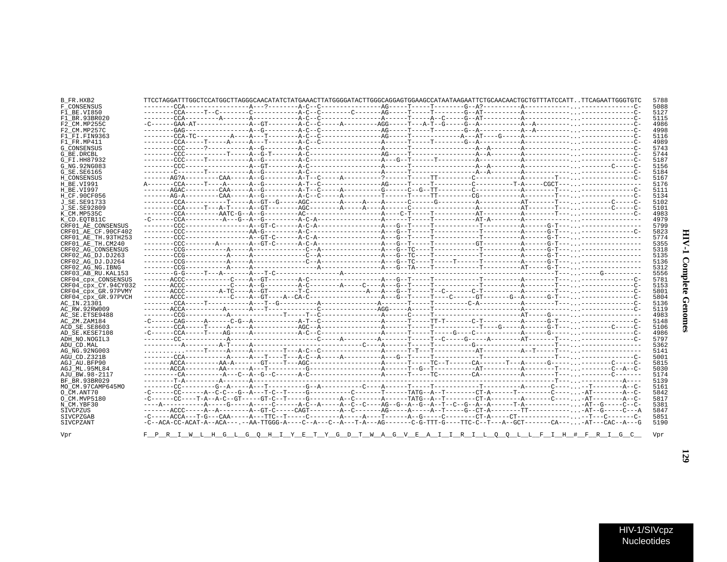```
B_FR.HXB2            TTCCTAGGATTTGGCTCCATGGCTTAGGGCAACATATCTATGAAACTTATGGGGATACTTGGGCAGGAGTGGAAGCCATAATAAGAATTCTGCAACAACTGCTGTTTATCCATT..TTCAGAATTGGGTGTC  5788
F_CONSENSUS          --------CCA-----------------A---?--------A-C--C---------------AG-----T-----T--------G--A?----------A------------...-------------C-  5088
F1_BE.VI850          --------CCA-----T--C--------C------------A-C--C--------C-------AG-----T-----T--------G--AT----------A------------...-------------C-  5127
F1_BR.93BR020        --------CCA---------A-------A------------A-C--C---------------A------T-----A--C-----G--AT----------A------------...-------------C-  5115
F2_CM.MP255C         -C------GAA-AT-------------A--GT--------A-C--C-----A---------AGG-----T---A-T--G-----G--A-----------A--A---------...-------------C-  4986
F2_CM.MP257C         --------GAG-----------------A--G---------A-C--C---------------AG-----T-----T--------G--A-----------A--A---------...-------------C-  4998
F1_FI.FIN9363        --------CCA-TC---------A----A---T--------A-C--C---------------AG-----T-----------A---AT----G-----A------------...-------------C-  5116
F1_FR.MP411          --------CCA-----T-----A-----A---T--------A-C--C---------------A------T-----T--------G--A-----------A------------...-------------C-  4989
G_CONSENSUS          --------CCC-----?-----------A--G---------A-C------------------A------T-----------------A--A--------A------------...-------------C-  5743
G_BE.DRCBL           --------CCC----------T------A--G-T-------A-C------------------AG-----T-----------------A--A--------A------------...-------------C-  5744
G_FI.HH87932         --------CCC-----T-----------A--G---------A-C------------------A---G--T------T----------A-----------A------------...-------------C-  5187
G_NG.92NG083         --------CCC-----------------A--GT--------A-C------------------A------T-----------------A--A--------A------------...--------C-----C-  5156
G_SE.SE6165          --------C-------T-----------A--G---------A-C------------------A------T-----------------A--A--------A------------...-------------C-  5184
H_CONSENSUS          -------AG?A---------CAA-----A--G---------A-T--C-----A----------?-----T-----TT----------C------------A--------T---...-------------C-  5167
H_BE.VI991           A-------CCA-----T----A------A--G---------A-T--C---------------AG-----T-----T-----------C-----------T-A------CGCT---...---------------  5176
H_BE.VI997           -------AGAC---------CAA-----A--G---------A-T--C-----A----------G-----C--G--TT---------C------------A--------T---...-------------C-  5111
H_CF.90CF056         -------AG-A---------CAA-----A--G---------A-C--C-----A----------T-----T-----TT---------CG-----------A--------T---...-------------C-  5134
J_SE.SE91733         --------CCA----------T------A--GT--G-----AGC--------A-----A----A------C------G---------A-----------AT-------T---...--------C-----C-  5102
J_SE.SE92809         --------CCA-----T---A-T-----A--GT--------AGC--------A-----A----A------C------------------A-----------AT-------T---...--------C-----C-  5101
K_CM.MP535C          --------CCA---------AATC-G--A--G---------AC-------------------A----C-T-----T-----------AT----------A--------T---...-------------C-  4983
K_CD.EQTB11C         -C------CCA-----------A---G--A--G---------A-C-A---------------A------T-----T-----------AT-A--------A------------...---------------  4979
CRF01_AE_CONSENSUS   --------CCC-----------------A--GT-C------A-C-A----------------A---G--T-----T-----------T-----------A------G-T---...---------------  5799
CRF01_AE_CF.90CF402  --------CCC-----------------AA-G---------A-C------------------A---G--T-----T-----------T-----------A------G-T---...-------------C-  5823
CRF01_AE_TH.93TH253  --------CCC-----------------A--GT-C------A-C-A----------------A---G--T-----T-----------T-----------A------G-T---...---------------  5774
CRF01_AE_TH.CM240    --------CCC--------A--------A--GT-C------A-C-A----------------A---G--T-----T-----------GT----------A------G-T---...---------------  5355
CRF02_AG_CONSENSUS   --------CCG----------A------A--------------C--A---------------A---G--TC----T-----------T-----------A------G-T---...---------------  5318
CRF02_AG_DJ.DJ263    --------CCG----------A------A--------------C--A---------------A---G--TC----T-----------T-----------A------G-T---...---------------  5135
CRF02_AG_DJ.DJ264    --------CCG----------A------A--------------C--A---------------A---G--TC----T-----T------T-----------A------G-T---...---------------  5136
CRF02_AG_NG.IBNG     --------CCG----------A------A-------------------A-------------A---G--TA----T-----------T-----------AT-----G-T---...---------------  5312
CRF03_AB_RU.KAL153   --------G-G-----T---A-------A---T-C------------------A----------------------------------------------------------T---...-----G---------  5556
CRF04_cpx_CONSENSUS  -------ACCC------------C----A--GT--------A-C-------------------A---G--T-----T-----------T-----------A--------T---...-------------C-  5781
CRF04_cpx_CY.94CY032 -------ACCC------------C----A--G---------A-C--------A-----C----A---G--T-----T-----------T-----------A--------T---...-------------C-  5153
CRF04_cpx_GR.97PVMY  -------ACCC----------A-TC---A--GT--------T-C---------------A---A---G--T-----T--C-------C-T---------A--------T---...-------------C-  5801
CRF04_cpx_GR.97PVCH  -------ACCC------------C----A--GT----A--CA-C-----------------A---G--T-----T----C-------GT-------G--A------G-T---...-------------C-  5804
AC_IN.21301          --------CCA-----T-----------A---T--G----------A---------------A------T-----T----------C-A-----------A--------T---...-------------C-  5136
AC_RW.92RW009        -------ACCA-----------A-----A---T----------------C------------AGG-----A-----T--------------------------A------------...-------------C-  5119
AC_SE.ETSE9488       --------CCG-----------A------------T-----T--C---------------A------C-----T-----------------------AT-----G-----...---------------  4983
AC_ZM.ZAM184         -C------CAG-----A------C-G--A------------A-T--C---------------A------T-----TT-T-------C-T-----------A------G-T---...-------------C-  5148
ACD_SE.SE8603        --------CCA-----T-----A-----A------------AGC--A---------------A------T-----T-------------T-----G-----A------G-T---...--------C-----C-  5106
AD_SE.KESE7108       -C------CCA-----T----AG-----A------------A-C--C---------------A------T-----T-----G-----C-----------A------G-----...-------------C-  4986
ADH_NO.NOGIL3        --------CC------------A---------------------------C-----A-----A------T-----T--C-----G-----A---------AT-------T---...-------------C-  5797
ADU_CD.MAL           ----------A---------A-T-----A----------------------------C----A------T-----T---------G---------------------------T---...---------------  5362
AG_NG.92NG003        ..........-----T-----A------A--------T---A-C--C---------------A------T-T---T-----------AT----------A--T------T---...---------------  5141
AGU_CD.Z321B         --------CCA----------A------A---T----T---A-C--A-----A----------A---G--T-----T-----------T-------------------T---...-------------C-  5001
AGJ_AU.BFP90         -------ACCA---------AA-A-------GT----T---AGC------------------A------T-----TC--T------CA-------T--A------G-----...--------C-----C-  5815
AGJ_ML.95ML84        -------ACCA---------AA------A---T----------G------------------A------T--G--T-----------AT----------A--------T---...--------C--A--C-  5030
AJU_BW.98-2117       ---------CA----------A---C--A--G--C------A-C------------------A------T-----TC----------CA----------A--------T---...--------C-------  5174
BF_BR.93BR029        --------T-A---------A-------A-------------------------------------------------------------------------------------T---...-----------A----  5139
MO_CM.97CAMP645MO    --------CC---------G--A-----A---T----------G--A---------------C----A------T-----T-----------T----------A--------C-----...--T--------A--C-  5161
O_CM.ANT70           -C------CC------A--C-C---G--A---T-C--T-----G-----------C-------T------TATG--A--T---------CT-A-------T---------C-----...-AT--------A--C-  5842
O_CM.MVP5180         -C------CC----T-A--A-C--GT-----GT-C--T-----G--------A--C-------A------TATG--A--T---------CT-A--------A-------C-----...-AT--------A--C-  5817
N_CM.YBF30           ----A-----------A-----G-----A------C------A-C--A-----A--C--C----AG--G--A--G--A--T--C--G--A--A------T-A--------------...-AT--G-----C--C-  5381
SIVCPZUS             -------ACCC-----A--A--------A--GT-C-----CAGT--------A--C-------AG-----A-----A--T-----G--CT-A--------TT-----------...-AT--G-----C---A  5847
SIVCPZGAB            -C-----ACCA---T-G---CAA-----A---TTC--T-----C--------A-----A----T------A--G-----C---------CT-A-----CT--------------...--T---C-------C-  5851
SIVCPZANT            -C--ACA-CC-ACAT-A--ACA----.--AA-TTGGG-A----C--A---C--A---T-A---AG-------C-G-TTT-G----TTC-C--T---A--GCT-------CA----..-AT---CAC--A---G  5190

Vpr                  F__P__R__I__W__L__H__G__L__G__Q__H__I__Y__E__T__Y__G__D__T__W__A__G__V__E__A__I__I__R__I__L__Q__Q__L__L__F__I__H__#__F__R__I__G__C__   Vpr
```

HIV-1/SIVcpz Nucleotides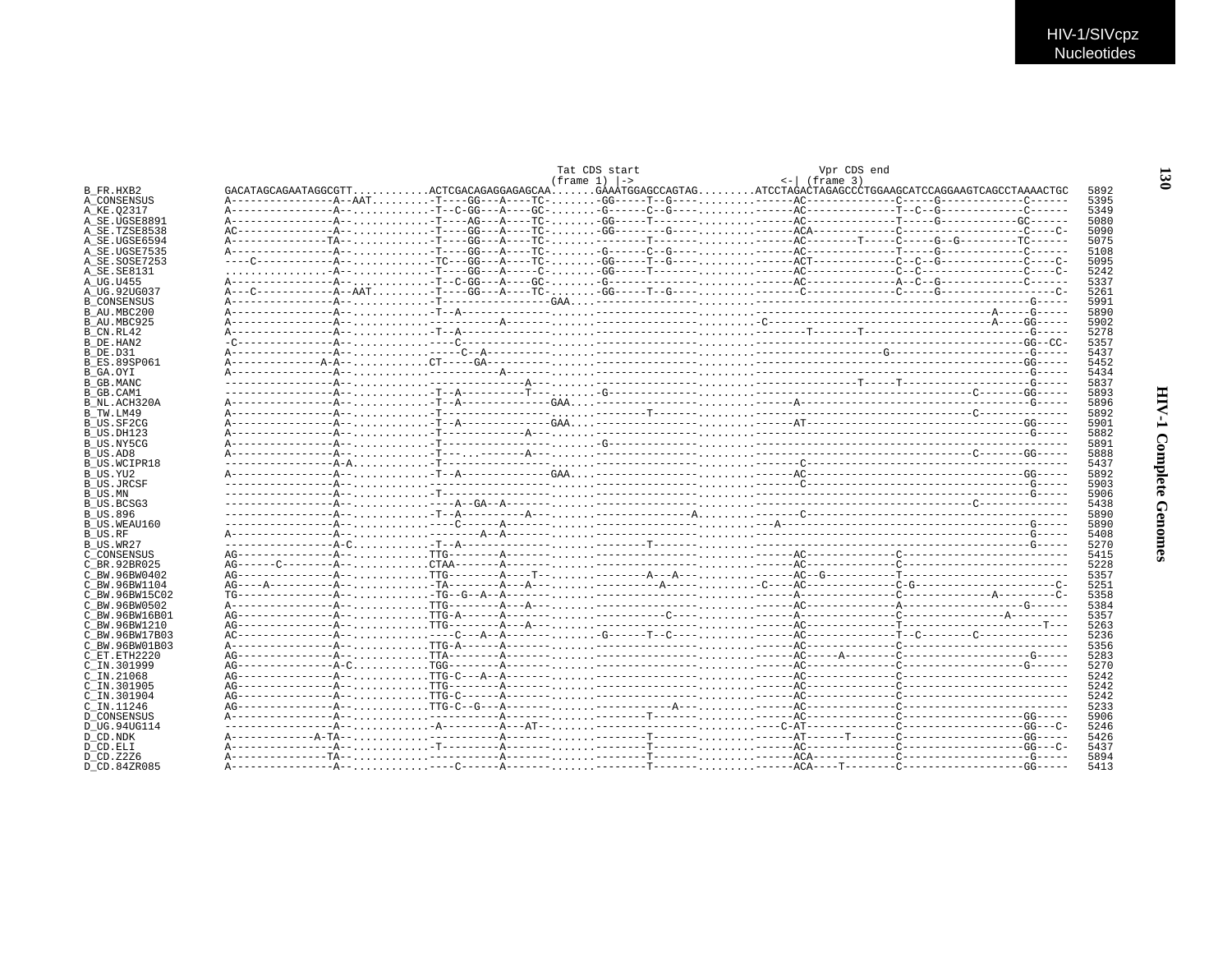```
                                                            Tat CDS start                     Vpr CDS end
                                                          (frame 1) |->                    <-| (frame 3)
B_FR.HXB2         GACATAGCAGAATAGGCGTT...........ACTCGACAGAGGAGAGCAA......GAAATGGAGCCAGTAG........ATCCTAGACTAGAGCCCTGGAAGCATCCAGGAAGTCAGCCTAAAACTGC   5892
A_CONSENSUS       A----------------A--AAT.........-T----GG---A----TC-.......-GG-----T--G----........------AC--------------C-----G-------------C------   5395
A_KE.Q2317        A----------------A--............-T--C-GG---A----GC-.......-G------C--G----........------AC--------------T--C--G-------------C------   5349
A_SE.UGSE8891     A----------------A--............-T----AG---A----TC-.......-GG-----T-------........------AC--------------T-----G-----------GC------   5080
A_SE.TZSE8538     AC---------------A--............-T----GG---A----TC-.......-GG--------G----........------ACA-------------C-------------------C----C-   5090
A_SE.UGSE6594     A--------------TA--.............-T----GG---A----TC-.......---------T------........------AC--------T-----C-----G--G----------TC------   5075
A_SE.UGSE7535     A----------------A--............-T----GG---A----TC-.......-G------C--G----........------AC--------------T-----G-------------C------   5108
A_SE.SOSE7253     ----C------------A--............-TC---GG---A----TC-.......-GG-----T--G----........------ACT-------------C--C--G-------------C----C-   5095
A_SE.SE8131       ................-A--............-T----GG---A-----C-.......-GG-----T-------........------AC--------------C--C----------------C----C-   5242
A_UG.U455         A----------------A--............-T--C-GG---A----GC-.......-G--------------........------AC--------------A--C--G-------------C------   5337
A_UG.92UG037      A---C------------A--AAT.........-T----GG---A----TC-.......-GG-----T--G----........-------C--------------C-----G------------------C-   5261
B_CONSENSUS       A----------------A--............-T----------------GAA.....----------------........----------------------------------------------G-----   5991
B_AU.MBC200       A----------------A--............-T--A------------.........----------------........------------------------------------A-----G-----   5890
B_AU.MBC925       A----------------A--............------------A-------......----------------........-C-------------------------------------A----GG-----   5902
B_CN.RL42         A----------------A--............-T--A-------------........----------------........-----------T-------T-------------------------G-----   5278
B_DE.HAN2         -C---------------A--............----C-------------........----------------........------------------------------------------------GG--CC-   5357
B_DE.D31          A----------------A--............----C--A----------........----------------........--------------------G-------------------------G-----   5437
B_ES.89SP061      A--------------A-A--............CT-----GA---------........----------------........-----------------------------------------------GG-----   5452
B_GA.OYI          A----------------A--............------------A-----........----------------........------------------------------------------------G-----   5434
B_GB.MANC         -----------------A--............--------------A---........----------------........---------------------T-----T--------------------G-----   5837
B_GB.CAM1         -----------------A--............-T--A---------T---.......-G--------------........----------------------------------C--------GG-----   5893
B_NL.ACH320A      A----------------A--............-T--A-------------GAA.....----------------........------A------------------------------------------G-----   5896
B_TW.LM49         A----------------A--............-T----------------........--------T-------........-----------------------------------C--------------   5892
B_US.SF2CG        A----------------A--............-T--A-------------GAA.....----------------........------AT------------------------------------------GG-----   5901
B_US.DH123        A----------------A--............-T------------A---........----------------........-----------------------------------------------G-----   5882
B_US.NY5CG        A----------------A--............-T----------------........-G--------------........-------------------------------------------------------   5891
B_US.AD8          A----------------A--............-T----.-------A---........----------------........----------------------------------C--------GG-----   5888
B_US.WCIPR18      -----------------A-A............-T----------------........----------------........-------C----------------------------------------------   5437
B_US.YU2          A----------------A--............-T--A-------------GAA.....----------------........------AC-------------------------------------GG-----   5892
B_US.JRCSF        -----------------A--............------------------........----------------........-------C-----------------------------------------G-----   5903
B_US.MN           -----------------A--............-T----------------........----------------........--------------------------------------------------G-----   5906
B_US.BCSG3        -----------------A--............----A--GA--A------........----------------........----------------------------------C--------------   5438
B_US.896          -----------------A--............-T--A----------A--........-------------A..........-------C----------------------------------------------   5890
B_US.WEAU160      -----------------A--............----C------A------........----------------........---A-----------------------------------------------G-----   5890
B_US.RF           A----------------A--............--------A--A------........----------------........--------------------------------------------------G-----   5408
B_US.WR27         -----------------A-C............-T--A-------------........--------T-------........--------------------------------------------------G-----   5270
C_CONSENSUS       AG---------------A--............TTG-------A-------........----------------........------AC--------------C------------------------------   5415
C_BR.92BR025      AG------C--------A--............CTAA------A-------........----------------........------AC--------------C------------------------------   5228
C_BW.96BW0402     AG---------------A--............TTG-------A----T--........--------A---A---........------AC--G-----------T------------------------------   5357
C_BW.96BW1104     AG----A----------A--............-TA-------A---A---........---------A------........-C----AC--------------C-G---------------------------C-   5251
C_BW.96BW15C02    TG---------------A--............-TG--G--A--A------........----------------........------A---------------C---------------A---------C-   5358
C_BW.96BW0502     A----------------A--............TTG-------A---A---........----------------........------AC--------------A-------------------G------   5384
C_BW.96BW16B01    AG---------------A--............TTG-A------A------........-----------C----........------A---------------C-----------------A---------   5357
C_BW.96BW1210     AG---------------A--............TTG-------A---A---........----------------........------AC--------------T----------------------T---   5263
C_BW.96BW17B03    AC---------------A--............----C---A--A------........-G------T--C----........------AC--------------T--C--------C--------------   5236
C_BW.96BW01B03    A----------------A--............TTG-A------A------........----------------........------AC--------------C------------------------------   5356
C_ET.ETH2220      AG---------------A--............TTA-------A-------........----------------........------AC------A-------C-------------------G-----   5283
C_IN.301999       AG---------------A-C............TGG-------A-------........----------------........------AC--------------C-------------------G------   5270
C_IN.21068        AG---------------A--............TTG-C---A--A------........----------------........------AC--------------C------------------------------   5242
C_IN.301905       AG---------------A--............TTG-------A-------........----------------........------AC--------------C------------------------------   5242
C_IN.301904       AG---------------A--............TTG-C-----A-------........----------------........------AC--------------C------------------------------   5242
C_IN.11246        AG---------------A--............TTG-C--G---A------........------------A---........------AC--------------C------------------------------   5233
D_CONSENSUS       A----------------A--............----------A-------........--------T-------........------AC--------------C-------------------GG-----   5906
D_UG.94UG114      -----------------A--............-A---------A---AT-........----------------........----C-AT--------------C-------------------GG---C-   5246
D_CD.NDK          A-------------A-TA--............----------A-------........--------T-------........------AT------T-------C-------------------GG-----   5426
D_CD.ELI          A----------------A--............-T--------A-------........--------T-------........------AC--------------C-------------------GG---C-   5437
D_CD.Z2Z6         A---------------TA--............----------A-------........--------T-------........------ACA-------------C--------------------G-----   5894
D_CD.84ZR085      A----------------A--............----C------A------........--------T-------........------ACA----T--------C-------------------GG-----   5413
```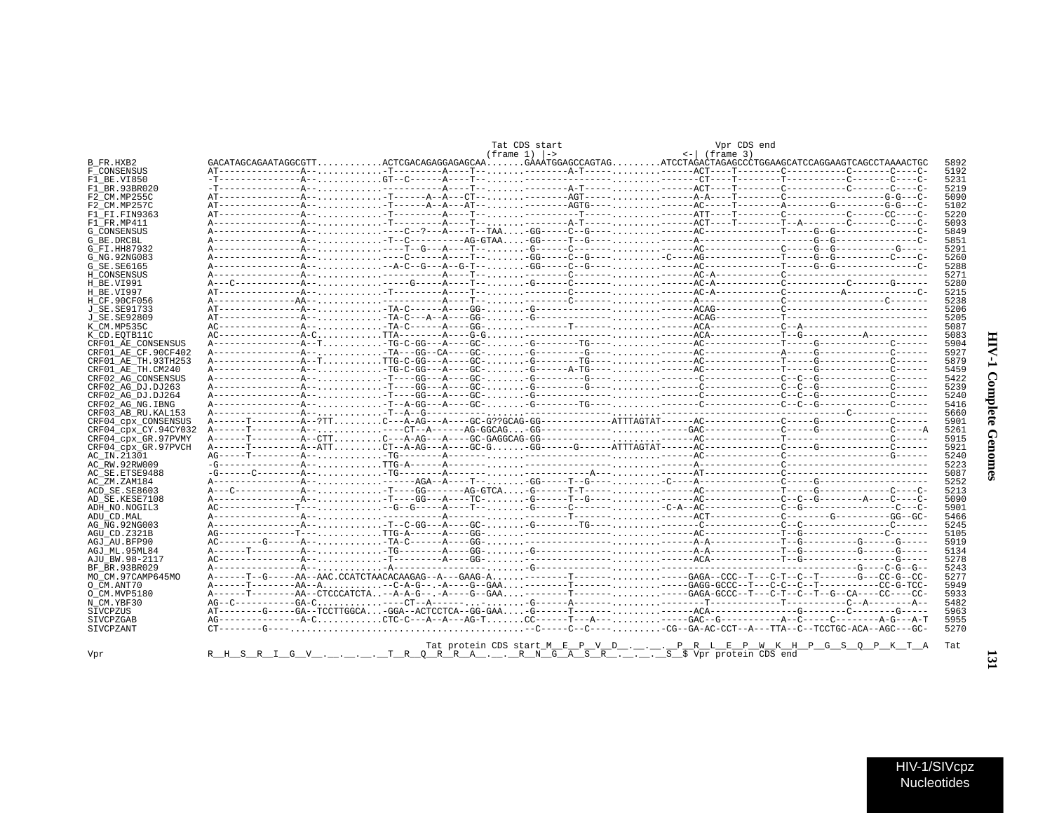```
                                                                   Tat CDS start                      Vpr CDS end
                                                                  (frame 1) |->                    <-| (frame 3)
B_FR.HXB2             GACATAGCAGAATAGGCGTT...........ACTCGACAGAGGAGAGCAA.......GAAATGGAGCCAGTAG.........ATCCTAGACTAGAGCCCTGGAAGCATCCAGGAAGTCAGCCTAAAACTGC  5892
F_CONSENSUS           AT---------------A--...........-T---------A----T--.......--------A-T-----.........------ACT----T--------C-----------C-------C----C-  5192
F1_BE.VI850           -T---------------A--...........GT--C------A----T--.......----------------.........------CT----T--------T-----------C-------C----C-  5231
F1_BR.93BR020         -T---------------A--...........-----------A----T--.......--------A-T-----.........------ACT----T--------C-----------C-------C----C-  5219
F2_CM.MP255C          AT---------------A--...........-T------A--A---CT--.......--------AGT-----.........------A-A----T--------C-----------------G-G---C-  5090
F2_CM.MP257C          AT---------------A--...........-T------A--A---AT--.......--------AGTG----.........------AC-----T--------A--------G-------G-G---C-  5102
F1_FI.FIN9363         AT---------------A--...........-T---------A----T--.......--------T-------.........------ATT----T--------C-----------C------CC----C-  5220
F1_FR.MP411           A----------------A--...........-T---------A----T--.......--------A-T-----.........------ACT----T--------T--A--------C-------C----C-  5093
G_CONSENSUS           A----------------A--...........----C--?---A----T--TAA....-GG-----C--G----.........------AC-------------T-----G--G---------------C-  5849
G_BE.DRCBL            A----------------A--...........-T--C----------AG-GTAA....-GG-----T--G----.........------A-----------------G--G---------------C-  5851
G_FI.HH87932          A----------------A--...........----T--G---A----T--.......-G------C-------.........------AC-------------C-----G--G-----------G-----  5291
G_NG.92NG083          A----------------A--...........-----------A----T--.......-GG-----C--G----.........-C----AG-------------T-----G--G----------C----C-  5260
G_SE.SE6165           A----------------A--...........-A-C--G---A--G-T--.......-GG-----C--G----.........------AC-------------T-----G--G---------------C-  5288
H_CONSENSUS           A----------------A--...........-----------A----T--.......--------C-------.........------AC-A-----------C------------------------  5271
H_BE.VI991            A---C------------A--...........----G------A----T--.......-G------C-------.........------AC-A-----------C-----------C-------G------  5280
H_BE.VI997            AT---------------A--...........-T---------A----T--.......--------C-------.........------AC-A-----------C----------A-------------C-  5215
H_CF.90CF056          A---------------AA--...........-----------A----T--.......--------C-------.........------A--------------C------------------C-------  5238
J_SE.SE91733          AT---------------A--...........-TA-C------A----GG-.......-G--------------.........------ACAG-----------C-------------------------  5206
J_SE.SE92809          AT---------------A--...........-TA-C---A--A----GG-.......-G--------------.........------ACAG-----------T-------------------------  5205
K_CM.MP535C           AC---------------A--...........-TA-C------A----GG-.......--------T-------.........------ACA------------C--A-----------------------  5087
K_CD.EQTB11C          AC---------------A-C...........TTA--------A----G-G.......----------------.........------ACA------------T--G------------A----------  5083
CRF01_AE_CONSENSUS    A----------------A--T..........-TG-C-GG---A----GC-.......-G--------TG----.........------AC-------------T-----G-------------C------  5904
CRF01_AE_CF.90CF402   A----------------A--...........-TA---GG--CA----GC-.......-G--------------.........------AC-------------A-----G-------------C------  5927
CRF01_AE_TH.93TH253   A----------------A--T..........TTG-C-GG---A----GC-.......-G--------TG----.........------AC-------------T-----G-------------C------  5879
CRF01_AE_TH.CM240     A----------------A--...........-TG-C-GG---A----GC-.......-G------A-TG----.........------AC-------------T-----G-------------C------  5459
CRF02_AG_CONSENSUS    A----------------A--...........-T----GG---A----GC-.......-G---------G----.........------C--------------C--C--G-------------C------  5422
CRF02_AG_DJ.DJ263     A----------------A--...........-T----GG---A----GC-.......-G---------G----.........------C--------------C--C--G-------------C------  5239
CRF02_AG_DJ.DJ264     A----------------A--...........-T----GG---A----GC-.......-G--------------.........------C--------------C--C--G-------------C------  5240
CRF02_AG_NG.IBNG      A----------------A--...........-T--A-GG---A----GC-.......-G--------TG----.........------C--------------C--C--G-------------C------  5416
CRF03_AB_RU.KAL153    A----------------A--...........-T--A--G-----------.......----------------.........--------------------------------------C--------  5660
CRF04_cpx_CONSENSUS   A------T---------A--?TT........C---A-AG---A----GC-G??GCAG-GG------------ATTTAGTAT------AC-------------C-----G-------------C------  5901
CRF04_cpx_CY.94CY032  A------T---------A--...........------CT--A------AG-GGCAG...-GG--------------.........----GAC-------------C-----G-------------C-----A  5261
CRF04_cpx_GR.97PVMY   A------T---------A--CTT........C---A-AG---A----GC-GAGGCAG-GG--------------.........------AC-------------T-------------------C------  5915
CRF04_cpx_GR.97PVCH   A------T---------A--ATT........CT--A-AG---A----GC-G......-GG------G------ATTTAGTAT------AC-------------C-----G-------------C------  5921
AC_IN.21301           AG-----T---------A--...........-TG--------A-------.......----------------.........------AC-------------C------------------G------  5240
AC_RW.92RW009         -G---------------A--...........TTG-A------A-------.......----------------.........------A--------------C-------------------------  5223
AC_SE.ETSE9488        -G------C--------A--...........-TG--------A-------.......------------A---.........------AT-------------C-------------------------  5087
AC_ZM.ZAM184          A----------------A--...........-----AGA---A----T--.......-GG-----T--G----.........-C----A--------------C-----G-------------------  5252
ACD_SE.SE8603         A---C------------A--...........-T----GG------AG-GTCA....-G------T-T------.........------AC-------------T-----G-------------C----C-  5213
AD_SE.KESE7108        A----------------A--...........-T----GG---A----TC-.......-G------T--G----.........------AC-------------C--C--G---------A----C----C-  5090
ADH_NO.NOGIL3         AC---------------T--...........--G--G-----A----T--.......-G------C-------.........-C-A--AC-------------C--G-----------------C----C-  5901
ADU_CD.MAL            A----------------A--...........-----------A-------.......--------T-------.........------ACT------------C-------G-----------GG--GC-  5466
AG_NG.92NG003         A----------------A--...........-T--C-GG---A----GC-.......-G---------TG----.........------C--------------C--C--------------C-------  5245
AGU_CD.Z321B          AG---------------T--...........TTG-A------A----GG-.......----------------.........------AC-------------T--G----------------C------  5105
AGJ_AU.BFP90          AC--------G------A--...........-TA-C------A----GG-.......----------------.........------A-A------------T--G----------G-------G-----  5919
AGJ_ML.95ML84         A------T---------A--...........-TG--------A----GG-.......-G--------------.........------A-A------------T--G----------G-------G-----  5134
AJU_BW.98-2117        AC---------------A--...........-T---------A----GG-.......----------------.........------ACA------------T--G------------------G-----  5278
BF_BR.93BR029         A----------------A--...........-A-----------------.......-G--------------.........------------------------------------G----C-G--G--  5243
MO_CM.97CAMP645MO     A------T--G------AA--AAC.CCATCTAACACAAGAG--A---GAAG-A......--------T-------.........----GAGA--CCC--T---C-T--C--T-------G---CC-G--CC-  5277
O_CM.ANT70            A------T---------AA--A............-C-A-G--.-A----G--GAA....--------T-------.........----GAGG-GCCC--T---C-C--C--T-----------CC-G-TCC-  5949
O_CM.MVP5180          A------T---------AA--CTCCCATCTA..--A-A-G--.-A----G--GAA....--------T-------.........----GAGA-GCCC--T---C-T--C--T--G--CA----CC----CC-  5933
N_CM.YBF30            AG--C------------GA-C..............---CT--A------..--......-G------A-------.........--------T-------------T-----------C--A--------A--  5482
SIVCPZUS              AT--------G------GA--TCCTTGGCA...-GGA--ACTCCTCA--GG-GAA....-G------T-------.........------ACA----------------G--------C--------G-----  5963
SIVCPZGAB             AG---------------A-C...........CTC-C---A--A---AG-T.......CC------T---A---.........----GAC--G-----------A--C-----C--------A-G---A-T  5955
SIVCPZANT             CT--------G----............................................--C-----C--C---.........-CG--GA-AC-CCT--A---TTA--C--TCCTGC-ACA--AGC--GC-  5270

                                                            Tat protein CDS start_M__E__P__V__D__.__.__.__P__R__L__E__P__W__K__H__P__G__S__Q__P__K__T__A   Tat
Vpr                   R__H__S__R__I__G__V__.__.__.__.__T__R__Q__R__R__A__.__.__R__N__G__A__S__R__.__.__.__S__$ Vpr protein CDS end
```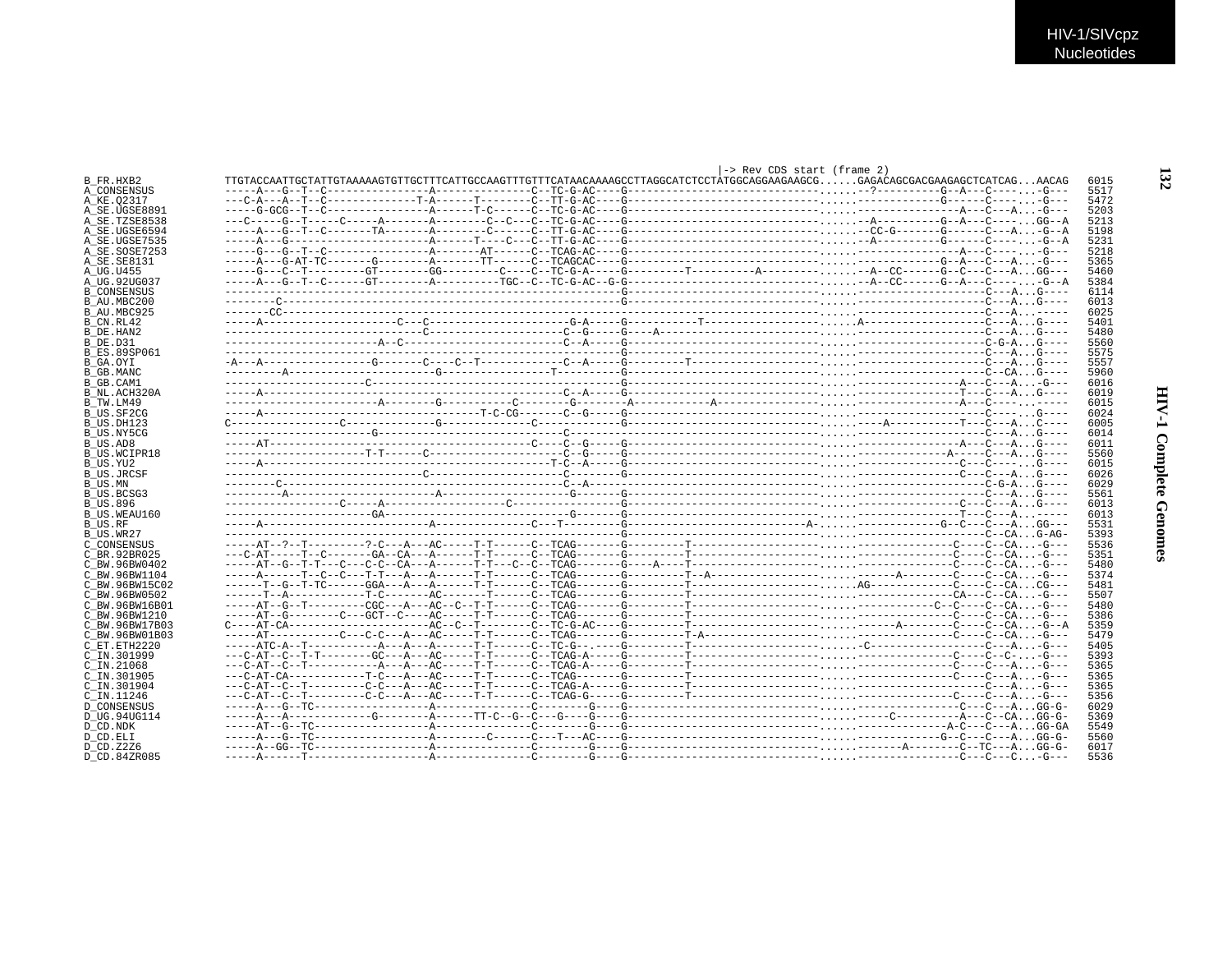```
                                                                                                         |-> Rev CDS start (frame 2)
B_FR.HXB2        TTGTACCAATTGCTATTGTAAAAAGTGTTGCTTTCATTGCCAAGTTTGTTTCATAACAAAAGCCTTAGGCATCTCCTATGGCAGGAAGAAGCG......GAGACAGCGACGAAGAGCTCATCAG...AACAG  6015
A_CONSENSUS      -----A---G--T--C---------------A---------------C--TC-G-AC----G------------------------------......--?----------G--A---C----....-G---  5517
A_KE.Q2317       ---C-A---A--T--C--------------T-A------T--------C--TT-G-AC----G------------------------------......-------------G------C----....-G---  5472
A_SE.UGSE8891    -----G-GCG--T--C---------------A------T-C------C--TC-G-AC----G------------------------------......----------------A---C---A....-G---  5203
A_SE.TZSE8538    ---C-----G--T-----C-----A-------A--------C--C---C--TC-G-AC----G------------------------------......--A----------G--A---C----....GG--A  5213
A_SE.UGSE6594    -----A---G--T--C-------TA-------A--------C------C--TT-G-AC----G------------------------------......--CC-G-------G------C---A....-G--A  5198
A_SE.UGSE7535    -----A---G----------------------A------T----C---C--TT-G-AC----G------------------------------......--A----------G------C----....-G--A  5231
A_SE.SOSE7253    -----G---G--T--C---------------A-------AT------C--TCAG-AC----G------------------------------......----------------A---C----....-G---  5218
A_SE.SE8131      -----A---G-AT-TC--------G--------A-------TT------C--TCAGCAC----G------------------------------......-------------G--A---C---A....-G---  5365
A_UG.U455        -----G---C--T---------GT--------GG---------C----C--TC-G-A-----G---------T----------A----------......--A--CC------G--C---C---A....GG---  5460
A_UG.92UG037     -----A---G--T--C------GT--------A----------TGC--C--TC-G-AC--G-G------------------------------......--A--CC------G--A---C----....-G--A  5384
B_CONSENSUS      -------------------------------------------------------------G------------------------------......--------------------C---A....G----  6114
B_AU.MBC200      --------C----------------------------------------------------G------------------------------......--------------------C---A....G----  6013
B_AU.MBC925      -------CC----------------------------------------------------G------------------------------......--------------------C---A.......--  6025
B_CN.RL42        -----A-------------------C---C----------------------G-A-----G------------T------------------......A-------------------C---A....G----  5401
B_DE.HAN2        -----------------------------C----------------------C--G-----G----A--------------------------......--------------------C---A....G----  5480
B_DE.D31         -----------------------A--C-------------------------C--A-----G------------------------------......--------------------C-G-A....G----  5560
B_ES.89SP061     -------------------------------------------------------------G------------------------------......--------------------C---A....G----  5575
B_GA.OYI         -A---A------------------G--------C-----C--T-------------C--A-----G---------T------------------......--------------------C---A....G----  5557
B_GB.MANC        ---------A-------------------------G-----------------T----------G------------------------------......--------------------C--CA....G----  5960
B_GB.CAM1        ----------------------C--------------------------------------G------------------------------......----------------A---C---A....-G---  6016
B_NL.ACH320A     -----A----------------------------------------------C--A-----G------------------------------......----------------T---C---A....G----  6019
B_TW.LM49        -----------------------A---------G-----------C-----------G--------A------------A----------------......----------------A---C----..------  6015
B_US.SF2CG       -----A-----------------------------------T-C-CG--------C--G-----G------------------------------......--------------------C-------G----  6024
B_US.DH123       C-----------------C----------------G--------------C------------G------------------------------......----A-----------T---C---A....C----  6005
B_US.NY5CG       -----------------------G-----------------------------C----------------------------------------......--------------------C---A....G----  6014
B_US.AD8         -----AT---------------------------------------------C----C--G-----G------------------------------......----------------A---C---A....G----  6011
B_US.WCIPR18     ----------------------T-T-------C--------------------C--G-----G------------------------------......--------------A-----C---A....G----  5560
B_US.YU2         -----A-----------------------------------------------T-C--A-----G------------------------------......----------------C---C-----..G----  6015
B_US.JRCSF       -------------------------------C--------------------C---------G------------------------------......----------------C---C---A....G----  6026
B_US.MN          --------C--------------------------------------------C--A-----------------------------------------......--------------------C-G-A....G----  6029
B_US.BCSG3       ---------A------------------------A------------------G--------G------------------------------......--------------------C---A....G----  5561
B_US.896         -----------------C-----A------------------C--------------------G------------------------------......----------------C---C---A....G----  6013
B_US.WEAU160     -----------------------GA----------------------------G--------G------------------------------......----------------T---C---A..-----  6013
B_US.RF          -----A---------------------------A-----------------C---T--------G-----------------------------A-......-------------G--C---C---A....GG---  5531
B_US.WR27        -------------------------------------------------------------G------------------------------......--------------------C--CA....G-AG-  5393
C_CONSENSUS      -----AT--?--T---------?-C---A---AC-----T-T------C--TCAG--------G---------T------------------......----------------C----C--CA....-G---  5536
C_BR.92BR025     ---C-AT-----T--C-------GA--CA---A------T-T------C--TCAG--------G---------T------------------......----------------C----C--CA....-G---  5351
C_BW.96BW0402    -----AT--G--T-T---C---C-C--CA---A------T-T---C--C--TCAG--------G----A----T------------------......----------------C----C--CA....-G---  5480
C_BW.96BW1104    -----A-------T--C--C---T-T---A---A------T-T------C--TCAG--------G---------T--A---------------......------A----------C----C--CA....-G---  5374
C_BW.96BW15C02   ------T--G--T-TC------GGA---A---A------T-T------C--TCAG--------G---------T------------------......AG--------------C----C--CA....CG---  5481
C_BW.96BW0502    ------T--A------------T-C--------AC-------T------C--TCAG--------G---------T------------------......--------------CA---C--CA....-G---  5507
C_BW.96BW16B01   -----AT--G--T---------CGC---A---AC--C--T-T------C--TCAG--------G---------T------------------......------------C--C----C--CA....-G---  5480
C_BW.96BW1210    -----AT--G--------C---GCT--C----AC-----T-T------C--TCAG--------G---------T------------------......----------------C----C--CA....-G---  5386
C_BW.96BW17B03   C----AT-CA----------------------AC--C--T--------C--TC-G-AC----G---------T------------------......------A--------C----C--CA....-G--A  5359
C_BW.96BW01B03   -----AT-----------C---C-C---A---AC-----T-T------C--TCAG--------G---------T-A----------------......----------------C----C--CA....-G---  5479
C_ET.ETH2220     -----ATC-A--T-----------A---A---A------T-T------C--TC-G--.----G---------T------------------......-C-----------------C---A....-G---  5405
C_IN.301999      ---C-AT--C--T-T---------GC---A---AC-----T-T------C--TCAG-A-----G---------T------------------......----------------C----C--C-...-G---  5393
C_IN.21068       ---C-AT--C--T-----------A---A---AC-----T-T------C--TCAG-A-----G---------T------------------......----------------C----C---A....-G---  5365
C_IN.301905      ---C-AT-CA------------T-C---A---AC-----T-T------C--TCAG--------G---------T------------------......----------------C----C---A....-G---  5365
C_IN.301904      ---C-AT--C--T---------C-C---A---AC-----T-T------C--TCAG-A-----G---------T------------------......--------------------C---A....-G---  5365
C_IN.11246       ---C-AT--C--T---------C-C---A---AC-----T-T------C--TCAG-G-----G---------T------------------......----------------C----C---A....-G---  5356
D_CONSENSUS      -----A---G--TC------------------A---------------C--------G----G------------------------------......----------------C---C---A....GG-G-  6029
D_UG.94UG114     -----A---A-----------G----------A------TT-C--G--C---G----G----G------------------------------......-----C----------A---C--CA....GG-G-  5369
D_CD.NDK         -----AT--G--TC------------------A---------------C--------G----G------------------------------......--------------A-C---C---A....GG-GA  5549
D_CD.ELI         -----A---G--TC------------------A--------C------C---T---AC----G------------------------------......-------------G--C---C---A....GG-G-  5560
D_CD.Z2Z6        -----A--GG--TC------------------A---------------C--------G----G------------------------------......-------A--------C--TC---A....GG-G-  6017
D_CD.84ZR085     -----A------T-------------------A---------------C--------G----G------------------------------......----------------C---C---C....-G---  5536
```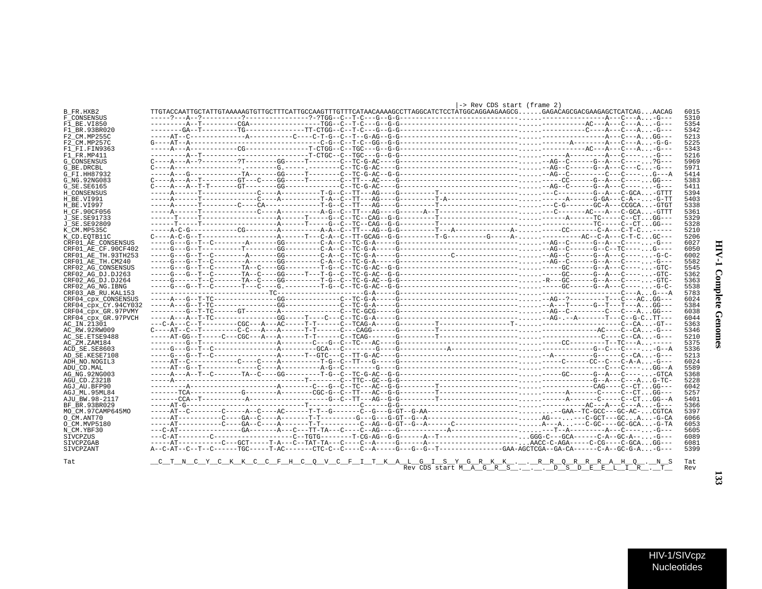```
                                                                                                      |-> Rev CDS start (frame 2)
B_FR.HXB2            TTGTACCAATTGCTATTGTAAAAAGTGTTGCTTTCATTGCCAAGTTTGTTTCATAACAAAAGCCTTAGGCATCTCCTATGGCAGGAAGAAGCG......GAGACAGCGACGAAGAGCTCATCAG...AACAG  6015
F_CONSENSUS          -----?---A--?----------?----------------?-?TGG--C--T-C---G--G-G-----------------------------.....-----------------A---C---A...-G---  5310
F1_BE.VI850          ---------A--T---------CGA------------------TGG--C--T-C---G--G-G-----------------------------.....-----------AC---A---C---A...-G---  5354
F1_BR.93BR020        --------GA--T---------TG--------------TT-CTGG--C--T-C---G--G-G-----------------------------.....-----------C----A---C---A...-G---  5342
F2_CM.MP255C         -----AT--C--------------A-----------C----C-T-G--C--T--G-AG--G-G-----------------------------.....-----------------A---C---A...GG---  5213
F2_CM.MP257C         G----AT--A----------------------------------C-G--C--T-C--GG--G-G-----------------------------.....--------A--------A---C---A...-G-G-  5225
F1_FI.FIN9363        -----A---A--------------CG-------------T-CTGG--C--TGC---G--G-G-----------------------------.....-----------AC---A---C---A...-G---  5343
F1_FR.MP411          ---------A--T---------------------------T-CTGC--C--TGC---G--G-G-----------------------------.....-------A---------A---C------.-G---  5216
G_CONSENSUS          C----A---A--?---------?T---------GG------T--------C--TC-G-AC----G-----------------------------.....-AG--C------G--A---C------?G---  5969
G_BE.DRCBL           C----A-----------------.--------G.-----.-------C--TC-G-AC----G-----------------------------.....-AG--C------G--A---C---C...-G---  5971
G_FI.HH87932         -----A---G---------------TA-------GG-----T--------C--TC-G-AC--G-G-----------------------------.....-AG--C---------C---C------.G---A  5414
G_NG.92NG083         C----A---A--T---------GT---C----GG-----T---------C--TT---AC----G-----------------------------.....-----CC------G--A---C------.GG---  5383
G_SE.SE6165          C----A---A--T-T-------GT---------GG-------------C--TC-G-AC----G-----------------------------.....-AG--C------G--A---C------.-G---  5411
H_CONSENSUS          -----A------T--------------C----A----------T-G--C--TT---AG----G---------T-----------------------.....--C---------G--A---C-GCA...-GTTT  5394
H_BE.VI991           -----A------T--------------C----A----------T-A--C--TT---AG----G---------T-A---------------------.....----A-------G-GA---C-A---...-G-TT  5403
H_BE.VI997           -----A------T---------C----CA-------------T-G--C--TT---AG----G---------T-----------------------.....---C-G-------GC-A---CCGCA...-GTGT  5338
H_CF.90CF056         -----A------T--------------C----A----------A-G--C--TT---AG----G------A--T-----------------------.....---C-------AC---A---C-GCA...-GTTT  5361
J_SE.SE91733         ------T-----T-------------------A------T-----G--C--TC--CAG--G-G---------T-----------------------.....-------A------TC-----C--CT...GG---  5329
J_SE.SE92809         ------T-----T-------------------A------T-----G--C--TC--CAG--G-G---------T-----------------------.....-------------TC-----C--CT...GG---  5328
K_CM.MP535C          -----A-C-G-------------CG-------A---------A-A--C--TT---AG--G-G---------T---A-----------A---------.....-----CC-------C-A---C-T-C...-----  5210
K_CD.EQTB11C         C----A-C-G--T-------------------A------T---C-A--C--TT-GCAG--G-G---------T-G---------G-----A------.....----------AC--C-A---C-T-C...GC---  5206
CRF01_AE_CONSENSUS   -----G---G--T--C-------A-------GG---------C-A--C--TC-G-A----G-----------------------------.....-AG--C------G--A---C------.-G---  6027
CRF01_AE_CF.90CF402  -----G---G--T--------------T------GG---------C-A--C--TC-G-A----G-----------------------------.....-AG--C------G--C--TC------.G----  6050
CRF01_AE_TH.93TH253  -----G---G--T--C-------A-------GG---------C-A--C--TC-G-A----G----------C------------------.....-AG--C------G--A---C------.-G-C-  6002
CRF01_AE_TH.CM240    -----G---G--T--C-------A-------GG---------C-A--C--TC-G-A----G-----------------------------.....-AG--C------G--A---C------.-G---  5582
CRF02_AG_CONSENSUS   -----G---G--T--C-------TA--C----GG---------T-G--C--TC-G-AC--G-G-----------------------------.....----GC------G--A---C------.-GTC-  5545
CRF02_AG_DJ.DJ263    -----G---G--T--C-------TA--C----GG-----T---T-G--C--TC-G-AC--G-G-----------------------------.....----GC------G--A---C------.-GTC-  5362
CRF02_AG_DJ.DJ264    -----G------T--C-------TA--C----GG---------T-G--C--TC-G-AC--G-G-----------------------------.....-R---GC------G--A---C------.-GTC-  5363
CRF02_AG_NG.IBNG     -----G---G--T--C-------T---C----G.---------T-G--C--TC-G-AC--G-G-----------------------------.....----GC------G--A---C------.-G-C-  5538
CRF03_AB_RU.KAL153   ----------------------------TC-------------------G-A-----G-----------------------------.....-----------------------C---A...G---A  5783
CRF04_cpx_CONSENSUS  -----A---G--T-TC----------------GG------------C--TC-G-A----G-----------------------------.....-AG--?---------T---C---AC..GG---  6024
CRF04_cpx_CY.94CY032 -----A---G--T-TC----------------GG------------C--TC-G-A----G-----------------------------.....-A---T-------G--T---T---A...GG---  5384
CRF04_cpx_GR.97PVMY  ---------G--T-TC------GT--------A--------------C--TC-GCG----G-----------------------------.....-AG--C---------C---C---A...GG---  6038
CRF04_cpx_GR.97PVCH  -----A---A--T-TC----------------GG-----T----C---C--TC-G-A----G-----------------------------.....-AG-.--A-------T---C--G-C..TT---  6044
AC_IN.21301          ---C-A---C--T---------CGC---A---AC-----T-T------C--TCAG-A-----G---------T----------------T-.....--------------------C--CA...-GT--  5363
AC_RW.92RW009        C----AT--C--T---------C-C---A---A------T-T------C---CAGG------G---------T-----------------------.....--------------AC----C--CA...-G---  5346
AC_SE.ETSE9488       -----AT-GG--T-----C---CGC---A---A------T-T------C--TCAG-------G---------T-----------------------.....--------------------C---C--CA...-G---  5210
AC_ZM.ZAM184         ---------G--T-------------------A--------C---G--C--TC---AC----G-----------------------------.....-----CC---------T--TC---A...-----  5375
ACD_SE.SE8603        -----G---G--T--C----------------A---------GCA---C--------G----G------------A--------------------.....-------------G--C---C------.-G--A  5336
AD_SE.KESE7108       -----G---G--T--C----------------A------T--GTC---C--TT-G-AC----G-----------------------------.....-A-----------G------C--CA...-G---  5213
ADH_NO.NOGIL3        -----AT--C--------------C------C----A-----------T-G--C--TT---G-----G-----------------------------.....----C------CC---C---C-A-A...-G---  6024
ADU_CD.MAL           -----AT--G--T--------------C----A----------A-G--C---------G----G-----------------------------.....-------------------C---C------.GG--A  5589
AG_NG.92NG003        -----A---A--T--C-------TA--C----GG---------T-G--C--TC-G-AC--G-G-----------------------------.....----GC------G--A---C------.-GTCA  5368
AGU_CD.Z321B         -----A----------------------------------T---------C--TTC--GC--G-G-----------------------------.....--------------G--A---C---A...G-TC-  5228
AGJ_AU.BFP90         ---------A----------------------A--------C---G--C--TC---AC--G-G---------T-----------------------.....--------------CAG----C--CT...GG---  6042
AGJ_ML.95ML84        -------TCA------------G---------A--------CGC-G--C--TT---AC--G-G---------T-----------------------.....-------A-------C-----C--CT...GG---  5257
AJU_BW.98-2117       -------CCA--T----------A---------------------G--C--TT---AG--G-G---------T-----------------------.....-------A-------C-----C--CT...GG--A  5401
BF_BR.93BR029        -----AT-G-------------------------------T----------C--------G-G-----------------------------.....---------------AC---A---C---A...-G---  5366
MO_CM.97CAMP645MO    -----AT--C--------C-----A--C----AC------T-T--G-------C--G---G-GT--G-AA----------------------.....-----GAA--TC-GCC---GC-AC-...CGTCA  5397
O_CM.ANT70           -----AT-----------C----GA--C----A-------T-T---------G---G---G-GT--G--A-----------------------.....AG---.....---C-GCT---GC...A...-G-CA  6066
O_CM.MVP5180         -----AT-----------C----GA--C----A-------T-T----------C--AG--G-GT--G--A------C-------------------.....A---A...---C-GC----GC-GCA...-G-TA  6053
N_CM.YBF30           ---C-AT-----------------GA-------A---C---TT-TA---C----C--AG----G-----------A--------------------.....---T--A--------A---C------.-G---  5605
SIVCPZUS             ---C-AT--------C---------------------C--TGTG---------T-CG-AG--G-G------A--T---------------------...GGG-C---GCA------C-A--GC-A---...-G---  6089
SIVCPZGAB            -----AT-----------C---GCT-----T-A---C--TAT-TA---C----C--A-----G------A-----------------------...AACC-C-AGA-----C-CG----C-GCA...GG---  6081
SIVCPZANT            A--C-AT--C--T--C------TGC-----T-AC-------CTC-C--C----C--A-----G---G--G--T-----------------GAA-AGCTCGA--GA-CA------C-A--GC-G-A...-G---  5399

Tat                  __C__T__N__C__Y__C__K__K__C__C__F__H__C__Q__V__C__F__I__T__K__A__L__G__I__S__Y__G__R__K__K__.__.__R__R__Q__R__R__R__A__H__Q__.__N__S  Tat
                                                                          Rev CDS start M__A__G__R__S__.__.__.__D__S__D__E__E__L__I__R__.__T__  Rev
```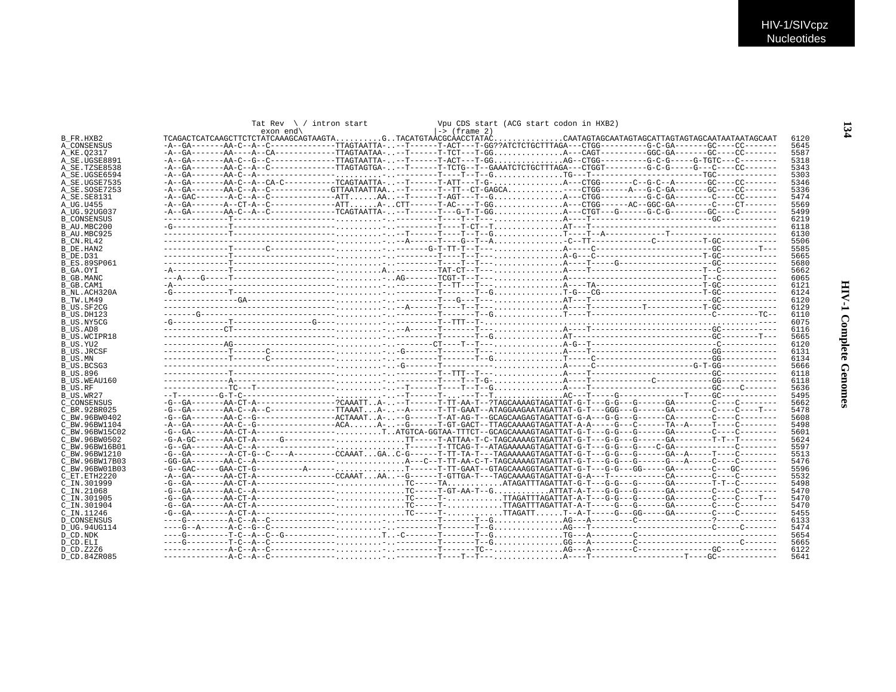```
                              Tat Rev  \ / intron start              Vpu CDS start (ACG start codon in HXB2)
                               exon end\                            |-> (frame 2)
B_FR.HXB2          TCAGACTCATCAAGCTTCTCTATCAAAGCAGTAAGTA..........G..TACATGTAACGCAACCTATAC...............CAATAGTAGCAATAGTAGCATTAGTAGTAGCAATAATAATAGCAAT  6120
A_CONSENSUS        -A--GA-------AA-C--A--C--------------TTAGTAATTA-..--T------T-ACT---T-GG??ATCTCTGCTTTAGA---CTGG----------G-C-GA-------GC----CC-------  5645
A_KE.Q2317         -A--GA-------AA----A--CA-------------TTAGTAATAA-..--T------T-TCT---T-GG..............A---CAGT----------GGC-GA-------GC----CC-------  5587
A_SE.UGSE8891      -A--GA-------AA-C--G--C--------------TTAGTAATTA-..--T------T-ACT---T-GG..............AG--CTGG----------G-C-G-----G-TGTC---C--------  5318
A_SE.TZSE8538      -A--GA-------AA-C--A--C--------------TTAGTAGTGA-..--T------T-TCTG--T--GAAATCTCTGCTTTAGA---CTGGT---------G-C-G-----G---CC----CC-------  5343
A_SE.UGSE6594      -A--GA-------AA-C--A--C--------------.........-..---------T----T--T--G..............TG---T-------------------------TGC-----------  5303
A_SE.UGSE7535      -A--GA-------AA-C--A--CA-C-----------TCAGTAATTA-..--T------T-ATT---T-G-..............A---CTGG-------C--G-C--A-------GC----CC-------  5346
A_SE.SOSE7253      -A--GA-------AA-C--A--C-------------GTTAATAATTAA..--T------T--TT--CT-GAGCA............----CTGG------A---G-C-GA-------GC----CC-------  5336
A_SE.SE8131        -A--GAC-------A-C--A--C--------------ATT......AA..--T------T-AGT---T--G..............A---CTGG----------G-C-GA--------C----CC-------  5474
A_UG.U455          -A--GA-------A--CT-A--C--------------ATT......A-..CTT------T-AC----T-GG..............A---CTGG------AC--GGC-GA--------C----CT-------  5569
A_UG.92UG037       -A--GA-------AA-C--A--C--------------TCAGTAATTA-..--T------T---G-T-T-GG..............A---CTGT---G------G-C-G--------GC----C--------  5499
B_CONSENSUS        -------------T-----------------------.........-..---------T----T--T---...............A---T--------------------------GC-----------  6219
B_AU.MBC200        -G-----------T-----------------------.........-..---------T----T-CT--T...............AT--T---------------------------------------  6118
B_AU.MBC925        -------------T-----------------------.........-..--T------T----T--T--G..............T---T--A-------------T-----------------------  6130
B_CN.RL42          -------------------------------------.........-..--A------T----G--T--A...............-C--TT-------------C----------T-GC-----------  5506
B_DE.HAN2          -------------T-------C---------------.........-..--------G-T-TT-T--T--...............A-----C------------------------GC--------T---  5585
B_DE.D31           -------------T-----------------------.........-..---------T----T--T---...............A-G---C------------------------T-GC-----------  5665
B_ES.89SP061       -------------T-----------------------.........-..---------T----T--T---...............A----T-----G-------------------GC-----------  5680
B_GA.OYI           -A-----------T-----------------------.........A..---------TAT-CT--T---...............A----T--------------------------T--C-----------  5662
B_GB.MANC          ---A----G-----T-----------------------.........-..AG-------TCGT-T--T---...............A-----------------------------T--C-----------  6065
B_GB.CAM1          -A-----------------------------------.........-..---------T--TT---T---...............A----TA------------------------T-GC-----------  6121
B_NL.ACH320A       -G-----------T-----------------------.........-..---------T-------T--G..............T-G---CG------------------------T-GC-----------  6124
B_TW.LM49          ----------------GA-------------------.........-..---------T----G--T---...............AT--T---------------------------GC-----------  6120
B_US.SF2CG         -------------------------------------.........-..--A------T----T--T---...............A----T----------T-----------T-GC-----------  6129
B_US.DH123         -------G-----------------------------.........-..---------T-------T--G..............T----T--------------------------C---------TC--  6110
B_US.NY5CG         -G-----------T----------------G------.........-..---------T--TTT--T-.....................................................----  6075
B_US.AD8           ------------CT-----------------------.........-..--A------T-------T---...............A----T--------------------------GC-----------  6116
B_US.WCIPR18       -------------------------------------.........-..---------T-------T--G..............AT-------------------------------GC--------T---  5665
B_US.YU2           ------------AG-----------------------.........-..---------CT----T--T---...............A-G--T--------------------------C-----------  6120
B_US.JRCSF         -------------T-------C---------------.........-..-G-------T-------T---...............A----T--------------------------GG-----------  6131
B_US.MN            -------------T-------C---------------.........-..---------T-------T--G..............T-----C-------------------------GG-----------  6134
B_US.BCSG3         -------------------------------------.........-..-G-------T-------------...............A-----C--------------------G-T-GG-----------  5666
B_US.896           -------------T-----------------------.........-..---------T--TTT--T---...............A----T--------------------------GC-----------  6118
B_US.WEAU160       -------------A-----------------------.........-..---------T----T--T-G-...............A----T--------------C------------GG-----------  6118
B_US.RF            -------------TC---T------------------.........-..--T------T----T--T--G..............A----T--------------------------GC-----C-------  5636
B_US.WR27          --T---------G-T-C--------------------.........-..--T------T-..----T--T...............AC---T-----G--------------T------GC-----------  5495
C_CONSENSUS        -G--GA-------AA-CT-A-----------------?CAAATT..A-..--T------T-TT-AA-T--?TAGCAAAAGTAGATTAT-G-T---G-G---G------GA--------C----C--------  5662
C_BR.92BR025       -G--GA-------AA-C--A--C--------------TTAAAT...A-..--A------T-TT-GAAT--ATAGGAAGAATAGATTAT-G-T---GGG---G------GA--------C----C----T---  5478
C_BW.96BW0402      -G--GA-------AA-C--G-----------------ACTAAAT..A-..--G------T-AT-AG-T--GCAGCAAGAGTAGATTAT-G-A---G-G---G------CA--------C----C--------  5608
C_BW.96BW1104      -A--GA-------AA-C--G-----------------ACA......A-..--G------T-GT-GACT--TTAGCAAAAGTAGATTAT-A-A-----G---C------TA--A-----T----C--------  5498
C_BW.96BW15C02     -G--GA-------AA-CT-A-----------------.........T..ATGTCA-GGTAA-TTTCT--GCAGCAAAAGTAGATTAT-G-T---G-G---G------GA--------C----C--------  5601
C_BW.96BW0502      -G-A-GC------AA-CT-A-----G-----------.............TT-----T-ATTAA-T-C-TAGCAAAAGTAGATTAT-G-T---G-G---G------GA--------T-T--T--------  5624
C_BW.96BW16B01     -G--GA-------AA-C--A-----------------..............T------T-TTCAG-T--ATAGAAAAAGTAGATTAT-G-T---G-G---G----C-GA------------C--------  5597
C_BW.96BW1210      -G--GA--------A-CT-G--C----A---------CCAAAT...GA..C-G------T-TT-TA-T---TAGAAAAAGTAGATTAT-G-T---G-G---G------GA--A-----T----C--------  5513
C_BW.96BW17B03     -GG-GA-------AA-C--A-----------------.............A--C--T-TT-AA-C-T-TAGCAAAAGTAGATTAT-G-T---G-G---G------G---A-----C----C--------  5476
C_BW.96BW01B03     -G--GAC------GAA-CT-G----------A-----.............T------T-TT-GAAT--GTAGCAAAGGTAGATTAT-G-T---G-G---GG-----GA--------C---GC--------  5596
C_ET.ETH2220       -A--GA-------AA-CT-A-----------------CCAAAT...AA..--G------T-GTTGA-T---TAGCAAAAGTAGATTAT-G-A---T-----------CA--------C----C--------  5532
C_IN.301999        -G--GA-------AA-CT-A-----------------..............TC-----TA...........ATAGATTTAGATTAT-G-T---G-G---G------GA--------T-T--C--------  5498
C_IN.21068         -G--GA-------AA-C--A-----------------..............TC-----T-GT-AA-T--G..........ATTAT-A-T---G-G---G------GA--------C----C--------  5470
C_IN.301905        -G--GA-------AA-CT-A-----------------..............TC-----T-...........TTAGATTTAGATTAT-G-T---G-G---G------GA--------C----C----T---  5470
C_IN.301904        -G--GA-------AA-CT-A-----------------..............TC-----T-...........TTAGATTTAGATTAT-A-T-----G---G------GA--------C----C--------  5470
C_IN.11246         -G--GA--------A-CT-A-----------------..............TC-----T-...........TTAGATT......T--A-T-----G---GG-----GA--------C----C--------  5455
D_CONSENSUS        ----G---------A-C--A--C--------------.........-..---------T-------T--G..............AG---A---------C----------------?-------------  6133
D_UG.94UG114       ----G--A------A-C--G--C--------------.........-..---------T-------T--G..............AG---T-----------------------------C------C--------  5474
D_CD.NDK           ----G---------T-C--A--C--G-----------.........T..-C-------T-------T--G..............TG---A---------C-------------------------------  5654
D_CD.ELI           ----G---------T-C--A--C--------------.........-..---------T-------T--G..............GG---A---------C---------------------------C-----  5665
D_CD.Z2Z6          --------------A-C--A--C--------------.........-..---------T-------TC--..............AG---A---------C------------------GC-----------  6122
D_CD.84ZR085       --------------A-C--A--C--------------.........-..---------T----T--T---...............A----T--------------------T----GC------------  5641
```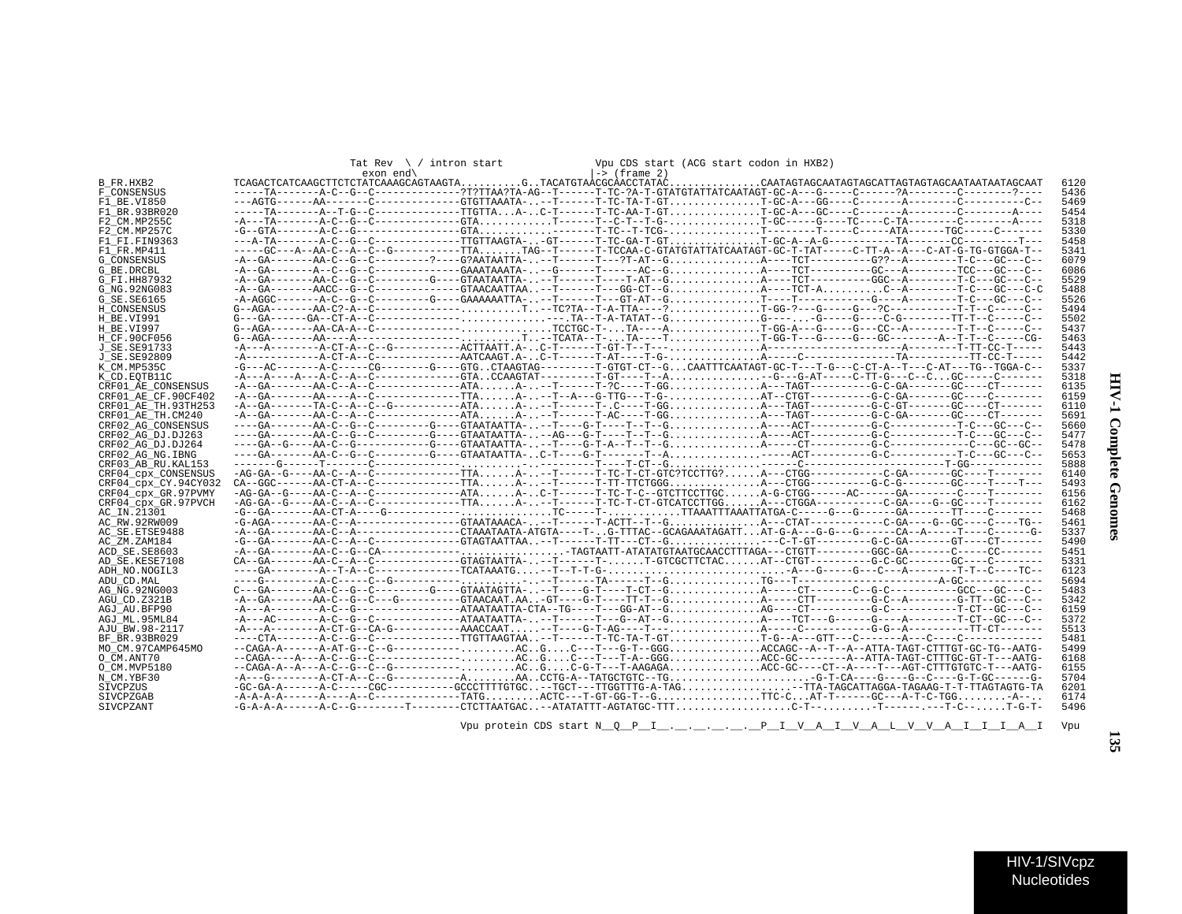```
                          Tat Rev  \ / intron start              Vpu CDS start (ACG start codon in HXB2)
                            exon end\                           |-> (frame 2)
B_FR.HXB2             TCAGACTCATCAAGCTTCTCTATCAAAGCAGTAAGTA..........G..TACATGTAACGCAACCTATAC...............CAATAGTAGCAATAGTAGCATTAGTAGTAGCAATAATAATAGCAAT  6120
F_CONSENSUS           -----TA-------A-C--G--C--------------?T?TTAA?TA-AG--T------T-TC-?A-T-GTATGTATTATCAATAGT-GC-A---G-----C------?A--------C--------?----  5436
F1_BE.VI850           ---AGTG------AA-------C--------------GTGTTAAATA-..-T------T-TC-TA-T-GT..............T-GC-A---GG----C-------A--------C---------C--  5469
F1_BR.93BR020         -----TA-------A--T-G--C--------------TTGTTA...A-..C-T------T-TC-AA-T-GT..............T-GC-A---GC----C-------A--------C--------A----  5454
F2_CM.MP255C          -A---TA-------A-C--G--C--------------GTA...........T------T--C-T--T-G-..............T-GC-----G----TC----C-TA--------C--------A----  5318
F2_CM.MP257C          -G--GTA-------A-C--G--C--------------GTA...........-------T-TC--T-TCG-..............T--------T----C-----ATA------TGC------C------  5330
F1_FI.FIN9363         ---A-TA-------A-C--G--C--------------TTGTTAAGTA-..-GT------T-TC-GA-T-GT..............T-GC-A--A-G----------TA-------CC---------T---  5458
F1_FR.MP411           -----GC---A--AA-C--A--C--G-----------TTA.......TAG--T------T-TCCAA-C-GTATGTATTATCAATAGT-GC-T-TAT-----C-TT-A--A---C-AT-G-TG-GTGGA-T--  5341
G_CONSENSUS           -A--GA-------AA-C--G--C---------?----G?AATAATTA-..-T------T---?T-AT--G..............A----TCT---------G??--A--------T-C---GC---C--  6079
G_BE.DRCBL            -A--GA-------A--C--G--C--------------GAAATAAATA-..-G------T------AC--G..............A----TCT---------GC---A--------TCC---GC---C--  6086
G_FI.HH87932          -A--GA-------AA-C--G--C---------G----GTAATAATTA-..-T------T----T-AT--G..............A----TCT---------GGC--A--------T-C---GC---C--  5529
G_NG.92NG083          -A--GA-------AACC--G--C--------------GTAACAATTAA..-T------T---GG-CT--G..............A----TCT-A.........C--A--------T-C---GC---C-C  5488
G_SE.SE6165           -A-AGGC-------A-C--G--C---------G----GAAAAAATTA-..-T------T---GT-AT--G..............T----T----------G----A--------T-C---GC---C--  5526
H_CONSENSUS           G--AGA-------AA-C?-A--C--------------.........T..-TC?TA--T-A-TTA----?..............T-GG-?---G-----G---?C---------T-T--C-----C--  5494
H_BE.VI991            G---GA------GA--CT-A--C--------------...........---.TA--T-A-TATAT--G..............G----..--G-----G----C-G---------TT-T--C-----C--  5502
H_BE.VI997            G--AGA-------AA-CA-A--C--------------..............TCCTGC-T-...TA----A..............T-GG-A---G-----G---CC--A--------T-T--C-----C--  5437
H_CF.90CF056          G--AGA-------AA----A--C--------------.........T..-TCATA--T-...TA----T..............T-GG-T---G-----G---GC-------A--T-T--C-----CG-  5463
J_SE.SE91733          -A---A--------A-CT-A--C--G-----------ACTTAATT.A-..C-T------T-GT-T--T---..............A--------------------------A--------T-TT-CC-T-----  5443
J_SE.SE92809          -A------------A-CT-A--C--------------AATCAAGT.A-..C-T------T-AT----T-G-..............A-----C-------------TA---------TT-CC-T-----  5442
K_CM.MP535C           -G---AC-------A-C-----CG--------G----GTG..CTAAGTAG---------T-GTGT-CT--G...CAATTTCAATAGT-GC-T---T-G---C-CT-A--T---C-AT---TG--TGGA-C--  5337
K_CD.EQTB11C          -A---A----A---A-C--A--C--------------GTA..CCAAGTAT---------T-GT----T--A..............--G---G-AT-----C-TT-G---C--C..GC-----C--  5318
CRF01_AE_CONSENSUS    -A--GA-------AA-C--A--C--------------ATA......A-..-T------T-?C-----T-GG..............A---TAGT---------G-C-GA-------GC----CT-------  6135
CRF01_AE_CF.90CF402   -A--GA-------AA----A--C--------------TTA......A-..-T--A---G-TTG---T-G-..............AT--CTGT---------G-C-GA-------GC----C--------  6159
CRF01_AE_TH.93TH253   -A--GA-------TA-C--A--C--G-----------ATA......A-..-T------T-.C----T-GG..............A---TAGT---------G-C-GT-------GC----CT-------  6110
CRF01_AE_TH.CM240     -A--GA-------AA-C--A--C--------------ATA......A-..-T------T-AC----T-GG..............A---TAGT---------G-C-GA-------GC----CT-------  5691
CRF02_AG_CONSENSUS    ----GA-------AA-C--G--C---------G----GTAATAATTA-..-T----G-T----T--T--G..............A----ACT---------G-C-----------T-C---GC---C--  5660
CRF02_AG_DJ.DJ263     ----GA-------AA-C--G--C---------G----GTAATAATTA-..-AG---G-T----T--T--G..............A----ACT---------G-C-----------T-C---GC---C--  5477
CRF02_AG_DJ.DJ264     ----GA--G----AA-C--G--C---------G----GTAATAATTA-..-T----G-T-A--T--T--G..............A----CT----------G-C-------------C---GC--GC--  5478
CRF02_AG_NG.IBNG      ----GA-------AA-C--G--C---------G----GTAATAATTA-..C-T----G-T-----T--A.............-------ACT---------G-C-----------T-C---GC---C--  5653
CRF03_AB_RU.KAL153    ------G------T--------C--------------.............---------T----T-CT--G..............-------------C--------------------T-GG---------  5888
CRF04_cpx_CONSENSUS   -AG-GA--G----AA-C--A--C--------------TTA......A-..-T------T-TC-T-CT-GTC?TCCTTG?......A---CTGG---------C-GA--------GC----T--------  6140
CRF04_cpx_CY.94CY032  CA--GGC------AA-CT-A--C--------------TTA......A-..-T------T-TT-TTCTGGG..............A---CTGG---------G-C-G--------GC----T----T---  5493
CRF04_cpx_GR.97PVMY   -AG-GA--G----AA-C--A--C--------------ATA......A-..C-T------T-TC-T-C--GTCTTCCTTGC......A-G-CTGG------AC------GA--------C----T--------  6156
CRF04_cpx_GR.97PVCH   -AG-GA--G----AA-C--A--C--------------TTA......A-..-T------T-TC-T-CT-GTCATCCTTGG......A---CTGGA----------C-GA----G--GC----T--------  6162
AC_IN.21301           -G--GA-------AA-CT-A---G-------------..............TC-----T-...........TTAAATTTAAATTATGA-C-----G---G-----GA-------TT----C--------  5468
AC_RW.92RW009         -G-AGA-------AA-C--A-----------------GTAATAAACA-..-T------T-ACTT--T--G..............A---CTAT-----------C-GA----G--GC----C----TG--  5461
AC_SE.ETSE9488        -A--GA-------AA-C--A-----------------CTAAATAATA-ATGTA----T-..G-TTTAC--GCAGAAATAGATT...AT-G-A---G-G---G------CA--A----T----C------G-  5337
AC_ZM.ZAM184          -G--GA-------AA-C--A--C--------------GTAGTAATTAA..-T------T-TT---CT--G...................C-T-GT---------G-C-GA-------GT----CT-------  5490
ACD_SE.SE8603         -A--GA-------AA-C--G--CA-------------..............-TAGTAATT-ATATATGTAATGCAACCTTTAGA---CTGTT---------GGC-GA-------C-----CC-------  5451
AD_SE.KESE7108        CA--GA-------AA-C--A--C--------------GTAGTAATTA-..-T------T-......T-GTCGCTTCTAC......AT--CTGT---------G-C-GC-------GC----C--------  5331
ADH_NO.NOGIL3         ----GA--------A--T-A--C--------------TCATAAATG....-T--T-T-G...........................-A---G-----G---C---A--------T-T--C-----TC--  6123
ADU_CD.MAL            ----G--------A-C-----C--G------------..............-T------TA------T--G..............TG---T-------------------------A-GC-----------  5694
AG_NG.92NG003         C---GA-------AA-C--G--C---------G----GTAATAGTTA-..-T----G-T----T-CT--G..............A-----CT-------C--G-C----------GCC---GC---C--  5483
AGU_CD.Z321B          -A--GA-------AA-C--G--C---G----------GTAACAAT.AA..-GT----G-T----TT-T--G..............A----CTT---------G-C--A--------G-TT--GC---C--  5342
AGJ_AU.BFP90          -A---A-------A-C--G--------------------ATAATAATTA-CTA--TG----T---GG-AT--G..............AG----CT---------G-C----------T-CT--GC---C--  6159
AGJ_ML.95ML84         -A---AC-------A-C--G--C--------------ATAATAATTA-..-T------T---G--AT--G..............A----TCT---G------G----A--------T-CT--GC---C--  5372
AJU_BW.98-2117        -A---A--------A-CT-G--CA-G-----------AAACCAAT.......-T-----G-T-AG----T---.............A-----C----------G-G--A---------TT-CT-------  5513
BF_BR.93BR029         ----CTA-------A-C--G--C--------------TTGTTAAGTAA..-T------T-TC-TA-T-GT..............T-G--A---GTT---C-------A---C----C-----------  5481
MO_CM.97CAMP645MO     --CAGA-A------A-AT-G--C--G-----------.........AC..G....C---T---G-T--GGG..............ACCAGC--A--T--A--ATTA-TAGT-CTTTGT-GC-TG--AATG-  5499
O_CM.ANT70            --CAGA----A---A-C--G--C--------------.........AC..G....C---T---T-A--GGG..............ACC-GC--------A--ATTA-TAGT-CTTTGC-GT-T---AATG-  6168
O_CM.MVP5180          --CAGA-A--A---A-C--G--C--G-----------.........AC..G....C-G-T---T-AAGAGA..............ACC-GC----CT--A----T---AGT-CTTTGTGTC-T---AATG-  6155
N_CM.YBF30            -A---G--------A-CT-A--C--G-----------A........AA..CCTG-A--TATGCTGTC--TG......................-G-T-CA----G----G--C----G-T-GC------G-  5704
SIVCPZUS              -GC-GA-A------A-C-----CGC------------GCCCTTTTGTGC..--TGCT---TTGGTTTG-A-TAG.................---TTA-TAGCATTAGGA-TAGAAG-T-T-TTAGTAGTG-TA  6201
SIVCPZGAB             -A-A-A-A------A----A--C--------------TATG.........ACTC---T-GT-GG-T--G................TTC-C...AT-T------GC---A-T-C-TGG........-A--..  6174
SIVCPZANT             -G-A-A-A------A-C--G--------T--------CTCTTAATGAC..--ATATATTT-AGTATGC-TTT..................C-T--.........-T------.---T-C--.....T-G-T-  5496

                                                      Vpu protein CDS start N__Q__P__I__.__.__.__.__.__P__I__V__A__I__V__A__L__V__V__A__I__I__A__I  Vpu
```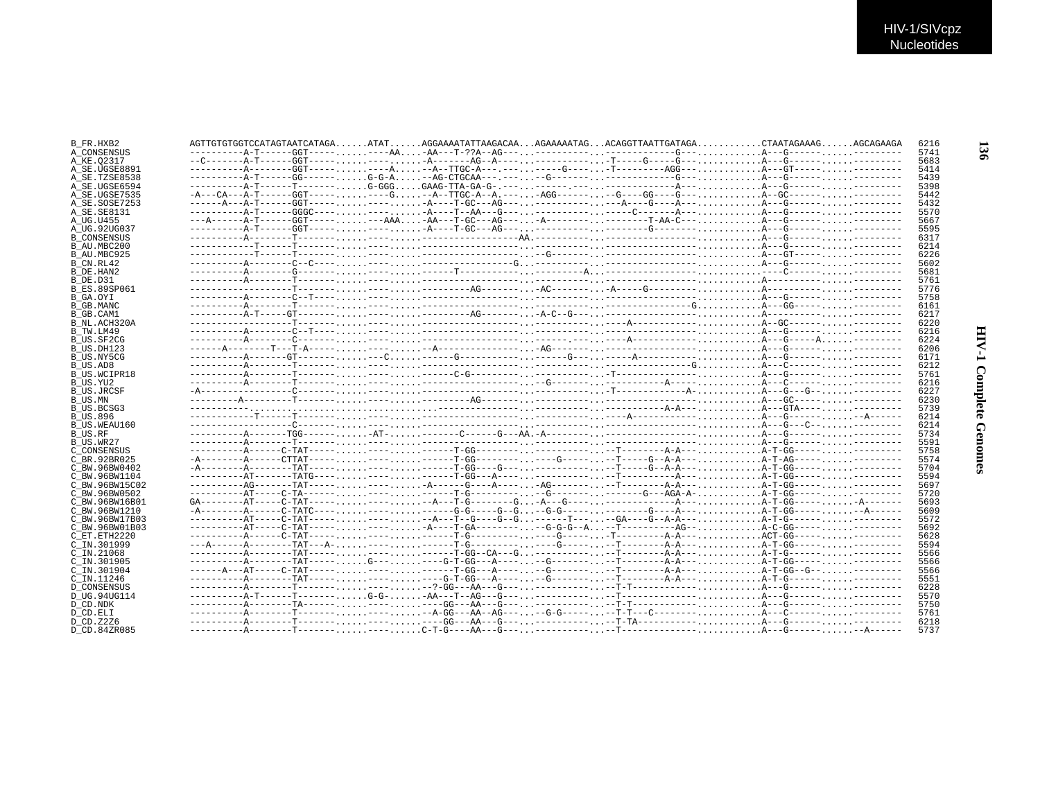```
B_FR.HXB2           AGTTGTGTGGTCCATAGTAATCATAGA......ATAT......AGGAAAATATTAAGACAA...AGAAAAATAG...ACAGGTTAATTGATAGA............CTAATAGAAAG......AGCAGAAGA  6216
A_CONSENSUS         ----------A-T------GGT-----..........----AA....-AA---T-??A--AG---...-----------...-------------G--............A---G------..................  5741
A_KE.Q2317          --C-------A-T------GGT-----..........-.....-A-------AG--A----...-----------...-T-----G-----G--............A---G------..................  5683
A_SE.UGSE8891       ----------A--------GGT-----..........----A.....--A--TTGC-A---.---...------G-----...-T---------AGG---...........A---GT-----..................  5414
A_SE.TZSE8538       ----------A-T------GG------......G-G-A.....--AG-CTGCAA---.---...--G-------...-----------G--............A---G------..................  5439
A_SE.UGSE6594       ----------A-T------T--------......G-GGG.....GAAG-TTA-GA-G-.---...--------.---...-----------A--............A---G------..................  5398
A_SE.UGSE7535       -A---CA---A-T------GGT-----..........----G.....--A--TTGC-A--A.---...-AGG-------...-G----GG---G---............A---GC-----..................  5442
A_SE.SOSE7253       ------A---A-T------GGT-----..........-.....-A----T-GC---AG---...-----------...-----A---G----A---............A---G------..................  5432
A_SE.SE8131         ----------A-T------GGGC----..........-.....-A----T--AA--G---...-----------...------C------A---............A---G------..................  5570
A_UG.U455           ---A------A-T------GGT-----..........----AAA....-AA---T-GC---AG---...-A----------...--------T-AA-C---............A---G------..................  5667
A_UG.92UG037        ----------A-T------GGT-----..........-.....-A----T-GC---AG---...-----------...--------G-------............A---G------..................  5595
B_CONSENSUS         ----------A--------T-------..........-.....-----------------AA.----------...----------------...........A---G------..................  6317
B_AU.MBC200         -----------T------T-------..........-.....-----------------...----------...-----------------...........A---G------..................  6214
B_AU.MBC925         -----------T------T-------..........-.....-----------------...--G-------...-----------------...........A---GT-----..................  6226
B_CN.RL42           ----------A--------C--C----..........-.....----------------G.----------...-----------------...........A---G------..................  5602
B_DE.HAN2           ----------A--------G-------..........-.....------T-----------...-----------A...----------------...........----C------..................  5681
B_DE.D31            ----------A--------T-------..........-.....-----------------...----------...-----------------...........A----------..................  5761
B_ES.89SP061        -------------------T-------..........-.....---------AG-------...-AC--------...-A-----G-----------...........A----------..................  5776
B_GA.OYI            ----------A--------C--T----..........-.....-----------------...----------...-----------------...........A---G------..................  5758
B_GB.MANC           ----------A--------T-------..........-.....-----------------...----------...----------------G...........A---GG-----..................  6161
B_GB.CAM1           ----------A-T------GT------..........-.....---------AG-------...-A-C--G---...-----------------...........A----------..................  6217
B_NL.ACH320A        -------------------T-------..........-.....-----------------...----------...----A----------------...........A--GC------..................  6220
B_TW.LM49           ----------A--------C--T----..........-.....-----------------...----------...-----------------...........A---G------..................  6216
B_US.SF2CG          ----------A--------C-------..........-.....-----------------...----------...----A----------------...........A---G------A..................  6224
B_US.DH123          ------A--------T---T-A-----..........-.....-A---------------...-AG-------...-----------------...........A---G------..................  6206
B_US.NY5CG          ----------A-------GT-------..........-C....------G-----------...------G---...-----A-----------...........A---G------..................  6171
B_US.AD8            ----------A--------T-------..........-.....-----------------...----------...----------------G...........A---C------..................  6212
B_US.WCIPR18        ----------A--------T-------..........-.....------C-G---------...----------...-T---------------...........A---G------..................  5761
B_US.YU2            ----------A--------T-------..........-.....-----------------...--G--------...-----------A-----...........A---C------..................  6216
B_US.JRCSF          -A-----------------C-------..........-.....-----------------...----------...-T-------------A-...........A---G---G-..................  6227
B_US.MN             ---------A---------T-------..........-.....---------AG-------...----------...-----------------...........A---GC-----..................  6230
B_US.BCSG3          -----------........................................................................A-A---...........A---GTA----..................  5739
B_US.896            -----------T-------T-------..........-.....-----------------...----------...----A----------------...........A---G-----......-A------  6214
B_US.WEAU160        -------------------C-------..........-.....-----------------...----------...-----------------...........A---G---C--..................  6214
B_US.RF             ----------A-------TGG------......-AT-......------C------G---AA.-A---------...-----------------...........A---G------..................  5734
B_US.WR27           ----------A--------T-------..........-.....-----------------...----------...-----------------...........A---G------..................  5591
C_CONSENSUS         ----------A------C-TAT-----..........-.....------T-GG--------...----------...-T--------A-A---...........A-T-GG-----..................  5758
C_BR.92BR025        -A--------A------CTTAT-----..........-.....------T-GG--------...----G------...-T-----G--A-A---...........A-T-AG-----..................  5574
C_BW.96BW0402       -A--------A--------TAT-----..........-.....------T-GG----G---...----------...-T-----G--A-A---...........A-T-GG-----..................  5704
C_BW.96BW1104       ----------AT-------TATG----..........-.....------T-GG---A----...----------...-T-----------A---...........A-T-GG-----..................  5594
C_BW.96BW15C02      ----------AG-------TAT-----..........-.....-A-------G----A----...-AG-------...-T--------A-A---...........A-T-GG-----..................  5697
C_BW.96BW0502       ----------AT-----C-TA------..........-.....------T-G---------...--G---------...--------G---AGA-A-...........A-T-GG-----..................  5720
C_BW.96BW16B01      GA--------AT-----C-TAT-----..........-.....--A---T-G--------G...-A---G-----...--------------A---...........A-T-GG-----......-A-------  5693
C_BW.96BW1210       -A--------A------C-TATC----..........-.....------G-G-----G--G...--G---------...--------G----A---...........A-T-GG-----......-A------  5609
C_BW.96BW17B03      ----------AT-----C-TAT-----..........-.....--A---T--G----G--G...-------T----...-GA----G--A-A---...........A-T-G------..................  5572
C_BW.96BW01B03      ----------AT-----C-TAT-----..........-.....-A----T-GA---------...-G-G-G--A...-T----------AG--...........A-C-GG-----..................  5692
C_ET.ETH2220        ----------A------C-TAT-----..........-.....------T-G---------...----G------...-T--------A-A---...........ACT-GG-----..................  5628
C_IN.301999         ---A------A--------TAT---A-..........-.....------T-G---------...----G------...-T--------A-A---...........A-T-GG-----..................  5594
C_IN.21068          ----------A--------TAT-----..........-.....------T-GG--CA---G...----------...-T--------A-A---...........A-T-G------..................  5566
C_IN.301905         ----------A--------TAT-----......G---......----G-T-GG---A-----...--G-------...-T--------A-A---...........A-T-GG-----..................  5566
C_IN.301904         ------A---AT-------C-TAT-----..........-.....------T-GG---A----...--G-------...-T--------A-A---...........A-T-GG--G-..................  5566
C_IN.11246          ----------A--------TAT-----..........-.....----G-T-GG---A----...--G-------...-T--------A-A---...........A-T-G------..................  5551
D_CONSENSUS         ----------A--------T-------..........-.....--?-GG---AA---G---...----------...-T-T---------------...........A---G------..................  6228
D_UG.94UG114        ----------A-T------T-------......G-G-.......-AA---T--AG---G---...----------...-T---------------...........A---G------..................  5570
D_CD.NDK            ----------A--------TA------..........-.....----GG---AA---G---...----------...-T-T---------------...........A---G------..................  5750
D_CD.ELI            ----------A--------T-------..........-.....--A-GG---AA--AG---...--G-G------...-T-T---C------------...........A---C------..................  5761
D_CD.Z2Z6           ----------A--------T-------..........-.....----GG---AA---G---...----------...-T-TA---------------...........A---G------..................  6218
D_CD.84ZR085        ----------A--------T-------..........-.....C-T-G----AA---G---...----------...-T---------------...........A---G------......-A------  5737
```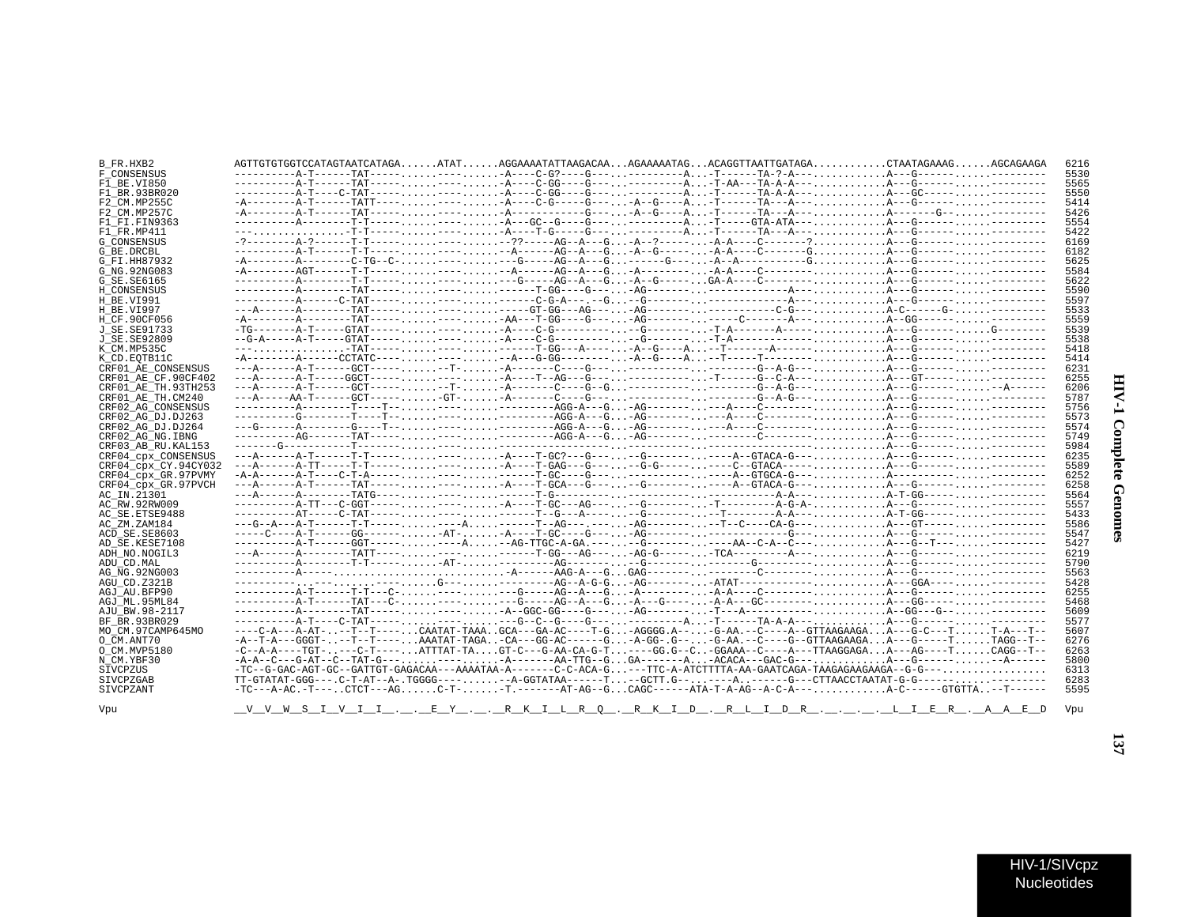```
B_FR.HXB2            AGTTGTGTGGTCCATAGTAATCATAGA......ATAT......AGGAAAATATTAAGACAA...AGAAAAATAG...ACAGGTTAATTGATAGA...........CTAATAGAAAG......AGCAGAAGA  6216
F_CONSENSUS          ----------A-T------TAT---------.---------A----C-G?----G-----.---------A...-T------TA-?-A---...........A---G-----.....---------  5530
F1_BE.VI850          ----------A-T------TAT---------.---------A----C-GG----G-----.---------A...-T-AA---TA-A-A---...........A---G-----.....---------  5565
F1_BR.93BR020        ----------A-T-----C-TAT--------.---------A----C-GG----G-----.---------A...-T------TA-A-A---...........A---GC----.....---------  5550
F2_CM.MP255C         -A--------A-T------TATT--------.---------A----C-G-----G-----.-A--G----A...-T------TA---A---...........A---G-----.....---------  5414
F2_CM.MP257C         -A--------A-T------TAT---------.---------A------------G-----.-A--G----A...-T------TA---A---...........A-------G-.....---------  5426
F1_FI.FIN9363        ----------A--------T-T---------.---------A---GC--G----G-----.---------A...-T-----GTA-ATA---...........A---G-----.....---------  5554
F1_FR.MP411          ---.........-------T-T---------.---------A----T-G-----G-----.---------A...-T------TA---A---...........A---G-----.....---------  5422
G_CONSENSUS          -?--------A-?------T-T---------.---------??-----AG--A---G...-A--?-----...-A-A----C-------?...........A---G-----.....---------  6169
G_BE.DRCBL           ----------A-T------T-T---------.---------A------AG--A---G...-A--G-----...-A-A----C-------G...........A---G-----.....---------  6182
G_FI.HH87932         -A--------A--------C-TG--C-----.---------------G-----AG--A---G...------G---...-A--A----------G...........A---G-----.....---------  5625
G_NG.92NG083         -A--------AGT------T-T---------.---------A------AG--A---G...-A--------...-A-A----C--------...........A---G-----.....---------  5584
G_SE.SE6165          ----------A--------T-T---------.------------G-----AG--A---G...-A--G-----...GA-A----C--------...........A---G-----.....---------  5622
H_CONSENSUS          ----------A--------TAT---------.-------------T-GG----G-----.-AG-------...-----------A---...........A---G-----.....---------  5590
H_BE.VI991           ----------A------C-TAT---------.----------------C-G-A----G...--G-------...-----------A---...........A---G-----.....---------  5597
H_BE.VI997           ---A------A--------TAT---------.----------------GT-GG---AG-----.-AG-------...---------C-G---...........A-C------G-.....---------  5533
H_CF.90CF056         -A--------A--------TAT---------.---------------AA---T-GG----G-----.-AG-------...-------C------A---...........A--GG-----.....---------  5559
J_SE.SE91733         -TG-------A-T-----GTAT---------.---------A----C-G-----------.--G-------...-T-A-------A---...........A---G-----.....G--------  5539
J_SE.SE92809         --G-A-----A-T-----GTAT---------.---------A----C-G-----------.--G-------...-T-A------------...........A---G-----.....---------  5538
K_CM.MP535C          ---.............--TAT---------.-------------T-GG---A-----.-A--G----A...-T-------A-----...........A---G-----.....---------  5418
K_CD.EQTB11C         -A--------A------CCTATC--------.-------------A--G-GG---------.-A--G----A...-T-----T--------...........A---G-----.....---------  5414
CRF01_AE_CONSENSUS   ---A------A-T------GCT---------.--T------A-------C----G-----.---------.-------G--A-G---...........A---G-----.....---------  6231
CRF01_AE_CF.90CF402  ---A------A-T-----GGCT---------.---------A----T--AG---G-----.---------...-T------G--C-A---...........A---GT----.....---------  6255
CRF01_AE_TH.93TH253  ---A------A-T------GCT---------.--T------A-------C----G--G--.---------.-------G--A-G---...........A---G-----.....--A------  6206
CRF01_AE_TH.CM240    ---A------AA-T-----GCT---------.-GT------A-------C----G-----.---------.-------G--A-G---...........A---G-----.....---------  5787
CRF02_AG_CONSENSUS   ----------A--------T----T------.--------------AGG-A---G...-AG-------...---A----C--------...........A---G-----.....---------  5756
CRF02_AG_DJ.DJ263    ----------G--------T----T------.--------------AGG-A---G...-AG-------...---A----C--------...........A---G-----.....---------  5573
CRF02_AG_DJ.DJ264    ---G------A--------G----T------.--------------AGG-A---G...-AG-------...---A----C--------...........A---G-----.....---------  5574
CRF02_AG_NG.IBNG     ----------AG-------TAT---------.--------------AGG-A---G...-AG-------...--------C--------...........A---G-----.....---------  5749
CRF03_AB_RU.KAL153   -------G-----------T-----------.---------------------------.---------.-----------------...........A---G-----.....---------  5984
CRF04_cpx_CONSENSUS  ---A------A-T------T-T---------.---------A----T-GC?---G-----.--G-------...-----A--GTACA-G---...........A---G-----.....---------  6235
CRF04_cpx_CY.94CY032 ---A------A-TT-----T-T---------.---------A----T-GAG---G-----.--G-G-----...-----C--GTACA-----...........A---G-----.....---------  5589
CRF04_cpx_GR.97PVMY  -A-A------A-T----C-T-A---------.---------------T-GC---G-----.---------...-----A--GTGCA-G---...........A---------.....---------  6252
CRF04_cpx_GR.97PVCH  ---A------A-T------TAT---------.---------A----T-GCA---G-----.--G-------...-----A--GTACA-G---...........A---G-----.....---------  6258
AC_IN.21301          ---A------A--------TATG--------.--------------T-G-----------.---------.------------A-A---...........A-T-GG----.....---------  5564
AC_RW.92RW009        ----------A-TT---C-GGT---------.---------A----T-GC---AG-----.--G-------...-T---------A-G-A-...........A---G-----.....---------  5557
AC_SE.ETSE9488       ----------AT-----C-TAT---------.--------------T--G---A-----.--G-------...-T--------A-A---...........A-T-GG----.....---------  5433
AC_ZM.ZAM184         ---G--A---A-T------T-T---------.----A...........T--AG---.------.-AG-------...-T--C-----CA-G---...........A---GT----.....---------  5586
ACD_SE.SE8603        -----C----A-T------GG----------.-AT-......-A----T-GC----G-----.-AG-------...-----------------...........A---G-----.....---------  5547
AD_SE.KESE7108       ----------A-T------GGT---------.----A......--AG-TTGC-A-GA.------.--G-------...-----AA--C-A--C---...........A---G--T---.....---------  6219
ADH_NO.NOGIL3        ---A------A--------TATT--------.-----------------T-GG---AG-----.-AG-G-----...-TCA---------A---...........A---G-----.....---------  6219
ADU_CD.MAL           ----------A--------T-T---------.-AT-----------------AG-------------.--G-------...-------G--------...........A---G-----.....---------  5790
AG_NG.92NG003        ----------A-------..............-----------A------AAG-A---G...GAG-------...-------C--------...........A---G-----.....---------  5563
AGU_CD.Z321B         ----------...-----.-----......G---.............AG--A-G-G...-AG-------...-ATAT---------------...........A---GGA---.....---------  5428
AGJ_AU.BFP90         ----------A-T------T-T---C-----.---------------G-----AG--A---G...-A---------...-A-A----C--------...........A---G-----.....---------  6255
AGJ_ML.95ML84        ----------A-T------TAT---C-----.---------------G-----AG--A---G...-A---G-----...-A-A----GC---------...........A---GG----.....---------  5468
AJU_BW.98-2117       ----------A--------TAT---------.---------------A--GGC-GG----G-----.-AG-------...-T---A------------...........A--GG---G--.....---------  5609
BF_BR.93BR029        ----------A-T----C-TAT---------.--------------G--C--G----G-----.---------A...-T------TA-A-A---...........A---G-----.....---------  5577
MO_CM.97CAMP645MO    ----C-A---A-AT-.--T--T-----...CAATAT-TAAA..GCA---GA-AC----T-G...-AGGGG.A--...-G-AA.--C----A--GTTAAGAAGA...A---G-C---T......T-A---T--  5607
O_CM.ANT70           -A--T-A---GGGT-.--T--T-----...AAATAT-TAGA..-CA---GG-AC------G...-A-GG-.G--...-G-AA.--C----G--GTTAAGAAGA...A---G-----T......TAGG--T--  6276
O_CM.MVP5180         -C--A-A----TGT-..---C-T-----...ATTTAT-TA...GT-C---G-AA-CA-G-T...----GG.G--C...-GGAAA--C----A---TTAAGGAGA...A---AG----T......CAGG--T--  6263
N_CM.YBF30           -A-A--C---G-AT--C--TAT-G-------.---------A-------AA-TTG--G...GA-------A...-ACACA---GAC-G---...........A---G-----......--A------  5800
SIVCPZUS             -TC--G-GAC-AGT-GC--GATTGT-GAGACAA---AAAATAA-A-------C-C-ACA-G...---TTC-A-ATCTTTTA-AA-GAATCAGA-TAAGAGAAGAAGA--G-G---............  6313
SIVCPZGAB            TT-GTATAT-GGG---.C-T-AT--A-.TGGGG----.......-A-GGTATAA------T...--GCTT.G--.-----A..------G---CTTAACCTAATAT-G-G-----.....---------  6283
SIVCPZANT            -TC---A-AC.-T----.CTCT---AG......C-T-.......-T.-------AT-AG--G...CAGC------ATA-T-A-AG--A-C-A---...........A-C------GTGTTA..--T------  5595

Vpu                  __V__V__W__S__I__V__I__I__.__.__E__Y__.__.__R__K__I__L__R__Q__.__R__K__I__D__.__R__L__I__D__R__.__.__.__.__.__L__I__E__R__.__A__A__E__D  Vpu
```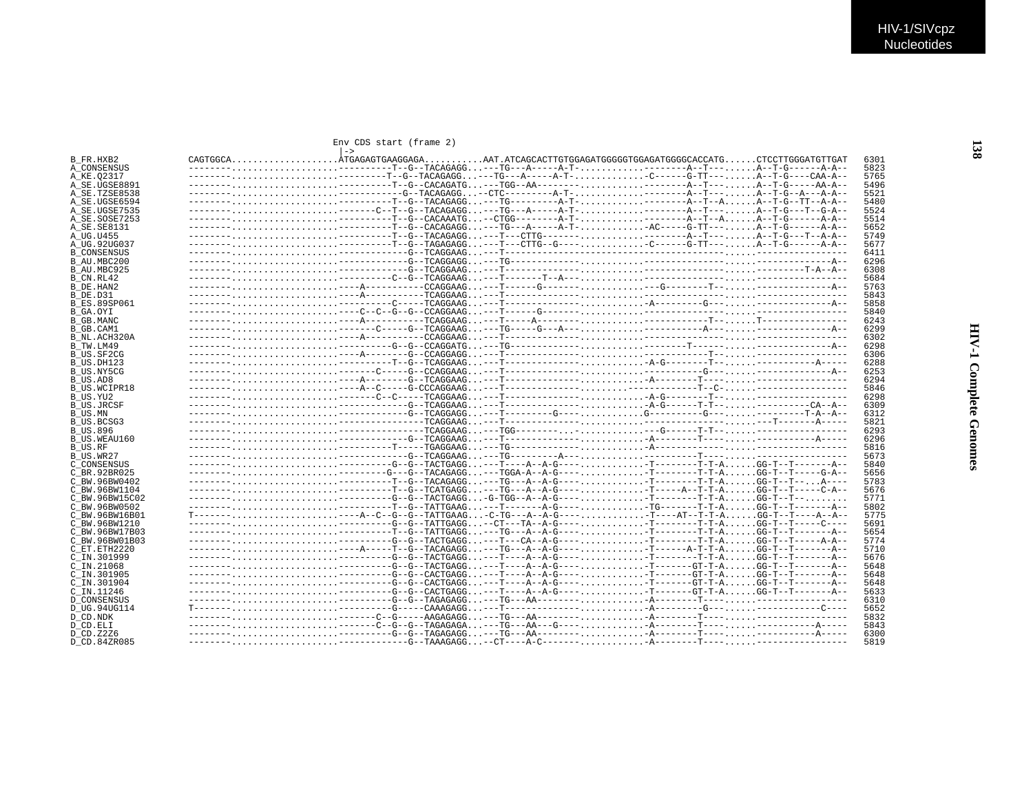```
                              Env CDS start (frame 2)
                                   |->
B_FR.HXB2          CAGTGGCA...................ATGAGAGTGAAGGAGA..........AAT.ATCAGCACTTGTGGAGATGGGGGTGGAGATGGGGCACCATG......CTCCTTGGGATGTTGAT  6301
A_CONSENSUS        --------..................----------T--G--TACAGAGG...---TG---A-----A-T-...........--------A--T--------.A--T-G------A-A--  5823
A_KE.Q2317         --------..................---------T--G--TACAGAGG...---TG---A-----A-T-............-C------G-TT--------.A--T-G----CAA-A--  5765
A_SE.UGSE8891      --------..................----------T--G--CACAGATG...---TGG--AA------------------.--------A--T--------.A--T-G-----AA-A--  5496
A_SE.TZSE8538      --------..................------------G--TACAGAGG...-CTC---------A-T-...........--------A--T--------.A--T-G--A---A-A--  5521
A_SE.UGSE6594      --------..................----------T--G--TACAGAGG...---TG---------A-T-...........--------A--T--A-----.A--T-G--TT--A-A--  5480
A_SE.UGSE7535      --------..................--------C--T--G--TACAGAGG...---TG---A-----A-T-...........--------A--T--------.A--T-G---T--G-A--  5524
A_SE.SOSE7253      --------..................----------T--G--CACAAATG...-CTGG--------A-T-...........--------A--T--A-----.A--T-G------A-A--  5514
A_SE.SE8131        --------..................----------T--G--CACAGAGG...---TG---A-----A-T-............-AC-----G-TT--------.A--T-G------A-A--  5652
A_UG.U455          --------..................----------T--G--TACAGAGG...---T---CTTG-----------------.--------A--T--------.A--T-G---T--A-A--  5749
A_UG.92UG037       --------..................----------T--G--TAGAGAGG...---T---CTTG--G-------------.-C------G-TT--------.A--T-G------A-A--  5677
B_CONSENSUS        --------..................-------------G--TCAGGAAG...---T-------------------------.------------------.----------------  6411
B_AU.MBC200        --------..................-------------G--TCAGGAGG...---TG------------------------.------------------.--------------A--  6296
B_AU.MBC925        --------..................-------------G--TCAGGAAG...---T-------------------------.------------------.-----------T-A--A--  6308
B_CN.RL42          --------..................----------C--G--TCAGGAAG...---T-------T--A-------------.------------------.----------------  5684
B_DE.HAN2          --------..................----A----------CCAGGAAG...---T------G------------------.---G--------T-----.--------------A--  5763
B_DE.D31           --------..................----A----------TCAGGAAG...---T-------------------------.------------------.----------------  5843
B_ES.89SP061       --------..................-----------C-----TCAGGAAG...---T-------------------------.-A---------G-------.--------------A--  5858
B_GA.OYI           --------..................----C--C--G--G--CCAGGAAG...---T------G------------------.------------------.----------------  5840
B_GB.MANC          --------..................----A----------TCAGGAAG...---T-----A--------------------.-----------T-------.T---------------  6243
B_GB.CAM1          --------..................--------C-----G--TCAGGAAG...---TG-----G---A-------------.-----------A-------.--------------A--  6299
B_NL.ACH320A       --------..................-----A----------CCAGGAAG...---T-------------------------.------------------.----------------  6302
B_TW.LM49          --------..................----------G--G--CCAGGATG...---TG------------------------.----------T-------.--------------A--  6298
B_US.SF2CG         --------..................----A---------G--CCAGGAGG...---T-------------------------.-----------T-------.----------------  6306
B_US.DH123         --------..................----------T--G--TCAGGAAG...---T-------------------------.-A-G--------T------.------------A-----  6288
B_US.NY5CG         --------..................--------G-----G--CCAGGAAG...---T-------------------------.-----------G-------.--------------A--  6253
B_US.AD8           --------..................----A---------G--TCAGGAAG...---T-------------------------.-A--------T--------.----------------  6294
B_US.WCIPR18       --------..................----A--C-----G-CCCAGGAAG...---T-------------------------.------------T--C----.----------------  5846
B_US.YU2           --------..................--------C--C-----TCAGGAAG...---T-------------------------.-A-G--------T------.----------------  6298
B_US.JRCSF         --------..................-------------G--TCAGGAAG...---T-------------------------.-A-G------T-T------.----------CA--A--  6309
B_US.MN            --------..................-------------G--TCAGGAGG...---T---------G--------------.G-----------G-------.---------T-A--A--  6312
B_US.BCSG3         --------..................----------------TCAGGAAG...---T-------------------------.------------------.---T------A-----  5821
B_US.896           --------..................----------------TCAGGAAG...---TGG---------.------------.---G------T-T-------.----------------  6293
B_US.WEAU160       --------..................-------------G--TCAGGAAG...---T-------------------------.-A--------T---------.------------A-----  6296
B_US.RF            --------..................----------T-----TGAGGAAG...---TG------------------------.-A------------------.----------------  5816
B_US.WR27          --------..................-------------G--TCAGGAAG...---TG---------A--------------.----------T--------.----------------  5673
C_CONSENSUS        --------..................----------G--G--TACTGAGG...---T----A--A-G--------------.-T--------T-T-A......GG-T--T-------A--  5840
C_BR.92BR025       --------..................---------G---G--TACAGAGG...---TGGA-A--A-G--------------.-T--------T-T-A......GG-T--T-----G-A--  5656
C_BW.96BW0402      --------..................----------T--G--TACAGAGG...---TG---A--A-G--------------.-T--------T-T-A......GG-T--T--...A----  5783
C_BW.96BW1104      --------..................----------T--G--TCATGAGG...---TG---A--A-G--------------.-T-----A--T-T-A......GG-T--T-----C-A--  5676
C_BW.96BW15C02     --------..................----------G--G--TACTGAGG...-G-TGG--A--A-G--------------.-T--------T-T-A......GG-T--T--........  5771
C_BW.96BW0502      --------..................----------T--G--TATTGAAG...---T-------A-G--------------.-TG-------T-T-A......GG-T--T-------A--  5802
C_BW.96BW16B01     T-------..................-----A--C--G--G--TATTGAAG...-C-TG---A--A-G--------------.-T----AT--T-T-A......GG-T--T----A--A--  5775
C_BW.96BW1210      --------..................----------G--G--TATTGAGG...--CT---TA--A-G--------------.-T--------T-T-A......GG-T--T-----C----  5691
C_BW.96BW17B03     --------..................----------T--G--TATTGAGG...---TG---A--A-G--------------.-T--------T-T-A......GG-T--T-------A--  5654
C_BW.96BW01B03     --------..................----------G--G--TACTGAGG...---T---CA--A-G--------------.-T--------T-T-A......GG-T--T-----A-A--  5774
C_ET.ETH2220       --------..................------A-----T--G--TACAGAGG...---TG---A--A-G--------------.-T------A-T-T-A......GG-T--T-------A--  5710
C_IN.301999        --------..................----------G--G--TACTGAGG...---T----A--A-G--------------.-T--------T-T-A......GG-T--T-------A--  5676
C_IN.21068         --------..................----------G--G--TACTGAGG...---T----A--A-G--------------.-T-------GT-T-A......GG-T--T-------A--  5648
C_IN.301905        --------..................----------G--G--CACTGAGG...---T----A--A-G--------------.-T-------GT-T-A......GG-T--T-------A--  5648
C_IN.301904        --------..................----------G--G--CACTGAGG...---T----A--A-G--------------.-T-------GT-T-A......GG-T--T-------A--  5648
C_IN.11246         --------..................----------G--G--CACTGAGG...---T----A--A-G--------------.-T-------GT-T-A......GG-T--T-------A--  5633
D_CONSENSUS        --------..................----------G--G--TAGAGAGG...---TG--AA------------------.-A--------T---------.----------------  6310
D_UG.94UG114       T-------..................----------G-----CAAAGAGG...---T-------------------------.-A---------G--------.-------------C----  5652
D_CD.NDK           --------..................--------C--G-----AAGAGAGG...---TG--AA------------------.-A--------T---------.----------------  5832
D_CD.ELI           --------..................--------C--G--G--TAGAGAGA...---TG--AA---G--------------.-A--------T---------.------------A-----  5843
D_CD.Z2Z6          --------..................----------G--G--TAGAGAGG...---TG--AA------------------.-A--------T---------.------------A-----  6300
D_CD.84ZR085       --------..................-------------G--TAAAGAGG...--CT----A-C-----------------.-A--------T---------.----------------  5819
```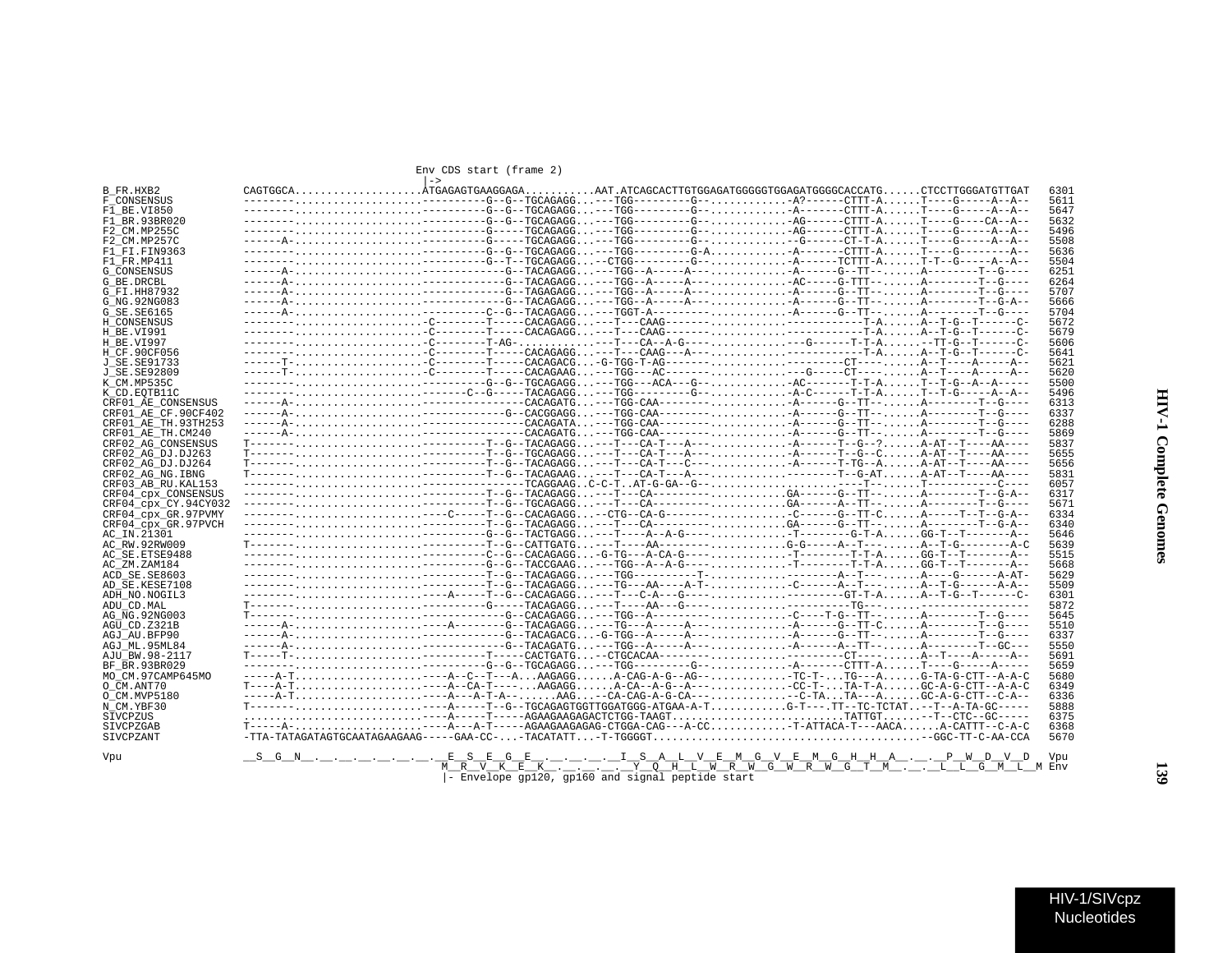```
                                        Env CDS start (frame 2)
                                        |->
B_FR.HXB2           CAGTGGCA...................ATGAGAGTGAAGGAGA...........AAT.ATCAGCACTTGTGGAGATGGGGGTGGAGATGGGGCACCATG......CTCCTTGGGATGTTGAT  6301
F_CONSENSUS         --------...................----------G--G--TGCAGAGG...---TGG---------G--............-A?------CTTT-A......T----G-----A--A--  5611
F1_BE.VI850         --------...................----------G--G--TGCAGAGG...---TGG---------G--............-A-------CTTT-A......T----G-----A--A--  5647
F1_BR.93BR020       --------...................----------G--G--TGCAGAGG...---TGG---------G--............-AG------CTTT-A......T----G----CA--A--  5632
F2_CM.MP255C        --------...................----------G-----TGCAGAGG...---TGG---------G--............-AG------CTTT-A......T----G-----A--A--  5496
F2_CM.MP257C        ------A-...................----------G-----TGCAGAGG...---TGG---------G--............--G------CT-T-A......T----G-----A--A--  5508
F1_FI.FIN9363       --------...................----------G--G--TGCAGAGG...---TGG---------G-A............-A-------CTTT-A......T----G--------A--  5636
F1_FR.MP411         --------...................----------G--T--TGCAGAGG...--CTGG---------G--............-A------TCTTT-A......T-T--G-----A--A--  5504
G_CONSENSUS         ------A-...................-------------G--TACAGAGG...---TGG--A-----A--.............-A------G--TT--......A--------T--G----  6251
G_BE.DRCBL          ------A-...................-------------G--TACAGAGG...---TGG--A-----A--.............-AC-----G-TTT--......A--------T--G----  6264
G_FI.HH87932        ------A-...................-------------G--TAGAGAGG...---TGG--A-----A--.............-A------G--TT--......A--------T--G----  5707
G_NG.92NG083        ------A-...................-------------G--TACAGAGG...---TGG--A-----A--.............-A------G--TT--......A--------T--G-A--  5666
G_SE.SE6165         ------A-...................----------C--G--TACAGAGG...---TGGT-A------------...........-A------G--TT--......A--------T--G----  5704
H_CONSENSUS         --------...................-C--------T-----CACAGAGG...---T---CAAG----------..........-----------T-A......A--T-G--T------C-  5672
H_BE.VI991          --------...................-C--------T-----CACAGAGG...---T---CAAG----------..........-----------T-A......A--T-G--T------C-  5679
H_BE.VI997          --------...................-C--------T-AG-.........---T---CA--A-G-----------.........---G------T-T-A......--TT-G--T------C-  5606
H_CF.90CF056        --------...................-C--------T-----CACAGAGG...---T---CAAG---A---.............-----------T-A......A--T-G--T------C-  5641
J_SE.SE91733        ------T-...................-C--------T-----CACAGACG..-G-TGG-T-AG-----------..........---------CT---------A--T----A-----A--  5621
J_SE.SE92809        ------T-...................-C--------T-----CACAGAAG...---TGG---AC----------..........---G-----CT---------A--T----A-----A--  5620
K_CM.MP535C         --------...................----------G--G--TGCAGAGG...---TGG---ACA---G--............-AC-------T-T-A......T--T-G--A--A-----  5500
K_CD.EQTB11C        --------...................--------C--G-----TACAGAGG...---TGG---------G--............-A-C------T-T-A......T--T-G-----A--A--  5496
CRF01_AE_CONSENSUS  ------A-...................---------------CACAGATG...---TGG-CAA-----------...........-A------G--TT--......A--------T--G----  6313
CRF01_AE_CF.90CF402 ------A-...................-------------G--CACGGAGG...---TGG-CAA-----------...........-A------G--TT--......A--------T--G----  6337
CRF01_AE_TH.93TH253 ------A-...................---------------CACAGATA...---TGG-CAA-----------...........-A------G--TT--......A--------T--G----  6288
CRF01_AE_TH.CM240   ------A-...................---------------CACAGATG...---TGG-CAA-----------...........-A------G--TT--......A--------T--G----  5869
CRF02_AG_CONSENSUS  T-------...................----------T--G--TACAGAGG...---T---CA-T---A---.............-A------T--G--?......A-AT--T----AA----  5837
CRF02_AG_DJ.DJ263   T-------...................----------T--G--TGCAGAGG...---T---CA-T---A---.............-A------T--G--C......A-AT--T----AA----  5655
CRF02_AG_DJ.DJ264   T-------...................----------T--G--TACAGAGG...---T---CA-T---C---.............-A------T-TG--A......A-AT--T----AA----  5656
CRF02_AG_NG.IBNG    T-------...................----------T--G--TACAGAAG...---T---CA-T---A---.............----------T--G-AT......A-AT--T----AA----  5831
CRF03_AB_RU.KAL153  --------...................---------------TCAGGAAG..C-C-T..AT-G-GA--G--..............-------T--------T----------C-----  6057
CRF04_cpx_CONSENSUS --------...................----------T--G--TACAGAGG...---T---CA--------------..........GA------G--TT--......A--------T--G-A--  6317
CRF04_cpx_CY.94CY032 -------...................----------T--G--TGCAGAGG...---T---CA--------------..........GA------A--TT--......A--------T--G----  5671
CRF04_cpx_GR.97PVMY --------...................----C-----T--G--CACAGAGG...--CTG--CA-G-------------.........-C------G--TT-C......A------T--T--G-A--  6334
CRF04_cpx_GR.97PVCH --------...................----------T--G--TACAGAGG...---T---CA--------------..........GA------G--TT--......A--------T--G-A--  6340
AC_IN.21301         --------...................----------G--G--TACTGAGG...---T----A--A-G---------.........-T--------G-T-A......GG-T--T-------A--  5646
AC_RW.92RW009       T-------...................----------T--G--CATTGATG...---T----AA-------------.........G-G-----A--T--------A--T-G--------A-C  5639
AC_SE.ETSE9488      --------...................----------C--G--CACAGAGG..-G-TG---A-CA-G------------........-T--------T-T-A......GG-T--T-------A--  5515
AC_ZM.ZAM184        --------...................----------G--G--TACCGAAG...---TGG--A--A-G---------.........-T--------T-T-A......GG-T--T-------A--  5668
ACD_SE.SE8603       --------...................----------T--G--TACAGAGG...---TGG----------T-------........--------A--T--------A----G------A-AT-  5629
AD_SE.KESE7108      --------...................----------T--G--TACAGAGG...---TG---AA----A-T-----------....-C------A--T--------A--T-G------A-A--  5509
ADH_NO.NOGIL3       --------...................----A-----T--G--CACAGAGG...---T---C-A---G-------------.......---------GT-T-A......A--T-G--T------C-  6301
ADU_CD.MAL          T-------...................----------G-----TACAGAGG...---T----AA---G-------------.......----------TG---.........-------------  5872
AG_NG.92NG003       T-------...................-------------G--CACAGAGG...---TGG--A------------.............-C----T-G--TT--......A--------T--G----  5645
AGU_CD.Z321B        ------A-...................----A---------G--TACAGAGG...---TG---A-----A---A---..........-A------G--TT-C......A--------T--G----  5510
AGJ_AU.BFP90        ------A-...................-------------G--TACAGACG..-G-TGG--A-----A--.............-A------G--TT--......A--------T--G----  6337
AGJ_ML.95ML84       ------A-...................-------------G--TACAGATG...---TGG--A-----A--.............-A------A--TT--......A--------T--GC---  5550
AJU_BW.98-2117      T-----T-...................----------T-----CACTGATG..--CTGCACAA-----------.............---------CT---......A--T----A-----A--  5691
BF_BR.93BR029       --------...................----------G--G--TGCAGAGG...---TGG---------G--............-A-------CTTT-A......T----G-----A-----  5659
MO_CM.97CAMP645MO   -----A-T...................----A--C--T---A...AAGAGG......A-CAG-A-G--AG--...........-TC-T-...TG---A......G-TA-G-CTT--A-A-C  5680
O_CM.ANT70          T----A-T...................----A--CA-T------...AAGAGG......A-CA--A-G--A---............-CC-T-...TA-T-A......GC-A-G-CTT--A-A-C  6349
O_CM.MVP5180        -----A-T...................----A---A-T-A-......AAG...--CA-CAG-A-G-CA----.............--C-TA...TA---A......GC-A-G-CTT--C-A--  6336
N_CM.YBF30          T-------...................----A-----T--G--TGCAGAGTGGTTGGATGGG-ATGAA-A-T............G-T---.TT--TC-TCTAT..--T--A-TA-GC-----  5888
SIVCPZUS            ...........................----A-----T-----AGAAGAAGAGACTCTGG-TAAGT......................TATTGT.......--T--CTC--GC-----  6375
SIVCPZGAB           T-----A-...................----A---A-T-----AGAAGAAGAGAG-CTGGA-CAG---A-CC............-T-ATTACA-T---AACA......A-CATTT--C-A-C  6368
SIVCPZANT           -TTA-TATAGATAGTGCAATAGAAGAAG-----GAA-CC-...-TACATATT...-T-TGGGGT.........................................-GGC-TT-C-AA-CCA  5670

Vpu                 __S__G__N__.__.__.__.__.__.__.__E__S__E__G__E__.__.__.__.__I__S__A__L__V__E__M__G__V__E__M__G__H__H__A__.__.__.__P__W__D__V__D  Vpu
                                                M__R__V__K__E__K__.__.__.__.__Y__Q__H__L__W__R__W__G__W__R__W__G__T__M__.__.__.__L__L__G__M__L__M Env
                                                |- Envelope gp120, gp160 and signal peptide start
```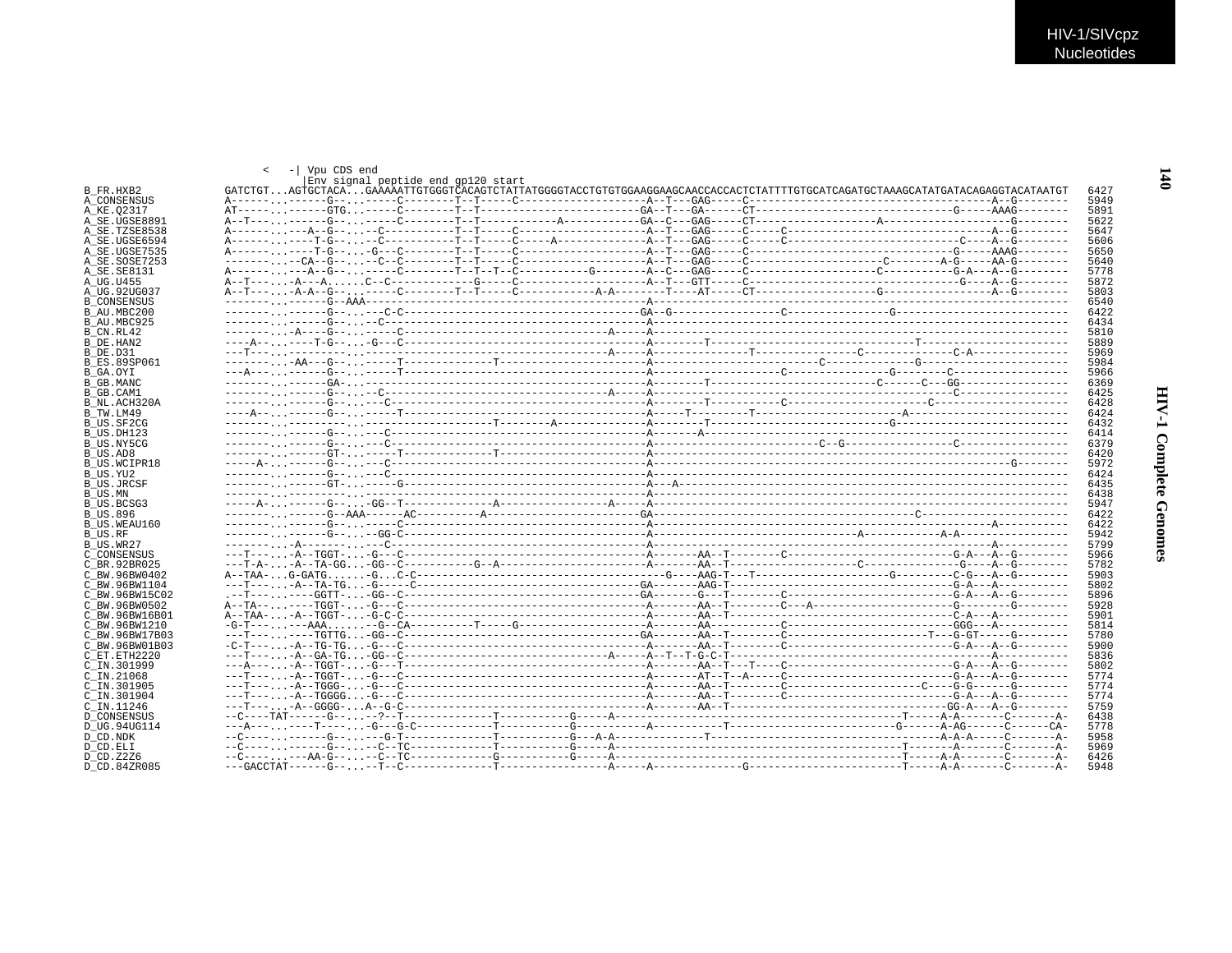```
                    <   -| Vpu CDS end
                         |Env signal peptide end gp120 start
B_FR.HXB2        GATCTGT...AGTGCTACA...GAAAAATTGTGGGTCACAGTCTATTATGGGGTACCTGTGTGGAAGGAAGCAACCACCACTCTATTTTGTGCATCAGATGCTAAAGCATATGATACAGAGGTACATAATGT   6427
A_CONSENSUS      A------...------G--...-----C--------T--T-----C--------------------A--T---GAG-----C-------------------------------------A--G--------   5949
A_KE.Q2317       AT-----...------GTG...-----C--------T--T-----------------------GA--T---GA------CT-------------------------------G-----AAAG--------   5891
A_SE.UGSE8891    A--T---...------G--...-----C--------T--T-----------A-----------GA--C---GAG-----CT------------------A-------------------G--------   5622
A_SE.TZSE8538    A------...---A--G--...--C----------T--T-----C--------------------A--T---GAG-----C-----C-------------------------------A--G--------   5647
A_SE.UGSE6594    A------...---T-G--...--C-----------T--T-----C-----A--------------A--T---GAG-----C-----C-------------------------C-----A--G--------   5606
A_SE.UGSE7535    A------...---T-G--...-G--C--------T--T-----C--------------------A--T---GAG-----C-------------------------------G-----AAAG--------   5650
A_SE.SOSE7253    -------...---CA--G--...--C--C-------T--T-----C--------------------A--T---GAG-----C---------------------C--------A-G-----AA-G--------   5640
A_SE.SE8131      A------...---A--G--...-----C--------T--T--T--C-----------G--------A--C---GAG-----C--------------------C-----------G-A---A--G--------   5778
A_UG.U455        A--T---...-A---A......C--C------------G-----C--------------------A--T---GTT-----C---------------------------------G----A--G--------   5872
A_UG.92UG037     A--T---...-A-A--G--...-----C--------T--T-----C-----------A-A--------T---AT-----CT-------------------G-----------------A--G--------   5803
B_CONSENSUS      -------...------G--AAA------------------------------------------A----------------------------------------------------------------   6540
B_AU.MBC200      -------...------G--...---C-C----------------------------------GA--G-----------------C-----------------G--------------------------   6422
B_AU.MBC925      -------...------G--...--C---------------------------------------A-----------------------------------------------------------------   6434
B_CN.RL42        -------...-A----G--...----C------------------------------A-----A-----------------------------------------------------------------   5810
B_DE.HAN2        ----A--...----T-G--...-G--C-------------------------------------A--------T--------------------------------T-----------------------   5889
B_DE.D31         ---T---...------------...-------------------------------------A-----A---------------T---------------C---------------C-A---------------   5969
B_ES.89SP061     -------...-AA---G--...-----T-------------T----------------------A--------------------------C-------------G-----------------------   5984
B_GA.OYI         ---A---...------G--...-----T------------------------------------A-------------------------C-------------G--------C-----------------   5966
B_GB.MANC        -------...------GA-...------------------------------------------A--------T----------------------------C------C---GG----------------   6369
B_GB.CAM1        -------...------G--...--C------------------------------A--------A---------------------------------------------------C-----------------   6425
B_NL.ACH320A     -------...------G--...---C--------------------------------------A--------T---------------C----------------------C---------------------   6428
B_TW.LM49        ----A--...------G--...-----T------------------------------------A-----T--------T---------------------A--------------------------------   6424
B_US.SF2CG       -------...---------...----------------T-------A-----------------A--------T----------------------------G--------------------------------   6432
B_US.DH123       -------...------G--...---C--------------------------------------A-------A-------------------------------------------------------------   6414
B_US.NY5CG       -------...------G--...---C--------------------------------------A-------------------------C--G-------------------C-----------------   6379
B_US.AD8         -------...------GT-...-----T-------------T----------------------A-----------------------------------------------------------------   6420
B_US.WCIPR18     -----A-...------G--...--C---------------------------------------A-----------------------------------------------------G--------   5972
B_US.YU2         -------...------G--...---C--------------------------------------A-----------------------------------------------------------------   6424
B_US.JRCSF       -------...------GT-...-----G------------------------------------A---A-------------------------------------------------------------   6435
B_US.MN          -------...---------...------------------------------------------A-----------------------------------------------------------------   6438
B_US.BCSG3       -----A-...------G--...-GG--T-------------A---------------A-----A-----------------------------------------------------------------   5947
B_US.896         -------...------G--AAA------AC-----------A---------------------GA--------------------------------------C-----------------------   6422
B_US.WEAU160     -------...------G--...-----C------------------------------------A--------------------------------------------------A-----------   6422
B_US.RF          -------...------G--...--GG-C------------------------------------A-----------------------------A------------A-A----------------   5942
B_US.WR27        -------...-A-------...---C--------------------------------------A--------------------------------------------------A-----------   5799
C_CONSENSUS      ---T---...-A--TGGT-...-G---C------------------------------------A-------AA--T--------C-------------------------G-A---A--G--------   5966
C_BR.92BR025     ---T-A-...-A--TA-GG...-GG--C----------G--A----------------------A-------AA--T------------------C---------------G----A--G--------   5782
C_BW.96BW0402    A--TAA-...G-GATG......-G...C-C--------------------------------G-----AAG-T---T-------------------G-----------C-G---A--G--------   5903
C_BW.96BW1104    ---T---...-A--TA-TG...-G-----C--------------------------------GA-------AAG-T---------------------------------G-A---A-----------   5802
C_BW.96BW15C02   .--T---...-----GGTT-...-GG--C---------------------------------GA-------G---T--------C-------------------------G-A---A--G--------   5896
C_BW.96BW0502    A--TA--...-----TGGT-...-G---C-----------------------------------A-------AA--T--------C---A---------------------G--------G--------   5928
C_BW.96BW16B01   A--TAA-...-A--TGGT-...-G-C-C------------------------------------A-------AA--T----------------------------------C-A---A-----------   5901
C_BW.96BW1210    -G-T---...---AAA......--G--CA----------T-----G-----------------A-------AA--T--------C-------------------------GGG---A-----------   5814
C_BW.96BW17B03   ---T---...-----TGTTG...-GG--C---------------------------------GA-------AA--T--------C---------------------T---G-GT-----G--------   5780
C_BW.96BW01B03   -C-T---...-A--TG-TG...-G---C------------------------------------A-------AA--T--------C-------------------------G-A---A--G--------   5900
C_ET.ETH2220     ---T---...-A--GA-TG...-GG--C----------------------------A-----A--T--T-G-C-T---------------------------------------A-----------   5836
C_IN.301999      ---A---...-A--TGGT-...-G---T------------------------------------A-------AA--T----C-------------------------------G-A---A--G--------   5802
C_IN.21068       ---T---...-A--TGGT-...-G---C------------------------------------A-------AT--T--A-----C-------------------------G-A---A--G--------   5774
C_IN.301905      ---T---...-A--TGGG-...-G---C------------------------------------A-------AA--T--------C----------------------C----G-G------G--------   5774
C_IN.301904      ---T---...-A--TGGGG...-G---C------------------------------------A-------AA--T--------C-------------------------G-A---A--G--------   5774
C_IN.11246       ---T---...-A--GGGG-...A--G-C------------------------------------A-------AA--T-------------------------------------GG-A---A--G--------   5759
D_CONSENSUS      --C----TAT-----G--...--?--T-------------T----------G-----A-----------------------------------------T-----A-A------C-------A-   6438
D_UG.94UG114     ---A---...----T-----...-G---G-C------------T-----------G-----------A----------T------------------------G-----A-AG------C------CA-   5778
D_CD.NDK         --C----...------G--...---G-T------------T----------G---A-A-------------T-------------------------------------A-A-A-----C-------A-   5958
D_CD.ELI         --C----...------G--...--C--TC-----------T----------G-----A------------------------------------------T-----A-------C-------A-   5969
D_CD.Z2Z6        --C----...---AA-G--...--C--TC-----------G----------G-----A------------------------------------------T-----A-A------C-------A-   6426
D_CD.84ZR085     ---GACCTAT------G--...--T--C-------------T-----------------A-----A-------------G------------------------T-----A-A-------C-------A-   5948
```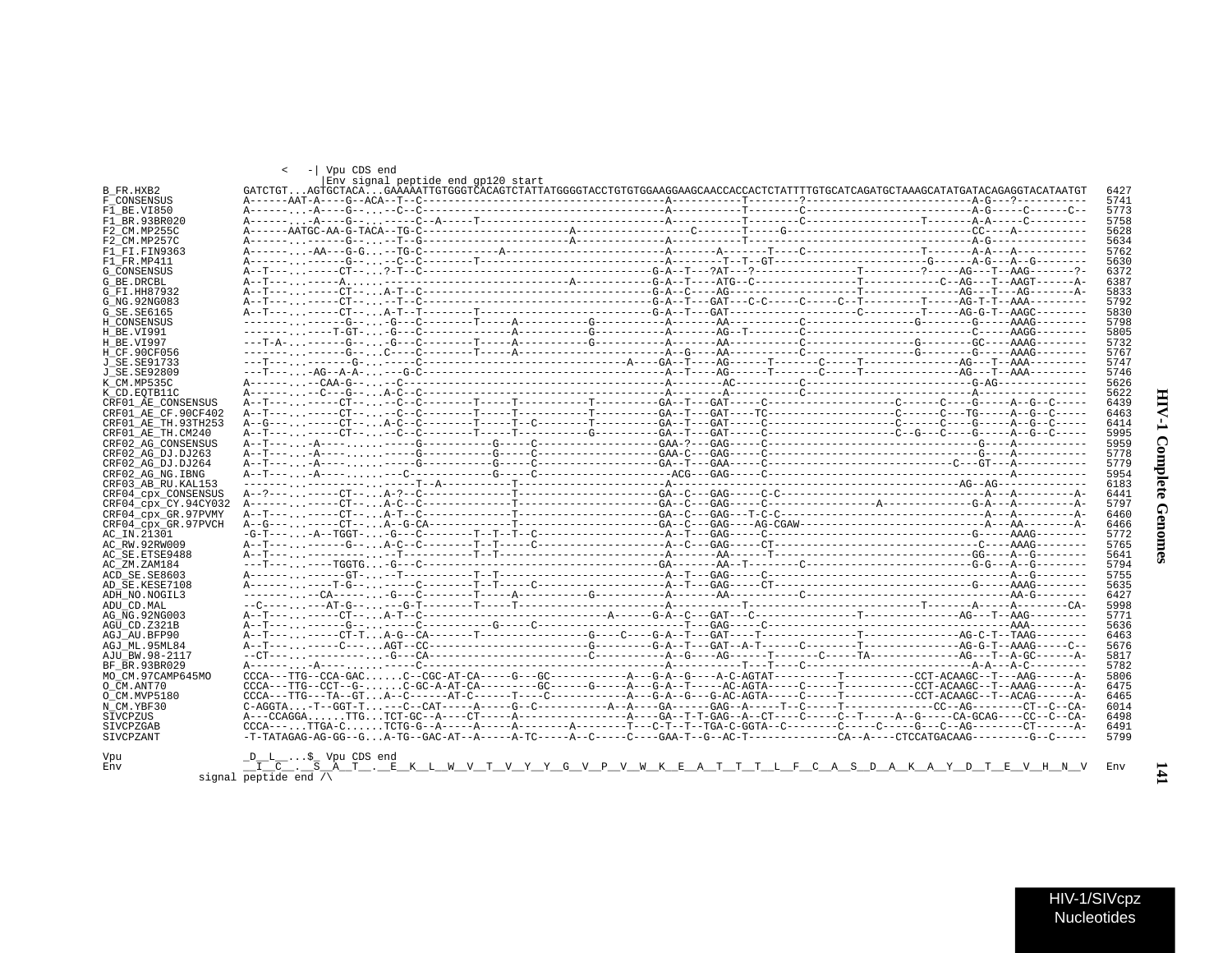```
                    <   -| Vpu CDS end
                         |Env signal peptide end gp120 start
B_FR.HXB2          GATCTGT...AGTGCTACA...GAAAAATTGTGGGTCACAGTCTATTATGGGGTACCTGTGTGGAAGGAAGCAACCACCACTCTATTTTGTGCATCAGATGCTAAAGCATATGATACAGAGGTACATAATGT  6427
F_CONSENSUS        A------AAT-A----G--ACA--T--C------------------------------------A----------T--------?--------------------------A-G---?----------  5741
F1_BE.VI850        A-------...-A----G--...--C--C------------------------------------A----------T--------C--------------------------A-G-----C------C--  5773
F1_BR.93BR020      A-------...-A----G--...-----C--A-----T---------------------------A----------T--------C------------------T-------A-A-----C---------  5758
F2_CM.MP255C       A------AATGC-AA-G-TACA--TG-C-----------------------A-------------------C------T-----G-----------------------------CC----A----------  5628
F2_CM.MP257C       A-------...------G--...--T--G----------------------A-----------------A----------T-------------------------------A-G--------------  5634
F1_FI.FIN9363      A-------...-AA---G-G...--TG-C------------A-----------------------A-------A-------T----C-----------------T-------A-A---A-----------  5762
F1_FR.MP411        A-------...------G--...--C--C--------T-----------------------------------T--T--GT-----------------------G------A-G---A--G--------  5630
G_CONSENSUS        A--T----...-----CT--...?-T--C-----------------------------------G-A--T---?AT---?----------------T---------?-----AG---T--AAG-------?-  6372
G_BE.DRCBL         A--T----...-----A......-------------------------A---------------G-A--T----ATG--C----------------T-----------C--AG---T--AAGT------A-  6387
G_FI.HH87932       A--T----...-----CT--...A-T--C-----------------------------------G-A--C----AG---------------------T---------------AG---T---AG-------A-  5833
G_NG.92NG083       A--T----...-----CT--...--T--C-----------------------------------G-A--T---GAT---C-C-----C-----C--T---------T-----AG-T-T--AAA--------  5792
G_SE.SE6165        A--T----...-----CT--...A-T--T--------T--------------------------G-A--T---GAT------------------C---------T-----AG-G-T--AAGC--------  5830
H_CONSENSUS        --------...------G--...-G---C-------T-----A-----------G----------A-------AA----------C-----------------G-------G-----AAAG--------  5798
H_BE.VI991         --------...----T-GT-...-G---C-------------A-----------G----------A-------AG--T-------C-----------------------C-----AAGG--------  5805
H_BE.VI997         ---T-A-...------G--...-G---C--------T-----A-----------G----------A-------AA----------C-----------------G-------GC----AAAG--------  5732
H_CF.90CF056       --------...------G--...C----C--------T-----A----------------------A--G----AA----------C-----------------G-------G-----AAAG--------  5767
J_SE.SE91733       ---T----...-------G-...-----C-------------------------------A----GA--T---AG------T-------C-----T---------------AG---T--AAA---------  5747
J_SE.SE92809       ---T----...-AG--A-A-...---G-C------------------------------------A--T----AG------T-------C-----T---------------AG---T--AAA---------  5746
K_CM.MP535C        A-------...--CAA-G--...--C---------------------------------------A--------AC----------C---------------------------G-AG------------  5626
K_CD.EQTB11C       A-------...--C---G--...A-C--C------------------------------------A-------A----------C--------------------------A-----------------  5622
CRF01_AE_CONSENSUS A--T----...-----CT--...--C--C--------T------T-----------T--------GA--T---GAT-----C-------------------C------C----G-----A--G--C-----  6439
CRF01_AE_CF.90CF402 A--T----...-----CT--...--C--C--------T------T-----------T--------GA--T---GAT-----TC------------------C------C----TG-----A--G--C-----  6463
CRF01_AE_TH.93TH253 A--G----...-----CT--...A-C--C--------T-----T--C--------T--------GA--T---GAT-----C-------------------C------C----G-----A--G--C-----  6414
CRF01_AE_TH.CM240  A--T----...-----CT--...--C--C--------T------T-----------G--------GA--T---GAT-----C-------------------C--G---C-----G-----A--G--C-----  5995
CRF02_AG_CONSENSUS A--T----...-A----......-----G-----------G-----C-------------------GAA-?---GAG-----C------------------------------------G-----A----------  5959
CRF02_AG_DJ.DJ263  A--T----...-A----......-----G-----------G-----C-------------------GAA-C---GAG-----C------------------------------------G-----A----------  5778
CRF02_AG_DJ.DJ264  A--T----...-A----......-----G-----------G-----C-------------------GA--T---GAA-----C-------------------------------C---GT---A----------  5779
CRF02_AG_NG.IBNG   A--T----...-A----......----C-----------G-----C-------------------------ACG---GAG-----C---------------------------------------A----------  5954
CRF03_AB_RU.KAL153 --------...---------...-----T--A--------T------------------------A--------------------------------------------------AG--AG------------  6183
CRF04_cpx_CONSENSUS A--?----...-----CT--...A-?--C------------T----------------------GA--C---GAG-----C-C----------------------------------A---A---------A-  6441
CRF04_cpx_CY.94CY032 A-------...-----CT--...A-C--C------------T----------------------GA--C---GAG-----C----------------A----------------G-A---A---------A-  5797
CRF04_cpx_GR.97PVMY A--T----...-----CT--...A-T--C------------T----------------------GA--C---GAG---T-C-C-----------------------------------A---A---------A-  6460
CRF04_cpx_GR.97PVCH A--G----...-----CT--...A--G-CA-----------T----------------------GA--C---GAG----AG-CGAW--------------------------------A---AA--------A-  6466
AC_IN.21301        -G-T----...-A--TGGT-...-G---C--------T--T--T--C-------------------A--T---GAG-----C------------------------------------G-----AAAG--------  5772
AC_RW.92RW009      A--T----...------G--...A-C--C--------T--T-----C-------------------A--C---GAG-----CT----------------------------------C-----AAAG--------  5765
AC_SE.ETSE9488     A--T----...---------...--T-----------T--T-------------------------A-------AA------T---------------------------------GG----A--G--------  5641
AC_ZM.ZAM184       ---T----...----TGGTG...-G---C---------------------------------GA--------AA--T-------C-------------------------------G-G---A--G--------  5794
ACD_SE.SE8603      A-------...------GT-...--T----------T--T------------------------A--T---GAG-----C--------------------------------------A--G--------  5755
AD_SE.KESE7108     A-------...----T-G--...-----C--------T--T-----C-------------------A--T---GAG-----CT------------------------------------G-----AAAG--------  5635
ADH_NO.NOGIL3      --------...--CA-----...-G---C--------T-----A----------G-----------A-------AA----------C-------------------------------AA-G--------  6427
ADU_CD.MAL         --C-----...---AT-G--...--G-T--------T-----T-----------------------A-----------T-------------------------T-------A-----A--------CA-  5998
AG_NG.92NG003      A--T----...-----CT--...A-T--C----------------------------A------G-A--C---GAT---C----------------T---------------AG---T--AAG--------  5771
AGU_CD.Z321B       A--T----...------G--...-----C-----------G-----C----------------T---GAG-----C-----------------------------------------AAA---------  5636
AGJ_AU.BFP90       A--T----...-----CT-T...A-G--CA-------T-------------G----C----G-A--T---GAT----T---------------T---------------AG-C-T--TAAG--------  6463
AGJ_ML.95ML84      A--T----...-----C---...AGT--CC--------------------G---------G-A--T---GAT--A-T------C--------T---------------AG-G-T--AAAG-----C--  5676
AJU_BW.98-2117     --CT----...---------...-G---CA--------------------C-----------A--G----AG------T-------C-----TA---------------AG---T--A-GC-------A-  5817
BF_BR.93BR029      A-------...-A-------...-----C------------------------------------A-----------T---T----C---------------------------A-A---A-C---------  5782
MO_CM.97CAMP645MO  CCCA---TTG--CCA-GAC......C--CGC-AT-CA-----G---GC-----------A---G-A--G----A-C-AGTAT----------T-----------CCT-ACAAGC--T---AAG------A-  5806
O_CM.ANT70         CCCA---TTG--CCT--G-......C-GC-A-AT-CA---------GC------G-----A---G-A--T-----AC-AGTA-----C-----T-----------CCT-ACAAGC--T---AAAG------A-  6475
O_CM.MVP5180       CCCA---TTG---TA--GT...A--C------AT-C-----T----C-----------A---G-A--G---G-AC-AGTA-----C-----T-----------CCT-ACAAGC--T--ACAG------A-  6465
N_CM.YBF30         C-AGGTA...-T--GGT-T...---C--CAT-----A-----G--C----------A--A----GA------GAG--A-----T--C-----T---------------CC--AG--------CT--C-CA-  6014
SIVCPZUS           A---CCAGGA......TTG...TCT-GC--A-----CT-----A--------------A----GA--T-T-GAG--A--CT----C-----C--T-----A--G-----CA-GCAG----CC--C--CA-  6498
SIVCPZGAB          CCCA-----...TTGA-C......TCTG-G--A-----A-----A--------A--------T---C-T--T--TGA-C-GGTA--C---------C-----C-----G---C--AG--------CT------A-  6491
SIVCPZANT          -T-TATAGAG-AG-GG--G...A-TG--GAC-AT--A-----A-TC-----A--C-----C----GAA-T--G--AC-T-------------CA--A----CTCCATGACAAG---------G--C-----  5799

Vpu                _D__L__...$_ Vpu CDS end
Env                __I__C__.__S__A__T__.__E__K__L__W__V__T__V__Y__Y__G__V__P__V__W__K__E__A__T__T__T__L__F__C__A__S__D__A__K__A__Y__D__T__E__V__H__N__V  Env
          signal peptide end /\
```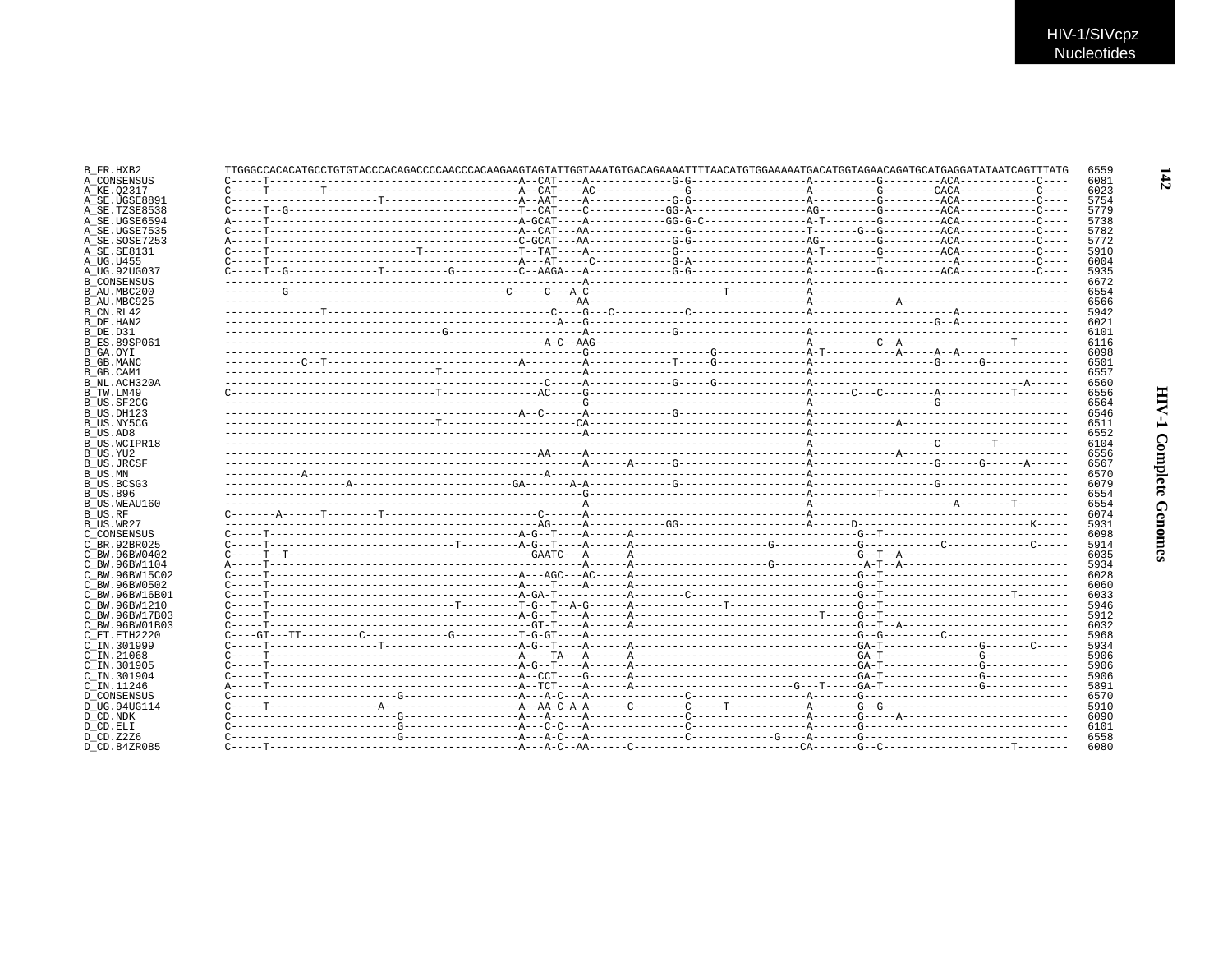```
B_FR.HXB2         TTGGGCCACACATGCCTGTGTACCCACAGACCCCAACCCACAAGAAGTAGTATTGGTAAATGTGACAGAAAATTTTAACATGTGGAAAAATGACATGGTAGAACAGATGCATGAGGATATAATCAGTTTATG  6559
A_CONSENSUS       C-----T----------------------------------------A--CAT----A-------------G-G------------------A----------G---------ACA------------C----  6081
A_KE.Q2317        C-----T--------T-------------------------------A--CAT----AC-------------G------------------A----------G--------CACA------------C----  6023
A_SE.UGSE8891     C-----------------------T----------------------A--AAT----A-------------G-G------------------A----------G---------ACA------------C----  5754
A_SE.TZSE8538     C-----T--G-------------------------------------T--CAT----C-----------GG-A------------------AG---------G---------ACA------------C----  5779
A_SE.UGSE6594     A-----T----------------------------------------A-GCAT----A-----------GG-G-C----------------A-T--------G---------ACA------------C----  5738
A_SE.UGSE7535     C-----T----------------------------------------A--CAT---AA--------------G------------------T-------G--G---------ACA------------C----  5782
A_SE.SOSE7253     A-----T----------------------------------------C-GCAT---AA-------------G-G------------------AG---------G---------ACA------------C----  5772
A_SE.SE8131       C-----T----------------------T-----------------T--TAT----A-------------G------------------A-T--------G---------ACA------------C----  5910
A_UG.U455         C-----T----------------------------------------A---AT-----C------------G-A------------------T----------A---------A------------C----  6004
A_UG.92UG037      C-----T--G--------------T----------G-----------C--AAGA---A-------------G-G------------------A----------G---------ACA------------C----  5935
B_CONSENSUS       ---------------------------------------------------------A------------------------------------A-----------------------------------------  6672
B_AU.MBC200       ---------G----------------------------------C-----C---A-C--------------------T------------A-----------------------------------------  6554
B_AU.MBC925       --------------------------------------------------------AA-------------------------------------A-----------------A----------------------------  6566
B_CN.RL42         ---------------T------------------------------------C----G---C-----------C------------------A---------------------A-----------------  5942
B_DE.HAN2         ------------------------------------------------------A---G----------------------------------------------------------G--A-----------------  6021
B_DE.D31          ----------------------------------G--------------------A-------------G------------------A-----------------------------------------  6101
B_ES.89SP061      ----------------------------------------------------A-C--AAG------------------------------A-----------C--A----------------T--------  6116
B_GA.OYI          ---------------------------------------------------------G--------------------G--------------A-T-----------A-----A--A-----------------  6098
B_GB.MANC         ------------C--T-------------------------------A---------A--------------T-----G--------------A-------------------G------G--------------  6501
B_GB.CAM1         --------------------------------T-------------------------A------------------------------------A-----------------------------------------  6557
B_NL.ACH320A      ----------------------------------------------------C-----A-------------G-----G------------------A-----------------------------------A------  6560
B_TW.LM49         C--------------------------------T---------------AC-----G------------------------------A------C---C--------A-----------T--------  6556
B_US.SF2CG        --------------------------------------------------------G-----------------------------------A--------------------G-----------------------  6564
B_US.DH123        ------------------------------------------------A--C-----A-------------G------------------A-----------------------------------------  6546
B_US.NY5CG        --------------------------------T------------------CA----------------------------------------A---------------A---------------------------  6511
B_US.AD8          ---------------------------------------------------------A-------------------------------------A-----------------------------------------  6552
B_US.WCIPR18      ------------------------------------------------------------------------------------------------A------------------C--------T-----------  6104
B_US.YU2          -------------------------------------------------AA-----A-------------------------------A-----------------A---------------------------  6556
B_US.JRCSF        ---------------------------------------------------------A------A------G------------------A--------------------G------G------A------  6567
B_US.MN           ------------A-------------------------------------A--------------------------------------------A-----------------------------------------  6570
B_US.BCSG3        -------------------A------------------------GA-------A-A-------------G------------------A--------------------G-----------------------  6079
B_US.896          ---------------------------------------------------------G-----------------------------------A---------------T----------------------------  6554
B_US.WEAU160      ---------------------------------------------------------A--------------------------------------A---------------------A--------T--------  6554
B_US.RF           C-------A------T--------T-----------------------C------A---------------------------------------A-----------------------------------------  6074
B_US.WR27         -------------------------------------------------AG-----A-------------GG-------------------A------D---------------------------K-----  5931
C_CONSENSUS       C-----T----------------------------------------A-G--T----A------A---------------------------------G--T-------------------------------  6098
C_BR.92BR025      C-----T----------------------------T----------A-G--T----A------A-------------------G-------------G------------C-------------C----  5914
C_BW.96BW0402     C-----T--T----------------------------------GAATC--A------A---------------------------------G--T--A-----------------------------  6035
C_BW.96BW1104     A-----T-----------------------------------------------A------A------------------------G-------------A-T--A---------------------------  5934
C_BW.96BW15C02    C-----T----------------------------------------A---AGC---AC-----A----------------------------------G--T---------------------------  6028
C_BW.96BW0502     C-----T----------------------------------------A----T----A------A----------------------------------G--T---------------------------  6060
C_BW.96BW16B01    C-----T----------------------------------------A-GA-T----------A--------C------------------------G--T--------------------T--------  6033
C_BW.96BW1210     C-----T-----------------------------T---------T-G--T--A-G------A--------------T------------------G--T---------------------------  5946
C_BW.96BW17B03    C-----T----------------------------------------A-G--T----A------A--------------------------T-----G--T---------------------------  5912
C_BW.96BW01B03    C-----T-----------------------------------------------GT-T----A------A---------------------------G--T--A-----------------------  6032
C_ET.ETH2220      C----GT---TT----------C-------------G----------T-G-GT----A-------------------------------------G--G---------C------------------  5968
C_IN.301999       C-----T------------------T----------------------A-G--T----A------A-------------------------------GA-T--------------G--------C-----  5934
C_IN.21068        C-----T----------------------------------------A-----TA---A------A-------------------------------GA-T--------------G------------  5906
C_IN.301905       C-----T----------------------------------------A-G--T----A------A-------------------------------GA-T--------------G------------  5906
C_IN.301904       C-----T----------------------------------------A--CCT----G------A-------------------------------GA-T--------------G------------  5906
C_IN.11246        A-----T----------------------------------------A--TCT----A------A------------------------G---T------GA-T--------------G------------  5891
D_CONSENSUS       C-----------------------G---------------------A---A-C---A---------------C-----------------A-------G-------------------------------  6570
D_UG.94UG114      C-----T------------------A----------------------A--AA-C-A-A------C--------C-----T-----------A-------G--G---------------------------  5910
D_CD.NDK          C--------------------------G---------------------A---A------A-----------------C-----------------A-------G-----A--------------------  6090
D_CD.ELI          C--------------------------G---------------------A---C-C---A-----------------C-----------------A-------G-------------------------------  6101
D_CD.Z2Z6         C--------------------------G---------------------A---A-C---A-----------------C-----------G---A-------G-------------------------------  6558
D_CD.84ZR085      C-----T----------------------------------------A---A-C--AA------C---------------------------CA-------G--C--------------------T--------  6080
```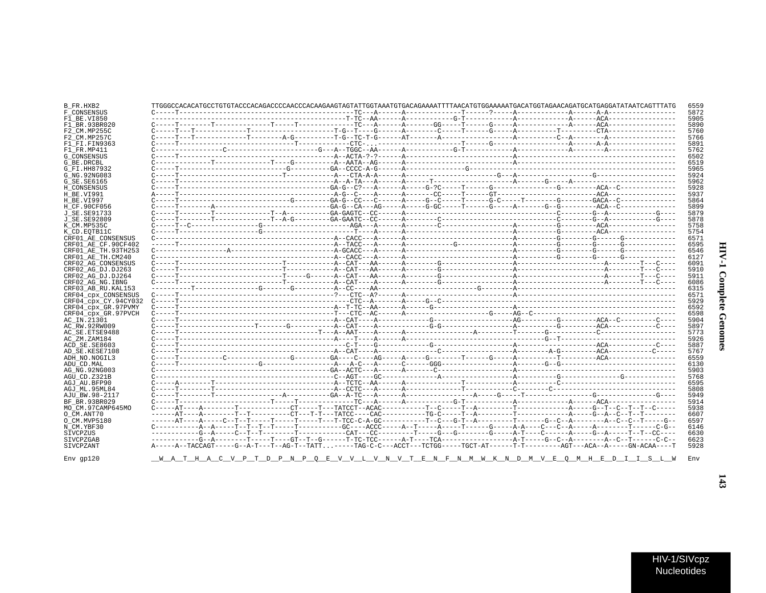```
B_FR.HXB2            TTGGGCCACACATGCCTGTGTACCCACAGACCCCAACCCACAAGAAGTAGTATTGGTAAATGTGACAGAAAATTTTAACATGTGGAAAAATGACATGGTAGAACAGATGCATGAGGATATAATCAGTTTATG  6559
F_CONSENSUS          C-----T-------------------------------------------TC---A------A-------------T------?-----A-------------A------A-A-----------------  5872
F1_BE.VI850          -------------------------------------------------T-TC--AA------A------------G-T------------A-------------A------ACA-----------------  5905
F1_BR.93BR020        C-----T--------T-------------T-----T-------------TC---A------A-------GG-----T------G------A-------------A------ACA-----------------  5890
F2_CM.MP255C         C-----T---T-----------T--------------------T-G--T----G------A-------C-----T------G-----A----------T--------CTA-----------------  5760
F2_CM.MP257C         C-----T---T------------T--------A-G----------T-G--TC-T-G------AT-------A-----------------A----------C--A--------A-----------------  5766
F1_FI.FIN9363        C-----T-----------------------------T---------------CTC-...-----------------T------G------------------A------A-A-----------------  5891
F1_FR.MP411          C---------------C-----------------------------G---A--TGGC--AA------A-----------G-T------------A-------------A-------A-----------------  5762
G_CONSENSUS          C-----T-----------------------------------------A--ACTA-?-?------A------------------------------A------------------------------------------  6502
G_BE.DRCBL           C--------------T--------------T----G----------A--AATA--AG------A------------------------------A------------------------------------------  6519
G_FI.HH87932         C-----T--------------------------G----------GA--CCCC-A-G------A--------------G-----------------------------------------------------------  5965
G_NG.92NG083         C-----T-------------------------T-----------A---CTA-A-A------A---------------------G---A----------------------G---------------------  5924
G_SE.SE6165          C-----T-----------------------------------------A--A-TA---A------A------T-----------------A-------G-----A------------------------------  5962
H_CONSENSUS          C-----T-----------------------------------GA-G--C?---A------A-----G-?C-----T------G-----------------G---------ACA--C-------------  5928
H_BE.VI991           A-----T-----------------------------------A-G--C----A------A------CC-----T------GT----------------------ACA-----------------  5937
H_BE.VI997           C-----T--------------------------G---------GA-G--CC---C------A-----G--C-----T------G-C-----T-------G---------GACA--C-------------  5864
H_CF.90CF056         C-----T--------A---------------------------GA-G--CA---AG------A-----G-GC-----T------G-----A------G--G---------ACA--C-------------  5899
J_SE.SE91733         C-----T--------T-------------T--A----------GA-GAGTC--CC------A-------------------------------C--------G--A-----------G----  5879
J_SE.SE92809         C-----T--------T-------------T--A-G---------GA-GAATC--CC------A-------C-----------------------C--------G--A-----------G----  5878
K_CM.MP535C          C-----T--C-----------------G----------------------AGA---A------A-------C-----------------A----------G---------ACA-----------------  5758
K_CD.EQTB11C         C-----T--------------------G----------------------T----A------A-------------------------A----------G---------ACA-----------------  5754
CRF01_AE_CONSENSUS   C-----------------------------------------A--CACC---A------A-----------------------------A----------G--------G------G-------------  6571
CRF01_AE_CF.90CF402  ------T-----------------------------------A--TACC---A------A-----------G---------------A----------G--------G------G-------------  6595
CRF01_AE_TH.93TH253  C-----------------A------------------------A-GCACC---A------A-----------------------------A----------G--------G------G-------------  6546
CRF01_AE_TH.CM240    C-----------------------------------------A--CACC---A------A-----------------------------A----------G--------G------G-------------  6127
CRF02_AG_CONSENSUS   C-----T-------------------------T-----------A--CAT---AA------A-------G-------------------A----------------------A--------T---C----  6091
CRF02_AG_DJ.DJ263    C-----T-------------------------T-----------A--CAT---AA------A-------G-------------------A----------------------A--------T---C----  5910
CRF02_AG_DJ.DJ264    C-----T-------------------------T-----G------A--CAT---AA------A-------G-------------------A----------------------A--------T---C----  5911
CRF02_AG_NG.IBNG     C-----T-------------------------T-----------A--CAT---A------A-------G-------------------A----------------------A--------T---C----  6086
CRF03_AB_RU.KAL153   ----------T---------------G-------G----------A--CC----AA------------------------G--------A------------------------------------------  6315
CRF04_cpx_CONSENSUS  C-----T-----------------------------------?---CTC--A?------A--------------------------------A------------------------------------------  6571
CRF04_cpx_CY.94CY032 C-----T-----------------------------------------CTC--A-------A-----G--C-------------------------------------------------------------  5929
CRF04_cpx_GR.97PVMY  C-----T-----------------------------------A--T-TC--AA------A------G---------------------A------------------------------------------  6592
CRF04_cpx_GR.97PVCH  C-----T-----------------------------------T---CTC--AC------A-------------------G-----AG--C---------------------------------------  6598
AC_IN.21301          C-----T-----------------------------------A--CAT----A------------G------------------AG---------G---------ACA--C---------C----  5904
AC_RW.92RW009        C-----T-------------------T-------G-----------A--CAT----A------------G-G------------------A----------G---------ACA-----------C----  5897
AC_SE.ETSE9488       C-----T--------------------------------T---A--AAT----A------A-------------------A---------T-------G------------C---------------  5773
AC_ZM.ZAM184         C-----T-----------------------------------A----T----A------A------------------------------------G--T--------------------------------  5926
ACD_SE.SE8603        C-----T------------------------------------C-T----G------------G-------------------A----------G---------ACA-----------C----  5887
AD_SE.KESE7108       C-----T-----------------------------------A--CAT----A------A-------------C-----------------A--------A-G---------ACA-----------C-----  5767
ADH_NO.NOGIL3        C-----T----------C---------------G----------GA-----C----AG------A------G---------T------G-----A---------T---------ACA-----------------  6559
ADU_CD.MAL           C-----T---------------------G------------------A---A-C---A------C------GGG---------------A--------G--G-----------------------------  6130
AG_NG.92NG003        C-----------------------------------------GA--ACTC---A------A-------C-------------------A------------------------------------------  5903
AGU_CD.Z321B         C-----------------------------------------C--AGT----GC-------------A-------------------A----------G--------------G-------------  5768
AGJ_AU.BFP90         C-----A--------T------------------------------A--TCTC--AA------A-------------T------------A----------C----------------------------  6595
AGJ_ML.95ML84        C-----T--------T------------------------------A--CCTC---A------A-------------T------------C--------C------------------------------  5808
AJU_BW.98-2117       C-----T--------T----------------A------------GA--A-TC---A------A----------------A-----G-----T-----------------G--------------G----  5949
BF_BR.93BR029        C-----T-----------------------T-----T----------------TC---A------A----------G-T------------A-------------A------ACA-----------------  5914
MO_CM.97CAMP645MO    C-----AT----A--------T-------------CT------T---TATCCT--ACAC----------T--C------T--A----------T--------------A------G--T--C--T--T--C-----  5938
O_CM.ANT70           ------AT----A--------T--T-----------CT---T-T---TATCC-----CAC----------TG-C------T--A----------T--------------A------G--A--C--T--T--------  6607
O_CM.MVP5180         ------AT----A------C--T--T-----T-----T-----T---T-TCC-C-A-GC----------T--C---G-T--A----------T-------G--C--A---------A--C--C--T------G--  6597
N_CM.YBF30           C------------A--A-----T--T--T--T-----T-----------GC-----ACCC------A--T-----A-----T------G-----A-A----C---C--A-----A----------T------C-G--  6146
SIVCPZUS             ------------G--A-----C--T--T--------T------------CAT---CC---------T-----G---G--------G-----A-T----C------A-----G--A------T--T--CC----  6630
SIVCPZGAB            ------------G--A--------T-----T-----GT--T--G-------T-TC-TCC-------A-T----TCA-----------------A-T-----G--C--A---------A--C--T-------C-C--  6623
SIVCPZANT            A-----A--TACCAGT-----G--A-T---T--AG-T--TATT...-----TAG-C-C---ACCT---TCTGG-----TGCT-AT-------T-T---------AGT---ACA--A-----GN-ACAA----T  5928

Env gp120            __W__A__T__H__A__C__V__P__T__D__P__N__P__Q__E__V__V__L__V__N__V__T__E__N__F__N__M__W__K__N__D__M__V__E__Q__M__H__E__D__I__I__S__L__W  Env
```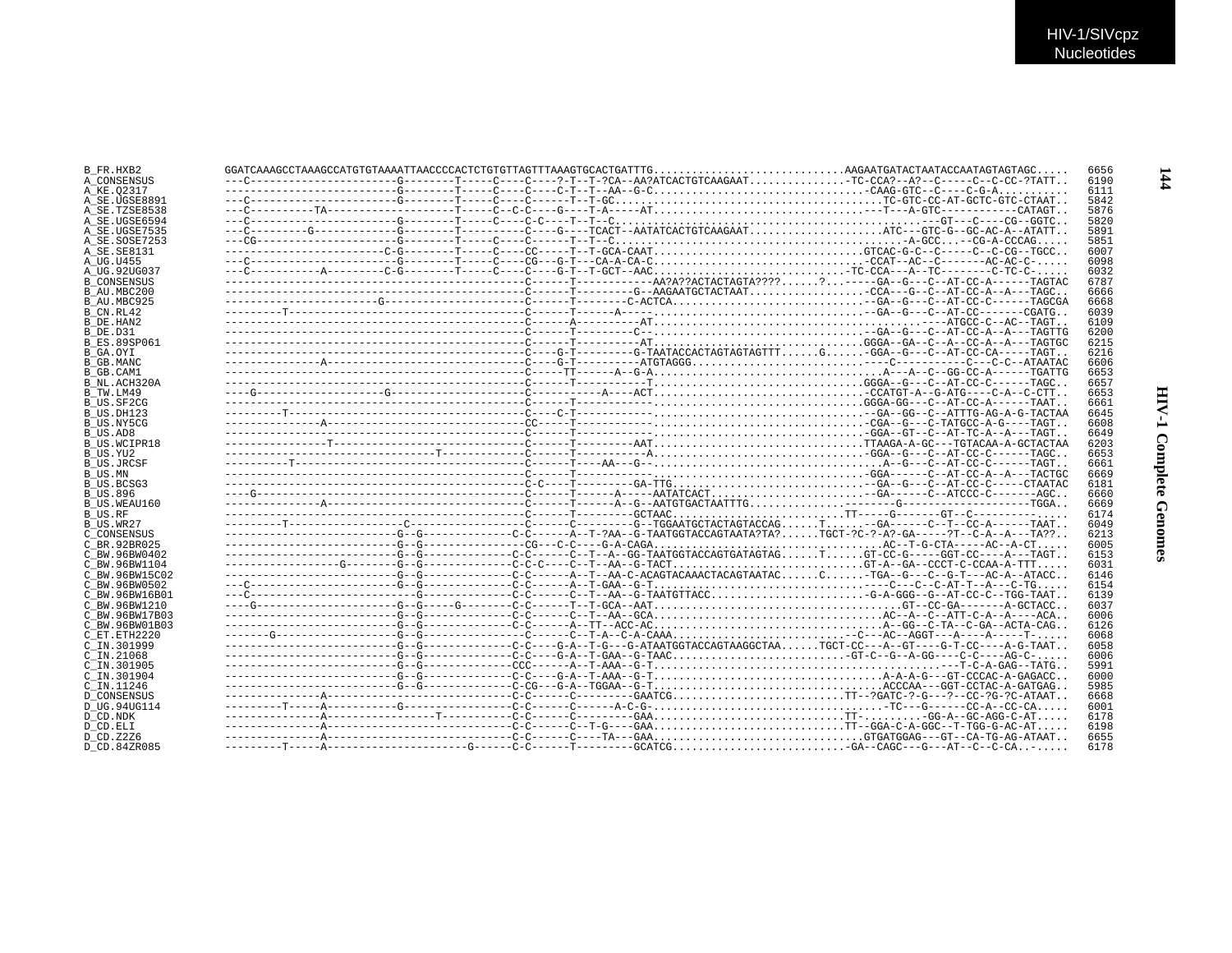```
B_FR.HXB2        GGATCAAAGCCTAAAGCCATGTGTAAAATTAACCCCACTCTGTGTTAGTTTAAAGTGCACTGATTTG.............................AAGAATGATACTAATACCAATAGTAGTAGC.....  6656
A_CONSENSUS      ---C----------------------G--------T-----C-----C----?-T--T-?CA--AA?ATCACTGTCAAGAAT...............-TC-CCA?--A?--C-----C--C-CC-?TATT..  6190
A_KE.Q2317       --------------------------G--------T-----C-----C----C-T--T--AA--G-C...............................-CAAG-GTC--C----C-G-A..........  6111
A_SE.UGSE8891    ---C----------------------G--------T-----C-----C------T--T-GC........................................TC-GTC-CC-AT-GCTC-GTC-CTAAT..  5842
A_SE.TZSE8538    ---C----------TA-------------------T-----C--C-C----G----T-A-----AT.................................---T---A-GTC-----------CATAGT..  5876
A_SE.UGSE6594    ---C----------------------G--------T-----C-----C-C----T--T--C...................................................---GT---C----CG--GGTC..  5820
A_SE.UGSE7535    ---C---------G------------G--------T-----------C-----G----TCACT--AATATCACTGTCAAGAAT....................ATC---GTC-G--GC-AC-A--ATATT..  5891
A_SE.SOSE7253    ---CG---------------------G--------T-----C-----C------T--T--C.......................................-A-GCC.-.--CG-A-CCCAG.....  5851
A_SE.SE8131      ------------------------C-G--------T-----C-----CC-----T--T-GCA-CAAT................................GTCAC-G-C--C-----C--C-CG--TGCC..  6007
A_UG.U455        ---C----------------------G--------T-----C----CG---G-T---CA-A-CA-C...............................-CCAT--AC--C------AC-AC-C-.....  6098
A_UG.92UG037     ---C-----------A---------C-G--------T-----C-----C----G-T--T-GCT--AAC.............................-TC-CCA---A--TC--------C-TC-C-.....  6032
B_CONSENSUS      ----------------------------------------------C------T-----------AA?A??ACTACTAGTA????......?...-----GA--G---C--AT-CC-A------TAGTAC  6787
B_AU.MBC200      ----------------------------------------------C------T---------G--AAGAATGCTACTAAT..................-CCA---G--C--AT-CC-A--A---TAGC..  6666
B_AU.MBC925      -----------------------G----------------------C------T-------C-ACTCA...............................-GA--G---C--AT-CC-C------TAGCGA  6668
B_CN.RL42        ---------T------------------------------------C------T------A-------...................................-GA--G---C--AT-CC-------CGATG..  6039
B_DE.HAN2        ----------------------------------------------C------A---------AT.........................................---ATGCC-C--AC--TAGT..  6109
B_DE.D31         ----------------------------------------------C------T--------C-......................................-GA--G---C--AT-CC-A--A---TAGTTG  6200
B_ES.89SP061     ----------------------------------------------C------T---------AT...................................GGGA--GA--C--A--CC-A--A---TAGTGC  6215
B_GA.OYI         ----------------------------------------------C----G-T---------G-TAATACCACTAGTAGTAGTTT......G......-GGA--G---C--AT-CC-CA-----TAGT..  6216
B_GB.MANC        ---------------A------------------------------C----G-T----------ATGTAGGG.................................-C----------C---C-C--ATAATAC  6606
B_GB.CAM1        ----------------------------------------------C-----TT------A--G-A..................................A---A--C--GG-CC-A------TGATTG  6653
B_NL.ACH320A     ----------------------------------------------C------T-----------T...............................GGGA--G---C--AT-CC-C------TAGC..  6657
B_TW.LM49        ----G-------------------G---------------------C-----------A----ACT...............................-CCATGT-A--G-ATG----C-A--C-CTT..  6653
B_US.SF2CG       ----------------------------------------------C------T-----------..................................GGGA-GG---C--AT-CC-A------TAAT..  6661
B_US.DH123       ---------T------------------------------------C----C-T----------...................................--GA--GG--C--ATTTG-AG-A-G-TACTAA  6645
B_US.NY5CG       ---------------A------------------------------CC-----T-----------..................................-CGA--G---C-TATGCC-A-G----TAGT..  6608
B_US.AD8         ----------------------------------------------C------T-----------..................................-GGA--GT--C--AT-TC-A--A---TAGT..  6649
B_US.WCIPR18     ----------------T-----------------------------C------T---------AAT..............................TTAAGA-A-GC---TGTACAA-A-GCTACTAA  6203
B_US.YU2         --------------------------------T-------------C------T-----------A................................-GGA--G---C--AT-CC-C------TAGC..  6653
B_US.JRCSF       ----------T-----------------------------------C------T----AA---G--...................................A--G---C--AT-CC-C------TAGT..  6661
B_US.MN          ----------------------------------------------C------T-----------..................................-GGA------C--AT-CC-A--A---TACTGC  6669
B_US.BCSG3       ----------------------------------------------C-C----T---------GA-TTG..............................--GA--G---C--AT-CC-C-----CTAATAC  6181
B_US.896         ----G-----------------------------------------C------T------A------AATATCACT.........................--GA------C--ATCCC-C--------AGC..  6660
B_US.WEAU160     ---------------A------------------------------C------T------A--G--AATGTGACTAATTTG...............--------G-------------------TGGA..  6669
B_US.RF          ----------------------------------------------C------T---------GCTAAC..........................TT-----G------GT--C---------.....  6174
B_US.WR27        ---------T------------------C-----------------C------C---------G--TGGAATGCTACTAGTACCAG......T......-GA------C--T--CC-A------TAAT..  6049
C_CONSENSUS      ---------------------------G--G-------------C-C------A--T-?AA--G-TAATGGTACCAGTAATA?TA?......TGCT-?C-?-A?-GA-----?T--C-A--A---TA??..  6213
C_BR.92BR025     ---------------------------G--G---------------CG---C-C----G-A-CAGA...................................AC--T-G-CTA-----AC--A-CT.....  6005
C_BW.96BW0402    ---------------------------G--G-------------C-C------C--T--A--GG-TAATGGTACCAGTGATAGTAG......T......GT-CC-G-----GGT-CC----A---TAGT..  6153
C_BW.96BW1104    ------------------G--------G--G-------------C-C-C----C--T--AA--G-TACT...........................GT-A--GA--CCCT-C-CCAA-A-TTT.....  6031
C_BW.96BW15C02   ---------------------------G--G-------------C-C------A--T--AA-C-ACAGTACAAACTACAGTAATAC......C.......-TGA--G---C--G-T---AC-A--ATACC..  6146
C_BW.96BW0502    ---C-----------------------G--G-------------C-C------A--T-GAA--G-T..................................----C---C-C-AT-T--A---C-TG.....  6154
C_BW.96BW16B01   ---C------------------------G-------------C-C------C--T--AA--G-TAATGTTACC........................-G-A-GGG--G--AT-CC-C--TGG-TAAT..  6139
C_BW.96BW1210    ----G----------------------G--G------G------C-C------T--T-GCA--AAT......................................GT--CC-GA-------A-GCTACC..  6037
C_BW.96BW17B03   ---------------------------G--G-------------C-C------C--T--AA--GCA...................................AC--A--C--ATT-C-A--A----ACA..  6006
C_BW.96BW01B03   ---------------------------G--G-------------C-C------A--TT--ACC-AC....................................A--GG--C-TA--C-GA--ACTA-CAG..  6126
C_ET.ETH2220     -------G-------------------G--G-------------C------C--T-A--C-A-CAAA............................-C---AC--AGGT---A----A-----T-.....  6068
C_IN.301999      ---------------------------G--G-------------C-C----G-A--T-G---G-ATAATGGTACCAGTAAGGCTAA......TGCT-CC---A--GT----G-T-CC----A-G-TAAT..  6058
C_IN.21068       ---------------------------G--G-------------C-C----G-A--T-GAA--G-TAAC...........................-GT-C--G--A-GG----C-C----AG-C-.....  6006
C_IN.301905      ---------------------------G--G-------------CCC------A--T-AAA--G-T...........................................---T-C-A-GAG--TATG..  5991
C_IN.301904      ---------------------------G--G-------------C-C----G-A--T-AAA--G-T....................................A-A-A-G---GT-CCCAC-A-GAGACC..  6000
C_IN.11246       ---------------------------G--G-------------C-CG---G-A--TGGAA--G-T...................................ACCCAA---GGT-CCTAC-A-GATGAG..  5985
D_CONSENSUS      ---------------A------------------------------C-C------C---------GAATCG..........................TT--?GATC-?-G---?--CC-?G-?C-ATAAT..  6668
D_UG.94UG114     ---------T-----A-----------G------------------C-C------C------A-C-G-..................................-TC---G------CC-A--CC-CA.....  6001
D_CD.NDK         ---------------A------------------T-----------C-C------C---------GAA............................TT-.........-GG-A--GC-AGG-C-AT.....  6178
D_CD.ELI         ---------------A------------------------------C-C------C--T-G---GAA.............................TT--GGA-C-A-GGC--T-TGG-G-AC-AT.....  6198
D_CD.Z2Z6        ---------------A------------------------------C-C------C----TA---GAA..............................GTGATGGAG---GT--CA-TG-AG-ATAAT..  6655
D_CD.84ZR085     ---------T-----A----------------------G------C-C------T---------GCATCG............................-GA--CAGC---G---AT--C--C-CA..-.....  6178
```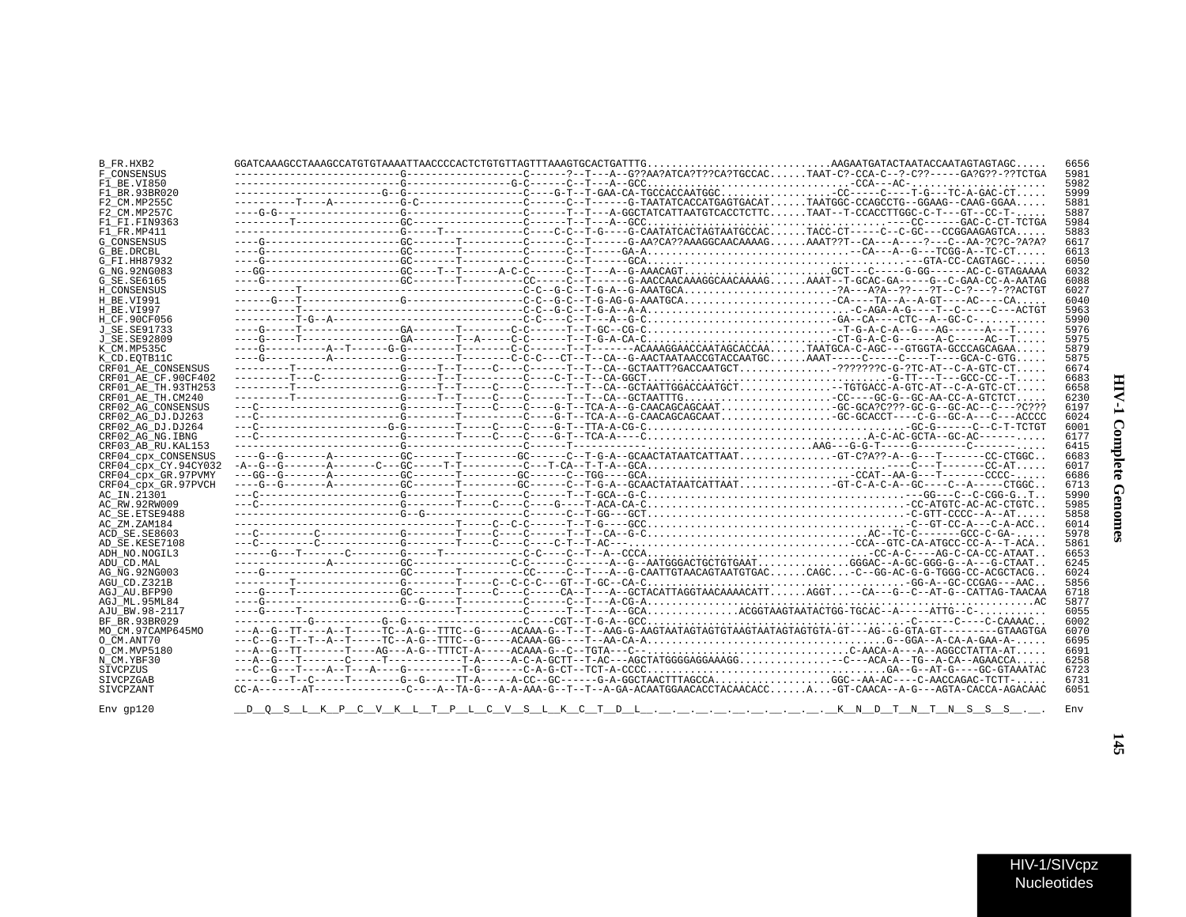```
B_FR.HXB2            GGATCAAAGCCTAAAGCCATGTGTAAAATTAACCCCACTCTGTGTTAGTTTAAAGTGCACTGATTTG..............................AAGAATGATACTAATACCAATAGTAGTAGC.....  6656
F_CONSENSUS          ---------------------------G------------------C------?--T---A--G??AA?ATCA?T??CA?TGCCAC......TAAT-C?-CCA-C--?-C??-----GA?G??-??TCTGA  5981
F1_BE.VI850          ---------------------------G-----------------G-C------C--T---A--GCC...............................-CCA---AC-.....................  5982
F1_BR.93BR020        ------------------------G--G------------------C----G-T--T-GAA-CA-TGCCACCAATGGC..................-CC-----C----T-G---TC-A-GAC-CT.....  5999
F2_CM.MP255C         ----------T----A----------G-C-----------------C------C--T------G-TAATATCACCATGAGTGACAT......TAATGGC-CCAGCCTG--GGAAG--CAAG-GGAA.....  5881
F2_CM.MP257C         ----G-G--------------------G------------------C------T--T---A-GGCTATCATTAATGTCACCTCTTC......TAAT--T-CCACCTTGGC-C-T---GT--CC-T-.....  5887
F1_FI.FIN9363        ---------T-----------------GC-----------------C------T--T---A--GCC.............................................-----GAC-C-CT-TCTGA  5984
F1_FR.MP411          ---------------------------G-----T------------C-----C-C--T-G---G-CAATATCACTAGTAATGCCAC......TACC-CT-----C--C-GC---CCGGAAGAGTCA.....  5883
G_CONSENSUS          ----G---------------------GC-------T----------C------C--T------G-AA?CA??AAAGGCAACAAAAG......AAAT??T--CA---A----?---C--AA-?C?C-?A?A?  6617
G_BE.DRCBL           ----G---------------------GC-------T----------C------C--T------GA-A...............................--CA---A--G---TCGG-A--TC-CT.....  6613
G_FI.HH87932         ----G---------------------GC-------T----------C------C--T------GCA.........................................---GTA-CC-CAGTAGC-.....  6050
G_NG.92NG083         ---GG---------------------GC----T--T------A-C-C------C--T---A--G-AAACAGT.........................GCT---C-----G-GG------AC-C-GTAGAAAA  6032
G_SE.SE6165          ----G---------------------GC-------T----------CC-----C--T------G-AACCAACAAAGGCAACAAAAG......AAAT--T-GCAC-GA-----G--C-GAA-CC-A-AATAG  6088
H_CONSENSUS          ----------T----------------------------------C-C--G-C--T-G-A--G-AAATGCA........................-?A---A?A--??---?T--C-?---?-??ACTGT  6027
H_BE.VI991           ------G---T-----------------G-----------------C-C--G-C--T-G-AG-G-AAATGCA.........................-CA----TA--A--A-GT----AC----CA.....  6040
H_BE.VI997           ----------T-----------------------------------C-C--G-C--T-G-A---A-A...............................-C-AGA-A-G----T---C----C---ACTGT  5963
H_CF.90CF056         ----------T-G--A------------------------------C-C----C--T---A--G-C...............................-GA--CA----CTC--A--GC-C-.........  5990
J_SE.SE91733         ----G-----T-----------------GA-------T--------C-C------T--T-GC--CG-C.............................-T-G-A-C-A--G---AG------A---T.....  5976
J_SE.SE92809         ----G-----T-----------------GA-------T--A-----C-C------T--T-G-A-CA-C.............................-CT-G-A-C-G------A-C-----AC--T.....  5975
K_CM.MP535C          ----G----------A--T------G-G-------T--------C-C------T--T-------ACAAAGGAACCAATAGCACCAA......TAATGCA-C-AGC---GTGGTA-GCCCAGCAGAA.....  5879
K_CD.EQTB11C         ----G----------A-----------G-------T--------C-C-C---CT--T--CA--G-AACTAATAACCGTACCAATGC......AAAT-----C-----C----T----GCA-C-GTG.....  5875
CRF01_AE_CONSENSUS   ---------T-----------------G-----T--T-----C----C-----T--T--CA--GCTAATT?GACCAATGCT................???????C-G-?TC-AT--C-A-GTC-CT.....  6674
CRF01_AE_CF.90CF402  ---------T---C-------------G-----T--T-----------C----C-T--T--CA-GGCT.........................................-G-TT---T---GCC-CC--T.....  6683
CRF01_AE_TH.93TH253  ---------T-----------------G-----T--T-----C----C-----T--T--CA--GCTAATTGGACCAATGCT................-TGTGACC-A-GTC-AT--C-A-GTC-CT.....  6658
CRF01_AE_TH.CM240    ---------T-----------------G-----T--T-----C----C-----T--T--CA--GCTAATTTG.........................-CC----GC-G--GC-AA-CC-A-GTCTCT.....  6230
CRF02_AG_CONSENSUS   ---C-----------------------G-------T-----C----C----G-T--TCA-A--G-CAACAGCAGCAAT...................-GC-GCA?C???-GC-G--GC-AC--C---?C???  6197
CRF02_AG_DJ.DJ263    ---C-----------------------G-------T----------C----G-T--TCA-A--G-CAACAGCAGCAAT...................-GC-GCACCT----C-G--GC-A---C---ACCCC  6024
CRF02_AG_DJ.DJ264    ---C---------------------G-G-------T-----C----C----G-T--TTA-A-CG-C..........................................-GC-G------C--C-T-TCTGT  6001
CRF02_AG_NG.IBNG     ---C-----------------------G-------T-----C----C----G-T--TCA-A----C...................................A-C-AC-GCTA--GC-AC---------  6177
CRF03_AB_RU.KAL153   ---------------------------G------------------C------T-----------...........................AAG---G-G-T-----G--------C--------.....  6415
CRF04_cpx_CONSENSUS  ----G--G-------A-----------GC-------T---------GC------C--T-G-A--GCAACTATAATCATTAAT................-GT-C?A??-A--G---T-------CC-CTGGC..  6683
CRF04_cpx_CY.94CY032 -A--G--G-------A-------C---GC-----T-T---------C---T-CA--T-T-A--GCA...........................................-C---T--------CC-AT.....  6017
CRF04_cpx_GR.97PVMY  ---GG--G-------A-----------GC-------T---------GC------C--T-TGG----GCA.............................-CCAT--AA-G---T--------CCCC-.....  6686
CRF04_cpx_GR.97PVCH  ----G--G-------A-----------GC-------T---------GC------C--T-G-A--GCAACTATAATCATTAAT................-GT-C-A-C-A--GC----C--A-----CTGGC..  6713
AC_IN.21301          ---C-----------------------G-------T----------C------T--T-GCA--G-C...........................................---GG---C--C-CGG-G..T..  5990
AC_RW.92RW009        ---C-----------------------G-------T-----C----C----G----T-ACA-CA-C...........................................-CC-ATGTC-AC-AC-CTGTC..  5985
AC_SE.ETSE9488       ---------------------------G--G-----------------C------C--T-GG---GCT.........................................-C-GTT-CCCC--A--AT.....  5858
AC_ZM.ZAM184         -------------------------------------T-----C--C-C------T--T-G----GCC.........................................-C--GT-CC-A---C-A-ACC..  6014
ACD_SE.SE8603        ---C---------C-------------G-------T-----C----C------T--T--CA--G-C................................AC--TC-C-------GCC-C-GA-.....  5978
AD_SE.KESE7108       ---C---------C-------------G-------T-----C----C------C-T--T-AC-...................................-CCA--GTC-CA-ATGCC-CC-A--T-ACA..  5861
ADH_NO.NOGIL3        ------G---T-------C--------G-----T------------C-C----C--T--A--CCCA...............................-CC-A-C----AG-C-CA-CC-ATAAT..  6653
ADU_CD.MAL           -------------A-------------GC-----------------C-C------C------A--G--AATGGGACTGCTGTGAAT...............GGGAC--A-GC-GGG-G--A---G-CTAAT..  6245
AG_NG.92NG003        ----G---------------------GC-------T----------CC-----C--T---A--G-CAATTGTAACAGTAATGTGAC......CAGC...-C--GG-AC-G-G-TGGG-CC-ACGCTACG..  6024
AGU_CD.Z321B         ---------T-----------------G-------T-----C--C-C-C---GT--T-GC--CA-C.............................-GG-A--GC-CCGAG---AAC..  5856
AGJ_AU.BFP90         ----G---T-----------------GC-------T-----C----C------CA--T---A--GCTACATTAGGTAACAAAACATT......AGGT...--CA---G--C--AT-G--CATTAG-TAACAA  6718
AGJ_ML.95ML84        ----G----------------------G--G-----T----------C-----C--T---A-CG-A..............................................................AC  5877
AJU_BW.98-2117       ----G-----T-----------------------T----------C------T--T---A--GCA...............ACGGTAAGTAATACTGG-TGCAC--A-----ATTG--C-...........  6055
BF_BR.93BR029        ------------G--------G--G-----------------C----CGT--T-G-A--GCC.......................................-C------C----C-CAAAAC..  6002
MO_CM.97CAMP645MO    ---A--G--TT----A--T-----TC--A-G--TTTC--G-----ACAAA-G--T--T--AAG-G-AAGTAATAGTAGTGTAAGTAATAGTAGTGTA-GT---AG--G-GTA-GT----------GTAAGTGA  6070
O_CM.ANT70           ---C--G--T--T--A--T-----TC--A-G--TTTC--G-----ACAAA-GG----T--AA-CA-A............................................G--GGA--A-CA-A-GAA-A-.....  6695
O_CM.MVP5180         ---A--G--TT-------T----AG---A-G--TTTCT-A-----ACAAA-G--C--TGTA---C--.................................C-AACA-A---A--AGGCCTATTA-AT.....  6691
N_CM.YBF30           ---A--G---T-------C-----T-----------T-A-----A-C-A-GCTT--T-AC---AGCTATGGGGAGGAAAGG.................-C---ACA-A--TG--A-CA--AGAACCA.....  6258
SIVCPZUS             ---C--G---T----A--T---A----G---------T-G-------C-A-G-CT--TCT-A-CCCC..................................GA--G--AT-G----GC-GTAAATAC  6723
SIVCPZGAB            ------G--T--C-----T--------G--G-----TT-A-----A-CC--GC------G-A-GGCTAACTTTAGCCA...................GGC--AA-AC----C-AACCAGAC-TCTT-.....  6731
SIVCPZANT            CC-A-------AT--------------C----A--TA-G---A-A-AAA-G--T--T--A-GA-ACAATGGAACACCTACAACACC......A...-GT-CAACA--A-G---AGTA-CACCA-AGACAAC  6051

Env gp120            __D__Q__S__L__K__P__C__V__K__L__T__P__L__C__V__S__L__K__C__T__D__L__.__.__.__.__.__.__.__.__.__.__.__K__N__D__T__N__T__N__S__S__S__.__.  Env
```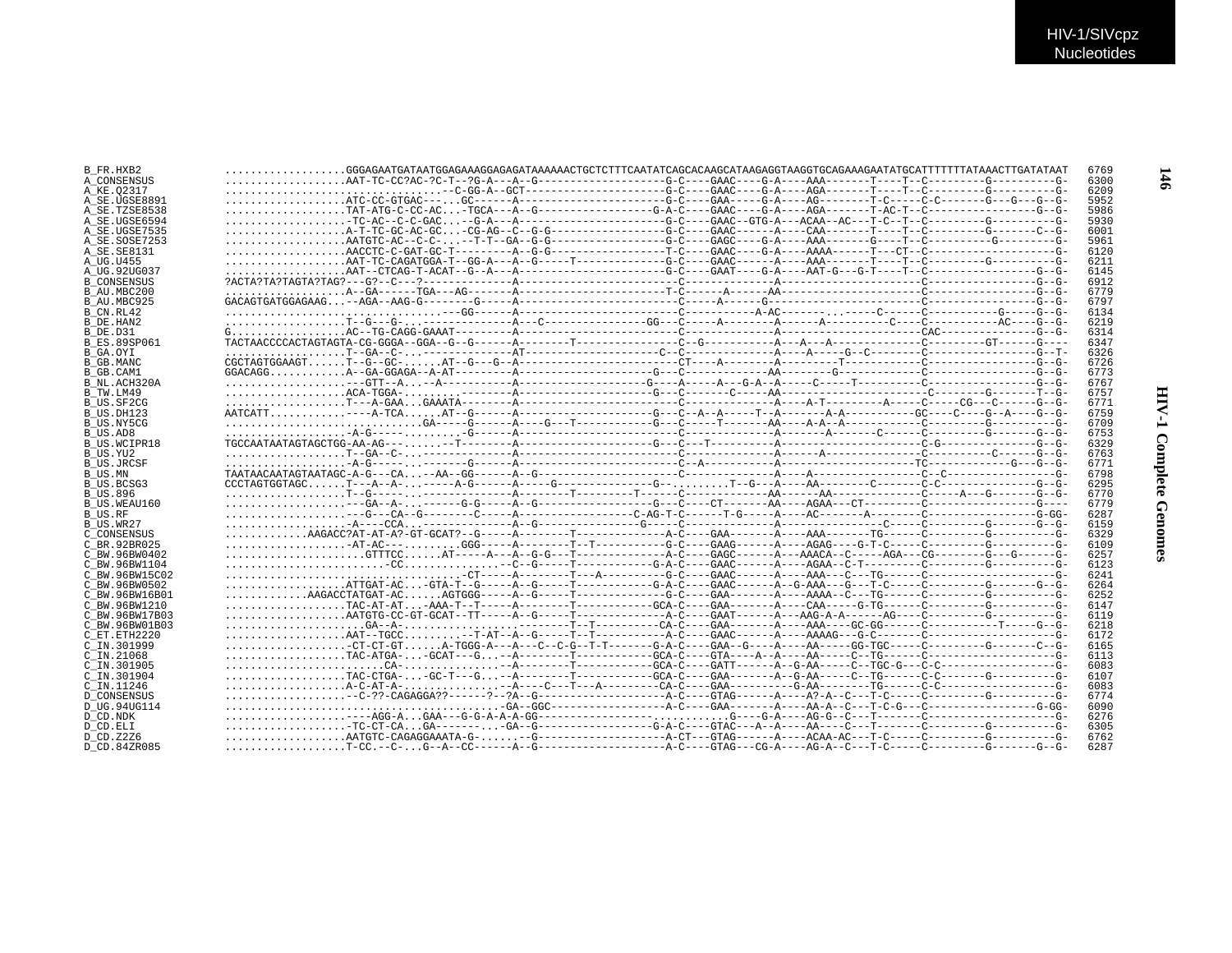HIV-1/SIVcpz
Nucleotides

```
B_FR.HXB2          ..................GGGAGAATGATAATGGAGAAAGGAGAGATAAAAAACTGCTCTTTCAATATCAGCACAAGCATAAGAGGTAAGGTGCAGAAAGAATATGCATTTTTTTATAAACTTGATATAAT  6769
A_CONSENSUS        ..................AAT-TC-CC?AC-?C-T--?G-A---A--G--------------------G-C----GAAC----G-A----AAA-------T----T--C---------G----------G-  6300
A_KE.Q2317         ..............................--C-GG-A--GCT---------------------G-C----GAAC----G-A----AGA-------T----T--C---------G----------G-  6209
A_SE.UGSE8891      ..................ATC-CC-GTGAC---...GC------A----------------------G-C----GAA-----G-A----AG--------T-C-----C-C-------G---G---G--G-  5952
A_SE.TZSE8538      ..................TAT-ATG-C-CC-AC...-TGCA---A--G-----------------G-A-C----GAAC----G-A----AGA-------T-AC-T--C-----------------G--G-  5986
A_SE.UGSE6594      ..................-TC-AC--C-C-GAC...--G-A---A----------------------G-C----GAAC--GTG-A---ACAA--AC---T-C--T--C---------G----------G-  5930
A_SE.UGSE7535      ..................A-T-TC-GC-AC-GC...-CG-AG--C--G-G-----------------G-C----GAAC----A----CAA-------T----T--C---------G-------C--G-  6001
A_SE.SOSE7253      ..................AATGTC-AC--C-C-.....T-T--GA--G-G-----------------G-C----GAGC----G-A----AAA-------G----T--C-----------G-------G-  5961
A_SE.SE8131        ..................AACCTC-C-GAT-GC-T---------A--G-G-----------------T-C----GAAC----G-A----AAAA------T---CT--C-------------------G-  6120
A_UG.U455          ..................AAT-TC-CAGATGGA-T--GG-A---A--G-----T-------------G-C----GAAC-----A----AAA-------T----T--C---------G----------G-  6211
A_UG.92UG037       ..................AAT--CTCAG-T-ACAT--G--A---A----------------------G-C----GAAT----G-A----AAT-G---G-T----T--C-----------------G--G-  6145
B_CONSENSUS        ?ACTA?TA?TAGTA?TAG?---G?--C---?------------A-----------------------C------------A--------------------C-----------------G--G-  6912
B_AU.MBC200        ..................A--GA------TGA---AG------A-----------------------T-C------A------AA--------------------C-----------------G--G-  6779
B_AU.MBC925        GACAGTGATGGAGAAG...--AGA--AAG-G--------G---A-----------------------C----A-----G-------------------------C-----------------G--G-  6797
B_CN.RL42          .................................---GG------A-----------------------C-----------A-AC--------.-----C------C-----------G-----G--G-  6134
B_DE.HAN2          ..................T--G---G-------------A---C-------------GG--C----A-------A------A--------C---C-----------AC----G--G-  6219
B_DE.D31           G.................AC--TG-CAGG-GAAAT--------A-----------------------C-----------A-------------------CAC---------------G--G-  6314
B_ES.89SP061       TACTAACCCCACTAGTAGTA-CG-GGGA--GGA--G--G------A--------T---------------C--G-----------A---A---A-------------C---------GT-------G---  6347
B_GA.OYI           ..................T--GA--C-...-------------AT--------------------C--C-------------A----A-----G--C--------C----------------G--T-  6326
B_GB.MANC          CGCTAGTGGAAGT......T--G--GC-......AT--G---G--A-----------------------CT----A--------A---------T-----------C-----------------G--G-  6726
B_GB.CAM1          GGACAGG...........A--GA-GGAGA--A-AT--------A-----------------------G---C-----------AA--------G-----------C-----------------G--G-  6773
B_NL.ACH320A       ..................---GTT--A...--A----------A----------------------G----A-----A---G-A--A-----C-----T----------C-----------------G--G-  6767
B_TW.LM49          ..................ACA-TGGA---.------------A-----------------------G---C-------C----AA----------------------C-------G-------T--G-  6757
B_US.SF2CG         ..................T---A-GAA...GAAATA------A-----------------------C-------------------A----A-T--------A-----C-----CG---C------G--G-  6771
B_US.DH123         AATCATT.................----A-TCA.....AT--G------A----------------------G---C--A--A-----T--A--------A-A-----------GC----C----G--A-----G--G-  6759
B_US.NY5CG         .............................GA-----G------A----G---T------------G---C-----T------AA----A-A--A-----------C---------G---------G-  6709
B_US.AD8           ..................-A-G------------.--G-----A-----------------------C--------------A-------A-------C------C---------G-------G--G-  6753
B_US.WCIPR18       TGCCAATAATAGTAGCTGG-AA-AG--.......--T-------A-----------------------G---C---T-----------A--------------------C-G-----------------G-  6329
B_US.YU2           ..................T--GA--C-..------------A-----------------------C---------------A-----A-----------------C----------C------G--G-  6763
B_US.JRCSF         ..................-A-G------.------G------A-----------------------C--A-----------A--------------------TC----------G---G--G-  6771
B_US.MN            TAATAACAATAGTAATAGC-A-G---CA...--AA--GG-----A--G--------------------C-------------A----A--------------C--C-----------------G-  6798
B_US.BCSG3         CCCTAGTGGTAGC......T---A--A-...------A-G------A-----G-------------G--.......T--G---A----AA---------C------C-C--------------G--G-  6295
B_US.896           ..................T--G--------------------A---------T--------T-------C-------------AA-----AA------------C-----A----G-----G--G-  6770
B_US.WEAU160       ..................---GA--A-...------G-G-----A--G--------------------G---C----CT------AA----AGAA---CT--------C-----------------G----  6779
B_US.RF            ..................---G---CA--G--------C-----A----------------C-AG-T--C-----T-G-----A----AC-------A-------C----------------G-GG-  6287
B_US.WR27          ..................-A----CCA...-------------A--G----------------G-----C-------------A-------------C-----C---------G-------G--G-  6159
C_CONSENSUS        ............AAGACC?AT-AT-A?-GT-GCAT?--G-----A--------T-----------A-C----GAA-------A----AAA------TG------C---------G----------G-  6329
C_BR.92BR025       ..................-AT-AC-----------GGG-----A--------T--T-----------G-C----GAAG------A----AGAG----G-T-C-----C---------G----------G-  6109
C_BW.96BW0402      ......................GTTTCC......AT-----A--A--G-G--T-------------A-C----GAGC------A---AAACA--C-----AGA---CG--------G---G------G-  6257
C_BW.96BW1104      ........................-CC...............--C--G-----T-----------G-A-C----GAAC------A----AGAA--C-T--------C---------G----------G-  6123
C_BW.96BW15C02     ..................................CT-----A--------T---A----------G-C----GAAC------A----AAA---C---TG------C---------------------G-  6241
C_BW.96BW0502      ..................ATTGAT-AC...-GTA-T--G-----A--G-----T-------------G-A-C----GAAC------A--G-AAA---G---T-C-----C---------G-------G--G-  6264
C_BW.96BW16B01     ............AAGACCTATGAT-AC......AGTGGG-----A--G-----T-------------G-C----GAA-------A----AAAA--C---TG------C---------G----------G-  6252
C_BW.96BW1210      ..................TAC-AT-AT...-AAA-T--T-----A--------T-----------GCA-C----GAA-------A----CAA-----G-TG------C---------G----------G-  6147
C_BW.96BW17B03     ..................AATGTG-CC-GT-GCAT--TT-----A--G-----T-------------A-C----GAAT------A---AAG-A-A-----AG----C---------G----------G-  6119
C_BW.96BW01B03     ......................GA--A-.................-------T--T----------CA-C----GAA-------A----AAA----GC-GG-----C-----------T-----G--G-  6218
C_ET.ETH2220       ..................AAT--TGCC.........--T-AT--A--G-----T--T-----------A-C----GAAC------A----AAAAG---G-C-------C---------------------G-  6172
C_IN.301999        ..................-CT-CT-GT......A-TGGG-A---A---C--C-G--T-T-------G-A-C----GAA--G---A----AA-----GG-TGC-----C---------G-------C--G-  6165
C_IN.21068         ..................TAC-ATGA-...-GCAT---G...--A--------T-----------GCA-C----GTA---A--A----AA-----C--TG------C---------------------G-  6113
C_IN.301905        ........................CA-..............--A--------T-----------GCA-C----GATT------A--G-AA-----C--TGC-G---C-C-------------------G-  6083
C_IN.301904        ..................TAC-CTGA-...-GC-T---G...--A--------T-----------GCA-C----GAA-------A--G-AA-----C--TG------C-C-------G----------G-  6107
C_IN.11246         ..................A-C-AT-A-...............--A----C---T---A----------CA-C----GAA----------G-AA--------TG------C-C---------------------G-  6083
D_CONSENSUS        ..................--C-??-CAGAGGA??------?--?A--G--------------------A-C----GTAG------A----A?-A--C---T-C-----C---------G----------G-  6774
D_UG.94UG114       ..........................................-GA--GGC------------------A-C----GAA-------A----AA-A--C---T-C-G---C------------------G-GG-  6090
D_CD.NDK           ..................----AGG-A...GAA---G-G-A-A-A-GG--------------------..........G----G-A----AG-G--C---T-------C---------------------G-  6276
D_CD.ELI           ..................-TC-CT-CA...GA---------GA--G------------------G-A-C----GTAC---A--A----AA----C---T-------C---------G----------G-  6305
D_CD.Z2Z6          ..................AATGTC-CAGAGGAAATA-G-......--G--------------------A-CT---GTAG------A----ACAA-AC---T-C-----C---------G----------G-  6762
D_CD.84ZR085       ..................T-CC.--C-...G--A--CC------A--G--------------------A-C----GTAG---CG-A----AG-A--C---T-C-----C---------G-------G--G-  6287
```

146

HIV-1 Complete Genomes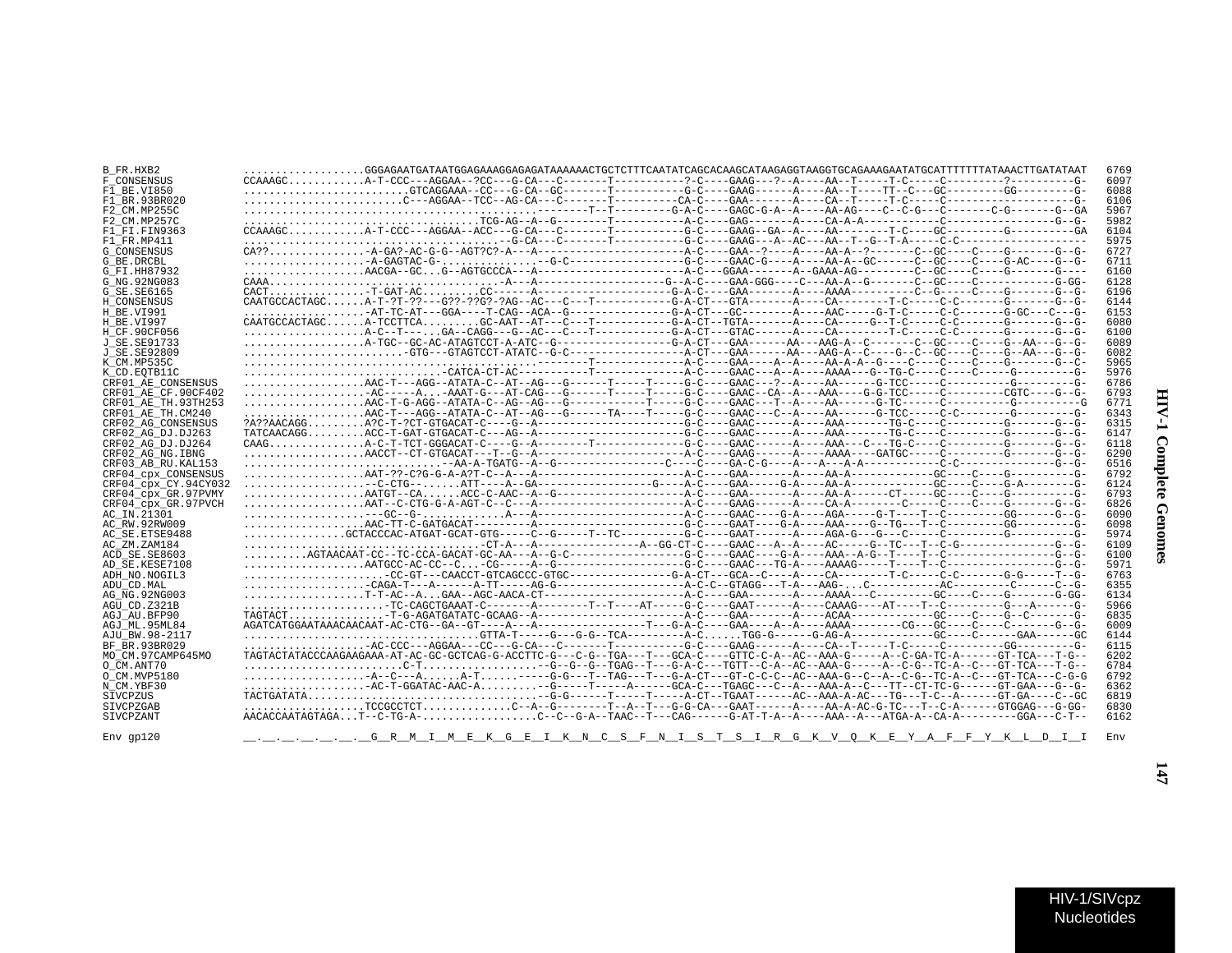```
B_FR.HXB2             ..................GGGAGAATGATAATGGAGAAAGGAGAGATAAAAAACTGCTCTTTCAATATCAGCACAAGCATAAGAGGTAAGGTGCAGAAAGAATATGCATTTTTTTATAAACTTGATATAAT  6769
F_CONSENSUS           CCAAAGC...........A-T-CCC---AGGAA--?CC---G-CA---C-------T-----------?-C----GAAG---?--A----AA--T-----T-C-----C---------?---------G-  6097
F1_BE.VI850           ........................GTCAGGAAA--CC---G-CA--GC-------T-----------G-C----GAAG------A----AA--T----TT--C---GC---------GG--------G-  6088
F1_BR.93BR020         .......................C---AGGAA--TCC--AG-CA---C-------T----------CA-C----GAA-------A----CA--T-----T-C-----C--------------------G-  6106
F2_CM.MP255C          ..........................................--------T--T---------G-A-C----GAGC-G-A--A----AA-AG----C--C-G---C-------C-G-------G--GA  5967
F2_CM.MP257C          ..................................TCG-AG--A--G-------T-----------A-C----GAG-------A----CA-A-A-----------C----------------G--G-  5982
F1_FI.FIN9363         CCAAAGC...........A-T-CCC---AGGAA--ACC---G-CA---C-------T----------G-C----GAAG--GA--A----AA--------T-C----GC---------G----------GA  6104
F1_FR.MP411           .................................--G-CA---C-------T-----------G-C----GAAG---A--AC---AA--T--G--T-A-----C-C--------------------  5975
G_CONSENSUS           CA??..............-A-GA?-AC-G-G--AGT?C?-A---A--------------------A-C----GAA--?----A----AA-A--?-------C--GC----C----G-------G--G-  6727
G_BE.DRCBL            ..................-A-GAGTAC-G-...............--G-C------------------G-C----GAAC-G----A----AA-A--GC------C--GC----C----G-AC----G--G-  6711
G_FI.HH87932          ..................AACGA--GC...G--AGTGCCCA---A--------------------A-C---GGAA-------A--GAAA-AG--------C--GC----C----G-------G----  6160
G_NG.92NG083          CAAA..................................-A---A-----------------G--A-C----GAA-GGG----C---AA-A--G-------C--GC----C------------G-GG-  6128
G_SE.SE6165           CACT..............-T-GAT-AC.........CC-----A--------------------G-A-C----GAA-------A----AAAA---------C--G-----C----G-------G--G-  6196
H_CONSENSUS           CAATGCCACTAGC......A-T-?T-??---G??-??G?-?AG--AC---C---T-----------G-A-CT---GTA-------A----CA-------T-C-----C-C-------G-------G--G-  6144
H_BE.VI991            ..................-AT-TC-AT---GGA----T-CAG--ACA--G---------------G-A-CT---GC--------A----AAC-----G-T-C-----C-C--------G-GC---C--G-  6153
H_BE.VI997            CAATGCCACTAGC......A-TCCTTCA.........GC-AAT--AT---C---T-----------G-A-CT--TGTA-------A----CA-----G--T-C-----C-C-------G-------G--G-  6080
H_CF.90CF056          ..................A-C--T---...GA--CAGG---G--AC---C---T-----------G-A-CT---GTAC------A----CA-------T-C-----C-C-------G-------G--G-  6100
J_SE.SE91733          ..................A-TGC--GC-AC-ATAGTCCT-A-ATC--G-----------------G-A-CT---GAA------AA---AAG-A--C-------C--GC----C----G--AA---G--G-  6089
J_SE.SE92809          .......................-GTG---GTAGTCCT-ATATC--G-C-----------------A-CT---GAA------AA---AAG-A--C----G--C--GC----C----G--AA---G--G-  6082
K_CM.MP535C           ..........................................--------T-------------A-C----GAA----A--A----AA-A-A--G----C----C----C----G-------G--C-  5965
K_CD.EQTB11C          ...........................-CATCA-CT-AC---------T--------------A-C----GAAC---A--A----AAAA---G--TG-C-----C----C----G--------G-  5976
CRF01_AE_CONSENSUS    ..................AAC-T---AGG--ATATA-C--AT--AG---G------T-----T-----G-C----GAAC---?--A----AA------G-TCC-----C-----------G---------G-  6786
CRF01_AE_CF.90CF402   ..................-AC-----A...-AAAT-G---AT-CAG---G------T-----T-----G-C----GAAC--CA--A----AAA----G-G-TCC-----C---------CGTC----G--G-  6793
CRF01_AE_TH.93TH253   ..................AAC-T-G-AGG--ATATA-C--AG--AG---G-------------T----G-C----GAAC---T--A----AA------G-TC------C-----------G-----------G  6771
CRF01_AE_TH.CM240     ..................AAC-T---AGG--ATATA-C--AT--AG---G-------TA----T-----G-C----GAAC---C--A----AA------G-TCC-----C-C---------G---------G-  6343
CRF02_AG_CONSENSUS    ?A??AACAGG.........A?C-T-?CT-GTGACAT-C----G--A-----------------------G-C----GAAC------A----AAA-------TG-C----C---------G-------G--G-  6315
CRF02_AG_DJ.DJ263     TATCAACAGG.........ACC-T-GAT-GTGACAT-C---AG--A-----------------------G-C----GAAC------A----AAA-------TG-C----C---------G-------G--G-  6147
CRF02_AG_DJ.DJ264     CAAG...............A-C-T-TCT-GGGACAT-C----G--A--------T--------------G-C----GAAC------A----AAA---C---TG-C----C---------G-------G--G-  6118
CRF02_AG_NG.IBNG      ..................AACCT--CT-GTGACAT---T--G--A-----------------------A-C----GAAG------A----AAAA----GATGC-----C---------G-------G--G-  6290
CRF03_AB_RU.KAL153    ..............................--AA-A-TGATG--A--G-----------------C----C----GA-C-G----A---A--A-A-----------C-C-----------------G--G-  6516
CRF04_cpx_CONSENSUS   ..................AAT-??-C?G-G-A-A?T-C--A---A-----------------------A-C----GAA-------A----AA-A-------------GC----C----G---------G-  6792
CRF04_cpx_CY.94CY032  ..................--C-CTG--......ATT----A--GA-----------------G----A-C----GAA-----G-A----AA-A-------------GC----C----G-A--------G-  6124
CRF04_cpx_GR.97PVMY   ..................AATGT--CA......ACC-C-AAC--A--G-----------------------A-C----GAA-------A----AA-A-------CT----GC----C----G---------G-  6793
CRF04_cpx_GR.97PVCH   ..................AAT--C-CTG-G-A-AGT-C--C---A-----------------------A-C----GAAG------A----CA-A-------C----C----C----G-------G--G-  6826
AC_IN.21301           ..................---GC--G-.............A---A-----------------------A-C----GAAC----G-A----AGA-----G-T----T--C----------GG------G--G-  6090
AC_RW.92RW009         ..................AAC-TT-C-GATGACAT---------A-----------------------G-C----GAAT----G-A----AAA----G--TG---T--C----------GG--------G-  6098
AC_SE.ETSE9488        ...............GCTACCCAC-ATGAT-GCAT-GTG-----C--G-----T--TC---------G-C----GAAT------A----AGA-G---G---C-----C---------G----------G-  5974
AC_ZM.ZAM184          ..................................-CT-A---A---------------A--GG-CT-C----GAAC---A--A----AC-----G--TC---T--C-G-----------------G--G-  6109
ACD_SE.SE8603         .........AGTAACAAT-CC--TC-CCA-GACAT-GC-AA---A--G-C-----------------G-C----GAAC----G-A----AAA--A-G--T----T--C-------------------G-  6100
AD_SE.KESE7108        ..................AATGCC-AC-CC--C...-CG-----A--G-----------------------G-C----GAAC---TG-A----AAAAG-----T----T--C-----------------G--G-  5971
ADH_NO.NOGIL3         .....................-CC-GT---CAACCT-GTCAGCCC-GTGC----------------G-A-CT---GCA---C----A----CA-------T-C-----C-C---------G-G-----T--G-  6763
ADU_CD.MAL            ..................-CAGA-T---A------A-TT-----AG-G---------------------A-C-C--GTAGG---T-A---AAG-...C-----------AC---------C------C--G-  6355
AG_NG.92NG003         ..................T-T-AC--A...GAA--AGC-AACA-CT-------------------A-C----GAA-------A----AAAA---C---------GC----C----G-------G-GG-  6134
AGU_CD.Z321B          ......................-TC-CAGCTGAAAT-C-------A--------T--T----AT-----G-C----GAAT------A----CAAAG----AT----T--C---------G---A------G-  5966
AGJ_AU.BFP90          TAGTACT...............-T-G-AGATGATATC-GCAAG--A-----------------------A-C----GAA-------A----ACAA-----------GC----C----G--C-------G-  6835
AGJ_ML.95ML84         AGATCATGGAATAAACAACAAT-AC-CTG--GA--GT----A---A----------------T---G-A-C----GAA----A--A----AAAA--------CG---GC----C----C-------G--G-  6009
AJU_BW.98-2117        ..................................GTTA-T-----G---G-G--TCA---------A-C.....TGG-G------G-AG-A-----------GC----C------GAA------GC  6144
BF_BR.93BR029         ..................-AC-CCC---AGGAA---CC---G-CA---C-------T----------G-C----GAAG------A----CA--T-----T-C-----C---------GG--------G-  6115
MO_CM.97CAMP645MO     TAGTACTATACCCAAGAAGAAA-AT-AC-GC-GCTCAG-G-ACCTTC-G---C-G--TGA---T---GCA-C----GTTC-C-A--AC--AAA-G-----A--C-GA-TC-A------GT-TCA---T-G--  6202
O_CM.ANT70            .........................C-T.................--G--G--TGAG--T---G-A-C----TGTT--C-A--AC--AAA-G-----A--C-G--TC-A--C----GT-TCA---T-G--  6784
O_CM.MVP5180          ..................-A--C---A.......A-T..........-G-G---T--TAG---T---G-A-CT---GT-C-C-C--AC--AAA-G--C--A--C-G--TC-A--C----GT-TCA---C-G-G  6792
N_CM.YBF30            ..................-AC-T-GGATAC-AAC-A.........-G-----T-----A------GCA-C----TGAGC---C--A---AAA-A--C---TT--CT-TC-G------GT-GAA---G--G-  6362
SIVCPZUS              TACTGATATA.................................--G-G------T-----T-----A-CT--TGAAT------AC--AAA-A-AC---TG---T-C--A------GT-GA----C--GC  6819
SIVCPZGAB             ..................TCCGCCTCT..............C--A--G--------T--A--T---G-G-CA---GAAT------A----AA-A-AC-G-TC---T--C-A------GTGGAG---G-GG-  6830
SIVCPZANT             AACACCAATAGTAGA...T--C-TG-A-..................C--C--G-A--TAAC--T---CAG------G-AT-T-A--A----AAA--A---ATGA-A--CA-A--------GGA---C-T--  6162

Env gp120             __.__.__.__.__.__.__G__R__M__I__M__E__K__G__E__I__K__N__C__S__F__N__I__S__T__S__I__R__G__K__V__Q__K__E__Y__A__F__F__Y__K__L__D__I__I  Env
```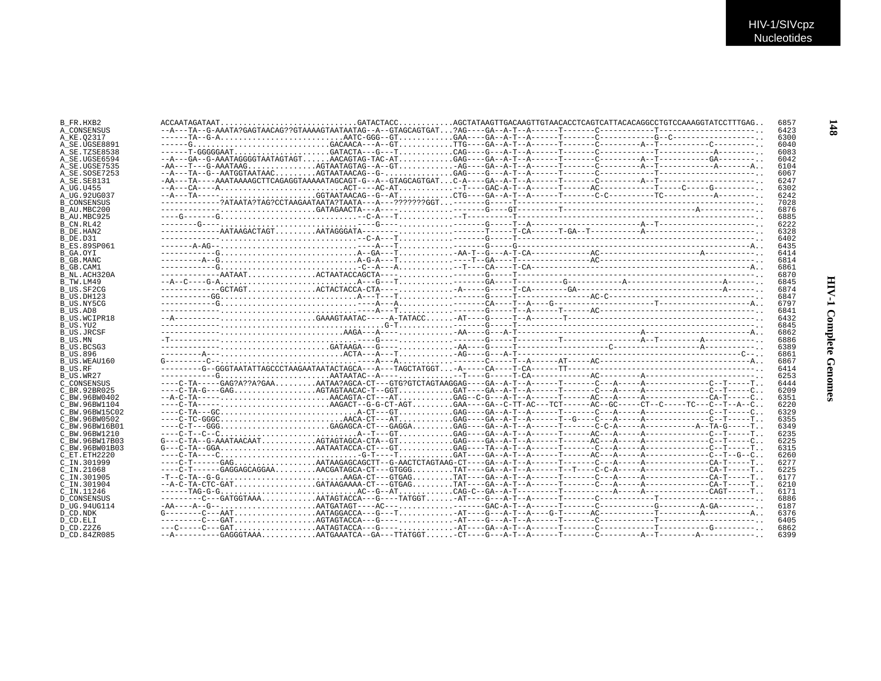```
B_FR.HXB2          ACCAATAGATAAT..............................GATACTACC............AGCTATAAGTTGACAAGTTGTAACACCTCAGTCATTACACAGGCCTGTCCAAAGGTATCCTTTGAG..  6857
A_CONSENSUS        --A---TA--G-AAATA?GAGTAACAG??GTAAAAGTAATAATAG--A--GTAGCAGTGAT...?AG----GA--A-T--A------T-------C-----------T---------------------..  6423
A_KE.Q2317         ------TA--G-A...........................AATC-GGG--GT............GAA----GA--A-T--A------T-------C-----------G--C-----------------..  6300
A_SE.UGSE8891      ------G.............................GACAACA---A--GT............TTG----GA--A-T--A------T-------C---------A--T----------C---------..  6040
A_SE.TZSE8538      ------T-GGGGGAAT....................GATACTA---G---T............CAG----G---A-T--A------T-------C-----------T-----------A--------..  6083
A_SE.UGSE6594      --A---GA--G-AAATAGGGGTAATAGTAGT......AACAGTAG-TAC-AT............GAG----GA--A-T--A------T-------C---------A--T-----------GA--------..  6042
A_SE.UGSE7535      -AA---T---G-AAATAAG...............AGTAATAGTAG--A--GT............-AG----GA--A-T--A------T-------C---------A--T-----------A-------A..  6104
A_SE.SOSE7253      --A---TA--G--AATGGTAATAAC.........AGTAATAACAG--G-...............GAG----GA--A-T--A------T-------C-----------T---------------------..  6067
A_SE.SE8131        -AA---TA----AAATAAAAGCTTCAGAGGTAAAAATAGCAGT-G--A--GTAGCAGTGAT...C-A----GA--A-T--A------T-------C---------A--T---------------------..  6247
A_UG.U455          --A---CA----A...........................ACT----AC-AT............-T----GAC-A-T--A------T-------AC----------T-----C-----G---------..  6302
A_UG.92UG037       --A---TA----.......................GGTAATAACAG--G--AT............CTG----GA--A-T--A------T-------C-C---------TC----------A---------..  6242
B_CONSENSUS        ------------?ATAATA?TAG?CCTAAGAATAATA?TAATA---A---???????GGT...-------G-----T-------------------------------------------------------..  7028
B_AU.MBC200        ------------...................GATAGAACTA---A----.......................G-----GT---------T---------------------------A------------..  6876
B_AU.MBC925        ----G-------G...........................--C-A---T.............-T---------T------------------------------------------------------..  6885
B_CN.RL42          --------G----..........................----G----...................G-----T--A--------------------A--T---------------------..  6222
B_DE.HAN2          ------------AATAAGACTAGT.........AATAGGGATA-------..................T-----T-CA------T-GA--T-----------A------------------------..  6328
B_DE.D31           --------------..........................--C-A---T..................G-----T------------------------------------------------------..  6402
B_ES.89SP061       -------A-AG--...........................---A---T...................G-----G-----------------------------------------------------A..  6435
B_GA.OYI           ------------G...........................A--GA---T............-AA-T--G---A-T-CA------------AC-----------------------A--------------..  6414
B_GB.MANC          ---------A--G...........................A-G-A---T..............-----T--GA----T----------------AC-------------------------------------..  6814
B_GB.CAM1          ------------G...........................-C--A---A.............-T----CA----T-CA-----------------------------------------------------A..  6861
B_NL.ACH320A       ------------AATAAT..............ACTAATACCAGCTA----..................G-----T------------------------------------------------------..  6870
B_TW.LM49          --A--C----G-A...........................A---G---T..................GA----T----------G-----------A-------------------A------..  6845
B_US.SF2CG         ------------GCTAGT..............ACTACTACCA-CTA----.............-A-----G-----T-CA--------GA---------------------------------A-------..  6874
B_US.DH123         ------------GG..........................A---T---T..................G-----T--------------AC-C-------------------------------------..  6847
B_US.NY5CG         ------------G...........................----A---A..................CA----T--A----G-----------------T----------------------------A..  6797
B_US.AD8           ------------............................----A---T..................G-----T--A------T-----AC-------------------------------------..  6841
B_US.WCIPR18       --A---------........................GAAAGTAATAC-----A-TATACC......-AT----G-----T--A------T-------------------------------------------..  6432
B_US.YU2           ------------....................................G-T.................G-----T------------------------------------------------------..  6845
B_US.JRCSF         ------------............................AAGA---A----..............-AA----G---A-T-------------------------A-----------------------A..  6862
B_US.MN            -T----------............................----G----..................G-----T---------T-----------------A--T---------A-----------..  6886
B_US.BCSG3         ------------........................GATAAGA---G----..............-AA----G-----T------------------C-----------------A-----------..  6389
B_US.896           ---------A--............................ACTA---A---T...............-AG----G---A-T----------------------------------------------C--..  6861
B_US.WEAU160       G---------C-............................----A---A..................C-----T--A------AT-----AC-------------------------------------A..  6867
B_US.RF            ---------G--GGGTAATATTAGCCCTAAGAATAATACTAGCA---A---TAGCTATGGT...-A-----CA----T-CA------TT----------------------------------------------..  6414
B_US.WR27          ------------G........................AATAATAC--A----..............-T----G-----T-CA-------------AC---------A-----------------------..  6253
C_CONSENSUS        ----C-TA-----GAG?A??A?GAA.........AATAA?AGCA-CT---GTG?GTCTAGTAAGGAG----GA--A-T--A------T-------C---A-----A-------------C--T-----T..  6444
C_BR.92BR025       ----C-TA-G---GAG..................AGTAGTAACAC-T--GGT............GAT----GA--A-T--A------T-------C---A-----A-------------C--T-----C..  6209
C_BW.96BW0402      --A-C-TA----......................AACAGTA-CT---AT............GAG--C-G---A-T--A------T------AC---A-----A-------------CA-T-----C..  6351
C_BW.96BW1104      ----C-TA----......................AAGACT--G-G-CT-AGT..........GAA----GA--C-TT-AC---TCT------AC--GC-----CT--C-----TC---C--T--A--C..  6220
C_BW.96BW15C02     ----C-TA---GC............................A-CT---GT...........GAG----GA--A-T--A------T-------C---A-----A-------------C--T-----C..  6329
C_BW.96BW0502      ----C-TC-GGGC........................AACA-CT---AT.............GAG----GA--A-T--A------T--G----C---A-----A-------------C--T-----T..  6355
C_BW.96BW16B01     ----C-T---GGG........................GAGAGCA-CT---GAGGA.........GAG----GA--A-T--A------T-------C-C-A-----A----------A--TA-G-----T..  6349
C_BW.96BW1210      ----C-T--C--C............................A--T---GT..........GAG----GA--A-T--A------T------AC---A-----A-------------C--T-----T..  6235
C_BW.96BW17B03     G---C-TA--G-AAATAACAAT............AGTAGTAGCA-CTA--GT...........GAG----GA--A-T--A------T------AC---A-----A-------------C--T-----C..  6225
C_BW.96BW01B03     G---C-TA--GGA.....................AATAATACCA-CT---GT...........GAG----TA--A-T--A------T-------C---A-----A-------------C--T-----T..  6315
C_ET.ETH2220       ----C-TA----C..............................-G-T----T..........GAT----GA--A-T--A------T------AC---A-----A-------------C--T--G--C..  6260
C_IN.301999        ----C-T------GAG..................AATAAGAGCAGCTT--G-AACTCTAGTAAG-CT----GA--A-T--A------T-------C---A-----A-------------CA-T-----T..  6277
C_IN.21068         ----C-T------GAGGAGCAGGAA.........AACGATAGCA-CT---GTGGG.........TAT----GA--A-T--A------T--T----C-C-A-----A-------------CA-T-----T..  6225
C_IN.301905        -T--C-TA--G-G.........................AAGA-CT---GTGAG.........TAT----GA--A-T--A------T-------C---A-----A-------------CA-T-----T..  6177
C_IN.301904        --A-C-TA-CTC-GAT..................GATAAGAAAA-CT---GTGAG.........TAT----GA--A-T--A------T-------C---A-----A-------------CA-T-----T..  6210
C_IN.11246         ------TAG-G-G..............................AC--G--AT..........CAG-C--GA--A-T--A----------------A-----A-------------CAGT-----T..  6171
D_CONSENSUS        ---------C---GATGGTAAA............AATAGTACCA---G----TATGGT......-AT----G---A-T--A------T-------C-----------T---------------------..  6886
D_UG.94UG114       -AA----A--G--......................AATGATAGT----AC---.................GAC-A-T--A------T-------C-----------G---------A-GA---------..  6187
D_CD.NDK           G--------C---AAT..................AATAGGACCA---G---T............-AT----GA--A-T--A----G-T------AC-----------T---------A-----------A..  6376
D_CD.ELI           ---------C---GAT..................AGTAGTACCA---G----.............-AT----G---A-T--A------T-------C-----------T---------------------..  6405
D_CD.Z2Z6          ---C-----C---GAT..................AATAGTACCA---G----.............-AT----GA--A-T--A------T-------C-----------T-----------G---------..  6862
D_CD.84ZR085       --A----------GAGGGTAAA............AATGAAATCA--GA---TTATGGT.......-CT----G---A-T--A------T-------C---------A--T--------A-------------..  6399
```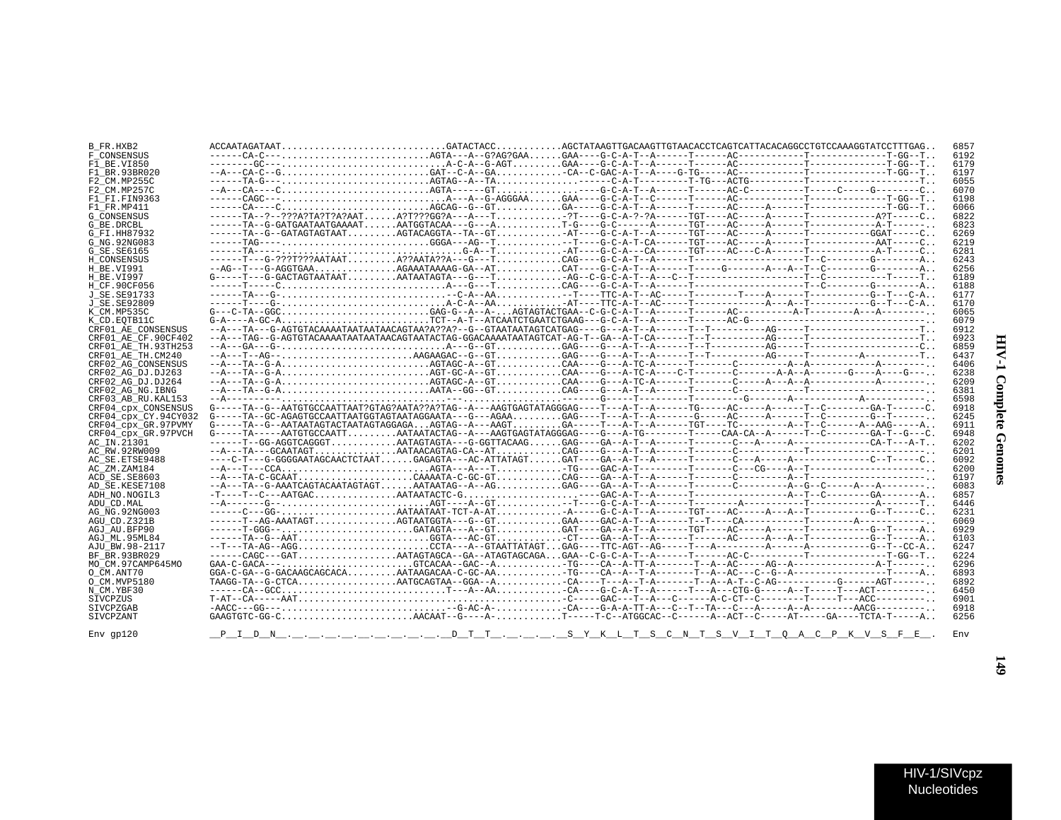```
B_FR.HXB2            ACCAATAGATAAT..............................GATACTACC............AGCTATAAGTTGACAAGTTGTAACACCTCAGTCATTACACAGGCCTGTCCAAAGGTATCCTTTGAG..  6857
F_CONSENSUS          ------CA-C---..........................AGTA---A--G?AG?GAA......GAA----G-C-A-T--A------T------AC-----------T-------------T-GG--T..  6192
F1_BE.VI850          --------GC---..............................A-C-A--G-AGT.........GAA----G-C-A-T--A------T------AC-----------T-------------T-GG--T..  6179
F1_BR.93BR020        --A---CA-C--G..........................GAT--C-A--GA............-CA--C-GAC-A-T--A----G-TG-----AC-----------T-------------T-GG--T..  6197
F2_CM.MP255C         ------TA-G---..........................AGTAG--A--TA..............------C-A-T--------T-TG---ACTG---------T-------------------T..  6055
F2_CM.MP257C         --A---CA----C..........................AGTA------GT...............----G-C-A-T--A------T------AC-C----------T-----C-----G--------C..  6070
F1_FI.FIN9363        ------CAGC---..........................A---A--G-AGGGAA......GAA----G-C-A-T--C------T------AC-----------T-------------T-GG--T..  6198
F1_FR.MP411          ------CA----C..........................AGCAG--G--GT............GA-----G-C-A-T--A------T------AC-----A-----T-------------T-GG--T..  6066
G_CONSENSUS          ------TA--?--???A?TA?T?A?AAT......A?T???GG?A---A---T............-?T----G-C-A-?-?A-----TGT----AC-----A------T-----------A?T-----C..  6822
G_BE.DRCBL           ------TA--G-GATGAATAATGAAAAT......AATGGTACAA---G---A............T-G----G-C-----A------TGT----AC-----A------T-----------A-T------..  6823
G_FI.HH87932         ------TA--G--GATAGTAGTAAT.........AGTACAGGTA--TA--GT............-AT----G-C-A-T--A------TGT----AC-----A------T----------GGAT-----C..  6269
G_NG.92NG083         ------TAG----..........................GGGA---AG--T............--T----G-C-A-T-CA------TGT----AC-----A------T-----------AAT-----C..  6219
G_SE.SE6165          ------TA-----..................................G-A--T............-AT----G-C-A---CA------TGT----AC---C-A------T-----------A-T-----C..  6281
H_CONSENSUS          ------T---G-???T???AATAAT.........A??AATA??A---G---T............CAG----G-C-A-T--A------T-------------------T--C--------G--------A..  6243
H_BE.VI991           --AG--T---G-AGGTGAA...............AGAAATAAAAG-GA--AT............CAT----G-C-A-T--A------T-----G-------A---A--T--C--------G--------A..  6256
H_BE.VI997           G-----T---G-GACTAGTAATAAT.........AATAATAGTA---G---T............-AG--C-G-C-A-T--A---C--T-------------------T--C--------G--T-----T..  6189
H_CF.90CF056         ------T-----C..........................A---G---T............CAG----G-C-A-T--A------T-------------------T--C--------G--------A..  6188
J_SE.SE91733         ------TA---G-..........................-C-A--AA.............--T----TTC-A-T--AC-----T--------T----A------T-----------G--T---C-A..  6177
J_SE.SE92809         ------T----G-..........................A-C-A--AA.............-AT----TTC-A-T--AC-----T------------A---A--T-----------G--T---C-A..  6170
K_CM.MP535C          G---C-TA--GGC..........................GAG-G--A--A-...AGTAGTACTGAA--C-G-C-A-T--A------T------AC----------A-T--------A---A--------..  6065
K_CD.EQTB11C         G-A----A-GC-A..........................TCT--A-T--ATCAATCTGAATCTGAAG--G-C-A-T--A------T------AC-G-----------------------------------..  6079
CRF01_AE_CONSENSUS   --A---TA---G-AGTGTACAAAATAATAATAACAGTAA?A??A?--G--GTAATAATAGTCATGAG---G---A-T--A------T--T----------AG-----T-------------------T..  6912
CRF01_AE_CF.90CF402  --A---TAG--G-AGTGTACAAAATAATAATAACAGTAATACTAG-GGACAAAATAATAGTCAT-AG-T--GA--A-T-CA-----T--T----------AG-----T-------------------T..  6923
CRF01_AE_TH.93TH253  --A---GA---G-..........................A---G--GT............GAG----G---A-T--A------T--T----------AG-----T-------------------C..  6859
CRF01_AE_TH.CM240    --A---T--AG--..........................AAGAAGAC--G--GT............GAG----G---A-T--A------T--T----------AG-----T-----------A----------T..  6437
CRF02_AG_CONSENSUS   --A---TA--G-A..........................AGTAGC-A--GT............CAA----G---A-TC-A------T-------C--------A--A-----------A--------..  6406
CRF02_AG_DJ.DJ263    --A---TA--G-A..........................AGT-GC-A--GT............CAA----G---A-TC-A----C-T-------C-------A-A--A-------G----A----G---..  6238
CRF02_AG_DJ.DJ264    --A---TA--G-A..........................AGTAGC-A--GT............CAA----G---A-TC-A------T-------C-----A---A--A-----------A--------..  6209
CRF02_AG_NG.IBNG     --A---TA--G-A..........................AATA--GG--GT............CAG----G---A-T--A------T-------C-----------T---------------------..  6381
CRF03_AB_RU.KAL153   --A----------..........................---..........................-------G-----T--------T-------G-------A-----------A------------..  6598
CRF04_cpx_CONSENSUS  G-----TA--G--AATGTGCCAATTAAT?GTAG?AATA??A?TAG--A---AAGTGAGTATAGGGAG----T---A-T--A------TG-----AC-----A------T--C--------GA-T------C..  6918
CRF04_cpx_CY.94CY032  G-----TA--GC-AGAGTGCCAATTAATGGTAGTAATAGGAATA--G---AGAA.........GAG----T---A-T--A-------G----AC-----A------T--C--------G--T-------..  6245
CRF04_cpx_GR.97PVMY  G-----TA--G--AATAATAGTACTAATAGTAGGAGA...AGTAG--A---AAGT.........GA-----T---A-T--A------TGT----TC-----------A--T--C--------A--AAG-----A..  6911
CRF04_cpx_GR.97PVCH  G-----TA-----AATGTGCCAATT.........AATAATACTAG--A---AAGTGAGTATAGGGAG----G---A-TG--------T------CAA-CA--A-----T--C--------GA-T--G---C..  6948
AC_IN.21301          ------T--GG-AGGTCAGGGT............AATAGTAGTA---G-GGTTACAAG......GAG----GA--A-T--A------T-------C---A-----A-------------CA-T---A-T..  6202
AC_RW.92RW009        --A---TA---GCAATAGT...............AATAACAGTAG-CA--AT............CAG----G---A-T--A------T-------C-----------T---------------------..  6201
AC_SE.ETSE9488       ----C-T---G-GGGGAATAGCAACTCTAAT......GAGAGTA---AC-ATTATAGT......GAT----GA--A-T--A------T-------C---A-----A-------------C--T-----C..  6092
AC_ZM.ZAM184         --A---T---CCA..........................AGTA---A---T............-TG----GAC-A-T--------T-------C---CG----A--T---------------------..  6200
ACD_SE.SE8603        --A---TA-C-GCAAT.....................CAAAATA-C-GC-GT............CAG----GA--A-T--A------T-------C--------A--T---------------------..  6197
AD_SE.KESE7108       --A---TA--G-AAATCAGTACAATAGTAGT......AATAATAG--A--AG............GAG----GA--A-T--A------T-------C---------A--G--C-----A---A--------..  6083
ADH_NO.NOGIL3        -T----T--C---AATGAC...............AATAATACTC-G.........................----GAC-A-T--A------T-----------------A--T--C--------GA--------A..  6857
ADU_CD.MAL           --A-------G--..........................AGT----A--GT............--T----G-C-A-T--A------T-------------A---------T-------------A-------T..  6446
AG_NG.92NG003        ------C---GG-.......................AATAATAAT-TCT-A-AT............-A-----G-C-A-T--A------TGT----AC-----A---A--T-----------G--T-----C..  6231
AGU_CD.Z321B         ------T--AG-AAATAGT...............AGTAATGGTA---G--GT............GAA----GAC-A-T--A------T--T----CA-----------T--------A-----------..  6069
AGJ_AU.BFP90         ------T-GGG--.......................GATAGTA---A--GT............GAT----GA--A-T--A------TGT----AC-----A------T-----------G--T-----A..  6929
AGJ_ML.95ML84        ------TA--G--AAT.......................GGTA---AC-GT............-CT----GA--A-T--A------T------AC-----A---A--T-----------G--T-----A..  6103
AJU_BW.98-2117       --T---TA-AG--AGG.......................CCTA---A--GTAATTATAGT...GAG----TTC-AGT--AG-----T---A---------A------A-----------G--T--CC-A..  6247
BF_BR.93BR029        ------CAGC---GAT..................AATAGTAGCA--GA--ATAGTAGCAGA...GAA--C-G-C-A-T--A------T------AC-C----------T-------------T-GG--T..  6224
MO_CM.97CAMP645MO    GAA-C-GACA---..........................GTCACAA--GAC--A............-TG----CA--A-TT-A-------T--A--AC-----AG--A-----------------A-T------..  6296
O_CM.ANT70           GGA-C-GA--G-GACAAGCAGCACA.........AATAAGACAA-C-GC-AA............-TG----CA--A--T-A-------T--A--AC---C--G--A----------------T-----A..  6893
O_CM.MVP5180         TAAGG-TA--G-CTCA..................AATGCAGTAA--GGA--A............-CA----T---A--T-A-------T--A--A-T--C-AG----------G------AGT------..  6892
N_CM.YBF30           ------CA--GCC..........................T---A--AA............-CA----G-C-A-T--A------T---A---CTG-G-----A--T-----T---ACT---------..  6450
SIVCPZUS             T-AT--CA-----AAT..............................................-C-----GAC---T--A---C------A-C-CT--C--------T-----T---ACC---------..  6901
SIVCPZGAB            -AACC---GG---..............................-G-AC-A-............-CA----G-A-A-TT-A---C--T--TA---C---A-----A--A--------AACG---------..  6918
SIVCPZANT            GAAGTGTC-GG-C.......................AACAAT--G----A-............T-----T-C--ATGGCAC--C------A--ACT--C-----AT-----GA----TCTA-T-----A..  6256

Env gp120            __P__I__D__N__.__.__.__.__.__.__.__.__.__.__D__T__T__.__.__.__.__S__Y__K__L__T__S__C__N__T__S__V__I__T__Q__A__C__P__K__V__S__F__E__.  Env
```

HIV-1 Complete Genomes

HIV-1/SIVcpz Nucleotides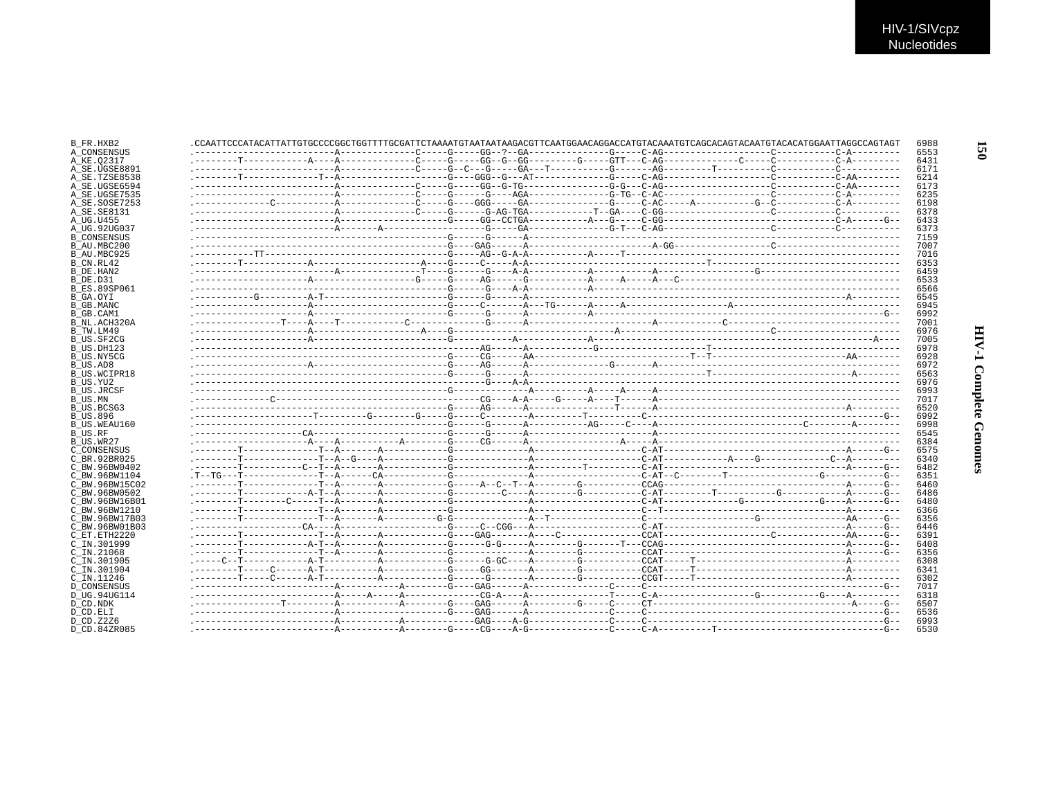HIV-1/SIVcpz Nucleotides

```
B_FR.HXB2          .CCAATTCCCATACATTATTGTGCCCCGGCTGGTTTTGCGATTCTAAAATGTAATAATAAGACGTTCAATGGAACAGGACCATGTACAAATGTCAGCACAGTACAATGTACACATGGAATTAGGCCAGTAGT  6988
A_CONSENSUS        .-------------------------A-------------C-----G-----GG--?--GA--------------G-----C-AG-------------------C-----------C-A---------  6553
A_KE.Q2317         .--------T-----------A----A-------------C-----G-----GG--G--GG---------G-----GTT---C-AG-------------C-----C-----------C-A---------  6431
A_SE.UGSE8891      .-------------------------A-------------C-----G--C---G-----GA---T----------G-------AG---------T---------C-----------C-----------  6171
A_SE.TZSE8538      .--------T-------------T--A--------------------G----GGG--G---AT------------G-----C-AG-------------------C-----------C-AA--------  6214
A_SE.UGSE6594      .-------------------------A-------------C-----G-----GG--G-TG---------------G-G---C-AG-------------------C-----------C-AA--------  6173
A_SE.UGSE7535      .-------------------------A-------------C-----G-----G----AGA---------------G-TG--C-AC-------------------C-----------C-A---------  6235
A_SE.SOSE7253      .------------C------------A-------------C-----G-----GGG-----GA-------------G-----C-AC-----A----------G--C-----------C-A---------  6198
A_SE.SE8131        .-------------------------A-------------C-----G------G-AG-TGA-----------T--GA----C-GG-------------------C-----------C-----------  6378
A_UG.U455          .-------------------------A--------------------G-----GG--CCTGA----------A---G-----C-GG---------------------------------C-A------G--  6433
A_UG.92UG037       .-------------------------A-------A-------------------G-----GA-------------G-T---C-AG-------------------C-----------C-----------  6373
B_CONSENSUS        .----------------------------------------------G------G------A--------------------------------------------------------------------  7159
B_AU.MBC200        .----------------------------------------------G----GAG------A----------------------A-GG-----------------C------------------------  7007
B_AU.MBC925        .-----------TT---------------------------------G-----AG--G-A-A----------A-----T--------------------------------------------------  7016
B_CN.RL42          .--------T-----------A--------------------A---G-----C-----A-A------------------------------T--------------------------------------  6353
B_DE.HAN2          .-------------------------A-------------------T----G------G---A-A----------A-----------A--------------------G--------------------  6459
B_DE.D31           .--------------------A--------------------G-----G-----AG------G---------A-----A-----A---C-----------------------------------------  6533
B_ES.89SP061       .----------------------------------------------G------G----A-A----------A-----------------------------------------------------------  6566
B_GA.OYI           .-----------G---------A-T---------------------G------G------A------------------------------------------------------A----------  6545
B_GB.MANC          .---------------------A------------------------G-----C-------A---TG------A-----A------------------A--------------------------------  6945
B_GB.CAM1          .---------------------A------------------------G------G------A----------A------------------------------------------------------G--  6992
B_NL.ACH320A       .----------------T----A---T-----------C------------G------A-----------------------A-----------C-------------------------------------  7001
B_TW.LM49          .---------------------A--------------------A---G-----------------------------A--------------------------C-------------------------  6976
B_US.SF2CG         .---------------------A------------------------G-----------A-------------A---------------------------------------------------A--  7005
B_US.DH123         .--------------------------------------------------AG------A-----------G---------------------T-------------------------------------  6978
B_US.NY5CG         .----------------------------------------------G-----CG-----AA------------------------T--T-----------------------AA--------  6928
B_US.AD8           .---------------------A------------------------G-----AG------A--------------G--------A----------------------------------------------  6972
B_US.WCIPR18       .----------------------------------------------G------G------A-----------------------------T---------------------------A---------  6563
B_US.YU2           .-----------------------------------------------------G---A-A----------------------------------------------------------------  6976
B_US.JRCSF         .----------------------------------------------G-------------A---------A-----A-----A--------------------------------------------  6993
B_US.MN            .--------------C-------------------------------------CG----A-A-----G-----A----T------A---------------------------------------------  7017
B_US.BCSG3         .----------------------------------------------G-----AG------A---------------T-----A--------------------------------------A-----  6520
B_US.896           .---------------------T---------G-------G-----G-----C-------A--------T-------C-----------------------------------------------G--  6992
B_US.WEAU160       .----------------------------------------------G------G------A-----------AG----C----A-----------------------------C--------A------  6998
B_US.RF            .--------------------CA------------------------G------G------A-----------------------------------------------------------------  6545
B_US.WR27          .---------------------A----A-----------A--------G-----CG------A-----------------A-----A--------------------------------------------  6384
C_CONSENSUS        .--------T--------------T--A-------A------------G-------------A----------------------C-AT---------------------------------A------G--  6575
C_BR.92BR025       .--------T--------------T--A--G----A------------G-------------A----------------------C-AT-----------A----G-------------C--A---------  6340
C_BW.96BW0402      .--------T-----------C--T--A-------A------------G-------------A---------T------------C-AT---------------------------------A------G--  6482
C_BW.96BW1104      .T--TG---T--------------T--A------CA------------G-------------A----------------------C-AT--C--------T-----------------G-----------G--  6351
C_BW.96BW15C02     .--------T--------------T--A-------A------------G-----A--C--T--A----------G-----------CCAG--------------------------------A------G--  6460
C_BW.96BW0502      .--------T------------A-T--A-------A------------G---------C----A----------G-----------C-AT---------T-----------G-----------A------G--  6486
C_BW.96BW16B01     .--------T--------C-----T--A-------A------------G-------------A----------------------C-AT-------------G--------------G-----A------G--  6480
C_BW.96BW1210      .--------T--------------T--A-------A------------G-------------A----------------------C--T---------------------------------A--------  6366
C_BW.96BW17B03     .--------T--------------T--A-------A----------G-G-------------A--T--------------------C--------------------G-----------------AA-----G--  6356
C_BW.96BW01B03     .--------------------CA----A--------------------G-----C--CGG---A---------------------C-AT---------------------------------A------G--  6446
C_ET.ETH2220       .--------T--------------T--A-------A------------G----GAG------A----C---------------CCAT--------------------C---------------AA-----G--  6391
C_IN.301999        .--------T------------A-T--A-------A------------G------G-G-----A--------G--------T---CCAG--------------------------------A------G--  6408
C_IN.21068         .--------T--------------T--A-------A------------G-------------A---------G-----------CCAT--------------------------------A------G--  6356
C_IN.301905        .-----C--T------------A-T----------A------------G------G-GC----A--------G----------CCAT-----T---------------------------A---------  6308
C_IN.301904        .--------T-----C------A-T----------A------------G-----GG------A--------G----------CCAT-----T---------------------------A---------  6341
C_IN.11246         .--------T-----C------A-T----------A------------G------G-------A--------G----------CCGT-----T---------------------------A---------  6302
D_CONSENSUS        .-------------------------A----------A---------G----GAG------A---------------C-----C------------------------------------------G--  7017
D_UG.94UG114       .-------------------------A-----A-----A------------CG-A----A---------------T-----C-A------------------G-----------G----A----------  6318
D_CD.NDK           .----------------T--------A-----------A---------G----GAG------A---------G-----C-----CT-----------------------------------A------G--  6507
D_CD.ELI           .-------------------------A--------------------G----GAG------A---------------C-----C------------------------------------------G--  6536
D_CD.Z2Z6          .-------------------------A-----------A----------------GAG-----A-G-------------C-----C------------------------------------------G--  6993
D_CD.84ZR085       .-------------------------A-----------A--------G-----CG----A-G---------------C-----C-A----------T----------------------------------G--  6530
```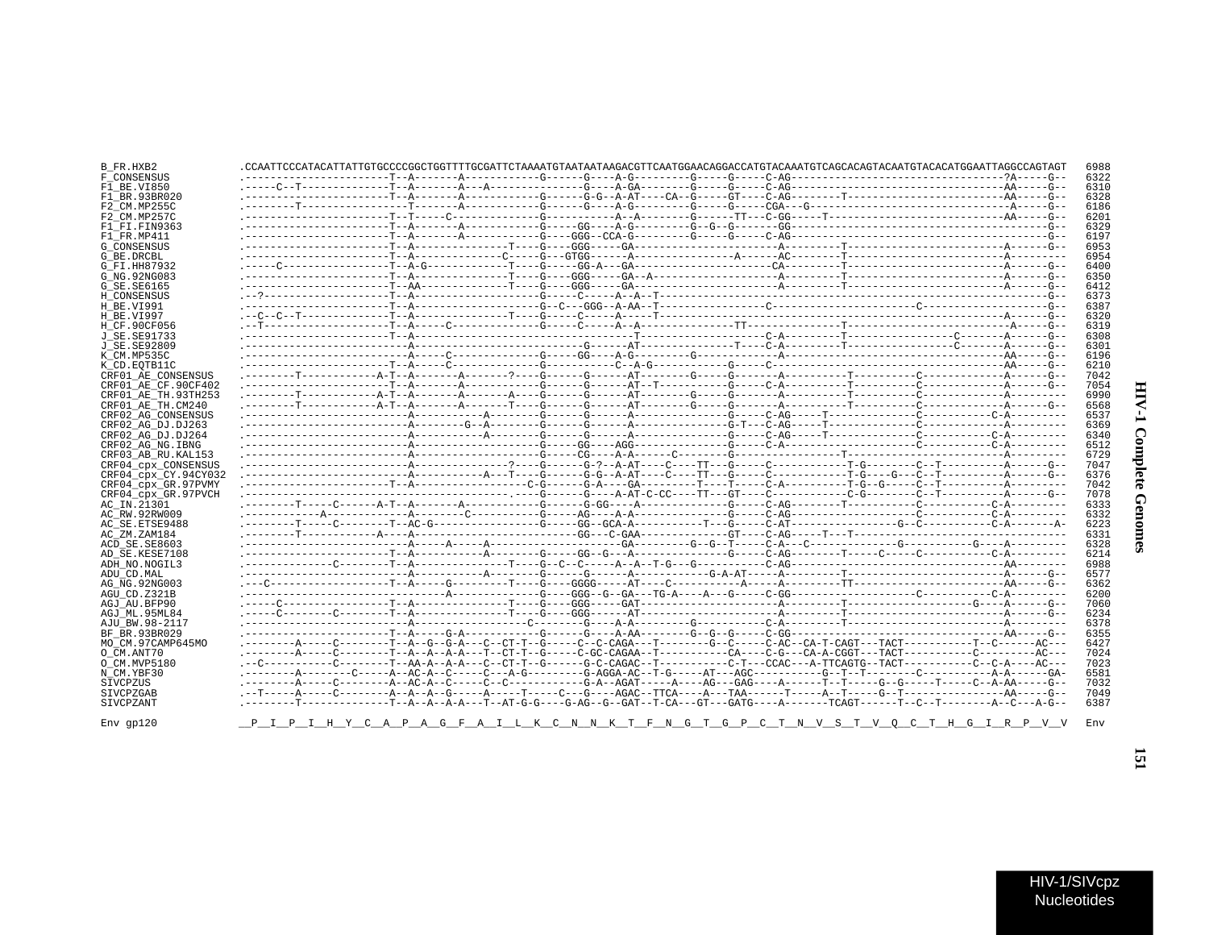```
B_FR.HXB2             .CCAATTCCCATACATTATTGTGCCCCGGCTGGTTTTGCGATTCTAAAATGTAATAATAAGACGTTCAATGGAACAGGACCATGTACAAATGTCAGCACAGTACAATGTACACATGGAATTAGGCCAGTAGT  6988
F_CONSENSUS           .-----------------------T--A-------A------------G------G----A-G---------G-----G-----C-AG-----------------------------------?A-----G--  6322
F1_BE.VI850           .-----C--T--------------T--A-------A---A--------------G----A-GA-------G-----G-----C-AG----------------------------------AA-----G--  6310
F1_BR.93BR020         .-----------------------T--A-------A------------G------G-G--A-AT----CA--G-----GT----C-AG--------T-------------------------AA-----G--  6328
F2_CM.MP255C          .--------T--------------T-------A------------G------G----A-G---------G-----G-----CGA---G-------------------------------------G--  6186
F2_CM.MP257C          .----------------------T--T-----C-------------G-----------A--A--------G------TT---C-GG-----T-----------------------------AA-----G--  6201
F1_FI.FIN9363         .-----------------------T--A-------A------------G----GG----A-G---------G--G--G-------GG---------------------------------------------G--  6329
F1_FR.MP411           .-----------------------T--A-------A------------G----GGG--CCA-G--------G-----G-----C-AG------------------------------------------G--  6197
G_CONSENSUS           .-----------------------T--A---------------T----G----GGG-----GA---------------------A---------T--------------------------A------G--  6953
G_BE.DRCBL            .-----------------------T--A-------------C-----G---GTGG------A---------------A------AC--------T--------------------------A---------  6954
G_FI.HH87932          .-----C-----------------T--A-G-------------T----G-----GG-A---GA---------------------CA--------T--------------------------A------G--  6400
G_NG.92NG083          .-----------------------T--A---------------T----G----GGG-----GA--A------------------A---------T--------------------------A------G--  6350
G_SE.SE6165           .-----------------------T--AA--------------T----G----GGG-----GA---------------------A---------T--------------------------A------G--  6412
H_CONSENSUS           .--?--------------------T--A-------------------G-----C-----A--A--T----------------------------------------------------------------G--  6373
H_BE.VI991            .-----------------------T--A-------------------G--C---GGG--A-AA--T-----------------C-----------------------C--------------------G--  6387
H_BE.VI997            .--C--C--T--------------T--A---------------T----G-----C-----A-----T-----------------------------------------------------A------G--  6320
H_CF.90CF056          .--T--------------------T--A-----C-------------G-----C-----A--A--------------TT--------------T-------------------------------A-----G--  6319
J_SE.SE91733          .-----------------------T--A---------------------------------------T-----------------C-A---------T----------------C-------A------G--  6308
J_SE.SE92809          .--------------------------A---------------------------G-----AT--------------T----C-A---------T----------------C-------A------G--  6301
K_CM.MP535C           .--------------------------A-----C--------------G-----GG----A-G---------G-------------A--------------------------------------AA-----G--  6196
K_CD.EQTB11C          .-----------------------T--A-----C--------------G-----------C--A-G----------G-----C--------------------------------------------AA-----G--  6210
CRF01_AE_CONSENSUS    .--------T-----------A-T--A-------A-------?----G------G------AT--------G-----G-------A----------T----------C-------------A------G--  7042
CRF01_AE_CF.90CF402   .-----------------------T--A-------A------------G------G------AT--T-----------G-----C-A----------T----------C-------------A------G--  7054
CRF01_AE_TH.93TH253   .--------T-----------A-T--A-------A-------A----G------G------AT--------G-----G-------A----------T----------C-------------A---------  6990
CRF01_AE_TH.CM240     .--------T-----------A-T--A-------A-------T----G------G------AT--------G-----G-------A----------T----------C-------------A------G--  6568
CRF02_AG_CONSENSUS    .--------------------------A-----------A-------G------G------A----------------G-----C-AG-----T--------------C-----------C-A---------  6537
CRF02_AG_DJ.DJ263     .--------------------------A--------G--A-------G------G------A---------------G-T---C-AG-----T--------------C-------------A---------  6369
CRF02_AG_DJ.DJ264     .--------------------------A-----------A-------G------G------A----------------G-----C-AG-----T--------------C-----------C-A---------  6340
CRF02_AG_NG.IBNG      .--------------------------A--------------------G-----GG----AGG---------------G-----C-A--------------------------C-----------C-A---------  6512
CRF03_AB_RU.KAL153    .--------------------------A--------------------G-----CG----A-A-----C-------G--------------T---------------------------A---------  6729
CRF04_cpx_CONSENSUS   .--------------------------A-------------?----G------G-?--A-AT----C----TT---G-----C-----------T-G--------C--T---------A------G--  7047
CRF04_cpx_CY.94CY032  .--------------------------A-----------A---T----G------G-G--A-AT----C----TT---G-----C-----------T-G---G---C--T---------A------G--  6376
CRF04_cpx_GR.97PVMY   .-----------------------T--A---------------------C-G------G-A----GA---------T----T----C-A----------T-G--G----C--T---------A---------  7042
CRF04_cpx_GR.97PVCH   .--------------------------------------------.-G------G----A-AT-C-CC----TT---GT----C-----------C-G--------C--T---------A------G--  7078
AC_IN.21301           .--------T-----C------A-T--A-------A------------G------G-GG----A--------------G-----C-AG--------T----------C-----------C-A---------  6333
AC_RW.92RW009         .------------A-------------A-------C------------G-----AG----A-A---------------G-----C-AG-------------------C-----------C-A---------  6332
AC_SE.ETSE9488        .--------T-----C-------T--AC-G-----------------G-----GG--GCA-A-----------T---G-----C-AT--------------G--C-----------C-A-------A-  6223
AC_ZM.ZAM184          .--------T-----------A----A--------------------------GG---C-GAA---------------GT----C-AG-----T---T-------------------------------  6331
ACD_SE.SE8603         .--------------------------A-----A-----A-------------------GA--------G--G--T-----C-A--C-------------G-----------G----A---------  6328
AD_SE.KESE7108        .-----------------------T--A------------A-------G-----GG--G---A---------------G-----C-AG--------T-----C-----C-----------C-A---------  6214
ADH_NO.NOGIL3         .-------------C---------T--A---------------T----G--C--C-----A--A--T-G---G---------C-AG-------------------------------------AA---------  6988
ADU_CD.MAL            .--------------------------A------------A-------G------G------A-----------G-A-AT-----A--------T-------------------------A------G--  6577
AG_NG.92NG003         .---C-------------------T--A-----G----------T----G----GGGG-----AT----C-----------A-----A---------TT-----------------------AA-----G--  6362
AGU_CD.Z321B          .--------------------------------A-------------G----GGG--G--GA--TG-A----A---G-----C-GG-------------------C-----------C-A---------  6200
AGJ_AU.BFP90          .-----C-----------------T--A---------------T----G----GGG-----GAT---------------------A---------T--------------------G----A------G--  7060
AGJ_ML.95ML84         .-----C--------C-------T--A---------------T----G----GGG-----AT---------------------A---------T--------------------------A------G--  6234
AJU_BW.98-2117        .--------------------------A--------------------C--------G----A-A---------G-----------C-A---------T--------------------------A---------  6378
BF_BR.93BR029         .-----------------------T--A-----G-A-----------G------G----A-AA---------G--G--G-----C-GG-----------------------------------AA-----G--  6355
MO_CM.97CAMP645MO     .--------A-----C--------T--A--G--G-A---C--CT-T--G-----C--C-CAGA---T--------G--C-----C-AC--CA-T-CAGT---TACT-----------T--C------AC---  6427
O_CM.ANT70            .--------A-----C--------T--A--A--A-A---T--CT-T--G-----C-GC-CAGAA--T----------CA----C-G---CA-A-CGGT---TACT-----------C---------AC---  7024
O_CM.MVP5180          .--C-----------C--------T--AA-A--A-A---C--CT-T--G------G-C-CAGAC--T----------C-T---CCAC---A-TTCAGTG--TACT-----------C--C-A----AC---  7023
N_CM.YBF30            .--------A--------C-----A--AC-A--C-----C---A-G---------G-AGGA-AC--T-G-----AT---AGC-----------G--T--T--------C-----------A-A------GA-  6581
SIVCPZUS              .--------A-----C--------A--AC-A--C-----C--C-------------G-A--AGAT-----A----AG---GAG----A------T--T-----G--G-----T-----C--A-AA-----G--  7032
SIVCPZGAB             .--T-----A-----C--------A--A--A--G-----A-----T-----C---G----AGAC--TTCA----A---TAA------T-----A--T-----G--T----------------AA-----G--  7049
SIVCPZANT             .--------T--------------T--A--A--A-A---T--AT-G-G----G-AG--G--GAT--T-CA---GT---GATG----A-------TCAGT------T--C--T--------A--C---A-G--  6387

Env gp120             __P__I__P__I__H__Y__C__A__P__A__G__F__A__I__L__K__C__N__N__K__T__F__N__G__T__G__P__C__T__N__V__S__T__V__Q__C__T__H__G__I__R__P__V__V  Env
```

HIV-1/SIVcpz Nucleotides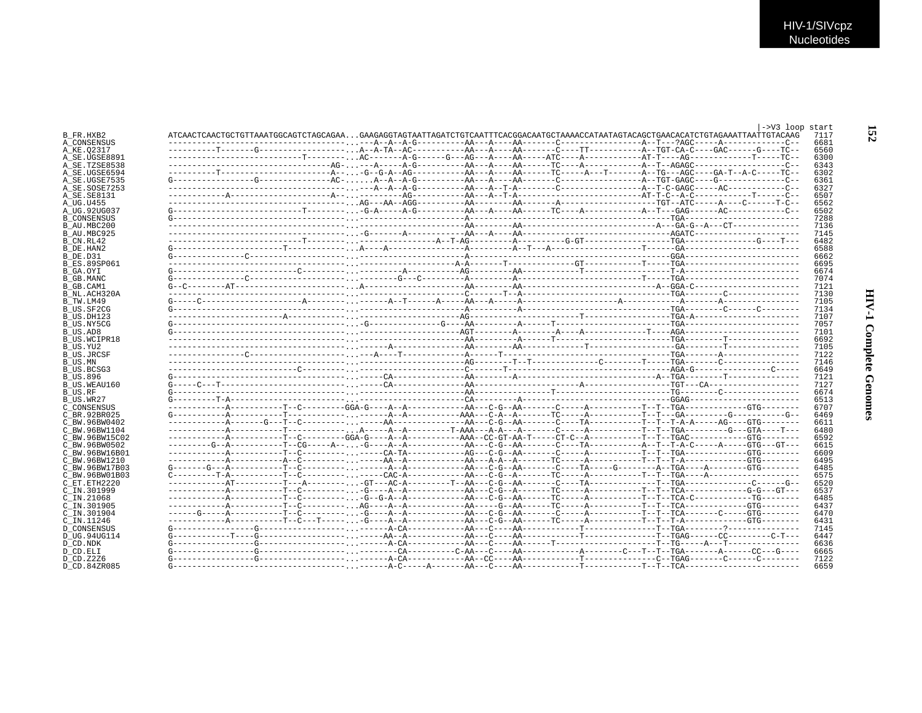```
                                                                                                                                            |->V3 loop start
B_FR.HXB2        ATCAACTCAACTGCTGTTAAATGGCAGTCTAGCAGAA...GAAGAGGTAGTAATTAGATCTGTCAATTTCACGGACAATGCTAAAACCATAATAGTACAGCTGAACACATCTGTAGAAATTAATTGTACAAG   7117
A_CONSENSUS      ------------------------------------...---A--A--A-G----------AA---A----AA-------C----------------A--T---?AGC-----A-------------C--   6681
A_KE.Q2317       ----------T-------G-----------------...A--A-TA--AC-----------AA---A----AA-------C----TT----------A--TGT-CA-C----GAC------G----TC--   6560
A_SE.UGSE8891    ---------------------------T--------...AC-------A-G------G---AG---A----AA----ATC----A-----------AT-T----AG------------T-----TC--   6300
A_SE.TZSE8538    ---------------------------------AG-...---A-----A-G----------AA---A----AA------TC----A-----------A--T--AGAGC-------------------C--   6343
A_SE.UGSE6594    ----------T-----------------------A--...-G--G-A--AG----------AA---A----AA------TC-----A---T-------A--TG---AGC----GA-T--A-C-----TC--   6302
A_SE.UGSE7535    G---------------G----------------AC-...---A--A--A-G----------AA---A----AA-------C----------------A--TGT-GAGC----G-------------C--   6361
A_SE.SOSE7253    ------------------------------------...---A--A--A-G----------AA---A--T-A--------C----------------A--T-C-GAGC-----AC-----------C--   6327
A_SE.SE8131      ------------A--------------------A---...---------AG----------AA---A--T-A------------------------AT-T-C--A-C------------T------C--   6507
A_UG.U455        ------------------------------------...AG---AA--AGG----------AA--------AA-------A-------------------TGT--ATC-----A----C------T-C--   6562
A_UG.92UG037     G--------------------------T--------...-G-A-----A-G----------AA---A----AA------TC----A-----------A--T---GAG------AC------------C--   6502
B_CONSENSUS      G-----------------------------------...----------------------A---------------------------------------TGA------------------------   7288
B_AU.MBC200      ------------------------------------...----------------------AA--------AA---------------------------A---GA-G--A---CT-------------   7136
B_AU.MBC925      ------------------------------------...-G-------A------------AA---A----AA-------------------------------AGATC----------------------   7145
B_CN.RL42        ---------------------------T--------...---------------A--T-AG---------A---------G-GT----------------TGA--------------G----T---   6482
B_DE.HAN2        G----------------------T------------...A---A-----------------A---------A--T---A-----------------T------GA------------------------   6588
B_DE.D31         G---------------C-------------------...----------------------A---------------------------------------GGA------------------------   6662
B_ES.89SP061     ------------------------------------...--------------------A-A--------T--------------GT-----------T-----TGA------------------------   6695
B_GA.OYI         G---------------------------C-------...----------A-----------AG---------AA-----------------T-----------------T-A------------------------   6674
B_GB.MANC        G---------------C-------------------...--------G---C---------A---------A----------------------------T-----TGA------------------------   7074
B_GB.CAM1        G--C--------AT----------------------...A---------------------AA--------AA---------------------------A--GGA-C----------------------   7121
B_NL.ACH320A     ------------------------------------...----------------------C-------T--A-------------------------------TGA--------C---------------   7130
B_TW.LM49        G-----C---------------------A-------...------A--T------A-----AA---A----A-------------------------A-------------A------------------------   7105
B_US.SF2CG       G-----------------------------------...----------------------A---------A---------------------------------TGA-------C-------C--------   7134
B_US.DH123       ------------------------A-----------...----------------------AG---------------------T-----------------------TGA-A----------------------   7107
B_US.NY5CG       G-----------------------------------...-G---------------G----AA---------A------T--------------------------TGA------------------------   7057
B_US.AD8         G-----------------------------------...---------------------AGT--------A--------A----A-------------T----AGA------------------------   7101
B_US.WCIPR18     ------------------------------------...----------------------AA---------A------T--------------------------TGA--------T---------------   6692
B_US.YU2         ------------------------------------...------A---------------AA--------AA-------------T------------------GA--------T---------------   7105
B_US.JRCSF       ----------------C-------------------...--A----T--------------A------T---------------------------------------TGA-------A---------------   7122
B_US.MN          ------------------------------------...----------------------AG--------T--T------------C---------T-----TGA-------C----------------   7146
B_US.BCSG3       ----------------------------C-------...----------------------C------T----------------------------------------AGA-G----------------C-----   6649
B_US.896         G-----------------------------------...-----CA---------------AA--------A-------------------------------A--TGA--------T---------------   7121
B_US.WEAU160     G-----C---T-------------------------...-----CA---------------AA----------------------A------------------TGT---CA-------------------   7127
B_US.RF          G-----------------------------------...----------------------AA------------------T------------------------TG--------C-----------------   6674
B_US.WR27        G---------T-A-----------------------...----------------------CA---------A-----------------------------------GGAG-----------------------   6513
C_CONSENSUS      ------------A-----------T--C---------GGA-G----A--A------------AA---C-G--AA-------C------A-----------T--T--TGA------------GTG--------   6707
C_BR.92BR025     G-----------A-----------T-----------...------A--A------------AAA---C-A--A------TC-----A-----------T--T---GA------G-----------G--   6469
C_BW.96BW0402    ------------A-------G---T--C--------...-----AA---------------AA---C-G--AA------C----TA-----------T--T--T-A-A-----AG----GTG--------   6611
C_BW.96BW1104    ------------A-----------T-----------...A-----A--A------------T-AAA---A-A---A------C------A-----------T--T--TGA----------G---GTA----T--   6480
C_BW.96BW15C02   ------------A-----------T--C---------GGA-G----A--A------------AAA--CC-GT-AA-T-----CT-C--A-----------T--T--TGAC------------GTG--------   6592
C_BW.96BW0502    ---------G--A-----------T--CG-----A--...-G----A--A------------AA---C-G--AA-------C----TA-----------A--T--T-A-C-----A-----GTG---GT---   6615
C_BW.96BW16B01   ------------A-----------T--C--------...-----CA-TA------------AG---C-G--AA-------C------A-----------T--T--TGA------------GTG--------   6609
C_BW.96BW1210    ------------A-----------A--C--------...-----AA--A------------AA---A-A--A-------TC-----A-----------T--T--T-A-------------GTG--------   6495
C_BW.96BW17B03   G-------G---A-----------T--C--------...------A--A------------AA---C-G--AA-------C----TA-----G---------A--TGA---A--------GTG--------   6485
C_BW.96BW01B03   C---------T-A-----------T--C--------...-----CAC-A------------AA---C-G--A-------TC-----A-----------T--T--TGA----A------------------   6575
C_ET.ETH2220     ------------AT----------T---A-------...-GT---AC-A---------T--AA---C-G--AA-------C----TA-----------T--T--TGA------------C------G--   6520
C_IN.301999      ------------A-----------T--C--------...-G----A--A------------AA---C-G--A-------TC-----A-----------T--T--TCA------------G-G---GT---   6537
C_IN.21068       ------------A-----------T--C--------...-G--G-A--A------------AA---C-G--AA------TC-----A-----------T--T--TCA-C-----------TG--------   6485
C_IN.301905      ------------A-----------T--C--------...AG----A--A------------AA-----G--AA------TC-----A-----------T--T--TCA------------GTG--------   6437
C_IN.301904      ------G-----A-----------T--C--------...-G----A--A------------AA---C-G--AA-------C------A-----------T--T--TCA-------C-----GTG--------   6470
C_IN.11246       ------------A-----------T--C---T-----...-G----A--A------------AA---C-G--AA------TC-----A-----------T--T--T-A------------GTG--------   6431
D_CONSENSUS      G-----------------G-----------------...------A-CA------------AA---C----AA------------T---------------T--TGA--------?---------------   7145
D_UG.94UG114     G-----------T----G------------------...-----AA--A------------AA---C----AA------------T---------------T--TGAG------CC---------C-T---   6447
D_CD.NDK         G-----------------G-----------------...------A-CA------------AA---C----AA------T---------------------T--TG-----A---T---------------   6636
D_CD.ELI         G-----------------G-----------------...-------CA----------C-AA---C----AA------------A---------C---T--T--TGA-------A------CC---G----   6665
D_CD.Z2Z6        G-----------------G-----------------...------A-CA------------AA--CC----AA------------T---------------C--TGAG-------C------C---------   7122
D_CD.84ZR085     G-----------------------------------...------A-C-----A--------AA---C----AA------------T---------------T--T--TCA------------------------   6659
```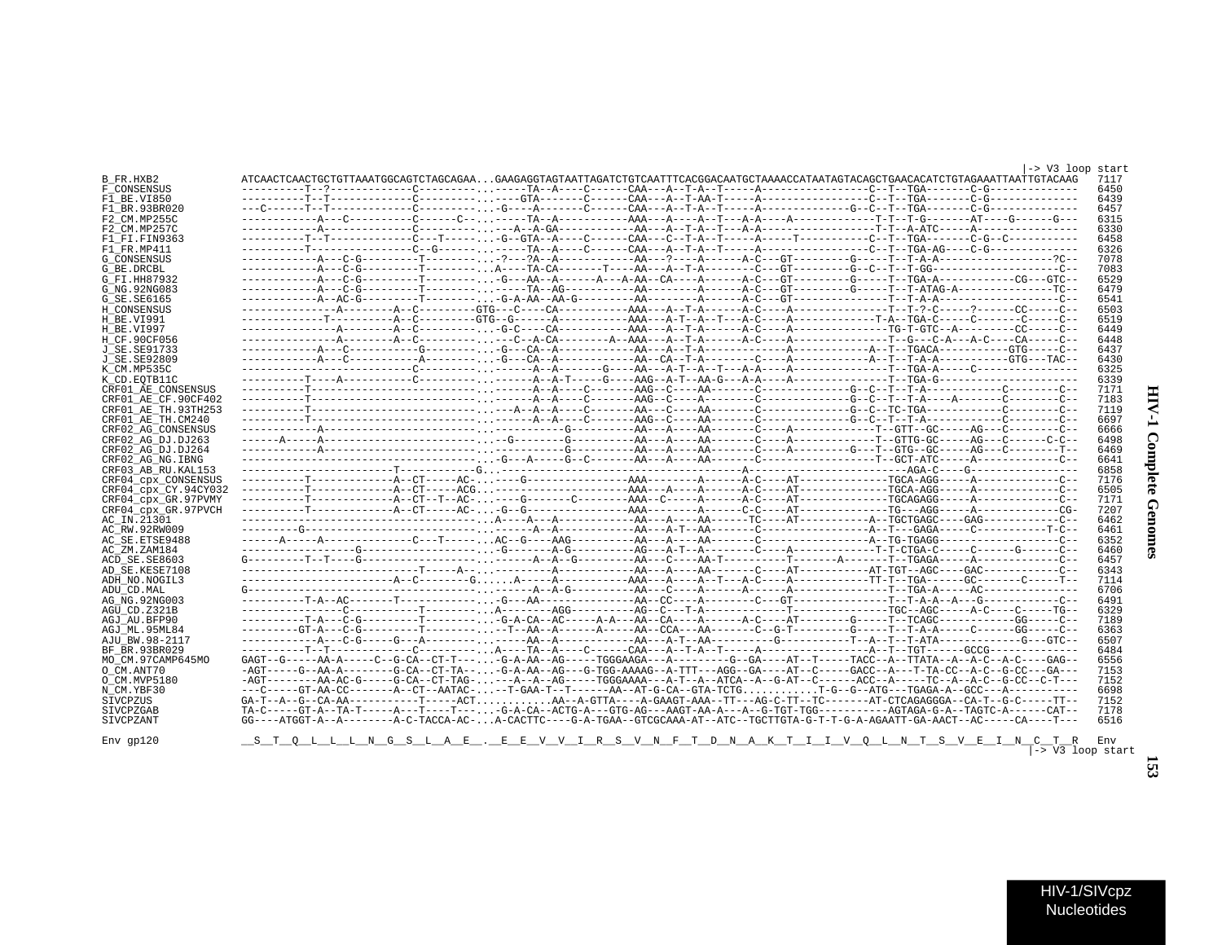```
                                                                                                                                                  |-> V3 loop start
B_FR.HXB2           ATCAACTCAACTGCTGTTAAATGGCAGTCTAGCAGAA...GAAGAGGTAGTAATTAGATCTGTCAATTTCACGGACAATGCTAAAACCATAATAGTACAGCTGAACACATCTGTAGAAATTAATTGTACAAG   7117
F_CONSENSUS         ----------T--?-------------C---------...-----TA--A----C------CAA---A--T-A--T-----A----------------C--T--TGA-------C-G--------------   6450
F1_BE.VI850         ----------T--T-------------C---------...----GTA-------C------CAA---A--T-AA-T-----A----------------C--T--TGA-------C-G--------------   6439
F1_BR.93BR020       ---C------T--T-------------C---------...-G----A-------C------CAA---A--T-A--T-----A------------G--C--T--TGA-------C-G--------------   6457
F2_CM.MP255C        ------------A---C----------C-----C--...-----TA--A-----------AAA---A----A--T---A-A----A------------T-T--T-G-------AT----G------G---   6315
F2_CM.MP257C        ------------A--------------C---------...---A--A-GA-----------AA---A--T-A--T---A-A----------------T-T--A-ATC-----A----------------   6330
F1_FI.FIN9363       ----------T--T-------------C---T-----...-G--GTA--A----C------CAA---C--T-A--T-----A-----T----------C--T--TGA--------C-G--C--------   6458
F1_FR.MP411         ----------T----------------C--G------...-----TA--A----C------CAA---A--T-A--T-----A----------------C--T--TGA-AG----C-G--------------   6326
G_CONSENSUS         ------------A---C-G---------T--------...-?---?A--A-----------AA---?----A------A-C---GT---------G-----T--T-A-A------------------?C--   7078
G_BE.DRCBL          ------------A---C-G---------T--------...A----TA-CA-------T----AA---A--T-A--------C---GT---------G--C--T--T-GG--------------------C--   7083
G_FI.HH87932        ------------A---C-G---------T--------...-G---AA--A------A---A-AA---CA----A------A-C---GT---------G-----T--TGA-A------------CG---GTC--   6529
G_NG.92NG083        ------------A---C-G---------T--------...-----TA--AG----------AA--------A------A-C---GT---------G-----T--T-ATAG-A---------------TC--   6479
G_SE.SE6165         ------------A--AC-G---------T--------...-G-A-AA--AA-G---------AA--------A------A-C---GT----------------T--T-A-A-------------------C--   6541
H_CONSENSUS         --------------A--------A--C---------GTG---C----CA-----------AAA---A--T-A------A-C----A---------------T--T-?-C-----?------CC-----C--   6503
H_BE.VI991          ------------T---------A--C---------GTG--G------A------------AAA---A-T--A--T---A-C----A-------------T-A--TGA-C-----C-----------C--   6519
H_BE.VI997          --------------A--------A--C----------...-G-C----CA-----------AAA---A--T-A------A-C----A---------------TG-T-GTC--A---------CC-----C--   6449
H_CF.90CF056        --------------A--------A--C----------...---C--A-CA--------A--AAA---A--T-A------A-C----A---------------T--G---C-A---A-C----CA-----C--   6448
J_SE.SE91733        ------------A---C-----------G--------...-G---CA--A-----------AA---A--T-A-----------A----------A--T--TGACA-----------GTG-----C--   6437
J_SE.SE92809        ------------A---C-----------A--------...-G---CA--A-----------AA--CA--T-A-------C----A----------A--T--T-A-A-----------GTG---TAC--   6430
K_CM.MP535C         ---------------------------C---------...------A--A------G----AA---A--T--A--T---A-A----A---------------T--TGA-A-----C-----------------   6325
K_CD.EQTB11C        ----------T-----A----------C---------...------A--A-T-----G----AAG--A-T--AA-G---A-A----A----------------T--TGA-G---------------------   6339
CRF01_AE_CONSENSUS  ----------T--------------------------...------A--A----C-------AAG--C----AA-------C-------------G--C--T--T-A------------C--------C--   7171
CRF01_AE_CF.90CF402 ----------T--------------------------...------A--A----C-------AAG--C----AA-------C-------------G--C--T--T-A-----A-------C--------C--   7183
CRF01_AE_TH.93TH253 ----------T--------------------------...---A--A--A----C-------AA---C----AA-------C-------------G--C--TC-TGA--------------C--------C--   7119
CRF01_AE_TH.CM240   ----------T--------------------------...------A--A----C-------AAG--C----AA-------C-------------G--C--T--T-A--------------C--------C--   6697
CRF02_AG_CONSENSUS  ------------A------------------------...-----------G----------AA---A----AA-------C----A------------T--GTT--GC-----AG---C--------C--   6666
CRF02_AG_DJ.DJ263   ------A-----A------------------------...-G---------G----------AA---A----AA-------C----A------------T--GTTG-GC-----AG---C------C-C--   6498
CRF02_AG_DJ.DJ264   ------------A------------------------...-----------G----------AA---A----AA-------C----A---------G---T--GTG--GC-----AG---C--------T--   6469
CRF02_AG_NG.IBNG    -------------------------------------...-G---A-----G--C-------AA---A----AA-------C-----------------T--GCT-ATC-----A-------------C--   6641
CRF03_AB_RU.KAL153  ------------------------T------------G...-----------------------------------------A------------------------AGA-C-----G----------------   6858
CRF04_cpx_CONSENSUS ----------T-------------A--CT-----AC-...-----G---------------AAA--------A------A-C----AT--------------TGCA-AGG-----A-------------C--   7176
CRF04_cpx_CY.94CY032 ---------T-------------A--CT-----ACG...-----G---------------AAA---A----A------A-C----AT--------------TGCA-AGG-----A-------------C--   6505
CRF04_cpx_GR.97PVMY ----------T-------------A--CT--T--AC-...-----G------C--------AAA--C-----A------A-C----AT--------------TGCAGAGG-----A-------------C--   7171
CRF04_cpx_GR.97PVCH ----------T-------------A--CT-----AC-...-G--G---------------AAA--------A------C-C----AT--------------TG---AGG-----A-------------CG-   7207
AC_IN.21301         -------------------------------------...A----A---A-----------AA---A----AA------TC----AT-----------A--TGCTGAGC----GAG-------------C--   6462
AC_RW.92RW009       ---------G---------------------------...------A--A-----------AA---A-T--AA-------C-----------------A--T---GAGA-----C------------T-C--   6461
AC_SE.ETSE9488      ------A-----A--------------C---T-----...AC--G----AAG---------AA---A----AA-------C-----------------A--TG-TGAGG-------------------C--   6352
AC_ZM.ZAM184        -------------------G-----------------...-G------A-G----------AG---A-T--A-------C----A-------------T-T-CTGA-C-----C-------G------C--   6460
ACD_SE.SE8603       G---------T--T---G-------------------...------A--A--G--------AA---C----AA-T----------T------A-------T--TGAGA-----A-------------C--   6457
AD_SE.KESE7108      --------------------------T-------A--...-------A-------------AA---A----AA------C----AT------------AT-TGT--AGC----GAC-------------C--   6343
ADH_NO.NOGIL3       ----------------------A--C--------G....A-----A--------------AAA---A----A--T---A-C----A--------------TT-T--TGA------GC-----C-----T--   7114
ADU_CD.MAL          G------------------------------------...------A--A-G---------AA---C----A------A------A---------------T--TGA-A-----AC----------------   6706
AG_NG.92NG003       ----------T-A--AC-------T------------...-G---AA--------------AA--CC----A--------C---GT---------------T--T-A-A--A---G-------------C--   6491
AGU_CD.Z321B        ----------------C-----------T--------...A---------AGG---------AG--C---T-A-------------T--------------TGC--AGC-----A-C----C-----TG--   6329
AGJ_AU.BFP90        ----------T-A---C-G---------T--------...-G-A-CA--AC-----A-A---AA--CA----A------A-C----AT--------G-----T--TCAGC-------------GG-----C--   7189
AGJ_ML.95ML84       ---------GT-A---C-G---------T--------...--T--AA--A------A----AA---CCA---AA------C--G-T---------G-----T--T-A-A-----C-------GG-----C--   6363
AJU_BW.98-2117      ------------A---C-G-----G---A--------...-----AA--A-----------AA---A-T--AA-------G-----------T--A--T--T-ATA-------------G---GTC--   6507
BF_BR.93BR029       ----------T--T-------------C---------...A----TA--A----C------CAA---A--T-A--T-----A----------------A--T--TGT------GCCG--------------   6484
MO_CM.97CAMP645MO   GAGT--G-----AA-A-----C--G-CA--CT-T---...-G-A-AA--AG-----TGGGAAGA---A---------G--GA----AT--T-----TACC--A--TTATA--A--C--A-C----GAG--   6556
O_CM.ANT70          -AGT-----G--AA-A--------G-CA--CT-TA--...-G-A-AA--AG---G-TGG-AAAAG--A-TTT---AGG--GA----AT--C-----GACC--A---T-TA-CC--A-C--G-CC---GA---   7153
O_CM.MVP5180        -AGT--------AA-AC-G-----G-CA--CT-TAG-...---A--A--AG-----TGGGAAAA---A-T--A--ATCA--A--G-AT--C------ACC--A-----TC--A--A-C--G-CC--C-T---   7152
N_CM.YBF30          ---C-----GT-AA-CC-------A--CT--AATAC-...--T-GAA-T--T------AA--AT-G-CA--GTA-TCTG............T-G--G--ATG---TGAGA-A--GCC---A-----------   6698
SIVCPZUS            GA-T--A--G--CA-AA-----------T-----ACT............AA--A-GTTA----A-GAAGT-AAA--TT---AG-C-TT--TC-------AT-CTCAGAGGGA--CA-T--G-C-----TT--   7152
SIVCPZGAB           TA-C-----GT-A--TA-T-----A---T----T---...-G-CA--ACTG-A---GTG-AG---AAGT-AA-A---A--G-TGT-TGG----------AGTAGA-G-A--TAGTC-A------CAT--   7178
SIVCPZANT           GG----ATGGT-A--A--------A-C-TACCA-AC-...A-CACTTC----G-A-TGAA--GTCGCAAA-AT--ATC--TGCTTGTA-G-T-T-G-A-AGAATT-GA-AACT--AC-----CA----T---   6516

Env gp120           __S__T__Q__L__L__L__N__G__S__L__A__E__.__E__E__V__V__I__R__S__V__N__F__T__D__N__A__K__T__I__I__V__Q__L__N__T__S__V__E__I__N__C__T__R   Env
                                                                                                                                                  |-> V3 loop start
```

HIV-1/SIVcpz Nucleotides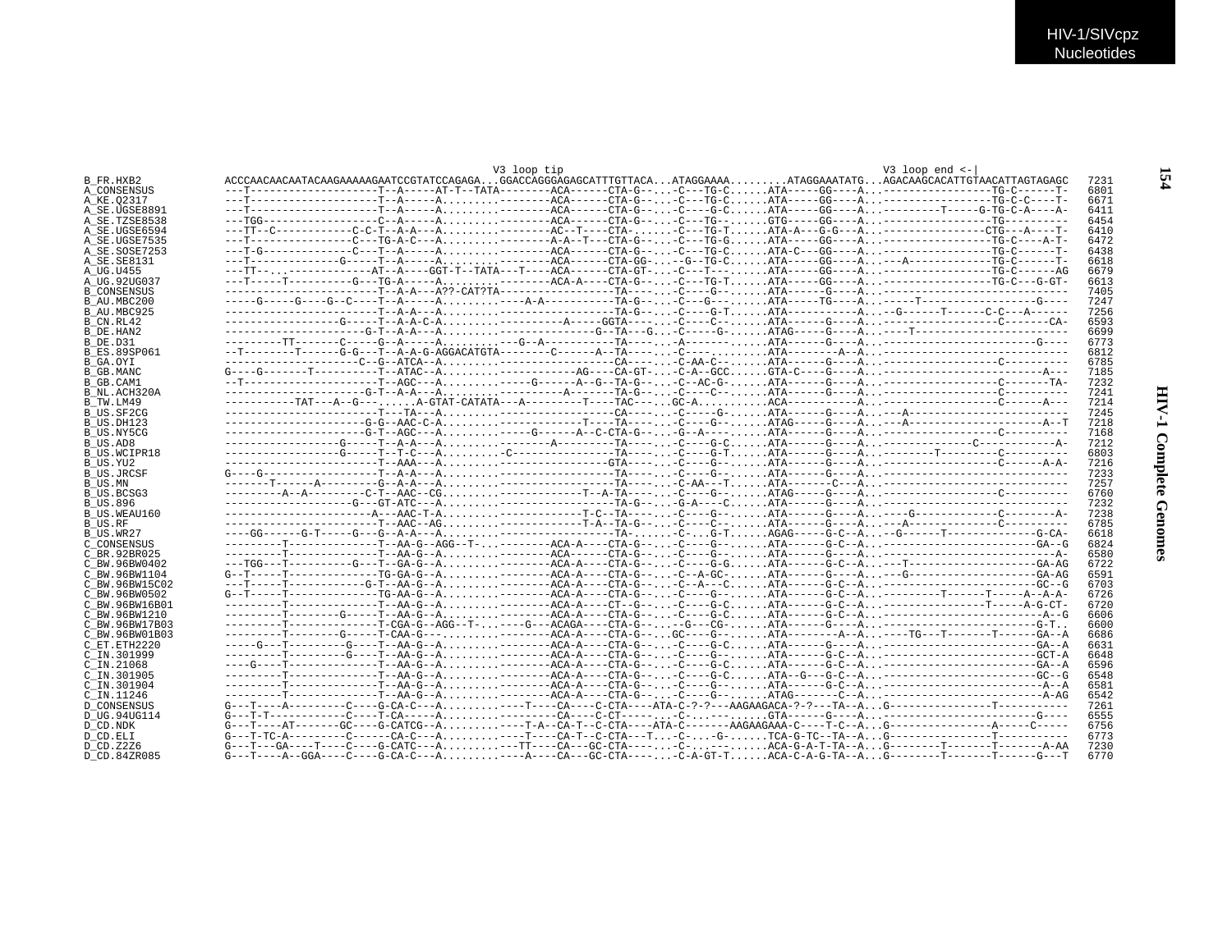HIV-1/SIVcpz
Nucleotides

HIV-1 Complete Genomes

```
                                              V3 loop tip                                                    V3 loop end <-|
B_FR.HXB2        ACCCAACAACAATACAAGAAAAAGAATCCGTATCCAGAGA...GGACCAGGGAGAGCATTTGTTACA...ATAGGAAAA.........ATAGGAAATATG...AGACAAGCACATTGTAACATTAGTAGAGC  7231
A_CONSENSUS      ---T--------------------T--A-----AT-T--TATA--------ACA------CTA-G--...-C---TG-C.....ATA-----GG----A...-----------------TG-C------T-  6801
A_KE.Q2317       ---T--------------------T--A-----A........--------ACA------CTA-G--...-C---TG-C.....ATA-----GG----A...-----------------TG-C-C----T-  6671
A_SE.UGSE8891    ---T--------------------T--A-----A........--------ACA------CTA-G--...-C----G-C.....ATA-----GG----A...---------T-----G-TG-C-A----A-  6411
A_SE.TZSE8538    ---TGG------------------C--A-----A........--------ACA------CTA-G--...-C---TG--.....GTG-----GG----A...-----------------TG----------  6454
A_SE.UGSE6594    ---TT--C-----------C-C-T--A-A---A........--------AC--T----CTA-.....-C---TG-T.....ATA-A---G-G---A...-----------------CTG---A----T-  6410
A_SE.UGSE7535    ---T---------------C---TG-A-C---A........--------A-A--T---CTA-G--...-C---TG-G.....ATA-----GG----A...-----------------TG-C----A-T-  6472
A_SE.SOSE7253    ---T-G-------------C---T--A-----A........--------ACA------CTA-G--...-C---TG-C.....ATA-C---GG----A...-----------------TG-C------T-  6438
A_SE.SE8131      ---T-------------G-----T--A-----A........--------ACA------CTA-GG-...--G--TG-C.....ATA-----GG----A...---A-------------TG-C------T-  6618
A_UG.U455        ---TT--...-------------AT--A----GGT-T--TATA---T----ACA------CTA-GT--...-C---T---.....ATA-----GG----A...-----------------TG-C------AG  6679
A_UG.92UG037     ---T-----T---------G---TG-A-----A........--------ACA-A----CTA-G--...-C---TG-T.....ATA-----GG----A...-----------------TG-C---G-GT-  6613
B_CONSENSUS      ------------------------T--A-A---A??-CAT?TA-----------------TA-----...-C----G--.....ATA------G----A...----------------------------  7405
B_AU.MBC200      -----G-----G----G--C----T--A-----A........----A-A----------TA-G--...-C----G--.....ATA-----TG----A...-----T----------------G----  7247
B_AU.MBC925      ------------------------T--A-A---A........----------------TA-G--...-C----G-T.....ATA-----------A...--G------T------C-C---A------  7256
B_CN.RL42        ------------------G-----T--A-A-C-A........------------A-----GGTA----...-C----C--.....ATA------G----A...-----------------C-------CA-  6593
B_DE.HAN2        --------------------G-T--A-A---A........-----------------G--TA---G...-C-----G-.....ATAG-----G----A...----T-----------------------  6699
B_DE.D31         ---------TT-------C-----G--A-----A........---G--A----------TA-----...-A-------.....ATA------G----A...--------------------------G----  6773
B_ES.89SP061     --T---------T-----G-G---T--A-A-G-AGGACATGTA--------C------A--TA----...-C-------.....ATA-------A--A...----------------------------  6812
B_GA.OYI         ---------------------C--G--ATCA--A........-----------------CA-----...-C-AA-C--.....ATA------G----A...----------------C----------  6785
B_GB.MANC        G----G-------T----------T--ATAC--A........------------AG----CA-GT--...-C-A--GCC.....GTA-C----G----A...--------------------------A---  7185
B_GB.CAM1        --T---------------------T--AGC---A........-----G------A--G--TA-G--...-C--AC-G--.....ATA------G----A...-----------------C-------TA-  7232
B_NL.ACH320A     ----------------------G-T--A-A---A........----------A------TA-G--...-C----C--.....ATA------G----A...-----------------C----------  7241
B_TW.LM49        -----------TAT---A--G--.......A-GTAT-CATATA---A--------T----TAC-----.GC-A.........ACA-----------A...-----------------C------A---  7214
B_US.SF2CG       ------------------------T---TA---A........----------------CA-----...-C----G--.....ATA------G----A...--A-------------------------  7245
B_US.DH123       ---------------------G-G--AAC-C-A........------------T----TA-----...-C----G--.....ATAG-----G----A...--A--------------------A--T  7218
B_US.NY5CG       ----------------------G-T--AGC---A........-----G------A--C-CTA-G--...-G--A----.....ATA------G----A...-----------------C----------  7168
B_US.AD8         ------------------G-----T--A-A---A........--------A---------TA-----...-C----G-C.....ATA------G----A...-------------C------------A-  7212
B_US.WCIPR18     ------------------G-----T--T-C---A.........-C---------------TA-----...-C----G-T.....ATA------G----A...--------T---------C----------  6803
B_US.YU2         ------------------------T--AAA---A........-----------------GTA-----...-C----G--.....ATA------G----A...-----------------C------A-A-  7216
B_US.JRCSF       G----G------------------T--A-A---A........-----------------TA-----...-C----G--.....ATA------G----A...----------------------------  7233
B_US.MN          -------T-----A----------G--A-A---A........-----------------TA-----...-C-AA---T.....ATA------C---A...----------------------------  7257
B_US.BCSG3       --------A--A---------C-T--AAC--CG........------------T--A-TA-----...-C----G--.....ATAG-----G----A...-----------------C----------  6760
B_US.896         -------------------G---GT-ATC---A........-----------------TA-G--...-G-A----C.....ATA------G----A...----------------------------  7232
B_US.WEAU160     -----------------------A---AAC-T-A........------------T-C--TA-----...-C----G--.....ATA------G----A...----G-------------C--------A-  7238
B_US.RF          ------------------------T--AAC--AG........------------T-A--TA-G--...-C----C--.....ATA------G----A...--A-------------C----------  6785
B_US.WR27        ----GG------G-T-----G---G--A-A---A........-----------------TA-.....-C---G-T.....AGAG-----G-C--A...--G------T-------------G-CA-  6618
C_CONSENSUS      ---------T-------------T--AA-G--AGG--T-..--------ACA-A----CTA-G--...-C----G--.....ATA------G-C--A...------------------------GA--G  6824
C_BR.92BR025     ---------T-------------T--AA-G--A........--------ACA------CTA-G--...-C----G--.....ATA------G-C--A...---------------------------A-  6580
C_BW.96BW0402    ---TGG---T----------G---T--GA-G--A........--------ACA-A----CTA-G--...-C----G-G.....ATA------G-C--A...---T-------------------GA-AG  6722
C_BW.96BW1104    G--T-----T-------------TG-GA-G--A........--------ACA-A----CTA-G--...-C--A-GC-.....ATA------G----A...--G-------------------GA-AG  6591
C_BW.96BW15C02   ---T-----T----------G-T--AA-G--A........--------ACA-A----CTA-G--...-C--A---C.....ATA------G-C--A...------------------------GC--G  6703
C_BW.96BW0502    G--T-----T-------------TG-AA-G--A........--------ACA-A----CTA-G--...-C----G--.....ATA------G-C--A...---------T------T-----A--A-A-  6726
C_BW.96BW16B01   ---------T-------------T--AA-G--A........--------ACA-A----CT--G--...-C----G-C.....ATA------G-C--A...---------------T-----A-G-CT-  6720
C_BW.96BW1210    ---------T--------G-----T--AA-G--A........--------ACA-A----CTA-G--...-C----G-C.....ATA------G-C--A...------------------------A--G  6606
C_BW.96BW17B03   ---------T-------------T-CGA-G--AGG--T-...----G---ACAGA----CTA-G--...--G---CG-.....ATA------G-C--A...------------------------G-T..  6600
C_BW.96BW01B03   ---------T--------G-----T-CAA-G---........--------ACA-A----CTA-G--...GC----G--.....ATA--------A--A...----TG---T-------T------GA--A  6686
C_ET.ETH2220     -----G---T---------G----T--AA-G--A........--------ACA-A----CTA-G--...-C----G-C.....ATA------G----A...------------------------GA--A  6631
C_IN.301999      ---------T---------G----T--AA-G--A........--------ACA-A----CTA-G--...-C----G--.....ATA------G-C--A...------------------------GCT-A  6648
C_IN.21068       ----G----T-------------T--AA-G--A........--------ACA-A----CTA-G--...-C----G-C.....ATA------G-C--A...------------------------GA--A  6596
C_IN.301905      ---------T-------------T--AA-G--A........--------ACA-A----CTA-G--...-C----G-C.....ATA--G---G-C--A...------------------------GC--G  6548
C_IN.301904      ---------T-------------T--AA-G--A........--------ACA-A----CTA-G--...-C----G--.....ATA------G-C--A...------------------------A--A  6581
C_IN.11246       ---------T-------------T--AA-G--A........--------ACA-A----CTA-G--...-C----G--.....ATAG------C--A...------------------------A-AG  6542
D_CONSENSUS      G---T----A---------C----G-CA-C---A........----T----CA----C-CTA----ATA-C-?-?---AAGAAGACA-?-?---TA--A...G----------------T-----------  7261
D_UG.94UG114     G---T-T-----------C----T-CA-----A........---------CA----C-CT-------...-C-...---.....GTA------G----A...-------------------------G----  6555
D_CD.NDK         G---T----AT-------GC----G-CATCG--A........----T-A--CA-T--C-CTA----ATA-C-------AAGAAGAAA-C----T-C--A...G----------------A-----C-----  6756
D_CD.ELI         G---T-TC-A---------C------CA-C---A........----T----CA-T--C-CTA---T...-C-...-G-.....TCA-G-TC--TA--A...G----------------T-----------  6773
D_CD.Z2Z6        G---T---GA----T----C----G-CATC---A........---TT----CA---GC-CTA-----...-C-...---.....ACA-G-A-T-TA--A...G--------T--------T-------A-AA  7230
D_CD.84ZR085     G---T----A--GGA----C----G-CA-C---A........----A----CA---GC-CTA-----...-C-A-GT-T.....ACA-C-A-G-TA--A...G--------T-------T------G---T  6770
```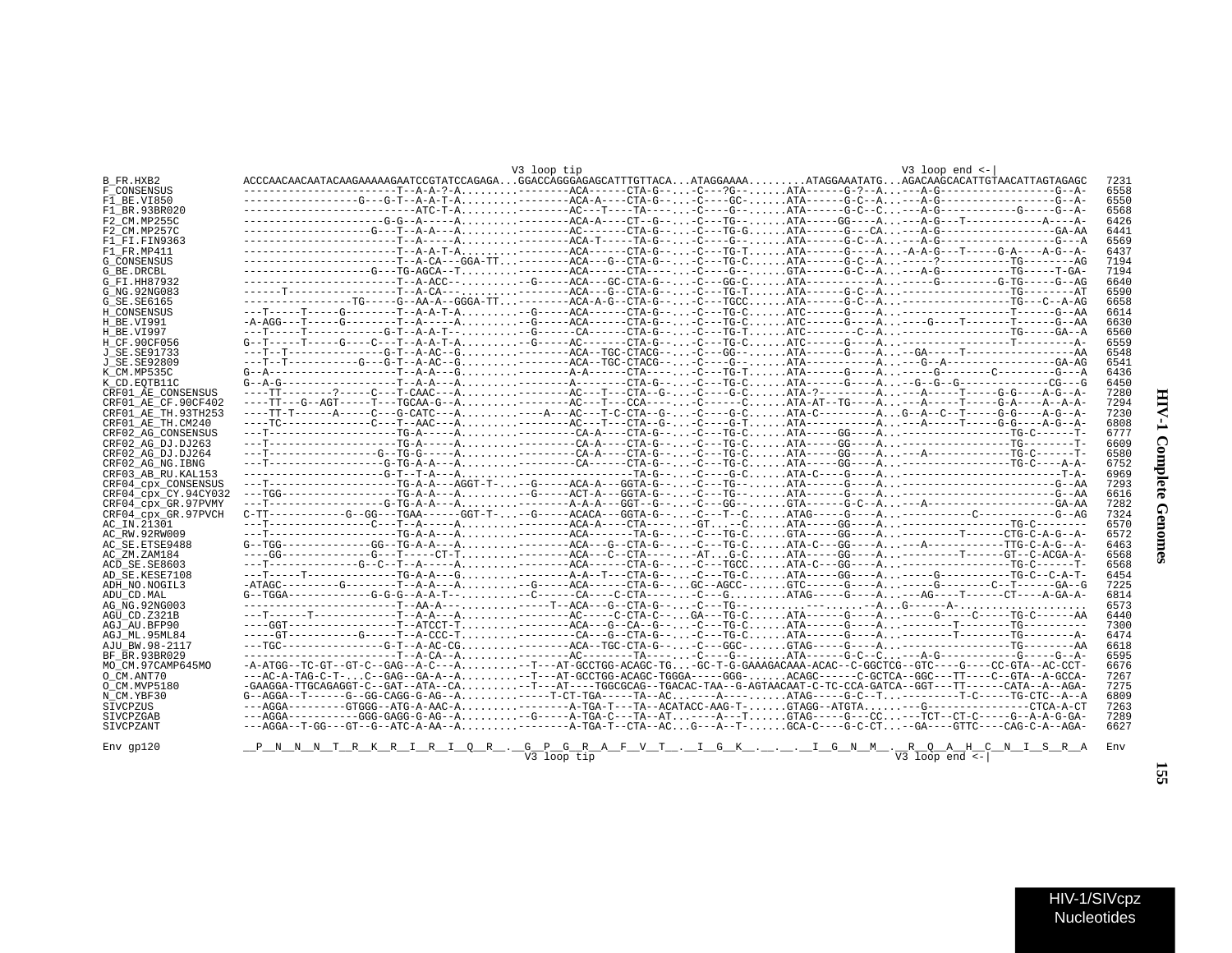```
                                          V3 loop tip                                                          V3 loop end <-|
B_FR.HXB2           ACCCAACAACAATACAAGAAAAAGAATCCGTATCCAGAGA...GGACCAGGGAGAGCATTTGTTACA...ATAGGAAAA.........ATAGGAAATATG...AGACAAGCACATTGTAACATTAGTAGAGC  7231
F_CONSENSUS         -----------------------T--A-A-?-A...................-ACA------CTA-G--...-C---?G--......ATA------G-?--A...---A-G------------------G--A-  6558
F1_BE.VI850         ------------------G---G-T--A-A-T-A...................-ACA-A----CTA-G--...C----GC-......ATA------G-C--A...---A-G------------------G--A-  6550
F1_BR.93BR020       ------------------------ATC-T-A...................-AC---T----TA----...C----G--......ATA------G-C--C...--A-G-----------G-----G--A-  6568
F2_CM.MP255C        ---------------------G-G--A-----A...................-ACA-A----CT--G--...-C---TG--......ATA-----GG----A...---A-G---T------------A----A-  6426
F2_CM.MP257C        --------------------G---T--A-A---A...................-AC-------CTA-G--...-C---TG-G.....ATA------G---CA...---A-G------------------GA-AA  6441
F1_FI.FIN9363       -----------------------T--A-----A...................-ACA-T-----TA-G--...-C---G--......ATA------G-C--A...--A-G------------------G---A  6569
F1_FR.MP411         -----------------------T--A-A-T-A...................-ACA------CTA-G--...-C---TG-T......ATA------G----A...-A-A-G---T-----G-A----A-G--A-  6437
G_CONSENSUS         -----------------------T--A-CA---GGA-TT...........-ACA---G--CTA-G--...-C---TG-C......ATA------G-C--A...-----?----------TG--------AG  7194
G_BE.DRCBL          --------------------G---TG-AGCA--T...................-ACA------CTA----...-C---G--......GTA------G-C--A...---A-G-----------TG-----T-GA-  7194
G_FI.HH87932        -----------------------T--A-ACC--..........-G-----ACA---GC-CTA-G--...-C---GG-C......ATA------------A...-----G----------G-TG-----G--AG  6640
G_NG.92NG083        ------T----------------T--A-CA--..................-ACA---G--CTA-G--...-C---TG-T......ATA------G-C--A...-----------------TG--------AT  6590
G_SE.SE6165         ----------------TG-----G--AA-A--GGGA-TT...........-ACA-A-G--CTA-G--...-C---TGCC......ATA------G-C--A...-----------------TG---C--A-AG  6658
H_CONSENSUS         ---T-----T-----G-------T--A-A-T-A..........-G-----ACA------CTA-G--...-C---TG-C......ATC------G----A...-----------------T------G--AA  6614
H_BE.VI991          -A-AGG---T-----G-------T--A-----A..........-G-----ACA------CTA-G--...-C---TG-C......ATC------G----A...-----G----T-------T------G--AA  6630
H_BE.VI997          ---T-----T-----------G-T--A-A-T-..........-G-----CA------CTA-G--...-C---TG-T......ATC---------C--A...-----------------TG-----GA--A  6560
H_CF.90CF056        G--T-----T-----G----C---T--A-A-T-A..........-G-----AC-------CTA-G--...-C---TG-C......ATC------G----A...-----------------T---------A-  6559
J_SE.SE91733        ---T--T--------------G-T--A-AC--G...................-ACA--TGC-CTACG--...-C---GG--......ATA------G----A...--GA-----T-----------------AA  6548
J_SE.SE92809        ---T--T-----------G---G-T--A-AC--G...................-ACA--TGC-CTACG--...-C---G--......ATA------------A...---G--A---------------GA-AG  6541
K_CM.MP535C         G--A-------------------T--A-A---G...................-A-A------CTA----...-C---TG-T......ATA------G----A...-----G--------C--------G---A  6436
K_CD.EQTB11C        G--A-G-----------------T--A-A---A...................-A-------CTA-G--...-C---TG-C......ATA------G----A...--G--G--G-------------CG---G  6450
CRF01_AE_CONSENSUS  ----TT-------?-----C---T-CAAC---A...................-AC---T---CTA--G-...-C----G-C......ATA-?----------A...---A-----T-----G-G----A-G--A-  7280
CRF01_AE_CF.90CF402 ----TT---G--AGT-----T---TGCAA-G--A...................-AC---T---CCA----...-C------C......ATA-AT--TG----A...---A-----T-----G-A----A--A-A-  7294
CRF01_AE_TH.93TH253 ----TT-T------A-----C---G-CATC---A...................-A---AC---T-C-CTA--G-...-C----G-C......ATA-C-----------A...G--A--C--T-----G-G----A-G--A-  7230
CRF01_AE_TH.CM240   ----TC-------------C---T--AAC---A...................-AC---T---CTA--G-...-C----G-T......ATA------------A...---A-----T-----G-G----A-G--A-  6808
CRF02_AG_CONSENSUS  ---T-------------------TG-A-----A...................-CA-A----CTA-G--...-C---TG-C......ATA-----GG----A...-----------------TG-C------T-  6777
CRF02_AG_DJ.DJ263   ---T-------------------TG-A-----A...................-CA-A----CTA-G--...-C---TG-C......ATA-----GG----A...-----------------TG--------T-  6609
CRF02_AG_DJ.DJ264   ---T-----------------G--TG-G-----A...................-CA-A----CTA-G--...-C---TG-C......ATA-----GG----A...--A-------------TG-C------T-  6580
CRF02_AG_NG.IBNG    ---T-----------------G-TG-A-A---A...................-CA------CTA-G--...-C---TG-C......ATA-----GG----A...-----------------TG-C----A-A-  6752
CRF03_AB_RU.KAL153  ----------------------G-T--T-A---A...................-----------TA-G--...-C---G-C......ATA-C---G----A...-----------------------T-A-  6969
CRF04_cpx_CONSENSUS ---T-------------------TG-A-A---AGGT-T-...-G-----ACA-A---GGTA-G--...-C---TG--......ATA------G----A...-----------------------G--AA  7293
CRF04_cpx_CY.94CY032 ---TGG-----------------TG-A-A---A..........-G-----ACT-A---GGTA-G--...-C---TG--......ATA------G----A...-----------------------G--AA  6616
CRF04_cpx_GR.97PVMY ---T------------------G-TG-A-A---A...................-A-A-A---GGT--G--...-C---GG--......GTA------G-C--A...---A-------------------GA-AA  7282
CRF04_cpx_GR.97PVCH C-TT-----------G--GG---TGAA------GGT-T-...-G-----ACACA---GGTA-G--...-C---T--C......ATAG-----G----A...-----------C-----------G--AG  7324
AC_IN.21301         ---T-------------------C---T--A-----A...................-ACA-A----CTA----...-GT...--C......ATA-----GG----A...-----------------TG-C--------  6570
AC_RW.92RW009       ---T-------------------TG-A-A---A...................-ACA-------TA-G--...-C---TG-C......GTA-----GG----A...--------T------CTG-C-A-G--A-  6572
AC_SE.ETSE9488      G--TGG---------------GG--TG-A-A---A...................-ACA---G--CTA-G--...-C---TG-C......ATA-C---GG----A...--A------------TTG-C-A-G--A-  6463
AC_ZM.ZAM184        ----GG-----------------G---T-----CT-T...................-ACA---C--CTA----...-AT...G-C......ATA-----GG----A...--------T------GT--C-ACGA-A-  6568
ACD_SE.SE8603       ---T-----------------G--C--T--A-----A...................-ACA------CTA-G--...-C---TGCC......ATA-C---GG----A...-----------------TG-C------T-  6568
AD_SE.KESE7108      ---T-----T-------------TG-A-A---G...................-A-A--T---CTA-G--...-C---TG-C......ATA-----GG----A...-----G----------TG-C--C-A-T-  6454
ADH_NO.NOGIL3       -ATAGC---------G-------T--A-A---A..........-G-----ACA------CTA-G--...GC--AGCC-......GTC------G----A...-----G--------C--T-----GA--G  7225
ADU_CD.MAL          G--TGGA---------------G-G-G--A-A-T-..........-C------CA----C-CTA----...-C---G.........ATAG-----G----A...---AG----T------CT----A-GA-A-  6814
AG_NG.92NG003       -----------------------T--AA-A---..................-T--ACA---G--CTA-G--...-C---TG-.........---.-----A...G-----A-....................  6573
AGU_CD.Z321B        ---T------T------------T--A-A---A...................-AC-----C-CTA-C--...GA---TG-C......ATA------G----A...-----G----C-----TG-C------AA  6440
AGJ_AU.BFP90        ----GGT----------------T--ATCCT-T...................-ACA---G--CA--G--...-C---TG-C......ATA------G----A...--------T--------TG---------  7300
AGJ_ML.95ML84       -----GT------------G----T--A-CCC-T...................-CA---G--CTA-G--...-C---TG-C......ATA------G----A...--------T--------TG--------A-  6474
AJU_BW.98-2117      ---TGC-----------------G-T--A-AC-CG...................-ACA--TGC-CTA-G--...-C---GGC-......GTAG-----G----A...-----------------TG-------AA  6618
BF_BR.93BR029       -----------------------T--A-CA--A...................-AC-------TA----...-C---G-.......ATA------G-C--C...---A-G------------G-----G--A-  6595
MO_CM.97CAMP645MO   -A-ATGG--TC-GT--GT-C--GAG--A-C---A..........-T---AT-GCCTGG-ACAGC-TG...-GC-T-G-GAAAGACAAA-ACAC--C-GGCTCG--GTC----G----CC-GTA--AC-CCT-  6676
O_CM.ANT70          ---AC-A-TAG-C-T-...C--GAG--GA-A--A..........-T---AT-GCCTGG-ACAGC-TGGGA-----GGG-......ACAGC------C-GCTCA--GGC---TT----C--GTA--A-GCCA-  7267
O_CM.MVP5180        -GAAGGA-TTGCAGAGGT-C--GAT--ATA--CA..........-T---AT----TGGCGCAG--TGACAC-TAA--G-AGTAACAAT-C-TC-CCA-GATCA--GGT---TT------CATA--A--AGA-  7275
N_CM.YBF30          G--AGGA--T------G--GG-CAGG-G-AG--A...............-T-CT-TGA-----TA--AC......-A---------.ATAG-----G-C--T...---------T-C-----TG-CTC--A--A  6809
SIVCPZUS            ---AGGA---------GTGGG--ATG-A-AAC-A....................-A-TGA-T---TA--ACATACC-AAG-T-......GTAGG--ATGTA......---G-----------------CTCA-A-CT  7263
SIVCPZGAB           ---AGGA-----------GGG-GAGG-G-AG--A..........-G-----A-TGA-C---TA--AT......---A---T......GTAG-----G---CC...---TCT--CT-C-----G--A-A-G-GA-  7289
SIVCPZANT           ---AGGA--T-GG---GT--G--ATC-A-AA--A...................-A-TGA-T--CTA--AC...G---A--T-......GCA-C----G-C-CT...--GA----GTTC----CAG-C-A--AGA-  6627

Env gp120           __P__N__N__T__R__K__R__I__R__I__Q__R__.__G__P__G__R__A__F__V__T__.__I__G__K__.__.__.__I__G__N__M__.__R__Q__A__H__C__N__I__S__R__A  Env
                                          V3 loop tip                                                          V3 loop end <-|
```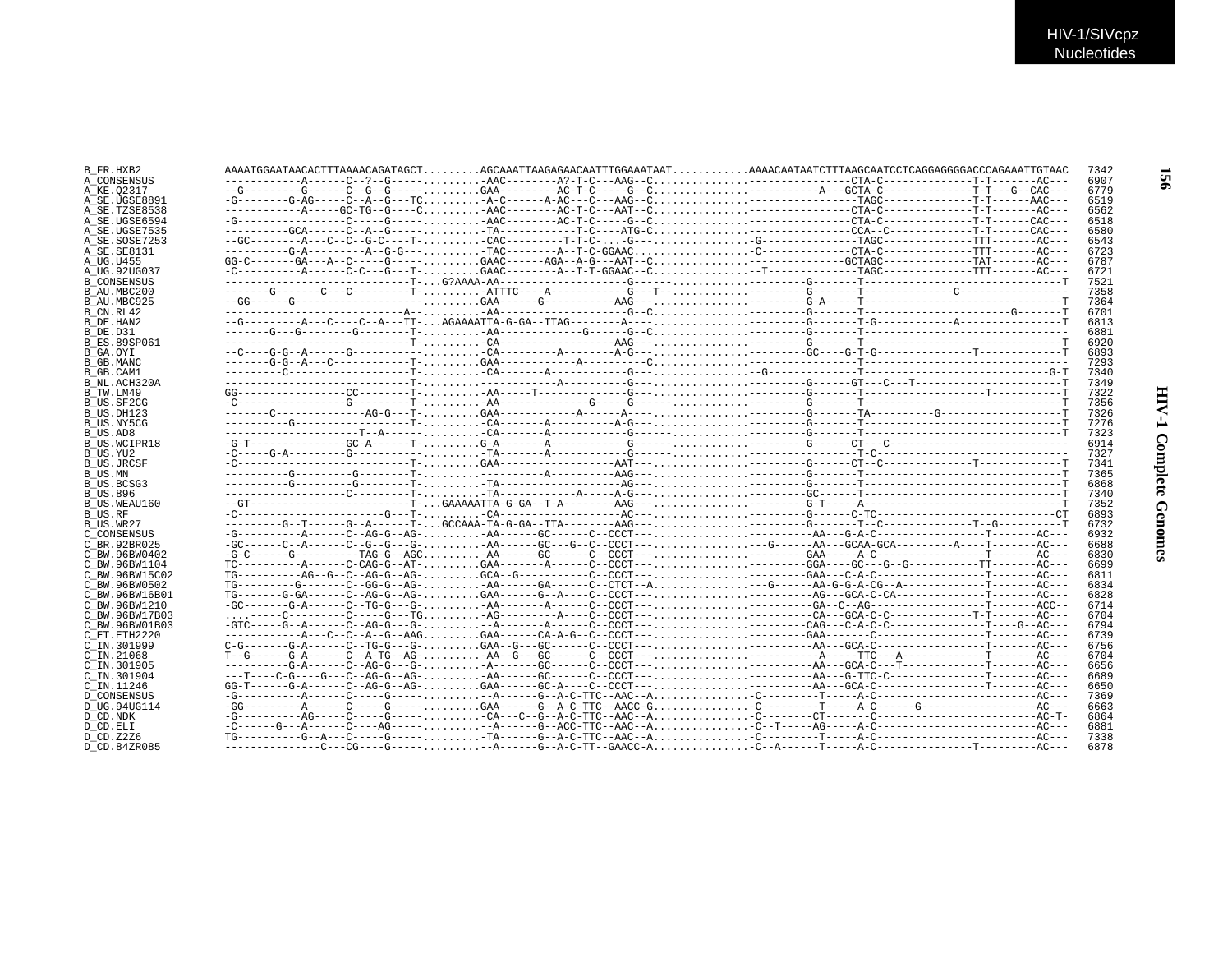```
B_FR.HXB2          AAAATGGAATAACACTTTAAAACAGATAGCT.........AGCAAATTAAGAGAACAATTTGGAAATAAT............AAAACAATAATCTTTAAGCAATCCTCAGGAGGGGACCCAGAAATTGTAAC  7342
A_CONSENSUS        ------------A------C--?--G-------.........-AAC--------A?-T-C---AAG--C...............----------------CTA-C-------------T-T-------AC---  6907
A_KE.Q2317         --G---------G------C--G--G-------.........GAA---------AC-T-C-----G--C...............------------A---GCTA-C-------------T-T---G--CAC---  6779
A_SE.UGSE8891      -G--------G-AG-----C--A--G---TC..........-A-C------A-AC---C---AAG--C...............------------------TAGC-------------T-T------AAC---  6519
A_SE.TZSE8538      ------------A-----GC-TG--G----C..........-AAC--------AC-T-C---AAT--C...............----------------CTA-C-------------T-T-------AC---  6562
A_SE.UGSE6594      -G----------------C-----G--------.........-AAC--------AC-T-C-----G--C...............----------------CTA-C-------------T-T------CAC---  6518
A_SE.UGSE7535      ----------GCA------C--A--G-------.........-TA-----------T-C----ATG-C...............----------------CCA--C------------T-T------CAC---  6580
A_SE.SOSE7253      --GC--------A---C--C--G-C----T.........-CAC---------T-T-C-...-G--...............-G---------------TAGC-------------TTT-------AC---  6543
A_SE.SE8131        ----------G-A---------A--G-G-----.........-TAC--------A--T-C-GGAAC...............-C---------------CTA-C-------------TTT-------AC---  6723
A_UG.U455          GG-C-------GA---A--C-----G-------.........GAAC------AGA--A-G---AAT--C...............--------------GCTAGC-------------TAT-------AC---  6787
A_UG.92UG037       -C----------A------C-C---G---T.........GAAC--------A--T-T-GGAAC--C...............--T--------------TAGC-------------TTT-------AC---  6721
B_CONSENSUS        ----------------------------T-...G?AAAA-AA-----------------G------........................G-------T------------------------------T  7521
B_AU.MBC200        -------G-------C---C---------T.........-ATTTC----A-----------G---T--........................G-------T-------------C-----------------  7358
B_AU.MBC925        --GG-----G------------------------.........GAA------G-----------AAG---........................G-A-----T------------------------------T  7364
B_CN.RL42          ---------------------------A-.........-AA-----------------G--C........................G-------T----------------------G-------T  6701
B_DE.HAN2          --G--------A---C----C--A---TT-...AGAAAATTA-G-GA--TTAG--------A---........................G-------T-G-----------A---------------T  6813
B_DE.D31           ------G---G-------G--------T-........-AA-------------G------G--C........................G-------T------------------------------T  6881
B_ES.89SP061       ----------------------------T-........-CA------------------AAG---........................G-------T------------------------------T  6920
B_GA.OYI           --C---G-G--A-----G-----------.........-CA---------A--------A-G---........................GC----G-T-G--------------T-------------T  6893
B_GB.MANC          -------G-G--A---C-----------T-.........GAA------------A----------C........................--------T-------------------------------  7293
B_GB.CAM1          ---------C-------------------T-........-CA-------A-----------G---........................-G-----------T------------------------------G-T  7340
B_NL.ACH320A       ----------------------------T-........-------------A---------G---........................G------GT---C---T-----------------------T  7349
B_TW.LM49          GG-----------------CC-------T-........-AA-----T--------------G---........................G-------T------------------T-----------T  7322
B_US.SF2CG         -C--------------G-----------T-........-AA-----------------G------G------........................G-------T------------------------------T  7356
B_US.DH123         -------C--------------AG-G---T-........GAA------------A------A---........................G-------TA---------G-----------------T  7326
B_US.NY5CG         ----------G-----------------T-........-CA-------A----------A-G---........................G-------T------------------------------T  7276
B_US.AD8           ----------------------T--A-----........-CA-------A-----------G------........................G-------T------------------------------T  7323
B_US.WCIPR18       -G-T-------------GC-A-----T-........G-A-------A-----------G------........................G------CT---C---------------------------  6914
B_US.YU2           -C-----G-A---------G-------------........-TA-------A-----------G------........................--------T-C-----------------------------  7327
B_US.JRCSF         -C--------------------------T-........GAA-----------------AAT---........................G------CT--C------------T-----------T  7341
B_US.MN            ----------G---------G--------T-........-----------A----------AAG---........................G-------T------------------------------T  7365
B_US.BCSG3         ----------G---------G--------T-........-TA-------------------AG---........................G-------T------------------------------T  6868
B_US.896           -----------------C-----------T-........-TA-----------A-------A-G---........................GC------T------------------------------T  7340
B_US.WEAU160       --GT-------------------------T-...GAAAAATTA-G-GA--T-A--------AAG---........................G-T-----A------------------------------T  7352
B_US.RF            -C-----------------------G---T-........-CA-------------------AC---........................G------C-TC---------------------------CT  6893
B_US.WR27          ---------G--T------G--A------T-...GCCAAA-TA-G-GA--TTA--------AAG---........................G-------T--C-------------T--G---------T  6732
C_CONSENSUS        -G----------A------C--AG-G--AG-........-AA------GC------C--CCCT---........................AA---G-A-C----------------T-------AC---  6932
C_BR.92BR025       -GC------C--A------C--G--G--G-........-AA------GC---G--C--CCCT---..................--G------AA---GCAA-GCA---------A----T-------AC---  6688
C_BW.96BW0402      -G-C------G---------TAG-G--AGC........-AA------GC------C--CCCT---........................GAA-----A-C----------------T-------AC---  6830
C_BW.96BW1104      TC----------A------C-CAG-G--AT-........GAA-------A------C--CCCT---........................GGA---GC---G--G-----------TT-------AC---  6699
C_BW.96BW15C02     TG-----------AG--G--C--AG-G--AG-........GCA--G----------C--CCCT---........................GAA---C-A-C----------------T-------AC---  6811
C_BW.96BW0502      TG---------G-------C--GG-G--AG-........-AA------GA------C--CTCT--A........................--G------AA-G-G-A-CG--A------------T-------AC---  6834
C_BW.96BW16B01     TG-------G-GA------C--AG-G--AG-........GAA------G--A----C--CCCT---........................AG---GCA-C-CA-------------T-------AC---  6828
C_BW.96BW1210      -GC--------G-A------C--TG-G--G-........-AA-------A------C--CCCT---........................GA--C--AG----------------T-------ACC--  6714
C_BW.96BW17B03     ....-----C---------C-----G---TG........-AG---------A----C--CCCT---........................CA---GCA-C-C-------------T-T-------AC---  6704
C_BW.96BW01B03     -GTC-----G--A------C--AG-G---G-........--A-------A------C--CCCT---........................CAG---C-A-C-C--------------T----G--AC---  6794
C_ET.ETH2220       ------------A---C--C--A--G--AAG........GAA------CA-A-G--C--CCCT---........................GAA-------C-----------------T-------AC---  6739
C_IN.301999        C-G-------G-A------C--TG-G---G-........GAA--G---GC------C--CCCT---........................AA---GCA-C----------------T-------AC---  6756
C_IN.21068         T--G-------G-A------C--A-TG--AG-........-AA--G---GC------C--CCCT---........................-A-----TTC---A-------------T-------AC---  6704
C_IN.301905        ----------G-A------C--AG-G---G-........-A-------GC------C--CCCT---........................AA---GCA-C---T-------------T-------AC---  6656
C_IN.301904        ---T----C-G----G---C--AG-G--AG-........-AA------GC------C--CCCT---........................AA---G-TTC-C--------------T-------AC---  6689
C_IN.11246         GG-T------G-A------C--AG-G--AG-........GAA------GC-A----C--CCCT---........................AA---GCA-C----------------T-------AC---  6650
D_CONSENSUS        -G----------A------C-----G-------........-A------G--A-C-TTC--AAC--A...............-C---------T-----A-C--------------------------AC---  7369
D_UG.94UG114       -GG---------A------C-----G-------........GAA------G--A-C-TTC--AACC-G...............-C---------T-----A-C------G-----------------AC---  6663
D_CD.NDK           -G----------AG-----C-----G-------........-CA---C--G--A-C-TTC--AAC--A...............-C---------CT-------C------------------------AC-T-  6864
D_CD.ELI           -C------G---A------C-----AG-------........--A------G--ACC-TTC--AAC--A...............-C--T-----AG-----A-C--------------------------AC---  6881
D_CD.Z2Z6          TG----------G--A---C-----G-------........-TA------G--A-C-TTC--AAC--A...............-C---------T-----A-C--------------------------AC---  7338
D_CD.84ZR085       ---------------C---CG----G-------........--A------G--A-C-TT--GAACC-A...............-C--A------T-----A-C---------------T---------AC---  6878
```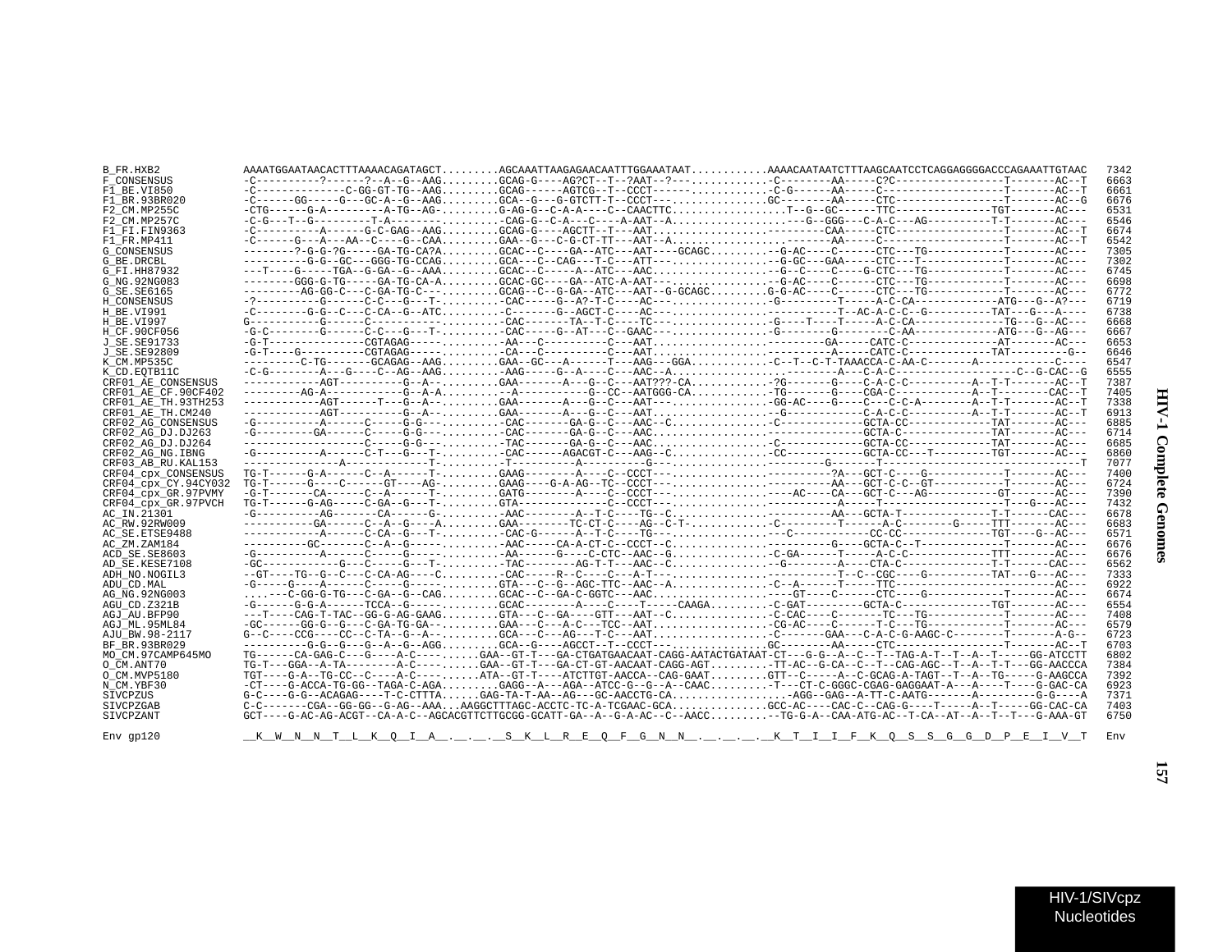```
B_FR.HXB2            AAAATGGAATAACACTTTAAAACAGATAGCT.........AGCAAATTAAGAGAACAATTTGGAAATAAT...........AAAACAATAATCTTTAAGCAATCCTCAGGAGGGGACCCAGAAATTGTAAC  7342
F_CONSENSUS          -C----------?------?--A--G--AAG.........GCAG-G----AG?CT--T--?AAT--?-------------.-C--------AA-----C?C-----------------T-------AC--T  6663
F1_BE.VI850          -C--------------C-GG-GT-TG--AAG.........GCAG------AGTCG--T--CCCT----------------.-C-G------AA-----C-------------------T-------AC--T  6661
F1_BR.93BR020        -C------GG-----G---GC-A--G--AAG.........GCA--G---G-GTCTT-T--CCCT---.............GC--------AA-----CTC-----------------T-------AC--G  6676
F2_CM.MP255C         -CTG------G-A---------A-TG--AG-.........G-AG-G--C-A-A----C--CAACTTC.................T--G--GC------TTC--------------TGT-------AC---  6531
F2_CM.MP257C         -C-G---T--G---------T-A--------.........-CAG-G--C-A---C----A-AAT--A..................--G--GGG---C-A-C---AG----------T-T-------AC---  6546
F1_FI.FIN9363        -C----------A-------G-C-GAG--AAG........GCAG-G----AGCTT--T---AAT...............---------CAA-----CTC-----------------T-------AC--T  6674
F1_FR.MP411          -C------G---A----AA--C----G--CAA........GAA--G---C-G-CT-TT---AAT--A.............-----------AA-----C-------------------T-------AC--T  6542
G_CONSENSUS          --------?-G-G-?G-----GA-TG-CA?A.........GCAC--C----GA--ATC---AAT----GCAGC........--G-AC----C------CTC---TG-----------T-------AC---  7305
G_BE.DRCBL           ----------G-G--GC---GGG-TG-CCAG.........GCA---C--CAG---T-C---ATT---...............--G-GC---GAA-----CTC---T------------T-------AC---  7302
G_FI.HH87932         ---T----G-----TGA--G-GA--G--AAA.........GCAC--C-----A--ATC---AAC..................--G--C----C----G-CTC---TG-----------T-------AC---  6745
G_NG.92NG083         --------GGG-G-TG-----GA-TG-CA-A.........GCAC-GC----GA--ATC-A-AAT---..............--G-AC----C------CTC---TG-----------T-------AC---  6698
G_SE.SE6165          ---------AG-GG-C---C-GA-TG-C---.........GCAG--C--G-GA--ATC---AAT--G-GCAGC.........G-G-AC----C------CTC---TG-----------T-------AC---  6772
H_CONSENSUS          -?---------G------C-C---G---T-.........-CAC-----G--A?-T-C----AC---...............-G---------T-----A-C-CA-----------ATG---G--A?---  6719
H_BE.VI991           -C---------G-G--C---C-CA--G--ATC........-C-------G--AGCT-C-----AC---................-----------T--AC-A-C-C--G----------TAT---G---A----  6738
H_BE.VI997           G----------G------C-------------.........-CAC-------TA--T-C----TC---...............-G----T----T-----A-C-CA------------TG---G--AC---  6668
H_CF.90CF056         -G-C-------G------C-C---G---T-.........-CAC-----G--AT---C--GAAC--...............-G---------G----------C-AA----------ATG---G--AG---  6667
J_SE.SE91733         -G-T---------------CGTAGAG-----.........-AA---C----------C---AAT..................----------GA-----CATC-C-------------AT-------AC---  6653
J_SE.SE92809         -G-T----G----------CGTAGAG-----.........-CA---C----------C---AAT..................----------A-----CATC-C------------TAT---------G--  6646
K_CM.MP535C          ---------C-TG-------GCAGAG--AAG.........GAA--GC---A------T---AAG---GGA.............--C--T--C-T-TAAACCA-C-AA-C-------A----------C----  6547
K_CD.EQTB11C         -C-G--------A----G----C--AG--AAG........-AAG-----G--A----C---AAC--A.................---------A----C-A-------------------C--G-CAC--G  6555
CRF01_AE_CONSENSUS   ------------AGT----------G--A--.........GAA-------A---G--C---AAT???-CA.............-?G------G----C-A-C-C----------A--T-T-------AC--T  7387
CRF01_AE_CF.90CF402  ---------AG-A------------G--A-A.........--A------------G--CC--AATGGG-CA.............-TG------G----CGA-C-----------A--T--------CAC--T  7405
CRF01_AE_TH.93TH253  ------------AGT-------T---G--A--........GAA-------A---G--C---AAT---................-GG-AC----G----C---C-C-A--------A--T-T-------AC--T  7338
CRF01_AE_TH.CM240    ------------AGT----------G--A--.........GAA-------A---G--C---AAT..................--G----------C-A-C-C----------A--T-T-------AC--T  6913
CRF02_AG_CONSENSUS   -G----------A------C-----G-G---.........-CAC------GA-G--C---AAC--C...............-C------------GCTA-CC-------------TAT-------AC---  6885
CRF02_AG_DJ.DJ263    -G---------GA------C-----G-G---.........-CAC-------GA-G--C---AAC.................--------------GCTA-C--------------TAT-------AC---  6714
CRF02_AG_DJ.DJ264    -------------------C-----G-G---.........-TAC-------GA-G--C---AAC.................-C------------GCTA-CC-------------TAT-------AC---  6685
CRF02_AG_NG.IBNG     -G----------A------C-T---G---T-.........-CAC------AGACGT-C---AAG--C...............-CC------------GCTA-CC---T---------TGT-------AC---  6860
CRF03_AB_RU.KAL153   ---------------A--------------T-.........-T-----------A-----------G---...............--------G--------T-------------------------------T  7077
CRF04_cpx_CONSENSUS  TG-T------G-A------C--A------T-.........GAAG--------A----C--CCCT---..............----------?A---GCT-C----G-----------T-------AC---  7400
CRF04_cpx_CY.94CY032 TG-T------G----C------GT----AG-.........GAAG----G-A-AG--TC--CCCT---..............----------AA---GCT-C-C--GT----------T-------AC---  6724
CRF04_cpx_GR.97PVMY  -G-T-------CA------C--A------T-.........GATG--------A----C--CCCT---.............----AC-----CA---GCT-C----AG------------GT-------AC---  7390
CRF04_cpx_GR.97PVCH  TG-T------G-AG-----C-GA--G---T-.........GTA--------------C--CCCT---...............----------A------T----------------------T---G---AC---  7432
AC_IN.21301          -G----------AG-------CA------G-.........-AAC-------A--T-C----TG--C...............----------AA---GCTA-T-------------T-T------CAC---  6678
AC_RW.92RW009        -----------GA------C--A--G----A.........GAA--------TC-CT-C----AG--C-T-............-C---------T------A-C--------G-----TTT-------AC---  6683
AC_SE.ETSE9488       ------------A------C-CA--G---T-.........-CAC-G-----A--T-C----TG---...............---C------------CC-CC-------------TGT----G--AC---  6571
AC_ZM.ZAM184         ----------GC-------C--A--G-----.........-AAC-----CA-A-CT-C--CCCT--C...............----------G----GCTA-C--T------------T-------AC---  6676
ACD_SE.SE8603        -G----------A------C-----G-----.........-AA------G----C-CTC--AAC--G..............-C-GA------T-----A-C-C------------TTT-------AC---  6676
AD_SE.KESE7108       -GC-------------G---C-----G---T-.........-TAC--------AG-T-T---AAC--C...............--G---------A----CTA-C-------------T-T------CAC---  6562
ADH_NO.NOGIL3        --GT----TG--G--C---C-CA-AG----C.........-CAC------R--C-----C---A-T---.............----------T--C--CGC----G---------TAT---G---AC---  7333
ADU_CD.MAL           -G-----G----A------C-----G-----.........GTA---C--G--AGC-TTC--AAC--A..............-C--A------T-----TTC-----------------------------AC---  6922
AG_NG.92NG003        ....---C-GG-G-TG---C-GA--G--CAG.........GCAC--C--GA-C-GGTC---AAC..................----GT----C------CTC----G-----------T-------AC---  6674
AGU_CD.Z321B         -G------G-G-A------TCCA--G-----.........GCAC--------A----C----T-----CAAGA.........-C-GAT---------GCTA-C-------------TGT-------AC---  6554
AGJ_AU.BFP90         ---T----CAG-T-TAC--GG-G-AG-GAAG.........GTA---C--GA----GTT---AAT--C..............-C-CAC----C-------TC---TG-----------T-------AC---  7408
AGJ_ML.95ML84        -GC------GG-G--G---C-GA-TG-GA--.........GAA---C----A-C---TCC--AAT.................-CG-AC----C------T-C---TG-----------T-------AC---  6579
AJU_BW.98-2117       G--C----CCG----CC--C-TA--G--A--.........GCA---C----AG---T-C---AAT..................-C-------GAA---C-A-C-G-AAGC-C--------T-------A-G--  6723
BF_BR.93BR029        ----------G-G--G---G--A--G--AGG.........GCA--G----AGCCT--T--CCCT---..............GC--------AA-----CTC-----------------T-------AC--T  6703
MO_CM.97CAMP645MO    TG------CA-GAG-C---G----A-C----......GAA--GT-T---GA-CTGATGAACAAT-CAGG-AATACTGATAAT-CT---G-G--A--C--T--TAG-A-T--T--A--T-----GG-ATCCTT  6802
O_CM.ANT70           TG-T---GGA--A-TA--------A-C----......GAA--GT-T---GA-CT-GT-AACAAT-CAGG-AGT..........-TT-AC--G-CA--C--T--CAG-AGC--T--A--T-T---GG-AACCCA  7384
O_CM.MVP5180         TGT----G-A--TG-CC--C-----A-C----......ATA--GT-T----ATCTTGT-AACCA--CAG-GAAT.........GTT--C-----A--C-GCAG-A-TAGT--T--A--TG-----G-AAGCCA  7392
N_CM.YBF30           -CT----G-ACCA-TG-GG--TAGA-C-AGA.........GAGG--A---AGA--ATCC-G--G--A--CAAC.........-T---CT-C-GGGC-CGAG-GAGGAAT-A---A----T----G-GAC-CA  6923
SIVCPZUS             G-C----G-G--ACAGAG----T-C-CTTTA......GAG-TA-T-AA--AG---GC-AACCTG-CA................-AGG--GAG--A-TT-C-AATG-------A---------G-G----A  7371
SIVCPZGAB            C-C-------CGA--GG-GG--G-AG--AAA...AAGGCTTTAGC-ACCTC-TC-A-TCGAAC-GCA..............GCC-AC----CAC-C--CAG-G----T-----A--T-----GG-CAC-CA  7403
SIVCPZANT            GCT----G-AC-AG-ACGT--CA-A-C--AGCACGTTCTTGCGG-GCATT-GA--A--G-A-AC--C--AACC.........--TG-G-A--CAA-ATG-AC--T-CA--AT--A--T--T---G-AAA-GT  6750

Env gp120            __K__W__N__N__T__L__K__Q__I__A__.__.__.__S__K__L__R__E__Q__F__G__N__N__.__.__.__.__K__T__I__I__F__K__Q__S__S__G__G__D__P__E__I__V__T  Env
```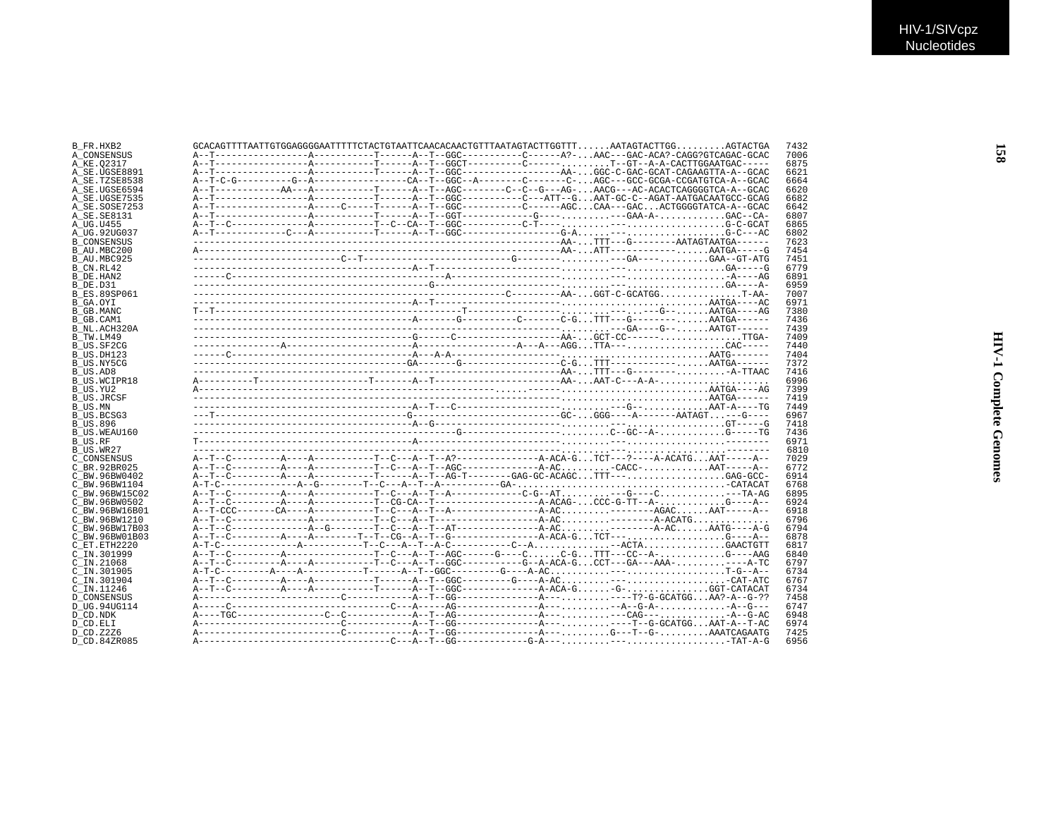```
B_FR.HXB2        GCACAGTTTTAATTGTGGAGGGGAATTTTTCTACTGTAATTCAACACAACTGTTTAATAGTACTTGGTTT......AATAGTACTTGG.........AGTACTGA   7432
A_CONSENSUS      A--T-----------------A-----------T------A--T--GGC-----------C------A?-...AAC---GAC-ACA?-CAGG?GTCAGAC-GCAC   7006
A_KE.Q2317       A--T-----------------A-----------T------A--T--GGCT----------C------........T--GT--A-A-CACTTGGAATGAC-----   6875
A_SE.UGSE8891    A--T-----------------A-----------T------A--T--GGC------------------AA-...GGC-C-GAC-GCAT-CAGAAGTTA-A--GCAC   6621
A_SE.TZSE8538    A--T-C-G----------G--A-----------------CA--T--GGC--A--------C-------C-...AGC---GCC-GCGA-CCGATGTCA-A--GCAC   6664
A_SE.UGSE6594    A--T------------AA---A-----------T------A--T--AGC--------C--C--G---AG-...AACG---AC-ACACTCAGGGGTCA-A--GCAC   6620
A_SE.UGSE7535    A--T-----------------A-----------T------A--T--GGC-----------C---ATT--G...AAT-GC-C--AGAT-AATGACAATGCC-GCAG   6682
A_SE.SOSE7253    A--T-----------------A-----C-----T------A--T--GGC-----------C------AGC...CAA---GAC...ACTGGGGTATCA-A--GCAC   6642
A_SE.SE8131      A--T-----------------A-----------T------A--T--GGT-------------G---.........---GAA-A-..........GAC--CA-   6807
A_UG.U455        A--T--C--------------A-----------T--C--CA--T--GGC-----------C-T----........---..................G-C-GCAT   6865
A_UG.92UG037     A--T-------------C---A-----------T------A--T--GGC------------------G-A......---..................G-C---AC   6802
B_CONSENSUS      -------------------------------------------------------------------AA-...TTT---G--------AATAGTAATGA------   7623
B_AU.MBC200      A------------------------------------------------------------------AA-...ATT------------......AATGA-----G   7454
B_AU.MBC925      --------------------------C--T--------------------------G----------.........---GA-----........GAA--GT-ATG   7451
B_CN.RL42        ----------------------------------------A--T-------------------------.........---..................GA-----G   6779
B_DE.HAN2        ------C---------------------------------------A----------------------........---..................-A----AG   6891
B_DE.D31         -----------------------------------------------G--------------------.........---..................GA----A-   6959
B_ES.89SP061     -------------------------------------------------------C---------AA-...GGT-C-GCATGG...............T-AA-   7007
B_GA.OYI         ----------------------------------------A--T------------------------.........---............AATGA----AC   6971
B_GB.MANC        T--T------------------------------------------T------------------........---...---G--.....AATGA----AG   7380
B_GB.CAM1        ----------------------------------------A-------G-----------C-------C-G...TTT---G-------.......AATGA------   7436
B_NL.ACH320A     ---------------------------------------------------------------------.........---GA----G--......AATGT------   7439
B_TW.LM49        ----------------------------------------G-------C-------------------AA-...GCT-CC------...............TTGA-   7409
B_US.SF2CG       ----------------A-----------------------A-------------------A---A---AGG...TTA---..................CAC-----   7440
B_US.DH123       ------C---------------------------------A---A-A----------------------.........---................AATG------   7404
B_US.NY5CG       ----------------------------------------GA------G-------------------C-G...TTT---------------.......AATGA------   7372
B_US.AD8         -------------------------------------------------------------------AA-...TTT---G---------.........-A-TTAAC   7416
B_US.WCIPR18     A----------T--------------------T-------A--T-----------------------AA-...AAT-C---A-A-.....................   6996
B_US.YU2         A------------------------------------------------.....------................................AATGA----AG   7399
B_US.JRCSF       -----------------------------------------------------------------........................AATGA------   7419
B_US.MN          ----------------------------------------A--T---C-------------------.........---G-.............AAT-A----TG   7449
B_US.BCSG3       ---T------------------------------------G-------------------------GC-...GGG----A--------AATAGT...---G----   6967
B_US.896         ----------------------------------------A--G---------------------........--........................GT----G   7418
B_US.WEAU160     ------------------------------------------------G---------------.........C--GC--A-............G-----TG   7436
B_US.RF          T---------------------------------------A----------------------........---..................--------   6971
B_US.WR27        ----------------------------------------------------------------........---..................--------   6810
C_CONSENSUS      A--T--C---------A----A-----------T--C---A--T--A?--------------A-ACA-G...TCT---?----A-ACATG...AAT-----A--   7029
C_BR.92BR025     A--T--C---------A----A-----------T--C---A--T--AGC-------------A-AC..........-CACC-............AAT-----A--   6772
C_BW.96BW0402    A--T--C---------A----A-----------T------A--T--AG-T--------GAG-GC-ACAGC...TTT---..................GAG-GCC-   6914
C_BW.96BW1104    A-T-C-------------A--G---------T--C---A--T--A-----------GA-.......................................-CATACAT   6768
C_BW.96BW15C02   A--T--C---------A----A-----------T--C---A--T--A-------------C-G--AT............-G----C............---TA-AG   6895
C_BW.96BW0502    A--T--C---------A----A-----------T--CG-CA--T------------------A-ACAG-...CCC-G-TT--A-..............G----A--   6924
C_BW.96BW16B01   A--T-CCC-------CA----A-----------T--C---A--T--A----------------A-AC........---------AGAC......AAT-----A--   6918
C_BW.96BW1210    A--T--C---------------A-----------T--C---A--T------------------A-AC.......---------A-ACATG..............   6796
C_BW.96BW17B03   A--T--C-------------A--G---------T--C---A--T--AT--------------A-AC........---------A-AC......AATG----A-G   6794
C_BW.96BW01B03   A--T--C---------A----A---------T--T--CG--A--T--G---------------A-ACA-G...TCT---...................G----A--   6878
C_ET.ETH2220     A-T-C--------------A-----------T--C---A--T--A-C-----------C--A...............--ACTA...............GAACTGTT   6817
C_IN.301999      A--T--C---------A----------------T--C---A--T--AGC------G----C......C-G...TTT---CC--A-............G----AAG   6840
C_IN.21068       A--T--C---------A----A-----------T--C---A--T--GGC----------G--A-ACA-G...CCT---GA---AAA-.........----A-TC   6797
C_IN.301905      A-T-C---------A----A-----------T------A--T--GGC---------G----A-AC........---..................T-G--A--   6734
C_IN.301904      A--T--C---------A----A-----------T------A--T--GGC---------G----A-AC.........---...................-CAT-ATC   6767
C_IN.11246       A--T--C---------A----A-----------T------A--T--GGC--------------A-ACA-G......-G-..............GGT-CATACAT   6734
D_CONSENSUS      A-------------------------C------------A--T--GG--------------A---.........----T?-G-GCATGG...AA?-A--G-??   7458
D_UG.94UG114     A-----C--------------------------C---A-----AG--------------A---..........--A--G-A-............-A--G---   6747
D_CD.NDK         A----TGC----------------C--C------------A--T--AG--------------A---..........---CAG---..............-A--G-AC   6948
D_CD.ELI         A-------------------------C------------A--T--GG--------------A---.........----T--G-GCATGG...AAT-A--T-AC   6974
D_CD.Z2Z6        A-------------------------C------------A--T--GG--------------A---..........G---T--G-.........AAATCAGAATG   7425
D_CD.84ZR085     A------------------------------------C---A--T--GG-------------G-A---.........---..................-TAT-A-G   6956
```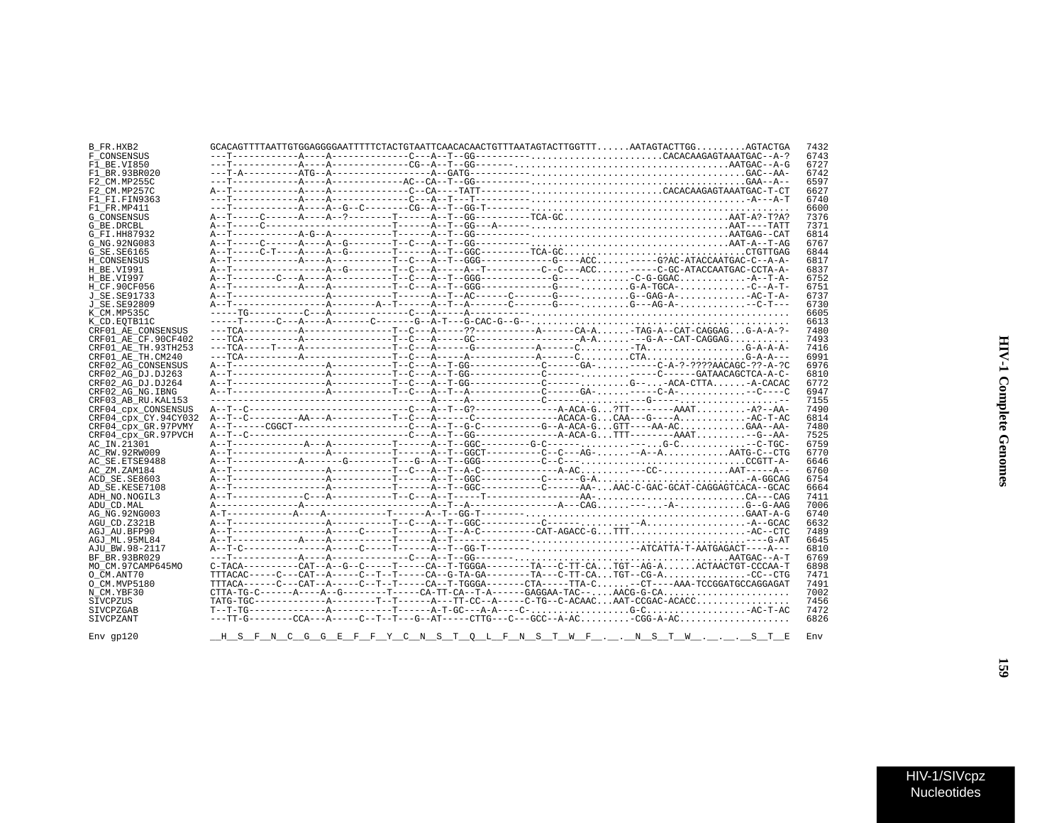```
B_FR.HXB2            GCACAGTTTTAATTGTGGAGGGGAATTTTTCTACTGTAATTCAACACAACTGTTTAATAGTACTTGGTTT......AATAGTACTTGG.........AGTACTGA   7432
F_CONSENSUS          ---T------------A----A-------------C---A--T--GG---------.......................CACACAAGAGTAAATGAC--A-?   6743
F1_BE.VI850          ---T------------A----A-------------CG--A--T--GG-------.....................................AATGAC--A-G   6727
F1_BR.93BR020        ---T-A----------ATG--A------------------A--GATG----------.....................................GAC--AA-   6742
F2_CM.MP255C         ---T------------A----A------------AC--CA--T--GG---------.....................................GAA--A--   6597
F2_CM.MP257C         A--T------------A----A-------------C--CA----TATT--------.......................CACACAAGAGTAAATGAC-T-CT   6627
F1_FI.FIN9363        ---T------------A----A-------------C---A--T---T---------.....................................-A---A-T   6740
F1_FR.MP411          ---T------------A----A--G--C--------CG--A--T--GG-T-------..........................................   6600
G_CONSENSUS          A--T-----C------A----A--?--------T------A--T--GG---------TCA-GC...............................AAT-A?-T?A?   7376
G_BE.DRCBL           A--T-----C-----------------------T------A--T--GG---A------.................................AAT----TATT   7371
G_FI.HH87932         A--T------------A-G--A-----------T------A--T--GG---------..................................AATGAG--CAT   6814
G_NG.92NG083         A--T-----C------A----A--G--------T--C---A--T--GG---------..................................AAT-A--T-AG   6767
G_SE.SE6165          A--T-----C-T----A----A--G--------T------A--T--GGC---------TCA-GC...............................CTGTTGAG   6844
H_CONSENSUS          A--T------------A----A-----------T--C---A--T--GGG-----------G----ACC......-----G?AC-ATACCAATGAC-C--A-A-   6817
H_BE.VI991           A--T----------------A--G---------T--C---A------A--T---------C--C---ACC......-----C-GC-ATACCAATGAC-CCTA-A-   6837
H_BE.VI997           A--T-------C----A----A-----------T--C---A--T--GGG-----------G----..........-C-G-GGAC............-A--T-A-   6752
H_CF.90CF056         A--T------------A----A-----------T--C---A--T--GGG-----------G----.........G-A-TGCA-............-C--A-T-   6751
J_SE.SE91733         A--T-----------------A-----------T------A--T--AC------C-------G----.........G--GAG-A-.............-AC-T-A-   6737
J_SE.SE92809         A--T-----------------A--------A--T------A--T--A-------C-------G----.........G---AG-A-..............-C-T---   6730
K_CM.MP535C          -----TG----------C---A-------------C---A-----A----------...............................................   6605
K_CD.EQTB11C         -----T------C---A----A-------C-------G--A-T---G-CAC-G--G--............................................   6613
CRF01_AE_CONSENSUS   ---TCA----------A----------------T--C---A-----??----------A------CA-A......-TAG-A--CAT-CAGGAG...G-A-A-?-   7480
CRF01_AE_CF.90CF402  ---TCA----------A----------------T--C---A-----GC------------------A-A.....---G-A--CAT-CAGGAG...........   7493
CRF01_AE_TH.93TH253  ---TCA-----T----A----------------T--C---A-----G-----------A------C.........-TA.................G-A-A-A-   7416
CRF01_AE_TH.CM240    ---TCA----------A----------------T--C---A-----A-----------A------C.........CTA...................G-A-A---   6991
CRF02_AG_CONSENSUS   A--T-----------------A-----------T--C---A--T-GG-----------C------GA-.......-----C-A-?-????AACAGC-??-A-?C   6976
CRF02_AG_DJ.DJ263    A--T-----------------A-----------T--C---A--T-GG-----------C------.........-----C------GATAACAGCTCA-A-C-   6810
CRF02_AG_DJ.DJ264    A--T-----------------A-----------T--C---A--T-GG-----------C------.........G-...-ACA-CTTA.......-A-CACAC   6772
CRF02_AG_NG.IBNG     A--T-----------------A-----------T--C---A--T--A-----------C------GA-......-----C-A-.............-C----C   6947
CRF03_AB_RU.KAL153   ---------------------------------------A-----A-----------C------.........---G-----................--   7155
CRF04_cpx_CONSENSUS  A--T--C-----------------------------C---A--T--G?--------------A-ACA-G...?TT--------AAAT..........-A?--AA-   7490
CRF04_cpx_CY.94CY032 A--T--C---------AA---A-----------T--C---A-----C-------------ACACA-G...CAA---G----A.............-AC-T-AC   6814
CRF04_cpx_GR.97PVMY  A--T------CGGCT--------------------C---A--T--G-C-----------G--A-ACA-G...GTT----AA-AC............GAA--AA-   7480
CRF04_cpx_GR.97PVCH  A--T--C----------------------------C---A--T--GG--------------A-ACA-G...TTT--------AAAT............-G--AA-   7525
AC_IN.21301          A--T------------A---A-----------T------A--T--GGC---------G-C------.........----..G-C..............-C-TGC-   6759
AC_RW.92RW009        A--T-----------------A-----------T------A--T--GGCT----------C--C---AG-......--A--A............AATG-C--CTG   6770
AC_SE.ETSE9488       A--T------------A-------G--------T---G--A--T--GGG-----------C--C---...............................CCGTT-A-   6646
AC_ZM.ZAM184         A--T-----------------A-----------T--C---A--T--A-C-------------A-AC.........---CC-............AAT-----A--   6760
ACD_SE.SE8603        A--T-----------------A-----------T------A--T--GGC-----------C------G-A...........................-A-GGCAG   6754
AD_SE.KESE7108       A--T-----------------A-----------T------A--T--GGC-----------C------AA-...AAC-C-GAC-GCAT-CAGGAGTCACA--GCAC   6664
ADH_NO.NOGIL3        A--T------------C----A-----------T--C---A--T------T-----------------AA-...............................CA---CAG   7411
ADU_CD.MAL           A------------------------------------A--T--A----------------A---CAG.......----..-A-............G--G-AAG   7006
AG_NG.92NG003        A-T------------A----A-----------T------A--T--GG-T-----------...........................................GAAT-A-G   6740
AGU_CD.Z321B         A--T-----------------A-----------T--C---A--T--GGC-----------C-----.........--A....................-A--GCAC   6632
AGJ_AU.BFP90         A--T-----------------A------C-----T------A--T--A-C----------CAT-AGACC-G...TTT......................-AC--CTC   7489
AGJ_ML.95ML84        A--T------------A----A-----------T------A--T-----------.............................................-G-AT   6645
AJU_BW.98-2117       A--T-C---------------A------C-----T------A--T--GG-T--------...................-ATCATTA-T-AATGAGACT----A---   6810
BF_BR.93BR029        ---T------------A----A-------------C---A--T--GG-------.....................................AATGAC--A-T   6769
MO_CM.97CAMP645MO    C-TACA----------CAT--A--G--C-----T-----CA--T-TGGGA--------TA---C-TT-CA...TGT--AG-A......ACTAACTGT-CCCAA-T   6898
O_CM.ANT70           TTTACAC-----C---CAT--A-----C--T--T-----CA--G-TA-GA--------TA---C-TT-CA...TGT--CG-A..................-CC--CTG   7471
O_CM.MVP5180         TTTACA------C---CAT--A-----C--T--T-----CA--T-TGGGA-------CTA-----TTA-C......--CT----AAA-TCCGGATGCCAGGAGAT   7491
N_CM.YBF30           CTTA-TG-C------A----A--G--------T-----CA-TT-CA--T-A------GAGGAA-TAC--....AACG-G-CA........................   7002
SIVCPZUS             TATG-TGC-------------A--------T--T------A---TT-CC--A-----C-TG--C-ACAAC...AAT-CCGAC-ACACC.................   7456
SIVCPZGAB            T--T-TG--------------A-----------T------A-T-GC---A-A----C-..................G-C....................-AC-T-AC   7472
SIVCPZANT            ---TT-G--------CCA---A-----C--T--T---G--AT-----CTTG---C---GCC--A-AC.........-CGG-A-AC...................   6826

Env gp120            __H__S__F__N__C__G__G__E__F__F__Y__C__N__S__T__Q__L__F__N__S__T__W__F__.__.__N__S__T__W__.__.__.__S__T__E   Env
```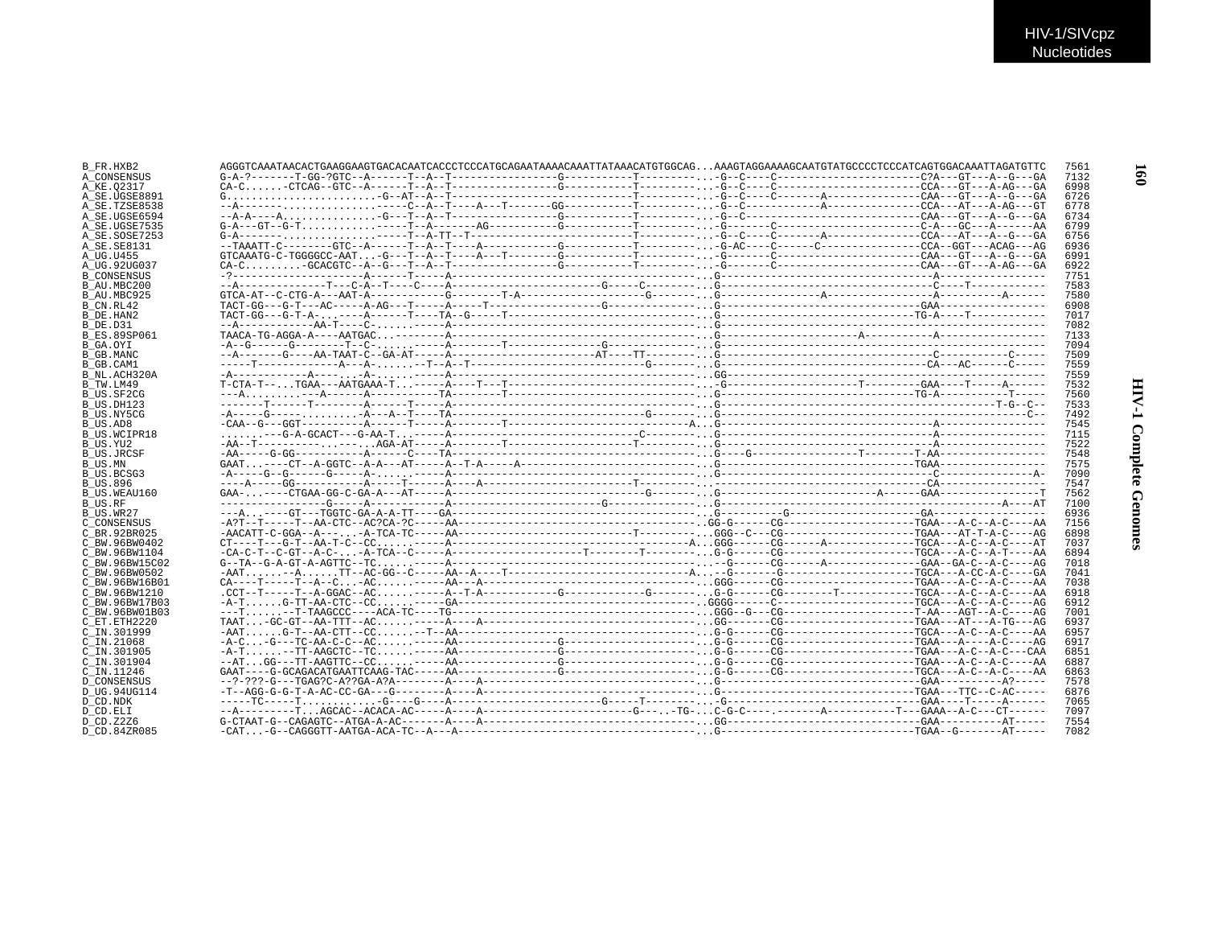HIV-1/SIVcpz
Nucleotides

```
B_FR.HXB2         AGGGTCAAATAACACTGAAGGAAGTGACACAATCACCCTCCCATGCAGAATAAAACAAATTATAAACATGTGGCAG...AAAGTAGGAAAAGCAATGTATGCCCCTCCCATCAGTGGACAAATTAGATGTTC  7561
A_CONSENSUS       G-A-?-------T-GG-?GTC--A------T--A--T----------------G----------T---------...-G--C----C----------------------C?A---GT---A--G---GA  7132
A_KE.Q2317        CA-C......-CTCAG--GTC--A------T--A--T----------------G----------T---------...-G--C----C----------------------CCA---GT---A-AG---GA  6998
A_SE.UGSE8891     G........................-G--AT--A--T---------------------------T---------...-G--C----C-------A---------------CAA---GT---A--G---GA  6726
A_SE.TZSE8538     --A-------..............-----C--A--T----A---T-------GG----------T---------...-G--C-----------A---------------CCA---AT---A-AG---GT  6778
A_SE.UGSE6594     --A-A----A...............-G---T--A--T----------------G----------T---------...-G--C---------------------------CAA---GT---A--G---GA  6734
A_SE.UGSE7535     G-A---GT--G-T............-----T--A------AG-----------G----------T---------...-G------C-----------------------C-A---GC---A------AA  6799
A_SE.SOSE7253     G-A-------..............------T--A-TT--T---------------------------------...-G--C----C-------A---------------CCA---AT---A--G---GA  6756
A_SE.SE8131       --TAAATT-C-------GTC--A------T--A--T----A-----------G----------T---------...-G-AC----C------C---------------CCA--GGT---ACAG---AG  6936
A_UG.U455         GTCAAATG-C-TGGGGCC-AAT...-G---T--A--T----A---T-------G----------T---------...-G------C-----------------------CAA---GT---A--G---GA  6991
A_UG.92UG037      CA-C.........-GCACGTC--A--G---T--A--T----------------G----------T---------...-G------C-----------------------CAA---GT---A-AG---GA  6922
B_CONSENSUS       -?--------------------A------T-----A------------------------------------...G---------------------------------A-----------------  7751
B_AU.MBC200       --A-------------T---C-A--T----C----A-----------------------G-----C--------...G-----------------------------------C----T-----------  7583
B_AU.MBC925       GTCA-AT--C-CTG-A---AAT-A-----------G--------T-A--------------------G-------...G---------------A-----------------A----------A------  7580
B_CN.RL42         TACT-GG---G-T---AC-----A-AG---T-----A-----T-----------------G--------------...G---------------------------------GAA----------------  6908
B_DE.HAN2         TACT-GG---G-T-A-.....---A-----T----TA--G-----T-------------------------------...G--------------------------------TG-A----T----------  7017
B_DE.D31          --A-------------AA-T----C-......------A-------------------------------------...G---------------------------------------------------  7082
B_ES.89SP061      TAACA-TG-AGGA-A----AATGAC..........---A--------------------------------------...G---------------------A-----------A-----------------  7133
B_GA.OYI          -A--G------G--------T--C-.......-----A--------T-------------G---------------...G---------------------------------------------------  7094
B_GB.MANC         --A-------G----AA-TAAT-C--GA-AT-----A----------------------AT----TT--------...G-----------------------------------C-----------C-----  7509
B_GB.CAM1         -----T---------------A---A-.......--T--A--T--------------------------G-------...G------------------------------------CA---AC------C-----  7559
B_NL.ACH320A      -A------------A-----.....-A-.......-----A-------------------------------------...GG--------------------------------------------------  7559
B_TW.LM49         T-CTA-T--...TGAA---AATGAAA-T...-----A-----T---T---------------------------------...-G-------------------T---------GAA----T-----A------  7532
B_US.SF2CG        ---A.........---A-------A-----------TA-------T-------------------------------...G--------------------------------TG-A----------T------  7560
B_US.DH123        -------T--------T------------A------T----A-----------------------------------...G----------------------------------------------T-G--C--  7533
B_US.NY5CG        -A-----G-----..........-A---A--T----TA---------------------------G-----------...G---------------------------------------------------C--  7492
B_US.AD8          -CAA--G---GGT-----------A------T-----A--------T----------------------------A...G-----------------------------------A-----------------  7545
B_US.WCIPR18      ........---G-A-GCACT---G-AA-T...-----A----------------------------C----------...G-----------------------------------A-----------------  7115
B_US.YU2          -AA--T-----------...----...AGA-AT-----A--------T-----------------------T-------...G-----------------------------------A-----------------  7522
B_US.JRCSF        -AA-----G-GG-------------A------C----TA--------------------------------------...G----G-------------------T---------T-AA----------------  7548
B_US.MN           GAAT...----CT--A-GGTC--A-A---AT-----A--T-A-----A----------------------------...G------------------------------TGAA----------------  7575
B_US.BCSG3        -A-----G--G------G-----A-.......-----A---------------------------------------...G-----------------------------------C---------------A-  7090
B_US.896          ----A-----GG-----------A-----T------A----A--------------------T---------------...-----------------------------------CA-----------------  7547
B_US.WEAU160      GAA-...-----CTGAA-GG-C-GA-A---AT-----A-----------------------------G--------...G------------------------A------GAA----------------T  7562
B_US.RF           -----------------G-----A-----------A--------------------G------------------...G----------------------------------------------A----AT  7100
B_US.WR27         ---A...----GT---TGGTC-GA-A-A-TT----GA--------------------------------------...G---------G-----------------------GA-------------------  6936
C_CONSENSUS       -A?T--T-----T--AA-CTC--AC?CA-?C-----AA--------------------------------------...GG-G------CG---------------------TGAA---A-C--A-C----AA  7156
C_BR.92BR025      -AACATT-C-GGA--A---...-A-TCA-TC-----AA--------------------------T-----------...GGG--C---CG---------------------TGAA---AT-T-A-C----AG  6898
C_BW.96BW0402     CT----T---G-T--AA-T-C--CC......-----A-------------------------------A...GGG------CG------A--------------TGCA---A-C--A-C----AT  7037
C_BW.96BW1104     -CA-C-T--C-GT--A-C-...-A-TCA--C-----A----------------------T--------T-----------...G-G------CG---------------------TGCA---A-C--A-T----AA  6894
C_BW.96BW15C02    G--TA--G-A-GT-A-AGTTC--TC......-----A------------------------------------...--G------CG-----A---------------GAA--GA-C--A-C----AG  7018
C_BW.96BW0502     -AAT........A......TT--AC-GG--C-----AA--A----T------------------------------A...--G-------G---------------------TGCA---A-CC-A-C----GA  7041
C_BW.96BW16B01    CA----T------T--A--C...-AC.......-----AA--A---------------------------------...GGG------CG---------------------TGAA---A-C--A-C----AA  7038
C_BW.96BW1210     .CCT--T-----T--A-GGAC--AC......-----A--T-A------------G------------G--------...G-G------CG--------T-----------TGCA---A-C--A-C----AA  6918
C_BW.96BW17B03    -A-T......G-TT-AA-CTC--CC.......-----GA-------------------------------------...GGGG------C-----------------------TGCA---A-C--A-C----AG  6912
C_BW.96BW01B03    ---T.......-T-TAAGCCC----ACA-TC-----TG---------------------------------------...GGG--G---CG-----------------------T-AA---AGT--A-C----AG  7001
C_ET.ETH2220      TAAT...-GC-GT--AA-TTT--AC.......-----A----A-----------------------------------...GG------CG-----------------------TGAA---AT---A-TG---AG  6937
C_IN.301999       -AAT.....G-T--AA-CTT--CC......--T--AA---------------------------------------...G-G------CG-----------------------TGCA---A-C--A-C----AA  6957
C_IN.21068        -A-C...-G---TC-AA-C-C--AC.......-----AA----------------G----------------------...G-G------CG-----------------------TGAA---A-----A-C----AG  6917
C_IN.301905       -A-T.......--TT-AAGCTC--TC.......-----AA----------------G----------------------...G-G------CG-----------------------TGAA---A-C--A-C----CAA  6851
C_IN.301904       --AT...GG---TT-AAGTTC--CC.......-----AA----------------G----------------------...G-G------CG-----------------------TGAA---A-C--A-C----AA  6887
C_IN.11246        GAAT----G-GCAGACATGAATTCAAG-TAC-----AA----------------G----------------------...G-G------CG-----------------------TGCA---A-C--A-C----AA  6863
D_CONSENSUS       --?-???-G---TGAG?C-A??GA-A?A--------A----A-----------------------------------...G---------------------------------GAA---------A?-----  7578
D_UG.94UG114      -T--AGG-G-G-T-A-AC-CC-GA---G--------A----A-----------------------------------...G---------------------------------TGAA---TTC--C-AC-----  6876
D_CD.NDK          -----TC-----T.............-G----G----A-------------------------G-----T---------...-G-------------------------------GAA----T-----A------  7065
D_CD.ELI          --A---------T...AGCAC--ACACA-AC-----A----A------------------------G---..-TG-...C-G-C----.-------A-----------T---GAAA--A-C---CT------  7097
D_CD.Z2Z6         G-CTAAT-G--CAGAGTC--ATGA-A-AC-------A----A------------------------------------...GG-------------------------------GAA----------AT-----  7554
D_CD.84ZR085      -CAT...-G--CAGGGTT-AATGA-ACA-TC--A---A----------------------------------------...G---------------------------------TGAA--G-------AT-----  7082
```

HIV-1 Complete Genomes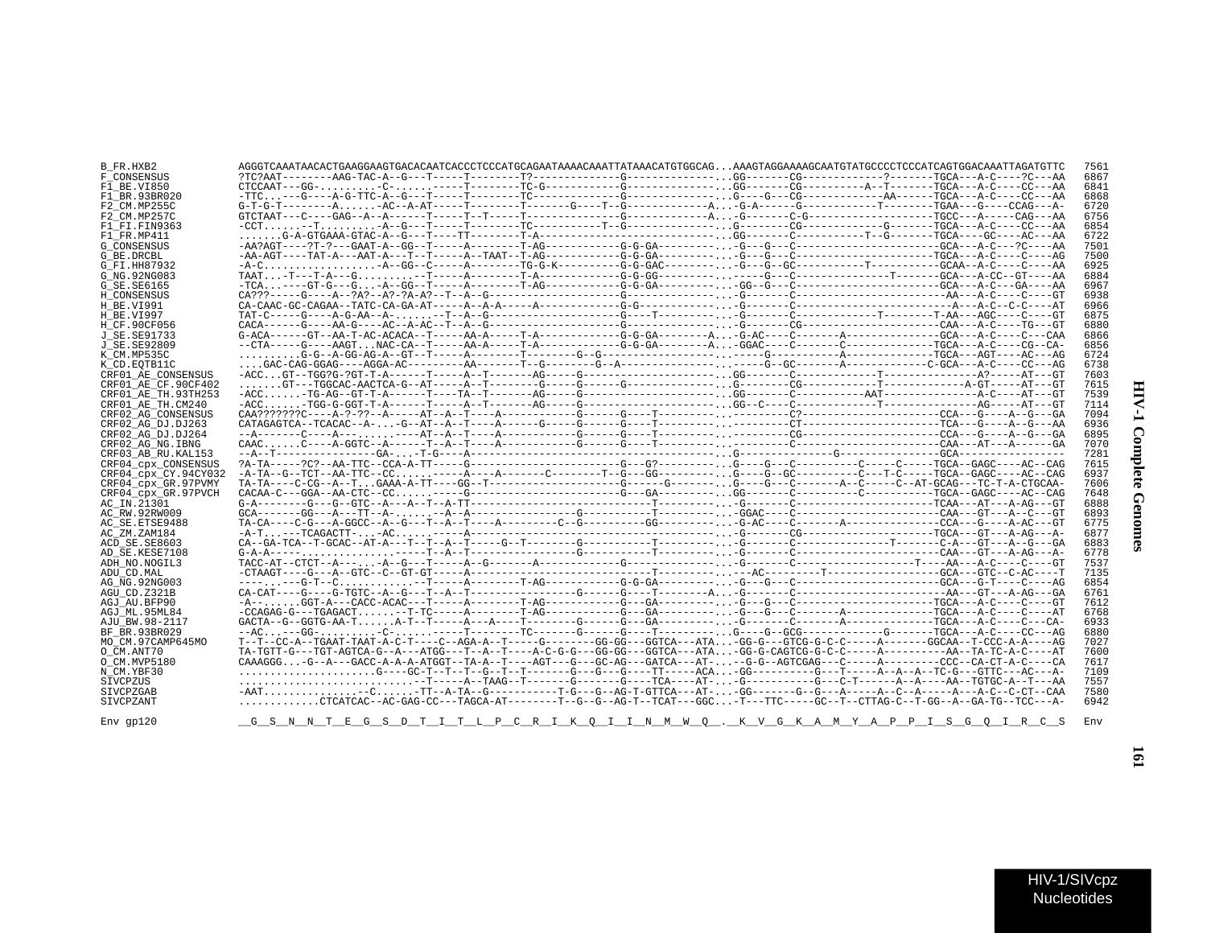```
B_FR.HXB2            AGGGTCAAATAACACTGAAGGAAGTGACACAATCACCCTCCCATGCAGAATAAAACAAATTATAAACATGTGGCAG...AAAGTAGGAAAAGCAATGTATGCCCCTCCCATCAGTGGACAAATTAGATGTTC  7561
F_CONSENSUS          ?TC?AAT--------AAG-TAC-A--G---T-----T--------T?-------------G--------------...GG-------CG------------?-------TGCA---A-C----?C---AA  6867
F1_BE.VI850          CTCCAAT---GG-.........-C-.....-----T--------TC-G-----------G--------------...GG-------CG----------A--T-------TGCA---A-C----CC---AA  6841
F1_BR.93BR020        -TTC...---G----A-G-TTC-A--G---T-----T--------TC-------------G--------------...G----G---CG------------AA------TGCA---A-C----CC---AA  6868
F2_CM.MP255C         G-T-G-T--------A......-AC--A-AT-----T--------T-------G----T--G-------------A...-G-A------G-----------T--------TGAA---G----CCAG---A-  6720
F2_CM.MP257C         GTCTAAT---C----GAG--A--A------T-----T--T-----T-------------G--------------A...-G------C-G---------------------TGCC---A-----CAG---AA  6756
F1_FI.FIN9363        -CCT......-T.......-A--G---T-----T--------TC----------T--G------------------..G-------CG------------G-------TGCA---A-C----CC---AA  6854
F1_FR.MP411          ......G-A-GTGAAA-GTAC-A--G---T----TT-------T-A------------------------------...GG------C------------T--G------TGCA---GC----AC---AA  6722
G_CONSENSUS          -AA?AGT----?T-?---GAAT-A--GG--T-----A--------T-AG-----------G-G-GA---------...-G---G---C----------------------GCA---A-C----?C----AA  7501
G_BE.DRCBL           -AA-AGT----TAT-A---AAT-A---T--T-----A--TAAT--T-AG-----------G-G-GA---------...-G---G---C----------------------TGCA---A-C----C----AG  7500
G_FI.HH87932         -A-C.................-A--GG--C-----A--------TG-G-K----------G-G-GAC--------...-G---G--GC-----------T-----------GCAA--A-C----C----AA  6925
G_NG.92NG083         TAAT...-T---T-A---G.........-T-----A--------T-A------------G-G-GG---------...-------G---C---------------T-------GCA---A-CC--GT---AA  6884
G_SE.SE6165          -TCA...----GT-G---G...-A--GG--T-----A--------T-AG-----------G-G-GA---------...-GG--G---C----------------------GCA---A-C----GA----AA  6967
H_CONSENSUS          CA???-----G----A--?A?--A?-?A-A?--T--A--G-----------------------G--------------...-G-------C----------------------AA---A-C----C----GT  6938
H_BE.VI991           CA-CAAC-GC-CAGAA--TATC-CA-GA-AT-----A--A-A-----A-----------G-G-------------...-G-------C------------------------A---A-C--C-C----AT  6966
H_BE.VI997           TAT-C-----G----A-G-AA--A-.......-T--A--G-------------------G-----T--------...-G-------C-------------T-------T-AA---AGC----C----GT  6875
H_CF.90CF056         CACA------G----AA-G----AC--A-AC--T--A--G-------------------G----------------...-G-------CG-------------------CAA---A-C----TG---GT  6880
J_SE.SE91733         G-ACA------GT--AA-T-AC-ACACA--T-----AA-A-----T-A-----------G-G-GA---------A...-G-AC----C-------A-------------GCA---A-C----C---CAA  6866
J_SE.SE92809         --CTA-----G----AAGT...NAC-CA--T-----AA-A-----T-A-----------G-G-GA---------A...-GGAC----C-------C-------------TGCA---A-C----CG--CA-  6856
K_CM.MP535C          .........G-G--A-GG-AG-A--GT--T-----A--------T--------G--G------------------..-------G---------A-------------TGCA---AGT----AC---AG  6724
K_CD.EQTB11C         ....GAC-CAG-GGAG----AGGA-AC---------AA-------T--G--------G--A---------------...-----G--GC-------A-----------C-GCA---A-C----CC---AG  6738
CRF01_AE_CONSENSUS   -ACC...GT--TGG?G-?GT-T-A------T-----A--T-------AG-----G-------------------...GG-------C--------------T-------------A?-----AT---GT  7603
CRF01_AE_CF.90CF402  ......GT---TGGCAC-AACTCA-G--AT-----A--T-------G-----G------G--------------...G-------CG--------------T-----------A-GT-----AT---GT  7615
CRF01_AE_TH.93TH253  -ACC......-TG-AG--GT-T-A------T-----TA--T-------AG-----G-------------------...GG------C-----------AAT---------------A-C----AT---GT  7539
CRF01_AE_TH.CM240    -ACC......-TGG-G-GGT-T-A------T-----A--T-------AG-----G-------------------...GG--C----C--------------T-------------AG-----AT---GT  7114
CRF02_AG_CONSENSUS   CAA???????C----A-?-??--A-----AT--A--T----A------------G------G----T----------...--------C?------------------------CCA---G----A--G---GA  7094
CRF02_AG_DJ.DJ263    CATAGAGTCA--TCACAC--A-...-G--AT--A--T----A------G-----G------G----T----------...---------CT----------------------TCA---G----A--G---AA  6936
CRF02_AG_DJ.DJ264    --A-------C----A--..........----AT--A--T----A-------------G------G----T----------...---------CG-----------------------CCA---G----A--G---GA  6895
CRF02_AG_NG.IBNG     CAAC......C----A-GGTC--A------T--A--T----A-----------G------G----T----------...---------C------------------------CAA---AT---A------GA  7070
CRF03_AB_RU.KAL153   --A--T---------------GA-...-T-G----A-----------------------------------------...G-------------------G-----------GCA------------------  7281
CRF04_cpx_CONSENSUS  ?A-TA-----?C?--AA-TTC--CCA-A-TT-----G-----------------------G---G?---------...G----G---C----------C-----C-----TGCA--GAGC----AC--CAG  7615
CRF04_cpx_CY.94CY032 -A-TA--G--TCT--AA-TTC--CC.........-----A----A--------C-------T--G---GG---------...G----G--GC----------C---T-C-----TGCA--GAGC----AC--CAG  6937
CRF04_cpx_GR.97PVMY  TA-TA----C-CG--A--T...GAAA-A-TT----GG--T-----------------------G------G--------...G----G---C--------A--C-----C--AT-GCAG---TC-T-A-CTGCAA-  7606
CRF04_cpx_GR.97PVCH  CACAA-C---GGA--AA-CTC--CC.........-----G---------------------------G---GA---------...GG-------C----------C-----------TGCA--GAGC----AC--CAG  7648
AC_IN.21301          G-A--------G---G--GTC--A---A--T--A-TT-----------------------------T--------...-G-------C------------------------TCAA---AT---A-AG---GT  6888
AC_RW.92RW009        GCA-------GG---A---TT--A-.....--A--A-----------------G-----------T----------...-GGAC----C------------------------CAA---GT---A--C---GT  6893
AC_SE.ETSE9488       TA-CA----C-G---A-GGCC--A--G---T--A--T----A---------C--G----------GG---------...-G-AC----C-------A---------------CCA---G----A-AC---GT  6775
AC_ZM.ZAM184         -A-T...---TCAGACTT-...-AC.........-----A------------------------------------------...-G-------CG-----------------------TGCA---GT---A-AG---A-  6877
ACD_SE.SE8603        CA--GA-TCA--T-GCAC--AT-A---T--T--A--T-----G--T---------G----------T--------...-G-------C---------------T---------C-A---GT---A--G---GA  6883
AD_SE.KESE7108       G-A-A-----.....................-T--A--T-----------------G-----------T--------...-G-------C------------------------CAA---GT---A-AG---A-  6778
ADH_NO.NOGIL3        TACC-AT--CTCT--A---.....-A--G---T-----A--G----------------G-------------------...G-------C-----------------T-----AA---A-C----C----GT  7537
ADU_CD.MAL           -CTAAGT----G---A--GTC--C--GT-GT-----A-------------------------T-------------...---AC----------T------------------GCA---GTC--C-AC---T  7135
AG_NG.92NG003        ----.----G-T--C...........--T-----A--------T-AG-----------G-G-GA---------...-G---G---C----------------------GCA---G-T----C----AG  6854
AGU_CD.Z321B         CA-CAT----G----G-TGTC--A--G---T--A--T-----------------G------G----T--------A...-G-------C------------------------AA---GT---A-AG---GA  6761
AGJ_AU.BFP90         -A--......GGT-A---CACC-ACAC---T-----A--------T-AG-----------G---GA---------...-G---G---C----------------------TGCA---A-C----C----GT  7612
AGJ_ML.95ML84        -CCAGAG-G---TGAGACT.......-T-TC-----A--------T-AG-----------G---GA---------...-G---G---C-------A-------------TGCA---A-C----C----AT  6768
AJU_BW.98-2117       GACTA--G--GGTG-AA-T......A-T--T-----A---A----T--------G------G---GA---------...-G-------C-------A-------------TGCA---A-C----C---CA-  6933
BF_BR.93BR029        --AC...---GG-.........-C-.....-----T--------TC-------G-----G----T--------...G---G--GCG-----------G-------TGCA---A-C----CC---AG  6880
MO_CM.97CAMP645MO    T--T--CC-A--TGAAT-TAAT-A-C-T----C--AGA-A--T-----G--------GG-GG---GGTCA---ATA...-GG-G---GTCG-G-C-C-----A--------GGCAA--T-CCC-A-A----AG  7027
O_CM.ANT70           TA-TGTT-G---TGT-AGTCA-G--A---ATGG---T--A--T----A-C-G-G---GG-GG---GGTCA---ATA...-GG-G-CAGTCG-G-C-C-----A-----------AA--TA-TC-A-C----AT  7600
O_CM.MVP5180         CAAAGGG...-G--A---GACC-A-A-A-ATGGT--TA-A--T----AGT---G---GC-AG---GATCA---AT-...--G-G--AGTCGAG---C-----A---------CCC--CA-CT-A-C----CA  7617
N_CM.YBF30           ......................G----GC-T--T--T--G--T--T-------G---G---G----TT-----ACA...-GG----------G---T-----A--A--A--TC-G---GTTC---AC---A-  7109
SIVCPZUS             ............................--T-----A--TAAG--T-------G------G----TCA----AT-...-G----------G---C-T------A--A----AA--TGTGC-A--T---AA  7557
SIVCPZGAB            -AAT...............--C......-TT--A-TA--G-----------T-G---G--AG-T-GTTCA---AT-...-GG-------G--G---A-----A--C--A-----A---A-C--C-CT--CAA  7580
SIVCPZANT            ............CTCATCAC--AC-GAG-CC---TAGCA-AT--------T--G--G--AG-T--TCAT---GGC...-T---TTC-----GC--T--CTTAG-C--T-GG--A--GA-TG--TCC---A-  6942

Env gp120            __G__S__N__N__T__E__G__S__D__T__I__T__L__P__C__R__I__K__Q__I__I__N__M__W__Q__.__K__V__G__K__A__M__Y__A__P__P__I__S__G__Q__I__R__C__S  Env
```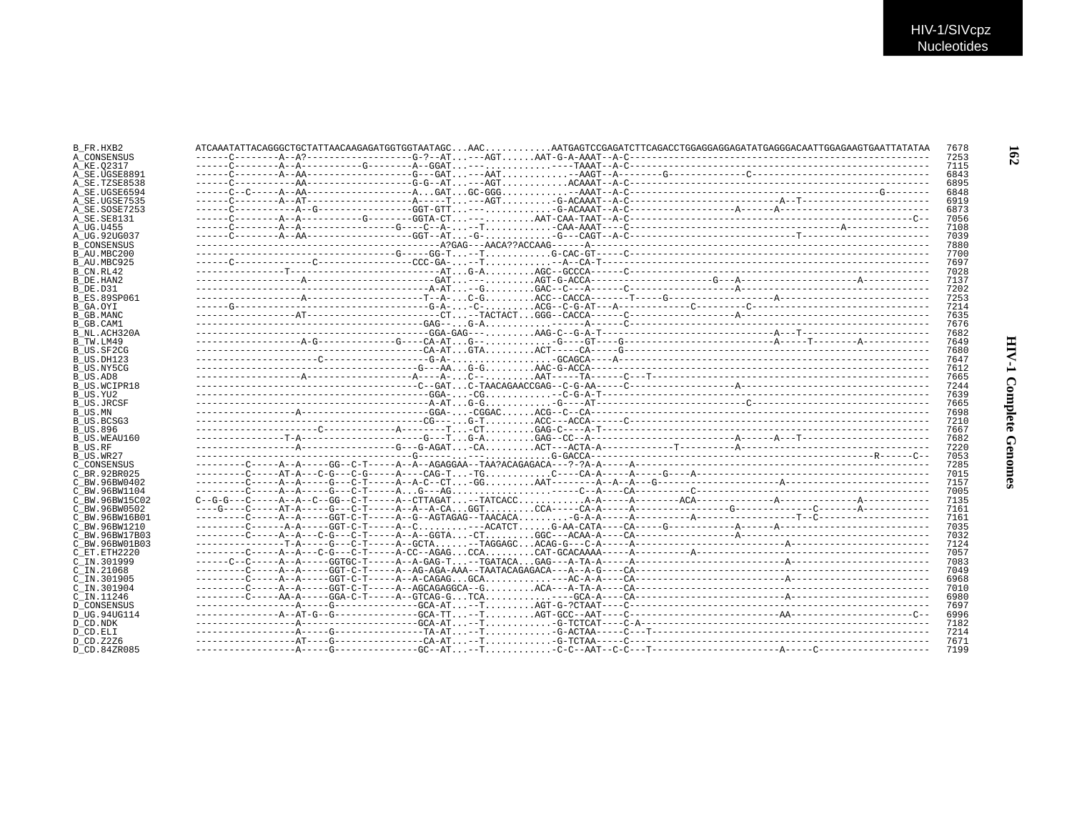```
B_FR.HXB2          ATCAAATATTACAGGGCTGCTATTAACAAGAGATGGTGGTAATAGC...AAC............AATGAGTCCGAGATCTTCAGACCTGGAGGAGGAGATATGAGGGACAATTGGAGAAGTGAATTATATAA  7678
A_CONSENSUS        ------C--------A--A?-------------------G-?--AT...---AGT......AAT-G-A-AAAT--A-C-------------------------------------------------------  7253
A_KE.Q2317         ------C--------A--A-----------G--------A--GGAT...---..............---TAAAT--A-C-------------------------------------------------------  7115
A_SE.UGSE8891      ------C--------A--AA-------------------G---GAT...---AAT...........--AAGT--A--------G-------------C-------------------------------  6843
A_SE.TZSE8538      ------C-----------AA-------------------G-G--AT...---AGT...........ACAAAT--A-C-------------------------------------------------------  6895
A_SE.UGSE6594      ------C--C-----A--AA-------------------A...GAT...GC-GGG...........--AAAT--A-C-----------------------------------------------G--------  6848
A_SE.UGSE7535      ------C--------A--AT-------------------A-----T...---AGT.........-G-ACAAAT--A-C------------------------------A--T----------------------  6919
A_SE.SOSE7253      ------C----------A--G------------------GGT-GTT...---.............-G-ACAAAT--A-C----------------------------A------A-----------------------  6873
A_SE.SE8131        ------C--------A--A-----------G--------GGTA-CT...---..........AAT-CAA-TAAT--A-C----------------------------------------------------------C--  7056
A_UG.U455          ------C--------A--A-------------------G----C--A-...--T............-CAA-AAAT----C---------------------------------------A---------------  7108
A_UG.92UG037       ------C--------A--AA-------------------GGT--AT...-G-.............G---CAGT--A-C-------------------------------T----------------------  7039
B_CONSENSUS        -------------------------------------------A?GAG---AACA??ACCAAG------A-------------------------------------------------------------------  7880
B_AU.MBC200        ------------------------------------G-----GG-T...--T............G-CAC-GT-----C-----------------------------------------------------------  7700
B_AU.MBC925        ------C------------C-----------------CCC-GA-...--T..............--A--CA-T--------------------------------------------------------------  7697
B_CN.RL42          ---------------T--------------------------AT...G-A.........AGC--GCCCA------C-------------------------------------------------------  7028
B_DE.HAN2          ------------------A-----------------------GAT...---.........AGT-G-ACCA---------------------G---A---------------------A-------------  7137
B_DE.D31           ------------------------------------------A-AT...--G........GAC--C---A------C---------------------A--------------------------------  7202
B_ES.89SP061       ------------------A----------------------T--A-...C-G........ACC--CACCA-------T-----G--------------------A----------------------------  7253
B_GA.OYI           ------G--------------------------------G-A-...-C-.........ACG--C-G-AT---A------------C---------C------------------------------------  7214
B_GB.MANC          -----------------AT-----------------------CT...--TACTACT...GGG--CACCA------C---------------------A--------------------------------  7635
B_GB.CAM1          --------------------------------------GAG---...G-A..................A-----C-------------------------------------------------------  7676
B_NL.ACH320A       --------------------------------------GGA-GAG---.........AAG-C--G-A-T------------------------------A---T-----------------------  7682
B_TW.LM49          -------------------A-G-------------G----CA-AT...G--..............-G----GT---G---------------------------A------T--------A-----------  7649
B_US.SF2CG         ------------------------------------------CA-AT...GTA.........ACT-----CA----G------------------------------------------------------  7680
B_US.DH123         ---------------------C------------------G-A-...................-GCAGCA-----A--------------------------------------------------------  7647
B_US.NY5CG         ------------------------------------G---AA...G-G..........AAC-G-ACCA----------------------------------------------------------------  7612
B_US.AD8           ------------------A-------------------A----A-...C--..........AAT-----TA------C---T-------------------------------------------------  7665
B_US.WCIPR18       ---------------------------------------C--GAT...C-TAACAGAACCGAG--C-G-AA-----C-------------------A---------------------------------  7244
B_US.YU2           --------------------------------------GGA-...-CG..............-C-G-A-T-------------------------------------------------------------  7639
B_US.JRCSF         ------------------------------------------A-AT...G-G.............-G----AT-------------------------C--------------------------------  7665
B_US.MN            -----------------A-----------------------GGA-...-CGGAC......ACG--C--CA--------------------------------------------------------------  7698
B_US.BCSG3         ---------------------------------------CG---...G-T.........ACC---ACCA-----C-----------------------------------------------------  7210
B_US.896           ---------------------C--------------A-----T...-CT.........GAG-C----A-T-------------------------------------------------------------  7667
B_US.WEAU160       ---------------T-A--------------------G---T...G-A.........GAG--CC--A------------------------A------A---T-----------------------  7682
B_US.RF            ------------------A-----------------G---G-AGAT...-CA.........ACT---ACTA-A-------------T---------A--------------------------------  7220
B_US.WR27          ----------------------------------------G--------.....---..........G-GACCA---------------------------------------------------R------C--  7053
C_CONSENSUS        ---------C-----A--A-----GG--C-T-----A--A--AGAGGAA--TAA?ACAGAGACA---?-?A-A-----A------------------------------------------------  7285
C_BR.92BR025       ---------C-----AT-A---C-G---C-G-----A----CAG-T...-TG............C-----CA-A-----A-----G----A-----------------------------------------  7015
C_BW.96BW0402      ---------C-----A--A-----G---C-T-----A--A-C--CT...-GG.........AAT--------A--A--A---G---------------------A----------------------------  7157
C_BW.96BW1104      ---------C-----A--A-----G---C-T-----A...G---AG.......................-----C--A----CA--------C------------------------------------------  7005
C_BW.96BW15C02     C--G-G---C-----A--A--C--GG--C-T-----A--CTTAGAT...-TATCACC...........A-A-----A--------ACA-------------A-------------A--------------  7135
C_BW.96BW0502      ----G----C-----AT-A-----G---C-T-----A--A--A-CA...GGT.........CCA-----CA-A-----A------------------G-----------------C-------A----------  7161
C_BW.96BW16B01     ---------C-----A--A-----GGT-C-T-----A--G--AGTAGAG--TAACACA........-G-A-A-----A----------A------------------T--C---------------------  7161
C_BW.96BW1210      ---------C------A-A-----GGT-C-T-----A--C.........---ACATCT......G-AA-CATA----CA-----G-----------A------A----------------------------  7035
C_BW.96BW17B03     ---------C-----A--A---C-G---C-T-----A--A--GGTA...-CT.........GGC---ACAA-A----CA----------------------A------------------------------  7032
C_BW.96BW01B03     ----------------T-A-----G---C-T-----A--GCTA......---TAGGAGC...ACAG-G---C-A-----A---------------------------A-----------------------------  7124
C_ET.ETH2220       ---------C-----A--A---C-G---C-T-----A-CC--AGAG...CCA.........CAT-GCACAAAA-----A----------A-------------------------------------------  7057
C_IN.301999        ------C--C-----A--A-----GGTGC-T-----A--A-GAG-T...--TGATACA...GAG---A-TA-A-----A-------------------------A-------------------------  7083
C_IN.21068         ---------C-----A--A-----GGT-C-T-----A--AG-AGA-AAA--TAATACAGAGACA---A--A-G----CA--------------------------------------------------  7049
C_IN.301905        ---------C-----A--A-----GGT-C-T-----A--A-CAGAG...GCA...............AC-A-A----CA---------------------------A------------------------  6968
C_IN.301904        ---------C-----A--A-----GGT-C-T-----A--AGCAGAGGCA--G..........ACA---A-TA-A----CA-------------------------------------------------  7010
C_IN.11246         ---------C-----AA-A-----GGA-C-T-----A--GTCAG-G...TCA...........-----GCA-A----CA---------------------------A------------------------  6980
D_CONSENSUS        -----------------A-----G---------------GCA-AT...--T.........AGT-G-?CTAAT----C----------------------------------------------------------  7697
D_UG.94UG114       ---------------A--AT-G--G---------------GCA-TT...--T.........AGT-GCC--AAT----C--------------------------AA-----------------------C--  6996
D_CD.NDK           -----------------A---------------------GCA-AT...--T.............-G-TCTCAT----C-A-------------------------------------------------  7182
D_CD.ELI           -----------------A-----G----------------TA-AT...--T.............-G-ACTAA-----C---T------------------------------------------------  7214
D_CD.Z2Z6          -----------------AT----G----------------CA-AT...--T.............-G-TCTAA-----C-----------------------------------------------------  7671
D_CD.84ZR085       -----------------A-----G---------------GC--AT...--T.............-C-C--AAT--C-C---T----------------------A-----C--------------------  7199
```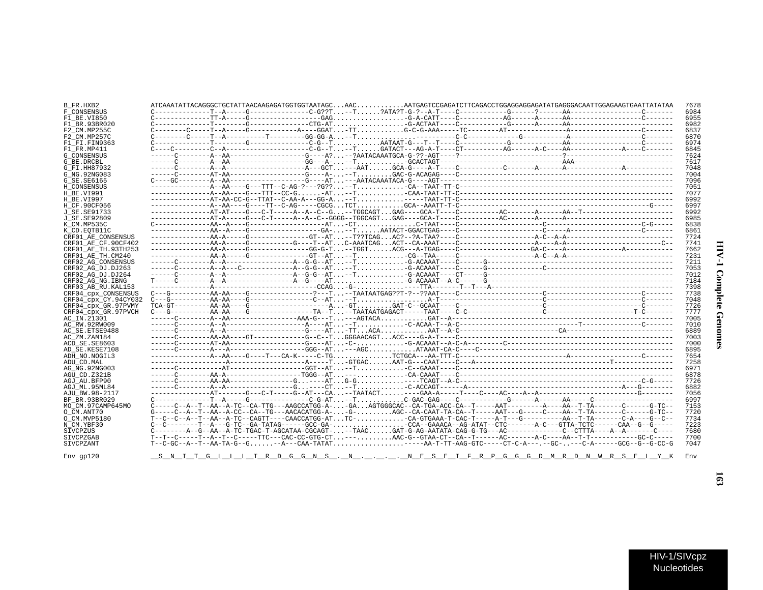```
B_FR.HXB2            ATCAAATATTACAGGGCTGCTATTAACAAGAGATGGTGGTAATAGC...AAC...........AATGAGTCCGAGATCTTCAGACCTGGAGGAGGAGATATGAGGGACAATTGGAGAAGTGAATTATATAA  7678
F_CONSENSUS          C-------------T--A-----G--------------C-G??T...--T.....?ATA?T-G-?--A-T----C-----------G------?------AA-----------------C-------  6984
F1_BE.VI850          C-------------TT-A-----G------------------GAG.................-G-A-CATT----C-----------AG-----A------AA-----------------C-------  6955
F1_BR.93BR020        C-------------T--------G--------------CTG-AT..................-G-ACTAAT----C-----------G------A------AA--------------------------  6982
F2_CM.MP255C         C--------C-----T--A----G-----------A----GGAT...-TT...........G-C-G-AAA-----TC--------AT--------------A-----------------C-------  6837
F2_CM.MP257C         C--------C-----T--A----------T---------GG-GG-A..--T..............---------C-C-----------G-----------A-----------------C-------  6870
F1_FI.FIN9363        C-------------T--------G--------------C-G--T...........AATAAT-G---T--T----C-----------G-------------AA-----------------C-------  6974
F1_FR.MP411          C----C--------C--A--------------------C-G--T...-T......GATACT---AG-A-T----CT----------AG-----A-C----AA-----------A----C-------  6845
G_CONSENSUS          ------C--------A--AA------------------G----A?...-?AATACAAATGCA-G-??-AGT----?------------------------?--------------------------  7624
G_BE.DRCBL           ------C--------A--AA------------------GG---A-...--T...........-GCACTAGT-----------------------------AAA------------------------  7617
G_FI.HH87932         ------C--------A--A-------------------A---GCT...---AAT......GCA-G----A-T----C-----------C-------A------A-------------A----------  7048
G_NG.92NG083         ------C--------AT-AA------------------G----A-...--T.........GAC-G-ACAGAG----C------------------------------------------------  7004
G_SE.SE6165          C----GC--------A--AA------------------G----AT...---AATACAAATACA-G----AGT--------------------------------------------------------  7096
H_CONSENSUS          --------------A--AA----G---TTT--C-AG-?--?G??...--T...........-CA--TAAT-TT-C----------------------------------------------------  7051
H_BE.VI991           --------------A--AA----G---TTT--CC-G......-AT...--T...........-CAA-TAAT-TT-C----------------------------------------------------  7077
H_BE.VI997           --------------AT-AA-CC-G--TTAT--C-AA-A---GG-A...--T...............-TAAT-TT-C----------------------------------------------------  6992
H_CF.90CF056         --------------A--AA----G----TT--C-AG-----CGCG...TCT...........GCA--AAATT-T-C-------------------------------------------------G------  6997
J_SE.SE91733         --------------AT-AT----G---C-T-----A--A--C--G...--TGGCAGT...GAG----GCA-T----C----------AC-------A------AA--T--------------------  6992
J_SE.SE92809         --------------AT-A-----G---C-T-----A--A--C--GGGG--TGGCAGT...GAG----GCA-T----C----------AC-------A---------------------------  6985
K_CM.MP535C          C-------------AA--A----G-------------------AT...-CT..............C-TAAT----C--------------------C----------------------C-G-----  6838
K_CD.EQTB11C         --------------AA--A----G-------------------GA-...--T......AATACT-GGACTGAG----C---------------------C-----A---------------C-------  6861
CRF01_AE_CONSENSUS   --------------AA-A-----G--------------GT--AT...--T??TCAG...AC?--?A-TAA?----C------------------A-C--A-A------------------------  7724
CRF01_AE_CF.90CF402  --------------AA-A-----G-----------G----T--AT...C-AAATCAG...ACT--CA-AAAT----C------------------A----A-A----------------------C--  7741
CRF01_AE_TH.93TH253  --------------AA-A-----G--------------GG-G-T...--TGGT......ACG---A-TGAG----C-----------------GA-C----A------------A-----------  7662
CRF01_AE_TH.CM240    --------------AA-A-----G--------------GT--AT...--T.............-CG--TAA----C------------------A-C--A-A------------------------  7231
CRF02_AG_CONSENSUS   ------C--------A--A--------------------A--G-G--AT...--T...........-G-ACAAAT----C-----G--------------------------------------------  7211
CRF02_AG_DJ.DJ263    ------C--------A--A---C-------------A--G-G--AT...--T...........-G-ACAAAT----C------G-------------C-------------------------------  7053
CRF02_AG_DJ.DJ264    ------C--------A--A-----------------A--G-G--AT...--T...........-G-ACAAAT----CT-----G-------------------------------------------  7012
CRF02_AG_NG.IBNG     T-----C--------A--A------------------A--G----AT..................-G-ACAAAT--A-C------G----------------------------------------------  7184
CRF03_AB_RU.KAL153   -------------------A----------------------CCAG...-G-..........----TTA-------T--T---A---------------------------------------------  7398
CRF04_cpx_CONSENSUS  C---G----------AA-AA----G----------------?---T...--TAATAATGAG??T-?--??AAT----C-----------------------C-----------------------C-------  7738
CRF04_cpx_CY.94CY032 C---G----------AA-AA----G---------------C--AT...--T.........-.......A-T-----------------------------C-------------------------------  7048
CRF04_cpx_GR.97PVMY  TCA-GT---------AA-AA----G------------------A...-GT.........GAT-C--GCAAT----C---------------------------C----------------------C-------  7726
CRF04_cpx_GR.97PVCH  C---G----------AA-AA----G--------------TA--T...--TAATAATGAGACT-----TAAT----C-C----------------------C---------------------T-C-------  7777
AC_IN.21301          ------C--------A--AA-----------------AAA-G---T...---AGTACA............GAT--A---------------------------------------------------------  7005
AC_RW.92RW009        ------C--------A--A-------------------A----AT...--T...........-C-ACAA-T--A-C-----------------------------------T---------------C-------  7010
AC_SE.ETSE9488       ------C--------A--A-------------------G----AT...-TT...ACA...........AAT--A-C---------------------------CA--------------------------  6889
AC_ZM.ZAM184         ------C--------AA-AA-----GT-----------G--C--T...GGGAACAGT...ACC----G-A-T----C-----------------------------------------------------  7003
ACD_SE.SE8603        ------C--------AT-AA------------------G----AT...-C-.............-G-ACAAAT--A-C-A--------C---------------------------------------------  7000
AD_SE.KESE7108       ------C--------A---A-----------------GGG--AT...---AGC............ATAAAT-CA-C----C-------------------------------------------------------  6895
ADH_NO.NOGIL3        --------------A--AA----G----T---CA-K-----C-TG...............TCTGCA---AA-TTT-C-------------------------A------------------C-------  7654
ADU_CD.MAL           ----------------A--------------------A-----T...-GTGAC.......AAT-G---CAAT----C---A-------------------------------------T-------------  7258
AG_NG.92NG003        ------C------------AT-----------------GGT--AT...--T...........-C--GAAAT----C----------------------------------------------------  6971
AGU_CD.Z321B         ------C--------AA-A------------------TGGG--AT...-.............-CA-CAAAT----C----------------------------------------------------  6878
AGJ_AU.BFP90         ------C--------AA-AA---------------G...----AT...G-G...........----TCAGT--A-C-----------------------------------------------C-G-----  7726
AGJ_ML.95ML84        ------C--------A--A-----------------G...----CT...--T...........-C-ACCAGT------A----------------------------------------A---G---------  6882
AJU_BW.98-2117       --------------AT-------G---C-T-----G--AT---CA...--TAATACT......----GAA-A-----T----C----AC----A--A-------------------------G---------  7056
BF_BR.93BR029        C-------------T--A-----G-------------C-G-AT...--T...........C-GAC-GAG----C------------G-----A-----AA-----C--------------------  6997
MO_CM.97CAMP645MO    C----C--A--T--AA--A-TC--CA-TTG---AAGCCATGG-A-...-GA...AGTGGGCAC--CA-TGA-ACC-CA--T-----AAT---------A----AA--T-TA-------C------G-TC--  7153
O_CM.ANT70           G-----C--A--T--AA--A-CC--CA--TG---AACACATGG-A-...-G-........AGC--CA-CAAT-TA-CA--T-----AAT---G-----C----AA--T-TA-------C------G-TC--  7720
O_CM.MVP5180         T--C--C--A--T--AA--A-TC--CAGTT----CAACCATGG-AT...TC-..........-CA-GTGAAA-T-CAC-T-----A-T---G----------AA--T-TA-------C-A----G--C--  7734
N_CM.YBF30           C--C--------T--A---G-TC--GA-TATAG------GCC-GA-...................-CCA--GAAACA--AG-ATAT--CTC-------A-C---GTTA-TCTC------CAA--G--G-----  7223
SIVCPZUS             C--------A--G--AA--A-TC-TGAC-T-AGCATAA-CGCAGT-...--TAAC......GAT-G-AG-AATATA-CAG-G-TG---AC-------------C--CTTTA----A--A-------C----  7680
SIVCPZGAB            T--T--C-----T--A--T--C-----TTC---CAC-CC-GTG-CT...-.............AAC-G--GTAA-CT--CA--T------AC-------A-C----AA--T-T-----------GC-C-----  7700
SIVCPZANT            T--C-GC--A--T--AA-TA-G--G......--A---CAA-TATAT...................-----AA-T-TT-AAG-GTC-----CT-C-A---.--GC-.---C-A------GCG--G--G-CC-G  7047

Env gp120            __S__N__I__T__G__L__L__L__T__R__D__G__G__N__S__.__N__.__.__.__.__N__E__S__E__I__F__R__P__G__G__G__D__M__R__D__N__W__R__S__E__L__Y__K  Env
```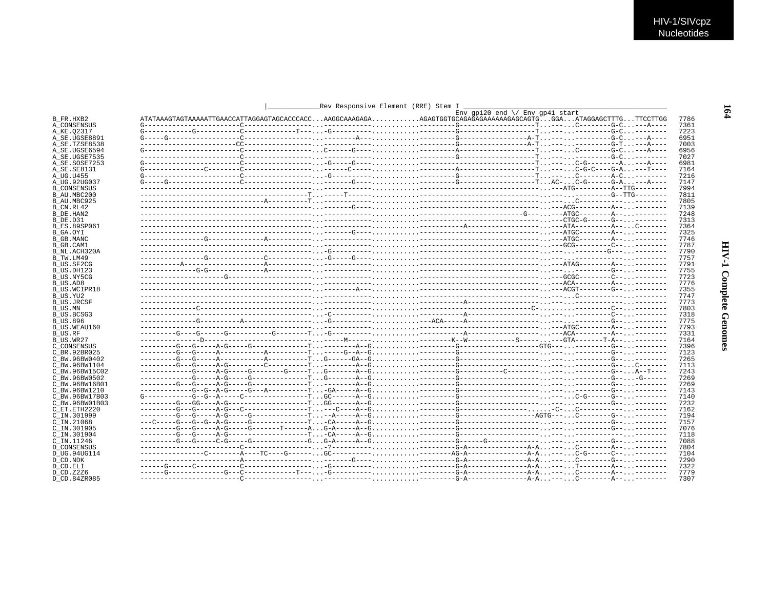```
                                   |____________Rev Responsive Element (RRE) Stem I _______________________________________________
                                                                                     Env gp120 end \/ Env gp41 start
B_FR.HXB2          ATATAAAGTAGTAAAAATTGAACCATTAGGAGTAGCACCCACC...AAGGCAAAGAGA...........AGAGTGGTGCAGAGAGAAAAAAGAGCAGTG...GGA...ATAGGAGCTTTG...TTCCTTGG  7786
A_CONSENSUS        G-----------------------C-----------------.............-..........-------G-----------------T...---...C--------G-C...---A----  7361
A_KE.Q2317         G-----------G-----------C-------------T---...G----------..........--------G-----------------T...---...---------G-C...--------  7223
A_SE.UGSE8891      G-----G-----------------C-----------------.........A---...........--------G----------------A-T...---...---------G-C...---A----  6951
A_SE.TZSE8538      ----------------------CC-----------------..............-..........--------G----------------A-T...---...---------G-T...---A----  7003
A_SE.UGSE6594      G-----------------------C-----------------...C-----G---...........--------A-----------------T...---...C--------G-C...---A----  6956
A_SE.UGSE7535      ------------------------C-----------------..............-..........--------G-----------------T...---...---------G-C...--------  7027
A_SE.SOSE7253      G-----------------------C-----------------...G-----G---...........-------------------------T...---...C-G-------A...---A----  6981
A_SE.SE8131        G--------------C--------C-----------------.........C-----..........---------A-----------------T...---...C-G-C----G-A...---T----  7164
A_UG.U455          G-----------------------C-----------------...-G---------...........--------G-----------------T...---...C--------A-C...--------  7216
A_UG.92UG037       G-----G-----------------C-----------------.........G----...........--------G-----------------T...AC-...C-G------G-A...---A----  7147
B_CONSENSUS        ------------------------------------------..............-.........-----------------------------...---ATG--------A--TTG--------  7994
B_AU.MBC200        ----------------------------------------T...------T-----...........-----------------------------...---...---------G--TTG--------  7811
B_AU.MBC925        -------------------------------A---------T..............-..........-----------------------------...---...C------------...--------  7805
B_CN.RL42          ------------------------------------------...........G----...........----------------------------...---ACG--------A--...--------  7139
B_DE.HAN2          ------------------------------------------..............-..........------------------------G----...---ATGC--------A--...--------  7248
B_DE.D31           ------------------------------------------..............-..........-----------------------------...---CTGC-G------G--...--------  7313
B_ES.89SP061       ------------------------------------------..............-..........----------A------------------...---ATA---------A--...C-------  7364
B_GA.OYI           ------------------------------------------.........G----...........-----------------------------...---ATGC--------A--...--------  7325
B_GB.MANC          ----------------G-------------A-----------..............-..........-----------------------------...---ATGC--------A--...--------  7746
B_GB.CAM1          ------------------------------------------..............-..........-----------------------------...---GCG---------C--...--------  7787
B_NL.ACH320A       ------------------------------------------...G----------...........-----------------------------...---...---------G-----...--------  7790
B_TW.LM49          ----------------G-------------C-----------...G-----G----...........-----------------------------...---...------------...--------  7757
B_US.SF2CG         ----------A--------------------A-----------..............-..........-----------------------------...---ATAG--------A--...--------  7791
B_US.DH123         --------------G-G-------------A-----------..............-..........-----------------------------...---...---------G--...--------  7755
B_US.NY5CG         ---------------------G--------------------..............-..........-----------------------------...---GCGC--------C--...--------  7723
B_US.AD8           ------------------------------------------..............-..........-----------------------------...---ACA---------A--...--------  7776
B_US.WCIPR18       ------------------------------------------.........A---...........-----------------------------...---ACGT--------G--...--------  7355
B_US.YU2           ------------------------------------------..............-..........-----------------------------...---...C------------...--------  7747
B_US.JRCSF         ------------------------------------------..............-..........----------A------------------...---...---------------...--------  7773
B_US.MN            ---------------C--------------------------..............-..........---------------------C--------...---...---------C--...--------  7803
B_US.BCSG3         ------------------------------------------...C----------...........----------A------------------...---...---------C--...--------  7318
B_US.896           --------------G----------A----------------...G-----------..........---ACA-----A------------------...---...---------G--...--------  7775
B_US.WEAU160       ------------------------------------------..............-..........-----------------------------...---ATGC--------A--...--------  7793
B_US.RF            ---------G----G------G-----------G--------T...G----------..........----------A------------------...---ACA---------A--...--------  7331
B_US.WR27          --------------D--------------------------.......------M---------.........--------K--W------------S--------...---GTA-------T-A--...--------  7164
C_CONSENSUS        ---------G---G-----A-G-----G-------------T..........-A--G...........--------G-------------------GTG---...---------G--...--------  7396
C_BR.92BR025       ---------G---G-----A-----------A----------T.........G--A--G..........--------G-----------------------...---...---------G--...--------  7123
C_BW.96BW0402      ---------G---G-----A-----------A----------T...G------GA--G...........--------G-----------------------...---...---------G--...--------  7265
C_BW.96BW1104      ---------G---G-----A-G---------C----------T.........-A--G...........--------G-----------------------...---...---------G--...C-------  7113
C_BW.96BW15C02     -------------G-----A-G-----G--------G-----T...G-------A--G...........--------G-----------C-----------...---...---------G--...A--T----  7243
C_BW.96BW0502      -------------G-----A-G-----G--------------T...G-------A--G...........--------G-----------------------...---...---------G--...-G------  7269
C_BW.96BW16B01     ---------G---G-----A-G-----G--------------T..........-A--G...........--------G-----------------------...---...---------G--...--------  7269
C_BW.96BW1210      -------------G--G--A-G-----G---A----------T...-GA-----A--G...........--------G-----------------------...---...---------G--...--------  7143
C_BW.96BW17B03     G------------G--G--A-----C----------------T...GC------A--G...........--------G-----------------------...---...C-G------G--...--------  7140
C_BW.96BW01B03     ---------G---GG----A-G--------------------T...GG------A--G...........--------G-----------------------...---...---------G--...--------  7232
C_ET.ETH2220       ---------G---G-----A-G---C----------------T.....-C-----A--G...........--------G----------------------...---C-...C-----------...--------  7162
C_IN.301999        ---------G---G-----A-G-----G--------------T.....-A-----A--G...........--------G-----------------AGTG---...C--------G--...--------  7194
C_IN.21068         ---C-----G---G--G--A-G-----G--------------T...-CA-----A--G...........--------G-----------------------...---...---------G--...--------  7157
C_IN.301905        ---------G---G-----A-G-----G-------T------A...G-A-----A--G...........--------G-----------------------...---...---------G--...--------  7076
C_IN.301904        ---------G---G-----A-G--------------------T...-CA-----A--G...........--------G-----------------------...---...---------G--...--------  7118
C_IN.11246         ---------G---G-----C-G-----G--------------G...G-A-----A--G...........--------G------G----------------...---...---------G--...--------  7088
D_CONSENSUS        ------------------------C-----------------...-?-----------...........--------G-A--------------A-A...---...C--------A--...--------  7804
D_UG.94UG114       ----------------C--------A----TC----G-----...GC------------..........--------AG-A--------------A-A...---...C-G------C--...--------  7104
D_CD.NDK           ------------------------A-----------------.........G------...........--------G-A--------------A-A...---...C--------G--...--------  7290
D_CD.ELI           ------G------C----------C-----------------...G--------------.........--------G-A--------------A-A...---...T--------A--...--------  7322
D_CD.Z2Z6          ------G--------------G---C-------------T---...G-------------...........--------G-A--------------A-A...---...C--------A--...--------  7779
D_CD.84ZR085       ------------------------C-----------------...-----------...........--------G-A--------------A-A...---...C--------A--...--------  7307
```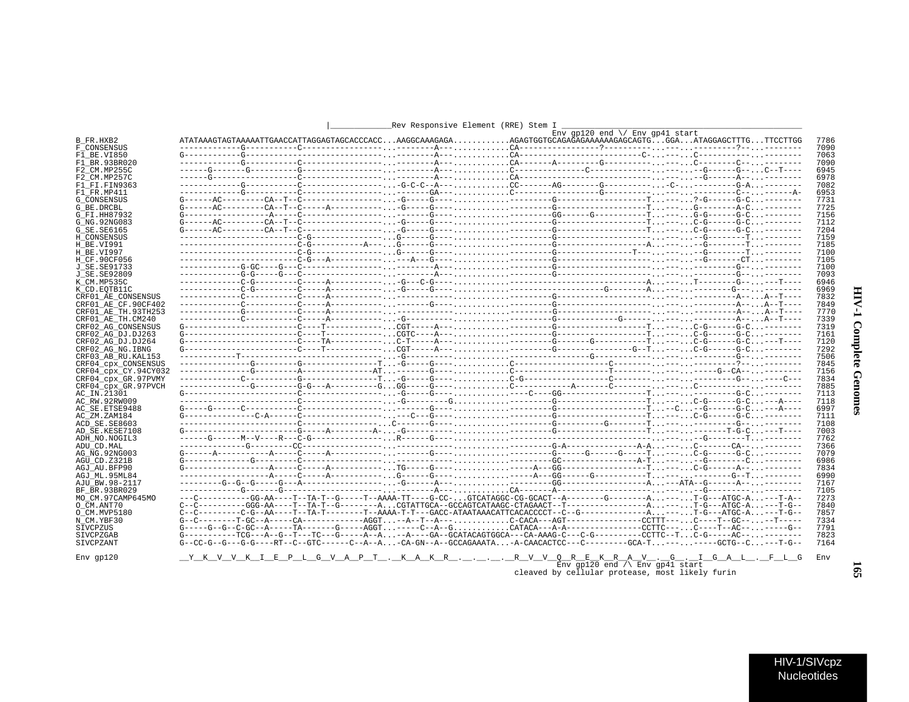```
                                          |____________Rev Responsive Element (RRE) Stem I _____________________________________________
                                                                                           Env gp120 end \/ Env gp41 start
B_FR.HXB2           ATATAAAGTAGTAAAAATTGAACCATTAGGAGTAGCACCCACC...AAGGCAAAGAGA............AGAGTGGTGCAGAGAGAAAAAAGAGCAGTG...GGA...ATAGGAGCTTTG...TTCCTTGG  7786
F_CONSENSUS         ------------G----------C-----------------...--------A---...........CA-----------------?----------...-----.---------?--...--------  7090
F1_BE.VI850         G-----------G----------------------------...--------A---...........CA-------------------------C-...-----.C-----------...--------  7063
F1_BR.93BR020       ------------G----------C-----------------...--------A---...........CA-------A---------G----------...-----.C--------C--...--------  7090
F2_CM.MP255C        ------G-------G----------G----------------...--------A---...........C-------------C-------------...-----.--G-------G--...C--T----  6945
F2_CM.MP257C        ------G-------------------C----------------...--------A---...........CA----------------------------...-----.--G-------A--...--------  6978
F1_FI.FIN9363       ------------G----------C-----------------...-G-C-C--A---...........CC-------AG-------G----------...-C---.---------G-A...--------  7082
F1_FR.MP411         ------------G----------C-----------------...-------GA---...........C----------------G----------...-----.---------C--...------A-  6953
G_CONSENSUS         G------AC---------CA--T--C-----------------...-G-----G----.....................-------------------T...-----.?-G------G-C...--------  7731
G_BE.DRCBL          G------AC---------CA--T--C-----A-----------...-G-----G----.....................-------------------T...-----.G--------A-C...--------  7725
G_FI.HH87932        G-----------------A------C-----------------...-------G----.....................------GG------G-----------T...-----.G-G------G-C...--------  7156
G_NG.92NG083        G------AC---------CA--T--C-----------------...-G-----G----.....................-------------------T...-----.C-G------G-C...--------  7112
G_SE.SE6165         G------AC---------CA--T--C-----------------...-G-----G----.....................-------------------T...-----.C-G------G-C...--------  7204
H_CONSENSUS         -----------------------C-G----------------...G-----G----.....................-------------------...-----.--G--------T...--------  7159
H_BE.VI991          -----------------------C-G--------A-------...G-----G----.....................----------------A...-----.--G--------T...--------  7185
H_BE.VI997          -----------------------C-G----------------...G-----G----.....................-------------T---...-----.--G--------T...--------  7100
H_CF.90CF056        -----------------------C-G---A------------...---A---G----.....................-------------------...-----.--G-------CT...--------  7105
J_SE.SE91733        ------------G-GC----G---C-----------------...-------A---.....................-------------------...-----.---------G--...--------  7100
J_SE.SE92809        ------------G-G-----G---C-----------------...-------A---.....................-------------------...-----.---------G--...--------  7093
K_CM.MP535C         ------------C-G---------C-----A-----------...-G---C-G----............................................A...-----.T--------G--...---T----  6946
K_CD.EQTB11C        ------------C-G---------C-----A-----------...-G-----G----......................--------G--------A...-----.---------G---...--------  6969
CRF01_AE_CONSENSUS  ------------C----------C-----A------------...------------.....................-------------------...-----.---------A--...A--T----  7832
CRF01_AE_CF.90CF402 ------------C----------C-----A------------...-------G----.....................-------------------...-----.---------A--...A--T----  7849
CRF01_AE_TH.93TH253 ------------G----------C-----A------------...------------.....................-------------------...-----.---------A--...A--T----  7770
CRF01_AE_TH.CM240   ------------C----------C-----A------------...-G----------.....................-------------G------...-----.---------A--...A--T----  7339
CRF02_AG_CONSENSUS  G-----------------------C-----T-----------...CGT-----A---.....................-------------------T...-----.C-G------G-C...--------  7319
CRF02_AG_DJ.DJ263   G-----------------------C-----T-----------...CGTC----A---.....................-------------------T...-----.C-G------G-C...--------  7161
CRF02_AG_DJ.DJ264   G-----------------------C-----TA----------...C-T-----A---.....................------G-----------T...-----.C-G------G-C...---T----  7120
CRF02_AG_NG.IBNG    G-----------------------C-----T-----------...CGT-----A---.....................-----------------G--T...-----.C-G------G-C...--------  7292
CRF03_AB_RU.KAL153  ------------T----------------------------...-G-----------.....................----G--------------...-----.---------G--...--------  7506
CRF04_cpx_CONSENSUS ------------G-----------G-----------------T...-G-----G----...........C--------------C----------...-----.---------?--...--------  7845
CRF04_cpx_CY.94CY032 ------------G-----------A-----------------AT...-------G----...........C-----------------T---------...-----.-----G--CA--...--------  7156
CRF04_cpx_GR.97PVMY ------------C-----------G-----------------T...-G-----G----...........C-G----------------C---------...-----.---------G--...-----C--  7834
CRF04_cpx_GR.97PVCH --------------G---------G-G---A-----------G...GG-----G----...........C-----------A-------C---------...-----.C------------...--------  7885
AC_IN.21301         G-----------------------C-----------------...-G-----G----.............C----GG--------------T...-----.---------G-C...--------  7113
AC_RW.92RW009       ------------------------C-----------------...-G--------G.....................-------------------T...-----.C-G------G-C...---A----  7118
AC_SE.ETSE9488      G-----G------C----------C-----------------...-------G----.....................-------------------T...-C...-G------G-C...---A----  6997
AC_ZM.ZAM184        G--------------C-A------C-----------------...---C--G----.....................-------------------T...-----.C-G------G-C...--------  7111
ACD_SE.SE8603       ------------------------C-----------------...C------G----.....................------G--------T...-----.---------G--...--------  7108
AD_SE.KESE7108      G-----------------------G-----A---------A-...-G----------.....................-------------------T...-----.-------T-G-C...---T----  7003
ADH_NO.NOGIL3       ------G------M--V----R---C-G--------------...R-----G----.....................-------------------...-----.-G---------T...--------  7762
ADU_CD.MAL          ------------G---------CC------------------...------------.....................--G-A-------------A-A...-----.C-------CA--...--------  7366
AG_NG.92NG003       G------A-----------A-----C-----A-----------...-------G----.....................------G------G-----T...-----.C-G------G-C...--------  7079
AGU_CD.Z321B        G-------------G---------C-----------------...------------.....................GC----------------A-T...-----.-G--------C...--------  6986
AGJ_AU.BFP90        G-----------------A-----C-----A-----------...TG-----G----................A---GG-----------------T...-----.C-G------A--...--------  7834
AGJ_ML.95ML84       ------------------A-----C-----A-----------...G-----G----................A---GG------G-----------T...-----.---------G--T...--------  6990
AJU_BW.98-2117      --------G--G--G-----G---A-----------------...-G-----A---.....................GG----------------A...---ATA--G------A--...--------  7167
BF_BR.93BR029       ------------G-------G---------------------...--------A---...........CA-------A-------------------...-----.--G----------...--------  7105
MO_CM.97CAMP645MO   ---C----------GG-AA----T--TA-T--G-----T--AAAA-TT----G-CC-..GTCATAGGC-CG-GCACT--A--------G--------A...-----.T-G---ATGC-A...---T-A--  7273
O_CM.ANT70          C--C----------GGG-AA----T--TA-T--G--------A...CGTATTGCA--GCCAGTCATAAGC-CTAGAACT--T----------------A...-----.T-G---ATGC-A...---T-G--  7840
O_CM.MVP5180        C--C----------C-G--AA----T--TA-T--------T--AAAA-T-T---GACC-ATAATAAACATTCACACCCCT--C--G--------------A...-----.T-G---ATGC-A...---T-G--  7857
N_CM.YBF30          G--C--------T-GC--A-----CA------------AGGT...--A--T--A---...........C-CACA---AGT---------------CCTTT------C----T--GC--...---T-----  7334
SIVCPZUS            G-----G--G--C-GC--A-----TA-------G-----AGGT...-----C--A--G...........CATACA---A-A--------------CCTTC-----C----T--AC--...-----G--  7791
SIVCPZGAB           G-----------TCG---A--G--T---TC---G-----A--A...--A----GA--GCATACAGTGGCA---CA-AAAG-C---C-G----------CCTTC--T...C-G-----AC--...--------  7823
SIVCPZANT           G--CC-G--G---G-G----RT--C--GTC------C--A--A...-CA-GN--A--GCCAGAAATA....-A-CAACACTCC---C---------GCA-T...------.-GCTG--C...---T-G--  7164

Env gp120           __Y__K__V__V__K__I__E__P__L__G__V__A__P__T__.__K__A__K__R__.__.__.__.__R__V__V__Q__R__E__K__R__A__V__.__G__.__I__G__A__L__.__F__L__G  Env
                                                                                           Env gp120 end /\ Env gp41 start
                                                                                    cleaved by cellular protease, most likely furin
```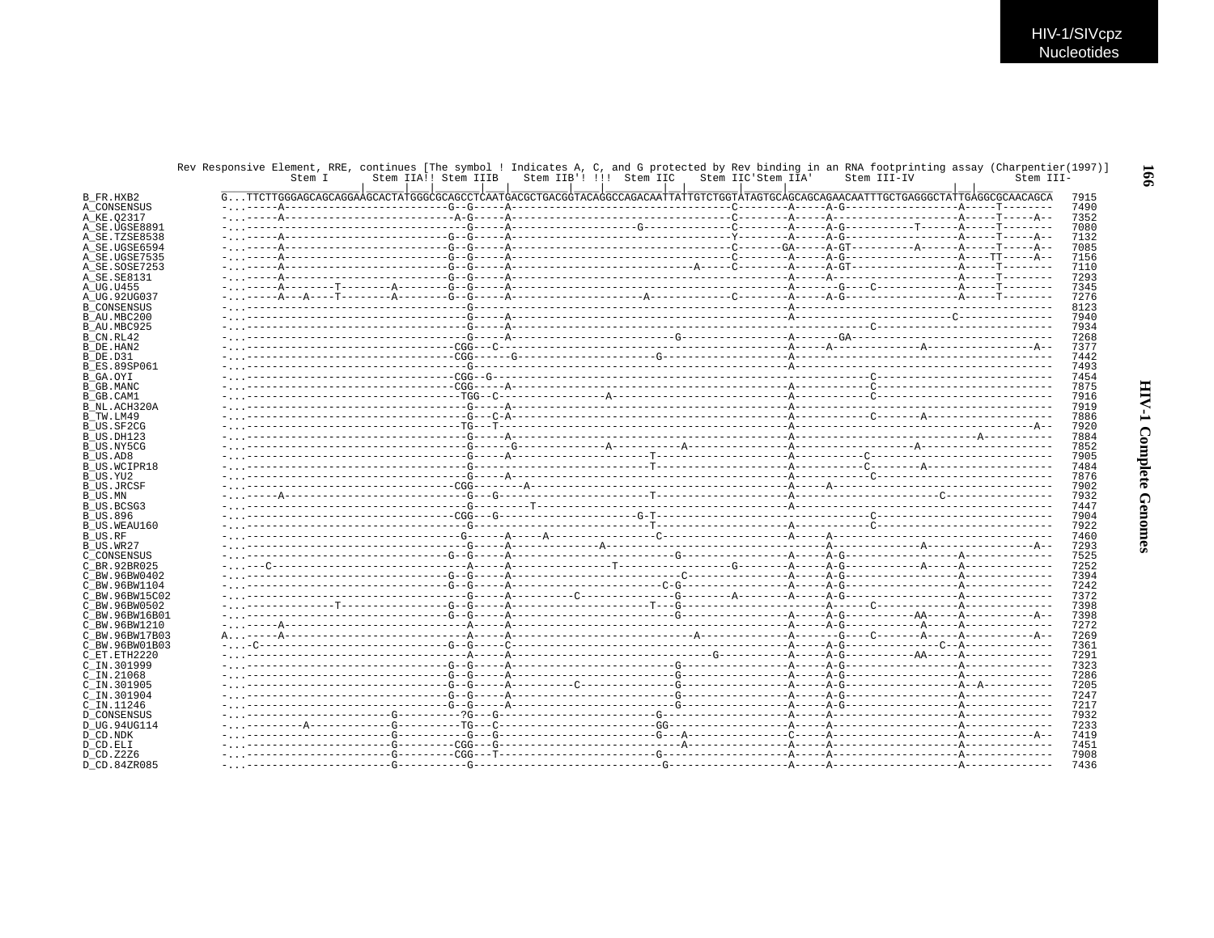```
                Rev Responsive Element, RRE, continues [The symbol ! Indicates A, C, and G protected by Rev binding in an RNA footprinting assay (Charpentier(1997)]
                            Stem I       Stem IIA!! Stem IIIB    Stem IIB'! !!!  Stem IIC    Stem IIC'Stem IIA'     Stem III-IV              Stem III-
B_FR.HXB2          G...TTCTTGGGAGCAGCAGGAAGCACTATGGGCGCAGCCTCAATGACGCTGACGGTACAGGCCAGACAATTATTGTCTGGTATAGTGCAGCAGCAGAACAATTTGCTGAGGGCTATTGAGGCGCAACAGCA  7915
A_CONSENSUS        -...-----A--------------------------G--G-----A------------------------------------C--------A-----A-G------------------A-----T--------  7490
A_KE.Q2317         -...-----A---------------------------A-G-----A------------------------------------C--------A-----A--------------------A-----T-----A--  7352
A_SE.UGSE8891      -...-------------------------------------G-----A-------------------G-------------C--------A-----A-G-----------T-------A-----T--------  7080
A_SE.TZSE8538      -...-----A--------------------------G--G-----A------------------------------------Y--------A-----A-G------------------A-----T-----A--  7132
A_SE.UGSE6594      -...-----A--------------------------G--G-----A------------------------------------C-------GA-----A-GT---------A------A-----T-----A--  7085
A_SE.UGSE7535      -...-----A--------------------------G--G-----A------------------------------------C--------A-----A-G------------------A----TT-----A--  7156
A_SE.SOSE7253      -...-----A--------------------------G--G-----A-----------------------------A-----C--------A-----A-GT-----------------A-----T--------  7110
A_SE.SE8131        -...-----A--------------------------G--G-----A---------------------------------------------A-----A--------------------A-----T--------  7293
A_UG.U455          -...-----A--------T--------A--------G--G-----A---------------------------------------------A-------G----C-------------A-----T--------  7345
A_UG.92UG037       -...-----A---A----T--------A--------G--G-----A--------------------A-----------C--------A-----A-G------------------A-----T--------  7276
B_CONSENSUS        -...-------------------------------------G------------------------------------------------------A----------------------------------------  8123
B_AU.MBC200        -...-------------------------------------G-----A------------------------------------------------A-------------------------C--------------  7940
B_AU.MBC925        -...-------------------------------------G-----A-----------------------------------------------------------C------------------------------  7934
B_CN.RL42          -...-------------------------------------G-----A-------------------------G-----------------A-------GA------------------------------  7268
B_DE.HAN2          -...----------------------------------CGG---C---------------------------------------------A-----A---------------A-----------------A--  7377
B_DE.D31           -...----------------------------------CGG------G---------------------G-------------------A----------------------------------------  7442
B_ES.89SP061       -...-------------------------------------G----------------------------------------------A----------------------------------------  7493
B_GA.OYI           -...----------------------------------CGG--G-----------------------------------------------------------C---------------------------  7454
B_GB.MANC          -...----------------------------------CGG-----A------------------------------------------A-----------C---------------------------  7875
B_GB.CAM1          -...----------------------------------TGG--C--------------A---------------------------A-----------C---------------------------  7916
B_NL.ACH320A       -...-------------------------------------G-----A---------------------------------------------A-----------C---------------------------  7919
B_TW.LM49          -...-------------------------------------G---C-A---------------------------------------------A-----------C-------A-------------------  7886
B_US.SF2CG         -...----------------------------------TG---T--------------------------------------------------A-------------------------------------A--  7920
B_US.DH123         -...-------------------------------------G-----A---------------------------------------------A------------------------------A-----------  7884
B_US.NY5CG         -...-------------------------------------G------G-------------A-----------A---------------A-------------------A--------------------  7852
B_US.AD8           -...-------------------------------------G-----A--------------------T-------------------A-----------C---------------------------  7905
B_US.WCIPR18       -...-------------------------------------G--------------------------T-------------------A-----------C--------A-------------------  7484
B_US.YU2           -...-------------------------------------G-----A---------------------------------------------A-----------C---------------------------  7876
B_US.JRCSF         -...----------------------------------CGG-------A------------------------------------------A-----A---------------------------------  7902
B_US.MN            -...-----A-------------------------------G---G----------------------T-------------------A----------------------C-----------------  7932
B_US.BCSG3         -...-------------------------------------G--------T--------------------------------------A----------------------------------------  7447
B_US.896           -...----------------------------------CGG---G--------------------G-T-------------------------------------C---------------------------  7904
B_US.WEAU160       -...-------------------------------------G--------------------------T-------------------A-----------C---------------------------  7922
B_US.RF            -...------------------------------------G------A-----A---------------C-------------------A-----A----------------------------------------  7460
B_US.WR27          -...-------------------------------------G-----A-------------A-----------------------------A-------------A------------------A--  7293
C_CONSENSUS        -...----------------------------------G--G-----A-------------------------G-----------------A-----A-G------------------A--------------  7525
C_BR.92BR025       -...---C-------------------------------A-----A---------------T-------------G---------A-----A-G-----------A-----A--------------  7252
C_BW.96BW0402      -...----------------------------------G--G-----A---------------------------C-----------------A-----A-G------------------A--------------  7394
C_BW.96BW1104      -...----------------------------------G--G-----A------------------------C-G-----------------A-----A-G------------------A--------------  7242
C_BW.96BW15C02     -...-------------------------------------G-----A----------C-------------G--------A--------A-----A-G------------------A--------------  7372
C_BW.96BW0502      -...--------------T------------------G--G-----A---------------------T---G-----------------------A------C--------------A--------------  7398
C_BW.96BW16B01     -...----------------------------------G--G-----A-------------------------G-----------------A-----A-G-----------AA-----A-----------A--  7398
C_BW.96BW1210      -...-----A-------------------------------A-----A-------------------------------------------A-----A-G------------A-----A--------------  7272
C_BW.96BW17B03     A...-----A-------------------------------A-----A-------------------------A-----------------A-------G----C-------A-----A-----------A--  7269
C_BW.96BW01B03     -...-C--------------------------------G--G-----C------------------------------------------A-----A-G-----------------C--A--------------  7361
C_ET.ETH2220       -...-------------------------------------A-----A-------------------------------G----------A-----A-G-----------AA-----A--------------  7291
C_IN.301999        -...----------------------------------G--G-----A-------------------------G-----------------A-----A-G------------------A--------------  7323
C_IN.21068         -...----------------------------------G--G-----A-------------------------G-----------------A-----A-G------------------A--------------  7286
C_IN.301905        -...----------------------------------G--G-----A----------C-------------G-----------------A-----A-G------------------A--A-----------  7205
C_IN.301904        -...----------------------------------G--G-----A-------------------------G-----------------A-----A-G------------------A--------------  7247
C_IN.11246         -...----------------------------------G--G-----A-------------------------G-----------------A-----A-G------------------A--------------  7217
D_CONSENSUS        -...-----------------------G----------?G---G-------------------------G-------------------A-----A--------------------A--------------  7932
D_UG.94UG114       -...---------A-------------G----------TG---C-------------------------GG-----------------A-----A--------------------A--------------  7233
D_CD.NDK           -...-----------------------G----------G--G-------------------------G---A-------------C-----A--------------------A-------------A--  7419
D_CD.ELI           -...-----------------------G---------CGG--G--------------------------A-------------------A-----A--------------------A--------------  7451
D_CD.Z2Z6          -...-----------------------G---------CGG---T-------------------------G-------------------A-----A--------------------A--------------  7908
D_CD.84ZR085       -...-----------------------G----------------------G----------------------G-------------------A-----A--------------------A--------------  7436
```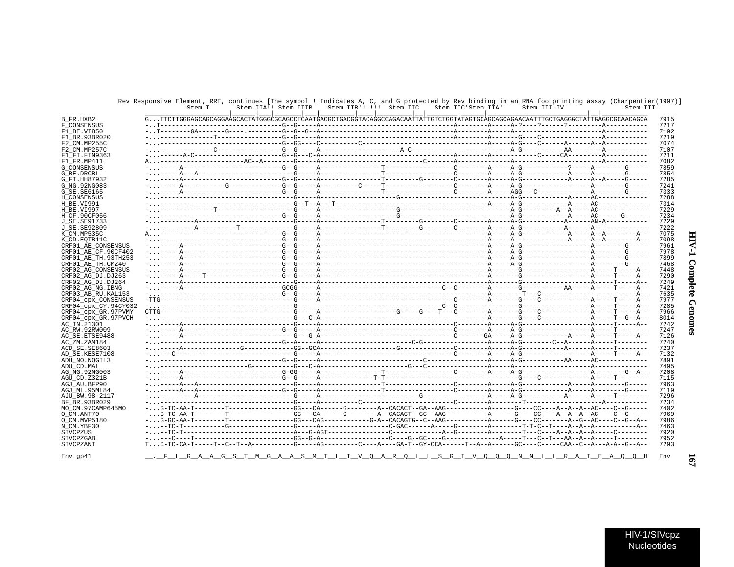Rev Responsive Element, RRE, continues [The symbol ! Indicates A, C, and G protected by Rev binding in an RNA footprinting assay (Charpentier(1997)]

```
                      Stem I      Stem IIA!! Stem IIIB    Stem IIB'! !!!  Stem IIC    Stem IIC'Stem IIA'     Stem III-IV           Stem III-
B_FR.HXB2            G...TTCTTGGGAGCAGCAGGAAGCACTATGGGCGCAGCCTCAATGACGCTGACGGTACAGGCCAGACAATTATTGTCTGGTATAGTGCAGCAGCAGAACAATTTGCTGAGGGCTATTGAGGCGCAACAGCA  7915
F_CONSENSUS          -..T-------------------------------G--G-----A-------------------------------------------A--------A-----A-?----?------?---------A----------  7217
F1_BE.VI850          -..T--------GA-------G----.---------G--G--G--A------------------------------------------A--------A-----A-----------------------A----------  7192
F1_BR.93BR020        -...-------------T------------------G--G-----A------------------------------------------A--------A-------G----C----------------A----------  7219
F2_CM.MP255C         -...-------------------------------G--GG----C---------C------------------------------------------A-----A-G----C-----A-----A--A----------  7074
F2_CM.MP257C         -...-------------C-----------------G--G-----A--------------------A-C--------------------------A-G-----------AA--------A----------  7107
F1_FI.FIN9363        -...------A-C----------------------G--G---C-A------------------------------------------A--------A-----------C-----CA---------A----------  7211
F1_FR.MP411          A...---------------------AC--A--------G-----A--------------------------C----------------A-------------A--------------------------A----------  7082
G_CONSENSUS          -...-----A--------------------------G--G-----A----------------T------------------C--------A-----A-G------------?-----A--------G-----  7859
G_BE.DRCBL           -...-----A---A------------------------G-----A----------------T------------------C--------A-----A-G------------A-----A--------G-----  7854
G_FI.HH87932         -...-----A--------------------------G--G-----A----------------T--------G--------C--------A-----A-G------------A-----A--A-----G-----  7285
G_NG.92NG083         -...-----A-----------G--------------G--G-----A----------C-----T------------------C--------A-----A-G----------------------A--------G-----  7241
G_SE.SE6165          -...-----A--------------------------G--G-----A----------------T------------------C--------A-----AGG---C---------------A--------G-----  7333
H_CONSENSUS          -...--------------------------------G-----A-------------------G------------------------------A-G------------A-----AC-----------  7288
H_BE.VI991           -...--------------------------------G--T--A---T---------------------------------------------A-----A-G------------A-----AC-----------  7314
H_BE.VI997           -...-------------T------------------G-----A-------------------G------------------------------A-G---------A--A-----AC-----------  7229
H_CF.90CF056         -...--------------------------------G--G-----A-------------------G------------------------------A-G------------A-----AC------G------  7234
J_SE.SE91733         -...-------A------------------------G-----A----------------T--------G--------C--------A-----A-G------------A-----AN-A----------  7229
J_SE.SE92809         -...---------A---------T------------G-----A----------------T--------G--------C--------A-----A-G------------A-----A--------------  7222
K_CM.MP535C          A...--------------------------------G--G-----A-------------------------------------------A-----A-G------------A-----A--A--------A--  7075
K_CD.EQTB11C         -...--------------------------------G--G-----A-------------------------------------------A-----A--------------A-----A--A--------A--  7098
CRF01_AE_CONSENSUS   -...-----A--------------------------G--G-----A-------------------------------------------A-----A-G----------------------A--------G-----  7961
CRF01_AE_CF.90CF402  -...-----A--------------------------G--G-----A-------------------------------------------A-----A-G----------------------A--------G-----  7978
CRF01_AE_TH.93TH253  -...-----A--------------------------G--G-----A-------------------------------------------A-----A-G----------------------A--------G-----  7899
CRF01_AE_TH.CM240    -...-----A--------------------------G--G-----A-------------------------------------------A-----A-G----------------------A--------G-----  7468
CRF02_AG_CONSENSUS   -...-----A--------------------------G--G-----A-------------------------------------------A-------G-----------------------A-----T-----A--  7448
CRF02_AG_DJ.DJ263    -...-----A-----T--------------------G--G-----A-------------------------------------------A-------G-----------------------A-----T-----A--  7290
CRF02_AG_DJ.DJ264    -...-----A-------------------------G-----A-------------------------------------------A-------G-----------------------A-----T-----A--  7249
CRF02_AG_NG.IBNG     -...-----A--------------------------GCGG-----A-------------------------------C--C--------A-------G-----------AA-----A-----T-----A--  7421
CRF03_AB_RU.KAL153   -...--------------------------------G--G-----A-------------------------------------------A-------T---C---------------------------A--  7635
CRF04_cpx_CONSENSUS  -TTG--------------------------------G-----A------------------------------------C--------A-------G----C-----------------A-----T-----A--  7977
CRF04_cpx_CY.94CY032 -...--------------------------------G--------------------------------------C--C--------------------G------------------------A-----T-----A--  7285
CRF04_cpx_GR.97PVMY  CTTG--------------------------------G-----A-------------------G-----G----T---C--------A-------G----C-----------------A-----T-----A--  7966
CRF04_cpx_GR.97PVCH  -...--------------------------------G--C-A--------------------------------------------A-------G----C-----------------A-----T--G--A--  8014
AC_IN.21301          -...-----A--------------------------G-----A------------------------------------C--------A-----A-G-----------------------A-----T-----A--  7242
AC_RW.92RW009        -...-----A--------------------------G--G-----A------------------------------------C--------A-----A-G-----------------------A-----T--------  7247
AC_SE.ETSE9488       -...-----A--------------------------G---G-A------------------------------------C-------GA-----A-G-----------A-----A-----T-----A--  7126
AC_ZM.ZAM184         -...--------------------------------G--A-----A--------------------------C-G----------------A-----A-G-------C--A-----A-----T--------  7240
ACD_SE.SE8603        -...-----A--------------G------------GG--GCA--------------------G--------------C--------A-----A-G-----------A-----A-----T--------  7237
AD_SE.KESE7108       -...---C----------------------------G-----A------------------------------------C--------A-----A-G-----------------------A-----T-----A--  7132
ADH_NO.NOGIL3        -...--------------------------------G--G-----A-------------------------C-----------------A-----A-G-----------AA-----AC-----------  7891
ADU_CD.MAL           -...-----------------------G--------------G---C-A--------------------G---C-----------------A-----A-----------------------------------------  7495
AG_NG.92NG003        -...-----A--------------------------G-GG-----A----------------T------------------C--------A-----A-G----------------------A--------G--A--  7208
AGU_CD.Z321B         -...-----A--------------------------G--G-----A--------------T-T-----------------------------------G----C-----------------A-----T--------  7115
AGJ_AU.BFP90         -...-----A---A----------------------G-----A----------------T------------------C--------A-----A-G------------A-----A--------G-----  7963
AGJ_ML.95ML84        -...-----A---A----------------------G--G-----A----------------T------------------C--------A-----A-G------------A-----A--------G-----  7119
AJU_BW.98-2117       -...---------A----------------------G-----A-----------------------------------G--------------A-----A-G------------A-----A-----T--------  7296
BF_BR.93BR029        -...--------------------------------G-----A----------C--------------------------C--------A------------T---------------------A----------  7234
MO_CM.97CAMP645MO    -...G-TC-AA-T--------T------------------GG---CA------G--------A--CACACT--GA--AAG-----------A------G----CC----A--A--A--AC----C--G-----  7402
O_CM.ANT70           -...G-TC-AA-T--------T------------------GG---CA------G--------A--CACACT--GC--AAG-----------A------G----CC----A--A--A--AC----C--G-----  7969
O_CM.MVP5180         -...G-GC-AA-T--------T------------------GG---CAG------------G-A--CACAGTG--C--AAG-----------A------G----CC-------A--G--AC----C--G--A--  7986
N_CM.YBF30           -...--TC-T-----------G------------------G-----A--------------------C-GAC------A-----G--------A--------T-T-C--T----A--A--A-----------A--  7463
SIVCPZUS             -...--TC-T------------------------------A---G-AGT----------------C--------------A--G--------A--------T---C----A--A--A--A-----C--------  7920
SIVCPZGAB            -...---C----T---------------------------GG--G-A-------------------C----G--GC----G---------------A-----T---C--T---AA--A--A-----T--------  7952
SIVCPZANT            T...C-TC-CA-T-----T--C--T--A-----------G-----AG---------C----A----GA-T--GY-CCA------T--A--A------GC----C-----CAA--C--A---A-A--G--A--  7293

Env gp41             __.__F__L__G__A__A__G__S__T__M__G__A__A__S__M__T__L__T__V__Q__A__R__Q__L__L__S__G__I__V__Q__Q__Q__N__N__L__L__R__A__I__E__A__Q__Q__H   Env
```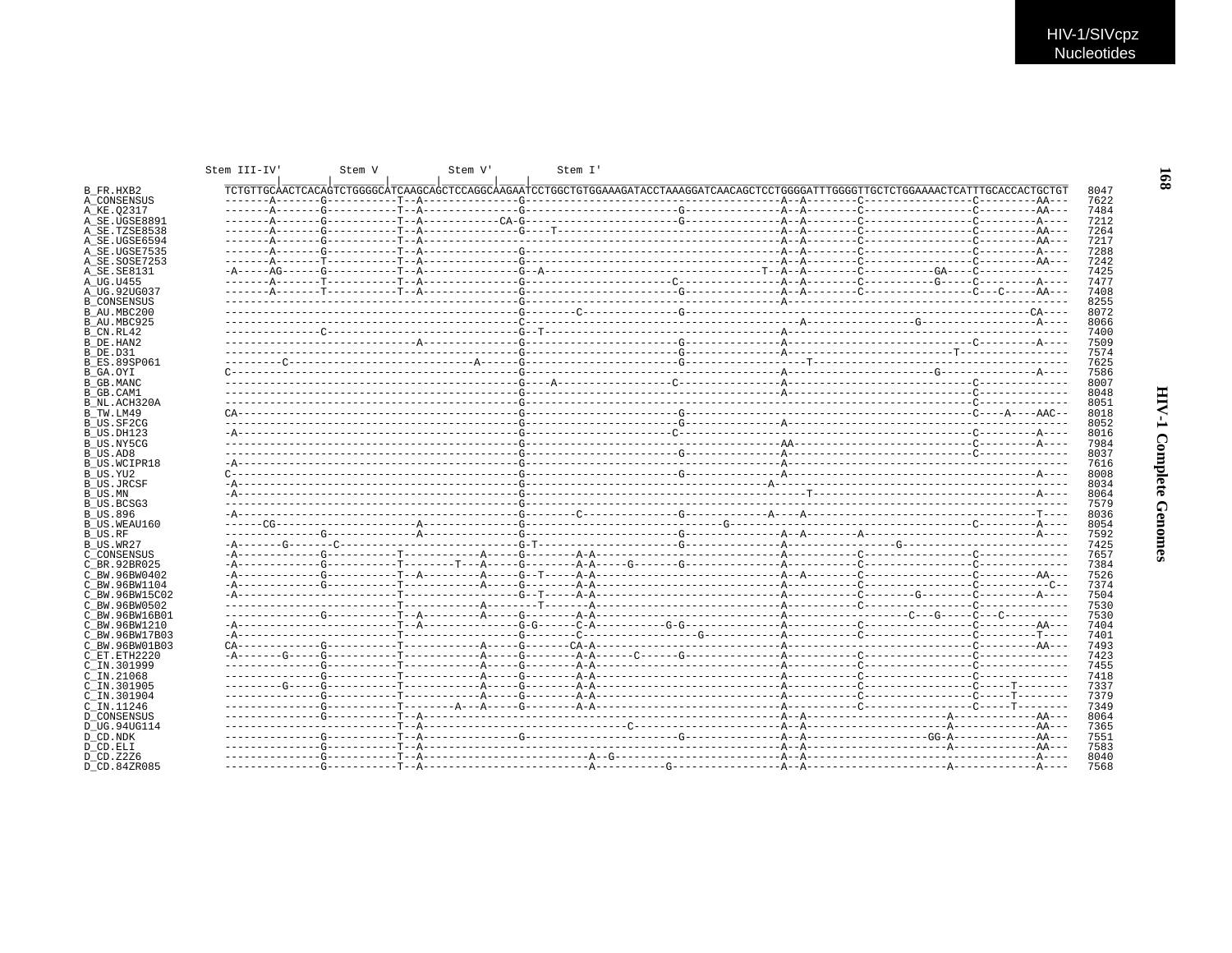```
              Stem III-IV'        Stem V          Stem V'         Stem I'
B_FR.HXB2        TCTGTTGCAACTCACAGTCTGGGGCATCAAGCAGCTCCAGGCAAGAATCCTGGCTGTGGAAAGATACCTAAAGGATCAACAGCTCCTGGGGATTTGGGGTTGCTCTGGAAAACTCATTTGCACCACTGCTGT  8047
A_CONSENSUS      -------A-------G-----------T--A--------------G--------------------------------------A--A--------C-----------------C---------AA---  7622
A_KE.Q2317       -------A-------G-----------T--A--------------G-----------------------G---------------A--A--------C-----------------C---------AA---  7484
A_SE.UGSE8891    -------A-------G-----------T--A-----------CA-G------------------------G---------------A--A--------C-----------------C---------A----  7212
A_SE.TZSE8538    -------A-------G-----------T--A--------------G----T---------------------------------A--A--------C-----------------C---------AA---  7264
A_SE.UGSE6594    -------A-------G-----------T--A--------------G--------------------------------------A--A--------C-----------------C---------AA---  7217
A_SE.UGSE7535    -------A-------G-----------T--A--------------G--------------------------------------A--A--------C-----------------C---------A----  7288
A_SE.SOSE7253    -------A-------T-----------T--A--------------G--------------------------------------A--A--------C-----------------C---------AA---  7242
A_SE.SE8131      -A-----AG------G-----------T--A--------------G--A-------------------------------T--A--A--------C-----------GA----C--------------  7425
A_UG.U455        -------A-------T-----------T--A--------------G---------------------C----------------A--A--------C-----------G-----C---------A----  7477
A_UG.92UG037     -------A-------T-----------T--A--------------G-----------------------G---------------A--A--------C-----------------C---C-----AA---  7408
B_CONSENSUS      ---------------------------------------------G--------------------------------------A--------------------------------------------  8255
B_AU.MBC200      ---------------------------------------------G--------C-------------G---------------------------------------------------------CA----  8072
B_AU.MBC925      ---------------------------------------------C--------------------------------------------A-----------------G------------------A---  8066
B_CN.RL42        --------------C------------------------------G--T-----------------------------------A--------------------------------------------  7400
B_DE.HAN2        -----------------------------A---------------G-----------------------G---------------A-----------------------------C---------A----  7509
B_DE.D31         ---------------------------------------------G-----------------------G---------------A--------------------------T----------------  7574
B_ES.89SP061     ---------C----------------------------A------G-----------------------G-------------------T-----------------------------------------  7625
B_GA.OYI         C--------------------------------------------G--------------------------------------A-----------------------G----------------A----  7586
B_GB.MANC        ---------------------------------------------G----A------------------C---------------A-----------------------------C--------------  8007
B_GB.CAM1        ---------------------------------------------G--------------------------------------A-----------------------------C--------------  8048
B_NL.ACH320A     ---------------------------------------------G--------------------------------------------------------------------C--------------  8051
B_TW.LM49        CA-------------------------------------------G-----------------------G--------------------------------------------C----A----AAC--  8018
B_US.SF2CG       ---------------------------------------------G-----------------------G---------------A--------------------------------------------  8052
B_US.DH123       -A-------------------------------------------G---------------------C-------------------------------------------------C---------A----  8016
B_US.NY5CG       ---------------------------------------------G--------------------------------------AA-----------------------------C---------A----  7984
B_US.AD8         ---------------------------------------------G-----------------------G---------------A-----------------------------C--------------  8037
B_US.WCIPR18     -A-------------------------------------------G--------------------------------------A--------------------------------------------  7616
B_US.YU2         C--------------------------------------------G-----------------------G---------------A----------------------------------------A----  8008
B_US.JRCSF       -A-------------------------------------------G---------------------------------A--------------------------------------------------  8034
B_US.MN          -A-------------------------------------------G-------------------------------------------T-------------------------------------A---  8064
B_US.BCSG3       ---------------------------------------------G-------------------------------------------------------------------------------------  7579
B_US.896         -A-------------------------------------------G--------C-------------G-------------A----A---------------------------------------T----  8036
B_US.WEAU160     ------CG---------------------A---------------G----------------------------G----------------------------------------C---------A----  8054
B_US.RF          ---------------G-------------A---------------G-----------------------G---------------A--A--------A---------------------------A----  7592
B_US.WR27        -A-------G-------C---------------------------G-T--------------------------G---------------A-----------------G--------------------------  7425
C_CONSENSUS      -A-------------G-----------T-----------A-----G--------A-A--------------------------A----------C-----------------C--------------  7657
C_BR.92BR025     -A-------------G-----------T--------T---A-----G--------A-A-----G-------G---------------A----------C-----------------C--------------  7384
C_BW.96BW0402    -A-------------G-----------T--A---------A-----G--T-----A-A----------------------------A--A--------C-----------------C---------AA---  7526
C_BW.96BW1104    -A-------------G-----------T-----------A-----G--------A-A----------------------------A----------C-----------------C-----------C--  7374
C_BW.96BW15C02   -A-------------------------T-----------------G--T-----A-A----------------------------A----------C--------G--------C---------A----  7504
C_BW.96BW0502    ---------------------------T-----------A--------T-------A----------------------------A----------C-----------------C--------------  7530
C_BW.96BW16B01   ---------------G-----------T--A---------A-----G--------A-A----------------------------A-------------------C---G-----C---C----------  7530
C_BW.96BW1210    -A-------------------------T--A--------------G-G------C-A----------G-G---------------A----------C-----------------C---------AA---  7404
C_BW.96BW17B03   -A-------------------------T-----------------G--------C-------------------G-----------A----------C-----------------C---------T----  7401
C_BW.96BW01B03   CA-------------G-----------T-----------A-----G-------CA-A----------------------------A----------------------------C---------AA---  7493
C_ET.ETH2220     -A-------G-----G-----------T-----------A-----G--------A-A------C------G---------------A----------C-----------------C--------------  7423
C_IN.301999      ---------------G-----------T-----------A-----G--------A-A----------------------------A----------C-----------------C--------------  7455
C_IN.21068       ---------------G-----------T-----------A-----G--------A-A----------------------------A----------C-----------------C--------------  7418
C_IN.301905      ---------G-----G-----------T-----------A-----G--------A-A----------------------------A----------C-----------------C-----T--------  7337
C_IN.301904      ---------------G-----------T-----------A-----G--------A-A----------------------------A----------C-----------------C-----T--------  7379
C_IN.11246       ---------------G-----------T--------A---A-----G--------A-A----------------------------A----------C-----------------C-----T--------  7349
D_CONSENSUS      ---------------G-----------T--A-------------------------------------------------------A--A----------------------A------------AA---  8064
D_UG.94UG114     ---------------------------T--A--------------------------------C----------------------A--A----------------------A------------AA---  7365
D_CD.NDK         ---------------G-----------T--A--------------G-----------------------G---------------A--A-------------------GG-A------------AA---  7551
D_CD.ELI         ---------------G-----------T--A-------------------------------------------------------A--A----------------------A------------AA---  7583
D_CD.Z2Z6        ---------------G-----------T--A-----------------------A--G----------------------------A--A--------------------------------------A----  8040
D_CD.84ZR085     ---------------G-----------T--A-----------------------A-----------G-------------------A--A----------------------A-------------A----  7568
```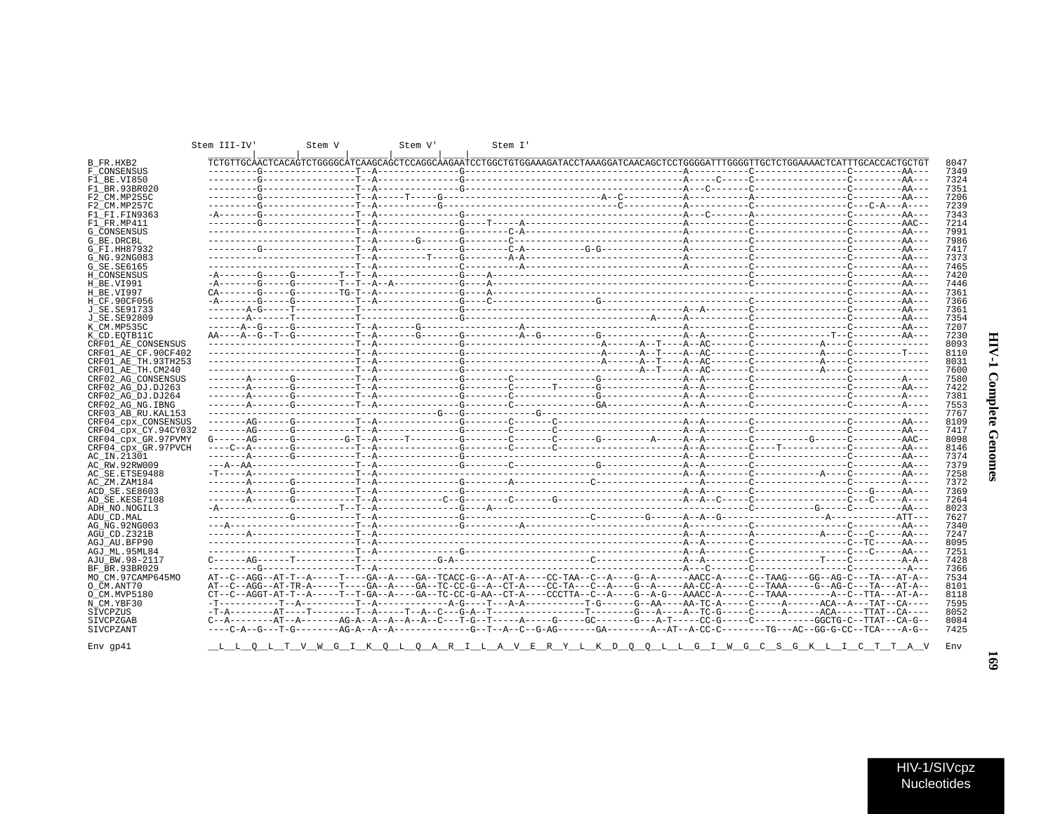```
                 Stem III-IV'        Stem V          Stem V'         Stem I'
B_FR.HXB2          TCTGTTGCAACTCACAGTCTGGGGCATCAAGCAGCTCCAGGCAAGAATCCTGGCTGTGGAAAGATACCTAAAGGATCAACAGCTCCTGGGGATTTGGGGTTGCTCTGGAAAACTCATTTGCACCACTGCTGT  8047
F_CONSENSUS        ---------G-----------------T--A--------------G---------------------------------------A-----------C-----------------C---------AA---  7349
F1_BE.VI850        ---------G-----------------T--A--------------G---------------------------------------A-----C-----C-----------------C---------AA---  7324
F1_BR.93BR020      ---------G-----------------T--A--------------G---------------------------------------A---C-------C-----------------C---------AA---  7351
F2_CM.MP255C       ---------G-----------------T--A-----T-----G----------------------------A--C-----------A-----------A-----------------C---------AA---  7206
F2_CM.MP257C       ---------G-----------------T--A-----------G----------------------------C--------------A-----------C-----------------C---C-A---A----  7239
F1_FI.FIN9363      -A-------G-----------------T--A--------------G---------------------------------------A---C-------A-----------------C---------AA---  7343
F1_FR.MP411        ---------G-----------------T--A--------------G----T-----A-----------------------------A-----------C-----------------C---------AAC--  7214
G_CONSENSUS        ---------------------------T--A--------------G--------C-A-----------------------------A-----------C-----------------C---------AA---  7991
G_BE.DRCBL         ---------------------------T--A-------G------G--------C-------------------------------A-----------C-----------------C---------AA---  7986
G_FI.HH87932       ---------G-----------------T--A--------------G--------C-A----------G-G----------------A-----------C-----------------C---------AA---  7417
G_NG.92NG083       ---------------------------T--A---------T----G--------A-A-----------------------------A-----------C-----------------C---------AA---  7373
G_SE.SE6165        ---------------------------T--A--------------C-----------A----------------------------A-----------C-----------------C---------AA---  7465
H_CONSENSUS        -A-------G-----G--------T--T--A--------------G----A------------------------------------------------C-----------------C---------AA---  7420
H_BE.VI991         -A-------G-----G--------T--T--A--A-----------G----A------------------------------------------------C-----------------C---------AA---  7446
H_BE.VI997         CA-------G-----G--------TG-T--A--------------G----A------------------------------------------------------------------C---------AA---  7361
H_CF.90CF056       -A-------G-----G-----------T--A--------------G----C-----------------G----------------------------C-----------------C---------AA---  7366
J_SE.SE91733       -------A-G-----T-----------T-----------------G---------------------------------------A--A--------C-----------------C---------AA---  7361
J_SE.SE92809       -------A-------T-----------T-----------------G------------------------------------A---A-----------C-----------------C---------AA---  7354
K_CM.MP535C        ------A--G-----G-----------T--A-------G-----------------A-----------------------------A-----------C-----------------C---------AA---  7207
K_CD.EQTB11C       AA----A--G--T--G-----------T--A-------G-------G----------A--G----------G--------------A--A--------C-------------T--C---------AA---  7230
CRF01_AE_CONSENSUS ---------------------------T--A--------------G-----------------------------A------A--T----A--AC-------C-----------A----C-------------  8093
CRF01_AE_CF.90CF402 --------------------------T--A--------------G-----------------------------A------A--T----A--AC-------C-----------A----C----------T----  8110
CRF01_AE_TH.93TH253 --------------------------T--A--------------G-----------------------------A------A--T----A--AC-------C-----------A----C-------------  8031
CRF01_AE_TH.CM240  ---------------------------T--A--------------G-----------------------------------A--T----A--AC-------C-----------A----C-------------  7600
CRF02_AG_CONSENSUS -------A-------G-----------T--A--------------G--------C---------------G--------------A--A--------C-----------------C---------A----  7580
CRF02_AG_DJ.DJ263  -------A-------G-----------T--A--------------G--------C--------T-------G--------------A--A--------C-----------------C---------AA---  7422
CRF02_AG_DJ.DJ264  -------A-------G-----------T--A--------------G--------C---------------G--------------A--A--------C-----------------C---------A----  7381
CRF02_AG_NG.IBNG   -------A-------G-----------T--A--------------G--------C---------------GA-------------A--A--------C-----------------C---------A----  7553
CRF03_AB_RU.KAL153 -------------------------------------------G--G------------G---------------------------------------------------------------------  7767
CRF04_cpx_CONSENSUS -------AG------G-----------T--A--------------G--------C-------C---------------------A--A--------C-----------------C---------AA---  8109
CRF04_cpx_CY.94CY032 ------AG------G-----------T--A--------------G--------C-------C---------------------A--A--------C-----------------C---------AA---  7417
CRF04_cpx_GR.97PVMY G------AG------G---------G-T--A-----T---------G--------C-------C-------G---------A-----A--A--------C-----------G------C---------AAC--  8098
CRF04_cpx_GR.97PVCH ----C--A-------G-----------T--A--------------G--------C-------C---------------------A--A--------C----T-----------C---------AA---  8146
AC_IN.21301        -------A-------G-----------T--A--------------G---------------------------------------A--A--------C-----------------C---------AA---  7374
AC_RW.92RW009      ---A--AA-------------------T--A--------------G--------C---------------G--------------A--A--------C-----------------C---------AA---  7379
AC_SE.ETSE9488     -T-----A-------------------T--A---------------------------------------------------------A--A--------C-----------A----C---------AA---  7258
AC_ZM.ZAM184       -------A-------G-----------T--A--------------G---------A-------------C-----------------A--------C-----------------C---------A----  7372
ACD_SE.SE8603      -------A-------G-----------T--A--------------G---------------------------------------A--A--------C-----------------C---G-----AA---  7369
AD_SE.KESE7108     -------A-------G-----------T--A-----------C--G--------C----------G--------------------A--A--C-----C-----------------C---C-----A----  7264
ADH_NO.NOGIL3      -A---------------------T--T--A--------------G----A---------------------------------------------C-----------G-----C---------AA---  8023
ADU_CD.MAL         --------------G------------T--A---------------G--------------------C---------G-------A--A--G-------------------A-----------ATT---  7627
AG_NG.92NG003      ---A-----------------------T--A--------------G----------A-----------------------------A-----------C-----------------C---------AA---  7340
AGU_CD.Z321B       -------A-------------------T--A---------------------------------------------------------A--A--------A-----------A----C-----C-----AA---  7247
AGJ_AU.BFP90       ---------------------------T--A---------------------------------------------------------A--A--------C-----------------C--TC-----AA---  8095
AGJ_ML.95ML84      ---------------------------T--A---------------G---------------------------------------A--A--------C-----------------C---C-----AA---  7251
AJU_BW.98-2117     C------AG------T-----------T-------------G-A-------------------------C---------------A--A--------C-----------T----C---------A-A--  7428
BF_BR.93BR029      ---------G-----------------T--A---------------------------------------------------------A---C-------C-----------------C---------A---  7366
MO_CM.97CAMP645MO  AT--C--AGG--AT-T--A-----T----GA--A----GA--TCACC-G--A--AT-A----CC-TAA--C--A----G--A------AACC-A-----C--TAAG----GG--AG-C---TA---AT-A--  7534
O_CM.ANT70         AT--C--AGG--AT-TR-A-----T----GA--A----GA--TC-CC-G--A--CT-A----CC-TA---C--A----G--A-----AA-CC-A-----C--TAAA-----G--AG-C---TA---AT-A--  8101
O_CM.MVP5180       CT--C--AGGT-AT-T--A-----T--T-GA--A----GA--TC-CC-G-AA--CT-A----CCCTTA--C--A----G--A-G---AAACC-A-----C--TAAA--------A--C--TTA---AT-A--  8118
N_CM.YBF30         -T-----------T--A----------T--A-------------A-G----T---A-A-----------T-G------G--AA----AA-TC-A-----C-----A------ACA--A---TAT--CA----  7595
SIVCPZUS           -T-A--------AT----T--------T--A-----T--A--C---G-A--T---------------T--------G---A----A--TC-G-----C-----A------ACA-----TTAT--CA----  8052
SIVCPZGAB          C--A--------AT--A--------AG-A--A--A--A--A--C---T-G--T-----A-----G-----GC-------G---A-T-----CC-G-----C-----------GGCTG-C--TTAT--CA-G--  8084
SIVCPZANT          ----C-A--G---T-G--------AG-A--A--A-------------G--T--A--C--G-AG-------GA--------A--AT--A-CC-C--------TG---AC--GG-G-CC--TCA----A-G--  7425

Env gp41           __L__L__Q__L__T__V__W__G__I__K__Q__L__Q__A__R__I__L__A__V__E__R__Y__L__K__D__Q__Q__L__L__G__I__W__G__C__S__G__K__L__I__C__T__T__A__V  Env
```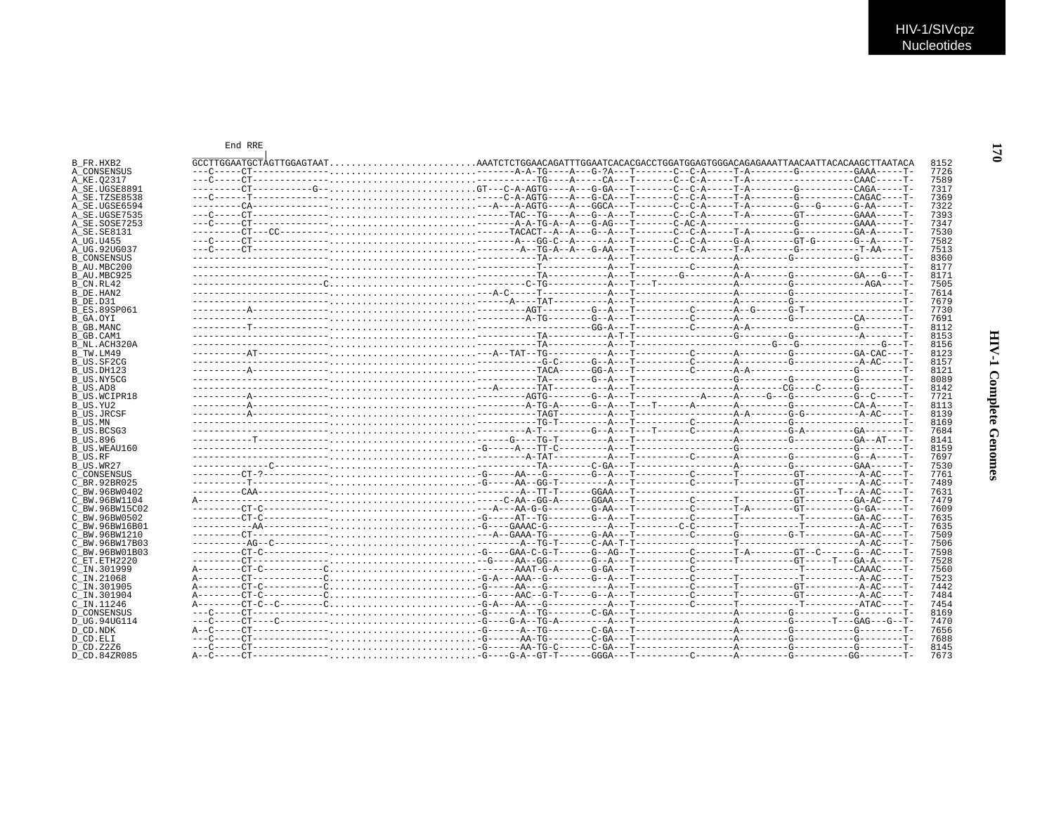```
                          End RRE
                   _____________|
B_FR.HXB2          GCCTTGGAATGCTAGTTGGAGTAAT..........................AAATCTCTGGAACAGATTTGGAATCACACGACCTGGATGGAGTGGGACAGAGAAATTAACAATTACACAAGCTTAATACA   8152
A_CONSENSUS        ---C-----CT-------------..........................-------A-A-TG----A---G-?A---T-------C--C-A-----T-A--------G----------GAAA-----T-   7726
A_KE.Q2317         ---C-----CT-------------..........................----------TG----A-----CA---T-------C--C-A-----T-A------------------CAAC-----T-   7589
A_SE.UGSE8891      ---------CT-----------G--.........................GT---C-A-AGTG----A---G-GA---T-------C--C-A-----T-A--------G----------CAGA-----T-   7317
A_SE.TZSE8538      ---C-----T--------------..........................-----C-A-AGTG----A---G-CA---T-------C--C-A-----T-A--------G----------CAGAC----T-   7369
A_SE.UGSE6594      ---------CA-------------..........................---A---A-AGTG----A---GGCA---T-------C--C-A-----T-A--------G---G------G-AA-----T-   7322
A_SE.UGSE7535      ---C-----CT-------------..........................------TAC--TG----A---G--A---T-------C--C-A-----T-A--------GT---------GAAA-----T-   7393
A_SE.SOSE7253      ---C-----CT-------------..........................-------A-A-TG-A--A---G-AG---T-------C-AC-A----------------G----------GAAA-----T-   7347
A_SE.SE8131        ---------CT---CC--------..........................------TACACT--A--A---G--A---T-------C--C-A-----T-A--------G----------GA-A-----T-   7530
A_UG.U455          ---C-----CT-------------..........................-------A---GG-C--A-----A---T-------C--C-A-----G-A--------GT-G-------G--A-----T-   7582
A_UG.92UG037       ---C-----CT-------------..........................--------A--TG-A--A---G-AA---T-------C--C-A-----T-A--------G----------T-AA----T-   7513
B_CONSENSUS        ------------------------..........................----------TA----------A---T-----------------A---------G-----------G--------T-   8360
B_AU.MBC200        ------------------------..........................----------T-----------A---T---------C-------A------------------------------T-   8177
B_AU.MBC925        ------------------------..........................----------TA----------A---T---------G---------A-A------G-----------GA---G---T-   8171
B_CN.RL42          ----------------------C-..........................---------C-TG---------A---T---T-------------A---------G------------AGA----T-   7505
B_DE.HAN2          ------------------------..........................---A-C-----T-----------A---T-----------------A---------G--------------------T-   7614
B_DE.D31           ------------------------..........................------A----TAT---------A---T-----------------A---------G--------------------T-   7679
B_ES.89SP061       ----------A-------------..........................---------AGT---------G--A---T----------C-------A--G------G-T------------------T-   7730
B_GA.OYI           ------------------------..........................---------A-TG--------G--A---T----------C-------A---------G-----------CA------T-   7691
B_GB.MANC          ----------T-------------..........................-------------------GG-A---T----------C-------A-A-------------------G--------T-   8112
B_GB.CAM1          ------------------------..........................----------TA----------A-T-T-----------------G---------G-----------A-------T-   8153
B_NL.ACH320A       ------------------------..........................----------TA----------A---T-----------------------G---G------------------G---T-   8156
B_TW.LM49          ----------AT------------..........................---A--TAT-TG----------A---T----------C-------A---------G-----------GA-CAC---T-   8123
B_US.SF2CG         ------------------------..........................------------G-C------G--A---T----------C-------A---------G------------A-AC---T-   8157
B_US.DH123         ----------A-------------..........................-----------TACA------GG-A---T----------C-------A-A-------------------G--------T-   8121
B_US.NY5CG         ------------------------..........................----------TA--------G--A---T-----------------G---------G-----------G--------T-   8089
B_US.AD8           ------------------------..........................---A-------TAT---------A---T-----------------A--------CG----C------G--------T-   8142
B_US.WCIPR18       ----------A-------------..........................---------AGTG--------G--A---T----------A-----A-----G---G-----------G--C-----T-   7721
B_US.YU2           ----------A-------------..........................---------A-TG-A------G--A---T---T------A-------A---------G-----------CA-A-----T-   8113
B_US.JRCSF         ----------A-------------..........................-----------TAGT---------A---T-----------------A-A-------G-G----------A-AC----T-   8139
B_US.MN            ------------------------..........................-----------TG-T--------A---T----------C-------A---------G--------------------T-   8169
B_US.BCSG3         ------------------------..........................---------A-T---------G--A---T---T------C-------A---------G-A---------GA------T-   7684
B_US.896           -----------T------------..........................------G----TG-T--------A---T-----------------A---------G-----------GA--AT---T-   8141
B_US.WEAU160       ------------------------..........................-G-----A---TT-C---------A---T-----------------G-----------------------G--------T-   8159
B_US.RF            ------------------------..........................---------A-TAT---------A---T----------C-------A---------G-----------G--A-----T-   7697
B_US.WR27          --------------C---------..........................-----------TA--------C-GA---T-----------------A---------G-----------GAA------T-   7530
C_CONSENSUS        ---------CT-?-----------..........................-G-----AA---G-------G--A---T----------C-------T----------GT---------A-AC----T-   7761
C_BR.92BR025       ----------T-------------..........................-G-----AA--GG-T---------A---T----------C-------T----------GT---------A-AC----T-   7489
C_BW.96BW0402      ---------CAA------------..........................---------A--TT-T------GGAA---T---------------------------GT-------T---A-AC----T-   7631
C_BW.96BW1104      A-----------------------..........................-----C-AA--GG-A------GGAA---T----------C-------T----------GT---------GA-AC----T-   7479
C_BW.96BW15C02     ---------CT-C-----------..........................---A---AA-G-G--------G-AA---T----------C-------T-A--------GT---------G-GA-----T-   7609
C_BW.96BW0502      ---------CT-C-----------..........................-G-----AT--TG--------G--A---T----------C-------T-----------T---------GA-AC----T-   7635
C_BW.96BW16B01     -----------AA-----------..........................-G----GAAAC-G-----------A---T---------C-C-------T-----------T---------A-AC----T-   7635
C_BW.96BW1210      ---------CT-------------..........................---A--GAAA-TG--------G-AA---T----------C-------G---------G-T---------GA-AC----T-   7509
C_BW.96BW17B03     ----------AG--C---------..........................---------A--TG-T------C-AA-T-T----------------T----------------------A-AC----T-   7506
C_BW.96BW01B03     ---------CT-C-----------..........................-G----GAA-C-G-T------G--AG--T----------C-------T-A--------GT--C------G--AC----T-   7598
C_ET.ETH2220       ---------CT-------------..........................--G----AA--GG--------G--A---T----------C-------T----------GT-----T---GA-A-----T-   7528
C_IN.301999        A--------CT-C-----------C.........................-------AAAT-G-A-------G-GA---T----------C-------------------T---------CAAAC----T-   7560
C_IN.21068         A--------CT-------------C.........................-G-A---AAA--G--------G--A---T----------C-------T-----------T---------A-AC----T-   7523
C_IN.301905        A--------CT-C-----------C.........................-G-----AA---G-----------A---T----------C-------T----------GT---------A-AC----T-   7442
C_IN.301904        A--------CT-C-----------C.........................-G-----AAC--G-T------G--A---T----------C-------T----------GT---------A-AC----T-   7484
C_IN.11246         A--------CT-C--C--------C.........................-G-A---AA---G-----------A---T----------C-------T-----------T---------ATAC----T-   7454
D_CONSENSUS        ---C-----CT-------------..........................-G------A--TG-------C-GA---T-----------------A---------G-----------G--------T-   8169
D_UG.94UG114       ---C-----CT----C--------..........................-G----G-A--TG-A---------A---T-----------------A---------G-------T---GAG---G--T-   7470
D_CD.NDK           A--C-----CT-------------..........................-G------A--TG-------C-GA---T-----------------A---------G-----------G--------T-   7656
D_CD.ELI           ---C-----CT-------------..........................-G------AA-TG-------C-GA---T-----------------A---------G-----------G--------T-   7688
D_CD.Z2Z6          ---C-----CT-------------..........................-G------AA-TG-C------C-GA---T-----------------A---------G-----------G--------T-   8145
D_CD.84ZR085       A--C-----CT-------------..........................-G----G-A--GT-T------GGGA---T----------C-------A---------G----------GG--------T-   7673
```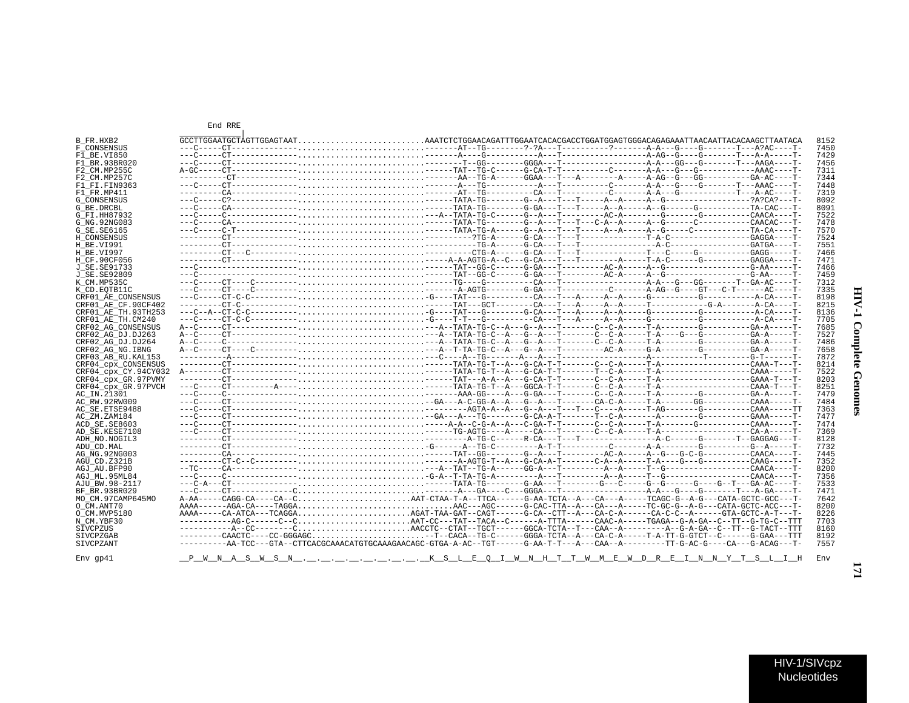```
         End RRE
         ___________|
B_FR.HXB2            GCCTTGGAATGCTAGTTGGAGTAAT..........................AAATCTCTGGAACAGATTTGGAATCACACGACCTGGATGGAGTGGGACAGAGAAATTAACAATTACACAAGCTTAATACA  8152
F_CONSENSUS          ---C-----CT-------------------------------------------AT--TG--------?-?A---T---------?-------A-A---G----G-------T---A?AC----T-  7450
F1_BE.VI850          ---C-----CT-------------------------------------------A----G-----------A---T-----------------A-AG--G----G-------T---A-A-----T-  7429
F1_BR.93BR020        ---C-----CT--------------------------------------------T--GG--------GGGA---T-----------------A-A---GG---G-------T---AAGA----T-  7456
F2_CM.MP255C         A-GC-----CT----------------------------------------TAT--TG-C------G-CA-T-T---------C-------A-A---G---G-----------AAAC----T-  7311
F2_CM.MP257C         ---------CT----------------------------------------AA--TG-A------GGAA---T---A-------A-----A-AG--G---GG---------GA-AC----T-  7344
F1_FI.FIN9363        ---C-----CT-------------------------------------------A---TG-----------A---T---------C-------A-A---G---G-------T---AAAC----T-  7448
F1_FR.MP411          ---------CA-------------------------------------------AT--TG----------CA---T---------C-------A-A---G------------T---A-AC----T-  7319
G_CONSENSUS          ---C-----C?------------------------------------------TATA-TG--------G--A---T---T-----A--A-----A--G-----------------?A?CA?---T-  8092
G_BE.DRCBL           ---C-----CA------------------------------------------TATA-TG--------G-GA---T---T-----A--A-----A--G------G----------TA-CAC---T-  8091
G_FI.HH87932         ---C-----C-----------------------------------------A--TATA-TG-C------G--A---T---------AC-A--------G-------G----------CAACA----T-  7522
G_NG.92NG083         ---C-----CA------------------------------------------TATA-TG--------G--A---T---T--C-A--A-----A--G-----C-----------CAACAC---T-  7478
G_SE.SE6165          ---C-----C-T-----------------------------------------TATA-TG-A------G--A---T---T-----A--A-----A--G-----C-----------TA-CA----T-  7570
H_CONSENSUS          ---------CT--------------------------------------------?TG-A------G-CA---T---T---------------T-A-C-----------------GAGGA----T-  7524
H_BE.VI991           ---------CT---------------------------------------------TG-A------G-CA---T---T-----------------A-C-----------------GATGA----T-  7551
H_BE.VI997           ---------CT---C-----------------------------------------CTG-A------G-CA---T---T-------------T---C-----G-----------GAGG-----T-  7466
H_CF.90CF056         ---------CT---------------------------------------A-A-AGTG-A--C---G-CA---T---T--------A-----T-A-C------G----------GAGGA----T-  7471
J_SE.SE91733         ---C-------------------------------------------------TAT--GG-C------G-GA---T---------AC-A-----A--G------------------G-AA-----T-  7466
J_SE.SE92809         ---C-------------------------------------------------TAT--GG-C------G-GA---T---------AC-A-----A--G------------------G-AA-----T-  7459
K_CM.MP535C          ---C-----CT----C-------------------------------------TG----G----------CA---T-----------------A-A---G---GG-------T--GA-AC----T-  7312
K_CD.EQTB11C         ---C-----CT----C----------------------------------------A-AGTG--------G-GA---T---------C-------A-AG--G----GT---C-T------AC----T-  7335
CRF01_AE_CONSENSUS   ---C-----CT-C-C---------------------------------G----TAT---G----------CA---T---A-----A--A-----G-----------G-----------A-CA----T-  8198
CRF01_AE_CF.90CF402  ---------CT-C----------------------------------------TAT---GCT---------CA---T---A-----A--A-----T-------------G-A--------A-CA----T-  8215
CRF01_AE_TH.93TH253  ---C--A--CT-C-C---------------------------------G----TAT---G--------G-CA---T---A-----A--A-----G-----------G-----------A-CA----T-  8136
CRF01_AE_TH.CM240    ---C-----CT-C-C---------------------------------G----T-T---G----------CA---T---A-----A--A-----G-----------G-----------A-CA----T-  7705
CRF02_AG_CONSENSUS   A--C-----CT---------------------------------------A--TATA-TG-C--A---G--A---T-------C--C-A-----T-A--------G----------GA-A-----T-  7685
CRF02_AG_DJ.DJ263    A--C-----CT---------------------------------------A--TATA-TG-C--A---G--A---T-------C--C-A-----T-A----G---G----------GA-A-----T-  7527
CRF02_AG_DJ.DJ264    A--C-----C----------------------------------------A--TATA-TG-C--A---G--A---T-------C--C-A-----T-A--------G----------GA-A-----T-  7486
CRF02_AG_NG.IBNG     A--C-----CT----C----------------------------------A--T-TA-TG-C--A---G--A---T---------AC-A-----G-A--------G----------GA-A-----T-  7658
CRF03_AB_RU.KAL153   ----------A-----------------------------------------C----A--TG------A---A---T---------------------A-----------T---------G-T-----T-  7872
CRF04_cpx_CONSENSUS  ---------CT------------------------------------------TATA-TG-T--A---G-CA-T-T-------C--C-A-----T-A-----------------------CAAA-T---T-  8214
CRF04_cpx_CY.94CY032 A--------CT------------------------------------------TATA-TG-T--A---G-CA-T-T-------T--C-A-----T-A-------------------CAAA-----T-  7522
CRF04_cpx_GR.97PVMY  ---------CT------------------------------------------TAT---A-A--A---G-CA-T-T-------C--C-A-----T-A-------------------CAAA-T---T-  8203
CRF04_cpx_GR.97PVCH  ---C-----CT---------A--------------------------------TATA-TG-T--A---GGCA-T-T-------C--C-A-----T-A-------------------CAAA-T---T-  8251
AC_IN.21301          ---C-----C----------------------------------------------AAA-GG----A---G-GA---T-------C--C-A-----T-A--------G----------GA-A-----T-  7479
AC_RW.92RW009        ---C-----CT-------------------------------------GA---A-C-GG-A--A---G--A---T-------CA-C-A-----T-A-------GG----------CAAA-----T-  7484
AC_SE.ETSE9488       ---C-----CT--------------------------------------------AGTA-A--A---G--A---T---T----C---A-----T-AG-------G----------CAAA-----TT  7363
AC_ZM.ZAM184         ---C-----CT-------------------------------------GA---A--TG--------G-CA-A-T-------T--C-A-----T-A--------G----------GAAA-----T-  7477
ACD_SE.SE8603        ---C-----CT---------------------------------------A-A--C-G-A--A---C-GA-T-T-------C--C-A-----T-A-------G----------CAAA-----T-  7474
AD_SE.KESE7108       ---C-----CT--------------------------------------------TG-AGTG----A-----CA---T-------C--C-A-----T-A-------------------CA-A-----T-  7369
ADH_NO.NOGIL3        ---------CT---------------------------------------------A-TG-C------R-CA---T---T-----------------A-C------G-------T--GAGGAG---T-  8128
ADU_CD.MAL           ---------CT-------------------------------------G------A--TG-C---------A-T-T---------C-------A-A-------G----------G--A-----T-  7732
AG_NG.92NG003        ---------CA-------------------------------------------TAT--GG--------G--A---T---------AC-A-----A--G---G-C-G---------CAACA----T-  7445
AGU_CD.Z321B         ---------CT-C--C-----------------------------------------A-AGTG-T--A---G-CA-A-T-------C-A--A-----T-A---G---G----------CAAG-----T-  7352
AGJ_AU.BFP90         --TC-----CA---------------------------------------A--TAT--TG-A------GG-A---T---------A--A-----T--G-------------------CAACA----T-  7356
AGJ_ML.95ML84        ---C-----C--------------------------------------G-A--T-TA-TG-A---------A---T---------A--A-----T--G-------------------CAACA----T-  8200
AJU_BW.98-2117       ---C-A---CT-------------------------------------------TATA-TG--------G-AA---T---------G---C-----G--G------G----G--T---GA-AC----T-  7533
BF_BR.93BR029        ---C-----CT------------C--------------------------------A---GA----C---GGGA---T-----------------A-A---G----G-------T---A-GA----T-  7471
MO_CM.97CAMP645MO    A-AA-----CAGG-CA----CA--C.......................AAT-CTAA-T-A--TTCA------G-AA-TCTA--A---CA---A-----TCAGC-G--A-G---CATA-GCTC-GCC---T-  7642
O_CM.ANT70           AAAA------AGA-CA----TAGGA................................AAC---AGC------G-CAC-TTA--A---CA---A-----TC-GC-G--A-G---CATA-GCTC-ACC---T-  8200
O_CM.MVP5180         AAAA-----CA-ATCA---TCAGGA.......................AGAT-TAA-GAT--CAGT------G-CA--CTT--A---CA-C-A------CA-C-C--A------GTA-GCTC-A-T---T-  8226
N_CM.YBF30           -----------AG-C------C--C.......................AAT-CC---TAT--TACA--C------A-TTTA------CAAC-A-----TGAGA--G-A-GA--C--TT--G-TG-C--TTT  7703
SIVCPZUS             -----------A--CC-------C........................AACCTC--CTAT--TGCT------GGCA-TCTA--T---CAA--A---------A--G-A-GA--C--TT--G-TACT--TTT  8160
SIVCPZGAB            ---------CAACTC----CC-GGGAGC..........................-T--CACA--TG-C------GGGA-TCTA--A---CA-C-A-----T-A-TT-G-GTCT--C------G-GAA---TTT  8192
SIVCPZANT            ----------AA-TCC---GTA--CTTCACGCAAACATGTGCAAAGAACAGC-GTGA-A-AC--TGT------G-AA-T-T---A---CAA--A---------TT-G-AC-G----CA---G-ACAG---T-  7557

Env gp41             __P__W__N__A__S__W__S__N__.__.__.__.__.__.__.__.__.__.__K__S__L__E__Q__I__W__N__H__T__T__W__M__E__W__D__R__E__I__N__N__Y__T__S__L__I__H  Env
```

HIV-1 Complete Genomes

HIV-1/SIVcpz Nucleotides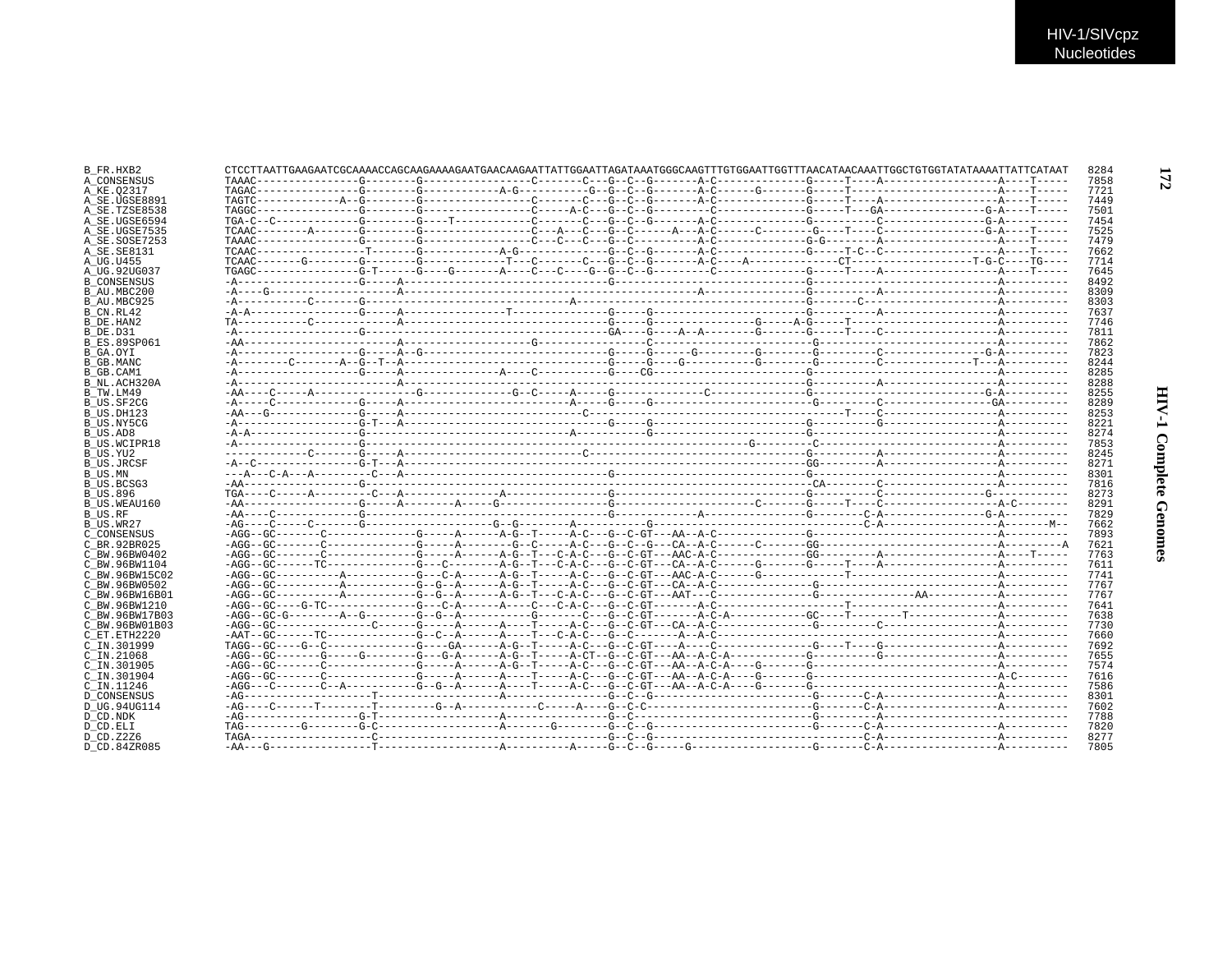```
B_FR.HXB2        CTCCTTAATTGAAGAATCGCAAAACCAGCAAGAAAAGAATGAACAAGAATTATTGGAATTAGATAAATGGGCAAGTTTGTGGAATTGGTTTAACATAACAAATTGGCTGTGGTATATAAAATTATTCATAAT   8284
A_CONSENSUS      TAAAC----------------G--------G-----------------C-------C---G--C--G-------A-C-------------G-----T----A------------------A----T-----   7858
A_KE.Q2317       TAGAC----------------G--------G-----------A-G----------G--G--C--G-------A-C------G-------G-----T----------------------A----T-----   7721
A_SE.UGSE8891    TAGTC-------------A--G--------G-----------------C-------C---G--C--G-------A-C-------------G-----T----A------------------A----T-----   7449
A_SE.TZSE8538    TAGGC----------------G--------G-----------------C------A-C---G--C--G--------C-------------G-----T---GA---------------G-A----T-----   7501
A_SE.UGSE6594    TGA-C--C-------------G--------G----T-----------C-------C---G--C--G-------A-C-------------G---------C----------------G-A----------   7454
A_SE.UGSE7535    TCAAC-------A--------G--------G-----------------C---A---C---G--C------A---A-C------C--------G----T----C----------------G-A----T-----   7525
A_SE.SOSE7253    TAAAC----------------G--------G-----------------C---C---C---G--C--------A-C-------------G-G-------A------------------A----T-----   7479
A_SE.SE8131      TCAAC-----------------T-------G-----------A-G-----------G--C--G-------A-C-------------G-----T-C--C------------------A----T-----   7662
A_UG.U455        TCAAC-------G--------G--------G-------------T---C-------C---G--C--G-------A-C----A--------------CT-------------------T-G-C----TG----   7714
A_UG.92UG037     TGAGC----------------G-T------G----G-------A----C---C----G--G--C--G---------C-------------G-----T----A------------------A----T-----   7645
B_CONSENSUS      -A-------------------G-----A------------------------------G-------------------------------G------------------------------A----------   8492
B_AU.MBC200      -A----G----------------------A----------------------------------------------A-----------------G-----------A--------------A----------   8309
B_AU.MBC925      -A-----------C-------G------------------------------A--------------------------------------G-------C-----------------------A----------   8303
B_CN.RL42        -A-A-----------------G-----A---------------T--------------G-----G--------------------------G-----------A----------------A----------   7637
B_DE.HAN2        TA-----------C-------------A------------------------------G-----G------------------G----A-G-----T-----------------------A----------   7746
B_DE.D31         -A-------------------G------------------------------------GA----G---A--A-------G------G-----T----C----------------------A----------   7811
B_ES.89SP061     -AA-------------------------A-------------------G----------------C-------------------------G-------------------------------A----------   7862
B_GA.OYI         -A-------------------G-----A--G---------------------------G-----G------G---------G--------G---------C----------------G-A----------   7823
B_GB.MANC        -A---------C-------A--G--T--A------------------------------G-----G----G-----------G--------G---------C-------------T---A----------   8244
B_GB.CAM1        -A-------------------G-----A-------------------A----C-----------G----CG-------------------------G------------------------A----------   8285
B_NL.ACH320A     -A---------------------------A-------------------------------------------------------------G-----------A----------------A----------   8288
B_TW.LM49        -AA----C-----A---------------G--------------G--C-----A-----G------------C-----------------G------------------------------G-A----------   8255
B_US.SF2CG       -A----C--------------G-----A---------------------------A-----G-----G------------------------G---------C----------------GA----------   8289
B_US.DH123       -AA---G--------------G-----A-------------------------------C-------------------------------T-----C----------------------A----------   8253
B_US.NY5CG       -A-------------------G-T---A------------------------------G-----G--------------------------G-----G-------------------------A----------   8221
B_US.AD8         -A-A-----------------G-------------------------------A-----------G--------------------------G------------------------------A----------   8274
B_US.WCIPR18     -A-------------------G-----------------------------------------------------------G---------C----------------------------A----------   7853
B_US.YU2         ------------C--------G-----A----------------------------C------------------------------------G-----------A----------------A----------   8245
B_US.JRCSF       -A--C----------------G-T---A--------------------------------------------------------------GG----------A------------------A----------   8271
B_US.MN          ---A---C-A---A-------C---A-------------------------------G-------------------------------G--------------------------------A----------   8301
B_US.BCSG3       -AA------------------G----------------------------------------------------------------CA-------C------------------------A----------   7816
B_US.896         TGA----C-----A-------C---A------------------A---------------G-------------------------------G---------C-------------G-------------   8273
B_US.WEAU160     -AA------------------G-----A-------A-----G-----------------G-------------------C------G-----T----C--------------------A-C--------   8291
B_US.RF          -AA----C-------------G------------------------------------G------------A----------------G-------C-A---------------G-A----------   7829
B_US.WR27        -AG----C-----C-------G-------------------G--G--------A-----------G---------------------------------C-A--------------------A-------M--   7662
C_CONSENSUS      -AGG--GC-------C-------------G-----A------A-G--T-----A-C---G--C-GT--AA--A-C-----------------------------------------------A----------   7893
C_BR.92BR025     -AGG--GC-------C-------------G-----A--------G--C-----A-C---G--C--G---CA--A-C------C-------GG-----------------------------A---------A   7621
C_BW.96BW0402    -AGG--GC-------C-------------G-----A------A-G--T---C-A-C---G--C-GT--AAC-A-C-------------GG---------A------------------A----T-----   7763
C_BW.96BW1104    -AGG--GC------TC-------------G---C--------A-G--T---C-A-C---G--C-GT--CA--A-C------G-------G-----T----A------------------A----------   7611
C_BW.96BW15C02   -AGG--GC----------A----------G---C-A------A-G--T-----A-C---G--C-GT--AAC-A-C------G-------------T--------------------------A----------   7741
C_BW.96BW0502    -AGG--GC----------A----------G--G--A------A-G--T-----A-C---G--C-GT--CA--A-C--------------G--------------------------------A----------   7767
C_BW.96BW16B01   -AGG--GC----------A-----------G--G--A------A-G--T---C-A-C---G--C-GT--AAT---C---------------G---------------AA-------------A----------   7767
C_BW.96BW1210    -AGG--GC----G-TC-------------G---C-A------A----C---C-A-C---G--C-GT------A-C-----------------------T-------------------------A----------   7641
C_BW.96BW17B03   -AGG--GC-G--------A--G--------G--G--A------------G--------C---G--C-GT-------A-C-A------------GC----T--------T-----------------A----------   7638
C_BW.96BW01B03   -AGG--GC--------------C------G-----A------A----T-----A-C---G--C-GT--CA--A-C-----------------G---------C------------------------A----------   7730
C_ET.ETH2220     -AAT--GC------TC-------------G--C--A------A----T---C-A-C---G--C-------A--A-C--------------------------------------------------A----------   7660
C_IN.301999      TAGG--GC----G--C-------------G----GA------A-G--T-----A-C---G--C-GT---A----C---------------G-----T----G--------------------A----------   7692
C_IN.21068       -AGG--GC-------G-------G-----G--G-A------A-G--T-----A-CT--G--C-GT--AA--A-C-A-----------G----------G------------------------A----------   7655
C_IN.301905      -AGG--GC-------C-------------G-----A------A-G--T-----A-C---G--C-GT--AA--A-C-A-----G---------------------------------------------A----------   7574
C_IN.301904      -AGG--GC-------C-------------G-----A------A----T-----A-C---G--C-GT--AA--A-C-A----G-------G--------------------------------A-C--------   7616
C_IN.11246       -AGG---C-------C--A-----------G--G--A------A----T-----A-C---G--C-GT--AA--A-C-A----G-------G----------------------------------A----------   7586
D_CONSENSUS      -AG--------------------T-----------------------A-----------------G--C--G-----------------------G--------C-A------------------A----------   8301
D_UG.94UG114     -AG----C------T--------T---------G--A-----------C-----A----G--C-C--------------------------G-------C-A------------------A----------   7602
D_CD.NDK         -AG------------------G-T---------------------A--------------G--C-------------------------------G---------A------------------------------   7788
D_CD.ELI         TAG---------G--------G-C-------------------A-------G--------G--C--G-------------------------G-------C-A------------------A----------   7820
D_CD.Z2Z6        TAGA-----------------C--------------------------------------G--C--G---------------------------------C-A------------------A----------   8277
D_CD.84ZR085     -AA---G----------------T-------------------A----------A-----G--C--G-----G-------------------G-------C-A------------------A----------   7805
```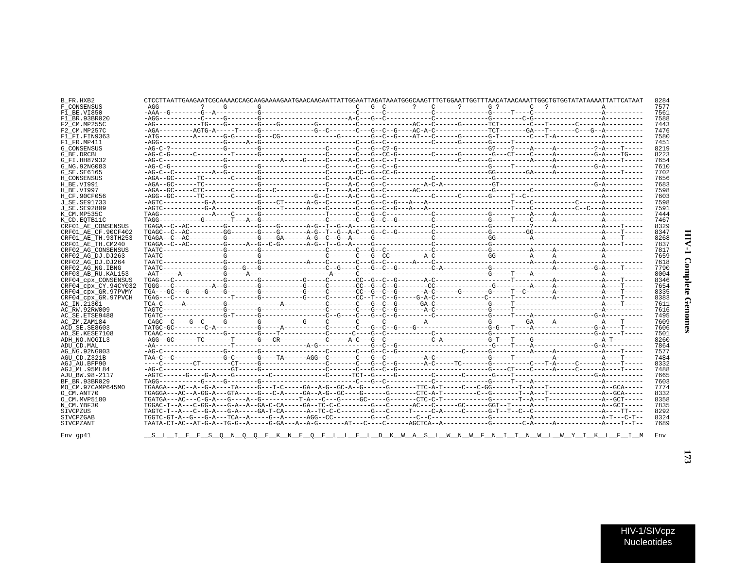```
B_FR.HXB2             CTCCTTAATTGAAGAATCGCAAAACCAGCAAGAAAAGAATGAACAAGAATTATTGGAATTAGATAAATGGGCAAGTTTGTGGAATTGGTTTAACATAACAAATTGGCTGTGGTATATAAAATTATTCATAAT  8284
F_CONSENSUS           -AGG-----------?-----G--------G-------------------------C---G--C-------?----C------?-------G-?--------C---?--------------A----------  7577
F1_BE.VI850           -AAA--G--------G--A-----------G-------------------------C------C--------------C---------------G-----T----C------------------A----------  7561
F1_BR.93BR020         -AGG-----------C-----G--------G-----------------------A-C---G--C--------------C---------------G--------C-G------------------A----------  7588
F2_CM.MP255C          -AG------------TG----G--------G----G---------G----------C-------------AC---C------G-------TCT--------C---T-------C------A----------  7443
F2_CM.MP257C          -AGA---------AGTG-A-----T-----G--------------G--C-------C---G--C--G----AC-A-C---------------TCT-------GA---T-------C---G--A----------  7476
F1_FI.FIN9363         -ATG---------A-------G-G------G---CG--------------G-------G--C--G----AT---C------G-------G-T--------C---T-A------------A----------  7580
F1_FR.MP411           -AGG-----------------G------A--G-------------------------C---G--C-------------C------G-------G-----T------------------------A----------  7451
G_CONSENSUS           -AG-C-?-------------G--------G-----------------C-------C---G--C?-G---------------------G?----?----A-----A----------?-A----T-----  8219
G_BE.DRCBL            -AG-C-G-------C---------T------G-----------------C-------C---G--CC-G--------C------G-------G---CT----C-----A-----------G-A----TG----  8223
G_FI.HH87932          -AG-C---------------G-------------A-----G-----C-----A-C---G--C--T---------------C-------G-----------A-----A-----------A----T-----  7654
G_NG.92NG083          -AG-C-G-------------G--------G-----------------C-------C---G--C--G---------------------G-----T---------A----------G-A----------  7610
G_SE.SE6165           -AG-C--C----------A--G--------G-----------------C-------CC--G--CC-G---------------------GG--------GA-----A-----------A----T-----  7702
H_CONSENSUS           -AGA--GC------TC-------C------G-----------------C-----A-C---G--C-------------C------------------G-------------------------A----------  7656
H_BE.VI991            -AGA--GC------TC---------------G-----------------C-----A-C---G--C----------A-C-A-------------GT-------------------------G-A----------  7683
H_BE.VI997            -AGA--GC-----CTC-------C------G----C------------T-----A-C---G--C------AC--------------------G---------C------------------A----------  7598
H_CF.90CF056          -AGG--GC------TC-------C------G------------------G-C-----A-C---G--C------------C------G-----T--C-------------------------A----------  7603
J_SE.SE91733          -AGTC-----------G-A-----------G----CT------A-G--C-------C---G--C--G---A---A--------------------T----C-----------C------A----------  7598
J_SE.SE92809          -AGTC-----------G-A-----------G-----T------A----C-------C---G--C--G---A---A--------------------T----C-----------C--C---A----------  7591
K_CM.MP535C           TAAG-------------A----C-------G------------------T-------C---G--C--------------C--------------G---------A-----A-----------A----------  7444
K_CD.EQTB11C          TAGG-----------G------T---A--G------------------C-------C---G--C--G---------C--------------G-----T----C-----A-----------A----------  7467
CRF01_AE_CONSENSUS    TGAGA--C--AC---------G--------G----G-------A-G--T--G--A-----G----------------C--------------G----------?-----------------A----T-----  8329
CRF01_AE_CF.90CF402   TGAGC--C--AC---------GG-------G----G-------A-G--T--G--A-C---G--C--G--------C--------------G---------GG-----------------A----T-----  8347
CRF01_AE_TH.93TH253   TGAGA--C--AC---------G--------G----GA------A-G--C--G--A-----G----------------C--------------GG---------A-----------------A----T-----  8268
CRF01_AE_TH.CM240     TGAGA--C--AC---------G-----A--G--C-G-------A-G--T--G--A-----G----------------C--------------G------------------------------A----T-----  7837
CRF02_AG_CONSENSUS    TAATC----------------G--------G-----------------C-------C---G--C-----------------C--------------G----------A-----A-----------A----------  7817
CRF02_AG_DJ.DJ263     TAATC----------------G--------G-----------------C-------C---G--CC---------A-C--------------GG---------A-----A-----------A----------  7659
CRF02_AG_DJ.DJ264     TAATC----------------G--------G-----------A----C-------C---G--C-------A---C-------------------------A-----A-----------A----------  7618
CRF02_AG_NG.IBNG      TAATC----------------G----G---G-----------------C--G----C---G--C--G---------C-A--------------G-----------------A----------G-A----T-----  7790
CRF03_AB_RU.KAL153    -AAT-----A-----------G-----A--------------------A-------C------------------------------------G-----T----A-----------------A----------  8004
CRF04_cpx_CONSENSUS   TGAG---C--------------G--------G-----------G-----C-------CC--G--C--G-------A-C--------------------T----------A-----------A----T-----  8346
CRF04_cpx_CY.94CY032  TGGG---C---------A--G--------G-----------G-----C-------CC--G--C--G--------CC--------------G---------A-----A-----------A----T-----  7654
CRF04_cpx_GR.97PVMY   TGA---GC---G---G-----G--------G-----------G-----C-------CC--G--C--G-----A-C------G-------G-----T--C---------A-----------A----T-----  8335
CRF04_cpx_GR.97PVCH   TGAG---C--------------T------G-----------G-----C-------CC--T--C--G-----G-A-C--------------C-----T----------A-----------A----T-----  8383
AC_IN.21301           TCA-C-----A-----------G-------------A-----------C-------C---G--C--G------GA-C--------------G-----T---------------------------A----T-----  7611
AC_RW.92RW009         TAGTC----------------G--------G-----------------C-------C---G--C--G-------A-C--------------G-----T----------------------------A----------  7616
AC_SE.ETSE9488        TGATC----------------G-T------G-----------------C--G----C---G--C--G--------C--------------G-----T----A-----------------G-A----------  7495
AC_ZM.ZAM184          -CAGC--C----G--C-----G--------G-----------G-----C-------C------C---------A-------------------G---------GA-----A-----------A----T-----  7609
ACD_SE.SE8603         TATGC-GC--------C-A-----------G-----A-----------C-------C---G--C--G----G-----------------G-G---T----A-----------------G-A----T-----  7606
AD_SE.KESE7108        TCAAC----------------G--------G-----T-----------C------C---G--C--G------------C--------------G-----------------------------G-A----T-----  7501
ADH_NO.NOGIL3         -AGG--GC------TC-------T------G-----CR----------C-----A-C---G--C-------------C-A-------------G-T---T----G-----------------A-T--------  8260
ADU_CD.MAL            -AA---------------------T----------------------A-G-----------G--C--G------------------------G-----T----A-----------------G-A----------  7864
AG_NG.92NG003         -AG-C----------------G--------G-----------------C-------C---G--C--G----------------C------G-----------A-----A-----------A----T-----  7577
AGU_CD.Z321B          TAA-C--C-------------G-C------G-----TA------AGG--C-------C---G--C----------A-C--------------G-----T----------A-----------A----T-----  7484
AGJ_AU.BFP90          ----C--------CT--------CT-----G-----------------C-------C---G--C--G--------A-C-----TC-------G----------C---T-A-----C------A----T-----  8332
AGJ_ML.95ML84         -AG-C----------------GT-------G-----------------C-------C---G--C--G------------------------G---CT----C-----A-----C------A----T-----  7488
AJU_BW.98-2117        -AGTC------G----G-A----G---------C--------------C------TCT--G------G---------C-------C-------G---T------------------------G-A----------  7665
BF_BR.93BR029         TAGG-----------G-----G--------G-----------------------C---G--C--------------C--------------G-----T----A-------------------A----------  7603
MO_CM.97CAMP645MO     TGAAGA---AC--A--G-A----TA-----G---T-C-----GA--A-G--GC-A--G------G-------TTC-A-T-----C---C-GG-------T--A---T-------------A--GCA-----  7774
O_CM.ANT70            TGAGGA---AC--A-GG-A---GTA-----G---C-A-----GA--A-G--GC----G------G-------CTC-A-T---------C--G-------T--A---T-------------A--GCA-----  8332
O_CM.MVP5180          TGATGA---AC---C-G-A---G----A--G----------T-A---C--G-----GC-----G-------CTC-C-T-----------G-------T--A---T-------------A--GCT-----  8358
N_CM.YBF30            TGGAC-T--A---C-GG-A---G-A--A--GA-C-CA-----GA--TC-C-C--------G---C------AC---C------GC------GGT--T-----A-----------------A--GCT-----  7835
SIVCPZUS              TAGTC-T--A---C--G-A---G-A-----GA-T-CA------A--TC-C-C--------G---C-----T-----C-A-----C------G-T--T--C--C----------------A----TT----  8292
SIVCPZGAB             TGGTC-GT-A--G---G-A---TCA--A-----G--A------AGG--CC----------G---C-------C--C--------------G----------A-----------------A-T---C-T--  8324
SIVCPZANT             TAATA-CT-AC--AT-G-A--TG-G--A-----G-GA---A--A-G-------AT---C----C------AGCTCA--A-----------G--------C-A-----A-----------A----T--T--  7689

Env gp41              __S__L__I__E__E__S__Q__N__Q__Q__E__K__N__E__Q__E__L__L__E__L__D__K__W__A__S__L__W__N__W__F__N__I__T__N__W__L__W__Y__I__K__L__F__I__M  Env
```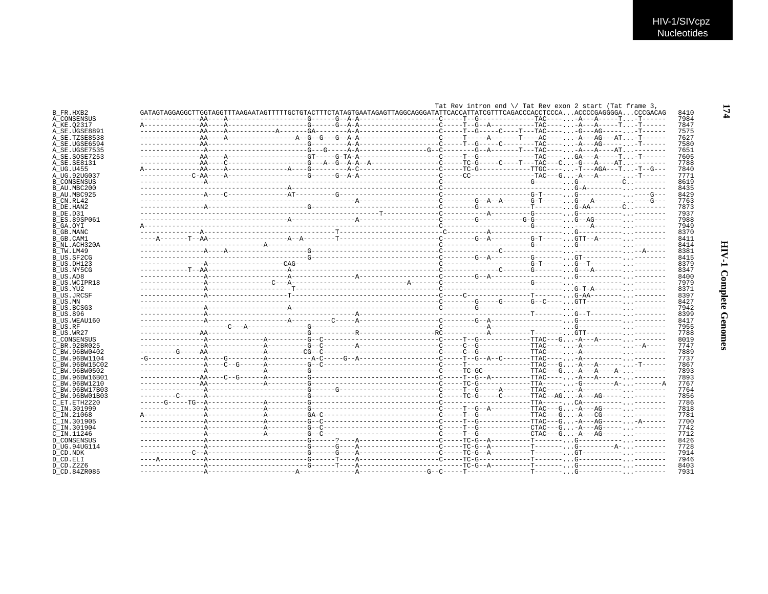```
                                                                                           Tat Rev intron end \/ Tat Rev exon 2 start (Tat frame 3,
B_FR.HXB2        GATAGTAGGAGGCTTGGTAGGTTTAAGAATAGTTTTTGCTGTACTTTCTATAGTGAATAGAGTTAGGCAGGGATATTCACCATTATCGTTTCAGACCCACCTCCCA...ACCCCGAGGGGA...CCCGACAG  8410
A_CONSENSUS      ---------------AA----A--------------------G------G--A-A-------------------C-----T--G-------------TAC----...-A---A-----T...-T------  7984
A_KE.Q2317       A--------------AA----A--------------------G------G--A-A-------------------C-----T--G--A----------TAC----...-A---A-----T...-T------  7847
A_SE.UGSE8891    ---------------AA----A-----------A-------GA-------A-A-------------------C-----T--G-----C----T---TAC----...-G---AG------...-T------  7575
A_SE.TZSE8538    ---------------AA----A------------------A--G--G---G--A-A-------------------C-----T-----A-------T----AC----...-A---AG---AT...-T------  7627
A_SE.UGSE6594    ---------------AA-------------------------G---------A-A-------------------C-----T--G-----C--------TAC----...-A---AG------...-T------  7580
A_SE.UGSE7535    ---------------A--------------------------G---G-----A-A---------------G--C--------G--A-------T---TAC----...-A---A----AT...--------  7651
A_SE.SOSE7253    ---------------AA----A--------------------GT-----G-TA-A-------------------C-----T--G-------------TAC----...GA---A-----T...-T------  7605
A_SE.SE8131      ---------------AA----C--------------------G---A--G--A-A--A----------------C-----TC-G-----C----T---TAC---C...-G---A----AT...--------  7788
A_UG.U455        A--------------AA----A---------------A----G---------A-C-------------------C-----TC-G------------TTGC----...-T---AGA---T...-T--G---  7840
A_UG.92UG037     -------------C-AA----A--------------------G------G--A-A-------------------C-----CC---------------TAC---G...-A---A------...-T------  7771
B_CONSENSUS      ----------------A-----------------------------------------------------------C-----------------------G-------...G-----------C..--------  8619
B_AU.MBC200      ------------------------------------A----------------------------------------C------------------------------...G-A---------...--------  8435
B_AU.MBC925      ----------------A----C--------------AT----------G--------------------------C----------------------G-T-----...G-----------...----G---  8429
B_CN.RL42        ------------------------------------------------------A-------------------C--------G--A--A-------G-T-----...G---A-------...----G---  7763
B_DE.HAN2        ----------------A-------------------------G----------------------------------C--------G-----------T-------...G-AA-------C..--------  7873
B_DE.D31         -----------------------------------------------------------T-------------C-----------A-----------G-------...G-----------...--------  7937
B_ES.89SP061     ------------------------------------A---------------A---------------------C--------G----------G-G-------...G--AG-------...--------  7988
B_GA.OYI         A------------------------------------------------------------------------------C---------------------G-------...----A-------...--------  7949
B_GB.MANC        ----------------A-----------------------------------T-------------------------C-----------A---------------...G-----------...--------  8370
B_GB.CAM1        ----A-------T--AA-----------------A--A--------T-----------------------C--------G--A-----------G-T-----...GTT--A-------...--------  8411
B_NL.ACH320A     --------------------------------A---------------------------------------------C-----------------------G-------...G-----------...--------  8414
B_TW.LM49        ----------------A----A--------------------G-----------------------------C--------------C----------------...---------------...-A-----  8381
B_US.SF2CG       ------------------------------------------G---------------------------------C--------G--A-----------G-------...GT----------...--------  8415
B_US.DH123       ----------------A------------------CAG--------------------------------------C---------------------G-T-----...G--T---------...--------  8379
B_US.NY5CG       ------------T--AA-------------------A--------------------------------------C-------------C-------G-------...G---A-------...--------  8347
B_US.AD8         ----------------A-------------------A---------------A---------------------C--------G--A--------------------...G-----------...--------  8400
B_US.WCIPR18     ----------------A----------------C---A--------------------------A-----------C---------------------G-------...-------------...--------  7979
B_US.YU2         ----------------A-------------------T-----------------------------------------C-------------------------------...G-T-A-------...--------  8371
B_US.JRCSF       ----------------A-------------------T-------------------------------------C-----C-----------------T-------...G-AA--------...--------  8397
B_US.MN          ------------------------------------------------------------------------C--------G------G-------G--C-----...GTT---------...--------  8427
B_US.BCSG3       ----------------A-------------------A------------------------------------C-----------G---------------------...-------------...--------  7942
B_US.896         ----------------A-----------------------------------A-------------------------C-----------------------T-------...G--T---------...--------  8399
B_US.WEAU160     ----------------A-------------------A----------C-----A-------------------C--------G--A------------------...G-----------...--------  8417
B_US.RF          ---------------------C---A---------------G------------------------------C-----------A-------------------...G-----------...--------  7955
B_US.WR27        ---------------AA-------------------------G-----------R---------------------RC----------A----------T-------...GTT---------...--------  7788
C_CONSENSUS      ----------------A----------------A--------G--C----------------------------C-----T--G------------TTAC---G...-A---A------...--------  8019
C_BR.92BR025     ----------------A----------------A--------G--C--------A-------------------C-----C--G------------TTAC----...-A-----------...-A-----  7747
C_BW.96BW0402    ---------G-----AA----------------A--------CG--C---------------------------C-----C--G------------TTAC----...-A-----------...--------  7889
C_BW.96BW1104    -G--------------A----G-----------A--------A-C-----G--A--------------------C-----T--G--A--C------TTAC----...-A-----------...--------  7737
C_BW.96BW15C02   ----------------A----C--G--------A--------G--C----------------------------C-----T----------------TTAC---G...-A---A-------...-T------  7867
C_BW.96BW0502    ----------------A----------------A--------G-------------------------------C-----TC-GC-----------TTAC---G...-A---A----A--...--------  7893
C_BW.96BW16B01   ---------------AA----C--G--------A--------G-------------------------------C-----T--G--A----------TTAC----...-A---A-------...--------  7893
C_BW.96BW1210    ---------------AA----------------A--------G-------------------------------C-----TC-G-------------TTA-----...-G--------A--...-------A  7767
C_BW.96BW17B03   ----------------A-------------------------G------G------------------------C-----T--G-----A-------TTAC----...-A-----------...--------  7764
C_BW.96BW01B03   ---------C------A-------------------------G-------------------------------C-----TC-G-----C-------TTAC--AG...-A---AG------...--------  7856
C_ET.ETH2220     ------G-----TG--A----------------A--------G-------------------------------C----------------------TTA-----...CA-----------...--------  7786
C_IN.301999      ----------------A----------------A--------G-------------------------------C-----T--G--A----------TTAC---G...-A---AG------...--------  7818
C_IN.21068       A---------------A----------------A--------GA-C----------------------------C-----T--G-------------TTAC---G...-A---CG------...--------  7781
C_IN.301905      ----------------A----------------A--------G--C----------------------------C-----T--G-------------TTAC---G...-A---AG------...-A------  7700
C_IN.301904      ----------------A----------------A--------G--C----------------------------C-----T--G-------------CTAC---G...-A---AG------...--------  7742
C_IN.11246       ----------------A----------------A--------G--C----------------------------C-----T--G-------------CTAC---G...-A---AG------...--------  7712
D_CONSENSUS      ----------------A-------------------------G------?----A-------------------C-----TC-G--A----------T-------...G-----------...--------  8426
D_UG.94UG114     ----------------A-------------------------G------G----A-------------------C-----TC-G--A----------T-------...G---------A--...--------  7728
D_CD.NDK         -------------C--A-------------------------G------G----A-------------------C-----TC-G--A----------T-------...GT----------...--------  7914
D_CD.ELI         ----A-----------A-------------------------G------T----A-------------------C-----TC-G--A----------T-------...G-----------...--------  7946
D_CD.Z2Z6        ----------------A-------------------------G------T----A---------------------------TC-G--A----------T-------...G-----------...--------  8403
D_CD.84ZR085     ----------------A----------------------A---------------A-----------------G--C-----T----------------T-------...G-----------...--------  7931
```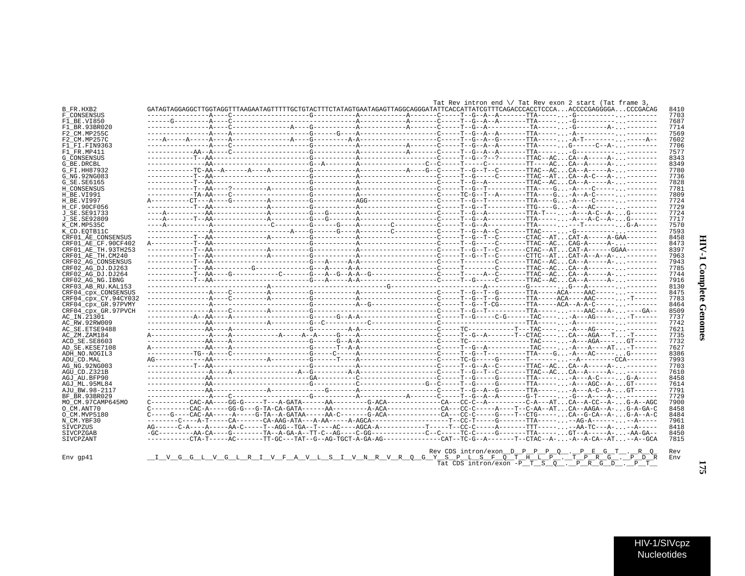```
                                                                                                       Tat Rev intron end \/ Tat Rev exon 2 start (Tat frame 3,
B_FR.HXB2            GATAGTAGGAGGCTTGGTAGGTTTAAGAATAGTTTTTGCTGTACTTTCTATAGTGAATAGAGTTAGGCAGGGATATTCACCATTATCGTTTCAGACCCACCTCCCA...ACCCCGAGGGGA...CCCGACAG   8410
F_CONSENSUS          ----------------A----C--------------------G-----------A-----------A-------C-----T--G--A--A-------TTA------...-G----------...--------   7703
F1_BE.VI850          ------G---------A----C--------------------G-----------A-----------A-------C-----T--G--A--A-------TTA------...-G----------...--------   7687
F1_BR.93BR020        ----------------A----C--------------A----G-----------A-----------A-------C-----T--G--A-----------TA------...-G---------A-...--------   7714
F2_CM.MP255C         ----------------A----A--------------------G------G----A-----------A-------C-----T--G--A--A-------TTA------...-A----------...--------   7569
F2_CM.MP257C         ----A-----A-----A----A--------------A----G---------A-A----------------C-----T--G--A--G-------TTA------...-A-T---------...-----A--   7602
F1_FI.FIN9363        ----------------A----C--------------------G-----------A-----------A-------C-----T--G--A--A-------TTA------...G------C--A-...--------   7706
F1_FR.MP411          ------------AA--A----C--------------------G-----------A-----------A-------C-----T--G--A--A-------TTA------...-G----------...--------   7577
G_CONSENSUS          ------------T--AA-------------------------G-----------A-------------------C-----T--G--?--?-------TTAC--AC...CA--A-----A-...--------   8343
G_BE.DRCBL           ---------------AA-------------------------G--A--------A-----------------C--C-----T-----C---------TT----AC...CA--A-----A-...--------   8349
G_FI.HH87932         ------------TC-AA--A------A----A----------G-----------A----------A----G--C-----T--G--T--C-------TTAC--AC...CA--A-----A-...--------   7780
G_NG.92NG083         ------------T--AA-------------------------G-----------A-------------------C-----T--G-----C-------TTAC--AT...CA--A-C---A-...--------   7736
G_SE.SE6165          ------------T--AA-------------------------G-----------A-------------------C-----T--G--A----------TTAC--AC...CA--A-----A-...--------   7828
H_CONSENSUS          ------------T--AA----?---------A----------G-----------A-------------------C-----T--G--T----------TTA----G...-A---C------...--------   7781
H_BE.VI991           ------------TA-AA----C--------------------G-----------A-------------------C-----TC-G--T--A-------TTA----G...-A--A-C-----...--------   7809
H_BE.VI997           A----------CT--A----G---------A----------G-----------AGG-----------------C-----T--G--T----------TTA----G...-A----C------...--------   7724
H_CF.90CF056         ------------T--AA--------------A----------G-----------A-------------------C-----T--G--T----------TTG----G...-A---AC-----...--------   7729
J_SE.SE91733         ----A-----------AA-------------A----------G---G-------A-------------------C-----T--G--A----------TTA-T----...-A---A-C--A-...G-------   7724
J_SE.SE92809         ----A-------T--AA-------------A----------G---G-------A-------------------C-----T--G--A----------TTA------...-A---A-C--A-...G-------   7717
K_CM.MP535C          ----A------------A----------------C--------G------G---A--------C----------C-----T--G--A----------TTA------...---T--------...G-A-----   7570
K_CD.EQTB11C         ----------------A--------------------A----G------G----A--------C----------C-----T--G--A--C-------TTAC-----...-G----------...--------   7593
CRF01_AE_CONSENSUS   ------------T--AA-------------A----------G-----------A-------------------C-----T--G--T--C-------CTAC--AT...CAT-A-----A-GAA--------   8458
CRF01_AE_CF.90CF402  A-----------T--AA-------------------------G-----------A-------------------C-----T--G-----C-------TTAC--AC...CAG-A-----A-...--------   8473
CRF01_AE_TH.93TH253  ------------T--AA-------------A----------G-----------A-------------------C-----T--G--T--C-------CTAC--AT...CAT-A------GGAA--------   8397
CRF01_AE_TH.CM240    ------------T--AA-------------A----------G-----------A-------------------C-----T--G--T--C-------CTTC--AT...CAT-A--A--A-...--------   7963
CRF02_AG_CONSENSUS   ------------T--AA-------------------------G---A-----A-A-------------------C-----T--------C-------TTAC--AC...CA--A-----A-...--------   7943
CRF02_AG_DJ.DJ263    ------------T--AA----------G--------------G---A-----A-A-------------------C-----T--------C-------TTAC--AC...CA--A-------...--------   7785
CRF02_AG_DJ.DJ264    ------------T--AA----G------------C-------G---A--G--A-A--G----------------C-----T-----A--C-------TTAC--AC...CA--A-----A-...--------   7744
CRF02_AG_NG.IBNG     ------------T--AA-------------------------G---A-----A-A-------------------C-----T--G-----C-------TTAC--AC...CA--A-----A-...--------   7916
CRF03_AB_RU.KAL153   ----------------------------------A-------------------------------G-----------------------A-----------G---------...G---A-------...--------   8130
CRF04_cpx_CONSENSUS  ----------------A----C---------A----------G-----------A-------------------C-----T--G--T--G-------TTA-----ACA----AAC-----...--------   8475
CRF04_cpx_CY.94CY032 ----------------A----C---------A----------G-----------A-------------------C-----T--G--T--G-------TTA-----ACA----AAC-----...-T------   7783
CRF04_cpx_GR.97PVMY  ----------------A----------------------G-----------A--G-----------------C-----T--G--T-CG-------TTA-----ACA--A-A-C-----...--------   8464
CRF04_cpx_GR.97PVCH  ----------------A----C---------A----------G-------------------------------C-----T--G--T----------TTA------...----AAC---A-...----GA--   8509
AC_IN.21301          ------------A--AA----A--------------------G------G--A-A-------------------C-----T--G-----C-G------TAC------...-A---AG-----...-T------   7737
AC_RW.92RW009        ---------------AA-------------A----------G--C-----------C-----------------C------------------TTA------...-A----------...--------   7742
AC_SE.ETSE9488       ---------------AA----A--------------------G---------A-A-------------------C-----TC-----------T---TAC------...-A---AG-----...--------   7621
AC_ZM.ZAM184         A---------------A----A-------------A-----A--A-----G----A------------------C-----T--G--A-------T--CTAC------...CA---AGA---T...-T------   7735
ACD_SE.SE8603        ---------------AA----A--------------------G------G--A-A-------------------C-----TC---------------TAC------...-A---AGA-----...GT------   7732
AD_SE.KESE7108       A--------------AA----A--------------------G------T--A-A-------------------C-----T--G--A----------TAC------...-A---A---AT...-T------   7627
ADH_NO.NOGIL3        ------------TG--A----C--------------------G------C-----A-------------------C-----T--G--T----------TTA----G...-A---AC------...G-------   8386
ADU_CD.MAL           AG-------------AA--------------A----------G------T----A-------------------C-----TC-G-----G-------T--------...--A----------CCA--------   7993
AG_NG.92NG003        ------------T--AA-------------------------G-----------A-------------------C-----T--G--A--C-------TTAC--AC...CA--A-----A-...--------   7703
AGU_CD.Z321B         ----------------A----A----------------A--G---------A-A-------------------C-----T--G--T--C-------TTAC--AC...CA--A-----A-...--------   7610
AGJ_AU.BFP90         ---------------AA-------------------------GA----------C-------------------C-----T--G-----G-------TTA------...-A---A-C----...G-A-----   8458
AGJ_ML.95ML84        ---------------AA-------------------------G-----------C------------------G--C-----T--G-----G-------TTA------...-A---AGC--A-...GT------   7614
AJU_BW.98-2117       ---------------AA---------------A----------G------A-----------------------C-----T--G--A--G-------TTA------...-A---A-C--A-...GT------   7791
BF_BR.93BR029        ----------------A----C--------------------G-----------A-----------A-------C-----T--G--A--A-------G-T------...-G---A---A-...--------   7729
MO_CM.97CAMP645MO    C----------CAC-AA----GG-G-----T---A-GATA------AA----------G-ACA--------------CA---CC-C--A----------C-A---AT...CA--A-CC--A-...G-A--AGC   7900
O_CM.ANT70           C----------CAC-A-----GG-G---G-TA-CA-GATA------AA----------A-ACA--------------CA---CC-C-----A----T--C-AA--AT...CA--AAGA--A-...G-A-GA-C   8458
O_CM.MVP5180         C-----G----CAC-AA-----A-----G-TA--A-GATAA-----AA-C--------G-ACA--------------CA---CC-C-----G----T--CTG-------...CA--G-CA--A-...G-A--A-C   8484
N_CM.YBF30           --------C----A-T-----CA-------CA-AAG-ATA---A-AA-----A-AGCA-------------------T--CC-T-----G-------TTA------...--AG-A------...-A------   7961
SIVCPZUS             AG------C-A----A-----AA-C-----T--AGG--TGA--T----AC----AGCA-A------------T-----T--CC-C-----A-------TTT------...--AA-TC---A-...--A-----   8418
SIVCPZGAB            -GC---------AA-CA----G--------TA--A-GA-A--TT-C--AG----C-GG-------------C--C-----TC-C-----G-------TTA------...GT--A-----A-...-AA-GA--   8450
SIVCPZANT            -----------CTA-T-----AC-------TT-GC---TAT--G--AG-TGCT-A-GA-AG---------------CAT--TC-G--A-------T--CTAC--A-...-A--A-CA--AT...--A--GCA   7815

                                                                                                      Rev CDS intron/exon__D__P__P__P__Q__.__P__E__G__T__.__R__Q    Rev
Env gp41             __I__V__G__G__L__V__G__L__R__I__V__F__A__V__L__S__I__V__N__R__V__R__Q__G__Y__S__P__L__S__F__Q__T__H__L__P__.__T__P__R__G__.__P__D__R    Env
                                                                                                       Tat CDS intron/exon -P__T__S__Q__.__P__R__G__D__.__P__T__
```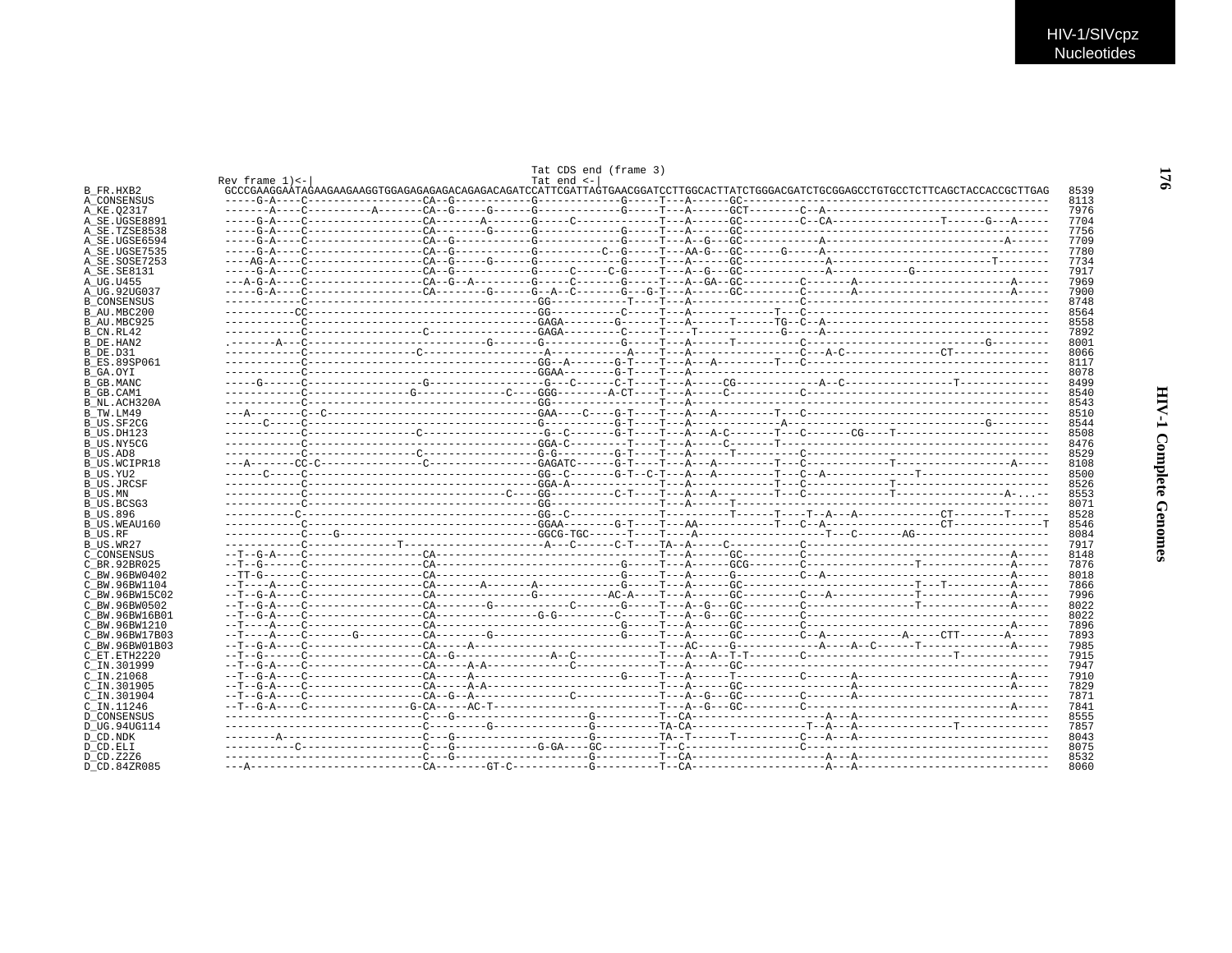```
                                               Tat CDS end (frame 3)
                Rev frame 1)<-|                Tat end <-|
B_FR.HXB2        GCCCGAAGGAATAGAAGAAGAAGGTGGAGAGAGAGACAGAGACAGATCCATTCGATTAGTGAACGGATCCTTGGCACTTATCTGGGACGATCTGCGGAGCCTGTGCCTCTTCAGCTACCACCGCTTGAG  8539
A_CONSENSUS      -----G-A----C------------------CA--G-----------G------------G-----T---A------GC----------------------------------------------  8113
A_KE.Q2317       -------A----C----------A-------CA--G-----G-----G------------G-----T---A------GCT-------C--A-----------------------------------  7976
A_SE.UGSE8891    -----G-A----C------------------CA-------A-------G-----C-------------T---A------GC---------C--CA-----------------T------G---A-----  7704
A_SE.TZSE8538    -----G-A----C------------------CA-------G------G------------G-----T---A------GC----------------------------------------------  7756
A_SE.UGSE6594    -----G-A----C------------------CA--G-----------G------------G-----T---A--G---GC-----------A---------------------------A--------  7709
A_SE.UGSE7535    -----G-A----C------------------CA--G-----------G---------C--G-----T---AA-G---GC------G-----A-----------------------------------  7780
A_SE.SOSE7253    ----AG-A----C------------------CA--G-----G-----G------------G-----T---A------GC------------A-----------------------T--------  7734
A_SE.SE8131      -----G-A----C------------------CA--G-----------G-----C-----C-G-----T---A--G---GC-------------A-----------G--------------------  7917
A_UG.U455        ---A-G-A----C------------------CA--G--A---------G-----C------G-----T---A--GA--GC---------C-------A------------------------A-----  7969
A_UG.92UG037     -----G-A----C------------------CA-------G------G--A--C-------G---G-T---A------GC---------C-------A------------------------A-----  7900
B_CONSENSUS      ------------C------------------------------------GG-----------T----T---A---------------C---------------------------------------  8748
B_AU.MBC200      -----------CC------------------------------------GG-----------C-----T---A-------------T---C------------------------------------  8564
B_AU.MBC925      ------------C------------------------------------GAGA--------G-----T---A------T------TG--C--A-----------------------------------  8558
B_CN.RL42        ------------C-------------------C----------------GAGA---------C-----T----T-------------G-----A-----------------------------------  7892
B_DE.HAN2        .-------A---C----------------------G-------G-------------------G-----T---A------T---------C----------------------------G---------  8001
B_DE.D31         ------------C-----------------C------------------A------------A----T---A----------------C---A-C---------------CT--------------  8066
B_ES.89SP061     ------------C------------------------------------GG--A-------G-T----T---A---A---------T---C----------------------------------------  8117
B_GA.OYI         ------------C------------------------------------GGAA--------G-T----T---A----------------------------------------------------------  8078
B_GB.MANC        -----G------C------------------G-----------------G---C------C-T----T---A------CG------------A--C-----------------T--------------  8499
B_GB.CAM1        ------------C------------------G-------------C----GGG--------A-CT----T---A------C-----------C--------------------------------------  8540
B_NL.ACH320A     ------------C------------------------------------GG-------------------T---A-----------------------------------------------------------  8543
B_TW.LM49        --A---------C--C----------------------------------GAA----C----G-T----T---A---A---------T---C-----------------------------------------  8510
B_US.SF2CG       ------C-----C------------------------------------G-----------G-T----T---A------------A-----------------------------------G---------  8544
B_US.DH123       ------------C------------------C-----------------G--C-------G-T----T---A---A-C-------T---C-------CG----T-----------------------  8508
B_US.NY5CG       ------------C------------------------------------GGA-C---------T----T---A------C-------T------------------------------------------  8476
B_US.AD8         ------------C------------------C-----------------G-G---------G-T----T---A------T---------C------------------------------------------  8529
B_US.WCIPR18     ---A-------CC-C----------------C-----------------GAGATC------G-T----T---A---A---------T---C-----------------T-----------------A-----  8108
B_US.YU2         ------C-----C------------------------------------GG--C-------G-T--C-T---A---A---------T---C--A--------------T-----------------------  8500
B_US.JRCSF       ------------C------------------------------------GGA-A--------------T---A-------------T---C-----------------T-----------------------  8526
B_US.MN          ------------C-------------------------------C----GG----------C-T----T---A---A---------T---C------------------T-----------------A-....  8553
B_US.BCSG3       ------------C------------------------------------GG----------------T---A------T----------------------------------------------------  8071
B_US.896         -----------C-------------------------------------GG--C------------------T------T----T--A---A-------------CT----------T-------  8528
B_US.WEAU160     ------------C------------------------------------GGAA--------G-T----T---AA-------------T---C--A-------------------CT--------------T  8546
B_US.RF          ------------C----G-------------------------------GGCG-TGC------T----T----A--------------------T---C-------AG--------------------  8084
B_US.WR27        ------------C-------------T-------------------------A---C------C-T----TA--A-----C----------C-------------------------------------  7917
C_CONSENSUS      --T--G-A----C------------------CA-------------------------------------T---A------GC---------C-----------------------------------A-----  8148
C_BR.92BR025     --T--G------C------------------CA-------------------------------G-----T---A------GCG---------C-----------------T--------------A-----  7876
C_BW.96BW0402    --TT-G------C------------------CA-------------------------------G-----T---A------G---------C--A-----------------------------------A-----  8018
C_BW.96BW1104    --T----A----C------------------CA-------A-------A----------------G-----T---A------GC------------------------------T---T-----------A-----  7866
C_BW.96BW15C02   --T--G-A----C------------------CA----------------G-----------AC-A----T---A------GC---------C---A-----------------T-------------A-----  7996
C_BW.96BW0502    --T--G-A----C------------------CA--------G-----------C-------G-----T---A--G---GC---------C-----------------T--------------A-----  8022
C_BW.96BW16B01   --T--G-A----C------------------CA----------------G-G---------C-----T---A--G---GC---------C-----------------------------------------  8022
C_BW.96BW1210    --T----A----C------------------CA-------------------------------G-----T---A------GC---------C-----------------------------------A-----  7896
C_BW.96BW17B03   --T----A----C-------G----------CA--------G-----------------------G-----T---A------GC---------C--A------------A-----CTT-------A-----  7893
C_BW.96BW01B03   --T--G-A----C------------------CA-----A--------------------------------T---AC-----G------------A----A--C------T--------------A-----  7985
C_ET.ETH2220     --T--G------C------------------CA--G---------------A--C-----------------T---A---A--T-T---------C-----------------------T-------------  7915
C_IN.301999      --T--G-A----C------------------CA-----A-A-----------C--------------------T---A------GC--------------------------------------------------  7947
C_IN.21068       --T--G-A----C------------------CA-----A--------------------------G-----T---A------T----------C-------A--------------------------A-----  7910
C_IN.301905      --T--G-A----C------------------CA-----A-A-------------------------------T---A------GC---------C-------A--------------------------A-----  7829
C_IN.301904      --T--G-A----C------------------CA--G--A-----------------C---------------T---A--G---GC---------C-------A--------------------------------  7871
C_IN.11246       --T--G-A----C-----------------G-CA------AC-T-------------------------------T---A--G---GC---------C---------------------------------A-----  7841
D_CONSENSUS      -------------------------------C---G-------------------G----------T--CA---------------------A---A---------------------------------  8555
D_UG.94UG114     -------------------------------C---------G---------------G----------TA-CA------------------T--A---A---------------T--------------  7857
D_CD.NDK         --------A----------------------C---G-------------------G----------TA--T------T----------C---A---A---------------------------------  8043
D_CD.ELI         ------------C------------------C---G-----------------G-GA----GC--------T--C----------------------C-------------------------------------  8075
D_CD.Z2Z6        -------------------------------C---G-------------------G----------T--CA---------------------A---A---------------------------------  8532
D_CD.84ZR085     ---A---------------------------CA--------GT-C------------G----------T--CA---------------------A---A---------------------------------  8060
```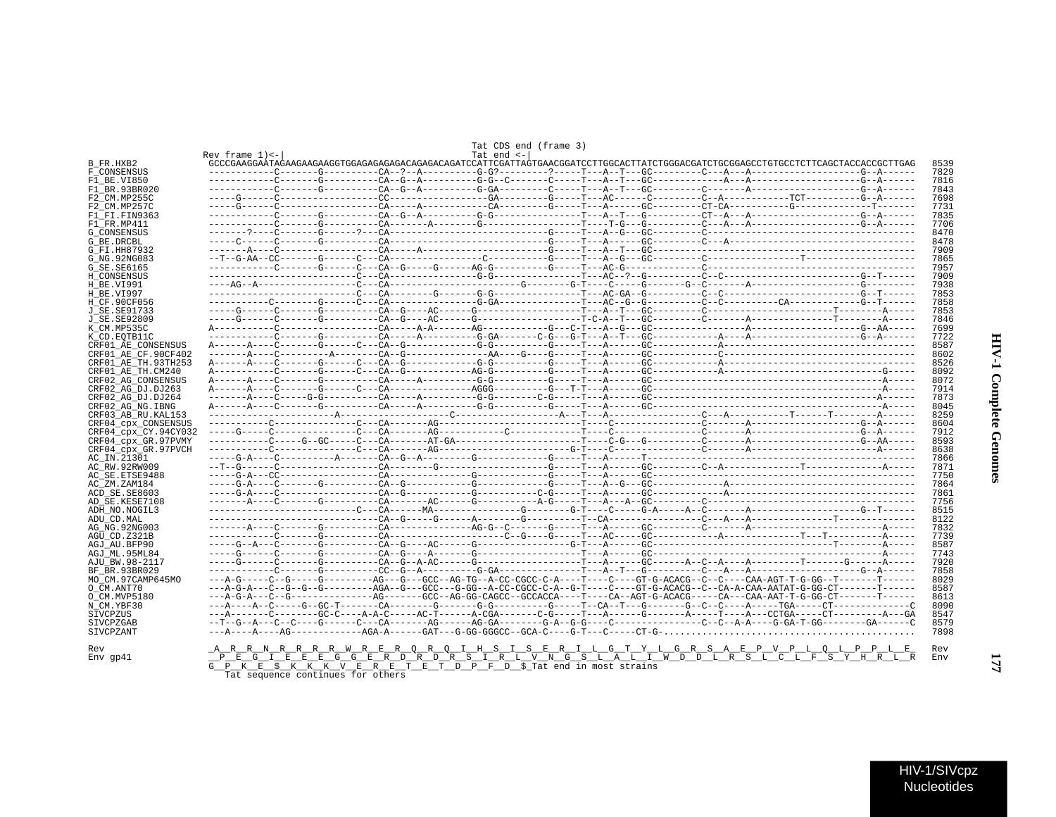```
                                                                              Tat CDS end (frame 3)
                           Rev frame 1)<-|                                    Tat end <-|
B_FR.HXB2            GCCCGAAGGAATAGAAGAAGAAGGTGGAGAGAGAGACAGAGACAGATCCATTCGATTAGTGAACGGATCCTTGGCACTTATCTGGGACGATCTGCGGAGCCTGTGCCTCTTCAGCTACCACCGCTTGAG  8539
F_CONSENSUS          ------------C-------G---------CA--?--A----------G-G?---------?-----T---A--T---GC---------C---A---A--------------------G--A------  7829
F1_BE.VI850          ------------C-------G---------CA--G--A----------G-G--C-------C-----T---A--T---GC--------------A---A--------------------G--A------  7816
F1_BR.93BR020        ------------C-------G---------CA--G--A----------G-GA---------C-----T---A--T---GC---------C--------A--------------------G--A------  7843
F2_CM.MP255C         -----G------C-----------------CC-------------------GA--------G-----T---AC------C---------C--A-----------TCT------------G--A------  7698
F2_CM.MP257C         -----G------C-------G---------CA-----A-------------CA--------G-----T---A------GC---------CT-CA-----------G-------------T--------  7731
F1_FI.FIN9363        ------------C-------G---------CA--G--A----------G-G----------------T---A--T---G----------CT--A---A--------------------G--A------  7835
F1_FR.MP411          ------------C-------G---------CA-------A--------G-----------------T----T-G---G---------C---A---A--------------------G--A------  7706
G_CONSENSUS          -------?----C-------G------?---CA------------------------------G-----T---A--G---GC---------C--------------------------------------  8470
G_BE.DRCBL           -----C------C-------G---------CA------------------------------G-----T---A------GC---------C---A------------------------------------  8478
G_FI.HH87932         -------A----C-----------------CA-----A-------------------------G-----T---A--T---GC-----------------------------------------------  7909
G_NG.92NG083         --T--G-AA--CC-------G------C---CA--------------------C---------G-----T---A--G---GC---------C-----------------T--------------------  7865
G_SE.SE6165          ------------C-------G------C---CA--G-----G------AG-G-----------G-----T---AC-G---------------C--------------------------------------  7957
H_CONSENSUS          ---------------------------C---CA-------------------G-G-----------------T---AC--?--G---------C--C----------------------------G--T------  7909
H_BE.VI991           ----AG--A-------------------C---CA--------------------------G--------G-T-----C-----G-------G--C-------A---------------------G---------  7938
H_BE.VI997           ---------------------------C---CA-----------G-------G-G-----------------T---AC-GA--G---------C--C----------------------------G--T------  7853
H_CF.90CF056         -----------C-------G------C---CA--G-----------G-GA------------------T---AC--G--G---------C--C---------CA------------G--T------  7858
J_SE.SE91733         -----G------C-------G---------CA--G----AC-------G----------------------T---A--T---GC---------C-----------------------T--------A------  7853
J_SE.SE92809         -----G------C-------G---------CA--G----AC-------G-------------------T-C-A--T---GC---------C-------A--------------T--------A------  7846
K_CM.MP535C          A-----------C-------------------CA----A-A-------AG-----------G---C-T---A--G---GC------------------A--------------------G--AA-----  7699
K_CD.EQTB11C         ------------C-------G---------CA-----A----------G-GA-------C-G---G-T---A--T---GC------------A---A--------------------G--A------  7722
CRF01_AE_CONSENSUS   A------A----C-------G------C---CA--G--------------G-G----------------T---A------GC------------A--------------------------------------  8587
CRF01_AE_CF.90CF402  -------A----C-------A-------CA--G---------------------AA----G-----T---A------GC------------C--------------------------------------  8602
CRF01_AE_TH.93TH253  A------A----C-------G------C---CA--G--------------G-G----------------T---A------GC------------A--------------------------------------  8526
CRF01_AE_TH.CM240    A-----------C-------G------C---CA--G-------------AG-G----------------G-----T---A------GC------------A---------------------------G-----  8092
CRF02_AG_CONSENSUS   A------A----C-------G---------CA-----A----------G-G--------------G-----T---A------GC---------------------------------------------A-----  8072
CRF02_AG_DJ.DJ263    A------A----C-------G------C---CA--------------------AGGG------------G---T-T---A------GC---------------------------------------------A-----  7914
CRF02_AG_DJ.DJ264    -------A----C------G-G--------CA-----A----------G-G--------C-G-----T---A------GC---------------------------------------------A-----  7873
CRF02_AG_NG.IBNG     A------A----C-------G---------CA-----A----------G-G--------------G-----T---A------GC---------------------------------------------A-----  8045
CRF03_AB_RU.KAL153   ----------------------A-------------------------C--------------------A---T---A--------------------C---A-----------T------T--------A------  8259
CRF04_cpx_CONSENSUS  ------------C------------------C---CA-------AG------------------------T----C-------------------C-------A--------------------G--A------  8604
CRF04_cpx_CY.94CY032 -----G------C------------------C---CA-------AG--------------C------------T----C-------------------C-------A--------------------G--A------  7912
CRF04_cpx_GR.97PVMY  -----------C------G--GC-----C---CA-------AT-GA------------------------T----C-G---G---------C-------A--------------------G--AA-----  8593
CRF04_cpx_GR.97PVCH  ------------C------------------C---CA-------AG--------------------------G-T----C-------------------C-------A---------------------A------  8638
AC_IN.21301          -----G-A----C----------A-------CA--G--A----------G--------------G-----T---A------T-----------------------------------------------  7866
AC_RW.92RW009        --T--G-----C------------------CA--------G-----------------------G-----T---A------GC---------C--A---------------T----------------A-----  7871
AC_SE.ETSE9488       -----G-A---CC-----------------CA----------------------G----------------G-----T---A------GC-----------------------------------------------  7750
AC_ZM.ZAM184         -----G-A----C-------G---------CA--G----------------G---------------G-----T---A--G---GC-------------A--------------------------------------  7864
ACD_SE.SE8603        -----G-A----C-----------------CA--G----------------G-------------C-G-----T---A------GC-------------A--------------------------------------  7861
AD_SE.KESE7108       -------A----C-------G---------CA-------AC-------G--------------A-G-----T---A---A--GC-------------C-----------------------------------------  7756
ADH_NO.NOGIL3        ---------------------------C---CA------MA-----------------G--------G-T-----C-----G-A-----A--C-------A--------------------G--T------  8515
ADU_CD.MAL           ------------------------------CA--G-----G------A--------G-----------T--CA-----------------C---A---A-----------------T-------------  8122
AG_NG.92NG003        -------A----C-------G---------CA---------------AG-G--C-------G-----T---A------GC---------C-------A---------------------------A-----  7832
AGU_CD.Z321B         ------------C-------G---------CA-------------------------C--G----G-----T---AC-----GC--------------A--------------T---T-----------A-----  7739
AGJ_AU.BFP90         -----G--A---C-------G---------CA--G-----AC------G-----------------G-T---A------GC---------------------------------------T--------A-----  8587
AGJ_ML.95ML84        -----G------C-------G---------CA--G----A--------G-----------------------T---A------GC---------------------------------------------A-----  7743
AJU_BW.98-2117       -----G------C-------G---------CA--G--A-AC-------G------------------T---A------GC------A--C--A----A---------T-------G------A-----  7920
BF_BR.93BR029        ------------C-------G---------CC--G--A----------G-GA---------------T---A--T---G--------------C---A---A--------------------G--A------  7858
MO_CM.97CAMP645MO    ---A-G-----C--G-----G---------AG---G---GCC--AG-TG--A-CC-CGCC-C-A----T-----C-----GT-G-ACACG--C--C----CAA-AGT-T-G-GG--T-------T------  8029
O_CM.ANT70           ---A-G-A---C--G--G--G---------AGA--G---GCC---G-GG--A-CC-CGCC-C-A--G-T-----C-----GT-G-ACACG--C--CA-A-CAA-AATAT-G-GG-CT-------T------  8587
O_CM.MVP5180         ---A-G-A---C--G---------------AG-------GCC--AG-GG-CAGCC--GCCACCA----T-----CA--AGT-G-ACACG-----CA---CAA-AAT-T-G-GG-CT-------T------  8613
N_CM.YBF30           ---A----A--C-----G--GC-T-------CA--------G-------G-G----------G-----T--CA--T---G-------G--C--C----A-----TGA-----CT-------------C  8090
SIVCPZUS             ---A-------C--------GC-C----A-A-C-----AC-T------A-CGA-------C-G-----T---A-----G-------A-----T----A---CCTGA-----CT---------A---GA  8547
SIVCPZGAB            --T--G--A---C--C----G------C---CA-------AG------AG-GA--------G-A--G-G----C---------------C--C--A-A----G-GA-T-GG--------GA------C  8579
SIVCPZANT            ---A----A---AG-------------AGA-A------GAT---G-GG-GGGCC--GCA-C----G-T---C-----CT-G-............................................  7898

Rev                  _A__R__R__N__R__R__R__R__W__R__E__R__Q__R__Q__I__H__S__I__S__E__R__I__L__G__T__Y__L__G__R__S__A__E__P__V__P__L__Q__L__P__P__L__E_  Rev
Env gp41             __P__E__G__I__E__E__E__G__G__E__R__D__R__D__R__S__I__R__L__V__N__G__S__L__A__L__I__W__D__D__L__R__S__L__C__L__F__S__Y__H__R__L__R  Env
                     G__P__K__E__$__K__K__K__V__E__R__E__T__E__T__D__P__F__D__$_Tat end in most strains
                        Tat sequence continues for others
```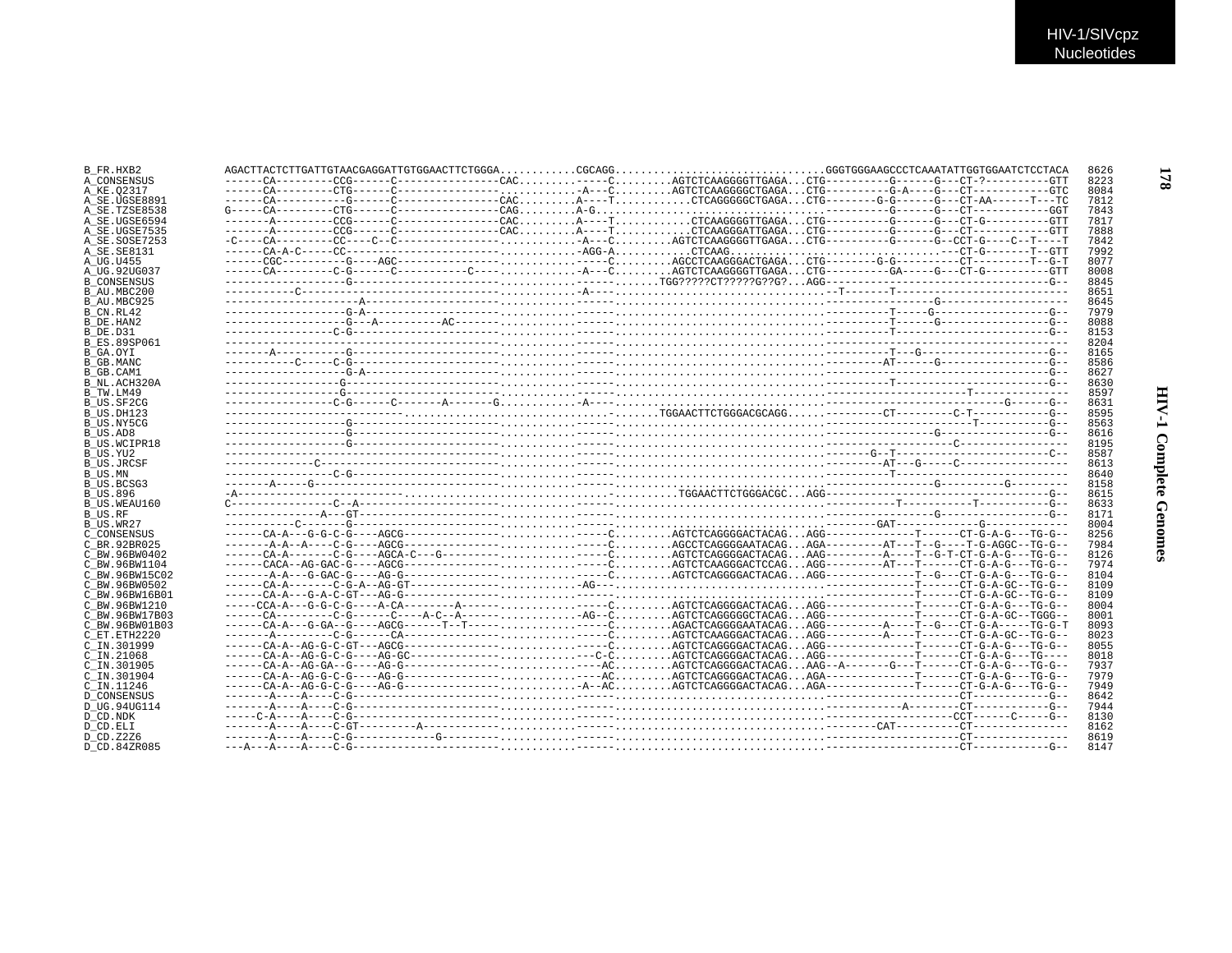```
B_FR.HXB2        AGACTTACTCTTGATTGTAACGAGGATTGTGGAACTTCTGGGA............CGCAGG................................GGGTGGGAAGCCCTCAAATATTGGTGGAATCTCCTACA  8626
A_CONSENSUS      ------CA---------CCG------C----------------CAC.........------C.........AGTCTCAAGGGGTTGAGA...CTG----------G------G---CT-?----------GTT  8223
A_KE.Q2317       ------CA---------CTG------C----------------............-A---C.........AGTCTCAAGGGGCTGAGA...CTG----------G-A----G---CT-----------GTC  8084
A_SE.UGSE8891    ------CA-----------G------C----------------CAC.........A----T...........CTCAGGGGGCTGAGA...CTG--------G-G------G---CT-AA------T---TC  7812
A_SE.TZSE8538    G-----CA---------CTG------C----------------CAG.........A-G.........................................--------G------G---CT-----------GGT  7843
A_SE.UGSE6594    -------A---------CCG------C----------------CAC.........A----T...........CTCAAGGGGTTGAGA...CTG----------G------G---CT-G----------GTT  7817
A_SE.UGSE7535    -------A---------CCG------C----------------CAC.........A----T...........CTCAAGGGATTGAGA...CTG----------G------G---CT-----------GTT  7888
A_SE.SOSE7253    -C----CA---------CC---C--C-----------------............-A---C.........AGTCTCAAGGGGTTGAGA...CTG----------G------G--CCT-G----C--T----T  7842
A_SE.SE8131      ------CA-A-C-----CC------------------------............-AGG-A...........CTCAAG.................................--CT-G-------T--GTT  7992
A_UG.U455        ------CGC----------G----AGC----------------............------C.........AGCCTCAAGGGACTGAGA...CTG--------G-G----------CT-------T--G-T  8077
A_UG.92UG037     ------CA---------C-G------C-----------C----............-A---C.........AGTCTCAAGGGGTTGAGA...CTG----------GA-----G---CT-G----------GTT  8008
B_CONSENSUS      -------------------G------------------------............------.......TGG?????CT?????G??G?...AGG----------------------------------------G--  8845
B_AU.MBC200      ----------C--------------------------------............-A----.................................----T-------T-------------------------  8651
B_AU.MBC925      --------------------A----------------------............------.................................----------------------G-------------------  8645
B_CN.RL42        ------------------G-A----------------------............------.................................----------T-----G-------------------G--  7979
B_DE.HAN2        ------------------G---A---------AC---------............------.................................----------T------G------------------G--  8088
B_DE.D31         -----------------C-G-----------------------............------.................................----------T-------------------------G--  8153
B_ES.89SP061     -------------------------------------------............------.................................---------------------------------------  8204
B_GA.OYI         -------A-----------G-----------------------............------.................................----------T---G--------------------G--  8165
B_GB.MANC        ----------C-----C-G------------------------............------.................................---------AT------G------------------G--  8586
B_GB.CAM1        ------------------G-A----------------------............------.................................----------------------------------------G--  8627
B_NL.ACH320A     -----------------G-------------------------............------.................................----------T-------------------------G--  8630
B_TW.LM49        -----------------G-------------------------............------.................................--------------------------T-------------  8597
B_US.SF2CG       ----------------C-G-------C-------A-------G............-A----.................................-------------------------------G------G--  8631
B_US.DH123       -------------------------------------------............------.......TGGAACTTCTGGGACGCAGG......----------CT----------C-T------------G--  8595
B_US.NY5CG       ------------------G------------------------............------.................................---------------------------T-----------G--  8563
B_US.AD8         ------------------G------------------------............------.................................-----------------G------------------G--  8616
B_US.WCIPR18     ------------------G------------------------............------.................................----------------------C-----------------  8195
B_US.YU2         -------------------------------------------............------.................................--------G--T------------------------C--  8587
B_US.JRCSF       -------------C-----------------------------............------.................................----------AT---G-----C------------------  8613
B_US.MN          -----------------C-G-----------------------............------.................................----------T---------------------------  8640
B_US.BCSG3       -------A-----G-----------------------------............------.................................-----------------G-----------G---------  8158
B_US.896         -A-----------------------------------------............------.......TGGAACTTCTGGGACGC...AGG----------------------------------------G--  8615
B_US.WEAU160     C----------------C--A----------------------............------.................................-----------T-----------T------------G--  8633
B_US.RF          ---------------A---GT----------------------............------.................................----------------------------------------G--  8171
B_US.WR27        ----------C-------G------------------------............------.................................--------GAT-------------G-------------  8004
C_CONSENSUS      ------CA-A---G-G-C-G----AGCG---------------............------C.........AGTCTCAGGGGACTACAG...AGG--------------T------CT-G-A-G---TG-G--  8256
C_BR.92BR025     -------A-A--A----C-G----AGCG---------------............------C.........AGCCTCAGGGGAATACAG...AGA---------AT---T--G----T-G-AGGC--TG-G--  7984
C_BW.96BW0402    ------CA-A-------C-G----AGCA-C---G---------............------C.........AGTCTCAGGGGACTACAG...AAG---------A----T--G-T-CT-G-A-G---TG-G--  8126
C_BW.96BW1104    ------CACA--AG-GAC-G----AGCG---------------............------C.........AGTCTCAAGGGACTCCAG...AGG---------AT---T------CT-G-A-G---TG-G--  7974
C_BW.96BW15C02   -------A-A---G-GAC-G----AG-G---------------............------C.........AGTCTCAGGGGACTACAG...AGG--------------T--G---CT-G-A-G---TG-G--  8104
C_BW.96BW0502    ------CA-A-------C-G-A--AG-GT--------------............-AG---..................................------------T------CT-G-A-GC--TG-G--  8109
C_BW.96BW16B01   ------CA-A---G-A-C-GT---AG-G---------------............------..................................------------T------CT-G-A-GC--TG-G--  8109
C_BW.96BW1210    -----CCA-A---G-G-C-G----A-CA--------A------............------C.........AGTCTCAGGGGACTACAG...AGG--------------T------CT-G-A-G---TG-G--  8004
C_BW.96BW17B03   ------CA---------C-G------C----A-C--A------............-AG--C.........AGTCTCAGGGGGCTACAG...AGG--------------T------CT-G-A-GC--TGGG--  8001
C_BW.96BW01B03   ------CA-A---G-GA--G----AGCG------T--T-----............------C.........AGACTCAGGGGAATACAG...AGG---------A----T--G---CT-G-A-----TG-G-T  8093
C_ET.ETH2220     -------A---------C-G------CA---------------............------C.........AGTCTCAAGGGACTACAG...AGG---------A----T------CT-G-A-GC--TG-G--  8023
C_IN.301999      ------CA-A--AG-G-C-GT---AGCG---------------............------C.........AGTCTCAGGGGACTACAG...AGG--------------T------CT-G-A-G---TG-G--  8055
C_IN.21068       ------CA-A--AG-G-C-G----AG-GC--------------............---C-C.........AGTCTCAGGGGACTACAG...AGG--------------T------CT-G-A-G---TG---  8018
C_IN.301905      ------CA-A--AG-GA--G----AG-G---------------............----AC.........AGTCTCAGGGGACTACAG...AAG--A-------G---T------CT-G-A-G---TG-G--  7937
C_IN.301904      ------CA-A--AG-G-C-G----AG-G---------------............----AC.........AGTCTCAGGGGACTACAG...AGA--------------T------CT-G-A-G---TG-G--  7979
C_IN.11246       ------CA-A--AG-G-C-G----AG-G---------------............-A--AC.........AGTCTCAGGGGACTACAG...AGA--------------T------CT-G-A-G---TG-G--  7949
D_CONSENSUS      -------A----A----C-G-----------------------............------.................................-----------------------CT------------G--  8642
D_UG.94UG114     -------A----A----C-G-----------------------............------.................................-----------A--------CT------------G--  7944
D_CD.NDK         -----C-A----A----C-G-----------------------............------.................................---------------------CCT------C-----G--  8130
D_CD.ELI         -------A----A----C-GT---------A------------............------.................................--------CAT----------CT---------------  8162
D_CD.Z2Z6        -------A----A----C-G-------------G---------............------.................................-----------------------CT---------------  8619
D_CD.84ZR085     ---A---A----A----C-G-----------------------............------.................................-----------------------CT------------G--  8147
```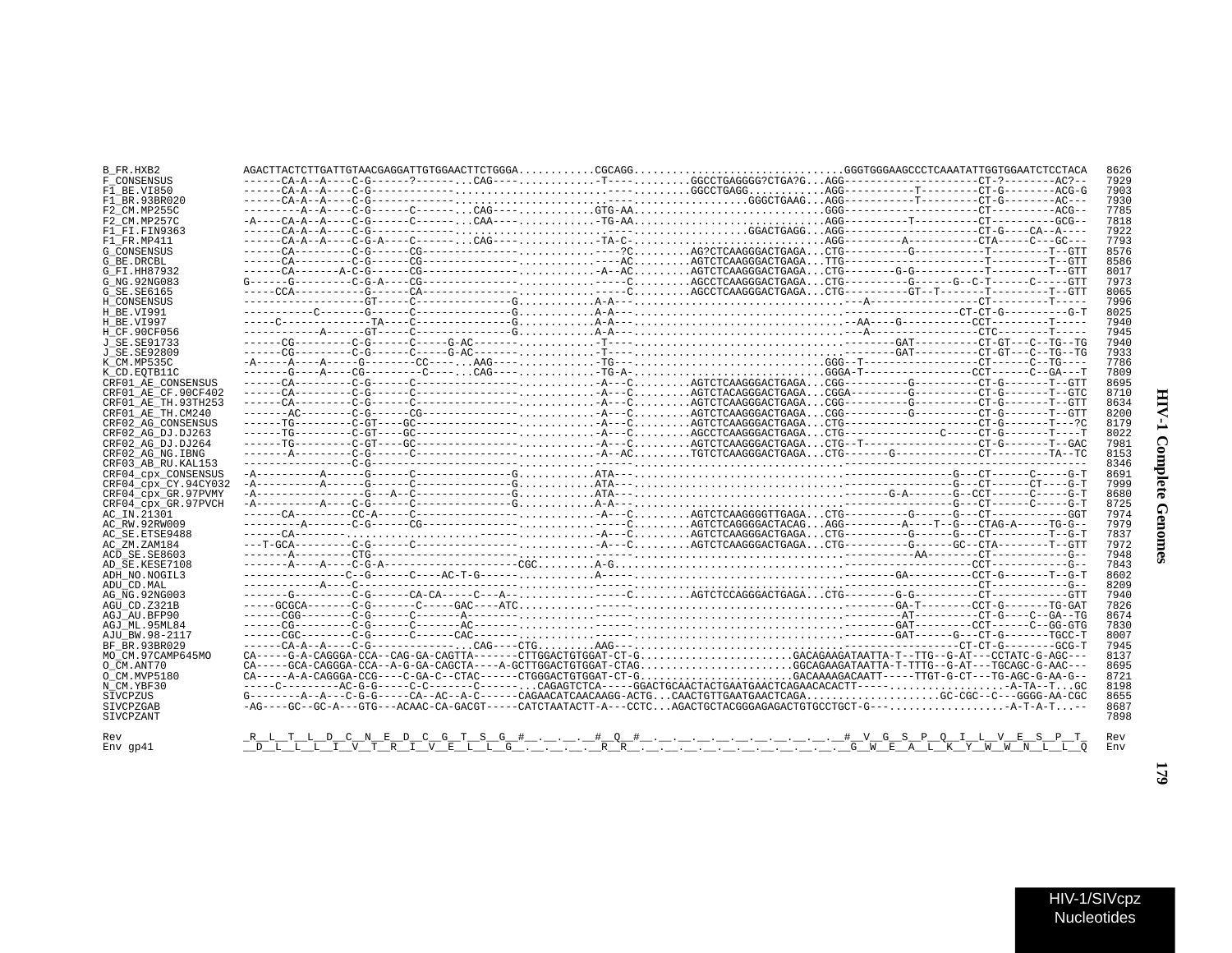```
B_FR.HXB2             AGACTTACTCTTGATTGTAACGAGGATTGTGGAACTTCTGGGA...........CGCAGG................................GGGTGGGAAGCCCTCAAATATTGGTGGAATCTCCTACA  8626
F_CONSENSUS           ------CA-A--A----C-G------?------...CAG--------------.-T-----------GGCCTGAGGGG?CTGA?G...AGG--------------------CT-?--------AC?--  7929
F1_BE.VI850           ------CA-A--A----C-G-------------...........................---------GGCCTGAGG...........AGG----------T---------CT-G--------ACG-G  7903
F1_BR.93BR020         ------CA-A--A----C-G-------------...............................................GGGCTGAAG...AGG----------T---------CT-G--------AC---  7930
F2_CM.MP255C          ---------A--A----C-G------C------...CAG--------------GTG-AA.............................GGG--------------------CT----------ACG--  7785
F2_CM.MP257C          -A----CA-A--A----C-G------C------...CAA--------------.-TG-AA............................AGG----------T---------CT----------GCG--  7818
F1_FI.FIN9363         ------CA-A--A----C-G-------------..................................................GGACTGAGG...AGG--------------------CT-G----CA--A---  7922
F1_FR.MP411           ------CA-A--A----C-G-A----C------...CAG--------------.-TA-C-............................AGG---------A-----------CTA-----C---GC---  7793
G_CONSENSUS           ------CA---------C-G------CG-------------------------.----?C........AG?CTCAAGGGACTGAGA...CTG----------G------------T---------T--GTT  8576
G_BE.DRCBL            ------CA---------C-G------CG-------------------------.----AC........AGTCTCAAGGGACTGAGA...TTG--------------------------T---------T--GTT  8586
G_FI.HH87932          ------CA-------A-C-G------CG-------------------------.-A--AC........AGTCTCAAGGGACTGAGA...CTG--------G-G-----------T---------T--GTT  8017
G_NG.92NG083          G------G---------C-G-A----CG-------------------------.-----C........AGCCTCAAGGGACTGAGA...CTG----------G------G--C-T------C-----GTT  7973
G_SE.SE6165           -----CCA---------G------CA--------------------------.-----C........AGCCTCAAGGGACTGAGA...CTG----------GT--T-------T---------T--GTT  8065
H_CONSENSUS           ------------------GT-----C--------------G...........A-A-...................................--A----------------CT---------T-----  7996
H_BE.VI991            -----------C-------G------C--------------G...........A-A-...................................-------------------CT-CT-G----------G-T  8025
H_BE.VI997            -----C-----------TA----C--------------G...........A-A-...................................--AA----G-----------CCT-----------T-----  7940
H_CF.90CF056          ------------A------GT-----C--------------G...........A-A-...................................--A-----------------CTC---------T-----  7945
J_SE.SE91733          ------CG---------C-G------C-----G-AC-----------------.-T----...................................---------GAT---------CT-GT---C--TG--TG  7940
J_SE.SE92809          ------CG---------C-G------C-----G-AC-----------------.-T----...................................---------GAT---------CT-GT---C--TG--TG  7933
K_CM.MP535C           -A-----A----A-----G--------CC----...AAG--------------.-TG-..............................GGG--T------------------CT------C--TG----  7786
K_CD.EQTB11C          -------G----A----CG---------C----...CAG--------------.-TG-A-............................GGGA-T----------------CCT-------C--GA---T  7809
CRF01_AE_CONSENSUS    ------CA---------C-G------C--------------------------.-A---C........AGTCTCAAGGGACTGAGA...CGG----------G-----------CT-G--------T--GTT  8695
CRF01_AE_CF.90CF402   ------CA---------C-G------C--------------------------.-A---C........AGTCTACAGGGACTGAGA...CGGA---------G-----------CT-G--------T--GTC  8710
CRF01_AE_TH.93TH253   ------CA---------C-G------C--------------------------.-A---C........AGTCTCAAGGGACTGAGA...CGG----------G-----------CT-G--------T--GTT  8634
CRF01_AE_TH.CM240     -------AC--------C-G------CG-------------------------.-A---C........AGTCTCAAGGGACTGAGA...CGG----------G-----------CT-G--------T--GTT  8200
CRF02_AG_CONSENSUS    ------TG---------C-GT----GC--------------------------.-A---C........AGTCTCAAGGGACTGAGA...CTG-------------------CT-G--------T---?C  8179
CRF02_AG_DJ.DJ263     ------TG---------C-GT----GC--------------------------.-A---C........AGCCTCAAGGGACTGAGA...CTG-----------------C-----CT-G--------T----T  8022
CRF02_AG_DJ.DJ264     ------TG---------C-GT----GC--------------------------.-A---C........AGTCTCAAGGGACTGAGA...CTG--T-----------------CT-G--------T--GAC  7981
CRF02_AG_NG.IBNG      -------A---------C-G------C--------------------------.-A--AC........TGTCTCAAGGGACTGAGA...CTG-------G-------------CT---------TA--TC  8153
CRF03_AB_RU.KAL153    -----------------C-G-----------------------------------------------------------------------------------------------------------  8346
CRF04_cpx_CONSENSUS   -A----------A------G------C--------------G...........ATA-...................................-----------------G---CT------C-----G-T  8691
CRF04_cpx_CY.94CY032  -A----------A------G------C--------------G...........ATA-...................................-----------------G---CT------CT---G-T  7999
CRF04_cpx_GR.97PVMY   -A-----------------G---A--C--------------G...........ATA-...................................-----------G-A-----G--CCT------C-----G-T  8680
CRF04_cpx_GR.97PVCH   -A----------A----C-G------C--------------G...........A-A-...................................-----------------G---CT------C-----G-T  8725
AC_IN.21301           ------CA---------CC-A-----C--------------------------.-A---C........AGTCTCAAGGGGTTGAGA...CTG----------G------G---CT-----------GGT  7974
AC_RW.92RW009         ---------A-------C-G------CG-------------------------.-----C........AGTCTCAGGGGACTACAG...AGG----------A----T--G---CTAG-A-----TG-G--  7979
AC_SE.ETSE9488        ------CA-----------............................------.-A---C........AGTCTCAAGGGACTGAGA...CTG----------G------G---CT---------T--G-T  7837
AC_ZM.ZAM184          ---T-GCA---------C-G------C--------------------------.-A---C........AGTCTCAAGGGACTGAGA...CTG----------G------GC--CTA---------T--GTT  7972
ACD_SE.SE8603         -------A---------CTG--------------...........................................................-----------AA---------CT-----------G--  7948
AD_SE.KESE7108        -------A----A----C-G-A-------------------CGC.........A-G.....................................-----------------------CCT-----------G--  7843
ADH_NO.NOGIL3         ---------------C--G------C----AC-T-G-----------------A-..................................----------GA----------CCT-G-------T--G-T  8602
ADU_CD.MAL            ------------A----C-----------------------------------..........................................---------------------CT-----------G--  8209
AG_NG.92NG003         -------G---------C-G------CA-CA-----C---A-------------.-----C........AGTCTCCAGGGACTGAGA...CTG--------G-G-----------CT-----------GTT  7940
AGU_CD.Z321B          -----GCGCA-------C-G-------C-----GAC----ATC...........-------------------------------------.--------GA-T--------CCT-G-------TG-GAT  7826
AGJ_AU.BFP90          ------CGG--------C-G------C-------A-------------------.------------------------------------.--------AT----------CT-G----C--GA--TG  8674
AGJ_ML.95ML84         ------CG---------C-G------C-------AC------------------.------------------------------------.--------GAT---------CCT-----C--GG-GTG  7830
AJU_BW.98-2117        ------CGC--------C-G------C------CAC------------------.------------------------------------.--------GAT------G---CT-G-------TGCC-T  8007
BF_BR.93BR029         ------CA-A--A----C-G-------------...CAG----CTG.........AAG-------------------------------------------------------CT-CT-G---------GCG-T  7945
MO_CM.97CAMP645MO     CA-----G-A-CAGGGA-CCA--CAG-GA-CAGTTA-------CTTGGACTGTGGAT-CT-G.......................GACAGAAGATAATTA-T--TTG--G-AT---CCTATC-G-AGC---  8137
O_CM.ANT70            CA-----GCA-CAGGGA-CCA--A-G-GA-CAGCTA----A-GCTTGGACTGTGGAT-CTAG........................GGCAGAAGATAATTA-T-TTTG--G-AT---TGCAGC-G-AAC---  8695
O_CM.MVP5180          CA-----A-A-CAGGGA-CCG----C-GA-C--CTAC------CTGGGACTGTGGAT-CT-G........................GACAAAAGACAATT-----TTGT-G-CT---TG-AGC-G-AA-G--  8721
N_CM.YBF30            -----C---------AC-G-G-----C-C-------C-------...CAGAGTCTCA-----GGACTGCAACTACTGAATGAACTCAGAACACACTT-----.................-A-TA--T...GC  8198
SIVCPZUS              G--------A--A---C-G-G-----CA--AC--A-C------CAGAACATCAACAAGG-ACTG...CAACTGTTGAATGAACTCAGA....................GC-CGC--C---GGGG-AA-CGC  8655
SIVCPZGAB             -AG----GC--GC-A---GTG---ACAAC-CA-GACGT-----CATCTAATACTT-A---CCTC...AGACTGCTACGGGAGAGACTGTGCCTGCT-G---..................-A-T-A-T...--  8687
SIVCPZANT                                                                                                                                                 7898

Rev                   _R__L__T__L__D__C__N__E__D__C__G__T__S__G__#__.__.__.__#__Q__#__.__.__.__.__.__.__.__.__.__.__.__.__#__V__G__S__P__Q__I__L__V__E__S__P__T_  Rev
Env gp41              __D__L__L__L__I__V__T__R__I__V__E__L__L__G__.__.__.__.__R__R__.__.__.__.__.__.__.__.__.__.__.__.__G__W__E__A__L__K__Y__W__W__N__L__L__Q  Env
```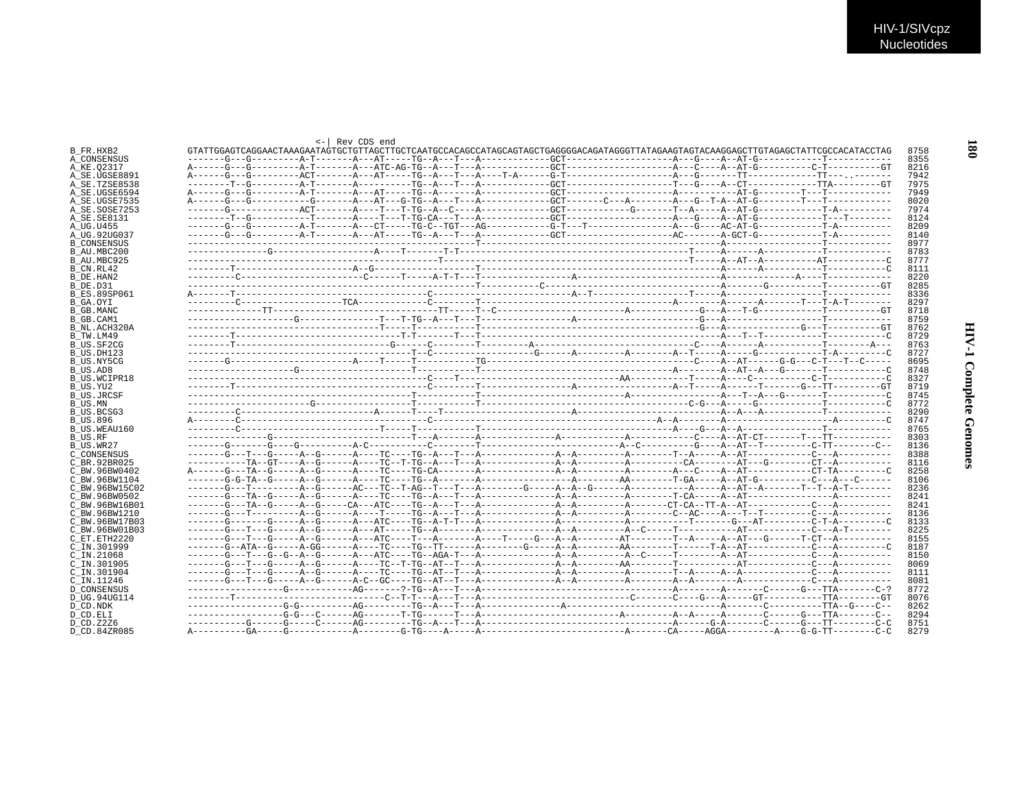```
                                          <-| Rev CDS end
B_FR.HXB2          GTATTGGAGTCAGGAACTAAAGAATAGTGCTGTTAGCTTGCTCAATGCCACAGCCATAGCAGTAGCTGAGGGGACAGATAGGGTTATAGAAGTAGTACAAGGAGCTTGTAGAGCTATTCGCCACATACCTAG  8758
A_CONSENSUS        -------G---G---------A-T-------A---AT-----TG--A---T---A------------GCT-------------------A---G----A--AT-G------------T-----------  8355
A_KE.Q2317         A------G---G---------A-T-------A---ATC-AG-TG--A---T---A------------GCT-------------------A---C----A--AT-G----------C-T----------GT  8216
A_SE.UGSE8891      A------G---G---------ACT-------A---AT-----TG--A---T---A----T-A-----G-T-------------------A---G-------TT------------TT---.-------  7942
A_SE.TZSE8538      --------T--G---------A-T-------A---------TG--A---T---A------------GCT-------------------T---G----A--CT-------------TTA---------GT  7975
A_SE.UGSE6594      A------G---G---------A-T-------A---AT-----TG--A------A------------GCT-------------------A-----------AT-G--------T---T-----------  7949
A_SE.UGSE7535      A------G---G-----------G-------A---AT---G-TG--A---T---A------------GCT------C----A-------A---G-T-A--AT-G--------T---T-----------  8020
A_SE.SOSE7253      -------G-------------ACT-------A----T---T-TG--A--C----A------------GCT-----------G-------T--A-----A--AT-G------------T-A----------  7974
A_SE.SE8131        --------T--G-----------T-------A----T---T-TG-CA---T---A------------GCT-------------------A---G----A--AT-G------------T---T--------  8124
A_UG.U455          -------G---G---------A-T-------A---CT-----TG-C--TGT---AG-----------G-T---T---------------A---G----AC-AT-G------------T-A----------  8209
A_UG.92UG037       -------G---G---------A-T-------A---AT-----TG--A---T---A------------GCT-------------------AC-------A-GCT-G------------T-A----------  8140
B_CONSENSUS        ---------------------------------------------------T---------------------------------------------A-------------------T-----------  8977
B_AU.MBC200        ---------------G-------------------A----T-------T-T--------------------------------------T-----A------A------------T-----------  8783
B_AU.MBC925        ------------------------------------------------T---------------------------------------T-----A--AT--A----------AT-----------C  8777
B_CN.RL42          --------T---------------------A--G-----------------T---------------------------------------A------A------------T-----------C  8111
B_DE.HAN2          ---------C----------------------C-------T-----A-T-T---T--------------A--------------------------A-------------A----T-----------  8220
B_DE.D31           ---------------------------------------------------T----------C-------------------------------A-------G----------T----------GT  8285
B_ES.89SP061       A-------T------------------------------C--------------------------A--T-----------------T-----A-------------------T-----------  8336
B_GA.OYI           ---------C--------------------TCA-------------C--------T-------------------------------A--------A------A-------T---T-A-T--------  8297
B_GB.MANC          -------------TT-------------------------------TT-----T--C-----------------------A-------------G---A---T-G------------T----------GT  8718
B_GB.CAM1          --------------------G---------------T---T-TG--A---T---T---------------A----------------------G---A-------------------T-----------  8759
B_NL.ACH320A       -------------------------------------T---T------------T---------------------------------------G---A---------------G---T----------GT  8762
B_TW.LM49          --------T--------------------------------T-T-----T---T--T---------------------------------------A--T--T-----------T-----------C  8729
B_US.SF2CG         --------T-----------------------------G-------C-------T--------A--------------------------C----A-----A-----------T-------A---  8763
B_US.DH123         -----------------------------------------T--C---------------------G------A---------A--------A--T-----A----G---------T-A---------C  8727
B_US.NY5CG         -------G-----------------------A----T------T----------TG-----------------------------------C----A--AT------G-G---C-T---T--C-----  8695
B_US.AD8           --------------------G-----------------------T----------T-----------------------------------A--------A--AT--A---G-------T-----------C  8748
B_US.WCIPR18       ----------------------------------------C----T-------------------------------AA-------------T-----A-----C-----------C-T-----------C  8327
B_US.YU2           --------T--------------------------------C---------T-----------------A--------------------A--T-----A------T-------G---TT---------GT  8719
B_US.JRCSF         ---------------------------------------T------------T----------------------------A------------------A---T--A---G-------T-----------C  8745
B_US.MN            ----------------------G---------------------T-----------T--------------------------------------C-G---A-----G-------------T-----------C  8772
B_US.BCSG3         ---------C------------------------A-------T----T--------------------------------A-----------------------A--A---A-----------T-----------  8290
B_US.896           A--------C------------------------------C-------------------------------------------A-A---------A-----------------------A---------C  8747
B_US.WEAU160       ---------C-----------------------------T-----T-----------T----------------------------------A----G---A--A--------------T-----------  8765
B_US.RF            ---------------G--------------------------T---A-------A-------------A-----------A------------C----A--AT-CT-------T---TT-----------  8303
B_US.WR27          -------G-------G----G---------A-C----------C--------T--------------------------A--C----------G---A--AT--T---------C-TT--------C--  8136
C_CONSENSUS        -------G---T---G-----A--G------A----TC----TG--A---T---A--------------A--A--------A---------T--A-----A--AT-------------C---A-----------  8388
C_BR.92BR025       -----------TA--GT----A--G------A----TC--T-TG--A---T---A--------------A--A----------A----------CA---------AT---G---------CT--A-----------  8116
C_BW.96BW0402      A------G---TA--G-----A--G------A----TC----TG-CA-------A--------------A--A----------A----------A---C-----A--AT-------------CT-TA---------C  8258
C_BW.96BW1104      -------G-G-TA--G-----A--G------A----TC----TG--A-----------------------A---------AA--------T-GA-----A--AT-G-----------C---A---C------  8106
C_BW.96BW15C02     -------G---T---------A--G------AC---TC--T-AG--T---T---A---------G----A--A--G-------A----------A-----A--AT--A---------T--T--A-T-------  8236
C_BW.96BW0502      -------G---TA--G-----A--G------A----TC----TG--A---T---A--------------A--A----------A---------T-CA-----A--AT-------------------A-----------  8241
C_BW.96BW16B01     -------G---TA--G-----A--G-----CA---ATC----TG--A---T---A--------------A--A----------A-------CT-CA--TT-A--AT-------------C---A-----------  8241
C_BW.96BW1210      -------G---T---------A--G------A----T-----TG--A---T---A--------------A--A----------A---------C--AC----A---T--T----------C---A-----------  8136
C_BW.96BW17B03     -------G-------G-----A--G------A---ATC----TG--A-T-T---A--------------A--A----------A-----------T-------G---AT---------C-T-A----------C  8133
C_BW.96BW01B03     -------G---T---G-----A--G------A---AT-----TG--A-------A--------------A--A----------A--C-----T------------AT-------------C---A-T--------  8225
C_ET.ETH2220       -------G---T---G-----A--G------A---ATC----T---A-------A----T----G---A--A--------AT--------T--A-----A--AT---G------T-CT--A-----------  8155
C_IN.301999        -------G--ATA--G-----A-GG------A----TC----TG--TT--------A---------G-----A--A--------AA--------T------T-A--AT-------------C---A----------C  8187
C_IN.21068         -------G---T--G--G--A--G------A---ATC----TG--AGA-T---A--------------A--A----------A--C-----T--------A--AT-------------C---A-----------  8150
C_IN.301905        -------G---T---G-----A--G------A----TC--T-TG--AT--T---A--------------A--A--------AA--------T--------------AT-------------C---A-----------  8069
C_IN.301904        -------G---T---G-----A--G------A----TC----TG--AT--T---A--------------A--A----------A---------T--A-----A--A-------------C---A-----------  8111
C_IN.11246         -------G---T---G-----A--G------A-C--GC----TG--AT--T---A--------------A--A----------A---------A--A-----------AT-------------C---A-----------  8081
D_CONSENSUS        -----------------G----------AG-------?-TG--A---T---A----------------------------------A---------A-------C------G---TTA--------C-?  8772
D_UG.94UG114       --------T--------------------------C--T-T---A---T---A-------------------------C-------C----G---A-----GT-----------TTA---------GT  8076
D_CD.NDK           -----------------G-G----------AG-------TG--A---T---A-------------A-----------------------------A--------C----------TTA--G----C--  8262
D_CD.ELI           -----------------G-G---C------AG-------T-TG------T---A--------------------------A----------A--A-----A--------C------G---TTA-------C--  8294
D_CD.Z2Z6          -----------G-----G-----C------AG-------TG--A---T---A---------------------------------A------G-A--------C------G---TT--------C-C  8751
D_CD.84ZR085       A----------GA-----G-----------A--------G-TG----A-----A-----------------------------A-------CA-----AGGA---------A----G-G-TT--------C-C  8279
```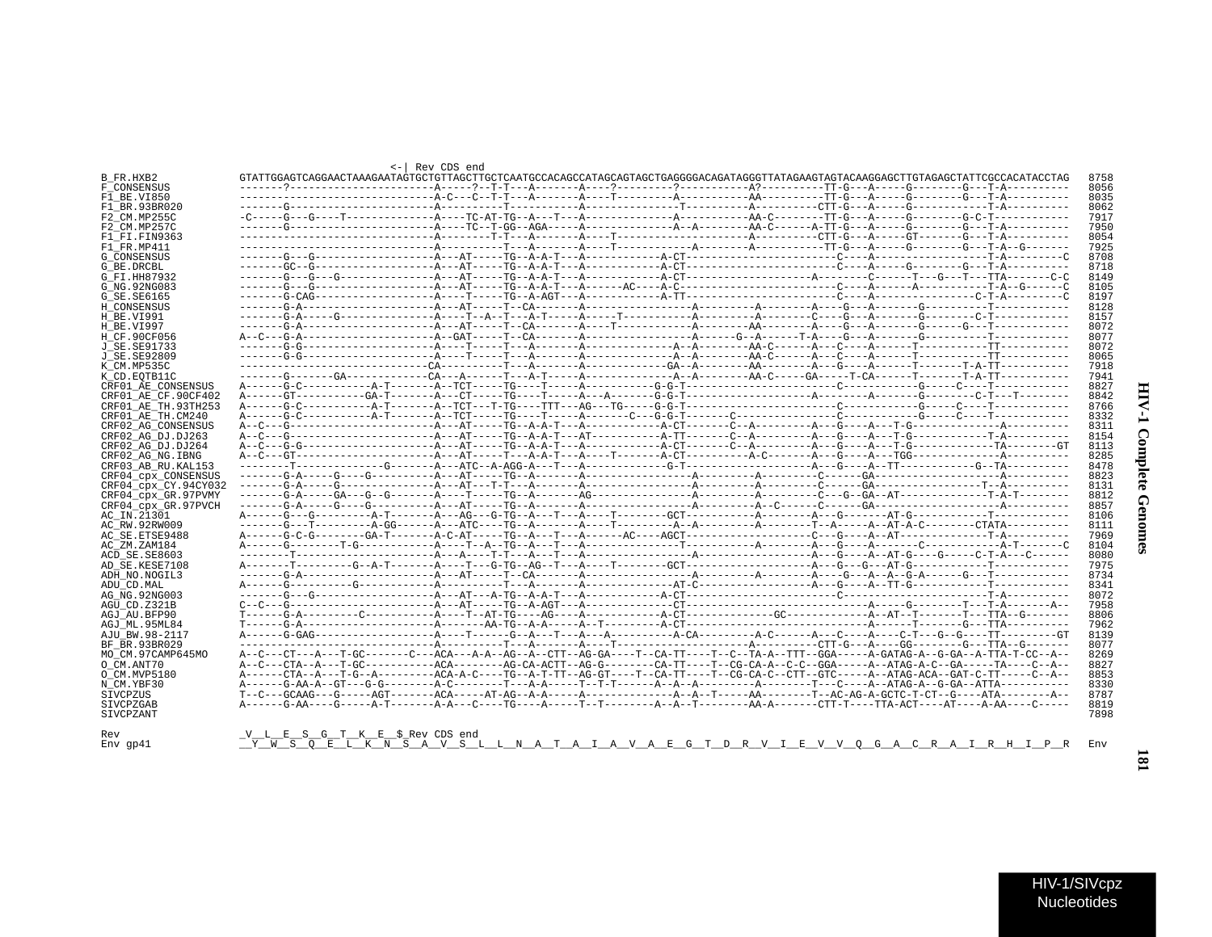```
                              <-| Rev CDS end
B_FR.HXB2           GTATTGGAGTCAGGAACTAAAGAATAGTGCTGTTAGCTTGCTCAATGCCACAGCCATAGCAGTAGCTGAGGGGACAGATAGGGTTATAGAAGTAGTACAAGGAGCTTGTAGAGCTATTCGCCACATACCTAG  8758
F_CONSENSUS         -------?-----------------------A-----?--T-T---A-------A----?---------?-----------A?----------TT-G---A-----G--------G---T-A----------  8056
F1_BE.VI850         -------------------------------A-C---C--T-T---A-------A----T---------A-----------AA----------TT-G---A-----G--------G---T-A----------  8035
F1_BR.93BR020       -------G-----------------------A----------T-----------A---------------T----------A----------CTT-G---A-----G------------T-A----------  8062
F2_CM.MP255C        -C-----G---G----T--------------A----TC-AT-TG--A---T---A--------------A-----------AA-C--------TT-G---A-----G--------G-C-T------------  7917
F2_CM.MP257C        -------G-----------------------A----TC--T-GG--AGA-----A--------------A--A--------AA-C------A-TT-G---A-----G--------G---T-A----------  7950
F1_FI.FIN9363       -------------------------------A--------T-T---A-------A----T-------------------A----------CTT-G---A-----GT-------G---T-A----------  8054
F1_FR.MP411         -------------------------------A----------T---A-------A----T-----------A---------A----------TT-G---A-----G--------G---T-A--G-------  7925
G_CONSENSUS         -------G---G-------------------A---AT-----TG--A-A-T---A------------A-CT----------------------C----A---------------------T-A---------C  8708
G_BE.DRCBL          -------GC--G-------------------A---AT-----TG--A-A-T---A------------A-CT----------------------C----A-----G--------G---T-A----------  8718
G_FI.HH87932        -------G---G---G---------------A---AT-----TG--A-A-T---A------------A-CT------------------A--------C------T---G---T---TTA--------C-C  8149
G_NG.92NG083        -------G---G-------------------A---AT-----TG--A-A-T---A------AC----A-C-----------------------C----A-----A-----------T-A--G------C  8105
G_SE.SE6165         -------G-CAG-------------------A----T-----TG--A-AGT---A------------A-TT----------------------C----A-----------------C-T-A---------C  8197
H_CONSENSUS         -------G-A---------------------A---AT-----T--CA-------A-----------------A--------A--------A----G---A-------G----------T-----------  8128
H_BE.VI991          -------G-A-----G---------------A----T--A--T---A-T-----A----T------------A--------A--------C----G---A-------G----------C-T---------  8157
H_BE.VI997          -------G-A---------------------A---AT-----T--CA-------A----T------------A--------AA-------A----G---A-------G--------G---T-----------  8072
H_CF.90CF056        A--C---G-A---------------------A--GAT-----T--CA-------A-----------------A------G--A------T-A----G---A-------G----------T-----------  8077
J_SE.SE91733        -------G-G---------------------A----T-----T---A-------A-------------A--A--------AA-C------A----C---A------T-----------TT-----------  8072
J_SE.SE92809        -------G-G---------------------A----T-----T---A-------A-------------A--A--------AA-C------A----C---A------T-----------TT-----------  8065
K_CM.MP535C         ---------------------------CA---------T---A-------A-------------GA--A--------AA-------A---G---A------T-------T-A-TT-----------  7918
K_CD.EQTB11C        -------G-------GA-------------CA---A------T---A-T-----A-------------A--A--------AA-C-----GA-----T-CA------T-------T-A-TT-----------  7941
CRF01_AE_CONSENSUS  A------G-C-----------A-T-------A--TCT-----TG----T-----A-----------G-G-T----------------------C-----------G-----C----T-------------  8827
CRF01_AE_CF.90CF402 A------GT-----------GA-T-------A---CT-----TG----T-----A---A-------G-G-T-----------------A--------A--------G--------C-T---T--------  8842
CRF01_AE_TH.93TH253 A------G-C-----------A-T-------A--TCT---T-TG----TTT---AG---TG----G-G-T----------------------C-----------G-----C----T-------------  8766
CRF01_AE_TH.CM240   A------G-C-----------A-T-------A--TCT-----TG----T-----A------C---G-G-T-------C----------------C-----------G-----C----T-------------  8332
CRF02_AG_CONSENSUS  A--C---G-----------------------A---AT-----TG--A-A-T---A------------A-CT-------C--A---------A---G---A---T-G-------------A----------  8311
CRF02_AG_DJ.DJ263   A--C---G-----------------------A---AT-----TG--A-A-T---AT-----------A-TT-------C--A---------A---G---A---T-G-------------T-A---------  8154
CRF02_AG_DJ.DJ264   A--C---G-G---------------------A---AT-----TG--A-A-T---A------------A-CT-------C--A---------A---G---A---T-G-------------TA--------GT  8113
CRF02_AG_NG.IBNG    A--C---GT----------------------A---AT-----T---A-A-T---A----T-------A-CT-----------A-C------A---G---A---TGG-------------A----------  8285
CRF03_AB_RU.KAL153  --------T--------------G-------A---ATC--A-AGG-A---T---A--------------G-T------------------A---G---A--TT-------------G--TA---------  8478
CRF04_cpx_CONSENSUS -------G-A-----G----G----------A---AT-----TG--A-------A----------------A--------A---------C------GA--------------------A----------  8823
CRF04_cpx_CY.94CY032 -------G-A-----G---------------A---AT---T-T---A-------A----------------A--------A---------C------GA--------------------T--A---------  8131
CRF04_cpx_GR.97PVMY -------G-A-----GA--G--G--------A---T------TG--A-------AG---------------A--------A---------C---G--GA--AT-------------T-A-T--------  8812
CRF04_cpx_GR.97PVCH -------G-A-----G----G----------A---AT-----TG--A-------A----------------A--------A--C------C------GA--------------------A----------  8857
AC_IN.21301         A------G---G---------A-T-------A---AG---G-TG--A---T---A-----T--------GCT-----------A--------A---G-------AT-G-------------T-----------  8106
AC_RW.92RW009       -------G---T---------A-GG------A---ATC----TG--A-------A----T---------A--A---------A--------T--A-----A--AT-A-C--------CTATA----------  8111
AC_SE.ETSE9488      A------G-C-G---------GA-T-------A-C-AT-----TG--A---T---A------AC----AGCT------------------C---G---A--AT-------------T-A----------  7969
AC_ZM.ZAM184        A------G--------T-G------------A----T--A--TG--A---T---A-------------------T-----------A--------A---G---A---------C------------A-T------C  8104
ACD_SE.SE8603       --------T----------------------A---A----T-T---A---T---A-----------------A--------------------A---G----A--AT-G----G------C-T-A---C------  8080
AD_SE.KESE7108      A-------T---------G--A-T-------A----T-----G-TG--AG--T---A-----T---------GCT-----------------A---G--G---AT-G-----------T-----------  7975
ADH_NO.NOGIL3       -------G-A---------------------A---AT-----T--CA-------A-----------------A--------A---------A----G---A--A--G-A--------G---T-----------  8734
ADU_CD.MAL          A------G-----------G-----------A----------T---A-------A----------------AT-C-----------------A---G---A--TT-G-------------T-----------  8341
AG_NG.92NG003       -------G---G-------------------A---AT---A-TG--A-A-T---A------------A-CT-----------------------C-------------------------T-A---------  8072
AGU_CD.Z321B        C--C---G-----------------------A---AT-----TG--A-AGT---A-------------CT------------------------A-----G--------T---T-A-------A--  7958
AGJ_AU.BFP90        T------G-A---------C-----------A-----T--AT-TG----AG----A------------A-CT--------------GC-------------A--AT--T-------T---TTA--G-------  8806
AGJ_ML.95ML84       T------G-A---------------------A-------AA-TG--A-A-----A--T----------A-CT-------------------------A------T-------G---TTA----------  7962
AJU_BW.98-2117      A------G-GAG-------------------A----T------G--A---T---A---A---------A-CA---------A-C------A---C---A----C-T---G--G----TT---------GT  8139
BF_BR.93BR029       -------------------------------A----------T---A-------A----T----------------------A----------CTT-G---A----GG--------G---TTA--G-------  8077
MO_CM.97CAMP645MO   A--C---CT---A---T-GC-------C---ACA---A-A--AG--A--CTT--AG-GA----T--CA-TT----T--C--TA-A--TTT--GGA-----A-GATAG-A--G-GA--A-TTA-T-CC--A--  8269
O_CM.ANT70          A--C---CTA--A---T-GC-----------ACA-------AG-CA-ACTT--AG-G-------CA-TT----T--CG-CA-A--C-C--GGA-----A--ATAG-A-C--GA-----TA----C--A--  8827
O_CM.MVP5180        A------CTA--A---T-G--A---------ACA-A-C----TG--A-T-TT--AG-GT----T--CA-TT----T--CG-CA-C--CTT--GTC-----A--ATAG-ACA--GAT-C-TT-----C--A--  8853
N_CM.YBF30          A------G-AA-A--GT---G-G--------A-C--------T---A-A-----T--T-T------A--A--A--------A---------T---C----A--ATAG-A--G-GA--ATTA-----------  8330
SIVCPZUS            T--C---GCAAG---G-----AGT-------ACA-----AT-AG--A-A-----A--------------A--A--T-----AA--------T--AC-AG-A-GCTC-T-CT--G----ATA--------A--  8787
SIVCPZGAB           A------G-AA----G-----A-T-------A-A---C----TG----A-----T--T--------A--A--T--------AA-A-------CTT-T----TTA-ACT----AT----A-AA----C-----  8819
SIVCPZANT                                                                                                                                         7898

Rev                 _V__L__E__S__G__T__K__E__$_Rev CDS end
Env gp41            __Y__W__S__Q__E__L__K__N__S__A__V__S__L__L__N__A__T__A__I__A__V__A__E__G__T__D__R__V__I__E__V__V__Q__G__A__C__R__A__I__R__H__I__P__R  Env
```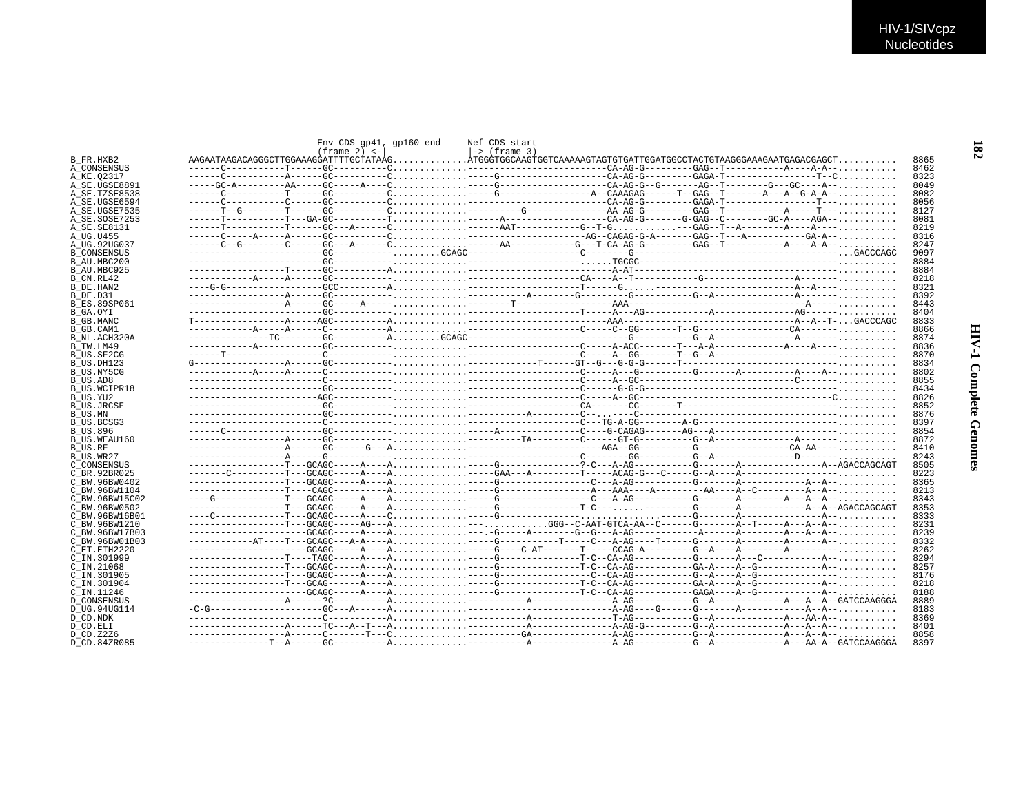```
                              Env CDS gp41, gp160 end     Nef CDS start
                              (frame 2) <-|               |-> (frame 3)
B_FR.HXB2        AAGAATAAGACAGGGCTTGGAAAGGATTTTGCTATAAG.............ATGGGTGGCAAGTGGTCAAAAAGTAGTGTGATTGGATGGCCTACTGTAAGGGAAAGAATGAGACGAGCT..........  8865
A_CONSENSUS      ------C----------T------GC---------C.............-------------------------CA-AG-G---------GAG--T-----------A----A-A-..........  8462
A_KE.Q2317       ------C----------A------GC---------C.............-----G-------------------CA-AG-G---------GAGA-T----------------T--C..........  8323
A_SE.UGSE8891    -----GC-A---------AA-----GC-----A----C.............-----G-------------------CA-AG-G--G-------AG--T--------G---GC----A-..........  8049
A_SE.TZSE8538    ------C----------T------GC---------C.............-----G-----------------A--CAAAGAG------T--GAG--T-------A---A--G-A-A-..........  8082
A_SE.UGSE6594    ------C----------C------GC---------C.............-------------------------CA-AG-G---------GAGA-T------------------T-..........  8056
A_SE.UGSE7535    ------T--G--------T------GC---------C.............---------G---------------AA-AG-G---------GAG--T-----------A-----T--..........  8127
A_SE.SOSE7253    ------T----------T---GA-GC---------T.............------A-------------------CA-AG-G-------G-GAG--C--------GC-A----AGA--..........  8081
A_SE.SE8131      ------T----------T------GC---A------C.............------AAT-----------G--T-G..............--GAG--T--A-------A----A---..........  8219
A_UG.U455        ------C-----A-----A------GC---------C.............---------------------AG--CAGAG-G-A-------GAG--T---A----------GA-A-..........  8316
A_UG.92UG037     ------C--G--------C------GC---A------C.............------AA-----------G---T-CA-AG-G---------GAG--T-----------A----A-A-..........  8247
B_CONSENSUS      ------------------------GC----------.........GCAGC--------------------C--------G--------------------------------------...GACCCAGC  9097
B_AU.MBC200      ------------------------GC----------.............-----------------------.....TGCGC-------------------------------------..........  8884
B_AU.MBC925      ----------------T-------GC----------A.............---------------------------A-AT-----------------------------------..........  8884
B_CN.RL42        -----------A-----A------GC----------.............------------------------CA----A--T-----------G------------------A------..........  8218
B_DE.HAN2        ----G-G------------------GCC---------A.............--------------------T------G.....----------------------------A--A----..........  8321
B_DE.D31         ------------------A------GC----------.............----------A--------G----------G--------G--A---------------A-------..........  8392
B_ES.89SP061     ------------------A------GC-----A-----.............--------T------------------AAA---------------------------------A-----..........  8443
B_GA.OYI         ------------------------GC----------.............---------------------T-----A---AG-----------A-------------AG-----..........  8404
B_GB.MANC        T-----------------A-----AGC---------A.............-------------------------AAA------------------------------A--A--T-...GACCCAGC  8833
B_GB.CAM1        ------------A----A------C----------A.............----------------------C-----C--GG-------T--G---------------CA------..........  8866
B_NL.ACH320A     --------------TC--------GC---------A.........GCAGC--------------------------G----------G--A---------------A-----..........  8874
B_TW.LM49        ------------A-----------GC----------.............---------------------C-----A-ACC-------T---A-A----------A----A------..........  8836
B_US.SF2CG       ------T-----------------C----------.............---------------------C-----A--GG-------T--G--A-------------------------..........  8870
B_US.DH123       G-----------------A------GC----------.............-------------T------GT--G---G-G-G------T--------------------------------..........  8834
B_US.NY5CG       ------------A-----A------C----------.............---------------------C-----A---G----------G-------A----------A----A--..........  8802
B_US.AD8         ------------------------C----------.............---------------------C-----A--GC-----------------------------C------..........  8855
B_US.WCIPR18     ------------------------GC----------.............---------------------C------G-G-G------------------------------------..........  8434
B_US.YU2         -----------------------AGC----------.............---------------------C-----A--GC-------------------------------------C..........  8826
B_US.JRCSF       ------------------------GC----------.............---------------------CA------CC-------T----------------------------------..........  8852
B_US.MN          ------------------------GC----------.............----------A----------C-........C--------------------------------------..........  8876
B_US.BCSG3       ------------------------C----------.............---------------------C---TG-A-GG-------A-G-------------------------------..........  8397
B_US.896         ------C-----------------GC----------.............-----A---------------C----G-CAGAG-------AG---A----------------------------..........  8854
B_US.WEAU160     ------------------A------GC----------.............----------TA---------C------GT-G----------G--A---------------A-------..........  8872
B_US.RF          ------------------A------GC------G---A.............-----------------------AGA--GG----------G----------------CA-AA-----..........  8410
B_US.WR27        ------------------A------G-----------.............---------------------C--------GG----------G--A---------------D-------..........  8243
C_CONSENSUS      ------------------T---GCAGC-----A----A.............-----G---------------?-C---A-AG----------G-------A---------------A--AGACCAGCAGT  8505
C_BR.92BR025     -------C----------T---GCAGC-----A----A.............-----GAA---A----------T-----ACAG-G---C-----G--A----A-----------------..........  8223
C_BW.96BW0402    ------------------T---GCAGC-----A----A.............-----G------------------C---A-AG----------G-------A-------------A--A-..........  8365
C_BW.96BW1104    ------------------T----CAGC----------A.............-----G-----------------A---AAA----A---------AA---A---C--------A--A-..........  8213
C_BW.96BW15C02   ----G-------------T---GCAGC-----A----A.............-----G------------------C---A-AG----------G-------A--------A---A--A-..........  8343
C_BW.96BW0502    ------------------T---GCAGC-----A----A.............-----G---------------T-C---......--------G-------A------------A--A--AGACCAGCAGT  8353
C_BW.96BW16B01   ----C-------------T---GCAGC-----A----C.............-----G---------------.............-----G-------A---------------A--..........  8333
C_BW.96BW1210    ------------------T---GCAGC-----AG---A.............--...........GGG--C-AAT-GTCA-AA--C------G-------A--T-----A--A--A-..........  8231
C_BW.96BW17B03   ---------------------GCAGC-----A----A.............---.-G-----A--------G--G---A-AG-----------A-------A---------A---A--A-..........  8239
C_BW.96BW01B03   ------------AT----T---GCAGC---A-A----A.............-----G-----------T-----C---A-AG----T------G-------A--------A------A--..........  8332
C_ET.ETH2220     ---------------------GCAGC-----A----A.............-----G-----C-AT-------T-----CCAG-A----------G--A----A--------A---------..........  8262
C_IN.301999      ------------------T----TAGC-----A----A.............-----G---------------T-C--CA-AG----------G-------A---C-----------A--..........  8294
C_IN.21068       ------------------T---GCAGC-----A----A.............-----G---------------T-C--CA-AG----------GA-A----A--G-----------A--..........  8257
C_IN.301905      ------------------T---GCAGC-----A----A.............-----G-----------------C--CA-AG----------G--A----A--G-------------..........  8176
C_IN.301904      ------------------T---GCAG------A----A.............-----G---------------T-C--CA-AG----------GA-A----A--G-----------A--..........  8218
C_IN.11246       ---------------------GCAGC-----A----A.............-----G---------------T-C--CA-AG----------GAGA----A--G-----------A--..........  8188
D_CONSENSUS      ------------------A------?C---------A.............-----------A------------A-AG----------G--A-------------A---A--A--GATCCAAGGGA  8889
D_UG.94UG114     -C-G---------------------GC---A------A.............---------------------A-AG----G------G-------A-----------A--A-..........  8183
D_CD.NDK         ------------------------C----------A.............-----------A-------------T-AG----------G--A-------------A---AA-A-..........  8369
D_CD.ELI         ------------------A------TC---A--T---A.............-----------A-------------A-AG-G----------G--A-------------A---A--A-..........  8401
D_CD.Z2Z6        ------------------A------C-------T---C.............----------GA-------------A-AG----------G--A-------------A---A--A-..........  8858
D_CD.84ZR085     ---------------T--A------GC----------A.............-----------A-------------A-AG----------G--A-------------A---AA-A--GATCCAAGGGA  8397
```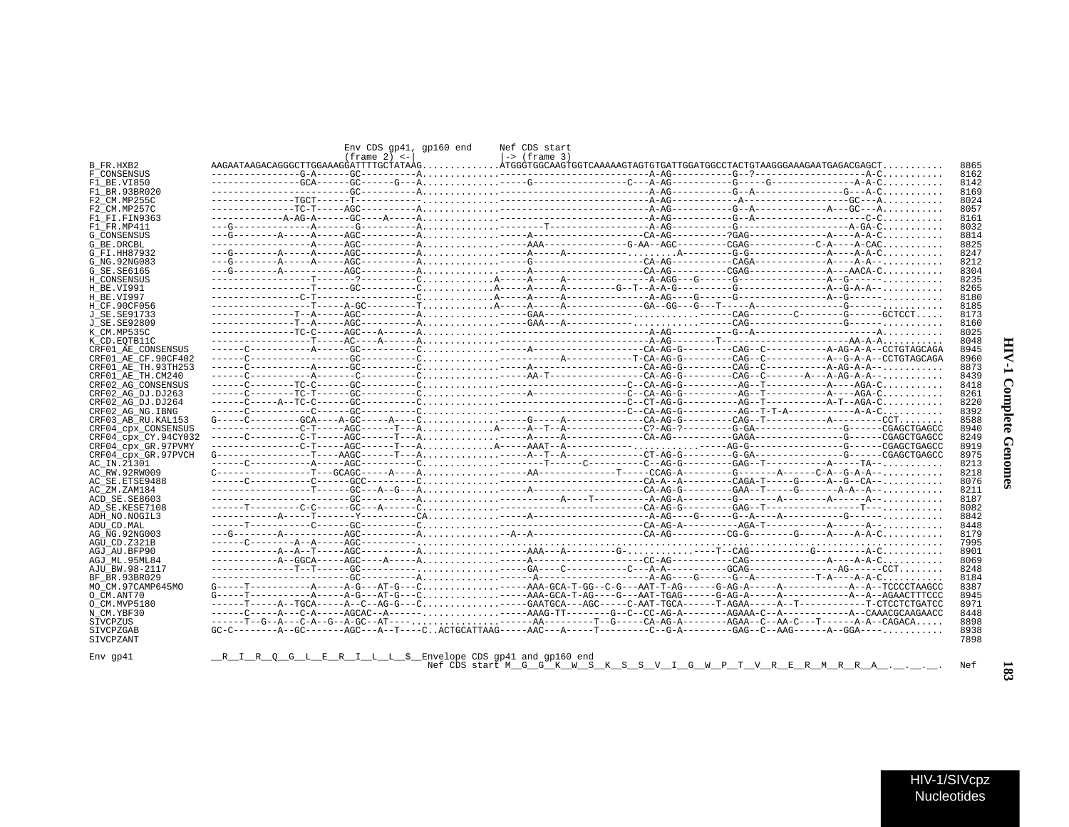```
                                   Env CDS gp41, gp160 end     Nef CDS start
                                   (frame 2) <-|               |-> (frame 3)
B_FR.HXB2            AAGAATAAGACAGGGCTTGGAAAGGATTTTGCTATAAG..............ATGGGTGGCAAGTGGTCAAAAAGTAGTGTGATTGGATGGCCTACTGTAAGGGAAAGAATGAGACGAGCT..........  8865
F_CONSENSUS          ----------------G-A------GC---------A.........................................-A-AG----------G--?--------------------A-C..........  8162
F1_BE.VI850          ----------------GCA------GC-----G--A.................-----G----------------C---A-AG----------G-----G--------------A-A-C..........  8142
F1_BR.93BR020        -------------------------GC---------A.........................................-A-AG----------G--A---------------G---A-C..........  8169
F2_CM.MP255C         --------------TGCT------T-----------..........................................-A-AG-----------A-----------------GC---A..........  8024
F2_CM.MP257C         --------------TC-T-----AGC----------A..........................................-A-AG----------G--A-------------A---GC---A..........  8057
F1_FI.FIN9363        -------------A-AG-A------GC---A-----A.........................................-A-AG----------G--A--------------------C-C..........  8161
F1_FR.MP411          ---G---------------A-------G--------A.................-----------T-----------A-AG----------G-------------------A-GA-C..........  8032
G_CONSENSUS          ---G--------A-----A-----AGC---------A.................-----A-------------------CA-AG---------?GAG-------------A----A-A-C..........  8814
G_BE.DRCBL           ------------------A-----AGC---------A.................-----AAA--------------G-AA--AGC---------CGAG-----------C-A----A-CAC..........  8825
G_FI.HH87932         ---G--------A-----A-----AGC---------A.................-----A-----A--------.........A---------G-G-------------A----A-A-C..........  8247
G_NG.92NG083         ---G--------A-----A-----AGC---------A.................-----G-------------------CA-AG----------CAGA-------------A----A-A--..........  8212
G_SE.SE6165          ---G--------A-----------AGC---------A.................-----A-------------------CA-AG----------CGAG-------------A---AACA-C..........  8304
H_CONSENSUS          -----------------T-------?----------C...........A-----A-----A--------------A-AGG---G-----G--------------A--G------..........  8235
H_BE.VI991           -----------------T------GC----------C...........A-----A-----A---------G--T--A-A-G---------G--------------A--G-A-A--..........  8265
H_BE.VI997           ---------------C-T------------------C...........A-----A-----A--------------A-AG----G-----G--------------A--G------..........  8180
H_CF.90CF056         -----------------T-----A-GC---------T...........A-----A-----A-------------GA--GG---G---T-----A--------------G------..........  8185
J_SE.SE91733         ---------------T--A-----AGC---------A.................-----GAA--------------.................CAG--------C--------G------GCTCCT.....  8173
J_SE.SE92809         ---------------T--A-----AGC---------A.................-----GAA--A-----------.................CAG----------------G------..........  8160
K_CM.MP535C          --------------TC-T-----AGC---A------A.........................................-A-AG----------G--A--------------------A..........  8025
K_CD.EQTB11C         ------------------T-----AC----A-----A.........................................-A-AG--------T---------------------AA-A-A..........  8048
CRF01_AE_CONSENSUS   ------C-----------A-----GC----------C.................-----A-------------------CA-AG-G---------CAG--C-----------A-AG-A-A--CCTGTAGCAGA  8945
CRF01_AE_CF.90CF402  ------C-----------A-----GC----------C.................-----------A------------T-CA-AG-G---------CAG--C-----------A--G-A-A--CCTGTAGCAGA  8960
CRF01_AE_TH.93TH253  ------C-----------A-----GC----------C.................-----A-------------------CA-AG-G---------CAG--C-----------A-AG-A-A--..........  8873
CRF01_AE_TH.CM240    ------C-----------A-------C---------C.................-----AA-T----------------CA-AG-G---------CAG--C-------A---A-AG-A-A--..........  8439
CRF02_AG_CONSENSUS   ------C--------TC-T------GC---------C.........................................C--CA-AG-G---------AG--T----------A----AGA-C..........  8418
CRF02_AG_DJ.DJ263    ------C--------TC-T------GC---------C.................-----A-----------------C--CA-AG-G---------AG--T----------A----AGA-C..........  8261
CRF02_AG_DJ.DJ264    ------C-----A--TC-T------GC---------C.........................................C--CT-AG-G---------AG--T----------A-T--AGA-C..........  8220
CRF02_AG_NG.IBNG     ------C-----------C------GC---------C.........................................C--CA-AG-G---------AG--T-T-A-----------A-A-C..........  8392
CRF03_AB_RU.KAL153   G-----C---------GCA----A-GC-----A---C.................-----G-----A-------------CA-AG-G---------CAG--T-----------A----------CCT........  8588
CRF04_cpx_CONSENSUS  ---------------C-T-----AGC------T---A............A-----A--T--A-------------C?-AG-?--------G-GA-----------------G------CGAGCTGAGCC  8940
CRF04_cpx_CY.94CY032 ------C---------C-T-----AGC------T---A.................-----A-----A-------------CA-AG-----------GAGA-----------------G------CGAGCTGAGCC  8249
CRF04_cpx_GR.97PVMY  ---------------C-T-----AGC------T---A............A-----AAAT--A------------.........---AG-G----------------G------CGAGCTGAGCC  8919
CRF04_cpx_GR.97PVCH  G-----------------T-----AAGC------T---A.................-----A--T--A-------------CT-AG-G---------G-GA---------------G------CGAGCTGAGCC  8975
AC_IN.21301          ------C-----------A-----AGC---------C.................-----------T------C----------C--AG-G---------GAG--T-----------A-----TA--..........  8213
AC_RW.92RW009        C-----------------T---GCAGC------A---A.................-----AA-----------------T-----CCAG-A---------G-------A------C-A--G-A-A--..........  8218
AC_SE.ETSE9488       ------C-----------C-----GCC---------C.........................................-CA-A--A---------CAGA-T-----G-----A--G--CA--..........  8076
AC_ZM.ZAM184         ------------------T------GC---A--G--A.................-----A-------------------CA-AG-G---------GAA--T-----G-------A-A--A--..........  8211
ACD_SE.SE8603        ------------------------GC----------A.................-----A---T----------A-AG-A---------G-------A--------A-----A--..........  8187
AD_SE.KESE7108       ------T---------C-C------GC---A-----C.........................................CA-AG-G---------GAG--T-----------------T---..........  8082
ADH_NO.NOGIL3        ------------A-----T-------Y---------CA.................-----A-------------------A-AG----G-----G--A----A-----------G----..........  8842
ADU_CD.MAL           ------T-----------C------GC---------C.........................................CA-AG-A---------AGA--T-----------A-----A--..........  8448
AG_NG.92NG003        ---G--------A-----------AGC---------A...............--A--A-------------------CA-AG----------CG-G--------G-----A----A-A-C..........  8179
AGU_CD.Z321B         ------C--------A--A-----AGC----------..........................................................................................  7995
AGJ_AU.BFP90         ------------A--A--T-----AGC---------A.................-----AAA---A---------G-...........----T--CAG-----------G---------A-C..........  8901
AGJ_ML.95ML84        ------------A--GGCA-----AGC----A----A.................-----A-------------------CC-AG----------CAG--------------A----A-A-C..........  8069
AJU_BW.98-2117       ---------------T--T-----GC-----------.................-----GA----C------------C---A-A---------GCAG---------------AG------CCT........  8248
BF_BR.93BR029        ------------------------GC----------A.................-----A-------------------A-AG----G-----G--A-----------T-A----A-A-C..........  8184
MO_CM.97CAMP645MO    G-----T-----------A-----A-G---AT-G---C.................-----AAA-GCA-T-GG--C-G---AAT-T-AG------G-AG-A-----A------------A--A--TCCCCTAAGCC  8387
O_CM.ANT70           G-----T-----------A-----A-G---AT-G---C.................-----AAA-GCA-T-AG----G---AAT-TGAG------G-AG-A-----A------------A--A--AGAACTTTCCC  8945
O_CM.MVP5180         ------T-----A--TGCA-----A--C--AG-G---C.................-----GAATGCA---AGC-----C-AAT-TGCA------T-AGAA-----A--T------------T-CTCCTCTGATCC  8971
N_CM.YBF30           ------C-----A---C-A-----AGCAC--A------.................-----AAAG-TT---------G--C--CC-AG-A---------AGAAA-C--A------------A--CAAACGCAAGAACC  8448
SIVCPZUS             ------T--G--A---C-A--G--A-GC--AT----.................-----AA---------T--G-----CA-AG-A---------AGAA--C--AA-C---T------A-A--CAGACA.....  8898
SIVCPZGAB            GC-C--------A--GC-------AGC---A--T----C..ACTGCATTAAG-----AAC--A-----T---------C--G-A---------GAG--C--AAG------A--GGA----..........  8938
SIVCPZANT                                                                                                                                           7898

Env gp41             __R__I__R__Q__G__L__E__R__I__L__L__$__Envelope CDS gp41 and gp160 end
                                                      Nef CDS start M__G__G__K__W__S__K__S__S__V__I__G__W__P__T__V__R__E__R__M__R__R__A__.__.__.__.   Nef
```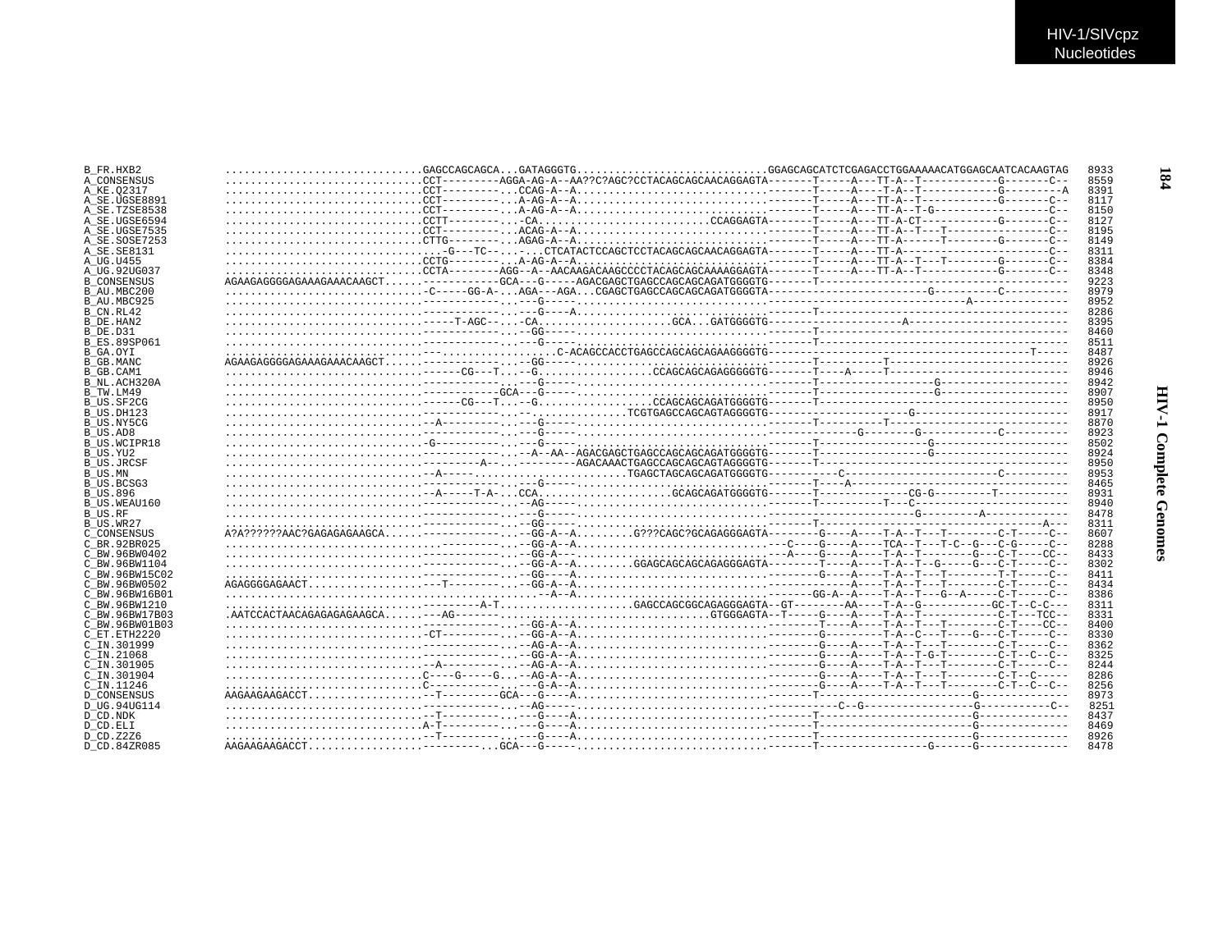```
B_FR.HXB2          ..............................GAGCCAGCAGCA...GATAGGGTG.............................GGAGCAGCATCTCGAGACCTGGAAAAACATGGAGCAATCACAAGTAG   8933
A_CONSENSUS        ..............................CCT---------AGGA-AG-A--AA??C?AGC?CCTACAGCAGCAACAGGAGTA-------T-----A---TT-A--T-----------G-------C--   8559
A_KE.Q2317         ..............................CCT---------...CCAG-A--A............................-------T-----A----T-A--T-----------G---------A   8391
A_SE.UGSE8891      ..............................CCT---------...A-AG-A--A............................-------T-----A---TT-A--T-----------G-------C--   8117
A_SE.TZSE8538      ..............................CCT---------...A-AG-A--A............................-------T-----A---TT-A--T-G-----------------C--   8150
A_SE.UGSE6594      ..............................CCTT--------...-CA..........................CCAGGAGTA-------T-----A---TT-A-CT-----------G-------C--   8127
A_SE.UGSE7535      ..............................CCT---------...ACAG-A--A............................-------T-----A---TT-A--T---T----------------C--   8195
A_SE.SOSE7253      ..............................CTTG--------...AGAG-A--A............................-------T-----A---TT-A-----T-----------G-------C--   8149
A_SE.SE8131        ..............................-G---TC--...-...CTCATACTCCAGCTCCTACAGCAGCAACAGGAGTA-------T-----A---TT-A-----------------------C--   8311
A_UG.U455          ..............................CCTG--------...A-AG-A--A............................-------T-----A---TT-A--T---T--------G-------C--   8384
A_UG.92UG037       ..............................CCTA--------AGG--A--AACAAGACAAGCCCCTACAGCAGCAAAAGGAGTA-------T-----A---TT-A--T-----------G-------C--   8348
B_CONSENSUS        AGAAGAGGGGAGAAAGAAACAAGCT......------------GCA---G-----AGACGAGCTGAGCCAGCAGCAGATGGGGTG-------T-------------------------------------   9223
B_AU.MBC200        ..............................-C-----GG-A-...AGA---AGA...CGAGCTGAGCCAGCAGCAGATGGGGTA------------------------G----------C----------   8979
B_AU.MBC925        ..............................------------...--G-----.............................------------------------------A-------------   8952
B_CN.RL42          ..............................------------...--G----A.............................-------T-------------------------------------   8286
B_DE.HAN2          ..............................-----T-AGC--...-CA....................GCA...GATGGGGTG-------------------A------------------------   8395
B_DE.D31           ..............................------------...--GG---..............................-------T-------------------------------------   8460
B_ES.89SP061       ..............................------------...--G---...............................-------T-------------------------------------   8511
B_GA.OYI           ..............................---.................C-ACAGCCACCTGAGCCAGCAGCAGAAGGGGTG----------------------------------------T-----   8487
B_GB.MANC          AGAAGAGGGGAGAAAGAAACAAGCT......------------...--GG--------------------------------------T----------T--------------------------   8926
B_GB.CAM1          ..............................------CG---T...--G.................CCAGCAGCAGAGGGGGTG-------T----A-----T--------------------------   8946
B_NL.ACH320A       ..............................------------...--G--------------------------------------T-----------------G------------------   8942
B_TW.LM49          ..............................------------GCA---G---------------------------------------T-----------------G------------------   8907
B_US.SF2CG         ..............................------CG---T...--G.................CCAGCAGCAGATGGGGTG-------T-------------------------------------   8950
B_US.DH123         ..............................------------...--...............TCGTGAGCCAGCAGTAGGGGTG------------------------G---------------------   8917
B_US.NY5CG         ..............................--A---------...--G---...............................-------T-----------T--------------------------   8870
B_US.AD8           ..............................------------...--G----------------------------------------------G--------G------------C---------   8923
B_US.WCIPR18       ..............................-G----------...--G---...............................-------T----------------G--------------------   8502
B_US.YU2           ..............................------------...--A--AA--AGACGAGCTGAGCCAGCAGCAGATGGGGTG-------T----------------G--------------------   8924
B_US.JRCSF         ..............................---------A--...---------AGACAAACTGAGCCAGCAGCAGTAGGGGTG-------T-------------------------------------   8950
B_US.MN            ..............................--A---------...........................TGAGCTAGCAGCAGATGGGGTG-----------C----------------------C---------   8953
B_US.BCSG3         ..............................------------...--G---..............................-------T----A--------------------------------   8465
B_US.896           ..............................--A-----T-A-...CCA....................GCAGCAGATGGGGTG-------T-------------CG-G-----------T---------   8931
B_US.WEAU160       ..............................------------...--AG----.............................-------T----------T---C-----------------------   8940
B_US.RF            ..............................------------...--G----...........................------------------------G---------A-------------   8478
B_US.WR27          ..............................------------...--GG--------------------------------------T--------------------------------A---   8311
C_CONSENSUS        A?A??????AAC?GAGAGAGAAGCA......------------...--GG-A--A........G???CAGC?GCAGAGGGAGTA--------G----A----T-A--T---T--------C-T-----C--   8607
C_BR.92BR025       ..............................------------...--GG-A--A............................---C----G----A----TCA--T---T-C--G---C-G-----C--   8288
C_BW.96BW0402      ..............................------------...--GG-A---A...........................---A---G----A----T-A--T---T--------G---C-T----CC--   8433
C_BW.96BW1104      ..............................------------...--GG-A--A.........GGAGCAGCAGCAGAGGGAGTA--------T----A----T-A--T--G-----G---C-T-----C--   8302
C_BW.96BW15C02     ..............................------------...--GG---A............................--------G----A----T-A--T---T--------T-T-----C--   8411
C_BW.96BW0502      AGAGGGGAGAACT..................---T--------...--GG-A--A............................-----------A----T-A--T---T--------C-T-----C--   8434
C_BW.96BW16B01     ...............................................--A--A.............................-------GG-A--A----T-A--T---G--A-----C-T-----C--   8386
C_BW.96BW1210      ..............................---------A-T....................GAGCCAGCGGCAGAGGGAGTA--GT--------AA----T-A--G-----------GC-T--C-C---   8311
C_BW.96BW17B03     .AATCACTAACAGAGAGAGAAGCA......---AG-------...............................GTGGGAGTA--T-----G----A----T-A--T-----------C-T---TCC--   8331
C_BW.96BW01B03     ..............................------------...--GG-A--A............................--------T----A----T-A--T---T--------C-T-----CC--   8400
C_ET.ETH2220       ..............................-CT---------...--GG-A--A............................--------G---------T-A--C---T-----G---C-T-----C--   8330
C_IN.301999        ..............................------------...--AG-A--A............................--------G----A----T-A--T---T--------C-T-----C--   8362
C_IN.21068         ..............................------------...--GG-A--A............................--------G----A----T-A--T-G-T--------C-T--C--C--   8325
C_IN.301905        ..............................--A---------...--AG-A--A............................--------G----A----T-A--T---T--------C-T-----C--   8244
C_IN.301904        ..............................C----G-----G...--AG-A--A............................--------G----A----T-A--T---T--------C-T--C-----   8286
C_IN.11246         ..............................C-----------...--G-A--A.............................--------G----A----T-A--T---T--------C-T--C--C--   8256
D_CONSENSUS        AAGAAGAAGACCT..................--T---------GCA---G----A............................-------T-----------------------G-------------   8973
D_UG.94UG114       ..............................------------...--AG---.............................-----------C--G-----------------G-----------C--   8251
D_CD.NDK           ..............................--T---------...--G----A.............................-------T-----------------------G-------------   8437
D_CD.ELI           ..............................A-T---------...--G----A.............................-------T-----------------------G-------------   8469
D_CD.Z2Z6          ..............................--T---------...--G----A.............................-------T-----------------------G-------------   8926
D_CD.84ZR085       AAGAAGAAGACCT..................----------...GCA---G-----..............................-------T-----------------G------G-------------   8478
```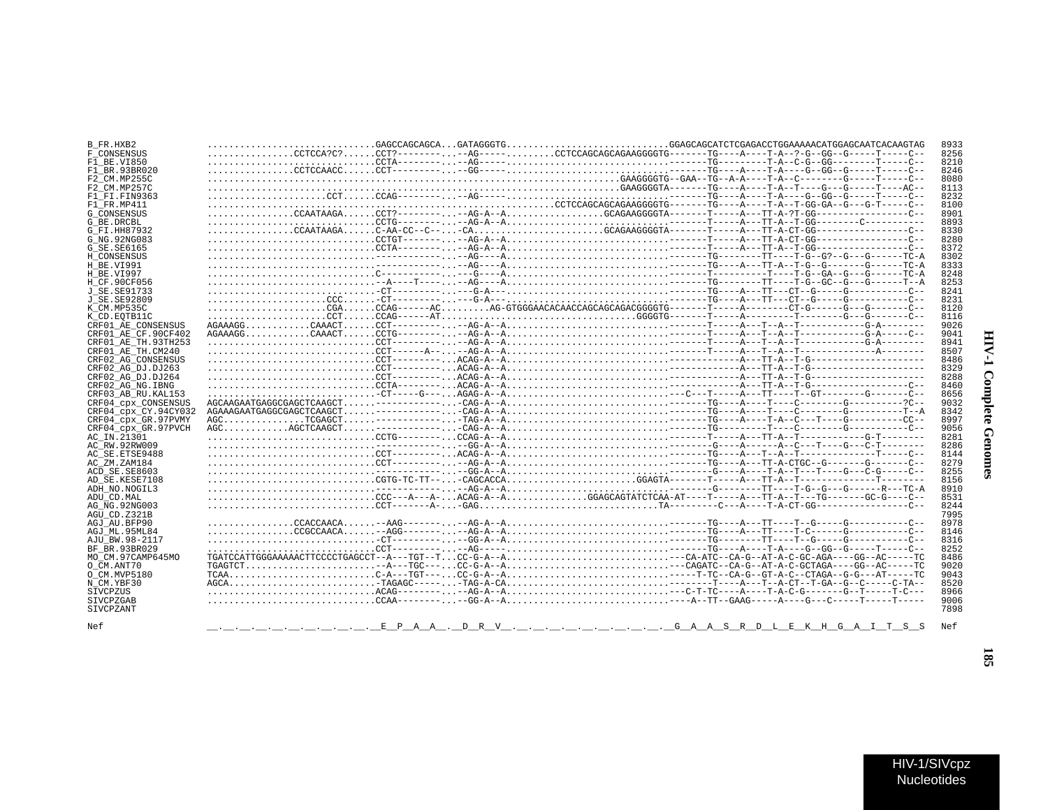```
B_FR.HXB2              ..............................GAGCCAGCAGCA...GATAGGGTG.............................GGAGCAGCATCTCGAGACCTGGAAAAACATGGAGCAATCACAAGTAG  8933
F_CONSENSUS            ...............CCTCCA?C?......CCT?----------.--AG----.........CCTCCAGCAGCAGAAGGGGTG-------TG----A----T-A--?-G--GG--G-----T-----C--  8256
F1_BE.VI850            ..............................CCTA----------.--AG----.............................-------TG---------T-A--C-G--GG--------T-----C--  8210
F1_BR.93BR020          ...............CCTCCAACC......CCT-----------.--GG----.............................-------TG----A----T-A----G--GG--G-----T-----C--  8246
F2_CM.MP255C           ..........................................................................GAAGGGGTG--GAA--TG--A-A----T-A--C--------G-----T-----C--  8080
F2_CM.MP257C           ..........................................................................GAAGGGGTA-------TG----A----T-A--T----G---G-----T----AC--  8113
F1_FI.FIN9363          .....................CCT......CCAG----------.--AG----.............................-------TG----A----T-A----G--GG--G-----T-----C--  8232
F1_FR.MP411            ..............................................................CCTCCAGCAGCAGAAGGGGTG-------TG----A----T-A--T-GG-GA--G---G-T-----C--  8100
G_CONSENSUS            ...............CCAATAAGA......CCT?----------.--AG-A--A.................GCAGAAGGGGTA-------T-----A---TT-A-?T-GG-----------------C--  8901
G_BE.DRCBL             ..............................CCTG----------.--AG-A--A.............................-------T-----A---TT-A--T-GG--------C-----------  8893
G_FI.HH87932           ...............CCAATAAGA......C-AA-CC--C----.-CA.......................GCAGAAGGGGTA-------T-----A---TT-A-CT-GG-----------------C--  8330
G_NG.92NG083           ..............................CCTGT---------.--AG-A--A.............................-------T-----A---TT-A-CT-GG-----------------C--  8280
G_SE.SE6165            ..............................CCTA----------.--AG-A--A.............................-------T-----A---TT-A--T-GG-----------------C--  8372
H_CONSENSUS            ..............................-------------.--AG----A.............................-------TG-------TT----T-G--G?--G---G------TC-A  8302
H_BE.VI991             ..............................-------------.--AG----A.............................-------TG----A---TT-A--T-G--G-------G------TC-A  8333
H_BE.VI997             ..............................C------------.--G----A..............................-------T-------------T----T-G--GA--G---G------TC-A  8248
H_CF.90CF056           ..............................--A----T-----.--AG----A.............................-------TG-------TT----T-G--GC--G---G------T--A  8253
J_SE.SE91733           ..............................-CT-----------.---G-A--..............................-------TG----A---TT---CT--G-----G-----------C--  8241
J_SE.SE92809           ......................CCC......-CT-----------.---G-A--..............................-------TG----A---TT---CT--G-----G-----------C--  8231
K_CM.MP535C            .....................CGA......CCAG------AC.........AG-GTGGGAACACAACCAGCAGCAGACGGGGTG-------T-----A--------CT-G------G---G-------C--  8120
K_CD.EQTB11C           .....................CCT......CCAG------AT...................................GGGGTG-------T-----A---------T--------G---G-------C--  8116
CRF01_AE_CONSENSUS     AGAAAGG...........CAAACT......CCT-----------.--AG-A--A.............................-------T-----A---T--A--T-----------G-A--------  9026
CRF01_AE_CF.90CF402    AGAAAGG...........CAAACT......CCTG----------.--AG-A--A.............................-------T-----A---T--A--T-----------G-A-----C--  9041
CRF01_AE_TH.93TH253    ..............................CCT-----------.--AG-A--A.............................-------T-----A---T--A--T-----------G-A--------  8941
CRF01_AE_TH.CM240      ..............................CCT-------A---.--AG-A--A.............................-------T-----A---T--A--T--------------A--------  8507
CRF02_AG_CONSENSUS     ..............................CCT-----------.ACAG-A--A.............................-------------A---TT-A--T-G--------------------  8486
CRF02_AG_DJ.DJ263      ..............................CCT-----------.ACAG-A--A.............................-------------A---TT-A--T-G--------------------  8329
CRF02_AG_DJ.DJ264      ..............................CCT-----------.ACAG-A--A.............................-------------A---TT-A--T-G--------------------  8288
CRF02_AG_NG.IBNG       ..............................CCTA----------.ACAG-A--A.............................-------------A---TT-A--T-G-----------------C--  8460
CRF03_AB_RU.KAL153     ..............................-CT-----G----.AGAG-A--A.............................---C---T-----A---TT----T--GT-------G------C--  8656
CRF04_cpx_CONSENSUS    AGCAAGAATGAGGCGAGCTCAAGCT......-------------.-CAG-A--A.............................-------TG----A----T----C--------G---------?C--  9032
CRF04_cpx_CY.94CY032   AGAAAGAATGAGGCGAGCTCAAGCT......-------------.-CAG-A--A.............................-------TG----A----T----C--------G----------T--A  8342
CRF04_cpx_GR.97PVMY    AGC.............TCGAGCT......-------------.-TAG-A--A.............................-------TG----A----T-A--C---T----G----------CC--  8997
CRF04_cpx_GR.97PVCH    AGC...........AGCTCAAGCT......-------------.-CAG-A--A.............................-------TG---------T----C--------G----------C--  9056
AC_IN.21301            ..............................CCTG----------.CCAG-A--A.............................-------T-----A---TT-A--T-----------G-T--------  8281
AC_RW.92RW009          ..............................-------------.--GG-A--A.............................--------G----A------A--C---T----G---C-T--------  8286
AC_SE.ETSE9488         ..............................CCT-----------.ACAG-A--A.............................-------TG----A---T--A--T-------------T-----C--  8144
AC_ZM.ZAM184           ..............................CCT-----------.--AG-A--A.............................-------TG----A---TT-A-CTGC--G-------G-------C--  8279
ACD_SE.SE8603          ..............................-------------.--GG-A--A.............................--------G----A----T-A--T---T----G---C-G-----C--  8255
AD_SE.KESE7108         ..............................CGTG-TC-TT----.-CAGCACCA.......................GGAGTA-------T-----A---TT-A--T-------------T--------  8156
ADH_NO.NOGIL3          ..............................-------------.--AG-A--A.............................--------G--------TT----T-G--G---G------R---TC-A  8910
ADU_CD.MAL             ..............................CCC---A---A---.ACAG-A--A..............GGAGCAGTATCTCAA-AT----T-----A---TT-A--T---TG-------GC-G----C--  8531
AG_NG.92NG003          ..............................CCT-------A---.-GAG..............................TA---------C---A----T-A-CT-GG-----------------C--  8244
AGU_CD.Z321B                                                                                                                                            7995
AGJ_AU.BFP90           ...............CCACCAACA......--AAG---------.--AG-A--A.............................-------TG----A---TT----T--G-----G-----------C--  8978
AGJ_ML.95ML84          ...............CCGCCAACA......--AGG---------.--AG-A--A.............................-------TG----A---TT----T-C-----G-----------C--  8146
AJU_BW.98-2117         ..............................-CT-----------.--GG-A--A.............................-------TG--------TT----T--G-----G-----------C--  8316
BF_BR.93BR029          ..............................CCT-----------.--AG----..............................-------TG----A----T-A----G--GG--G-----T-----C--  8252
MO_CM.97CAMP645MO      TGATCCATTGGGAAAAACTTCCCCTGAGCCT--A---TGT--T...CC-G-A--A.............................---CA-ATC--CA-G--AT-A-C-GC-AGA----GG--AC-----TC  8486
O_CM.ANT70             TGAGTCT.......................--A---TGC-----.CC-G-A--A.............................---CAGATC--CA-G--AT-A-C-GCTAGA----GG--AC-----TC  9020
O_CM.MVP5180           TCAA..........................C-A---TGT-----.CC-G-A--A.............................-----T-TC--CA-G--GT-A-C--CTAGA--G-G---AT-----TC  9043
N_CM.YBF30             AGCA..........................-TAGAGC-------.-TAG-A-CA.............................--------T----A---T--A-CT--T-GA--G--C-----C-TA--  8520
SIVCPZUS               ..............................ACAG-----------.--AG-A--A.............................---C-T-TC----A----T-A-C-G-------G--T-----T-C---  8966
SIVCPZGAB              ..............................CCAA----------.--GG-A--A.............................----A--TT--GAAG-----A----G---C-----T-----T-----  9006
SIVCPZANT                                                                                                                                               7898

Nef                    __.__.__.__.__.__.__.__.__.__.__E__P__A__A__.__D__R__V__.__.__.__.__.__.__.__.__.__.__G__A__A__S__R__D__L__E__K__H__G__A__I__T__S__S  Nef
```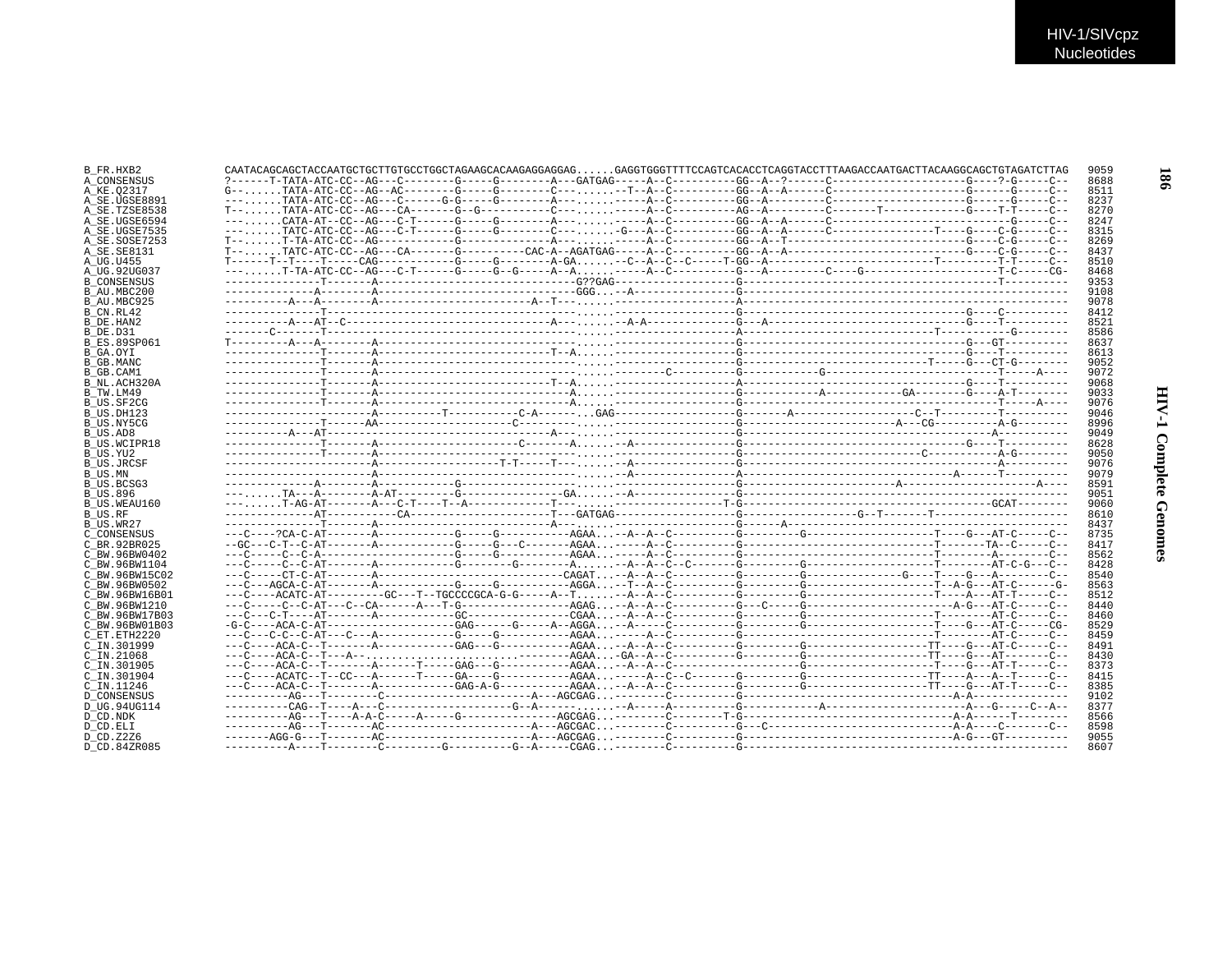HIV-1/SIVcpz Nucleotides

```
B_FR.HXB2         CAATACAGCAGCTACCAATGCTGCTTGTGCCTGGCTAGAAGCACAAGAGGAGGAG......GAGGTGGGTTTTCCAGTCACACCTCAGGTACCTTTAAGACCAATGACTTACAAGGCAGCTGTAGATCTTAG  9059
A_CONSENSUS       ?------T-TATA-ATC-CC--AG---C--------G-----G--------A---GATGAG-----A--C----------GG--A--?------C--------------------G----?-G-----C--  8688
A_KE.Q2317        G--......TATA-ATC-CC--AG--AC--------G-----G--------C--.......--T--A--C----------GG--A--A------C--------------------G------G-----C--  8511
A_SE.UGSE8891     ---......TATA-ATC-CC--AG---C------G-G-----G--------A--.......-----A--C----------GG--A---------C--------------------G------G-----C--  8237
A_SE.TZSE8538     T--......TATA-ATC-CC--AG---CA-------G--G----------C--.......-----A--C----------AG--A---------C-------T------------G----T-T-----C--  8270
A_SE.UGSE6594     ---......CATA-AT--CC--AG---C-T------G-----G--------A--.......-----A--C----------GG--A--A------C---------------------------G-----C--  8247
A_SE.UGSE7535     ---......TATC-ATC-CC--AG---C-T------G-----G--------C--.......-G---A--C----------GG--A--A------C---------------T----G-----C-G-----C--  8315
A_SE.SOSE7253     T--......T-TA-ATC-CC--AG------------G--------------A--.......-----A--C----------GG--A--T------------------------G-----C-G-----C--  8269
A_SE.SE8131       T--......TATC-ATC-CC--AG---CA-------G----------CAC-A--AGATGAG-----A--C----------GG--A--A--------------------------G----C-G-----C--  8437
A_UG.U455         T------T--T----T-----CAG-----------G-----G--------A-GA......--C--A--C--C-----T-GG--A-------------------------T---------T-T-----C--  8510
A_UG.92UG037      ---......T-TA-ATC-CC--AG---C-T------G-----G--G-----A--A......-----A--C----------G---A---------C----G------------------T-C-----CG-  8468
B_CONSENSUS       --------------T-------A-----------------------------G??GAG-----------------G-------------------------------------------T---------  9353
B_AU.MBC200       --------------A-------A-----------------------------GGG...--A---------------G----------------------------------------------------  9108
B_AU.MBC925       ----------A---A-------A-------------------------A--T--......----------------A----------------------------------------------------  9078
B_CN.RL42         --------------T-----------------------------------......-------------------G---------------------------------G----C---------  8412
B_DE.HAN2         ----------A---AT--C-----------------------------A--.......--A-A-------------G---A---------------------------G----T---------  8521
B_DE.D31          ------C-------T-----------------------------------......-------------------A-----------------------------------T----------G--------  8586
B_ES.89SP061      T---------A---A-------A---------------------------......-------------------G---------------------------------G---GT---------  8637
B_GA.OYI          --------------T-------A--------------------------T--A......-----------------G---------------------------------G----T---------  8613
B_GB.MANC         --------------T-------A---------------------------......-------------------G------------------------------T-----G---CT-G--------  9052
B_GB.CAM1         --------------T-------A---------------------------......--------C----------G-----------G------------------------------T-----A---  9072
B_NL.ACH320A      --------------T-------A--------------------------T--A......-----------------A---------------------------------G----T---------  9068
B_TW.LM49         --------------T-------A---------------------------A......------------------G-----------A-----------GA-------G----A-T--------  9033
B_US.SF2CG        --------------T-------A---------------------------A......-------------------G------------------------------------T-----A-------  9076
B_US.DH123        ---------------------A----------T-----------C-A--------...GAG--------------G------A-----------------C--T---------T---------  9046
B_US.NY5CG        --------------T------AA--------------------C-------......------------------G-------------------A---CG---------A-G--------  8996
B_US.AD8          ----------A---AT-----------------------------------A-----......-------------------G-----------------------------------------A-----------  9049
B_US.WCIPR18      --------------T-------A--------------------C-------A......--A---------------G---------------------------------G----T---------  8628
B_US.YU2          --------------T-------A---------------------------......-------------------G---------------------------C-----------A-G--------  9050
B_US.JRCSF        ----------------------A-------------------T-T-----T--......--A---------------G--------------------------------------A---------  9076
B_US.MN           ----------------------A---------------------------......--A---------------A-----------------------------A------T---------  9079
B_US.BCSG3        ------------A--------A------------G------------------......-------------------G-----------------------A--------------------A----  8591
B_US.896          ---......TA---A--------A-AT---------G------------GA......--A---------------G------------------------------------------------------  9051
B_US.WEAU160      ---......T-AG-AT-------A---C-T----T--A-------------T--.......-------------T-G------------------------------------------GCAT--------  9060
B_US.RF           --------------AT----------CA---------------------T---GATGAG-------------------G-----------------G--T-------T--------------------  8610
B_US.WR27         --------------T-------A--------------------------A--.......-----------------G------A---------------------------------------------  8437
C_CONSENSUS       ---C----?CA-C-AT-------A-----------G-----G----------AGAA...--A--A--C----------G---------G-----------------------T----G---AT-C-----C--  8735
C_BR.92BR025      --GC---C-T--C-AT-------A-----------G-----G---C-------AGAA...-----A--C----------G---------------------------------T-------TA--C-----C--  8417
C_BW.96BW0402     ---C-----C--C-A--------------------G-----G----------AGAA...-----A--C----------G---------------------------------T-------A--------C--  8562
C_BW.96BW1104     ---C-----C--C-AT-------A-----------G--------G--------A......--A--A--C--C-------G---------G-----------------------T--------AT-C-G---C--  8428
C_BW.96BW15C02    ---C-----CT-C-AT-------A------------------------------CAGAT...--A--A--C----------G---------G-------------------------T----G---A---------C--  8540
C_BW.96BW0502     ---C---AGCA-C-AT-------A-----------G-----G----------AGGA...--T--A--C----------G---------G---------------------------T--A-G---AT-C------G-  8563
C_BW.96BW16B01    ---C----ACATC-AT---------GC---T--TGCCCCGCA-G-G-----A--T......--A--A--C----------G---------G-----------------------T----A---AT-T-----C--  8512
C_BW.96BW1210     ---C-----C--C-AT---C--CA-------A---T-G-------------AGAG...--A--A--C----------G---C-----G-------------------------A-G---AT-C-----C--  8440
C_BW.96BW17B03    ---C---C-T----AT-------A-----------GC---------------CGAA...--A--A--C----------G---------G-----------------------T--------AT-C-----C--  8460
C_BW.96BW01B03    -G-C----ACA-C-AT-------------------GAG------G-----A--AGGA...--A-----C----------G---------G-----------------------T----G---AT-C-----CG-  8529
C_ET.ETH2220      ---C---C-C--C-AT---C---A-----------G-----G----------AGAA...-----A--C----------G---------------------------------T--------AT-C-----C--  8459
C_IN.301999       ---C----ACA-C--T-------A-----------GAG---G----------AGAA...--A--A--C----------G---------G-------------------TT----G---AT-C-----C--  8491
C_IN.21068        ---C----ACA-C--T---A--.........................-AGAA...-GA--A--C----------G---------G-------------------TT----G---AT------C--  8430
C_IN.301905       ---C----ACA-C--T-------A------T-----GAG---G----------AGAA...--A--A--C----------------------G-----------------------T----G---AT-T-----C--  8373
C_IN.301904       ---C----ACATC--T--CC---A------T-----GA----G----------AGAA...-----A--C--C-------G---------G-------------------TT----A---A--T-----C--  8415
C_IN.11246        ---C----ACA-C--T-------A-----------GAG-A-G----------AGAA...--A--A--C----------G---------G-------------------TT----G---AT-T-----C--  8385
D_CONSENSUS       ----------AG---T-------C---------------------A---AGCGAG...--------C----------G--------------------------------A-A---------------  9102
D_UG.94UG114      ----------CAG--T----A---C------------------G--A------------......--A-----A----------G------------A-----------------------A---G-----C--A--  8377
D_CD.NDK          ----------AG---T----A-A-C-----A-----G--------------AGCGAG...--------C--------T-G--------------------------------A-A------T--------  8566
D_CD.ELI          ----------AG---T-------AC----------------------A---AGCGAC...--------C----------G---C--------------------------------A-A----C-------C--  8598
D_CD.Z2Z6         -------AGG-G---T-------AC----------------------A---AGCGAG...--------C----------G--------------------------------A-G---GT----------  9055
D_CD.84ZR085      ----------A----T--------C---------G----------G--A-----CGAG...--------C----------G-------------------------------------------------------  8607
```

HIV-1 Complete Genomes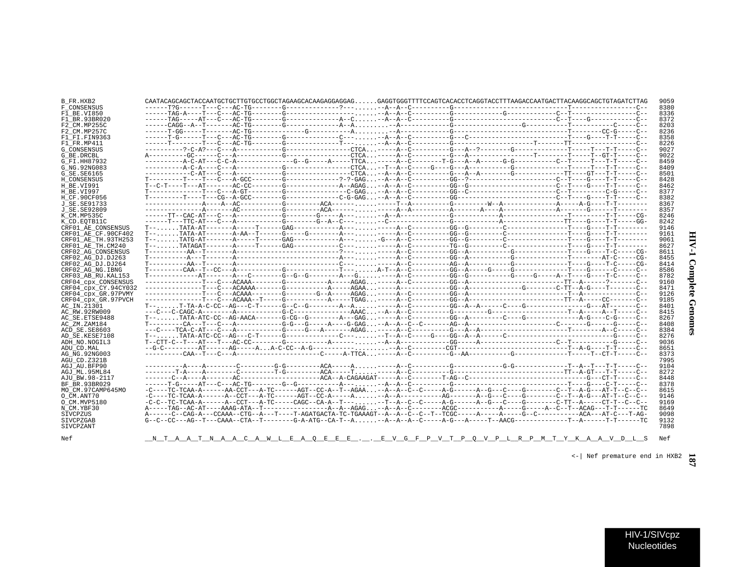```
B_FR.HXB2            CAATACAGCAGCTACCAATGCTGCTTGTGCCTGGCTAGAAGCACAAGAGGAGGAG......GAGGTGGGTTTTCCAGTCACACCTCAGGTACCTTTAAGACCAATGACTTACAAGGCAGCTGTAGATCTTAG  9059
F_CONSENSUS          ------T?G------T---C---AC-TG--------G--------------?--........--A--A--C----------G------------------------------T------------------C--  8380
F1_BE.VI850          ------TAG-A----T---C---AC-TG--------G---------------------........--A--A--C----------G-------------G-------------C--T-----------------C--  8336
F1_BR.93BR020        ------TAG-----AT---C---AC-TG--------G--------------A--C......--A--A--C----------G----------------------------C--T----G-------------C--  8372
F2_CM.MP255C         ------CAGG--A--T-------AC-TG--------G--------------A--A........--A--------------G------------------G---------T------------C------C--  8203
F2_CM.MP257C         ------T-GG-----T-------AC-TG-------------G------------A........--A--------------G-----------------------------T--------CC-G------C--  8236
F1_FI.FIN9363        ------T-G------T---C---AC-TG--------G--------------C---........--A--A--C----------G---C-------------------------T-----G----T------C--  8358
F1_FR.MP411          ------T--------T---C---AC-TG--------G--------------T---........--A--A--C----------G------------------T---------TT-----------------C--  8226
G_CONSENSUS          ----------?-C-A?---C---A------------G-----------------CTCA......--A--C----------G---A--?---------G--------------T-----T---T-T------C--  9027
G_BE.DRCBL           A----------GC------C---A------------G-----------------CTCA......--A--C----------G---A-----------------T--------T-----T--GT-T------C--  9022
G_FI.HH87932         ----------A-C-AT---C-C-A----------------G--G------A------TTCA......--A--C---------T-G---A--A------G-G-----------C--T-----T---T-T------C--  8459
G_NG.92NG083         ----------A-C-A----C---A------------G-----------------CTCA......--T--A--C------G----G---A------------G---------------T-----T---T-T------C--  8409
G_SE.SE6165          ------------C-AT---C---A------------G-----------------CTCA......--A--A--C----------G---A--A---------G---------------TT----GT---T-T------C--  8501
H_CONSENSUS          T---------T----T---C---A-GCC--------G--------------?-?-GAG......--A--A--C----------GG--?------------------------C--T-----G----T-T------C--  8428
H_BE.VI991           T--C-T----T---AT-------AC-CC--------G--------------A--AGAG......--A--A--C----------GG--G----------------------C--T-----G----T-T------C--  8462
H_BE.VI997           T---------------T---C---A-GT--------G---------------C-GAG......--A--A--C----------GG--C-------------------C--T----------C-G------C--  8377
H_CF.90CF056         T---------T----T---CG--A-GCC--------G--------------C-G-GAG......--A--A--C----------GG----------------------C--T-----G----T-T------C--  8382
J_SE.SE91733         ---------------A----A--AC-----------G-----------ACA-------.......------T--A----------G---------W--A------------A-----A-G----T-T--------  8367
J_SE.SE92809         ---------------A-------AC-----------G-----------ACA-------.......------A--A----------A-------A----A------------A------G------T--------  8357
K_CM.MP535C          ------TT--CAC-AT---C---A------------G---------G------A---......--A--A--------------G-------------A------------------T-----------T-T------CG-  8246
K_CD.EQTB11C         ------T---TTC-AT---C---A------------G---------G--A--C---......--C------------------G-------------A-----------------TT----G----T-T------GG-  8242
CRF01_AE_CONSENSUS   T--......TATA-AT-------A-----T------GAG-------------A---......------A--C----------GG--G---------C------------------T-----G----T-T--------  9146
CRF01_AE_CF.90CF402  T--......TATA-AT-------A-AA--T------G-----G---------A---......------A--C----------GG--G---------C------------------T-----G----T-T--------  9161
CRF01_AE_TH.93TH253  T--......TATG-AT-------A-----T------GAG-------------A---......-G---A--C----------GG--G---------C------------------T-----G----T-T--------  9061
CRF01_AE_TH.CM240    T--......TATAGAT-------A-----T------GAG-------------C---......------A--C----------TG--G---------C------------------T-----G----T-T--------  8627
CRF02_AG_CONSENSUS   T---------AA--T-------A-----------------------------?---......------A--C----------GG--A----------G--------------T-----G----T-C-----CG-  8611
CRF02_AG_DJ.DJ263    T----------A---T-------A----------------------------A---......------A--C----------GG--A-----------G--------------T---------AT-C-----CG-  8455
CRF02_AG_DJ.DJ264    T----------AA--T-------A----------------------------C---......------A--C----------AG--A-----------G--------------T-----G----T-C-----CG-  8414
CRF02_AG_NG.IBNG     T---------CAA--T--CC---A------------G--------------T---......A-T--A--C----------GG--A------G-----G---------------T-----G------C------C--  8586
CRF03_AB_RU.KAL153   T------------AT-------A---C---------G--G--G---------A---G......----A--C----------GG--G---------G-----G-----A--T-----G----T-C------C--  8782
CRF04_cpx_CONSENSUS  ---------------T---C---ACAAA--------G----------A-----AGAG......------A--C----------GG--A-----------------------TT--A------?------C--  9160
CRF04_cpx_CY.94CY032 ---------------T---C---ACAAAA-------G----------A-----AGAA......------A--C----------GG--A-------------G---------C-TT--A-G----T------C--  8471
CRF04_cpx_GR.97PVMY  ---------------T---C---ACAAA--------G----------G--A-----AGAG......------A--C----------GG--A-----------------------T--A--------------C--  9126
CRF04_cpx_GR.97PVCH  ---------------T---C---ACAAA--T-----G----------A-----TGAG......------A--C----------GG--A-----------------------TT--A-----CC------C--  9185
AC_IN.21301          T--......T-TA-A-C-CC--AG---C-T------G--C--G--------A--A......------A--C----------GG--A--A------C----G-------------G---AT------C--  8401
AC_RW.92RW009        ---C---C-CAGC-A---------A-----------G-C-----------------AAAC......--A--A--C----------G----------G-------------------T--A------A--T------C--  8415
AC_SE.ETSE9488       T--......TATA-ATC-CC--AG-AACA-------G-CG--G--------A---GAG......------A--C----------GG--A----------C----G-------------A-G-----C-G------C--  8267
AC_ZM.ZAM184         T---------CA---T---C---A------------G-G---G------A-----G-GAG......--A--A--C--C-------AG--A-----------------------C-------G------G------C--  8408
ACD_SE.SE8603        ---C----TCA-C-AT---C---A------------G------G---A-------AGAG......------A--C----------G---A--A--------------------T--------A--C------C--  8384
AD_SE.KESE7108       T--......TATA-ATC-CC--AG---C-T------G--------------C---......------T--A--C-----G----GG--A--A------C-------------------------G------C--  8276
ADH_NO.NOGIL3        T--CTT-C--T---AT---T---AC-CC--------G------------A------......--A--A-------------GG-----A--------------------C--T-------------G------C--  9036
ADU_CD.MAL           --G-C---------AT-------AG-----A...A-C-CC--A-G------------.......--A--C----------CGT------------------------------T--A-G----T-T------C--  8651
AG_NG.92NG003        ----------CAA--T---C---A---------------------C------A-TTCA......------A--C----------G--AA------------G--------------T-----T--CT-T------C--  8373
AGU_CD.Z321B                                                                                                                                          7995
AGJ_AU.BFP90         ----------A----A--------C---------G-G---------ACA------A......------A--C----------G-------------G-G--------------T--A--T---T-T------C--  9104
AGJ_ML.95ML84        --------T-A----A--------C---------T-G---------ACA-----T......------A--C----------G-------------------------------TT--A-GT---T-T------C--  8272
AJU_BW.98-2117       -------C--A----A--------AC----------------------ACA--A-CAGAAGAT-----A--C----------T-AG--C-----------------------------------G---CT-T------C--  8448
BF_BR.93BR029        ------T-G-----AT---C---AC-TG--------G--G-----------A---......--A--A--C----------G-------------------------------T-----G----C-T------C--  8378
MO_CM.97CAMP645MO    -C----TC-TCAA-A------AA-CCT---A-TC------AGT--CC-A--T--AGAA...--A--A--C--C-----A-G------A--G---C----G---------C--T--A-G---AT-T--C--C--  8615
O_CM.ANT70           -C----TC-TCAA-A------A--CCT---A-TC------AGT--CC-A-----A......--A--A-------------AG------A--G---C----G---------C--T--A-G---AT-T--C--C--  9146
O_CM.MVP5180         -C-C--TC-TCAA-A------A--CCT---A-TC-----CAGC--CA-A--T--.......--T--A--C--C-----A-G------A--G---C----G---------C-TT--A-----CT-T--C--C--  9169
N_CM.YBF30           A-----TAG--AC-AT----AAAG-ATA--T-----------------A--A--AGAG...--A--A--C--------ACGC-----------A-----G-----A--C--T--ACAG---T-T------TC  8649
SIVCPZUS             A------C--CAG-A---CCAAA--CTG--A---T----T-AGATGACTA-TC-TGAAAGT--A--A--C--C--T--TCGC-----A-----A-----G--C-----------ACA---AT-C---T-AG-  9098
SIVCPZGAB            G--C--CC---AG--T---CAAA--CTA--T--------G-A-ATG--CA-T--A......--A--A--A--C-----A-G---A-----T--AACG-------------T--A------T-T------TC  9132
SIVCPZANT                                                                                                                                             7898

Nef                  __N__T__A__A__T__N__A__A__C__A__W__L__E__A__Q__E__E__E__.__.__E__V__G__F__P__V__T__P__Q__V__P__L__R__P__M__T__Y__K__A__A__V__D__L__S  Nef

                                                                                                                          <-| Nef premature end in HXB2
```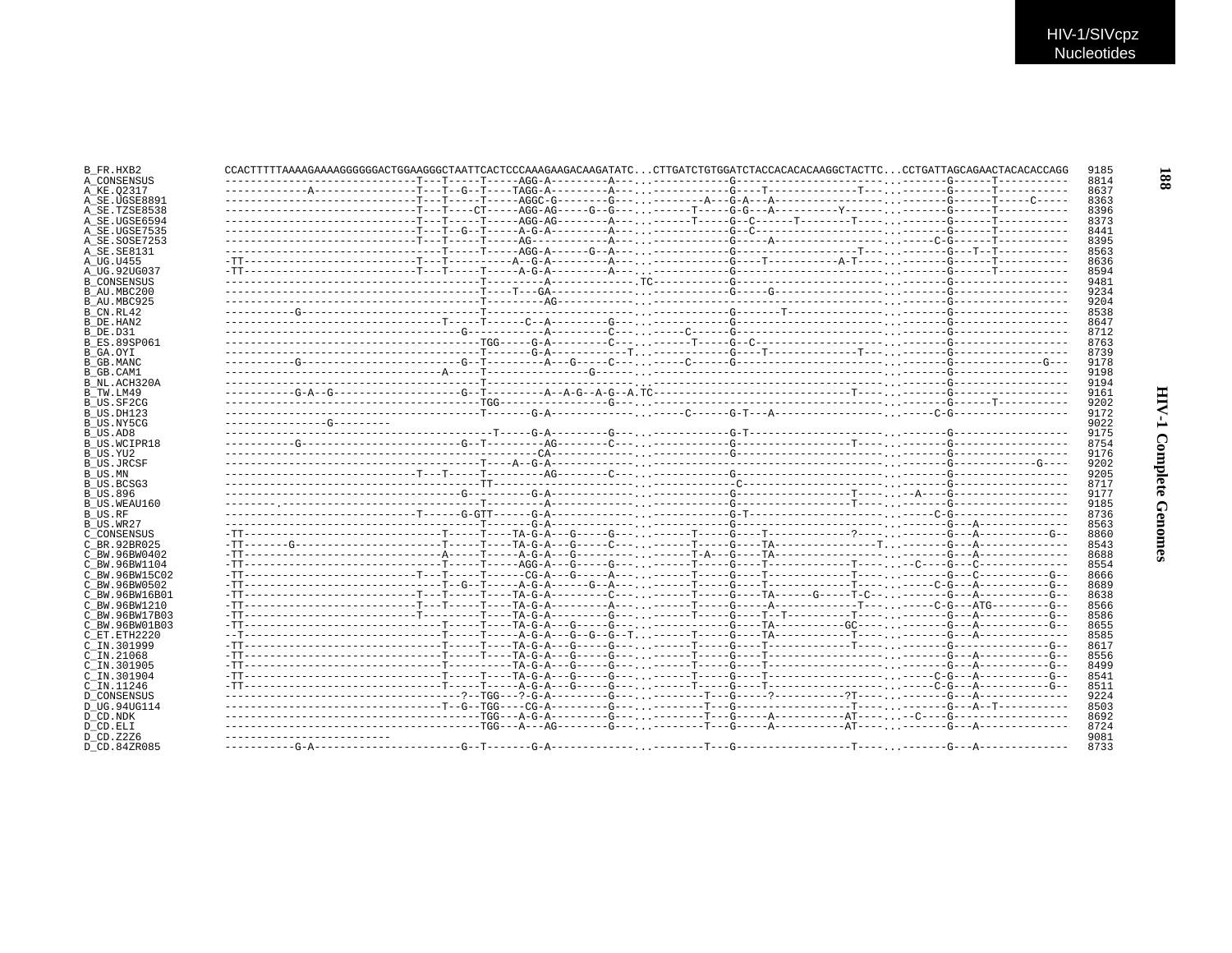```
B_FR.HXB2         CCACTTTTTAAAAGAAAAGGGGGGACTGGAAGGGCTAATTCACTCCCAAAGAAGACAAGATATC...CTTGATCTGTGGATCTACCACACACAAGGCTACTTC...CCTGATTAGCAGAACTACACACCAGG  9185
A_CONSENSUS       -----------------------------T---T-----T-----AGG-A---------A---...-----------G-----------------------...-------G------T-----------  8814
A_KE.Q2317        -------------A---------------T---T--G--T----TAGG-A---------A---...-----------G----T-------------T---...-------G------T-----------  8637
A_SE.UGSE8891     -----------------------------T---T-----T-----AGGC-G--------G---...--------A---G-A---A----------------...-------G------T-----C-----  8363
A_SE.TZSE8538     -----------------------------T---T----CT-----AGG-AG-----G--G---...------T-----G-G---A---------Y------...-------G------T-----------  8396
A_SE.UGSE6594     -----------------------------T---T-----T-----AGG-AG--------A---...------T-----G--C------T--------T----...-------G------T-----------  8373
A_SE.UGSE7535     -----------------------------T---T--G--T-----A-G-A---------A---...-----------G--C--------------------...-------G------T-----------  8441
A_SE.SOSE7253     -----------------------------T---T-----T-----AG------------A---...-----------G-----A-----------------...----C-G------T-----------  8395
A_SE.SE8131       ---------------------------------T-----T-----AGG-A------G--A---...-----------G------------------T----...-------G---T--T----------  8563
A_UG.U455         -TT--------------------------T---T----------A--G-A---------A---...-----------G----T-----------A-T----...-------G------T-----------  8636
A_UG.92UG037      -TT--------------------------T---T-----T-----A-G-A---------A---...-----------G-----------------------...-------G------T-----------  8594
B_CONSENSUS       --------------------------------------T---------A------------.TC-----------G-----------------------...-------G-----------------  9481
B_AU.MBC200       ---------------------------------------T----T---GA--------------...-----------G-----G----------------...-------G-----------------  9234
B_AU.MBC925       --------------------------------------T---------AG-------------...-----------------------------------...-------G-----------------  9204
B_CN.RL42         ----------G---------------------------T--------------------------...-----------G-------T-------------...-------G-----------------  8538
B_DE.HAN2         ---------------------------------T-----T-----C--A---------G---...-----------G-----------------------...-------G-----------------  8647
B_DE.D31          ---------------------------------G---------------A---------C---...------C----G-----------------------...-------G-----------------  8712
B_ES.89SP061      --------------------------------------TGG-----G-A---------C---...------T-----G--C--------------------...-------G-----------------  8763
B_GA.OYI          --------------------------------------T-------G-A------------T...-----------G----T-------------T---...-------G-----------------  8739
B_GB.MANC         ----------G-------------------------G--T---------A---G-----C---...-----C------G-----------------------...-------G-------------G---  9178
B_GB.CAM1         ---------------------------------A-----T--------------G--------...-----------------------------------...-------G-----------------  9198
B_NL.ACH320A      --------------------------------------T--------------------------...-----------------------------------...-------G-----------------  9194
B_TW.LM49         ----------G-A--G--------------------G--T---------A--A-G--A-G--A.TC-----------------------------T----...-------G-----------------  9161
B_US.SF2CG        --------------------------------------TGG----------------G------...-----------------------------------...-------G------T-----------  9202
B_US.DH123        --------------------------------------T-------G-A--------------...-----C------G-T---A-----------------...-----C-G-----------------  9172
B_US.NY5CG        ----------------G---------
                                                                                                                                                 9022
B_US.AD8          ----------------------------------------T-----G-A---------G---...-----------G-T---------------------...-------G-----------------  9175
B_US.WCIPR18      ----------G-------------------------G--T---------AG--------C---...-----------G------------------T----...-------G-----------------  8754
B_US.YU2          ----------------------------------------------CA----------------...-----------G-----------------------...-------G-----------------  9176
B_US.JRCSF        --------------------------------------T----A--G-A--------------...-----------------------------------...-------G-------------G---  9202
B_US.MN           -----------------------------T---T-----T---------AG--------C---...-----------G-----------------------...-------G-----------------  9205
B_US.BCSG3        -------------------------------------TT-------------------------...-----------C-----------------------...-------G-----------------  8717
B_US.896          ---------------------------------G-------------G-A--------------...-----------G------------------T----...--A----G-----------------  9177
B_US.WEAU160      ---------.----------------------------T-----------A-------------...-----------G------------------T----...-------G-----------------  9185
B_US.RF           -----------------------------T------G-GTT-----G-A--------------...-----------G-T---------------------...-----C-G-----------------  8736
B_US.WR27         --------------------------------------T-------G-A--------------...-----------G-----------------------...-------G---A-------------  8563
C_CONSENSUS       -TT-------------------------------T-----T----TA-G-A---G-----G---...------T-----G----T-----------?------...-------G---A-----------G--  8860
C_BR.92BR025      -TT-------G----------------------T-----T----TA-G-A---G-----C---...------T-----G----TA--------------T...-------G---A-------------  8543
C_BW.96BW0402     -TT-------------------------------A-----T-----A-G-A---G--------...------T-A---G----TA------------------...-------G---A-------------  8688
C_BW.96BW1104     -TT-------------------------------T-----T-----AGG-A---G-----G---...------T-----G----T-------------T----...--C----G---C-------------  8554
C_BW.96BW15C02    -TT--------------------------T---T-----T-----CG-A---G-----A---...------T-----G----T-------------T----...-------G---C-----------G--  8666
C_BW.96BW0502     -TT--------------------------T--G--T-----A-G-A------G--A---...------T-----G----T-------------T----...-----C-G---A-----------G--  8689
C_BW.96BW16B01    -TT--------------------------T---T-----T----TA-G-A---------C---...------T-----G----TA------G-----T-C--...-------G---A-----------G--  8638
C_BW.96BW1210     -TT--------------------------T---T-----T----TA-G-A---------A---...------T-----G-----A-------------T----...-----C-G---ATG---------G--  8566
C_BW.96BW17B03    -TT--------------------------T---------T----TA-G-A---------G---...------T-----G----T--T-----------T----...-------G---A-----------G--  8586
C_BW.96BW01B03    -TT-------------------------------T-----T----TA-G-A---G-----G---...------------G----TA-----------GC----...-------G---A-----------G--  8655
C_ET.ETH2220      --T-------------------------------T-----T-----A-G-A---G--G--G--T...------T-----G----TA-----------T----...-------G---A-------------  8585
C_IN.301999       -TT-------------------------------T-----T----TA-G-A---G-----G---...------T-----G----T-------------T----...-------G---------------G--  8617
C_IN.21068        -TT-------------------------------T-----T----TA-G-A---G-----G---...------T-----G----T-----------------...-------G---A-----------G--  8556
C_IN.301905       -TT-------------------------------T-----------TA-G-A---G-----G---...------T-----G----T-----------------...-------G---A-----------G--  8499
C_IN.301904       -TT-------------------------------T-----T----TA-G-A---G-----G---...------T-----G----T-----------------...-----C-G---A-----------G--  8541
C_IN.11246        -TT-------------------------------T-----T-----A-G-A---G-----G---...------T-----G----T-----------------...-----C-G---A-----------G--  8511
D_CONSENSUS       -----------------------------------?--TGG---?-G-A---------G---...--------T---G-----?----------?T----...-------G---A-------------  9224
D_UG.94UG114      ---------------------------------T--G--TGG----CG-A---------G---...--------T---G------------------T----...-------G---A--T----------  8503
D_CD.NDK          --------------------------------------TGG---A-G-A---------G---...--------T---G-----A-----------AT----...--C----G-----------------  8692
D_CD.ELI          --------------------------------------TGG---A---AG--------G---...--------T---G-----A-----------AT----...-------G---A-------------  8724
D_CD.Z2Z6         --------------------------
                                                                                                                                                 9081
D_CD.84ZR085      ----------G-A----------------------G--T-------G-A-------------...--------T---G------------------T----...-------G---A-------------  8733
```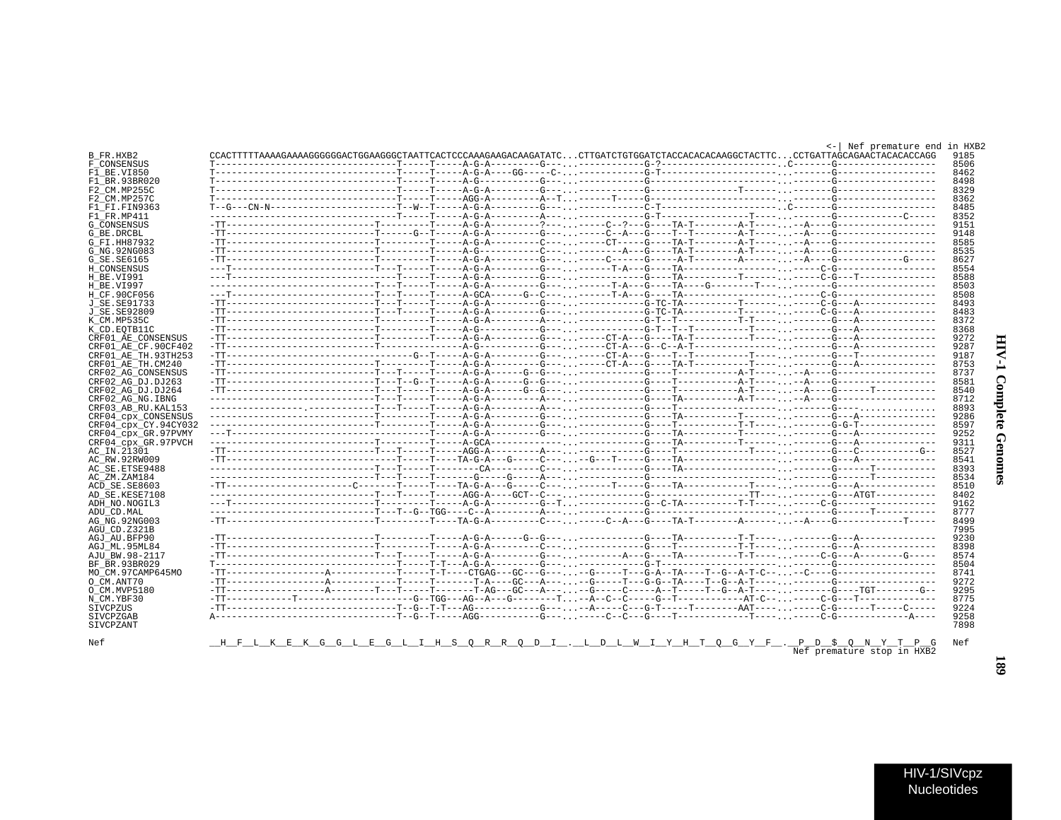```
                                                                                                                         <-| Nef premature end in HXB2
B_FR.HXB2           CCACTTTTTAAAAGAAAAGGGGGGACTGGAAGGGCTAATTCACTCCCAAAGAAGACAAGATATC...CTTGATCTGTGGATCTACCACACACAAGGCTACTTC...CCTGATTAGCAGAACTACACACCAGG  9185
F_CONSENSUS         T-------------------------------T-----T-----A-G-A---------G---...-----------G-?---------------------..C-------G------------------  8506
F1_BE.VI850         T-------------------------------T-----T-----A-G-A----GG-----C-...-----------G-T---------------------...-------G------------------  8462
F1_BR.93BR020       T-------------------------------T-----T-----A-G-----------G---...-----------G-----------------------...-------G------------------  8498
F2_CM.MP255C        T-------------------------------T-----T-----A-G-A---------G---...-----------G----------------T------...-------G------------------  8329
F2_CM.MP257C        T-------------------------------T-----T-----AGG-A---------A--T...-----T-----G-----------------------...-------G------------------  8362
F1_FI.FIN9363       T--G---CN-N---------------------T--W--T-----A-G-A---------G---...-----------C-T---------------------..C-------G------------------  8485
F1_FR.MP411         --------------------------------T-----T-----A-G-A---------A---...-----------G-T---------------T-----...-------G------------C-----  8352
G_CONSENSUS         -TT--------------------------T---------T-----A-G-A---------?---...-----C--?--G----TA-T--------A-T----...--A----G------------------  9151
G_BE.DRCBL          -TT--------------------------T------G--T-----A-G-A---------G---...-----C--A--G----T--T--------A-T----...--A----G------------------  9148
G_FI.HH87932        -TT--------------------------T---------T-----A-G-A---------C---...-----CT----G----TA-T--------A-T----...--A----G------------------  8585
G_NG.92NG083        -TT--------------------------T---------T-----A-G-----------C---...---------A--G----TA-T--------A-T----...--A----G------------------  8535
G_SE.SE6165         -TT--------------------------T---------T-----A-G-A---------G---...-----C-----G-----A-T--------A------...--A----G------------G-----  8627
H_CONSENSUS         ---T-------------------------T---T-----T-----A-G-A---------G---...------T-A---G----TA---------------...------C-G------------------  8554
H_BE.VI991          ---T-------------------------T---T-----T-----A-G-A---------G---...-----------G----TA----------T-----...------C-G----T-------------  8588
H_BE.VI997          -----------------------------T---T-----T-----A-G-A---------G---...------T-A---G----TA----G--------T---...------C-G------------------  8503
H_CF.90CF056        ---T-------------------------T---T-----T-----A-GCA------G--C---...------T-A---G----TA---------------...------C-G------------------  8508
J_SE.SE91733        -TT--------------------------T---T-----T-----A-G-A---------G---...-----------G-TC-TA----------T-----...------C-G---A-------------  8493
J_SE.SE92809        -TT--------------------------T---T-----T-----A-G-A---------G---...-----------G-TC-TA----------T-----...------C-G---A-------------  8483
K_CM.MP535C         -TT--------------------------T---------T-----A-G-A---------A---...-----------G-T--T----------T-T----...-------G---A-------------  8372
K_CD.EQTB11C        -TT--------------------------T---------T-----A-G-----------G---...-----------G-T--T--T----------T----...-------G---A-------------  8368
CRF01_AE_CONSENSUS  -TT--------------------------T---------T-----A-G-A---------G---...-----CT-A---G----TA-T----------T----...-------G---A-------------  9272
CRF01_AE_CF.90CF402 -TT--------------------------T---------------A-G-----------G---...-----CT-A---G--C--A-T----------------...-------G---A-------------  9287
CRF01_AE_TH.93TH253 -TT--------------------------------G--T-----A-G-A---------G---...-----CT-A---G----T--T----------T----...-------G---T-------------  9187
CRF01_AE_TH.CM240   -TT--------------------------T---------T-----A-G-A---------G---...-----CT-A---G----TA-T----------T----...-------G---A-------------  8753
CRF02_AG_CONSENSUS  -TT--------------------------T---T-----T-----A-G-A------G--G---...-----------G-----T----------A-T----...--A----G------------------  8737
CRF02_AG_DJ.DJ263   -TT--------------------------T---T--G--T-----A-G-A------G--G---...-----------G-----T----------A-T----...--A----G------------------  8581
CRF02_AG_DJ.DJ264   -TT--------------------------T---T-----T-----A-G-A------G--G---...-----------G-----T----------A-T----...--A----G------T-----------  8540
CRF02_AG_NG.IBNG    -----------------------------T---T-----T-----A-G-A---------A---...-----------G-----TA---------A-T----...--A----G------------------  8712
CRF03_AB_RU.KAL153  ----------------.------------T---T-----T-----A-G-A---------A---...-----------G-----T-----------------...-------G---..............  8893
CRF04_cpx_CONSENSUS ---------------------------T---------T-----A-G-A---------G---...-----------G-----TA----------T-----...-------G---A-------------  9286
CRF04_cpx_CY.94CY032 --------------------------T---------T-----A-G-A---------G---...-----------G-----T-----------T-T----...-------G-G-T------------  8597
CRF04_cpx_GR.97PVMY ---T-------------------------T---------T-----A-G-A---------G---...-----------G-----TA----------T-----...-------G---A-------------  9252
CRF04_cpx_GR.97PVCH -----------------------------T---------T-----A-GCA-------------...-----------G-----TA----------T-----...-------G---A-------------  9311
AC_IN.21301         -TT--------------------------T---T-----T-----AGG-A---------A---...-----------G-----T-------------T----...-------G---C-----------G--  8527
AC_RW.92RW009       -TT--------------------------------T-----TA-G-A---G-----C---...--G---T-----G-----TA----------------...-------G---A-------------  8541
AC_SE.ETSE9488      -----------------------------T---T-----T--------CA---------C---...-----------G-----TA----------------...-------G------T-----------  8393
AC_ZM.ZAM184        -----------------------------T---T-----T-------G-----G-----A---...-----------G----------------------...-------G------T-----------  8534
ACD_SE.SE8603       -TT---------------------C-------T-----T-----TA-G-A---G-----C---...------T-----G-----TA------------T-----...-------G---A-------------  8510
AD_SE.KESE7108      -----------------------------T---T-----T-----AGG-A----GCT--C---...-----------G-----------------TT---...-------G---ATGT-----------  8402
ADH_NO.NOGIL3       ---T-------------------------T---------T-----A-G-A---------G--T...-----------G--C-TA----------T-T----...------C-G------------------  9162
ADU_CD.MAL          -----------------------------T---T--G--TGG----C--A---------A---...-----------G----------------------...-------G------T-----------  8777
AG_NG.92NG003       -TT--------------------------T---------T-----TA-G-A---------C---...-----C--A---G----TA-T--------A------...--A----G------------T-----  8499
AGU_CD.Z321B                                                                                                                                  7995
AGJ_AU.BFP90        -TT--------------------------T---------T-----A-G-A------G--G---...-----------G-----TA----------T-T----...-------G---A-------------  9230
AGJ_ML.95ML84       -TT--------------------------T---------T-----A-G-A---------C---...-----------G-----T-----------T-T----...-------G---A-------------  8398
AJU_BW.98-2117      -TT--------------------------T---T-----T-----A-G-A---------G---...---------A---G----TA----------T-T----...------C-G---A-------G-----  8574
BF_BR.93BR029       T-------------------------------T-----T-T---A-G-A---------G---...-----------G-T---------------------...-------G------------------  8504
MO_CM.97CAMP645MO   -TT-----------------A-----------T-----T-T----CTGAG---GC---G---...--G-----T---G-A--TA----T--G--A-T-C--...--C----G------------------  8741
O_CM.ANT70          -TT-----------------A-----------T-----T-------T-A----GC---A---...--G-----T---G-G--TA----T--G--A-T-----...-------G------------------  9272
O_CM.MVP5180        -TT-----------------A--------T---T-----T-------T-AG---GC---A---...--G-----C-----A--T-----T--G--A-T-----...-------G----TGT--------G--  9295
N_CM.YBF30          -TT-----------T-------------------G--TGG---AG--A---G--------T...--A--C--C-----G--T-----------AT-C--...-----C-G---T-------------  8775
SIVCPZUS            -TT------------------------------T--G--T-T---AG-----------G---...--A-----C---G-T-----T--------AAT----...------C-G------T-----C-----  9224
SIVCPZGAB           A--------------------------------T--G--T-----AGG-----------G---...-----C--C---G----T------------T-----...------C-G-------------A----  9258
SIVCPZANT                                                                                                                                     7898

Nef                 __H__F__L__K__E__K__G__G__L__E__G__L__I__H__S__Q__R__R__Q__D__I__.__L__D__L__W__I__Y__H__T__Q__G__Y__F__.__P__D__$__Q__N__Y__T__P__G  Nef
                                                                                                                         Nef premature stop in HXB2
```

HIV-1 Complete Genomes

HIV-1/SIVcpz Nucleotides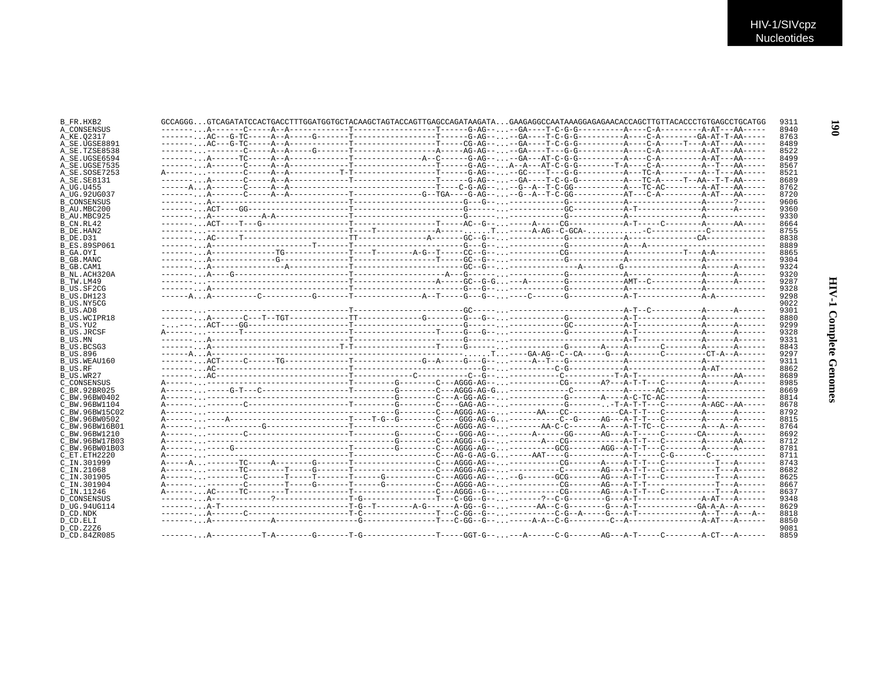```
B_FR.HXB2          GCCAGGG...GTCAGATATCCACTGACCTTTGGATGGTGCTACAAGCTAGTACCAGTTGAGCCAGATAAGATA...GAAGAGGCCAATAAAGGAGAGAACACCAGCTTGTTACACCCTGTGAGCCTGCATGG  9311
A_CONSENSUS        -------...A-------C-----A--A------------T-----------------T------G-AG--...--GA----T-C-G-G----------A----C-A---------A-AT---AA-----  8940
A_KE.Q2317         -------...AC---G-TC-----A--A-----G-------T-----------------T------G-AG--...--GA----T-C-G-G----------A----C-A--------GA-AT-T-AA-----  8763
A_SE.UGSE8891      -------...AC---G-TC-----A--A------------T-----------------T-----CG-AG--...--GA----T-C-G-G----------A----C-A-----T---A-AT---AA-----  8489
A_SE.TZSE8538      -------...--------C-----A--A-----G-------T-----------------A-----AG-AG--...--GA----T---G-G----------A----C-A---------A-AT---AA-----  8522
A_SE.UGSE6594      -------...A------TC-----A--A------------T--------------A--C------G-AG--...--GA---AT-C-G-G----------A----C-A---------A-AT---AA-----  8499
A_SE.UGSE7535      -------...A-------C-----A--A------------T-----------------T------G-AG--...A--A---AT-C-G-G--------T-A----C-A---------A--T---AA-----  8567
A_SE.SOSE7253      A------...--------C-----A--A-----------T-T-----------------T------G-AG--...--GC----T---G-G----------A---TC-A---------A--T---AA-----  8521
A_SE.SE8131        -------...A-------C-----A--A------------T-----------------T------G-AG--...--GA----T-C-G-G----------A---TC-A-----T--AA--T-T-AA-----  8689
A_UG.U455          ------A...A-------C-----A--A-----------------------------T----C-G-AG--...--G--A--T-C-GG-----------A---TC-AC--------A-AT---AA-----  8762
A_UG.92UG037       -------...A-------C-----A--A------------T--------------G--TGA----G-AG--...--G--A--T-C-GG-----------AT---C-A---------A-AT---AA-----  8720
B_CONSENSUS        -------...A-----------------------------T----------------------G---G--...------------G-----------A----------------A------?------  9606
B_AU.MBC200        -------...ACT----GG---------------------T----------------------G------...-----------GC-----------A-T--------------A------A------  9360
B_AU.MBC925        -------...A-----------A-A---------------T----------------------G------...------------G-----------A----------------A-------------  9330
B_CN.RL42          -------...ACT----T---G------------------T-----------------T-----AC--G--...-----A-----CG-----------A-T-----C--------A------AA-----  8664
B_DE.HAN2          -------...---------------------------------T----T-----------A---------...T...----A-AG--C-GCA-...........C------------C-----------  8755
B_DE.D31           -------...AC-----T---------------------TT---------------A------GC--G--...------------G-----------A----------------CA-------------  8838
B_ES.89SP061       -------...A---------------------T-------T----------------------G---G--...------------G-----------A---A--------------------------  8889
B_GA.OYI           -------...A--------------TG-------------T----T--------A-G--T-----CC--G--...-----------CG-----------A-------------T---A-A----------  8865
B_GB.MANC          -------...A---------------G-------------T-----------------T-----GC--G--...------------G-----------A----------------A-------------  9304
B_GB.CAM1          -------...A----------------A------------T----------------------GC--G--...-------------A--------G-----------------A------A------  9324
B_NL.ACH320A       -------...A----G------------------------T--------------------A---G------...------------G-----------A----------------A------A------  9320
B_TW.LM49          -------...------------------------------T------------------A-----GC--G-G...---A--------G-----------AMT--C-----------A------A------  9287
B_US.SF2CG         -------...A-----------------------------T----------------------G---G--...------------G-----------A----------------A-------------  9328
B_US.DH123         ------A...A----------C-----------G-------T--------------A--T-----G---G--...----C-------G-----------A-T--------------A-A-----------  9298
B_US.NY5CG                                                                                                                                        9022
B_US.AD8           -------...------------------------------T----------------------GC------...------------------------A-T--C-----------A------A------  9301
B_US.WCIPR18       -------...A-------C---T--TGT------------TT--------------G--------G---G--...------------G-----------A-T--------------A-------------  8880
B_US.YU2           -...--...ACT----GG---------------------T----------------------G------...------------GC-----------A-T--------------A------A------  9299
B_US.JRCSF         A------...-------T----------------------T-----------------T-----G---G--...------------G-----------A-T--------------A------A------  9328
B_US.MN            -------...A-----------------------------T----------------------G------...------------------------A-T--------------A------A------  9331
B_US.BCSG3         -------...A---------------------------T-T-----------------T-----G------...-----------G-------A----A-------C--------A------A------  8843
B_US.896           -----A...A----------------------------------------------------......T...---GA-AG--C--CA-----G---A-------C--------CT-A--A------  9297
B_US.WEAU160       -------...ACT-----C------TG-------------T--------------G--A-----G---G--...-----A--T---G-----------A----------------A-------------  9311
B_US.RF            -------...AC----------------------------T----------------------G------...---------C-G-----------A----------------A-AT----------  8862
B_US.WR27          -------...AC----------------------------T-------------C-----------C--G--...-----------C-----------T-A-T--------------A------AA-----  8689
C_CONSENSUS        A------...------------------------------T---------G--------C---AGGG-AG--...-----------CG-------A?---A-T-T---C---------A------A------  8985
C_BR.92BR025       A------...-----G-T---C------------------T---------G--------C---AGGG-AG-G...-------------C-----------A------AC--------A-------------  8669
C_BW.96BW0402      A------...----------------------------------------G--------C---A-GG-AG--...-----------G-------A----A-C-TC-AC--------A-------------  8814
C_BW.96BW1104      A------...--------C---------------------T---------G--------C----GAG-AG--...-----------G---------..-T-A-T-T---C--------A-AGC--AA-----  8678
C_BW.96BW15C02     A------...----------------------------------------G--------C---AGGG-AG--...-----AA---CC-------------CA-T-T---C--------A------A------  8792
C_BW.96BW0502      A------...-----A------------------------T----T-G--G--------C----GGG-AG-G...-----------C--G-----AG---A-T-T---C--------A------A------  8815
C_BW.96BW16B01     A------...------------G-----------------T-----------------C---AGGG-AG--...-------AA-C-C-------A----A-T-TC--C--------A---A--A------  8764
C_BW.96BW1210      A------...--------C---------------------T---------G--------C----GGG-AG--...-----A------GG------AG---A-T----C--------CA------A------  8692
C_BW.96BW17B03     A------...----------------------------------------G--------C---AGGG--G--...-------A---CG-----------A-T-T---C--------A------AA-----  8712
C_BW.96BW01B03     A------...-----G-------------------------T---------G--------C---AGGG-AG--...---------GCG-------AGG--A-T-T---C--------A------A------  8781
C_ET.ETH2220       A------...------------------------------T-----------------C---AG-G-AG-G...-----AAT----G------------A-T-----C-G-------C------------  8711
C_IN.301999        A-----A...-------TC-----A--------G-------T-----------------C---AGGG-AG--...-----------CG-------A----A-T-T---C-----------T---A------  8743
C_IN.21068         A------...-------TC-----------T------G------T-----------------C---AGGG-AG--...-----------C-------AG---A-T-T---C-----------T---A------  8682
C_IN.301905        A------...--------C---------T------T-------T------G-----------C---AGGG-AG--...--G------GCG-------AG---A-T-T---C-----------T---A------  8625
C_IN.301904        A------...--------C---------T-----G-------T------G-----------C---AGGG-AG--...-----------CG-------AG---A-T-T---------------T---A------  8667
C_IN.11246         A------...AC-----TC--------T-------------T-----------------C---AGGG--G--...-----------CG-------AG---A-T-T---C-----------T---A------  8637
D_CONSENSUS        -------...A-------------?---------------T-G----------------T---C-GG--G--...-------?--C-G-------G---A-T--------------A-AT---A------  9348
D_UG.94UG114       -------...A-T---------------------------T-G--T--------A-G------A-GG--G--...------AA--C-G--------G---A-T------------GA-A-A--A------  8629
D_CD.NDK           -------...A-------C---------------------T-C----------------T---C-GG--G--...-----------C-G--A-----G---A-T--------------A--T---A---A--  8818
D_CD.ELI           -------...A-------------A-----------------G----------------T---C-GG--G--...-----A-A--C-G---------C--A----------------A-AT---A------  8850
D_CD.Z2Z6                                                                                                                                         9081
D_CD.84ZR085       -------...A-----------T-A--------G-------T-G----------------T-----GGT-G--...---A------C-G-------AG---A-T-----C--------A-CT---A------  8859
```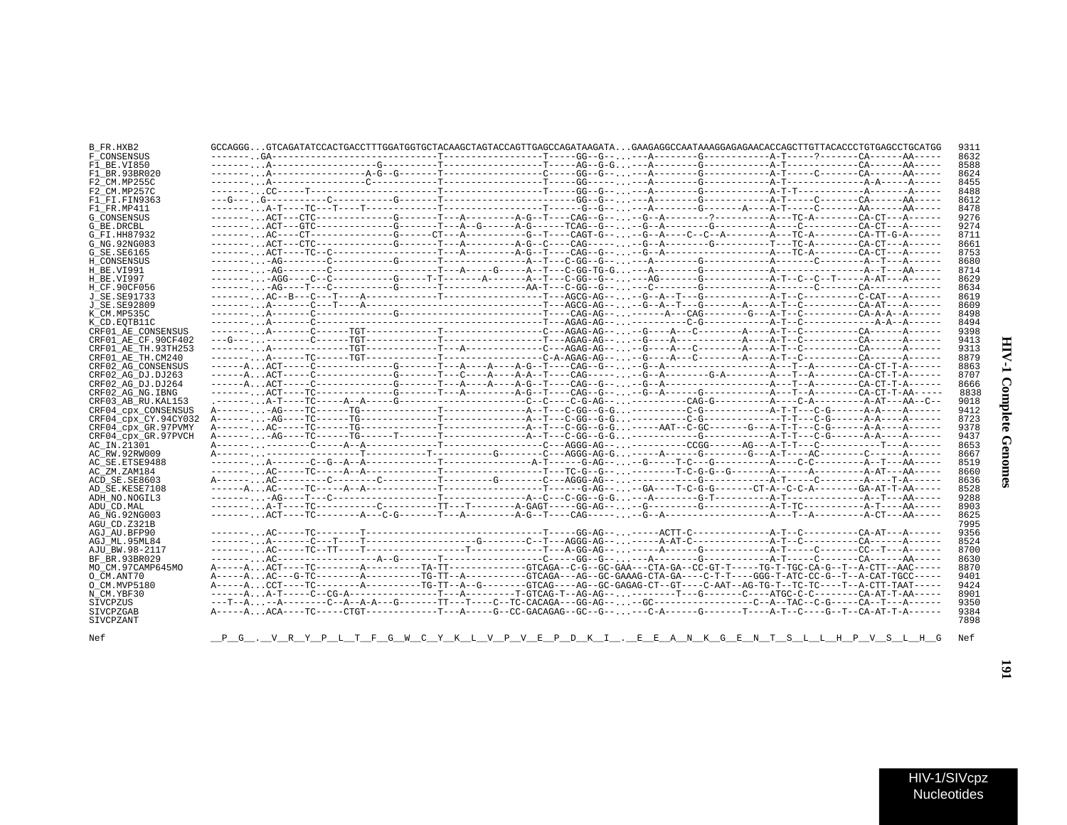```
B_FR.HXB2             GCCAGGG...GTCAGATATCCACTGACCTTTGGATGGTGCTACAAGCTAGTACCAGTTGAGCCAGATAAGATA...GAAGAGGCCAATAAAGGAGAGAACACCAGCTTGTTACACCCTGTGAGCCTGCATGG   9311
F_CONSENSUS           --------.GA-----------------------------T------------------T-----GG--G--...---A--------G------------A-T-----?-------CA------AA-----   8632
F1_BE.VI850           --------...A------------------G---------T------------------T-----AG--G-G...---A--------G------------A-T-------------CA------AA-----   8588
F1_BR.93BR020         --------...A-----------------A-G--G-------T------------------C-----GG--G--...---A--------G------------A-T-----C-------CA------AA-----   8624
F2_CM.MP255C          --------...A-----------------C----------T------------------T-----GG-----...---A--------G------------A-T-------------A-A-----A-----   8455
F2_CM.MP257C          --------...CC-----T---------------------T------------------T-----GG--G--...---A--------G------------A-T-T-----------A-------A-----   8488
F1_FI.FIN9363         ---G----.G-----------C-----------G------T------------------------GG--G--...---A--------G------------A-T-----C-------CA------AA-----   8612
F1_FR.MP411           --------...A-T----TC---T----T-----------T------------------T-----G--G--...---A--------G------A-----A-T-----C-------AA------AA-----   8478
G_CONSENSUS           --------...ACT---CTC-------------G-------T---A---------A-G--T----CAG--G--...-G--A--------?-----------A---TC-A--------CA-CT---A------   9276
G_BE.DRCBL            --------...ACT---GTC-------------G-------T---A--G------A-G------TCAG--G--...-G--A--------G-----------A----C----------CA-CT---A------   9274
G_FI.HH87932          --------...AC----CT--------------G------CT---A----------G--T----CAGT-G--...-G--A----C--C--A--------A---TC-A--------CA-TT-G-A------   8711
G_NG.92NG083          --------...ACT---CTC-------------G-------T---A---------A-G--C----CAG-----...-G--A--------G-----------T---TC-A--------CA-CT---A------   8661
G_SE.SE6165           --------...ACT----TC--C----------------T---A---------A-G--T----CAG--G--...-G--A--------------------A---TC-A--------CA-CT---A------   8753
H_CONSENSUS           --------...-AG--------C-----------G------T-----------------A--T---C-GG--G--...---A--------G------------A-------C--------A--T---A------   8680
H_BE.VI991            --------...-AG--------C-----------------T---A-----G-----A--T---C-GG-TG-G...---A--------G------------A----------------A--T---AA-----   8714
H_BE.VI997            --------...-AGG----C--C-----------G------T-T------A-------A--T---C-GG--G--...---AG-------G------------A-T--C--C--T-----A-AT---A------   8629
H_CF.90CF056          --------...-AG----T---C-----------G------T-----------------AA-T---C-GG--G--...---C--------G------------A-------C--------CA------------   8634
J_SE.SE91733          --------...AC--B---C---T----A--------------T-----------------T---AGCG-AG--...-G--A--T---G------------A-T--C----------C-CAT---A------   8619
J_SE.SE92809          --------...A-------C---T----A--------------------------------T---AGCG-AG--...-G--A--T---G-------A----A-T--C----------CA-AT---A------   8609
K_CM.MP535C           --------...A-------C--------------G-----------------------------T---CAG-AG--...------A---CAG--------G---A-T--C----------CA-A-A--A------   8498
K_CD.EQTB11C          --------...A-------C------------------------------------------T---AGAG-AG--...---------G------------A-T--C--------------A-A--A------   8494
CRF01_AE_CONSENSUS    --------...A-------C------TGT------------T------------------C---AGAG-AG--...-G----A---C--------A----A-T--C----------CA------A------   9398
CRF01_AE_CF.90CF402   ---G----..-------C-----TGT------------T------------------T---AGAG-AG--...-G----A----------A----A-T--C----------CA------A------   9413
CRF01_AE_TH.93TH253   --------...A------------TGT------------T---A-------------C---AGAG-AG--...-G----A---C--------A----A-T--C----------CA------A------   9313
CRF01_AE_TH.CM240     --------...A-------C------TGT------------T------------------C-A-AGAG-AG--...-G----A---C--------A----A-T--C----------CA------A------   8879
CRF02_AG_CONSENSUS    ------A...ACT-----C--------------G-------T---A----A----A-G--T----CAG--G--...-G--A------------------A---T--A--------CA-CT-T-A------   8863
CRF02_AG_DJ.DJ263     ------A...ACT-----C--------------G-------T---C----A----A-A--T----CAG-----...-G--A--------G-A--------A---T--A--------CA-CT-T-A------   8707
CRF02_AG_DJ.DJ264     ------A...ACT-----C--------------G-------T---A----A----A-G--T----CAG--G--...-G--A------------------A---T--A--------CA-CT-T-A------   8666
CRF02_AG_NG.IBNG      --------...ACT----TC-------------G-------T---A---------A-G--T----CAG--G--...-G--A--------G------------A---T--A--------CA-CT-T-AA-----   8838
CRF03_AB_RU.KAL153    .-------...A-T----TC-----A--A-----G-----------------------C--C----C-G-AG--...---------CAG-G----------A----C-A----------A-AT---AA--C--   9018
CRF04_cpx_CONSENSUS   A-------...-AG----TC------TG------------T------------------A--T---C-GG--G-G...-----------C-G------------A-T-T---C-G------A-A----A------   9412
CRF04_cpx_CY.94CY032  A-------...-AG----TC------TG------------T------------------A--T---C-GG--G-G...-----------C-G------------T-T---C-G------A-A----A------   8723
CRF04_cpx_GR.97PVMY   A-------...AC-----TC------TG------------T------------------A--T---C-GG--G-G...----AAT--C-GC-------G---A-T-T---C-G------A-A----A------   9378
CRF04_cpx_GR.97PVCH   A-------...-AG----TC------TG------T-----T------------------A--T---C-GG--G-G...-----------G------------A-T-T---C-G------A-A----A------   9437
AC_IN.21301           A-------...-------C-----A--A------------T------------------C---AGGG-AG--...---------CCGG-------AG---A-T-T---C----------T---A------   8653
AC_RW.92RW009         A-------...---------------T-----------T-----------G--------C---AGGG-AG-G...-----A-----G--------G---A-T----AC-------C------A------   8667
AC_SE.ETSE9488        --------...A-------C--G--A--A-----------T-----------------A-T-----G-AG--...-G-----T-C---G----------A----C-C----------A--T---AA-----   8519
AC_ZM.ZAM184          --------...AC-----TC-----A--A-----------T------------------T---TC-G--G--...---------T-C-G-G--G-------A-----A----------A-AT---AA-----   8660
ACD_SE.SE8603         A-------...AC---------C--------C--------T---------G--------C---AGGG-AG--...-----------G------------A-T-----C-------A----T-A------   8636
AD_SE.KESE7108        ------A...AC-----TC-----A--A-----------T------------------T-----G-AG--...-GA----T-C-G-G-------CT-A--C-C-A--------GA-AT-T-AA-----   8528
ADH_NO.NOGIL3         --------...-AG----T---C-----------------T------------------A--C---C-GG--G-G...---A--------G-T-----------A-T-------------A--T---AA-----   9288
ADU_CD.MAL            --------...A-T----TC-----------C--------TT---T--------A-GAGT-----GG-AG--...-G--------------------A-T-TC----------A-T---AA-----   8903
AG_NG.92NG003         --------...ACT----TC--------A---C-G-------T---A---------A-G--T----CAG-----...-G--A--------------------A---T--A---------A-CT---AA-----   8625
AGU_CD.Z321B                                                                                                                                        7995
AGJ_AU.BFP90          --------...AC-----TC--------T------------------------------T-----GG-AG--...-----ACTT-C--------------A-T--C----------CA-AT---A------   9356
AGJ_ML.95ML84         --------...A-------C---T----T-------------------G-------C--T---AGGG-AG--...-----A-AT-C--------------A-T--C----------CA------A------   8524
AJU_BW.98-2117        --------...AC-----TC--TT----T--------------------T-----------T---A-GG-AG--...-----A------G------------A-T-----C-------CC--T---A------   8700
BF_BR.93BR029         --------...AC-----------------A--G-------T-----------------C-----GG--G--...-----A--------G------------A-T-----C-------CA------AA-----   8630
MO_CM.97CAMP645MO     A-----A...ACT----TC--------A----------TA-TT------------GTCAGA--C-G--GC-GAA---CTA-GA--CC-GT-T-----TG-T-TGC-CA-G--T--A-CTT--AAC-----   8870
O_CM.ANT70            A-----A...AC---G-TC--------A----------TG-TT--A----------GTCAGA---AG--GC-GAAAG-CTA-GA----C-T-T----GGG-T-ATC-CC-G--T--A-CAT-TGCC-----   9401
O_CM.MVP5180          A-----A...CCT----TC--------A----------TG-TT--A--G--------GTCAG----AG--GC-GAGAG-CT--GT----C-AAT--AG-TG-T--TC-TC----T--A-CTT-TAAT-----   9424
N_CM.YBF30            ------A...A-T-----C--CG-A----------------T---A---------T-GTCAG-T--AG-AG--...--------T---G-------C----ATGC-C-C--------CA-AT-T-AA-----   8901
SIVCPZUS              ---T--A...--A--------C--A--A-A--G-------TT---T----C--TC-CACAGA---GG-AG--...-GC------------------C--A--TAC--C-G-----CA--T---A------   9350
SIVCPZGAB             A-----A...ACA----TC-----CTGT------------T---A------G--CC-GACAGAG--GC--G--...---C-A-------G-------T----A-T--C----G--T--CA-AT-T-A------   9384
SIVCPZANT                                                                                                                                           7898

Nef                   __P__G__.__V__R__Y__P__L__T__F__G__W__C__Y__K__L__V__P__V__E__P__D__K__I__.__E__E__A__N__K__G__E__N__T__S__L__L__H__P__V__S__L__H__G   Nef
```

HIV-1/SIVcpz Nucleotides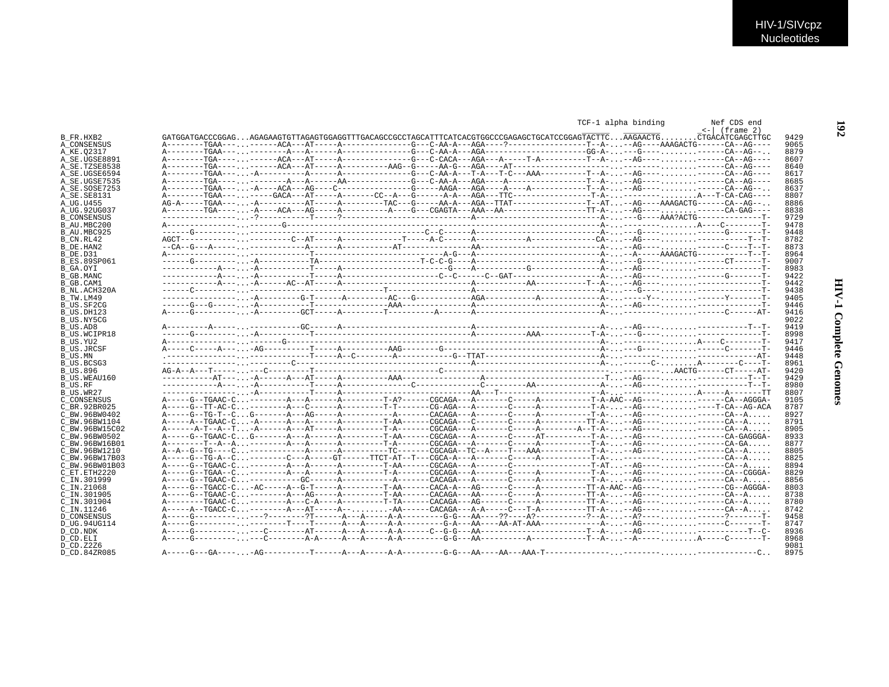```
                                                                                                          TCF-1 alpha binding         Nef CDS end
                                                                                                                                    <-| (frame 2)
B_FR.HXB2          GATGGATGACCCGGAG...AGAGAAGTGTTAGAGTGGAGGTTTGACAGCCGCCTAGCATTTCATCACGTGGCCCGAGAGCTGCATCCGGAGTACTTC...AAGAACTG........CTGACATCGAGCTTGC   9429
A_CONSENSUS        A--------TGAA---...------ACA---AT-----A--------------G---C-AA-A---AGA----?----------------T--A-...--AG----AAAGACTG------CA--AG----   9065
A_KE.Q2317         A--------TGAA---...--------A---A------A--------------G---C-AA-A---AGA---------------------GG-A-...---G----...........-----CA--AG--..   8879
A_SE.UGSE8891      A--------TGA----...------ACA---AT-----A--------------G---C-CACA---AGA---A-----T-A---------T--A-...--AG----...........-----CA--AG----   8607
A_SE.TZSE8538      A--------TGA----...------ACA---AT-----A----------AAG--G-----AA-G---AGA----AT--------------------...------------...........-----CA--AG----   8640
A_SE.UGSE6594      A--------TGAA---...-A--------A-------A--------------G---C-AA-A---T-A---T-C---AAA---------T--A-...--AG----...........-----CA--AG----   8617
A_SE.UGSE7535      A--------TGA----...--------A---A------AA-------------G---C-AA-A---AGA----A----------------T--A-...--AG----...........-----CA--AG----   8685
A_SE.SOSE7253      A--------TGAA---...-A----ACA---AG----C---------------G-----AAGA---AGA----A----A-----------T--A-...--AG----...........-----CA--AG--..   8637
A_SE.SE8131        A--------TGAA---...-----GACA---AT-----A-------CC--A---G------A-A---AGA---TTC---------------T-A-...-------------........A---T-CA-CAG----   8807
A_UG.U455          AG-A-----TGAA---...-A---------AT-----A---------TAC---G-----AA-A---AGA--TTAT---------------T--AT...--AG----AAAGACTG------CA--AG--..   8886
A_UG.92UG037       A--------TGA----...-A----ACA---AG-----A----------A-----G---CGAGTA---AAA--AA---------------TT-A-...--AG----...........-----CA-GAG----   8838
B_CONSENSUS        ---------------...--?----------T-----?---------------------------------A-----------------A-...---G----AAA?ACTG-------------T-   9729
B_AU.MBC200        A--------------...-------G---------------------------------------------------------------A-...---------........A----C-------T-   9478
B_AU.MBC925        ------G--------...----------------------------------------C--C------A--------------------A-...---G----...........-------G------T-   9448
B_CN.RL42          AGCT-----------...-----------C--AT-----A-----------T-----A-C------A----------A------------CA-...--AG----...........-------------T--T-   8782
B_DE.HAN2          --CA--G---A-----...-------------A------A----------AT--------------AA---------------------A-...--AG----...........-----C----T--T-   8873
B_DE.D31           A--------------...-------------T-------------------------A-G---A-------------------------A-...--A-----AAAGACTG-----------T--T-   8964
B_ES.89SP061       ------G---------...-A-----------TA--------------------T-C-C-G----A-------------------------A-...---G----...........------CT------T-   9007
B_GA.OYI           ------------A---...-A-----------T-----A--------------------G----A----------G-------------A-...--AG----...........-------------T-   8983
B_GB.MANC          ------------A---...-A-----------T-----A-------------------C--C------C--GAT----------------A-...--AG----...........-------G------T-   9422
B_GB.CAM1          ------------A---...-A------AC--AT-----A---------------------------A----------AA----------T--A-...--AG----...........-------------T-   9442
B_NL.ACH320A       ------C---------...-------------------------------T--------------------------------------A-...---G----...........-------------T-   9438
B_TW.LM49          ----------------...-A---------G-T------A---------AC---G-----------AGA-----------A-------A-...-----Y-----........----Y------T-   9405
B_US.SF2CG         ------G---G-----...-A-----------T-------------AAA----------------A-----------------------A-...--AG----...........-------------T-   9446
B_US.DH123         A-----G---------...-A---------GCT-----A---------T----------A-------A---------------------A-...-------------........-----C------AT-   9416
B_US.NY5CG                                                                                                                                                9022
B_US.AD8           A---------A-----...-----------GC------A-----------------------------A--------------------A-...--AG----...........-------------T--T-   9419
B_US.WCIPR18       ------G---------...-A-----------T-----------------------------------A---------AAA--------T-A-...---G----...........-------------T-   8998
B_US.YU2           A--------------...-------G---------------------------------------------------------------A-...---------........A----C-------T-   9417
B_US.JRCSF         A-----C-----A---...-AG-----------T-----A----------AAG--------G-------------------------A-...---G----...........-----C-------T-   9446
B_US.MN            ----------------...-------------T-----A--C--------A------------G--TTAT-------------------A-...-------------........-----------AT-   9448
B_US.BCSG3         ----------------...----------C----------------------------------A-----------------------A-...-----C-........A--------C----T-   8961
B_US.896           AG-A--A---T-----...----C--------T-------------------------C-----------------------------------...-------...AACTG------CT-----AT-   9420
B_US.WEAU160       -----------AT---...-A------A---AT-----A----------AAA--------------A-------------------------T...--AG----...........-------------T--T-   9429
B_US.RF            ------------A---...-A-----------T-----A-------------C-------------C---------AA-------------A-...--AG----...........-------------T--T-   8980
B_US.WR27          ----------------...-A-----------T-----A-------------------------AA---T------------------A-...-----------........A-----A-------TT   8807
C_CONSENSUS        A-----G--TGAAC-C...-------A---A------A---------T-A?------CGCAGA---A-------C-----A---------T-A-AAC--AG----...........-----CA--AGGGA-   9105
C_BR.92BR025       A-----G--TT-AC-C...---------A---C------A---------T-T-------CG-AGA---A-------C-----A----------T-A-...--AG----..........------T-CA--AG-ACA   8787
C_BW.96BW0402      A-----G--TG-T--C...G-------A---AG-----A----------A--------CACAGA---A-------C-----A----------T-A-...--AG----...........-----CA--A.....   8927
C_BW.96BW1104      A-----A--TGAAC-C...-A------A---A------A---------T-AA------CGCAGA---C-------C-----A---------TT-A-...--AG----...........-----CA--A.....   8791
C_BW.96BW15C02     A------A-T--A--T...-A------A---AT-----A---------T-A-------CGCAGA---A-------C-----A--------A--T-A-...--AG----...........-----CA--A.....   8905
C_BW.96BW0502      A-----G--TGAAC-C...G-------A---A------A---------T-AA------CGCAGA---A-------C-----AT----------T-A-...--AG----...........-----CA-GAGGGA-   8933
C_BW.96BW16B01     A--------T--A--A...-------A---A------A---------T-A-------CGCAGA---A-------C-----A---------T-A-...--AG----...........-----CA-GA.....   8877
C_BW.96BW1210      A--A--G--TG----C...-------------A------A-----------TC-------CGCAGA--TC--A----T---AAA---------T-A-...--AG----...........-----CA--A.....   8805
C_BW.96BW17B03     A-----G--TG-A--C...--------C---A-----GT------TTCT-AT--T---CGCA-A---A-------C-----A----------T-A-...-------------...........-----CA--A.....   8825
C_BW.96BW01B03     A-----G--TGAAC-C...--------A---A------A---------T-AA------CGCAGA---A-------C-----------------T-AT...--AG----...........-----CA--A.....   8894
C_ET.ETH2220       A-----G--TGAA--C...--------A---A------A---------T-A-------CGCAGA---A-------C-----A----------T-A-...--AG----...........-----CA--CGGGA-   8829
C_IN.301999        A-----G--TGAAC-C...-----------GC------A---------A---------CACAGA---A-------C-----A----------T-A-...--AG----...........-----CA--A.....   8856
C_IN.21068         A-----G--TGACC-C...-AC-----A--G-T------A---------T-AA------CACA-A---AG------C-----A---------TT-A-AAC--AG----...........-----CG--AGGGA-   8803
C_IN.301905        A-----G--TGAAC-C...--------A---AG-----A---------T-AA------CACAGA---AA------C-----A---------TT-A-...--AG----...........-----CA--A.....   8738
C_IN.301904        A--------TGAAC-C...--------A---C-A----A---------T-TA------CACAGA---AG------C-----A---------TT-A-...--AG----...........-----CA--A.....   8780
C_IN.11246         A-----A--TGACC-C...--------A---AT-----A--........-AA------CACAGA---A-A-----C---T-A---------TT-A-...--AG----...........-----CA--A.....   8742
D_CONSENSUS        A-----G---------...---?--------?T------A---A-----A-A---------G-G---AA----??----A?----------?--A-...--A?----...........-----?------T-   9458
D_UG.94UG114       A-----G---------...---------T----T------A---A-----A-A---------G-A---AA----AA-AT-AAA----------A-...--AG----...........-----C-------T-   8747
D_CD.NDK           A-----G---------...---C--------AT------A---A-----A-A-------C--G-G---AA----------------------T--A-...--AG----...........-----------T--C-   8936
D_CD.ELI           A-----G---------...---C--------A-A-----A---A-----A-A---------G-G---AA----------A-----------T--A-...--A-----........A-----C-------T-   8968
D_CD.Z2Z6                                                                                                                                                 9081
D_CD.84ZR085       A-----G---GA----...-AG----------T------A---A-----A-A---------G-G---AA----AA---AAA-T----------------...----------........-------------C..   8975
```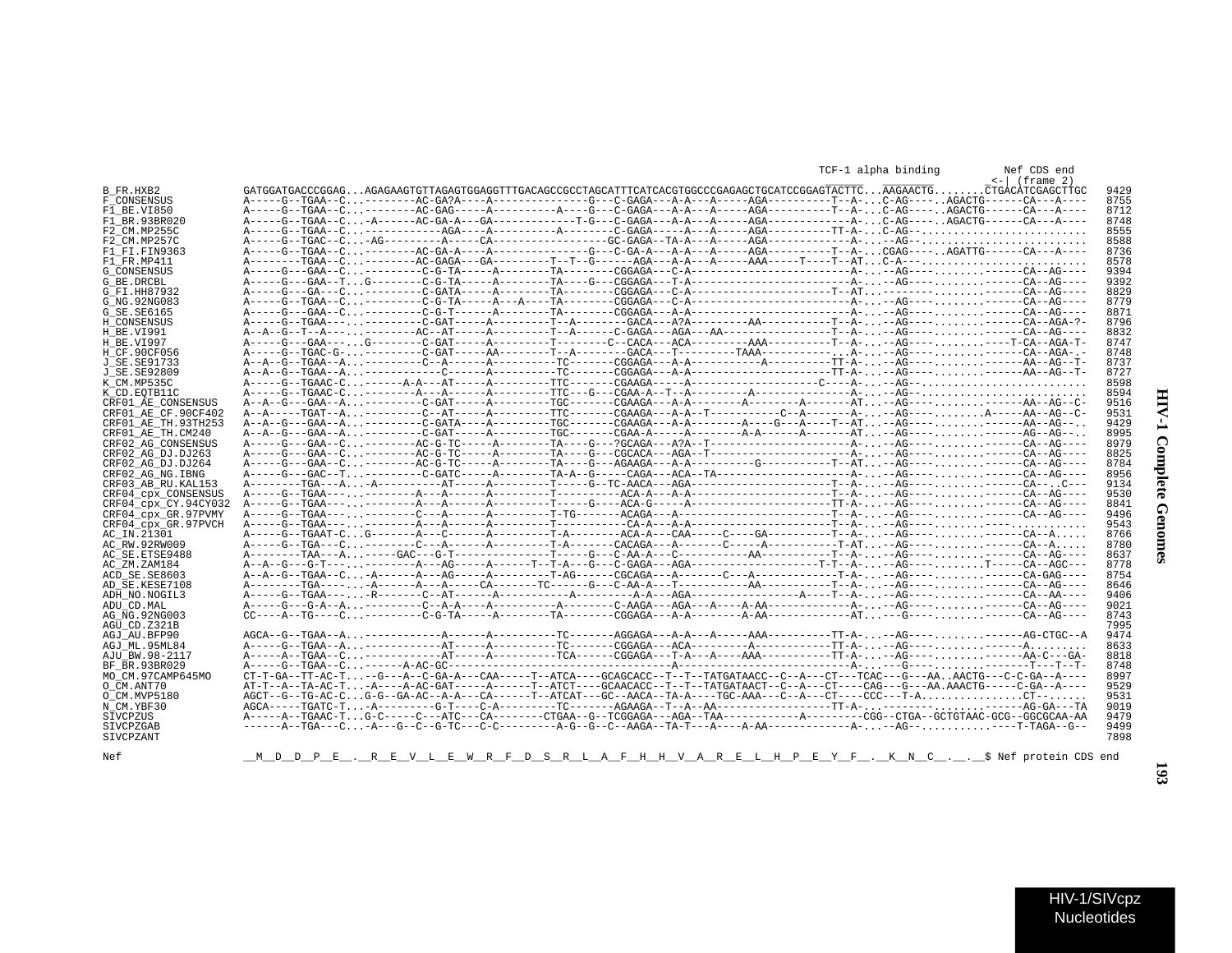```
                                                                                                                    TCF-1 alpha binding         Nef CDS end
                                                                                                                                              _<-| (frame 2)
B_FR.HXB2             GATGGATGACCCGGAG...AGAGAAGTGTTAGAGTGGAGGTTTGACAGCCGCCTAGCATTTCATCACGTGGCCCGAGAGCTGCATCCGGAGTACTTC...AAGAACTG........CTGACATCGAGCTTGC   9429
F_CONSENSUS           A-----G--TGAA--C...--------AC-GA?A----A--------------G---C-GAGA---A-A---A-----AGA---------T--A-...C-AG-----.AGACTG------CA---A----   8755
F1_BE.VI850           A-----G--TGAA--C...--------AC-GAG-----A---------A----G---C-GAGA---A-A---A-----AGA---------T--A-...C-AG-----.AGACTG------CA---A----   8712
F1_BR.93BR020         A-----G--TGAA--C...-A------AC-GA-A---GA-----------T-G---C-GAGA---A-A---A-----AGA------------A-...C-AG-----.AGACTG------CA---A----   8748
F2_CM.MP255C          A-----G--TGAA--C...------------AGA----A---------A-------C-GAGA-----A---A-----AGA---------TT-A-...C-AG-........................   8555
F2_CM.MP257C          A-----G--TGAC--C...-AG---------A-----CA-----------------GC-GAGA--TA-A---A-----AGA------------A-...--AG-........................   8588
F1_FI.FIN9363         A-----G--TGAA--C...--------AC-GA-A----A--------------G---C-GA-A---A-A---A-----AGA---------T--A-...CGAG-----.AGATTG------CA---A----   8736
F1_FR.MP411           A--------TGAA--C...--------AC-GAGA---GA---------T--T--G------AGA---A-A---A-----AAA-----T---T--AT...C-A-.........................   8578
G_CONSENSUS           A-----G---GAA--C...---------C-G-TA-----A--------TA-------CGGAGA---C-A------------------------A-...--AG----.......------CA--AG----   9394
G_BE.DRCBL            A-----G---GAA--T...G--------C-G-TA-----A--------TA----G---CGGAGA---T-A------------------------A-...--AG----.......------CA--AG----   9392
G_FI.HH87932          A-----G---GA---C...---------C-GATA-----A--------TA-------CGGAGA---C-A---------------------T--AT...--------.......------CA--AG----   8829
G_NG.92NG083          A-----G--TGAA--C...---------C-G-TA-----A---A----TA-------CGGAGA---C-A------------------------A-...--AG----.......------CA--AG----   8779
G_SE.SE6165           A-----G---GAA--C...---------C-G-T------A--------TA-------CGGAGA---A-A------------------------A-...--AG----.......------CA--AG----   8871
H_CONSENSUS           A-----G--TGAA----...--------C-GAT-----A--------T--A-------GACA---A?A---------AA---------T--A-...--AG----.......------CA--AGA-?-   8796
H_BE.VI991            A--A--G--T--A----...--------AC-AT-----A---------T--A------C-GAGA---AGA---AA----------------T--A-...--AG----.......------CA--AG----   8832
H_BE.VI997            A-----G---GAA----...G-------C-GAT-----A---------T-------C--CACA---ACA--------AAA---------T--A-...--AG----.......----T-CA--AGA-T-   8747
H_CF.90CF056          A-----G--TGAC-G-...---------C-GAT-----AA--------T--A-------GACA---T---------TAAA-----------...A-...--AG----.......------CA--AGA-.-   8748
J_SE.SE91733          A--A--G--TGAA--A...---------C--A------A---------TC-------CGGAGA---A-A-----------A---------TT-A-...--AG----.......------AA--AG--T-   8737
J_SE.SE92809          A--A--G--TGAA--A...-----------C-------A---------TC-------CGGAGA---A-A---------------------TT-A-...--AG----.......------AA--AG--T-   8727
K_CM.MP535C           A-----G--TGAAC-C...------A-A---AT-----A---------TTC-------CGAAGA-----A------------------C----A-...--AG-........................   8598
K_CD.EQTB11C          A-----G--TGAAC-C...-------A---A------A---------TTC---G---CGAA-A--T-A--------A---------------A-...--AG-........................   8594
CRF01_AE_CONSENSUS    A--A--G---GAA--A...---------C-GAT-----A---------TGC-------CGAAGA---A-A---------A-------A-------AT...--AG----.......------AA--AG--C-   9516
CRF01_AE_CF.90CF402   A--A-----TGAT--A...---------C--AT-----A---------TTC-------CGAAGA---A-A---T-----------C--A-------A-...--AG----.......A-----AA--AG--C-   9531
CRF01_AE_TH.93TH253   A--A--G---GAA--A...---------C-GATA----A---------TGC-------CGAAGA---A-A-------A----G---A----T--AT...--AG----.......------AA--AG--..   9429
CRF01_AE_TH.CM240     A--A--G---GAA--A...---------C-GAT-----A---------TGC-------CGAA-A-----A--------A-A------A-------AT...--AG----.......------AG--AG--..   8995
CRF02_AG_CONSENSUS    A-----G---GAA--C...--------AC-G-TC-----A--------TA----G---?GCAGA---A?A--T----------------------A-...--AG----.......------CA--AG----   8979
CRF02_AG_DJ.DJ263     A-----G---GAA--C...--------AC-G-TC-----A--------TA----G---CGCACA---AGA--T------------------------A-...--AG----.......------CA--AG----   8825
CRF02_AG_DJ.DJ264     A-----G---GAA--C...--------AC-G-TC-----A--------TA----G---AGAAGA---A-A---------G------------T--AT...--AG----.......------CA--AG----   8784
CRF02_AG_NG.IBNG      A-----G---GAC--T...---------C-GATC-----A--------TA-A--G-----CAGA---ACA--TA-----------------------A-...--AG----.......------CA--AG----   8956
CRF03_AB_RU.KAL153    A--------TGA---A...-A-----------AT-----A---------T-----G--TC-AACA---AGA--------------------T--A-...--AG----.......------CA--..C---   9134
CRF04_cpx_CONSENSUS   A-----G--TGAA----...--------A---A------A---------T-----------ACA-A---A-A-------------------T--A-...--AG----.......------CA--AG----   9530
CRF04_cpx_CY.94CY032  A-----G--TGAA----...--------A---A------A---------T-----G---ACA-G-----A--------------------TT-A-...--AG----.......------CA--AG----   8841
CRF04_cpx_GR.97PVMY   A-----G--TGAA----...--------C---A------A---------T-TG-------ACAGA---A------------------------T--A-...--AG----.......------CA--AG----   9496
CRF04_cpx_GR.97PVCH   A-----G--TGAA----...--------A---A------A---------T-----------CA-A---A-A--------------------T--A-...--AG----.......----...........   9543
AC_IN.21301           A-----G--TGAAT-C...G-------A---C------A---------T-A--------ACA-A---CAA-----C----GA---------T--A-...--AG----.......------CA--A.....   8766
AC_RW.92RW009         A-----G--TGA---C...---------C---A------A---------T-A-------CACAGA---A-------C-----A-----------T-AT...--AG----.......------CA--A.....   8780
AC_SE.ETSE9488        A--------TAA---A...-----GAC---G-T-------------T-----G---C-AA-A---C-----------AA---------T--A-...--AG----.......------CA--AG----   8637
AC_ZM.ZAM184          A--A--G---G-T----...--------A---AG----A------T--T-A---G---C-GAGA---AGA--------------------T-T--A-...--AG----.......T-----CA--AGC---   8778
ACD_SE.SE8603         A--A--G--TGAA--C...-A------A---AG-----A---------T-AG-------CGCAGA---A--------C---A-------------T-A-...--AG----.......------CA-GAG----   8754
AD_SE.KESE7108        A--------TGA------...-A------A---A------CA-------TC------G---C-AA-A---T-------------AA---------T--A-...--AG----.......------CA--AG----   8646
ADH_NO.NOGIL3         A-----G--TGAA----...-R-------C--AT------A-----------A---------A-A---AGA-----------------A----T--A-...--AG----.......------CA--AA----   9406
ADU_CD.MAL            A-----G---G-A--A...---------C--A-A----A----------A--------C-AAGA---AGA---A----A-AA------------A-...--AG----.......------CA--AG----   9021
AG_NG.92NG003         CC----A--TG----C...---------C-G-TA-----A--------TA-------CGGAGA---A-A--------A-AA-------------AT...---G----.......------CA--AG----   8743
AGU_CD.Z321B                                                                                                                                                          7995
AGJ_AU.BFP90          AGCA--G--TGAA--A...-------------A------A---------TC-------AGGAGA---A-A---A-----AAA---------TT-A-...--AG----.......------AG-CTGC--A   9474
AGJ_ML.95ML84         A-----G--TGAA--A...-------------AT-----A---------TC-------CGGAGA---ACA---------A------------TT-A-...--AG----.......------A.........   8633
AJU_BW.98-2117        A-----A--TGAA--C...-------------AT-----A---------TCA------CGGAGA---T-A---A----AAA---------TT-A-...--AG----.......------AA-C---GA-   8818
BF_BR.93BR029         A-----G--TGAA--C...-------A-AC-GC----------------------------------A-----------------------A-...---G----.......------T---T--T-   8748
MO_CM.97CAMP645MO     CT-T-GA--TT-AC-T...--G---A--C-GA-A---CAA-----T--ATCA----GCAGCACC--T--T-TATGATAACC--C--A---CT---TCAC---G---AA..AACTG---C-C-GA--A----   8997
O_CM.ANT70            AT-T--A--TA-AC-T...-A----A-AC-GAT-----A------T--ATCT----GCAACACC--T--T-TATGATAACT--C--A---CT----CAG---G---AA.AAACTG-----C-GA--A----   9529
O_CM.MVP5180          AGCT--G--TG-AC-C...G-G--GA-AC--A-A---CA------T--ATCAT---GC--AACA--TA-A----TGC-AAA---C--A---CT----CCC---T-A...............CT--......   9531
N_CM.YBF30            AGCA-----TGATC-T...-A---------G-T----C-A---------TC-------AGAAGA--T--A--AA---------------TT-A-...--------.......------AG-GA---TA   9019
SIVCPZUS              A-----A--TGAAC-T...G-C-----C---ATC---CA---------CTGAA--G--TCGGAGA---AGA--TAA-----------A---------CGG--CTGA--GCTGTAAC-GCG--GGCGCAA-AA   9479
SIVCPZGAB             ------A--TGA---C...-A---G--C--G-TC---C-C---------A-G--G--C--AAGA--TA-T---A----A-AA------------A-...--AG-..............-T-TAGA--G--   9499
SIVCPZANT                                                                                                                                                             7898

Nef                   __M__D__D__P__E__.__R__E__V__L__E__W__R__F__D__S__R__L__A__F__H__H__V__A__R__E__L__H__P__E__Y__F__.__K__N__C__.__.__$ Nef protein CDS end
```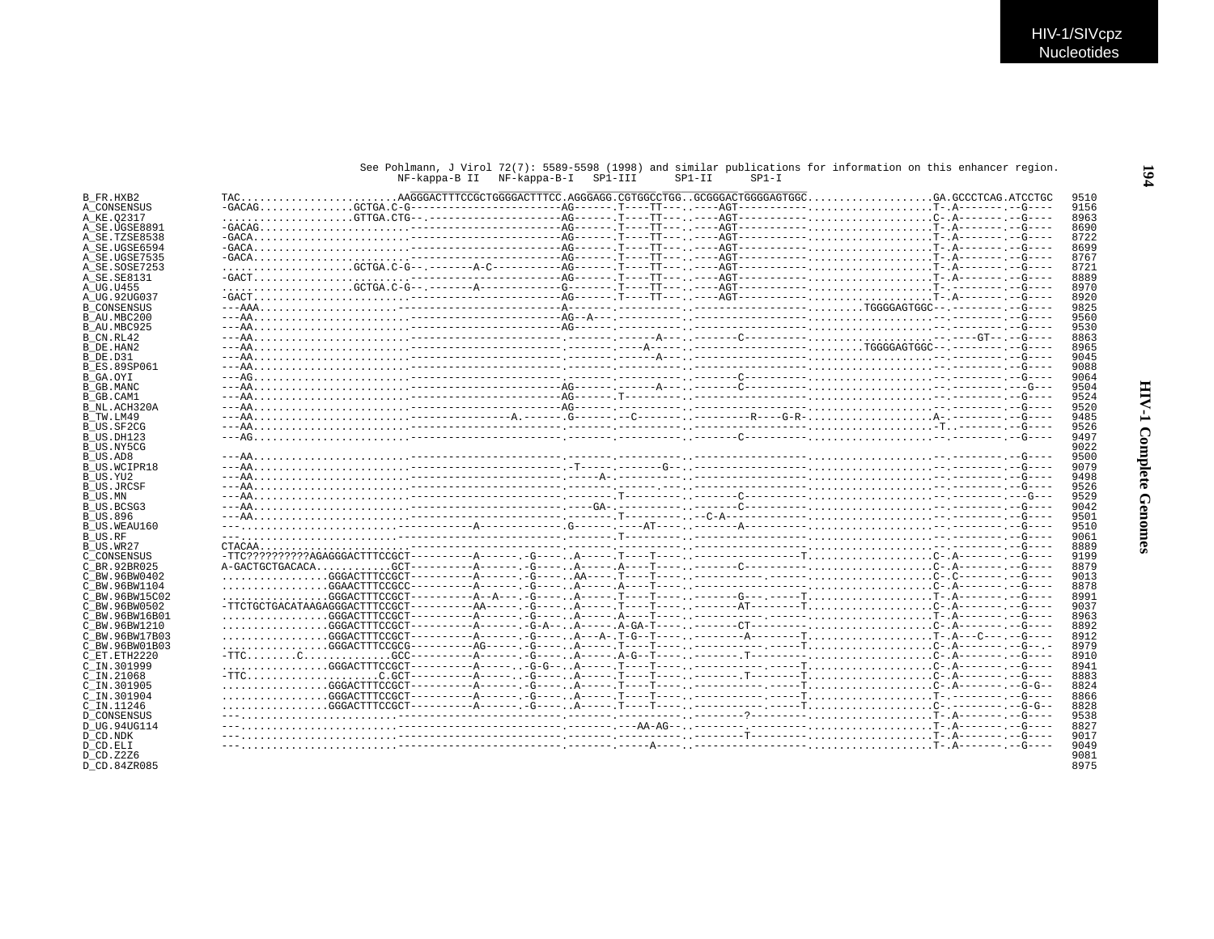See Pohlmann, J Virol 72(7): 5589-5598 (1998) and similar publications for information on this enhancer region.

```
                                                   NF-kappa-B II   NF-kappa-B-I   SP1-III      SP1-II      SP1-I
B_FR.HXB2          TAC.........................AAGGGACTTTCCGCTGGGGACTTTCC.AGGGAGG.CGTGGCCTGG..GCGGGACTGGGGAGTGGC....................GA.GCCCTCAG.ATCCTGC   9510
A_CONSENSUS        -GACAG..............GCTGA.C-G----------------------AG------.T----TT---.----AGT-----------...................T-.A-------.--G----   9156
A_KE.Q2317         .....................GTTGA.CTG--.--------------------AG------.T----TT---.----AGT-----------...................C-.A-------.--G----   8963
A_SE.UGSE8891      -GACAG......................----------------------AG------.T----TT---.----AGT-----------...................T-.A-------.--G----   8690
A_SE.TZSE8538      -GACA.......................----------------------AG------.T----TT---.----AGT-----------...................T-.A-------.--G----   8722
A_SE.UGSE6594      -GACA.......................----------------------AG------.T----TT---.----AGT-----------...................T-.A-------.--G----   8699
A_SE.UGSE7535      -GACA.......................----------------------AG------.T----TT---.----AGT-----------...................T-.A-------.--G----   8767
A_SE.SOSE7253      ....................GCTGA.C-G--.-------A-C----------AG------.T----TT---.----AGT-----------...................T-.A-------.--G----   8721
A_SE.SE8131        -GACT.......................----------------------AG------.T----TT---.----AGT-----------...................T-.A-------.--G----   8889
A_UG.U455          ....................GCTGA.C-G--.-------A-----------G------.T----TT---.----AGT-----------...................T-.--------.--G----   8970
A_UG.92UG037       -GACT.......................----------------------AG------.T----TT---.----AGT-----------...................T-.A-------.--G----   8920
B_CONSENSUS        ---AAA......................----------------------A-------.---------.---------------------........TGGGGAGTGGC--.--------.--G----   9825
B_AU.MBC200        ---AA.......................----------------------AG--A---.---------.--------------------....................--.--------.--G----   9560
B_AU.MBC925        ---AA.......................----------------------AG------.---------.--------------------....................--.--------.--G----   9530
B_CN.RL42          ---AA.......................----------------------.-------.------A---.-------C-------------....................--.----GT--.--G----   8863
B_DE.HAN2          ---AA.......................----------------------.-------.----A-----.---------------------........TGGGGAGTGGC--.--------.--G----   8965
B_DE.D31           ---AA.......................----------------------.-------.------A---.--------------------....................--.--------.--G----   9045
B_ES.89SP061       ---AA.......................----------------------.-------.---------.--------------------....................--.--------.--G----   9088
B_GA.OYI           ---AG.......................----------------------.-------.---------.-------C-------------....................--.--------.--G----   9064
B_GB.MANC          ---AA.......................----------------------AG------.------A---.-------C-------------....................--.--------.---G---   9504
B_GB.CAM1          ---AA.......................----------------------AG------.T--------.--------------------....................--.--------.--G----   9524
B_NL.ACH320A       ---AA.......................----------------------AG------.---------.--------------------....................--.--------.--G----   9520
B_TW.LM49          ---AA.......................---------------A.-------.G------.--C-------.---------R----G-R-....................A-.--------.--G----   9485
B_US.SF2CG         ---AA.......................----------------------.-------.---------.--------------------....................-T..-------.--G----   9526
B_US.DH123         ---AG.......................----------------------.-------.---------.-------C-------------....................--.--------.--G----   9497
B_US.NY5CG                                                                                                                                    9022
B_US.AD8           ---AA.......................----------------------.-------.---------.--------------------....................--.--------.--G----   9500
B_US.WCIPR18       ---AA.......................----------------------.-T-----.-------G--.--------------------....................--.--------.--G----   9079
B_US.YU2           ---AA.......................----------------------.-----A-.---------.--------------------....................--.--------.--G----   9498
B_US.JRCSF         ---AA.......................----------------------.-------.---------.--------------------....................--.--------.--G----   9526
B_US.MN            ---AA.......................----------------------.-------.T--------.-------C-------------....................--.--------.---G---   9529
B_US.BCSG3         ---AA.......................----------------------.----GA-.---------.-------C-------------....................--.--------.--G----   9042
B_US.896           ---AA.......................----------------------.-------.T---------.--C-A------------....................--.--------.--G----   9501
B_US.WEAU160       ---.........................-----------A-----------.G------.----AT-----.-------A-----------....................--.--------.--G----   9510
B_US.RF            ---.........................----------------------.-------.T--------.--------------------....................--.--------.--G----   9061
B_US.WR27          CTACAA......................----------------------.-------.---------.--------------------....................--.--------.--G----   8889
C_CONSENSUS        -TTC??????????AGAGGGACTTTCCGCT----------A------.-G----.A-----.T----T----.-----------------T....................C-.A-------.--G----   9199
C_BR.92BR025       A-GACTGCTGACACA...........GCT----------A------.-G----.A-----.A----T----.-------C-----------....................C-.A-------.--G----   8879
C_BW.96BW0402      ................GGGACTTTCCGCT----------A------.-G----.AA----.T----T----.--------------------....................C-.C-------.--G----   9013
C_BW.96BW1104      ................GGAACTTTCCGCC----------A------.-G----.A-----.A----T----.--------------------....................C-.A-------.--G----   8878
C_BW.96BW15C02     ................GGGACTTTCCGCT----------A--A---.-G----.A-----.T----T----.-------G---.-----T....................T-.A-------.--G----   8991
C_BW.96BW0502      -TTCTGCTGACATAAGAGGGACTTTCCGCT----------AA-----.-G----.A-----.T----T----.-------AT-------T....................C-.A-------.--G----   9037
C_BW.96BW16B01     ................GGGACTTTCCGCT----------A------.-G----.A-----.A----T----.------------.-----T....................T-.A-------.--G----   8963
C_BW.96BW1210      ................GGGACTTTCCGCT----------A------.-G-A--.A-----.A-GA-T----.-------CT---------....................C-.A-------.--G----   8892
C_BW.96BW17B03     ................GGGACTTTCCGCT----------A------.-G----.A---A-.T-G--T----.--------A--------T....................T-.A---C---.--G----   8912
C_BW.96BW01B03     ................GGGACTTTCCGCG----------AG-----.-G----.A-----.T----T----.------------.-----T....................C-.A-------.--G---.  8979
C_ET.ETH2220       -TTC........C............GCC----------A------.-G----.A-----.A-G--T----.-----T--------------....................C-.A-------.--G----   8910
C_IN.301999        ................GGGACTTTCCGCT----------A------.-G-G--.A-----.T----T----.------------.-----T....................C-.A-------.--G----   8941
C_IN.21068         -TTC......................C.GCT----------A------.-G----.A-----.T----T----.--------.T--------T....................C-.A-------.--G----   8883
C_IN.301905        ................GGGACTTTCCGCT----------A------.-G----.A-----.T----T----.------------.-----T....................C-.A-------.--G-G--   8824
C_IN.301904        ................GGGACTTTCCGCT----------A------.-G----.A-----.T----T----.------------.-----T....................T-.--------.--G----   8866
C_IN.11246         ................GGGACTTTCCGCT----------A------.-G----.A-----.T----T----.------------.-----T....................C-.--------.--G-G--   8828
D_CONSENSUS        ---.........................----------------------.-------.---------.--------?-----------....................T-.A-------.--G----   9538
D_UG.94UG114       ---.........................----------------------.-------.---AA-AG--.--------.-----------....................T-.A-------.--G----   8827
D_CD.NDK           ---.........................----------------------.-------.---------.--------T-----------....................T-.A-------.--G----   9017
D_CD.ELI           ---.........................----------------------.-------.-----A---.--------------------....................T-.A-------.--G----   9049
D_CD.Z2Z6                                                                                                                                     9081
D_CD.84ZR085                                                                                                                                  8975
```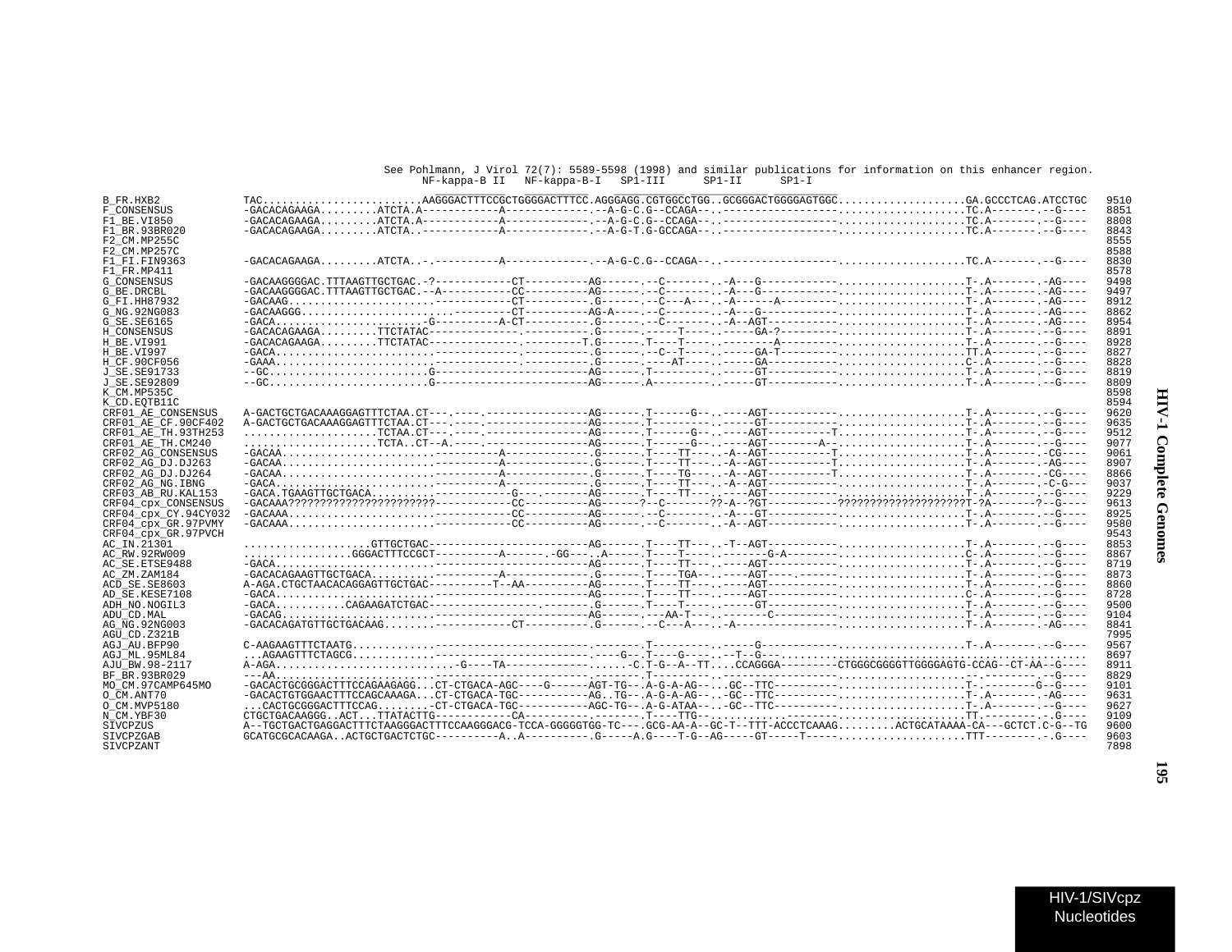See Pohlmann, J Virol 72(7): 5589-5598 (1998) and similar publications for information on this enhancer region.

```
                                                   NF-kappa-B II   NF-kappa-B-I   SP1-III      SP1-II      SP1-I
B_FR.HXB2            TAC.........................AAGGGACTTTCCGCTGGGGACTTTCC.AGGGAGG.CGTGGCCTGG..GCGGGACTGGGGAGTGGC...................GA.GCCCTCAG.ATCCTGC   9510
F_CONSENSUS          -GACACAGAAGA.........ATCTA.A------------A-------------.--A-G-C.G--CCAGA--..-------------------...................TC.A-------.--G----   8851
F1_BE.VI850          -GACACAGAAGA.........ATCTA.A------------A-------------.--A-G-C.G--CCAGA--..-------------------...................TC.A-------.--G----   8808
F1_BR.93BR020        -GACACAGAAGA.........ATCTA..------------A-------------.--A-G-T.G-GCCAGA--..-------------------...................TC.A-------.--G----   8843
F2_CM.MP255C                                                                                                                                       8555
F2_CM.MP257C                                                                                                                                       8588
F1_FI.FIN9363        -GACACAGAAGA.........ATCTA..-.----------A-------------.--A-G-C.G--CCAGA--..-------------------...................TC.A-------.--G----   8830
F1_FR.MP411                                                                                                                                        8578
G_CONSENSUS          -GACAAGGGGAC.TTTAAGTTGCTGAC.-?-----------CT----------AG------.--C-------..-A---G------------...................T-.A--------.-AG----   9498
G_BE.DRCBL           -GACAAGGGGAC.TTTAAGTTGCTGAC.--A----------CC----------AG------.--C-------..-A---G------------...................T-.A--------.-AG----   9497
G_FI.HH87932         -GACAAG.......................-----------CT----------.G------.--C---A---..-A------A----------...................T-.A--------.-AG----   8912
G_NG.92NG083         -GACAAGGG.......................---------CT----------AG-A----.--C-------..-A---G------------...................T-.A--------.-AG----   8862
G_SE.SE6165          -GACA.......................G----------A-CT----------.G------.--C-------..-A--AGT------------...................T-.A--------.-AG----   8954
H_CONSENSUS          -GACACAGAAGA.........TTCTATAC-------------.-----------.G------.-----T----..------GA-?---------...................T-.A--------.--G----   8891
H_BE.VI991           -GACACAGAAGA.........TTCTATAC-------------.---------T.G------.T----T----..--------A----------...................T-.A--------.--G----   8928
H_BE.VI997           -GACA.......................--------------.-----------.G------.--C--T----..-----GA-T----------...................TT.A--------.--G----   8827
H_CF.90CF056         -GAAA.......................--------------.-----------.G------.----AT----..-----GA------------...................C-.A--------.--G----   8828
J_SE.SE91733         --GC.........................G------------------------AG------.T---------..-----GT------------...................T-.A--------.--G----   8819
J_SE.SE92809         --GC.........................G------------------------AG------.A---------..-----GT------------...................T-.A--------.--G----   8809
K_CM.MP535C                                                                                                                                        8598
K_CD.EQTB11C                                                                                                                                       8594
CRF01_AE_CONSENSUS   A-GACTGCTGACAAAGGAGTTTCTAA.CT---.----.---------------AG------.T------G--..----AGT------------...................T-.A--------.--G----   9620
CRF01_AE_CF.90CF402  A-GACTGCTGACAAAGGAGTTTCTAA.CT---.----.---------------AG------.T---------..-----GT------------...................T-.A--------.--G----   9635
CRF01_AE_TH.93TH253  ....................TCTAA.CT---.----.---------------AG------.T------G--..----AGT----------T...................T-.A--------.--G----   9512
CRF01_AE_TH.CM240    ....................TCTA..CT--A.----.---------------AG------.T------G--..----AGT-------A--...................T-.A--------.--G----   9077
CRF02_AG_CONSENSUS   -GACAA.......................---------A-------------.G------.T----TT---..-A--AGT----------T...................T-.A--------.-CG----   9061
CRF02_AG_DJ.DJ263    -GACAA.......................---------A-------------.G------.T----TT---..-A--AGT----------T...................T-.A--------.-AG----   8907
CRF02_AG_DJ.DJ264    -GACAA.......................---------A-------------.G------.T----TG---..-A--AGT----------T...................T-.A--------.-CG----   8866
CRF02_AG_NG.IBNG     -GACA.......................---------A-------------.G------.T----TT---..-A--AGT------------...................T-.A--------.-C-G---   9037
CRF03_AB_RU.KAL153   -GACA.TGAAGTTGCTGACA.........-----------G-----------AG------.T----TT---..-----AGT------------...................T-.A--------.--G----   9229
CRF04_cpx_CONSENSUS  -GACAAA????????????????????????-----------CC----------AG------?--C-------??-A--?GT-----------????????????????????T-?A-------?--G----   9613
CRF04_cpx_CY.94CY032 -GACAAA.......................-----------CC----------AG------.--C-------..-A---GT------------...................T-.A--------.--G----   8925
CRF04_cpx_GR.97PVMY  -GACAAA.......................-----------CC----------AG------.--C-------..-A--AGT------------...................T-.A--------.--G----   9580
CRF04_cpx_GR.97PVCH                                                                                                                                9543
AC_IN.21301          ...................GTTGCTGAC------------------------AG------.T----TT---..-T--AGT------------...................T-.A--------.--G----   8853
AC_RW.92RW009        ................GGGACTTTCCGCT----------A-------.-GG---..A-----.T----T----..--------G-A---------...................C-.A--------.--G----   8867
AC_SE.ETSE9488       -GACA.......................-----------------------AG------.T----TT---..----AGT------------...................T-.A--------.--G----   8719
AC_ZM.ZAM184         -GACACAGAAGTTGCTGACA.........---------A-------------.G------.T----TGA--..----AGT----.-------...................T-.A--------.--G----   8873
ACD_SE.SE8603        A-AGA.CTGCTAACACAGGAGTTGCTGAC-----------T--AA---------AG------.T----TT---..----AGT------------...................T-.A--------.--G----   8860
AD_SE.KESE7108       -GACA.......................------------------------AG------.T----TT---..----AGT------------...................C-.A--------.--G----   8728
ADH_NO.NOGIL3        -GACA.........CAGAAGATCTGAC-----------------.-------.G------.T----T----..----GT------------...................T-.A--------.--G----   9500
ADU_CD.MAL           -GACAG.......................------------------------AG------.---AA-T---..--------C----------...................T-.A--------.--G----   9104
AG_NG.92NG003        -GACACAGATGTTGCTGACAAG........------------CT----------.G------.--C---A---..-A------------------...................T-.A--------.-AG----   8841
AGU_CD.Z321B                                                                                                                                       7995
AGJ_AU.BFP90         C-AAGAAGTTTCTAATG............----------------------.-------.T---------..-----G------------...................T-.A--------.--G----   9567
AGJ_ML.95ML84        ...AGAAGTTTCTAGCG............-----------------------.----G--.T----G----..--T--G-----------....................................     8697
AJU_BW.98-2117       A-AGA...........................-G----TA-------------.....-C.T-G--A--TT....CCAGGGA---------CTGGGCGGGGTTGGGGAGTG-CCAG--CT-AA--G----   8911
BF_BR.93BR029        ---AA.......................-----------------------.-------.T---------..------------------...............................--G----   8829
MO_CM.97CAMP645MO    -GACACTGCGGGACTTTCCAGAAGAGG...CT-CTGACA-AGC----G------AGT-TG--.A-G-A-AG--...GC--TTC------------...................T-.--------G--G----   9101
O_CM.ANT70           -GACACTGTGGAACTTTCCAGCAAAGA...CT-CTGACA-TGC-----------AG..TG--.A-G-A-AG--..-GC--TTC-----------...................T-.A--------.-AG----   9631
O_CM.MVP5180         ...CACTGCGGGACTTTCCAG.........-CT-CTGACA-TGC-----------AGC-TG--.A-G-ATAA--..-GC--TTC-----------...................T-.A--------.--G----   9627
N_CM.YBF30           CTGCTGACAAGGG..ACT...TTATACTTG------------CA----------.-------.T----TTG--............-----------...................TT.---------.-G----   9109
SIVCPZUS             A--TGCTGACTGAGGACTTTCTAAGGGACTTTCCAAGGGACG-TCCA-GGGGGTGG-TC---.GCG-AA-A--GC-T--TTT-ACCCTCAAAG.........ACTGCATAAAA-CA---GCTCT.C-G--TG   9600
SIVCPZGAB            GCATGCGCACAAGA..ACTGCTGACTCTGC----------A..A----------.G-----A.G----T-G--AG-----GT-----T-----.....................TTT--------.-.G----   9603
SIVCPZANT                                                                                                                                          7898
```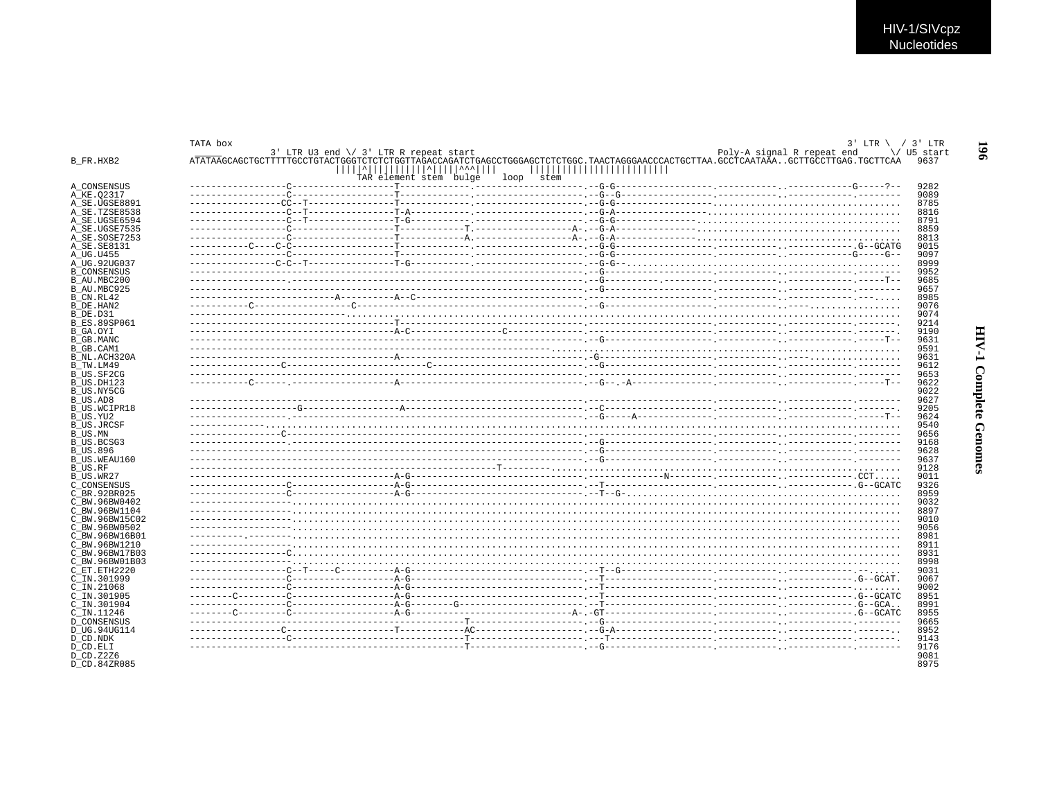```
                 TATA box                                                                                                                           3' LTR \  / 3' LTR
                 _____          3' LTR U3 end \/ 3' LTR R repeat start                                               Poly-A signal R repeat end      \/ U5 start
B_FR.HXB2        ATATAAGCAGCTGCTTTTTGCCTGTACTGGGTCTCTCTGGTTAGACCAGATCTGAGCCTGGGAGCTCTCTGGC.TAACTAGGGAACCCACTGCTTAA.GCCTCAATAAA..GCTTGCCTTGAG.TGCTTCAA   9637
                                         |||||^|||||||||||^|||||^^^||||       |||||||||||||||||||||||||
                                           TAR element stem  bulge    loop   stem
A_CONSENSUS      -----------------C-------------------T-------------.-------------------.--G-G-----------------.-----------..------------G-----?--   9282
A_KE.Q2317       -----------------C-------------------T-------------.-------------------.--G--G----------------.-----------..------------.--------   9089
A_SE.UGSE8891    ----------------CC--T----------------T-------------.-------------------.--G-G-----------------.................................   8785
A_SE.TZSE8538    -----------------C--T----------------T-A-----------.-------------------.--G-A----------------..................................   8816
A_SE.UGSE6594    -----------------C--T----------------T-G-----------.-------------------.--G-G-----------------.................................   8791
A_SE.UGSE7535    -----------------C-------------------T------------T.------------------A-.--G-A---------------..................................   8859
A_SE.SOSE7253    -----------------C-------------------T------------A.------------------A-.--G-A--------------...................................   8813
A_SE.SE8131      -----------C----C-C------------------T-------------.-------------------.--G-G-----------------.-----------..------------.G--GCATG   9015
A_UG.U455        -----------------C-------------------T-------------.-------------------.--G-G-----------------.-----------..------------G-----G--   9097
A_UG.92UG037     ----------------C-C--T---------------T-G-----------.-------------------.--G-G--.................................................   8999
B_CONSENSUS      ---------------------------------------------------.-------------------.--G-------------------.-----------..------------.--------   9952
B_AU.MBC200      -----------------.---------------------------------.-------------------.--G---------.---------.-----------..------------.-----T--   9685
B_AU.MBC925      ---------------------------------------------------.-------------------.--G-------------------.-----------..------------.--------   9657
B_CN.RL42        ---------------------------A-----------A--C--------.-------------------.----------------------.-----------..------------.---.....   8985
B_DE.HAN2        -----------C------------------C--------------------.-------------------.--G-------------------.-----------..----.................   9076
B_DE.D31         ------------------------------.....................................................................................................   9074
B_ES.89SP061     -------------------------------------T-------------.-------------------.----------------------.-----------..------------.-------.   9214
B_GA.OYI         -------------------------------------A-C-----------------C-------------.-------------------.----------------------.-----------..------------.------.   9190
B_GB.MANC        ---------------------------------------------------.-------------------.--G-------------------.-----------..------------.-----T--   9631
B_GB.CAM1        ---------------------------------------------------.-------------------.................................................................   9591
B_NL.ACH320A     -------------------------------------A-------------.-------------------.G---------------------.-----------..------------.--------   9631
B_TW.LM49        -----------------C-------------------------C-------.-------------------.--G-------------------.-----------..------------.--------   9612
B_US.SF2CG       ---------------------------------------------------.-------------------.----------------------.-----------..------------.--------   9653
B_US.DH123       -----------C------.------------------A-------------.-------------------.--G--.-A--------------.-----------..------------.-----T--   9622
B_US.NY5CG                                                                                                                                            9022
B_US.AD8         ---------------------------------------------------.-------------------.----------------------.-----------..------------.--------   9627
B_US.WCIPR18     -------------------G-----------------A-------------.-------------------.--C-------------------.-----------..------------.-------.   9205
B_US.YU2         -----------------.---------------------------------.-------------------.--G-----A-------------.-----------..------------.-----T--   9624
B_US.JRCSF       -------------......................................................................................................................   9540
B_US.MN          -----------------C---------------------------------.-------------------.----------------------.-----------..------------.--------   9656
B_US.BCSG3       -----------------.---------------------------------.-------------------.--G-------------------.-----------..------------.--------   9168
B_US.896         ---------------------------------------------------.-------------------.--G-------------------.-----------..------------.--------   9628
B_US.WEAU160     ---------------------------------------------------.-------------------.--G-------------------.-----------..------------.--------   9637
B_US.RF          -------------------------------------------------------T---------..................................................................   9128
B_US.WR27        -------------------------------------A-G-----------.-------------------.-------------N--------.-----------..------------.CCT.....   9011
C_CONSENSUS      -----------------C-------------------A-G-----------.-------------------.--T-------------------.-----------..------------.G--GCATC   9326
C_BR.92BR025     -----------------C-------------------A-G-----------.-------------------.--T--G-.................................................   8959
C_BW.96BW0402    -----------------.................................................................................................................   9032
C_BW.96BW1104    -----------------.................................................................................................................   8897
C_BW.96BW15C02   -----------------.................................................................................................................   9010
C_BW.96BW0502    -----------------.................................................................................................................   9056
C_BW.96BW16B01   -----------.------................................................................................................................   8981
C_BW.96BW1210    -----------------.................................................................................................................   8911
C_BW.96BW17B03   -----------------C................................................................................................................   8931
C_BW.96BW01B03   ------------------................................................................................................................   8998
C_ET.ETH2220     -----------------C--T-----C----------A-G-----------.-------------------.--T--G----------------.-----------..------------.--......   9031
C_IN.301999      -----------------C-------------------A-G-----------.-------------------.--T-------------------.-----------..------------.G--GCAT.   9067
C_IN.21068       -----------------C-------------------A-G-----------.-------------------.--T-------------------.-----------..------------.........   9002
C_IN.301905      ---------C-------C-------------------A-G-----------.-------------------.--T-------------------.-----------..------------.G--GCATC   8951
C_IN.301904      -----------------C-------------------A-G--------G--.-------------------.--T-------------------.-----------..------------.G--GCA..   8991
C_IN.11246       ---------C-------C-------------------A-G-----------.------------------A-.-GT------------------.-----------..------------.G--GCATC   8955
D_CONSENSUS      ---------------------------------------------T-----.-------------------.--G-------------------.-----------..------------.--------   9665
D_UG.94UG114     -----------------C-------------------T-------------AC------------------.--G-A-----------------.-----------..------------.--------   8952
D_CD.NDK         -----------------C---------------------------T-----.-------------------.---T------------------.-----------..------------.--------   9143
D_CD.ELI         ---------------------------------------------T-----.-------------------.--G-------------------.-----------..------------.--------   9176
D_CD.Z2Z6                                                                                                                                             9081
D_CD.84ZR085                                                                                                                                          8975
```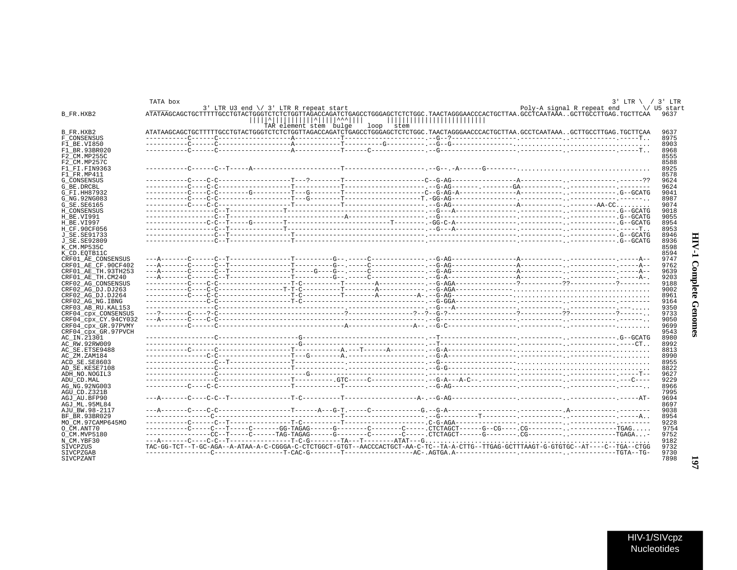```
             TATA box                                                                                                                3' LTR \  / 3' LTR
                        3' LTR U3 end \/ 3' LTR R repeat start                                             Poly-A signal R repeat end      \/ U5 start
B_FR.HXB2             ATATAAGCAGCTGCTTTTTGCCTGTACTGGGTCTCTCTGGTTAGACCAGATCTGAGCCTGGGAGCTCTCTGGC.TAACTAGGGAACCCACTGCTTAA.GCCTCAATAAA..GCTTGCCTTGAG.TGCTTCAA   9637
                                            |||||^||||||||||^|||||^^^||||       |||||||||||||||||||||||||
                                                  TAR element stem  bulge    loop   stem
B_FR.HXB2             ATATAAGCAGCTGCTTTTTGCCTGTACTGGGTCTCTCTGGTTAGACCAGATCTGAGCCTGGGAGCTCTCTGGC.TAACTAGGGAACCCACTGCTTAA.GCCTCAATAAA..GCTTGCCTTGAG.TGCTTCAA   9637
F_CONSENSUS           -----------C------C------------------A-----------T--------------------.--G--?----------------.-----------.------------.-----T..   8975
F1_BE.VI850           -----------C------C------------------A-----------T----------G---------.--G--G----------------.................................   8903
F1_BR.93BR020         -----------C------C------------------A-----------T------C-------------.--G-------------------.-----------.------------.-----T..   8968
F2_CM.MP255C                                                                                                                                         8555
F2_CM.MP257C                                                                                                                                         8588
F1_FI.FIN9363         -----------C------C--T-----A-----------------------T--------------------.--G--.-A------G--------................................   8925
F1_FR.MP411                                                                                                                                          8578
G_CONSENSUS           -----------C----C-C------------------T---?--------T--------------------C--G-AG----------------A-----------.------------.------??   9624
G_BE.DRCBL            -----------C----C-C------------------T-----------T--------------------.--G-AG-------.--------GA-----------.------------.--------   9624
G_FI.HH87932          -----------C----C-C--------G---------T---G--------T--------------------C--G-AG-A---------------A-----------.------------.G--GCATG   9041
G_NG.92NG083          -----------C----C-C------------------T---G--------T-------------------T.-GG-AG---------------------.-----------.------------..   8987
G_SE.SE6165           -----------C----C-C------------------T-----------T--------------------.--G-AG----------------A-----------.--------AA-CC.........   9074
H_CONSENSUS           -----------------C--T---------------T------------------------------------.--G---A----------------.-----------.------------.G--GCATG   9018
H_BE.VI991            -----------------C--T----------------------------A--------------------.--G-------------------.-----------.------------.G--GCATG   9055
H_BE.VI997            ---------------C-C--T-----G---------T---------------------------T---------.-GG-C-A----------------.-----------.------------.G--GCATG   8954
H_CF.90CF056          -----------------C--T---------------T------------------------------------.--G---A----------------.-----------.------------.-----T..   8953
J_SE.SE91733          -----------------C--T---------------T------------------------------------.-----------------------.-----------.------------.G--GCATG   8946
J_SE.SE92809          -----------------C--T---------------T------------------------------------.-----------------------.-----------.------------.G--GCATG   8936
K_CM.MP535C                                                                                                                                          8598
K_CD.EQTB11C                                                                                                                                         8594
CRF01_AE_CONSENSUS    ---A-------C------C--T---------------T---------G--.-----C--------------.--G-AG----------------A-----------.------------.-----A--   9747
CRF01_AE_CF.90CF402   ---A-------C------C--T---------------T---------G--.-----C--------------.--G-AG----------------A-----------.------------.-----A--   9762
CRF01_AE_TH.93TH253   ---A-------C------C--T---------------T-----G---G--.-----C--------------.--G-AG----------------A-----------.------------.-----A--   9639
CRF01_AE_TH.CM240     ---A-------C------C--T---------------T---------G--.-----C--------------.--G-A-----------------A-----------.------------.-----A-.   9203
CRF02_AG_CONSENSUS    -----------C----C-C-----------------T-C---------T--------A------------.--G-AGA---------------?-----------??-----------?--------   9188
CRF02_AG_DJ.DJ263     -----------C----C-C----------------T-T-C---------T--------A------------.--G-AGA--------------...................................   9002
CRF02_AG_DJ.DJ264     -----------C----C-C-----------------T-C---------T--------A------------A-.--G-AG--------------...................................   8961
CRF02_AG_NG.IBNG      -----------------C-C-----------------T-C-------------------------------.--G-GGA-------------------.-----------.------------.--------   9164
CRF03_AB_RU.KAL153    ---------------------------------------------------------------------.--G---A---------------------.-----------.------------.------   9350
CRF04_cpx_CONSENSUS   ---?-------C----?-C-------------------------------?----------------?--?--G-?-----------------?-----------??-----------?------..   9733
CRF04_cpx_CY.94CY032  ---A-------C----C-C--------------------------------------------------.--G-----------------------.-----------.------------.------..   9050
CRF04_cpx_GR.97PVMY   -----------C------C-------------------------------A----------------A--.--G-C-------------------.-----------.------------........   9699
CRF04_cpx_GR.97PVCH                                                                                                                                  9543
AC_IN.21301           -----------------C------------------G-----------------------------------.--T-------------------.-----------.------------.G--GCATG   8980
AC_RW.92RW009         ------------------------------------G-----------------------------------.--T-------------------.-----------.------------.----CT..   8992
AC_SE.ETSE9488        -----------C------C------------------T-----------A.---T------A-----------.--G-A----------------.................................   8813
AC_ZM.ZAM184          ---------------C-C-------------------T---G--------A.-------------------.--G-A-------------------.-----------.------------.------   8990
ACD_SE.SE8603         -----------------C--T---------------T--------------.-------------------.--G-------------------...................................   8955
AD_SE.KESE7108        -----------------C-------------------T-------------.-------------------.--G-G----------------...................................   8822
ADH_NO.NOGIL3         -----------------C------------------------G-----------------------------.-----------------------.-----------.------------.-----T--   9627
ADU_CD.MAL            -----------------C-------------------T----------.GTC-----C--------------.--G-A---A-C--.---------.-----------.------------.---C----   9229
AG_NG.92NG003         -----------C----C-C------------------T-----------T--------------------.--G-AG--------------------.-----------.------------.------.   8966
AGU_CD.Z321B                                                                                                                                         7995
AGJ_AU.BFP90          ---A-------C----C-C--T---------------T-C---------T-------------------A-.--G-AG----------------.-----------.------------.-----AT-   9694
AGJ_ML.95ML84                                                                                                                                        8697
AJU_BW.98-2117        ---A-------C----C-C------------------T------A---G-T.-----C-------------G.--G-A------------------.-----------.A-----------.--------   9038
BF_BR.93BR029         -----------------C-------------------------------T--------------------.--G----------T---------.-----------.------------.-----A..   8954
MO_CM.97CAMP645MO     -----------C------C--T---------------T-C---------T--------------------.C-G-AGA-----------------.-----------.------------.--------   9228
O_CM.ANT70            -----------C-----C---T-----C-------GG-TAGAG------G--------C--------C-----.CTCTAGCT------G--CG-----.CG---------.------------TGAG.....   9754
O_CM.MVP5180          -----------------CC--T-----C------TAG-TAGAG------G--------C--------C-----.CTCTAGCT------G---------.CG---------.------------TGAGA...-   9752
N_CM.YBF30            ---A-------C----C-C--T---------------T-C-G-------TA---T--------ATAT---G.........................................................   9182
SIVCPZUS              TAC-GG-TCT--T-GC-AGA--A-ATAA-A-C-CGGGA-C-CTCTGGCT-GTGT--AACCCACTGCT-AA-C-TC--TA-A-CTTG--TTGAG-GCTTTAAGT-G-GTGTGC--AT----C--TGA--CTGG   9732
SIVCPZGAB             -----------------C-------------------T-CAC-G--------T-----------------AC-.AGTGA.A----------------.-----------.------------TGTA--TG-   9730
SIVCPZANT                                                                                                                                            7898
```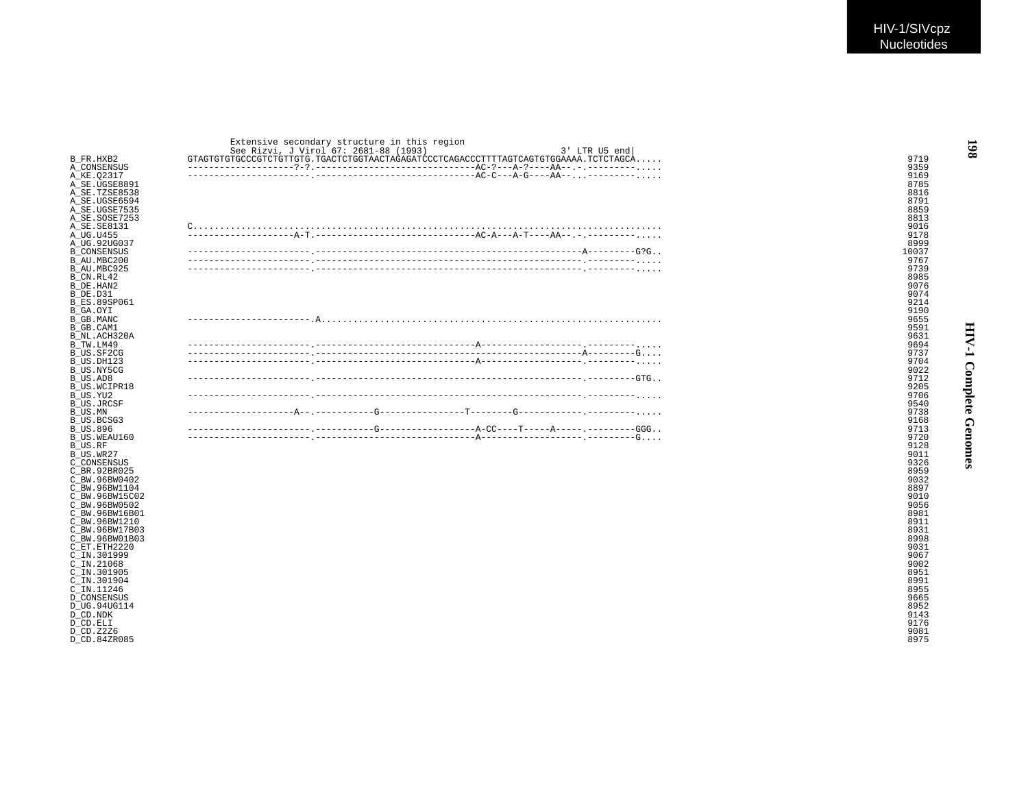```
                         Extensive secondary structure in this region
                         See Rizvi, J Virol 67: 2681-88 (1993)                        3' LTR U5 end|
B_FR.HXB2          GTAGTGTGTGCCCGTCTGTTGTG.TGACTCTGGTAACTAGAGATCCCTCAGACCCTTTTAGTCAGTGTGGAAAA.TCTCTAGCA.....    9719
A_CONSENSUS        --------------------?-?.-----------------------------AC-?---A-?----AA--.-.---------.....    9359
A_KE.Q2317         -----------------------.-----------------------------AC-C---A-G----AA--...---------.....    9169
A_SE.UGSE8891                                                                                                   8785
A_SE.TZSE8538                                                                                                   8816
A_SE.UGSE6594                                                                                                   8791
A_SE.UGSE7535                                                                                                   8859
A_SE.SOSE7253                                                                                                   8813
A_SE.SE8131        C.........................................................................................    9016
A_UG.U455          --------------------A-T.-----------------------------AC-A---A-T----AA--.-.---------.....    9178
A_UG.92UG037                                                                                                    8999
B_CONSENSUS        -----------------------.-------------------------------------------------A---------G?G..   10037
B_AU.MBC200        -----------------------.-----------------------------------------------------.---------.....    9767
B_AU.MBC925        -----------------------.-----------------------------------------------------.---------.....    9739
B_CN.RL42                                                                                                       8985
B_DE.HAN2                                                                                                       9076
B_DE.D31                                                                                                        9074
B_ES.89SP061                                                                                                    9214
B_GA.OYI                                                                                                        9190
B_GB.MANC          -----------------------.A.................................................................    9655
B_GB.CAM1                                                                                                       9591
B_NL.ACH320A                                                                                                    9631
B_TW.LM49          -----------------------.-----------------------------A------------------.---------.....    9694
B_US.SF2CG         -----------------------.-------------------------------------------------A---------G....    9737
B_US.DH123         -----------------------.-----------------------------A------------------.---------.....    9704
B_US.NY5CG                                                                                                      9022
B_US.AD8           -----------------------.-----------------------------------------------------.---------GTG..    9712
B_US.WCIPR18                                                                                                    9205
B_US.YU2           -----------------------.-----------------------------------------------------.---------.....    9706
B_US.JRCSF                                                                                                      9540
B_US.MN            --------------------A--.-----------G----------------T--------G------------.---------.....    9738
B_US.BCSG3                                                                                                      9168
B_US.896           -----------------------.-----------G-----------------A-CC----T-----A-----.---------GGG..    9713
B_US.WEAU160       -----------------------.-----------------------------A------------------.---------G....    9720
B_US.RF                                                                                                         9128
B_US.WR27                                                                                                       9011
C_CONSENSUS                                                                                                     9326
C_BR.92BR025                                                                                                    8959
C_BW.96BW0402                                                                                                   9032
C_BW.96BW1104                                                                                                   8897
C_BW.96BW15C02                                                                                                  9010
C_BW.96BW0502                                                                                                   9056
C_BW.96BW16B01                                                                                                  8981
C_BW.96BW1210                                                                                                   8911
C_BW.96BW17B03                                                                                                  8931
C_BW.96BW01B03                                                                                                  8998
C_ET.ETH2220                                                                                                    9031
C_IN.301999                                                                                                     9067
C_IN.21068                                                                                                      9002
C_IN.301905                                                                                                     8951
C_IN.301904                                                                                                     8991
C_IN.11246                                                                                                      8955
D_CONSENSUS                                                                                                     9665
D_UG.94UG114                                                                                                    8952
D_CD.NDK                                                                                                        9143
D_CD.ELI                                                                                                        9176
D_CD.Z2Z6                                                                                                       9081
D_CD.84ZR085                                                                                                    8975
```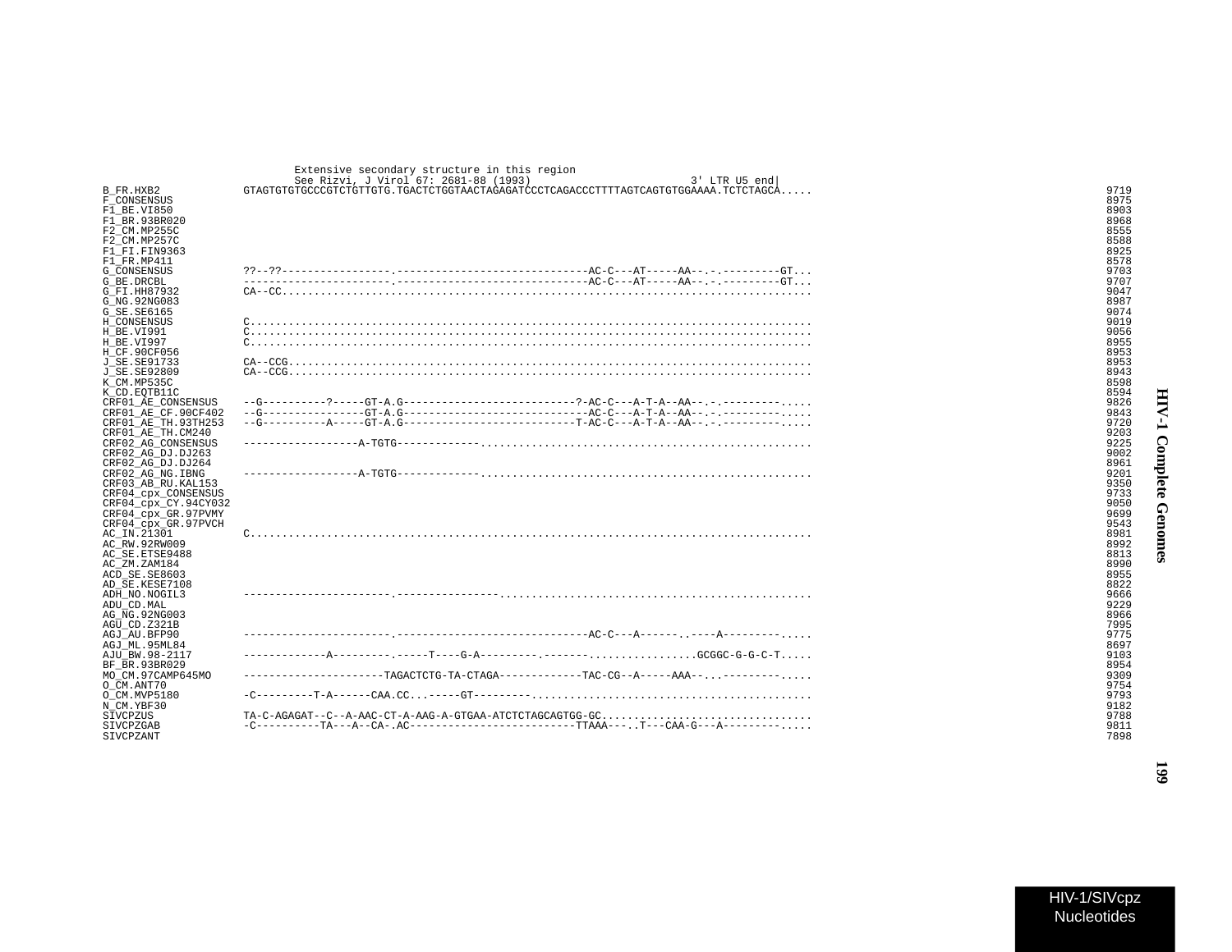```
                         Extensive secondary structure in this region
                         See Rizvi, J Virol 67: 2681-88 (1993)                          3' LTR U5 end|
B_FR.HXB2            GTAGTGTGTGCCCGTCTGTTGTG.TGACTCTGGTAACTAGAGATCCCTCAGACCCTTTTAGTCAGTGTGGAAAA.TCTCTAGCA.....     9719
F_CONSENSUS                                                                                                   8975
F1_BE.VI850                                                                                                   8903
F1_BR.93BR020                                                                                                 8968
F2_CM.MP255C                                                                                                  8555
F2_CM.MP257C                                                                                                  8588
F1_FI.FIN9363                                                                                                 8925
F1_FR.MP411                                                                                                   8578
G_CONSENSUS          ??--??-----------------.-----------------------------AC-C---AT-----AA--.-.---------GT...     9703
G_BE.DRCBL           -----------------------.-----------------------------AC-C---AT-----AA--.-.---------GT...     9707
G_FI.HH87932         CA--CC...................................................................................     9047
G_NG.92NG083                                                                                                  8987
G_SE.SE6165                                                                                                   9074
H_CONSENSUS          C........................................................................................     9019
H_BE.VI991           C........................................................................................     9056
H_BE.VI997           C........................................................................................     8955
H_CF.90CF056                                                                                                  8953
J_SE.SE91733         CA--CCG..................................................................................     8953
J_SE.SE92809         CA--CCG..................................................................................     8943
K_CM.MP535C                                                                                                   8598
K_CD.EQTB11C                                                                                                  8594
CRF01_AE_CONSENSUS   --G----------?-----GT-A.G--------------------------?-AC-C---A-T-A--AA--.-.----------.....     9826
CRF01_AE_CF.90CF402  --G----------------GT-A.G----------------------------AC-C---A-T-A--AA--.-.----------.....     9843
CRF01_AE_TH.93TH253  --G----------A-----GT-A.G--------------------------T-AC-C---A-T-A--AA--.-.----------.....     9720
CRF01_AE_TH.CM240                                                                                             9203
CRF02_AG_CONSENSUS   ------------------A-TGTG------------.....................................................     9225
CRF02_AG_DJ.DJ263                                                                                             9002
CRF02_AG_DJ.DJ264                                                                                             8961
CRF02_AG_NG.IBNG     ------------------A-TGTG------------.....................................................     9201
CRF03_AB_RU.KAL153                                                                                            9350
CRF04_cpx_CONSENSUS                                                                                           9733
CRF04_cpx_CY.94CY032                                                                                          9050
CRF04_cpx_GR.97PVMY                                                                                           9699
CRF04_cpx_GR.97PVCH                                                                                           9543
AC_IN.21301          C........................................................................................     8981
AC_RW.92RW009                                                                                                 8992
AC_SE.ETSE9488                                                                                                8813
AC_ZM.ZAM184                                                                                                  8990
ACD_SE.SE8603                                                                                                 8955
AD_SE.KESE7108                                                                                                8822
ADH_NO.NOGIL3        -----------------------.----------------.................................................     9666
ADU_CD.MAL                                                                                                    9229
AG_NG.92NG003                                                                                                 8966
AGU_CD.Z321B                                                                                                  7995
AGJ_AU.BFP90         -----------------------.-----------------------------AC-C---A------.----A----------.....     9775
AGJ_ML.95ML84                                                                                                 8697
AJU_BW.98-2117       -------------A---------.-----T----G-A---------.-------.................GCGGC-G-G-C-T.....     9103
BF_BR.93BR029                                                                                                 8954
MO_CM.97CAMP645MO    ----------------------TAGACTCTG-TA-CTAGA-------------TAC-CG--A-----AAA--...----------.....     9309
O_CM.ANT70                                                                                                    9754
O_CM.MVP5180         -C---------T-A------CAA.CC...-----GT--------.............................................     9793
N_CM.YBF30                                                                                                    9182
SIVCPZUS             TA-C-AGAGAT--C--A-AAC-CT-A-AAG-A-GTGAA-ATCTCTAGCAGTGG-GC.................................     9788
SIVCPZGAB            -C----------TA---A--CA-.AC-------------------------TTAAA---..T---CAA-G---A----------.....     9811
SIVCPZANT                                                                                                     7898
```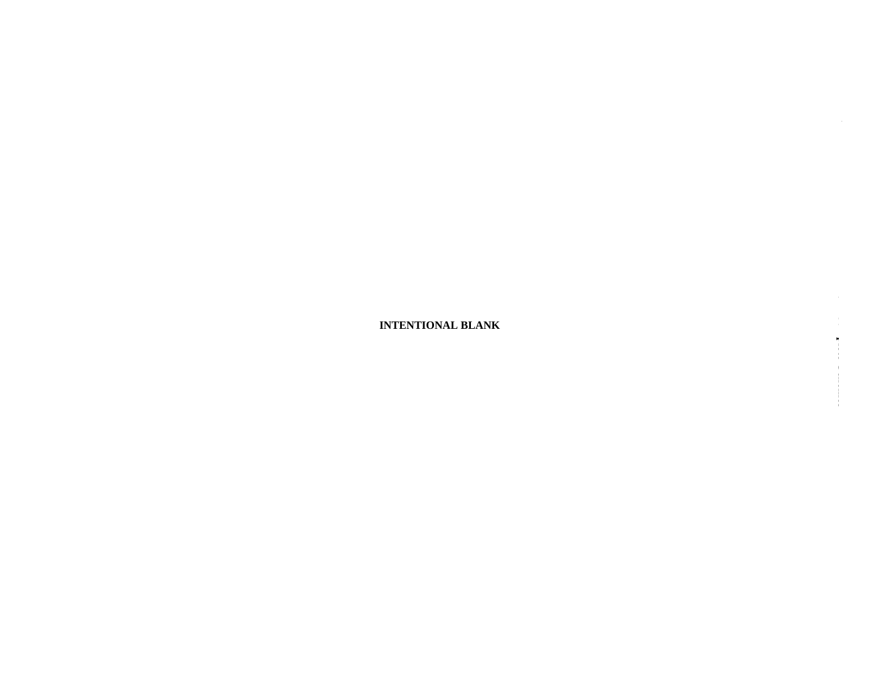**INTENTIONAL BLANK**